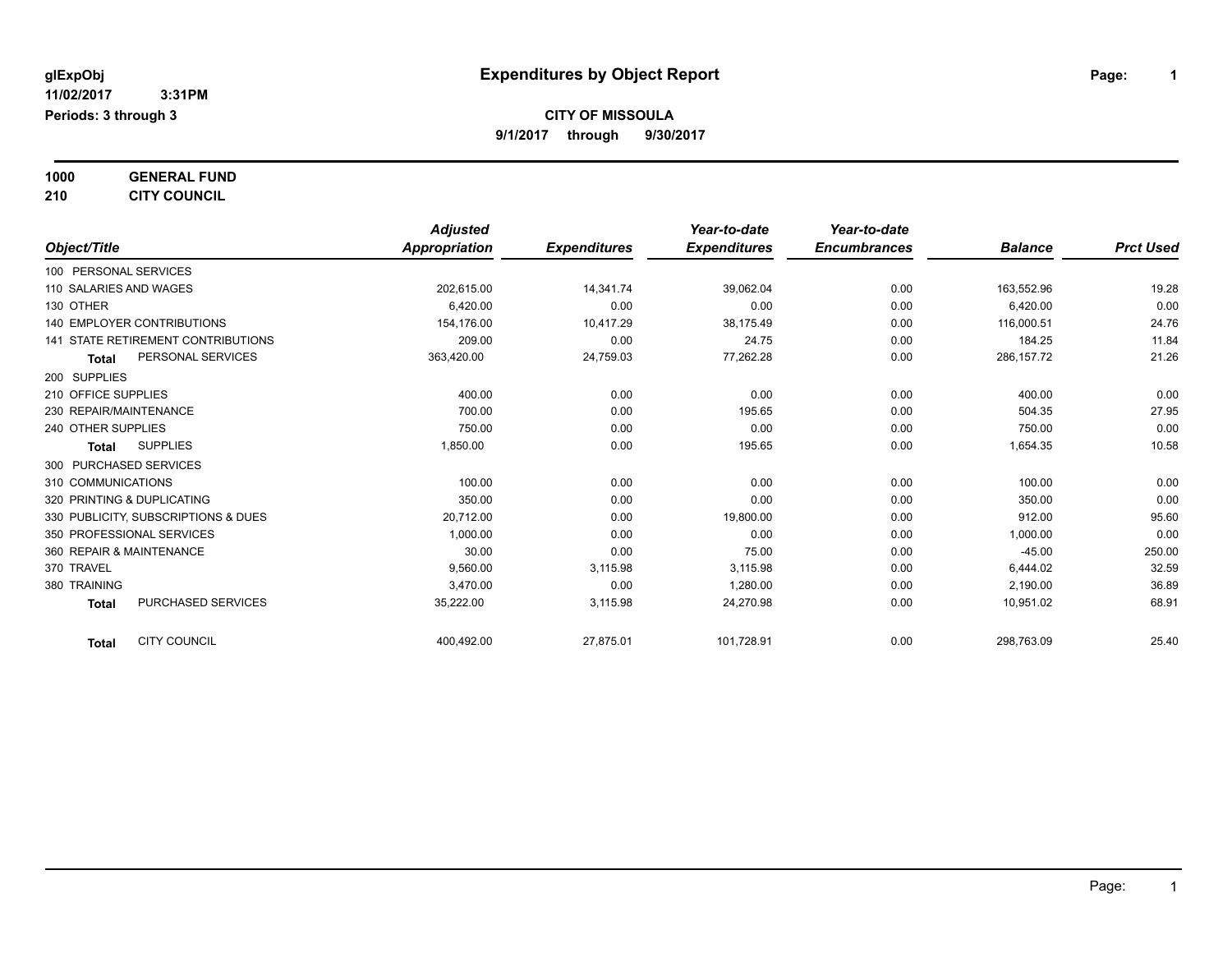**glExpObj**
**11/02/2017 3:31PM**
**Periods: 3 through 3**

# Expenditures by Object Report

**CITY OF MISSOULA**
**9/1/2017 through 9/30/2017**

**1000 GENERAL FUND**
**210 CITY COUNCIL**

| Object/Title | Adjusted Appropriation | Expenditures | Year-to-date Expenditures | Year-to-date Encumbrances | Balance | Prct Used |
|---|---|---|---|---|---|---|
| 100 PERSONAL SERVICES | | | | | | |
| 110 SALARIES AND WAGES | 202,615.00 | 14,341.74 | 39,062.04 | 0.00 | 163,552.96 | 19.28 |
| 130 OTHER | 6,420.00 | 0.00 | 0.00 | 0.00 | 6,420.00 | 0.00 |
| 140 EMPLOYER CONTRIBUTIONS | 154,176.00 | 10,417.29 | 38,175.49 | 0.00 | 116,000.51 | 24.76 |
| 141 STATE RETIREMENT CONTRIBUTIONS | 209.00 | 0.00 | 24.75 | 0.00 | 184.25 | 11.84 |
| **Total** PERSONAL SERVICES | 363,420.00 | 24,759.03 | 77,262.28 | 0.00 | 286,157.72 | 21.26 |
| 200 SUPPLIES | | | | | | |
| 210 OFFICE SUPPLIES | 400.00 | 0.00 | 0.00 | 0.00 | 400.00 | 0.00 |
| 230 REPAIR/MAINTENANCE | 700.00 | 0.00 | 195.65 | 0.00 | 504.35 | 27.95 |
| 240 OTHER SUPPLIES | 750.00 | 0.00 | 0.00 | 0.00 | 750.00 | 0.00 |
| **Total** SUPPLIES | 1,850.00 | 0.00 | 195.65 | 0.00 | 1,654.35 | 10.58 |
| 300 PURCHASED SERVICES | | | | | | |
| 310 COMMUNICATIONS | 100.00 | 0.00 | 0.00 | 0.00 | 100.00 | 0.00 |
| 320 PRINTING & DUPLICATING | 350.00 | 0.00 | 0.00 | 0.00 | 350.00 | 0.00 |
| 330 PUBLICITY, SUBSCRIPTIONS & DUES | 20,712.00 | 0.00 | 19,800.00 | 0.00 | 912.00 | 95.60 |
| 350 PROFESSIONAL SERVICES | 1,000.00 | 0.00 | 0.00 | 0.00 | 1,000.00 | 0.00 |
| 360 REPAIR & MAINTENANCE | 30.00 | 0.00 | 75.00 | 0.00 | -45.00 | 250.00 |
| 370 TRAVEL | 9,560.00 | 3,115.98 | 3,115.98 | 0.00 | 6,444.02 | 32.59 |
| 380 TRAINING | 3,470.00 | 0.00 | 1,280.00 | 0.00 | 2,190.00 | 36.89 |
| **Total** PURCHASED SERVICES | 35,222.00 | 3,115.98 | 24,270.98 | 0.00 | 10,951.02 | 68.91 |
| **Total** CITY COUNCIL | 400,492.00 | 27,875.01 | 101,728.91 | 0.00 | 298,763.09 | 25.40 |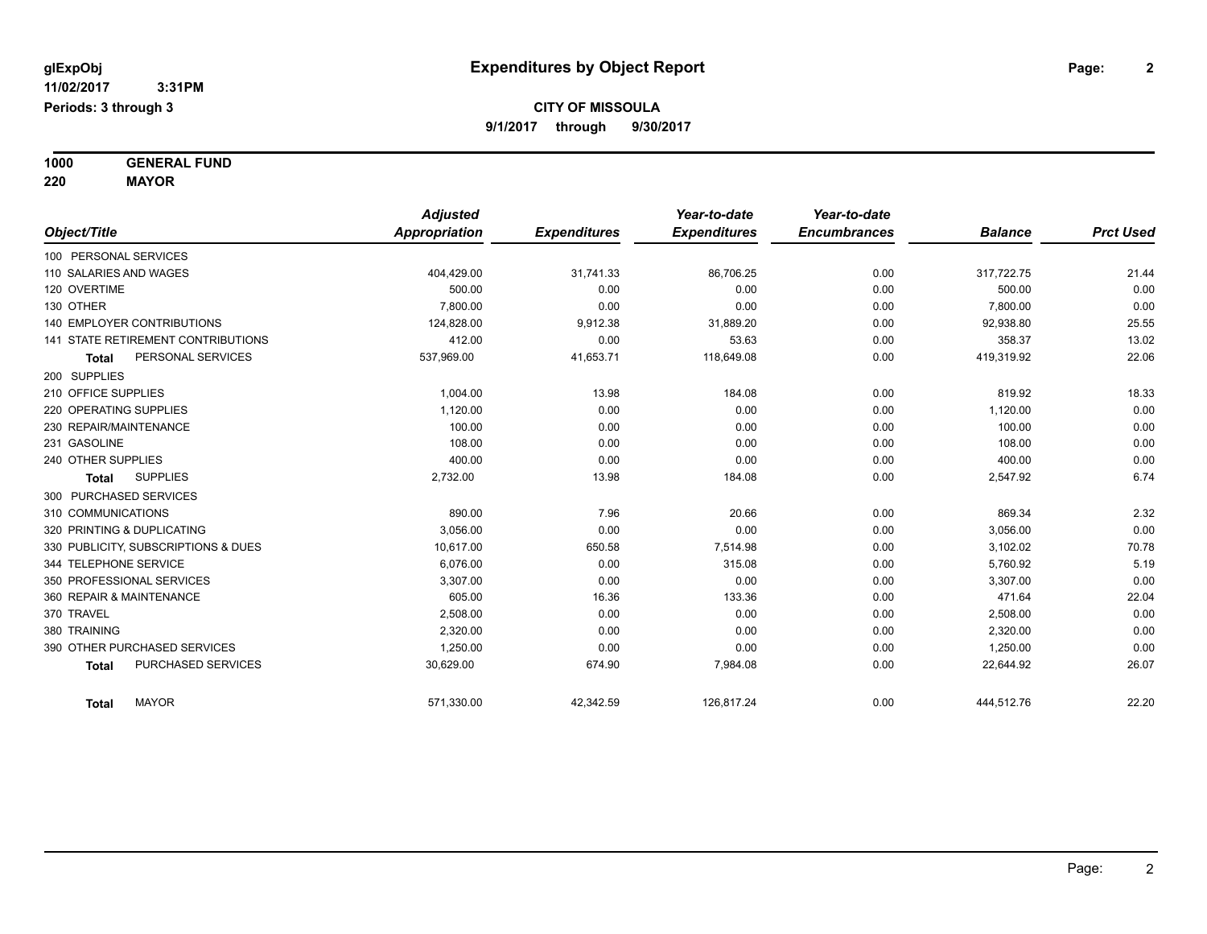glExpObj
11/02/2017 3:31PM
Periods: 3 through 3

# Expenditures by Object Report

**CITY OF MISSOULA**
**9/1/2017 through 9/30/2017**

**1000 GENERAL FUND**
**220 MAYOR**

| Object/Title | Adjusted Appropriation | Expenditures | Year-to-date Expenditures | Year-to-date Encumbrances | Balance | Prct Used |
|---|---|---|---|---|---|---|
| 100 PERSONAL SERVICES | | | | | | |
| 110 SALARIES AND WAGES | 404,429.00 | 31,741.33 | 86,706.25 | 0.00 | 317,722.75 | 21.44 |
| 120 OVERTIME | 500.00 | 0.00 | 0.00 | 0.00 | 500.00 | 0.00 |
| 130 OTHER | 7,800.00 | 0.00 | 0.00 | 0.00 | 7,800.00 | 0.00 |
| 140 EMPLOYER CONTRIBUTIONS | 124,828.00 | 9,912.38 | 31,889.20 | 0.00 | 92,938.80 | 25.55 |
| 141 STATE RETIREMENT CONTRIBUTIONS | 412.00 | 0.00 | 53.63 | 0.00 | 358.37 | 13.02 |
| **Total** PERSONAL SERVICES | 537,969.00 | 41,653.71 | 118,649.08 | 0.00 | 419,319.92 | 22.06 |
| 200 SUPPLIES | | | | | | |
| 210 OFFICE SUPPLIES | 1,004.00 | 13.98 | 184.08 | 0.00 | 819.92 | 18.33 |
| 220 OPERATING SUPPLIES | 1,120.00 | 0.00 | 0.00 | 0.00 | 1,120.00 | 0.00 |
| 230 REPAIR/MAINTENANCE | 100.00 | 0.00 | 0.00 | 0.00 | 100.00 | 0.00 |
| 231 GASOLINE | 108.00 | 0.00 | 0.00 | 0.00 | 108.00 | 0.00 |
| 240 OTHER SUPPLIES | 400.00 | 0.00 | 0.00 | 0.00 | 400.00 | 0.00 |
| **Total** SUPPLIES | 2,732.00 | 13.98 | 184.08 | 0.00 | 2,547.92 | 6.74 |
| 300 PURCHASED SERVICES | | | | | | |
| 310 COMMUNICATIONS | 890.00 | 7.96 | 20.66 | 0.00 | 869.34 | 2.32 |
| 320 PRINTING & DUPLICATING | 3,056.00 | 0.00 | 0.00 | 0.00 | 3,056.00 | 0.00 |
| 330 PUBLICITY, SUBSCRIPTIONS & DUES | 10,617.00 | 650.58 | 7,514.98 | 0.00 | 3,102.02 | 70.78 |
| 344 TELEPHONE SERVICE | 6,076.00 | 0.00 | 315.08 | 0.00 | 5,760.92 | 5.19 |
| 350 PROFESSIONAL SERVICES | 3,307.00 | 0.00 | 0.00 | 0.00 | 3,307.00 | 0.00 |
| 360 REPAIR & MAINTENANCE | 605.00 | 16.36 | 133.36 | 0.00 | 471.64 | 22.04 |
| 370 TRAVEL | 2,508.00 | 0.00 | 0.00 | 0.00 | 2,508.00 | 0.00 |
| 380 TRAINING | 2,320.00 | 0.00 | 0.00 | 0.00 | 2,320.00 | 0.00 |
| 390 OTHER PURCHASED SERVICES | 1,250.00 | 0.00 | 0.00 | 0.00 | 1,250.00 | 0.00 |
| **Total** PURCHASED SERVICES | 30,629.00 | 674.90 | 7,984.08 | 0.00 | 22,644.92 | 26.07 |
| **Total** MAYOR | 571,330.00 | 42,342.59 | 126,817.24 | 0.00 | 444,512.76 | 22.20 |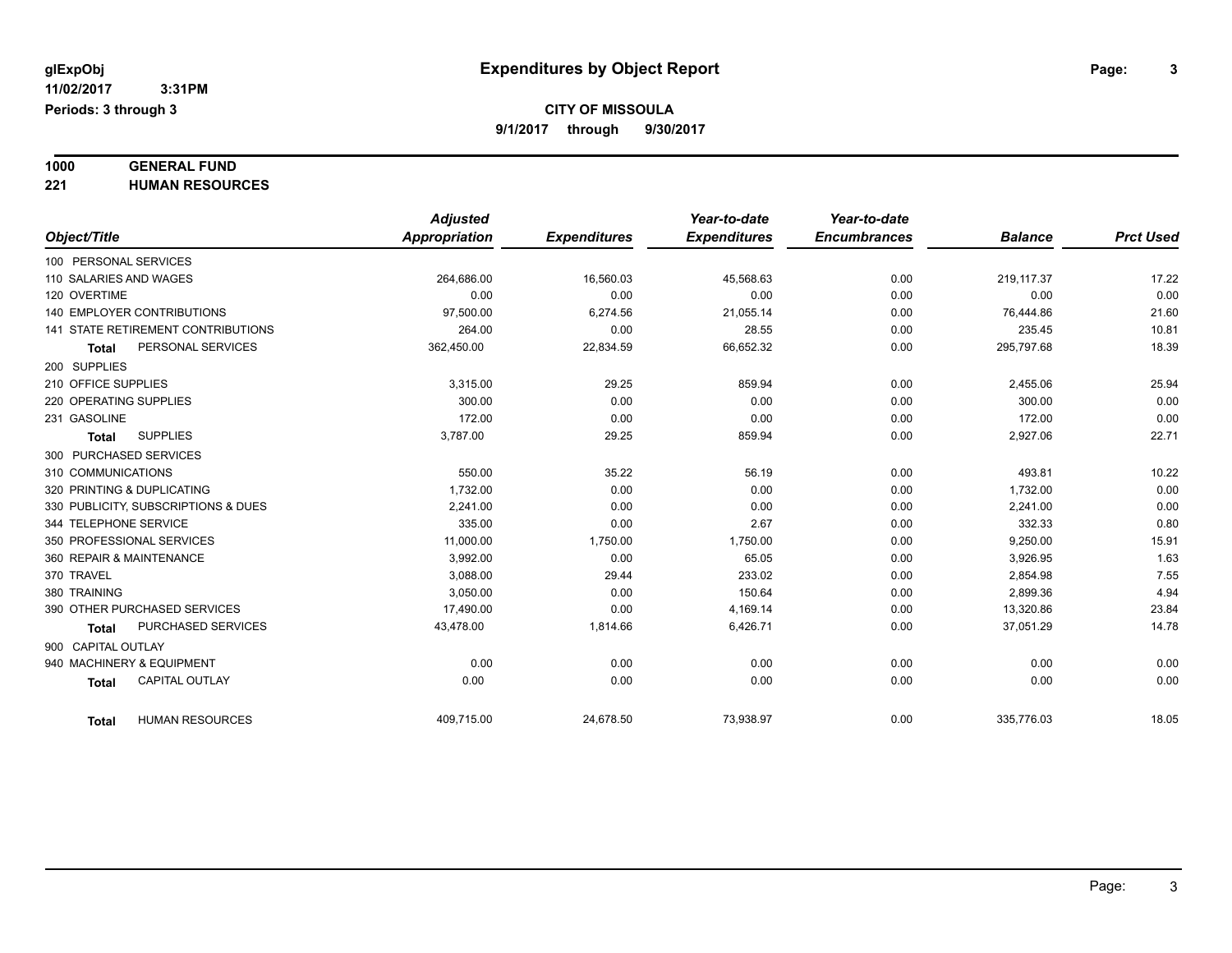glExpObj
11/02/2017 3:31PM
Periods: 3 through 3

# Expenditures by Object Report

**CITY OF MISSOULA**

**9/1/2017 through 9/30/2017**

**1000 GENERAL FUND**
**221 HUMAN RESOURCES**

| Object/Title | Adjusted Appropriation | Expenditures | Year-to-date Expenditures | Year-to-date Encumbrances | Balance | Prct Used |
|---|---|---|---|---|---|---|
| 100 PERSONAL SERVICES | | | | | | |
| 110 SALARIES AND WAGES | 264,686.00 | 16,560.03 | 45,568.63 | 0.00 | 219,117.37 | 17.22 |
| 120 OVERTIME | 0.00 | 0.00 | 0.00 | 0.00 | 0.00 | 0.00 |
| 140 EMPLOYER CONTRIBUTIONS | 97,500.00 | 6,274.56 | 21,055.14 | 0.00 | 76,444.86 | 21.60 |
| 141 STATE RETIREMENT CONTRIBUTIONS | 264.00 | 0.00 | 28.55 | 0.00 | 235.45 | 10.81 |
| **Total** PERSONAL SERVICES | 362,450.00 | 22,834.59 | 66,652.32 | 0.00 | 295,797.68 | 18.39 |
| 200 SUPPLIES | | | | | | |
| 210 OFFICE SUPPLIES | 3,315.00 | 29.25 | 859.94 | 0.00 | 2,455.06 | 25.94 |
| 220 OPERATING SUPPLIES | 300.00 | 0.00 | 0.00 | 0.00 | 300.00 | 0.00 |
| 231 GASOLINE | 172.00 | 0.00 | 0.00 | 0.00 | 172.00 | 0.00 |
| **Total** SUPPLIES | 3,787.00 | 29.25 | 859.94 | 0.00 | 2,927.06 | 22.71 |
| 300 PURCHASED SERVICES | | | | | | |
| 310 COMMUNICATIONS | 550.00 | 35.22 | 56.19 | 0.00 | 493.81 | 10.22 |
| 320 PRINTING & DUPLICATING | 1,732.00 | 0.00 | 0.00 | 0.00 | 1,732.00 | 0.00 |
| 330 PUBLICITY, SUBSCRIPTIONS & DUES | 2,241.00 | 0.00 | 0.00 | 0.00 | 2,241.00 | 0.00 |
| 344 TELEPHONE SERVICE | 335.00 | 0.00 | 2.67 | 0.00 | 332.33 | 0.80 |
| 350 PROFESSIONAL SERVICES | 11,000.00 | 1,750.00 | 1,750.00 | 0.00 | 9,250.00 | 15.91 |
| 360 REPAIR & MAINTENANCE | 3,992.00 | 0.00 | 65.05 | 0.00 | 3,926.95 | 1.63 |
| 370 TRAVEL | 3,088.00 | 29.44 | 233.02 | 0.00 | 2,854.98 | 7.55 |
| 380 TRAINING | 3,050.00 | 0.00 | 150.64 | 0.00 | 2,899.36 | 4.94 |
| 390 OTHER PURCHASED SERVICES | 17,490.00 | 0.00 | 4,169.14 | 0.00 | 13,320.86 | 23.84 |
| **Total** PURCHASED SERVICES | 43,478.00 | 1,814.66 | 6,426.71 | 0.00 | 37,051.29 | 14.78 |
| 900 CAPITAL OUTLAY | | | | | | |
| 940 MACHINERY & EQUIPMENT | 0.00 | 0.00 | 0.00 | 0.00 | 0.00 | 0.00 |
| **Total** CAPITAL OUTLAY | 0.00 | 0.00 | 0.00 | 0.00 | 0.00 | 0.00 |
| **Total** HUMAN RESOURCES | 409,715.00 | 24,678.50 | 73,938.97 | 0.00 | 335,776.03 | 18.05 |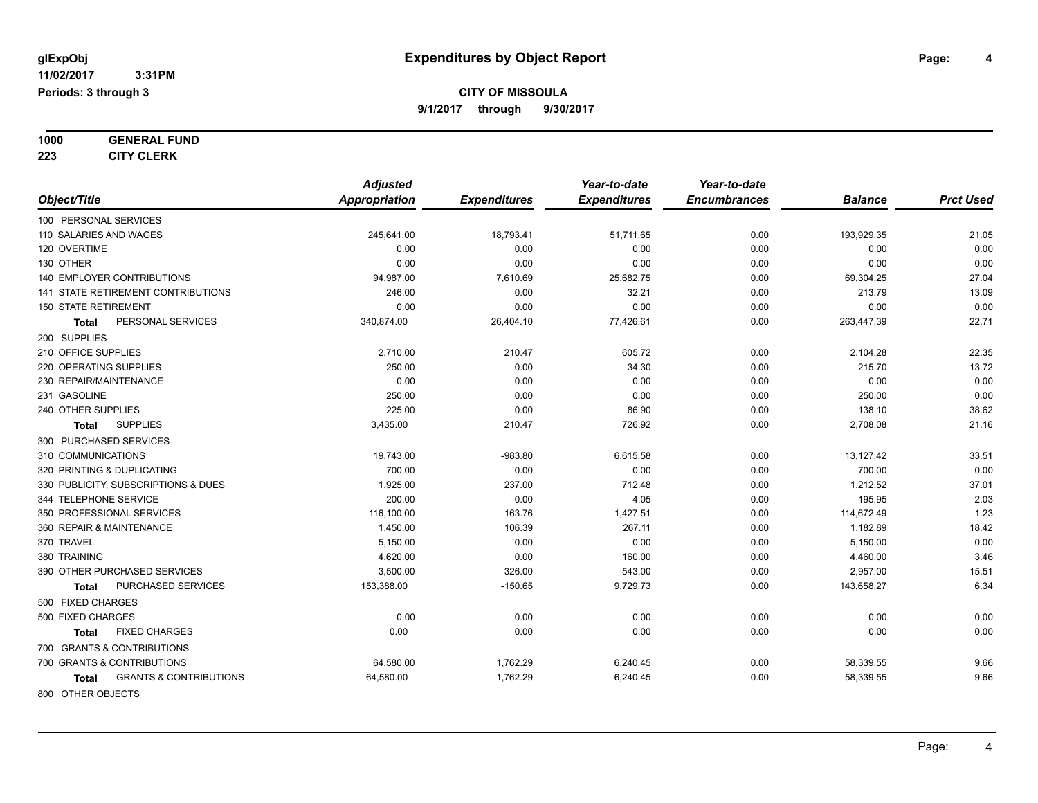**glExpObj** **Expenditures by Object Report**
**11/02/2017 3:31PM**
**Periods: 3 through 3**

**CITY OF MISSOULA**
**9/1/2017 through 9/30/2017**

**1000 GENERAL FUND**
**223 CITY CLERK**

| Object/Title | Adjusted Appropriation | Expenditures | Year-to-date Expenditures | Year-to-date Encumbrances | Balance | Prct Used |
|---|---|---|---|---|---|---|
| 100 PERSONAL SERVICES | | | | | | |
| 110 SALARIES AND WAGES | 245,641.00 | 18,793.41 | 51,711.65 | 0.00 | 193,929.35 | 21.05 |
| 120 OVERTIME | 0.00 | 0.00 | 0.00 | 0.00 | 0.00 | 0.00 |
| 130 OTHER | 0.00 | 0.00 | 0.00 | 0.00 | 0.00 | 0.00 |
| 140 EMPLOYER CONTRIBUTIONS | 94,987.00 | 7,610.69 | 25,682.75 | 0.00 | 69,304.25 | 27.04 |
| 141 STATE RETIREMENT CONTRIBUTIONS | 246.00 | 0.00 | 32.21 | 0.00 | 213.79 | 13.09 |
| 150 STATE RETIREMENT | 0.00 | 0.00 | 0.00 | 0.00 | 0.00 | 0.00 |
| **Total** PERSONAL SERVICES | 340,874.00 | 26,404.10 | 77,426.61 | 0.00 | 263,447.39 | 22.71 |
| 200 SUPPLIES | | | | | | |
| 210 OFFICE SUPPLIES | 2,710.00 | 210.47 | 605.72 | 0.00 | 2,104.28 | 22.35 |
| 220 OPERATING SUPPLIES | 250.00 | 0.00 | 34.30 | 0.00 | 215.70 | 13.72 |
| 230 REPAIR/MAINTENANCE | 0.00 | 0.00 | 0.00 | 0.00 | 0.00 | 0.00 |
| 231 GASOLINE | 250.00 | 0.00 | 0.00 | 0.00 | 250.00 | 0.00 |
| 240 OTHER SUPPLIES | 225.00 | 0.00 | 86.90 | 0.00 | 138.10 | 38.62 |
| **Total** SUPPLIES | 3,435.00 | 210.47 | 726.92 | 0.00 | 2,708.08 | 21.16 |
| 300 PURCHASED SERVICES | | | | | | |
| 310 COMMUNICATIONS | 19,743.00 | -983.80 | 6,615.58 | 0.00 | 13,127.42 | 33.51 |
| 320 PRINTING & DUPLICATING | 700.00 | 0.00 | 0.00 | 0.00 | 700.00 | 0.00 |
| 330 PUBLICITY, SUBSCRIPTIONS & DUES | 1,925.00 | 237.00 | 712.48 | 0.00 | 1,212.52 | 37.01 |
| 344 TELEPHONE SERVICE | 200.00 | 0.00 | 4.05 | 0.00 | 195.95 | 2.03 |
| 350 PROFESSIONAL SERVICES | 116,100.00 | 163.76 | 1,427.51 | 0.00 | 114,672.49 | 1.23 |
| 360 REPAIR & MAINTENANCE | 1,450.00 | 106.39 | 267.11 | 0.00 | 1,182.89 | 18.42 |
| 370 TRAVEL | 5,150.00 | 0.00 | 0.00 | 0.00 | 5,150.00 | 0.00 |
| 380 TRAINING | 4,620.00 | 0.00 | 160.00 | 0.00 | 4,460.00 | 3.46 |
| 390 OTHER PURCHASED SERVICES | 3,500.00 | 326.00 | 543.00 | 0.00 | 2,957.00 | 15.51 |
| **Total** PURCHASED SERVICES | 153,388.00 | -150.65 | 9,729.73 | 0.00 | 143,658.27 | 6.34 |
| 500 FIXED CHARGES | | | | | | |
| 500 FIXED CHARGES | 0.00 | 0.00 | 0.00 | 0.00 | 0.00 | 0.00 |
| **Total** FIXED CHARGES | 0.00 | 0.00 | 0.00 | 0.00 | 0.00 | 0.00 |
| 700 GRANTS & CONTRIBUTIONS | | | | | | |
| 700 GRANTS & CONTRIBUTIONS | 64,580.00 | 1,762.29 | 6,240.45 | 0.00 | 58,339.55 | 9.66 |
| **Total** GRANTS & CONTRIBUTIONS | 64,580.00 | 1,762.29 | 6,240.45 | 0.00 | 58,339.55 | 9.66 |
| 800 OTHER OBJECTS | | | | | | |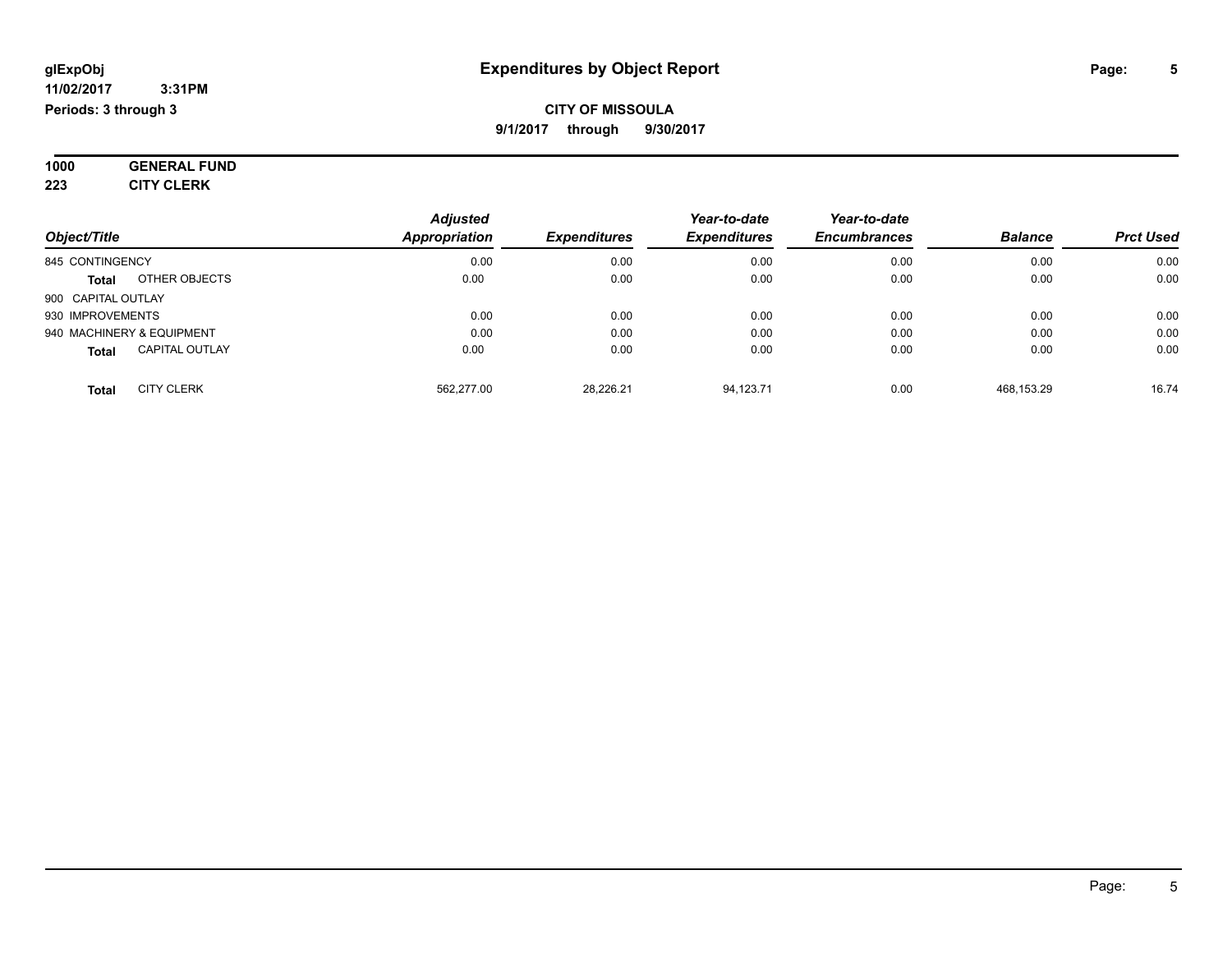# Expenditures by Object Report

glExpObj
11/02/2017 3:31PM
Periods: 3 through 3

**CITY OF MISSOULA**
**9/1/2017 through 9/30/2017**

**1000 GENERAL FUND**
**223 CITY CLERK**

| Object/Title | | Adjusted Appropriation | Expenditures | Year-to-date Expenditures | Year-to-date Encumbrances | Balance | Prct Used |
|---|---|---|---|---|---|---|---|
| 845 CONTINGENCY | | 0.00 | 0.00 | 0.00 | 0.00 | 0.00 | 0.00 |
| **Total** | OTHER OBJECTS | 0.00 | 0.00 | 0.00 | 0.00 | 0.00 | 0.00 |
| 900 CAPITAL OUTLAY | | | | | | | |
| 930 IMPROVEMENTS | | 0.00 | 0.00 | 0.00 | 0.00 | 0.00 | 0.00 |
| 940 MACHINERY & EQUIPMENT | | 0.00 | 0.00 | 0.00 | 0.00 | 0.00 | 0.00 |
| **Total** | CAPITAL OUTLAY | 0.00 | 0.00 | 0.00 | 0.00 | 0.00 | 0.00 |
| **Total** | CITY CLERK | 562,277.00 | 28,226.21 | 94,123.71 | 0.00 | 468,153.29 | 16.74 |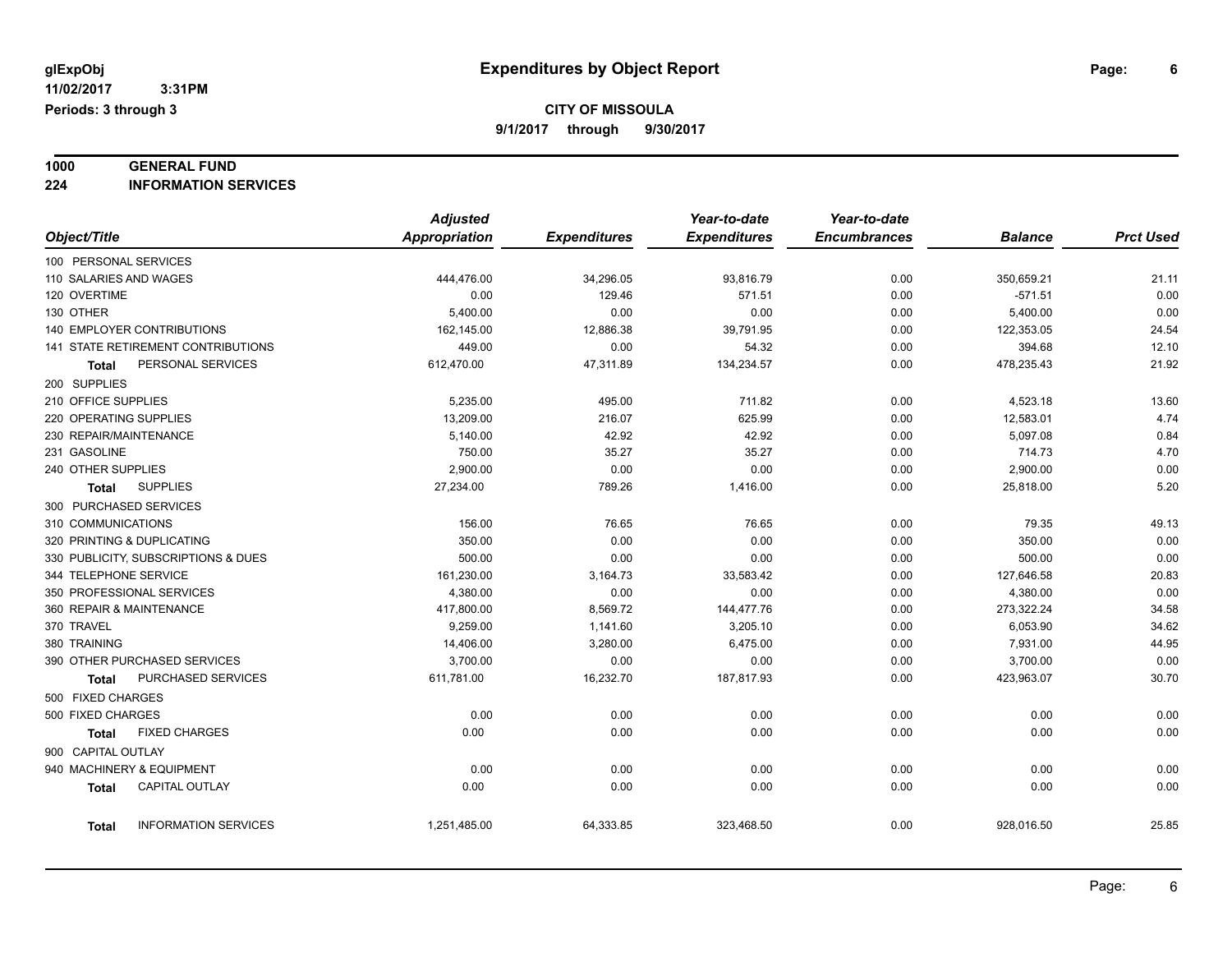# Expenditures by Object Report

glExpObj
11/02/2017 3:31PM
Periods: 3 through 3

**CITY OF MISSOULA**
**9/1/2017 through 9/30/2017**

**1000 GENERAL FUND**
**224 INFORMATION SERVICES**

| Object/Title | Adjusted Appropriation | Expenditures | Year-to-date Expenditures | Year-to-date Encumbrances | Balance | Prct Used |
|---|---|---|---|---|---|---|
| 100 PERSONAL SERVICES | | | | | | |
| 110 SALARIES AND WAGES | 444,476.00 | 34,296.05 | 93,816.79 | 0.00 | 350,659.21 | 21.11 |
| 120 OVERTIME | 0.00 | 129.46 | 571.51 | 0.00 | -571.51 | 0.00 |
| 130 OTHER | 5,400.00 | 0.00 | 0.00 | 0.00 | 5,400.00 | 0.00 |
| 140 EMPLOYER CONTRIBUTIONS | 162,145.00 | 12,886.38 | 39,791.95 | 0.00 | 122,353.05 | 24.54 |
| 141 STATE RETIREMENT CONTRIBUTIONS | 449.00 | 0.00 | 54.32 | 0.00 | 394.68 | 12.10 |
| **Total** PERSONAL SERVICES | 612,470.00 | 47,311.89 | 134,234.57 | 0.00 | 478,235.43 | 21.92 |
| 200 SUPPLIES | | | | | | |
| 210 OFFICE SUPPLIES | 5,235.00 | 495.00 | 711.82 | 0.00 | 4,523.18 | 13.60 |
| 220 OPERATING SUPPLIES | 13,209.00 | 216.07 | 625.99 | 0.00 | 12,583.01 | 4.74 |
| 230 REPAIR/MAINTENANCE | 5,140.00 | 42.92 | 42.92 | 0.00 | 5,097.08 | 0.84 |
| 231 GASOLINE | 750.00 | 35.27 | 35.27 | 0.00 | 714.73 | 4.70 |
| 240 OTHER SUPPLIES | 2,900.00 | 0.00 | 0.00 | 0.00 | 2,900.00 | 0.00 |
| **Total** SUPPLIES | 27,234.00 | 789.26 | 1,416.00 | 0.00 | 25,818.00 | 5.20 |
| 300 PURCHASED SERVICES | | | | | | |
| 310 COMMUNICATIONS | 156.00 | 76.65 | 76.65 | 0.00 | 79.35 | 49.13 |
| 320 PRINTING & DUPLICATING | 350.00 | 0.00 | 0.00 | 0.00 | 350.00 | 0.00 |
| 330 PUBLICITY, SUBSCRIPTIONS & DUES | 500.00 | 0.00 | 0.00 | 0.00 | 500.00 | 0.00 |
| 344 TELEPHONE SERVICE | 161,230.00 | 3,164.73 | 33,583.42 | 0.00 | 127,646.58 | 20.83 |
| 350 PROFESSIONAL SERVICES | 4,380.00 | 0.00 | 0.00 | 0.00 | 4,380.00 | 0.00 |
| 360 REPAIR & MAINTENANCE | 417,800.00 | 8,569.72 | 144,477.76 | 0.00 | 273,322.24 | 34.58 |
| 370 TRAVEL | 9,259.00 | 1,141.60 | 3,205.10 | 0.00 | 6,053.90 | 34.62 |
| 380 TRAINING | 14,406.00 | 3,280.00 | 6,475.00 | 0.00 | 7,931.00 | 44.95 |
| 390 OTHER PURCHASED SERVICES | 3,700.00 | 0.00 | 0.00 | 0.00 | 3,700.00 | 0.00 |
| **Total** PURCHASED SERVICES | 611,781.00 | 16,232.70 | 187,817.93 | 0.00 | 423,963.07 | 30.70 |
| 500 FIXED CHARGES | | | | | | |
| 500 FIXED CHARGES | 0.00 | 0.00 | 0.00 | 0.00 | 0.00 | 0.00 |
| **Total** FIXED CHARGES | 0.00 | 0.00 | 0.00 | 0.00 | 0.00 | 0.00 |
| 900 CAPITAL OUTLAY | | | | | | |
| 940 MACHINERY & EQUIPMENT | 0.00 | 0.00 | 0.00 | 0.00 | 0.00 | 0.00 |
| **Total** CAPITAL OUTLAY | 0.00 | 0.00 | 0.00 | 0.00 | 0.00 | 0.00 |
| **Total** INFORMATION SERVICES | 1,251,485.00 | 64,333.85 | 323,468.50 | 0.00 | 928,016.50 | 25.85 |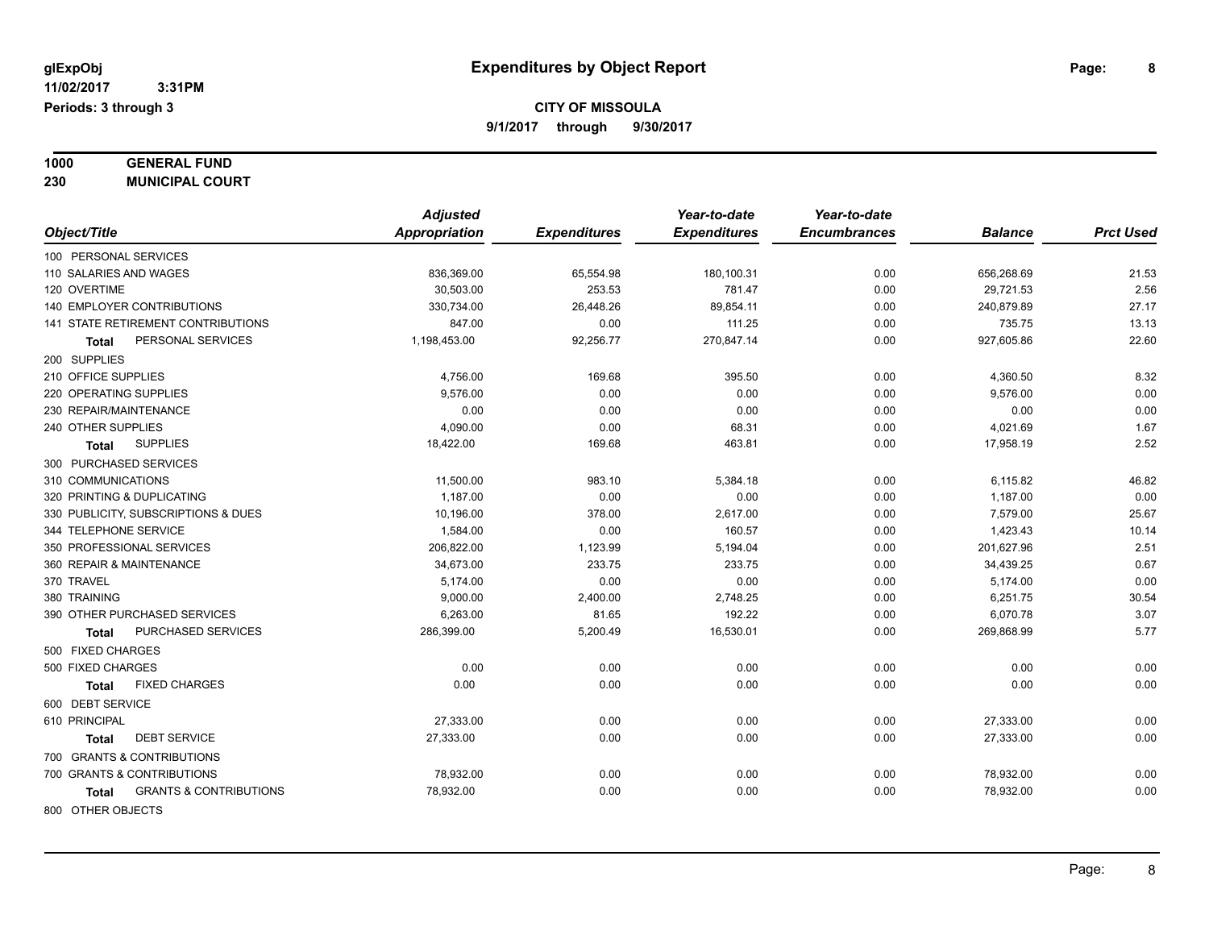glExpObj
11/02/2017 3:31PM
Periods: 3 through 3

# Expenditures by Object Report

**CITY OF MISSOULA**
**9/1/2017 through 9/30/2017**

**1000 GENERAL FUND**
**230 MUNICIPAL COURT**

| Object/Title | Adjusted Appropriation | Expenditures | Year-to-date Expenditures | Year-to-date Encumbrances | Balance | Prct Used |
|---|---|---|---|---|---|---|
| 100 PERSONAL SERVICES | | | | | | |
| 110 SALARIES AND WAGES | 836,369.00 | 65,554.98 | 180,100.31 | 0.00 | 656,268.69 | 21.53 |
| 120 OVERTIME | 30,503.00 | 253.53 | 781.47 | 0.00 | 29,721.53 | 2.56 |
| 140 EMPLOYER CONTRIBUTIONS | 330,734.00 | 26,448.26 | 89,854.11 | 0.00 | 240,879.89 | 27.17 |
| 141 STATE RETIREMENT CONTRIBUTIONS | 847.00 | 0.00 | 111.25 | 0.00 | 735.75 | 13.13 |
| **Total** PERSONAL SERVICES | 1,198,453.00 | 92,256.77 | 270,847.14 | 0.00 | 927,605.86 | 22.60 |
| 200 SUPPLIES | | | | | | |
| 210 OFFICE SUPPLIES | 4,756.00 | 169.68 | 395.50 | 0.00 | 4,360.50 | 8.32 |
| 220 OPERATING SUPPLIES | 9,576.00 | 0.00 | 0.00 | 0.00 | 9,576.00 | 0.00 |
| 230 REPAIR/MAINTENANCE | 0.00 | 0.00 | 0.00 | 0.00 | 0.00 | 0.00 |
| 240 OTHER SUPPLIES | 4,090.00 | 0.00 | 68.31 | 0.00 | 4,021.69 | 1.67 |
| **Total** SUPPLIES | 18,422.00 | 169.68 | 463.81 | 0.00 | 17,958.19 | 2.52 |
| 300 PURCHASED SERVICES | | | | | | |
| 310 COMMUNICATIONS | 11,500.00 | 983.10 | 5,384.18 | 0.00 | 6,115.82 | 46.82 |
| 320 PRINTING & DUPLICATING | 1,187.00 | 0.00 | 0.00 | 0.00 | 1,187.00 | 0.00 |
| 330 PUBLICITY, SUBSCRIPTIONS & DUES | 10,196.00 | 378.00 | 2,617.00 | 0.00 | 7,579.00 | 25.67 |
| 344 TELEPHONE SERVICE | 1,584.00 | 0.00 | 160.57 | 0.00 | 1,423.43 | 10.14 |
| 350 PROFESSIONAL SERVICES | 206,822.00 | 1,123.99 | 5,194.04 | 0.00 | 201,627.96 | 2.51 |
| 360 REPAIR & MAINTENANCE | 34,673.00 | 233.75 | 233.75 | 0.00 | 34,439.25 | 0.67 |
| 370 TRAVEL | 5,174.00 | 0.00 | 0.00 | 0.00 | 5,174.00 | 0.00 |
| 380 TRAINING | 9,000.00 | 2,400.00 | 2,748.25 | 0.00 | 6,251.75 | 30.54 |
| 390 OTHER PURCHASED SERVICES | 6,263.00 | 81.65 | 192.22 | 0.00 | 6,070.78 | 3.07 |
| **Total** PURCHASED SERVICES | 286,399.00 | 5,200.49 | 16,530.01 | 0.00 | 269,868.99 | 5.77 |
| 500 FIXED CHARGES | | | | | | |
| 500 FIXED CHARGES | 0.00 | 0.00 | 0.00 | 0.00 | 0.00 | 0.00 |
| **Total** FIXED CHARGES | 0.00 | 0.00 | 0.00 | 0.00 | 0.00 | 0.00 |
| 600 DEBT SERVICE | | | | | | |
| 610 PRINCIPAL | 27,333.00 | 0.00 | 0.00 | 0.00 | 27,333.00 | 0.00 |
| **Total** DEBT SERVICE | 27,333.00 | 0.00 | 0.00 | 0.00 | 27,333.00 | 0.00 |
| 700 GRANTS & CONTRIBUTIONS | | | | | | |
| 700 GRANTS & CONTRIBUTIONS | 78,932.00 | 0.00 | 0.00 | 0.00 | 78,932.00 | 0.00 |
| **Total** GRANTS & CONTRIBUTIONS | 78,932.00 | 0.00 | 0.00 | 0.00 | 78,932.00 | 0.00 |
| 800 OTHER OBJECTS | | | | | | |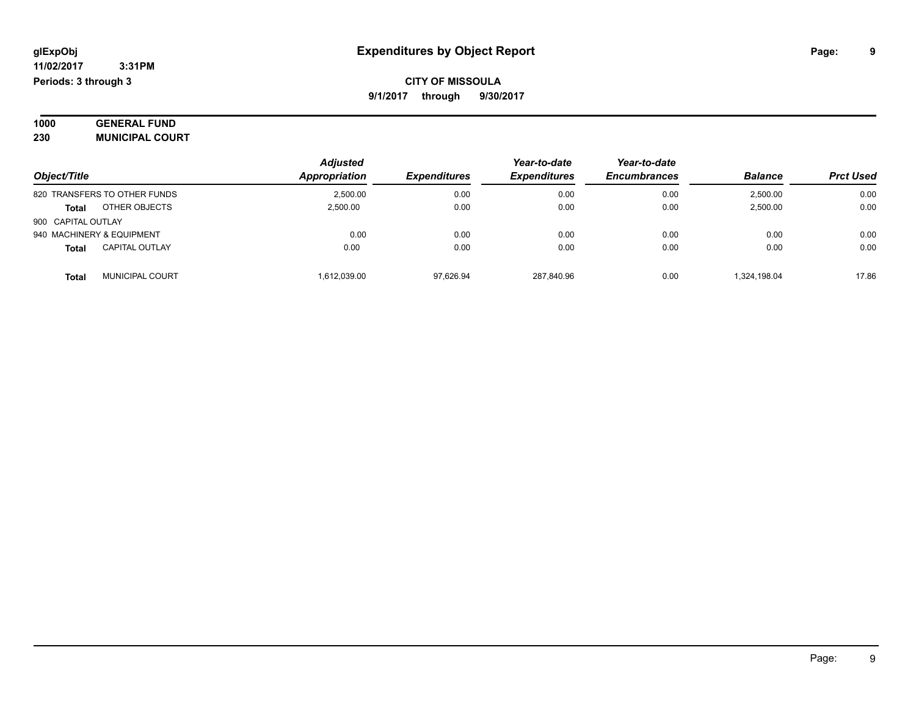# Expenditures by Object Report

glExpObj
11/02/2017 3:31PM
Periods: 3 through 3

**CITY OF MISSOULA**
**9/1/2017 through 9/30/2017**

**1000 GENERAL FUND**
**230 MUNICIPAL COURT**

| Object/Title | Adjusted Appropriation | Expenditures | Year-to-date Expenditures | Year-to-date Encumbrances | Balance | Prct Used |
|---|---|---|---|---|---|---|
| 820 TRANSFERS TO OTHER FUNDS | 2,500.00 | 0.00 | 0.00 | 0.00 | 2,500.00 | 0.00 |
| **Total** OTHER OBJECTS | 2,500.00 | 0.00 | 0.00 | 0.00 | 2,500.00 | 0.00 |
| 900 CAPITAL OUTLAY | | | | | | |
| 940 MACHINERY & EQUIPMENT | 0.00 | 0.00 | 0.00 | 0.00 | 0.00 | 0.00 |
| **Total** CAPITAL OUTLAY | 0.00 | 0.00 | 0.00 | 0.00 | 0.00 | 0.00 |
| **Total** MUNICIPAL COURT | 1,612,039.00 | 97,626.94 | 287,840.96 | 0.00 | 1,324,198.04 | 17.86 |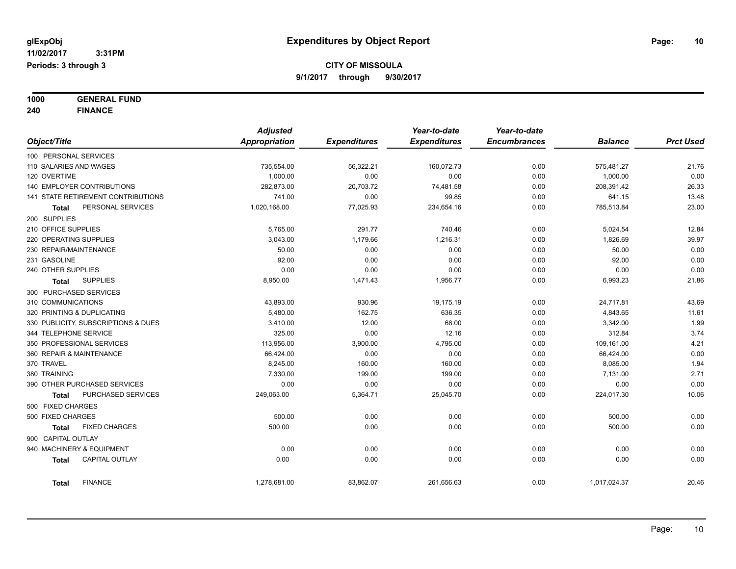glExpObj
11/02/2017 3:31PM
Periods: 3 through 3

# Expenditures by Object Report

**CITY OF MISSOULA**

**9/1/2017 through 9/30/2017**

**1000 GENERAL FUND**
**240 FINANCE**

| Object/Title | Adjusted Appropriation | Expenditures | Year-to-date Expenditures | Year-to-date Encumbrances | Balance | Prct Used |
|---|---|---|---|---|---|---|
| 100 PERSONAL SERVICES | | | | | | |
| 110 SALARIES AND WAGES | 735,554.00 | 56,322.21 | 160,072.73 | 0.00 | 575,481.27 | 21.76 |
| 120 OVERTIME | 1,000.00 | 0.00 | 0.00 | 0.00 | 1,000.00 | 0.00 |
| 140 EMPLOYER CONTRIBUTIONS | 282,873.00 | 20,703.72 | 74,481.58 | 0.00 | 208,391.42 | 26.33 |
| 141 STATE RETIREMENT CONTRIBUTIONS | 741.00 | 0.00 | 99.85 | 0.00 | 641.15 | 13.48 |
| **Total** PERSONAL SERVICES | 1,020,168.00 | 77,025.93 | 234,654.16 | 0.00 | 785,513.84 | 23.00 |
| 200 SUPPLIES | | | | | | |
| 210 OFFICE SUPPLIES | 5,765.00 | 291.77 | 740.46 | 0.00 | 5,024.54 | 12.84 |
| 220 OPERATING SUPPLIES | 3,043.00 | 1,179.66 | 1,216.31 | 0.00 | 1,826.69 | 39.97 |
| 230 REPAIR/MAINTENANCE | 50.00 | 0.00 | 0.00 | 0.00 | 50.00 | 0.00 |
| 231 GASOLINE | 92.00 | 0.00 | 0.00 | 0.00 | 92.00 | 0.00 |
| 240 OTHER SUPPLIES | 0.00 | 0.00 | 0.00 | 0.00 | 0.00 | 0.00 |
| **Total** SUPPLIES | 8,950.00 | 1,471.43 | 1,956.77 | 0.00 | 6,993.23 | 21.86 |
| 300 PURCHASED SERVICES | | | | | | |
| 310 COMMUNICATIONS | 43,893.00 | 930.96 | 19,175.19 | 0.00 | 24,717.81 | 43.69 |
| 320 PRINTING & DUPLICATING | 5,480.00 | 162.75 | 636.35 | 0.00 | 4,843.65 | 11.61 |
| 330 PUBLICITY, SUBSCRIPTIONS & DUES | 3,410.00 | 12.00 | 68.00 | 0.00 | 3,342.00 | 1.99 |
| 344 TELEPHONE SERVICE | 325.00 | 0.00 | 12.16 | 0.00 | 312.84 | 3.74 |
| 350 PROFESSIONAL SERVICES | 113,956.00 | 3,900.00 | 4,795.00 | 0.00 | 109,161.00 | 4.21 |
| 360 REPAIR & MAINTENANCE | 66,424.00 | 0.00 | 0.00 | 0.00 | 66,424.00 | 0.00 |
| 370 TRAVEL | 8,245.00 | 160.00 | 160.00 | 0.00 | 8,085.00 | 1.94 |
| 380 TRAINING | 7,330.00 | 199.00 | 199.00 | 0.00 | 7,131.00 | 2.71 |
| 390 OTHER PURCHASED SERVICES | 0.00 | 0.00 | 0.00 | 0.00 | 0.00 | 0.00 |
| **Total** PURCHASED SERVICES | 249,063.00 | 5,364.71 | 25,045.70 | 0.00 | 224,017.30 | 10.06 |
| 500 FIXED CHARGES | | | | | | |
| 500 FIXED CHARGES | 500.00 | 0.00 | 0.00 | 0.00 | 500.00 | 0.00 |
| **Total** FIXED CHARGES | 500.00 | 0.00 | 0.00 | 0.00 | 500.00 | 0.00 |
| 900 CAPITAL OUTLAY | | | | | | |
| 940 MACHINERY & EQUIPMENT | 0.00 | 0.00 | 0.00 | 0.00 | 0.00 | 0.00 |
| **Total** CAPITAL OUTLAY | 0.00 | 0.00 | 0.00 | 0.00 | 0.00 | 0.00 |
| **Total** FINANCE | 1,278,681.00 | 83,862.07 | 261,656.63 | 0.00 | 1,017,024.37 | 20.46 |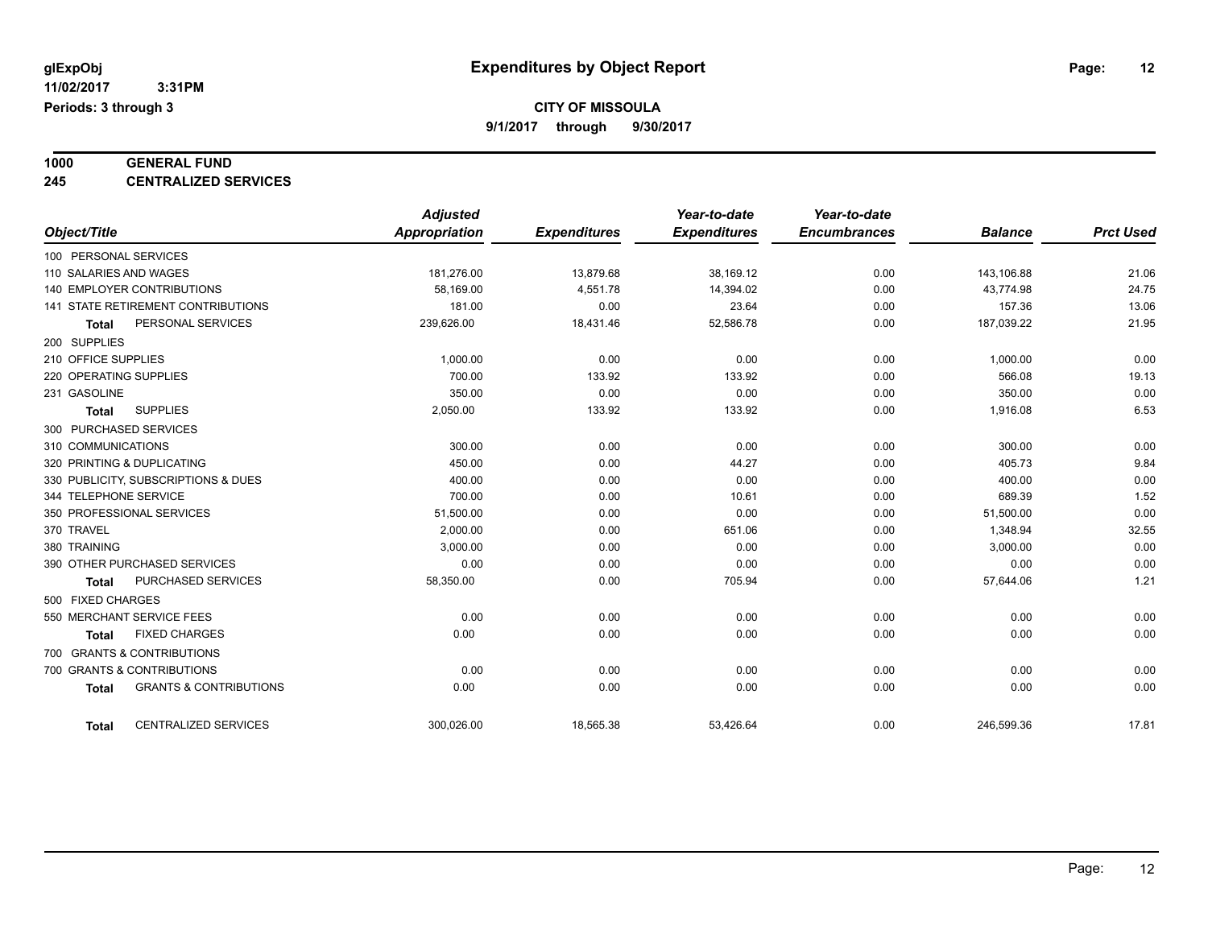glExpObj
11/02/2017 3:31PM
Periods: 3 through 3

# Expenditures by Object Report

**CITY OF MISSOULA**

**9/1/2017 through 9/30/2017**

**1000 GENERAL FUND**
**245 CENTRALIZED SERVICES**

| Object/Title | Adjusted Appropriation | Expenditures | Year-to-date Expenditures | Year-to-date Encumbrances | Balance | Prct Used |
|---|---|---|---|---|---|---|
| 100 PERSONAL SERVICES | | | | | | |
| 110 SALARIES AND WAGES | 181,276.00 | 13,879.68 | 38,169.12 | 0.00 | 143,106.88 | 21.06 |
| 140 EMPLOYER CONTRIBUTIONS | 58,169.00 | 4,551.78 | 14,394.02 | 0.00 | 43,774.98 | 24.75 |
| 141 STATE RETIREMENT CONTRIBUTIONS | 181.00 | 0.00 | 23.64 | 0.00 | 157.36 | 13.06 |
| **Total** PERSONAL SERVICES | 239,626.00 | 18,431.46 | 52,586.78 | 0.00 | 187,039.22 | 21.95 |
| 200 SUPPLIES | | | | | | |
| 210 OFFICE SUPPLIES | 1,000.00 | 0.00 | 0.00 | 0.00 | 1,000.00 | 0.00 |
| 220 OPERATING SUPPLIES | 700.00 | 133.92 | 133.92 | 0.00 | 566.08 | 19.13 |
| 231 GASOLINE | 350.00 | 0.00 | 0.00 | 0.00 | 350.00 | 0.00 |
| **Total** SUPPLIES | 2,050.00 | 133.92 | 133.92 | 0.00 | 1,916.08 | 6.53 |
| 300 PURCHASED SERVICES | | | | | | |
| 310 COMMUNICATIONS | 300.00 | 0.00 | 0.00 | 0.00 | 300.00 | 0.00 |
| 320 PRINTING & DUPLICATING | 450.00 | 0.00 | 44.27 | 0.00 | 405.73 | 9.84 |
| 330 PUBLICITY, SUBSCRIPTIONS & DUES | 400.00 | 0.00 | 0.00 | 0.00 | 400.00 | 0.00 |
| 344 TELEPHONE SERVICE | 700.00 | 0.00 | 10.61 | 0.00 | 689.39 | 1.52 |
| 350 PROFESSIONAL SERVICES | 51,500.00 | 0.00 | 0.00 | 0.00 | 51,500.00 | 0.00 |
| 370 TRAVEL | 2,000.00 | 0.00 | 651.06 | 0.00 | 1,348.94 | 32.55 |
| 380 TRAINING | 3,000.00 | 0.00 | 0.00 | 0.00 | 3,000.00 | 0.00 |
| 390 OTHER PURCHASED SERVICES | 0.00 | 0.00 | 0.00 | 0.00 | 0.00 | 0.00 |
| **Total** PURCHASED SERVICES | 58,350.00 | 0.00 | 705.94 | 0.00 | 57,644.06 | 1.21 |
| 500 FIXED CHARGES | | | | | | |
| 550 MERCHANT SERVICE FEES | 0.00 | 0.00 | 0.00 | 0.00 | 0.00 | 0.00 |
| **Total** FIXED CHARGES | 0.00 | 0.00 | 0.00 | 0.00 | 0.00 | 0.00 |
| 700 GRANTS & CONTRIBUTIONS | | | | | | |
| 700 GRANTS & CONTRIBUTIONS | 0.00 | 0.00 | 0.00 | 0.00 | 0.00 | 0.00 |
| **Total** GRANTS & CONTRIBUTIONS | 0.00 | 0.00 | 0.00 | 0.00 | 0.00 | 0.00 |
| **Total** CENTRALIZED SERVICES | 300,026.00 | 18,565.38 | 53,426.64 | 0.00 | 246,599.36 | 17.81 |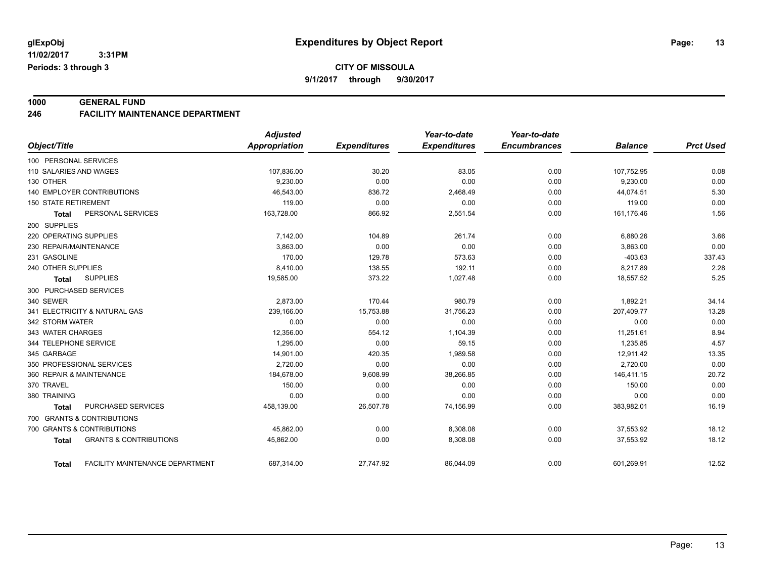# Expenditures by Object Report

glExpObj
11/02/2017 3:31PM
Periods: 3 through 3

**CITY OF MISSOULA**
**9/1/2017 through 9/30/2017**

## 1000 GENERAL FUND
## 246 FACILITY MAINTENANCE DEPARTMENT

| Object/Title | Adjusted Appropriation | Expenditures | Year-to-date Expenditures | Year-to-date Encumbrances | Balance | Prct Used |
|---|---|---|---|---|---|---|
| 100 PERSONAL SERVICES | | | | | | |
| 110 SALARIES AND WAGES | 107,836.00 | 30.20 | 83.05 | 0.00 | 107,752.95 | 0.08 |
| 130 OTHER | 9,230.00 | 0.00 | 0.00 | 0.00 | 9,230.00 | 0.00 |
| 140 EMPLOYER CONTRIBUTIONS | 46,543.00 | 836.72 | 2,468.49 | 0.00 | 44,074.51 | 5.30 |
| 150 STATE RETIREMENT | 119.00 | 0.00 | 0.00 | 0.00 | 119.00 | 0.00 |
| **Total** PERSONAL SERVICES | 163,728.00 | 866.92 | 2,551.54 | 0.00 | 161,176.46 | 1.56 |
| 200 SUPPLIES | | | | | | |
| 220 OPERATING SUPPLIES | 7,142.00 | 104.89 | 261.74 | 0.00 | 6,880.26 | 3.66 |
| 230 REPAIR/MAINTENANCE | 3,863.00 | 0.00 | 0.00 | 0.00 | 3,863.00 | 0.00 |
| 231 GASOLINE | 170.00 | 129.78 | 573.63 | 0.00 | -403.63 | 337.43 |
| 240 OTHER SUPPLIES | 8,410.00 | 138.55 | 192.11 | 0.00 | 8,217.89 | 2.28 |
| **Total** SUPPLIES | 19,585.00 | 373.22 | 1,027.48 | 0.00 | 18,557.52 | 5.25 |
| 300 PURCHASED SERVICES | | | | | | |
| 340 SEWER | 2,873.00 | 170.44 | 980.79 | 0.00 | 1,892.21 | 34.14 |
| 341 ELECTRICITY & NATURAL GAS | 239,166.00 | 15,753.88 | 31,756.23 | 0.00 | 207,409.77 | 13.28 |
| 342 STORM WATER | 0.00 | 0.00 | 0.00 | 0.00 | 0.00 | 0.00 |
| 343 WATER CHARGES | 12,356.00 | 554.12 | 1,104.39 | 0.00 | 11,251.61 | 8.94 |
| 344 TELEPHONE SERVICE | 1,295.00 | 0.00 | 59.15 | 0.00 | 1,235.85 | 4.57 |
| 345 GARBAGE | 14,901.00 | 420.35 | 1,989.58 | 0.00 | 12,911.42 | 13.35 |
| 350 PROFESSIONAL SERVICES | 2,720.00 | 0.00 | 0.00 | 0.00 | 2,720.00 | 0.00 |
| 360 REPAIR & MAINTENANCE | 184,678.00 | 9,608.99 | 38,266.85 | 0.00 | 146,411.15 | 20.72 |
| 370 TRAVEL | 150.00 | 0.00 | 0.00 | 0.00 | 150.00 | 0.00 |
| 380 TRAINING | 0.00 | 0.00 | 0.00 | 0.00 | 0.00 | 0.00 |
| **Total** PURCHASED SERVICES | 458,139.00 | 26,507.78 | 74,156.99 | 0.00 | 383,982.01 | 16.19 |
| 700 GRANTS & CONTRIBUTIONS | | | | | | |
| 700 GRANTS & CONTRIBUTIONS | 45,862.00 | 0.00 | 8,308.08 | 0.00 | 37,553.92 | 18.12 |
| **Total** GRANTS & CONTRIBUTIONS | 45,862.00 | 0.00 | 8,308.08 | 0.00 | 37,553.92 | 18.12 |
| **Total** FACILITY MAINTENANCE DEPARTMENT | 687,314.00 | 27,747.92 | 86,044.09 | 0.00 | 601,269.91 | 12.52 |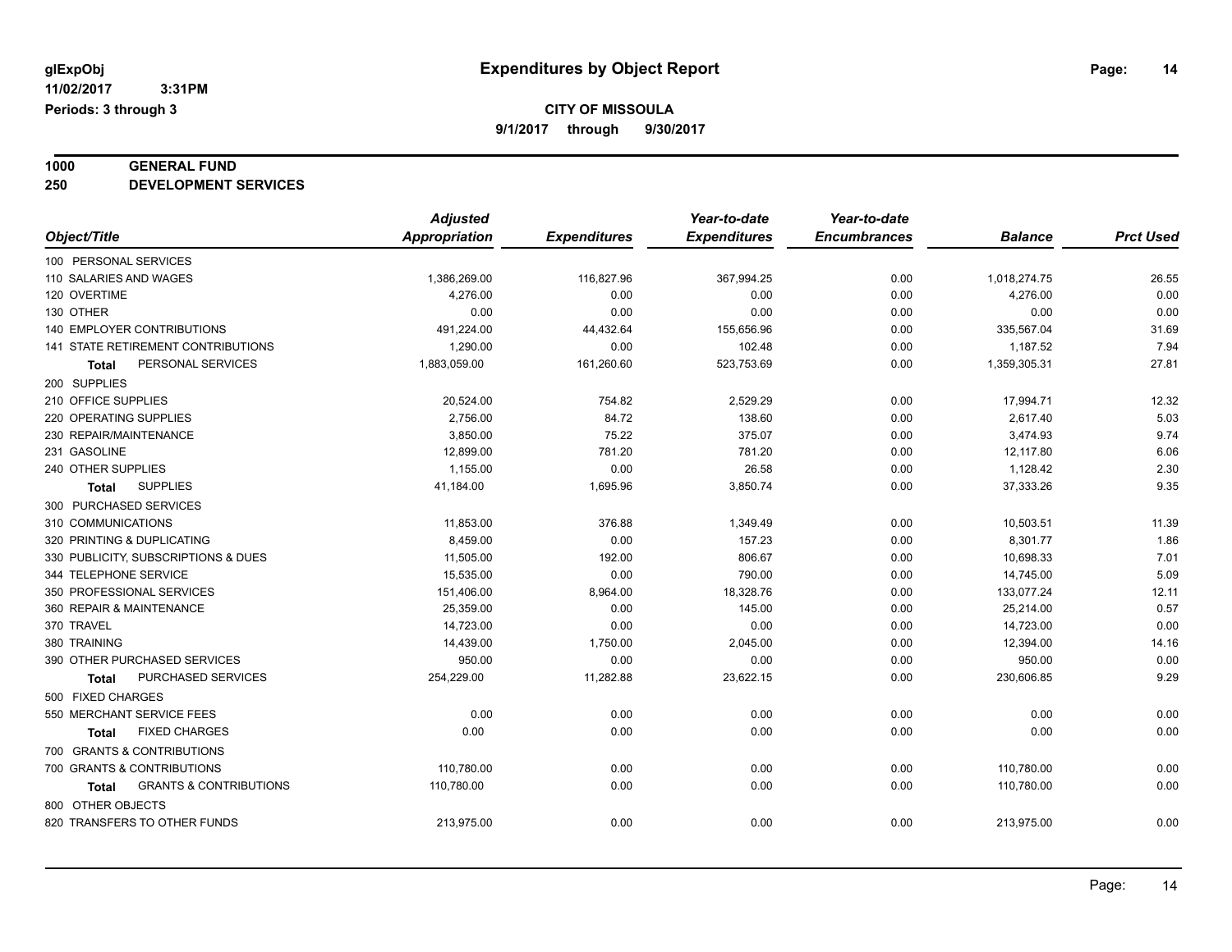# Expenditures by Object Report

glExpObj
11/02/2017 3:31PM
Periods: 3 through 3

**CITY OF MISSOULA**
**9/1/2017 through 9/30/2017**

**1000 GENERAL FUND**
**250 DEVELOPMENT SERVICES**

| Object/Title | Adjusted Appropriation | Expenditures | Year-to-date Expenditures | Year-to-date Encumbrances | Balance | Prct Used |
|---|---|---|---|---|---|---|
| 100 PERSONAL SERVICES | | | | | | |
| 110 SALARIES AND WAGES | 1,386,269.00 | 116,827.96 | 367,994.25 | 0.00 | 1,018,274.75 | 26.55 |
| 120 OVERTIME | 4,276.00 | 0.00 | 0.00 | 0.00 | 4,276.00 | 0.00 |
| 130 OTHER | 0.00 | 0.00 | 0.00 | 0.00 | 0.00 | 0.00 |
| 140 EMPLOYER CONTRIBUTIONS | 491,224.00 | 44,432.64 | 155,656.96 | 0.00 | 335,567.04 | 31.69 |
| 141 STATE RETIREMENT CONTRIBUTIONS | 1,290.00 | 0.00 | 102.48 | 0.00 | 1,187.52 | 7.94 |
| **Total** PERSONAL SERVICES | 1,883,059.00 | 161,260.60 | 523,753.69 | 0.00 | 1,359,305.31 | 27.81 |
| 200 SUPPLIES | | | | | | |
| 210 OFFICE SUPPLIES | 20,524.00 | 754.82 | 2,529.29 | 0.00 | 17,994.71 | 12.32 |
| 220 OPERATING SUPPLIES | 2,756.00 | 84.72 | 138.60 | 0.00 | 2,617.40 | 5.03 |
| 230 REPAIR/MAINTENANCE | 3,850.00 | 75.22 | 375.07 | 0.00 | 3,474.93 | 9.74 |
| 231 GASOLINE | 12,899.00 | 781.20 | 781.20 | 0.00 | 12,117.80 | 6.06 |
| 240 OTHER SUPPLIES | 1,155.00 | 0.00 | 26.58 | 0.00 | 1,128.42 | 2.30 |
| **Total** SUPPLIES | 41,184.00 | 1,695.96 | 3,850.74 | 0.00 | 37,333.26 | 9.35 |
| 300 PURCHASED SERVICES | | | | | | |
| 310 COMMUNICATIONS | 11,853.00 | 376.88 | 1,349.49 | 0.00 | 10,503.51 | 11.39 |
| 320 PRINTING & DUPLICATING | 8,459.00 | 0.00 | 157.23 | 0.00 | 8,301.77 | 1.86 |
| 330 PUBLICITY, SUBSCRIPTIONS & DUES | 11,505.00 | 192.00 | 806.67 | 0.00 | 10,698.33 | 7.01 |
| 344 TELEPHONE SERVICE | 15,535.00 | 0.00 | 790.00 | 0.00 | 14,745.00 | 5.09 |
| 350 PROFESSIONAL SERVICES | 151,406.00 | 8,964.00 | 18,328.76 | 0.00 | 133,077.24 | 12.11 |
| 360 REPAIR & MAINTENANCE | 25,359.00 | 0.00 | 145.00 | 0.00 | 25,214.00 | 0.57 |
| 370 TRAVEL | 14,723.00 | 0.00 | 0.00 | 0.00 | 14,723.00 | 0.00 |
| 380 TRAINING | 14,439.00 | 1,750.00 | 2,045.00 | 0.00 | 12,394.00 | 14.16 |
| 390 OTHER PURCHASED SERVICES | 950.00 | 0.00 | 0.00 | 0.00 | 950.00 | 0.00 |
| **Total** PURCHASED SERVICES | 254,229.00 | 11,282.88 | 23,622.15 | 0.00 | 230,606.85 | 9.29 |
| 500 FIXED CHARGES | | | | | | |
| 550 MERCHANT SERVICE FEES | 0.00 | 0.00 | 0.00 | 0.00 | 0.00 | 0.00 |
| **Total** FIXED CHARGES | 0.00 | 0.00 | 0.00 | 0.00 | 0.00 | 0.00 |
| 700 GRANTS & CONTRIBUTIONS | | | | | | |
| 700 GRANTS & CONTRIBUTIONS | 110,780.00 | 0.00 | 0.00 | 0.00 | 110,780.00 | 0.00 |
| **Total** GRANTS & CONTRIBUTIONS | 110,780.00 | 0.00 | 0.00 | 0.00 | 110,780.00 | 0.00 |
| 800 OTHER OBJECTS | | | | | | |
| 820 TRANSFERS TO OTHER FUNDS | 213,975.00 | 0.00 | 0.00 | 0.00 | 213,975.00 | 0.00 |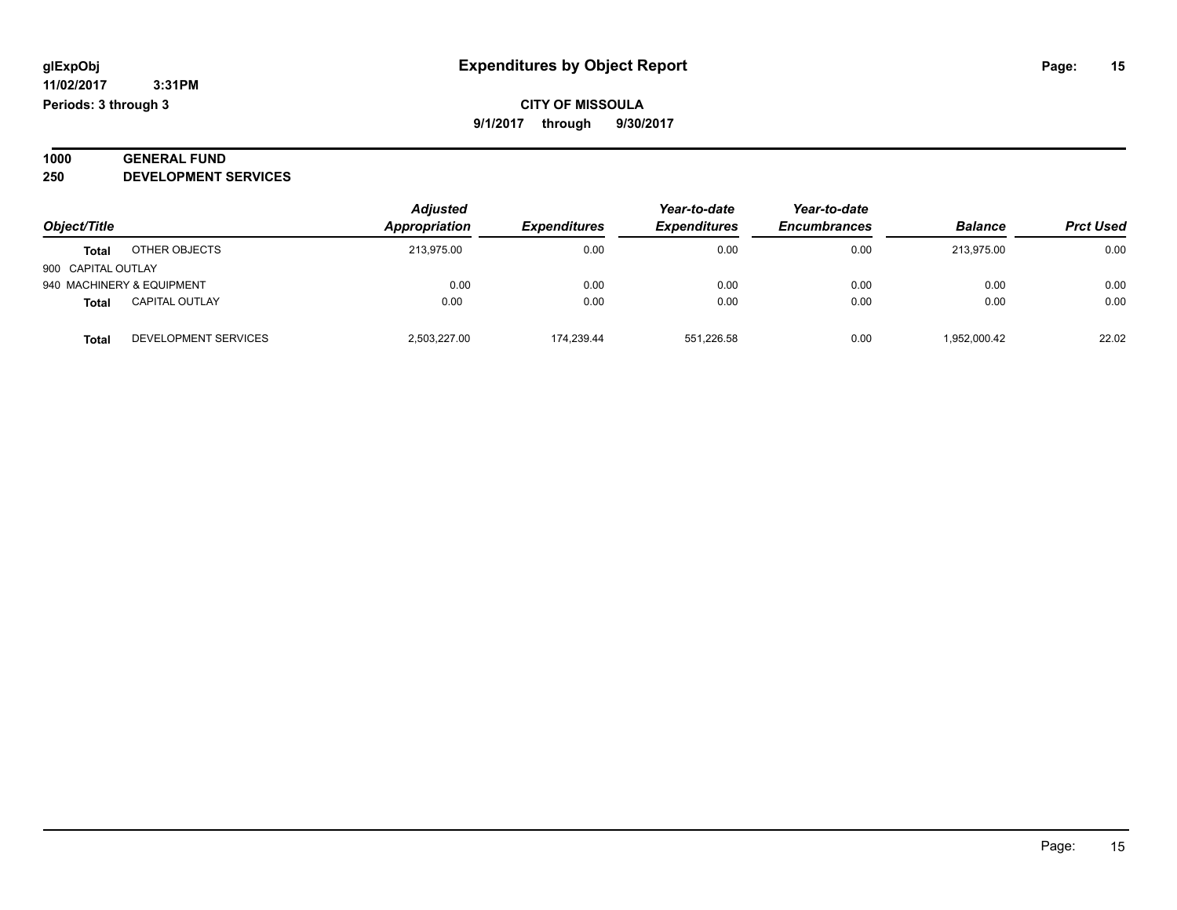# Expenditures by Object Report

glExpObj
11/02/2017 3:31PM
Periods: 3 through 3

**CITY OF MISSOULA**
9/1/2017 through 9/30/2017

**1000 GENERAL FUND**
**250 DEVELOPMENT SERVICES**

| Object/Title | | Adjusted Appropriation | Expenditures | Year-to-date Expenditures | Year-to-date Encumbrances | Balance | Prct Used |
|---|---|---|---|---|---|---|---|
| **Total** | OTHER OBJECTS | 213,975.00 | 0.00 | 0.00 | 0.00 | 213,975.00 | 0.00 |
| 900 CAPITAL OUTLAY | | | | | | | |
| 940 MACHINERY & EQUIPMENT | | 0.00 | 0.00 | 0.00 | 0.00 | 0.00 | 0.00 |
| **Total** | CAPITAL OUTLAY | 0.00 | 0.00 | 0.00 | 0.00 | 0.00 | 0.00 |
| **Total** | DEVELOPMENT SERVICES | 2,503,227.00 | 174,239.44 | 551,226.58 | 0.00 | 1,952,000.42 | 22.02 |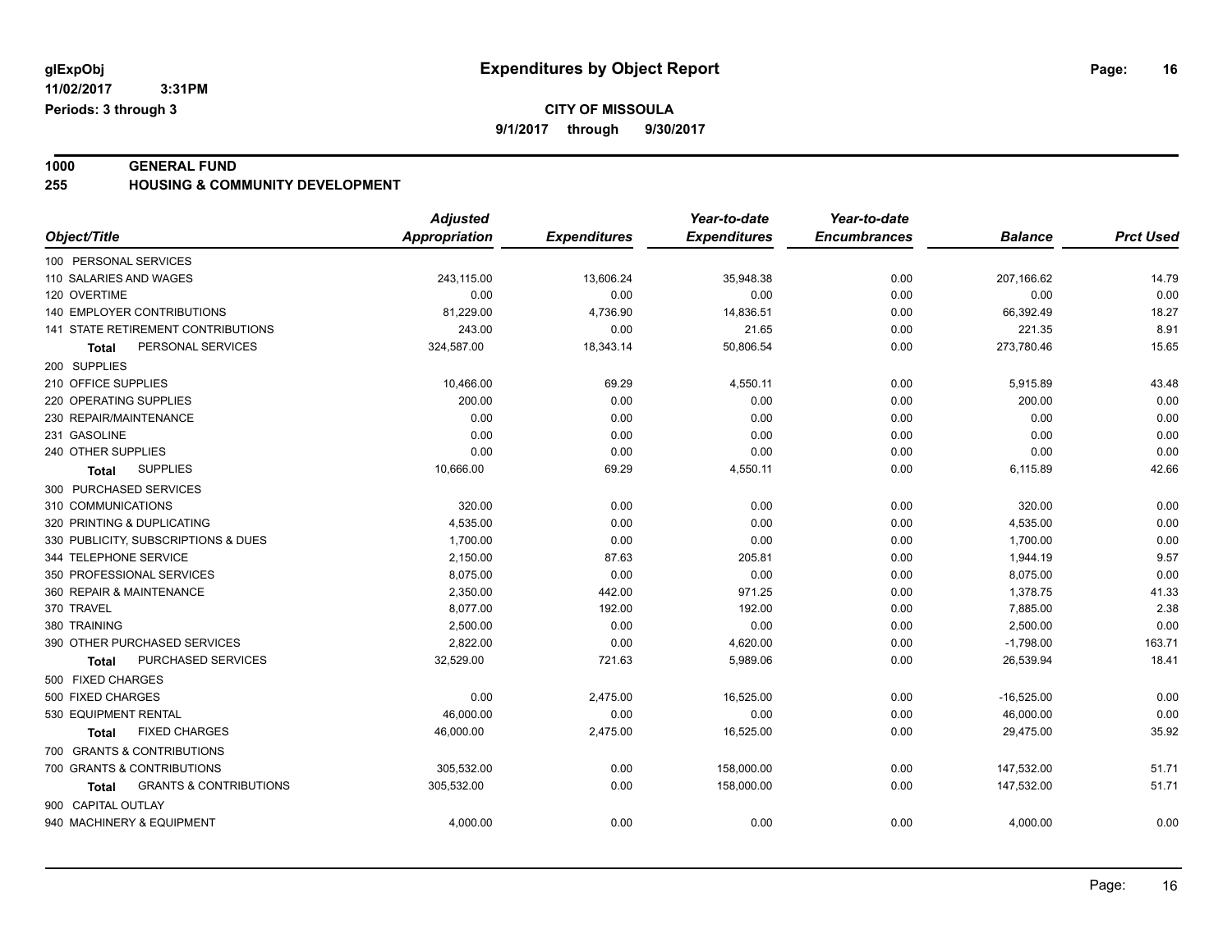glExpObj
11/02/2017 3:31PM
Periods: 3 through 3

# Expenditures by Object Report

**CITY OF MISSOULA**
**9/1/2017 through 9/30/2017**

**1000 GENERAL FUND**
**255 HOUSING & COMMUNITY DEVELOPMENT**

| Object/Title | Adjusted Appropriation | Expenditures | Year-to-date Expenditures | Year-to-date Encumbrances | Balance | Prct Used |
|---|---|---|---|---|---|---|
| 100 PERSONAL SERVICES | | | | | | |
| 110 SALARIES AND WAGES | 243,115.00 | 13,606.24 | 35,948.38 | 0.00 | 207,166.62 | 14.79 |
| 120 OVERTIME | 0.00 | 0.00 | 0.00 | 0.00 | 0.00 | 0.00 |
| 140 EMPLOYER CONTRIBUTIONS | 81,229.00 | 4,736.90 | 14,836.51 | 0.00 | 66,392.49 | 18.27 |
| 141 STATE RETIREMENT CONTRIBUTIONS | 243.00 | 0.00 | 21.65 | 0.00 | 221.35 | 8.91 |
| **Total** PERSONAL SERVICES | 324,587.00 | 18,343.14 | 50,806.54 | 0.00 | 273,780.46 | 15.65 |
| 200 SUPPLIES | | | | | | |
| 210 OFFICE SUPPLIES | 10,466.00 | 69.29 | 4,550.11 | 0.00 | 5,915.89 | 43.48 |
| 220 OPERATING SUPPLIES | 200.00 | 0.00 | 0.00 | 0.00 | 200.00 | 0.00 |
| 230 REPAIR/MAINTENANCE | 0.00 | 0.00 | 0.00 | 0.00 | 0.00 | 0.00 |
| 231 GASOLINE | 0.00 | 0.00 | 0.00 | 0.00 | 0.00 | 0.00 |
| 240 OTHER SUPPLIES | 0.00 | 0.00 | 0.00 | 0.00 | 0.00 | 0.00 |
| **Total** SUPPLIES | 10,666.00 | 69.29 | 4,550.11 | 0.00 | 6,115.89 | 42.66 |
| 300 PURCHASED SERVICES | | | | | | |
| 310 COMMUNICATIONS | 320.00 | 0.00 | 0.00 | 0.00 | 320.00 | 0.00 |
| 320 PRINTING & DUPLICATING | 4,535.00 | 0.00 | 0.00 | 0.00 | 4,535.00 | 0.00 |
| 330 PUBLICITY, SUBSCRIPTIONS & DUES | 1,700.00 | 0.00 | 0.00 | 0.00 | 1,700.00 | 0.00 |
| 344 TELEPHONE SERVICE | 2,150.00 | 87.63 | 205.81 | 0.00 | 1,944.19 | 9.57 |
| 350 PROFESSIONAL SERVICES | 8,075.00 | 0.00 | 0.00 | 0.00 | 8,075.00 | 0.00 |
| 360 REPAIR & MAINTENANCE | 2,350.00 | 442.00 | 971.25 | 0.00 | 1,378.75 | 41.33 |
| 370 TRAVEL | 8,077.00 | 192.00 | 192.00 | 0.00 | 7,885.00 | 2.38 |
| 380 TRAINING | 2,500.00 | 0.00 | 0.00 | 0.00 | 2,500.00 | 0.00 |
| 390 OTHER PURCHASED SERVICES | 2,822.00 | 0.00 | 4,620.00 | 0.00 | -1,798.00 | 163.71 |
| **Total** PURCHASED SERVICES | 32,529.00 | 721.63 | 5,989.06 | 0.00 | 26,539.94 | 18.41 |
| 500 FIXED CHARGES | | | | | | |
| 500 FIXED CHARGES | 0.00 | 2,475.00 | 16,525.00 | 0.00 | -16,525.00 | 0.00 |
| 530 EQUIPMENT RENTAL | 46,000.00 | 0.00 | 0.00 | 0.00 | 46,000.00 | 0.00 |
| **Total** FIXED CHARGES | 46,000.00 | 2,475.00 | 16,525.00 | 0.00 | 29,475.00 | 35.92 |
| 700 GRANTS & CONTRIBUTIONS | | | | | | |
| 700 GRANTS & CONTRIBUTIONS | 305,532.00 | 0.00 | 158,000.00 | 0.00 | 147,532.00 | 51.71 |
| **Total** GRANTS & CONTRIBUTIONS | 305,532.00 | 0.00 | 158,000.00 | 0.00 | 147,532.00 | 51.71 |
| 900 CAPITAL OUTLAY | | | | | | |
| 940 MACHINERY & EQUIPMENT | 4,000.00 | 0.00 | 0.00 | 0.00 | 4,000.00 | 0.00 |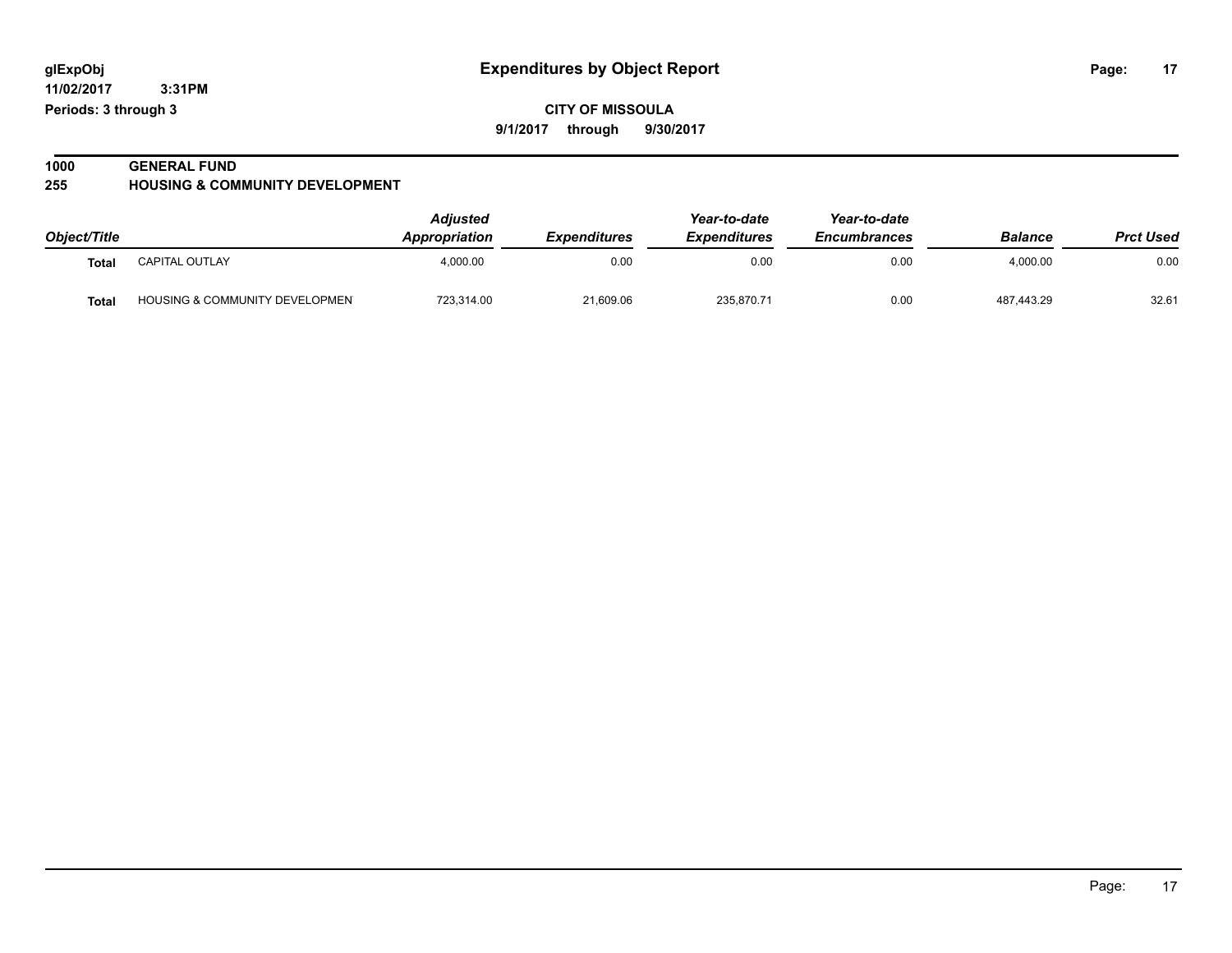**glExpObj** **Expenditures by Object Report**

**11/02/2017 3:31PM**

**Periods: 3 through 3**

**CITY OF MISSOULA**

**9/1/2017 through 9/30/2017**

**1000 GENERAL FUND**

**255 HOUSING & COMMUNITY DEVELOPMENT**

| Object/Title | | *Adjusted Appropriation* | *Expenditures* | *Year-to-date Expenditures* | *Year-to-date Encumbrances* | *Balance* | *Prct Used* |
|---|---|---|---|---|---|---|---|
| **Total** | CAPITAL OUTLAY | 4,000.00 | 0.00 | 0.00 | 0.00 | 4,000.00 | 0.00 |
| **Total** | HOUSING & COMMUNITY DEVELOPMEN | 723,314.00 | 21,609.06 | 235,870.71 | 0.00 | 487,443.29 | 32.61 |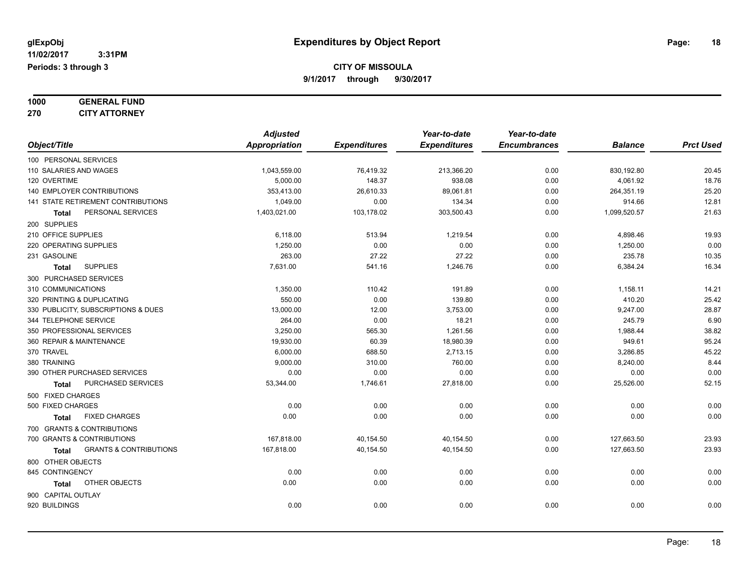glExpObj
11/02/2017 3:31PM
Periods: 3 through 3

# Expenditures by Object Report

**CITY OF MISSOULA**
**9/1/2017 through 9/30/2017**

**1000 GENERAL FUND**
**270 CITY ATTORNEY**

| Object/Title | Adjusted Appropriation | Expenditures | Year-to-date Expenditures | Year-to-date Encumbrances | Balance | Prct Used |
|---|---|---|---|---|---|---|
| 100 PERSONAL SERVICES | | | | | | |
| 110 SALARIES AND WAGES | 1,043,559.00 | 76,419.32 | 213,366.20 | 0.00 | 830,192.80 | 20.45 |
| 120 OVERTIME | 5,000.00 | 148.37 | 938.08 | 0.00 | 4,061.92 | 18.76 |
| 140 EMPLOYER CONTRIBUTIONS | 353,413.00 | 26,610.33 | 89,061.81 | 0.00 | 264,351.19 | 25.20 |
| 141 STATE RETIREMENT CONTRIBUTIONS | 1,049.00 | 0.00 | 134.34 | 0.00 | 914.66 | 12.81 |
| **Total** PERSONAL SERVICES | 1,403,021.00 | 103,178.02 | 303,500.43 | 0.00 | 1,099,520.57 | 21.63 |
| 200 SUPPLIES | | | | | | |
| 210 OFFICE SUPPLIES | 6,118.00 | 513.94 | 1,219.54 | 0.00 | 4,898.46 | 19.93 |
| 220 OPERATING SUPPLIES | 1,250.00 | 0.00 | 0.00 | 0.00 | 1,250.00 | 0.00 |
| 231 GASOLINE | 263.00 | 27.22 | 27.22 | 0.00 | 235.78 | 10.35 |
| **Total** SUPPLIES | 7,631.00 | 541.16 | 1,246.76 | 0.00 | 6,384.24 | 16.34 |
| 300 PURCHASED SERVICES | | | | | | |
| 310 COMMUNICATIONS | 1,350.00 | 110.42 | 191.89 | 0.00 | 1,158.11 | 14.21 |
| 320 PRINTING & DUPLICATING | 550.00 | 0.00 | 139.80 | 0.00 | 410.20 | 25.42 |
| 330 PUBLICITY, SUBSCRIPTIONS & DUES | 13,000.00 | 12.00 | 3,753.00 | 0.00 | 9,247.00 | 28.87 |
| 344 TELEPHONE SERVICE | 264.00 | 0.00 | 18.21 | 0.00 | 245.79 | 6.90 |
| 350 PROFESSIONAL SERVICES | 3,250.00 | 565.30 | 1,261.56 | 0.00 | 1,988.44 | 38.82 |
| 360 REPAIR & MAINTENANCE | 19,930.00 | 60.39 | 18,980.39 | 0.00 | 949.61 | 95.24 |
| 370 TRAVEL | 6,000.00 | 688.50 | 2,713.15 | 0.00 | 3,286.85 | 45.22 |
| 380 TRAINING | 9,000.00 | 310.00 | 760.00 | 0.00 | 8,240.00 | 8.44 |
| 390 OTHER PURCHASED SERVICES | 0.00 | 0.00 | 0.00 | 0.00 | 0.00 | 0.00 |
| **Total** PURCHASED SERVICES | 53,344.00 | 1,746.61 | 27,818.00 | 0.00 | 25,526.00 | 52.15 |
| 500 FIXED CHARGES | | | | | | |
| 500 FIXED CHARGES | 0.00 | 0.00 | 0.00 | 0.00 | 0.00 | 0.00 |
| **Total** FIXED CHARGES | 0.00 | 0.00 | 0.00 | 0.00 | 0.00 | 0.00 |
| 700 GRANTS & CONTRIBUTIONS | | | | | | |
| 700 GRANTS & CONTRIBUTIONS | 167,818.00 | 40,154.50 | 40,154.50 | 0.00 | 127,663.50 | 23.93 |
| **Total** GRANTS & CONTRIBUTIONS | 167,818.00 | 40,154.50 | 40,154.50 | 0.00 | 127,663.50 | 23.93 |
| 800 OTHER OBJECTS | | | | | | |
| 845 CONTINGENCY | 0.00 | 0.00 | 0.00 | 0.00 | 0.00 | 0.00 |
| **Total** OTHER OBJECTS | 0.00 | 0.00 | 0.00 | 0.00 | 0.00 | 0.00 |
| 900 CAPITAL OUTLAY | | | | | | |
| 920 BUILDINGS | 0.00 | 0.00 | 0.00 | 0.00 | 0.00 | 0.00 |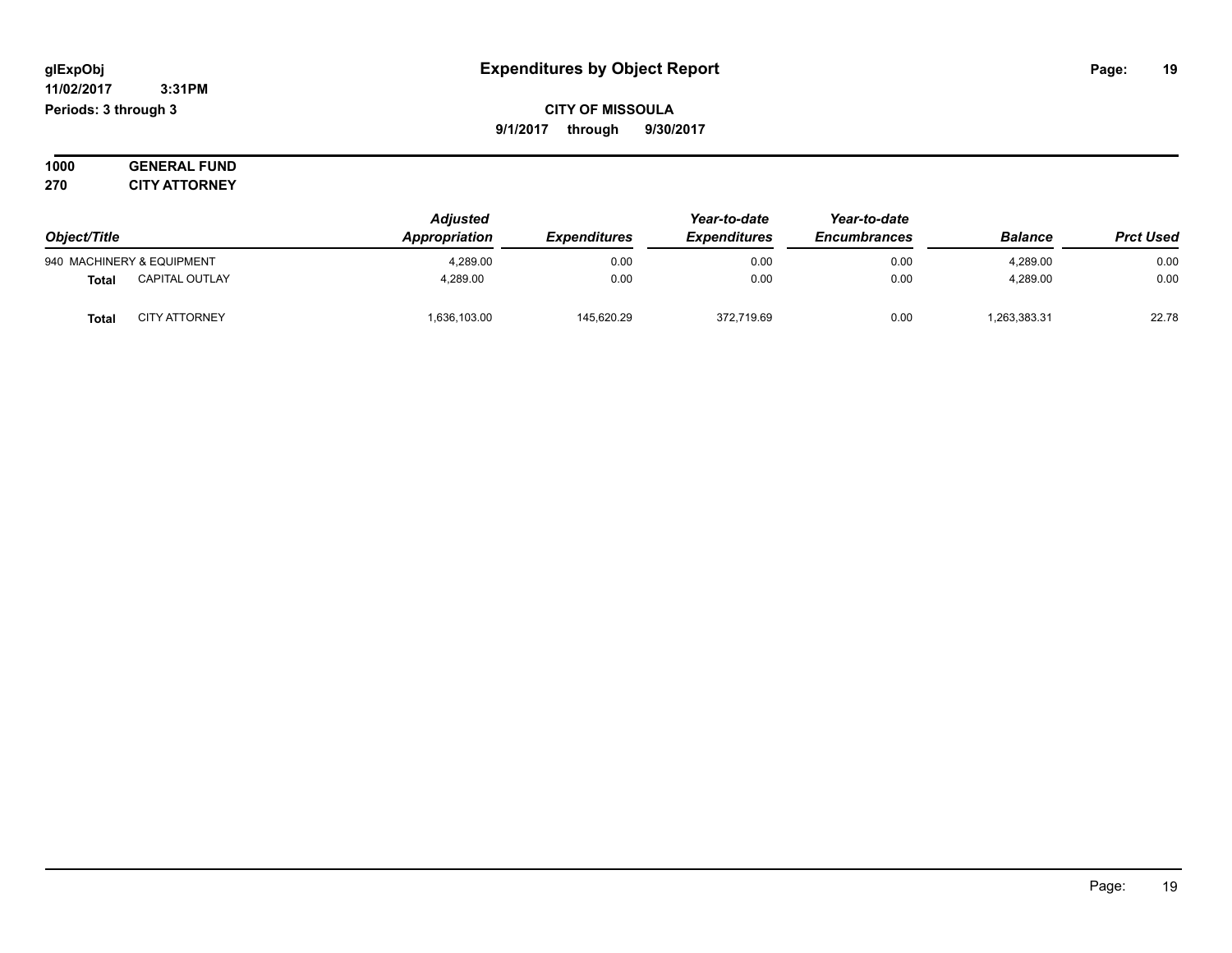# Expenditures by Object Report

glExpObj
11/02/2017 3:31PM
Periods: 3 through 3

**CITY OF MISSOULA**
**9/1/2017 through 9/30/2017**

**1000 GENERAL FUND**
**270 CITY ATTORNEY**

| Object/Title | | Adjusted Appropriation | Expenditures | Year-to-date Expenditures | Year-to-date Encumbrances | Balance | Prct Used |
|---|---|---|---|---|---|---|---|
| 940 MACHINERY & EQUIPMENT | | 4,289.00 | 0.00 | 0.00 | 0.00 | 4,289.00 | 0.00 |
| **Total** | CAPITAL OUTLAY | 4,289.00 | 0.00 | 0.00 | 0.00 | 4,289.00 | 0.00 |
| **Total** | CITY ATTORNEY | 1,636,103.00 | 145,620.29 | 372,719.69 | 0.00 | 1,263,383.31 | 22.78 |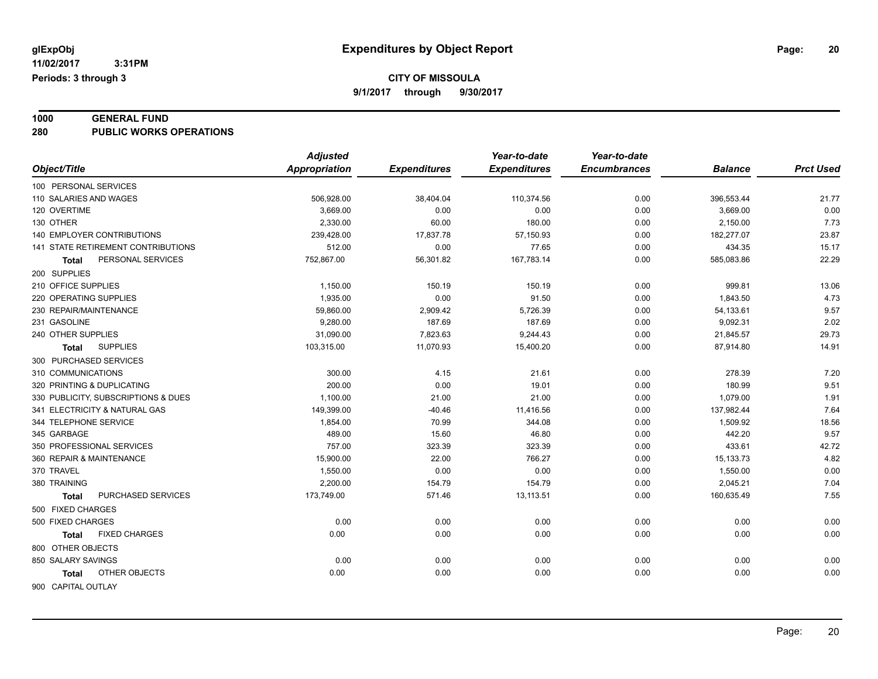# Expenditures by Object Report

glExpObj
11/02/2017 3:31PM
Periods: 3 through 3

**CITY OF MISSOULA**
9/1/2017 through 9/30/2017

**1000 GENERAL FUND**
**280 PUBLIC WORKS OPERATIONS**

| Object/Title | Adjusted Appropriation | Expenditures | Year-to-date Expenditures | Year-to-date Encumbrances | Balance | Prct Used |
|---|---|---|---|---|---|---|
| 100 PERSONAL SERVICES | | | | | | |
| 110 SALARIES AND WAGES | 506,928.00 | 38,404.04 | 110,374.56 | 0.00 | 396,553.44 | 21.77 |
| 120 OVERTIME | 3,669.00 | 0.00 | 0.00 | 0.00 | 3,669.00 | 0.00 |
| 130 OTHER | 2,330.00 | 60.00 | 180.00 | 0.00 | 2,150.00 | 7.73 |
| 140 EMPLOYER CONTRIBUTIONS | 239,428.00 | 17,837.78 | 57,150.93 | 0.00 | 182,277.07 | 23.87 |
| 141 STATE RETIREMENT CONTRIBUTIONS | 512.00 | 0.00 | 77.65 | 0.00 | 434.35 | 15.17 |
| **Total** PERSONAL SERVICES | 752,867.00 | 56,301.82 | 167,783.14 | 0.00 | 585,083.86 | 22.29 |
| 200 SUPPLIES | | | | | | |
| 210 OFFICE SUPPLIES | 1,150.00 | 150.19 | 150.19 | 0.00 | 999.81 | 13.06 |
| 220 OPERATING SUPPLIES | 1,935.00 | 0.00 | 91.50 | 0.00 | 1,843.50 | 4.73 |
| 230 REPAIR/MAINTENANCE | 59,860.00 | 2,909.42 | 5,726.39 | 0.00 | 54,133.61 | 9.57 |
| 231 GASOLINE | 9,280.00 | 187.69 | 187.69 | 0.00 | 9,092.31 | 2.02 |
| 240 OTHER SUPPLIES | 31,090.00 | 7,823.63 | 9,244.43 | 0.00 | 21,845.57 | 29.73 |
| **Total** SUPPLIES | 103,315.00 | 11,070.93 | 15,400.20 | 0.00 | 87,914.80 | 14.91 |
| 300 PURCHASED SERVICES | | | | | | |
| 310 COMMUNICATIONS | 300.00 | 4.15 | 21.61 | 0.00 | 278.39 | 7.20 |
| 320 PRINTING & DUPLICATING | 200.00 | 0.00 | 19.01 | 0.00 | 180.99 | 9.51 |
| 330 PUBLICITY, SUBSCRIPTIONS & DUES | 1,100.00 | 21.00 | 21.00 | 0.00 | 1,079.00 | 1.91 |
| 341 ELECTRICITY & NATURAL GAS | 149,399.00 | -40.46 | 11,416.56 | 0.00 | 137,982.44 | 7.64 |
| 344 TELEPHONE SERVICE | 1,854.00 | 70.99 | 344.08 | 0.00 | 1,509.92 | 18.56 |
| 345 GARBAGE | 489.00 | 15.60 | 46.80 | 0.00 | 442.20 | 9.57 |
| 350 PROFESSIONAL SERVICES | 757.00 | 323.39 | 323.39 | 0.00 | 433.61 | 42.72 |
| 360 REPAIR & MAINTENANCE | 15,900.00 | 22.00 | 766.27 | 0.00 | 15,133.73 | 4.82 |
| 370 TRAVEL | 1,550.00 | 0.00 | 0.00 | 0.00 | 1,550.00 | 0.00 |
| 380 TRAINING | 2,200.00 | 154.79 | 154.79 | 0.00 | 2,045.21 | 7.04 |
| **Total** PURCHASED SERVICES | 173,749.00 | 571.46 | 13,113.51 | 0.00 | 160,635.49 | 7.55 |
| 500 FIXED CHARGES | | | | | | |
| 500 FIXED CHARGES | 0.00 | 0.00 | 0.00 | 0.00 | 0.00 | 0.00 |
| **Total** FIXED CHARGES | 0.00 | 0.00 | 0.00 | 0.00 | 0.00 | 0.00 |
| 800 OTHER OBJECTS | | | | | | |
| 850 SALARY SAVINGS | 0.00 | 0.00 | 0.00 | 0.00 | 0.00 | 0.00 |
| **Total** OTHER OBJECTS | 0.00 | 0.00 | 0.00 | 0.00 | 0.00 | 0.00 |
| 900 CAPITAL OUTLAY | | | | | | |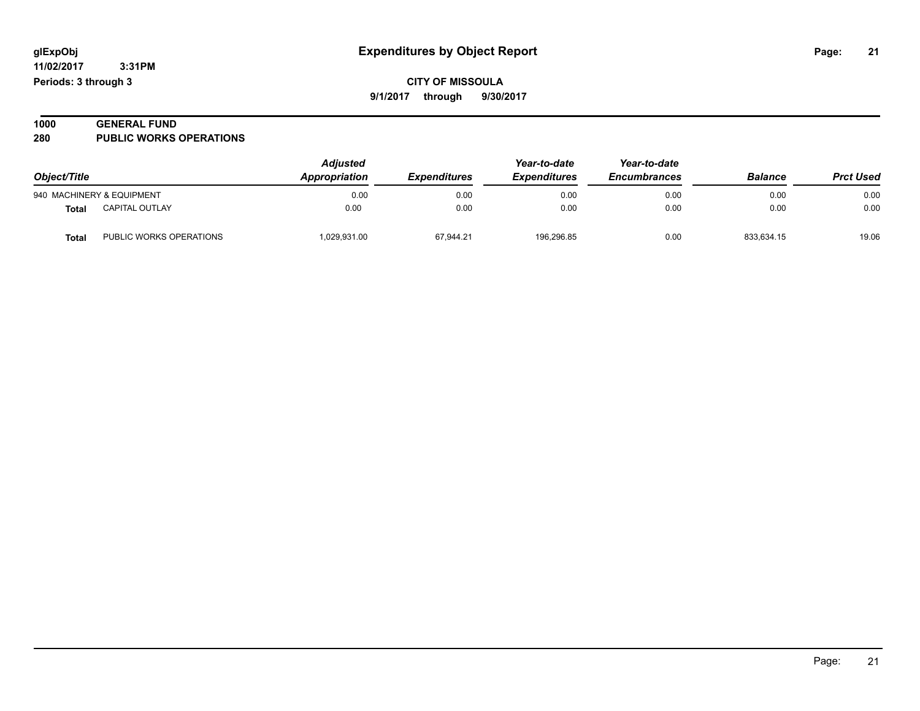# Expenditures by Object Report

glExpObj
11/02/2017 3:31PM
Periods: 3 through 3

**CITY OF MISSOULA**
**9/1/2017 through 9/30/2017**

**1000 GENERAL FUND**
**280 PUBLIC WORKS OPERATIONS**

| Object/Title | | *Adjusted Appropriation* | *Expenditures* | *Year-to-date Expenditures* | *Year-to-date Encumbrances* | *Balance* | *Prct Used* |
|---|---|---|---|---|---|---|---|
| 940 MACHINERY & EQUIPMENT | | 0.00 | 0.00 | 0.00 | 0.00 | 0.00 | 0.00 |
| **Total** | CAPITAL OUTLAY | 0.00 | 0.00 | 0.00 | 0.00 | 0.00 | 0.00 |
| **Total** | PUBLIC WORKS OPERATIONS | 1,029,931.00 | 67,944.21 | 196,296.85 | 0.00 | 833,634.15 | 19.06 |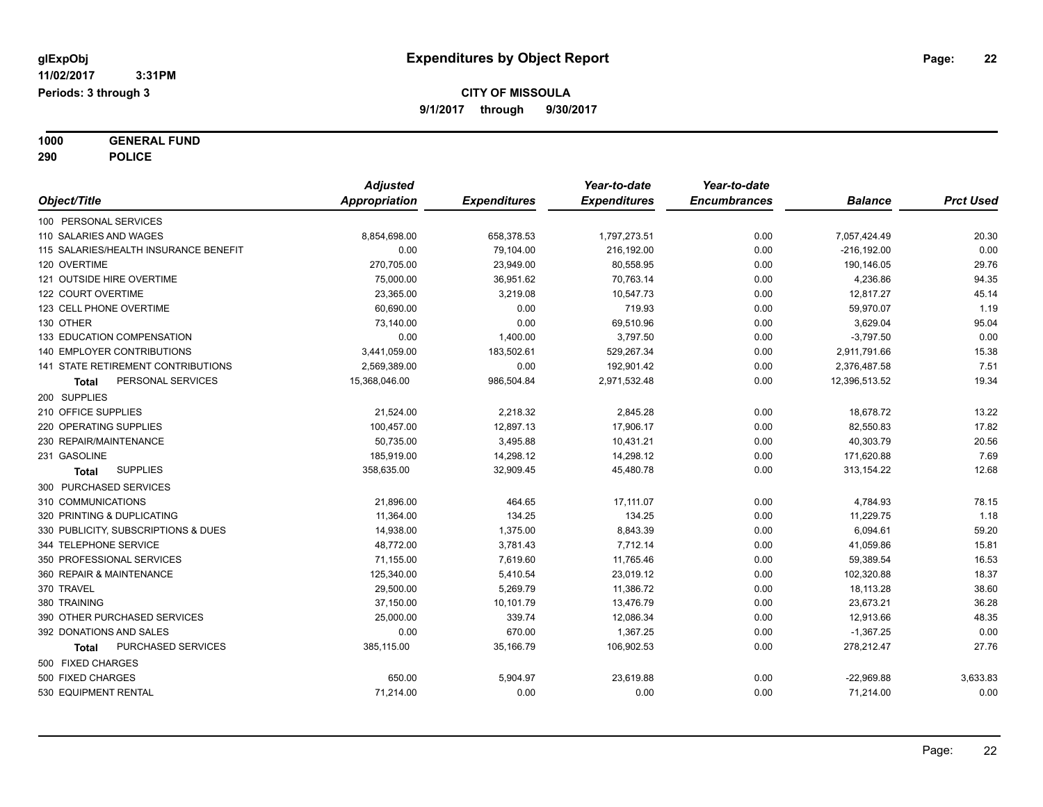glExpObj
11/02/2017 3:31PM
Periods: 3 through 3

# Expenditures by Object Report

**CITY OF MISSOULA**

**9/1/2017 through 9/30/2017**

**1000 GENERAL FUND**
**290 POLICE**

| Object/Title | Adjusted Appropriation | Expenditures | Year-to-date Expenditures | Year-to-date Encumbrances | Balance | Prct Used |
|---|---|---|---|---|---|---|
| 100 PERSONAL SERVICES | | | | | | |
| 110 SALARIES AND WAGES | 8,854,698.00 | 658,378.53 | 1,797,273.51 | 0.00 | 7,057,424.49 | 20.30 |
| 115 SALARIES/HEALTH INSURANCE BENEFIT | 0.00 | 79,104.00 | 216,192.00 | 0.00 | -216,192.00 | 0.00 |
| 120 OVERTIME | 270,705.00 | 23,949.00 | 80,558.95 | 0.00 | 190,146.05 | 29.76 |
| 121 OUTSIDE HIRE OVERTIME | 75,000.00 | 36,951.62 | 70,763.14 | 0.00 | 4,236.86 | 94.35 |
| 122 COURT OVERTIME | 23,365.00 | 3,219.08 | 10,547.73 | 0.00 | 12,817.27 | 45.14 |
| 123 CELL PHONE OVERTIME | 60,690.00 | 0.00 | 719.93 | 0.00 | 59,970.07 | 1.19 |
| 130 OTHER | 73,140.00 | 0.00 | 69,510.96 | 0.00 | 3,629.04 | 95.04 |
| 133 EDUCATION COMPENSATION | 0.00 | 1,400.00 | 3,797.50 | 0.00 | -3,797.50 | 0.00 |
| 140 EMPLOYER CONTRIBUTIONS | 3,441,059.00 | 183,502.61 | 529,267.34 | 0.00 | 2,911,791.66 | 15.38 |
| 141 STATE RETIREMENT CONTRIBUTIONS | 2,569,389.00 | 0.00 | 192,901.42 | 0.00 | 2,376,487.58 | 7.51 |
| **Total** PERSONAL SERVICES | 15,368,046.00 | 986,504.84 | 2,971,532.48 | 0.00 | 12,396,513.52 | 19.34 |
| 200 SUPPLIES | | | | | | |
| 210 OFFICE SUPPLIES | 21,524.00 | 2,218.32 | 2,845.28 | 0.00 | 18,678.72 | 13.22 |
| 220 OPERATING SUPPLIES | 100,457.00 | 12,897.13 | 17,906.17 | 0.00 | 82,550.83 | 17.82 |
| 230 REPAIR/MAINTENANCE | 50,735.00 | 3,495.88 | 10,431.21 | 0.00 | 40,303.79 | 20.56 |
| 231 GASOLINE | 185,919.00 | 14,298.12 | 14,298.12 | 0.00 | 171,620.88 | 7.69 |
| **Total** SUPPLIES | 358,635.00 | 32,909.45 | 45,480.78 | 0.00 | 313,154.22 | 12.68 |
| 300 PURCHASED SERVICES | | | | | | |
| 310 COMMUNICATIONS | 21,896.00 | 464.65 | 17,111.07 | 0.00 | 4,784.93 | 78.15 |
| 320 PRINTING & DUPLICATING | 11,364.00 | 134.25 | 134.25 | 0.00 | 11,229.75 | 1.18 |
| 330 PUBLICITY, SUBSCRIPTIONS & DUES | 14,938.00 | 1,375.00 | 8,843.39 | 0.00 | 6,094.61 | 59.20 |
| 344 TELEPHONE SERVICE | 48,772.00 | 3,781.43 | 7,712.14 | 0.00 | 41,059.86 | 15.81 |
| 350 PROFESSIONAL SERVICES | 71,155.00 | 7,619.60 | 11,765.46 | 0.00 | 59,389.54 | 16.53 |
| 360 REPAIR & MAINTENANCE | 125,340.00 | 5,410.54 | 23,019.12 | 0.00 | 102,320.88 | 18.37 |
| 370 TRAVEL | 29,500.00 | 5,269.79 | 11,386.72 | 0.00 | 18,113.28 | 38.60 |
| 380 TRAINING | 37,150.00 | 10,101.79 | 13,476.79 | 0.00 | 23,673.21 | 36.28 |
| 390 OTHER PURCHASED SERVICES | 25,000.00 | 339.74 | 12,086.34 | 0.00 | 12,913.66 | 48.35 |
| 392 DONATIONS AND SALES | 0.00 | 670.00 | 1,367.25 | 0.00 | -1,367.25 | 0.00 |
| **Total** PURCHASED SERVICES | 385,115.00 | 35,166.79 | 106,902.53 | 0.00 | 278,212.47 | 27.76 |
| 500 FIXED CHARGES | | | | | | |
| 500 FIXED CHARGES | 650.00 | 5,904.97 | 23,619.88 | 0.00 | -22,969.88 | 3,633.83 |
| 530 EQUIPMENT RENTAL | 71,214.00 | 0.00 | 0.00 | 0.00 | 71,214.00 | 0.00 |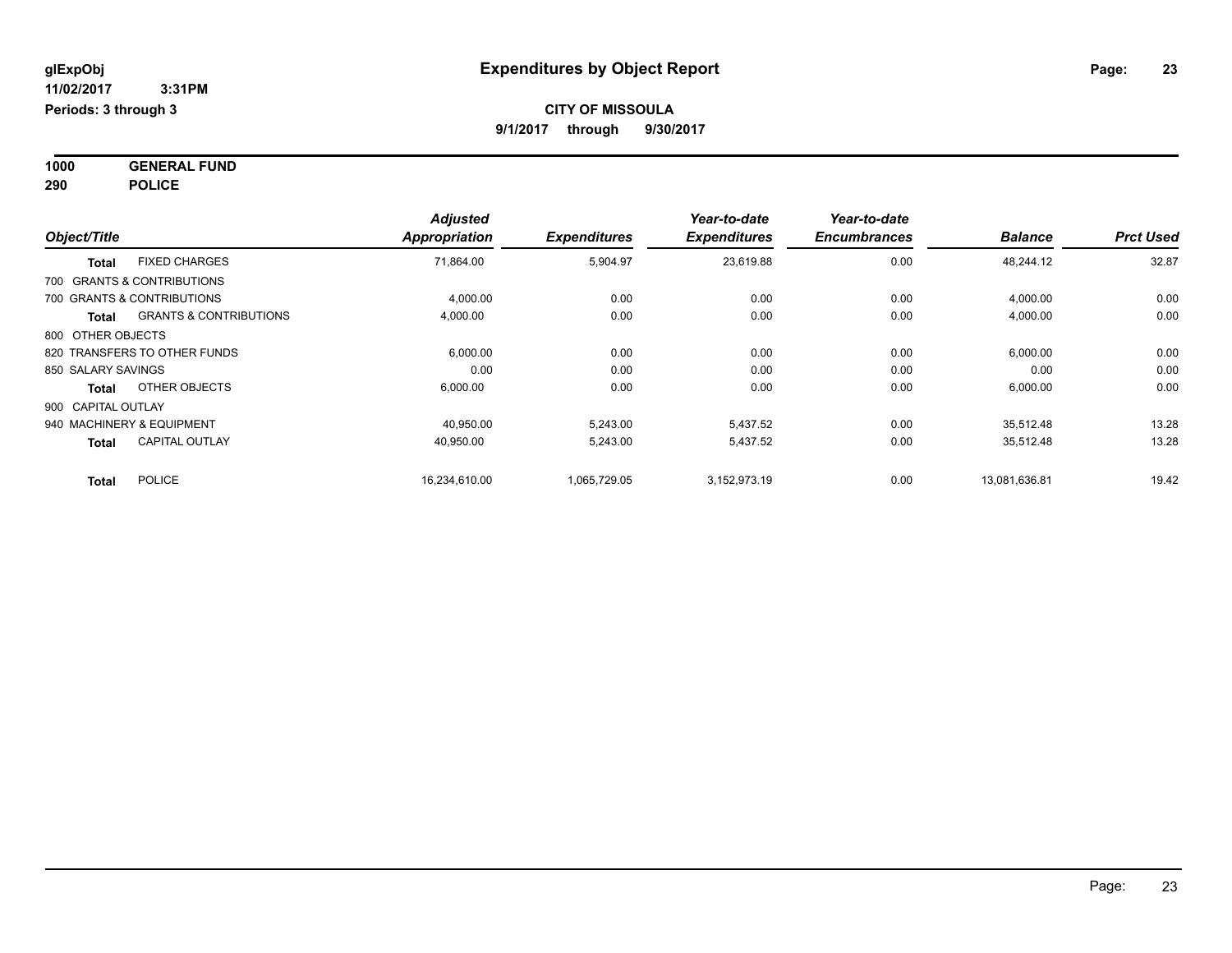**glExpObj** 
**11/02/2017 3:31PM**
**Periods: 3 through 3**

# Expenditures by Object Report

**CITY OF MISSOULA**
**9/1/2017 through 9/30/2017**

**1000 GENERAL FUND**
**290 POLICE**

| Object/Title | | Adjusted Appropriation | Expenditures | Year-to-date Expenditures | Year-to-date Encumbrances | Balance | Prct Used |
|---|---|---|---|---|---|---|---|
| **Total** | FIXED CHARGES | 71,864.00 | 5,904.97 | 23,619.88 | 0.00 | 48,244.12 | 32.87 |
| 700 GRANTS & CONTRIBUTIONS | | | | | | | |
| 700 GRANTS & CONTRIBUTIONS | | 4,000.00 | 0.00 | 0.00 | 0.00 | 4,000.00 | 0.00 |
| **Total** | GRANTS & CONTRIBUTIONS | 4,000.00 | 0.00 | 0.00 | 0.00 | 4,000.00 | 0.00 |
| 800 OTHER OBJECTS | | | | | | | |
| 820 TRANSFERS TO OTHER FUNDS | | 6,000.00 | 0.00 | 0.00 | 0.00 | 6,000.00 | 0.00 |
| 850 SALARY SAVINGS | | 0.00 | 0.00 | 0.00 | 0.00 | 0.00 | 0.00 |
| **Total** | OTHER OBJECTS | 6,000.00 | 0.00 | 0.00 | 0.00 | 6,000.00 | 0.00 |
| 900 CAPITAL OUTLAY | | | | | | | |
| 940 MACHINERY & EQUIPMENT | | 40,950.00 | 5,243.00 | 5,437.52 | 0.00 | 35,512.48 | 13.28 |
| **Total** | CAPITAL OUTLAY | 40,950.00 | 5,243.00 | 5,437.52 | 0.00 | 35,512.48 | 13.28 |
| **Total** | POLICE | 16,234,610.00 | 1,065,729.05 | 3,152,973.19 | 0.00 | 13,081,636.81 | 19.42 |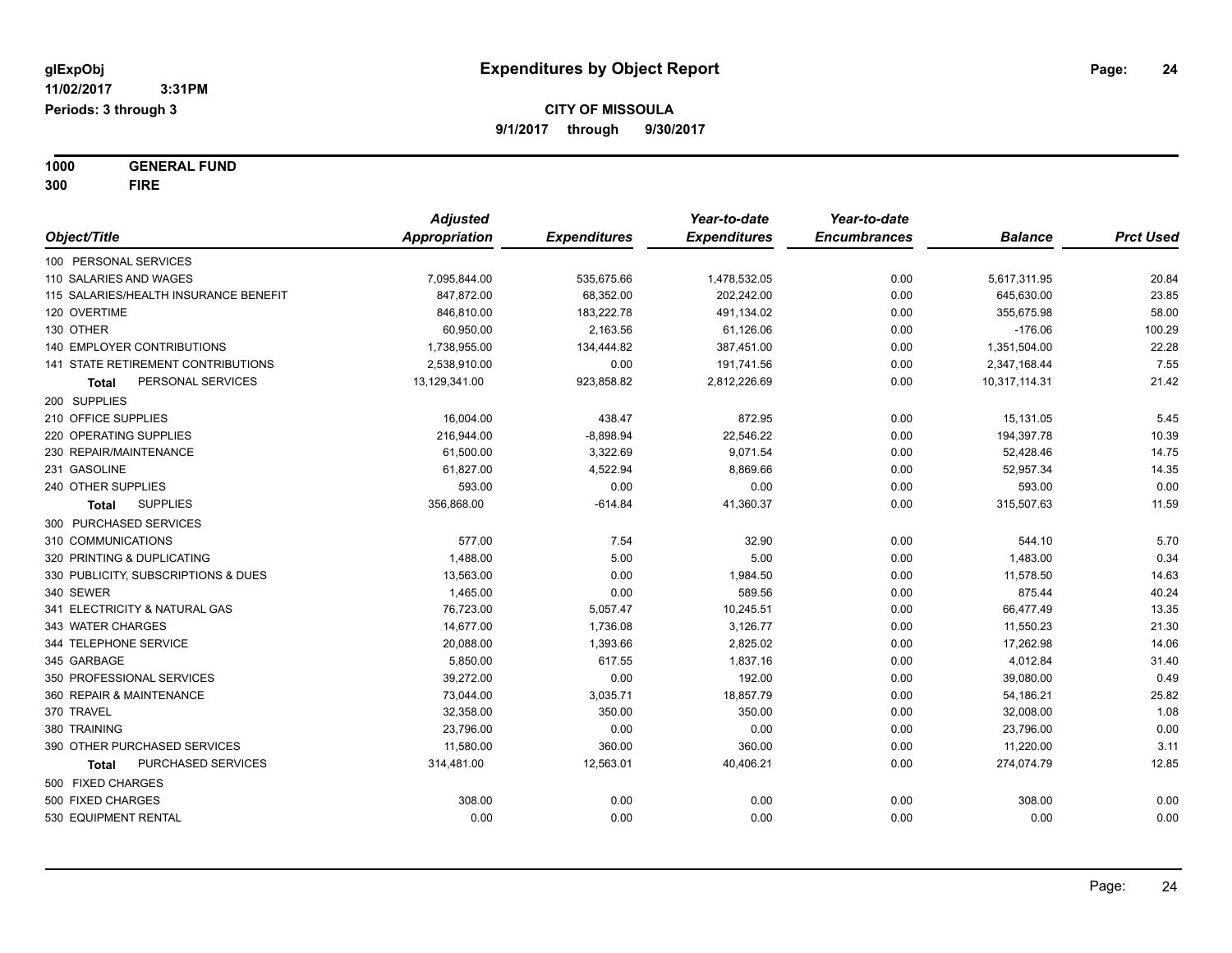**glExpObj**
**11/02/2017 3:31PM**
**Periods: 3 through 3**

# Expenditures by Object Report

**CITY OF MISSOULA**
**9/1/2017 through 9/30/2017**

**1000 GENERAL FUND**
**300 FIRE**

| Object/Title | Adjusted Appropriation | Expenditures | Year-to-date Expenditures | Year-to-date Encumbrances | Balance | Prct Used |
|---|---|---|---|---|---|---|
| 100 PERSONAL SERVICES | | | | | | |
| 110 SALARIES AND WAGES | 7,095,844.00 | 535,675.66 | 1,478,532.05 | 0.00 | 5,617,311.95 | 20.84 |
| 115 SALARIES/HEALTH INSURANCE BENEFIT | 847,872.00 | 68,352.00 | 202,242.00 | 0.00 | 645,630.00 | 23.85 |
| 120 OVERTIME | 846,810.00 | 183,222.78 | 491,134.02 | 0.00 | 355,675.98 | 58.00 |
| 130 OTHER | 60,950.00 | 2,163.56 | 61,126.06 | 0.00 | -176.06 | 100.29 |
| 140 EMPLOYER CONTRIBUTIONS | 1,738,955.00 | 134,444.82 | 387,451.00 | 0.00 | 1,351,504.00 | 22.28 |
| 141 STATE RETIREMENT CONTRIBUTIONS | 2,538,910.00 | 0.00 | 191,741.56 | 0.00 | 2,347,168.44 | 7.55 |
| **Total** PERSONAL SERVICES | 13,129,341.00 | 923,858.82 | 2,812,226.69 | 0.00 | 10,317,114.31 | 21.42 |
| 200 SUPPLIES | | | | | | |
| 210 OFFICE SUPPLIES | 16,004.00 | 438.47 | 872.95 | 0.00 | 15,131.05 | 5.45 |
| 220 OPERATING SUPPLIES | 216,944.00 | -8,898.94 | 22,546.22 | 0.00 | 194,397.78 | 10.39 |
| 230 REPAIR/MAINTENANCE | 61,500.00 | 3,322.69 | 9,071.54 | 0.00 | 52,428.46 | 14.75 |
| 231 GASOLINE | 61,827.00 | 4,522.94 | 8,869.66 | 0.00 | 52,957.34 | 14.35 |
| 240 OTHER SUPPLIES | 593.00 | 0.00 | 0.00 | 0.00 | 593.00 | 0.00 |
| **Total** SUPPLIES | 356,868.00 | -614.84 | 41,360.37 | 0.00 | 315,507.63 | 11.59 |
| 300 PURCHASED SERVICES | | | | | | |
| 310 COMMUNICATIONS | 577.00 | 7.54 | 32.90 | 0.00 | 544.10 | 5.70 |
| 320 PRINTING & DUPLICATING | 1,488.00 | 5.00 | 5.00 | 0.00 | 1,483.00 | 0.34 |
| 330 PUBLICITY, SUBSCRIPTIONS & DUES | 13,563.00 | 0.00 | 1,984.50 | 0.00 | 11,578.50 | 14.63 |
| 340 SEWER | 1,465.00 | 0.00 | 589.56 | 0.00 | 875.44 | 40.24 |
| 341 ELECTRICITY & NATURAL GAS | 76,723.00 | 5,057.47 | 10,245.51 | 0.00 | 66,477.49 | 13.35 |
| 343 WATER CHARGES | 14,677.00 | 1,736.08 | 3,126.77 | 0.00 | 11,550.23 | 21.30 |
| 344 TELEPHONE SERVICE | 20,088.00 | 1,393.66 | 2,825.02 | 0.00 | 17,262.98 | 14.06 |
| 345 GARBAGE | 5,850.00 | 617.55 | 1,837.16 | 0.00 | 4,012.84 | 31.40 |
| 350 PROFESSIONAL SERVICES | 39,272.00 | 0.00 | 192.00 | 0.00 | 39,080.00 | 0.49 |
| 360 REPAIR & MAINTENANCE | 73,044.00 | 3,035.71 | 18,857.79 | 0.00 | 54,186.21 | 25.82 |
| 370 TRAVEL | 32,358.00 | 350.00 | 350.00 | 0.00 | 32,008.00 | 1.08 |
| 380 TRAINING | 23,796.00 | 0.00 | 0.00 | 0.00 | 23,796.00 | 0.00 |
| 390 OTHER PURCHASED SERVICES | 11,580.00 | 360.00 | 360.00 | 0.00 | 11,220.00 | 3.11 |
| **Total** PURCHASED SERVICES | 314,481.00 | 12,563.01 | 40,406.21 | 0.00 | 274,074.79 | 12.85 |
| 500 FIXED CHARGES | | | | | | |
| 500 FIXED CHARGES | 308.00 | 0.00 | 0.00 | 0.00 | 308.00 | 0.00 |
| 530 EQUIPMENT RENTAL | 0.00 | 0.00 | 0.00 | 0.00 | 0.00 | 0.00 |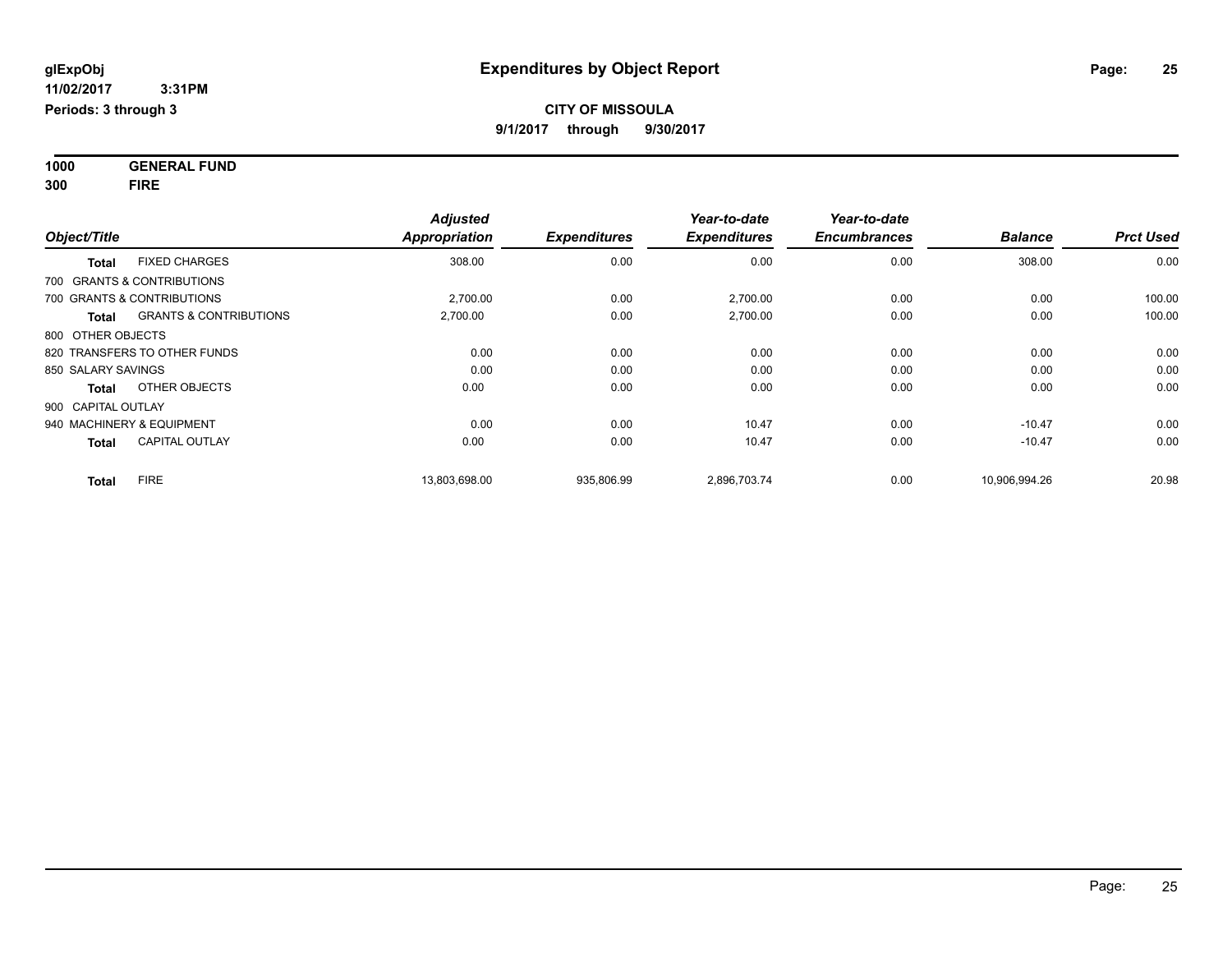# Expenditures by Object Report

glExpObj
11/02/2017 3:31PM
Periods: 3 through 3

**CITY OF MISSOULA**
**9/1/2017 through 9/30/2017**

**1000 GENERAL FUND**
**300 FIRE**

| Object/Title | | Adjusted Appropriation | Expenditures | Year-to-date Expenditures | Year-to-date Encumbrances | Balance | Prct Used |
|---|---|---|---|---|---|---|---|
| **Total** | FIXED CHARGES | 308.00 | 0.00 | 0.00 | 0.00 | 308.00 | 0.00 |
| 700 GRANTS & CONTRIBUTIONS | | | | | | | |
| 700 GRANTS & CONTRIBUTIONS | | 2,700.00 | 0.00 | 2,700.00 | 0.00 | 0.00 | 100.00 |
| **Total** | GRANTS & CONTRIBUTIONS | 2,700.00 | 0.00 | 2,700.00 | 0.00 | 0.00 | 100.00 |
| 800 OTHER OBJECTS | | | | | | | |
| 820 TRANSFERS TO OTHER FUNDS | | 0.00 | 0.00 | 0.00 | 0.00 | 0.00 | 0.00 |
| 850 SALARY SAVINGS | | 0.00 | 0.00 | 0.00 | 0.00 | 0.00 | 0.00 |
| **Total** | OTHER OBJECTS | 0.00 | 0.00 | 0.00 | 0.00 | 0.00 | 0.00 |
| 900 CAPITAL OUTLAY | | | | | | | |
| 940 MACHINERY & EQUIPMENT | | 0.00 | 0.00 | 10.47 | 0.00 | -10.47 | 0.00 |
| **Total** | CAPITAL OUTLAY | 0.00 | 0.00 | 10.47 | 0.00 | -10.47 | 0.00 |
| **Total** | FIRE | 13,803,698.00 | 935,806.99 | 2,896,703.74 | 0.00 | 10,906,994.26 | 20.98 |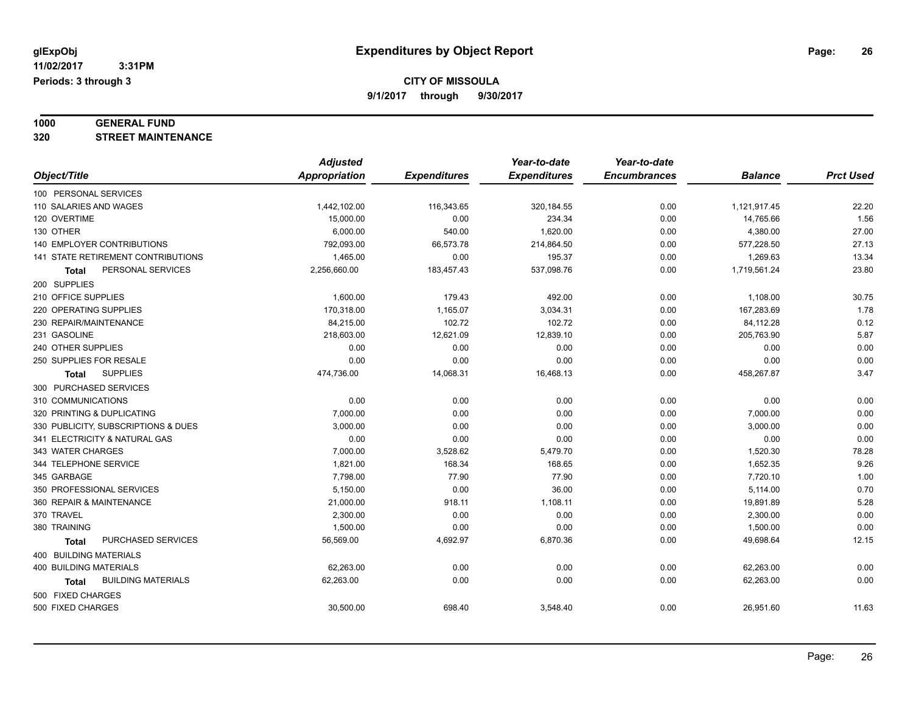**glExpObj** **Expenditures by Object Report**

**11/02/2017 3:31PM**

**Periods: 3 through 3**

**CITY OF MISSOULA**

**9/1/2017 through 9/30/2017**

**1000 GENERAL FUND**

**320 STREET MAINTENANCE**

| Object/Title | Adjusted Appropriation | Expenditures | Year-to-date Expenditures | Year-to-date Encumbrances | Balance | Prct Used |
|---|---|---|---|---|---|---|
| 100 PERSONAL SERVICES | | | | | | |
| 110 SALARIES AND WAGES | 1,442,102.00 | 116,343.65 | 320,184.55 | 0.00 | 1,121,917.45 | 22.20 |
| 120 OVERTIME | 15,000.00 | 0.00 | 234.34 | 0.00 | 14,765.66 | 1.56 |
| 130 OTHER | 6,000.00 | 540.00 | 1,620.00 | 0.00 | 4,380.00 | 27.00 |
| 140 EMPLOYER CONTRIBUTIONS | 792,093.00 | 66,573.78 | 214,864.50 | 0.00 | 577,228.50 | 27.13 |
| 141 STATE RETIREMENT CONTRIBUTIONS | 1,465.00 | 0.00 | 195.37 | 0.00 | 1,269.63 | 13.34 |
| **Total** PERSONAL SERVICES | 2,256,660.00 | 183,457.43 | 537,098.76 | 0.00 | 1,719,561.24 | 23.80 |
| 200 SUPPLIES | | | | | | |
| 210 OFFICE SUPPLIES | 1,600.00 | 179.43 | 492.00 | 0.00 | 1,108.00 | 30.75 |
| 220 OPERATING SUPPLIES | 170,318.00 | 1,165.07 | 3,034.31 | 0.00 | 167,283.69 | 1.78 |
| 230 REPAIR/MAINTENANCE | 84,215.00 | 102.72 | 102.72 | 0.00 | 84,112.28 | 0.12 |
| 231 GASOLINE | 218,603.00 | 12,621.09 | 12,839.10 | 0.00 | 205,763.90 | 5.87 |
| 240 OTHER SUPPLIES | 0.00 | 0.00 | 0.00 | 0.00 | 0.00 | 0.00 |
| 250 SUPPLIES FOR RESALE | 0.00 | 0.00 | 0.00 | 0.00 | 0.00 | 0.00 |
| **Total** SUPPLIES | 474,736.00 | 14,068.31 | 16,468.13 | 0.00 | 458,267.87 | 3.47 |
| 300 PURCHASED SERVICES | | | | | | |
| 310 COMMUNICATIONS | 0.00 | 0.00 | 0.00 | 0.00 | 0.00 | 0.00 |
| 320 PRINTING & DUPLICATING | 7,000.00 | 0.00 | 0.00 | 0.00 | 7,000.00 | 0.00 |
| 330 PUBLICITY, SUBSCRIPTIONS & DUES | 3,000.00 | 0.00 | 0.00 | 0.00 | 3,000.00 | 0.00 |
| 341 ELECTRICITY & NATURAL GAS | 0.00 | 0.00 | 0.00 | 0.00 | 0.00 | 0.00 |
| 343 WATER CHARGES | 7,000.00 | 3,528.62 | 5,479.70 | 0.00 | 1,520.30 | 78.28 |
| 344 TELEPHONE SERVICE | 1,821.00 | 168.34 | 168.65 | 0.00 | 1,652.35 | 9.26 |
| 345 GARBAGE | 7,798.00 | 77.90 | 77.90 | 0.00 | 7,720.10 | 1.00 |
| 350 PROFESSIONAL SERVICES | 5,150.00 | 0.00 | 36.00 | 0.00 | 5,114.00 | 0.70 |
| 360 REPAIR & MAINTENANCE | 21,000.00 | 918.11 | 1,108.11 | 0.00 | 19,891.89 | 5.28 |
| 370 TRAVEL | 2,300.00 | 0.00 | 0.00 | 0.00 | 2,300.00 | 0.00 |
| 380 TRAINING | 1,500.00 | 0.00 | 0.00 | 0.00 | 1,500.00 | 0.00 |
| **Total** PURCHASED SERVICES | 56,569.00 | 4,692.97 | 6,870.36 | 0.00 | 49,698.64 | 12.15 |
| 400 BUILDING MATERIALS | | | | | | |
| 400 BUILDING MATERIALS | 62,263.00 | 0.00 | 0.00 | 0.00 | 62,263.00 | 0.00 |
| **Total** BUILDING MATERIALS | 62,263.00 | 0.00 | 0.00 | 0.00 | 62,263.00 | 0.00 |
| 500 FIXED CHARGES | | | | | | |
| 500 FIXED CHARGES | 30,500.00 | 698.40 | 3,548.40 | 0.00 | 26,951.60 | 11.63 |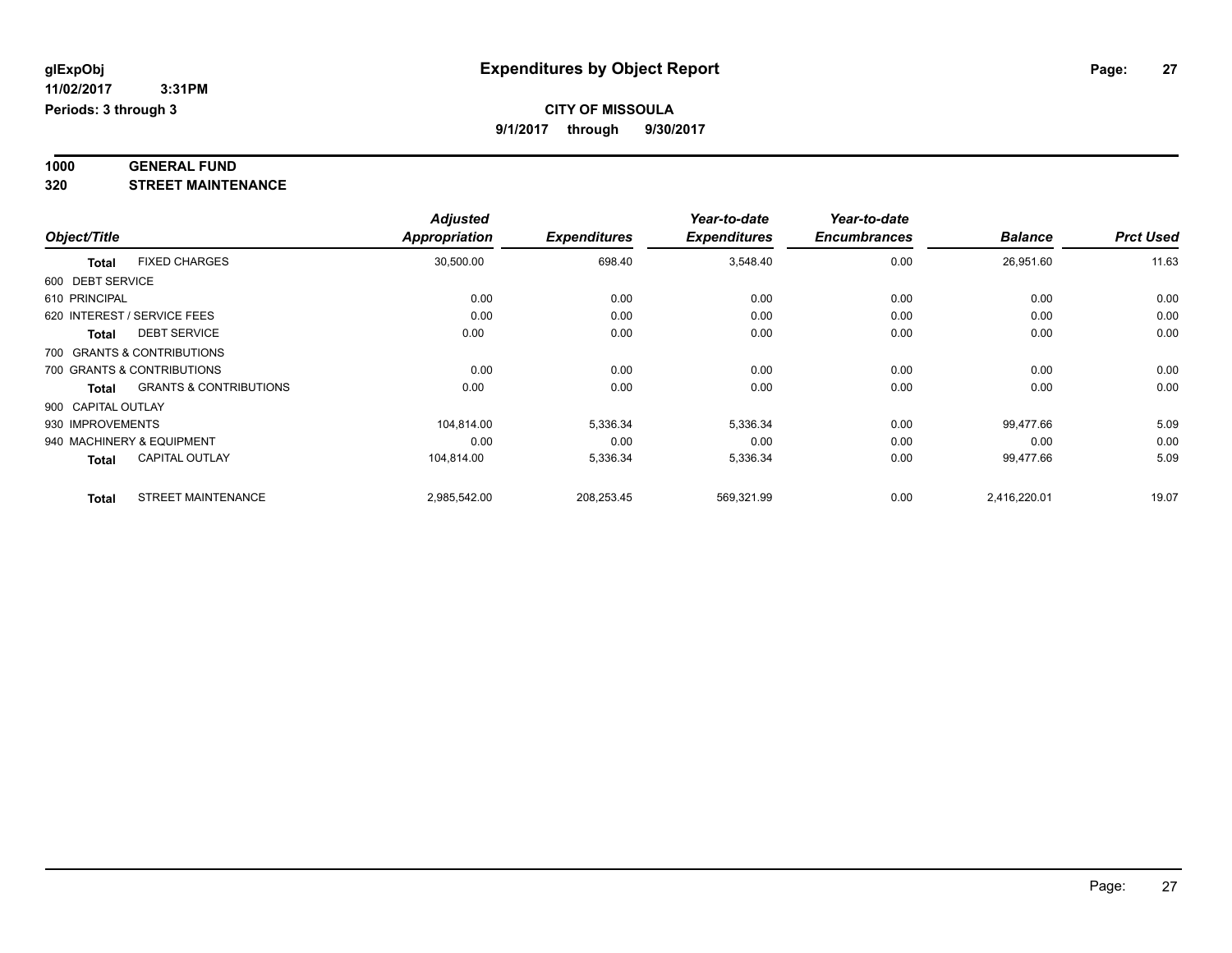# Expenditures by Object Report

glExpObj
11/02/2017 3:31PM
Periods: 3 through 3

**CITY OF MISSOULA**
**9/1/2017 through 9/30/2017**

**1000 GENERAL FUND**
**320 STREET MAINTENANCE**

| Object/Title | | Adjusted Appropriation | Expenditures | Year-to-date Expenditures | Year-to-date Encumbrances | Balance | Prct Used |
|---|---|---|---|---|---|---|---|
| **Total** | FIXED CHARGES | 30,500.00 | 698.40 | 3,548.40 | 0.00 | 26,951.60 | 11.63 |
| 600 DEBT SERVICE | | | | | | | |
| 610 PRINCIPAL | | 0.00 | 0.00 | 0.00 | 0.00 | 0.00 | 0.00 |
| 620 INTEREST / SERVICE FEES | | 0.00 | 0.00 | 0.00 | 0.00 | 0.00 | 0.00 |
| **Total** | DEBT SERVICE | 0.00 | 0.00 | 0.00 | 0.00 | 0.00 | 0.00 |
| 700 GRANTS & CONTRIBUTIONS | | | | | | | |
| 700 GRANTS & CONTRIBUTIONS | | 0.00 | 0.00 | 0.00 | 0.00 | 0.00 | 0.00 |
| **Total** | GRANTS & CONTRIBUTIONS | 0.00 | 0.00 | 0.00 | 0.00 | 0.00 | 0.00 |
| 900 CAPITAL OUTLAY | | | | | | | |
| 930 IMPROVEMENTS | | 104,814.00 | 5,336.34 | 5,336.34 | 0.00 | 99,477.66 | 5.09 |
| 940 MACHINERY & EQUIPMENT | | 0.00 | 0.00 | 0.00 | 0.00 | 0.00 | 0.00 |
| **Total** | CAPITAL OUTLAY | 104,814.00 | 5,336.34 | 5,336.34 | 0.00 | 99,477.66 | 5.09 |
| **Total** | STREET MAINTENANCE | 2,985,542.00 | 208,253.45 | 569,321.99 | 0.00 | 2,416,220.01 | 19.07 |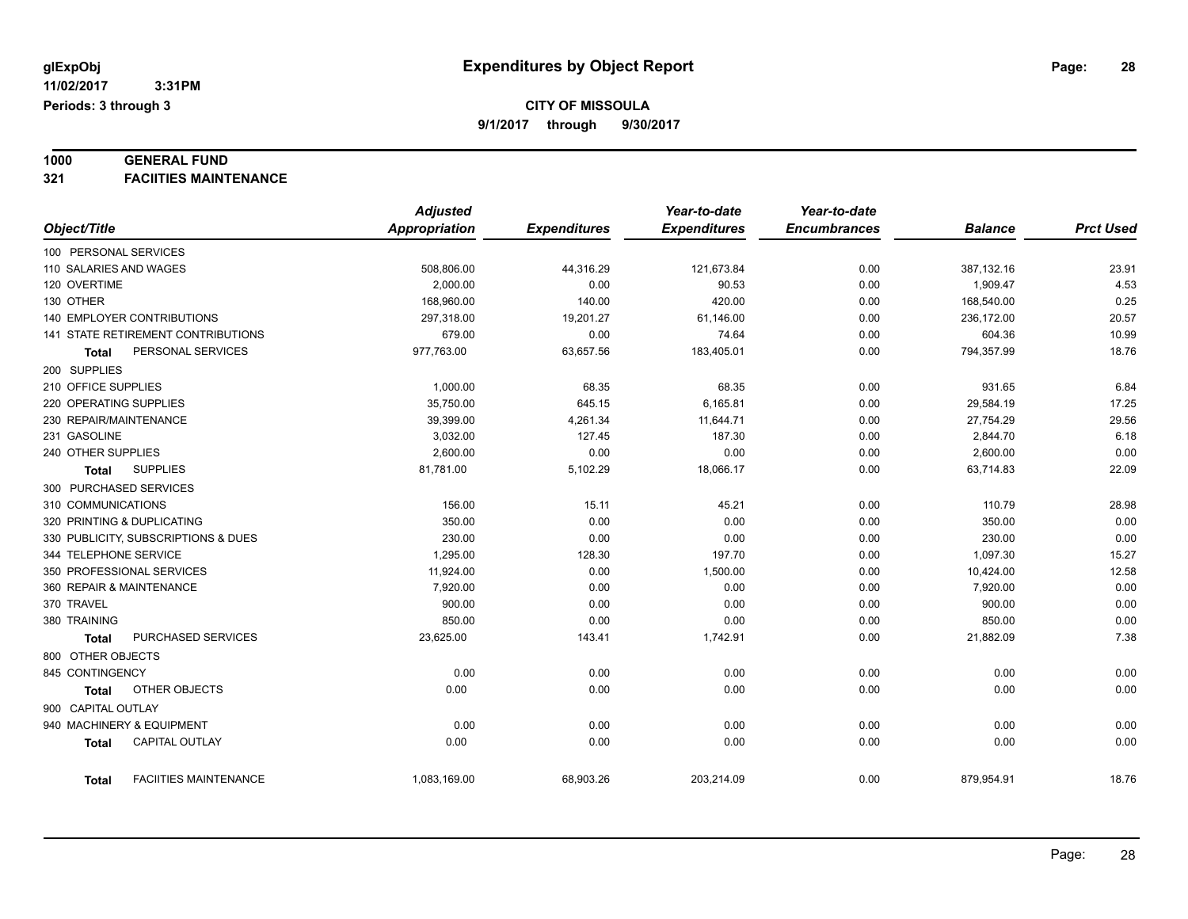**glExpObj**
**11/02/2017 3:31PM**
**Periods: 3 through 3**

# Expenditures by Object Report

**CITY OF MISSOULA**
**9/1/2017 through 9/30/2017**

**1000 GENERAL FUND**
**321 FACIITIES MAINTENANCE**

| Object/Title | *Adjusted Appropriation* | *Expenditures* | *Year-to-date Expenditures* | *Year-to-date Encumbrances* | *Balance* | *Prct Used* |
|---|---|---|---|---|---|---|
| 100 PERSONAL SERVICES | | | | | | |
| 110 SALARIES AND WAGES | 508,806.00 | 44,316.29 | 121,673.84 | 0.00 | 387,132.16 | 23.91 |
| 120 OVERTIME | 2,000.00 | 0.00 | 90.53 | 0.00 | 1,909.47 | 4.53 |
| 130 OTHER | 168,960.00 | 140.00 | 420.00 | 0.00 | 168,540.00 | 0.25 |
| 140 EMPLOYER CONTRIBUTIONS | 297,318.00 | 19,201.27 | 61,146.00 | 0.00 | 236,172.00 | 20.57 |
| 141 STATE RETIREMENT CONTRIBUTIONS | 679.00 | 0.00 | 74.64 | 0.00 | 604.36 | 10.99 |
| **Total** PERSONAL SERVICES | 977,763.00 | 63,657.56 | 183,405.01 | 0.00 | 794,357.99 | 18.76 |
| 200 SUPPLIES | | | | | | |
| 210 OFFICE SUPPLIES | 1,000.00 | 68.35 | 68.35 | 0.00 | 931.65 | 6.84 |
| 220 OPERATING SUPPLIES | 35,750.00 | 645.15 | 6,165.81 | 0.00 | 29,584.19 | 17.25 |
| 230 REPAIR/MAINTENANCE | 39,399.00 | 4,261.34 | 11,644.71 | 0.00 | 27,754.29 | 29.56 |
| 231 GASOLINE | 3,032.00 | 127.45 | 187.30 | 0.00 | 2,844.70 | 6.18 |
| 240 OTHER SUPPLIES | 2,600.00 | 0.00 | 0.00 | 0.00 | 2,600.00 | 0.00 |
| **Total** SUPPLIES | 81,781.00 | 5,102.29 | 18,066.17 | 0.00 | 63,714.83 | 22.09 |
| 300 PURCHASED SERVICES | | | | | | |
| 310 COMMUNICATIONS | 156.00 | 15.11 | 45.21 | 0.00 | 110.79 | 28.98 |
| 320 PRINTING & DUPLICATING | 350.00 | 0.00 | 0.00 | 0.00 | 350.00 | 0.00 |
| 330 PUBLICITY, SUBSCRIPTIONS & DUES | 230.00 | 0.00 | 0.00 | 0.00 | 230.00 | 0.00 |
| 344 TELEPHONE SERVICE | 1,295.00 | 128.30 | 197.70 | 0.00 | 1,097.30 | 15.27 |
| 350 PROFESSIONAL SERVICES | 11,924.00 | 0.00 | 1,500.00 | 0.00 | 10,424.00 | 12.58 |
| 360 REPAIR & MAINTENANCE | 7,920.00 | 0.00 | 0.00 | 0.00 | 7,920.00 | 0.00 |
| 370 TRAVEL | 900.00 | 0.00 | 0.00 | 0.00 | 900.00 | 0.00 |
| 380 TRAINING | 850.00 | 0.00 | 0.00 | 0.00 | 850.00 | 0.00 |
| **Total** PURCHASED SERVICES | 23,625.00 | 143.41 | 1,742.91 | 0.00 | 21,882.09 | 7.38 |
| 800 OTHER OBJECTS | | | | | | |
| 845 CONTINGENCY | 0.00 | 0.00 | 0.00 | 0.00 | 0.00 | 0.00 |
| **Total** OTHER OBJECTS | 0.00 | 0.00 | 0.00 | 0.00 | 0.00 | 0.00 |
| 900 CAPITAL OUTLAY | | | | | | |
| 940 MACHINERY & EQUIPMENT | 0.00 | 0.00 | 0.00 | 0.00 | 0.00 | 0.00 |
| **Total** CAPITAL OUTLAY | 0.00 | 0.00 | 0.00 | 0.00 | 0.00 | 0.00 |
| **Total** FACIITIES MAINTENANCE | 1,083,169.00 | 68,903.26 | 203,214.09 | 0.00 | 879,954.91 | 18.76 |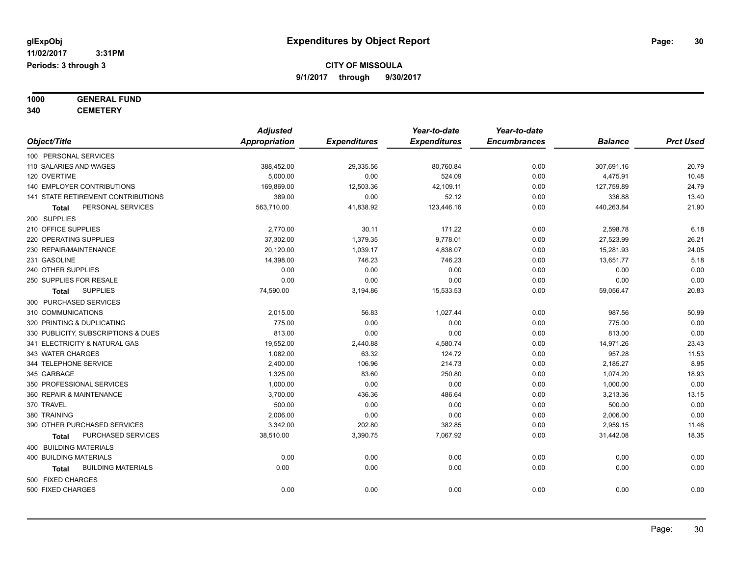glExpObj
11/02/2017 3:31PM
Periods: 3 through 3

# Expenditures by Object Report

**CITY OF MISSOULA**
**9/1/2017 through 9/30/2017**

**1000 GENERAL FUND**
**340 CEMETERY**

| Object/Title | Adjusted Appropriation | Expenditures | Year-to-date Expenditures | Year-to-date Encumbrances | Balance | Prct Used |
|---|---|---|---|---|---|---|
| 100 PERSONAL SERVICES | | | | | | |
| 110 SALARIES AND WAGES | 388,452.00 | 29,335.56 | 80,760.84 | 0.00 | 307,691.16 | 20.79 |
| 120 OVERTIME | 5,000.00 | 0.00 | 524.09 | 0.00 | 4,475.91 | 10.48 |
| 140 EMPLOYER CONTRIBUTIONS | 169,869.00 | 12,503.36 | 42,109.11 | 0.00 | 127,759.89 | 24.79 |
| 141 STATE RETIREMENT CONTRIBUTIONS | 389.00 | 0.00 | 52.12 | 0.00 | 336.88 | 13.40 |
| **Total** PERSONAL SERVICES | 563,710.00 | 41,838.92 | 123,446.16 | 0.00 | 440,263.84 | 21.90 |
| 200 SUPPLIES | | | | | | |
| 210 OFFICE SUPPLIES | 2,770.00 | 30.11 | 171.22 | 0.00 | 2,598.78 | 6.18 |
| 220 OPERATING SUPPLIES | 37,302.00 | 1,379.35 | 9,778.01 | 0.00 | 27,523.99 | 26.21 |
| 230 REPAIR/MAINTENANCE | 20,120.00 | 1,039.17 | 4,838.07 | 0.00 | 15,281.93 | 24.05 |
| 231 GASOLINE | 14,398.00 | 746.23 | 746.23 | 0.00 | 13,651.77 | 5.18 |
| 240 OTHER SUPPLIES | 0.00 | 0.00 | 0.00 | 0.00 | 0.00 | 0.00 |
| 250 SUPPLIES FOR RESALE | 0.00 | 0.00 | 0.00 | 0.00 | 0.00 | 0.00 |
| **Total** SUPPLIES | 74,590.00 | 3,194.86 | 15,533.53 | 0.00 | 59,056.47 | 20.83 |
| 300 PURCHASED SERVICES | | | | | | |
| 310 COMMUNICATIONS | 2,015.00 | 56.83 | 1,027.44 | 0.00 | 987.56 | 50.99 |
| 320 PRINTING & DUPLICATING | 775.00 | 0.00 | 0.00 | 0.00 | 775.00 | 0.00 |
| 330 PUBLICITY, SUBSCRIPTIONS & DUES | 813.00 | 0.00 | 0.00 | 0.00 | 813.00 | 0.00 |
| 341 ELECTRICITY & NATURAL GAS | 19,552.00 | 2,440.88 | 4,580.74 | 0.00 | 14,971.26 | 23.43 |
| 343 WATER CHARGES | 1,082.00 | 63.32 | 124.72 | 0.00 | 957.28 | 11.53 |
| 344 TELEPHONE SERVICE | 2,400.00 | 106.96 | 214.73 | 0.00 | 2,185.27 | 8.95 |
| 345 GARBAGE | 1,325.00 | 83.60 | 250.80 | 0.00 | 1,074.20 | 18.93 |
| 350 PROFESSIONAL SERVICES | 1,000.00 | 0.00 | 0.00 | 0.00 | 1,000.00 | 0.00 |
| 360 REPAIR & MAINTENANCE | 3,700.00 | 436.36 | 486.64 | 0.00 | 3,213.36 | 13.15 |
| 370 TRAVEL | 500.00 | 0.00 | 0.00 | 0.00 | 500.00 | 0.00 |
| 380 TRAINING | 2,006.00 | 0.00 | 0.00 | 0.00 | 2,006.00 | 0.00 |
| 390 OTHER PURCHASED SERVICES | 3,342.00 | 202.80 | 382.85 | 0.00 | 2,959.15 | 11.46 |
| **Total** PURCHASED SERVICES | 38,510.00 | 3,390.75 | 7,067.92 | 0.00 | 31,442.08 | 18.35 |
| 400 BUILDING MATERIALS | | | | | | |
| 400 BUILDING MATERIALS | 0.00 | 0.00 | 0.00 | 0.00 | 0.00 | 0.00 |
| **Total** BUILDING MATERIALS | 0.00 | 0.00 | 0.00 | 0.00 | 0.00 | 0.00 |
| 500 FIXED CHARGES | | | | | | |
| 500 FIXED CHARGES | 0.00 | 0.00 | 0.00 | 0.00 | 0.00 | 0.00 |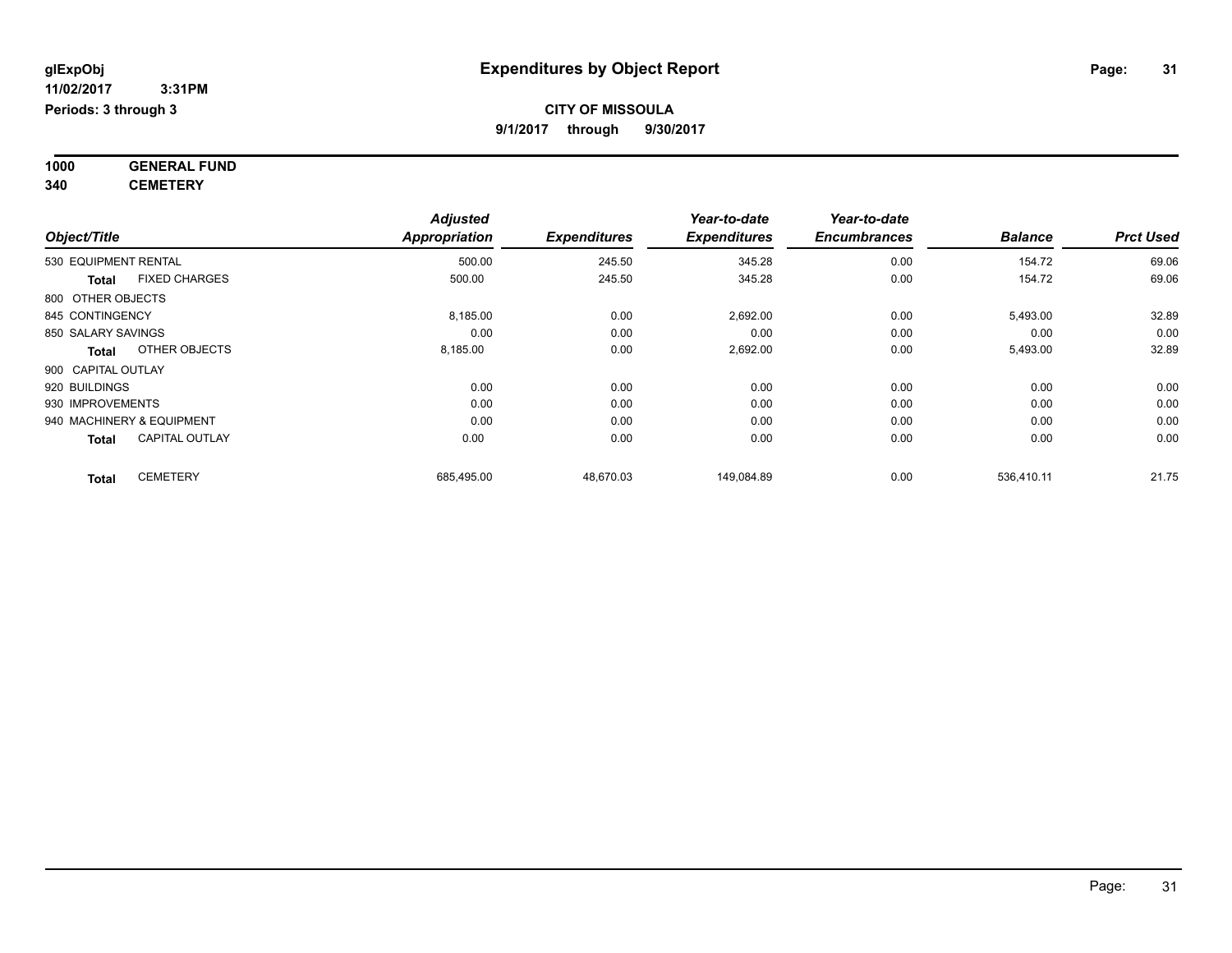**glExpObj** **Expenditures by Object Report**

**11/02/2017 3:31PM**

**Periods: 3 through 3**

**CITY OF MISSOULA**

**9/1/2017 through 9/30/2017**

## 1000 GENERAL FUND
## 340 CEMETERY

| Object/Title | | Adjusted Appropriation | Expenditures | Year-to-date Expenditures | Year-to-date Encumbrances | Balance | Prct Used |
|---|---|---|---|---|---|---|---|
| 530 EQUIPMENT RENTAL | | 500.00 | 245.50 | 345.28 | 0.00 | 154.72 | 69.06 |
| **Total** | FIXED CHARGES | 500.00 | 245.50 | 345.28 | 0.00 | 154.72 | 69.06 |
| 800 OTHER OBJECTS | | | | | | | |
| 845 CONTINGENCY | | 8,185.00 | 0.00 | 2,692.00 | 0.00 | 5,493.00 | 32.89 |
| 850 SALARY SAVINGS | | 0.00 | 0.00 | 0.00 | 0.00 | 0.00 | 0.00 |
| **Total** | OTHER OBJECTS | 8,185.00 | 0.00 | 2,692.00 | 0.00 | 5,493.00 | 32.89 |
| 900 CAPITAL OUTLAY | | | | | | | |
| 920 BUILDINGS | | 0.00 | 0.00 | 0.00 | 0.00 | 0.00 | 0.00 |
| 930 IMPROVEMENTS | | 0.00 | 0.00 | 0.00 | 0.00 | 0.00 | 0.00 |
| 940 MACHINERY & EQUIPMENT | | 0.00 | 0.00 | 0.00 | 0.00 | 0.00 | 0.00 |
| **Total** | CAPITAL OUTLAY | 0.00 | 0.00 | 0.00 | 0.00 | 0.00 | 0.00 |
| **Total** | CEMETERY | 685,495.00 | 48,670.03 | 149,084.89 | 0.00 | 536,410.11 | 21.75 |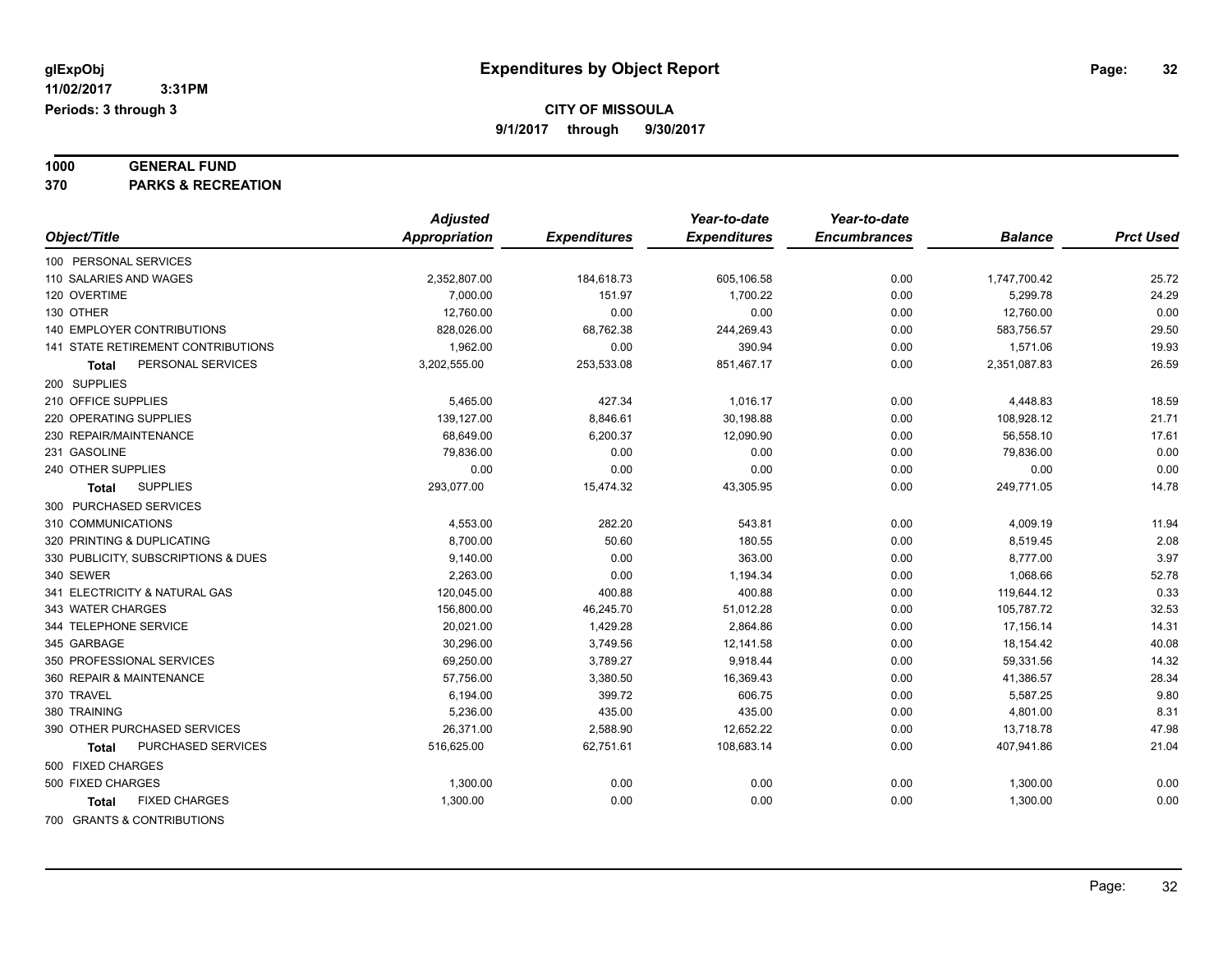**glExpObj** 
**11/02/2017 3:31PM** 
**Periods: 3 through 3**

# Expenditures by Object Report

**CITY OF MISSOULA** 
**9/1/2017 through 9/30/2017**

**1000 GENERAL FUND** 
**370 PARKS & RECREATION**

| Object/Title | Adjusted Appropriation | Expenditures | Year-to-date Expenditures | Year-to-date Encumbrances | Balance | Prct Used |
|---|---|---|---|---|---|---|
| 100 PERSONAL SERVICES | | | | | | |
| 110 SALARIES AND WAGES | 2,352,807.00 | 184,618.73 | 605,106.58 | 0.00 | 1,747,700.42 | 25.72 |
| 120 OVERTIME | 7,000.00 | 151.97 | 1,700.22 | 0.00 | 5,299.78 | 24.29 |
| 130 OTHER | 12,760.00 | 0.00 | 0.00 | 0.00 | 12,760.00 | 0.00 |
| 140 EMPLOYER CONTRIBUTIONS | 828,026.00 | 68,762.38 | 244,269.43 | 0.00 | 583,756.57 | 29.50 |
| 141 STATE RETIREMENT CONTRIBUTIONS | 1,962.00 | 0.00 | 390.94 | 0.00 | 1,571.06 | 19.93 |
| **Total** PERSONAL SERVICES | 3,202,555.00 | 253,533.08 | 851,467.17 | 0.00 | 2,351,087.83 | 26.59 |
| 200 SUPPLIES | | | | | | |
| 210 OFFICE SUPPLIES | 5,465.00 | 427.34 | 1,016.17 | 0.00 | 4,448.83 | 18.59 |
| 220 OPERATING SUPPLIES | 139,127.00 | 8,846.61 | 30,198.88 | 0.00 | 108,928.12 | 21.71 |
| 230 REPAIR/MAINTENANCE | 68,649.00 | 6,200.37 | 12,090.90 | 0.00 | 56,558.10 | 17.61 |
| 231 GASOLINE | 79,836.00 | 0.00 | 0.00 | 0.00 | 79,836.00 | 0.00 |
| 240 OTHER SUPPLIES | 0.00 | 0.00 | 0.00 | 0.00 | 0.00 | 0.00 |
| **Total** SUPPLIES | 293,077.00 | 15,474.32 | 43,305.95 | 0.00 | 249,771.05 | 14.78 |
| 300 PURCHASED SERVICES | | | | | | |
| 310 COMMUNICATIONS | 4,553.00 | 282.20 | 543.81 | 0.00 | 4,009.19 | 11.94 |
| 320 PRINTING & DUPLICATING | 8,700.00 | 50.60 | 180.55 | 0.00 | 8,519.45 | 2.08 |
| 330 PUBLICITY, SUBSCRIPTIONS & DUES | 9,140.00 | 0.00 | 363.00 | 0.00 | 8,777.00 | 3.97 |
| 340 SEWER | 2,263.00 | 0.00 | 1,194.34 | 0.00 | 1,068.66 | 52.78 |
| 341 ELECTRICITY & NATURAL GAS | 120,045.00 | 400.88 | 400.88 | 0.00 | 119,644.12 | 0.33 |
| 343 WATER CHARGES | 156,800.00 | 46,245.70 | 51,012.28 | 0.00 | 105,787.72 | 32.53 |
| 344 TELEPHONE SERVICE | 20,021.00 | 1,429.28 | 2,864.86 | 0.00 | 17,156.14 | 14.31 |
| 345 GARBAGE | 30,296.00 | 3,749.56 | 12,141.58 | 0.00 | 18,154.42 | 40.08 |
| 350 PROFESSIONAL SERVICES | 69,250.00 | 3,789.27 | 9,918.44 | 0.00 | 59,331.56 | 14.32 |
| 360 REPAIR & MAINTENANCE | 57,756.00 | 3,380.50 | 16,369.43 | 0.00 | 41,386.57 | 28.34 |
| 370 TRAVEL | 6,194.00 | 399.72 | 606.75 | 0.00 | 5,587.25 | 9.80 |
| 380 TRAINING | 5,236.00 | 435.00 | 435.00 | 0.00 | 4,801.00 | 8.31 |
| 390 OTHER PURCHASED SERVICES | 26,371.00 | 2,588.90 | 12,652.22 | 0.00 | 13,718.78 | 47.98 |
| **Total** PURCHASED SERVICES | 516,625.00 | 62,751.61 | 108,683.14 | 0.00 | 407,941.86 | 21.04 |
| 500 FIXED CHARGES | | | | | | |
| 500 FIXED CHARGES | 1,300.00 | 0.00 | 0.00 | 0.00 | 1,300.00 | 0.00 |
| **Total** FIXED CHARGES | 1,300.00 | 0.00 | 0.00 | 0.00 | 1,300.00 | 0.00 |
| 700 GRANTS & CONTRIBUTIONS | | | | | | |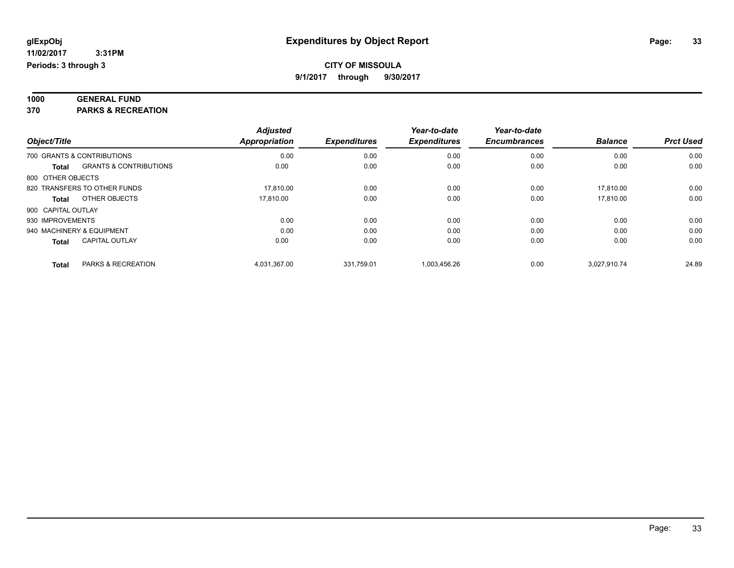**glExpObj** **Expenditures by Object Report**

**11/02/2017 3:31PM**

**Periods: 3 through 3**

**CITY OF MISSOULA**

**9/1/2017 through 9/30/2017**

**1000 GENERAL FUND**

**370 PARKS & RECREATION**

| Object/Title | | Adjusted Appropriation | Expenditures | Year-to-date Expenditures | Year-to-date Encumbrances | Balance | Prct Used |
|---|---|---|---|---|---|---|---|
| 700 GRANTS & CONTRIBUTIONS | | 0.00 | 0.00 | 0.00 | 0.00 | 0.00 | 0.00 |
| **Total** | GRANTS & CONTRIBUTIONS | 0.00 | 0.00 | 0.00 | 0.00 | 0.00 | 0.00 |
| 800 OTHER OBJECTS | | | | | | | |
| 820 TRANSFERS TO OTHER FUNDS | | 17,810.00 | 0.00 | 0.00 | 0.00 | 17,810.00 | 0.00 |
| **Total** | OTHER OBJECTS | 17,810.00 | 0.00 | 0.00 | 0.00 | 17,810.00 | 0.00 |
| 900 CAPITAL OUTLAY | | | | | | | |
| 930 IMPROVEMENTS | | 0.00 | 0.00 | 0.00 | 0.00 | 0.00 | 0.00 |
| 940 MACHINERY & EQUIPMENT | | 0.00 | 0.00 | 0.00 | 0.00 | 0.00 | 0.00 |
| **Total** | CAPITAL OUTLAY | 0.00 | 0.00 | 0.00 | 0.00 | 0.00 | 0.00 |
| **Total** | PARKS & RECREATION | 4,031,367.00 | 331,759.01 | 1,003,456.26 | 0.00 | 3,027,910.74 | 24.89 |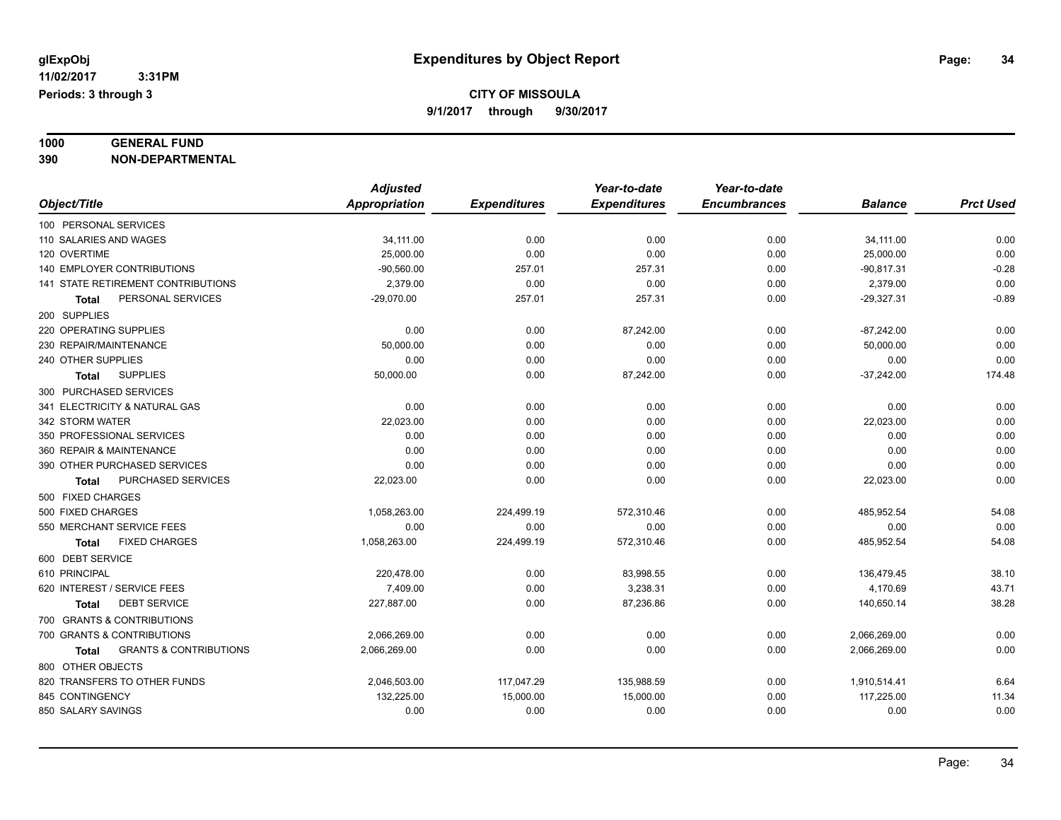**glExpObj** **Expenditures by Object Report**

**11/02/2017 3:31PM**

**Periods: 3 through 3**

**CITY OF MISSOULA**

**9/1/2017 through 9/30/2017**

**1000 GENERAL FUND**

**390 NON-DEPARTMENTAL**

| Object/Title | Adjusted Appropriation | Expenditures | Year-to-date Expenditures | Year-to-date Encumbrances | Balance | Prct Used |
|---|---|---|---|---|---|---|
| 100 PERSONAL SERVICES | | | | | | |
| 110 SALARIES AND WAGES | 34,111.00 | 0.00 | 0.00 | 0.00 | 34,111.00 | 0.00 |
| 120 OVERTIME | 25,000.00 | 0.00 | 0.00 | 0.00 | 25,000.00 | 0.00 |
| 140 EMPLOYER CONTRIBUTIONS | -90,560.00 | 257.01 | 257.31 | 0.00 | -90,817.31 | -0.28 |
| 141 STATE RETIREMENT CONTRIBUTIONS | 2,379.00 | 0.00 | 0.00 | 0.00 | 2,379.00 | 0.00 |
| **Total** PERSONAL SERVICES | -29,070.00 | 257.01 | 257.31 | 0.00 | -29,327.31 | -0.89 |
| 200 SUPPLIES | | | | | | |
| 220 OPERATING SUPPLIES | 0.00 | 0.00 | 87,242.00 | 0.00 | -87,242.00 | 0.00 |
| 230 REPAIR/MAINTENANCE | 50,000.00 | 0.00 | 0.00 | 0.00 | 50,000.00 | 0.00 |
| 240 OTHER SUPPLIES | 0.00 | 0.00 | 0.00 | 0.00 | 0.00 | 0.00 |
| **Total** SUPPLIES | 50,000.00 | 0.00 | 87,242.00 | 0.00 | -37,242.00 | 174.48 |
| 300 PURCHASED SERVICES | | | | | | |
| 341 ELECTRICITY & NATURAL GAS | 0.00 | 0.00 | 0.00 | 0.00 | 0.00 | 0.00 |
| 342 STORM WATER | 22,023.00 | 0.00 | 0.00 | 0.00 | 22,023.00 | 0.00 |
| 350 PROFESSIONAL SERVICES | 0.00 | 0.00 | 0.00 | 0.00 | 0.00 | 0.00 |
| 360 REPAIR & MAINTENANCE | 0.00 | 0.00 | 0.00 | 0.00 | 0.00 | 0.00 |
| 390 OTHER PURCHASED SERVICES | 0.00 | 0.00 | 0.00 | 0.00 | 0.00 | 0.00 |
| **Total** PURCHASED SERVICES | 22,023.00 | 0.00 | 0.00 | 0.00 | 22,023.00 | 0.00 |
| 500 FIXED CHARGES | | | | | | |
| 500 FIXED CHARGES | 1,058,263.00 | 224,499.19 | 572,310.46 | 0.00 | 485,952.54 | 54.08 |
| 550 MERCHANT SERVICE FEES | 0.00 | 0.00 | 0.00 | 0.00 | 0.00 | 0.00 |
| **Total** FIXED CHARGES | 1,058,263.00 | 224,499.19 | 572,310.46 | 0.00 | 485,952.54 | 54.08 |
| 600 DEBT SERVICE | | | | | | |
| 610 PRINCIPAL | 220,478.00 | 0.00 | 83,998.55 | 0.00 | 136,479.45 | 38.10 |
| 620 INTEREST / SERVICE FEES | 7,409.00 | 0.00 | 3,238.31 | 0.00 | 4,170.69 | 43.71 |
| **Total** DEBT SERVICE | 227,887.00 | 0.00 | 87,236.86 | 0.00 | 140,650.14 | 38.28 |
| 700 GRANTS & CONTRIBUTIONS | | | | | | |
| 700 GRANTS & CONTRIBUTIONS | 2,066,269.00 | 0.00 | 0.00 | 0.00 | 2,066,269.00 | 0.00 |
| **Total** GRANTS & CONTRIBUTIONS | 2,066,269.00 | 0.00 | 0.00 | 0.00 | 2,066,269.00 | 0.00 |
| 800 OTHER OBJECTS | | | | | | |
| 820 TRANSFERS TO OTHER FUNDS | 2,046,503.00 | 117,047.29 | 135,988.59 | 0.00 | 1,910,514.41 | 6.64 |
| 845 CONTINGENCY | 132,225.00 | 15,000.00 | 15,000.00 | 0.00 | 117,225.00 | 11.34 |
| 850 SALARY SAVINGS | 0.00 | 0.00 | 0.00 | 0.00 | 0.00 | 0.00 |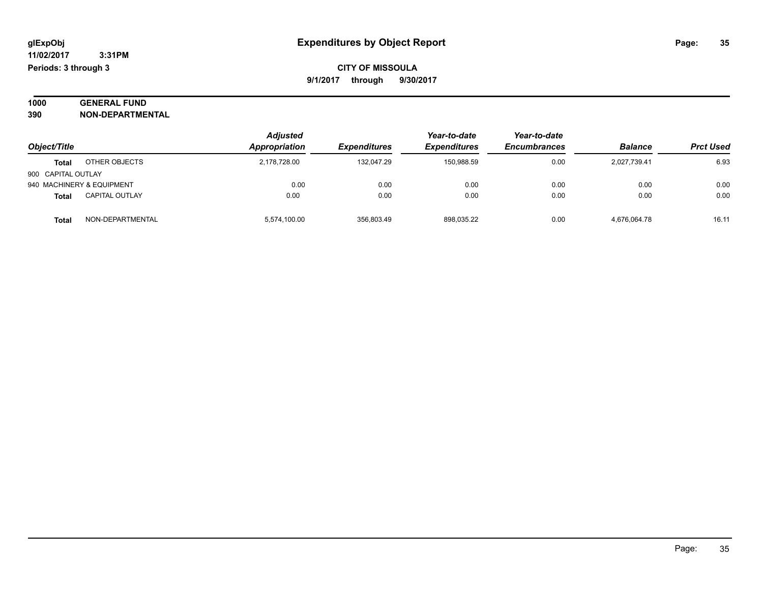**glExpObj** 11/02/2017 3:31PM
**Periods: 3 through 3**

# Expenditures by Object Report

**CITY OF MISSOULA**
**9/1/2017 through 9/30/2017**

**1000 GENERAL FUND**
**390 NON-DEPARTMENTAL**

| Object/Title | | Adjusted Appropriation | Expenditures | Year-to-date Expenditures | Year-to-date Encumbrances | Balance | Prct Used |
|---|---|---|---|---|---|---|---|
| **Total** | OTHER OBJECTS | 2,178,728.00 | 132,047.29 | 150,988.59 | 0.00 | 2,027,739.41 | 6.93 |
| 900 CAPITAL OUTLAY | | | | | | | |
| 940 MACHINERY & EQUIPMENT | | 0.00 | 0.00 | 0.00 | 0.00 | 0.00 | 0.00 |
| **Total** | CAPITAL OUTLAY | 0.00 | 0.00 | 0.00 | 0.00 | 0.00 | 0.00 |
| **Total** | NON-DEPARTMENTAL | 5,574,100.00 | 356,803.49 | 898,035.22 | 0.00 | 4,676,064.78 | 16.11 |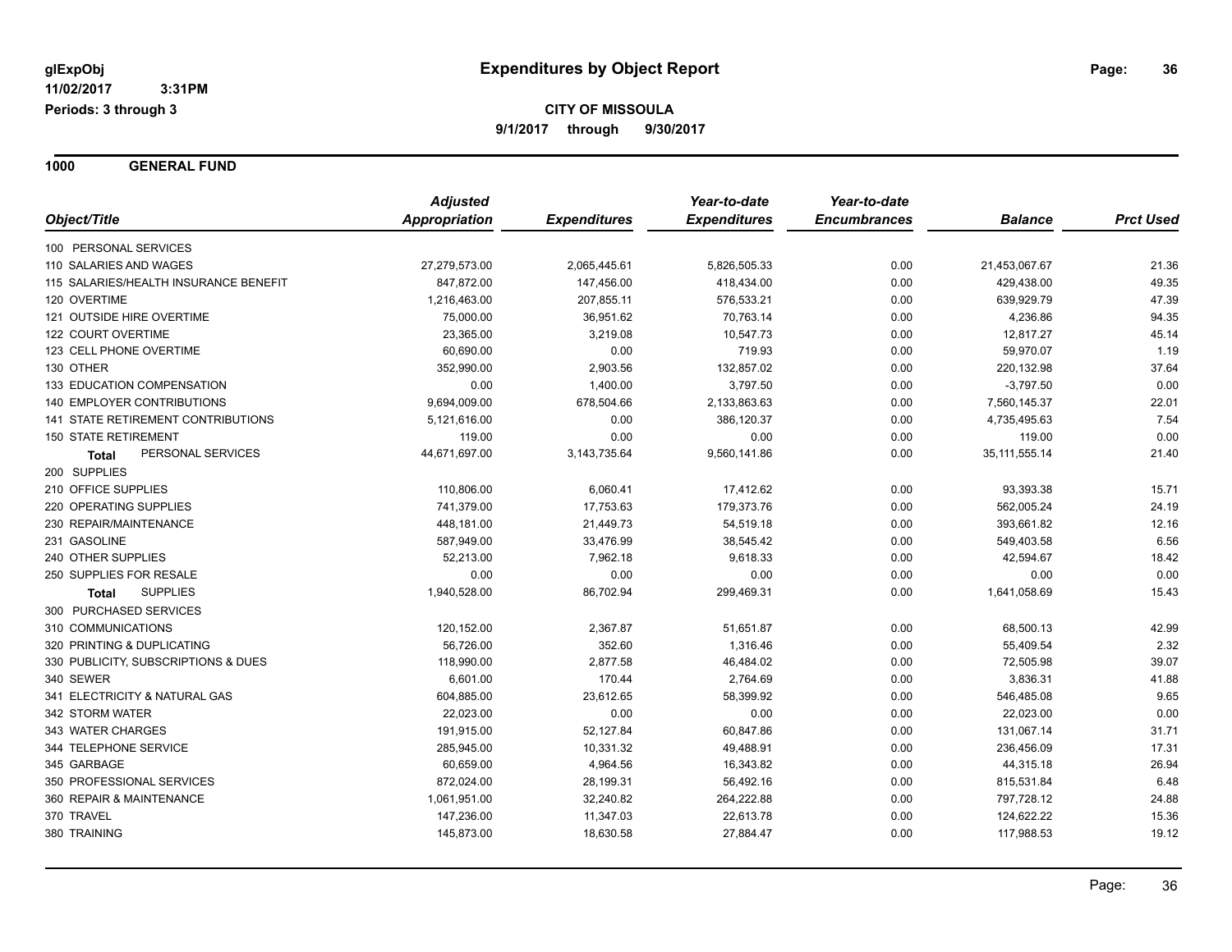# Expenditures by Object Report

glExpObj
11/02/2017 3:31PM
Periods: 3 through 3

**CITY OF MISSOULA**
**9/1/2017 through 9/30/2017**

## 1000 GENERAL FUND

| Object/Title | Adjusted Appropriation | Expenditures | Year-to-date Expenditures | Year-to-date Encumbrances | Balance | Prct Used |
|---|---|---|---|---|---|---|
| 100 PERSONAL SERVICES | | | | | | |
| 110 SALARIES AND WAGES | 27,279,573.00 | 2,065,445.61 | 5,826,505.33 | 0.00 | 21,453,067.67 | 21.36 |
| 115 SALARIES/HEALTH INSURANCE BENEFIT | 847,872.00 | 147,456.00 | 418,434.00 | 0.00 | 429,438.00 | 49.35 |
| 120 OVERTIME | 1,216,463.00 | 207,855.11 | 576,533.21 | 0.00 | 639,929.79 | 47.39 |
| 121 OUTSIDE HIRE OVERTIME | 75,000.00 | 36,951.62 | 70,763.14 | 0.00 | 4,236.86 | 94.35 |
| 122 COURT OVERTIME | 23,365.00 | 3,219.08 | 10,547.73 | 0.00 | 12,817.27 | 45.14 |
| 123 CELL PHONE OVERTIME | 60,690.00 | 0.00 | 719.93 | 0.00 | 59,970.07 | 1.19 |
| 130 OTHER | 352,990.00 | 2,903.56 | 132,857.02 | 0.00 | 220,132.98 | 37.64 |
| 133 EDUCATION COMPENSATION | 0.00 | 1,400.00 | 3,797.50 | 0.00 | -3,797.50 | 0.00 |
| 140 EMPLOYER CONTRIBUTIONS | 9,694,009.00 | 678,504.66 | 2,133,863.63 | 0.00 | 7,560,145.37 | 22.01 |
| 141 STATE RETIREMENT CONTRIBUTIONS | 5,121,616.00 | 0.00 | 386,120.37 | 0.00 | 4,735,495.63 | 7.54 |
| 150 STATE RETIREMENT | 119.00 | 0.00 | 0.00 | 0.00 | 119.00 | 0.00 |
| **Total** PERSONAL SERVICES | 44,671,697.00 | 3,143,735.64 | 9,560,141.86 | 0.00 | 35,111,555.14 | 21.40 |
| 200 SUPPLIES | | | | | | |
| 210 OFFICE SUPPLIES | 110,806.00 | 6,060.41 | 17,412.62 | 0.00 | 93,393.38 | 15.71 |
| 220 OPERATING SUPPLIES | 741,379.00 | 17,753.63 | 179,373.76 | 0.00 | 562,005.24 | 24.19 |
| 230 REPAIR/MAINTENANCE | 448,181.00 | 21,449.73 | 54,519.18 | 0.00 | 393,661.82 | 12.16 |
| 231 GASOLINE | 587,949.00 | 33,476.99 | 38,545.42 | 0.00 | 549,403.58 | 6.56 |
| 240 OTHER SUPPLIES | 52,213.00 | 7,962.18 | 9,618.33 | 0.00 | 42,594.67 | 18.42 |
| 250 SUPPLIES FOR RESALE | 0.00 | 0.00 | 0.00 | 0.00 | 0.00 | 0.00 |
| **Total** SUPPLIES | 1,940,528.00 | 86,702.94 | 299,469.31 | 0.00 | 1,641,058.69 | 15.43 |
| 300 PURCHASED SERVICES | | | | | | |
| 310 COMMUNICATIONS | 120,152.00 | 2,367.87 | 51,651.87 | 0.00 | 68,500.13 | 42.99 |
| 320 PRINTING & DUPLICATING | 56,726.00 | 352.60 | 1,316.46 | 0.00 | 55,409.54 | 2.32 |
| 330 PUBLICITY, SUBSCRIPTIONS & DUES | 118,990.00 | 2,877.58 | 46,484.02 | 0.00 | 72,505.98 | 39.07 |
| 340 SEWER | 6,601.00 | 170.44 | 2,764.69 | 0.00 | 3,836.31 | 41.88 |
| 341 ELECTRICITY & NATURAL GAS | 604,885.00 | 23,612.65 | 58,399.92 | 0.00 | 546,485.08 | 9.65 |
| 342 STORM WATER | 22,023.00 | 0.00 | 0.00 | 0.00 | 22,023.00 | 0.00 |
| 343 WATER CHARGES | 191,915.00 | 52,127.84 | 60,847.86 | 0.00 | 131,067.14 | 31.71 |
| 344 TELEPHONE SERVICE | 285,945.00 | 10,331.32 | 49,488.91 | 0.00 | 236,456.09 | 17.31 |
| 345 GARBAGE | 60,659.00 | 4,964.56 | 16,343.82 | 0.00 | 44,315.18 | 26.94 |
| 350 PROFESSIONAL SERVICES | 872,024.00 | 28,199.31 | 56,492.16 | 0.00 | 815,531.84 | 6.48 |
| 360 REPAIR & MAINTENANCE | 1,061,951.00 | 32,240.82 | 264,222.88 | 0.00 | 797,728.12 | 24.88 |
| 370 TRAVEL | 147,236.00 | 11,347.03 | 22,613.78 | 0.00 | 124,622.22 | 15.36 |
| 380 TRAINING | 145,873.00 | 18,630.58 | 27,884.47 | 0.00 | 117,988.53 | 19.12 |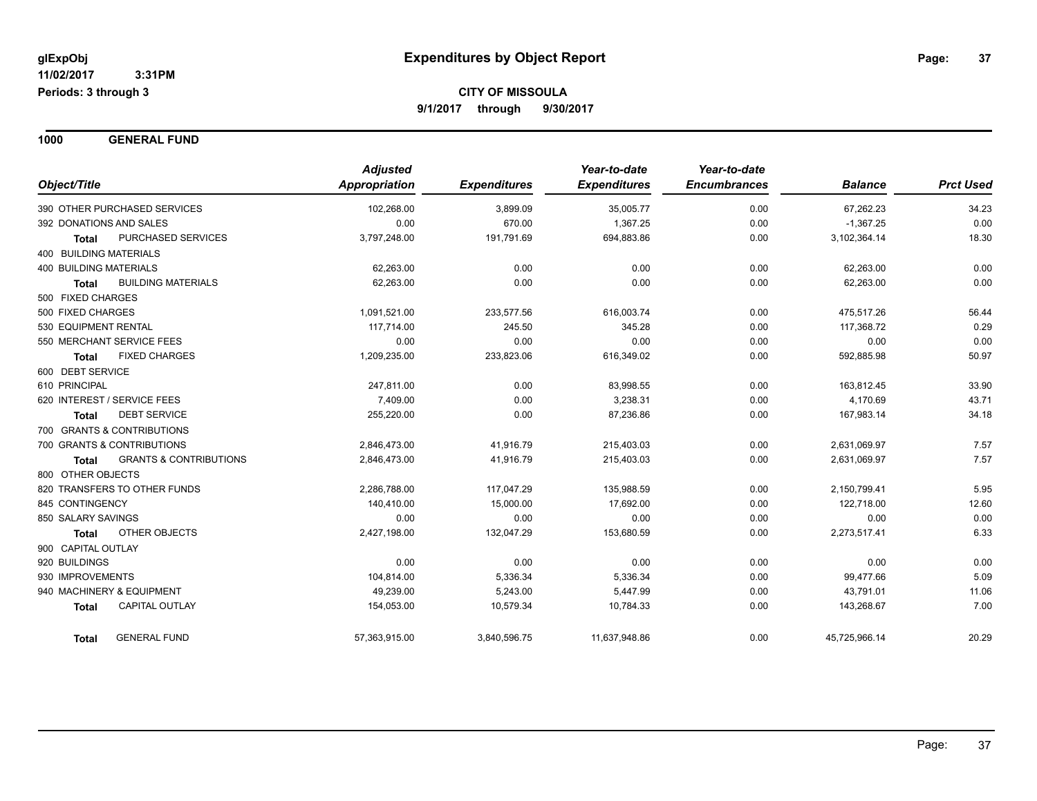# Expenditures by Object Report

glExpObj
11/02/2017 3:31PM
Periods: 3 through 3

**CITY OF MISSOULA**
**9/1/2017 through 9/30/2017**

## 1000 GENERAL FUND

| Object/Title | Adjusted Appropriation | Expenditures | Year-to-date Expenditures | Year-to-date Encumbrances | Balance | Prct Used |
|---|---|---|---|---|---|---|
| 390 OTHER PURCHASED SERVICES | 102,268.00 | 3,899.09 | 35,005.77 | 0.00 | 67,262.23 | 34.23 |
| 392 DONATIONS AND SALES | 0.00 | 670.00 | 1,367.25 | 0.00 | -1,367.25 | 0.00 |
| **Total** PURCHASED SERVICES | 3,797,248.00 | 191,791.69 | 694,883.86 | 0.00 | 3,102,364.14 | 18.30 |
| 400 BUILDING MATERIALS | | | | | | |
| 400 BUILDING MATERIALS | 62,263.00 | 0.00 | 0.00 | 0.00 | 62,263.00 | 0.00 |
| **Total** BUILDING MATERIALS | 62,263.00 | 0.00 | 0.00 | 0.00 | 62,263.00 | 0.00 |
| 500 FIXED CHARGES | | | | | | |
| 500 FIXED CHARGES | 1,091,521.00 | 233,577.56 | 616,003.74 | 0.00 | 475,517.26 | 56.44 |
| 530 EQUIPMENT RENTAL | 117,714.00 | 245.50 | 345.28 | 0.00 | 117,368.72 | 0.29 |
| 550 MERCHANT SERVICE FEES | 0.00 | 0.00 | 0.00 | 0.00 | 0.00 | 0.00 |
| **Total** FIXED CHARGES | 1,209,235.00 | 233,823.06 | 616,349.02 | 0.00 | 592,885.98 | 50.97 |
| 600 DEBT SERVICE | | | | | | |
| 610 PRINCIPAL | 247,811.00 | 0.00 | 83,998.55 | 0.00 | 163,812.45 | 33.90 |
| 620 INTEREST / SERVICE FEES | 7,409.00 | 0.00 | 3,238.31 | 0.00 | 4,170.69 | 43.71 |
| **Total** DEBT SERVICE | 255,220.00 | 0.00 | 87,236.86 | 0.00 | 167,983.14 | 34.18 |
| 700 GRANTS & CONTRIBUTIONS | | | | | | |
| 700 GRANTS & CONTRIBUTIONS | 2,846,473.00 | 41,916.79 | 215,403.03 | 0.00 | 2,631,069.97 | 7.57 |
| **Total** GRANTS & CONTRIBUTIONS | 2,846,473.00 | 41,916.79 | 215,403.03 | 0.00 | 2,631,069.97 | 7.57 |
| 800 OTHER OBJECTS | | | | | | |
| 820 TRANSFERS TO OTHER FUNDS | 2,286,788.00 | 117,047.29 | 135,988.59 | 0.00 | 2,150,799.41 | 5.95 |
| 845 CONTINGENCY | 140,410.00 | 15,000.00 | 17,692.00 | 0.00 | 122,718.00 | 12.60 |
| 850 SALARY SAVINGS | 0.00 | 0.00 | 0.00 | 0.00 | 0.00 | 0.00 |
| **Total** OTHER OBJECTS | 2,427,198.00 | 132,047.29 | 153,680.59 | 0.00 | 2,273,517.41 | 6.33 |
| 900 CAPITAL OUTLAY | | | | | | |
| 920 BUILDINGS | 0.00 | 0.00 | 0.00 | 0.00 | 0.00 | 0.00 |
| 930 IMPROVEMENTS | 104,814.00 | 5,336.34 | 5,336.34 | 0.00 | 99,477.66 | 5.09 |
| 940 MACHINERY & EQUIPMENT | 49,239.00 | 5,243.00 | 5,447.99 | 0.00 | 43,791.01 | 11.06 |
| **Total** CAPITAL OUTLAY | 154,053.00 | 10,579.34 | 10,784.33 | 0.00 | 143,268.67 | 7.00 |
| **Total** GENERAL FUND | 57,363,915.00 | 3,840,596.75 | 11,637,948.86 | 0.00 | 45,725,966.14 | 20.29 |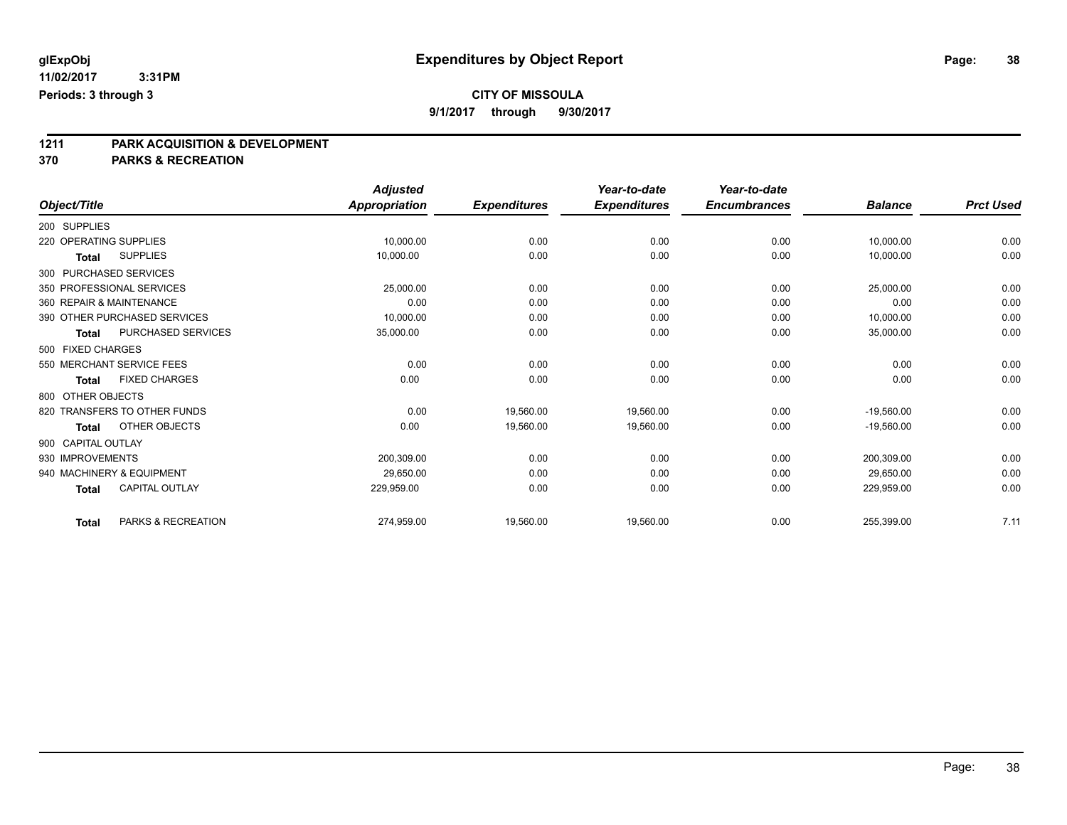**glExpObj**
**11/02/2017 3:31PM**
**Periods: 3 through 3**

# Expenditures by Object Report

**CITY OF MISSOULA**
**9/1/2017 through 9/30/2017**

## 1211 PARK ACQUISITION & DEVELOPMENT
## 370 PARKS & RECREATION

| Object/Title | Adjusted Appropriation | Expenditures | Year-to-date Expenditures | Year-to-date Encumbrances | Balance | Prct Used |
|---|---|---|---|---|---|---|
| 200 SUPPLIES | | | | | | |
| 220 OPERATING SUPPLIES | 10,000.00 | 0.00 | 0.00 | 0.00 | 10,000.00 | 0.00 |
| **Total** SUPPLIES | 10,000.00 | 0.00 | 0.00 | 0.00 | 10,000.00 | 0.00 |
| 300 PURCHASED SERVICES | | | | | | |
| 350 PROFESSIONAL SERVICES | 25,000.00 | 0.00 | 0.00 | 0.00 | 25,000.00 | 0.00 |
| 360 REPAIR & MAINTENANCE | 0.00 | 0.00 | 0.00 | 0.00 | 0.00 | 0.00 |
| 390 OTHER PURCHASED SERVICES | 10,000.00 | 0.00 | 0.00 | 0.00 | 10,000.00 | 0.00 |
| **Total** PURCHASED SERVICES | 35,000.00 | 0.00 | 0.00 | 0.00 | 35,000.00 | 0.00 |
| 500 FIXED CHARGES | | | | | | |
| 550 MERCHANT SERVICE FEES | 0.00 | 0.00 | 0.00 | 0.00 | 0.00 | 0.00 |
| **Total** FIXED CHARGES | 0.00 | 0.00 | 0.00 | 0.00 | 0.00 | 0.00 |
| 800 OTHER OBJECTS | | | | | | |
| 820 TRANSFERS TO OTHER FUNDS | 0.00 | 19,560.00 | 19,560.00 | 0.00 | -19,560.00 | 0.00 |
| **Total** OTHER OBJECTS | 0.00 | 19,560.00 | 19,560.00 | 0.00 | -19,560.00 | 0.00 |
| 900 CAPITAL OUTLAY | | | | | | |
| 930 IMPROVEMENTS | 200,309.00 | 0.00 | 0.00 | 0.00 | 200,309.00 | 0.00 |
| 940 MACHINERY & EQUIPMENT | 29,650.00 | 0.00 | 0.00 | 0.00 | 29,650.00 | 0.00 |
| **Total** CAPITAL OUTLAY | 229,959.00 | 0.00 | 0.00 | 0.00 | 229,959.00 | 0.00 |
| **Total** PARKS & RECREATION | 274,959.00 | 19,560.00 | 19,560.00 | 0.00 | 255,399.00 | 7.11 |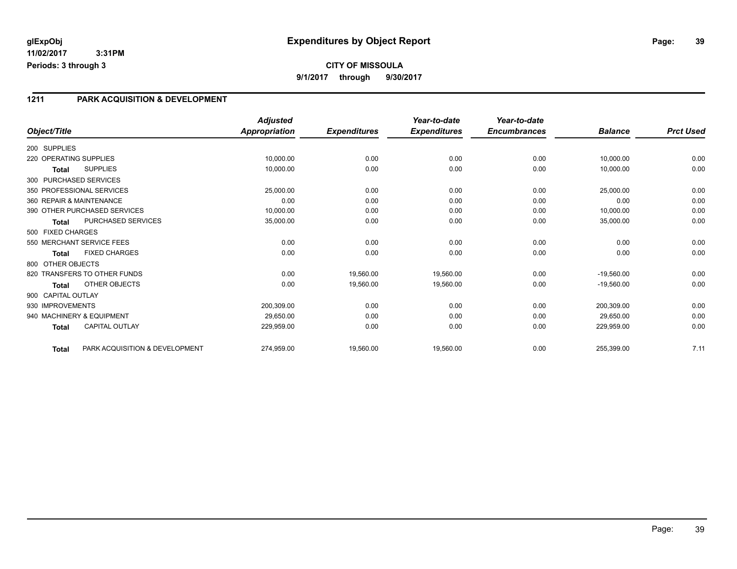**glExpObj** 
**11/02/2017 3:31PM** 
**Periods: 3 through 3**

# Expenditures by Object Report

**CITY OF MISSOULA**
**9/1/2017 through 9/30/2017**

## 1211 PARK ACQUISITION & DEVELOPMENT

| Object/Title | Adjusted Appropriation | Expenditures | Year-to-date Expenditures | Year-to-date Encumbrances | Balance | Prct Used |
|---|---|---|---|---|---|---|
| 200 SUPPLIES | | | | | | |
| 220 OPERATING SUPPLIES | 10,000.00 | 0.00 | 0.00 | 0.00 | 10,000.00 | 0.00 |
| **Total** SUPPLIES | 10,000.00 | 0.00 | 0.00 | 0.00 | 10,000.00 | 0.00 |
| 300 PURCHASED SERVICES | | | | | | |
| 350 PROFESSIONAL SERVICES | 25,000.00 | 0.00 | 0.00 | 0.00 | 25,000.00 | 0.00 |
| 360 REPAIR & MAINTENANCE | 0.00 | 0.00 | 0.00 | 0.00 | 0.00 | 0.00 |
| 390 OTHER PURCHASED SERVICES | 10,000.00 | 0.00 | 0.00 | 0.00 | 10,000.00 | 0.00 |
| **Total** PURCHASED SERVICES | 35,000.00 | 0.00 | 0.00 | 0.00 | 35,000.00 | 0.00 |
| 500 FIXED CHARGES | | | | | | |
| 550 MERCHANT SERVICE FEES | 0.00 | 0.00 | 0.00 | 0.00 | 0.00 | 0.00 |
| **Total** FIXED CHARGES | 0.00 | 0.00 | 0.00 | 0.00 | 0.00 | 0.00 |
| 800 OTHER OBJECTS | | | | | | |
| 820 TRANSFERS TO OTHER FUNDS | 0.00 | 19,560.00 | 19,560.00 | 0.00 | -19,560.00 | 0.00 |
| **Total** OTHER OBJECTS | 0.00 | 19,560.00 | 19,560.00 | 0.00 | -19,560.00 | 0.00 |
| 900 CAPITAL OUTLAY | | | | | | |
| 930 IMPROVEMENTS | 200,309.00 | 0.00 | 0.00 | 0.00 | 200,309.00 | 0.00 |
| 940 MACHINERY & EQUIPMENT | 29,650.00 | 0.00 | 0.00 | 0.00 | 29,650.00 | 0.00 |
| **Total** CAPITAL OUTLAY | 229,959.00 | 0.00 | 0.00 | 0.00 | 229,959.00 | 0.00 |
| **Total** PARK ACQUISITION & DEVELOPMENT | 274,959.00 | 19,560.00 | 19,560.00 | 0.00 | 255,399.00 | 7.11 |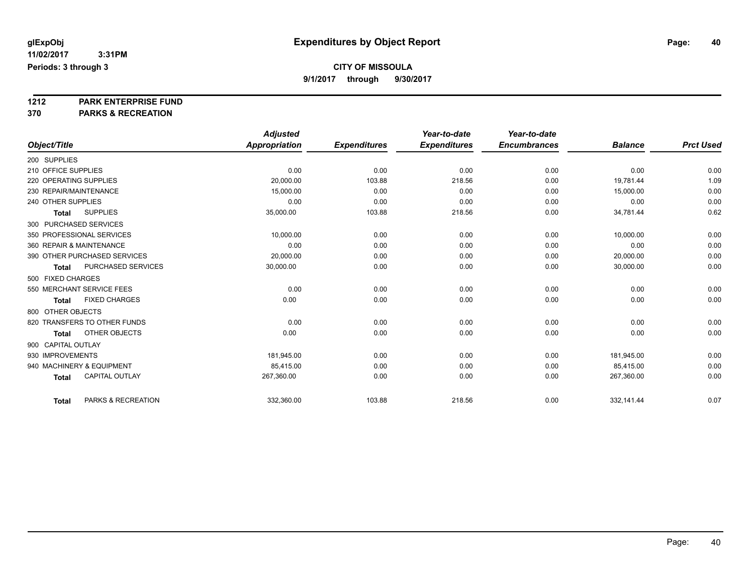# Expenditures by Object Report

glExpObj
11/02/2017 3:31PM
Periods: 3 through 3

**CITY OF MISSOULA**
**9/1/2017 through 9/30/2017**

**1212 PARK ENTERPRISE FUND**
**370 PARKS & RECREATION**

| Object/Title | Adjusted Appropriation | Expenditures | Year-to-date Expenditures | Year-to-date Encumbrances | Balance | Prct Used |
|---|---|---|---|---|---|---|
| 200 SUPPLIES | | | | | | |
| 210 OFFICE SUPPLIES | 0.00 | 0.00 | 0.00 | 0.00 | 0.00 | 0.00 |
| 220 OPERATING SUPPLIES | 20,000.00 | 103.88 | 218.56 | 0.00 | 19,781.44 | 1.09 |
| 230 REPAIR/MAINTENANCE | 15,000.00 | 0.00 | 0.00 | 0.00 | 15,000.00 | 0.00 |
| 240 OTHER SUPPLIES | 0.00 | 0.00 | 0.00 | 0.00 | 0.00 | 0.00 |
| **Total** SUPPLIES | 35,000.00 | 103.88 | 218.56 | 0.00 | 34,781.44 | 0.62 |
| 300 PURCHASED SERVICES | | | | | | |
| 350 PROFESSIONAL SERVICES | 10,000.00 | 0.00 | 0.00 | 0.00 | 10,000.00 | 0.00 |
| 360 REPAIR & MAINTENANCE | 0.00 | 0.00 | 0.00 | 0.00 | 0.00 | 0.00 |
| 390 OTHER PURCHASED SERVICES | 20,000.00 | 0.00 | 0.00 | 0.00 | 20,000.00 | 0.00 |
| **Total** PURCHASED SERVICES | 30,000.00 | 0.00 | 0.00 | 0.00 | 30,000.00 | 0.00 |
| 500 FIXED CHARGES | | | | | | |
| 550 MERCHANT SERVICE FEES | 0.00 | 0.00 | 0.00 | 0.00 | 0.00 | 0.00 |
| **Total** FIXED CHARGES | 0.00 | 0.00 | 0.00 | 0.00 | 0.00 | 0.00 |
| 800 OTHER OBJECTS | | | | | | |
| 820 TRANSFERS TO OTHER FUNDS | 0.00 | 0.00 | 0.00 | 0.00 | 0.00 | 0.00 |
| **Total** OTHER OBJECTS | 0.00 | 0.00 | 0.00 | 0.00 | 0.00 | 0.00 |
| 900 CAPITAL OUTLAY | | | | | | |
| 930 IMPROVEMENTS | 181,945.00 | 0.00 | 0.00 | 0.00 | 181,945.00 | 0.00 |
| 940 MACHINERY & EQUIPMENT | 85,415.00 | 0.00 | 0.00 | 0.00 | 85,415.00 | 0.00 |
| **Total** CAPITAL OUTLAY | 267,360.00 | 0.00 | 0.00 | 0.00 | 267,360.00 | 0.00 |
| **Total** PARKS & RECREATION | 332,360.00 | 103.88 | 218.56 | 0.00 | 332,141.44 | 0.07 |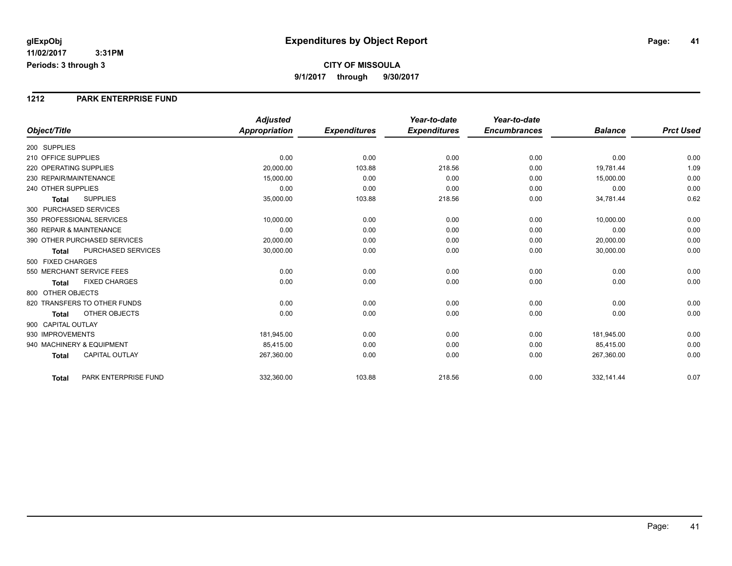glExpObj **Expenditures by Object Report**

11/02/2017 3:31PM

Periods: 3 through 3

**CITY OF MISSOULA**

**9/1/2017 through 9/30/2017**

## 1212 PARK ENTERPRISE FUND

| Object/Title | Adjusted Appropriation | Expenditures | Year-to-date Expenditures | Year-to-date Encumbrances | Balance | Prct Used |
|---|---|---|---|---|---|---|
| 200 SUPPLIES | | | | | | |
| 210 OFFICE SUPPLIES | 0.00 | 0.00 | 0.00 | 0.00 | 0.00 | 0.00 |
| 220 OPERATING SUPPLIES | 20,000.00 | 103.88 | 218.56 | 0.00 | 19,781.44 | 1.09 |
| 230 REPAIR/MAINTENANCE | 15,000.00 | 0.00 | 0.00 | 0.00 | 15,000.00 | 0.00 |
| 240 OTHER SUPPLIES | 0.00 | 0.00 | 0.00 | 0.00 | 0.00 | 0.00 |
| **Total** SUPPLIES | 35,000.00 | 103.88 | 218.56 | 0.00 | 34,781.44 | 0.62 |
| 300 PURCHASED SERVICES | | | | | | |
| 350 PROFESSIONAL SERVICES | 10,000.00 | 0.00 | 0.00 | 0.00 | 10,000.00 | 0.00 |
| 360 REPAIR & MAINTENANCE | 0.00 | 0.00 | 0.00 | 0.00 | 0.00 | 0.00 |
| 390 OTHER PURCHASED SERVICES | 20,000.00 | 0.00 | 0.00 | 0.00 | 20,000.00 | 0.00 |
| **Total** PURCHASED SERVICES | 30,000.00 | 0.00 | 0.00 | 0.00 | 30,000.00 | 0.00 |
| 500 FIXED CHARGES | | | | | | |
| 550 MERCHANT SERVICE FEES | 0.00 | 0.00 | 0.00 | 0.00 | 0.00 | 0.00 |
| **Total** FIXED CHARGES | 0.00 | 0.00 | 0.00 | 0.00 | 0.00 | 0.00 |
| 800 OTHER OBJECTS | | | | | | |
| 820 TRANSFERS TO OTHER FUNDS | 0.00 | 0.00 | 0.00 | 0.00 | 0.00 | 0.00 |
| **Total** OTHER OBJECTS | 0.00 | 0.00 | 0.00 | 0.00 | 0.00 | 0.00 |
| 900 CAPITAL OUTLAY | | | | | | |
| 930 IMPROVEMENTS | 181,945.00 | 0.00 | 0.00 | 0.00 | 181,945.00 | 0.00 |
| 940 MACHINERY & EQUIPMENT | 85,415.00 | 0.00 | 0.00 | 0.00 | 85,415.00 | 0.00 |
| **Total** CAPITAL OUTLAY | 267,360.00 | 0.00 | 0.00 | 0.00 | 267,360.00 | 0.00 |
| **Total** PARK ENTERPRISE FUND | 332,360.00 | 103.88 | 218.56 | 0.00 | 332,141.44 | 0.07 |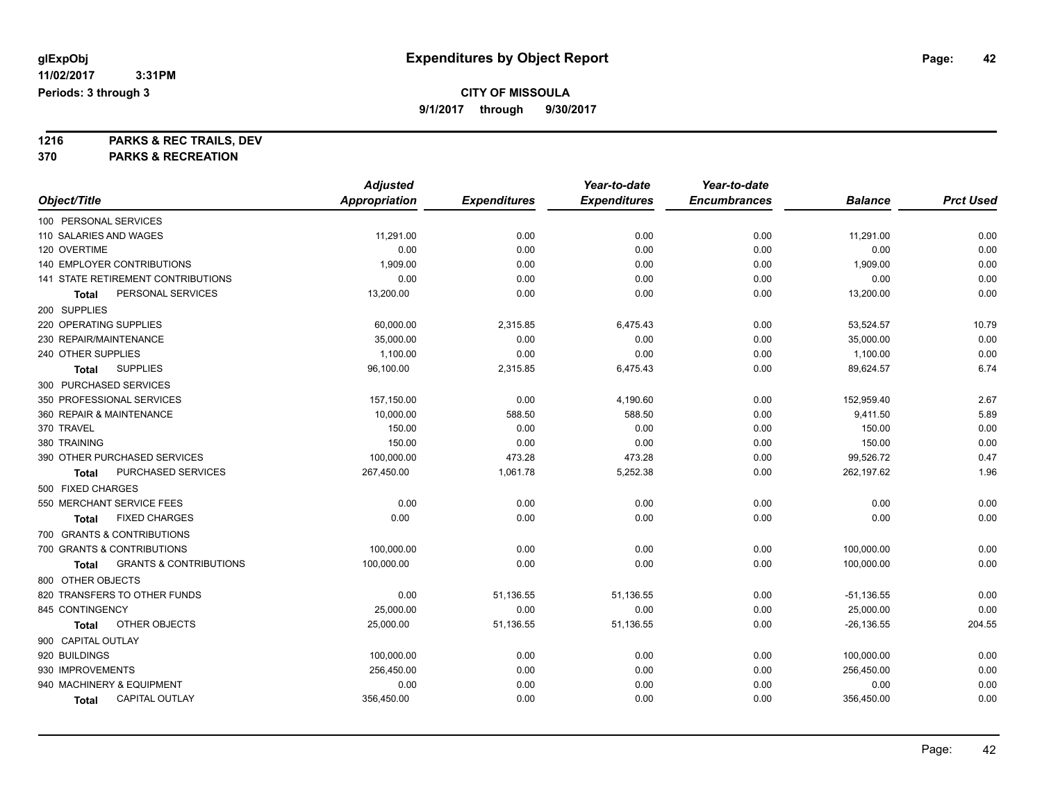**glExpObj** **Expenditures by Object Report**

**11/02/2017 3:31PM**

**Periods: 3 through 3**

**CITY OF MISSOULA**

**9/1/2017 through 9/30/2017**

**1216 PARKS & REC TRAILS, DEV**

**370 PARKS & RECREATION**

| Object/Title | Adjusted Appropriation | Expenditures | Year-to-date Expenditures | Year-to-date Encumbrances | Balance | Prct Used |
|---|---|---|---|---|---|---|
| 100 PERSONAL SERVICES | | | | | | |
| 110 SALARIES AND WAGES | 11,291.00 | 0.00 | 0.00 | 0.00 | 11,291.00 | 0.00 |
| 120 OVERTIME | 0.00 | 0.00 | 0.00 | 0.00 | 0.00 | 0.00 |
| 140 EMPLOYER CONTRIBUTIONS | 1,909.00 | 0.00 | 0.00 | 0.00 | 1,909.00 | 0.00 |
| 141 STATE RETIREMENT CONTRIBUTIONS | 0.00 | 0.00 | 0.00 | 0.00 | 0.00 | 0.00 |
| **Total** PERSONAL SERVICES | 13,200.00 | 0.00 | 0.00 | 0.00 | 13,200.00 | 0.00 |
| 200 SUPPLIES | | | | | | |
| 220 OPERATING SUPPLIES | 60,000.00 | 2,315.85 | 6,475.43 | 0.00 | 53,524.57 | 10.79 |
| 230 REPAIR/MAINTENANCE | 35,000.00 | 0.00 | 0.00 | 0.00 | 35,000.00 | 0.00 |
| 240 OTHER SUPPLIES | 1,100.00 | 0.00 | 0.00 | 0.00 | 1,100.00 | 0.00 |
| **Total** SUPPLIES | 96,100.00 | 2,315.85 | 6,475.43 | 0.00 | 89,624.57 | 6.74 |
| 300 PURCHASED SERVICES | | | | | | |
| 350 PROFESSIONAL SERVICES | 157,150.00 | 0.00 | 4,190.60 | 0.00 | 152,959.40 | 2.67 |
| 360 REPAIR & MAINTENANCE | 10,000.00 | 588.50 | 588.50 | 0.00 | 9,411.50 | 5.89 |
| 370 TRAVEL | 150.00 | 0.00 | 0.00 | 0.00 | 150.00 | 0.00 |
| 380 TRAINING | 150.00 | 0.00 | 0.00 | 0.00 | 150.00 | 0.00 |
| 390 OTHER PURCHASED SERVICES | 100,000.00 | 473.28 | 473.28 | 0.00 | 99,526.72 | 0.47 |
| **Total** PURCHASED SERVICES | 267,450.00 | 1,061.78 | 5,252.38 | 0.00 | 262,197.62 | 1.96 |
| 500 FIXED CHARGES | | | | | | |
| 550 MERCHANT SERVICE FEES | 0.00 | 0.00 | 0.00 | 0.00 | 0.00 | 0.00 |
| **Total** FIXED CHARGES | 0.00 | 0.00 | 0.00 | 0.00 | 0.00 | 0.00 |
| 700 GRANTS & CONTRIBUTIONS | | | | | | |
| 700 GRANTS & CONTRIBUTIONS | 100,000.00 | 0.00 | 0.00 | 0.00 | 100,000.00 | 0.00 |
| **Total** GRANTS & CONTRIBUTIONS | 100,000.00 | 0.00 | 0.00 | 0.00 | 100,000.00 | 0.00 |
| 800 OTHER OBJECTS | | | | | | |
| 820 TRANSFERS TO OTHER FUNDS | 0.00 | 51,136.55 | 51,136.55 | 0.00 | -51,136.55 | 0.00 |
| 845 CONTINGENCY | 25,000.00 | 0.00 | 0.00 | 0.00 | 25,000.00 | 0.00 |
| **Total** OTHER OBJECTS | 25,000.00 | 51,136.55 | 51,136.55 | 0.00 | -26,136.55 | 204.55 |
| 900 CAPITAL OUTLAY | | | | | | |
| 920 BUILDINGS | 100,000.00 | 0.00 | 0.00 | 0.00 | 100,000.00 | 0.00 |
| 930 IMPROVEMENTS | 256,450.00 | 0.00 | 0.00 | 0.00 | 256,450.00 | 0.00 |
| 940 MACHINERY & EQUIPMENT | 0.00 | 0.00 | 0.00 | 0.00 | 0.00 | 0.00 |
| **Total** CAPITAL OUTLAY | 356,450.00 | 0.00 | 0.00 | 0.00 | 356,450.00 | 0.00 |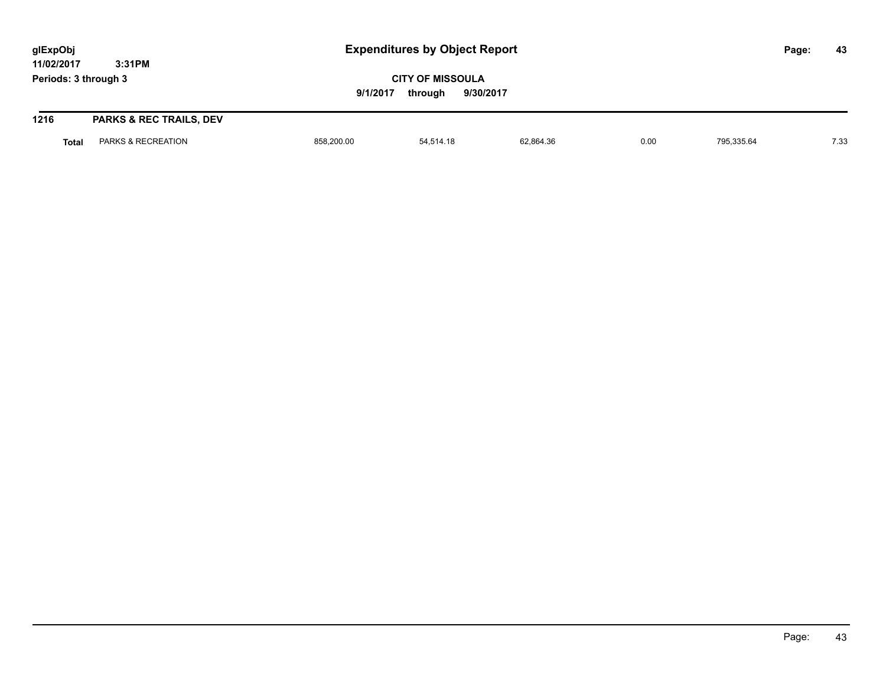## 1216 PARKS & REC TRAILS, DEV

| | | | | | | | |
|---|---|---|---|---|---|---|---|
| **Total** | PARKS & RECREATION | 858,200.00 | 54,514.18 | 62,864.36 | 0.00 | 795,335.64 | 7.33 |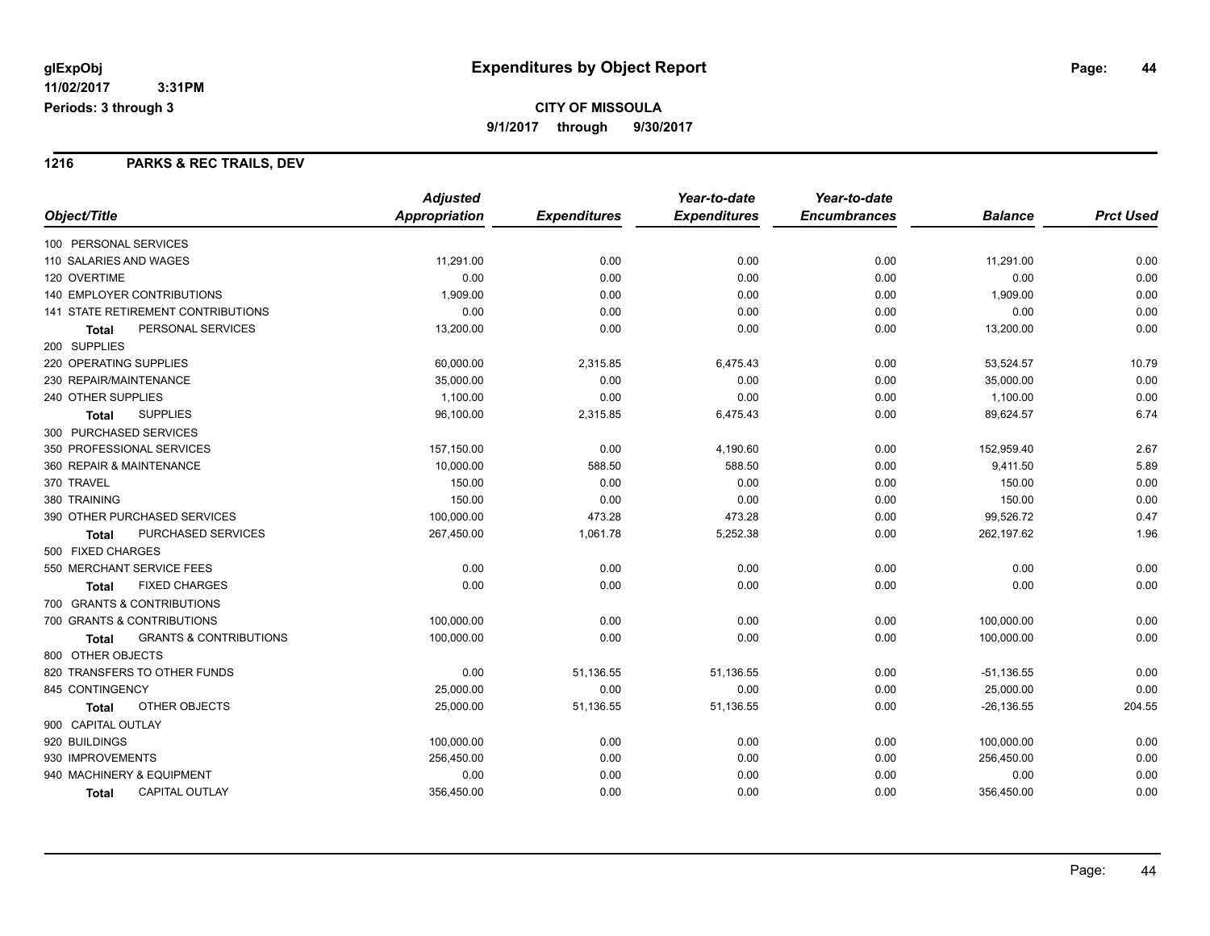**glExpObj** **Expenditures by Object Report**

**11/02/2017 3:31PM**

**Periods: 3 through 3**

**CITY OF MISSOULA**

**9/1/2017 through 9/30/2017**

## 1216 PARKS & REC TRAILS, DEV

| Object/Title | Adjusted Appropriation | Expenditures | Year-to-date Expenditures | Year-to-date Encumbrances | Balance | Prct Used |
|---|---|---|---|---|---|---|
| 100 PERSONAL SERVICES | | | | | | |
| 110 SALARIES AND WAGES | 11,291.00 | 0.00 | 0.00 | 0.00 | 11,291.00 | 0.00 |
| 120 OVERTIME | 0.00 | 0.00 | 0.00 | 0.00 | 0.00 | 0.00 |
| 140 EMPLOYER CONTRIBUTIONS | 1,909.00 | 0.00 | 0.00 | 0.00 | 1,909.00 | 0.00 |
| 141 STATE RETIREMENT CONTRIBUTIONS | 0.00 | 0.00 | 0.00 | 0.00 | 0.00 | 0.00 |
| **Total** PERSONAL SERVICES | 13,200.00 | 0.00 | 0.00 | 0.00 | 13,200.00 | 0.00 |
| 200 SUPPLIES | | | | | | |
| 220 OPERATING SUPPLIES | 60,000.00 | 2,315.85 | 6,475.43 | 0.00 | 53,524.57 | 10.79 |
| 230 REPAIR/MAINTENANCE | 35,000.00 | 0.00 | 0.00 | 0.00 | 35,000.00 | 0.00 |
| 240 OTHER SUPPLIES | 1,100.00 | 0.00 | 0.00 | 0.00 | 1,100.00 | 0.00 |
| **Total** SUPPLIES | 96,100.00 | 2,315.85 | 6,475.43 | 0.00 | 89,624.57 | 6.74 |
| 300 PURCHASED SERVICES | | | | | | |
| 350 PROFESSIONAL SERVICES | 157,150.00 | 0.00 | 4,190.60 | 0.00 | 152,959.40 | 2.67 |
| 360 REPAIR & MAINTENANCE | 10,000.00 | 588.50 | 588.50 | 0.00 | 9,411.50 | 5.89 |
| 370 TRAVEL | 150.00 | 0.00 | 0.00 | 0.00 | 150.00 | 0.00 |
| 380 TRAINING | 150.00 | 0.00 | 0.00 | 0.00 | 150.00 | 0.00 |
| 390 OTHER PURCHASED SERVICES | 100,000.00 | 473.28 | 473.28 | 0.00 | 99,526.72 | 0.47 |
| **Total** PURCHASED SERVICES | 267,450.00 | 1,061.78 | 5,252.38 | 0.00 | 262,197.62 | 1.96 |
| 500 FIXED CHARGES | | | | | | |
| 550 MERCHANT SERVICE FEES | 0.00 | 0.00 | 0.00 | 0.00 | 0.00 | 0.00 |
| **Total** FIXED CHARGES | 0.00 | 0.00 | 0.00 | 0.00 | 0.00 | 0.00 |
| 700 GRANTS & CONTRIBUTIONS | | | | | | |
| 700 GRANTS & CONTRIBUTIONS | 100,000.00 | 0.00 | 0.00 | 0.00 | 100,000.00 | 0.00 |
| **Total** GRANTS & CONTRIBUTIONS | 100,000.00 | 0.00 | 0.00 | 0.00 | 100,000.00 | 0.00 |
| 800 OTHER OBJECTS | | | | | | |
| 820 TRANSFERS TO OTHER FUNDS | 0.00 | 51,136.55 | 51,136.55 | 0.00 | -51,136.55 | 0.00 |
| 845 CONTINGENCY | 25,000.00 | 0.00 | 0.00 | 0.00 | 25,000.00 | 0.00 |
| **Total** OTHER OBJECTS | 25,000.00 | 51,136.55 | 51,136.55 | 0.00 | -26,136.55 | 204.55 |
| 900 CAPITAL OUTLAY | | | | | | |
| 920 BUILDINGS | 100,000.00 | 0.00 | 0.00 | 0.00 | 100,000.00 | 0.00 |
| 930 IMPROVEMENTS | 256,450.00 | 0.00 | 0.00 | 0.00 | 256,450.00 | 0.00 |
| 940 MACHINERY & EQUIPMENT | 0.00 | 0.00 | 0.00 | 0.00 | 0.00 | 0.00 |
| **Total** CAPITAL OUTLAY | 356,450.00 | 0.00 | 0.00 | 0.00 | 356,450.00 | 0.00 |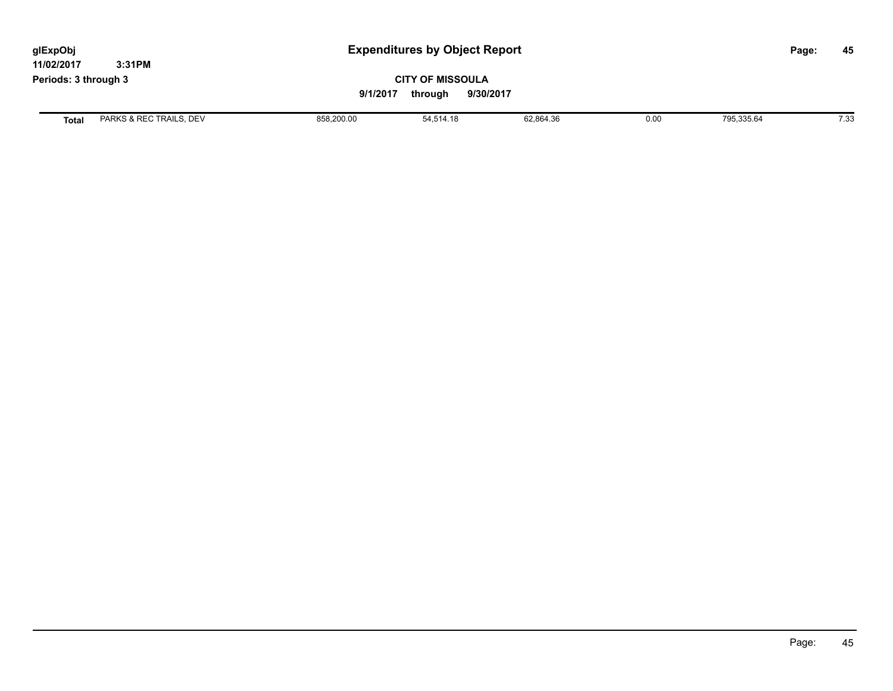# Expenditures by Object Report

glExpObj
11/02/2017 3:31PM
Periods: 3 through 3

**CITY OF MISSOULA**

**9/1/2017 through 9/30/2017**

| | | | | | | | |
|---|---|---|---|---|---|---|---|
| **Total** | PARKS & REC TRAILS, DEV | 858,200.00 | 54,514.18 | 62,864.36 | 0.00 | 795,335.64 | 7.33 |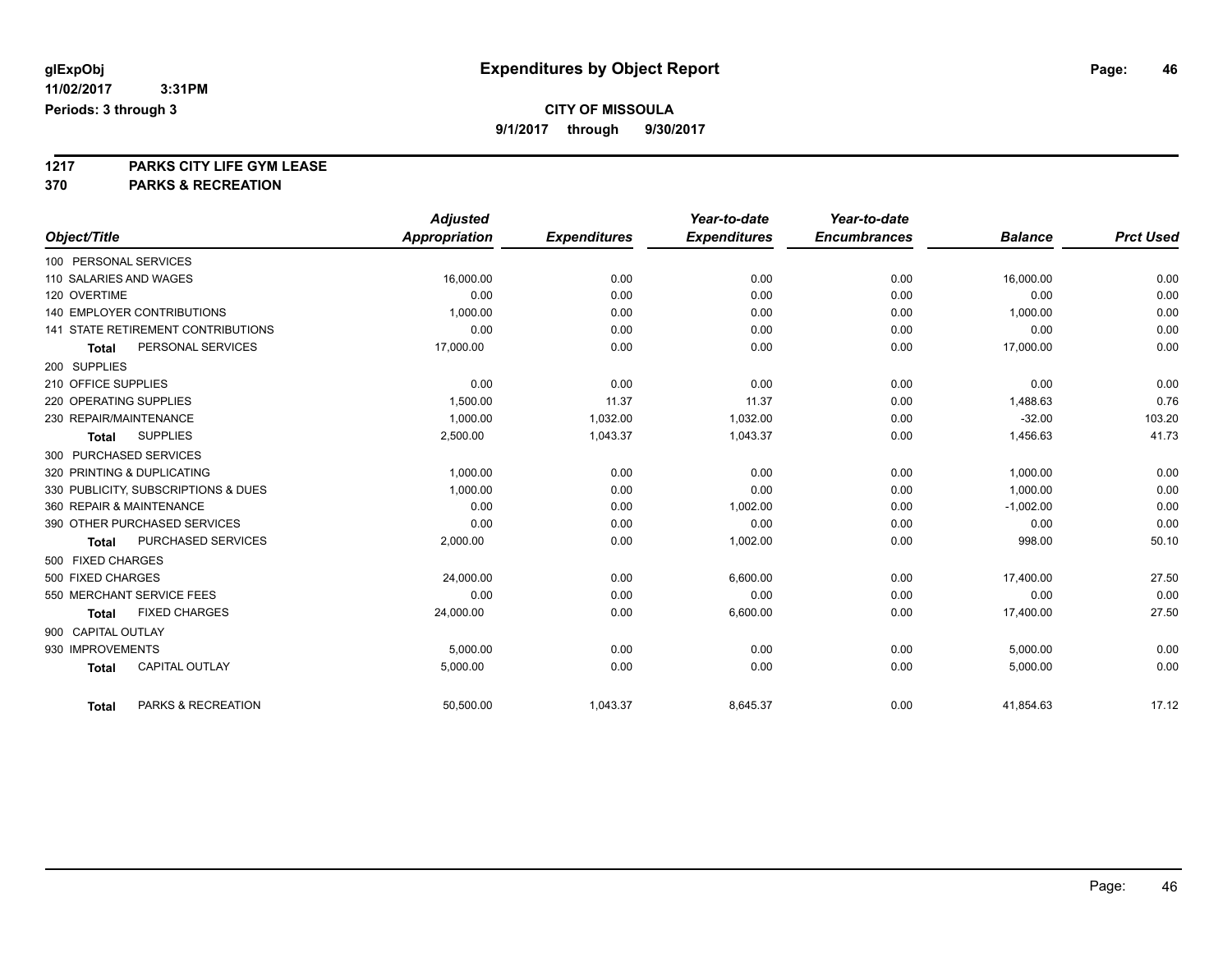# Expenditures by Object Report

glExpObj
11/02/2017 3:31PM
Periods: 3 through 3

**CITY OF MISSOULA**
9/1/2017 through 9/30/2017

**1217 PARKS CITY LIFE GYM LEASE**
**370 PARKS & RECREATION**

| Object/Title | Adjusted Appropriation | Expenditures | Year-to-date Expenditures | Year-to-date Encumbrances | Balance | Prct Used |
|---|---|---|---|---|---|---|
| 100 PERSONAL SERVICES | | | | | | |
| 110 SALARIES AND WAGES | 16,000.00 | 0.00 | 0.00 | 0.00 | 16,000.00 | 0.00 |
| 120 OVERTIME | 0.00 | 0.00 | 0.00 | 0.00 | 0.00 | 0.00 |
| 140 EMPLOYER CONTRIBUTIONS | 1,000.00 | 0.00 | 0.00 | 0.00 | 1,000.00 | 0.00 |
| 141 STATE RETIREMENT CONTRIBUTIONS | 0.00 | 0.00 | 0.00 | 0.00 | 0.00 | 0.00 |
| **Total** PERSONAL SERVICES | 17,000.00 | 0.00 | 0.00 | 0.00 | 17,000.00 | 0.00 |
| 200 SUPPLIES | | | | | | |
| 210 OFFICE SUPPLIES | 0.00 | 0.00 | 0.00 | 0.00 | 0.00 | 0.00 |
| 220 OPERATING SUPPLIES | 1,500.00 | 11.37 | 11.37 | 0.00 | 1,488.63 | 0.76 |
| 230 REPAIR/MAINTENANCE | 1,000.00 | 1,032.00 | 1,032.00 | 0.00 | -32.00 | 103.20 |
| **Total** SUPPLIES | 2,500.00 | 1,043.37 | 1,043.37 | 0.00 | 1,456.63 | 41.73 |
| 300 PURCHASED SERVICES | | | | | | |
| 320 PRINTING & DUPLICATING | 1,000.00 | 0.00 | 0.00 | 0.00 | 1,000.00 | 0.00 |
| 330 PUBLICITY, SUBSCRIPTIONS & DUES | 1,000.00 | 0.00 | 0.00 | 0.00 | 1,000.00 | 0.00 |
| 360 REPAIR & MAINTENANCE | 0.00 | 0.00 | 1,002.00 | 0.00 | -1,002.00 | 0.00 |
| 390 OTHER PURCHASED SERVICES | 0.00 | 0.00 | 0.00 | 0.00 | 0.00 | 0.00 |
| **Total** PURCHASED SERVICES | 2,000.00 | 0.00 | 1,002.00 | 0.00 | 998.00 | 50.10 |
| 500 FIXED CHARGES | | | | | | |
| 500 FIXED CHARGES | 24,000.00 | 0.00 | 6,600.00 | 0.00 | 17,400.00 | 27.50 |
| 550 MERCHANT SERVICE FEES | 0.00 | 0.00 | 0.00 | 0.00 | 0.00 | 0.00 |
| **Total** FIXED CHARGES | 24,000.00 | 0.00 | 6,600.00 | 0.00 | 17,400.00 | 27.50 |
| 900 CAPITAL OUTLAY | | | | | | |
| 930 IMPROVEMENTS | 5,000.00 | 0.00 | 0.00 | 0.00 | 5,000.00 | 0.00 |
| **Total** CAPITAL OUTLAY | 5,000.00 | 0.00 | 0.00 | 0.00 | 5,000.00 | 0.00 |
| **Total** PARKS & RECREATION | 50,500.00 | 1,043.37 | 8,645.37 | 0.00 | 41,854.63 | 17.12 |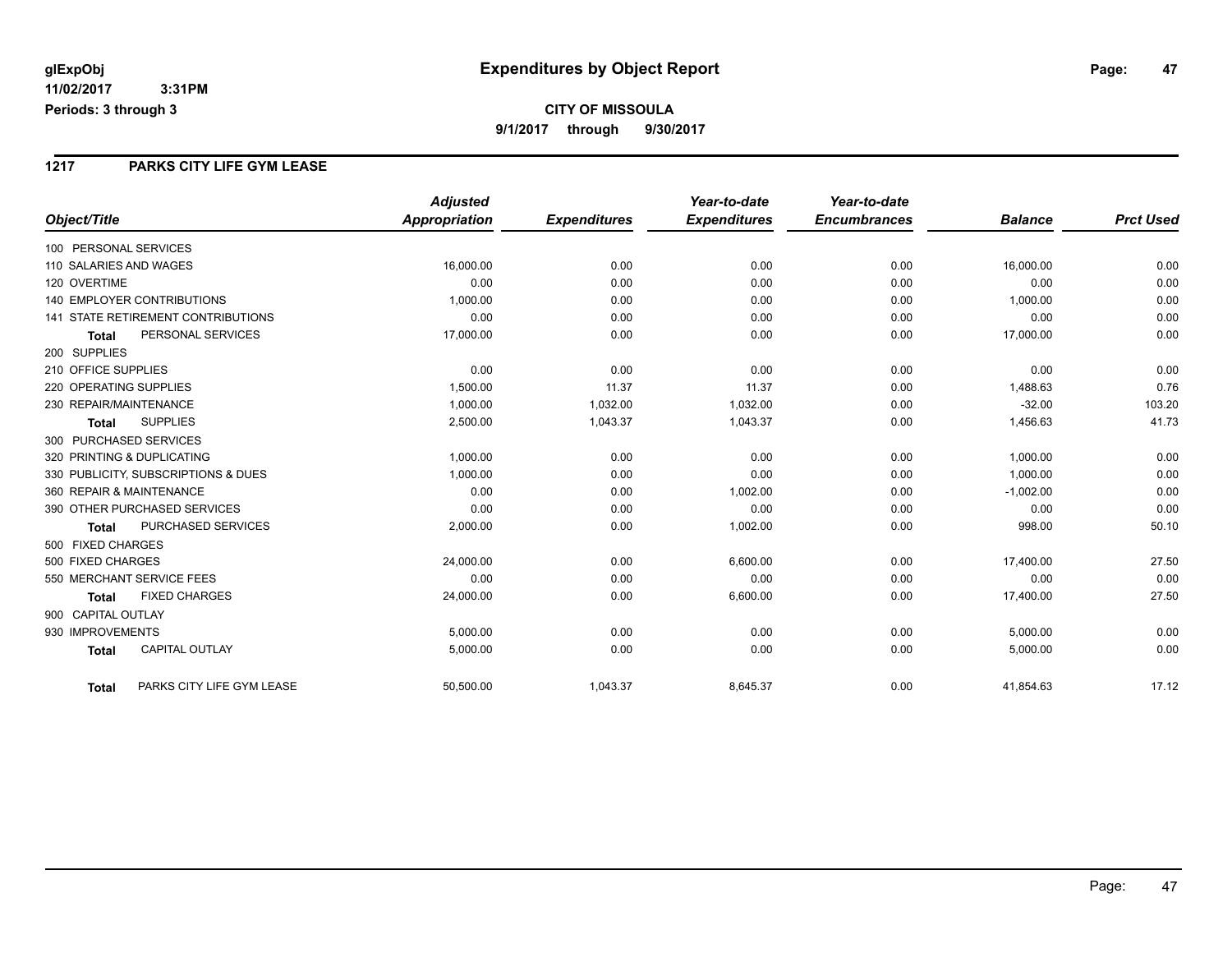# Expenditures by Object Report

glExpObj
11/02/2017 3:31PM
Periods: 3 through 3

**CITY OF MISSOULA**
**9/1/2017 through 9/30/2017**

## 1217 PARKS CITY LIFE GYM LEASE

| Object/Title | Adjusted Appropriation | Expenditures | Year-to-date Expenditures | Year-to-date Encumbrances | Balance | Prct Used |
|---|---|---|---|---|---|---|
| 100 PERSONAL SERVICES | | | | | | |
| 110 SALARIES AND WAGES | 16,000.00 | 0.00 | 0.00 | 0.00 | 16,000.00 | 0.00 |
| 120 OVERTIME | 0.00 | 0.00 | 0.00 | 0.00 | 0.00 | 0.00 |
| 140 EMPLOYER CONTRIBUTIONS | 1,000.00 | 0.00 | 0.00 | 0.00 | 1,000.00 | 0.00 |
| 141 STATE RETIREMENT CONTRIBUTIONS | 0.00 | 0.00 | 0.00 | 0.00 | 0.00 | 0.00 |
| **Total** PERSONAL SERVICES | 17,000.00 | 0.00 | 0.00 | 0.00 | 17,000.00 | 0.00 |
| 200 SUPPLIES | | | | | | |
| 210 OFFICE SUPPLIES | 0.00 | 0.00 | 0.00 | 0.00 | 0.00 | 0.00 |
| 220 OPERATING SUPPLIES | 1,500.00 | 11.37 | 11.37 | 0.00 | 1,488.63 | 0.76 |
| 230 REPAIR/MAINTENANCE | 1,000.00 | 1,032.00 | 1,032.00 | 0.00 | -32.00 | 103.20 |
| **Total** SUPPLIES | 2,500.00 | 1,043.37 | 1,043.37 | 0.00 | 1,456.63 | 41.73 |
| 300 PURCHASED SERVICES | | | | | | |
| 320 PRINTING & DUPLICATING | 1,000.00 | 0.00 | 0.00 | 0.00 | 1,000.00 | 0.00 |
| 330 PUBLICITY, SUBSCRIPTIONS & DUES | 1,000.00 | 0.00 | 0.00 | 0.00 | 1,000.00 | 0.00 |
| 360 REPAIR & MAINTENANCE | 0.00 | 0.00 | 1,002.00 | 0.00 | -1,002.00 | 0.00 |
| 390 OTHER PURCHASED SERVICES | 0.00 | 0.00 | 0.00 | 0.00 | 0.00 | 0.00 |
| **Total** PURCHASED SERVICES | 2,000.00 | 0.00 | 1,002.00 | 0.00 | 998.00 | 50.10 |
| 500 FIXED CHARGES | | | | | | |
| 500 FIXED CHARGES | 24,000.00 | 0.00 | 6,600.00 | 0.00 | 17,400.00 | 27.50 |
| 550 MERCHANT SERVICE FEES | 0.00 | 0.00 | 0.00 | 0.00 | 0.00 | 0.00 |
| **Total** FIXED CHARGES | 24,000.00 | 0.00 | 6,600.00 | 0.00 | 17,400.00 | 27.50 |
| 900 CAPITAL OUTLAY | | | | | | |
| 930 IMPROVEMENTS | 5,000.00 | 0.00 | 0.00 | 0.00 | 5,000.00 | 0.00 |
| **Total** CAPITAL OUTLAY | 5,000.00 | 0.00 | 0.00 | 0.00 | 5,000.00 | 0.00 |
| **Total** PARKS CITY LIFE GYM LEASE | 50,500.00 | 1,043.37 | 8,645.37 | 0.00 | 41,854.63 | 17.12 |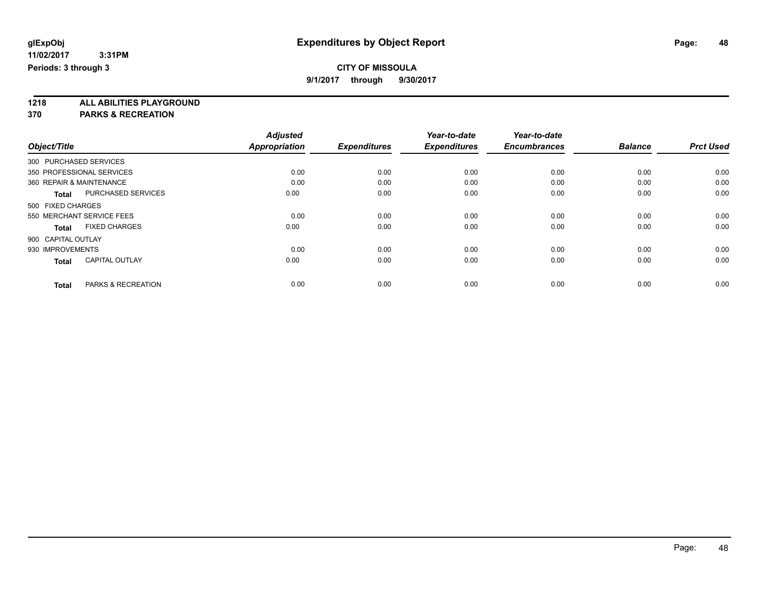# Expenditures by Object Report

glExpObj
11/02/2017 3:31PM
Periods: 3 through 3

**CITY OF MISSOULA**
**9/1/2017 through 9/30/2017**

## 1218 ALL ABILITIES PLAYGROUND
## 370 PARKS & RECREATION

| Object/Title | Adjusted Appropriation | Expenditures | Year-to-date Expenditures | Year-to-date Encumbrances | Balance | Prct Used |
|---|---|---|---|---|---|---|
| 300 PURCHASED SERVICES | | | | | | |
| 350 PROFESSIONAL SERVICES | 0.00 | 0.00 | 0.00 | 0.00 | 0.00 | 0.00 |
| 360 REPAIR & MAINTENANCE | 0.00 | 0.00 | 0.00 | 0.00 | 0.00 | 0.00 |
| **Total** PURCHASED SERVICES | 0.00 | 0.00 | 0.00 | 0.00 | 0.00 | 0.00 |
| 500 FIXED CHARGES | | | | | | |
| 550 MERCHANT SERVICE FEES | 0.00 | 0.00 | 0.00 | 0.00 | 0.00 | 0.00 |
| **Total** FIXED CHARGES | 0.00 | 0.00 | 0.00 | 0.00 | 0.00 | 0.00 |
| 900 CAPITAL OUTLAY | | | | | | |
| 930 IMPROVEMENTS | 0.00 | 0.00 | 0.00 | 0.00 | 0.00 | 0.00 |
| **Total** CAPITAL OUTLAY | 0.00 | 0.00 | 0.00 | 0.00 | 0.00 | 0.00 |
| **Total** PARKS & RECREATION | 0.00 | 0.00 | 0.00 | 0.00 | 0.00 | 0.00 |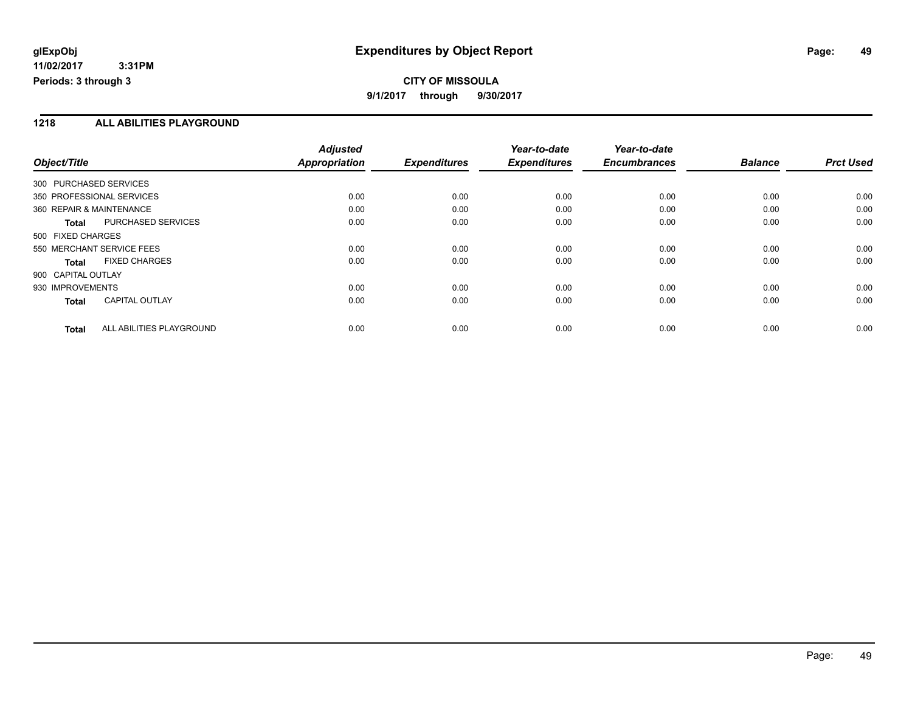**glExpObj** **Expenditures by Object Report**

**11/02/2017 3:31PM**

**Periods: 3 through 3**

**CITY OF MISSOULA**

**9/1/2017 through 9/30/2017**

## 1218 ALL ABILITIES PLAYGROUND

| Object/Title | | Adjusted Appropriation | Expenditures | Year-to-date Expenditures | Year-to-date Encumbrances | Balance | Prct Used |
|---|---|---|---|---|---|---|---|
| 300 PURCHASED SERVICES | | | | | | | |
| 350 PROFESSIONAL SERVICES | | 0.00 | 0.00 | 0.00 | 0.00 | 0.00 | 0.00 |
| 360 REPAIR & MAINTENANCE | | 0.00 | 0.00 | 0.00 | 0.00 | 0.00 | 0.00 |
| **Total** | PURCHASED SERVICES | 0.00 | 0.00 | 0.00 | 0.00 | 0.00 | 0.00 |
| 500 FIXED CHARGES | | | | | | | |
| 550 MERCHANT SERVICE FEES | | 0.00 | 0.00 | 0.00 | 0.00 | 0.00 | 0.00 |
| **Total** | FIXED CHARGES | 0.00 | 0.00 | 0.00 | 0.00 | 0.00 | 0.00 |
| 900 CAPITAL OUTLAY | | | | | | | |
| 930 IMPROVEMENTS | | 0.00 | 0.00 | 0.00 | 0.00 | 0.00 | 0.00 |
| **Total** | CAPITAL OUTLAY | 0.00 | 0.00 | 0.00 | 0.00 | 0.00 | 0.00 |
| **Total** | ALL ABILITIES PLAYGROUND | 0.00 | 0.00 | 0.00 | 0.00 | 0.00 | 0.00 |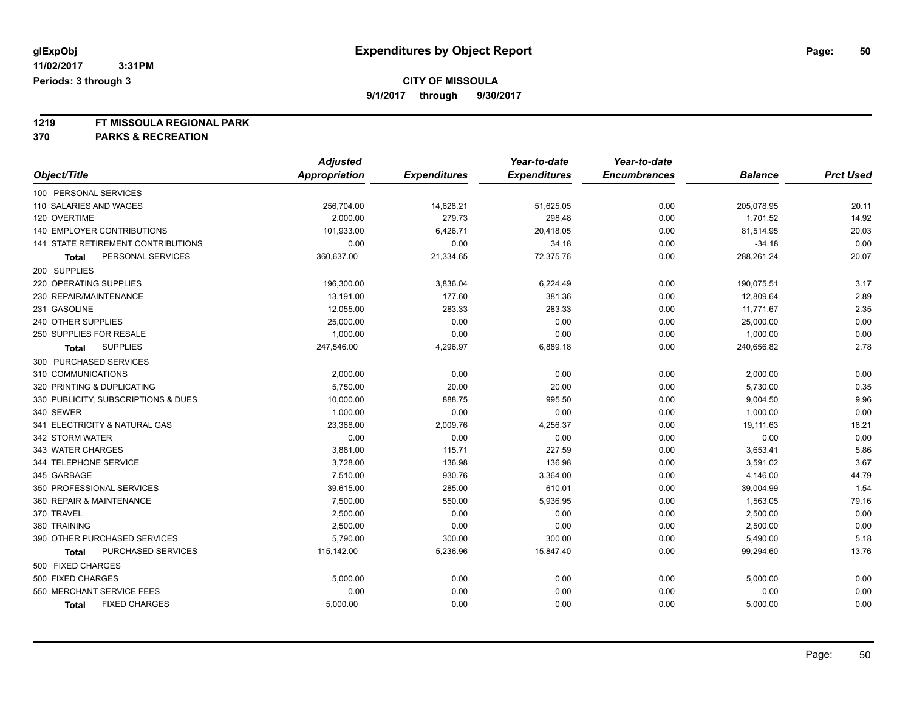# Expenditures by Object Report

glExpObj
11/02/2017 3:31PM
Periods: 3 through 3

**CITY OF MISSOULA**
9/1/2017 through 9/30/2017

**1219 FT MISSOULA REGIONAL PARK**
**370 PARKS & RECREATION**

| Object/Title | Adjusted Appropriation | Expenditures | Year-to-date Expenditures | Year-to-date Encumbrances | Balance | Prct Used |
|---|---|---|---|---|---|---|
| 100 PERSONAL SERVICES | | | | | | |
| 110 SALARIES AND WAGES | 256,704.00 | 14,628.21 | 51,625.05 | 0.00 | 205,078.95 | 20.11 |
| 120 OVERTIME | 2,000.00 | 279.73 | 298.48 | 0.00 | 1,701.52 | 14.92 |
| 140 EMPLOYER CONTRIBUTIONS | 101,933.00 | 6,426.71 | 20,418.05 | 0.00 | 81,514.95 | 20.03 |
| 141 STATE RETIREMENT CONTRIBUTIONS | 0.00 | 0.00 | 34.18 | 0.00 | -34.18 | 0.00 |
| **Total** PERSONAL SERVICES | 360,637.00 | 21,334.65 | 72,375.76 | 0.00 | 288,261.24 | 20.07 |
| 200 SUPPLIES | | | | | | |
| 220 OPERATING SUPPLIES | 196,300.00 | 3,836.04 | 6,224.49 | 0.00 | 190,075.51 | 3.17 |
| 230 REPAIR/MAINTENANCE | 13,191.00 | 177.60 | 381.36 | 0.00 | 12,809.64 | 2.89 |
| 231 GASOLINE | 12,055.00 | 283.33 | 283.33 | 0.00 | 11,771.67 | 2.35 |
| 240 OTHER SUPPLIES | 25,000.00 | 0.00 | 0.00 | 0.00 | 25,000.00 | 0.00 |
| 250 SUPPLIES FOR RESALE | 1,000.00 | 0.00 | 0.00 | 0.00 | 1,000.00 | 0.00 |
| **Total** SUPPLIES | 247,546.00 | 4,296.97 | 6,889.18 | 0.00 | 240,656.82 | 2.78 |
| 300 PURCHASED SERVICES | | | | | | |
| 310 COMMUNICATIONS | 2,000.00 | 0.00 | 0.00 | 0.00 | 2,000.00 | 0.00 |
| 320 PRINTING & DUPLICATING | 5,750.00 | 20.00 | 20.00 | 0.00 | 5,730.00 | 0.35 |
| 330 PUBLICITY, SUBSCRIPTIONS & DUES | 10,000.00 | 888.75 | 995.50 | 0.00 | 9,004.50 | 9.96 |
| 340 SEWER | 1,000.00 | 0.00 | 0.00 | 0.00 | 1,000.00 | 0.00 |
| 341 ELECTRICITY & NATURAL GAS | 23,368.00 | 2,009.76 | 4,256.37 | 0.00 | 19,111.63 | 18.21 |
| 342 STORM WATER | 0.00 | 0.00 | 0.00 | 0.00 | 0.00 | 0.00 |
| 343 WATER CHARGES | 3,881.00 | 115.71 | 227.59 | 0.00 | 3,653.41 | 5.86 |
| 344 TELEPHONE SERVICE | 3,728.00 | 136.98 | 136.98 | 0.00 | 3,591.02 | 3.67 |
| 345 GARBAGE | 7,510.00 | 930.76 | 3,364.00 | 0.00 | 4,146.00 | 44.79 |
| 350 PROFESSIONAL SERVICES | 39,615.00 | 285.00 | 610.01 | 0.00 | 39,004.99 | 1.54 |
| 360 REPAIR & MAINTENANCE | 7,500.00 | 550.00 | 5,936.95 | 0.00 | 1,563.05 | 79.16 |
| 370 TRAVEL | 2,500.00 | 0.00 | 0.00 | 0.00 | 2,500.00 | 0.00 |
| 380 TRAINING | 2,500.00 | 0.00 | 0.00 | 0.00 | 2,500.00 | 0.00 |
| 390 OTHER PURCHASED SERVICES | 5,790.00 | 300.00 | 300.00 | 0.00 | 5,490.00 | 5.18 |
| **Total** PURCHASED SERVICES | 115,142.00 | 5,236.96 | 15,847.40 | 0.00 | 99,294.60 | 13.76 |
| 500 FIXED CHARGES | | | | | | |
| 500 FIXED CHARGES | 5,000.00 | 0.00 | 0.00 | 0.00 | 5,000.00 | 0.00 |
| 550 MERCHANT SERVICE FEES | 0.00 | 0.00 | 0.00 | 0.00 | 0.00 | 0.00 |
| **Total** FIXED CHARGES | 5,000.00 | 0.00 | 0.00 | 0.00 | 5,000.00 | 0.00 |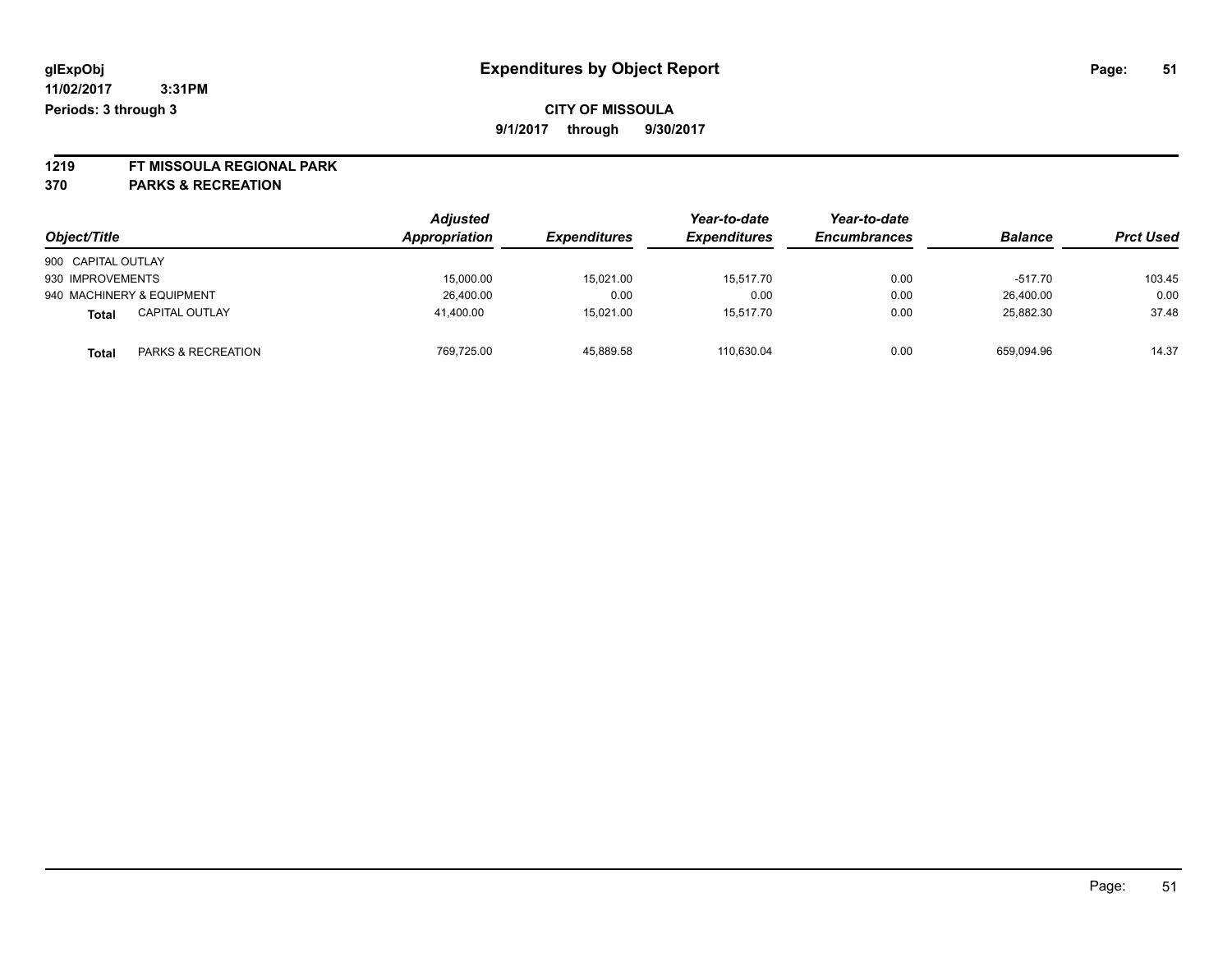# Expenditures by Object Report

glExpObj
11/02/2017 3:31PM
Periods: 3 through 3

**CITY OF MISSOULA**
**9/1/2017 through 9/30/2017**

**1219 FT MISSOULA REGIONAL PARK**
**370 PARKS & RECREATION**

| Object/Title | Adjusted Appropriation | Expenditures | Year-to-date Expenditures | Year-to-date Encumbrances | Balance | Prct Used |
|---|---|---|---|---|---|---|
| 900 CAPITAL OUTLAY | | | | | | |
| 930 IMPROVEMENTS | 15,000.00 | 15,021.00 | 15,517.70 | 0.00 | -517.70 | 103.45 |
| 940 MACHINERY & EQUIPMENT | 26,400.00 | 0.00 | 0.00 | 0.00 | 26,400.00 | 0.00 |
| **Total** CAPITAL OUTLAY | 41,400.00 | 15,021.00 | 15,517.70 | 0.00 | 25,882.30 | 37.48 |
| **Total** PARKS & RECREATION | 769,725.00 | 45,889.58 | 110,630.04 | 0.00 | 659,094.96 | 14.37 |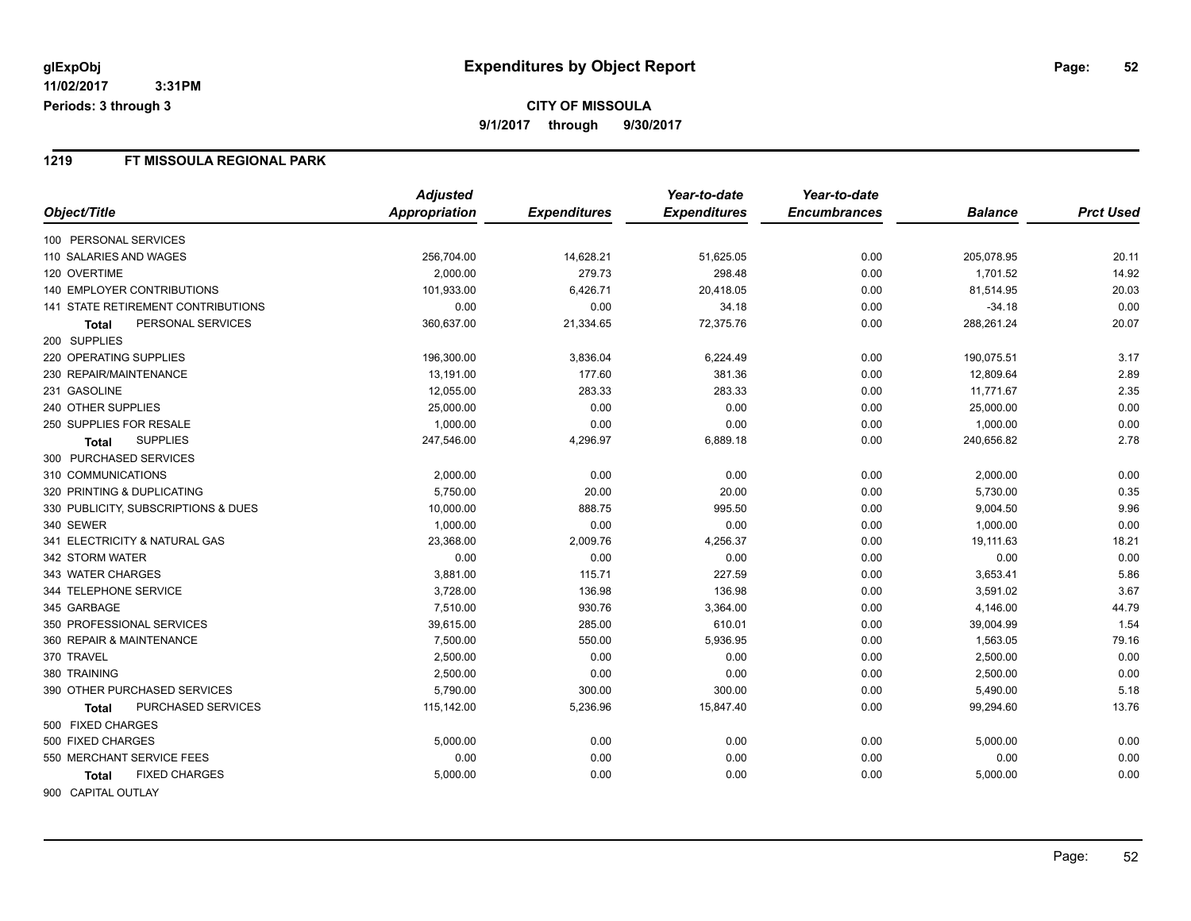# Expenditures by Object Report

glExpObj
11/02/2017 3:31PM
Periods: 3 through 3

**CITY OF MISSOULA**

**9/1/2017 through 9/30/2017**

## 1219 FT MISSOULA REGIONAL PARK

| Object/Title | Adjusted Appropriation | Expenditures | Year-to-date Expenditures | Year-to-date Encumbrances | Balance | Prct Used |
|---|---|---|---|---|---|---|
| 100 PERSONAL SERVICES | | | | | | |
| 110 SALARIES AND WAGES | 256,704.00 | 14,628.21 | 51,625.05 | 0.00 | 205,078.95 | 20.11 |
| 120 OVERTIME | 2,000.00 | 279.73 | 298.48 | 0.00 | 1,701.52 | 14.92 |
| 140 EMPLOYER CONTRIBUTIONS | 101,933.00 | 6,426.71 | 20,418.05 | 0.00 | 81,514.95 | 20.03 |
| 141 STATE RETIREMENT CONTRIBUTIONS | 0.00 | 0.00 | 34.18 | 0.00 | -34.18 | 0.00 |
| **Total** PERSONAL SERVICES | 360,637.00 | 21,334.65 | 72,375.76 | 0.00 | 288,261.24 | 20.07 |
| 200 SUPPLIES | | | | | | |
| 220 OPERATING SUPPLIES | 196,300.00 | 3,836.04 | 6,224.49 | 0.00 | 190,075.51 | 3.17 |
| 230 REPAIR/MAINTENANCE | 13,191.00 | 177.60 | 381.36 | 0.00 | 12,809.64 | 2.89 |
| 231 GASOLINE | 12,055.00 | 283.33 | 283.33 | 0.00 | 11,771.67 | 2.35 |
| 240 OTHER SUPPLIES | 25,000.00 | 0.00 | 0.00 | 0.00 | 25,000.00 | 0.00 |
| 250 SUPPLIES FOR RESALE | 1,000.00 | 0.00 | 0.00 | 0.00 | 1,000.00 | 0.00 |
| **Total** SUPPLIES | 247,546.00 | 4,296.97 | 6,889.18 | 0.00 | 240,656.82 | 2.78 |
| 300 PURCHASED SERVICES | | | | | | |
| 310 COMMUNICATIONS | 2,000.00 | 0.00 | 0.00 | 0.00 | 2,000.00 | 0.00 |
| 320 PRINTING & DUPLICATING | 5,750.00 | 20.00 | 20.00 | 0.00 | 5,730.00 | 0.35 |
| 330 PUBLICITY, SUBSCRIPTIONS & DUES | 10,000.00 | 888.75 | 995.50 | 0.00 | 9,004.50 | 9.96 |
| 340 SEWER | 1,000.00 | 0.00 | 0.00 | 0.00 | 1,000.00 | 0.00 |
| 341 ELECTRICITY & NATURAL GAS | 23,368.00 | 2,009.76 | 4,256.37 | 0.00 | 19,111.63 | 18.21 |
| 342 STORM WATER | 0.00 | 0.00 | 0.00 | 0.00 | 0.00 | 0.00 |
| 343 WATER CHARGES | 3,881.00 | 115.71 | 227.59 | 0.00 | 3,653.41 | 5.86 |
| 344 TELEPHONE SERVICE | 3,728.00 | 136.98 | 136.98 | 0.00 | 3,591.02 | 3.67 |
| 345 GARBAGE | 7,510.00 | 930.76 | 3,364.00 | 0.00 | 4,146.00 | 44.79 |
| 350 PROFESSIONAL SERVICES | 39,615.00 | 285.00 | 610.01 | 0.00 | 39,004.99 | 1.54 |
| 360 REPAIR & MAINTENANCE | 7,500.00 | 550.00 | 5,936.95 | 0.00 | 1,563.05 | 79.16 |
| 370 TRAVEL | 2,500.00 | 0.00 | 0.00 | 0.00 | 2,500.00 | 0.00 |
| 380 TRAINING | 2,500.00 | 0.00 | 0.00 | 0.00 | 2,500.00 | 0.00 |
| 390 OTHER PURCHASED SERVICES | 5,790.00 | 300.00 | 300.00 | 0.00 | 5,490.00 | 5.18 |
| **Total** PURCHASED SERVICES | 115,142.00 | 5,236.96 | 15,847.40 | 0.00 | 99,294.60 | 13.76 |
| 500 FIXED CHARGES | | | | | | |
| 500 FIXED CHARGES | 5,000.00 | 0.00 | 0.00 | 0.00 | 5,000.00 | 0.00 |
| 550 MERCHANT SERVICE FEES | 0.00 | 0.00 | 0.00 | 0.00 | 0.00 | 0.00 |
| **Total** FIXED CHARGES | 5,000.00 | 0.00 | 0.00 | 0.00 | 5,000.00 | 0.00 |
| 900 CAPITAL OUTLAY | | | | | | |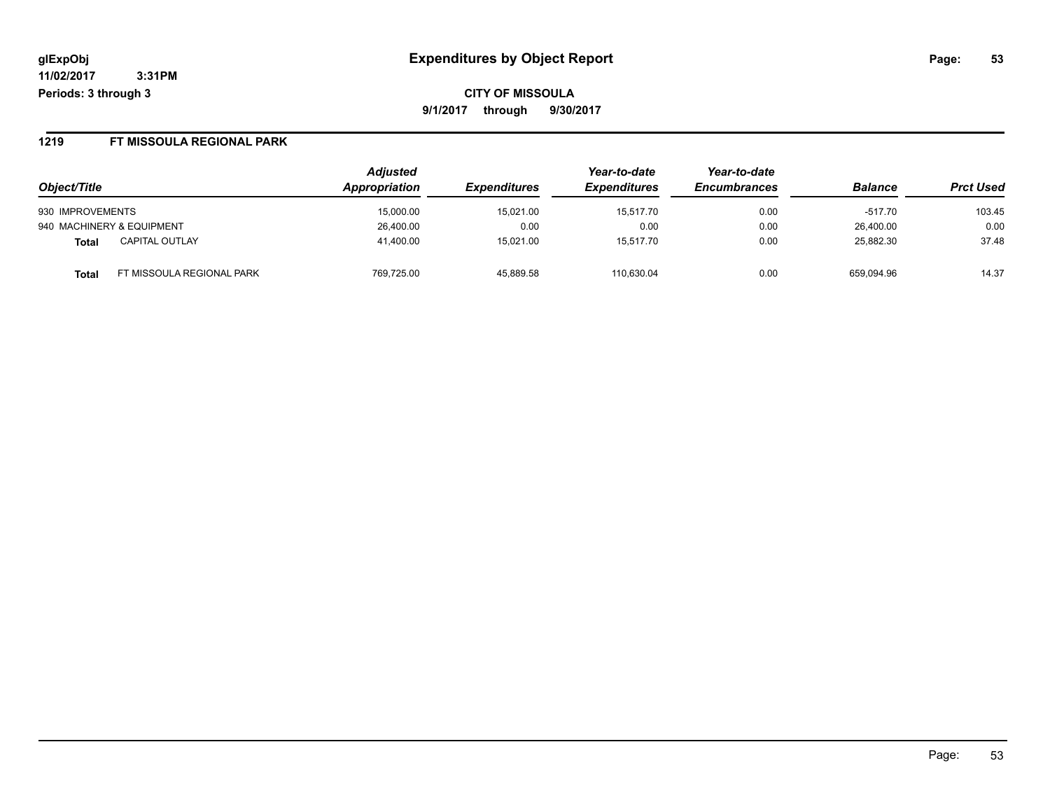**glExpObj** **Expenditures by Object Report**

**11/02/2017 3:31PM**

**Periods: 3 through 3**

**CITY OF MISSOULA**

**9/1/2017 through 9/30/2017**

## 1219 FT MISSOULA REGIONAL PARK

| Object/Title | | Adjusted Appropriation | Expenditures | Year-to-date Expenditures | Year-to-date Encumbrances | Balance | Prct Used |
|---|---|---|---|---|---|---|---|
| 930 IMPROVEMENTS | | 15,000.00 | 15,021.00 | 15,517.70 | 0.00 | -517.70 | 103.45 |
| 940 MACHINERY & EQUIPMENT | | 26,400.00 | 0.00 | 0.00 | 0.00 | 26,400.00 | 0.00 |
| **Total** | CAPITAL OUTLAY | 41,400.00 | 15,021.00 | 15,517.70 | 0.00 | 25,882.30 | 37.48 |
| **Total** | FT MISSOULA REGIONAL PARK | 769,725.00 | 45,889.58 | 110,630.04 | 0.00 | 659,094.96 | 14.37 |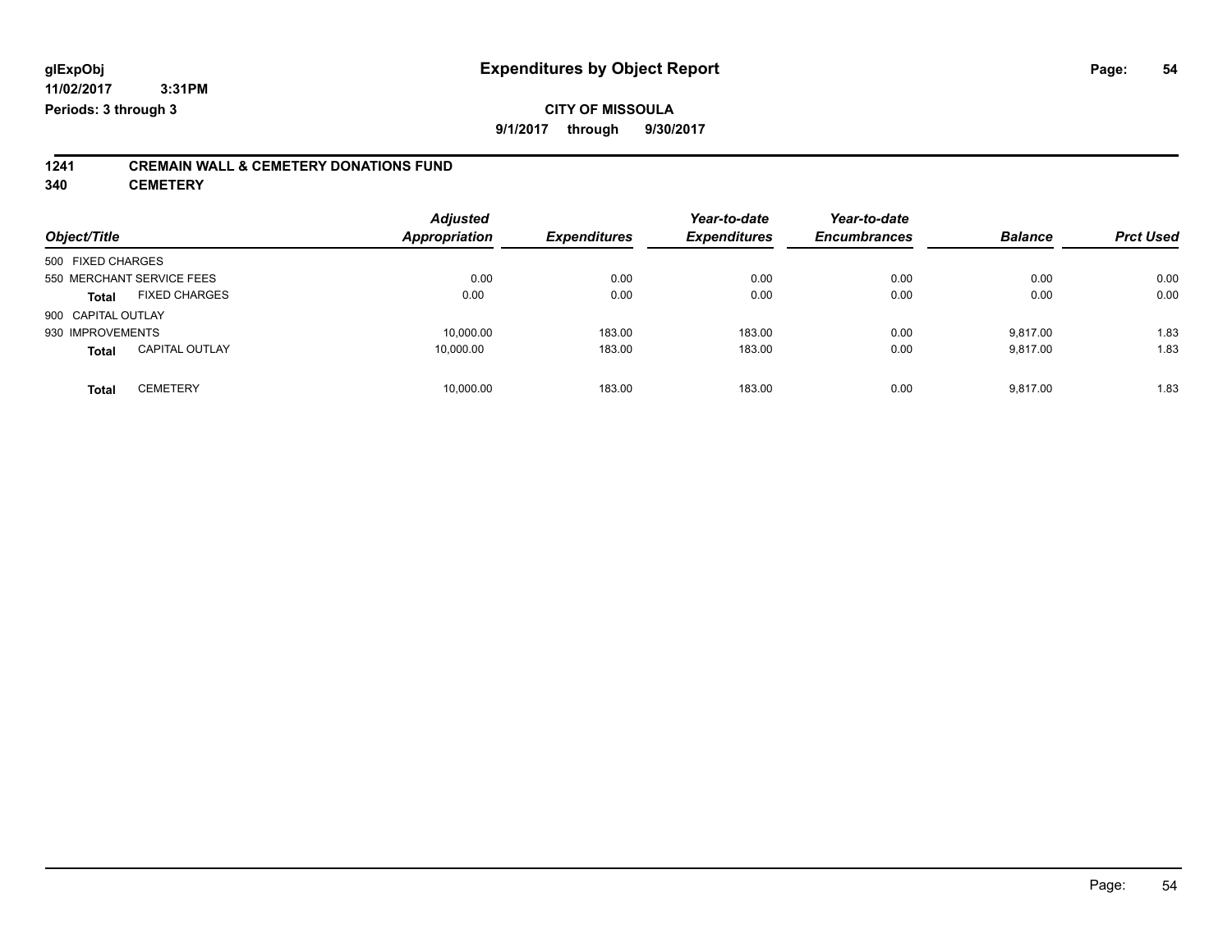# Expenditures by Object Report

**glExpObj**
**11/02/2017 3:31PM**
**Periods: 3 through 3**

**CITY OF MISSOULA**
**9/1/2017 through 9/30/2017**

## 1241 CREMAIN WALL & CEMETERY DONATIONS FUND
## 340 CEMETERY

| Object/Title | Adjusted Appropriation | Expenditures | Year-to-date Expenditures | Year-to-date Encumbrances | Balance | Prct Used |
|---|---|---|---|---|---|---|
| 500 FIXED CHARGES | | | | | | |
| 550 MERCHANT SERVICE FEES | 0.00 | 0.00 | 0.00 | 0.00 | 0.00 | 0.00 |
| **Total** FIXED CHARGES | 0.00 | 0.00 | 0.00 | 0.00 | 0.00 | 0.00 |
| 900 CAPITAL OUTLAY | | | | | | |
| 930 IMPROVEMENTS | 10,000.00 | 183.00 | 183.00 | 0.00 | 9,817.00 | 1.83 |
| **Total** CAPITAL OUTLAY | 10,000.00 | 183.00 | 183.00 | 0.00 | 9,817.00 | 1.83 |
| **Total** CEMETERY | 10,000.00 | 183.00 | 183.00 | 0.00 | 9,817.00 | 1.83 |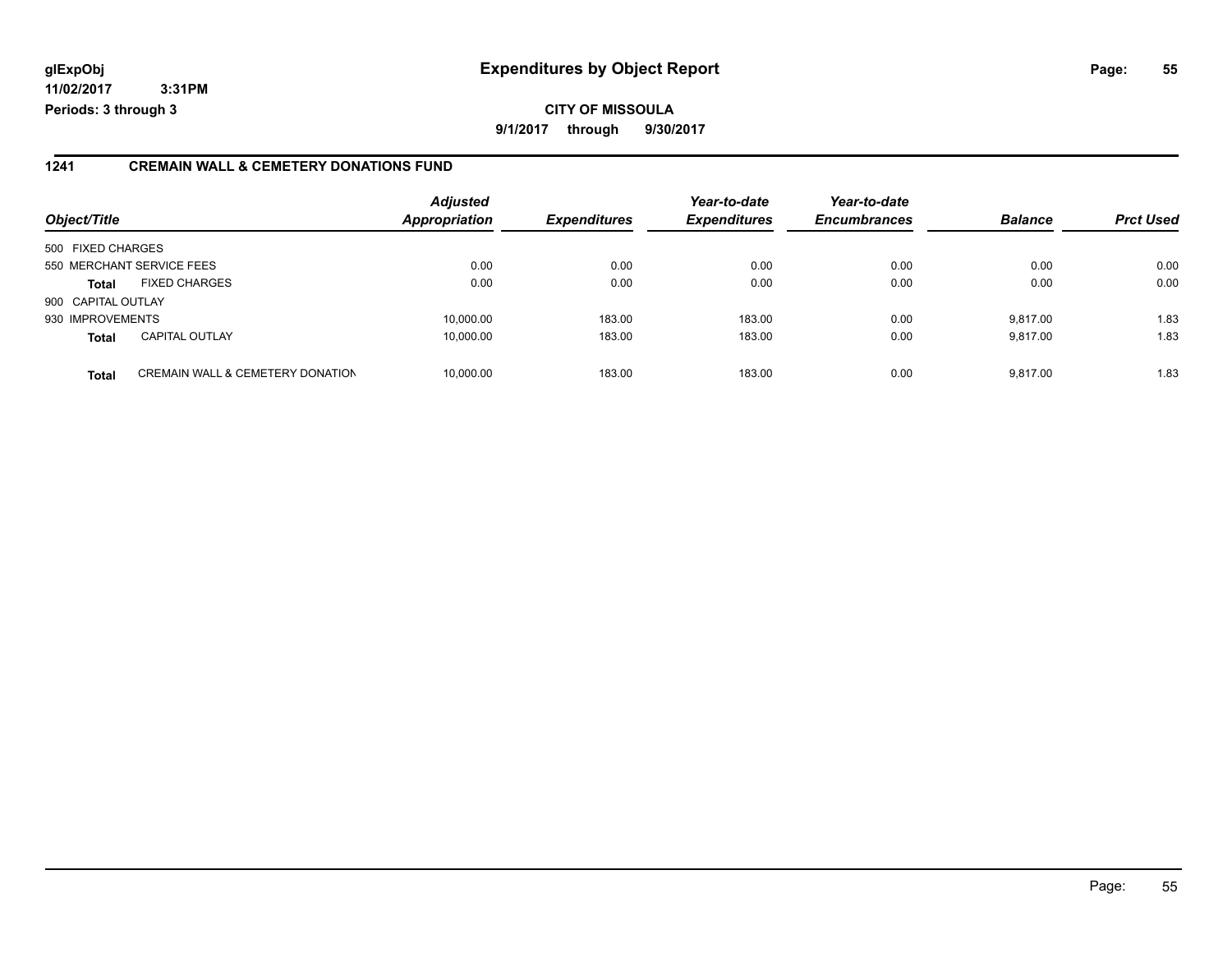**glExpObj** 11/02/2017 3:31PM
**Periods: 3 through 3**

# Expenditures by Object Report

**CITY OF MISSOULA**
**9/1/2017 through 9/30/2017**

## 1241 CREMAIN WALL & CEMETERY DONATIONS FUND

| Object/Title | | Adjusted Appropriation | Expenditures | Year-to-date Expenditures | Year-to-date Encumbrances | Balance | Prct Used |
|---|---|---|---|---|---|---|---|
| 500 FIXED CHARGES | | | | | | | |
| 550 MERCHANT SERVICE FEES | | 0.00 | 0.00 | 0.00 | 0.00 | 0.00 | 0.00 |
| **Total** | FIXED CHARGES | 0.00 | 0.00 | 0.00 | 0.00 | 0.00 | 0.00 |
| 900 CAPITAL OUTLAY | | | | | | | |
| 930 IMPROVEMENTS | | 10,000.00 | 183.00 | 183.00 | 0.00 | 9,817.00 | 1.83 |
| **Total** | CAPITAL OUTLAY | 10,000.00 | 183.00 | 183.00 | 0.00 | 9,817.00 | 1.83 |
| **Total** | CREMAIN WALL & CEMETERY DONATION | 10,000.00 | 183.00 | 183.00 | 0.00 | 9,817.00 | 1.83 |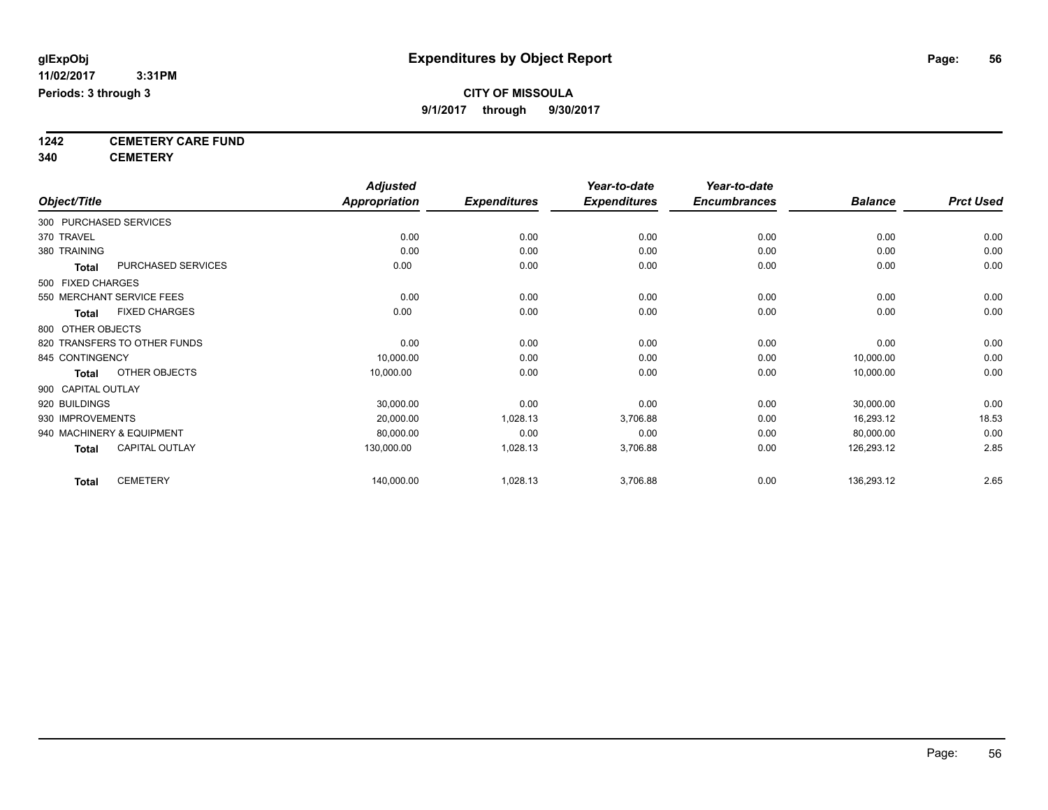# Expenditures by Object Report

glExpObj
11/02/2017 3:31PM
Periods: 3 through 3

**CITY OF MISSOULA**
9/1/2017 through 9/30/2017

**1242 CEMETERY CARE FUND**
**340 CEMETERY**

| Object/Title | Adjusted Appropriation | Expenditures | Year-to-date Expenditures | Year-to-date Encumbrances | Balance | Prct Used |
|---|---|---|---|---|---|---|
| 300 PURCHASED SERVICES | | | | | | |
| 370 TRAVEL | 0.00 | 0.00 | 0.00 | 0.00 | 0.00 | 0.00 |
| 380 TRAINING | 0.00 | 0.00 | 0.00 | 0.00 | 0.00 | 0.00 |
| **Total** PURCHASED SERVICES | 0.00 | 0.00 | 0.00 | 0.00 | 0.00 | 0.00 |
| 500 FIXED CHARGES | | | | | | |
| 550 MERCHANT SERVICE FEES | 0.00 | 0.00 | 0.00 | 0.00 | 0.00 | 0.00 |
| **Total** FIXED CHARGES | 0.00 | 0.00 | 0.00 | 0.00 | 0.00 | 0.00 |
| 800 OTHER OBJECTS | | | | | | |
| 820 TRANSFERS TO OTHER FUNDS | 0.00 | 0.00 | 0.00 | 0.00 | 0.00 | 0.00 |
| 845 CONTINGENCY | 10,000.00 | 0.00 | 0.00 | 0.00 | 10,000.00 | 0.00 |
| **Total** OTHER OBJECTS | 10,000.00 | 0.00 | 0.00 | 0.00 | 10,000.00 | 0.00 |
| 900 CAPITAL OUTLAY | | | | | | |
| 920 BUILDINGS | 30,000.00 | 0.00 | 0.00 | 0.00 | 30,000.00 | 0.00 |
| 930 IMPROVEMENTS | 20,000.00 | 1,028.13 | 3,706.88 | 0.00 | 16,293.12 | 18.53 |
| 940 MACHINERY & EQUIPMENT | 80,000.00 | 0.00 | 0.00 | 0.00 | 80,000.00 | 0.00 |
| **Total** CAPITAL OUTLAY | 130,000.00 | 1,028.13 | 3,706.88 | 0.00 | 126,293.12 | 2.85 |
| **Total** CEMETERY | 140,000.00 | 1,028.13 | 3,706.88 | 0.00 | 136,293.12 | 2.65 |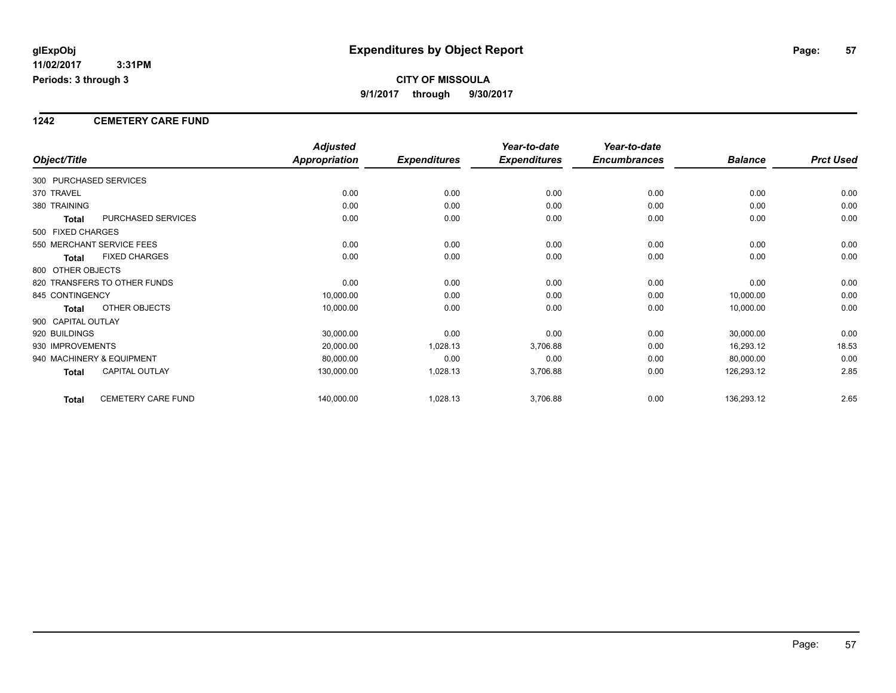# Expenditures by Object Report

glExpObj
11/02/2017 3:31PM
Periods: 3 through 3

**CITY OF MISSOULA**
**9/1/2017 through 9/30/2017**

## 1242 CEMETERY CARE FUND

| Object/Title | Adjusted Appropriation | Expenditures | Year-to-date Expenditures | Year-to-date Encumbrances | Balance | Prct Used |
|---|---|---|---|---|---|---|
| 300 PURCHASED SERVICES | | | | | | |
| 370 TRAVEL | 0.00 | 0.00 | 0.00 | 0.00 | 0.00 | 0.00 |
| 380 TRAINING | 0.00 | 0.00 | 0.00 | 0.00 | 0.00 | 0.00 |
| **Total** PURCHASED SERVICES | 0.00 | 0.00 | 0.00 | 0.00 | 0.00 | 0.00 |
| 500 FIXED CHARGES | | | | | | |
| 550 MERCHANT SERVICE FEES | 0.00 | 0.00 | 0.00 | 0.00 | 0.00 | 0.00 |
| **Total** FIXED CHARGES | 0.00 | 0.00 | 0.00 | 0.00 | 0.00 | 0.00 |
| 800 OTHER OBJECTS | | | | | | |
| 820 TRANSFERS TO OTHER FUNDS | 0.00 | 0.00 | 0.00 | 0.00 | 0.00 | 0.00 |
| 845 CONTINGENCY | 10,000.00 | 0.00 | 0.00 | 0.00 | 10,000.00 | 0.00 |
| **Total** OTHER OBJECTS | 10,000.00 | 0.00 | 0.00 | 0.00 | 10,000.00 | 0.00 |
| 900 CAPITAL OUTLAY | | | | | | |
| 920 BUILDINGS | 30,000.00 | 0.00 | 0.00 | 0.00 | 30,000.00 | 0.00 |
| 930 IMPROVEMENTS | 20,000.00 | 1,028.13 | 3,706.88 | 0.00 | 16,293.12 | 18.53 |
| 940 MACHINERY & EQUIPMENT | 80,000.00 | 0.00 | 0.00 | 0.00 | 80,000.00 | 0.00 |
| **Total** CAPITAL OUTLAY | 130,000.00 | 1,028.13 | 3,706.88 | 0.00 | 126,293.12 | 2.85 |
| **Total** CEMETERY CARE FUND | 140,000.00 | 1,028.13 | 3,706.88 | 0.00 | 136,293.12 | 2.65 |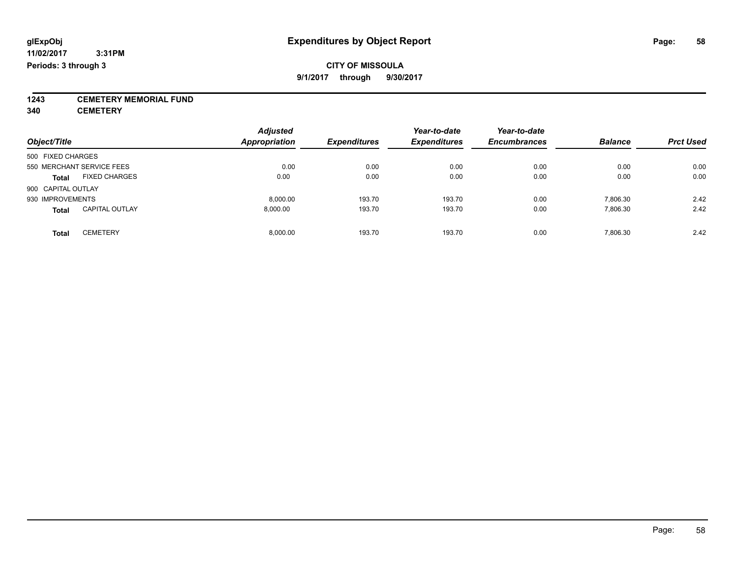# Expenditures by Object Report

glExpObj
11/02/2017 3:31PM
Periods: 3 through 3

**CITY OF MISSOULA**
**9/1/2017 through 9/30/2017**

**1243 CEMETERY MEMORIAL FUND**
**340 CEMETERY**

| Object/Title | | Adjusted Appropriation | Expenditures | Year-to-date Expenditures | Year-to-date Encumbrances | Balance | Prct Used |
|---|---|---|---|---|---|---|---|
| 500 FIXED CHARGES | | | | | | | |
| 550 MERCHANT SERVICE FEES | | 0.00 | 0.00 | 0.00 | 0.00 | 0.00 | 0.00 |
| **Total** | FIXED CHARGES | 0.00 | 0.00 | 0.00 | 0.00 | 0.00 | 0.00 |
| 900 CAPITAL OUTLAY | | | | | | | |
| 930 IMPROVEMENTS | | 8,000.00 | 193.70 | 193.70 | 0.00 | 7,806.30 | 2.42 |
| **Total** | CAPITAL OUTLAY | 8,000.00 | 193.70 | 193.70 | 0.00 | 7,806.30 | 2.42 |
| **Total** | CEMETERY | 8,000.00 | 193.70 | 193.70 | 0.00 | 7,806.30 | 2.42 |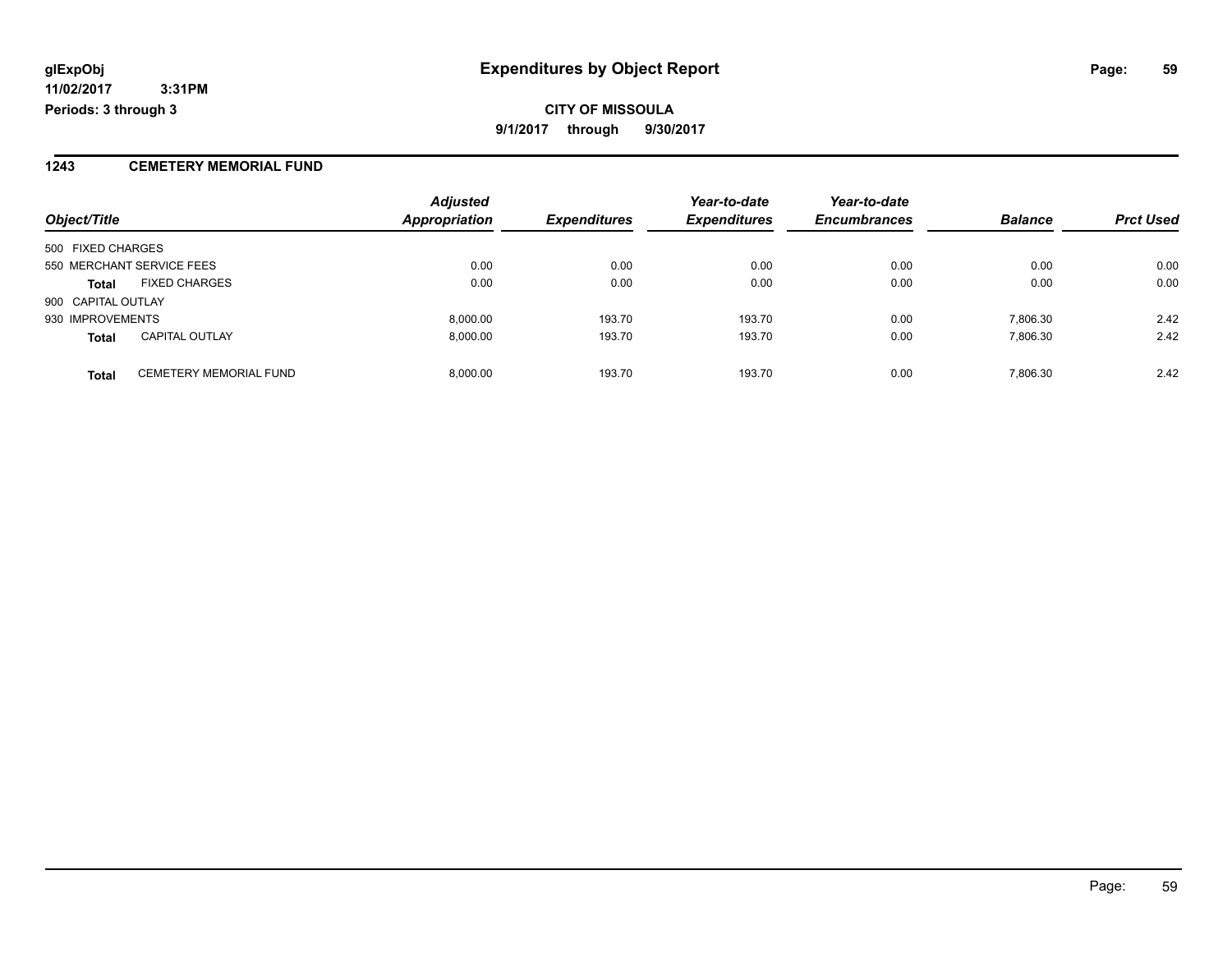**glExpObj**
**11/02/2017 3:31PM**
**Periods: 3 through 3**

# Expenditures by Object Report

**CITY OF MISSOULA**
**9/1/2017 through 9/30/2017**

## 1243 CEMETERY MEMORIAL FUND

| Object/Title | | *Adjusted Appropriation* | *Expenditures* | *Year-to-date Expenditures* | *Year-to-date Encumbrances* | *Balance* | *Prct Used* |
|---|---|---|---|---|---|---|---|
| 500 FIXED CHARGES | | | | | | | |
| 550 MERCHANT SERVICE FEES | | 0.00 | 0.00 | 0.00 | 0.00 | 0.00 | 0.00 |
| **Total** | FIXED CHARGES | 0.00 | 0.00 | 0.00 | 0.00 | 0.00 | 0.00 |
| 900 CAPITAL OUTLAY | | | | | | | |
| 930 IMPROVEMENTS | | 8,000.00 | 193.70 | 193.70 | 0.00 | 7,806.30 | 2.42 |
| **Total** | CAPITAL OUTLAY | 8,000.00 | 193.70 | 193.70 | 0.00 | 7,806.30 | 2.42 |
| **Total** | CEMETERY MEMORIAL FUND | 8,000.00 | 193.70 | 193.70 | 0.00 | 7,806.30 | 2.42 |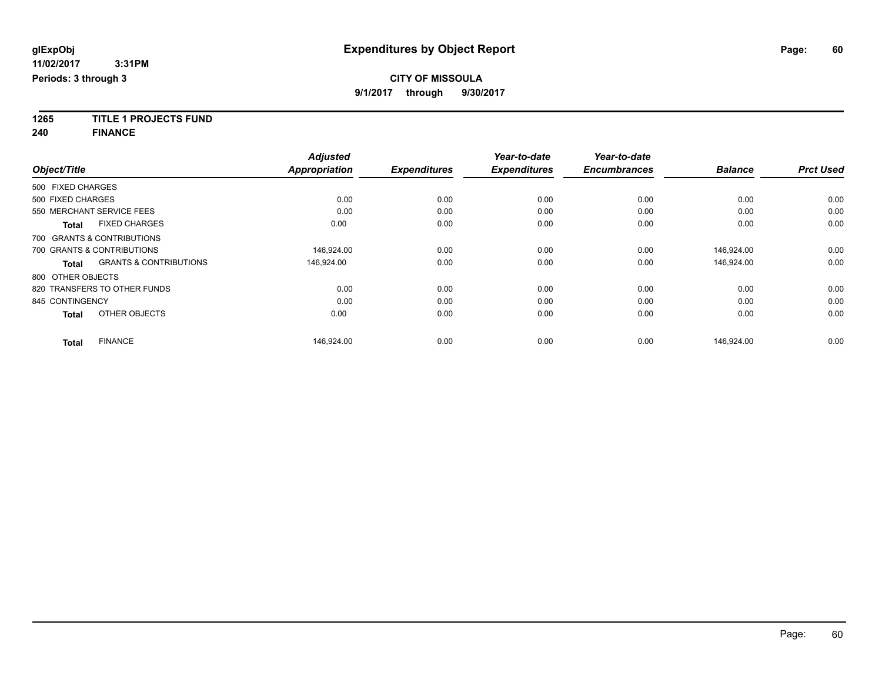# Expenditures by Object Report

glExpObj
11/02/2017 3:31PM
Periods: 3 through 3

**CITY OF MISSOULA**
9/1/2017 through 9/30/2017

**1265 TITLE 1 PROJECTS FUND**
**240 FINANCE**

| Object/Title | Adjusted Appropriation | Expenditures | Year-to-date Expenditures | Year-to-date Encumbrances | Balance | Prct Used |
|---|---|---|---|---|---|---|
| 500 FIXED CHARGES | | | | | | |
| 500 FIXED CHARGES | 0.00 | 0.00 | 0.00 | 0.00 | 0.00 | 0.00 |
| 550 MERCHANT SERVICE FEES | 0.00 | 0.00 | 0.00 | 0.00 | 0.00 | 0.00 |
| **Total** FIXED CHARGES | 0.00 | 0.00 | 0.00 | 0.00 | 0.00 | 0.00 |
| 700 GRANTS & CONTRIBUTIONS | | | | | | |
| 700 GRANTS & CONTRIBUTIONS | 146,924.00 | 0.00 | 0.00 | 0.00 | 146,924.00 | 0.00 |
| **Total** GRANTS & CONTRIBUTIONS | 146,924.00 | 0.00 | 0.00 | 0.00 | 146,924.00 | 0.00 |
| 800 OTHER OBJECTS | | | | | | |
| 820 TRANSFERS TO OTHER FUNDS | 0.00 | 0.00 | 0.00 | 0.00 | 0.00 | 0.00 |
| 845 CONTINGENCY | 0.00 | 0.00 | 0.00 | 0.00 | 0.00 | 0.00 |
| **Total** OTHER OBJECTS | 0.00 | 0.00 | 0.00 | 0.00 | 0.00 | 0.00 |
| **Total** FINANCE | 146,924.00 | 0.00 | 0.00 | 0.00 | 146,924.00 | 0.00 |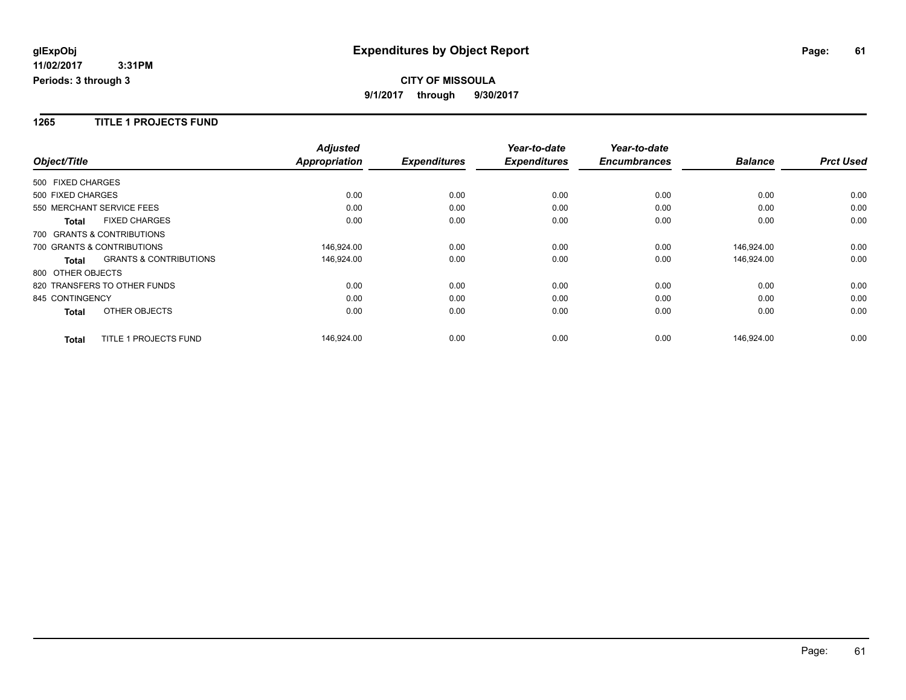# Expenditures by Object Report

glExpObj
11/02/2017 3:31PM
Periods: 3 through 3

**CITY OF MISSOULA**
**9/1/2017 through 9/30/2017**

## 1265 TITLE 1 PROJECTS FUND

| Object/Title | Adjusted Appropriation | Expenditures | Year-to-date Expenditures | Year-to-date Encumbrances | Balance | Prct Used |
|---|---|---|---|---|---|---|
| 500 FIXED CHARGES | | | | | | |
| 500 FIXED CHARGES | 0.00 | 0.00 | 0.00 | 0.00 | 0.00 | 0.00 |
| 550 MERCHANT SERVICE FEES | 0.00 | 0.00 | 0.00 | 0.00 | 0.00 | 0.00 |
| **Total** FIXED CHARGES | 0.00 | 0.00 | 0.00 | 0.00 | 0.00 | 0.00 |
| 700 GRANTS & CONTRIBUTIONS | | | | | | |
| 700 GRANTS & CONTRIBUTIONS | 146,924.00 | 0.00 | 0.00 | 0.00 | 146,924.00 | 0.00 |
| **Total** GRANTS & CONTRIBUTIONS | 146,924.00 | 0.00 | 0.00 | 0.00 | 146,924.00 | 0.00 |
| 800 OTHER OBJECTS | | | | | | |
| 820 TRANSFERS TO OTHER FUNDS | 0.00 | 0.00 | 0.00 | 0.00 | 0.00 | 0.00 |
| 845 CONTINGENCY | 0.00 | 0.00 | 0.00 | 0.00 | 0.00 | 0.00 |
| **Total** OTHER OBJECTS | 0.00 | 0.00 | 0.00 | 0.00 | 0.00 | 0.00 |
| **Total** TITLE 1 PROJECTS FUND | 146,924.00 | 0.00 | 0.00 | 0.00 | 146,924.00 | 0.00 |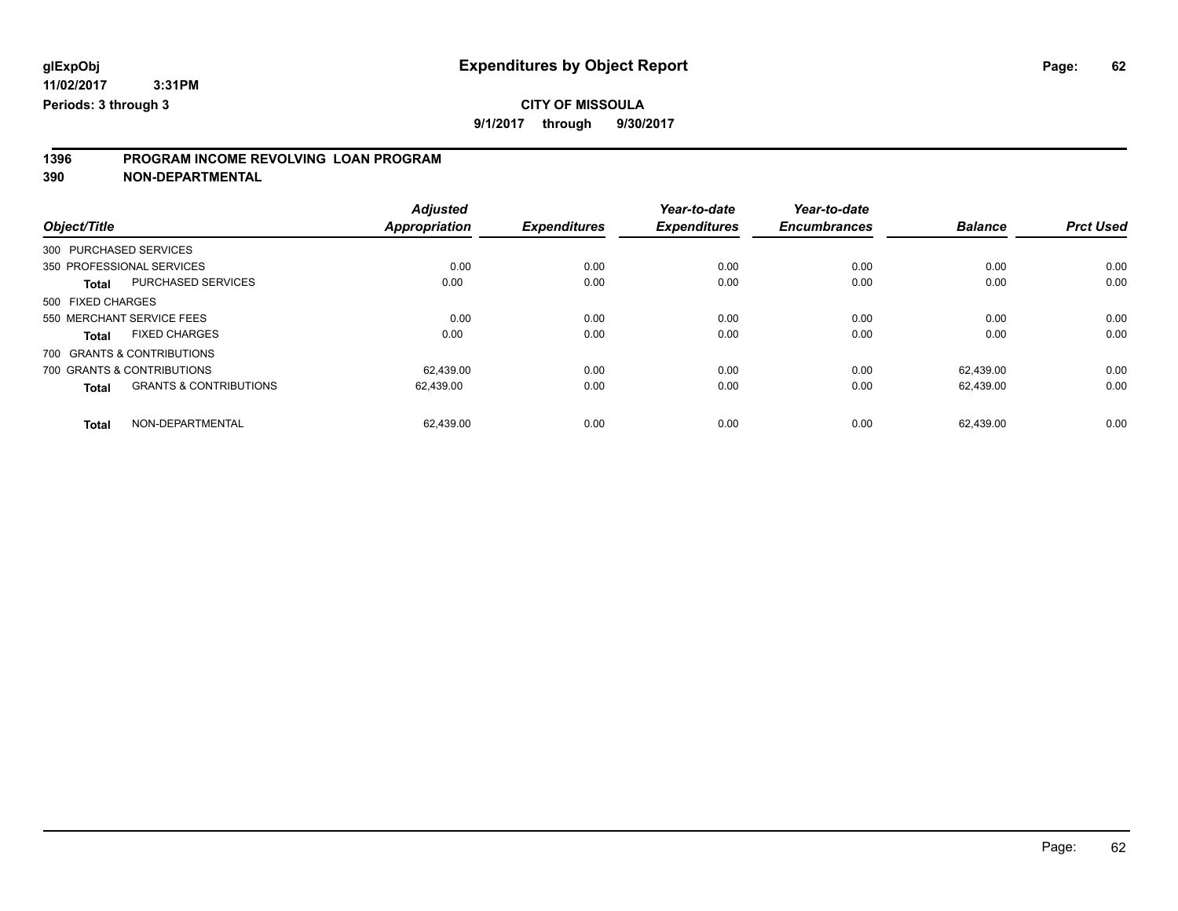**glExpObj** **Expenditures by Object Report**

**11/02/2017 3:31PM**

**Periods: 3 through 3**

**CITY OF MISSOULA**

**9/1/2017 through 9/30/2017**

## 1396 PROGRAM INCOME REVOLVING LOAN PROGRAM

## 390 NON-DEPARTMENTAL

| Object/Title | | Adjusted Appropriation | Expenditures | Year-to-date Expenditures | Year-to-date Encumbrances | Balance | Prct Used |
|---|---|---|---|---|---|---|---|
| 300 PURCHASED SERVICES | | | | | | | |
| 350 PROFESSIONAL SERVICES | | 0.00 | 0.00 | 0.00 | 0.00 | 0.00 | 0.00 |
| **Total** | PURCHASED SERVICES | 0.00 | 0.00 | 0.00 | 0.00 | 0.00 | 0.00 |
| 500 FIXED CHARGES | | | | | | | |
| 550 MERCHANT SERVICE FEES | | 0.00 | 0.00 | 0.00 | 0.00 | 0.00 | 0.00 |
| **Total** | FIXED CHARGES | 0.00 | 0.00 | 0.00 | 0.00 | 0.00 | 0.00 |
| 700 GRANTS & CONTRIBUTIONS | | | | | | | |
| 700 GRANTS & CONTRIBUTIONS | | 62,439.00 | 0.00 | 0.00 | 0.00 | 62,439.00 | 0.00 |
| **Total** | GRANTS & CONTRIBUTIONS | 62,439.00 | 0.00 | 0.00 | 0.00 | 62,439.00 | 0.00 |
| **Total** | NON-DEPARTMENTAL | 62,439.00 | 0.00 | 0.00 | 0.00 | 62,439.00 | 0.00 |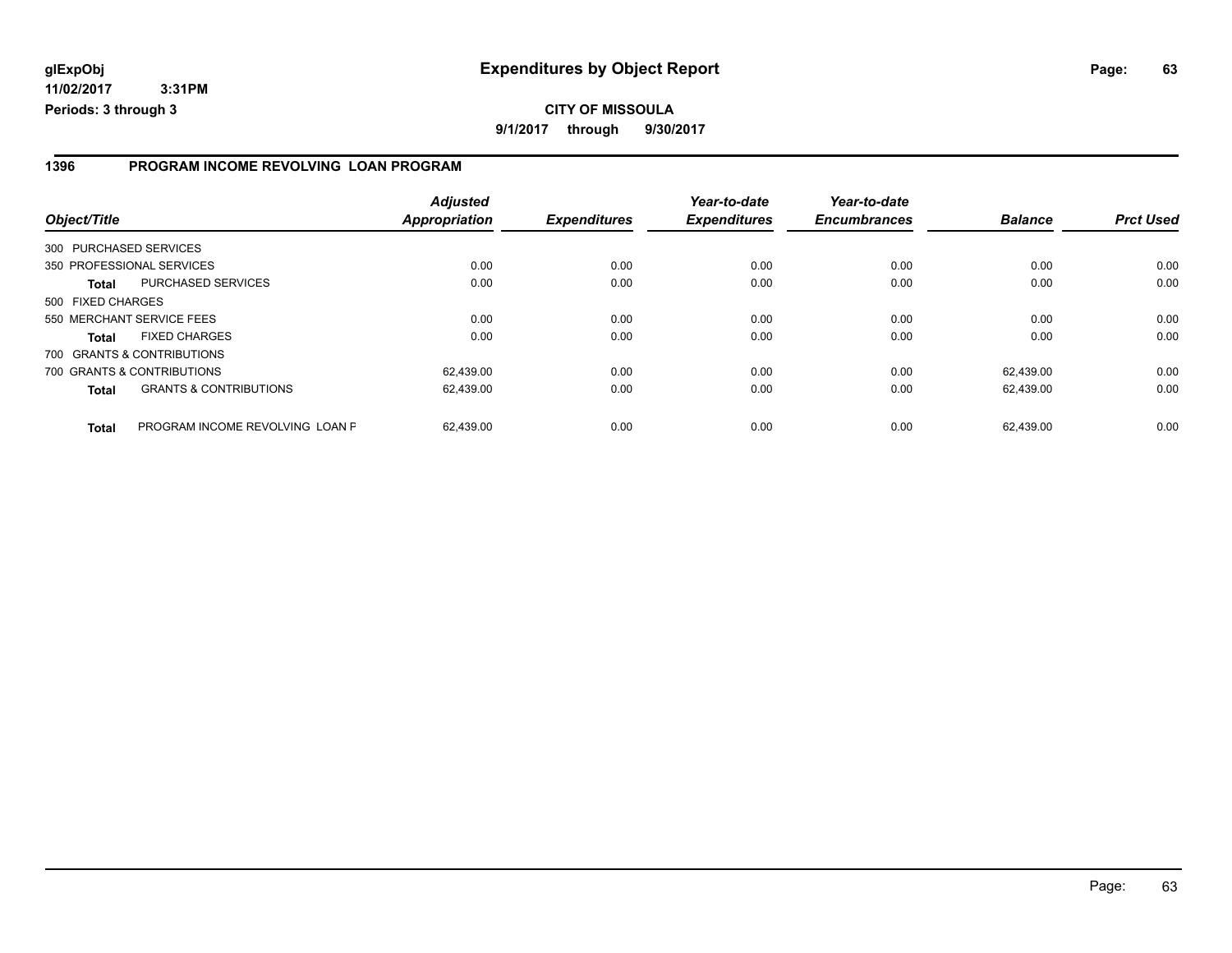**glExpObj** **Expenditures by Object Report**

**11/02/2017 3:31PM**

**Periods: 3 through 3**

**CITY OF MISSOULA**

**9/1/2017 through 9/30/2017**

## 1396 PROGRAM INCOME REVOLVING LOAN PROGRAM

| Object/Title | | Adjusted Appropriation | Expenditures | Year-to-date Expenditures | Year-to-date Encumbrances | Balance | Prct Used |
|---|---|---|---|---|---|---|---|
| 300 PURCHASED SERVICES | | | | | | | |
| 350 PROFESSIONAL SERVICES | | 0.00 | 0.00 | 0.00 | 0.00 | 0.00 | 0.00 |
| **Total** | PURCHASED SERVICES | 0.00 | 0.00 | 0.00 | 0.00 | 0.00 | 0.00 |
| 500 FIXED CHARGES | | | | | | | |
| 550 MERCHANT SERVICE FEES | | 0.00 | 0.00 | 0.00 | 0.00 | 0.00 | 0.00 |
| **Total** | FIXED CHARGES | 0.00 | 0.00 | 0.00 | 0.00 | 0.00 | 0.00 |
| 700 GRANTS & CONTRIBUTIONS | | | | | | | |
| 700 GRANTS & CONTRIBUTIONS | | 62,439.00 | 0.00 | 0.00 | 0.00 | 62,439.00 | 0.00 |
| **Total** | GRANTS & CONTRIBUTIONS | 62,439.00 | 0.00 | 0.00 | 0.00 | 62,439.00 | 0.00 |
| **Total** | PROGRAM INCOME REVOLVING LOAN F | 62,439.00 | 0.00 | 0.00 | 0.00 | 62,439.00 | 0.00 |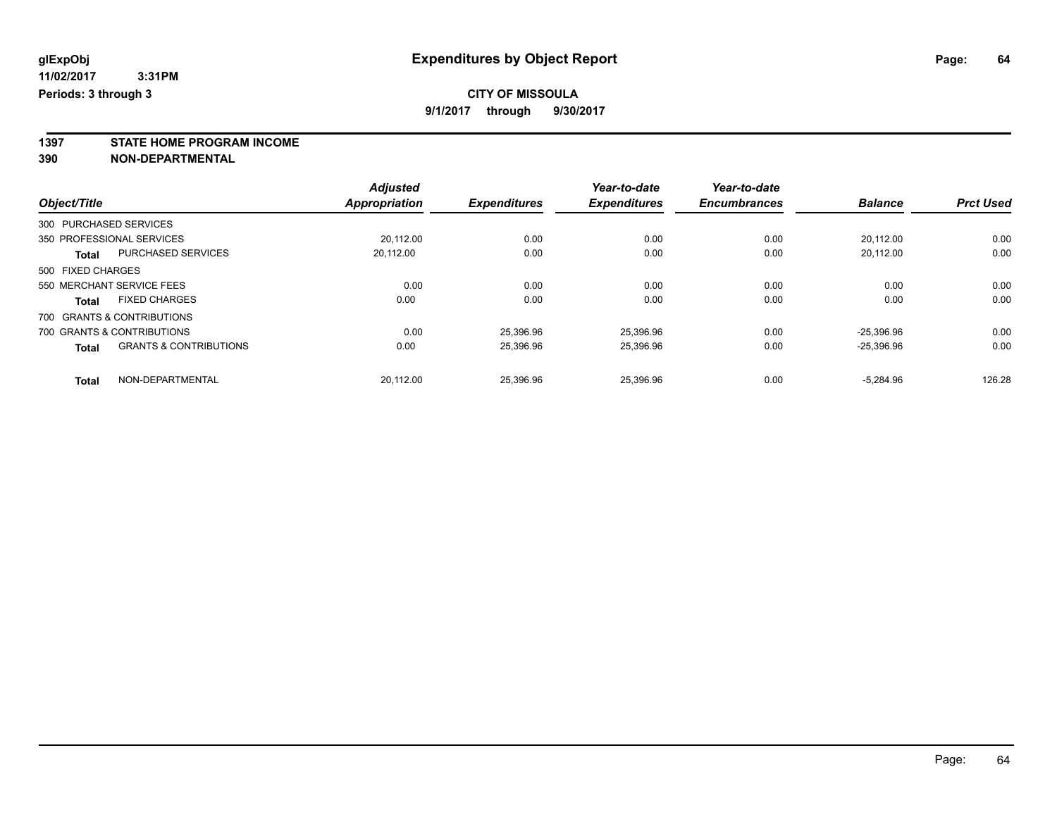glExpObj
11/02/2017 3:31PM
Periods: 3 through 3

# Expenditures by Object Report

**CITY OF MISSOULA**
**9/1/2017 through 9/30/2017**

## 1397 STATE HOME PROGRAM INCOME
## 390 NON-DEPARTMENTAL

| Object/Title | | Adjusted Appropriation | Expenditures | Year-to-date Expenditures | Year-to-date Encumbrances | Balance | Prct Used |
|---|---|---|---|---|---|---|---|
| 300 PURCHASED SERVICES | | | | | | | |
| 350 PROFESSIONAL SERVICES | | 20,112.00 | 0.00 | 0.00 | 0.00 | 20,112.00 | 0.00 |
| **Total** | PURCHASED SERVICES | 20,112.00 | 0.00 | 0.00 | 0.00 | 20,112.00 | 0.00 |
| 500 FIXED CHARGES | | | | | | | |
| 550 MERCHANT SERVICE FEES | | 0.00 | 0.00 | 0.00 | 0.00 | 0.00 | 0.00 |
| **Total** | FIXED CHARGES | 0.00 | 0.00 | 0.00 | 0.00 | 0.00 | 0.00 |
| 700 GRANTS & CONTRIBUTIONS | | | | | | | |
| 700 GRANTS & CONTRIBUTIONS | | 0.00 | 25,396.96 | 25,396.96 | 0.00 | -25,396.96 | 0.00 |
| **Total** | GRANTS & CONTRIBUTIONS | 0.00 | 25,396.96 | 25,396.96 | 0.00 | -25,396.96 | 0.00 |
| **Total** | NON-DEPARTMENTAL | 20,112.00 | 25,396.96 | 25,396.96 | 0.00 | -5,284.96 | 126.28 |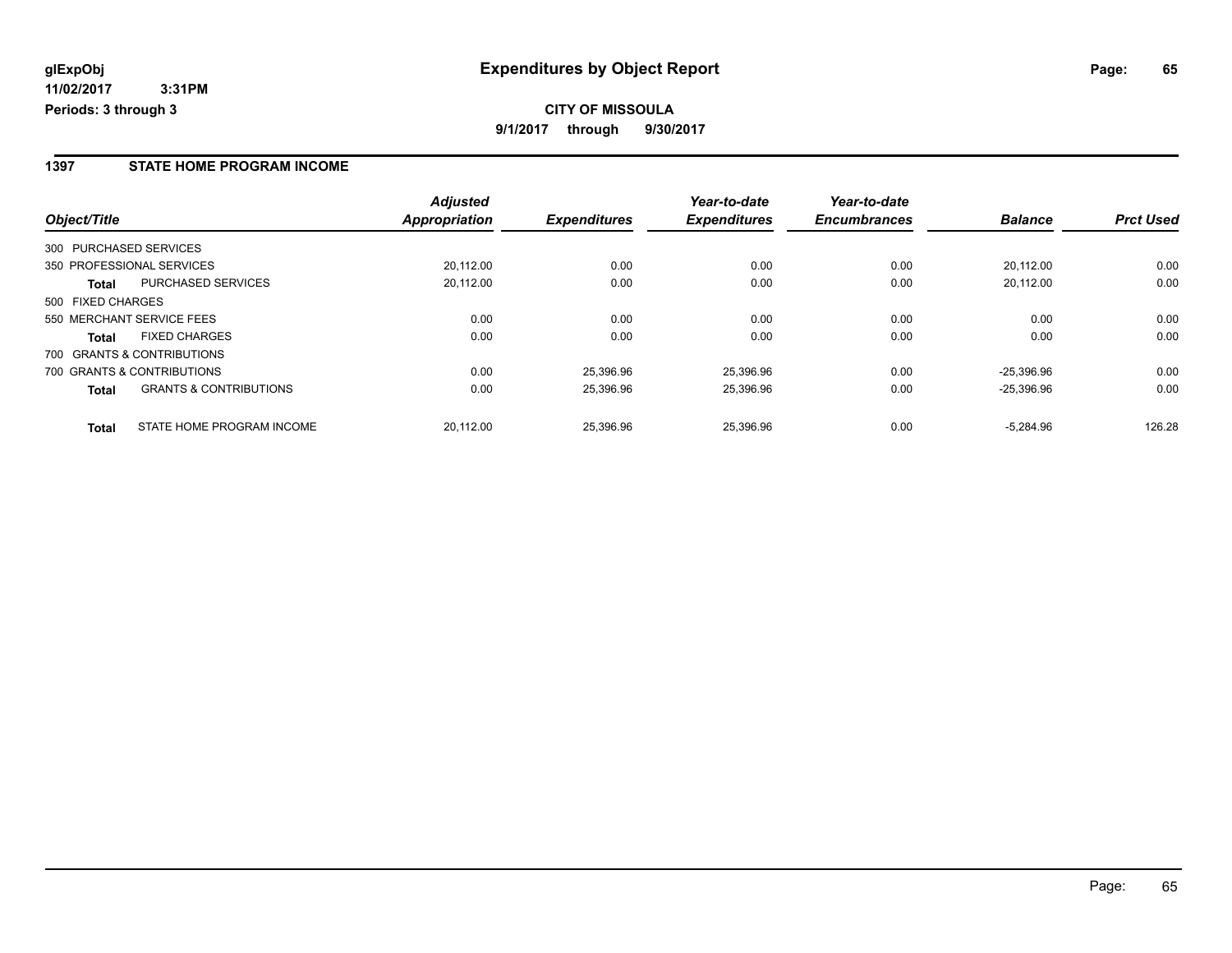# Expenditures by Object Report

glExpObj
11/02/2017 3:31PM
Periods: 3 through 3

**CITY OF MISSOULA**
**9/1/2017 through 9/30/2017**

## 1397 STATE HOME PROGRAM INCOME

| Object/Title | | Adjusted Appropriation | Expenditures | Year-to-date Expenditures | Year-to-date Encumbrances | Balance | Prct Used |
|---|---|---|---|---|---|---|---|
| 300 PURCHASED SERVICES | | | | | | | |
| 350 PROFESSIONAL SERVICES | | 20,112.00 | 0.00 | 0.00 | 0.00 | 20,112.00 | 0.00 |
| **Total** | PURCHASED SERVICES | 20,112.00 | 0.00 | 0.00 | 0.00 | 20,112.00 | 0.00 |
| 500 FIXED CHARGES | | | | | | | |
| 550 MERCHANT SERVICE FEES | | 0.00 | 0.00 | 0.00 | 0.00 | 0.00 | 0.00 |
| **Total** | FIXED CHARGES | 0.00 | 0.00 | 0.00 | 0.00 | 0.00 | 0.00 |
| 700 GRANTS & CONTRIBUTIONS | | | | | | | |
| 700 GRANTS & CONTRIBUTIONS | | 0.00 | 25,396.96 | 25,396.96 | 0.00 | -25,396.96 | 0.00 |
| **Total** | GRANTS & CONTRIBUTIONS | 0.00 | 25,396.96 | 25,396.96 | 0.00 | -25,396.96 | 0.00 |
| **Total** | STATE HOME PROGRAM INCOME | 20,112.00 | 25,396.96 | 25,396.96 | 0.00 | -5,284.96 | 126.28 |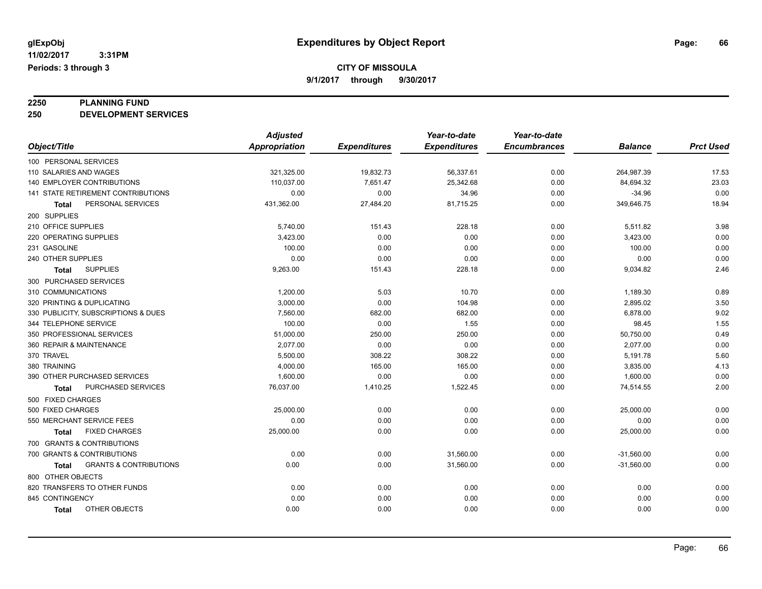# Expenditures by Object Report

glExpObj
11/02/2017 3:31PM
Periods: 3 through 3

**CITY OF MISSOULA**
**9/1/2017 through 9/30/2017**

**2250 PLANNING FUND**
**250 DEVELOPMENT SERVICES**

| Object/Title | Adjusted Appropriation | Expenditures | Year-to-date Expenditures | Year-to-date Encumbrances | Balance | Prct Used |
|---|---|---|---|---|---|---|
| 100 PERSONAL SERVICES | | | | | | |
| 110 SALARIES AND WAGES | 321,325.00 | 19,832.73 | 56,337.61 | 0.00 | 264,987.39 | 17.53 |
| 140 EMPLOYER CONTRIBUTIONS | 110,037.00 | 7,651.47 | 25,342.68 | 0.00 | 84,694.32 | 23.03 |
| 141 STATE RETIREMENT CONTRIBUTIONS | 0.00 | 0.00 | 34.96 | 0.00 | -34.96 | 0.00 |
| **Total** PERSONAL SERVICES | 431,362.00 | 27,484.20 | 81,715.25 | 0.00 | 349,646.75 | 18.94 |
| 200 SUPPLIES | | | | | | |
| 210 OFFICE SUPPLIES | 5,740.00 | 151.43 | 228.18 | 0.00 | 5,511.82 | 3.98 |
| 220 OPERATING SUPPLIES | 3,423.00 | 0.00 | 0.00 | 0.00 | 3,423.00 | 0.00 |
| 231 GASOLINE | 100.00 | 0.00 | 0.00 | 0.00 | 100.00 | 0.00 |
| 240 OTHER SUPPLIES | 0.00 | 0.00 | 0.00 | 0.00 | 0.00 | 0.00 |
| **Total** SUPPLIES | 9,263.00 | 151.43 | 228.18 | 0.00 | 9,034.82 | 2.46 |
| 300 PURCHASED SERVICES | | | | | | |
| 310 COMMUNICATIONS | 1,200.00 | 5.03 | 10.70 | 0.00 | 1,189.30 | 0.89 |
| 320 PRINTING & DUPLICATING | 3,000.00 | 0.00 | 104.98 | 0.00 | 2,895.02 | 3.50 |
| 330 PUBLICITY, SUBSCRIPTIONS & DUES | 7,560.00 | 682.00 | 682.00 | 0.00 | 6,878.00 | 9.02 |
| 344 TELEPHONE SERVICE | 100.00 | 0.00 | 1.55 | 0.00 | 98.45 | 1.55 |
| 350 PROFESSIONAL SERVICES | 51,000.00 | 250.00 | 250.00 | 0.00 | 50,750.00 | 0.49 |
| 360 REPAIR & MAINTENANCE | 2,077.00 | 0.00 | 0.00 | 0.00 | 2,077.00 | 0.00 |
| 370 TRAVEL | 5,500.00 | 308.22 | 308.22 | 0.00 | 5,191.78 | 5.60 |
| 380 TRAINING | 4,000.00 | 165.00 | 165.00 | 0.00 | 3,835.00 | 4.13 |
| 390 OTHER PURCHASED SERVICES | 1,600.00 | 0.00 | 0.00 | 0.00 | 1,600.00 | 0.00 |
| **Total** PURCHASED SERVICES | 76,037.00 | 1,410.25 | 1,522.45 | 0.00 | 74,514.55 | 2.00 |
| 500 FIXED CHARGES | | | | | | |
| 500 FIXED CHARGES | 25,000.00 | 0.00 | 0.00 | 0.00 | 25,000.00 | 0.00 |
| 550 MERCHANT SERVICE FEES | 0.00 | 0.00 | 0.00 | 0.00 | 0.00 | 0.00 |
| **Total** FIXED CHARGES | 25,000.00 | 0.00 | 0.00 | 0.00 | 25,000.00 | 0.00 |
| 700 GRANTS & CONTRIBUTIONS | | | | | | |
| 700 GRANTS & CONTRIBUTIONS | 0.00 | 0.00 | 31,560.00 | 0.00 | -31,560.00 | 0.00 |
| **Total** GRANTS & CONTRIBUTIONS | 0.00 | 0.00 | 31,560.00 | 0.00 | -31,560.00 | 0.00 |
| 800 OTHER OBJECTS | | | | | | |
| 820 TRANSFERS TO OTHER FUNDS | 0.00 | 0.00 | 0.00 | 0.00 | 0.00 | 0.00 |
| 845 CONTINGENCY | 0.00 | 0.00 | 0.00 | 0.00 | 0.00 | 0.00 |
| **Total** OTHER OBJECTS | 0.00 | 0.00 | 0.00 | 0.00 | 0.00 | 0.00 |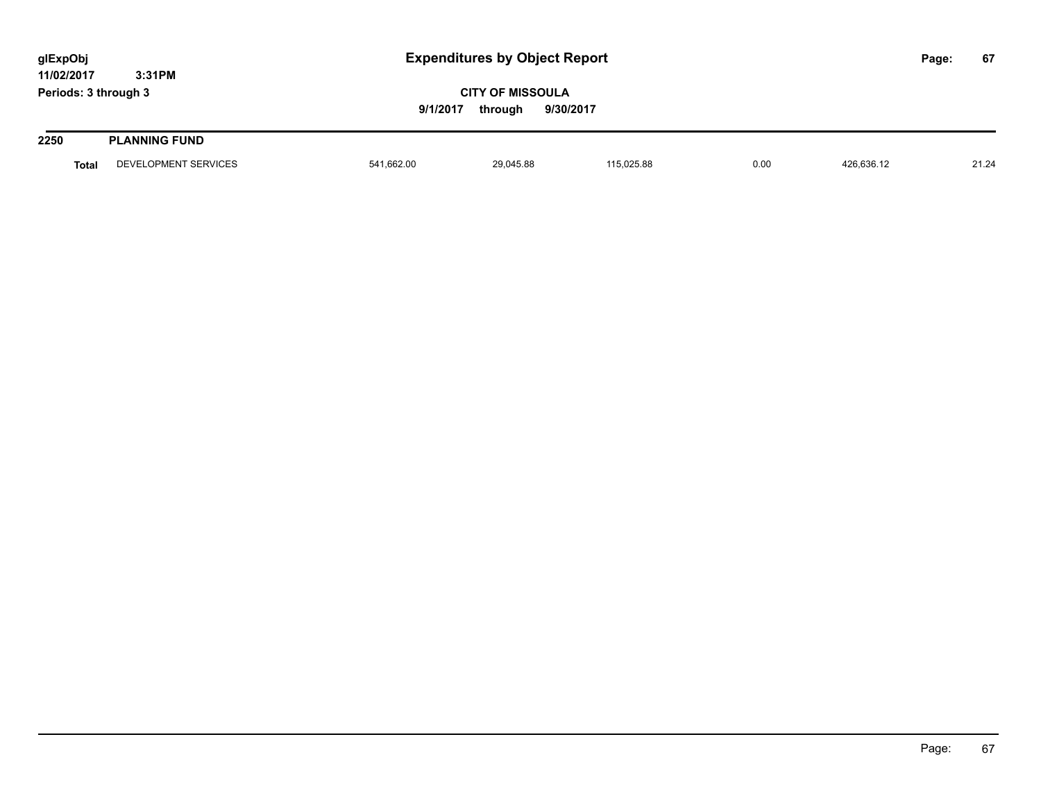# Expenditures by Object Report

glExpObj
11/02/2017 3:31PM
Periods: 3 through 3

**CITY OF MISSOULA**
**9/1/2017 through 9/30/2017**

| | | | | | | | |
|---|---|---|---|---|---|---|---|
| **2250** | **PLANNING FUND** | | | | | | |
| **Total** | DEVELOPMENT SERVICES | 541,662.00 | 29,045.88 | 115,025.88 | 0.00 | 426,636.12 | 21.24 |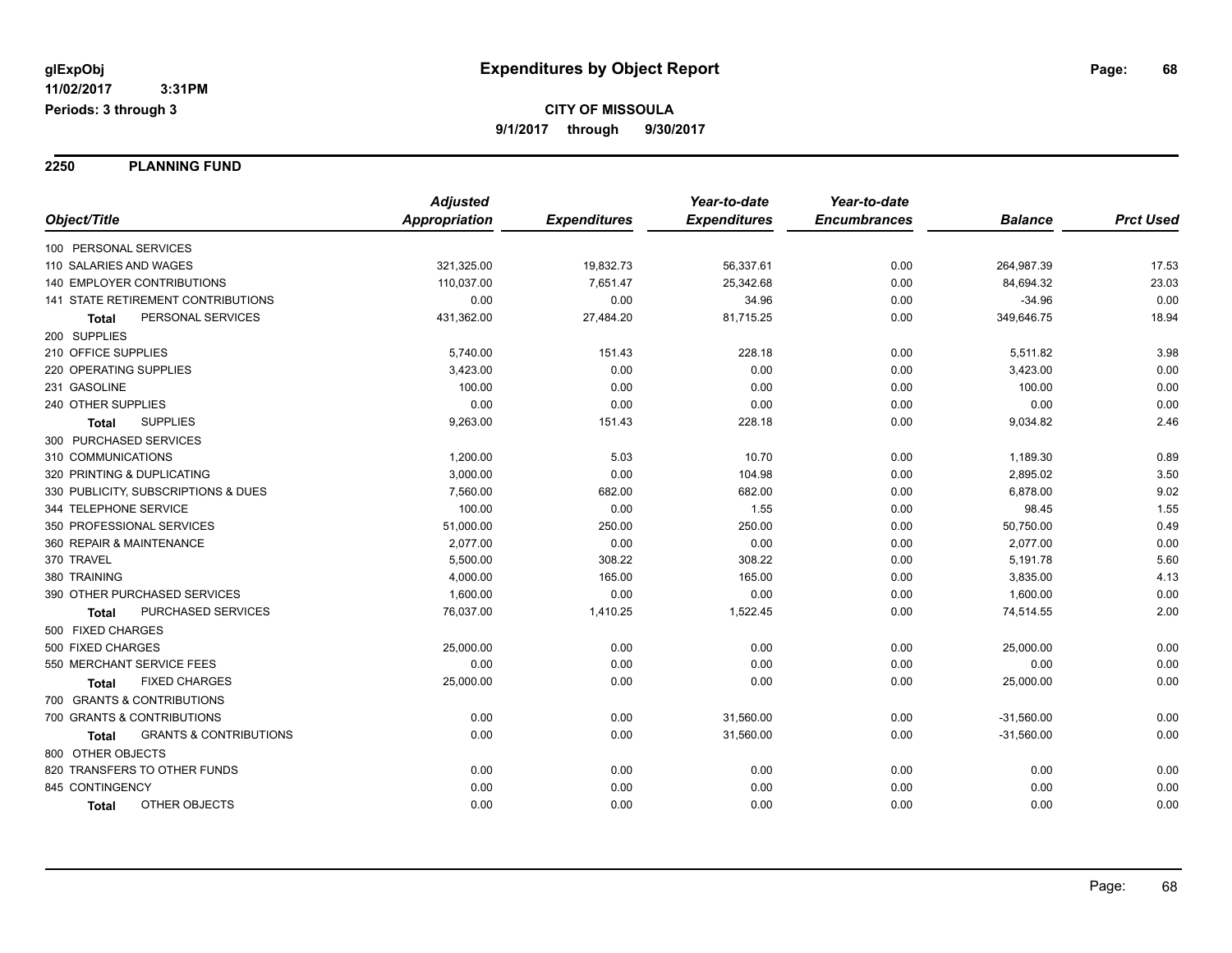glExpObj
11/02/2017 3:31PM
Periods: 3 through 3

# Expenditures by Object Report

**CITY OF MISSOULA**
**9/1/2017 through 9/30/2017**

## 2250 PLANNING FUND

| Object/Title | Adjusted Appropriation | Expenditures | Year-to-date Expenditures | Year-to-date Encumbrances | Balance | Prct Used |
|---|---|---|---|---|---|---|
| 100 PERSONAL SERVICES | | | | | | |
| 110 SALARIES AND WAGES | 321,325.00 | 19,832.73 | 56,337.61 | 0.00 | 264,987.39 | 17.53 |
| 140 EMPLOYER CONTRIBUTIONS | 110,037.00 | 7,651.47 | 25,342.68 | 0.00 | 84,694.32 | 23.03 |
| 141 STATE RETIREMENT CONTRIBUTIONS | 0.00 | 0.00 | 34.96 | 0.00 | -34.96 | 0.00 |
| **Total** PERSONAL SERVICES | 431,362.00 | 27,484.20 | 81,715.25 | 0.00 | 349,646.75 | 18.94 |
| 200 SUPPLIES | | | | | | |
| 210 OFFICE SUPPLIES | 5,740.00 | 151.43 | 228.18 | 0.00 | 5,511.82 | 3.98 |
| 220 OPERATING SUPPLIES | 3,423.00 | 0.00 | 0.00 | 0.00 | 3,423.00 | 0.00 |
| 231 GASOLINE | 100.00 | 0.00 | 0.00 | 0.00 | 100.00 | 0.00 |
| 240 OTHER SUPPLIES | 0.00 | 0.00 | 0.00 | 0.00 | 0.00 | 0.00 |
| **Total** SUPPLIES | 9,263.00 | 151.43 | 228.18 | 0.00 | 9,034.82 | 2.46 |
| 300 PURCHASED SERVICES | | | | | | |
| 310 COMMUNICATIONS | 1,200.00 | 5.03 | 10.70 | 0.00 | 1,189.30 | 0.89 |
| 320 PRINTING & DUPLICATING | 3,000.00 | 0.00 | 104.98 | 0.00 | 2,895.02 | 3.50 |
| 330 PUBLICITY, SUBSCRIPTIONS & DUES | 7,560.00 | 682.00 | 682.00 | 0.00 | 6,878.00 | 9.02 |
| 344 TELEPHONE SERVICE | 100.00 | 0.00 | 1.55 | 0.00 | 98.45 | 1.55 |
| 350 PROFESSIONAL SERVICES | 51,000.00 | 250.00 | 250.00 | 0.00 | 50,750.00 | 0.49 |
| 360 REPAIR & MAINTENANCE | 2,077.00 | 0.00 | 0.00 | 0.00 | 2,077.00 | 0.00 |
| 370 TRAVEL | 5,500.00 | 308.22 | 308.22 | 0.00 | 5,191.78 | 5.60 |
| 380 TRAINING | 4,000.00 | 165.00 | 165.00 | 0.00 | 3,835.00 | 4.13 |
| 390 OTHER PURCHASED SERVICES | 1,600.00 | 0.00 | 0.00 | 0.00 | 1,600.00 | 0.00 |
| **Total** PURCHASED SERVICES | 76,037.00 | 1,410.25 | 1,522.45 | 0.00 | 74,514.55 | 2.00 |
| 500 FIXED CHARGES | | | | | | |
| 500 FIXED CHARGES | 25,000.00 | 0.00 | 0.00 | 0.00 | 25,000.00 | 0.00 |
| 550 MERCHANT SERVICE FEES | 0.00 | 0.00 | 0.00 | 0.00 | 0.00 | 0.00 |
| **Total** FIXED CHARGES | 25,000.00 | 0.00 | 0.00 | 0.00 | 25,000.00 | 0.00 |
| 700 GRANTS & CONTRIBUTIONS | | | | | | |
| 700 GRANTS & CONTRIBUTIONS | 0.00 | 0.00 | 31,560.00 | 0.00 | -31,560.00 | 0.00 |
| **Total** GRANTS & CONTRIBUTIONS | 0.00 | 0.00 | 31,560.00 | 0.00 | -31,560.00 | 0.00 |
| 800 OTHER OBJECTS | | | | | | |
| 820 TRANSFERS TO OTHER FUNDS | 0.00 | 0.00 | 0.00 | 0.00 | 0.00 | 0.00 |
| 845 CONTINGENCY | 0.00 | 0.00 | 0.00 | 0.00 | 0.00 | 0.00 |
| **Total** OTHER OBJECTS | 0.00 | 0.00 | 0.00 | 0.00 | 0.00 | 0.00 |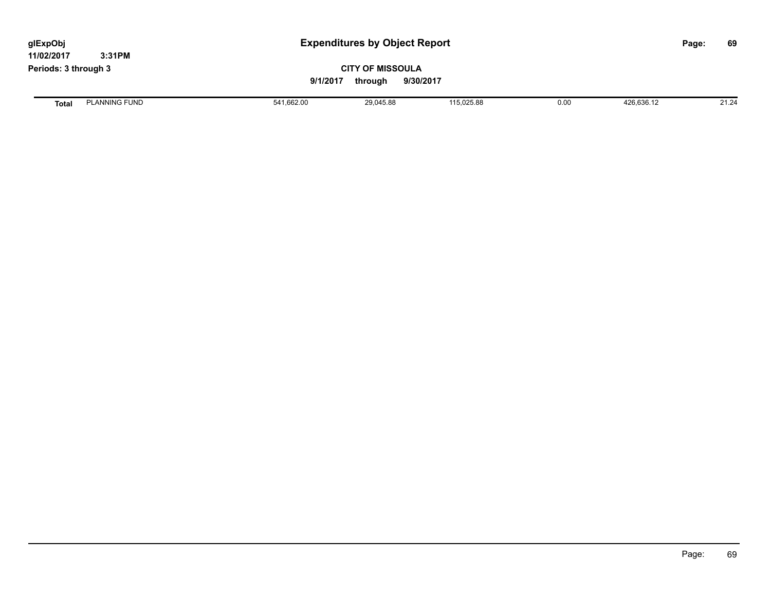# Expenditures by Object Report

glExpObj
11/02/2017 3:31PM
Periods: 3 through 3

**CITY OF MISSOULA**

**9/1/2017 through 9/30/2017**

| | | | | | | | |
|---|---|---|---|---|---|---|---|
| **Total** | PLANNING FUND | 541,662.00 | 29,045.88 | 115,025.88 | 0.00 | 426,636.12 | 21.24 |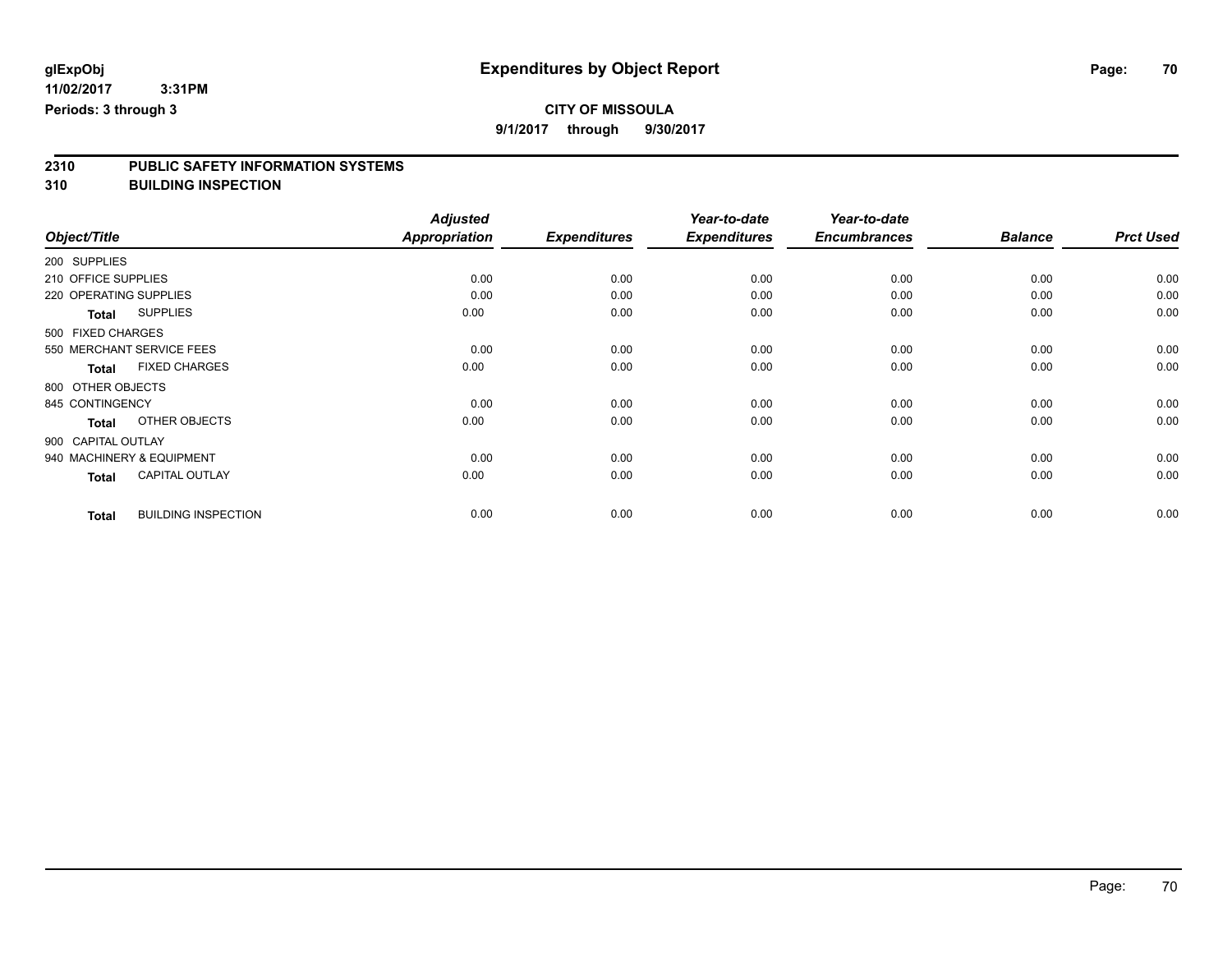# Expenditures by Object Report

glExpObj
11/02/2017 3:31PM
Periods: 3 through 3

**CITY OF MISSOULA**
**9/1/2017 through 9/30/2017**

## 2310 PUBLIC SAFETY INFORMATION SYSTEMS
## 310 BUILDING INSPECTION

| Object/Title | Adjusted Appropriation | Expenditures | Year-to-date Expenditures | Year-to-date Encumbrances | Balance | Prct Used |
|---|---|---|---|---|---|---|
| 200 SUPPLIES | | | | | | |
| 210 OFFICE SUPPLIES | 0.00 | 0.00 | 0.00 | 0.00 | 0.00 | 0.00 |
| 220 OPERATING SUPPLIES | 0.00 | 0.00 | 0.00 | 0.00 | 0.00 | 0.00 |
| **Total** SUPPLIES | 0.00 | 0.00 | 0.00 | 0.00 | 0.00 | 0.00 |
| 500 FIXED CHARGES | | | | | | |
| 550 MERCHANT SERVICE FEES | 0.00 | 0.00 | 0.00 | 0.00 | 0.00 | 0.00 |
| **Total** FIXED CHARGES | 0.00 | 0.00 | 0.00 | 0.00 | 0.00 | 0.00 |
| 800 OTHER OBJECTS | | | | | | |
| 845 CONTINGENCY | 0.00 | 0.00 | 0.00 | 0.00 | 0.00 | 0.00 |
| **Total** OTHER OBJECTS | 0.00 | 0.00 | 0.00 | 0.00 | 0.00 | 0.00 |
| 900 CAPITAL OUTLAY | | | | | | |
| 940 MACHINERY & EQUIPMENT | 0.00 | 0.00 | 0.00 | 0.00 | 0.00 | 0.00 |
| **Total** CAPITAL OUTLAY | 0.00 | 0.00 | 0.00 | 0.00 | 0.00 | 0.00 |
| **Total** BUILDING INSPECTION | 0.00 | 0.00 | 0.00 | 0.00 | 0.00 | 0.00 |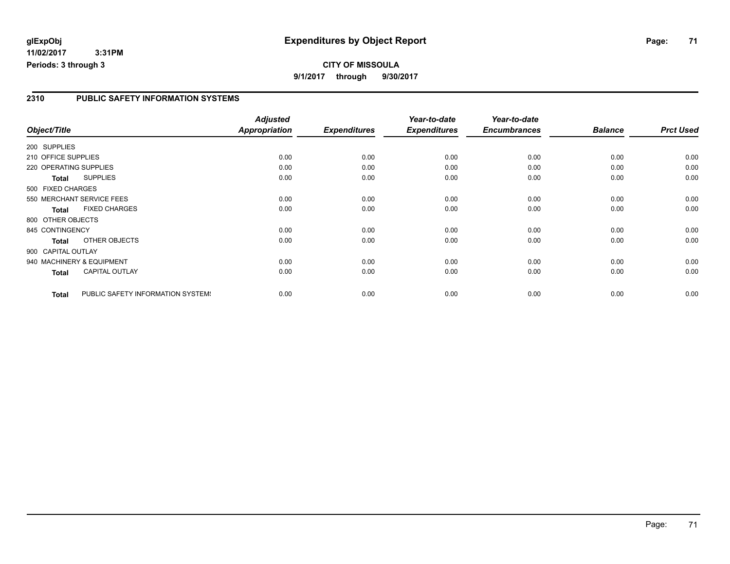**glExpObj**
**11/02/2017 3:31PM**
**Periods: 3 through 3**

# Expenditures by Object Report

**CITY OF MISSOULA**
**9/1/2017 through 9/30/2017**

## 2310 PUBLIC SAFETY INFORMATION SYSTEMS

| Object/Title | Adjusted Appropriation | Expenditures | Year-to-date Expenditures | Year-to-date Encumbrances | Balance | Prct Used |
|---|---|---|---|---|---|---|
| 200 SUPPLIES | | | | | | |
| 210 OFFICE SUPPLIES | 0.00 | 0.00 | 0.00 | 0.00 | 0.00 | 0.00 |
| 220 OPERATING SUPPLIES | 0.00 | 0.00 | 0.00 | 0.00 | 0.00 | 0.00 |
| **Total** SUPPLIES | 0.00 | 0.00 | 0.00 | 0.00 | 0.00 | 0.00 |
| 500 FIXED CHARGES | | | | | | |
| 550 MERCHANT SERVICE FEES | 0.00 | 0.00 | 0.00 | 0.00 | 0.00 | 0.00 |
| **Total** FIXED CHARGES | 0.00 | 0.00 | 0.00 | 0.00 | 0.00 | 0.00 |
| 800 OTHER OBJECTS | | | | | | |
| 845 CONTINGENCY | 0.00 | 0.00 | 0.00 | 0.00 | 0.00 | 0.00 |
| **Total** OTHER OBJECTS | 0.00 | 0.00 | 0.00 | 0.00 | 0.00 | 0.00 |
| 900 CAPITAL OUTLAY | | | | | | |
| 940 MACHINERY & EQUIPMENT | 0.00 | 0.00 | 0.00 | 0.00 | 0.00 | 0.00 |
| **Total** CAPITAL OUTLAY | 0.00 | 0.00 | 0.00 | 0.00 | 0.00 | 0.00 |
| **Total** PUBLIC SAFETY INFORMATION SYSTEMS | 0.00 | 0.00 | 0.00 | 0.00 | 0.00 | 0.00 |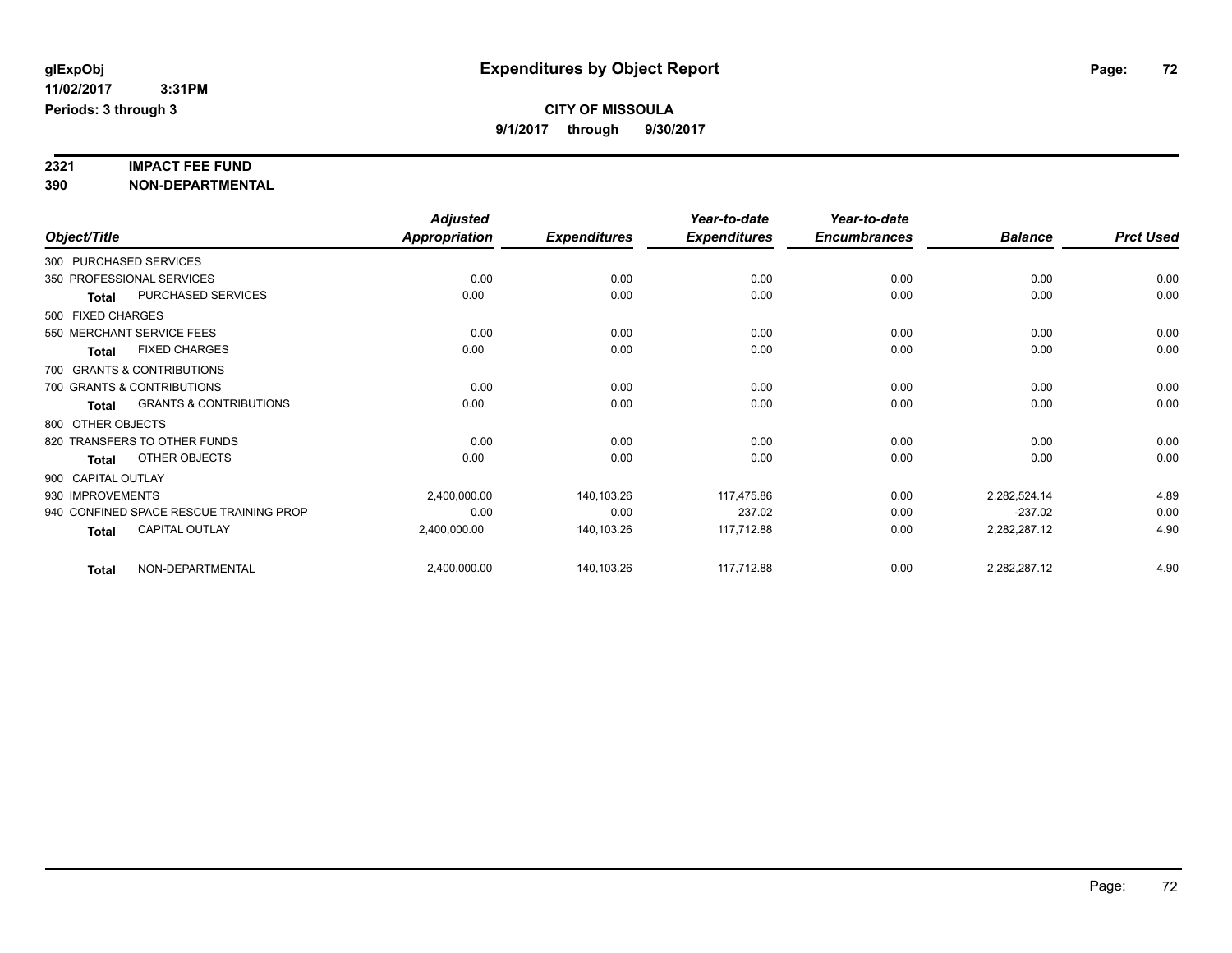# Expenditures by Object Report

glExpObj
11/02/2017 3:31PM
Periods: 3 through 3

**CITY OF MISSOULA**
9/1/2017 through 9/30/2017

**2321 IMPACT FEE FUND**
**390 NON-DEPARTMENTAL**

| Object/Title | Adjusted Appropriation | Expenditures | Year-to-date Expenditures | Year-to-date Encumbrances | Balance | Prct Used |
|---|---|---|---|---|---|---|
| 300 PURCHASED SERVICES | | | | | | |
| 350 PROFESSIONAL SERVICES | 0.00 | 0.00 | 0.00 | 0.00 | 0.00 | 0.00 |
| **Total** PURCHASED SERVICES | 0.00 | 0.00 | 0.00 | 0.00 | 0.00 | 0.00 |
| 500 FIXED CHARGES | | | | | | |
| 550 MERCHANT SERVICE FEES | 0.00 | 0.00 | 0.00 | 0.00 | 0.00 | 0.00 |
| **Total** FIXED CHARGES | 0.00 | 0.00 | 0.00 | 0.00 | 0.00 | 0.00 |
| 700 GRANTS & CONTRIBUTIONS | | | | | | |
| 700 GRANTS & CONTRIBUTIONS | 0.00 | 0.00 | 0.00 | 0.00 | 0.00 | 0.00 |
| **Total** GRANTS & CONTRIBUTIONS | 0.00 | 0.00 | 0.00 | 0.00 | 0.00 | 0.00 |
| 800 OTHER OBJECTS | | | | | | |
| 820 TRANSFERS TO OTHER FUNDS | 0.00 | 0.00 | 0.00 | 0.00 | 0.00 | 0.00 |
| **Total** OTHER OBJECTS | 0.00 | 0.00 | 0.00 | 0.00 | 0.00 | 0.00 |
| 900 CAPITAL OUTLAY | | | | | | |
| 930 IMPROVEMENTS | 2,400,000.00 | 140,103.26 | 117,475.86 | 0.00 | 2,282,524.14 | 4.89 |
| 940 CONFINED SPACE RESCUE TRAINING PROP | 0.00 | 0.00 | 237.02 | 0.00 | -237.02 | 0.00 |
| **Total** CAPITAL OUTLAY | 2,400,000.00 | 140,103.26 | 117,712.88 | 0.00 | 2,282,287.12 | 4.90 |
| **Total** NON-DEPARTMENTAL | 2,400,000.00 | 140,103.26 | 117,712.88 | 0.00 | 2,282,287.12 | 4.90 |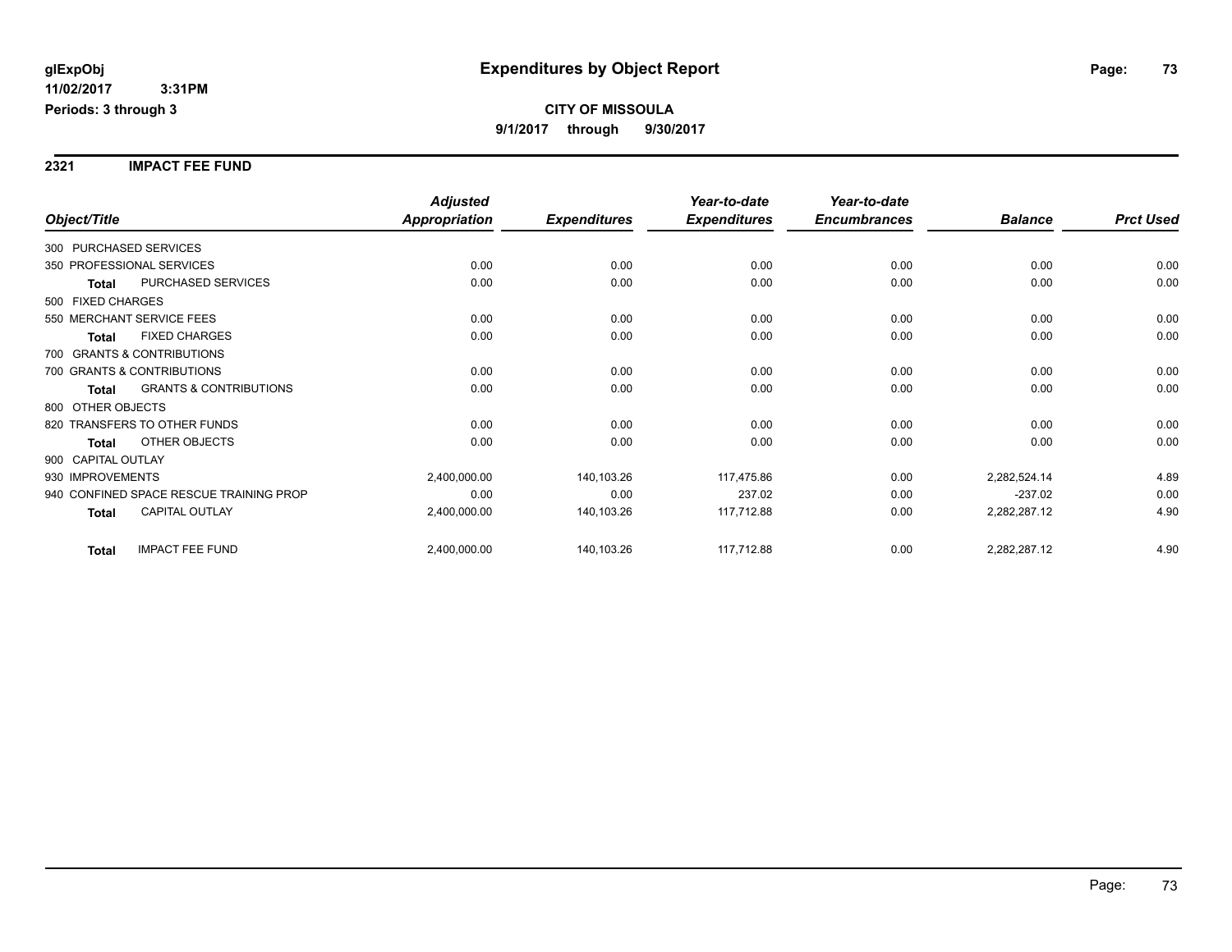# Expenditures by Object Report

glExpObj
11/02/2017 3:31PM
Periods: 3 through 3

**CITY OF MISSOULA**
**9/1/2017 through 9/30/2017**

## 2321 IMPACT FEE FUND

| Object/Title | Adjusted Appropriation | Expenditures | Year-to-date Expenditures | Year-to-date Encumbrances | Balance | Prct Used |
|---|---|---|---|---|---|---|
| 300 PURCHASED SERVICES | | | | | | |
| 350 PROFESSIONAL SERVICES | 0.00 | 0.00 | 0.00 | 0.00 | 0.00 | 0.00 |
| **Total** PURCHASED SERVICES | 0.00 | 0.00 | 0.00 | 0.00 | 0.00 | 0.00 |
| 500 FIXED CHARGES | | | | | | |
| 550 MERCHANT SERVICE FEES | 0.00 | 0.00 | 0.00 | 0.00 | 0.00 | 0.00 |
| **Total** FIXED CHARGES | 0.00 | 0.00 | 0.00 | 0.00 | 0.00 | 0.00 |
| 700 GRANTS & CONTRIBUTIONS | | | | | | |
| 700 GRANTS & CONTRIBUTIONS | 0.00 | 0.00 | 0.00 | 0.00 | 0.00 | 0.00 |
| **Total** GRANTS & CONTRIBUTIONS | 0.00 | 0.00 | 0.00 | 0.00 | 0.00 | 0.00 |
| 800 OTHER OBJECTS | | | | | | |
| 820 TRANSFERS TO OTHER FUNDS | 0.00 | 0.00 | 0.00 | 0.00 | 0.00 | 0.00 |
| **Total** OTHER OBJECTS | 0.00 | 0.00 | 0.00 | 0.00 | 0.00 | 0.00 |
| 900 CAPITAL OUTLAY | | | | | | |
| 930 IMPROVEMENTS | 2,400,000.00 | 140,103.26 | 117,475.86 | 0.00 | 2,282,524.14 | 4.89 |
| 940 CONFINED SPACE RESCUE TRAINING PROP | 0.00 | 0.00 | 237.02 | 0.00 | -237.02 | 0.00 |
| **Total** CAPITAL OUTLAY | 2,400,000.00 | 140,103.26 | 117,712.88 | 0.00 | 2,282,287.12 | 4.90 |
| **Total** IMPACT FEE FUND | 2,400,000.00 | 140,103.26 | 117,712.88 | 0.00 | 2,282,287.12 | 4.90 |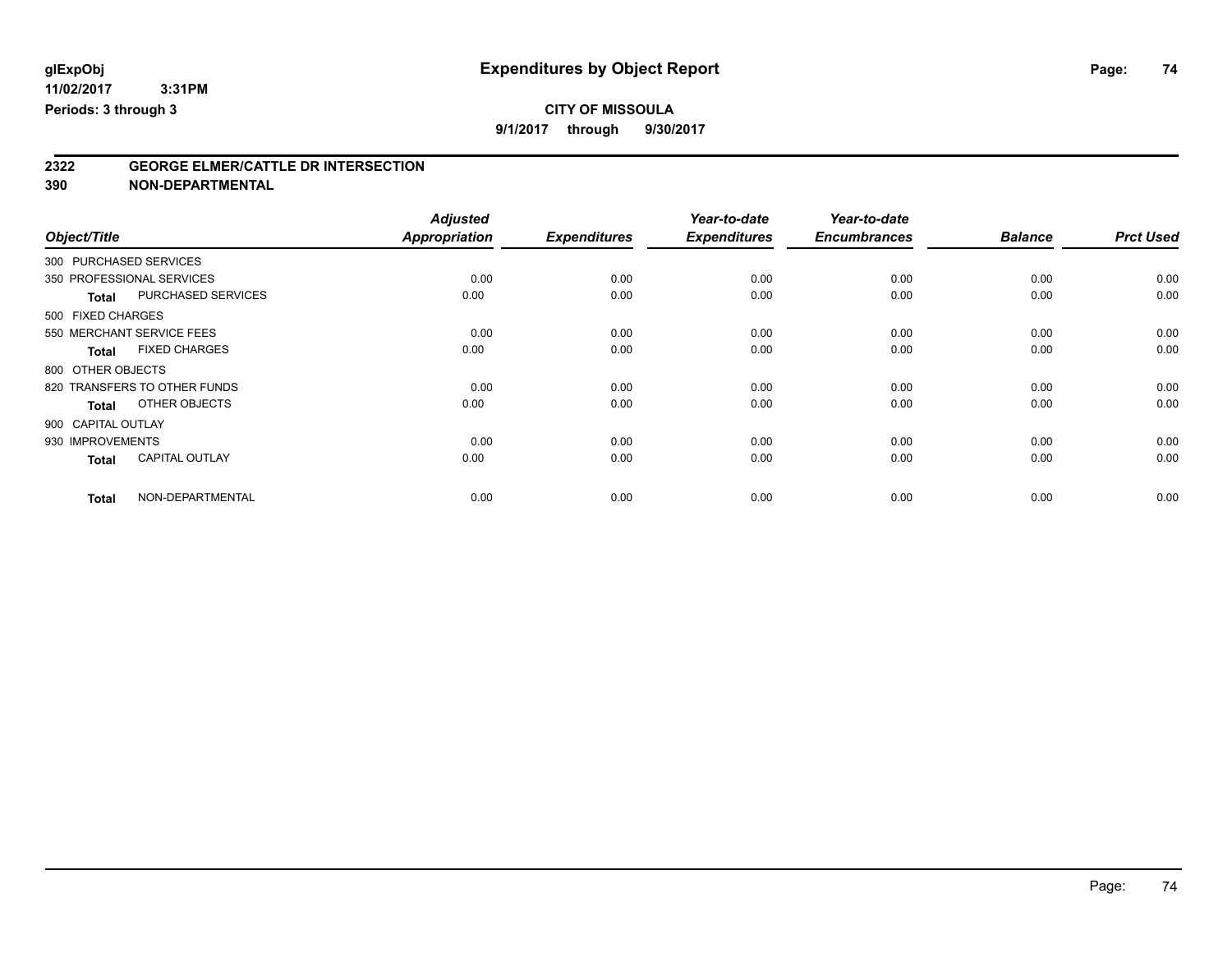glExpObj
11/02/2017 3:31PM
Periods: 3 through 3

# Expenditures by Object Report

## CITY OF MISSOULA

9/1/2017 through 9/30/2017

**2322 GEORGE ELMER/CATTLE DR INTERSECTION**
**390 NON-DEPARTMENTAL**

| Object/Title | | Adjusted Appropriation | Expenditures | Year-to-date Expenditures | Year-to-date Encumbrances | Balance | Prct Used |
|---|---|---|---|---|---|---|---|
| 300 PURCHASED SERVICES | | | | | | | |
| 350 PROFESSIONAL SERVICES | | 0.00 | 0.00 | 0.00 | 0.00 | 0.00 | 0.00 |
| **Total** | PURCHASED SERVICES | 0.00 | 0.00 | 0.00 | 0.00 | 0.00 | 0.00 |
| 500 FIXED CHARGES | | | | | | | |
| 550 MERCHANT SERVICE FEES | | 0.00 | 0.00 | 0.00 | 0.00 | 0.00 | 0.00 |
| **Total** | FIXED CHARGES | 0.00 | 0.00 | 0.00 | 0.00 | 0.00 | 0.00 |
| 800 OTHER OBJECTS | | | | | | | |
| 820 TRANSFERS TO OTHER FUNDS | | 0.00 | 0.00 | 0.00 | 0.00 | 0.00 | 0.00 |
| **Total** | OTHER OBJECTS | 0.00 | 0.00 | 0.00 | 0.00 | 0.00 | 0.00 |
| 900 CAPITAL OUTLAY | | | | | | | |
| 930 IMPROVEMENTS | | 0.00 | 0.00 | 0.00 | 0.00 | 0.00 | 0.00 |
| **Total** | CAPITAL OUTLAY | 0.00 | 0.00 | 0.00 | 0.00 | 0.00 | 0.00 |
| **Total** | NON-DEPARTMENTAL | 0.00 | 0.00 | 0.00 | 0.00 | 0.00 | 0.00 |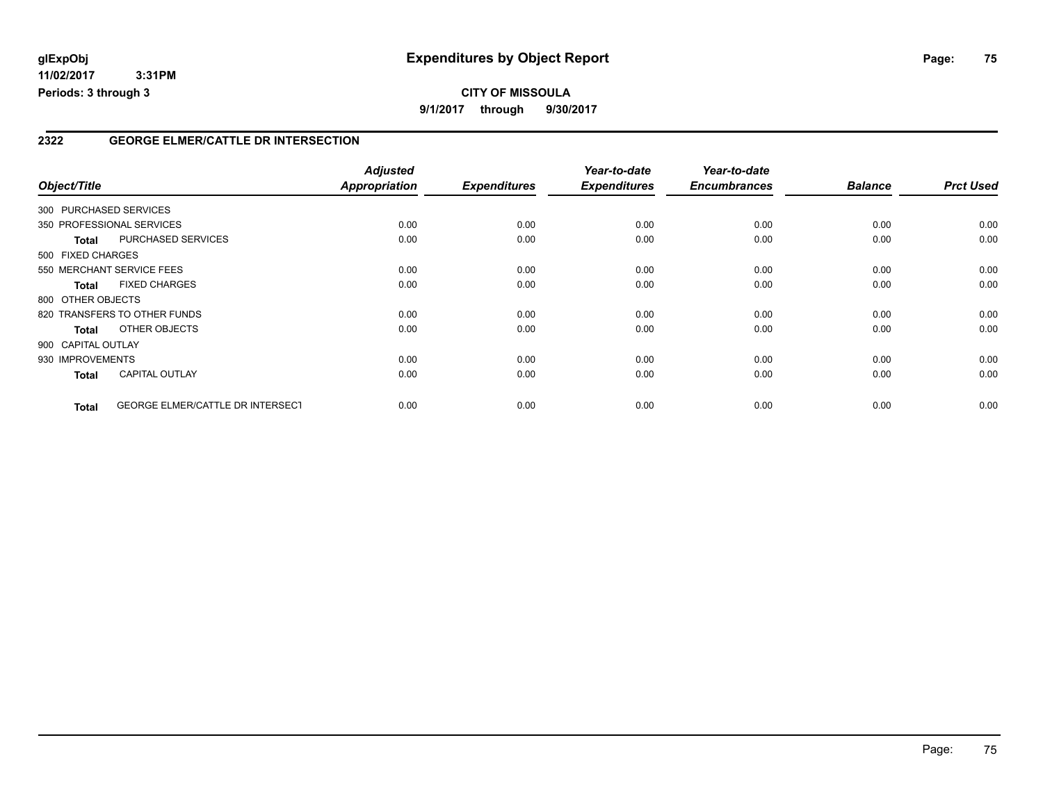**glExpObj**
**11/02/2017 3:31PM**
**Periods: 3 through 3**

# Expenditures by Object Report

**CITY OF MISSOULA**
**9/1/2017 through 9/30/2017**

## 2322 GEORGE ELMER/CATTLE DR INTERSECTION

| Object/Title | Adjusted Appropriation | Expenditures | Year-to-date Expenditures | Year-to-date Encumbrances | Balance | Prct Used |
|---|---|---|---|---|---|---|
| 300 PURCHASED SERVICES | | | | | | |
| 350 PROFESSIONAL SERVICES | 0.00 | 0.00 | 0.00 | 0.00 | 0.00 | 0.00 |
| **Total** PURCHASED SERVICES | 0.00 | 0.00 | 0.00 | 0.00 | 0.00 | 0.00 |
| 500 FIXED CHARGES | | | | | | |
| 550 MERCHANT SERVICE FEES | 0.00 | 0.00 | 0.00 | 0.00 | 0.00 | 0.00 |
| **Total** FIXED CHARGES | 0.00 | 0.00 | 0.00 | 0.00 | 0.00 | 0.00 |
| 800 OTHER OBJECTS | | | | | | |
| 820 TRANSFERS TO OTHER FUNDS | 0.00 | 0.00 | 0.00 | 0.00 | 0.00 | 0.00 |
| **Total** OTHER OBJECTS | 0.00 | 0.00 | 0.00 | 0.00 | 0.00 | 0.00 |
| 900 CAPITAL OUTLAY | | | | | | |
| 930 IMPROVEMENTS | 0.00 | 0.00 | 0.00 | 0.00 | 0.00 | 0.00 |
| **Total** CAPITAL OUTLAY | 0.00 | 0.00 | 0.00 | 0.00 | 0.00 | 0.00 |
| **Total** GEORGE ELMER/CATTLE DR INTERSECT | 0.00 | 0.00 | 0.00 | 0.00 | 0.00 | 0.00 |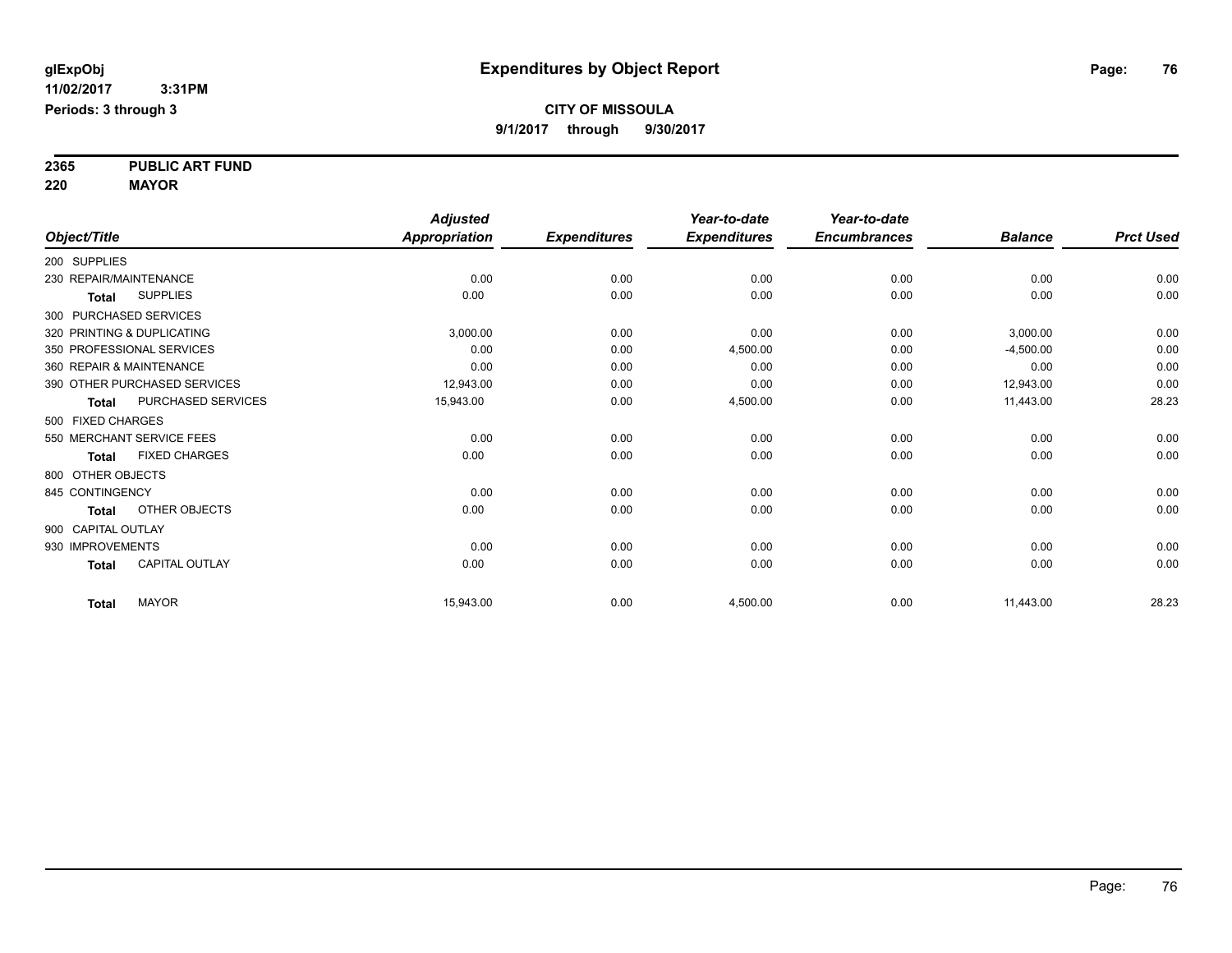# Expenditures by Object Report

glExpObj
11/02/2017 3:31PM
Periods: 3 through 3

**CITY OF MISSOULA**
**9/1/2017 through 9/30/2017**

**2365 PUBLIC ART FUND**
**220 MAYOR**

| Object/Title | Adjusted Appropriation | Expenditures | Year-to-date Expenditures | Year-to-date Encumbrances | Balance | Prct Used |
|---|---|---|---|---|---|---|
| 200 SUPPLIES | | | | | | |
| 230 REPAIR/MAINTENANCE | 0.00 | 0.00 | 0.00 | 0.00 | 0.00 | 0.00 |
| **Total** SUPPLIES | 0.00 | 0.00 | 0.00 | 0.00 | 0.00 | 0.00 |
| 300 PURCHASED SERVICES | | | | | | |
| 320 PRINTING & DUPLICATING | 3,000.00 | 0.00 | 0.00 | 0.00 | 3,000.00 | 0.00 |
| 350 PROFESSIONAL SERVICES | 0.00 | 0.00 | 4,500.00 | 0.00 | -4,500.00 | 0.00 |
| 360 REPAIR & MAINTENANCE | 0.00 | 0.00 | 0.00 | 0.00 | 0.00 | 0.00 |
| 390 OTHER PURCHASED SERVICES | 12,943.00 | 0.00 | 0.00 | 0.00 | 12,943.00 | 0.00 |
| **Total** PURCHASED SERVICES | 15,943.00 | 0.00 | 4,500.00 | 0.00 | 11,443.00 | 28.23 |
| 500 FIXED CHARGES | | | | | | |
| 550 MERCHANT SERVICE FEES | 0.00 | 0.00 | 0.00 | 0.00 | 0.00 | 0.00 |
| **Total** FIXED CHARGES | 0.00 | 0.00 | 0.00 | 0.00 | 0.00 | 0.00 |
| 800 OTHER OBJECTS | | | | | | |
| 845 CONTINGENCY | 0.00 | 0.00 | 0.00 | 0.00 | 0.00 | 0.00 |
| **Total** OTHER OBJECTS | 0.00 | 0.00 | 0.00 | 0.00 | 0.00 | 0.00 |
| 900 CAPITAL OUTLAY | | | | | | |
| 930 IMPROVEMENTS | 0.00 | 0.00 | 0.00 | 0.00 | 0.00 | 0.00 |
| **Total** CAPITAL OUTLAY | 0.00 | 0.00 | 0.00 | 0.00 | 0.00 | 0.00 |
| **Total** MAYOR | 15,943.00 | 0.00 | 4,500.00 | 0.00 | 11,443.00 | 28.23 |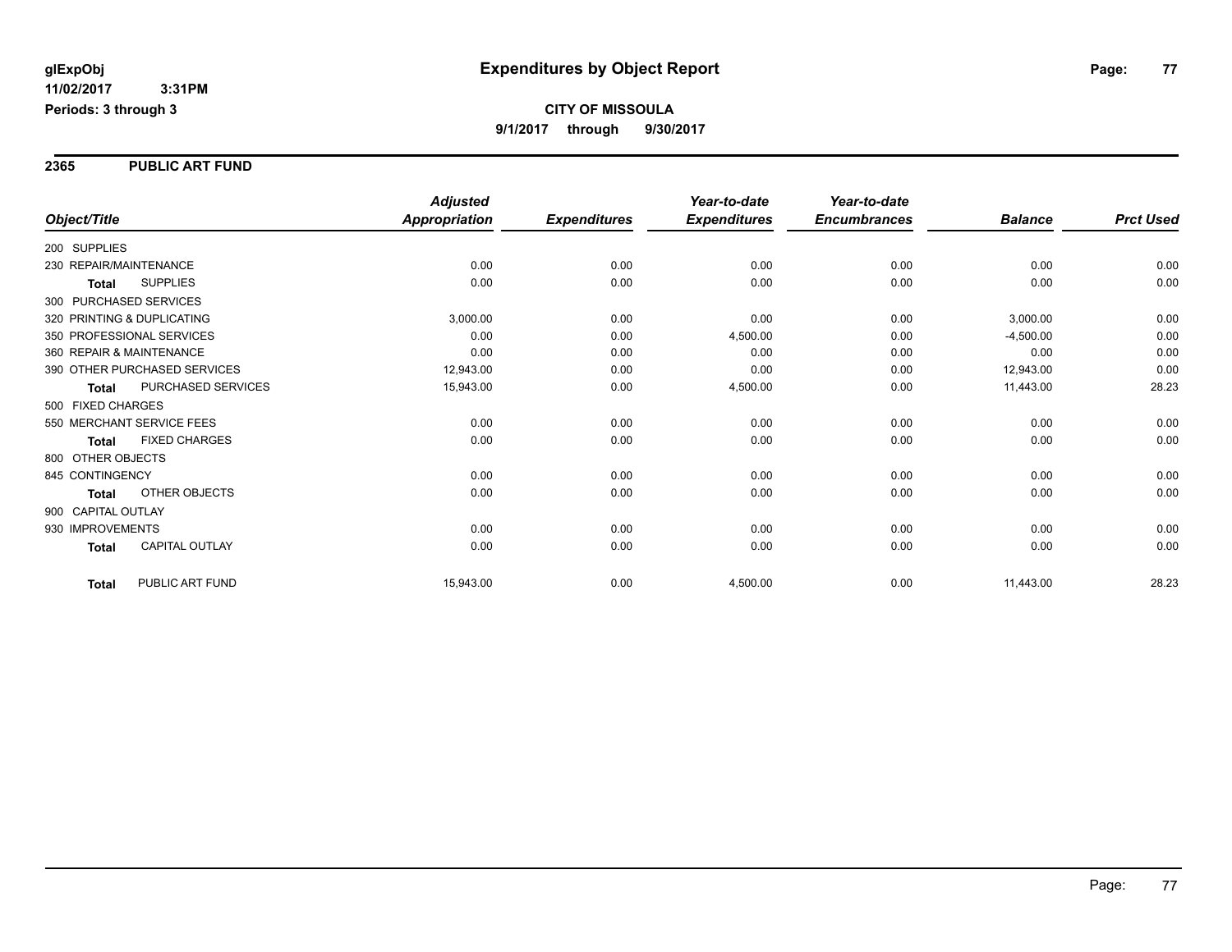# Expenditures by Object Report

glExpObj
11/02/2017 3:31PM
Periods: 3 through 3

**CITY OF MISSOULA**
**9/1/2017 through 9/30/2017**

## 2365 PUBLIC ART FUND

| Object/Title | | Adjusted Appropriation | Expenditures | Year-to-date Expenditures | Year-to-date Encumbrances | Balance | Prct Used |
|---|---|---|---|---|---|---|---|
| 200 SUPPLIES | | | | | | | |
| 230 REPAIR/MAINTENANCE | | 0.00 | 0.00 | 0.00 | 0.00 | 0.00 | 0.00 |
| Total | SUPPLIES | 0.00 | 0.00 | 0.00 | 0.00 | 0.00 | 0.00 |
| 300 PURCHASED SERVICES | | | | | | | |
| 320 PRINTING & DUPLICATING | | 3,000.00 | 0.00 | 0.00 | 0.00 | 3,000.00 | 0.00 |
| 350 PROFESSIONAL SERVICES | | 0.00 | 0.00 | 4,500.00 | 0.00 | -4,500.00 | 0.00 |
| 360 REPAIR & MAINTENANCE | | 0.00 | 0.00 | 0.00 | 0.00 | 0.00 | 0.00 |
| 390 OTHER PURCHASED SERVICES | | 12,943.00 | 0.00 | 0.00 | 0.00 | 12,943.00 | 0.00 |
| Total | PURCHASED SERVICES | 15,943.00 | 0.00 | 4,500.00 | 0.00 | 11,443.00 | 28.23 |
| 500 FIXED CHARGES | | | | | | | |
| 550 MERCHANT SERVICE FEES | | 0.00 | 0.00 | 0.00 | 0.00 | 0.00 | 0.00 |
| Total | FIXED CHARGES | 0.00 | 0.00 | 0.00 | 0.00 | 0.00 | 0.00 |
| 800 OTHER OBJECTS | | | | | | | |
| 845 CONTINGENCY | | 0.00 | 0.00 | 0.00 | 0.00 | 0.00 | 0.00 |
| Total | OTHER OBJECTS | 0.00 | 0.00 | 0.00 | 0.00 | 0.00 | 0.00 |
| 900 CAPITAL OUTLAY | | | | | | | |
| 930 IMPROVEMENTS | | 0.00 | 0.00 | 0.00 | 0.00 | 0.00 | 0.00 |
| Total | CAPITAL OUTLAY | 0.00 | 0.00 | 0.00 | 0.00 | 0.00 | 0.00 |
| Total | PUBLIC ART FUND | 15,943.00 | 0.00 | 4,500.00 | 0.00 | 11,443.00 | 28.23 |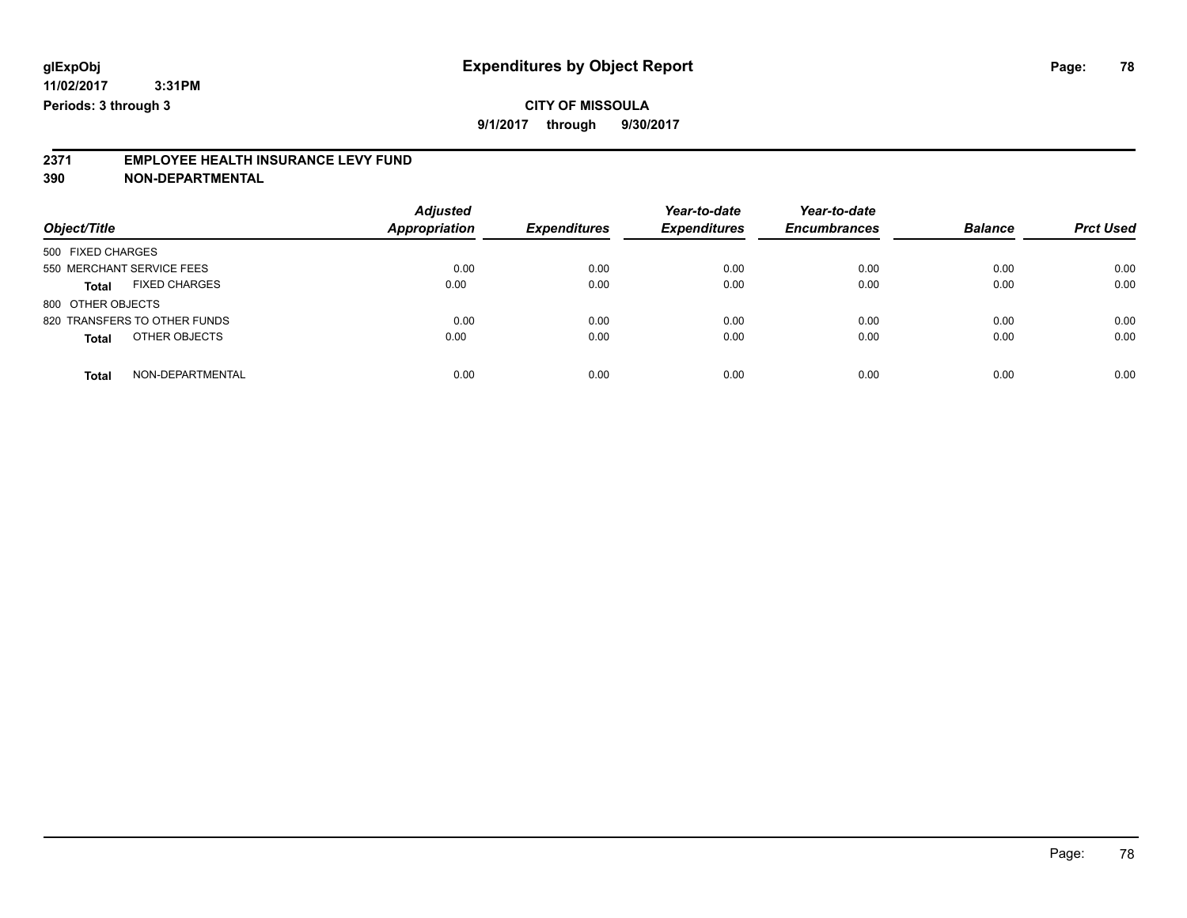# Expenditures by Object Report

glExpObj
11/02/2017 3:31PM
Periods: 3 through 3

**CITY OF MISSOULA**
**9/1/2017 through 9/30/2017**

**2371 EMPLOYEE HEALTH INSURANCE LEVY FUND**
**390 NON-DEPARTMENTAL**

| Object/Title | Adjusted Appropriation | Expenditures | Year-to-date Expenditures | Year-to-date Encumbrances | Balance | Prct Used |
|---|---|---|---|---|---|---|
| 500 FIXED CHARGES | | | | | | |
| 550 MERCHANT SERVICE FEES | 0.00 | 0.00 | 0.00 | 0.00 | 0.00 | 0.00 |
| **Total** FIXED CHARGES | 0.00 | 0.00 | 0.00 | 0.00 | 0.00 | 0.00 |
| 800 OTHER OBJECTS | | | | | | |
| 820 TRANSFERS TO OTHER FUNDS | 0.00 | 0.00 | 0.00 | 0.00 | 0.00 | 0.00 |
| **Total** OTHER OBJECTS | 0.00 | 0.00 | 0.00 | 0.00 | 0.00 | 0.00 |
| **Total** NON-DEPARTMENTAL | 0.00 | 0.00 | 0.00 | 0.00 | 0.00 | 0.00 |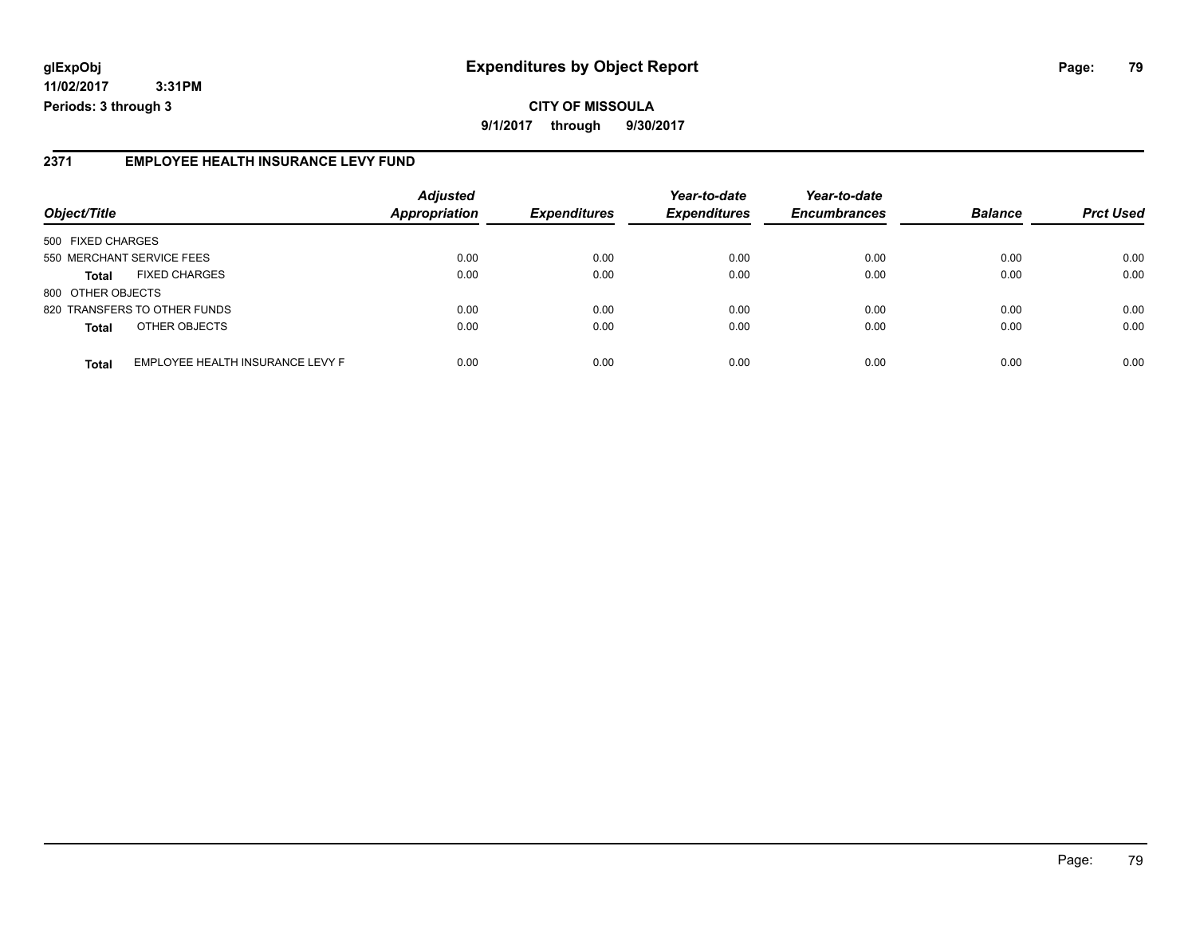**glExpObj** **Expenditures by Object Report**

**11/02/2017 3:31PM**

**Periods: 3 through 3**

**CITY OF MISSOULA**

**9/1/2017 through 9/30/2017**

## 2371 EMPLOYEE HEALTH INSURANCE LEVY FUND

| Object/Title | | Adjusted Appropriation | Expenditures | Year-to-date Expenditures | Year-to-date Encumbrances | Balance | Prct Used |
|---|---|---|---|---|---|---|---|
| 500 FIXED CHARGES | | | | | | | |
| 550 MERCHANT SERVICE FEES | | 0.00 | 0.00 | 0.00 | 0.00 | 0.00 | 0.00 |
| **Total** | FIXED CHARGES | 0.00 | 0.00 | 0.00 | 0.00 | 0.00 | 0.00 |
| 800 OTHER OBJECTS | | | | | | | |
| 820 TRANSFERS TO OTHER FUNDS | | 0.00 | 0.00 | 0.00 | 0.00 | 0.00 | 0.00 |
| **Total** | OTHER OBJECTS | 0.00 | 0.00 | 0.00 | 0.00 | 0.00 | 0.00 |
| **Total** | EMPLOYEE HEALTH INSURANCE LEVY F | 0.00 | 0.00 | 0.00 | 0.00 | 0.00 | 0.00 |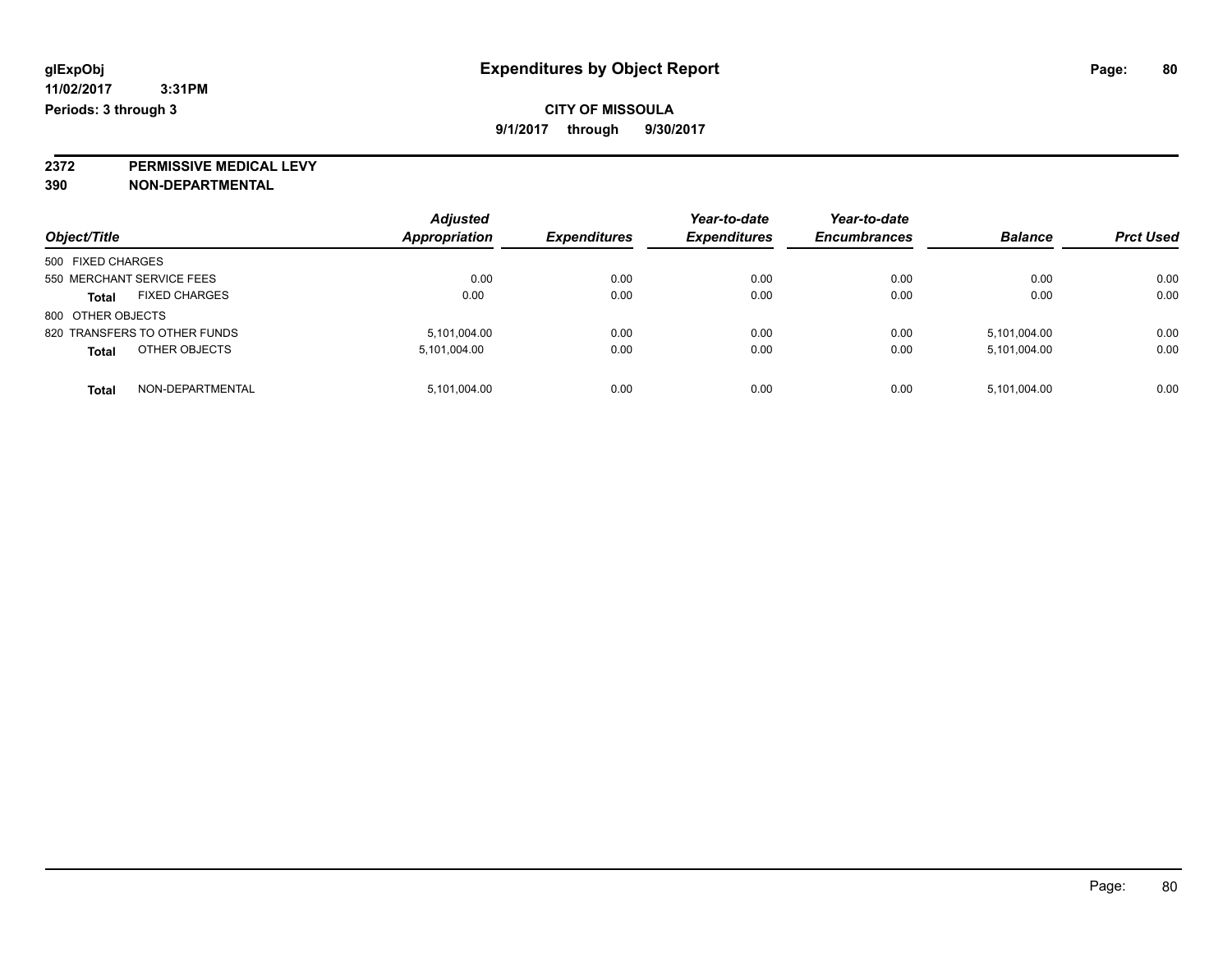glExpObj
11/02/2017 3:31PM
Periods: 3 through 3

# Expenditures by Object Report

**CITY OF MISSOULA**

**9/1/2017 through 9/30/2017**

**2372 PERMISSIVE MEDICAL LEVY**
**390 NON-DEPARTMENTAL**

| Object/Title | Adjusted Appropriation | Expenditures | Year-to-date Expenditures | Year-to-date Encumbrances | Balance | Prct Used |
|---|---|---|---|---|---|---|
| 500 FIXED CHARGES | | | | | | |
| 550 MERCHANT SERVICE FEES | 0.00 | 0.00 | 0.00 | 0.00 | 0.00 | 0.00 |
| **Total** FIXED CHARGES | 0.00 | 0.00 | 0.00 | 0.00 | 0.00 | 0.00 |
| 800 OTHER OBJECTS | | | | | | |
| 820 TRANSFERS TO OTHER FUNDS | 5,101,004.00 | 0.00 | 0.00 | 0.00 | 5,101,004.00 | 0.00 |
| **Total** OTHER OBJECTS | 5,101,004.00 | 0.00 | 0.00 | 0.00 | 5,101,004.00 | 0.00 |
| **Total** NON-DEPARTMENTAL | 5,101,004.00 | 0.00 | 0.00 | 0.00 | 5,101,004.00 | 0.00 |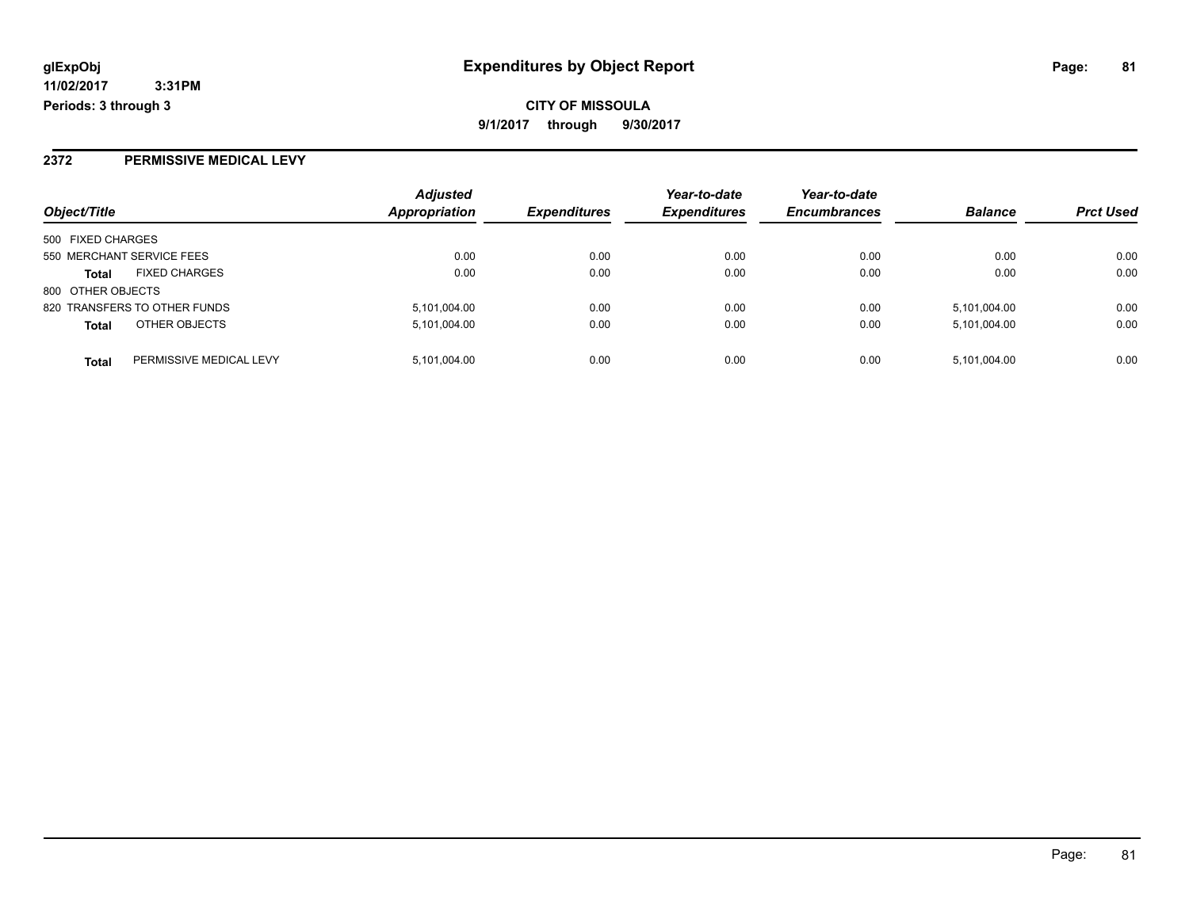**glExpObj** **Expenditures by Object Report**

**11/02/2017 3:31PM**

**Periods: 3 through 3**

**CITY OF MISSOULA**

**9/1/2017 through 9/30/2017**

## 2372 PERMISSIVE MEDICAL LEVY

| Object/Title | | Adjusted Appropriation | Expenditures | Year-to-date Expenditures | Year-to-date Encumbrances | Balance | Prct Used |
|---|---|---|---|---|---|---|---|
| 500 FIXED CHARGES | | | | | | | |
| 550 MERCHANT SERVICE FEES | | 0.00 | 0.00 | 0.00 | 0.00 | 0.00 | 0.00 |
| **Total** | FIXED CHARGES | 0.00 | 0.00 | 0.00 | 0.00 | 0.00 | 0.00 |
| 800 OTHER OBJECTS | | | | | | | |
| 820 TRANSFERS TO OTHER FUNDS | | 5,101,004.00 | 0.00 | 0.00 | 0.00 | 5,101,004.00 | 0.00 |
| **Total** | OTHER OBJECTS | 5,101,004.00 | 0.00 | 0.00 | 0.00 | 5,101,004.00 | 0.00 |
| **Total** | PERMISSIVE MEDICAL LEVY | 5,101,004.00 | 0.00 | 0.00 | 0.00 | 5,101,004.00 | 0.00 |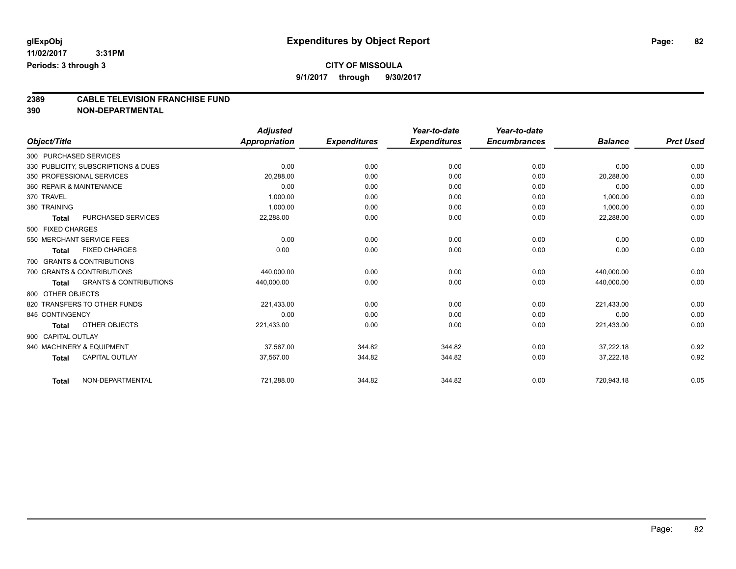glExpObj
11/02/2017 3:31PM
Periods: 3 through 3

# Expenditures by Object Report

**CITY OF MISSOULA**
**9/1/2017 through 9/30/2017**

## 2389 CABLE TELEVISION FRANCHISE FUND
## 390 NON-DEPARTMENTAL

| Object/Title | | Adjusted Appropriation | Expenditures | Year-to-date Expenditures | Year-to-date Encumbrances | Balance | Prct Used |
|---|---|---|---|---|---|---|---|
| 300 PURCHASED SERVICES | | | | | | | |
| 330 PUBLICITY, SUBSCRIPTIONS & DUES | | 0.00 | 0.00 | 0.00 | 0.00 | 0.00 | 0.00 |
| 350 PROFESSIONAL SERVICES | | 20,288.00 | 0.00 | 0.00 | 0.00 | 20,288.00 | 0.00 |
| 360 REPAIR & MAINTENANCE | | 0.00 | 0.00 | 0.00 | 0.00 | 0.00 | 0.00 |
| 370 TRAVEL | | 1,000.00 | 0.00 | 0.00 | 0.00 | 1,000.00 | 0.00 |
| 380 TRAINING | | 1,000.00 | 0.00 | 0.00 | 0.00 | 1,000.00 | 0.00 |
| **Total** | PURCHASED SERVICES | 22,288.00 | 0.00 | 0.00 | 0.00 | 22,288.00 | 0.00 |
| 500 FIXED CHARGES | | | | | | | |
| 550 MERCHANT SERVICE FEES | | 0.00 | 0.00 | 0.00 | 0.00 | 0.00 | 0.00 |
| **Total** | FIXED CHARGES | 0.00 | 0.00 | 0.00 | 0.00 | 0.00 | 0.00 |
| 700 GRANTS & CONTRIBUTIONS | | | | | | | |
| 700 GRANTS & CONTRIBUTIONS | | 440,000.00 | 0.00 | 0.00 | 0.00 | 440,000.00 | 0.00 |
| **Total** | GRANTS & CONTRIBUTIONS | 440,000.00 | 0.00 | 0.00 | 0.00 | 440,000.00 | 0.00 |
| 800 OTHER OBJECTS | | | | | | | |
| 820 TRANSFERS TO OTHER FUNDS | | 221,433.00 | 0.00 | 0.00 | 0.00 | 221,433.00 | 0.00 |
| 845 CONTINGENCY | | 0.00 | 0.00 | 0.00 | 0.00 | 0.00 | 0.00 |
| **Total** | OTHER OBJECTS | 221,433.00 | 0.00 | 0.00 | 0.00 | 221,433.00 | 0.00 |
| 900 CAPITAL OUTLAY | | | | | | | |
| 940 MACHINERY & EQUIPMENT | | 37,567.00 | 344.82 | 344.82 | 0.00 | 37,222.18 | 0.92 |
| **Total** | CAPITAL OUTLAY | 37,567.00 | 344.82 | 344.82 | 0.00 | 37,222.18 | 0.92 |
| **Total** | NON-DEPARTMENTAL | 721,288.00 | 344.82 | 344.82 | 0.00 | 720,943.18 | 0.05 |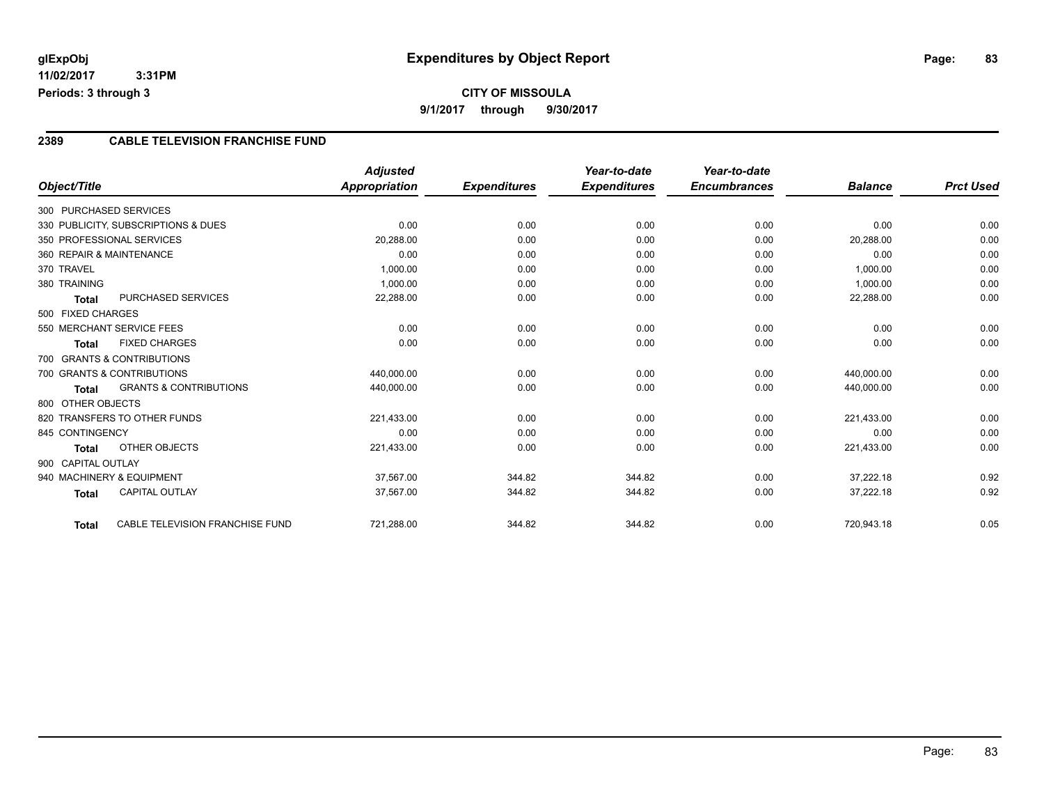glExpObj
11/02/2017 3:31PM
Periods: 3 through 3

# Expenditures by Object Report

**CITY OF MISSOULA**

**9/1/2017 through 9/30/2017**

## 2389 CABLE TELEVISION FRANCHISE FUND

| Object/Title | Adjusted Appropriation | Expenditures | Year-to-date Expenditures | Year-to-date Encumbrances | Balance | Prct Used |
|---|---|---|---|---|---|---|
| 300 PURCHASED SERVICES | | | | | | |
| 330 PUBLICITY, SUBSCRIPTIONS & DUES | 0.00 | 0.00 | 0.00 | 0.00 | 0.00 | 0.00 |
| 350 PROFESSIONAL SERVICES | 20,288.00 | 0.00 | 0.00 | 0.00 | 20,288.00 | 0.00 |
| 360 REPAIR & MAINTENANCE | 0.00 | 0.00 | 0.00 | 0.00 | 0.00 | 0.00 |
| 370 TRAVEL | 1,000.00 | 0.00 | 0.00 | 0.00 | 1,000.00 | 0.00 |
| 380 TRAINING | 1,000.00 | 0.00 | 0.00 | 0.00 | 1,000.00 | 0.00 |
| **Total** PURCHASED SERVICES | 22,288.00 | 0.00 | 0.00 | 0.00 | 22,288.00 | 0.00 |
| 500 FIXED CHARGES | | | | | | |
| 550 MERCHANT SERVICE FEES | 0.00 | 0.00 | 0.00 | 0.00 | 0.00 | 0.00 |
| **Total** FIXED CHARGES | 0.00 | 0.00 | 0.00 | 0.00 | 0.00 | 0.00 |
| 700 GRANTS & CONTRIBUTIONS | | | | | | |
| 700 GRANTS & CONTRIBUTIONS | 440,000.00 | 0.00 | 0.00 | 0.00 | 440,000.00 | 0.00 |
| **Total** GRANTS & CONTRIBUTIONS | 440,000.00 | 0.00 | 0.00 | 0.00 | 440,000.00 | 0.00 |
| 800 OTHER OBJECTS | | | | | | |
| 820 TRANSFERS TO OTHER FUNDS | 221,433.00 | 0.00 | 0.00 | 0.00 | 221,433.00 | 0.00 |
| 845 CONTINGENCY | 0.00 | 0.00 | 0.00 | 0.00 | 0.00 | 0.00 |
| **Total** OTHER OBJECTS | 221,433.00 | 0.00 | 0.00 | 0.00 | 221,433.00 | 0.00 |
| 900 CAPITAL OUTLAY | | | | | | |
| 940 MACHINERY & EQUIPMENT | 37,567.00 | 344.82 | 344.82 | 0.00 | 37,222.18 | 0.92 |
| **Total** CAPITAL OUTLAY | 37,567.00 | 344.82 | 344.82 | 0.00 | 37,222.18 | 0.92 |
| **Total** CABLE TELEVISION FRANCHISE FUND | 721,288.00 | 344.82 | 344.82 | 0.00 | 720,943.18 | 0.05 |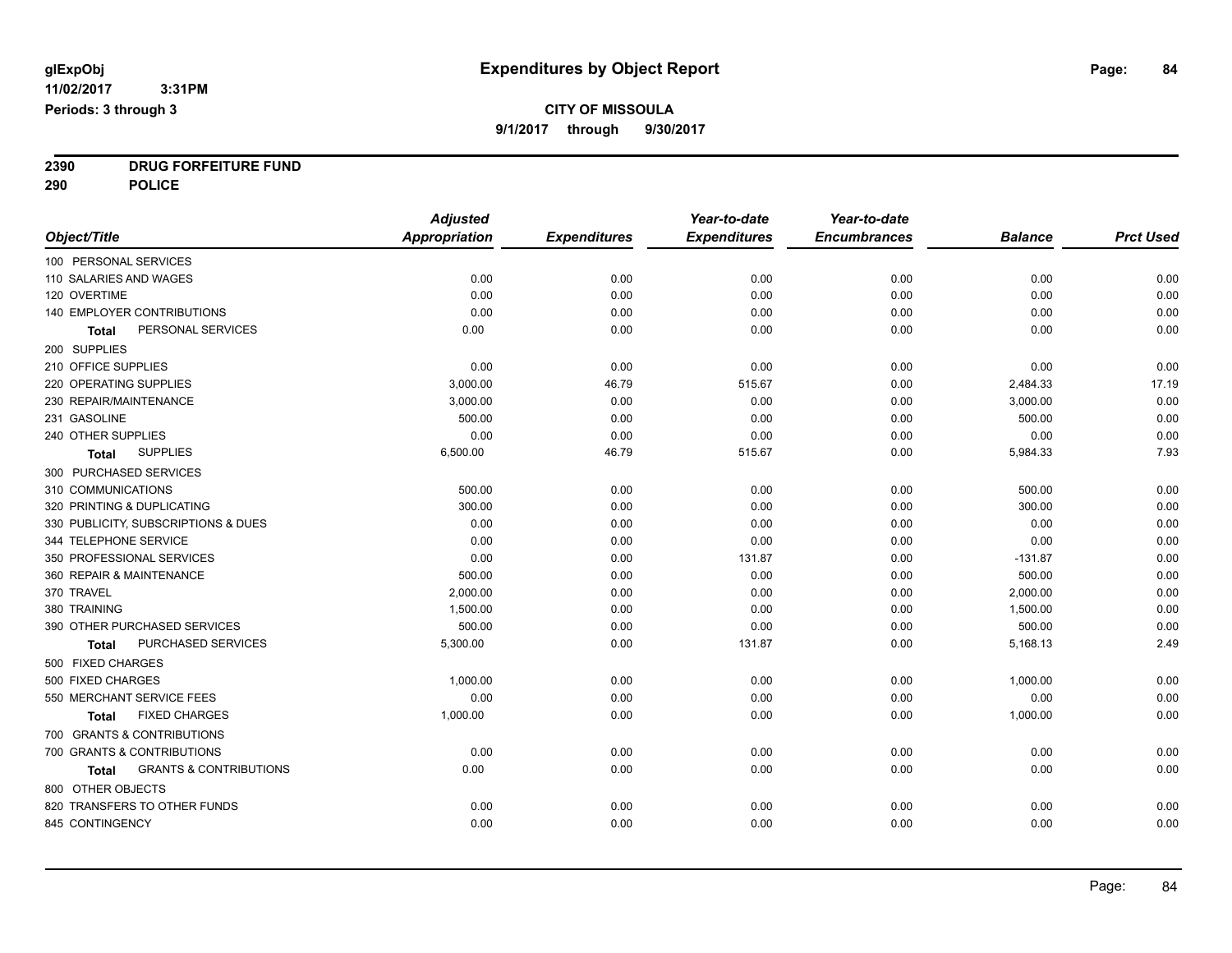**glExpObj**
**11/02/2017 3:31PM**
**Periods: 3 through 3**

# Expenditures by Object Report

**CITY OF MISSOULA**
**9/1/2017 through 9/30/2017**

**2390 DRUG FORFEITURE FUND**
**290 POLICE**

| Object/Title | Adjusted Appropriation | Expenditures | Year-to-date Expenditures | Year-to-date Encumbrances | Balance | Prct Used |
|---|---|---|---|---|---|---|
| 100 PERSONAL SERVICES | | | | | | |
| 110 SALARIES AND WAGES | 0.00 | 0.00 | 0.00 | 0.00 | 0.00 | 0.00 |
| 120 OVERTIME | 0.00 | 0.00 | 0.00 | 0.00 | 0.00 | 0.00 |
| 140 EMPLOYER CONTRIBUTIONS | 0.00 | 0.00 | 0.00 | 0.00 | 0.00 | 0.00 |
| **Total** PERSONAL SERVICES | 0.00 | 0.00 | 0.00 | 0.00 | 0.00 | 0.00 |
| 200 SUPPLIES | | | | | | |
| 210 OFFICE SUPPLIES | 0.00 | 0.00 | 0.00 | 0.00 | 0.00 | 0.00 |
| 220 OPERATING SUPPLIES | 3,000.00 | 46.79 | 515.67 | 0.00 | 2,484.33 | 17.19 |
| 230 REPAIR/MAINTENANCE | 3,000.00 | 0.00 | 0.00 | 0.00 | 3,000.00 | 0.00 |
| 231 GASOLINE | 500.00 | 0.00 | 0.00 | 0.00 | 500.00 | 0.00 |
| 240 OTHER SUPPLIES | 0.00 | 0.00 | 0.00 | 0.00 | 0.00 | 0.00 |
| **Total** SUPPLIES | 6,500.00 | 46.79 | 515.67 | 0.00 | 5,984.33 | 7.93 |
| 300 PURCHASED SERVICES | | | | | | |
| 310 COMMUNICATIONS | 500.00 | 0.00 | 0.00 | 0.00 | 500.00 | 0.00 |
| 320 PRINTING & DUPLICATING | 300.00 | 0.00 | 0.00 | 0.00 | 300.00 | 0.00 |
| 330 PUBLICITY, SUBSCRIPTIONS & DUES | 0.00 | 0.00 | 0.00 | 0.00 | 0.00 | 0.00 |
| 344 TELEPHONE SERVICE | 0.00 | 0.00 | 0.00 | 0.00 | 0.00 | 0.00 |
| 350 PROFESSIONAL SERVICES | 0.00 | 0.00 | 131.87 | 0.00 | -131.87 | 0.00 |
| 360 REPAIR & MAINTENANCE | 500.00 | 0.00 | 0.00 | 0.00 | 500.00 | 0.00 |
| 370 TRAVEL | 2,000.00 | 0.00 | 0.00 | 0.00 | 2,000.00 | 0.00 |
| 380 TRAINING | 1,500.00 | 0.00 | 0.00 | 0.00 | 1,500.00 | 0.00 |
| 390 OTHER PURCHASED SERVICES | 500.00 | 0.00 | 0.00 | 0.00 | 500.00 | 0.00 |
| **Total** PURCHASED SERVICES | 5,300.00 | 0.00 | 131.87 | 0.00 | 5,168.13 | 2.49 |
| 500 FIXED CHARGES | | | | | | |
| 500 FIXED CHARGES | 1,000.00 | 0.00 | 0.00 | 0.00 | 1,000.00 | 0.00 |
| 550 MERCHANT SERVICE FEES | 0.00 | 0.00 | 0.00 | 0.00 | 0.00 | 0.00 |
| **Total** FIXED CHARGES | 1,000.00 | 0.00 | 0.00 | 0.00 | 1,000.00 | 0.00 |
| 700 GRANTS & CONTRIBUTIONS | | | | | | |
| 700 GRANTS & CONTRIBUTIONS | 0.00 | 0.00 | 0.00 | 0.00 | 0.00 | 0.00 |
| **Total** GRANTS & CONTRIBUTIONS | 0.00 | 0.00 | 0.00 | 0.00 | 0.00 | 0.00 |
| 800 OTHER OBJECTS | | | | | | |
| 820 TRANSFERS TO OTHER FUNDS | 0.00 | 0.00 | 0.00 | 0.00 | 0.00 | 0.00 |
| 845 CONTINGENCY | 0.00 | 0.00 | 0.00 | 0.00 | 0.00 | 0.00 |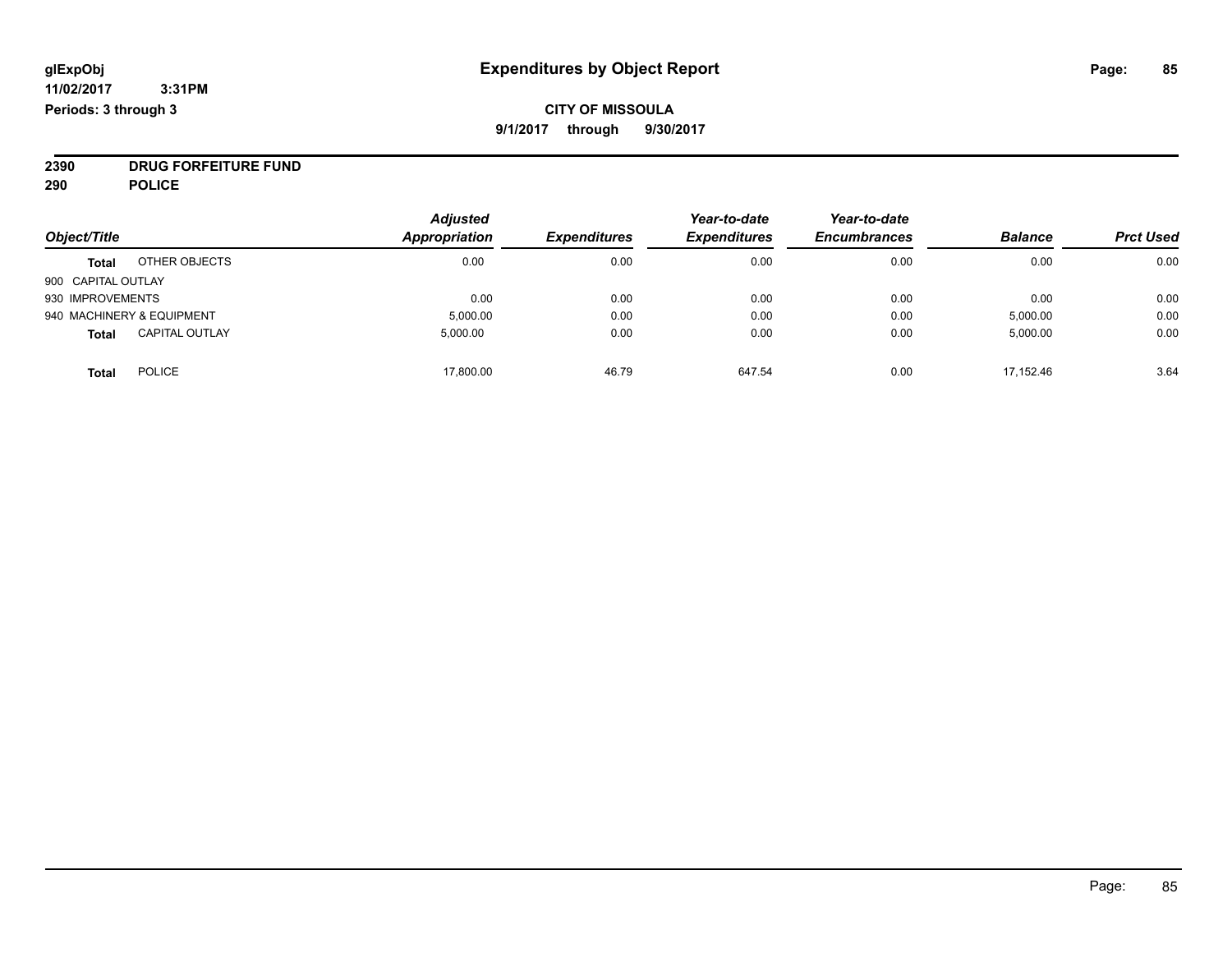**glExpObj**
**11/02/2017 3:31PM**
**Periods: 3 through 3**

# Expenditures by Object Report

**CITY OF MISSOULA**
**9/1/2017 through 9/30/2017**

**2390 DRUG FORFEITURE FUND**
**290 POLICE**

| Object/Title | Adjusted Appropriation | Expenditures | Year-to-date Expenditures | Year-to-date Encumbrances | Balance | Prct Used |
|---|---|---|---|---|---|---|
| **Total** OTHER OBJECTS | 0.00 | 0.00 | 0.00 | 0.00 | 0.00 | 0.00 |
| 900 CAPITAL OUTLAY | | | | | | |
| 930 IMPROVEMENTS | 0.00 | 0.00 | 0.00 | 0.00 | 0.00 | 0.00 |
| 940 MACHINERY & EQUIPMENT | 5,000.00 | 0.00 | 0.00 | 0.00 | 5,000.00 | 0.00 |
| **Total** CAPITAL OUTLAY | 5,000.00 | 0.00 | 0.00 | 0.00 | 5,000.00 | 0.00 |
| **Total** POLICE | 17,800.00 | 46.79 | 647.54 | 0.00 | 17,152.46 | 3.64 |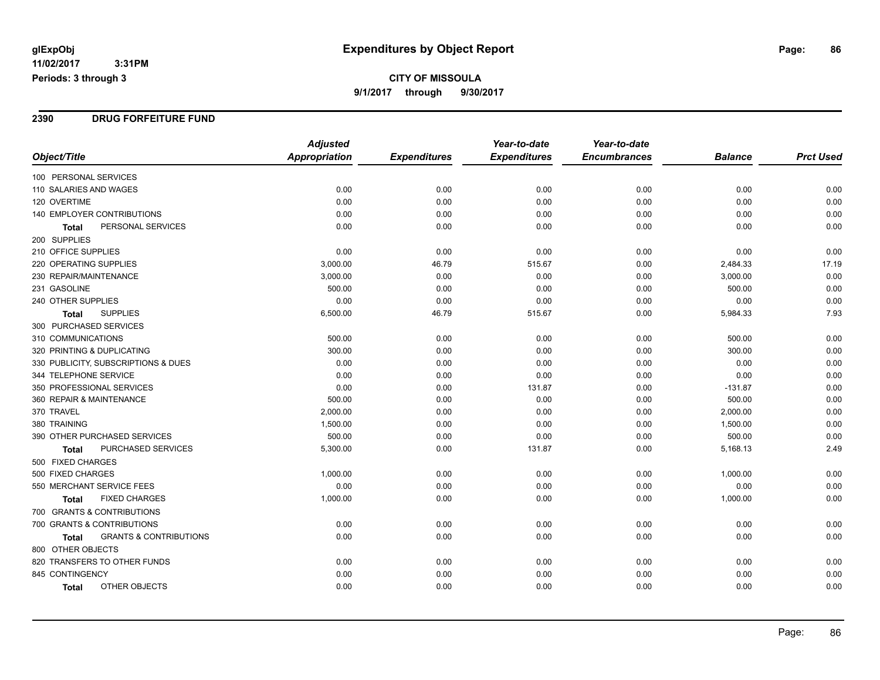# Expenditures by Object Report

glExpObj
11/02/2017 3:31PM
Periods: 3 through 3

**CITY OF MISSOULA**
9/1/2017 through 9/30/2017

## 2390 DRUG FORFEITURE FUND

| Object/Title | Adjusted Appropriation | Expenditures | Year-to-date Expenditures | Year-to-date Encumbrances | Balance | Prct Used |
|---|---|---|---|---|---|---|
| 100 PERSONAL SERVICES | | | | | | |
| 110 SALARIES AND WAGES | 0.00 | 0.00 | 0.00 | 0.00 | 0.00 | 0.00 |
| 120 OVERTIME | 0.00 | 0.00 | 0.00 | 0.00 | 0.00 | 0.00 |
| 140 EMPLOYER CONTRIBUTIONS | 0.00 | 0.00 | 0.00 | 0.00 | 0.00 | 0.00 |
| Total PERSONAL SERVICES | 0.00 | 0.00 | 0.00 | 0.00 | 0.00 | 0.00 |
| 200 SUPPLIES | | | | | | |
| 210 OFFICE SUPPLIES | 0.00 | 0.00 | 0.00 | 0.00 | 0.00 | 0.00 |
| 220 OPERATING SUPPLIES | 3,000.00 | 46.79 | 515.67 | 0.00 | 2,484.33 | 17.19 |
| 230 REPAIR/MAINTENANCE | 3,000.00 | 0.00 | 0.00 | 0.00 | 3,000.00 | 0.00 |
| 231 GASOLINE | 500.00 | 0.00 | 0.00 | 0.00 | 500.00 | 0.00 |
| 240 OTHER SUPPLIES | 0.00 | 0.00 | 0.00 | 0.00 | 0.00 | 0.00 |
| Total SUPPLIES | 6,500.00 | 46.79 | 515.67 | 0.00 | 5,984.33 | 7.93 |
| 300 PURCHASED SERVICES | | | | | | |
| 310 COMMUNICATIONS | 500.00 | 0.00 | 0.00 | 0.00 | 500.00 | 0.00 |
| 320 PRINTING & DUPLICATING | 300.00 | 0.00 | 0.00 | 0.00 | 300.00 | 0.00 |
| 330 PUBLICITY, SUBSCRIPTIONS & DUES | 0.00 | 0.00 | 0.00 | 0.00 | 0.00 | 0.00 |
| 344 TELEPHONE SERVICE | 0.00 | 0.00 | 0.00 | 0.00 | 0.00 | 0.00 |
| 350 PROFESSIONAL SERVICES | 0.00 | 0.00 | 131.87 | 0.00 | -131.87 | 0.00 |
| 360 REPAIR & MAINTENANCE | 500.00 | 0.00 | 0.00 | 0.00 | 500.00 | 0.00 |
| 370 TRAVEL | 2,000.00 | 0.00 | 0.00 | 0.00 | 2,000.00 | 0.00 |
| 380 TRAINING | 1,500.00 | 0.00 | 0.00 | 0.00 | 1,500.00 | 0.00 |
| 390 OTHER PURCHASED SERVICES | 500.00 | 0.00 | 0.00 | 0.00 | 500.00 | 0.00 |
| Total PURCHASED SERVICES | 5,300.00 | 0.00 | 131.87 | 0.00 | 5,168.13 | 2.49 |
| 500 FIXED CHARGES | | | | | | |
| 500 FIXED CHARGES | 1,000.00 | 0.00 | 0.00 | 0.00 | 1,000.00 | 0.00 |
| 550 MERCHANT SERVICE FEES | 0.00 | 0.00 | 0.00 | 0.00 | 0.00 | 0.00 |
| Total FIXED CHARGES | 1,000.00 | 0.00 | 0.00 | 0.00 | 1,000.00 | 0.00 |
| 700 GRANTS & CONTRIBUTIONS | | | | | | |
| 700 GRANTS & CONTRIBUTIONS | 0.00 | 0.00 | 0.00 | 0.00 | 0.00 | 0.00 |
| Total GRANTS & CONTRIBUTIONS | 0.00 | 0.00 | 0.00 | 0.00 | 0.00 | 0.00 |
| 800 OTHER OBJECTS | | | | | | |
| 820 TRANSFERS TO OTHER FUNDS | 0.00 | 0.00 | 0.00 | 0.00 | 0.00 | 0.00 |
| 845 CONTINGENCY | 0.00 | 0.00 | 0.00 | 0.00 | 0.00 | 0.00 |
| Total OTHER OBJECTS | 0.00 | 0.00 | 0.00 | 0.00 | 0.00 | 0.00 |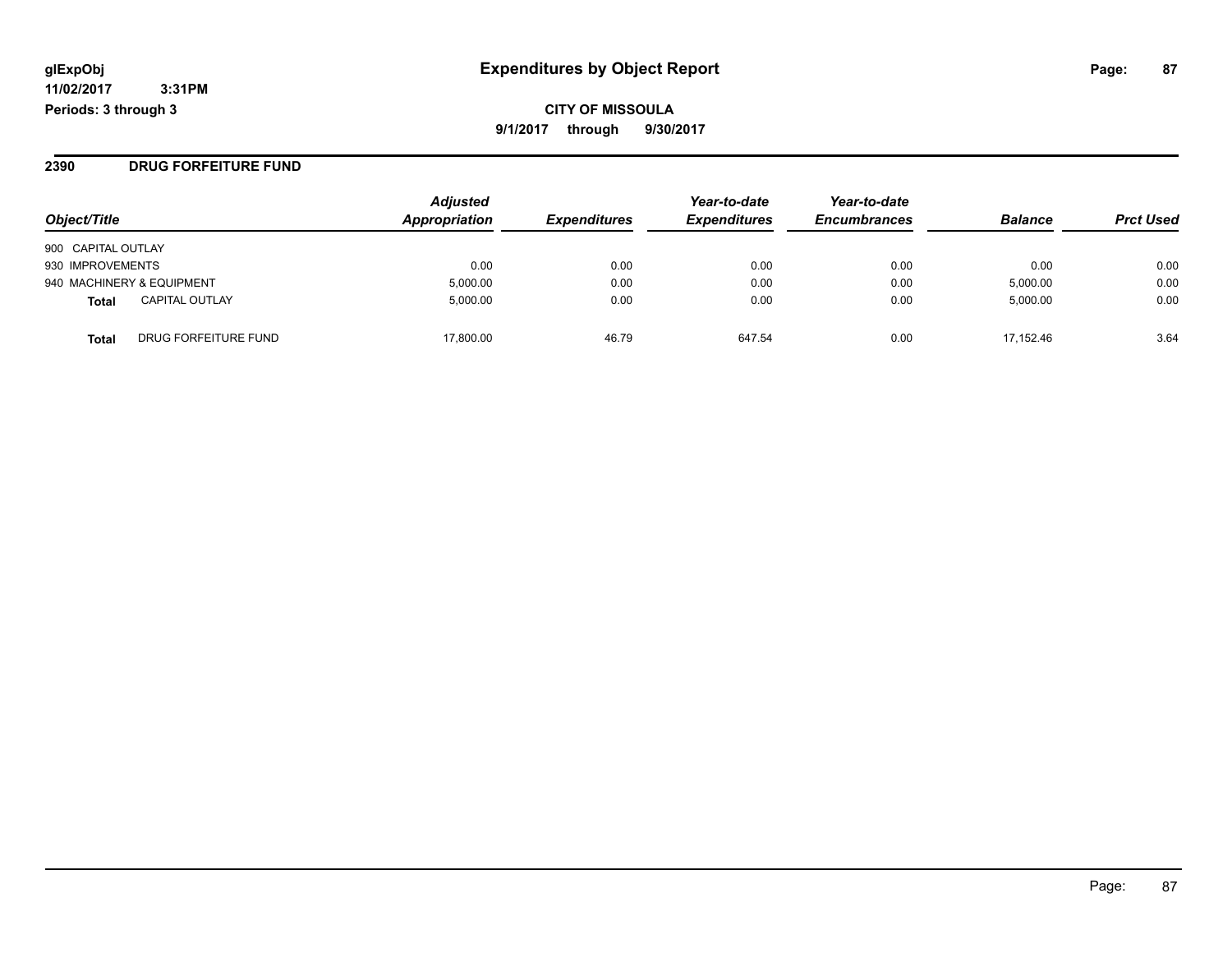**glExpObj** **Expenditures by Object Report**

**11/02/2017 3:31PM**

**Periods: 3 through 3**

**CITY OF MISSOULA**

**9/1/2017 through 9/30/2017**

## 2390 DRUG FORFEITURE FUND

| Object/Title | | Adjusted Appropriation | Expenditures | Year-to-date Expenditures | Year-to-date Encumbrances | Balance | Prct Used |
|---|---|---|---|---|---|---|---|
| 900 CAPITAL OUTLAY | | | | | | | |
| 930 IMPROVEMENTS | | 0.00 | 0.00 | 0.00 | 0.00 | 0.00 | 0.00 |
| 940 MACHINERY & EQUIPMENT | | 5,000.00 | 0.00 | 0.00 | 0.00 | 5,000.00 | 0.00 |
| **Total** | CAPITAL OUTLAY | 5,000.00 | 0.00 | 0.00 | 0.00 | 5,000.00 | 0.00 |
| **Total** | DRUG FORFEITURE FUND | 17,800.00 | 46.79 | 647.54 | 0.00 | 17,152.46 | 3.64 |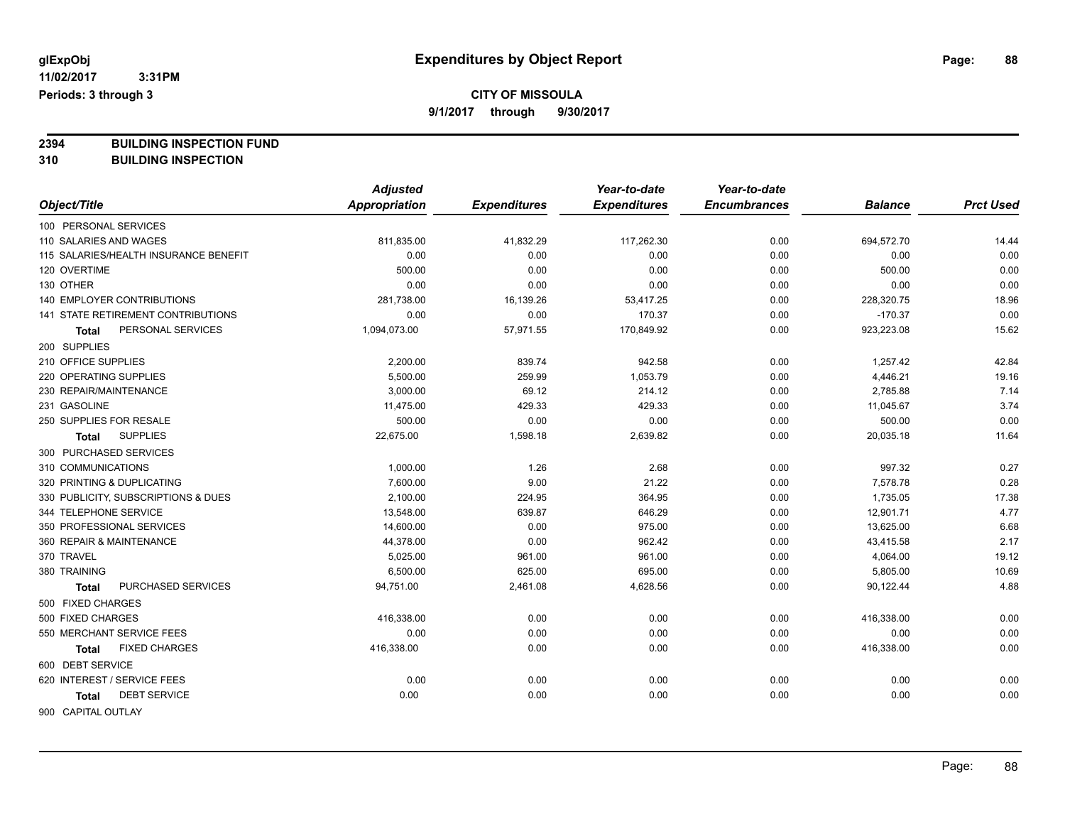glExpObj
11/02/2017 3:31PM
Periods: 3 through 3

# Expenditures by Object Report

**CITY OF MISSOULA**

**9/1/2017 through 9/30/2017**

**2394 BUILDING INSPECTION FUND**
**310 BUILDING INSPECTION**

| Object/Title | *Adjusted Appropriation* | *Expenditures* | *Year-to-date Expenditures* | *Year-to-date Encumbrances* | *Balance* | *Prct Used* |
|---|---|---|---|---|---|---|
| 100 PERSONAL SERVICES | | | | | | |
| 110 SALARIES AND WAGES | 811,835.00 | 41,832.29 | 117,262.30 | 0.00 | 694,572.70 | 14.44 |
| 115 SALARIES/HEALTH INSURANCE BENEFIT | 0.00 | 0.00 | 0.00 | 0.00 | 0.00 | 0.00 |
| 120 OVERTIME | 500.00 | 0.00 | 0.00 | 0.00 | 500.00 | 0.00 |
| 130 OTHER | 0.00 | 0.00 | 0.00 | 0.00 | 0.00 | 0.00 |
| 140 EMPLOYER CONTRIBUTIONS | 281,738.00 | 16,139.26 | 53,417.25 | 0.00 | 228,320.75 | 18.96 |
| 141 STATE RETIREMENT CONTRIBUTIONS | 0.00 | 0.00 | 170.37 | 0.00 | -170.37 | 0.00 |
| **Total** PERSONAL SERVICES | 1,094,073.00 | 57,971.55 | 170,849.92 | 0.00 | 923,223.08 | 15.62 |
| 200 SUPPLIES | | | | | | |
| 210 OFFICE SUPPLIES | 2,200.00 | 839.74 | 942.58 | 0.00 | 1,257.42 | 42.84 |
| 220 OPERATING SUPPLIES | 5,500.00 | 259.99 | 1,053.79 | 0.00 | 4,446.21 | 19.16 |
| 230 REPAIR/MAINTENANCE | 3,000.00 | 69.12 | 214.12 | 0.00 | 2,785.88 | 7.14 |
| 231 GASOLINE | 11,475.00 | 429.33 | 429.33 | 0.00 | 11,045.67 | 3.74 |
| 250 SUPPLIES FOR RESALE | 500.00 | 0.00 | 0.00 | 0.00 | 500.00 | 0.00 |
| **Total** SUPPLIES | 22,675.00 | 1,598.18 | 2,639.82 | 0.00 | 20,035.18 | 11.64 |
| 300 PURCHASED SERVICES | | | | | | |
| 310 COMMUNICATIONS | 1,000.00 | 1.26 | 2.68 | 0.00 | 997.32 | 0.27 |
| 320 PRINTING & DUPLICATING | 7,600.00 | 9.00 | 21.22 | 0.00 | 7,578.78 | 0.28 |
| 330 PUBLICITY, SUBSCRIPTIONS & DUES | 2,100.00 | 224.95 | 364.95 | 0.00 | 1,735.05 | 17.38 |
| 344 TELEPHONE SERVICE | 13,548.00 | 639.87 | 646.29 | 0.00 | 12,901.71 | 4.77 |
| 350 PROFESSIONAL SERVICES | 14,600.00 | 0.00 | 975.00 | 0.00 | 13,625.00 | 6.68 |
| 360 REPAIR & MAINTENANCE | 44,378.00 | 0.00 | 962.42 | 0.00 | 43,415.58 | 2.17 |
| 370 TRAVEL | 5,025.00 | 961.00 | 961.00 | 0.00 | 4,064.00 | 19.12 |
| 380 TRAINING | 6,500.00 | 625.00 | 695.00 | 0.00 | 5,805.00 | 10.69 |
| **Total** PURCHASED SERVICES | 94,751.00 | 2,461.08 | 4,628.56 | 0.00 | 90,122.44 | 4.88 |
| 500 FIXED CHARGES | | | | | | |
| 500 FIXED CHARGES | 416,338.00 | 0.00 | 0.00 | 0.00 | 416,338.00 | 0.00 |
| 550 MERCHANT SERVICE FEES | 0.00 | 0.00 | 0.00 | 0.00 | 0.00 | 0.00 |
| **Total** FIXED CHARGES | 416,338.00 | 0.00 | 0.00 | 0.00 | 416,338.00 | 0.00 |
| 600 DEBT SERVICE | | | | | | |
| 620 INTEREST / SERVICE FEES | 0.00 | 0.00 | 0.00 | 0.00 | 0.00 | 0.00 |
| **Total** DEBT SERVICE | 0.00 | 0.00 | 0.00 | 0.00 | 0.00 | 0.00 |
| 900 CAPITAL OUTLAY | | | | | | |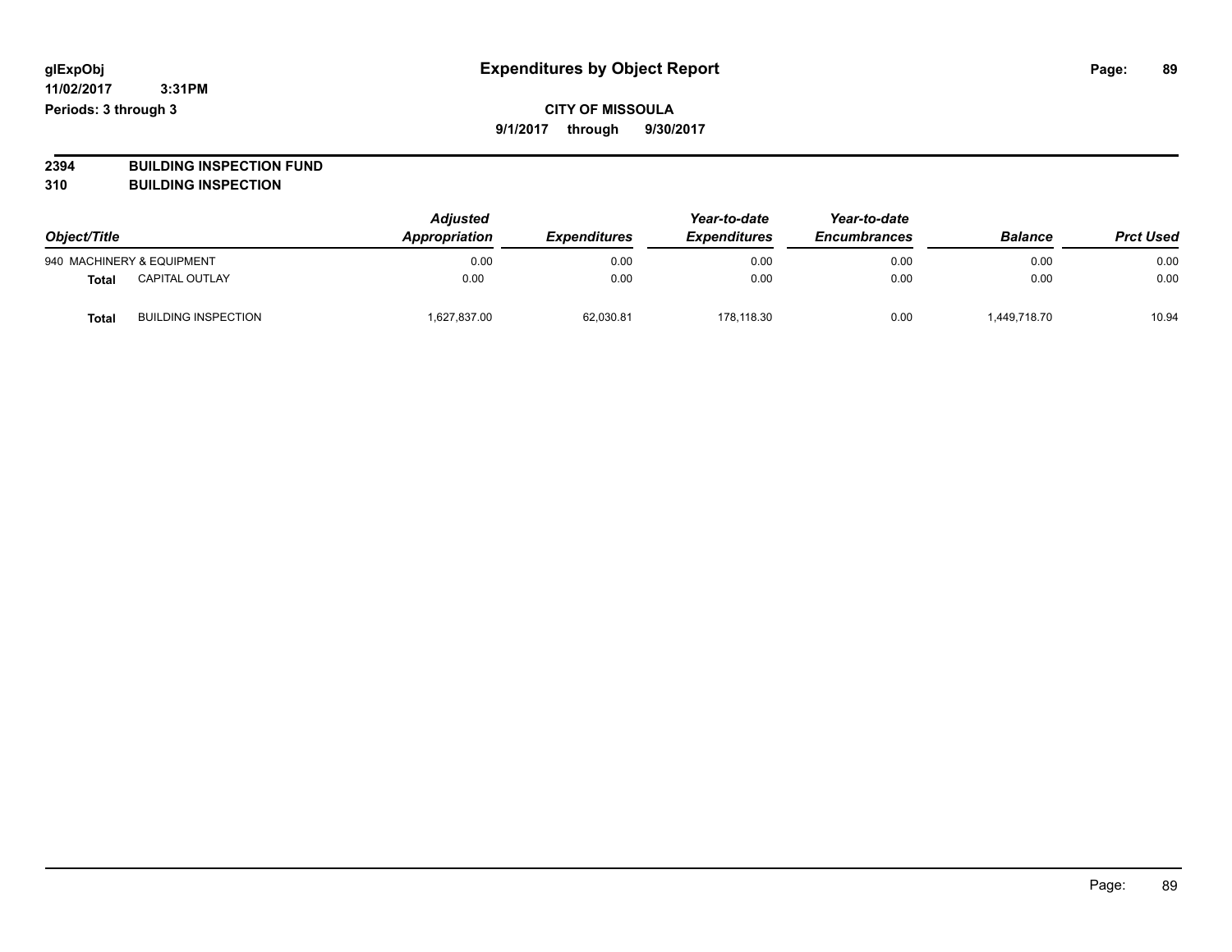# Expenditures by Object Report

glExpObj
11/02/2017 3:31PM
Periods: 3 through 3

**CITY OF MISSOULA**
**9/1/2017 through 9/30/2017**

**2394 BUILDING INSPECTION FUND**
**310 BUILDING INSPECTION**

| Object/Title | | Adjusted Appropriation | Expenditures | Year-to-date Expenditures | Year-to-date Encumbrances | Balance | Prct Used |
|---|---|---|---|---|---|---|---|
| 940 MACHINERY & EQUIPMENT | | 0.00 | 0.00 | 0.00 | 0.00 | 0.00 | 0.00 |
| **Total** | CAPITAL OUTLAY | 0.00 | 0.00 | 0.00 | 0.00 | 0.00 | 0.00 |
| **Total** | BUILDING INSPECTION | 1,627,837.00 | 62,030.81 | 178,118.30 | 0.00 | 1,449,718.70 | 10.94 |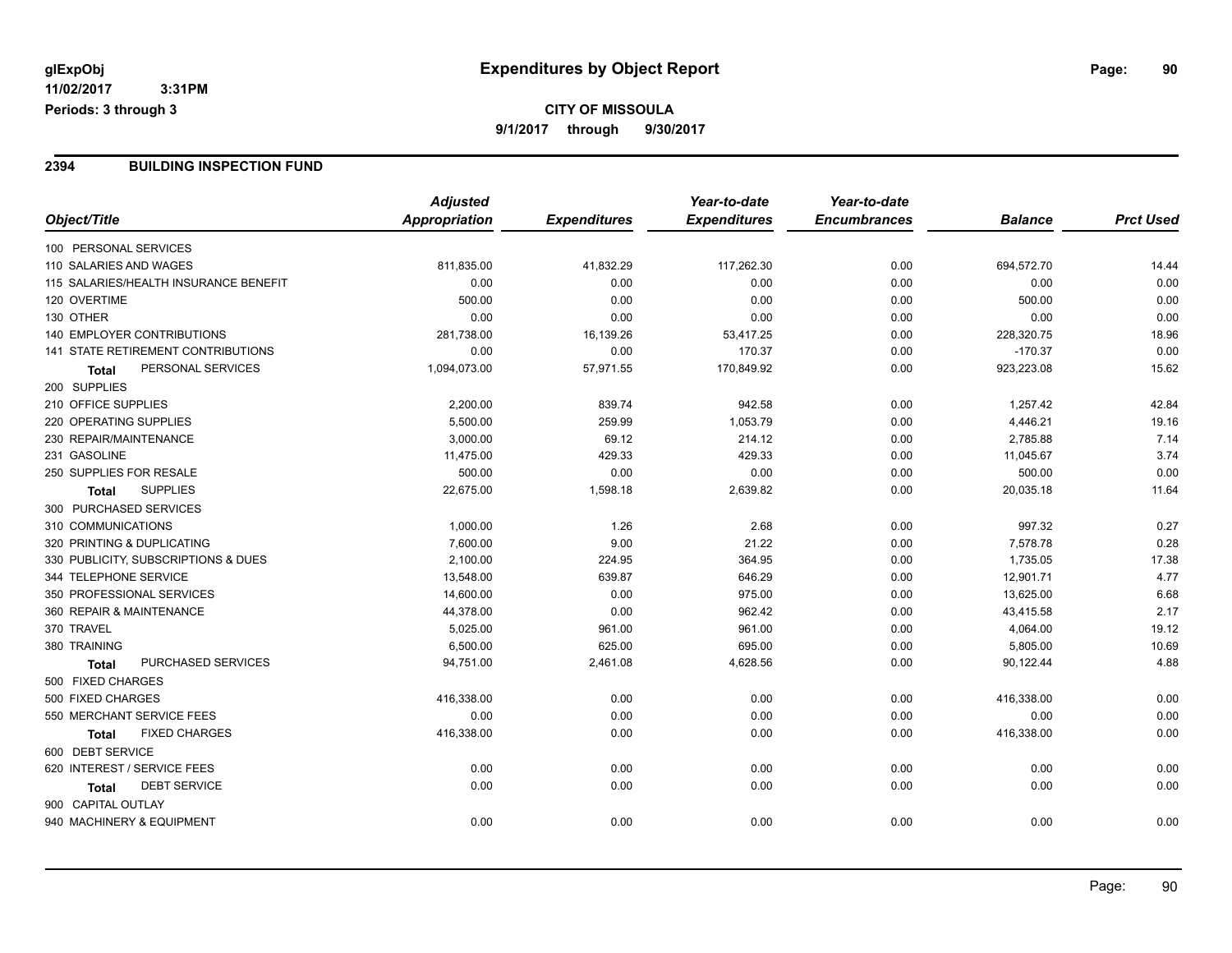glExpObj
11/02/2017 3:31PM
Periods: 3 through 3

# Expenditures by Object Report

**CITY OF MISSOULA**
**9/1/2017 through 9/30/2017**

## 2394 BUILDING INSPECTION FUND

| Object/Title | Adjusted Appropriation | Expenditures | Year-to-date Expenditures | Year-to-date Encumbrances | Balance | Prct Used |
|---|---|---|---|---|---|---|
| 100 PERSONAL SERVICES | | | | | | |
| 110 SALARIES AND WAGES | 811,835.00 | 41,832.29 | 117,262.30 | 0.00 | 694,572.70 | 14.44 |
| 115 SALARIES/HEALTH INSURANCE BENEFIT | 0.00 | 0.00 | 0.00 | 0.00 | 0.00 | 0.00 |
| 120 OVERTIME | 500.00 | 0.00 | 0.00 | 0.00 | 500.00 | 0.00 |
| 130 OTHER | 0.00 | 0.00 | 0.00 | 0.00 | 0.00 | 0.00 |
| 140 EMPLOYER CONTRIBUTIONS | 281,738.00 | 16,139.26 | 53,417.25 | 0.00 | 228,320.75 | 18.96 |
| 141 STATE RETIREMENT CONTRIBUTIONS | 0.00 | 0.00 | 170.37 | 0.00 | -170.37 | 0.00 |
| **Total** PERSONAL SERVICES | 1,094,073.00 | 57,971.55 | 170,849.92 | 0.00 | 923,223.08 | 15.62 |
| 200 SUPPLIES | | | | | | |
| 210 OFFICE SUPPLIES | 2,200.00 | 839.74 | 942.58 | 0.00 | 1,257.42 | 42.84 |
| 220 OPERATING SUPPLIES | 5,500.00 | 259.99 | 1,053.79 | 0.00 | 4,446.21 | 19.16 |
| 230 REPAIR/MAINTENANCE | 3,000.00 | 69.12 | 214.12 | 0.00 | 2,785.88 | 7.14 |
| 231 GASOLINE | 11,475.00 | 429.33 | 429.33 | 0.00 | 11,045.67 | 3.74 |
| 250 SUPPLIES FOR RESALE | 500.00 | 0.00 | 0.00 | 0.00 | 500.00 | 0.00 |
| **Total** SUPPLIES | 22,675.00 | 1,598.18 | 2,639.82 | 0.00 | 20,035.18 | 11.64 |
| 300 PURCHASED SERVICES | | | | | | |
| 310 COMMUNICATIONS | 1,000.00 | 1.26 | 2.68 | 0.00 | 997.32 | 0.27 |
| 320 PRINTING & DUPLICATING | 7,600.00 | 9.00 | 21.22 | 0.00 | 7,578.78 | 0.28 |
| 330 PUBLICITY, SUBSCRIPTIONS & DUES | 2,100.00 | 224.95 | 364.95 | 0.00 | 1,735.05 | 17.38 |
| 344 TELEPHONE SERVICE | 13,548.00 | 639.87 | 646.29 | 0.00 | 12,901.71 | 4.77 |
| 350 PROFESSIONAL SERVICES | 14,600.00 | 0.00 | 975.00 | 0.00 | 13,625.00 | 6.68 |
| 360 REPAIR & MAINTENANCE | 44,378.00 | 0.00 | 962.42 | 0.00 | 43,415.58 | 2.17 |
| 370 TRAVEL | 5,025.00 | 961.00 | 961.00 | 0.00 | 4,064.00 | 19.12 |
| 380 TRAINING | 6,500.00 | 625.00 | 695.00 | 0.00 | 5,805.00 | 10.69 |
| **Total** PURCHASED SERVICES | 94,751.00 | 2,461.08 | 4,628.56 | 0.00 | 90,122.44 | 4.88 |
| 500 FIXED CHARGES | | | | | | |
| 500 FIXED CHARGES | 416,338.00 | 0.00 | 0.00 | 0.00 | 416,338.00 | 0.00 |
| 550 MERCHANT SERVICE FEES | 0.00 | 0.00 | 0.00 | 0.00 | 0.00 | 0.00 |
| **Total** FIXED CHARGES | 416,338.00 | 0.00 | 0.00 | 0.00 | 416,338.00 | 0.00 |
| 600 DEBT SERVICE | | | | | | |
| 620 INTEREST / SERVICE FEES | 0.00 | 0.00 | 0.00 | 0.00 | 0.00 | 0.00 |
| **Total** DEBT SERVICE | 0.00 | 0.00 | 0.00 | 0.00 | 0.00 | 0.00 |
| 900 CAPITAL OUTLAY | | | | | | |
| 940 MACHINERY & EQUIPMENT | 0.00 | 0.00 | 0.00 | 0.00 | 0.00 | 0.00 |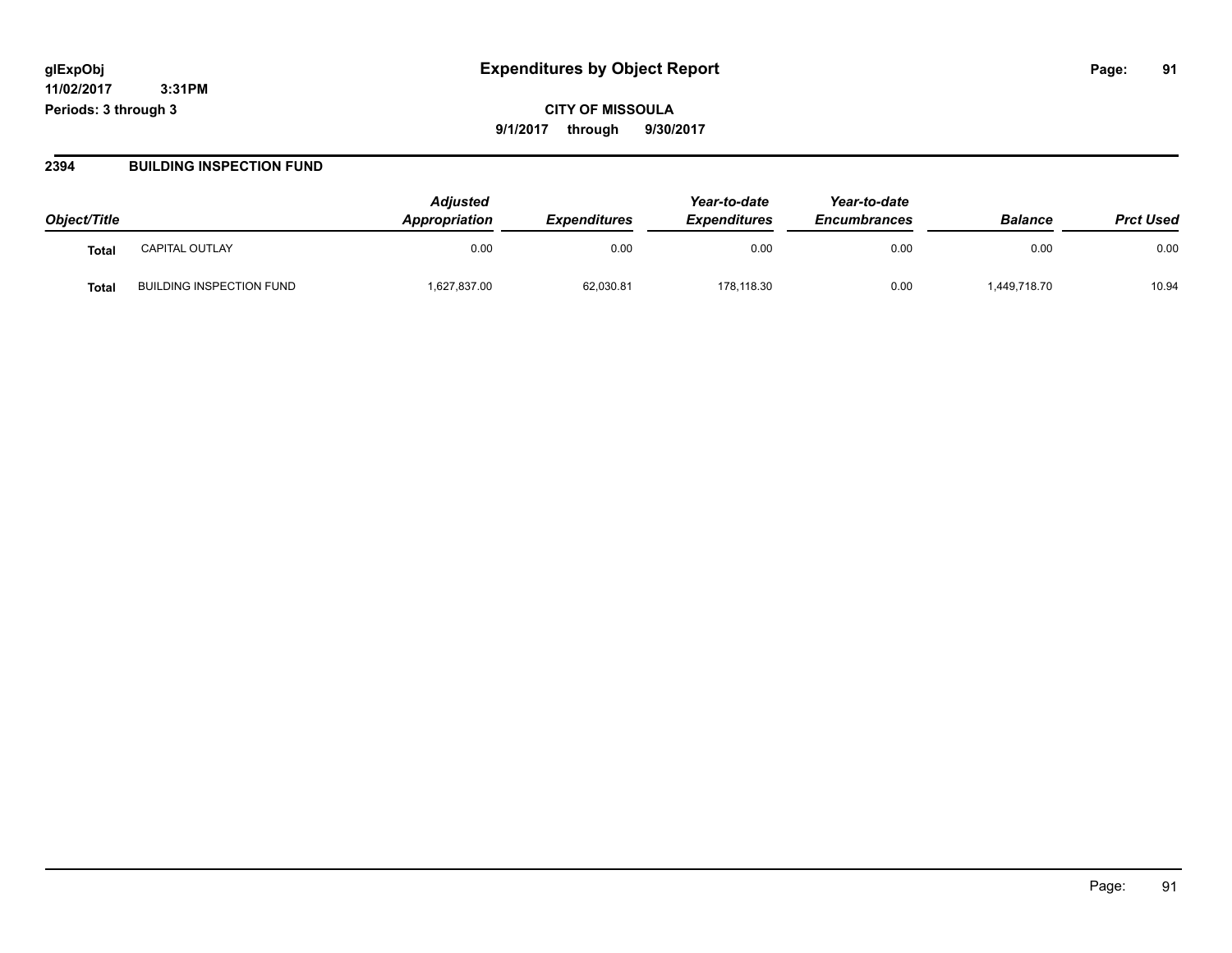**glExpObj** **Expenditures by Object Report**

**11/02/2017 3:31PM**

**Periods: 3 through 3**

**CITY OF MISSOULA**

**9/1/2017 through 9/30/2017**

## 2394 BUILDING INSPECTION FUND

| Object/Title | | Adjusted Appropriation | Expenditures | Year-to-date Expenditures | Year-to-date Encumbrances | Balance | Prct Used |
|---|---|---|---|---|---|---|---|
| **Total** | CAPITAL OUTLAY | 0.00 | 0.00 | 0.00 | 0.00 | 0.00 | 0.00 |
| **Total** | BUILDING INSPECTION FUND | 1,627,837.00 | 62,030.81 | 178,118.30 | 0.00 | 1,449,718.70 | 10.94 |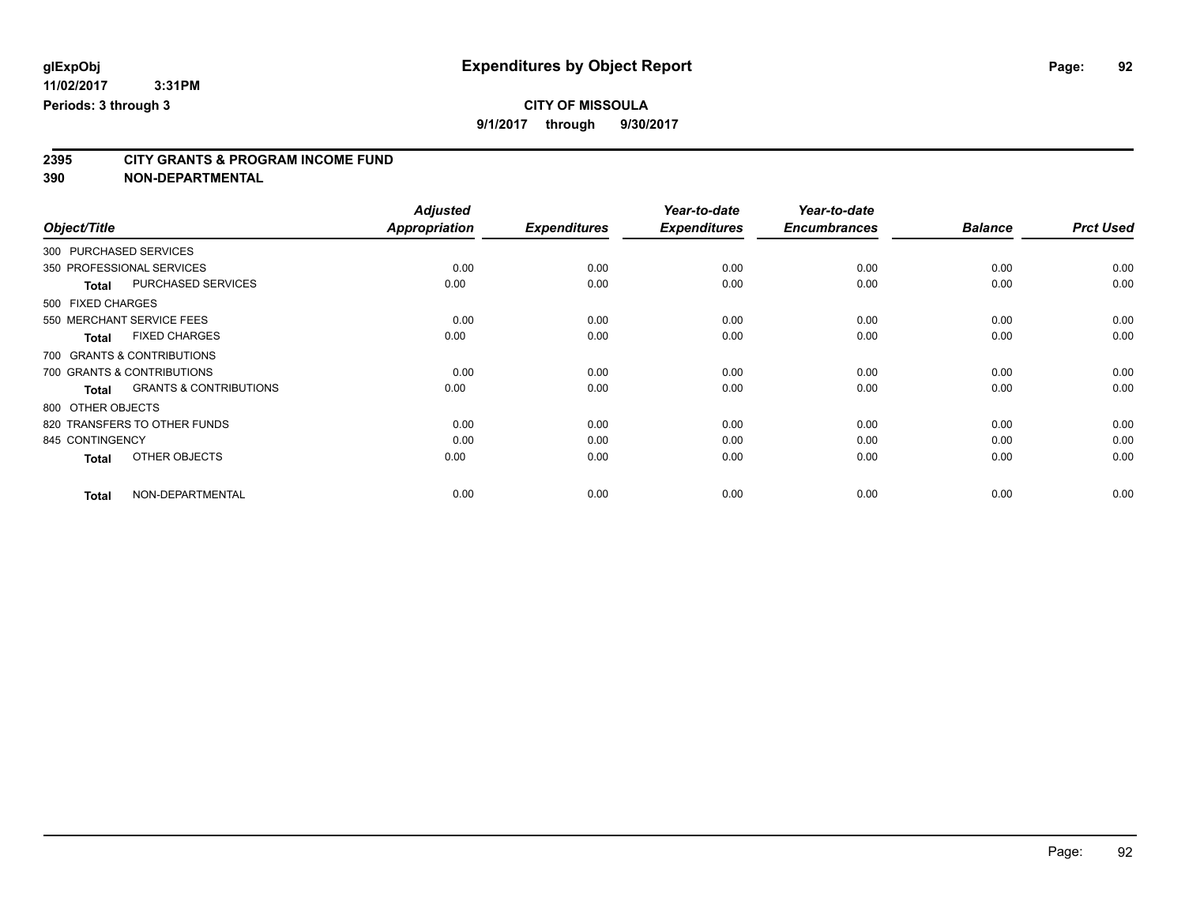**glExpObj**
**11/02/2017 3:31PM**
**Periods: 3 through 3**

# Expenditures by Object Report

**CITY OF MISSOULA**
**9/1/2017 through 9/30/2017**

## 2395 CITY GRANTS & PROGRAM INCOME FUND
## 390 NON-DEPARTMENTAL

| Object/Title | | Adjusted Appropriation | Expenditures | Year-to-date Expenditures | Year-to-date Encumbrances | Balance | Prct Used |
|---|---|---|---|---|---|---|---|
| 300 PURCHASED SERVICES | | | | | | | |
| 350 PROFESSIONAL SERVICES | | 0.00 | 0.00 | 0.00 | 0.00 | 0.00 | 0.00 |
| **Total** | PURCHASED SERVICES | 0.00 | 0.00 | 0.00 | 0.00 | 0.00 | 0.00 |
| 500 FIXED CHARGES | | | | | | | |
| 550 MERCHANT SERVICE FEES | | 0.00 | 0.00 | 0.00 | 0.00 | 0.00 | 0.00 |
| **Total** | FIXED CHARGES | 0.00 | 0.00 | 0.00 | 0.00 | 0.00 | 0.00 |
| 700 GRANTS & CONTRIBUTIONS | | | | | | | |
| 700 GRANTS & CONTRIBUTIONS | | 0.00 | 0.00 | 0.00 | 0.00 | 0.00 | 0.00 |
| **Total** | GRANTS & CONTRIBUTIONS | 0.00 | 0.00 | 0.00 | 0.00 | 0.00 | 0.00 |
| 800 OTHER OBJECTS | | | | | | | |
| 820 TRANSFERS TO OTHER FUNDS | | 0.00 | 0.00 | 0.00 | 0.00 | 0.00 | 0.00 |
| 845 CONTINGENCY | | 0.00 | 0.00 | 0.00 | 0.00 | 0.00 | 0.00 |
| **Total** | OTHER OBJECTS | 0.00 | 0.00 | 0.00 | 0.00 | 0.00 | 0.00 |
| **Total** | NON-DEPARTMENTAL | 0.00 | 0.00 | 0.00 | 0.00 | 0.00 | 0.00 |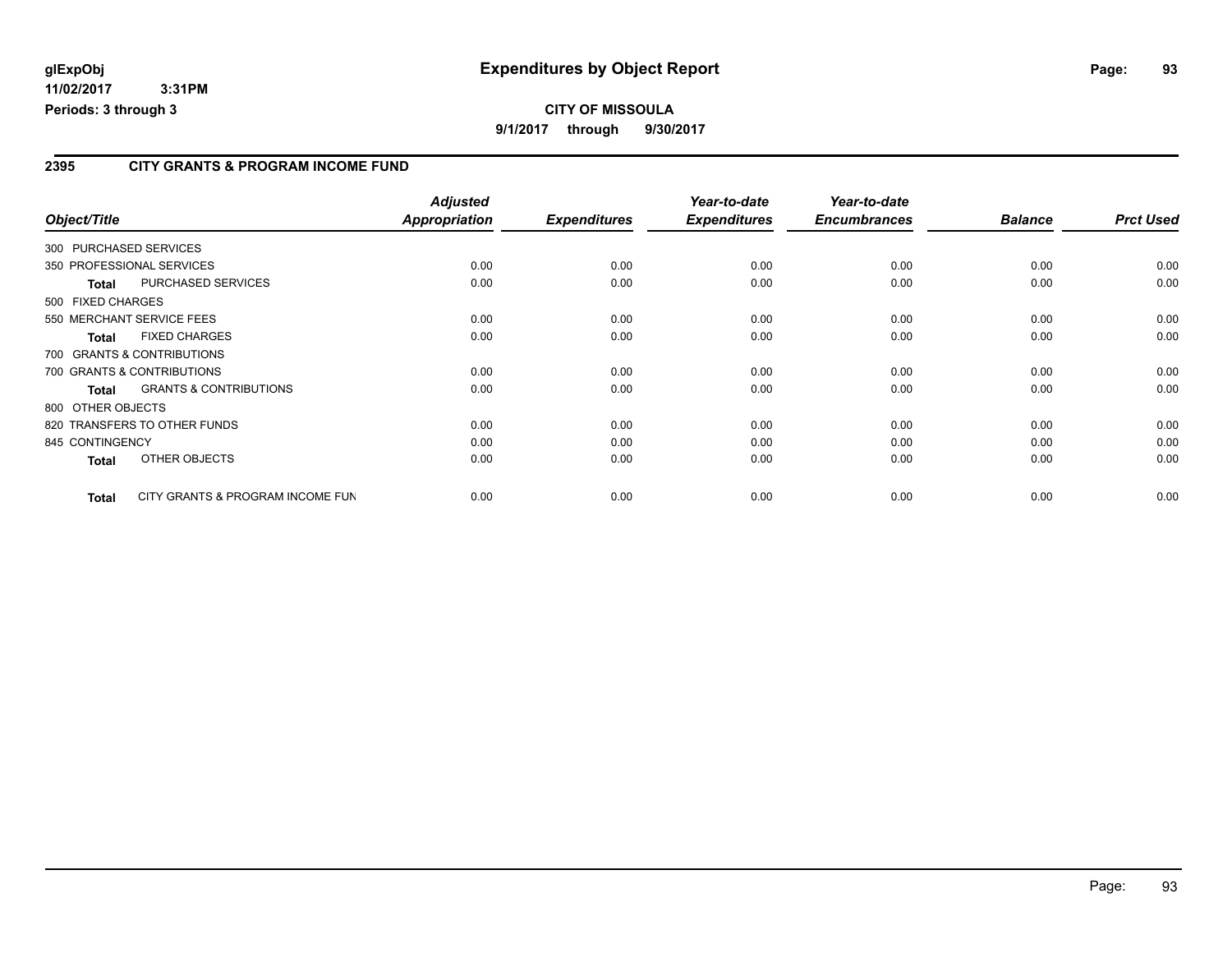**glExpObj** **Expenditures by Object Report**

**11/02/2017 3:31PM**

**Periods: 3 through 3**

**CITY OF MISSOULA**

**9/1/2017 through 9/30/2017**

## 2395 CITY GRANTS & PROGRAM INCOME FUND

| Object/Title | | Adjusted Appropriation | Expenditures | Year-to-date Expenditures | Year-to-date Encumbrances | Balance | Prct Used |
|---|---|---|---|---|---|---|---|
| 300 PURCHASED SERVICES | | | | | | | |
| 350 PROFESSIONAL SERVICES | | 0.00 | 0.00 | 0.00 | 0.00 | 0.00 | 0.00 |
| **Total** | PURCHASED SERVICES | 0.00 | 0.00 | 0.00 | 0.00 | 0.00 | 0.00 |
| 500 FIXED CHARGES | | | | | | | |
| 550 MERCHANT SERVICE FEES | | 0.00 | 0.00 | 0.00 | 0.00 | 0.00 | 0.00 |
| **Total** | FIXED CHARGES | 0.00 | 0.00 | 0.00 | 0.00 | 0.00 | 0.00 |
| 700 GRANTS & CONTRIBUTIONS | | | | | | | |
| 700 GRANTS & CONTRIBUTIONS | | 0.00 | 0.00 | 0.00 | 0.00 | 0.00 | 0.00 |
| **Total** | GRANTS & CONTRIBUTIONS | 0.00 | 0.00 | 0.00 | 0.00 | 0.00 | 0.00 |
| 800 OTHER OBJECTS | | | | | | | |
| 820 TRANSFERS TO OTHER FUNDS | | 0.00 | 0.00 | 0.00 | 0.00 | 0.00 | 0.00 |
| 845 CONTINGENCY | | 0.00 | 0.00 | 0.00 | 0.00 | 0.00 | 0.00 |
| **Total** | OTHER OBJECTS | 0.00 | 0.00 | 0.00 | 0.00 | 0.00 | 0.00 |
| **Total** | CITY GRANTS & PROGRAM INCOME FUN | 0.00 | 0.00 | 0.00 | 0.00 | 0.00 | 0.00 |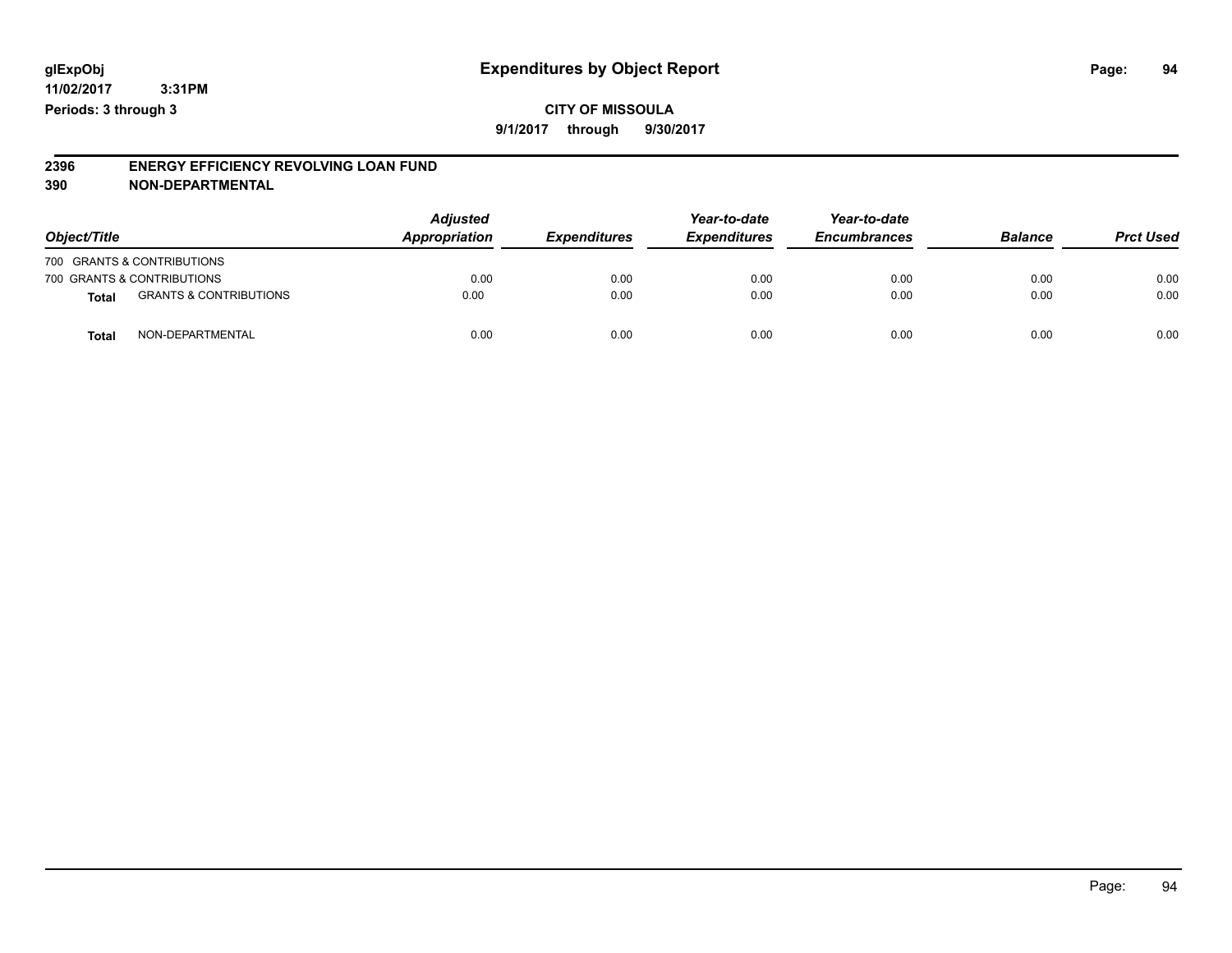# Expenditures by Object Report

glExpObj
11/02/2017 3:31PM
Periods: 3 through 3

**CITY OF MISSOULA**
**9/1/2017 through 9/30/2017**

**2396 ENERGY EFFICIENCY REVOLVING LOAN FUND**
**390 NON-DEPARTMENTAL**

| Object/Title | | Adjusted Appropriation | Expenditures | Year-to-date Expenditures | Year-to-date Encumbrances | Balance | Prct Used |
|---|---|---|---|---|---|---|---|
| 700 GRANTS & CONTRIBUTIONS | | | | | | | |
| 700 GRANTS & CONTRIBUTIONS | | 0.00 | 0.00 | 0.00 | 0.00 | 0.00 | 0.00 |
| **Total** | GRANTS & CONTRIBUTIONS | 0.00 | 0.00 | 0.00 | 0.00 | 0.00 | 0.00 |
| **Total** | NON-DEPARTMENTAL | 0.00 | 0.00 | 0.00 | 0.00 | 0.00 | 0.00 |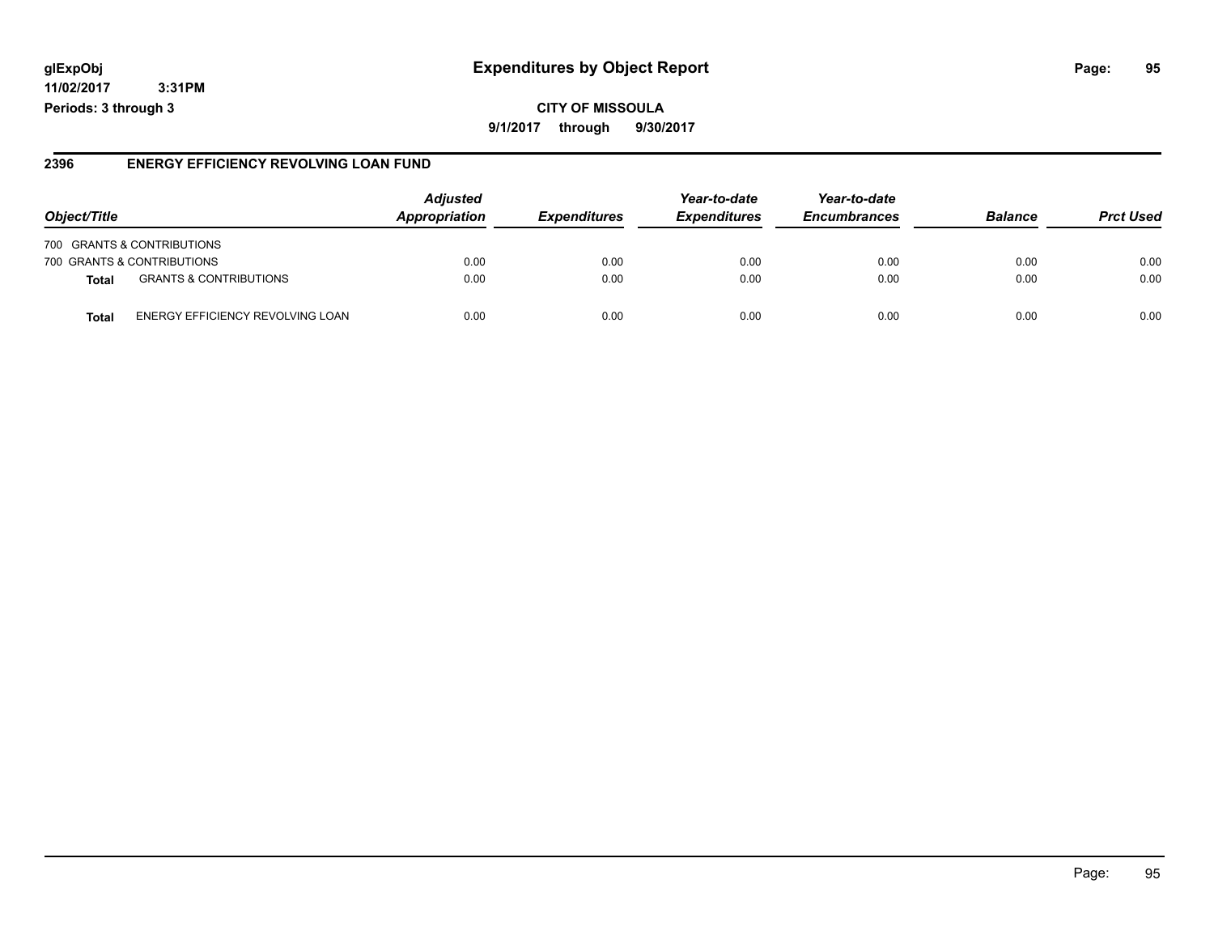**glExpObj**
**11/02/2017 3:31PM**
**Periods: 3 through 3**

# Expenditures by Object Report

**CITY OF MISSOULA**

**9/1/2017 through 9/30/2017**

## 2396 ENERGY EFFICIENCY REVOLVING LOAN FUND

| Object/Title | | *Adjusted Appropriation* | *Expenditures* | *Year-to-date Expenditures* | *Year-to-date Encumbrances* | *Balance* | *Prct Used* |
|---|---|---|---|---|---|---|---|
| 700 GRANTS & CONTRIBUTIONS | | | | | | | |
| 700 GRANTS & CONTRIBUTIONS | | 0.00 | 0.00 | 0.00 | 0.00 | 0.00 | 0.00 |
| **Total** | GRANTS & CONTRIBUTIONS | 0.00 | 0.00 | 0.00 | 0.00 | 0.00 | 0.00 |
| **Total** | ENERGY EFFICIENCY REVOLVING LOAN | 0.00 | 0.00 | 0.00 | 0.00 | 0.00 | 0.00 |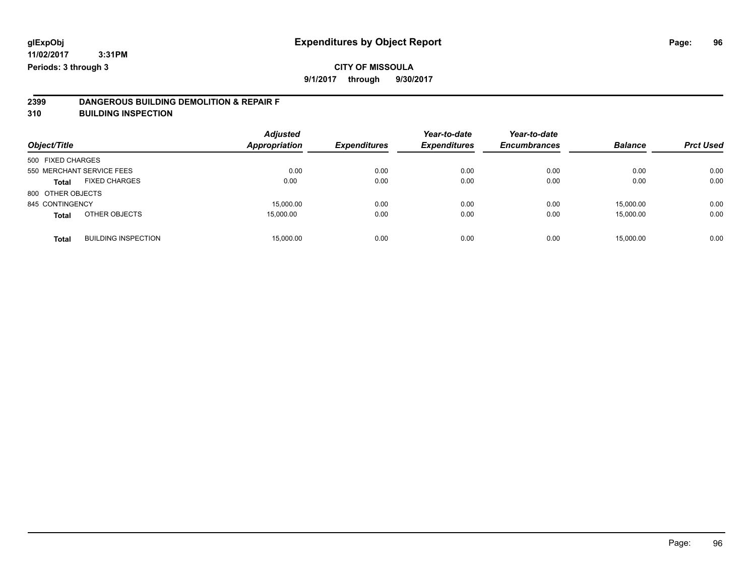glExpObj **Expenditures by Object Report**

11/02/2017 3:31PM

Periods: 3 through 3

**CITY OF MISSOULA**

**9/1/2017 through 9/30/2017**

**2399 DANGEROUS BUILDING DEMOLITION & REPAIR F**

**310 BUILDING INSPECTION**

| Object/Title | | Adjusted Appropriation | Expenditures | Year-to-date Expenditures | Year-to-date Encumbrances | Balance | Prct Used |
|---|---|---|---|---|---|---|---|
| 500 FIXED CHARGES | | | | | | | |
| 550 MERCHANT SERVICE FEES | | 0.00 | 0.00 | 0.00 | 0.00 | 0.00 | 0.00 |
| **Total** | FIXED CHARGES | 0.00 | 0.00 | 0.00 | 0.00 | 0.00 | 0.00 |
| 800 OTHER OBJECTS | | | | | | | |
| 845 CONTINGENCY | | 15,000.00 | 0.00 | 0.00 | 0.00 | 15,000.00 | 0.00 |
| **Total** | OTHER OBJECTS | 15,000.00 | 0.00 | 0.00 | 0.00 | 15,000.00 | 0.00 |
| **Total** | BUILDING INSPECTION | 15,000.00 | 0.00 | 0.00 | 0.00 | 15,000.00 | 0.00 |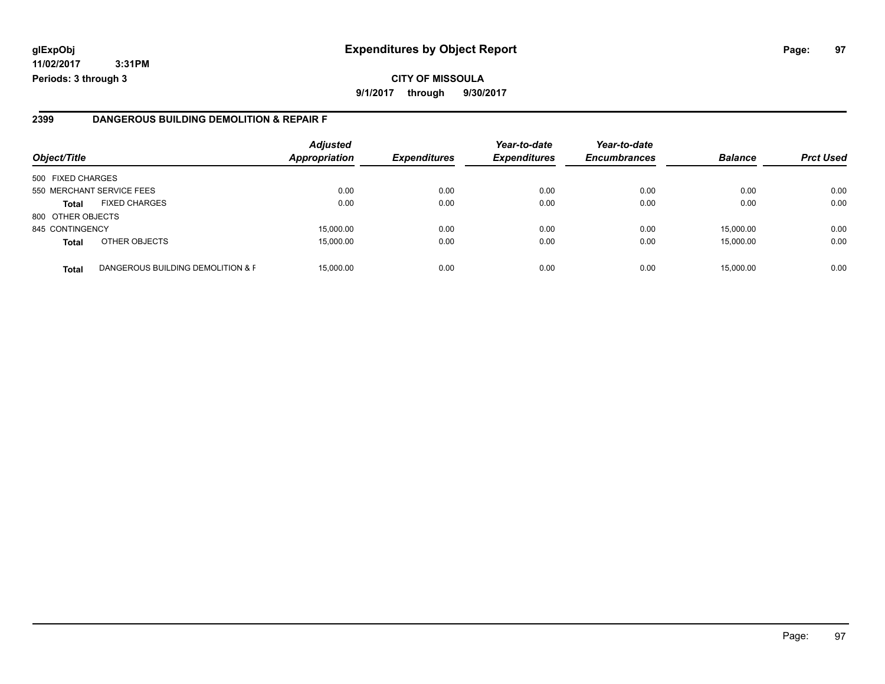# Expenditures by Object Report

glExpObj
11/02/2017 3:31PM
Periods: 3 through 3

**CITY OF MISSOULA**
**9/1/2017 through 9/30/2017**

## 2399 DANGEROUS BUILDING DEMOLITION & REPAIR F

| Object/Title | | Adjusted Appropriation | Expenditures | Year-to-date Expenditures | Year-to-date Encumbrances | Balance | Prct Used |
|---|---|---|---|---|---|---|---|
| 500 FIXED CHARGES | | | | | | | |
| 550 MERCHANT SERVICE FEES | | 0.00 | 0.00 | 0.00 | 0.00 | 0.00 | 0.00 |
| **Total** | FIXED CHARGES | 0.00 | 0.00 | 0.00 | 0.00 | 0.00 | 0.00 |
| 800 OTHER OBJECTS | | | | | | | |
| 845 CONTINGENCY | | 15,000.00 | 0.00 | 0.00 | 0.00 | 15,000.00 | 0.00 |
| **Total** | OTHER OBJECTS | 15,000.00 | 0.00 | 0.00 | 0.00 | 15,000.00 | 0.00 |
| **Total** | DANGEROUS BUILDING DEMOLITION & F | 15,000.00 | 0.00 | 0.00 | 0.00 | 15,000.00 | 0.00 |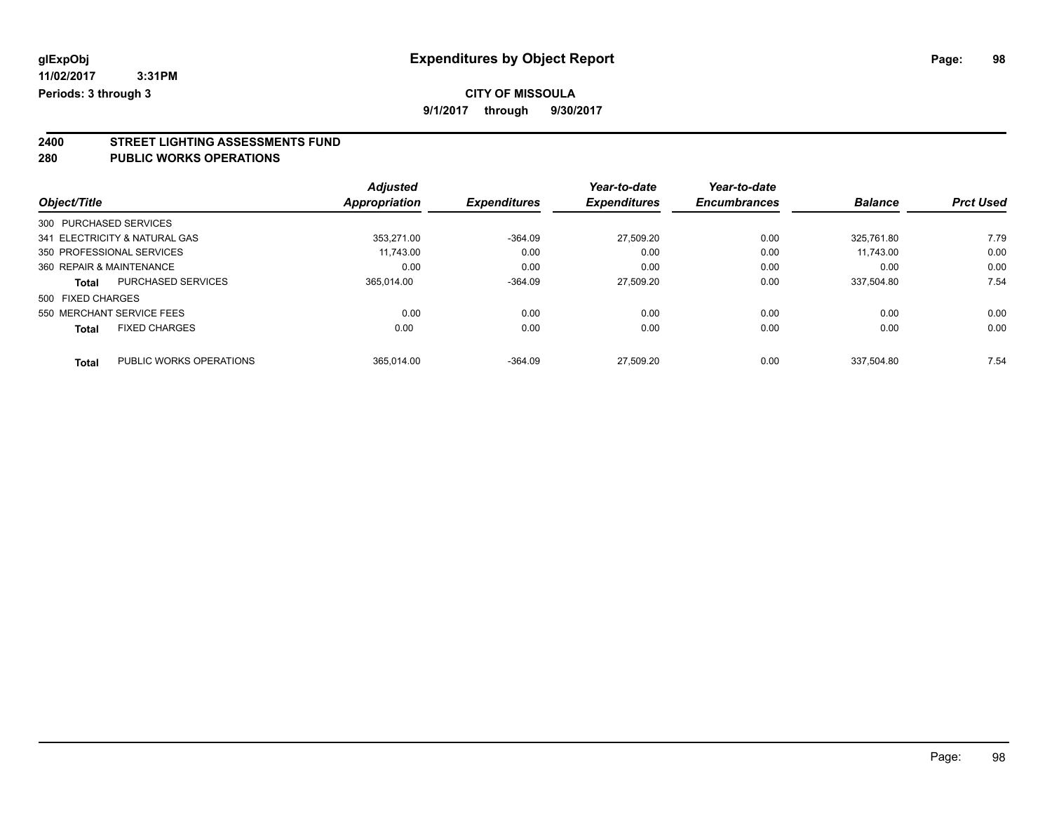**glExpObj**
**11/02/2017 3:31PM**
**Periods: 3 through 3**

# Expenditures by Object Report

**CITY OF MISSOULA**
**9/1/2017 through 9/30/2017**

## 2400 STREET LIGHTING ASSESSMENTS FUND
## 280 PUBLIC WORKS OPERATIONS

| Object/Title | | Adjusted Appropriation | Expenditures | Year-to-date Expenditures | Year-to-date Encumbrances | Balance | Prct Used |
|---|---|---|---|---|---|---|---|
| 300 PURCHASED SERVICES | | | | | | | |
| 341 ELECTRICITY & NATURAL GAS | | 353,271.00 | -364.09 | 27,509.20 | 0.00 | 325,761.80 | 7.79 |
| 350 PROFESSIONAL SERVICES | | 11,743.00 | 0.00 | 0.00 | 0.00 | 11,743.00 | 0.00 |
| 360 REPAIR & MAINTENANCE | | 0.00 | 0.00 | 0.00 | 0.00 | 0.00 | 0.00 |
| **Total** | PURCHASED SERVICES | 365,014.00 | -364.09 | 27,509.20 | 0.00 | 337,504.80 | 7.54 |
| 500 FIXED CHARGES | | | | | | | |
| 550 MERCHANT SERVICE FEES | | 0.00 | 0.00 | 0.00 | 0.00 | 0.00 | 0.00 |
| **Total** | FIXED CHARGES | 0.00 | 0.00 | 0.00 | 0.00 | 0.00 | 0.00 |
| **Total** | PUBLIC WORKS OPERATIONS | 365,014.00 | -364.09 | 27,509.20 | 0.00 | 337,504.80 | 7.54 |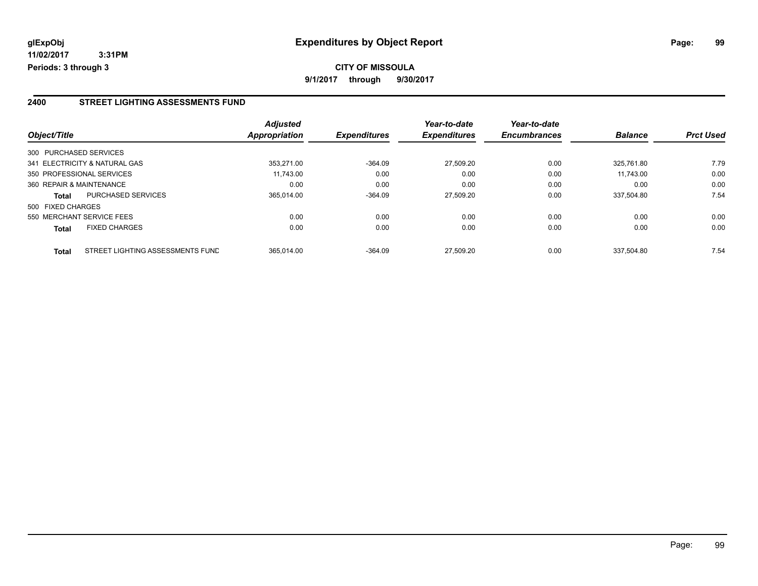# Expenditures by Object Report

glExpObj
11/02/2017 3:31PM
Periods: 3 through 3

**CITY OF MISSOULA**

**9/1/2017 through 9/30/2017**

## 2400 STREET LIGHTING ASSESSMENTS FUND

| Object/Title | | Adjusted Appropriation | Expenditures | Year-to-date Expenditures | Year-to-date Encumbrances | Balance | Prct Used |
|---|---|---|---|---|---|---|---|
| 300 PURCHASED SERVICES | | | | | | | |
| 341 ELECTRICITY & NATURAL GAS | | 353,271.00 | -364.09 | 27,509.20 | 0.00 | 325,761.80 | 7.79 |
| 350 PROFESSIONAL SERVICES | | 11,743.00 | 0.00 | 0.00 | 0.00 | 11,743.00 | 0.00 |
| 360 REPAIR & MAINTENANCE | | 0.00 | 0.00 | 0.00 | 0.00 | 0.00 | 0.00 |
| **Total** | PURCHASED SERVICES | 365,014.00 | -364.09 | 27,509.20 | 0.00 | 337,504.80 | 7.54 |
| 500 FIXED CHARGES | | | | | | | |
| 550 MERCHANT SERVICE FEES | | 0.00 | 0.00 | 0.00 | 0.00 | 0.00 | 0.00 |
| **Total** | FIXED CHARGES | 0.00 | 0.00 | 0.00 | 0.00 | 0.00 | 0.00 |
| **Total** | STREET LIGHTING ASSESSMENTS FUND | 365,014.00 | -364.09 | 27,509.20 | 0.00 | 337,504.80 | 7.54 |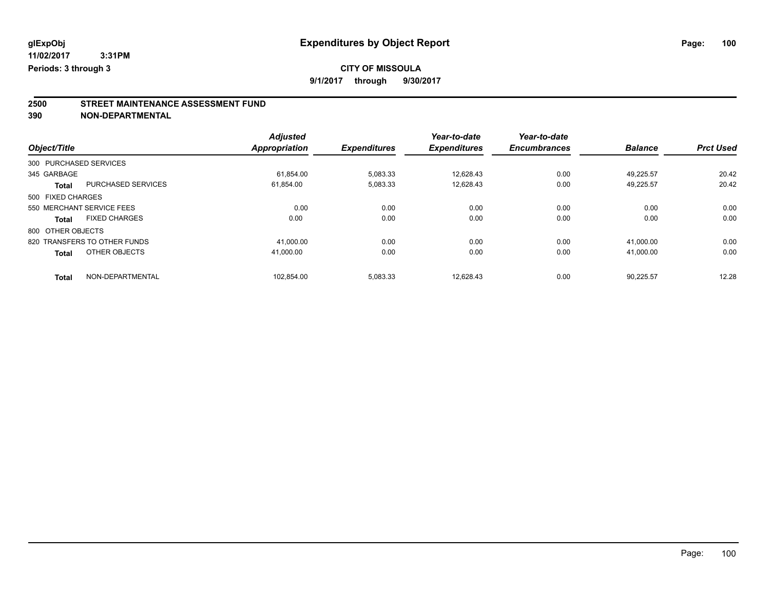**glExpObj**
**11/02/2017 3:31PM**
**Periods: 3 through 3**

# Expenditures by Object Report

**CITY OF MISSOULA**
**9/1/2017 through 9/30/2017**

## 2500 STREET MAINTENANCE ASSESSMENT FUND
## 390 NON-DEPARTMENTAL

| Object/Title | | Adjusted Appropriation | Expenditures | Year-to-date Expenditures | Year-to-date Encumbrances | Balance | Prct Used |
|---|---|---|---|---|---|---|---|
| 300 PURCHASED SERVICES | | | | | | | |
| 345 GARBAGE | | 61,854.00 | 5,083.33 | 12,628.43 | 0.00 | 49,225.57 | 20.42 |
| **Total** | PURCHASED SERVICES | 61,854.00 | 5,083.33 | 12,628.43 | 0.00 | 49,225.57 | 20.42 |
| 500 FIXED CHARGES | | | | | | | |
| 550 MERCHANT SERVICE FEES | | 0.00 | 0.00 | 0.00 | 0.00 | 0.00 | 0.00 |
| **Total** | FIXED CHARGES | 0.00 | 0.00 | 0.00 | 0.00 | 0.00 | 0.00 |
| 800 OTHER OBJECTS | | | | | | | |
| 820 TRANSFERS TO OTHER FUNDS | | 41,000.00 | 0.00 | 0.00 | 0.00 | 41,000.00 | 0.00 |
| **Total** | OTHER OBJECTS | 41,000.00 | 0.00 | 0.00 | 0.00 | 41,000.00 | 0.00 |
| **Total** | NON-DEPARTMENTAL | 102,854.00 | 5,083.33 | 12,628.43 | 0.00 | 90,225.57 | 12.28 |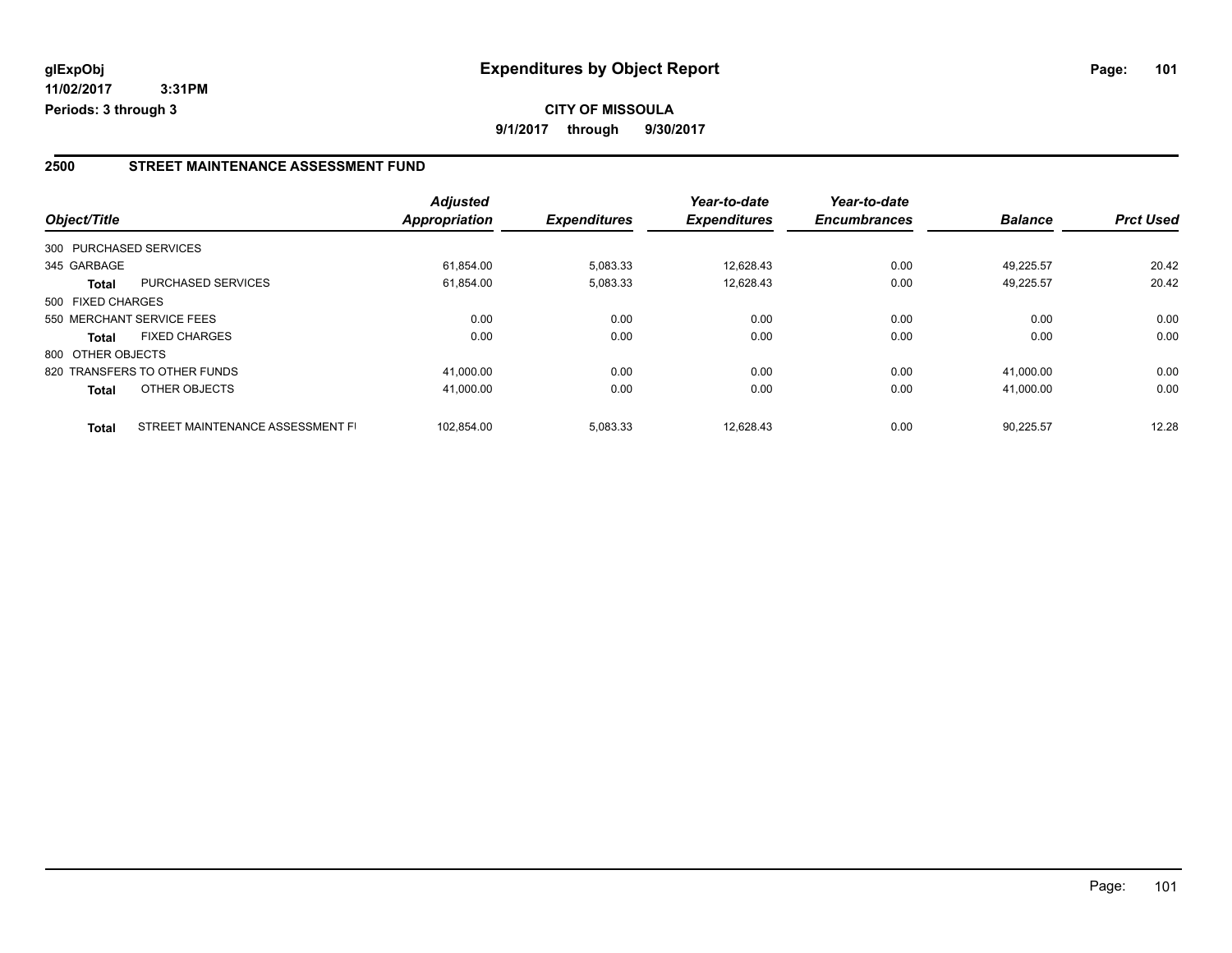**glExpObj**
**11/02/2017 3:31PM**
**Periods: 3 through 3**

# Expenditures by Object Report

**CITY OF MISSOULA**
**9/1/2017 through 9/30/2017**

## 2500 STREET MAINTENANCE ASSESSMENT FUND

| Object/Title | | Adjusted Appropriation | Expenditures | Year-to-date Expenditures | Year-to-date Encumbrances | Balance | Prct Used |
|---|---|---|---|---|---|---|---|
| 300 PURCHASED SERVICES | | | | | | | |
| 345 GARBAGE | | 61,854.00 | 5,083.33 | 12,628.43 | 0.00 | 49,225.57 | 20.42 |
| **Total** | PURCHASED SERVICES | 61,854.00 | 5,083.33 | 12,628.43 | 0.00 | 49,225.57 | 20.42 |
| 500 FIXED CHARGES | | | | | | | |
| 550 MERCHANT SERVICE FEES | | 0.00 | 0.00 | 0.00 | 0.00 | 0.00 | 0.00 |
| **Total** | FIXED CHARGES | 0.00 | 0.00 | 0.00 | 0.00 | 0.00 | 0.00 |
| 800 OTHER OBJECTS | | | | | | | |
| 820 TRANSFERS TO OTHER FUNDS | | 41,000.00 | 0.00 | 0.00 | 0.00 | 41,000.00 | 0.00 |
| **Total** | OTHER OBJECTS | 41,000.00 | 0.00 | 0.00 | 0.00 | 41,000.00 | 0.00 |
| **Total** | STREET MAINTENANCE ASSESSMENT FI | 102,854.00 | 5,083.33 | 12,628.43 | 0.00 | 90,225.57 | 12.28 |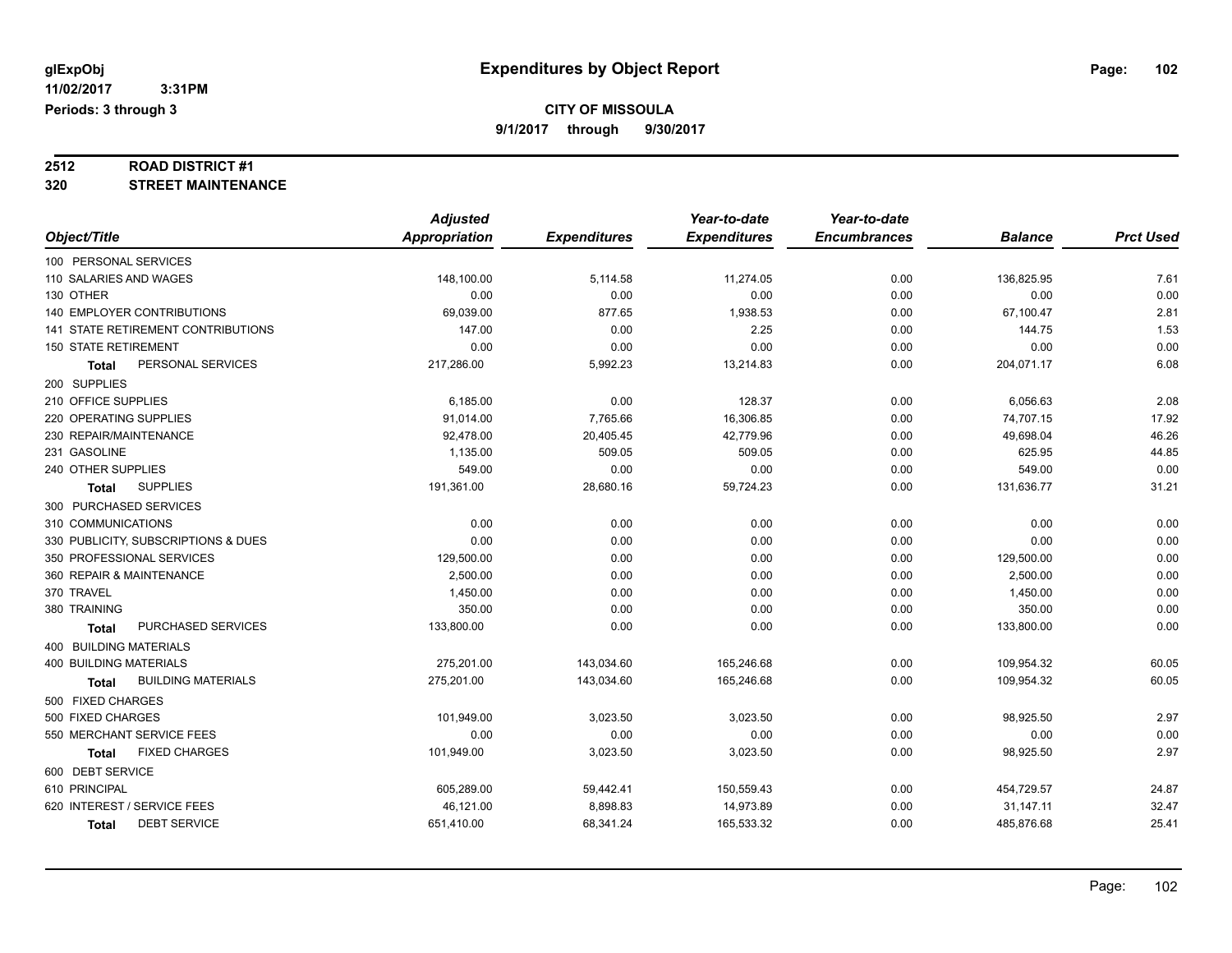glExpObj
11/02/2017 3:31PM
Periods: 3 through 3

# Expenditures by Object Report

**CITY OF MISSOULA**
**9/1/2017 through 9/30/2017**

**2512 ROAD DISTRICT #1**
**320 STREET MAINTENANCE**

| Object/Title | Adjusted Appropriation | Expenditures | Year-to-date Expenditures | Year-to-date Encumbrances | Balance | Prct Used |
|---|---|---|---|---|---|---|
| 100 PERSONAL SERVICES | | | | | | |
| 110 SALARIES AND WAGES | 148,100.00 | 5,114.58 | 11,274.05 | 0.00 | 136,825.95 | 7.61 |
| 130 OTHER | 0.00 | 0.00 | 0.00 | 0.00 | 0.00 | 0.00 |
| 140 EMPLOYER CONTRIBUTIONS | 69,039.00 | 877.65 | 1,938.53 | 0.00 | 67,100.47 | 2.81 |
| 141 STATE RETIREMENT CONTRIBUTIONS | 147.00 | 0.00 | 2.25 | 0.00 | 144.75 | 1.53 |
| 150 STATE RETIREMENT | 0.00 | 0.00 | 0.00 | 0.00 | 0.00 | 0.00 |
| **Total** PERSONAL SERVICES | 217,286.00 | 5,992.23 | 13,214.83 | 0.00 | 204,071.17 | 6.08 |
| 200 SUPPLIES | | | | | | |
| 210 OFFICE SUPPLIES | 6,185.00 | 0.00 | 128.37 | 0.00 | 6,056.63 | 2.08 |
| 220 OPERATING SUPPLIES | 91,014.00 | 7,765.66 | 16,306.85 | 0.00 | 74,707.15 | 17.92 |
| 230 REPAIR/MAINTENANCE | 92,478.00 | 20,405.45 | 42,779.96 | 0.00 | 49,698.04 | 46.26 |
| 231 GASOLINE | 1,135.00 | 509.05 | 509.05 | 0.00 | 625.95 | 44.85 |
| 240 OTHER SUPPLIES | 549.00 | 0.00 | 0.00 | 0.00 | 549.00 | 0.00 |
| **Total** SUPPLIES | 191,361.00 | 28,680.16 | 59,724.23 | 0.00 | 131,636.77 | 31.21 |
| 300 PURCHASED SERVICES | | | | | | |
| 310 COMMUNICATIONS | 0.00 | 0.00 | 0.00 | 0.00 | 0.00 | 0.00 |
| 330 PUBLICITY, SUBSCRIPTIONS & DUES | 0.00 | 0.00 | 0.00 | 0.00 | 0.00 | 0.00 |
| 350 PROFESSIONAL SERVICES | 129,500.00 | 0.00 | 0.00 | 0.00 | 129,500.00 | 0.00 |
| 360 REPAIR & MAINTENANCE | 2,500.00 | 0.00 | 0.00 | 0.00 | 2,500.00 | 0.00 |
| 370 TRAVEL | 1,450.00 | 0.00 | 0.00 | 0.00 | 1,450.00 | 0.00 |
| 380 TRAINING | 350.00 | 0.00 | 0.00 | 0.00 | 350.00 | 0.00 |
| **Total** PURCHASED SERVICES | 133,800.00 | 0.00 | 0.00 | 0.00 | 133,800.00 | 0.00 |
| 400 BUILDING MATERIALS | | | | | | |
| 400 BUILDING MATERIALS | 275,201.00 | 143,034.60 | 165,246.68 | 0.00 | 109,954.32 | 60.05 |
| **Total** BUILDING MATERIALS | 275,201.00 | 143,034.60 | 165,246.68 | 0.00 | 109,954.32 | 60.05 |
| 500 FIXED CHARGES | | | | | | |
| 500 FIXED CHARGES | 101,949.00 | 3,023.50 | 3,023.50 | 0.00 | 98,925.50 | 2.97 |
| 550 MERCHANT SERVICE FEES | 0.00 | 0.00 | 0.00 | 0.00 | 0.00 | 0.00 |
| **Total** FIXED CHARGES | 101,949.00 | 3,023.50 | 3,023.50 | 0.00 | 98,925.50 | 2.97 |
| 600 DEBT SERVICE | | | | | | |
| 610 PRINCIPAL | 605,289.00 | 59,442.41 | 150,559.43 | 0.00 | 454,729.57 | 24.87 |
| 620 INTEREST / SERVICE FEES | 46,121.00 | 8,898.83 | 14,973.89 | 0.00 | 31,147.11 | 32.47 |
| **Total** DEBT SERVICE | 651,410.00 | 68,341.24 | 165,533.32 | 0.00 | 485,876.68 | 25.41 |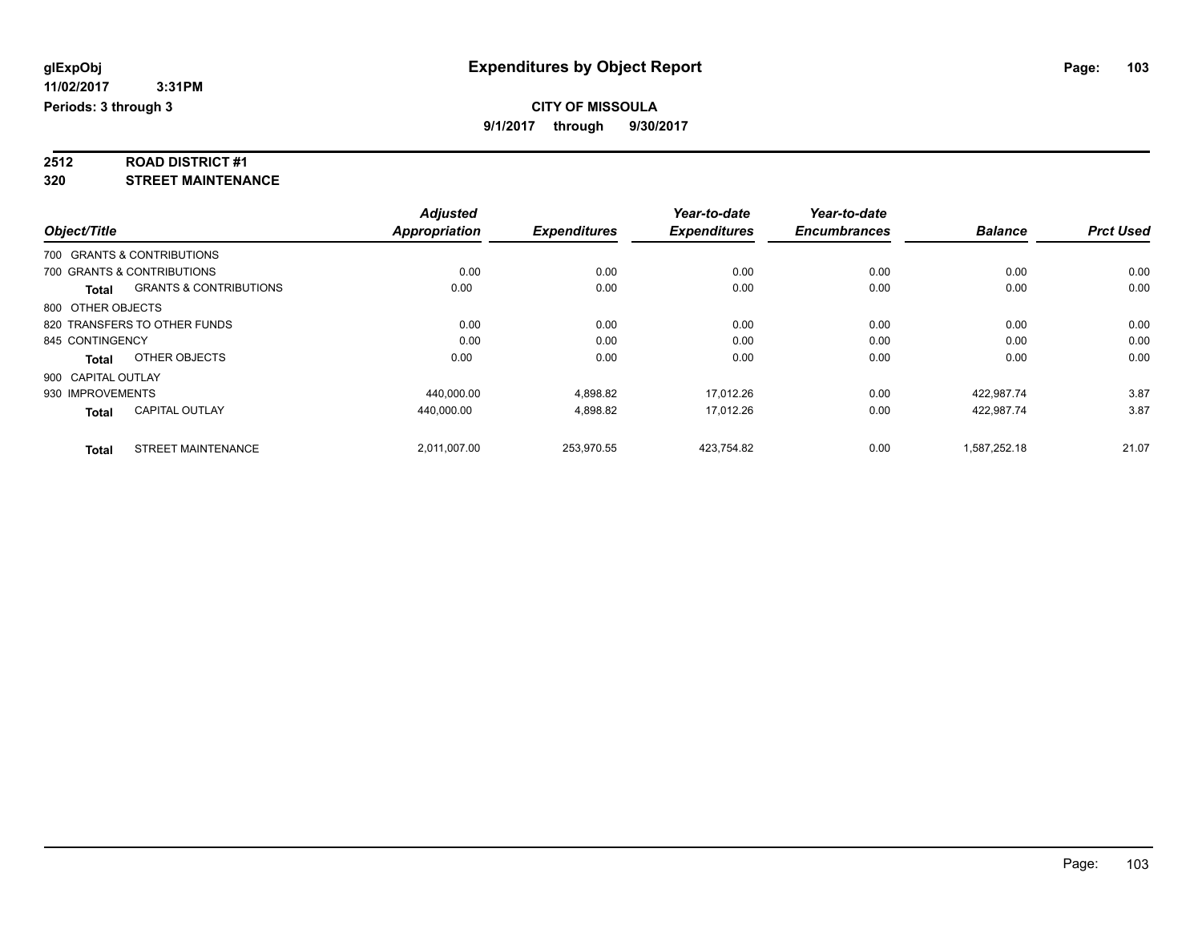**glExpObj**
**11/02/2017 3:31PM**
**Periods: 3 through 3**

# Expenditures by Object Report

**CITY OF MISSOULA**
**9/1/2017 through 9/30/2017**

**2512 ROAD DISTRICT #1**
**320 STREET MAINTENANCE**

| Object/Title | | Adjusted Appropriation | Expenditures | Year-to-date Expenditures | Year-to-date Encumbrances | Balance | Prct Used |
|---|---|---|---|---|---|---|---|
| 700 GRANTS & CONTRIBUTIONS | | | | | | | |
| 700 GRANTS & CONTRIBUTIONS | | 0.00 | 0.00 | 0.00 | 0.00 | 0.00 | 0.00 |
| **Total** | GRANTS & CONTRIBUTIONS | 0.00 | 0.00 | 0.00 | 0.00 | 0.00 | 0.00 |
| 800 OTHER OBJECTS | | | | | | | |
| 820 TRANSFERS TO OTHER FUNDS | | 0.00 | 0.00 | 0.00 | 0.00 | 0.00 | 0.00 |
| 845 CONTINGENCY | | 0.00 | 0.00 | 0.00 | 0.00 | 0.00 | 0.00 |
| **Total** | OTHER OBJECTS | 0.00 | 0.00 | 0.00 | 0.00 | 0.00 | 0.00 |
| 900 CAPITAL OUTLAY | | | | | | | |
| 930 IMPROVEMENTS | | 440,000.00 | 4,898.82 | 17,012.26 | 0.00 | 422,987.74 | 3.87 |
| **Total** | CAPITAL OUTLAY | 440,000.00 | 4,898.82 | 17,012.26 | 0.00 | 422,987.74 | 3.87 |
| **Total** | STREET MAINTENANCE | 2,011,007.00 | 253,970.55 | 423,754.82 | 0.00 | 1,587,252.18 | 21.07 |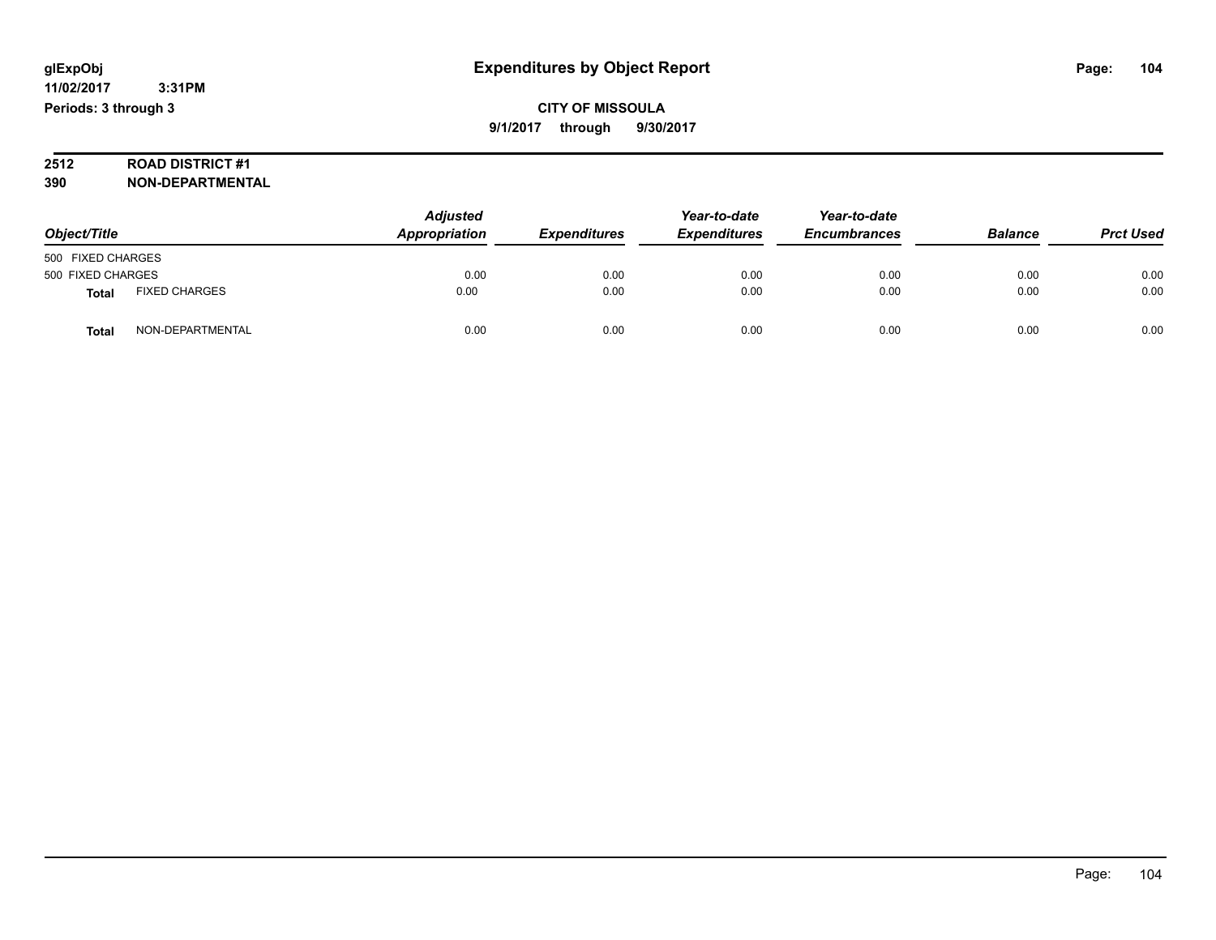# Expenditures by Object Report

glExpObj
11/02/2017 3:31PM
Periods: 3 through 3

**CITY OF MISSOULA**
**9/1/2017 through 9/30/2017**

**2512 ROAD DISTRICT #1**
**390 NON-DEPARTMENTAL**

| Object/Title | | Adjusted Appropriation | Expenditures | Year-to-date Expenditures | Year-to-date Encumbrances | Balance | Prct Used |
|---|---|---|---|---|---|---|---|
| 500 FIXED CHARGES | | | | | | | |
| 500 FIXED CHARGES | | 0.00 | 0.00 | 0.00 | 0.00 | 0.00 | 0.00 |
| **Total** | FIXED CHARGES | 0.00 | 0.00 | 0.00 | 0.00 | 0.00 | 0.00 |
| **Total** | NON-DEPARTMENTAL | 0.00 | 0.00 | 0.00 | 0.00 | 0.00 | 0.00 |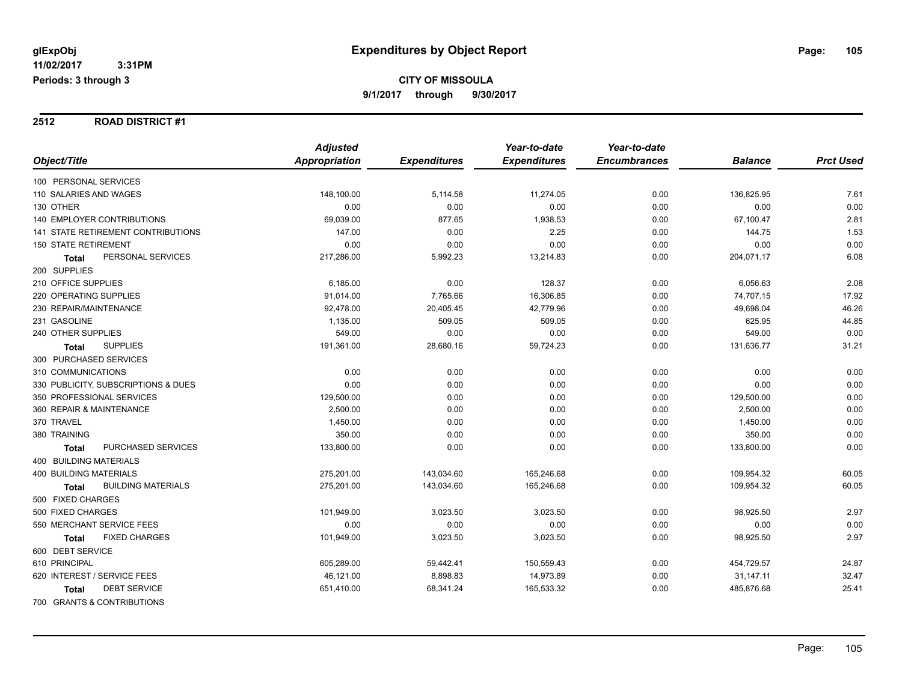glExpObj
11/02/2017 3:31PM
Periods: 3 through 3

# Expenditures by Object Report

**CITY OF MISSOULA**
**9/1/2017 through 9/30/2017**

## 2512 ROAD DISTRICT #1

| Object/Title | Adjusted Appropriation | Expenditures | Year-to-date Expenditures | Year-to-date Encumbrances | Balance | Prct Used |
|---|---|---|---|---|---|---|
| 100 PERSONAL SERVICES | | | | | | |
| 110 SALARIES AND WAGES | 148,100.00 | 5,114.58 | 11,274.05 | 0.00 | 136,825.95 | 7.61 |
| 130 OTHER | 0.00 | 0.00 | 0.00 | 0.00 | 0.00 | 0.00 |
| 140 EMPLOYER CONTRIBUTIONS | 69,039.00 | 877.65 | 1,938.53 | 0.00 | 67,100.47 | 2.81 |
| 141 STATE RETIREMENT CONTRIBUTIONS | 147.00 | 0.00 | 2.25 | 0.00 | 144.75 | 1.53 |
| 150 STATE RETIREMENT | 0.00 | 0.00 | 0.00 | 0.00 | 0.00 | 0.00 |
| **Total** PERSONAL SERVICES | 217,286.00 | 5,992.23 | 13,214.83 | 0.00 | 204,071.17 | 6.08 |
| 200 SUPPLIES | | | | | | |
| 210 OFFICE SUPPLIES | 6,185.00 | 0.00 | 128.37 | 0.00 | 6,056.63 | 2.08 |
| 220 OPERATING SUPPLIES | 91,014.00 | 7,765.66 | 16,306.85 | 0.00 | 74,707.15 | 17.92 |
| 230 REPAIR/MAINTENANCE | 92,478.00 | 20,405.45 | 42,779.96 | 0.00 | 49,698.04 | 46.26 |
| 231 GASOLINE | 1,135.00 | 509.05 | 509.05 | 0.00 | 625.95 | 44.85 |
| 240 OTHER SUPPLIES | 549.00 | 0.00 | 0.00 | 0.00 | 549.00 | 0.00 |
| **Total** SUPPLIES | 191,361.00 | 28,680.16 | 59,724.23 | 0.00 | 131,636.77 | 31.21 |
| 300 PURCHASED SERVICES | | | | | | |
| 310 COMMUNICATIONS | 0.00 | 0.00 | 0.00 | 0.00 | 0.00 | 0.00 |
| 330 PUBLICITY, SUBSCRIPTIONS & DUES | 0.00 | 0.00 | 0.00 | 0.00 | 0.00 | 0.00 |
| 350 PROFESSIONAL SERVICES | 129,500.00 | 0.00 | 0.00 | 0.00 | 129,500.00 | 0.00 |
| 360 REPAIR & MAINTENANCE | 2,500.00 | 0.00 | 0.00 | 0.00 | 2,500.00 | 0.00 |
| 370 TRAVEL | 1,450.00 | 0.00 | 0.00 | 0.00 | 1,450.00 | 0.00 |
| 380 TRAINING | 350.00 | 0.00 | 0.00 | 0.00 | 350.00 | 0.00 |
| **Total** PURCHASED SERVICES | 133,800.00 | 0.00 | 0.00 | 0.00 | 133,800.00 | 0.00 |
| 400 BUILDING MATERIALS | | | | | | |
| 400 BUILDING MATERIALS | 275,201.00 | 143,034.60 | 165,246.68 | 0.00 | 109,954.32 | 60.05 |
| **Total** BUILDING MATERIALS | 275,201.00 | 143,034.60 | 165,246.68 | 0.00 | 109,954.32 | 60.05 |
| 500 FIXED CHARGES | | | | | | |
| 500 FIXED CHARGES | 101,949.00 | 3,023.50 | 3,023.50 | 0.00 | 98,925.50 | 2.97 |
| 550 MERCHANT SERVICE FEES | 0.00 | 0.00 | 0.00 | 0.00 | 0.00 | 0.00 |
| **Total** FIXED CHARGES | 101,949.00 | 3,023.50 | 3,023.50 | 0.00 | 98,925.50 | 2.97 |
| 600 DEBT SERVICE | | | | | | |
| 610 PRINCIPAL | 605,289.00 | 59,442.41 | 150,559.43 | 0.00 | 454,729.57 | 24.87 |
| 620 INTEREST / SERVICE FEES | 46,121.00 | 8,898.83 | 14,973.89 | 0.00 | 31,147.11 | 32.47 |
| **Total** DEBT SERVICE | 651,410.00 | 68,341.24 | 165,533.32 | 0.00 | 485,876.68 | 25.41 |
| 700 GRANTS & CONTRIBUTIONS | | | | | | |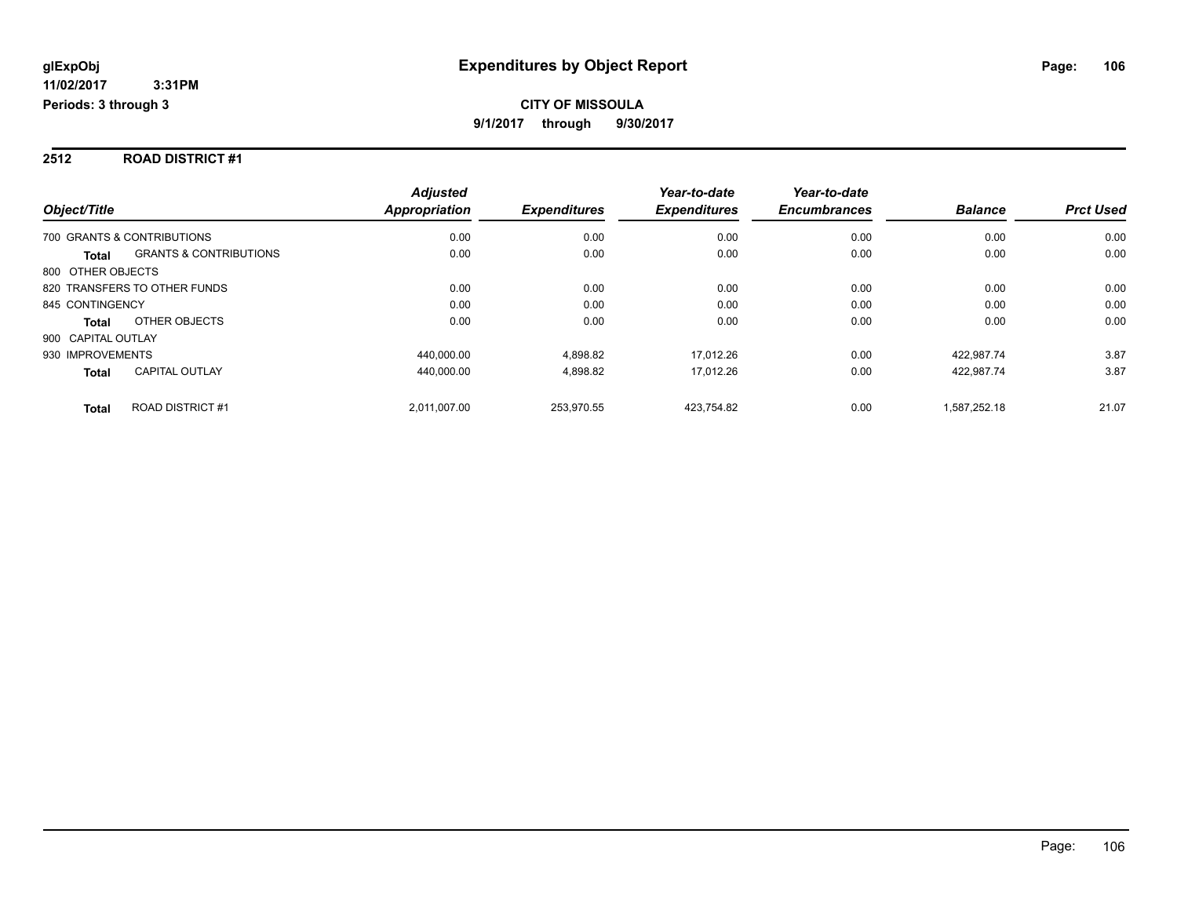**glExpObj**
**11/02/2017 3:31PM**
**Periods: 3 through 3**

# Expenditures by Object Report

**CITY OF MISSOULA**
**9/1/2017 through 9/30/2017**

## 2512 ROAD DISTRICT #1

| Object/Title | | Adjusted Appropriation | Expenditures | Year-to-date Expenditures | Year-to-date Encumbrances | Balance | Prct Used |
|---|---|---|---|---|---|---|---|
| 700 GRANTS & CONTRIBUTIONS | | 0.00 | 0.00 | 0.00 | 0.00 | 0.00 | 0.00 |
| **Total** | GRANTS & CONTRIBUTIONS | 0.00 | 0.00 | 0.00 | 0.00 | 0.00 | 0.00 |
| 800 OTHER OBJECTS | | | | | | | |
| 820 TRANSFERS TO OTHER FUNDS | | 0.00 | 0.00 | 0.00 | 0.00 | 0.00 | 0.00 |
| 845 CONTINGENCY | | 0.00 | 0.00 | 0.00 | 0.00 | 0.00 | 0.00 |
| **Total** | OTHER OBJECTS | 0.00 | 0.00 | 0.00 | 0.00 | 0.00 | 0.00 |
| 900 CAPITAL OUTLAY | | | | | | | |
| 930 IMPROVEMENTS | | 440,000.00 | 4,898.82 | 17,012.26 | 0.00 | 422,987.74 | 3.87 |
| **Total** | CAPITAL OUTLAY | 440,000.00 | 4,898.82 | 17,012.26 | 0.00 | 422,987.74 | 3.87 |
| **Total** | ROAD DISTRICT #1 | 2,011,007.00 | 253,970.55 | 423,754.82 | 0.00 | 1,587,252.18 | 21.07 |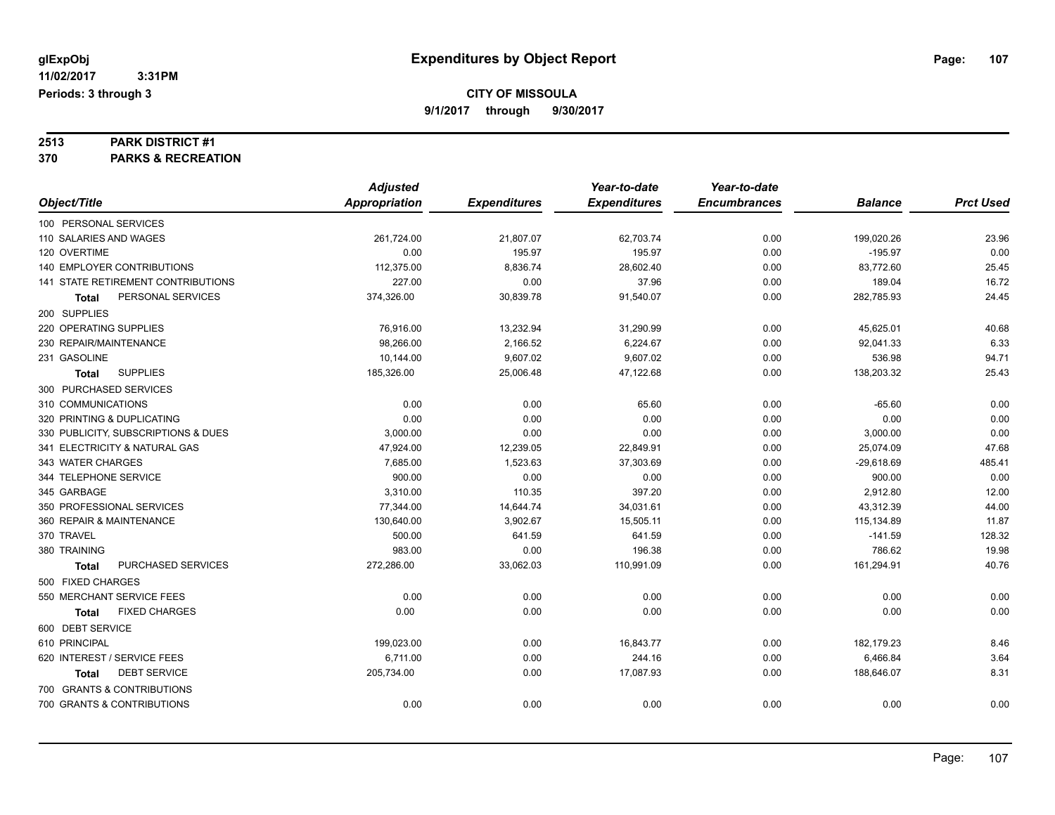**glExpObj**
**11/02/2017 3:31PM**
**Periods: 3 through 3**

# Expenditures by Object Report

**CITY OF MISSOULA**
**9/1/2017 through 9/30/2017**

**2513 PARK DISTRICT #1**
**370 PARKS & RECREATION**

| Object/Title | Adjusted Appropriation | Expenditures | Year-to-date Expenditures | Year-to-date Encumbrances | Balance | Prct Used |
|---|---|---|---|---|---|---|
| 100 PERSONAL SERVICES | | | | | | |
| 110 SALARIES AND WAGES | 261,724.00 | 21,807.07 | 62,703.74 | 0.00 | 199,020.26 | 23.96 |
| 120 OVERTIME | 0.00 | 195.97 | 195.97 | 0.00 | -195.97 | 0.00 |
| 140 EMPLOYER CONTRIBUTIONS | 112,375.00 | 8,836.74 | 28,602.40 | 0.00 | 83,772.60 | 25.45 |
| 141 STATE RETIREMENT CONTRIBUTIONS | 227.00 | 0.00 | 37.96 | 0.00 | 189.04 | 16.72 |
| **Total** PERSONAL SERVICES | 374,326.00 | 30,839.78 | 91,540.07 | 0.00 | 282,785.93 | 24.45 |
| 200 SUPPLIES | | | | | | |
| 220 OPERATING SUPPLIES | 76,916.00 | 13,232.94 | 31,290.99 | 0.00 | 45,625.01 | 40.68 |
| 230 REPAIR/MAINTENANCE | 98,266.00 | 2,166.52 | 6,224.67 | 0.00 | 92,041.33 | 6.33 |
| 231 GASOLINE | 10,144.00 | 9,607.02 | 9,607.02 | 0.00 | 536.98 | 94.71 |
| **Total** SUPPLIES | 185,326.00 | 25,006.48 | 47,122.68 | 0.00 | 138,203.32 | 25.43 |
| 300 PURCHASED SERVICES | | | | | | |
| 310 COMMUNICATIONS | 0.00 | 0.00 | 65.60 | 0.00 | -65.60 | 0.00 |
| 320 PRINTING & DUPLICATING | 0.00 | 0.00 | 0.00 | 0.00 | 0.00 | 0.00 |
| 330 PUBLICITY, SUBSCRIPTIONS & DUES | 3,000.00 | 0.00 | 0.00 | 0.00 | 3,000.00 | 0.00 |
| 341 ELECTRICITY & NATURAL GAS | 47,924.00 | 12,239.05 | 22,849.91 | 0.00 | 25,074.09 | 47.68 |
| 343 WATER CHARGES | 7,685.00 | 1,523.63 | 37,303.69 | 0.00 | -29,618.69 | 485.41 |
| 344 TELEPHONE SERVICE | 900.00 | 0.00 | 0.00 | 0.00 | 900.00 | 0.00 |
| 345 GARBAGE | 3,310.00 | 110.35 | 397.20 | 0.00 | 2,912.80 | 12.00 |
| 350 PROFESSIONAL SERVICES | 77,344.00 | 14,644.74 | 34,031.61 | 0.00 | 43,312.39 | 44.00 |
| 360 REPAIR & MAINTENANCE | 130,640.00 | 3,902.67 | 15,505.11 | 0.00 | 115,134.89 | 11.87 |
| 370 TRAVEL | 500.00 | 641.59 | 641.59 | 0.00 | -141.59 | 128.32 |
| 380 TRAINING | 983.00 | 0.00 | 196.38 | 0.00 | 786.62 | 19.98 |
| **Total** PURCHASED SERVICES | 272,286.00 | 33,062.03 | 110,991.09 | 0.00 | 161,294.91 | 40.76 |
| 500 FIXED CHARGES | | | | | | |
| 550 MERCHANT SERVICE FEES | 0.00 | 0.00 | 0.00 | 0.00 | 0.00 | 0.00 |
| **Total** FIXED CHARGES | 0.00 | 0.00 | 0.00 | 0.00 | 0.00 | 0.00 |
| 600 DEBT SERVICE | | | | | | |
| 610 PRINCIPAL | 199,023.00 | 0.00 | 16,843.77 | 0.00 | 182,179.23 | 8.46 |
| 620 INTEREST / SERVICE FEES | 6,711.00 | 0.00 | 244.16 | 0.00 | 6,466.84 | 3.64 |
| **Total** DEBT SERVICE | 205,734.00 | 0.00 | 17,087.93 | 0.00 | 188,646.07 | 8.31 |
| 700 GRANTS & CONTRIBUTIONS | | | | | | |
| 700 GRANTS & CONTRIBUTIONS | 0.00 | 0.00 | 0.00 | 0.00 | 0.00 | 0.00 |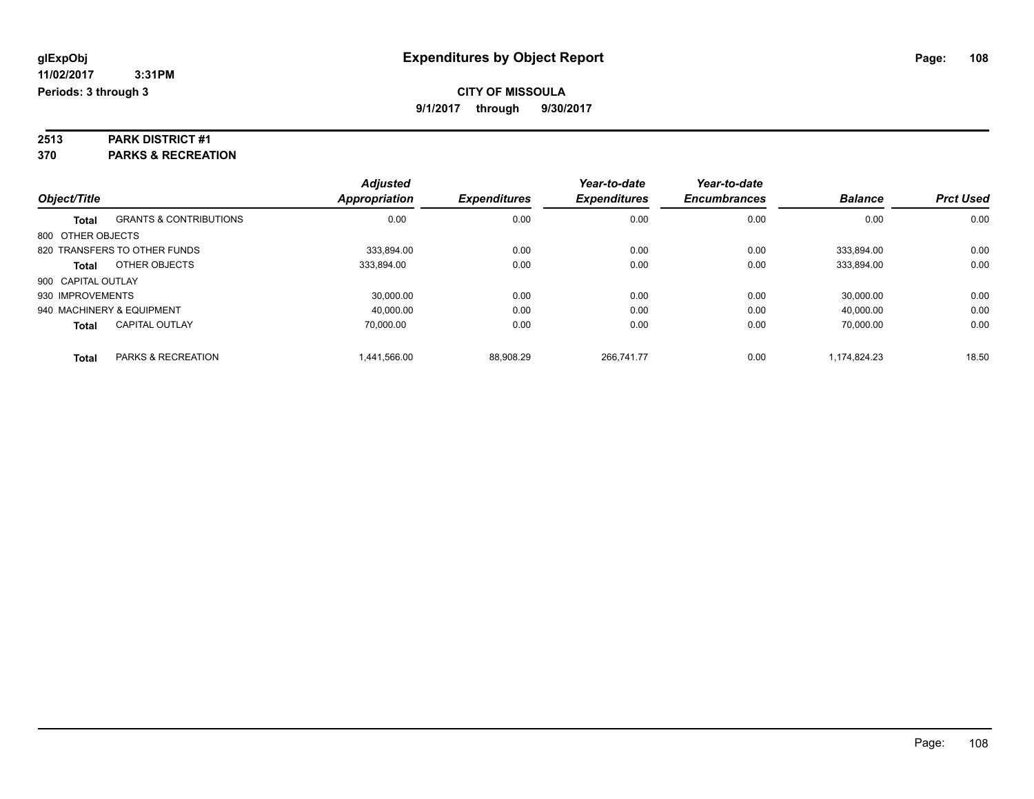# Expenditures by Object Report

glExpObj
11/02/2017 3:31PM
Periods: 3 through 3

**CITY OF MISSOULA**
**9/1/2017 through 9/30/2017**

**2513 PARK DISTRICT #1**
**370 PARKS & RECREATION**

| Object/Title | | Adjusted Appropriation | Expenditures | Year-to-date Expenditures | Year-to-date Encumbrances | Balance | Prct Used |
|---|---|---|---|---|---|---|---|
| **Total** | GRANTS & CONTRIBUTIONS | 0.00 | 0.00 | 0.00 | 0.00 | 0.00 | 0.00 |
| 800 OTHER OBJECTS | | | | | | | |
| 820 TRANSFERS TO OTHER FUNDS | | 333,894.00 | 0.00 | 0.00 | 0.00 | 333,894.00 | 0.00 |
| **Total** | OTHER OBJECTS | 333,894.00 | 0.00 | 0.00 | 0.00 | 333,894.00 | 0.00 |
| 900 CAPITAL OUTLAY | | | | | | | |
| 930 IMPROVEMENTS | | 30,000.00 | 0.00 | 0.00 | 0.00 | 30,000.00 | 0.00 |
| 940 MACHINERY & EQUIPMENT | | 40,000.00 | 0.00 | 0.00 | 0.00 | 40,000.00 | 0.00 |
| **Total** | CAPITAL OUTLAY | 70,000.00 | 0.00 | 0.00 | 0.00 | 70,000.00 | 0.00 |
| **Total** | PARKS & RECREATION | 1,441,566.00 | 88,908.29 | 266,741.77 | 0.00 | 1,174,824.23 | 18.50 |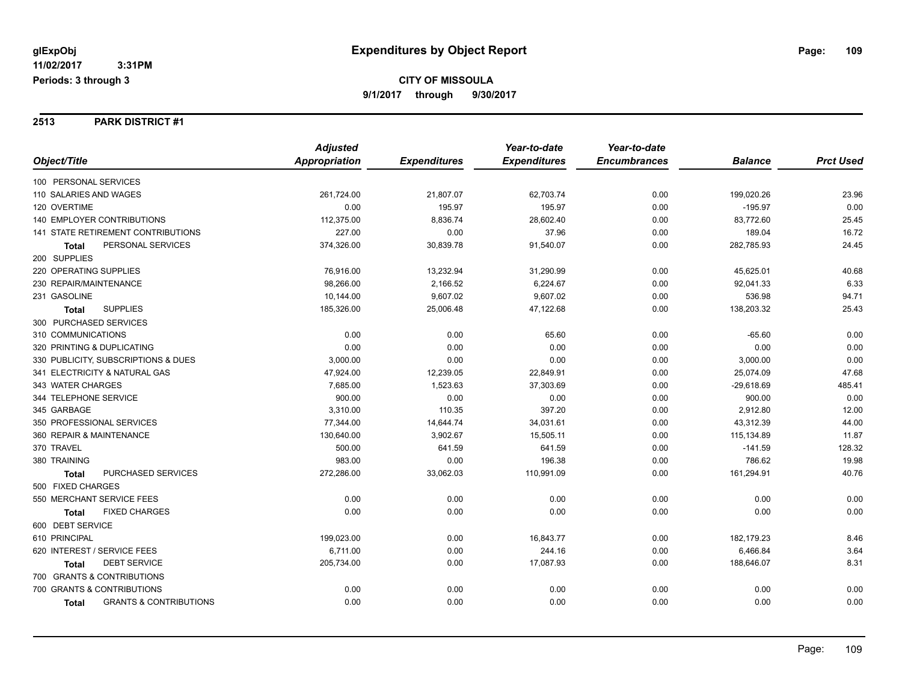# Expenditures by Object Report

glExpObj
11/02/2017 3:31PM
Periods: 3 through 3

**CITY OF MISSOULA**
9/1/2017 through 9/30/2017

## 2513 PARK DISTRICT #1

| Object/Title | Adjusted Appropriation | Expenditures | Year-to-date Expenditures | Year-to-date Encumbrances | Balance | Prct Used |
|---|---|---|---|---|---|---|
| 100 PERSONAL SERVICES | | | | | | |
| 110 SALARIES AND WAGES | 261,724.00 | 21,807.07 | 62,703.74 | 0.00 | 199,020.26 | 23.96 |
| 120 OVERTIME | 0.00 | 195.97 | 195.97 | 0.00 | -195.97 | 0.00 |
| 140 EMPLOYER CONTRIBUTIONS | 112,375.00 | 8,836.74 | 28,602.40 | 0.00 | 83,772.60 | 25.45 |
| 141 STATE RETIREMENT CONTRIBUTIONS | 227.00 | 0.00 | 37.96 | 0.00 | 189.04 | 16.72 |
| **Total** PERSONAL SERVICES | 374,326.00 | 30,839.78 | 91,540.07 | 0.00 | 282,785.93 | 24.45 |
| 200 SUPPLIES | | | | | | |
| 220 OPERATING SUPPLIES | 76,916.00 | 13,232.94 | 31,290.99 | 0.00 | 45,625.01 | 40.68 |
| 230 REPAIR/MAINTENANCE | 98,266.00 | 2,166.52 | 6,224.67 | 0.00 | 92,041.33 | 6.33 |
| 231 GASOLINE | 10,144.00 | 9,607.02 | 9,607.02 | 0.00 | 536.98 | 94.71 |
| **Total** SUPPLIES | 185,326.00 | 25,006.48 | 47,122.68 | 0.00 | 138,203.32 | 25.43 |
| 300 PURCHASED SERVICES | | | | | | |
| 310 COMMUNICATIONS | 0.00 | 0.00 | 65.60 | 0.00 | -65.60 | 0.00 |
| 320 PRINTING & DUPLICATING | 0.00 | 0.00 | 0.00 | 0.00 | 0.00 | 0.00 |
| 330 PUBLICITY, SUBSCRIPTIONS & DUES | 3,000.00 | 0.00 | 0.00 | 0.00 | 3,000.00 | 0.00 |
| 341 ELECTRICITY & NATURAL GAS | 47,924.00 | 12,239.05 | 22,849.91 | 0.00 | 25,074.09 | 47.68 |
| 343 WATER CHARGES | 7,685.00 | 1,523.63 | 37,303.69 | 0.00 | -29,618.69 | 485.41 |
| 344 TELEPHONE SERVICE | 900.00 | 0.00 | 0.00 | 0.00 | 900.00 | 0.00 |
| 345 GARBAGE | 3,310.00 | 110.35 | 397.20 | 0.00 | 2,912.80 | 12.00 |
| 350 PROFESSIONAL SERVICES | 77,344.00 | 14,644.74 | 34,031.61 | 0.00 | 43,312.39 | 44.00 |
| 360 REPAIR & MAINTENANCE | 130,640.00 | 3,902.67 | 15,505.11 | 0.00 | 115,134.89 | 11.87 |
| 370 TRAVEL | 500.00 | 641.59 | 641.59 | 0.00 | -141.59 | 128.32 |
| 380 TRAINING | 983.00 | 0.00 | 196.38 | 0.00 | 786.62 | 19.98 |
| **Total** PURCHASED SERVICES | 272,286.00 | 33,062.03 | 110,991.09 | 0.00 | 161,294.91 | 40.76 |
| 500 FIXED CHARGES | | | | | | |
| 550 MERCHANT SERVICE FEES | 0.00 | 0.00 | 0.00 | 0.00 | 0.00 | 0.00 |
| **Total** FIXED CHARGES | 0.00 | 0.00 | 0.00 | 0.00 | 0.00 | 0.00 |
| 600 DEBT SERVICE | | | | | | |
| 610 PRINCIPAL | 199,023.00 | 0.00 | 16,843.77 | 0.00 | 182,179.23 | 8.46 |
| 620 INTEREST / SERVICE FEES | 6,711.00 | 0.00 | 244.16 | 0.00 | 6,466.84 | 3.64 |
| **Total** DEBT SERVICE | 205,734.00 | 0.00 | 17,087.93 | 0.00 | 188,646.07 | 8.31 |
| 700 GRANTS & CONTRIBUTIONS | | | | | | |
| 700 GRANTS & CONTRIBUTIONS | 0.00 | 0.00 | 0.00 | 0.00 | 0.00 | 0.00 |
| **Total** GRANTS & CONTRIBUTIONS | 0.00 | 0.00 | 0.00 | 0.00 | 0.00 | 0.00 |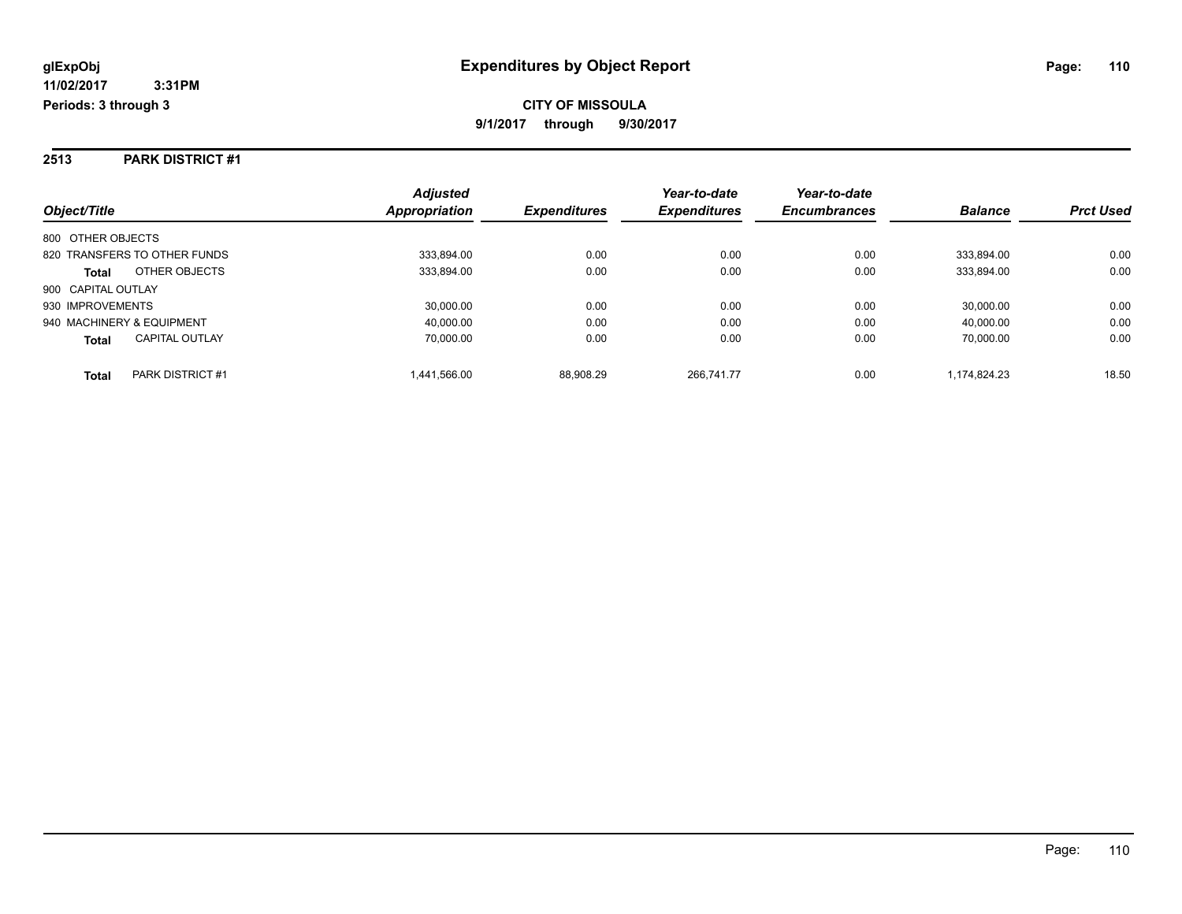**glExpObj**
**11/02/2017 3:31PM**
**Periods: 3 through 3**

# Expenditures by Object Report

**CITY OF MISSOULA**
**9/1/2017 through 9/30/2017**

## 2513 PARK DISTRICT #1

| Object/Title | Adjusted Appropriation | Expenditures | Year-to-date Expenditures | Year-to-date Encumbrances | Balance | Prct Used |
|---|---|---|---|---|---|---|
| 800 OTHER OBJECTS | | | | | | |
| 820 TRANSFERS TO OTHER FUNDS | 333,894.00 | 0.00 | 0.00 | 0.00 | 333,894.00 | 0.00 |
| **Total** OTHER OBJECTS | 333,894.00 | 0.00 | 0.00 | 0.00 | 333,894.00 | 0.00 |
| 900 CAPITAL OUTLAY | | | | | | |
| 930 IMPROVEMENTS | 30,000.00 | 0.00 | 0.00 | 0.00 | 30,000.00 | 0.00 |
| 940 MACHINERY & EQUIPMENT | 40,000.00 | 0.00 | 0.00 | 0.00 | 40,000.00 | 0.00 |
| **Total** CAPITAL OUTLAY | 70,000.00 | 0.00 | 0.00 | 0.00 | 70,000.00 | 0.00 |
| **Total** PARK DISTRICT #1 | 1,441,566.00 | 88,908.29 | 266,741.77 | 0.00 | 1,174,824.23 | 18.50 |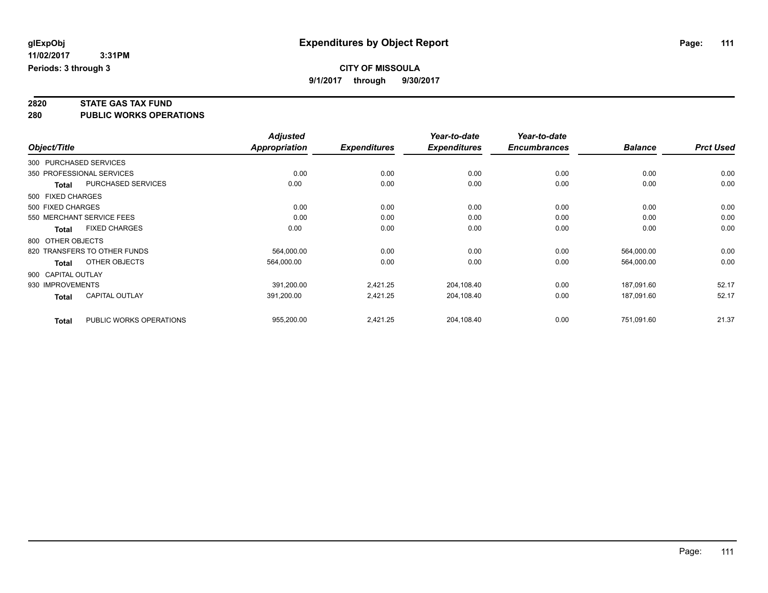**glExpObj**
**11/02/2017 3:31PM**
**Periods: 3 through 3**

# Expenditures by Object Report

**CITY OF MISSOULA**
**9/1/2017 through 9/30/2017**

## 2820 STATE GAS TAX FUND
## 280 PUBLIC WORKS OPERATIONS

| Object/Title | | *Adjusted Appropriation* | *Expenditures* | *Year-to-date Expenditures* | *Year-to-date Encumbrances* | *Balance* | *Prct Used* |
|---|---|---|---|---|---|---|---|
| 300 PURCHASED SERVICES | | | | | | | |
| 350 PROFESSIONAL SERVICES | | 0.00 | 0.00 | 0.00 | 0.00 | 0.00 | 0.00 |
| **Total** | PURCHASED SERVICES | 0.00 | 0.00 | 0.00 | 0.00 | 0.00 | 0.00 |
| 500 FIXED CHARGES | | | | | | | |
| 500 FIXED CHARGES | | 0.00 | 0.00 | 0.00 | 0.00 | 0.00 | 0.00 |
| 550 MERCHANT SERVICE FEES | | 0.00 | 0.00 | 0.00 | 0.00 | 0.00 | 0.00 |
| **Total** | FIXED CHARGES | 0.00 | 0.00 | 0.00 | 0.00 | 0.00 | 0.00 |
| 800 OTHER OBJECTS | | | | | | | |
| 820 TRANSFERS TO OTHER FUNDS | | 564,000.00 | 0.00 | 0.00 | 0.00 | 564,000.00 | 0.00 |
| **Total** | OTHER OBJECTS | 564,000.00 | 0.00 | 0.00 | 0.00 | 564,000.00 | 0.00 |
| 900 CAPITAL OUTLAY | | | | | | | |
| 930 IMPROVEMENTS | | 391,200.00 | 2,421.25 | 204,108.40 | 0.00 | 187,091.60 | 52.17 |
| **Total** | CAPITAL OUTLAY | 391,200.00 | 2,421.25 | 204,108.40 | 0.00 | 187,091.60 | 52.17 |
| **Total** | PUBLIC WORKS OPERATIONS | 955,200.00 | 2,421.25 | 204,108.40 | 0.00 | 751,091.60 | 21.37 |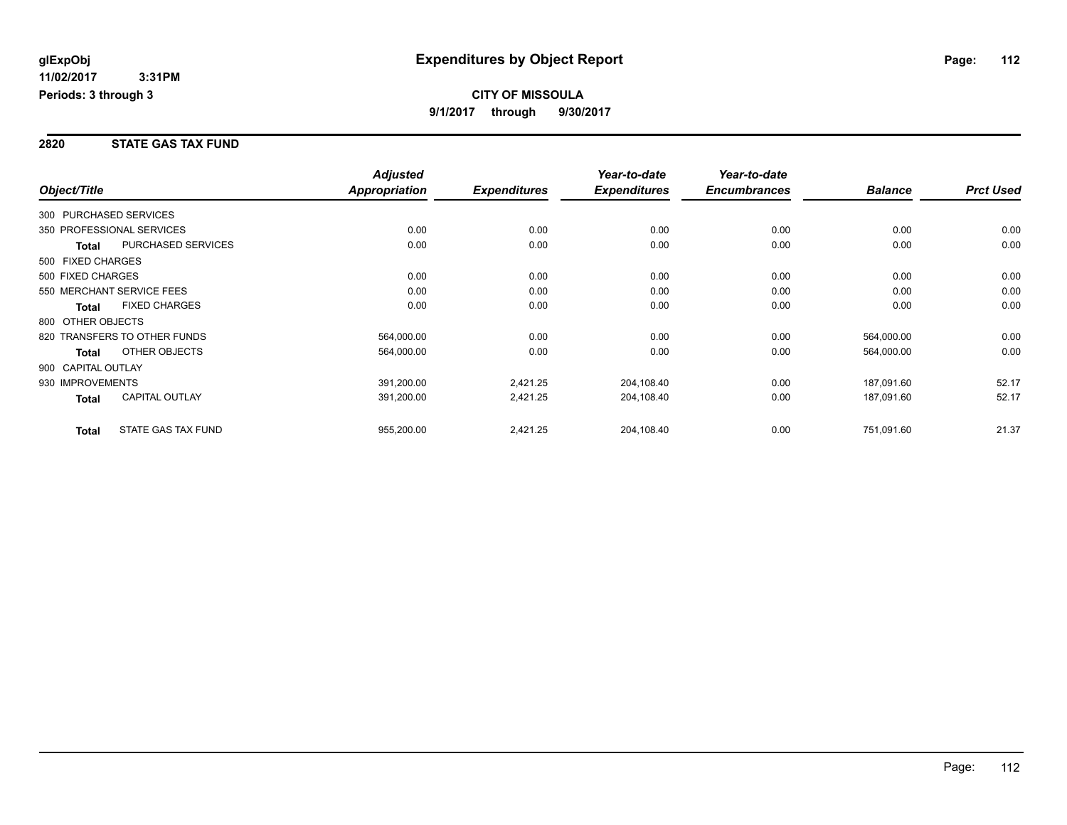**glExpObj** 
**11/02/2017 3:31PM** 
**Periods: 3 through 3**

# Expenditures by Object Report

**CITY OF MISSOULA** 
**9/1/2017 through 9/30/2017**

## 2820 STATE GAS TAX FUND

| Object/Title | | *Adjusted Appropriation* | *Expenditures* | *Year-to-date Expenditures* | *Year-to-date Encumbrances* | *Balance* | *Prct Used* |
|---|---|---|---|---|---|---|---|
| 300 PURCHASED SERVICES | | | | | | | |
| 350 PROFESSIONAL SERVICES | | 0.00 | 0.00 | 0.00 | 0.00 | 0.00 | 0.00 |
| **Total** | PURCHASED SERVICES | 0.00 | 0.00 | 0.00 | 0.00 | 0.00 | 0.00 |
| 500 FIXED CHARGES | | | | | | | |
| 500 FIXED CHARGES | | 0.00 | 0.00 | 0.00 | 0.00 | 0.00 | 0.00 |
| 550 MERCHANT SERVICE FEES | | 0.00 | 0.00 | 0.00 | 0.00 | 0.00 | 0.00 |
| **Total** | FIXED CHARGES | 0.00 | 0.00 | 0.00 | 0.00 | 0.00 | 0.00 |
| 800 OTHER OBJECTS | | | | | | | |
| 820 TRANSFERS TO OTHER FUNDS | | 564,000.00 | 0.00 | 0.00 | 0.00 | 564,000.00 | 0.00 |
| **Total** | OTHER OBJECTS | 564,000.00 | 0.00 | 0.00 | 0.00 | 564,000.00 | 0.00 |
| 900 CAPITAL OUTLAY | | | | | | | |
| 930 IMPROVEMENTS | | 391,200.00 | 2,421.25 | 204,108.40 | 0.00 | 187,091.60 | 52.17 |
| **Total** | CAPITAL OUTLAY | 391,200.00 | 2,421.25 | 204,108.40 | 0.00 | 187,091.60 | 52.17 |
| **Total** | STATE GAS TAX FUND | 955,200.00 | 2,421.25 | 204,108.40 | 0.00 | 751,091.60 | 21.37 |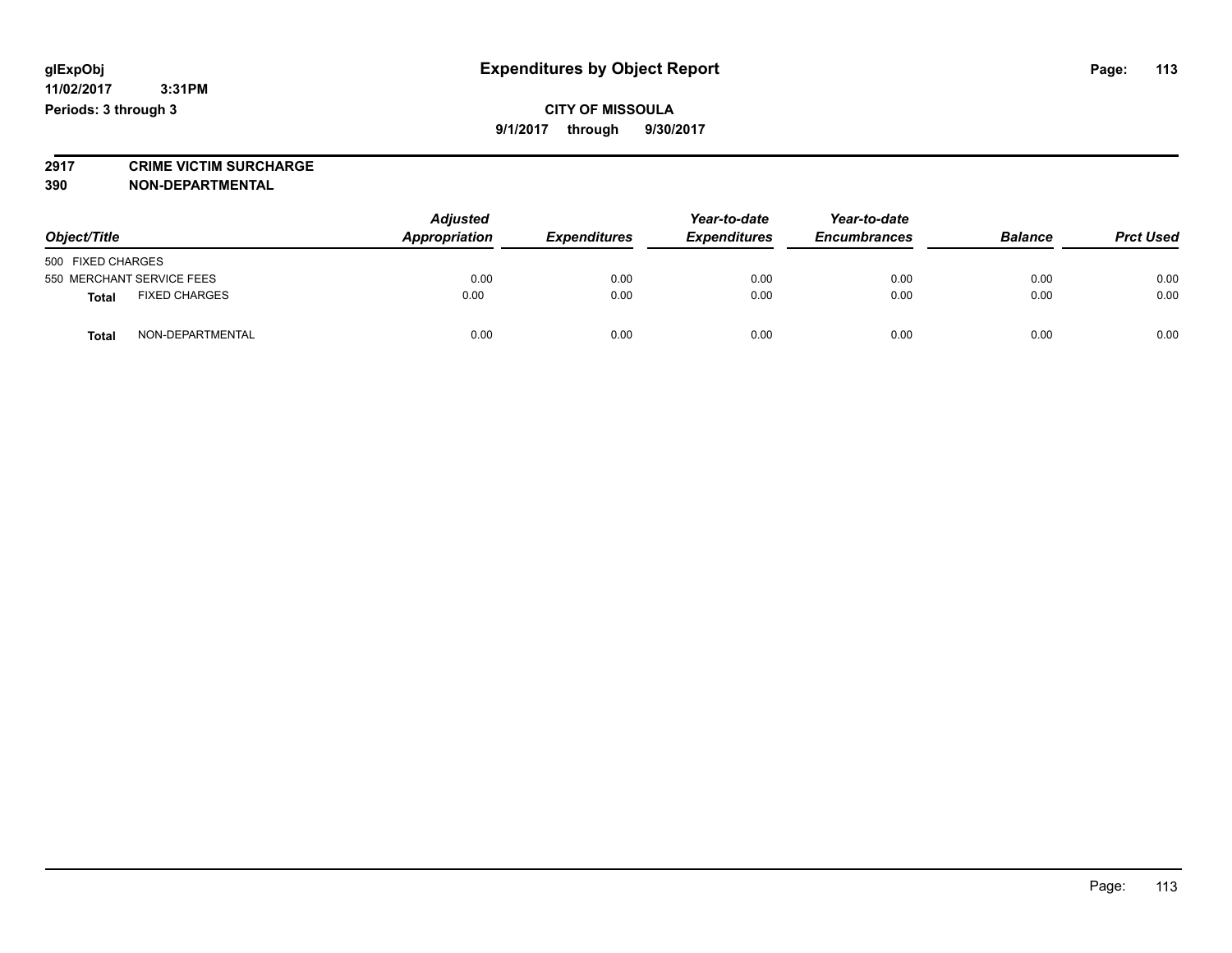glExpObj
11/02/2017 3:31PM
Periods: 3 through 3

# Expenditures by Object Report

**CITY OF MISSOULA**
**9/1/2017 through 9/30/2017**

**2917 CRIME VICTIM SURCHARGE**
**390 NON-DEPARTMENTAL**

| Object/Title | Adjusted Appropriation | Expenditures | Year-to-date Expenditures | Year-to-date Encumbrances | Balance | Prct Used |
|---|---|---|---|---|---|---|
| 500 FIXED CHARGES | | | | | | |
| 550 MERCHANT SERVICE FEES | 0.00 | 0.00 | 0.00 | 0.00 | 0.00 | 0.00 |
| **Total** FIXED CHARGES | 0.00 | 0.00 | 0.00 | 0.00 | 0.00 | 0.00 |
| **Total** NON-DEPARTMENTAL | 0.00 | 0.00 | 0.00 | 0.00 | 0.00 | 0.00 |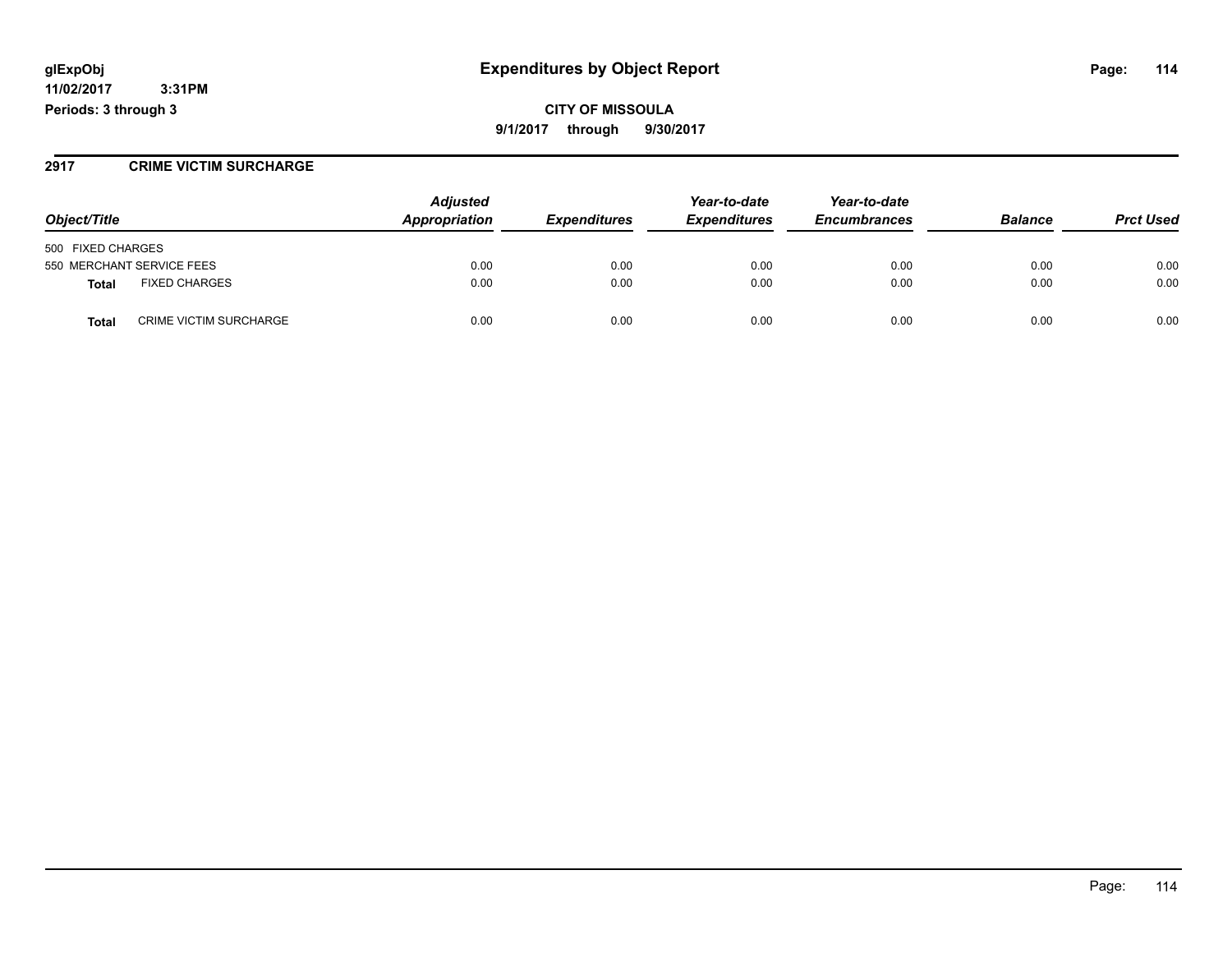**glExpObj**
**11/02/2017 3:31PM**
**Periods: 3 through 3**

# Expenditures by Object Report

**CITY OF MISSOULA**
**9/1/2017 through 9/30/2017**

## 2917 CRIME VICTIM SURCHARGE

| Object/Title | Adjusted Appropriation | Expenditures | Year-to-date Expenditures | Year-to-date Encumbrances | Balance | Prct Used |
|---|---|---|---|---|---|---|
| 500 FIXED CHARGES | | | | | | |
| 550 MERCHANT SERVICE FEES | 0.00 | 0.00 | 0.00 | 0.00 | 0.00 | 0.00 |
| **Total** FIXED CHARGES | 0.00 | 0.00 | 0.00 | 0.00 | 0.00 | 0.00 |
| **Total** CRIME VICTIM SURCHARGE | 0.00 | 0.00 | 0.00 | 0.00 | 0.00 | 0.00 |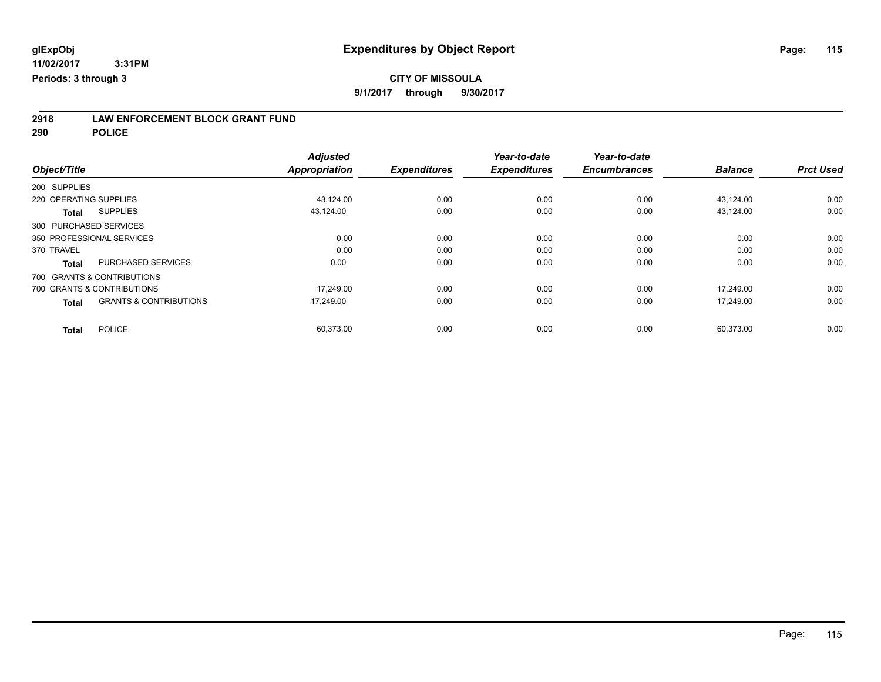**glExpObj**
**11/02/2017 3:31PM**
**Periods: 3 through 3**

# Expenditures by Object Report

**CITY OF MISSOULA**
**9/1/2017 through 9/30/2017**

## 2918 LAW ENFORCEMENT BLOCK GRANT FUND
## 290 POLICE

| Object/Title | Adjusted Appropriation | Expenditures | Year-to-date Expenditures | Year-to-date Encumbrances | Balance | Prct Used |
|---|---|---|---|---|---|---|
| 200 SUPPLIES | | | | | | |
| 220 OPERATING SUPPLIES | 43,124.00 | 0.00 | 0.00 | 0.00 | 43,124.00 | 0.00 |
| **Total** SUPPLIES | 43,124.00 | 0.00 | 0.00 | 0.00 | 43,124.00 | 0.00 |
| 300 PURCHASED SERVICES | | | | | | |
| 350 PROFESSIONAL SERVICES | 0.00 | 0.00 | 0.00 | 0.00 | 0.00 | 0.00 |
| 370 TRAVEL | 0.00 | 0.00 | 0.00 | 0.00 | 0.00 | 0.00 |
| **Total** PURCHASED SERVICES | 0.00 | 0.00 | 0.00 | 0.00 | 0.00 | 0.00 |
| 700 GRANTS & CONTRIBUTIONS | | | | | | |
| 700 GRANTS & CONTRIBUTIONS | 17,249.00 | 0.00 | 0.00 | 0.00 | 17,249.00 | 0.00 |
| **Total** GRANTS & CONTRIBUTIONS | 17,249.00 | 0.00 | 0.00 | 0.00 | 17,249.00 | 0.00 |
| **Total** POLICE | 60,373.00 | 0.00 | 0.00 | 0.00 | 60,373.00 | 0.00 |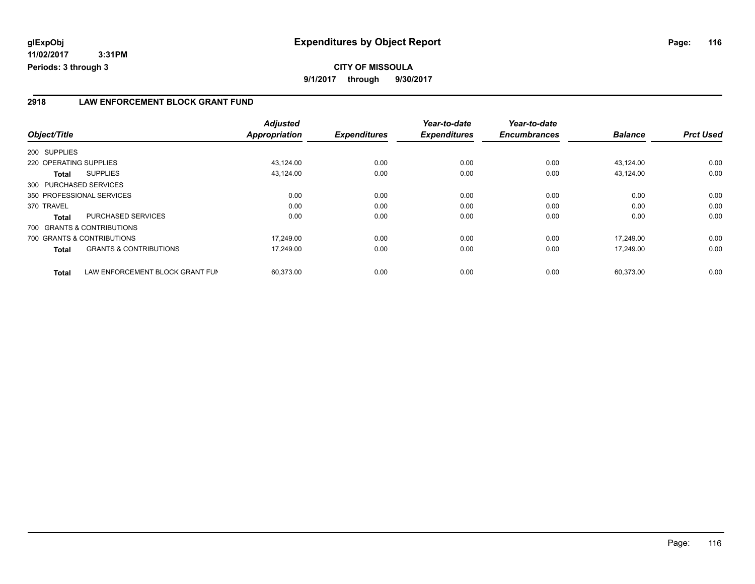**glExpObj**
**11/02/2017 3:31PM**
**Periods: 3 through 3**

# Expenditures by Object Report

**CITY OF MISSOULA**
**9/1/2017 through 9/30/2017**

## 2918 LAW ENFORCEMENT BLOCK GRANT FUND

| Object/Title | | Adjusted Appropriation | Expenditures | Year-to-date Expenditures | Year-to-date Encumbrances | Balance | Prct Used |
|---|---|---|---|---|---|---|---|
| 200 SUPPLIES | | | | | | | |
| 220 OPERATING SUPPLIES | | 43,124.00 | 0.00 | 0.00 | 0.00 | 43,124.00 | 0.00 |
| **Total** | SUPPLIES | 43,124.00 | 0.00 | 0.00 | 0.00 | 43,124.00 | 0.00 |
| 300 PURCHASED SERVICES | | | | | | | |
| 350 PROFESSIONAL SERVICES | | 0.00 | 0.00 | 0.00 | 0.00 | 0.00 | 0.00 |
| 370 TRAVEL | | 0.00 | 0.00 | 0.00 | 0.00 | 0.00 | 0.00 |
| **Total** | PURCHASED SERVICES | 0.00 | 0.00 | 0.00 | 0.00 | 0.00 | 0.00 |
| 700 GRANTS & CONTRIBUTIONS | | | | | | | |
| 700 GRANTS & CONTRIBUTIONS | | 17,249.00 | 0.00 | 0.00 | 0.00 | 17,249.00 | 0.00 |
| **Total** | GRANTS & CONTRIBUTIONS | 17,249.00 | 0.00 | 0.00 | 0.00 | 17,249.00 | 0.00 |
| **Total** | LAW ENFORCEMENT BLOCK GRANT FUN | 60,373.00 | 0.00 | 0.00 | 0.00 | 60,373.00 | 0.00 |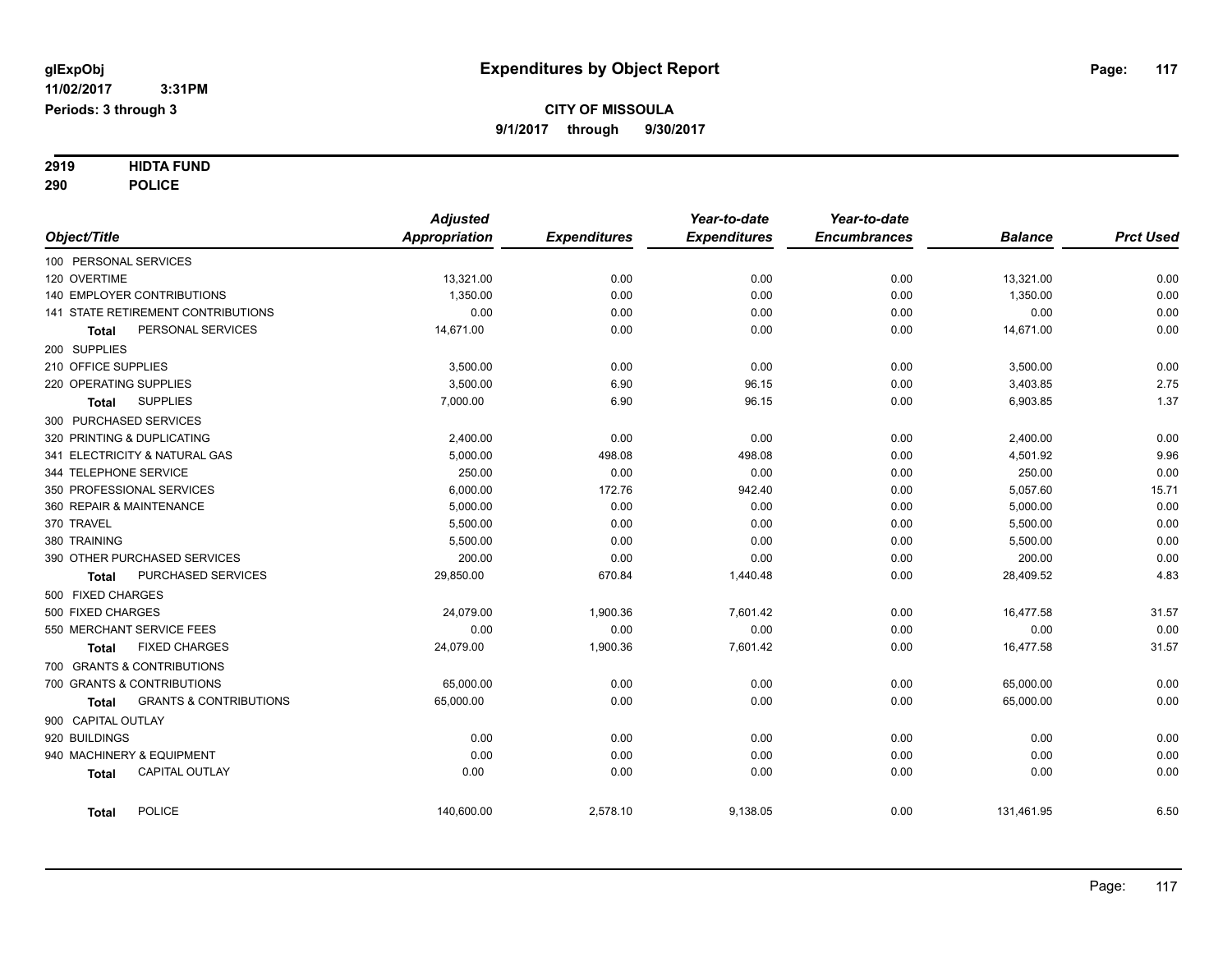# Expenditures by Object Report

glExpObj
11/02/2017 3:31PM
Periods: 3 through 3

**CITY OF MISSOULA**
**9/1/2017 through 9/30/2017**

**2919 HIDTA FUND**
**290 POLICE**

| Object/Title | Adjusted Appropriation | Expenditures | Year-to-date Expenditures | Year-to-date Encumbrances | Balance | Prct Used |
|---|---|---|---|---|---|---|
| 100 PERSONAL SERVICES | | | | | | |
| 120 OVERTIME | 13,321.00 | 0.00 | 0.00 | 0.00 | 13,321.00 | 0.00 |
| 140 EMPLOYER CONTRIBUTIONS | 1,350.00 | 0.00 | 0.00 | 0.00 | 1,350.00 | 0.00 |
| 141 STATE RETIREMENT CONTRIBUTIONS | 0.00 | 0.00 | 0.00 | 0.00 | 0.00 | 0.00 |
| **Total** PERSONAL SERVICES | 14,671.00 | 0.00 | 0.00 | 0.00 | 14,671.00 | 0.00 |
| 200 SUPPLIES | | | | | | |
| 210 OFFICE SUPPLIES | 3,500.00 | 0.00 | 0.00 | 0.00 | 3,500.00 | 0.00 |
| 220 OPERATING SUPPLIES | 3,500.00 | 6.90 | 96.15 | 0.00 | 3,403.85 | 2.75 |
| **Total** SUPPLIES | 7,000.00 | 6.90 | 96.15 | 0.00 | 6,903.85 | 1.37 |
| 300 PURCHASED SERVICES | | | | | | |
| 320 PRINTING & DUPLICATING | 2,400.00 | 0.00 | 0.00 | 0.00 | 2,400.00 | 0.00 |
| 341 ELECTRICITY & NATURAL GAS | 5,000.00 | 498.08 | 498.08 | 0.00 | 4,501.92 | 9.96 |
| 344 TELEPHONE SERVICE | 250.00 | 0.00 | 0.00 | 0.00 | 250.00 | 0.00 |
| 350 PROFESSIONAL SERVICES | 6,000.00 | 172.76 | 942.40 | 0.00 | 5,057.60 | 15.71 |
| 360 REPAIR & MAINTENANCE | 5,000.00 | 0.00 | 0.00 | 0.00 | 5,000.00 | 0.00 |
| 370 TRAVEL | 5,500.00 | 0.00 | 0.00 | 0.00 | 5,500.00 | 0.00 |
| 380 TRAINING | 5,500.00 | 0.00 | 0.00 | 0.00 | 5,500.00 | 0.00 |
| 390 OTHER PURCHASED SERVICES | 200.00 | 0.00 | 0.00 | 0.00 | 200.00 | 0.00 |
| **Total** PURCHASED SERVICES | 29,850.00 | 670.84 | 1,440.48 | 0.00 | 28,409.52 | 4.83 |
| 500 FIXED CHARGES | | | | | | |
| 500 FIXED CHARGES | 24,079.00 | 1,900.36 | 7,601.42 | 0.00 | 16,477.58 | 31.57 |
| 550 MERCHANT SERVICE FEES | 0.00 | 0.00 | 0.00 | 0.00 | 0.00 | 0.00 |
| **Total** FIXED CHARGES | 24,079.00 | 1,900.36 | 7,601.42 | 0.00 | 16,477.58 | 31.57 |
| 700 GRANTS & CONTRIBUTIONS | | | | | | |
| 700 GRANTS & CONTRIBUTIONS | 65,000.00 | 0.00 | 0.00 | 0.00 | 65,000.00 | 0.00 |
| **Total** GRANTS & CONTRIBUTIONS | 65,000.00 | 0.00 | 0.00 | 0.00 | 65,000.00 | 0.00 |
| 900 CAPITAL OUTLAY | | | | | | |
| 920 BUILDINGS | 0.00 | 0.00 | 0.00 | 0.00 | 0.00 | 0.00 |
| 940 MACHINERY & EQUIPMENT | 0.00 | 0.00 | 0.00 | 0.00 | 0.00 | 0.00 |
| **Total** CAPITAL OUTLAY | 0.00 | 0.00 | 0.00 | 0.00 | 0.00 | 0.00 |
| **Total** POLICE | 140,600.00 | 2,578.10 | 9,138.05 | 0.00 | 131,461.95 | 6.50 |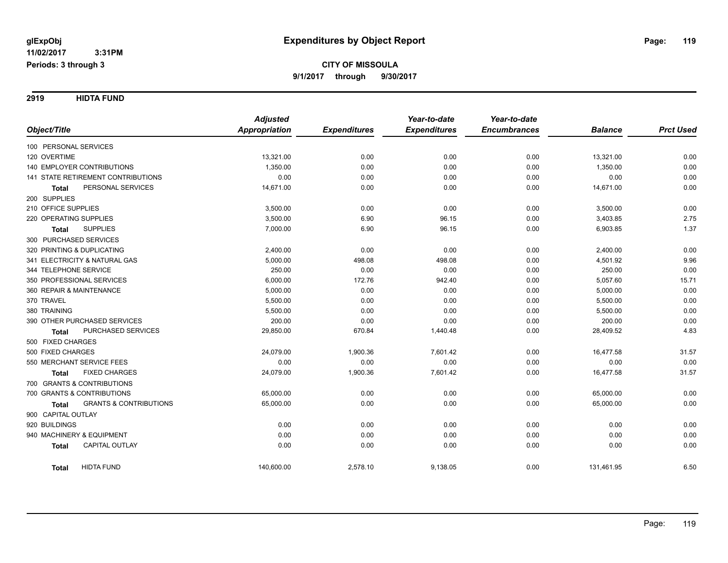glExpObj
11/02/2017 3:31PM
Periods: 3 through 3

# Expenditures by Object Report

**CITY OF MISSOULA**
**9/1/2017 through 9/30/2017**

## 2919 HIDTA FUND

| Object/Title | Adjusted Appropriation | Expenditures | Year-to-date Expenditures | Year-to-date Encumbrances | Balance | Prct Used |
|---|---|---|---|---|---|---|
| 100 PERSONAL SERVICES | | | | | | |
| 120 OVERTIME | 13,321.00 | 0.00 | 0.00 | 0.00 | 13,321.00 | 0.00 |
| 140 EMPLOYER CONTRIBUTIONS | 1,350.00 | 0.00 | 0.00 | 0.00 | 1,350.00 | 0.00 |
| 141 STATE RETIREMENT CONTRIBUTIONS | 0.00 | 0.00 | 0.00 | 0.00 | 0.00 | 0.00 |
| **Total** PERSONAL SERVICES | 14,671.00 | 0.00 | 0.00 | 0.00 | 14,671.00 | 0.00 |
| 200 SUPPLIES | | | | | | |
| 210 OFFICE SUPPLIES | 3,500.00 | 0.00 | 0.00 | 0.00 | 3,500.00 | 0.00 |
| 220 OPERATING SUPPLIES | 3,500.00 | 6.90 | 96.15 | 0.00 | 3,403.85 | 2.75 |
| **Total** SUPPLIES | 7,000.00 | 6.90 | 96.15 | 0.00 | 6,903.85 | 1.37 |
| 300 PURCHASED SERVICES | | | | | | |
| 320 PRINTING & DUPLICATING | 2,400.00 | 0.00 | 0.00 | 0.00 | 2,400.00 | 0.00 |
| 341 ELECTRICITY & NATURAL GAS | 5,000.00 | 498.08 | 498.08 | 0.00 | 4,501.92 | 9.96 |
| 344 TELEPHONE SERVICE | 250.00 | 0.00 | 0.00 | 0.00 | 250.00 | 0.00 |
| 350 PROFESSIONAL SERVICES | 6,000.00 | 172.76 | 942.40 | 0.00 | 5,057.60 | 15.71 |
| 360 REPAIR & MAINTENANCE | 5,000.00 | 0.00 | 0.00 | 0.00 | 5,000.00 | 0.00 |
| 370 TRAVEL | 5,500.00 | 0.00 | 0.00 | 0.00 | 5,500.00 | 0.00 |
| 380 TRAINING | 5,500.00 | 0.00 | 0.00 | 0.00 | 5,500.00 | 0.00 |
| 390 OTHER PURCHASED SERVICES | 200.00 | 0.00 | 0.00 | 0.00 | 200.00 | 0.00 |
| **Total** PURCHASED SERVICES | 29,850.00 | 670.84 | 1,440.48 | 0.00 | 28,409.52 | 4.83 |
| 500 FIXED CHARGES | | | | | | |
| 500 FIXED CHARGES | 24,079.00 | 1,900.36 | 7,601.42 | 0.00 | 16,477.58 | 31.57 |
| 550 MERCHANT SERVICE FEES | 0.00 | 0.00 | 0.00 | 0.00 | 0.00 | 0.00 |
| **Total** FIXED CHARGES | 24,079.00 | 1,900.36 | 7,601.42 | 0.00 | 16,477.58 | 31.57 |
| 700 GRANTS & CONTRIBUTIONS | | | | | | |
| 700 GRANTS & CONTRIBUTIONS | 65,000.00 | 0.00 | 0.00 | 0.00 | 65,000.00 | 0.00 |
| **Total** GRANTS & CONTRIBUTIONS | 65,000.00 | 0.00 | 0.00 | 0.00 | 65,000.00 | 0.00 |
| 900 CAPITAL OUTLAY | | | | | | |
| 920 BUILDINGS | 0.00 | 0.00 | 0.00 | 0.00 | 0.00 | 0.00 |
| 940 MACHINERY & EQUIPMENT | 0.00 | 0.00 | 0.00 | 0.00 | 0.00 | 0.00 |
| **Total** CAPITAL OUTLAY | 0.00 | 0.00 | 0.00 | 0.00 | 0.00 | 0.00 |
| **Total** HIDTA FUND | 140,600.00 | 2,578.10 | 9,138.05 | 0.00 | 131,461.95 | 6.50 |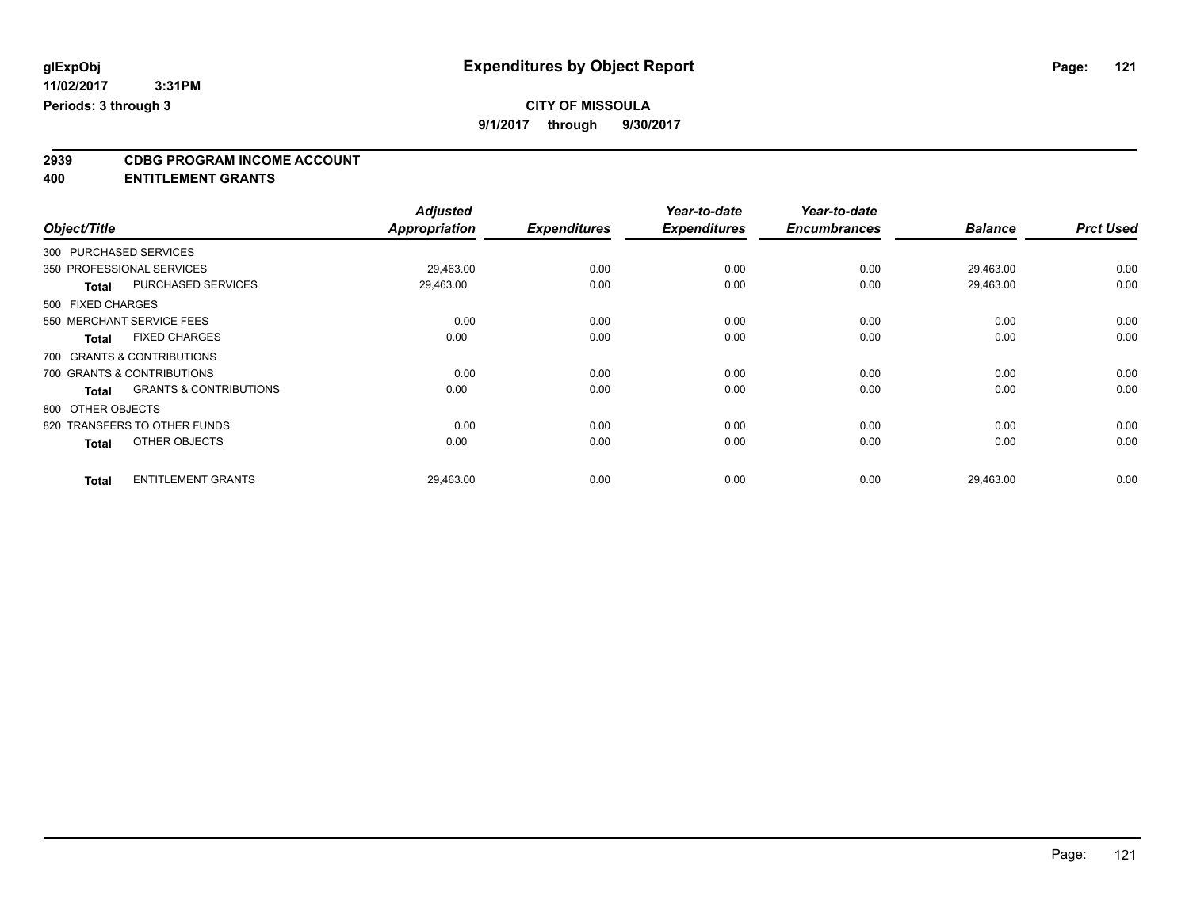glExpObj
11/02/2017 3:31PM
Periods: 3 through 3

# Expenditures by Object Report

**CITY OF MISSOULA**
**9/1/2017 through 9/30/2017**

## 2939 CDBG PROGRAM INCOME ACCOUNT
## 400 ENTITLEMENT GRANTS

| Object/Title | | Adjusted Appropriation | Expenditures | Year-to-date Expenditures | Year-to-date Encumbrances | Balance | Prct Used |
|---|---|---|---|---|---|---|---|
| 300 PURCHASED SERVICES | | | | | | | |
| 350 PROFESSIONAL SERVICES | | 29,463.00 | 0.00 | 0.00 | 0.00 | 29,463.00 | 0.00 |
| **Total** | PURCHASED SERVICES | 29,463.00 | 0.00 | 0.00 | 0.00 | 29,463.00 | 0.00 |
| 500 FIXED CHARGES | | | | | | | |
| 550 MERCHANT SERVICE FEES | | 0.00 | 0.00 | 0.00 | 0.00 | 0.00 | 0.00 |
| **Total** | FIXED CHARGES | 0.00 | 0.00 | 0.00 | 0.00 | 0.00 | 0.00 |
| 700 GRANTS & CONTRIBUTIONS | | | | | | | |
| 700 GRANTS & CONTRIBUTIONS | | 0.00 | 0.00 | 0.00 | 0.00 | 0.00 | 0.00 |
| **Total** | GRANTS & CONTRIBUTIONS | 0.00 | 0.00 | 0.00 | 0.00 | 0.00 | 0.00 |
| 800 OTHER OBJECTS | | | | | | | |
| 820 TRANSFERS TO OTHER FUNDS | | 0.00 | 0.00 | 0.00 | 0.00 | 0.00 | 0.00 |
| **Total** | OTHER OBJECTS | 0.00 | 0.00 | 0.00 | 0.00 | 0.00 | 0.00 |
| **Total** | ENTITLEMENT GRANTS | 29,463.00 | 0.00 | 0.00 | 0.00 | 29,463.00 | 0.00 |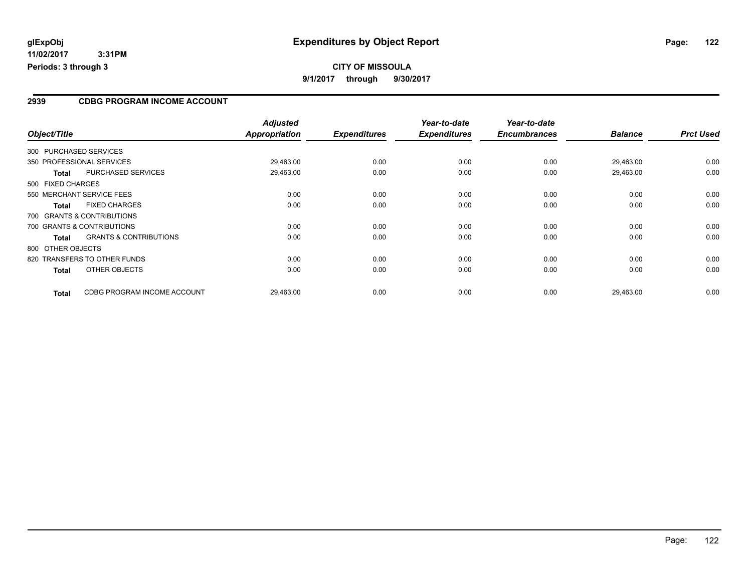# Expenditures by Object Report

glExpObj
11/02/2017 3:31PM
Periods: 3 through 3

**CITY OF MISSOULA**
**9/1/2017 through 9/30/2017**

## 2939 CDBG PROGRAM INCOME ACCOUNT

| Object/Title | | Adjusted Appropriation | Expenditures | Year-to-date Expenditures | Year-to-date Encumbrances | Balance | Prct Used |
|---|---|---|---|---|---|---|---|
| 300 PURCHASED SERVICES | | | | | | | |
| 350 PROFESSIONAL SERVICES | | 29,463.00 | 0.00 | 0.00 | 0.00 | 29,463.00 | 0.00 |
| **Total** | PURCHASED SERVICES | 29,463.00 | 0.00 | 0.00 | 0.00 | 29,463.00 | 0.00 |
| 500 FIXED CHARGES | | | | | | | |
| 550 MERCHANT SERVICE FEES | | 0.00 | 0.00 | 0.00 | 0.00 | 0.00 | 0.00 |
| **Total** | FIXED CHARGES | 0.00 | 0.00 | 0.00 | 0.00 | 0.00 | 0.00 |
| 700 GRANTS & CONTRIBUTIONS | | | | | | | |
| 700 GRANTS & CONTRIBUTIONS | | 0.00 | 0.00 | 0.00 | 0.00 | 0.00 | 0.00 |
| **Total** | GRANTS & CONTRIBUTIONS | 0.00 | 0.00 | 0.00 | 0.00 | 0.00 | 0.00 |
| 800 OTHER OBJECTS | | | | | | | |
| 820 TRANSFERS TO OTHER FUNDS | | 0.00 | 0.00 | 0.00 | 0.00 | 0.00 | 0.00 |
| **Total** | OTHER OBJECTS | 0.00 | 0.00 | 0.00 | 0.00 | 0.00 | 0.00 |
| **Total** | CDBG PROGRAM INCOME ACCOUNT | 29,463.00 | 0.00 | 0.00 | 0.00 | 29,463.00 | 0.00 |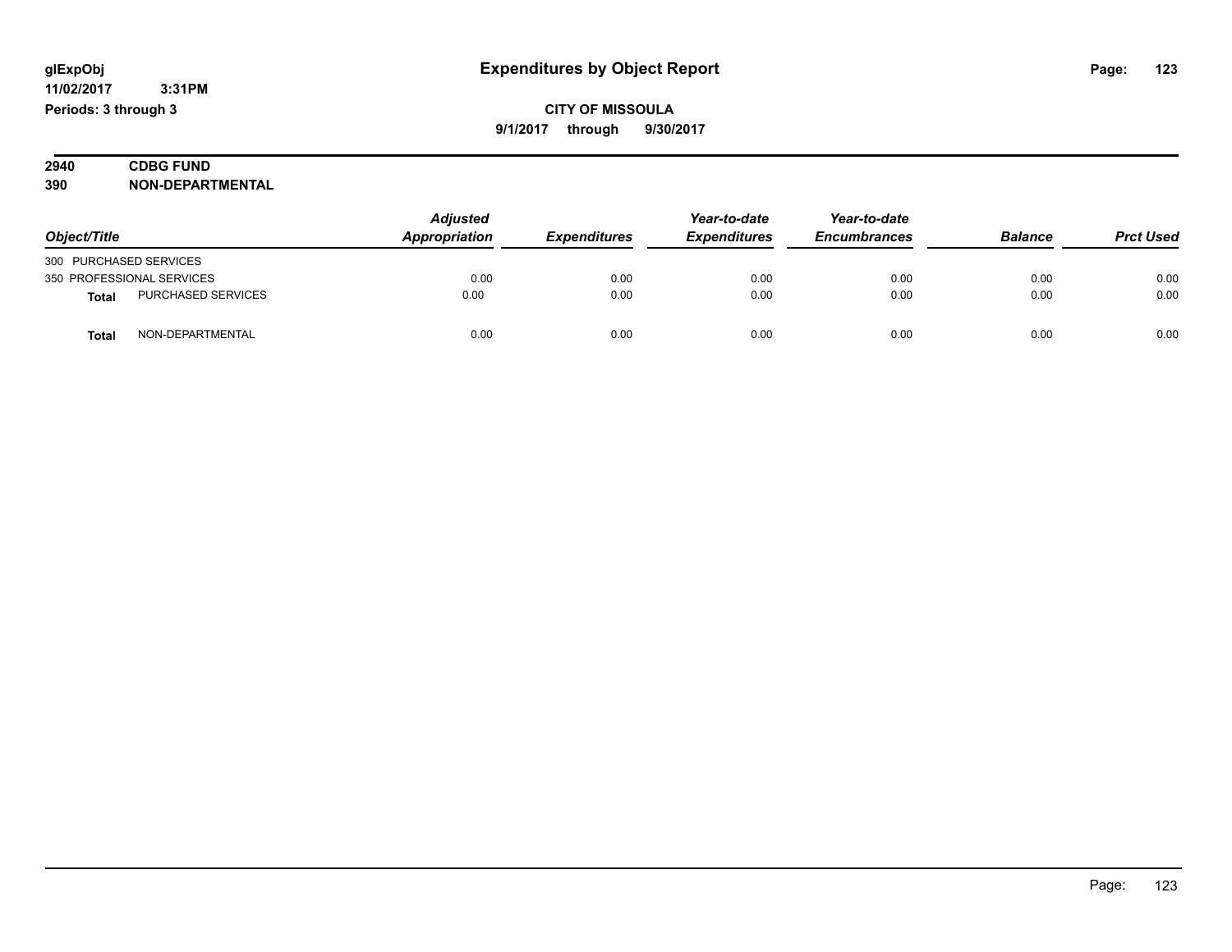# Expenditures by Object Report

glExpObj
11/02/2017 3:31PM
Periods: 3 through 3

**CITY OF MISSOULA**
**9/1/2017 through 9/30/2017**

**2940 CDBG FUND**
**390 NON-DEPARTMENTAL**

| Object/Title | | Adjusted Appropriation | Expenditures | Year-to-date Expenditures | Year-to-date Encumbrances | Balance | Prct Used |
|---|---|---|---|---|---|---|---|
| 300 PURCHASED SERVICES | | | | | | | |
| 350 PROFESSIONAL SERVICES | | 0.00 | 0.00 | 0.00 | 0.00 | 0.00 | 0.00 |
| **Total** | PURCHASED SERVICES | 0.00 | 0.00 | 0.00 | 0.00 | 0.00 | 0.00 |
| **Total** | NON-DEPARTMENTAL | 0.00 | 0.00 | 0.00 | 0.00 | 0.00 | 0.00 |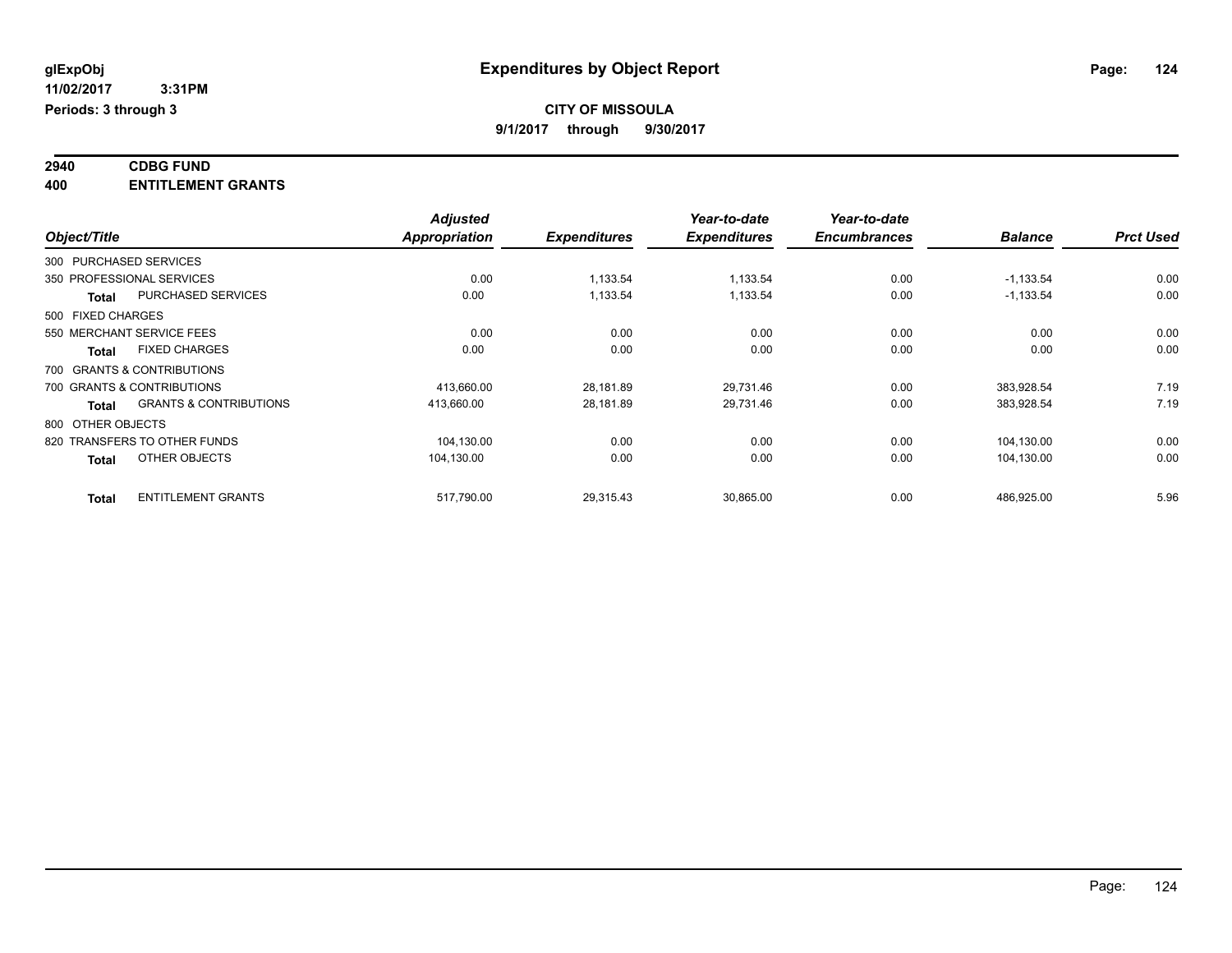glExpObj
11/02/2017 3:31PM
Periods: 3 through 3

# Expenditures by Object Report

**CITY OF MISSOULA**

**9/1/2017 through 9/30/2017**

**2940 CDBG FUND**
**400 ENTITLEMENT GRANTS**

| Object/Title | Adjusted Appropriation | Expenditures | Year-to-date Expenditures | Year-to-date Encumbrances | Balance | Prct Used |
|---|---|---|---|---|---|---|
| 300 PURCHASED SERVICES | | | | | | |
| 350 PROFESSIONAL SERVICES | 0.00 | 1,133.54 | 1,133.54 | 0.00 | -1,133.54 | 0.00 |
| **Total** PURCHASED SERVICES | 0.00 | 1,133.54 | 1,133.54 | 0.00 | -1,133.54 | 0.00 |
| 500 FIXED CHARGES | | | | | | |
| 550 MERCHANT SERVICE FEES | 0.00 | 0.00 | 0.00 | 0.00 | 0.00 | 0.00 |
| **Total** FIXED CHARGES | 0.00 | 0.00 | 0.00 | 0.00 | 0.00 | 0.00 |
| 700 GRANTS & CONTRIBUTIONS | | | | | | |
| 700 GRANTS & CONTRIBUTIONS | 413,660.00 | 28,181.89 | 29,731.46 | 0.00 | 383,928.54 | 7.19 |
| **Total** GRANTS & CONTRIBUTIONS | 413,660.00 | 28,181.89 | 29,731.46 | 0.00 | 383,928.54 | 7.19 |
| 800 OTHER OBJECTS | | | | | | |
| 820 TRANSFERS TO OTHER FUNDS | 104,130.00 | 0.00 | 0.00 | 0.00 | 104,130.00 | 0.00 |
| **Total** OTHER OBJECTS | 104,130.00 | 0.00 | 0.00 | 0.00 | 104,130.00 | 0.00 |
| **Total** ENTITLEMENT GRANTS | 517,790.00 | 29,315.43 | 30,865.00 | 0.00 | 486,925.00 | 5.96 |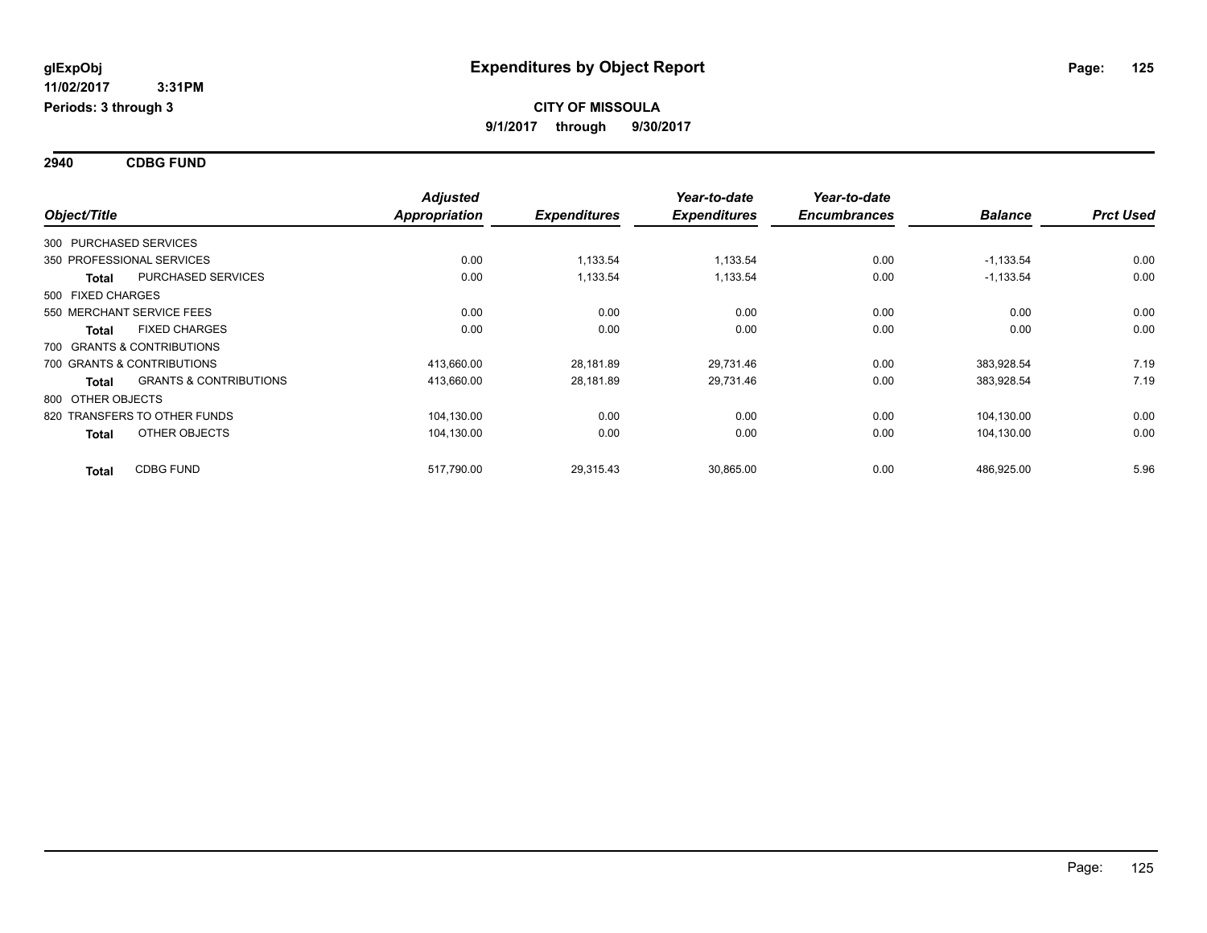**glExpObj**
**11/02/2017 3:31PM**
**Periods: 3 through 3**

# Expenditures by Object Report

**CITY OF MISSOULA**
**9/1/2017 through 9/30/2017**

## 2940 CDBG FUND

| Object/Title | | Adjusted Appropriation | Expenditures | Year-to-date Expenditures | Year-to-date Encumbrances | Balance | Prct Used |
|---|---|---|---|---|---|---|---|
| 300 PURCHASED SERVICES | | | | | | | |
| 350 PROFESSIONAL SERVICES | | 0.00 | 1,133.54 | 1,133.54 | 0.00 | -1,133.54 | 0.00 |
| **Total** | PURCHASED SERVICES | 0.00 | 1,133.54 | 1,133.54 | 0.00 | -1,133.54 | 0.00 |
| 500 FIXED CHARGES | | | | | | | |
| 550 MERCHANT SERVICE FEES | | 0.00 | 0.00 | 0.00 | 0.00 | 0.00 | 0.00 |
| **Total** | FIXED CHARGES | 0.00 | 0.00 | 0.00 | 0.00 | 0.00 | 0.00 |
| 700 GRANTS & CONTRIBUTIONS | | | | | | | |
| 700 GRANTS & CONTRIBUTIONS | | 413,660.00 | 28,181.89 | 29,731.46 | 0.00 | 383,928.54 | 7.19 |
| **Total** | GRANTS & CONTRIBUTIONS | 413,660.00 | 28,181.89 | 29,731.46 | 0.00 | 383,928.54 | 7.19 |
| 800 OTHER OBJECTS | | | | | | | |
| 820 TRANSFERS TO OTHER FUNDS | | 104,130.00 | 0.00 | 0.00 | 0.00 | 104,130.00 | 0.00 |
| **Total** | OTHER OBJECTS | 104,130.00 | 0.00 | 0.00 | 0.00 | 104,130.00 | 0.00 |
| **Total** | CDBG FUND | 517,790.00 | 29,315.43 | 30,865.00 | 0.00 | 486,925.00 | 5.96 |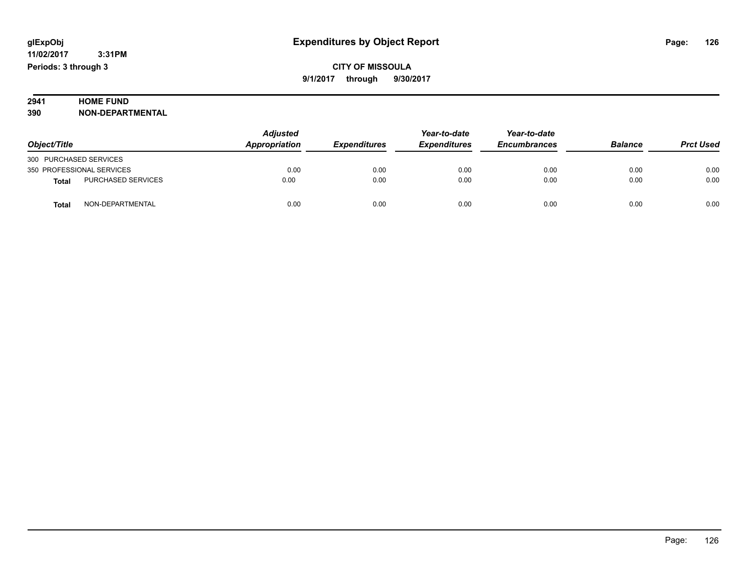# Expenditures by Object Report

glExpObj
11/02/2017 3:31PM
Periods: 3 through 3

**CITY OF MISSOULA**
**9/1/2017 through 9/30/2017**

**2941 HOME FUND**
**390 NON-DEPARTMENTAL**

| Object/Title | | Adjusted Appropriation | Expenditures | Year-to-date Expenditures | Year-to-date Encumbrances | Balance | Prct Used |
|---|---|---|---|---|---|---|---|
| 300 PURCHASED SERVICES | | | | | | | |
| 350 PROFESSIONAL SERVICES | | 0.00 | 0.00 | 0.00 | 0.00 | 0.00 | 0.00 |
| **Total** | PURCHASED SERVICES | 0.00 | 0.00 | 0.00 | 0.00 | 0.00 | 0.00 |
| **Total** | NON-DEPARTMENTAL | 0.00 | 0.00 | 0.00 | 0.00 | 0.00 | 0.00 |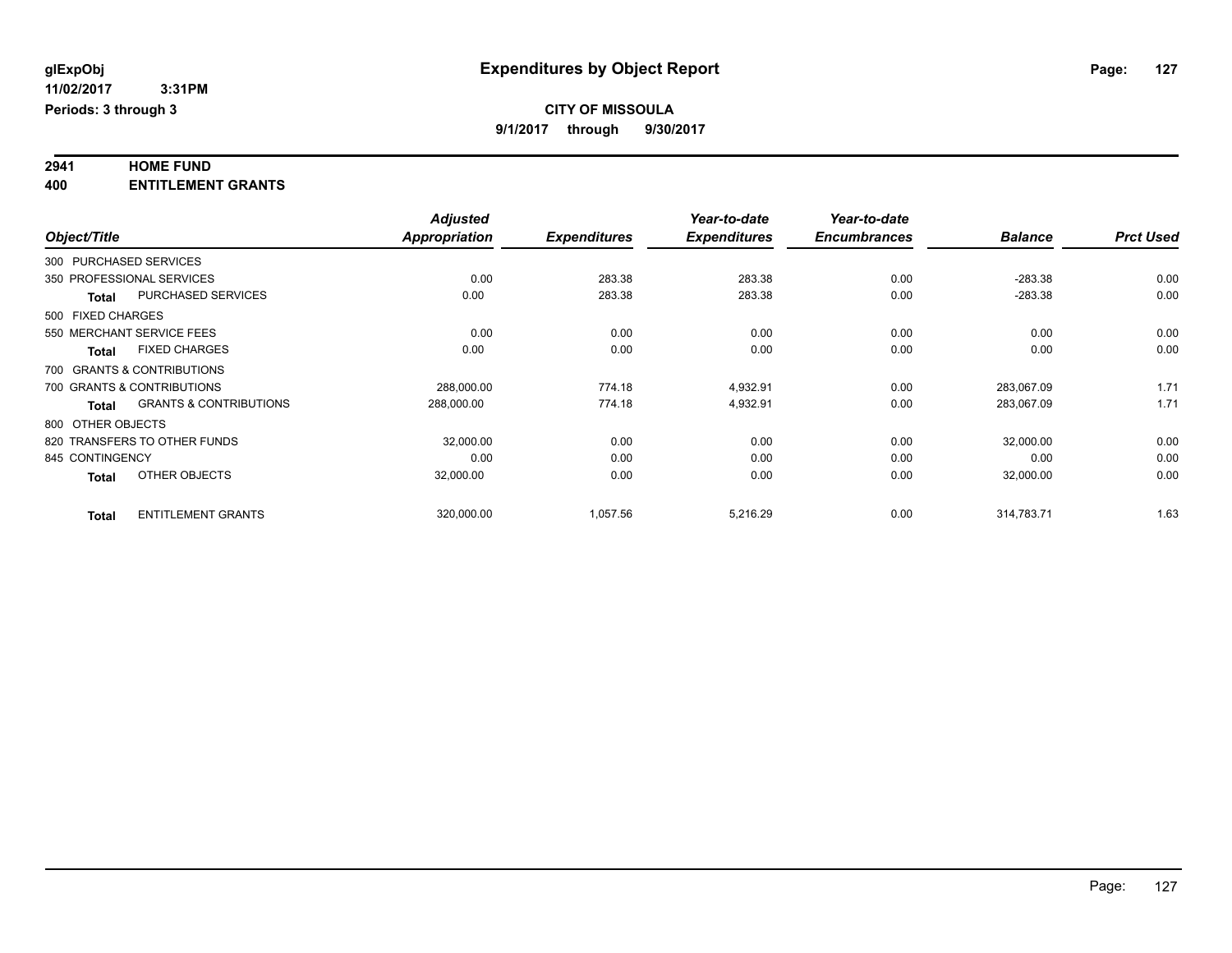# Expenditures by Object Report

glExpObj
11/02/2017 3:31PM
Periods: 3 through 3

**CITY OF MISSOULA**
9/1/2017 through 9/30/2017

**2941 HOME FUND**
**400 ENTITLEMENT GRANTS**

| Object/Title | | Adjusted Appropriation | Expenditures | Year-to-date Expenditures | Year-to-date Encumbrances | Balance | Prct Used |
|---|---|---|---|---|---|---|---|
| 300 PURCHASED SERVICES | | | | | | | |
| 350 PROFESSIONAL SERVICES | | 0.00 | 283.38 | 283.38 | 0.00 | -283.38 | 0.00 |
| **Total** | PURCHASED SERVICES | 0.00 | 283.38 | 283.38 | 0.00 | -283.38 | 0.00 |
| 500 FIXED CHARGES | | | | | | | |
| 550 MERCHANT SERVICE FEES | | 0.00 | 0.00 | 0.00 | 0.00 | 0.00 | 0.00 |
| **Total** | FIXED CHARGES | 0.00 | 0.00 | 0.00 | 0.00 | 0.00 | 0.00 |
| 700 GRANTS & CONTRIBUTIONS | | | | | | | |
| 700 GRANTS & CONTRIBUTIONS | | 288,000.00 | 774.18 | 4,932.91 | 0.00 | 283,067.09 | 1.71 |
| **Total** | GRANTS & CONTRIBUTIONS | 288,000.00 | 774.18 | 4,932.91 | 0.00 | 283,067.09 | 1.71 |
| 800 OTHER OBJECTS | | | | | | | |
| 820 TRANSFERS TO OTHER FUNDS | | 32,000.00 | 0.00 | 0.00 | 0.00 | 32,000.00 | 0.00 |
| 845 CONTINGENCY | | 0.00 | 0.00 | 0.00 | 0.00 | 0.00 | 0.00 |
| **Total** | OTHER OBJECTS | 32,000.00 | 0.00 | 0.00 | 0.00 | 32,000.00 | 0.00 |
| **Total** | ENTITLEMENT GRANTS | 320,000.00 | 1,057.56 | 5,216.29 | 0.00 | 314,783.71 | 1.63 |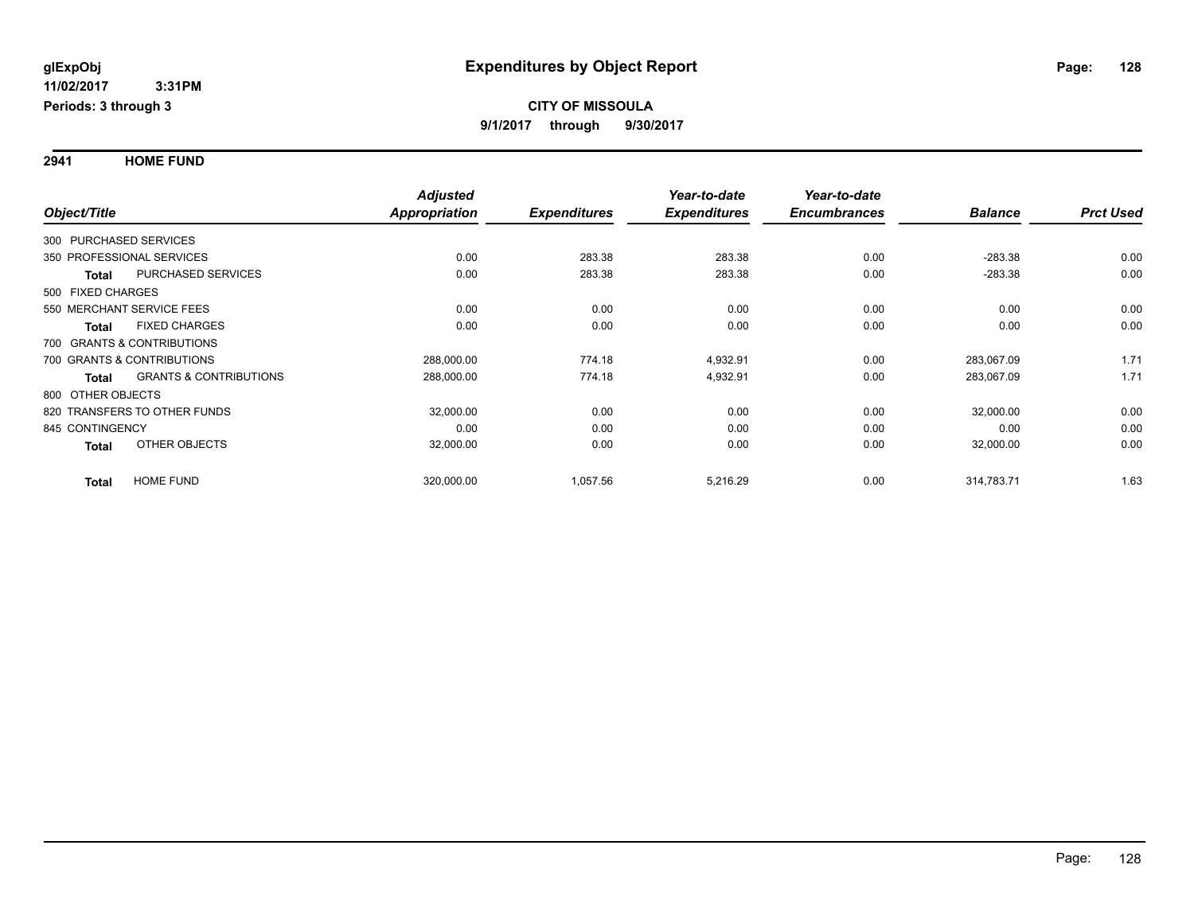# Expenditures by Object Report

glExpObj
11/02/2017 3:31PM
Periods: 3 through 3

**CITY OF MISSOULA**
**9/1/2017 through 9/30/2017**

## 2941 HOME FUND

| Object/Title | | Adjusted Appropriation | Expenditures | Year-to-date Expenditures | Year-to-date Encumbrances | Balance | Prct Used |
|---|---|---|---|---|---|---|---|
| 300 PURCHASED SERVICES | | | | | | | |
| 350 PROFESSIONAL SERVICES | | 0.00 | 283.38 | 283.38 | 0.00 | -283.38 | 0.00 |
| **Total** | PURCHASED SERVICES | 0.00 | 283.38 | 283.38 | 0.00 | -283.38 | 0.00 |
| 500 FIXED CHARGES | | | | | | | |
| 550 MERCHANT SERVICE FEES | | 0.00 | 0.00 | 0.00 | 0.00 | 0.00 | 0.00 |
| **Total** | FIXED CHARGES | 0.00 | 0.00 | 0.00 | 0.00 | 0.00 | 0.00 |
| 700 GRANTS & CONTRIBUTIONS | | | | | | | |
| 700 GRANTS & CONTRIBUTIONS | | 288,000.00 | 774.18 | 4,932.91 | 0.00 | 283,067.09 | 1.71 |
| **Total** | GRANTS & CONTRIBUTIONS | 288,000.00 | 774.18 | 4,932.91 | 0.00 | 283,067.09 | 1.71 |
| 800 OTHER OBJECTS | | | | | | | |
| 820 TRANSFERS TO OTHER FUNDS | | 32,000.00 | 0.00 | 0.00 | 0.00 | 32,000.00 | 0.00 |
| 845 CONTINGENCY | | 0.00 | 0.00 | 0.00 | 0.00 | 0.00 | 0.00 |
| **Total** | OTHER OBJECTS | 32,000.00 | 0.00 | 0.00 | 0.00 | 32,000.00 | 0.00 |
| **Total** | HOME FUND | 320,000.00 | 1,057.56 | 5,216.29 | 0.00 | 314,783.71 | 1.63 |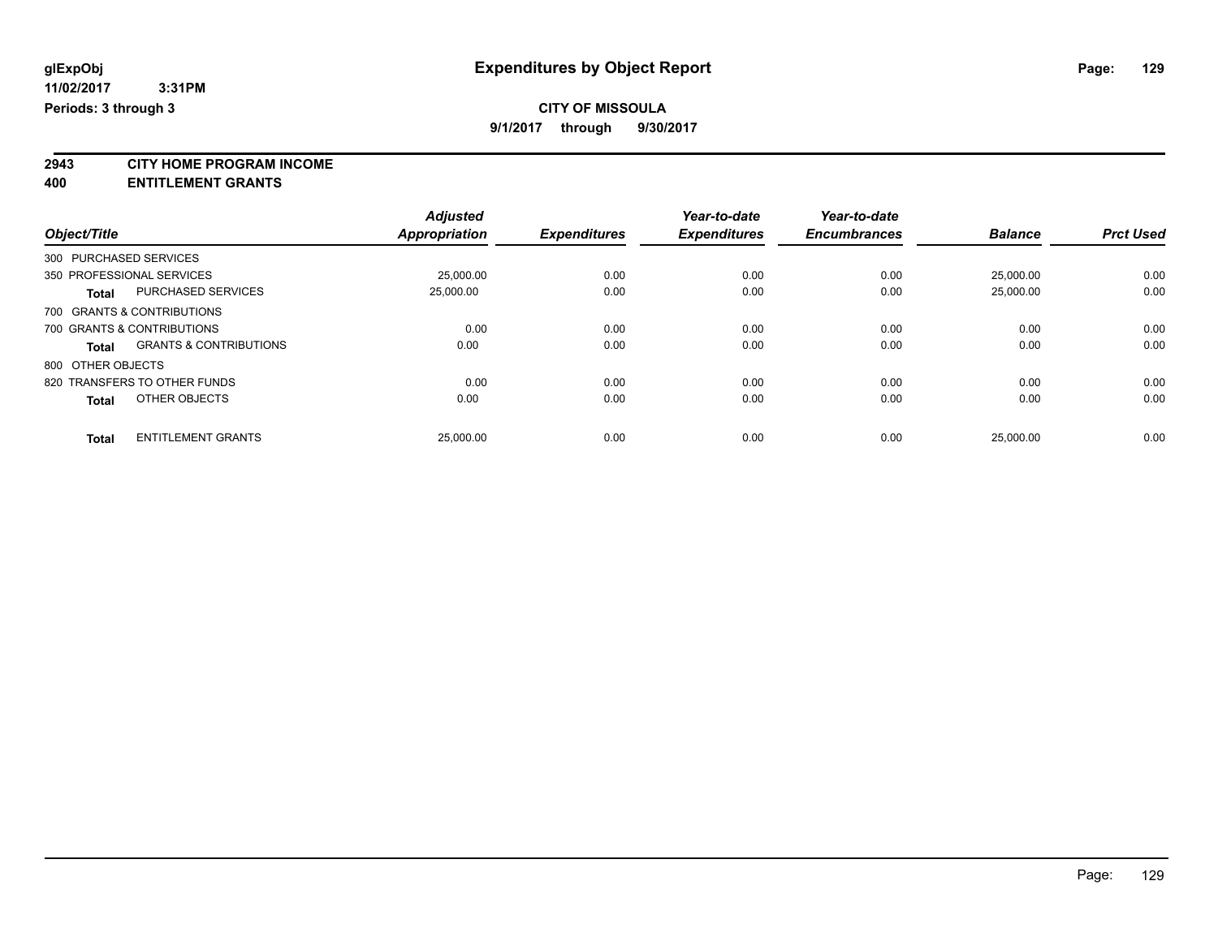glExpObj
11/02/2017 3:31PM
Periods: 3 through 3

# Expenditures by Object Report

**CITY OF MISSOULA**

**9/1/2017 through 9/30/2017**

**2943 CITY HOME PROGRAM INCOME**
**400 ENTITLEMENT GRANTS**

| Object/Title | | Adjusted Appropriation | Expenditures | Year-to-date Expenditures | Year-to-date Encumbrances | Balance | Prct Used |
|---|---|---|---|---|---|---|---|
| 300 PURCHASED SERVICES | | | | | | | |
| 350 PROFESSIONAL SERVICES | | 25,000.00 | 0.00 | 0.00 | 0.00 | 25,000.00 | 0.00 |
| **Total** | PURCHASED SERVICES | 25,000.00 | 0.00 | 0.00 | 0.00 | 25,000.00 | 0.00 |
| 700 GRANTS & CONTRIBUTIONS | | | | | | | |
| 700 GRANTS & CONTRIBUTIONS | | 0.00 | 0.00 | 0.00 | 0.00 | 0.00 | 0.00 |
| **Total** | GRANTS & CONTRIBUTIONS | 0.00 | 0.00 | 0.00 | 0.00 | 0.00 | 0.00 |
| 800 OTHER OBJECTS | | | | | | | |
| 820 TRANSFERS TO OTHER FUNDS | | 0.00 | 0.00 | 0.00 | 0.00 | 0.00 | 0.00 |
| **Total** | OTHER OBJECTS | 0.00 | 0.00 | 0.00 | 0.00 | 0.00 | 0.00 |
| **Total** | ENTITLEMENT GRANTS | 25,000.00 | 0.00 | 0.00 | 0.00 | 25,000.00 | 0.00 |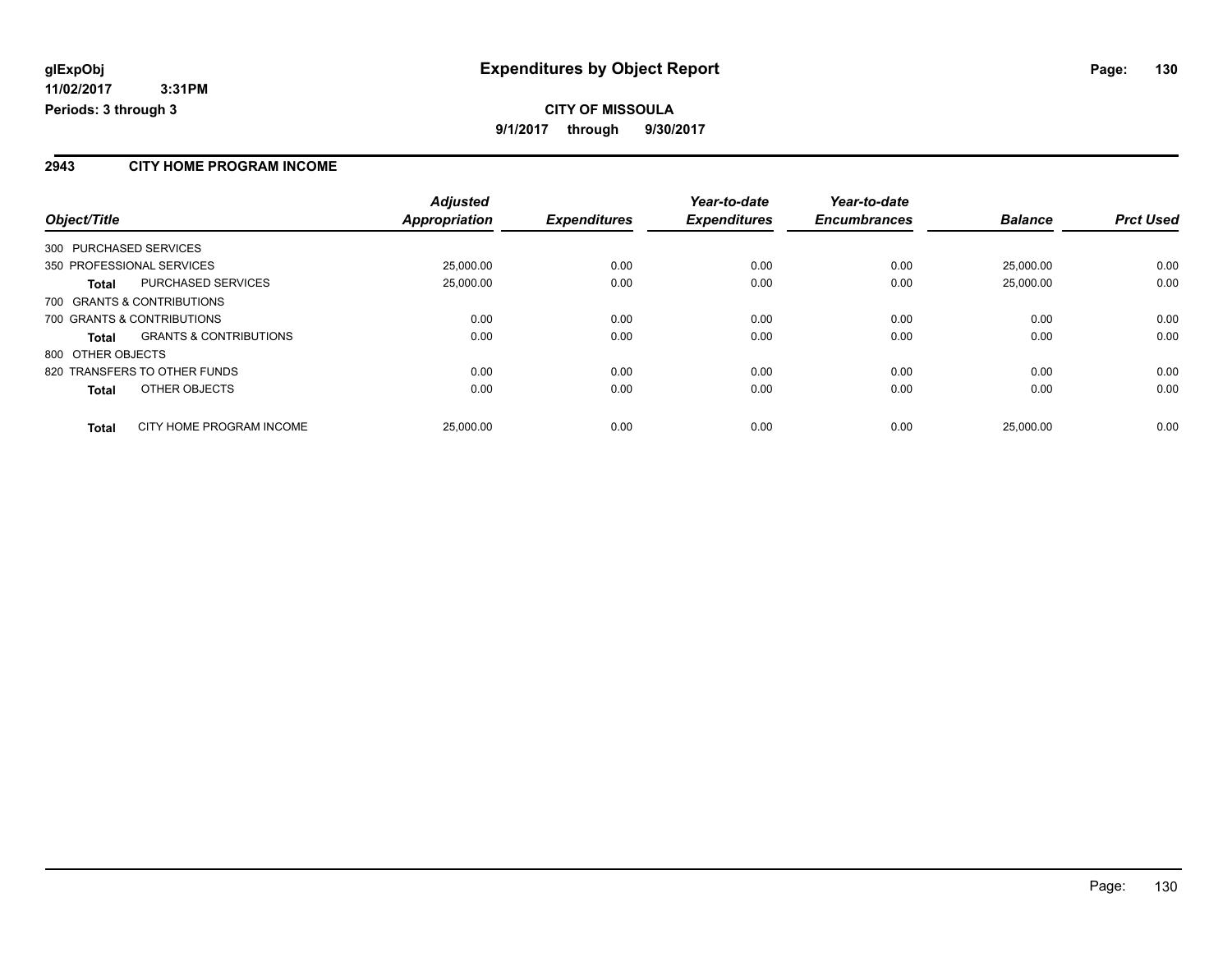# Expenditures by Object Report

glExpObj
11/02/2017 3:31PM
Periods: 3 through 3

**CITY OF MISSOULA**

**9/1/2017 through 9/30/2017**

## 2943 CITY HOME PROGRAM INCOME

| Object/Title | Adjusted Appropriation | Expenditures | Year-to-date Expenditures | Year-to-date Encumbrances | Balance | Prct Used |
|---|---|---|---|---|---|---|
| 300 PURCHASED SERVICES | | | | | | |
| 350 PROFESSIONAL SERVICES | 25,000.00 | 0.00 | 0.00 | 0.00 | 25,000.00 | 0.00 |
| **Total** PURCHASED SERVICES | 25,000.00 | 0.00 | 0.00 | 0.00 | 25,000.00 | 0.00 |
| 700 GRANTS & CONTRIBUTIONS | | | | | | |
| 700 GRANTS & CONTRIBUTIONS | 0.00 | 0.00 | 0.00 | 0.00 | 0.00 | 0.00 |
| **Total** GRANTS & CONTRIBUTIONS | 0.00 | 0.00 | 0.00 | 0.00 | 0.00 | 0.00 |
| 800 OTHER OBJECTS | | | | | | |
| 820 TRANSFERS TO OTHER FUNDS | 0.00 | 0.00 | 0.00 | 0.00 | 0.00 | 0.00 |
| **Total** OTHER OBJECTS | 0.00 | 0.00 | 0.00 | 0.00 | 0.00 | 0.00 |
| **Total** CITY HOME PROGRAM INCOME | 25,000.00 | 0.00 | 0.00 | 0.00 | 25,000.00 | 0.00 |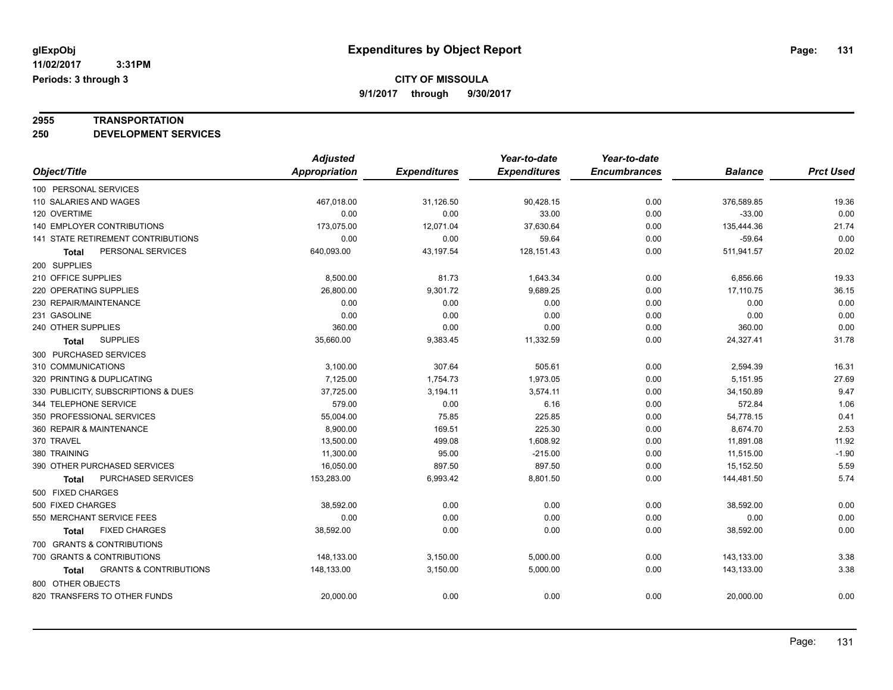# Expenditures by Object Report

glExpObj
11/02/2017 3:31PM
Periods: 3 through 3

**CITY OF MISSOULA**
9/1/2017 through 9/30/2017

## 2955 TRANSPORTATION
## 250 DEVELOPMENT SERVICES

| Object/Title | Adjusted Appropriation | Expenditures | Year-to-date Expenditures | Year-to-date Encumbrances | Balance | Prct Used |
|---|---|---|---|---|---|---|
| 100 PERSONAL SERVICES | | | | | | |
| 110 SALARIES AND WAGES | 467,018.00 | 31,126.50 | 90,428.15 | 0.00 | 376,589.85 | 19.36 |
| 120 OVERTIME | 0.00 | 0.00 | 33.00 | 0.00 | -33.00 | 0.00 |
| 140 EMPLOYER CONTRIBUTIONS | 173,075.00 | 12,071.04 | 37,630.64 | 0.00 | 135,444.36 | 21.74 |
| 141 STATE RETIREMENT CONTRIBUTIONS | 0.00 | 0.00 | 59.64 | 0.00 | -59.64 | 0.00 |
| **Total** PERSONAL SERVICES | 640,093.00 | 43,197.54 | 128,151.43 | 0.00 | 511,941.57 | 20.02 |
| 200 SUPPLIES | | | | | | |
| 210 OFFICE SUPPLIES | 8,500.00 | 81.73 | 1,643.34 | 0.00 | 6,856.66 | 19.33 |
| 220 OPERATING SUPPLIES | 26,800.00 | 9,301.72 | 9,689.25 | 0.00 | 17,110.75 | 36.15 |
| 230 REPAIR/MAINTENANCE | 0.00 | 0.00 | 0.00 | 0.00 | 0.00 | 0.00 |
| 231 GASOLINE | 0.00 | 0.00 | 0.00 | 0.00 | 0.00 | 0.00 |
| 240 OTHER SUPPLIES | 360.00 | 0.00 | 0.00 | 0.00 | 360.00 | 0.00 |
| **Total** SUPPLIES | 35,660.00 | 9,383.45 | 11,332.59 | 0.00 | 24,327.41 | 31.78 |
| 300 PURCHASED SERVICES | | | | | | |
| 310 COMMUNICATIONS | 3,100.00 | 307.64 | 505.61 | 0.00 | 2,594.39 | 16.31 |
| 320 PRINTING & DUPLICATING | 7,125.00 | 1,754.73 | 1,973.05 | 0.00 | 5,151.95 | 27.69 |
| 330 PUBLICITY, SUBSCRIPTIONS & DUES | 37,725.00 | 3,194.11 | 3,574.11 | 0.00 | 34,150.89 | 9.47 |
| 344 TELEPHONE SERVICE | 579.00 | 0.00 | 6.16 | 0.00 | 572.84 | 1.06 |
| 350 PROFESSIONAL SERVICES | 55,004.00 | 75.85 | 225.85 | 0.00 | 54,778.15 | 0.41 |
| 360 REPAIR & MAINTENANCE | 8,900.00 | 169.51 | 225.30 | 0.00 | 8,674.70 | 2.53 |
| 370 TRAVEL | 13,500.00 | 499.08 | 1,608.92 | 0.00 | 11,891.08 | 11.92 |
| 380 TRAINING | 11,300.00 | 95.00 | -215.00 | 0.00 | 11,515.00 | -1.90 |
| 390 OTHER PURCHASED SERVICES | 16,050.00 | 897.50 | 897.50 | 0.00 | 15,152.50 | 5.59 |
| **Total** PURCHASED SERVICES | 153,283.00 | 6,993.42 | 8,801.50 | 0.00 | 144,481.50 | 5.74 |
| 500 FIXED CHARGES | | | | | | |
| 500 FIXED CHARGES | 38,592.00 | 0.00 | 0.00 | 0.00 | 38,592.00 | 0.00 |
| 550 MERCHANT SERVICE FEES | 0.00 | 0.00 | 0.00 | 0.00 | 0.00 | 0.00 |
| **Total** FIXED CHARGES | 38,592.00 | 0.00 | 0.00 | 0.00 | 38,592.00 | 0.00 |
| 700 GRANTS & CONTRIBUTIONS | | | | | | |
| 700 GRANTS & CONTRIBUTIONS | 148,133.00 | 3,150.00 | 5,000.00 | 0.00 | 143,133.00 | 3.38 |
| **Total** GRANTS & CONTRIBUTIONS | 148,133.00 | 3,150.00 | 5,000.00 | 0.00 | 143,133.00 | 3.38 |
| 800 OTHER OBJECTS | | | | | | |
| 820 TRANSFERS TO OTHER FUNDS | 20,000.00 | 0.00 | 0.00 | 0.00 | 20,000.00 | 0.00 |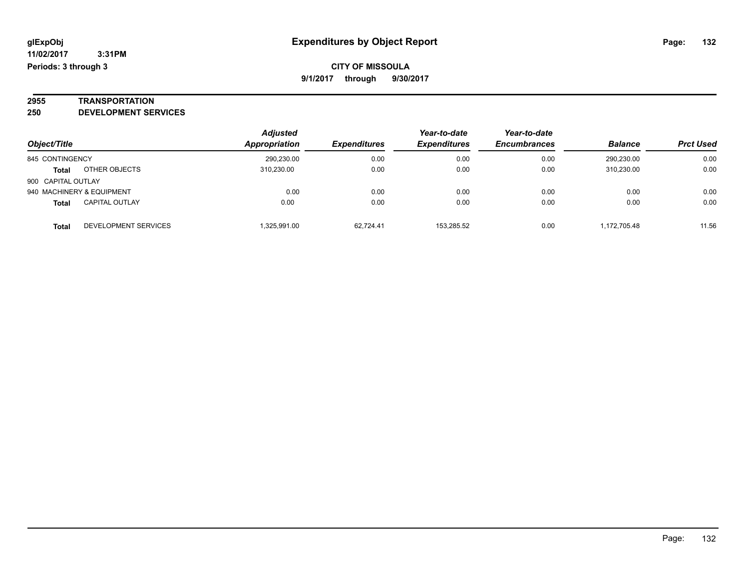**glExpObj** **Expenditures by Object Report**

**11/02/2017 3:31PM**

**Periods: 3 through 3**

**CITY OF MISSOULA**

**9/1/2017 through 9/30/2017**

**2955 TRANSPORTATION**

**250 DEVELOPMENT SERVICES**

| Object/Title | | Adjusted Appropriation | Expenditures | Year-to-date Expenditures | Year-to-date Encumbrances | Balance | Prct Used |
|---|---|---|---|---|---|---|---|
| 845 CONTINGENCY | | 290,230.00 | 0.00 | 0.00 | 0.00 | 290,230.00 | 0.00 |
| **Total** | OTHER OBJECTS | 310,230.00 | 0.00 | 0.00 | 0.00 | 310,230.00 | 0.00 |
| 900 CAPITAL OUTLAY | | | | | | | |
| 940 MACHINERY & EQUIPMENT | | 0.00 | 0.00 | 0.00 | 0.00 | 0.00 | 0.00 |
| **Total** | CAPITAL OUTLAY | 0.00 | 0.00 | 0.00 | 0.00 | 0.00 | 0.00 |
| **Total** | DEVELOPMENT SERVICES | 1,325,991.00 | 62,724.41 | 153,285.52 | 0.00 | 1,172,705.48 | 11.56 |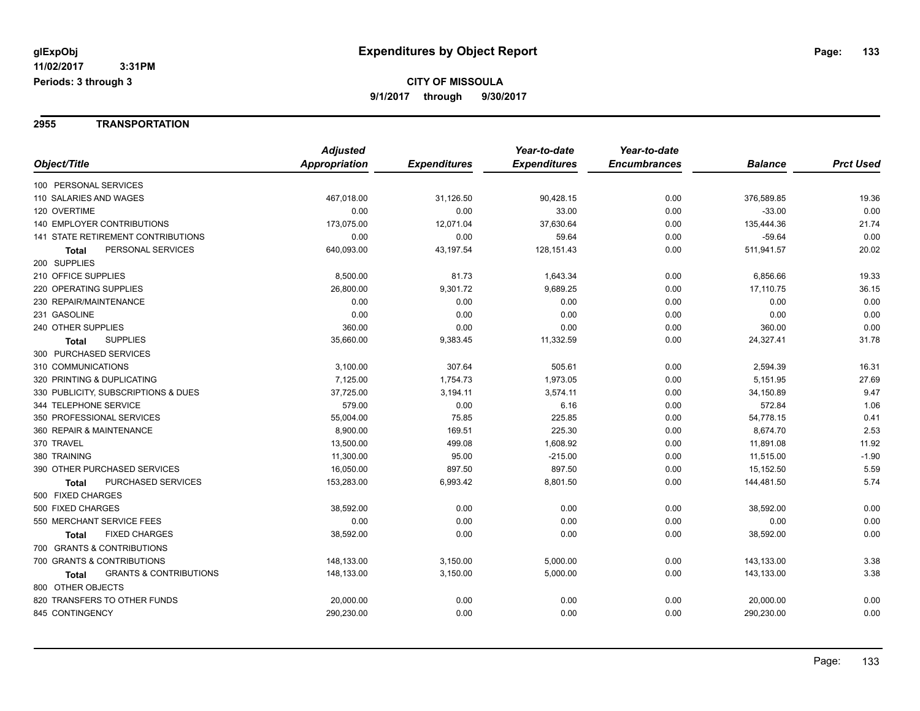glExpObj
11/02/2017 3:31PM
Periods: 3 through 3

# Expenditures by Object Report

**CITY OF MISSOULA**
**9/1/2017 through 9/30/2017**

## 2955 TRANSPORTATION

| Object/Title | Adjusted Appropriation | Expenditures | Year-to-date Expenditures | Year-to-date Encumbrances | Balance | Prct Used |
|---|---|---|---|---|---|---|
| 100 PERSONAL SERVICES | | | | | | |
| 110 SALARIES AND WAGES | 467,018.00 | 31,126.50 | 90,428.15 | 0.00 | 376,589.85 | 19.36 |
| 120 OVERTIME | 0.00 | 0.00 | 33.00 | 0.00 | -33.00 | 0.00 |
| 140 EMPLOYER CONTRIBUTIONS | 173,075.00 | 12,071.04 | 37,630.64 | 0.00 | 135,444.36 | 21.74 |
| 141 STATE RETIREMENT CONTRIBUTIONS | 0.00 | 0.00 | 59.64 | 0.00 | -59.64 | 0.00 |
| **Total** PERSONAL SERVICES | 640,093.00 | 43,197.54 | 128,151.43 | 0.00 | 511,941.57 | 20.02 |
| 200 SUPPLIES | | | | | | |
| 210 OFFICE SUPPLIES | 8,500.00 | 81.73 | 1,643.34 | 0.00 | 6,856.66 | 19.33 |
| 220 OPERATING SUPPLIES | 26,800.00 | 9,301.72 | 9,689.25 | 0.00 | 17,110.75 | 36.15 |
| 230 REPAIR/MAINTENANCE | 0.00 | 0.00 | 0.00 | 0.00 | 0.00 | 0.00 |
| 231 GASOLINE | 0.00 | 0.00 | 0.00 | 0.00 | 0.00 | 0.00 |
| 240 OTHER SUPPLIES | 360.00 | 0.00 | 0.00 | 0.00 | 360.00 | 0.00 |
| **Total** SUPPLIES | 35,660.00 | 9,383.45 | 11,332.59 | 0.00 | 24,327.41 | 31.78 |
| 300 PURCHASED SERVICES | | | | | | |
| 310 COMMUNICATIONS | 3,100.00 | 307.64 | 505.61 | 0.00 | 2,594.39 | 16.31 |
| 320 PRINTING & DUPLICATING | 7,125.00 | 1,754.73 | 1,973.05 | 0.00 | 5,151.95 | 27.69 |
| 330 PUBLICITY, SUBSCRIPTIONS & DUES | 37,725.00 | 3,194.11 | 3,574.11 | 0.00 | 34,150.89 | 9.47 |
| 344 TELEPHONE SERVICE | 579.00 | 0.00 | 6.16 | 0.00 | 572.84 | 1.06 |
| 350 PROFESSIONAL SERVICES | 55,004.00 | 75.85 | 225.85 | 0.00 | 54,778.15 | 0.41 |
| 360 REPAIR & MAINTENANCE | 8,900.00 | 169.51 | 225.30 | 0.00 | 8,674.70 | 2.53 |
| 370 TRAVEL | 13,500.00 | 499.08 | 1,608.92 | 0.00 | 11,891.08 | 11.92 |
| 380 TRAINING | 11,300.00 | 95.00 | -215.00 | 0.00 | 11,515.00 | -1.90 |
| 390 OTHER PURCHASED SERVICES | 16,050.00 | 897.50 | 897.50 | 0.00 | 15,152.50 | 5.59 |
| **Total** PURCHASED SERVICES | 153,283.00 | 6,993.42 | 8,801.50 | 0.00 | 144,481.50 | 5.74 |
| 500 FIXED CHARGES | | | | | | |
| 500 FIXED CHARGES | 38,592.00 | 0.00 | 0.00 | 0.00 | 38,592.00 | 0.00 |
| 550 MERCHANT SERVICE FEES | 0.00 | 0.00 | 0.00 | 0.00 | 0.00 | 0.00 |
| **Total** FIXED CHARGES | 38,592.00 | 0.00 | 0.00 | 0.00 | 38,592.00 | 0.00 |
| 700 GRANTS & CONTRIBUTIONS | | | | | | |
| 700 GRANTS & CONTRIBUTIONS | 148,133.00 | 3,150.00 | 5,000.00 | 0.00 | 143,133.00 | 3.38 |
| **Total** GRANTS & CONTRIBUTIONS | 148,133.00 | 3,150.00 | 5,000.00 | 0.00 | 143,133.00 | 3.38 |
| 800 OTHER OBJECTS | | | | | | |
| 820 TRANSFERS TO OTHER FUNDS | 20,000.00 | 0.00 | 0.00 | 0.00 | 20,000.00 | 0.00 |
| 845 CONTINGENCY | 290,230.00 | 0.00 | 0.00 | 0.00 | 290,230.00 | 0.00 |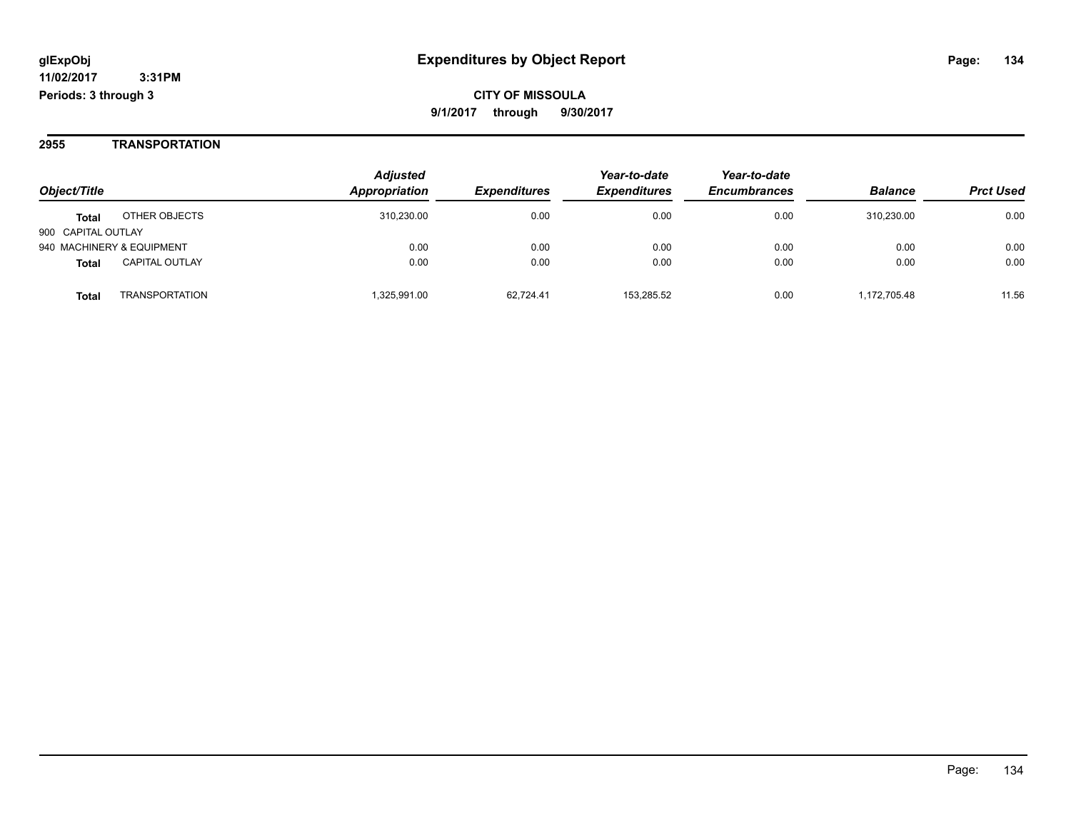**glExpObj** **Expenditures by Object Report**

**11/02/2017 3:31PM**

**Periods: 3 through 3**

**CITY OF MISSOULA**

**9/1/2017 through 9/30/2017**

## 2955 TRANSPORTATION

| Object/Title | Adjusted Appropriation | Expenditures | Year-to-date Expenditures | Year-to-date Encumbrances | Balance | Prct Used |
|---|---|---|---|---|---|---|
| **Total** OTHER OBJECTS | 310,230.00 | 0.00 | 0.00 | 0.00 | 310,230.00 | 0.00 |
| 900 CAPITAL OUTLAY | | | | | | |
| 940 MACHINERY & EQUIPMENT | 0.00 | 0.00 | 0.00 | 0.00 | 0.00 | 0.00 |
| **Total** CAPITAL OUTLAY | 0.00 | 0.00 | 0.00 | 0.00 | 0.00 | 0.00 |
| **Total** TRANSPORTATION | 1,325,991.00 | 62,724.41 | 153,285.52 | 0.00 | 1,172,705.48 | 11.56 |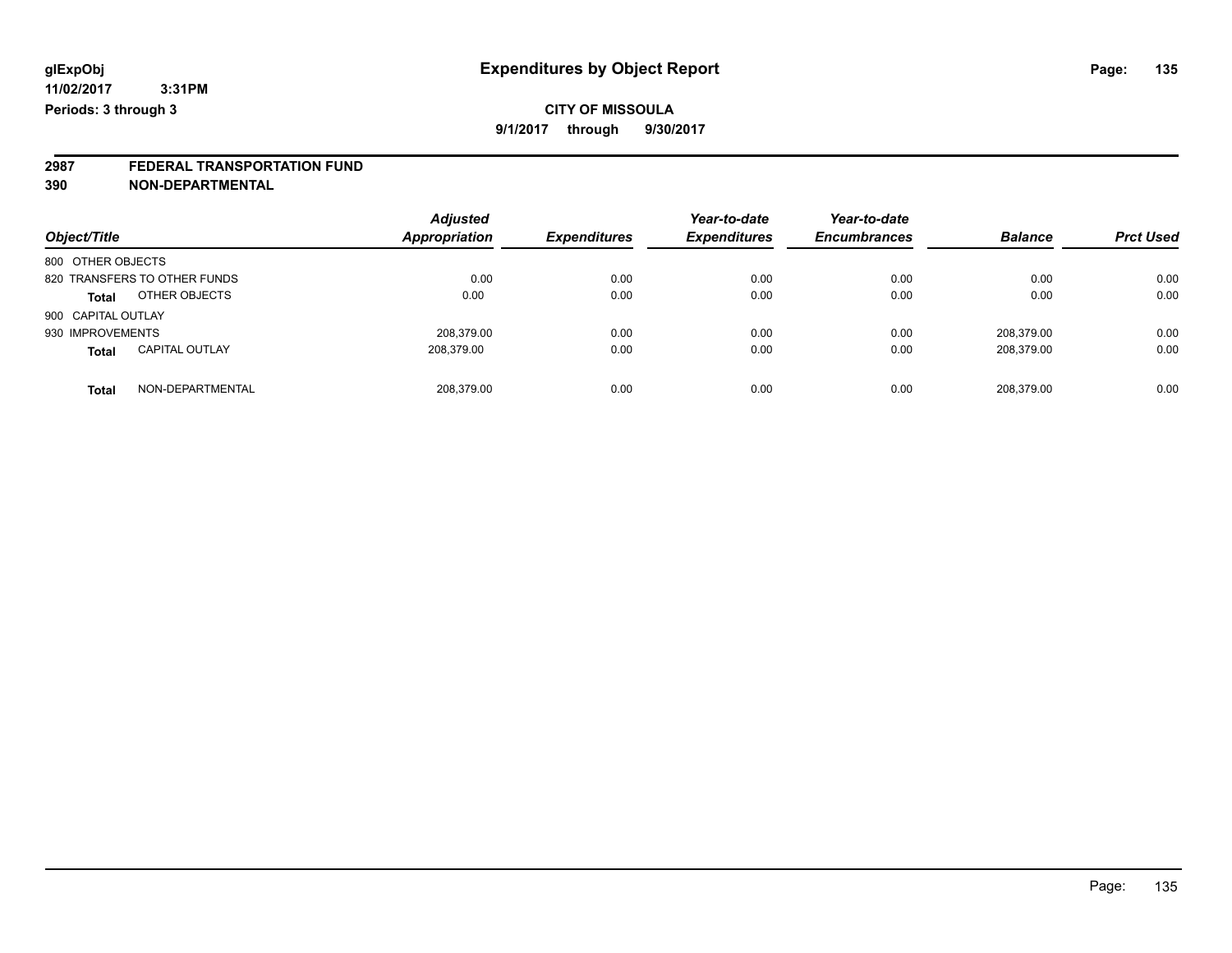# Expenditures by Object Report

glExpObj
11/02/2017 3:31PM
Periods: 3 through 3

**CITY OF MISSOULA**

**9/1/2017 through 9/30/2017**

**2987 FEDERAL TRANSPORTATION FUND**
**390 NON-DEPARTMENTAL**

| Object/Title | Adjusted Appropriation | Expenditures | Year-to-date Expenditures | Year-to-date Encumbrances | Balance | Prct Used |
|---|---|---|---|---|---|---|
| 800 OTHER OBJECTS | | | | | | |
| 820 TRANSFERS TO OTHER FUNDS | 0.00 | 0.00 | 0.00 | 0.00 | 0.00 | 0.00 |
| **Total** OTHER OBJECTS | 0.00 | 0.00 | 0.00 | 0.00 | 0.00 | 0.00 |
| 900 CAPITAL OUTLAY | | | | | | |
| 930 IMPROVEMENTS | 208,379.00 | 0.00 | 0.00 | 0.00 | 208,379.00 | 0.00 |
| **Total** CAPITAL OUTLAY | 208,379.00 | 0.00 | 0.00 | 0.00 | 208,379.00 | 0.00 |
| **Total** NON-DEPARTMENTAL | 208,379.00 | 0.00 | 0.00 | 0.00 | 208,379.00 | 0.00 |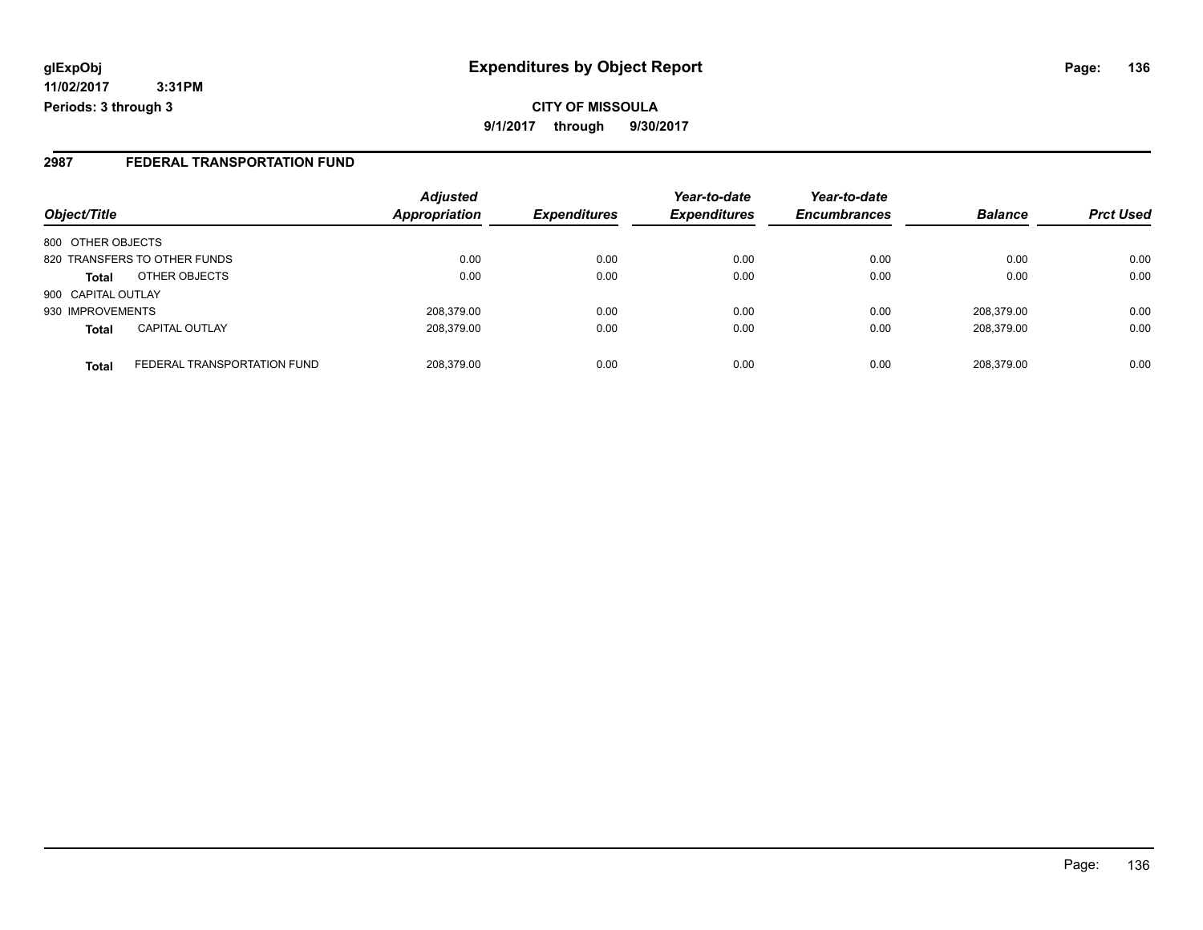# Expenditures by Object Report

glExpObj
11/02/2017 3:31PM
Periods: 3 through 3

**CITY OF MISSOULA**
**9/1/2017 through 9/30/2017**

## 2987 FEDERAL TRANSPORTATION FUND

| Object/Title | Adjusted Appropriation | Expenditures | Year-to-date Expenditures | Year-to-date Encumbrances | Balance | Prct Used |
|---|---|---|---|---|---|---|
| 800 OTHER OBJECTS | | | | | | |
| 820 TRANSFERS TO OTHER FUNDS | 0.00 | 0.00 | 0.00 | 0.00 | 0.00 | 0.00 |
| **Total** OTHER OBJECTS | 0.00 | 0.00 | 0.00 | 0.00 | 0.00 | 0.00 |
| 900 CAPITAL OUTLAY | | | | | | |
| 930 IMPROVEMENTS | 208,379.00 | 0.00 | 0.00 | 0.00 | 208,379.00 | 0.00 |
| **Total** CAPITAL OUTLAY | 208,379.00 | 0.00 | 0.00 | 0.00 | 208,379.00 | 0.00 |
| **Total** FEDERAL TRANSPORTATION FUND | 208,379.00 | 0.00 | 0.00 | 0.00 | 208,379.00 | 0.00 |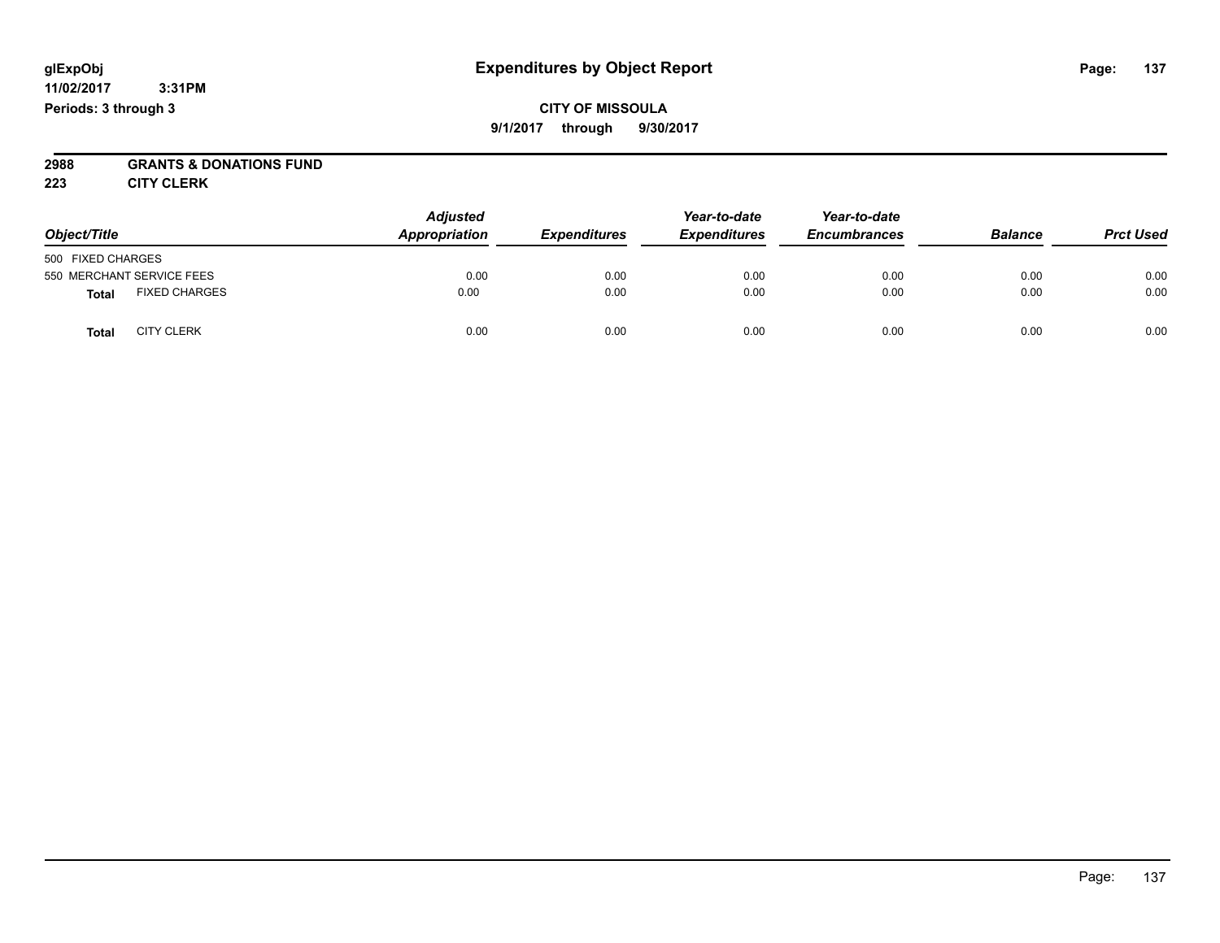# Expenditures by Object Report

glExpObj
11/02/2017 3:31PM
Periods: 3 through 3

**CITY OF MISSOULA**
**9/1/2017 through 9/30/2017**

**2988 GRANTS & DONATIONS FUND**
**223 CITY CLERK**

| Object/Title | | Adjusted Appropriation | Expenditures | Year-to-date Expenditures | Year-to-date Encumbrances | Balance | Prct Used |
|---|---|---|---|---|---|---|---|
| 500 FIXED CHARGES | | | | | | | |
| 550 MERCHANT SERVICE FEES | | 0.00 | 0.00 | 0.00 | 0.00 | 0.00 | 0.00 |
| **Total** | FIXED CHARGES | 0.00 | 0.00 | 0.00 | 0.00 | 0.00 | 0.00 |
| **Total** | CITY CLERK | 0.00 | 0.00 | 0.00 | 0.00 | 0.00 | 0.00 |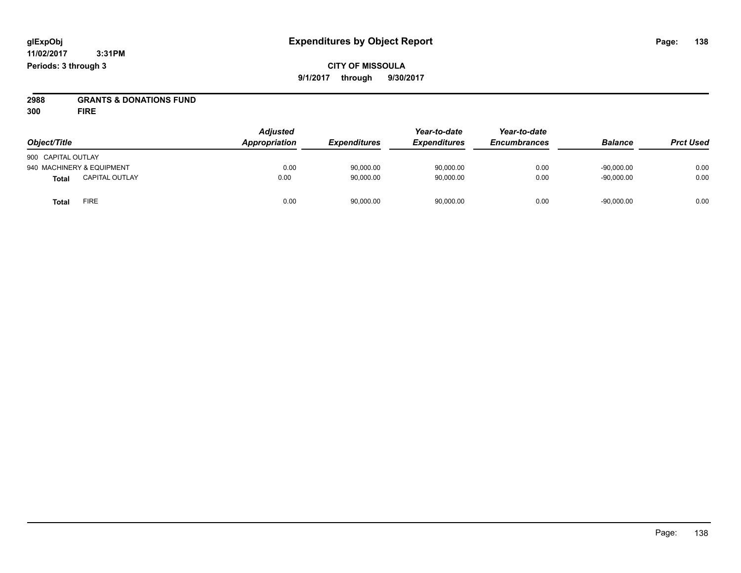glExpObj
11/02/2017 3:31PM
Periods: 3 through 3

# Expenditures by Object Report

**CITY OF MISSOULA**

**9/1/2017 through 9/30/2017**

**2988 GRANTS & DONATIONS FUND**

**300 FIRE**

| Object/Title | Adjusted Appropriation | Expenditures | Year-to-date Expenditures | Year-to-date Encumbrances | Balance | Prct Used |
|---|---|---|---|---|---|---|
| 900 CAPITAL OUTLAY | | | | | | |
| 940 MACHINERY & EQUIPMENT | 0.00 | 90,000.00 | 90,000.00 | 0.00 | -90,000.00 | 0.00 |
| **Total** CAPITAL OUTLAY | 0.00 | 90,000.00 | 90,000.00 | 0.00 | -90,000.00 | 0.00 |
| **Total** FIRE | 0.00 | 90,000.00 | 90,000.00 | 0.00 | -90,000.00 | 0.00 |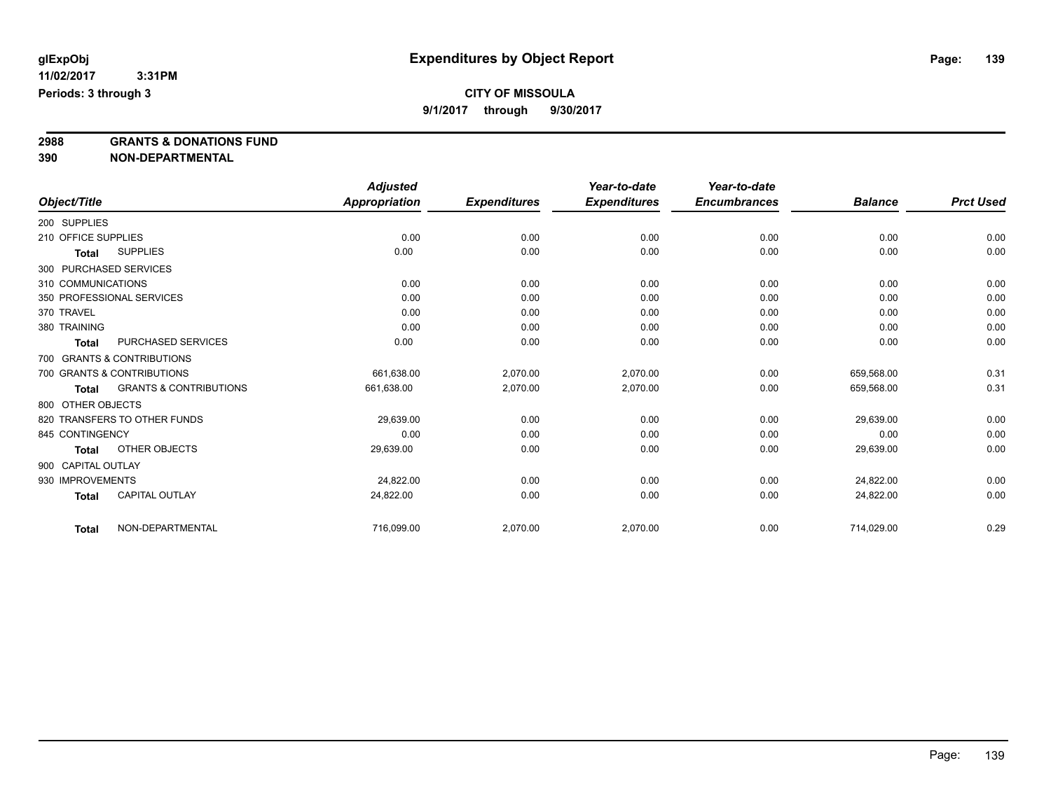# Expenditures by Object Report

glExpObj
11/02/2017 3:31PM
Periods: 3 through 3

**CITY OF MISSOULA**
**9/1/2017 through 9/30/2017**

**2988 GRANTS & DONATIONS FUND**
**390 NON-DEPARTMENTAL**

| Object/Title | Adjusted Appropriation | Expenditures | Year-to-date Expenditures | Year-to-date Encumbrances | Balance | Prct Used |
|---|---|---|---|---|---|---|
| 200 SUPPLIES | | | | | | |
| 210 OFFICE SUPPLIES | 0.00 | 0.00 | 0.00 | 0.00 | 0.00 | 0.00 |
| **Total** SUPPLIES | 0.00 | 0.00 | 0.00 | 0.00 | 0.00 | 0.00 |
| 300 PURCHASED SERVICES | | | | | | |
| 310 COMMUNICATIONS | 0.00 | 0.00 | 0.00 | 0.00 | 0.00 | 0.00 |
| 350 PROFESSIONAL SERVICES | 0.00 | 0.00 | 0.00 | 0.00 | 0.00 | 0.00 |
| 370 TRAVEL | 0.00 | 0.00 | 0.00 | 0.00 | 0.00 | 0.00 |
| 380 TRAINING | 0.00 | 0.00 | 0.00 | 0.00 | 0.00 | 0.00 |
| **Total** PURCHASED SERVICES | 0.00 | 0.00 | 0.00 | 0.00 | 0.00 | 0.00 |
| 700 GRANTS & CONTRIBUTIONS | | | | | | |
| 700 GRANTS & CONTRIBUTIONS | 661,638.00 | 2,070.00 | 2,070.00 | 0.00 | 659,568.00 | 0.31 |
| **Total** GRANTS & CONTRIBUTIONS | 661,638.00 | 2,070.00 | 2,070.00 | 0.00 | 659,568.00 | 0.31 |
| 800 OTHER OBJECTS | | | | | | |
| 820 TRANSFERS TO OTHER FUNDS | 29,639.00 | 0.00 | 0.00 | 0.00 | 29,639.00 | 0.00 |
| 845 CONTINGENCY | 0.00 | 0.00 | 0.00 | 0.00 | 0.00 | 0.00 |
| **Total** OTHER OBJECTS | 29,639.00 | 0.00 | 0.00 | 0.00 | 29,639.00 | 0.00 |
| 900 CAPITAL OUTLAY | | | | | | |
| 930 IMPROVEMENTS | 24,822.00 | 0.00 | 0.00 | 0.00 | 24,822.00 | 0.00 |
| **Total** CAPITAL OUTLAY | 24,822.00 | 0.00 | 0.00 | 0.00 | 24,822.00 | 0.00 |
| **Total** NON-DEPARTMENTAL | 716,099.00 | 2,070.00 | 2,070.00 | 0.00 | 714,029.00 | 0.29 |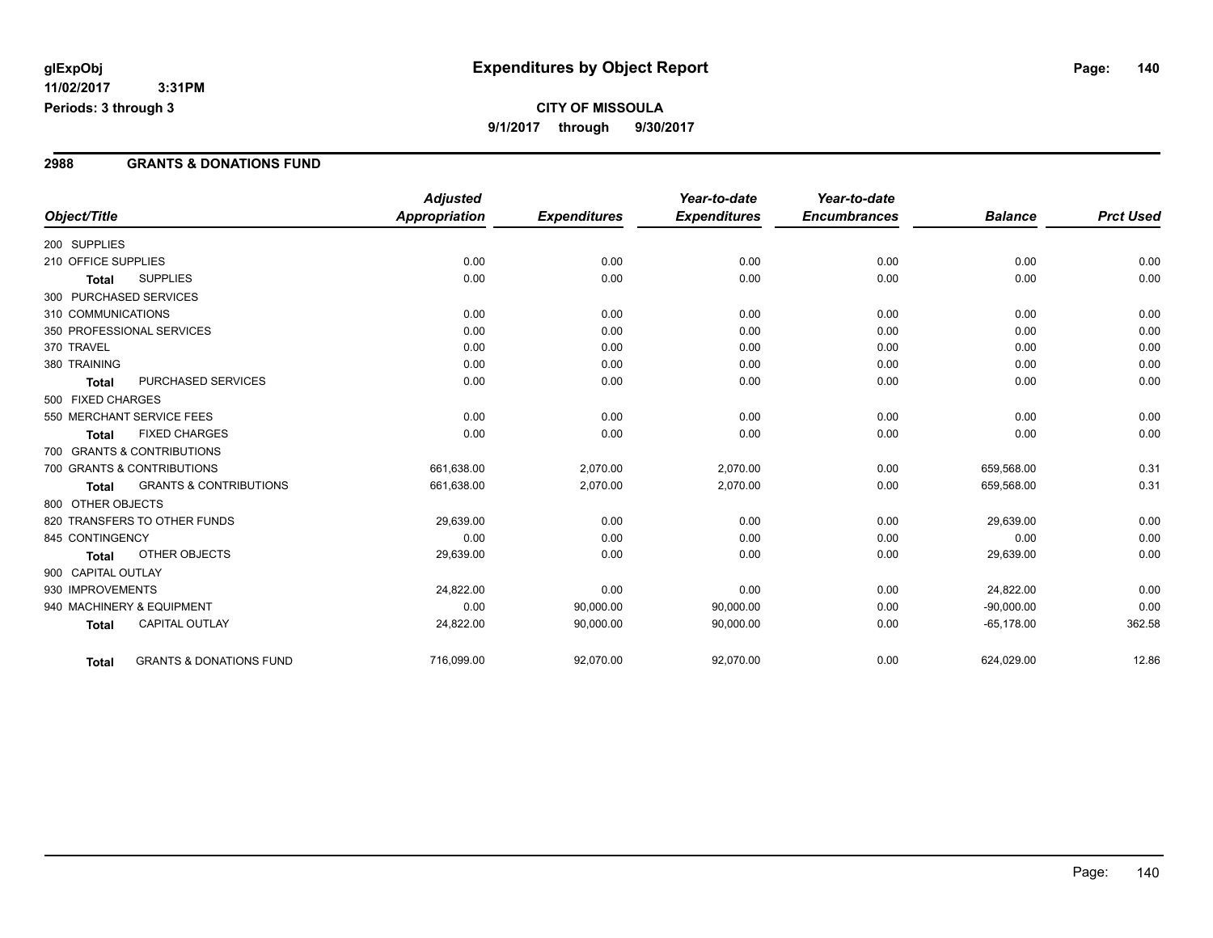**glExpObj**
**11/02/2017 3:31PM**
**Periods: 3 through 3**

# Expenditures by Object Report

**CITY OF MISSOULA**
**9/1/2017 through 9/30/2017**

## 2988 GRANTS & DONATIONS FUND

| Object/Title | | Adjusted Appropriation | Expenditures | Year-to-date Expenditures | Year-to-date Encumbrances | Balance | Prct Used |
|---|---|---|---|---|---|---|---|
| 200 SUPPLIES | | | | | | | |
| 210 OFFICE SUPPLIES | | 0.00 | 0.00 | 0.00 | 0.00 | 0.00 | 0.00 |
| Total | SUPPLIES | 0.00 | 0.00 | 0.00 | 0.00 | 0.00 | 0.00 |
| 300 PURCHASED SERVICES | | | | | | | |
| 310 COMMUNICATIONS | | 0.00 | 0.00 | 0.00 | 0.00 | 0.00 | 0.00 |
| 350 PROFESSIONAL SERVICES | | 0.00 | 0.00 | 0.00 | 0.00 | 0.00 | 0.00 |
| 370 TRAVEL | | 0.00 | 0.00 | 0.00 | 0.00 | 0.00 | 0.00 |
| 380 TRAINING | | 0.00 | 0.00 | 0.00 | 0.00 | 0.00 | 0.00 |
| Total | PURCHASED SERVICES | 0.00 | 0.00 | 0.00 | 0.00 | 0.00 | 0.00 |
| 500 FIXED CHARGES | | | | | | | |
| 550 MERCHANT SERVICE FEES | | 0.00 | 0.00 | 0.00 | 0.00 | 0.00 | 0.00 |
| Total | FIXED CHARGES | 0.00 | 0.00 | 0.00 | 0.00 | 0.00 | 0.00 |
| 700 GRANTS & CONTRIBUTIONS | | | | | | | |
| 700 GRANTS & CONTRIBUTIONS | | 661,638.00 | 2,070.00 | 2,070.00 | 0.00 | 659,568.00 | 0.31 |
| Total | GRANTS & CONTRIBUTIONS | 661,638.00 | 2,070.00 | 2,070.00 | 0.00 | 659,568.00 | 0.31 |
| 800 OTHER OBJECTS | | | | | | | |
| 820 TRANSFERS TO OTHER FUNDS | | 29,639.00 | 0.00 | 0.00 | 0.00 | 29,639.00 | 0.00 |
| 845 CONTINGENCY | | 0.00 | 0.00 | 0.00 | 0.00 | 0.00 | 0.00 |
| Total | OTHER OBJECTS | 29,639.00 | 0.00 | 0.00 | 0.00 | 29,639.00 | 0.00 |
| 900 CAPITAL OUTLAY | | | | | | | |
| 930 IMPROVEMENTS | | 24,822.00 | 0.00 | 0.00 | 0.00 | 24,822.00 | 0.00 |
| 940 MACHINERY & EQUIPMENT | | 0.00 | 90,000.00 | 90,000.00 | 0.00 | -90,000.00 | 0.00 |
| Total | CAPITAL OUTLAY | 24,822.00 | 90,000.00 | 90,000.00 | 0.00 | -65,178.00 | 362.58 |
| Total | GRANTS & DONATIONS FUND | 716,099.00 | 92,070.00 | 92,070.00 | 0.00 | 624,029.00 | 12.86 |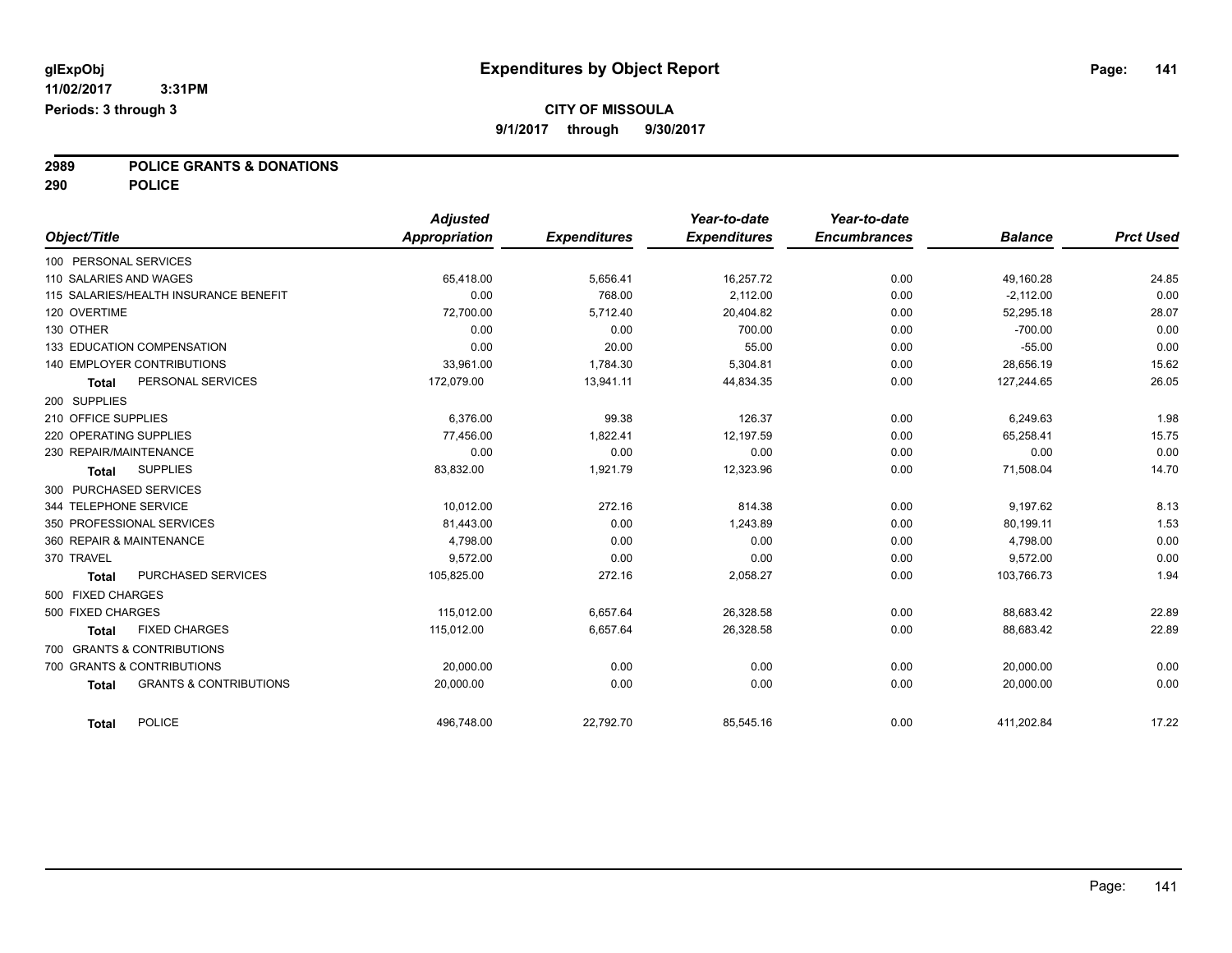**glExpObj**
**11/02/2017 3:31PM**
**Periods: 3 through 3**

# Expenditures by Object Report

**CITY OF MISSOULA**
**9/1/2017 through 9/30/2017**

**2989 POLICE GRANTS & DONATIONS**
**290 POLICE**

| Object/Title | Adjusted Appropriation | Expenditures | Year-to-date Expenditures | Year-to-date Encumbrances | Balance | Prct Used |
|---|---|---|---|---|---|---|
| 100 PERSONAL SERVICES | | | | | | |
| 110 SALARIES AND WAGES | 65,418.00 | 5,656.41 | 16,257.72 | 0.00 | 49,160.28 | 24.85 |
| 115 SALARIES/HEALTH INSURANCE BENEFIT | 0.00 | 768.00 | 2,112.00 | 0.00 | -2,112.00 | 0.00 |
| 120 OVERTIME | 72,700.00 | 5,712.40 | 20,404.82 | 0.00 | 52,295.18 | 28.07 |
| 130 OTHER | 0.00 | 0.00 | 700.00 | 0.00 | -700.00 | 0.00 |
| 133 EDUCATION COMPENSATION | 0.00 | 20.00 | 55.00 | 0.00 | -55.00 | 0.00 |
| 140 EMPLOYER CONTRIBUTIONS | 33,961.00 | 1,784.30 | 5,304.81 | 0.00 | 28,656.19 | 15.62 |
| **Total** PERSONAL SERVICES | 172,079.00 | 13,941.11 | 44,834.35 | 0.00 | 127,244.65 | 26.05 |
| 200 SUPPLIES | | | | | | |
| 210 OFFICE SUPPLIES | 6,376.00 | 99.38 | 126.37 | 0.00 | 6,249.63 | 1.98 |
| 220 OPERATING SUPPLIES | 77,456.00 | 1,822.41 | 12,197.59 | 0.00 | 65,258.41 | 15.75 |
| 230 REPAIR/MAINTENANCE | 0.00 | 0.00 | 0.00 | 0.00 | 0.00 | 0.00 |
| **Total** SUPPLIES | 83,832.00 | 1,921.79 | 12,323.96 | 0.00 | 71,508.04 | 14.70 |
| 300 PURCHASED SERVICES | | | | | | |
| 344 TELEPHONE SERVICE | 10,012.00 | 272.16 | 814.38 | 0.00 | 9,197.62 | 8.13 |
| 350 PROFESSIONAL SERVICES | 81,443.00 | 0.00 | 1,243.89 | 0.00 | 80,199.11 | 1.53 |
| 360 REPAIR & MAINTENANCE | 4,798.00 | 0.00 | 0.00 | 0.00 | 4,798.00 | 0.00 |
| 370 TRAVEL | 9,572.00 | 0.00 | 0.00 | 0.00 | 9,572.00 | 0.00 |
| **Total** PURCHASED SERVICES | 105,825.00 | 272.16 | 2,058.27 | 0.00 | 103,766.73 | 1.94 |
| 500 FIXED CHARGES | | | | | | |
| 500 FIXED CHARGES | 115,012.00 | 6,657.64 | 26,328.58 | 0.00 | 88,683.42 | 22.89 |
| **Total** FIXED CHARGES | 115,012.00 | 6,657.64 | 26,328.58 | 0.00 | 88,683.42 | 22.89 |
| 700 GRANTS & CONTRIBUTIONS | | | | | | |
| 700 GRANTS & CONTRIBUTIONS | 20,000.00 | 0.00 | 0.00 | 0.00 | 20,000.00 | 0.00 |
| **Total** GRANTS & CONTRIBUTIONS | 20,000.00 | 0.00 | 0.00 | 0.00 | 20,000.00 | 0.00 |
| **Total** POLICE | 496,748.00 | 22,792.70 | 85,545.16 | 0.00 | 411,202.84 | 17.22 |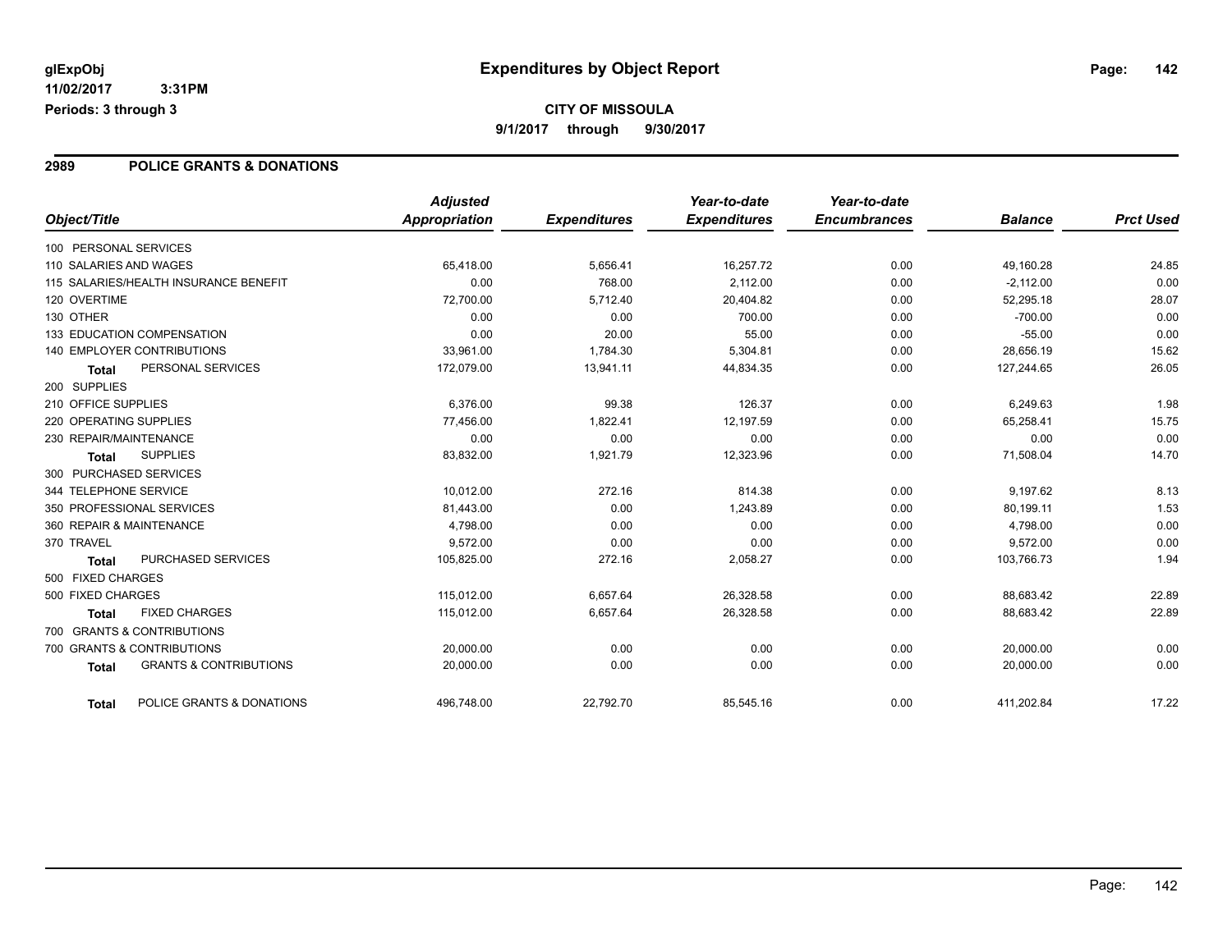**glExpObj** 11/02/2017 3:31PM
**Periods: 3 through 3**

# Expenditures by Object Report

**CITY OF MISSOULA**
**9/1/2017 through 9/30/2017**

## 2989 POLICE GRANTS & DONATIONS

| Object/Title | Adjusted Appropriation | Expenditures | Year-to-date Expenditures | Year-to-date Encumbrances | Balance | Prct Used |
|---|---|---|---|---|---|---|
| 100 PERSONAL SERVICES | | | | | | |
| 110 SALARIES AND WAGES | 65,418.00 | 5,656.41 | 16,257.72 | 0.00 | 49,160.28 | 24.85 |
| 115 SALARIES/HEALTH INSURANCE BENEFIT | 0.00 | 768.00 | 2,112.00 | 0.00 | -2,112.00 | 0.00 |
| 120 OVERTIME | 72,700.00 | 5,712.40 | 20,404.82 | 0.00 | 52,295.18 | 28.07 |
| 130 OTHER | 0.00 | 0.00 | 700.00 | 0.00 | -700.00 | 0.00 |
| 133 EDUCATION COMPENSATION | 0.00 | 20.00 | 55.00 | 0.00 | -55.00 | 0.00 |
| 140 EMPLOYER CONTRIBUTIONS | 33,961.00 | 1,784.30 | 5,304.81 | 0.00 | 28,656.19 | 15.62 |
| **Total** PERSONAL SERVICES | 172,079.00 | 13,941.11 | 44,834.35 | 0.00 | 127,244.65 | 26.05 |
| 200 SUPPLIES | | | | | | |
| 210 OFFICE SUPPLIES | 6,376.00 | 99.38 | 126.37 | 0.00 | 6,249.63 | 1.98 |
| 220 OPERATING SUPPLIES | 77,456.00 | 1,822.41 | 12,197.59 | 0.00 | 65,258.41 | 15.75 |
| 230 REPAIR/MAINTENANCE | 0.00 | 0.00 | 0.00 | 0.00 | 0.00 | 0.00 |
| **Total** SUPPLIES | 83,832.00 | 1,921.79 | 12,323.96 | 0.00 | 71,508.04 | 14.70 |
| 300 PURCHASED SERVICES | | | | | | |
| 344 TELEPHONE SERVICE | 10,012.00 | 272.16 | 814.38 | 0.00 | 9,197.62 | 8.13 |
| 350 PROFESSIONAL SERVICES | 81,443.00 | 0.00 | 1,243.89 | 0.00 | 80,199.11 | 1.53 |
| 360 REPAIR & MAINTENANCE | 4,798.00 | 0.00 | 0.00 | 0.00 | 4,798.00 | 0.00 |
| 370 TRAVEL | 9,572.00 | 0.00 | 0.00 | 0.00 | 9,572.00 | 0.00 |
| **Total** PURCHASED SERVICES | 105,825.00 | 272.16 | 2,058.27 | 0.00 | 103,766.73 | 1.94 |
| 500 FIXED CHARGES | | | | | | |
| 500 FIXED CHARGES | 115,012.00 | 6,657.64 | 26,328.58 | 0.00 | 88,683.42 | 22.89 |
| **Total** FIXED CHARGES | 115,012.00 | 6,657.64 | 26,328.58 | 0.00 | 88,683.42 | 22.89 |
| 700 GRANTS & CONTRIBUTIONS | | | | | | |
| 700 GRANTS & CONTRIBUTIONS | 20,000.00 | 0.00 | 0.00 | 0.00 | 20,000.00 | 0.00 |
| **Total** GRANTS & CONTRIBUTIONS | 20,000.00 | 0.00 | 0.00 | 0.00 | 20,000.00 | 0.00 |
| **Total** POLICE GRANTS & DONATIONS | 496,748.00 | 22,792.70 | 85,545.16 | 0.00 | 411,202.84 | 17.22 |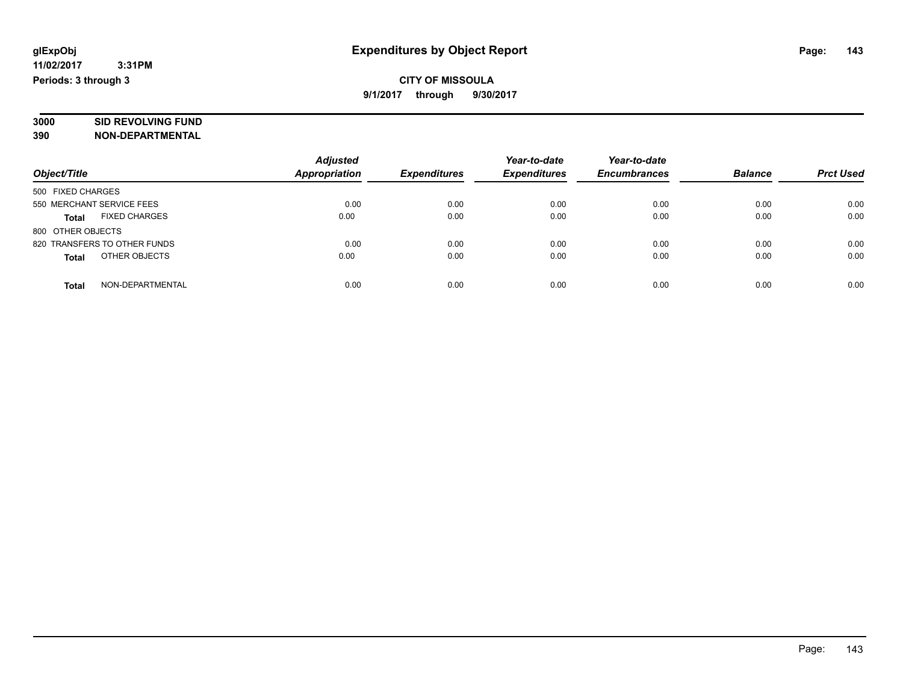**glExpObj**
**11/02/2017 3:31PM**
**Periods: 3 through 3**

# Expenditures by Object Report

**CITY OF MISSOULA**
**9/1/2017 through 9/30/2017**

**3000 SID REVOLVING FUND**
**390 NON-DEPARTMENTAL**

| Object/Title | Adjusted Appropriation | Expenditures | Year-to-date Expenditures | Year-to-date Encumbrances | Balance | Prct Used |
|---|---|---|---|---|---|---|
| 500 FIXED CHARGES | | | | | | |
| 550 MERCHANT SERVICE FEES | 0.00 | 0.00 | 0.00 | 0.00 | 0.00 | 0.00 |
| **Total** FIXED CHARGES | 0.00 | 0.00 | 0.00 | 0.00 | 0.00 | 0.00 |
| 800 OTHER OBJECTS | | | | | | |
| 820 TRANSFERS TO OTHER FUNDS | 0.00 | 0.00 | 0.00 | 0.00 | 0.00 | 0.00 |
| **Total** OTHER OBJECTS | 0.00 | 0.00 | 0.00 | 0.00 | 0.00 | 0.00 |
| **Total** NON-DEPARTMENTAL | 0.00 | 0.00 | 0.00 | 0.00 | 0.00 | 0.00 |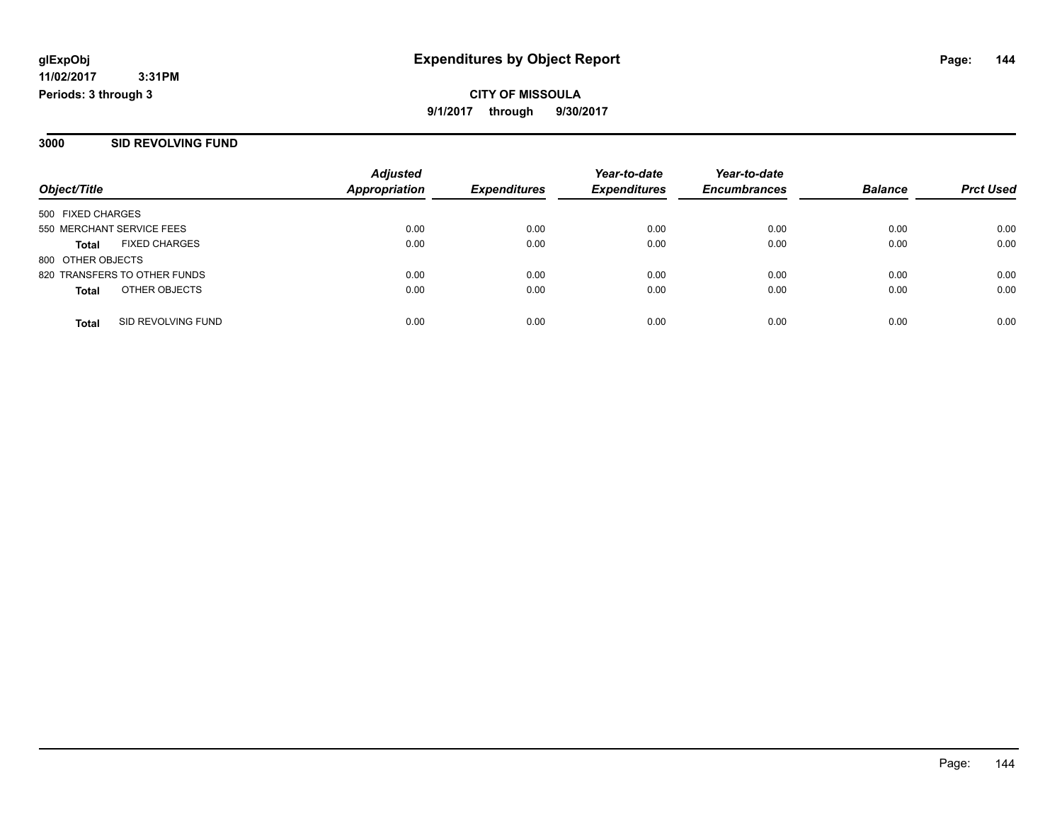glExpObj
11/02/2017 3:31PM
Periods: 3 through 3

# Expenditures by Object Report

**CITY OF MISSOULA**
**9/1/2017 through 9/30/2017**

## 3000 SID REVOLVING FUND

| Object/Title | | Adjusted Appropriation | Expenditures | Year-to-date Expenditures | Year-to-date Encumbrances | Balance | Prct Used |
|---|---|---|---|---|---|---|---|
| 500 FIXED CHARGES | | | | | | | |
| 550 MERCHANT SERVICE FEES | | 0.00 | 0.00 | 0.00 | 0.00 | 0.00 | 0.00 |
| **Total** | FIXED CHARGES | 0.00 | 0.00 | 0.00 | 0.00 | 0.00 | 0.00 |
| 800 OTHER OBJECTS | | | | | | | |
| 820 TRANSFERS TO OTHER FUNDS | | 0.00 | 0.00 | 0.00 | 0.00 | 0.00 | 0.00 |
| **Total** | OTHER OBJECTS | 0.00 | 0.00 | 0.00 | 0.00 | 0.00 | 0.00 |
| **Total** | SID REVOLVING FUND | 0.00 | 0.00 | 0.00 | 0.00 | 0.00 | 0.00 |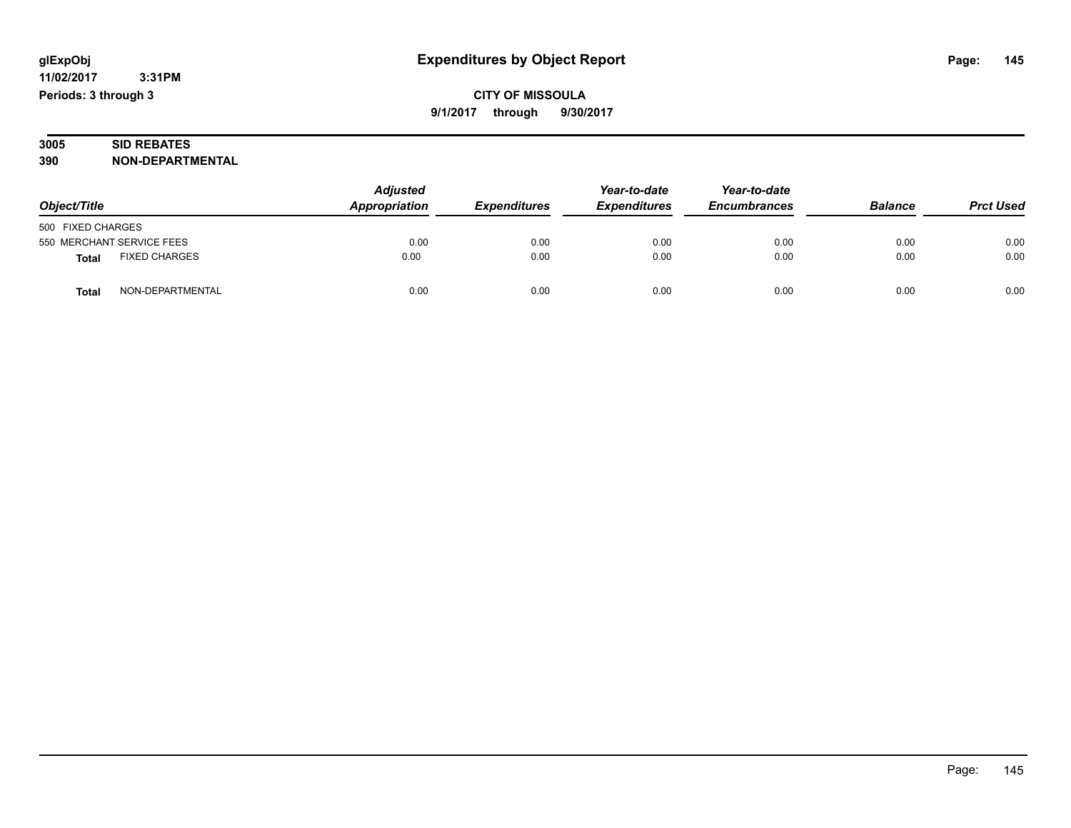**glExpObj**
**11/02/2017 3:31PM**
**Periods: 3 through 3**

# Expenditures by Object Report

**CITY OF MISSOULA**
**9/1/2017 through 9/30/2017**

**3005 SID REBATES**
**390 NON-DEPARTMENTAL**

| Object/Title | Adjusted Appropriation | Expenditures | Year-to-date Expenditures | Year-to-date Encumbrances | Balance | Prct Used |
|---|---|---|---|---|---|---|
| 500 FIXED CHARGES | | | | | | |
| 550 MERCHANT SERVICE FEES | 0.00 | 0.00 | 0.00 | 0.00 | 0.00 | 0.00 |
| **Total** FIXED CHARGES | 0.00 | 0.00 | 0.00 | 0.00 | 0.00 | 0.00 |
| **Total** NON-DEPARTMENTAL | 0.00 | 0.00 | 0.00 | 0.00 | 0.00 | 0.00 |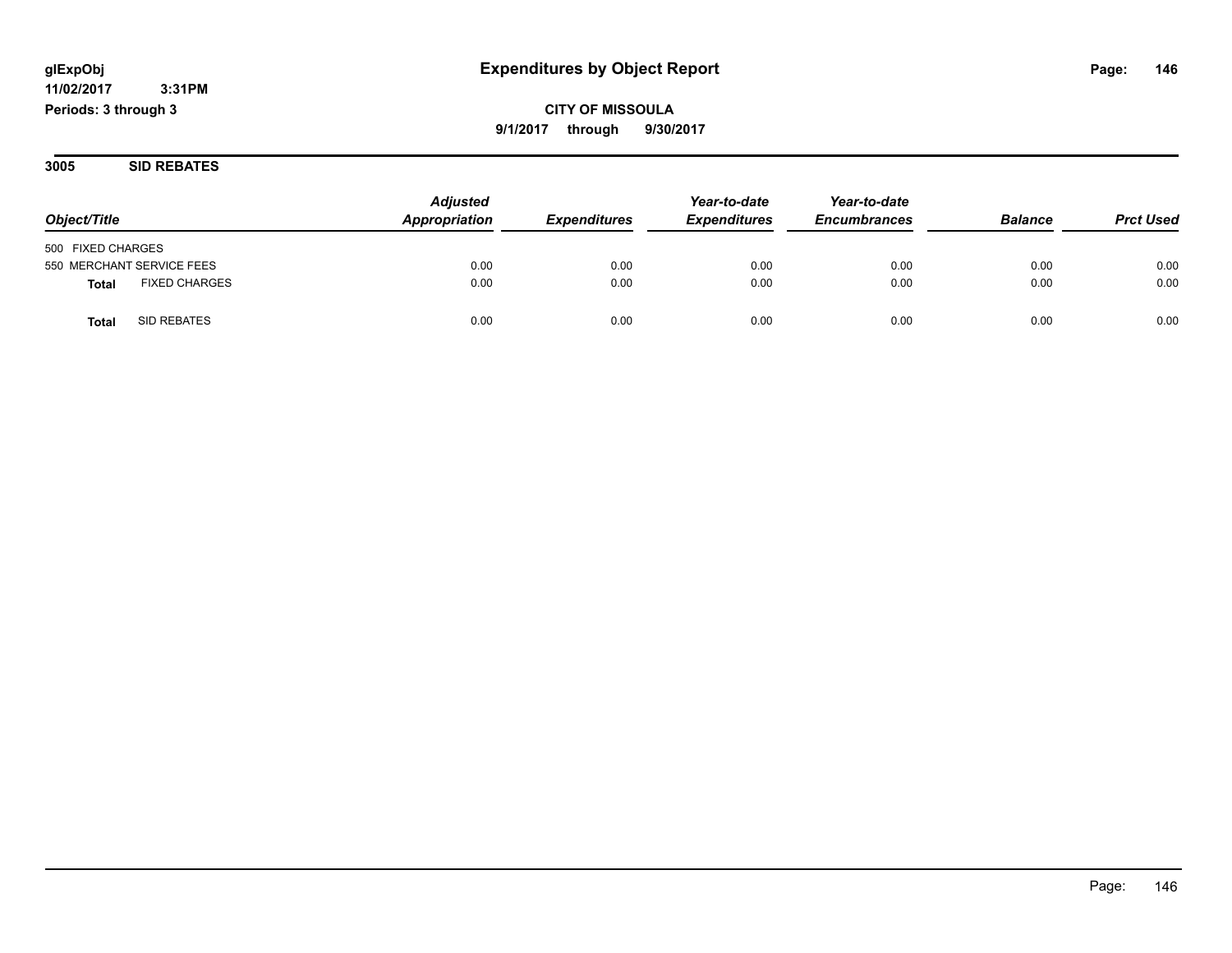**glExpObj**
**11/02/2017 3:31PM**
**Periods: 3 through 3**

# Expenditures by Object Report

**CITY OF MISSOULA**
**9/1/2017 through 9/30/2017**

## 3005 SID REBATES

| Object/Title | Adjusted Appropriation | Expenditures | Year-to-date Expenditures | Year-to-date Encumbrances | Balance | Prct Used |
|---|---|---|---|---|---|---|
| 500 FIXED CHARGES | | | | | | |
| 550 MERCHANT SERVICE FEES | 0.00 | 0.00 | 0.00 | 0.00 | 0.00 | 0.00 |
| **Total** FIXED CHARGES | 0.00 | 0.00 | 0.00 | 0.00 | 0.00 | 0.00 |
| **Total** SID REBATES | 0.00 | 0.00 | 0.00 | 0.00 | 0.00 | 0.00 |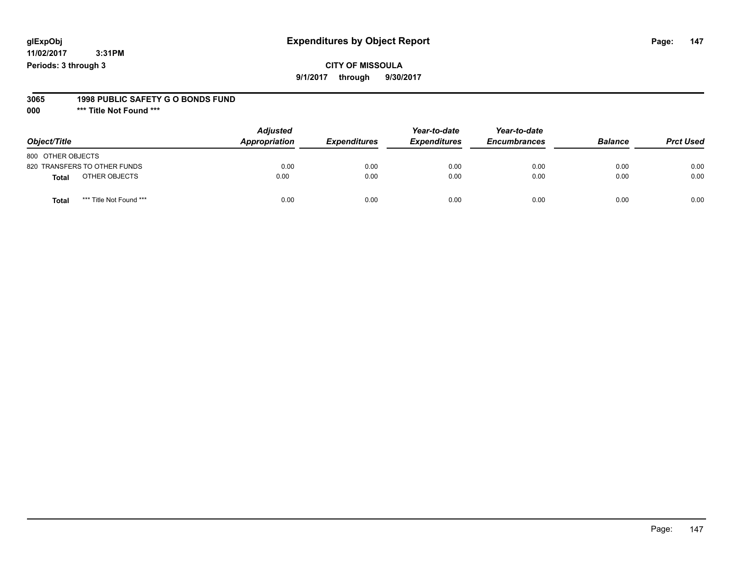**glExpObj**
**11/02/2017 3:31PM**
**Periods: 3 through 3**

# Expenditures by Object Report

**CITY OF MISSOULA**
**9/1/2017 through 9/30/2017**

**3065 1998 PUBLIC SAFETY G O BONDS FUND**
**000 \*\*\* Title Not Found \*\*\***

| Object/Title | Adjusted Appropriation | Expenditures | Year-to-date Expenditures | Year-to-date Encumbrances | Balance | Prct Used |
|---|---|---|---|---|---|---|
| 800 OTHER OBJECTS | | | | | | |
| 820 TRANSFERS TO OTHER FUNDS | 0.00 | 0.00 | 0.00 | 0.00 | 0.00 | 0.00 |
| **Total** OTHER OBJECTS | 0.00 | 0.00 | 0.00 | 0.00 | 0.00 | 0.00 |
| **Total** *** Title Not Found *** | 0.00 | 0.00 | 0.00 | 0.00 | 0.00 | 0.00 |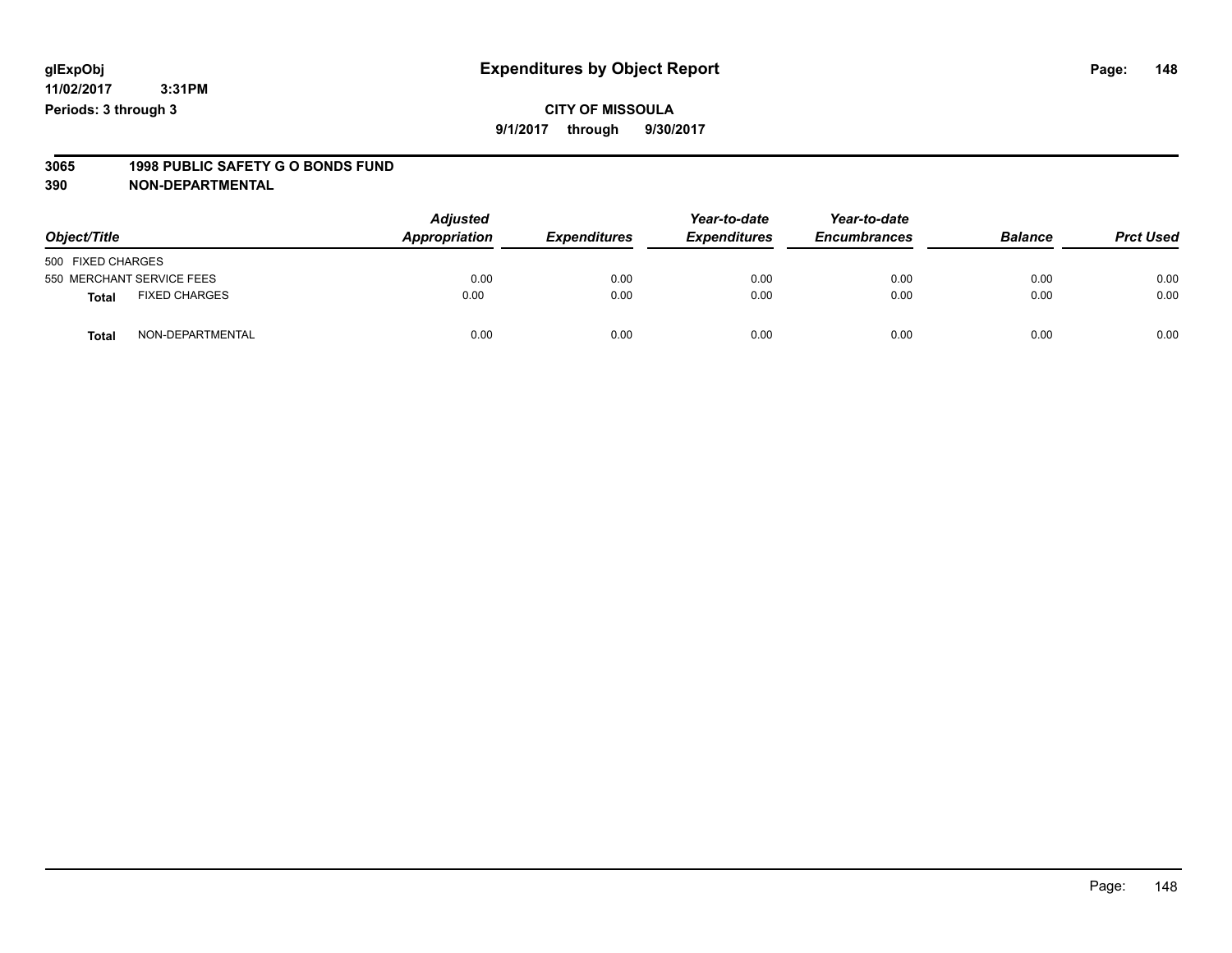**glExpObj**
**11/02/2017 3:31PM**
**Periods: 3 through 3**

# Expenditures by Object Report

**CITY OF MISSOULA**
**9/1/2017 through 9/30/2017**

## 3065 1998 PUBLIC SAFETY G O BONDS FUND
## 390 NON-DEPARTMENTAL

| Object/Title | | *Adjusted Appropriation* | *Expenditures* | *Year-to-date Expenditures* | *Year-to-date Encumbrances* | *Balance* | *Prct Used* |
|---|---|---|---|---|---|---|---|
| 500 FIXED CHARGES | | | | | | | |
| 550 MERCHANT SERVICE FEES | | 0.00 | 0.00 | 0.00 | 0.00 | 0.00 | 0.00 |
| **Total** | FIXED CHARGES | 0.00 | 0.00 | 0.00 | 0.00 | 0.00 | 0.00 |
| **Total** | NON-DEPARTMENTAL | 0.00 | 0.00 | 0.00 | 0.00 | 0.00 | 0.00 |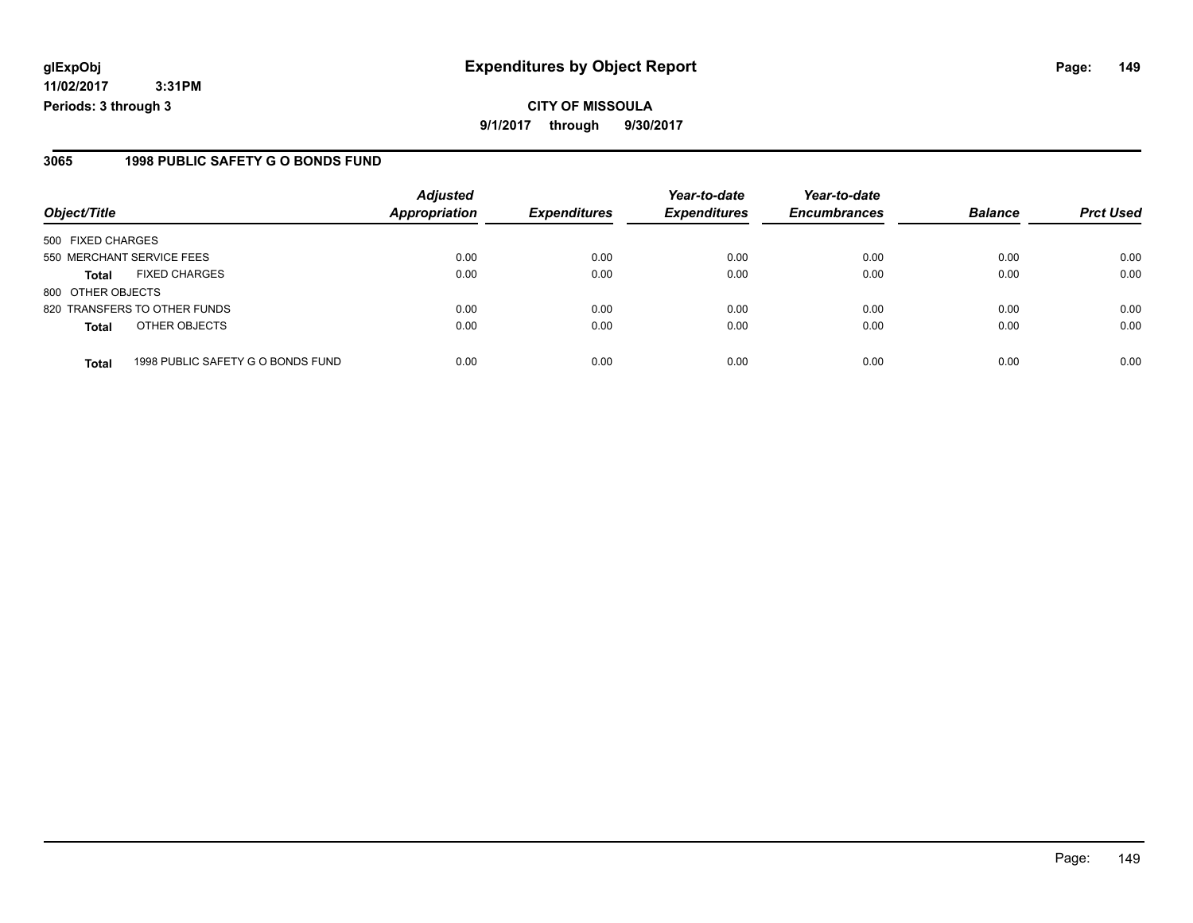# Expenditures by Object Report

glExpObj
11/02/2017 3:31PM
Periods: 3 through 3

**CITY OF MISSOULA**
**9/1/2017 through 9/30/2017**

## 3065 1998 PUBLIC SAFETY G O BONDS FUND

| Object/Title | | Adjusted Appropriation | Expenditures | Year-to-date Expenditures | Year-to-date Encumbrances | Balance | Prct Used |
|---|---|---|---|---|---|---|---|
| 500 FIXED CHARGES | | | | | | | |
| 550 MERCHANT SERVICE FEES | | 0.00 | 0.00 | 0.00 | 0.00 | 0.00 | 0.00 |
| **Total** | FIXED CHARGES | 0.00 | 0.00 | 0.00 | 0.00 | 0.00 | 0.00 |
| 800 OTHER OBJECTS | | | | | | | |
| 820 TRANSFERS TO OTHER FUNDS | | 0.00 | 0.00 | 0.00 | 0.00 | 0.00 | 0.00 |
| **Total** | OTHER OBJECTS | 0.00 | 0.00 | 0.00 | 0.00 | 0.00 | 0.00 |
| **Total** | 1998 PUBLIC SAFETY G O BONDS FUND | 0.00 | 0.00 | 0.00 | 0.00 | 0.00 | 0.00 |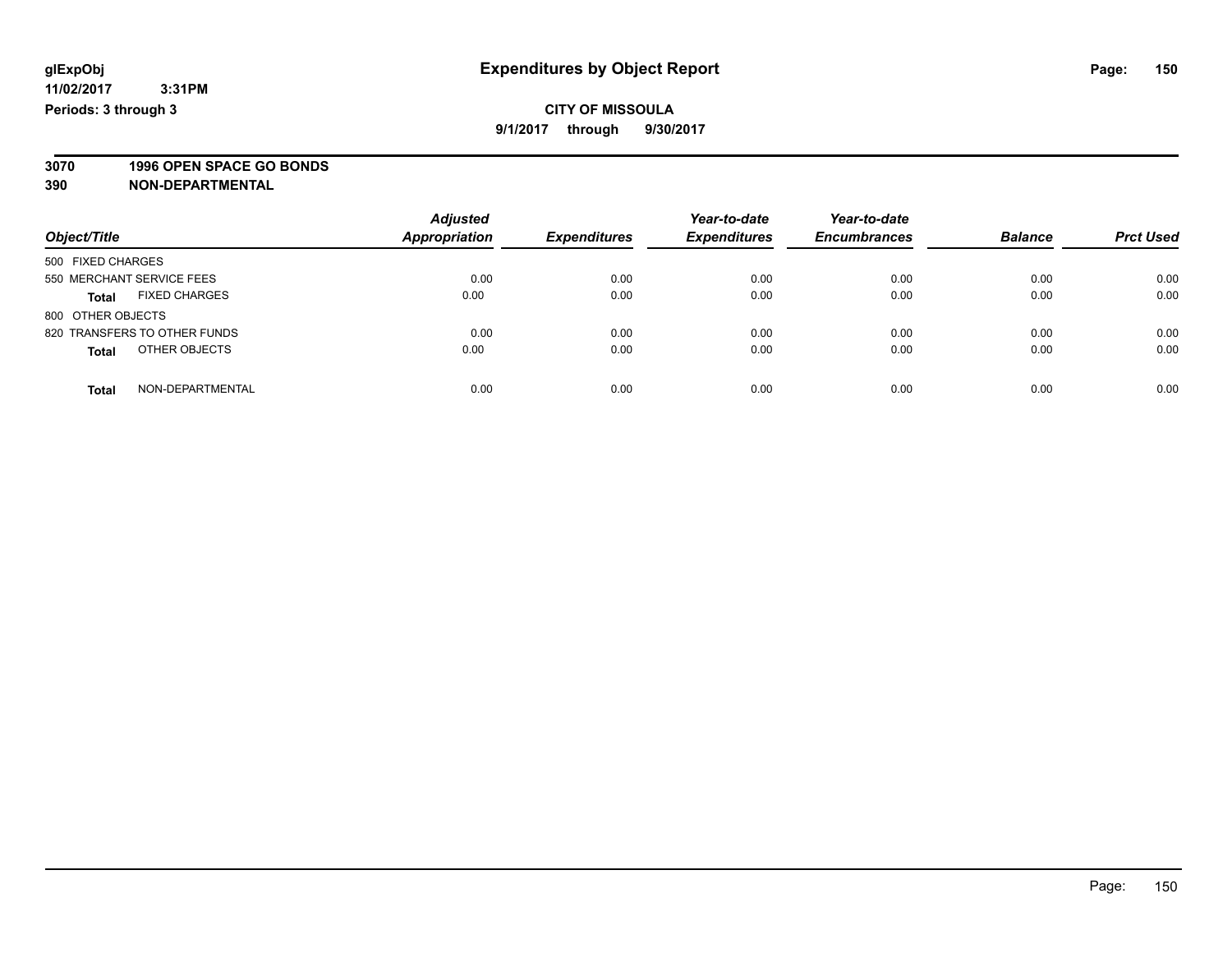**glExpObj** **Expenditures by Object Report**

**11/02/2017 3:31PM**

**Periods: 3 through 3**

**CITY OF MISSOULA**

**9/1/2017 through 9/30/2017**

**3070 1996 OPEN SPACE GO BONDS**

**390 NON-DEPARTMENTAL**

| Object/Title | Adjusted Appropriation | Expenditures | Year-to-date Expenditures | Year-to-date Encumbrances | Balance | Prct Used |
|---|---|---|---|---|---|---|
| 500 FIXED CHARGES | | | | | | |
| 550 MERCHANT SERVICE FEES | 0.00 | 0.00 | 0.00 | 0.00 | 0.00 | 0.00 |
| **Total** FIXED CHARGES | 0.00 | 0.00 | 0.00 | 0.00 | 0.00 | 0.00 |
| 800 OTHER OBJECTS | | | | | | |
| 820 TRANSFERS TO OTHER FUNDS | 0.00 | 0.00 | 0.00 | 0.00 | 0.00 | 0.00 |
| **Total** OTHER OBJECTS | 0.00 | 0.00 | 0.00 | 0.00 | 0.00 | 0.00 |
| **Total** NON-DEPARTMENTAL | 0.00 | 0.00 | 0.00 | 0.00 | 0.00 | 0.00 |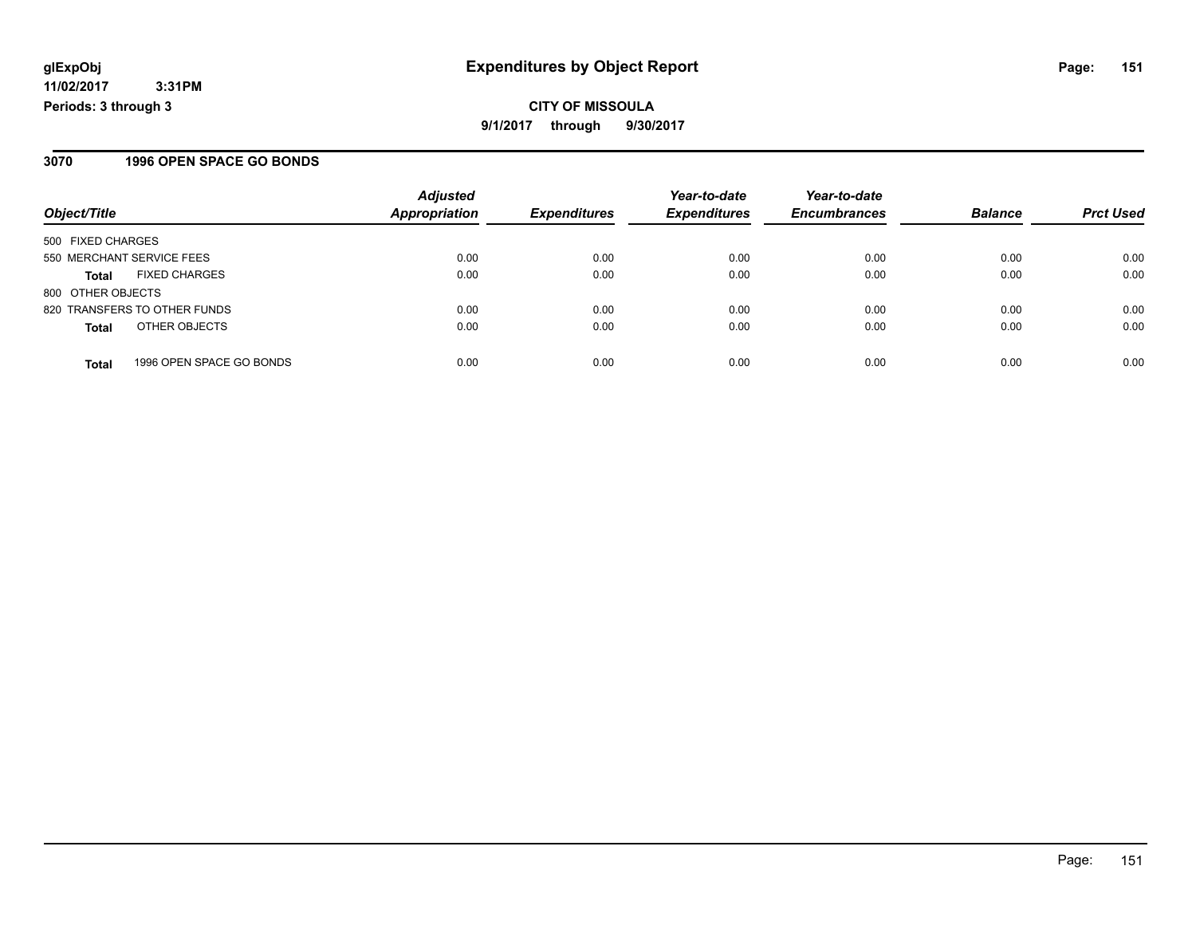glExpObj
11/02/2017 3:31PM
Periods: 3 through 3

# Expenditures by Object Report

**CITY OF MISSOULA**

**9/1/2017 through 9/30/2017**

## 3070 1996 OPEN SPACE GO BONDS

| Object/Title | Adjusted Appropriation | Expenditures | Year-to-date Expenditures | Year-to-date Encumbrances | Balance | Prct Used |
|---|---|---|---|---|---|---|
| 500 FIXED CHARGES | | | | | | |
| 550 MERCHANT SERVICE FEES | 0.00 | 0.00 | 0.00 | 0.00 | 0.00 | 0.00 |
| **Total** FIXED CHARGES | 0.00 | 0.00 | 0.00 | 0.00 | 0.00 | 0.00 |
| 800 OTHER OBJECTS | | | | | | |
| 820 TRANSFERS TO OTHER FUNDS | 0.00 | 0.00 | 0.00 | 0.00 | 0.00 | 0.00 |
| **Total** OTHER OBJECTS | 0.00 | 0.00 | 0.00 | 0.00 | 0.00 | 0.00 |
| **Total** 1996 OPEN SPACE GO BONDS | 0.00 | 0.00 | 0.00 | 0.00 | 0.00 | 0.00 |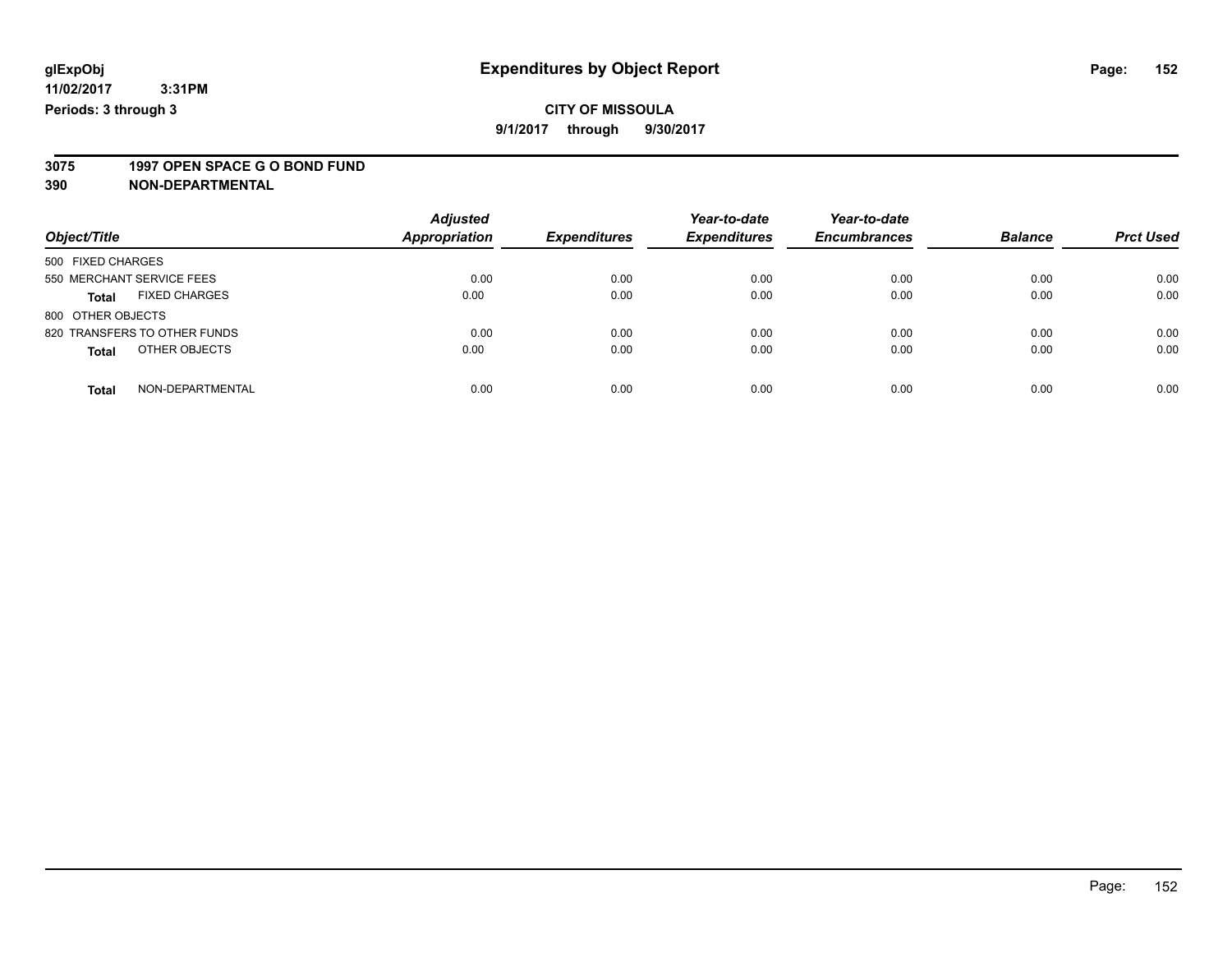glExpObj
11/02/2017 3:31PM
Periods: 3 through 3

# Expenditures by Object Report

**CITY OF MISSOULA**

**9/1/2017 through 9/30/2017**

**3075 1997 OPEN SPACE G O BOND FUND**

**390 NON-DEPARTMENTAL**

| Object/Title | Adjusted Appropriation | Expenditures | Year-to-date Expenditures | Year-to-date Encumbrances | Balance | Prct Used |
|---|---|---|---|---|---|---|
| 500 FIXED CHARGES | | | | | | |
| 550 MERCHANT SERVICE FEES | 0.00 | 0.00 | 0.00 | 0.00 | 0.00 | 0.00 |
| **Total** FIXED CHARGES | 0.00 | 0.00 | 0.00 | 0.00 | 0.00 | 0.00 |
| 800 OTHER OBJECTS | | | | | | |
| 820 TRANSFERS TO OTHER FUNDS | 0.00 | 0.00 | 0.00 | 0.00 | 0.00 | 0.00 |
| **Total** OTHER OBJECTS | 0.00 | 0.00 | 0.00 | 0.00 | 0.00 | 0.00 |
| **Total** NON-DEPARTMENTAL | 0.00 | 0.00 | 0.00 | 0.00 | 0.00 | 0.00 |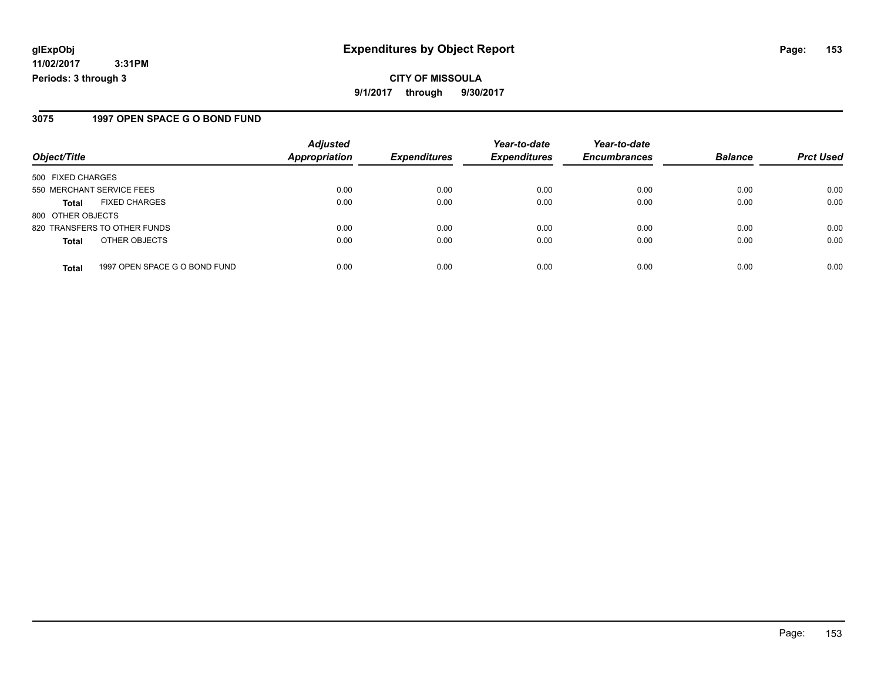# Expenditures by Object Report

glExpObj
11/02/2017 3:31PM
Periods: 3 through 3

**CITY OF MISSOULA**
**9/1/2017 through 9/30/2017**

## 3075 1997 OPEN SPACE G O BOND FUND

| Object/Title | | Adjusted Appropriation | Expenditures | Year-to-date Expenditures | Year-to-date Encumbrances | Balance | Prct Used |
|---|---|---|---|---|---|---|---|
| 500 FIXED CHARGES | | | | | | | |
| 550 MERCHANT SERVICE FEES | | 0.00 | 0.00 | 0.00 | 0.00 | 0.00 | 0.00 |
| **Total** | FIXED CHARGES | 0.00 | 0.00 | 0.00 | 0.00 | 0.00 | 0.00 |
| 800 OTHER OBJECTS | | | | | | | |
| 820 TRANSFERS TO OTHER FUNDS | | 0.00 | 0.00 | 0.00 | 0.00 | 0.00 | 0.00 |
| **Total** | OTHER OBJECTS | 0.00 | 0.00 | 0.00 | 0.00 | 0.00 | 0.00 |
| **Total** | 1997 OPEN SPACE G O BOND FUND | 0.00 | 0.00 | 0.00 | 0.00 | 0.00 | 0.00 |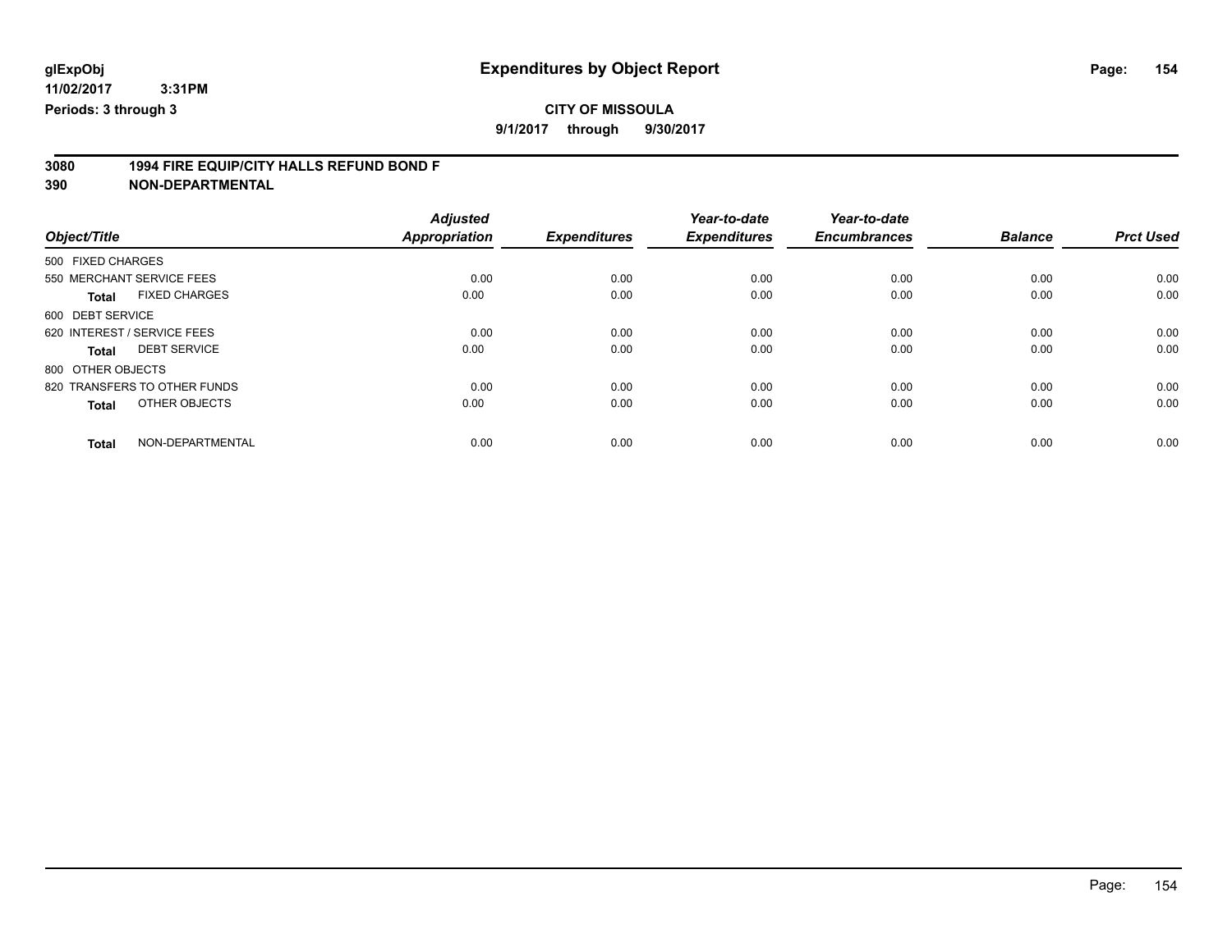glExpObj
11/02/2017 3:31PM
Periods: 3 through 3

# Expenditures by Object Report

**CITY OF MISSOULA**

**9/1/2017 through 9/30/2017**

**3080 1994 FIRE EQUIP/CITY HALLS REFUND BOND F**
**390 NON-DEPARTMENTAL**

| Object/Title | | Adjusted Appropriation | Expenditures | Year-to-date Expenditures | Year-to-date Encumbrances | Balance | Prct Used |
|---|---|---|---|---|---|---|---|
| 500 FIXED CHARGES | | | | | | | |
| 550 MERCHANT SERVICE FEES | | 0.00 | 0.00 | 0.00 | 0.00 | 0.00 | 0.00 |
| **Total** | FIXED CHARGES | 0.00 | 0.00 | 0.00 | 0.00 | 0.00 | 0.00 |
| 600 DEBT SERVICE | | | | | | | |
| 620 INTEREST / SERVICE FEES | | 0.00 | 0.00 | 0.00 | 0.00 | 0.00 | 0.00 |
| **Total** | DEBT SERVICE | 0.00 | 0.00 | 0.00 | 0.00 | 0.00 | 0.00 |
| 800 OTHER OBJECTS | | | | | | | |
| 820 TRANSFERS TO OTHER FUNDS | | 0.00 | 0.00 | 0.00 | 0.00 | 0.00 | 0.00 |
| **Total** | OTHER OBJECTS | 0.00 | 0.00 | 0.00 | 0.00 | 0.00 | 0.00 |
| **Total** | NON-DEPARTMENTAL | 0.00 | 0.00 | 0.00 | 0.00 | 0.00 | 0.00 |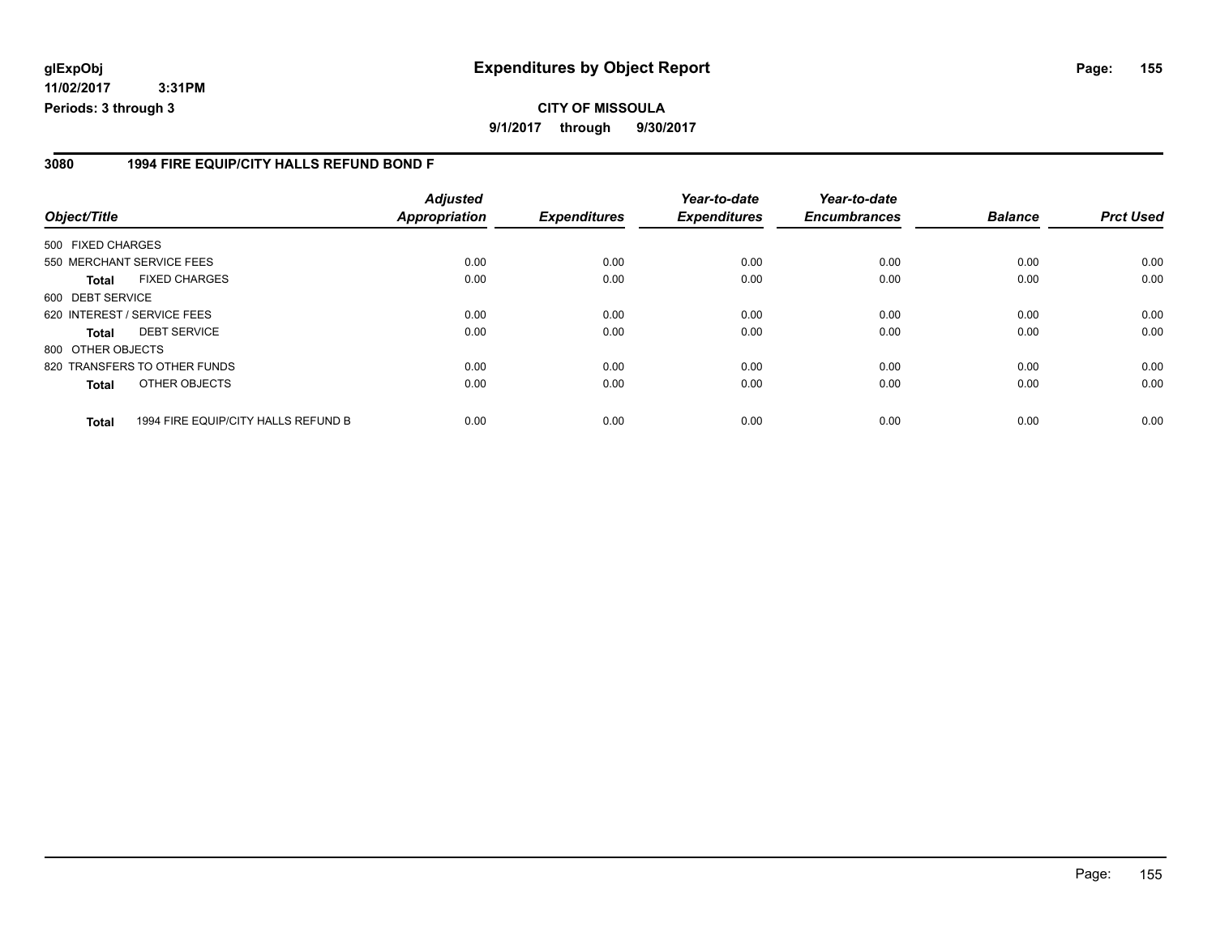**glExpObj** **Expenditures by Object Report**
**11/02/2017 3:31PM**
**Periods: 3 through 3**

**CITY OF MISSOULA**
**9/1/2017 through 9/30/2017**

## 3080 1994 FIRE EQUIP/CITY HALLS REFUND BOND F

| Object/Title | Adjusted Appropriation | Expenditures | Year-to-date Expenditures | Year-to-date Encumbrances | Balance | Prct Used |
|---|---|---|---|---|---|---|
| 500 FIXED CHARGES | | | | | | |
| 550 MERCHANT SERVICE FEES | 0.00 | 0.00 | 0.00 | 0.00 | 0.00 | 0.00 |
| **Total** FIXED CHARGES | 0.00 | 0.00 | 0.00 | 0.00 | 0.00 | 0.00 |
| 600 DEBT SERVICE | | | | | | |
| 620 INTEREST / SERVICE FEES | 0.00 | 0.00 | 0.00 | 0.00 | 0.00 | 0.00 |
| **Total** DEBT SERVICE | 0.00 | 0.00 | 0.00 | 0.00 | 0.00 | 0.00 |
| 800 OTHER OBJECTS | | | | | | |
| 820 TRANSFERS TO OTHER FUNDS | 0.00 | 0.00 | 0.00 | 0.00 | 0.00 | 0.00 |
| **Total** OTHER OBJECTS | 0.00 | 0.00 | 0.00 | 0.00 | 0.00 | 0.00 |
| **Total** 1994 FIRE EQUIP/CITY HALLS REFUND B | 0.00 | 0.00 | 0.00 | 0.00 | 0.00 | 0.00 |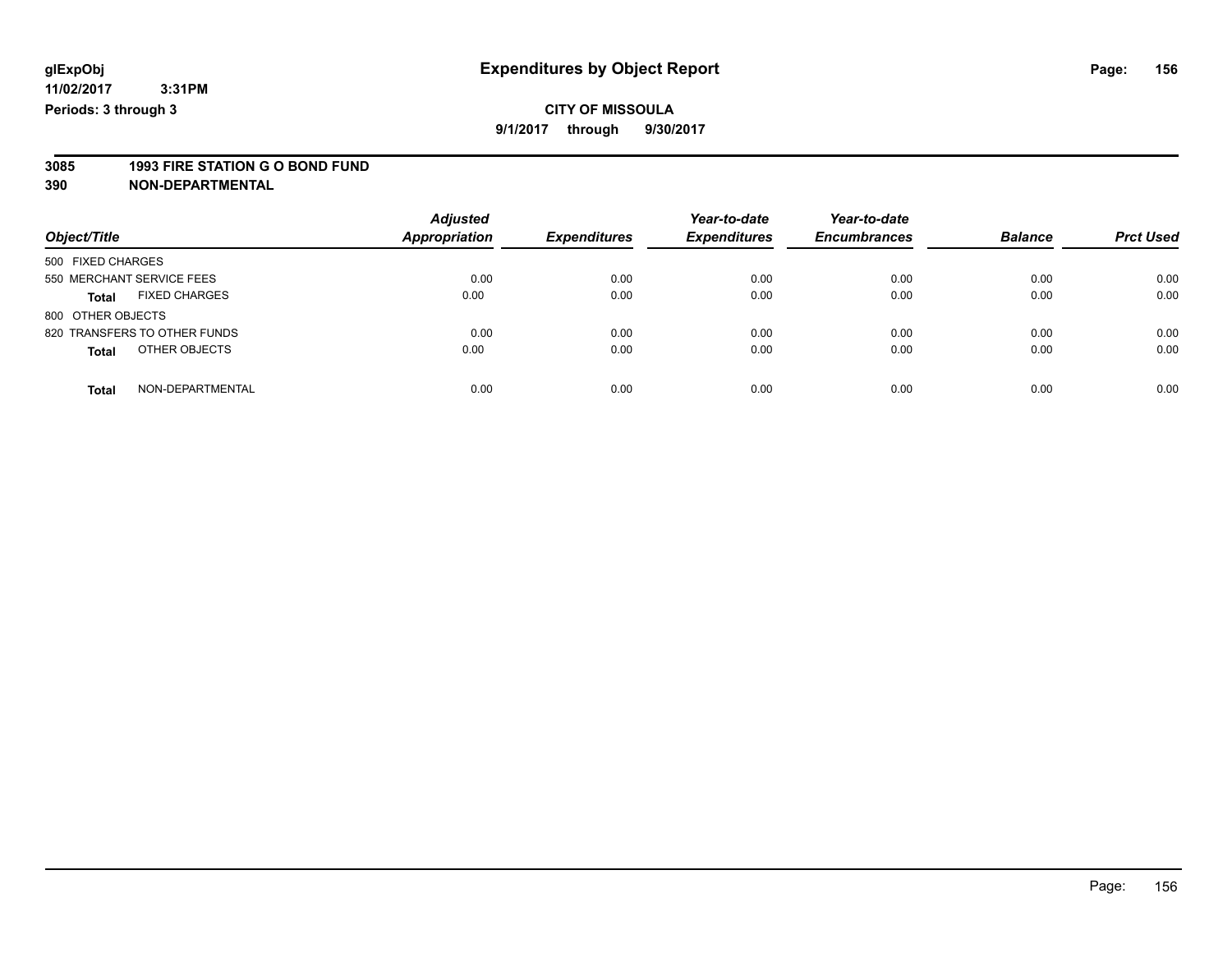**glExpObj**
**11/02/2017 3:31PM**
**Periods: 3 through 3**

# Expenditures by Object Report

**CITY OF MISSOULA**
**9/1/2017 through 9/30/2017**

**3085 1993 FIRE STATION G O BOND FUND**
**390 NON-DEPARTMENTAL**

| Object/Title | Adjusted Appropriation | Expenditures | Year-to-date Expenditures | Year-to-date Encumbrances | Balance | Prct Used |
|---|---|---|---|---|---|---|
| 500 FIXED CHARGES | | | | | | |
| 550 MERCHANT SERVICE FEES | 0.00 | 0.00 | 0.00 | 0.00 | 0.00 | 0.00 |
| **Total** FIXED CHARGES | 0.00 | 0.00 | 0.00 | 0.00 | 0.00 | 0.00 |
| 800 OTHER OBJECTS | | | | | | |
| 820 TRANSFERS TO OTHER FUNDS | 0.00 | 0.00 | 0.00 | 0.00 | 0.00 | 0.00 |
| **Total** OTHER OBJECTS | 0.00 | 0.00 | 0.00 | 0.00 | 0.00 | 0.00 |
| **Total** NON-DEPARTMENTAL | 0.00 | 0.00 | 0.00 | 0.00 | 0.00 | 0.00 |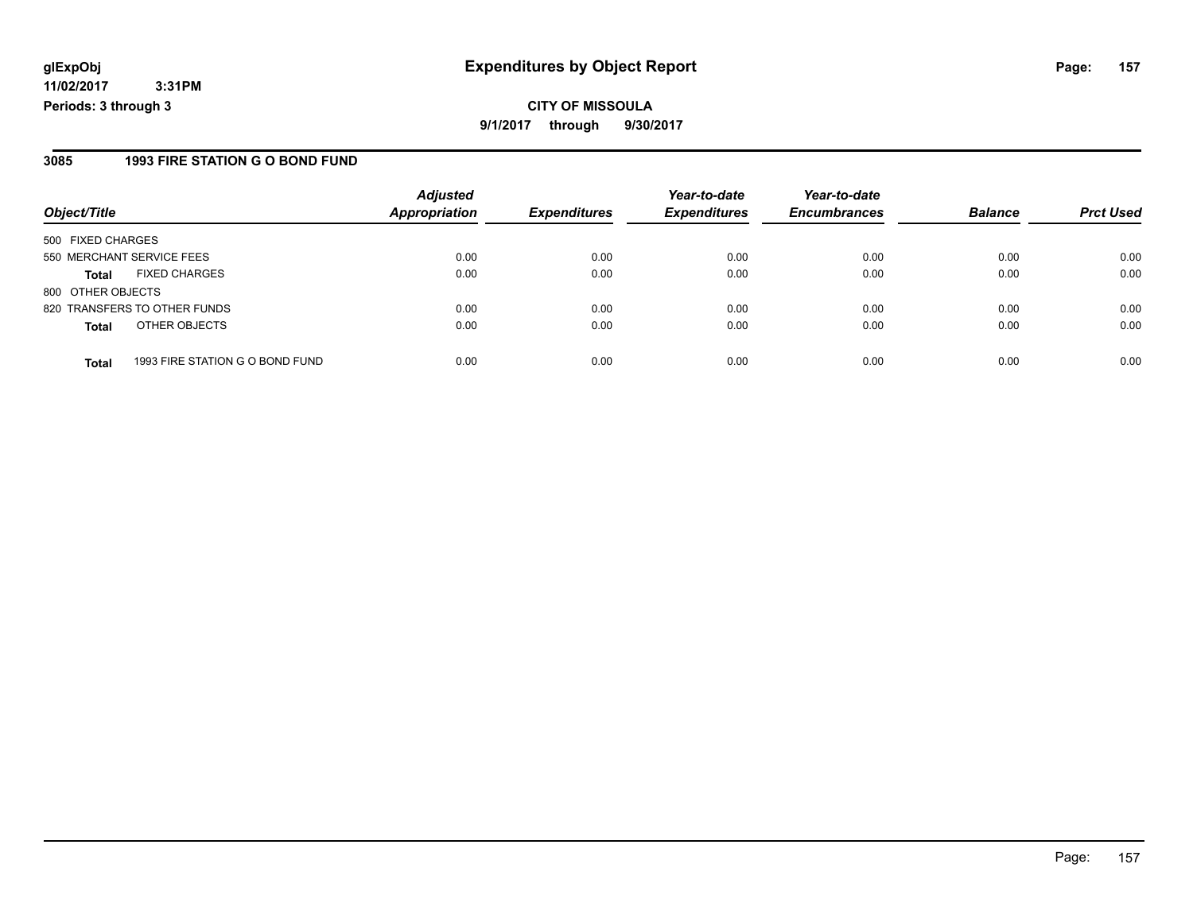# Expenditures by Object Report

glExpObj
11/02/2017 3:31PM
Periods: 3 through 3

**CITY OF MISSOULA**
**9/1/2017 through 9/30/2017**

## 3085 1993 FIRE STATION G O BOND FUND

| Object/Title | | Adjusted Appropriation | Expenditures | Year-to-date Expenditures | Year-to-date Encumbrances | Balance | Prct Used |
|---|---|---|---|---|---|---|---|
| 500 FIXED CHARGES | | | | | | | |
| 550 MERCHANT SERVICE FEES | | 0.00 | 0.00 | 0.00 | 0.00 | 0.00 | 0.00 |
| **Total** | FIXED CHARGES | 0.00 | 0.00 | 0.00 | 0.00 | 0.00 | 0.00 |
| 800 OTHER OBJECTS | | | | | | | |
| 820 TRANSFERS TO OTHER FUNDS | | 0.00 | 0.00 | 0.00 | 0.00 | 0.00 | 0.00 |
| **Total** | OTHER OBJECTS | 0.00 | 0.00 | 0.00 | 0.00 | 0.00 | 0.00 |
| **Total** | 1993 FIRE STATION G O BOND FUND | 0.00 | 0.00 | 0.00 | 0.00 | 0.00 | 0.00 |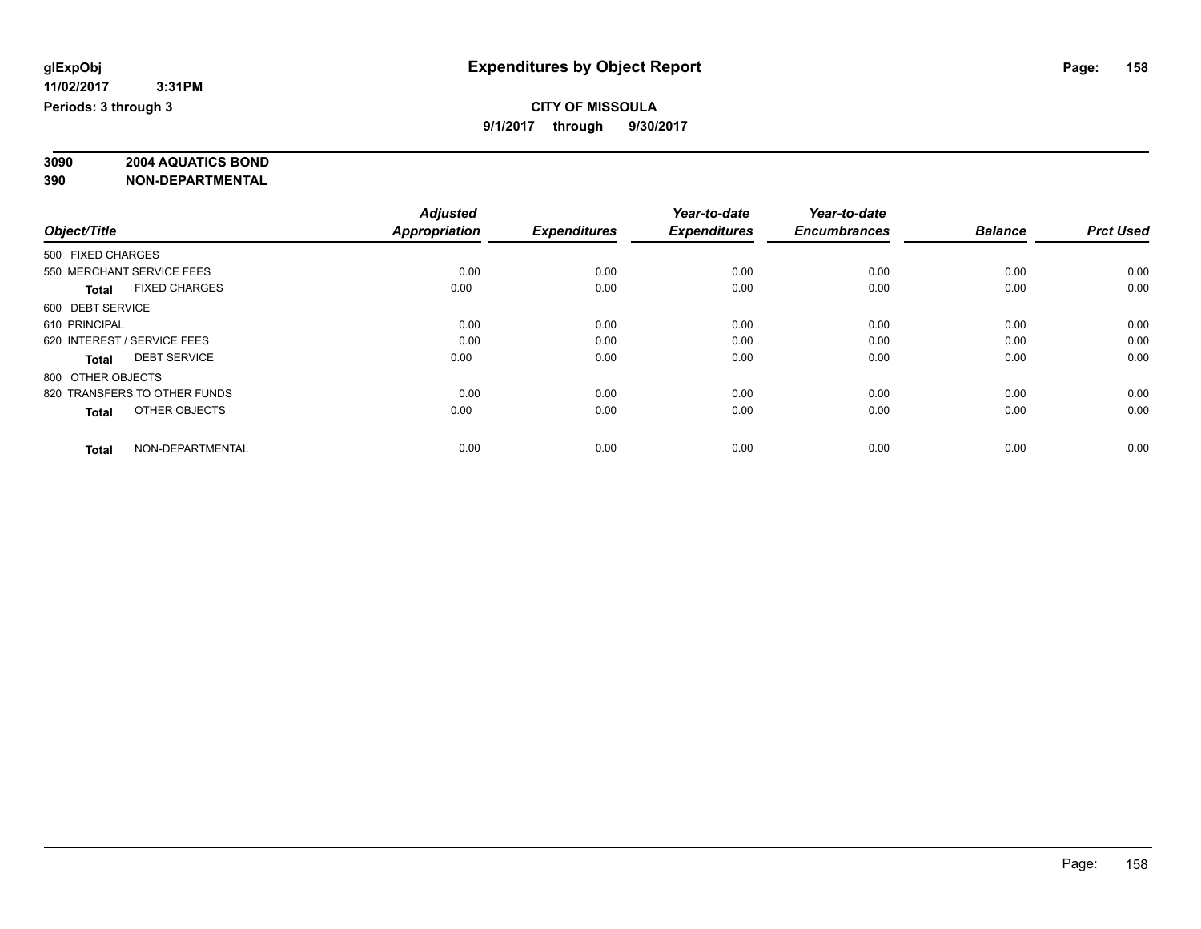**glExpObj**
**11/02/2017 3:31PM**
**Periods: 3 through 3**

# Expenditures by Object Report

**CITY OF MISSOULA**
**9/1/2017 through 9/30/2017**

**3090 2004 AQUATICS BOND**
**390 NON-DEPARTMENTAL**

| Object/Title | Adjusted Appropriation | Expenditures | Year-to-date Expenditures | Year-to-date Encumbrances | Balance | Prct Used |
|---|---|---|---|---|---|---|
| 500 FIXED CHARGES | | | | | | |
| 550 MERCHANT SERVICE FEES | 0.00 | 0.00 | 0.00 | 0.00 | 0.00 | 0.00 |
| **Total** FIXED CHARGES | 0.00 | 0.00 | 0.00 | 0.00 | 0.00 | 0.00 |
| 600 DEBT SERVICE | | | | | | |
| 610 PRINCIPAL | 0.00 | 0.00 | 0.00 | 0.00 | 0.00 | 0.00 |
| 620 INTEREST / SERVICE FEES | 0.00 | 0.00 | 0.00 | 0.00 | 0.00 | 0.00 |
| **Total** DEBT SERVICE | 0.00 | 0.00 | 0.00 | 0.00 | 0.00 | 0.00 |
| 800 OTHER OBJECTS | | | | | | |
| 820 TRANSFERS TO OTHER FUNDS | 0.00 | 0.00 | 0.00 | 0.00 | 0.00 | 0.00 |
| **Total** OTHER OBJECTS | 0.00 | 0.00 | 0.00 | 0.00 | 0.00 | 0.00 |
| **Total** NON-DEPARTMENTAL | 0.00 | 0.00 | 0.00 | 0.00 | 0.00 | 0.00 |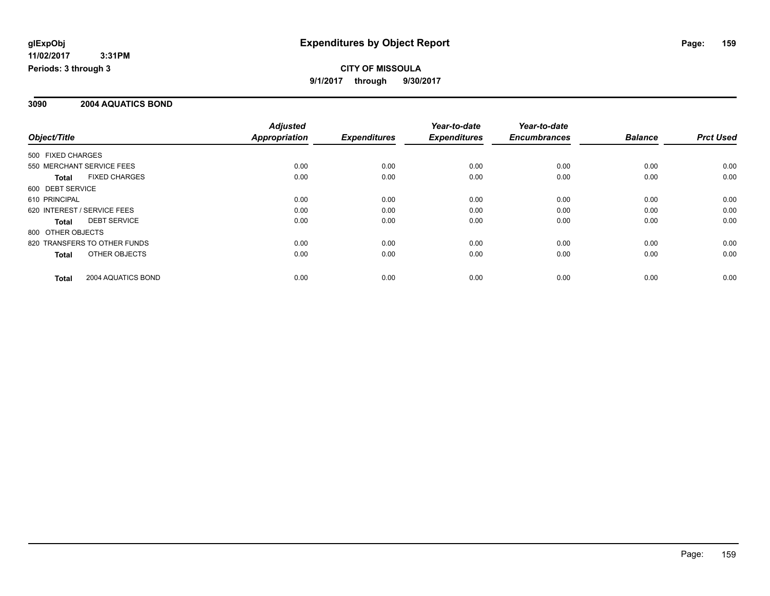# Expenditures by Object Report

glExpObj
11/02/2017 3:31PM
Periods: 3 through 3

**CITY OF MISSOULA**
**9/1/2017 through 9/30/2017**

## 3090 2004 AQUATICS BOND

| Object/Title | Adjusted Appropriation | Expenditures | Year-to-date Expenditures | Year-to-date Encumbrances | Balance | Prct Used |
|---|---|---|---|---|---|---|
| 500 FIXED CHARGES | | | | | | |
| 550 MERCHANT SERVICE FEES | 0.00 | 0.00 | 0.00 | 0.00 | 0.00 | 0.00 |
| **Total** FIXED CHARGES | 0.00 | 0.00 | 0.00 | 0.00 | 0.00 | 0.00 |
| 600 DEBT SERVICE | | | | | | |
| 610 PRINCIPAL | 0.00 | 0.00 | 0.00 | 0.00 | 0.00 | 0.00 |
| 620 INTEREST / SERVICE FEES | 0.00 | 0.00 | 0.00 | 0.00 | 0.00 | 0.00 |
| **Total** DEBT SERVICE | 0.00 | 0.00 | 0.00 | 0.00 | 0.00 | 0.00 |
| 800 OTHER OBJECTS | | | | | | |
| 820 TRANSFERS TO OTHER FUNDS | 0.00 | 0.00 | 0.00 | 0.00 | 0.00 | 0.00 |
| **Total** OTHER OBJECTS | 0.00 | 0.00 | 0.00 | 0.00 | 0.00 | 0.00 |
| **Total** 2004 AQUATICS BOND | 0.00 | 0.00 | 0.00 | 0.00 | 0.00 | 0.00 |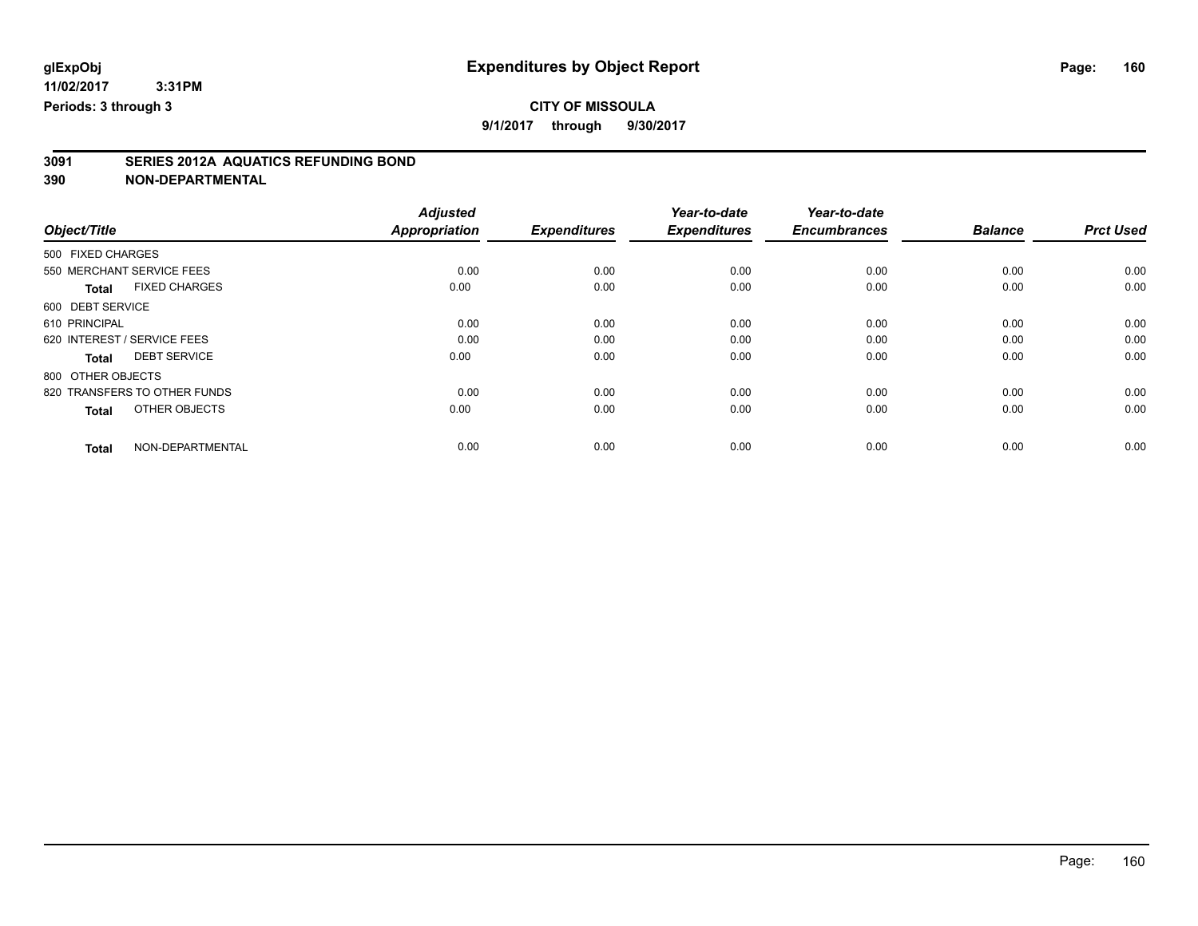# Expenditures by Object Report

glExpObj
11/02/2017 3:31PM
Periods: 3 through 3

**CITY OF MISSOULA**
**9/1/2017 through 9/30/2017**

**3091 SERIES 2012A AQUATICS REFUNDING BOND**
**390 NON-DEPARTMENTAL**

| Object/Title | Adjusted Appropriation | Expenditures | Year-to-date Expenditures | Year-to-date Encumbrances | Balance | Prct Used |
|---|---|---|---|---|---|---|
| 500 FIXED CHARGES | | | | | | |
| 550 MERCHANT SERVICE FEES | 0.00 | 0.00 | 0.00 | 0.00 | 0.00 | 0.00 |
| **Total** FIXED CHARGES | 0.00 | 0.00 | 0.00 | 0.00 | 0.00 | 0.00 |
| 600 DEBT SERVICE | | | | | | |
| 610 PRINCIPAL | 0.00 | 0.00 | 0.00 | 0.00 | 0.00 | 0.00 |
| 620 INTEREST / SERVICE FEES | 0.00 | 0.00 | 0.00 | 0.00 | 0.00 | 0.00 |
| **Total** DEBT SERVICE | 0.00 | 0.00 | 0.00 | 0.00 | 0.00 | 0.00 |
| 800 OTHER OBJECTS | | | | | | |
| 820 TRANSFERS TO OTHER FUNDS | 0.00 | 0.00 | 0.00 | 0.00 | 0.00 | 0.00 |
| **Total** OTHER OBJECTS | 0.00 | 0.00 | 0.00 | 0.00 | 0.00 | 0.00 |
| **Total** NON-DEPARTMENTAL | 0.00 | 0.00 | 0.00 | 0.00 | 0.00 | 0.00 |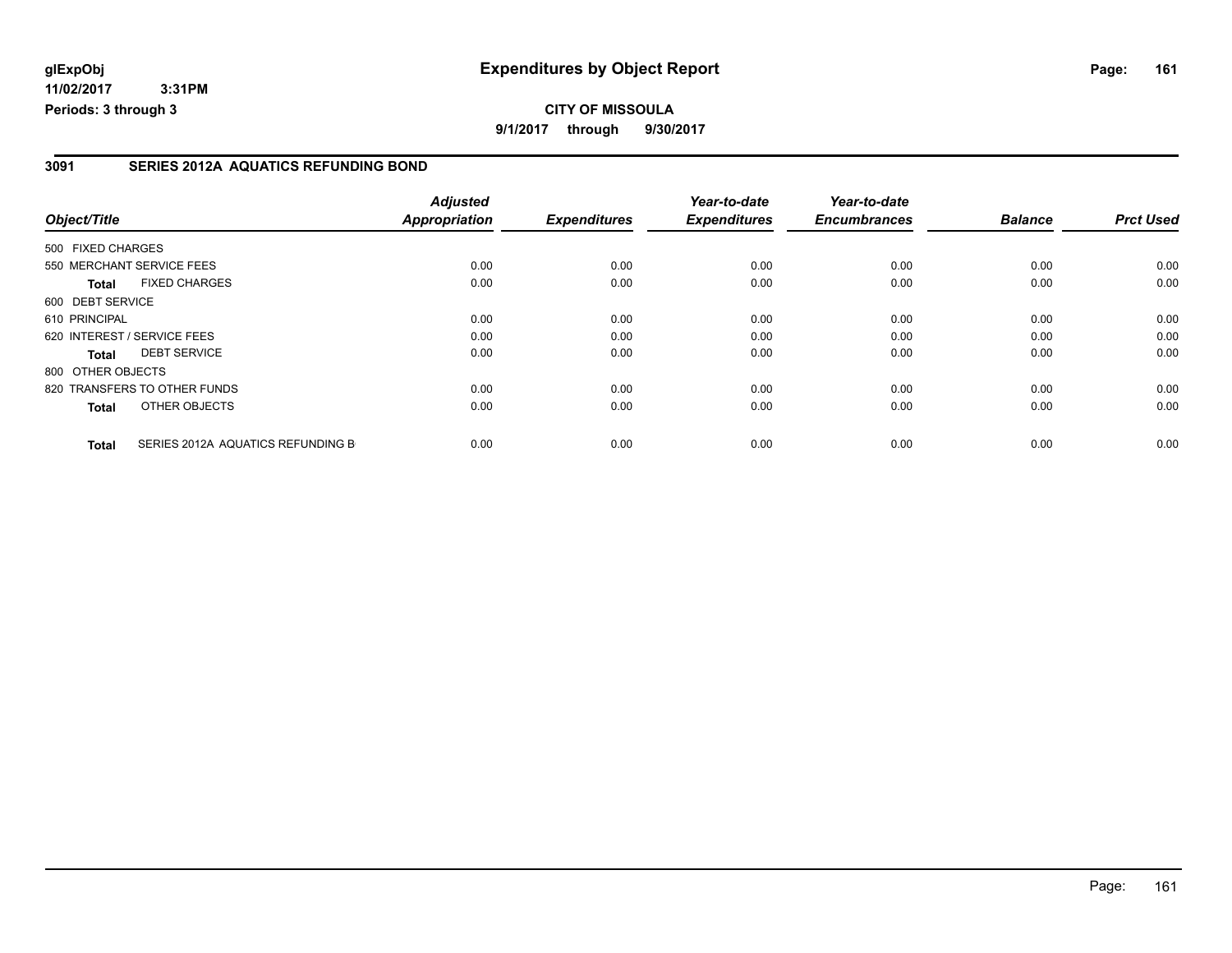# Expenditures by Object Report

glExpObj
11/02/2017 3:31PM
Periods: 3 through 3

**CITY OF MISSOULA**
**9/1/2017 through 9/30/2017**

## 3091 SERIES 2012A AQUATICS REFUNDING BOND

| Object/Title | | Adjusted Appropriation | Expenditures | Year-to-date Expenditures | Year-to-date Encumbrances | Balance | Prct Used |
|---|---|---|---|---|---|---|---|
| 500 FIXED CHARGES | | | | | | | |
| 550 MERCHANT SERVICE FEES | | 0.00 | 0.00 | 0.00 | 0.00 | 0.00 | 0.00 |
| **Total** | FIXED CHARGES | 0.00 | 0.00 | 0.00 | 0.00 | 0.00 | 0.00 |
| 600 DEBT SERVICE | | | | | | | |
| 610 PRINCIPAL | | 0.00 | 0.00 | 0.00 | 0.00 | 0.00 | 0.00 |
| 620 INTEREST / SERVICE FEES | | 0.00 | 0.00 | 0.00 | 0.00 | 0.00 | 0.00 |
| **Total** | DEBT SERVICE | 0.00 | 0.00 | 0.00 | 0.00 | 0.00 | 0.00 |
| 800 OTHER OBJECTS | | | | | | | |
| 820 TRANSFERS TO OTHER FUNDS | | 0.00 | 0.00 | 0.00 | 0.00 | 0.00 | 0.00 |
| **Total** | OTHER OBJECTS | 0.00 | 0.00 | 0.00 | 0.00 | 0.00 | 0.00 |
| **Total** | SERIES 2012A AQUATICS REFUNDING B | 0.00 | 0.00 | 0.00 | 0.00 | 0.00 | 0.00 |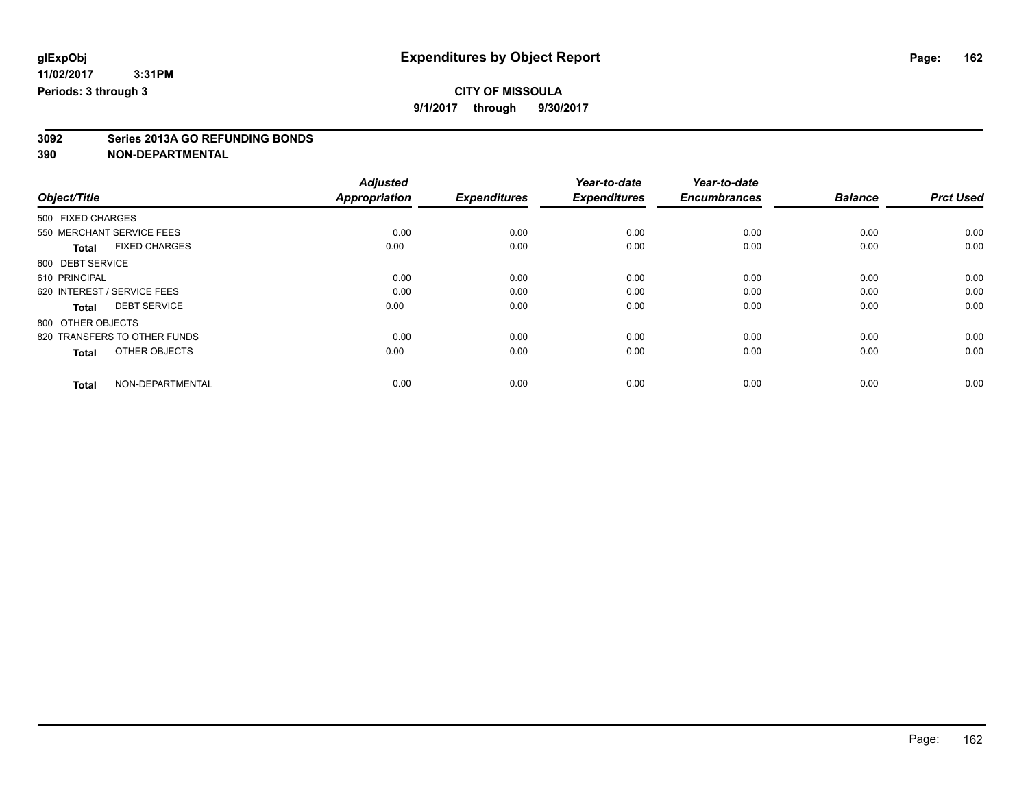glExpObj
11/02/2017 3:31PM
Periods: 3 through 3

# Expenditures by Object Report

**CITY OF MISSOULA**
**9/1/2017 through 9/30/2017**

**3092 Series 2013A GO REFUNDING BONDS**
**390 NON-DEPARTMENTAL**

| Object/Title | Adjusted Appropriation | Expenditures | Year-to-date Expenditures | Year-to-date Encumbrances | Balance | Prct Used |
|---|---|---|---|---|---|---|
| 500 FIXED CHARGES | | | | | | |
| 550 MERCHANT SERVICE FEES | 0.00 | 0.00 | 0.00 | 0.00 | 0.00 | 0.00 |
| **Total** FIXED CHARGES | 0.00 | 0.00 | 0.00 | 0.00 | 0.00 | 0.00 |
| 600 DEBT SERVICE | | | | | | |
| 610 PRINCIPAL | 0.00 | 0.00 | 0.00 | 0.00 | 0.00 | 0.00 |
| 620 INTEREST / SERVICE FEES | 0.00 | 0.00 | 0.00 | 0.00 | 0.00 | 0.00 |
| **Total** DEBT SERVICE | 0.00 | 0.00 | 0.00 | 0.00 | 0.00 | 0.00 |
| 800 OTHER OBJECTS | | | | | | |
| 820 TRANSFERS TO OTHER FUNDS | 0.00 | 0.00 | 0.00 | 0.00 | 0.00 | 0.00 |
| **Total** OTHER OBJECTS | 0.00 | 0.00 | 0.00 | 0.00 | 0.00 | 0.00 |
| **Total** NON-DEPARTMENTAL | 0.00 | 0.00 | 0.00 | 0.00 | 0.00 | 0.00 |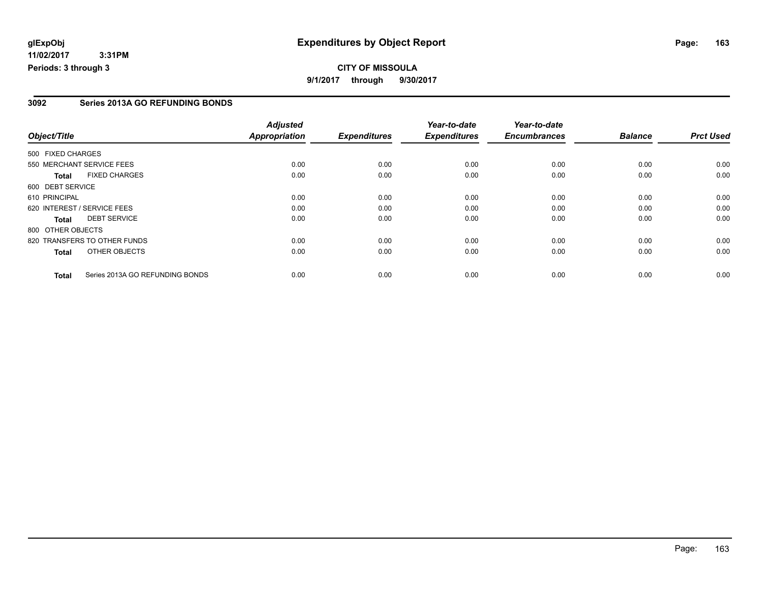**glExpObj**
**11/02/2017 3:31PM**
**Periods: 3 through 3**

# Expenditures by Object Report

**CITY OF MISSOULA**
**9/1/2017 through 9/30/2017**

## 3092 Series 2013A GO REFUNDING BONDS

| Object/Title | Adjusted Appropriation | Expenditures | Year-to-date Expenditures | Year-to-date Encumbrances | Balance | Prct Used |
|---|---|---|---|---|---|---|
| 500 FIXED CHARGES | | | | | | |
| 550 MERCHANT SERVICE FEES | 0.00 | 0.00 | 0.00 | 0.00 | 0.00 | 0.00 |
| **Total** FIXED CHARGES | 0.00 | 0.00 | 0.00 | 0.00 | 0.00 | 0.00 |
| 600 DEBT SERVICE | | | | | | |
| 610 PRINCIPAL | 0.00 | 0.00 | 0.00 | 0.00 | 0.00 | 0.00 |
| 620 INTEREST / SERVICE FEES | 0.00 | 0.00 | 0.00 | 0.00 | 0.00 | 0.00 |
| **Total** DEBT SERVICE | 0.00 | 0.00 | 0.00 | 0.00 | 0.00 | 0.00 |
| 800 OTHER OBJECTS | | | | | | |
| 820 TRANSFERS TO OTHER FUNDS | 0.00 | 0.00 | 0.00 | 0.00 | 0.00 | 0.00 |
| **Total** OTHER OBJECTS | 0.00 | 0.00 | 0.00 | 0.00 | 0.00 | 0.00 |
| **Total** Series 2013A GO REFUNDING BONDS | 0.00 | 0.00 | 0.00 | 0.00 | 0.00 | 0.00 |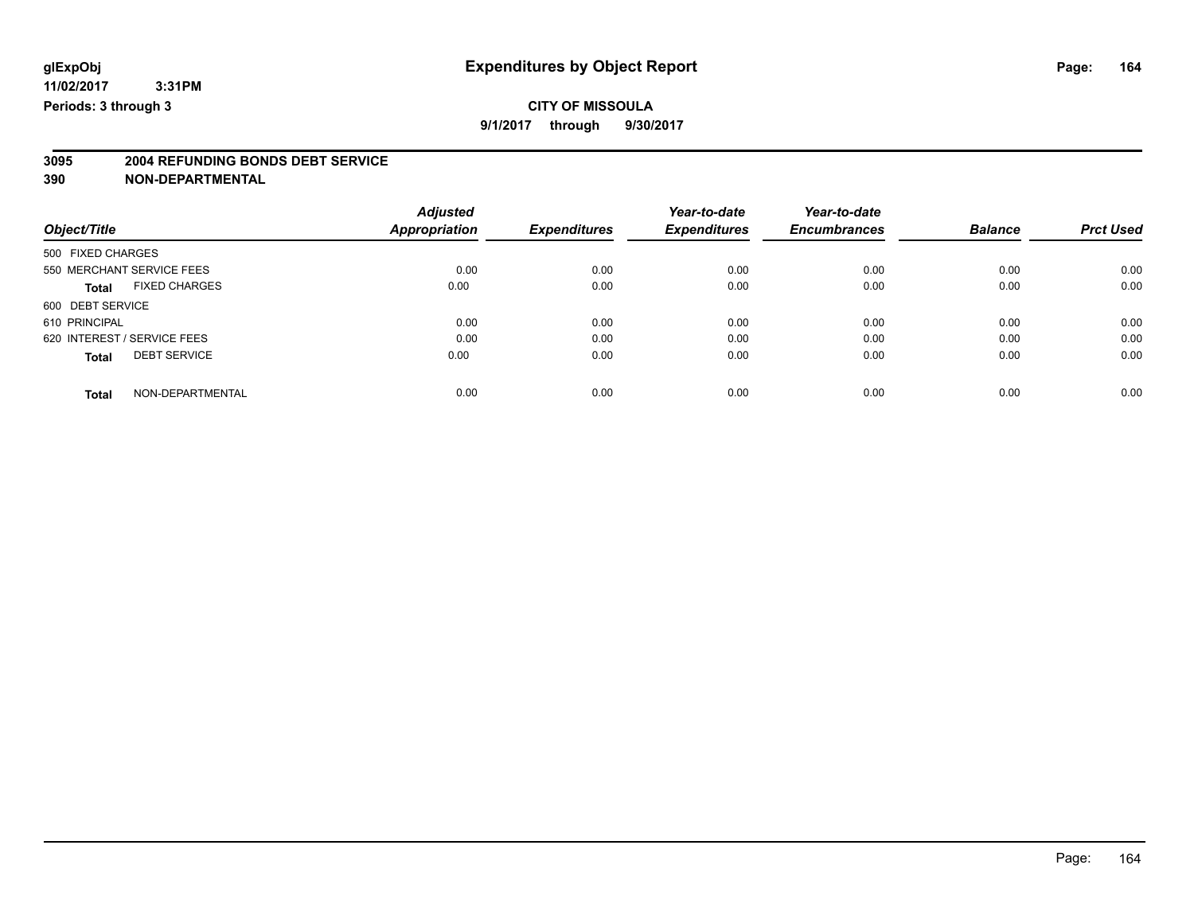glExpObj
11/02/2017 3:31PM
Periods: 3 through 3

# Expenditures by Object Report

**CITY OF MISSOULA**
**9/1/2017 through 9/30/2017**

**3095 2004 REFUNDING BONDS DEBT SERVICE**
**390 NON-DEPARTMENTAL**

| Object/Title | | Adjusted Appropriation | Expenditures | Year-to-date Expenditures | Year-to-date Encumbrances | Balance | Prct Used |
|---|---|---|---|---|---|---|---|
| 500 FIXED CHARGES | | | | | | | |
| 550 MERCHANT SERVICE FEES | | 0.00 | 0.00 | 0.00 | 0.00 | 0.00 | 0.00 |
| **Total** | FIXED CHARGES | 0.00 | 0.00 | 0.00 | 0.00 | 0.00 | 0.00 |
| 600 DEBT SERVICE | | | | | | | |
| 610 PRINCIPAL | | 0.00 | 0.00 | 0.00 | 0.00 | 0.00 | 0.00 |
| 620 INTEREST / SERVICE FEES | | 0.00 | 0.00 | 0.00 | 0.00 | 0.00 | 0.00 |
| **Total** | DEBT SERVICE | 0.00 | 0.00 | 0.00 | 0.00 | 0.00 | 0.00 |
| **Total** | NON-DEPARTMENTAL | 0.00 | 0.00 | 0.00 | 0.00 | 0.00 | 0.00 |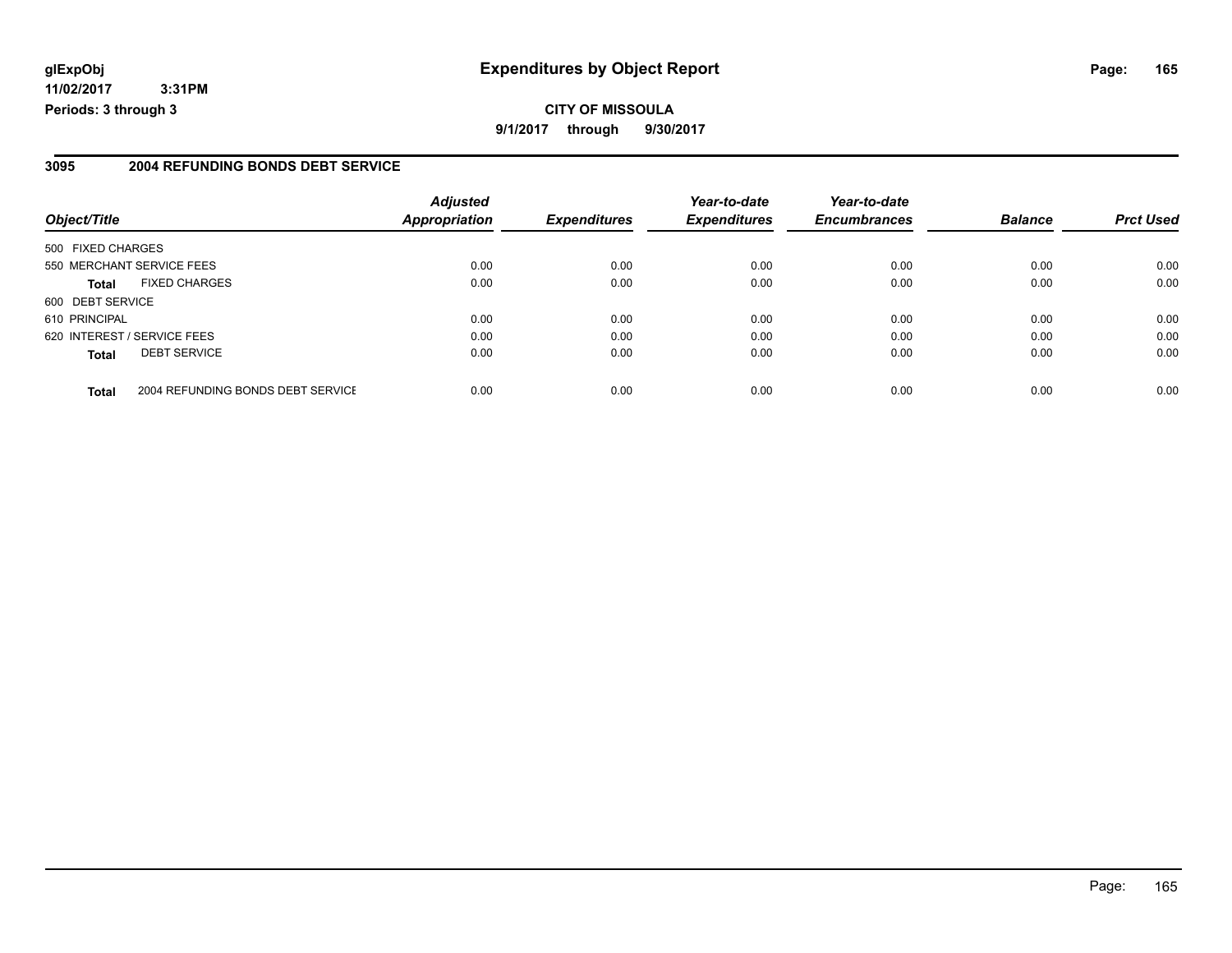glExpObj
11/02/2017 3:31PM
Periods: 3 through 3

# Expenditures by Object Report

**CITY OF MISSOULA**

**9/1/2017 through 9/30/2017**

## 3095 2004 REFUNDING BONDS DEBT SERVICE

| Object/Title | Adjusted Appropriation | Expenditures | Year-to-date Expenditures | Year-to-date Encumbrances | Balance | Prct Used |
|---|---|---|---|---|---|---|
| 500 FIXED CHARGES | | | | | | |
| 550 MERCHANT SERVICE FEES | 0.00 | 0.00 | 0.00 | 0.00 | 0.00 | 0.00 |
| **Total** FIXED CHARGES | 0.00 | 0.00 | 0.00 | 0.00 | 0.00 | 0.00 |
| 600 DEBT SERVICE | | | | | | |
| 610 PRINCIPAL | 0.00 | 0.00 | 0.00 | 0.00 | 0.00 | 0.00 |
| 620 INTEREST / SERVICE FEES | 0.00 | 0.00 | 0.00 | 0.00 | 0.00 | 0.00 |
| **Total** DEBT SERVICE | 0.00 | 0.00 | 0.00 | 0.00 | 0.00 | 0.00 |
| **Total** 2004 REFUNDING BONDS DEBT SERVICE | 0.00 | 0.00 | 0.00 | 0.00 | 0.00 | 0.00 |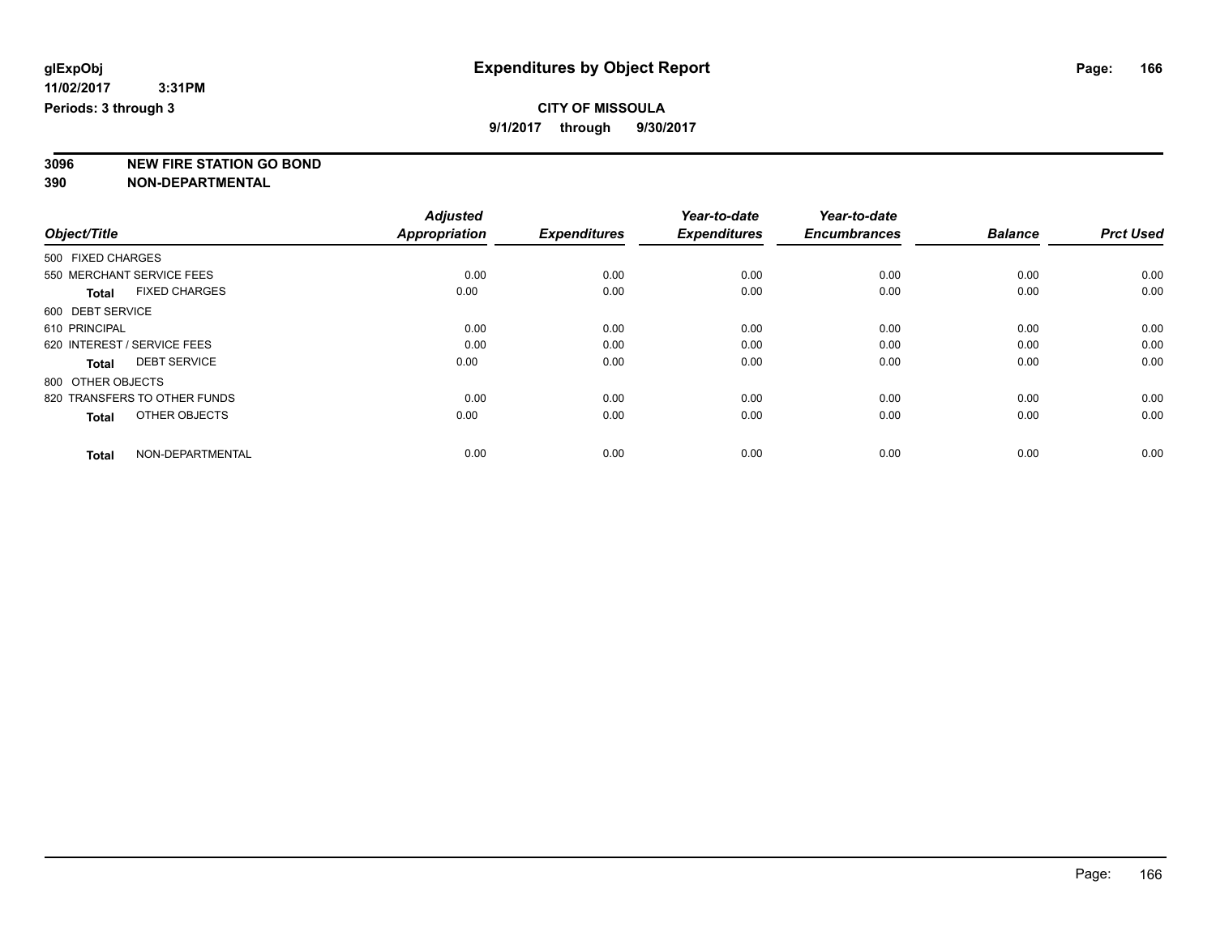**glExpObj**
**11/02/2017 3:31PM**
**Periods: 3 through 3**

# Expenditures by Object Report

**CITY OF MISSOULA**
**9/1/2017 through 9/30/2017**

**3096 NEW FIRE STATION GO BOND**
**390 NON-DEPARTMENTAL**

| Object/Title | Adjusted Appropriation | Expenditures | Year-to-date Expenditures | Year-to-date Encumbrances | Balance | Prct Used |
|---|---|---|---|---|---|---|
| 500 FIXED CHARGES | | | | | | |
| 550 MERCHANT SERVICE FEES | 0.00 | 0.00 | 0.00 | 0.00 | 0.00 | 0.00 |
| **Total** FIXED CHARGES | 0.00 | 0.00 | 0.00 | 0.00 | 0.00 | 0.00 |
| 600 DEBT SERVICE | | | | | | |
| 610 PRINCIPAL | 0.00 | 0.00 | 0.00 | 0.00 | 0.00 | 0.00 |
| 620 INTEREST / SERVICE FEES | 0.00 | 0.00 | 0.00 | 0.00 | 0.00 | 0.00 |
| **Total** DEBT SERVICE | 0.00 | 0.00 | 0.00 | 0.00 | 0.00 | 0.00 |
| 800 OTHER OBJECTS | | | | | | |
| 820 TRANSFERS TO OTHER FUNDS | 0.00 | 0.00 | 0.00 | 0.00 | 0.00 | 0.00 |
| **Total** OTHER OBJECTS | 0.00 | 0.00 | 0.00 | 0.00 | 0.00 | 0.00 |
| **Total** NON-DEPARTMENTAL | 0.00 | 0.00 | 0.00 | 0.00 | 0.00 | 0.00 |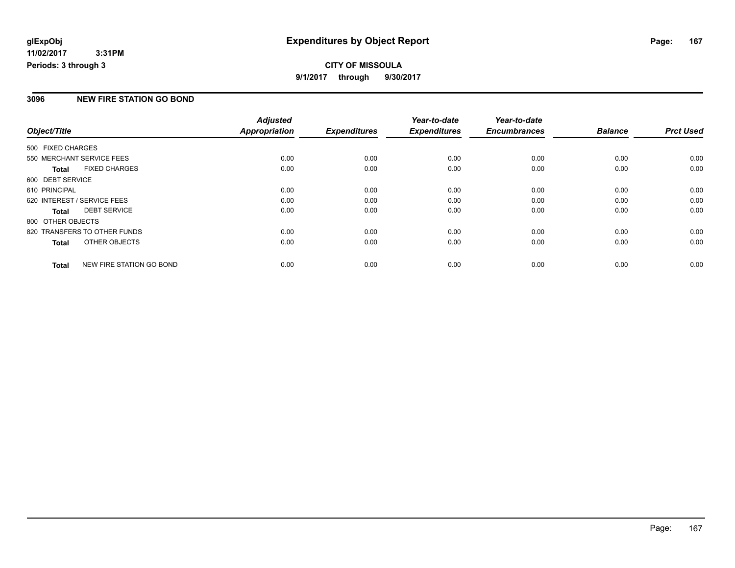**glExpObj**
**11/02/2017 3:31PM**
**Periods: 3 through 3**

# Expenditures by Object Report

**CITY OF MISSOULA**
**9/1/2017 through 9/30/2017**

## 3096 NEW FIRE STATION GO BOND

| Object/Title | Adjusted Appropriation | Expenditures | Year-to-date Expenditures | Year-to-date Encumbrances | Balance | Prct Used |
|---|---|---|---|---|---|---|
| 500 FIXED CHARGES | | | | | | |
| 550 MERCHANT SERVICE FEES | 0.00 | 0.00 | 0.00 | 0.00 | 0.00 | 0.00 |
| **Total** FIXED CHARGES | 0.00 | 0.00 | 0.00 | 0.00 | 0.00 | 0.00 |
| 600 DEBT SERVICE | | | | | | |
| 610 PRINCIPAL | 0.00 | 0.00 | 0.00 | 0.00 | 0.00 | 0.00 |
| 620 INTEREST / SERVICE FEES | 0.00 | 0.00 | 0.00 | 0.00 | 0.00 | 0.00 |
| **Total** DEBT SERVICE | 0.00 | 0.00 | 0.00 | 0.00 | 0.00 | 0.00 |
| 800 OTHER OBJECTS | | | | | | |
| 820 TRANSFERS TO OTHER FUNDS | 0.00 | 0.00 | 0.00 | 0.00 | 0.00 | 0.00 |
| **Total** OTHER OBJECTS | 0.00 | 0.00 | 0.00 | 0.00 | 0.00 | 0.00 |
| **Total** NEW FIRE STATION GO BOND | 0.00 | 0.00 | 0.00 | 0.00 | 0.00 | 0.00 |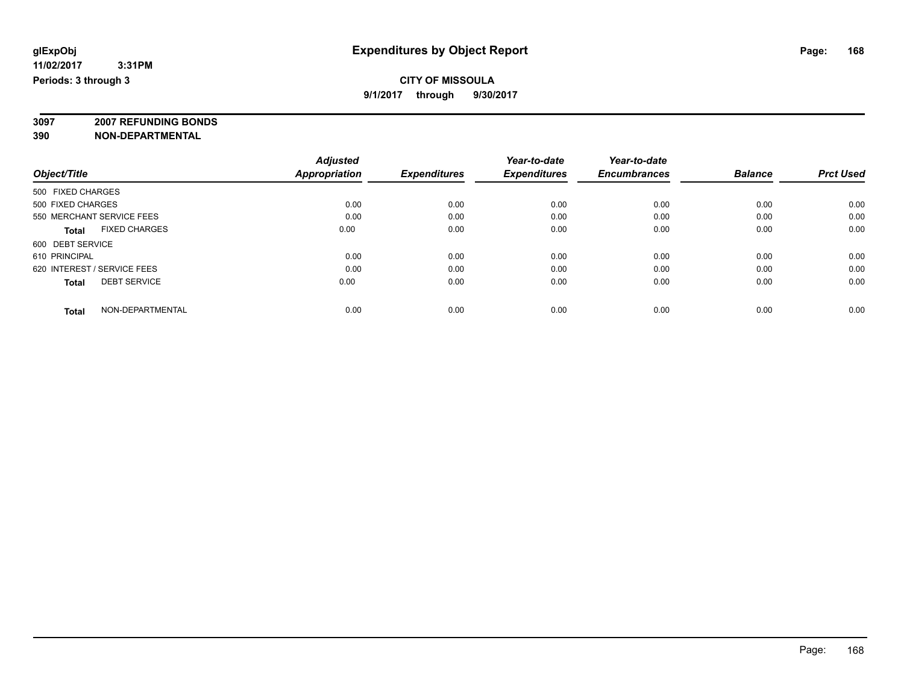**glExpObj** **Expenditures by Object Report**

**11/02/2017 3:31PM**

**Periods: 3 through 3**

**CITY OF MISSOULA**

**9/1/2017 through 9/30/2017**

**3097 2007 REFUNDING BONDS**

**390 NON-DEPARTMENTAL**

| Object/Title | Adjusted Appropriation | Expenditures | Year-to-date Expenditures | Year-to-date Encumbrances | Balance | Prct Used |
|---|---|---|---|---|---|---|
| 500 FIXED CHARGES | | | | | | |
| 500 FIXED CHARGES | 0.00 | 0.00 | 0.00 | 0.00 | 0.00 | 0.00 |
| 550 MERCHANT SERVICE FEES | 0.00 | 0.00 | 0.00 | 0.00 | 0.00 | 0.00 |
| **Total** FIXED CHARGES | 0.00 | 0.00 | 0.00 | 0.00 | 0.00 | 0.00 |
| 600 DEBT SERVICE | | | | | | |
| 610 PRINCIPAL | 0.00 | 0.00 | 0.00 | 0.00 | 0.00 | 0.00 |
| 620 INTEREST / SERVICE FEES | 0.00 | 0.00 | 0.00 | 0.00 | 0.00 | 0.00 |
| **Total** DEBT SERVICE | 0.00 | 0.00 | 0.00 | 0.00 | 0.00 | 0.00 |
| **Total** NON-DEPARTMENTAL | 0.00 | 0.00 | 0.00 | 0.00 | 0.00 | 0.00 |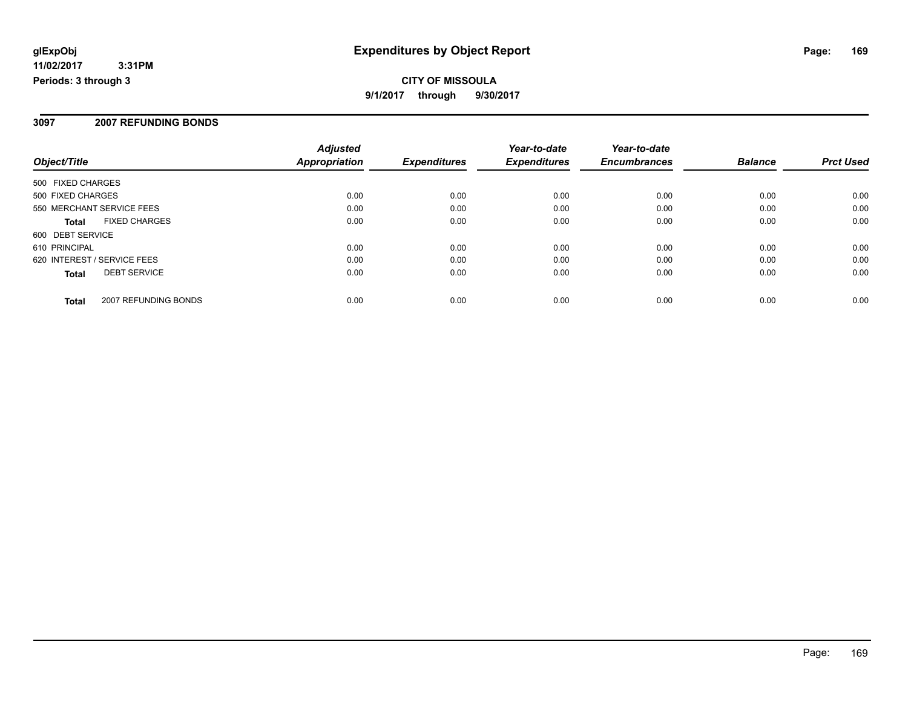# Expenditures by Object Report

glExpObj
11/02/2017 3:31PM
Periods: 3 through 3

**CITY OF MISSOULA**
**9/1/2017 through 9/30/2017**

## 3097 2007 REFUNDING BONDS

| Object/Title | Adjusted Appropriation | Expenditures | Year-to-date Expenditures | Year-to-date Encumbrances | Balance | Prct Used |
|---|---|---|---|---|---|---|
| 500 FIXED CHARGES | | | | | | |
| 500 FIXED CHARGES | 0.00 | 0.00 | 0.00 | 0.00 | 0.00 | 0.00 |
| 550 MERCHANT SERVICE FEES | 0.00 | 0.00 | 0.00 | 0.00 | 0.00 | 0.00 |
| **Total** FIXED CHARGES | 0.00 | 0.00 | 0.00 | 0.00 | 0.00 | 0.00 |
| 600 DEBT SERVICE | | | | | | |
| 610 PRINCIPAL | 0.00 | 0.00 | 0.00 | 0.00 | 0.00 | 0.00 |
| 620 INTEREST / SERVICE FEES | 0.00 | 0.00 | 0.00 | 0.00 | 0.00 | 0.00 |
| **Total** DEBT SERVICE | 0.00 | 0.00 | 0.00 | 0.00 | 0.00 | 0.00 |
| **Total** 2007 REFUNDING BONDS | 0.00 | 0.00 | 0.00 | 0.00 | 0.00 | 0.00 |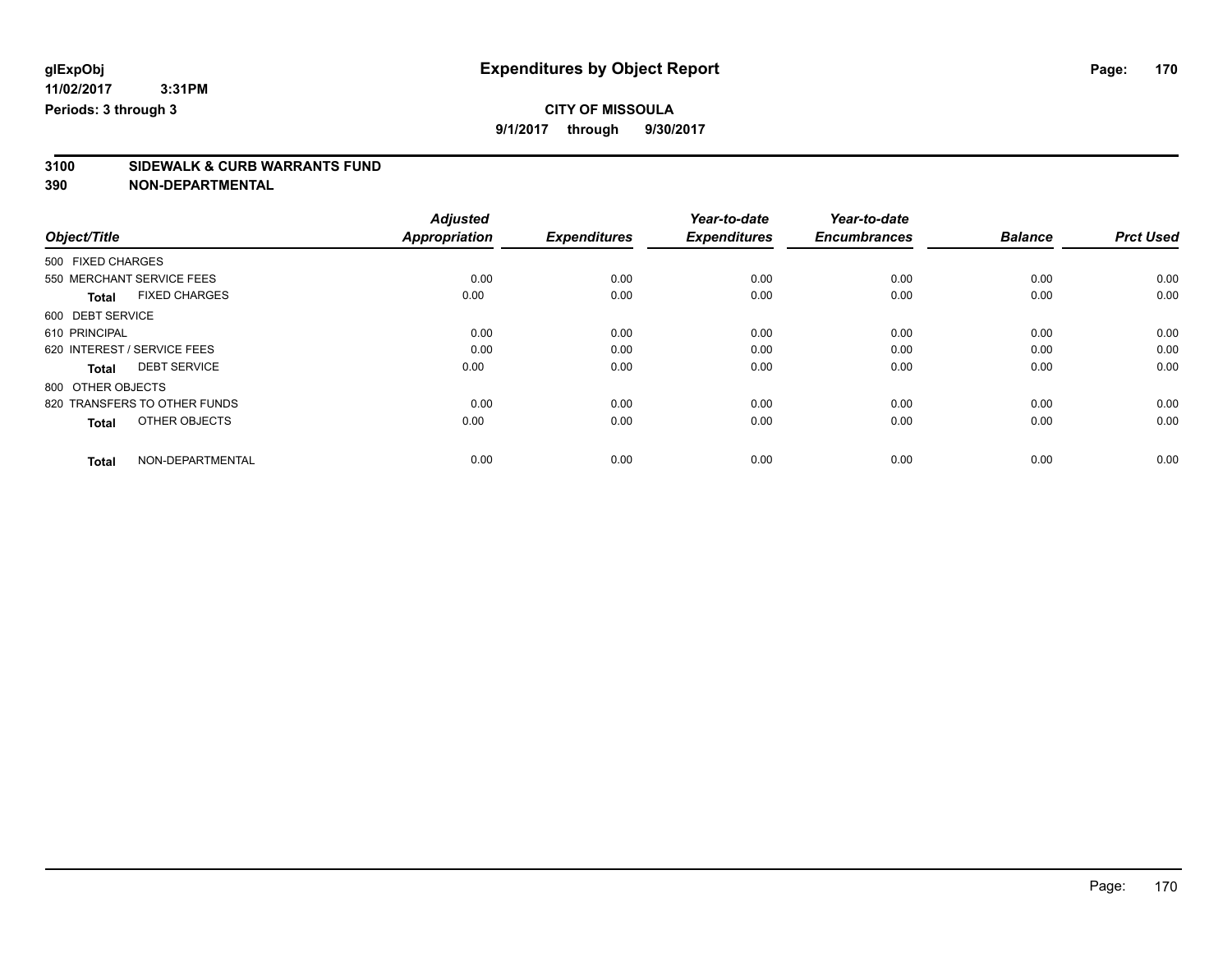glExpObj
11/02/2017 3:31PM
Periods: 3 through 3

# Expenditures by Object Report

**CITY OF MISSOULA**
**9/1/2017 through 9/30/2017**

**3100 SIDEWALK & CURB WARRANTS FUND**
**390 NON-DEPARTMENTAL**

| Object/Title | | Adjusted Appropriation | Expenditures | Year-to-date Expenditures | Year-to-date Encumbrances | Balance | Prct Used |
|---|---|---|---|---|---|---|---|
| 500 FIXED CHARGES | | | | | | | |
| 550 MERCHANT SERVICE FEES | | 0.00 | 0.00 | 0.00 | 0.00 | 0.00 | 0.00 |
| **Total** | FIXED CHARGES | 0.00 | 0.00 | 0.00 | 0.00 | 0.00 | 0.00 |
| 600 DEBT SERVICE | | | | | | | |
| 610 PRINCIPAL | | 0.00 | 0.00 | 0.00 | 0.00 | 0.00 | 0.00 |
| 620 INTEREST / SERVICE FEES | | 0.00 | 0.00 | 0.00 | 0.00 | 0.00 | 0.00 |
| **Total** | DEBT SERVICE | 0.00 | 0.00 | 0.00 | 0.00 | 0.00 | 0.00 |
| 800 OTHER OBJECTS | | | | | | | |
| 820 TRANSFERS TO OTHER FUNDS | | 0.00 | 0.00 | 0.00 | 0.00 | 0.00 | 0.00 |
| **Total** | OTHER OBJECTS | 0.00 | 0.00 | 0.00 | 0.00 | 0.00 | 0.00 |
| **Total** | NON-DEPARTMENTAL | 0.00 | 0.00 | 0.00 | 0.00 | 0.00 | 0.00 |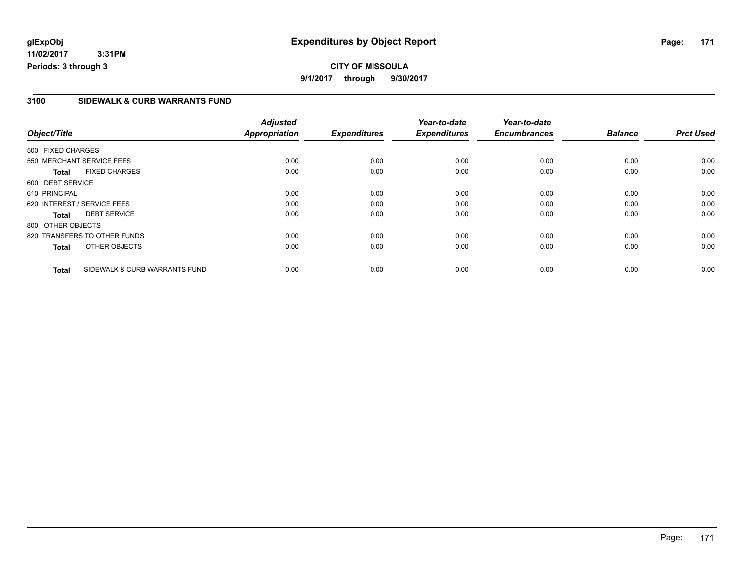**glExpObj**
**11/02/2017 3:31PM**
**Periods: 3 through 3**

# Expenditures by Object Report

**CITY OF MISSOULA**
**9/1/2017 through 9/30/2017**

## 3100 SIDEWALK & CURB WARRANTS FUND

| Object/Title | Adjusted Appropriation | Expenditures | Year-to-date Expenditures | Year-to-date Encumbrances | Balance | Prct Used |
|---|---|---|---|---|---|---|
| 500 FIXED CHARGES | | | | | | |
| 550 MERCHANT SERVICE FEES | 0.00 | 0.00 | 0.00 | 0.00 | 0.00 | 0.00 |
| **Total** FIXED CHARGES | 0.00 | 0.00 | 0.00 | 0.00 | 0.00 | 0.00 |
| 600 DEBT SERVICE | | | | | | |
| 610 PRINCIPAL | 0.00 | 0.00 | 0.00 | 0.00 | 0.00 | 0.00 |
| 620 INTEREST / SERVICE FEES | 0.00 | 0.00 | 0.00 | 0.00 | 0.00 | 0.00 |
| **Total** DEBT SERVICE | 0.00 | 0.00 | 0.00 | 0.00 | 0.00 | 0.00 |
| 800 OTHER OBJECTS | | | | | | |
| 820 TRANSFERS TO OTHER FUNDS | 0.00 | 0.00 | 0.00 | 0.00 | 0.00 | 0.00 |
| **Total** OTHER OBJECTS | 0.00 | 0.00 | 0.00 | 0.00 | 0.00 | 0.00 |
| **Total** SIDEWALK & CURB WARRANTS FUND | 0.00 | 0.00 | 0.00 | 0.00 | 0.00 | 0.00 |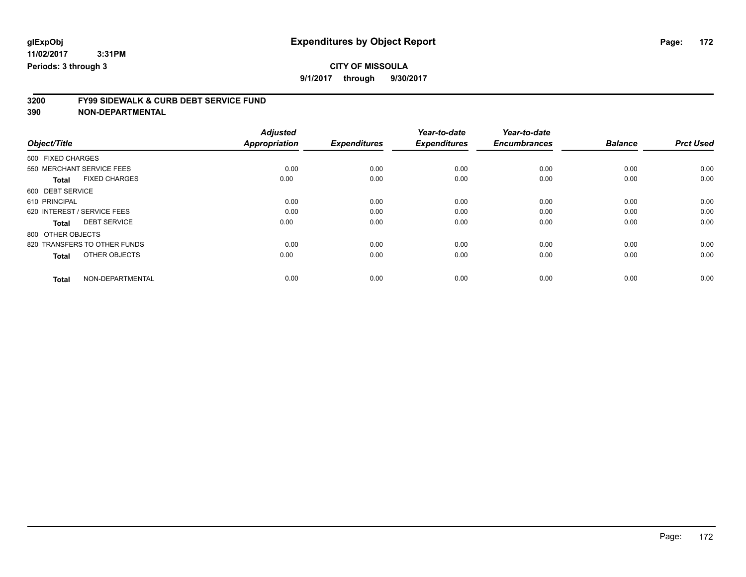glExpObj
11/02/2017 3:31PM
Periods: 3 through 3

# Expenditures by Object Report

**CITY OF MISSOULA**
**9/1/2017 through 9/30/2017**

**3200 FY99 SIDEWALK & CURB DEBT SERVICE FUND**
**390 NON-DEPARTMENTAL**

| Object/Title | Adjusted Appropriation | Expenditures | Year-to-date Expenditures | Year-to-date Encumbrances | Balance | Prct Used |
|---|---|---|---|---|---|---|
| 500 FIXED CHARGES | | | | | | |
| 550 MERCHANT SERVICE FEES | 0.00 | 0.00 | 0.00 | 0.00 | 0.00 | 0.00 |
| **Total** FIXED CHARGES | 0.00 | 0.00 | 0.00 | 0.00 | 0.00 | 0.00 |
| 600 DEBT SERVICE | | | | | | |
| 610 PRINCIPAL | 0.00 | 0.00 | 0.00 | 0.00 | 0.00 | 0.00 |
| 620 INTEREST / SERVICE FEES | 0.00 | 0.00 | 0.00 | 0.00 | 0.00 | 0.00 |
| **Total** DEBT SERVICE | 0.00 | 0.00 | 0.00 | 0.00 | 0.00 | 0.00 |
| 800 OTHER OBJECTS | | | | | | |
| 820 TRANSFERS TO OTHER FUNDS | 0.00 | 0.00 | 0.00 | 0.00 | 0.00 | 0.00 |
| **Total** OTHER OBJECTS | 0.00 | 0.00 | 0.00 | 0.00 | 0.00 | 0.00 |
| **Total** NON-DEPARTMENTAL | 0.00 | 0.00 | 0.00 | 0.00 | 0.00 | 0.00 |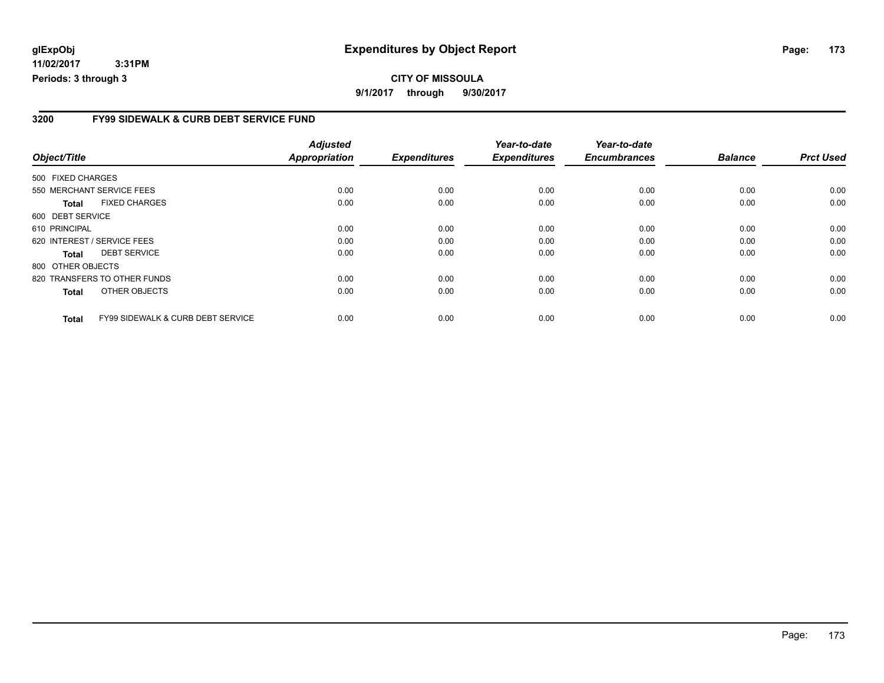# Expenditures by Object Report

**glExpObj**
**11/02/2017 3:31PM**
**Periods: 3 through 3**

**CITY OF MISSOULA**
**9/1/2017 through 9/30/2017**

## 3200 FY99 SIDEWALK & CURB DEBT SERVICE FUND

| Object/Title | Adjusted Appropriation | Expenditures | Year-to-date Expenditures | Year-to-date Encumbrances | Balance | Prct Used |
|---|---|---|---|---|---|---|
| 500 FIXED CHARGES | | | | | | |
| 550 MERCHANT SERVICE FEES | 0.00 | 0.00 | 0.00 | 0.00 | 0.00 | 0.00 |
| **Total** FIXED CHARGES | 0.00 | 0.00 | 0.00 | 0.00 | 0.00 | 0.00 |
| 600 DEBT SERVICE | | | | | | |
| 610 PRINCIPAL | 0.00 | 0.00 | 0.00 | 0.00 | 0.00 | 0.00 |
| 620 INTEREST / SERVICE FEES | 0.00 | 0.00 | 0.00 | 0.00 | 0.00 | 0.00 |
| **Total** DEBT SERVICE | 0.00 | 0.00 | 0.00 | 0.00 | 0.00 | 0.00 |
| 800 OTHER OBJECTS | | | | | | |
| 820 TRANSFERS TO OTHER FUNDS | 0.00 | 0.00 | 0.00 | 0.00 | 0.00 | 0.00 |
| **Total** OTHER OBJECTS | 0.00 | 0.00 | 0.00 | 0.00 | 0.00 | 0.00 |
| **Total** FY99 SIDEWALK & CURB DEBT SERVICE | 0.00 | 0.00 | 0.00 | 0.00 | 0.00 | 0.00 |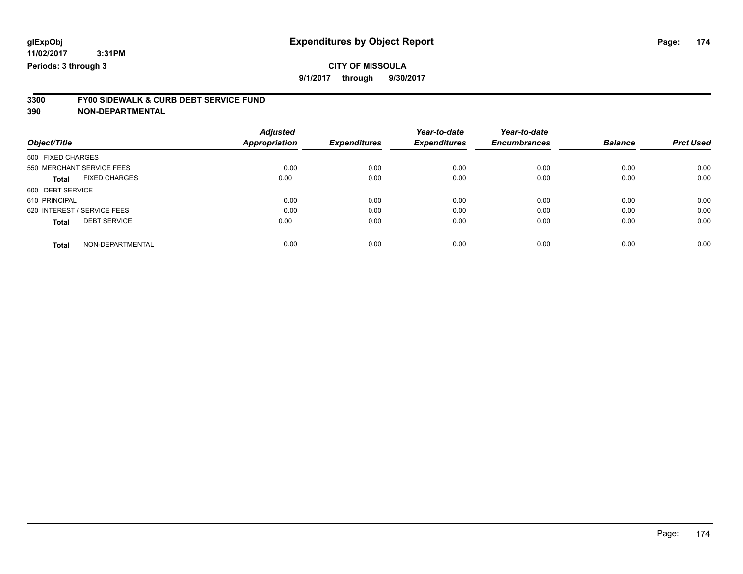**glExpObj**
**11/02/2017 3:31PM**
**Periods: 3 through 3**

# Expenditures by Object Report

**CITY OF MISSOULA**
**9/1/2017 through 9/30/2017**

## 3300 FY00 SIDEWALK & CURB DEBT SERVICE FUND
## 390 NON-DEPARTMENTAL

| Object/Title | Adjusted Appropriation | Expenditures | Year-to-date Expenditures | Year-to-date Encumbrances | Balance | Prct Used |
|---|---|---|---|---|---|---|
| 500 FIXED CHARGES | | | | | | |
| 550 MERCHANT SERVICE FEES | 0.00 | 0.00 | 0.00 | 0.00 | 0.00 | 0.00 |
| **Total** FIXED CHARGES | 0.00 | 0.00 | 0.00 | 0.00 | 0.00 | 0.00 |
| 600 DEBT SERVICE | | | | | | |
| 610 PRINCIPAL | 0.00 | 0.00 | 0.00 | 0.00 | 0.00 | 0.00 |
| 620 INTEREST / SERVICE FEES | 0.00 | 0.00 | 0.00 | 0.00 | 0.00 | 0.00 |
| **Total** DEBT SERVICE | 0.00 | 0.00 | 0.00 | 0.00 | 0.00 | 0.00 |
| **Total** NON-DEPARTMENTAL | 0.00 | 0.00 | 0.00 | 0.00 | 0.00 | 0.00 |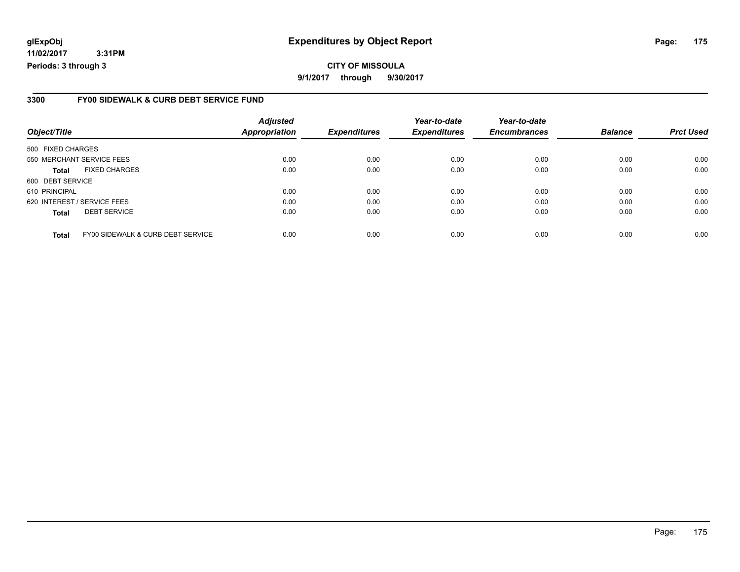**glExpObj**
**11/02/2017 3:31PM**
**Periods: 3 through 3**

# Expenditures by Object Report

**CITY OF MISSOULA**
**9/1/2017 through 9/30/2017**

## 3300 FY00 SIDEWALK & CURB DEBT SERVICE FUND

| Object/Title | | Adjusted Appropriation | Expenditures | Year-to-date Expenditures | Year-to-date Encumbrances | Balance | Prct Used |
|---|---|---|---|---|---|---|---|
| 500 FIXED CHARGES | | | | | | | |
| 550 MERCHANT SERVICE FEES | | 0.00 | 0.00 | 0.00 | 0.00 | 0.00 | 0.00 |
| **Total** | FIXED CHARGES | 0.00 | 0.00 | 0.00 | 0.00 | 0.00 | 0.00 |
| 600 DEBT SERVICE | | | | | | | |
| 610 PRINCIPAL | | 0.00 | 0.00 | 0.00 | 0.00 | 0.00 | 0.00 |
| 620 INTEREST / SERVICE FEES | | 0.00 | 0.00 | 0.00 | 0.00 | 0.00 | 0.00 |
| **Total** | DEBT SERVICE | 0.00 | 0.00 | 0.00 | 0.00 | 0.00 | 0.00 |
| **Total** | FY00 SIDEWALK & CURB DEBT SERVICE | 0.00 | 0.00 | 0.00 | 0.00 | 0.00 | 0.00 |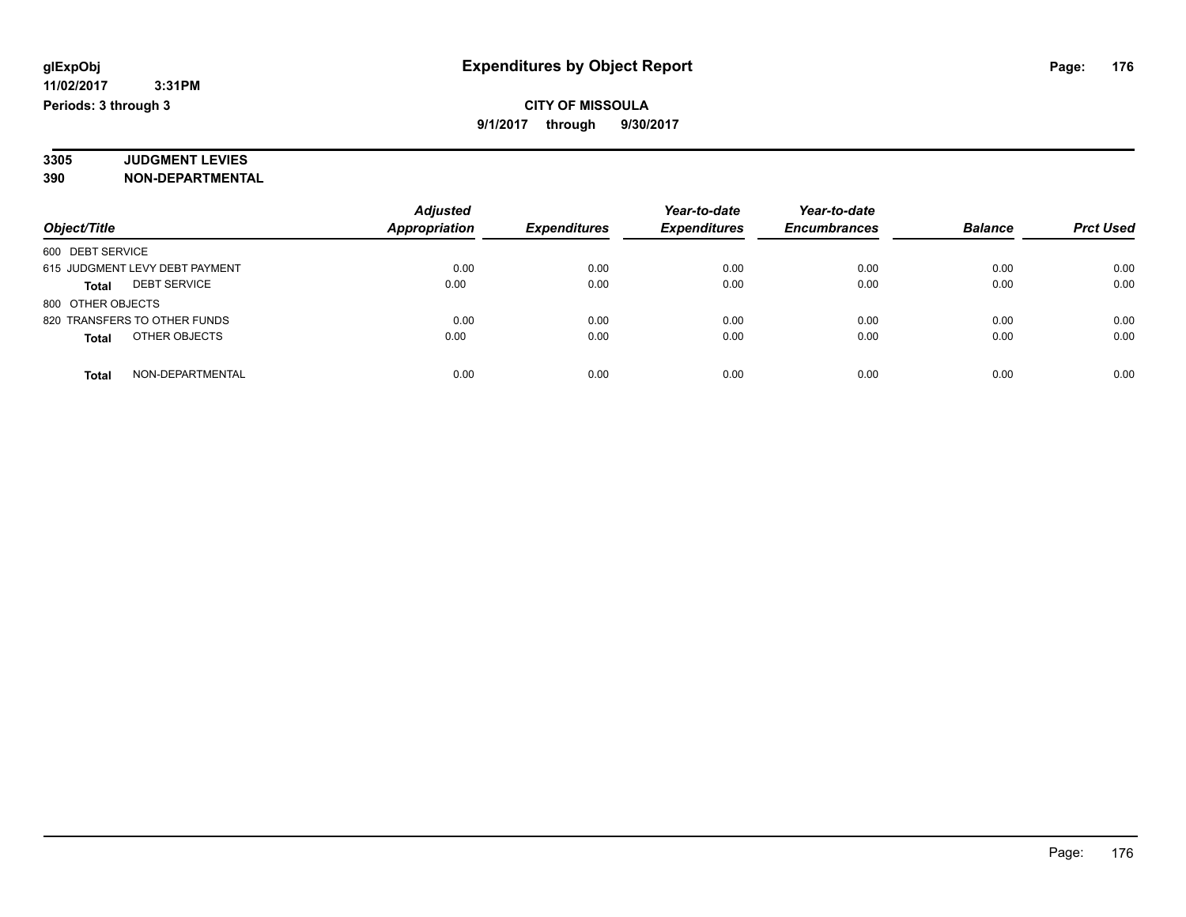glExpObj
11/02/2017 3:31PM
Periods: 3 through 3

# Expenditures by Object Report

**CITY OF MISSOULA**
**9/1/2017 through 9/30/2017**

**3305 JUDGMENT LEVIES**
**390 NON-DEPARTMENTAL**

| Object/Title | Adjusted Appropriation | Expenditures | Year-to-date Expenditures | Year-to-date Encumbrances | Balance | Prct Used |
|---|---|---|---|---|---|---|
| 600 DEBT SERVICE | | | | | | |
| 615 JUDGMENT LEVY DEBT PAYMENT | 0.00 | 0.00 | 0.00 | 0.00 | 0.00 | 0.00 |
| **Total** DEBT SERVICE | 0.00 | 0.00 | 0.00 | 0.00 | 0.00 | 0.00 |
| 800 OTHER OBJECTS | | | | | | |
| 820 TRANSFERS TO OTHER FUNDS | 0.00 | 0.00 | 0.00 | 0.00 | 0.00 | 0.00 |
| **Total** OTHER OBJECTS | 0.00 | 0.00 | 0.00 | 0.00 | 0.00 | 0.00 |
| **Total** NON-DEPARTMENTAL | 0.00 | 0.00 | 0.00 | 0.00 | 0.00 | 0.00 |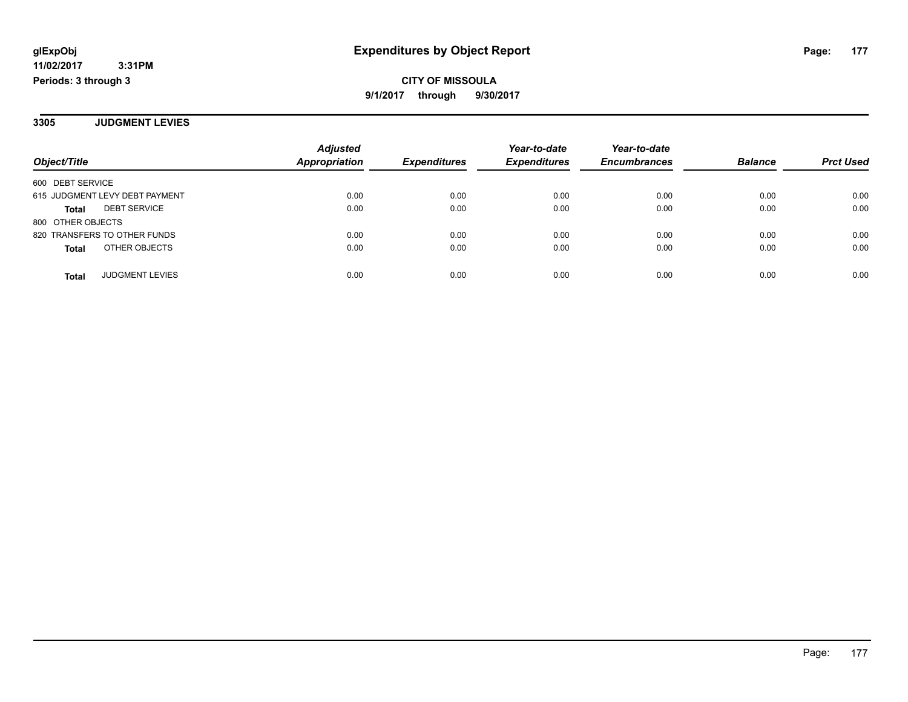# Expenditures by Object Report

glExpObj
11/02/2017 3:31PM
Periods: 3 through 3

**CITY OF MISSOULA**
**9/1/2017 through 9/30/2017**

## 3305 JUDGMENT LEVIES

| Object/Title | Adjusted Appropriation | Expenditures | Year-to-date Expenditures | Year-to-date Encumbrances | Balance | Prct Used |
|---|---|---|---|---|---|---|
| 600 DEBT SERVICE | | | | | | |
| 615 JUDGMENT LEVY DEBT PAYMENT | 0.00 | 0.00 | 0.00 | 0.00 | 0.00 | 0.00 |
| **Total** DEBT SERVICE | 0.00 | 0.00 | 0.00 | 0.00 | 0.00 | 0.00 |
| 800 OTHER OBJECTS | | | | | | |
| 820 TRANSFERS TO OTHER FUNDS | 0.00 | 0.00 | 0.00 | 0.00 | 0.00 | 0.00 |
| **Total** OTHER OBJECTS | 0.00 | 0.00 | 0.00 | 0.00 | 0.00 | 0.00 |
| **Total** JUDGMENT LEVIES | 0.00 | 0.00 | 0.00 | 0.00 | 0.00 | 0.00 |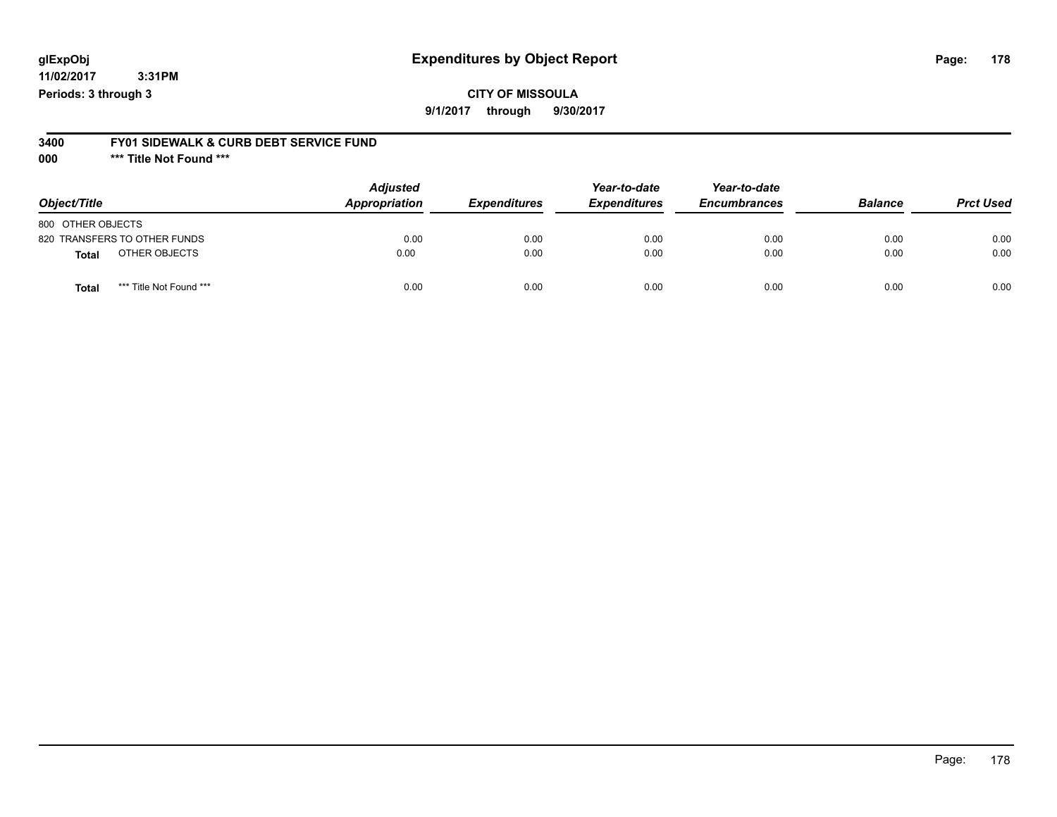**glExpObj**
**11/02/2017 3:31PM**
**Periods: 3 through 3**

# Expenditures by Object Report

**CITY OF MISSOULA**
**9/1/2017 through 9/30/2017**

**3400 FY01 SIDEWALK & CURB DEBT SERVICE FUND**
**000 *** Title Not Found *****

| Object/Title | Adjusted Appropriation | Expenditures | Year-to-date Expenditures | Year-to-date Encumbrances | Balance | Prct Used |
|---|---|---|---|---|---|---|
| 800 OTHER OBJECTS | | | | | | |
| 820 TRANSFERS TO OTHER FUNDS | 0.00 | 0.00 | 0.00 | 0.00 | 0.00 | 0.00 |
| **Total** OTHER OBJECTS | 0.00 | 0.00 | 0.00 | 0.00 | 0.00 | 0.00 |
| **Total** *** Title Not Found *** | 0.00 | 0.00 | 0.00 | 0.00 | 0.00 | 0.00 |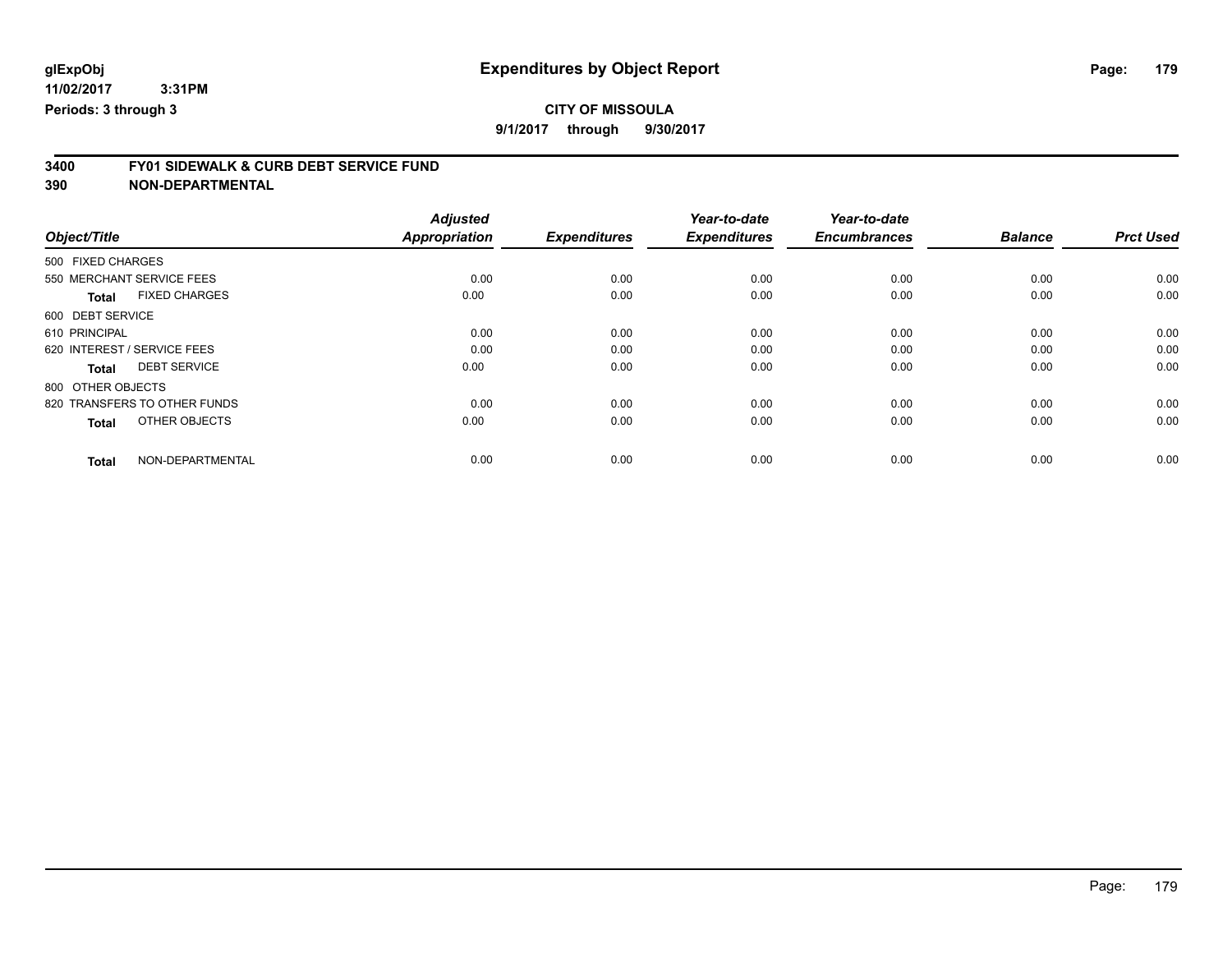**glExpObj** **Expenditures by Object Report**

**11/02/2017 3:31PM**

**Periods: 3 through 3**

**CITY OF MISSOULA**

**9/1/2017 through 9/30/2017**

## 3400 FY01 SIDEWALK & CURB DEBT SERVICE FUND

## 390 NON-DEPARTMENTAL

| Object/Title | Adjusted Appropriation | Expenditures | Year-to-date Expenditures | Year-to-date Encumbrances | Balance | Prct Used |
|---|---|---|---|---|---|---|
| 500 FIXED CHARGES | | | | | | |
| 550 MERCHANT SERVICE FEES | 0.00 | 0.00 | 0.00 | 0.00 | 0.00 | 0.00 |
| **Total** FIXED CHARGES | 0.00 | 0.00 | 0.00 | 0.00 | 0.00 | 0.00 |
| 600 DEBT SERVICE | | | | | | |
| 610 PRINCIPAL | 0.00 | 0.00 | 0.00 | 0.00 | 0.00 | 0.00 |
| 620 INTEREST / SERVICE FEES | 0.00 | 0.00 | 0.00 | 0.00 | 0.00 | 0.00 |
| **Total** DEBT SERVICE | 0.00 | 0.00 | 0.00 | 0.00 | 0.00 | 0.00 |
| 800 OTHER OBJECTS | | | | | | |
| 820 TRANSFERS TO OTHER FUNDS | 0.00 | 0.00 | 0.00 | 0.00 | 0.00 | 0.00 |
| **Total** OTHER OBJECTS | 0.00 | 0.00 | 0.00 | 0.00 | 0.00 | 0.00 |
| **Total** NON-DEPARTMENTAL | 0.00 | 0.00 | 0.00 | 0.00 | 0.00 | 0.00 |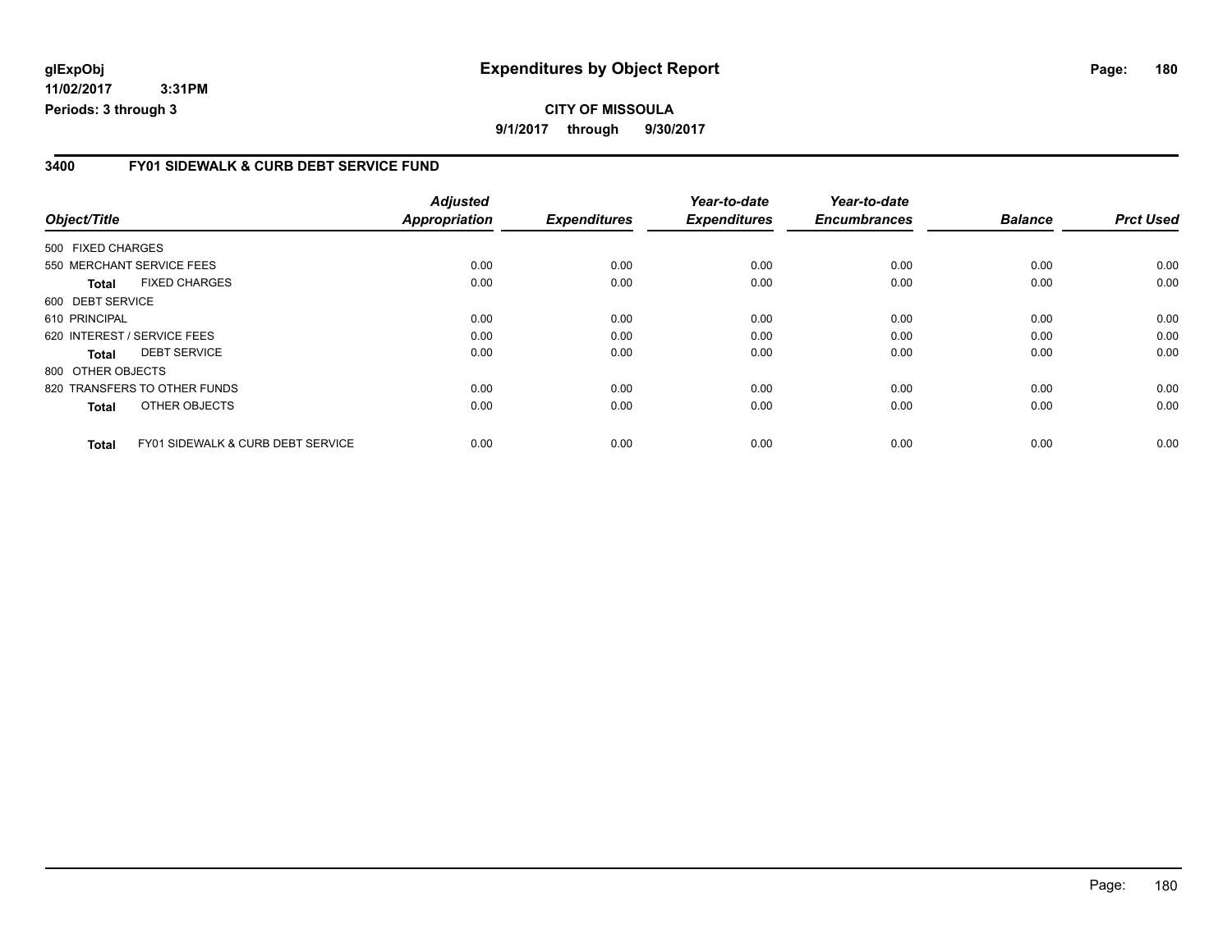**glExpObj** | **Expenditures by Object Report**
**11/02/2017 3:31PM**
**Periods: 3 through 3**

**CITY OF MISSOULA**
**9/1/2017 through 9/30/2017**

## 3400 FY01 SIDEWALK & CURB DEBT SERVICE FUND

| Object/Title | Adjusted Appropriation | Expenditures | Year-to-date Expenditures | Year-to-date Encumbrances | Balance | Prct Used |
|---|---|---|---|---|---|---|
| 500 FIXED CHARGES | | | | | | |
| 550 MERCHANT SERVICE FEES | 0.00 | 0.00 | 0.00 | 0.00 | 0.00 | 0.00 |
| **Total** FIXED CHARGES | 0.00 | 0.00 | 0.00 | 0.00 | 0.00 | 0.00 |
| 600 DEBT SERVICE | | | | | | |
| 610 PRINCIPAL | 0.00 | 0.00 | 0.00 | 0.00 | 0.00 | 0.00 |
| 620 INTEREST / SERVICE FEES | 0.00 | 0.00 | 0.00 | 0.00 | 0.00 | 0.00 |
| **Total** DEBT SERVICE | 0.00 | 0.00 | 0.00 | 0.00 | 0.00 | 0.00 |
| 800 OTHER OBJECTS | | | | | | |
| 820 TRANSFERS TO OTHER FUNDS | 0.00 | 0.00 | 0.00 | 0.00 | 0.00 | 0.00 |
| **Total** OTHER OBJECTS | 0.00 | 0.00 | 0.00 | 0.00 | 0.00 | 0.00 |
| **Total** FY01 SIDEWALK & CURB DEBT SERVICE | 0.00 | 0.00 | 0.00 | 0.00 | 0.00 | 0.00 |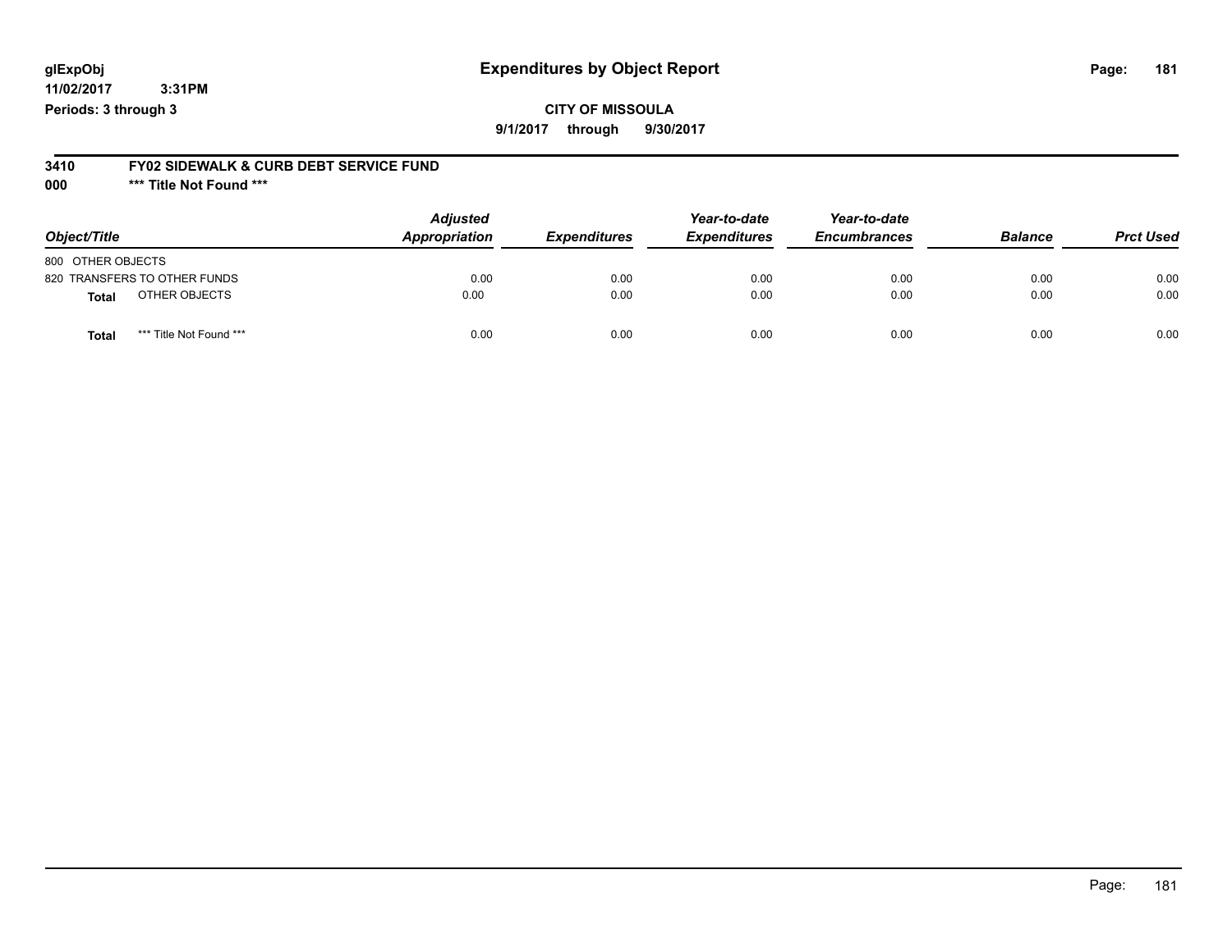# Expenditures by Object Report

glExpObj
11/02/2017 3:31PM
Periods: 3 through 3

**CITY OF MISSOULA**

**9/1/2017 through 9/30/2017**

**3410 FY02 SIDEWALK & CURB DEBT SERVICE FUND**

**000 \*\*\* Title Not Found \*\*\***

| Object/Title | Adjusted Appropriation | Expenditures | Year-to-date Expenditures | Year-to-date Encumbrances | Balance | Prct Used |
|---|---|---|---|---|---|---|
| 800 OTHER OBJECTS | | | | | | |
| 820 TRANSFERS TO OTHER FUNDS | 0.00 | 0.00 | 0.00 | 0.00 | 0.00 | 0.00 |
| **Total** OTHER OBJECTS | 0.00 | 0.00 | 0.00 | 0.00 | 0.00 | 0.00 |
| **Total** *** Title Not Found *** | 0.00 | 0.00 | 0.00 | 0.00 | 0.00 | 0.00 |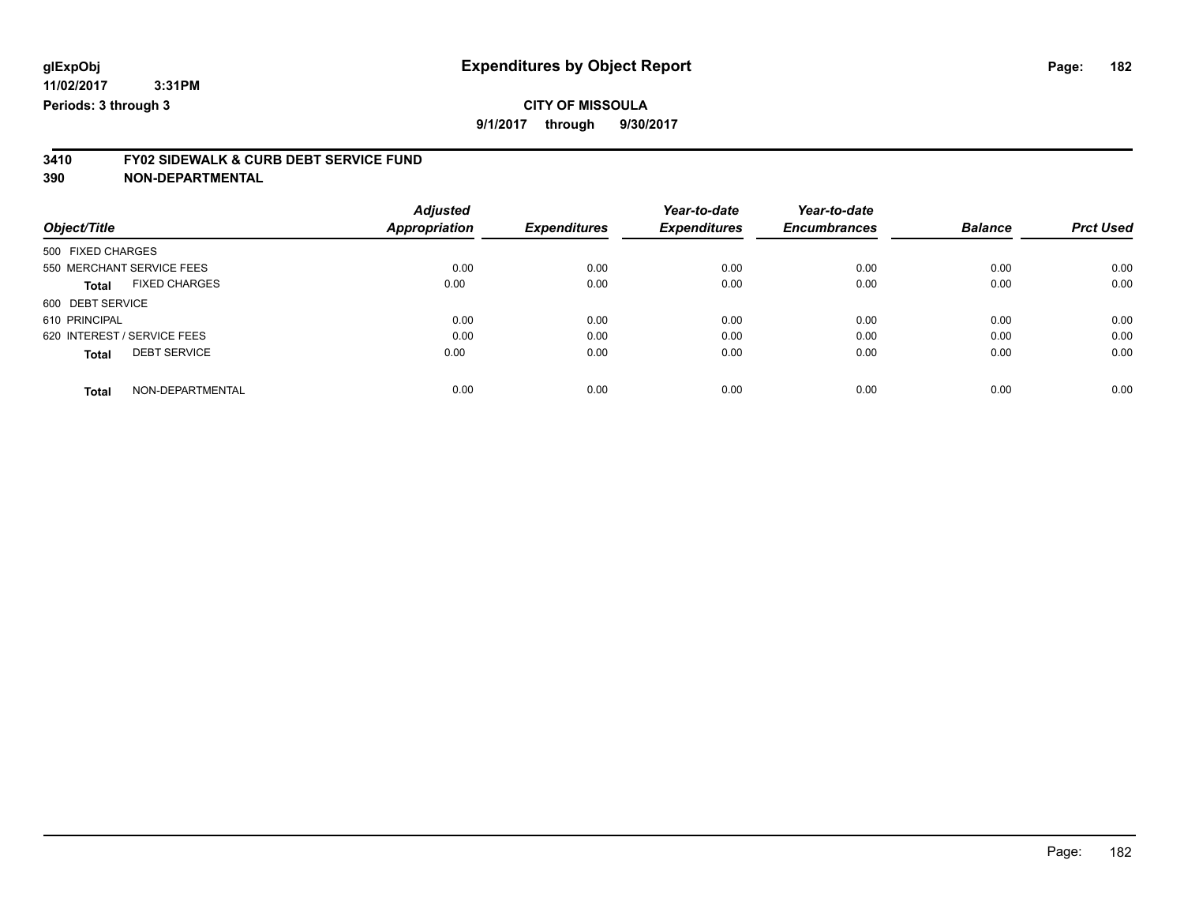**glExpObj**
**11/02/2017 3:31PM**
**Periods: 3 through 3**

# Expenditures by Object Report

**CITY OF MISSOULA**
**9/1/2017 through 9/30/2017**

## 3410 FY02 SIDEWALK & CURB DEBT SERVICE FUND
## 390 NON-DEPARTMENTAL

| Object/Title | | Adjusted Appropriation | Expenditures | Year-to-date Expenditures | Year-to-date Encumbrances | Balance | Prct Used |
|---|---|---|---|---|---|---|---|
| 500 FIXED CHARGES | | | | | | | |
| 550 MERCHANT SERVICE FEES | | 0.00 | 0.00 | 0.00 | 0.00 | 0.00 | 0.00 |
| **Total** | FIXED CHARGES | 0.00 | 0.00 | 0.00 | 0.00 | 0.00 | 0.00 |
| 600 DEBT SERVICE | | | | | | | |
| 610 PRINCIPAL | | 0.00 | 0.00 | 0.00 | 0.00 | 0.00 | 0.00 |
| 620 INTEREST / SERVICE FEES | | 0.00 | 0.00 | 0.00 | 0.00 | 0.00 | 0.00 |
| **Total** | DEBT SERVICE | 0.00 | 0.00 | 0.00 | 0.00 | 0.00 | 0.00 |
| **Total** | NON-DEPARTMENTAL | 0.00 | 0.00 | 0.00 | 0.00 | 0.00 | 0.00 |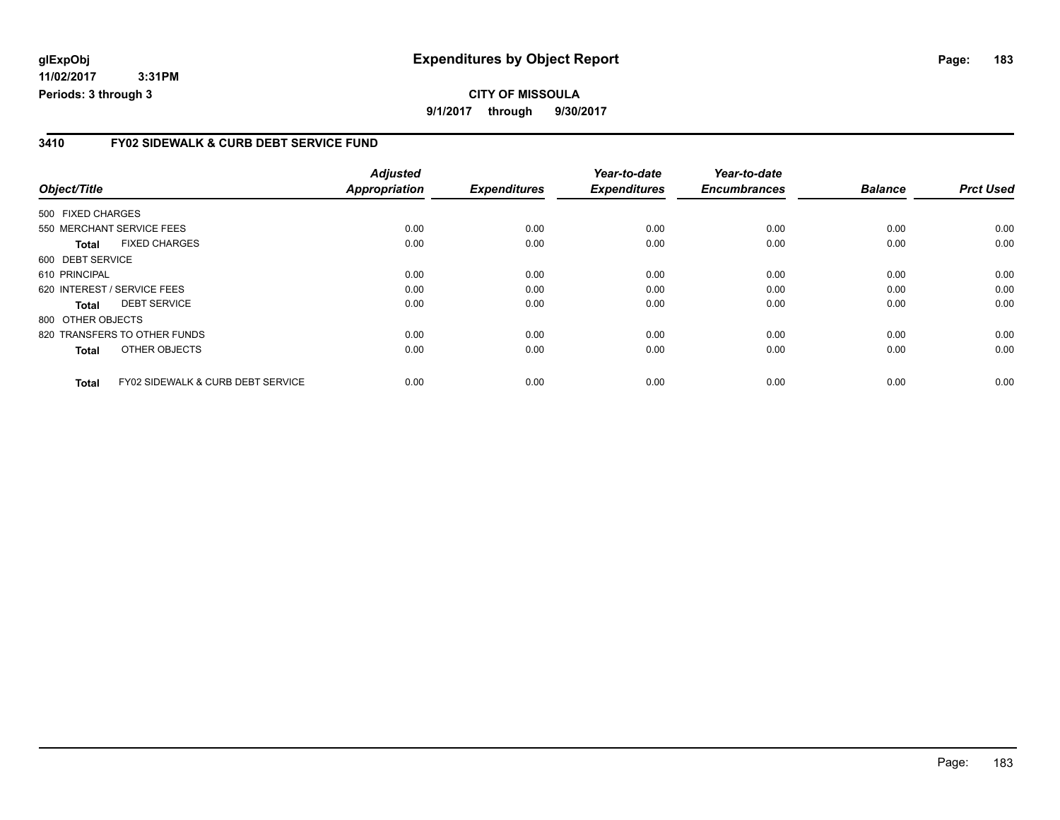# Expenditures by Object Report

**CITY OF MISSOULA**

**9/1/2017 through 9/30/2017**

glExpObj
11/02/2017 3:31PM
Periods: 3 through 3

## 3410 FY02 SIDEWALK & CURB DEBT SERVICE FUND

| Object/Title | Adjusted Appropriation | Expenditures | Year-to-date Expenditures | Year-to-date Encumbrances | Balance | Prct Used |
|---|---|---|---|---|---|---|
| 500 FIXED CHARGES | | | | | | |
| 550 MERCHANT SERVICE FEES | 0.00 | 0.00 | 0.00 | 0.00 | 0.00 | 0.00 |
| **Total** FIXED CHARGES | 0.00 | 0.00 | 0.00 | 0.00 | 0.00 | 0.00 |
| 600 DEBT SERVICE | | | | | | |
| 610 PRINCIPAL | 0.00 | 0.00 | 0.00 | 0.00 | 0.00 | 0.00 |
| 620 INTEREST / SERVICE FEES | 0.00 | 0.00 | 0.00 | 0.00 | 0.00 | 0.00 |
| **Total** DEBT SERVICE | 0.00 | 0.00 | 0.00 | 0.00 | 0.00 | 0.00 |
| 800 OTHER OBJECTS | | | | | | |
| 820 TRANSFERS TO OTHER FUNDS | 0.00 | 0.00 | 0.00 | 0.00 | 0.00 | 0.00 |
| **Total** OTHER OBJECTS | 0.00 | 0.00 | 0.00 | 0.00 | 0.00 | 0.00 |
| **Total** FY02 SIDEWALK & CURB DEBT SERVICE | 0.00 | 0.00 | 0.00 | 0.00 | 0.00 | 0.00 |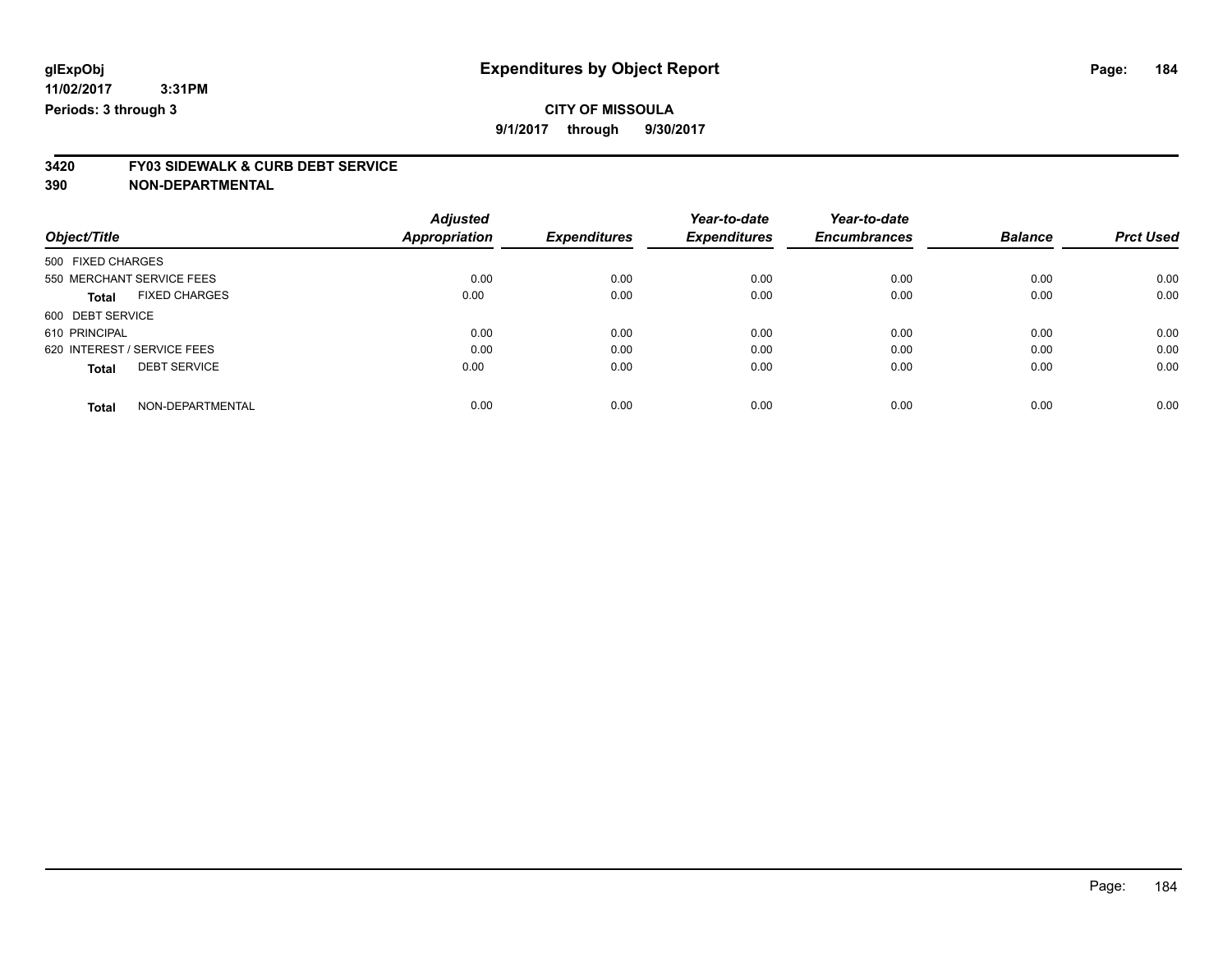# Expenditures by Object Report

glExpObj
11/02/2017 3:31PM
Periods: 3 through 3

**CITY OF MISSOULA**
**9/1/2017 through 9/30/2017**

**3420 FY03 SIDEWALK & CURB DEBT SERVICE**
**390 NON-DEPARTMENTAL**

| Object/Title | Adjusted Appropriation | Expenditures | Year-to-date Expenditures | Year-to-date Encumbrances | Balance | Prct Used |
|---|---|---|---|---|---|---|
| 500 FIXED CHARGES | | | | | | |
| 550 MERCHANT SERVICE FEES | 0.00 | 0.00 | 0.00 | 0.00 | 0.00 | 0.00 |
| **Total** FIXED CHARGES | 0.00 | 0.00 | 0.00 | 0.00 | 0.00 | 0.00 |
| 600 DEBT SERVICE | | | | | | |
| 610 PRINCIPAL | 0.00 | 0.00 | 0.00 | 0.00 | 0.00 | 0.00 |
| 620 INTEREST / SERVICE FEES | 0.00 | 0.00 | 0.00 | 0.00 | 0.00 | 0.00 |
| **Total** DEBT SERVICE | 0.00 | 0.00 | 0.00 | 0.00 | 0.00 | 0.00 |
| **Total** NON-DEPARTMENTAL | 0.00 | 0.00 | 0.00 | 0.00 | 0.00 | 0.00 |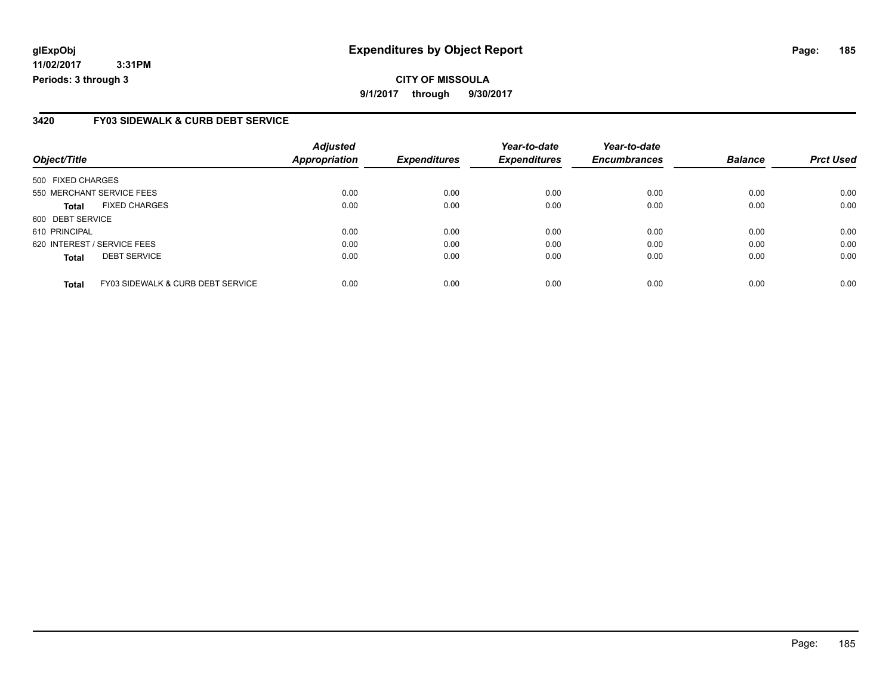**glExpObj**
**11/02/2017 3:31PM**
**Periods: 3 through 3**

# Expenditures by Object Report

**CITY OF MISSOULA**
**9/1/2017 through 9/30/2017**

## 3420 FY03 SIDEWALK & CURB DEBT SERVICE

| Object/Title | | Adjusted Appropriation | Expenditures | Year-to-date Expenditures | Year-to-date Encumbrances | Balance | Prct Used |
|---|---|---|---|---|---|---|---|
| 500 FIXED CHARGES | | | | | | | |
| 550 MERCHANT SERVICE FEES | | 0.00 | 0.00 | 0.00 | 0.00 | 0.00 | 0.00 |
| **Total** | FIXED CHARGES | 0.00 | 0.00 | 0.00 | 0.00 | 0.00 | 0.00 |
| 600 DEBT SERVICE | | | | | | | |
| 610 PRINCIPAL | | 0.00 | 0.00 | 0.00 | 0.00 | 0.00 | 0.00 |
| 620 INTEREST / SERVICE FEES | | 0.00 | 0.00 | 0.00 | 0.00 | 0.00 | 0.00 |
| **Total** | DEBT SERVICE | 0.00 | 0.00 | 0.00 | 0.00 | 0.00 | 0.00 |
| **Total** | FY03 SIDEWALK & CURB DEBT SERVICE | 0.00 | 0.00 | 0.00 | 0.00 | 0.00 | 0.00 |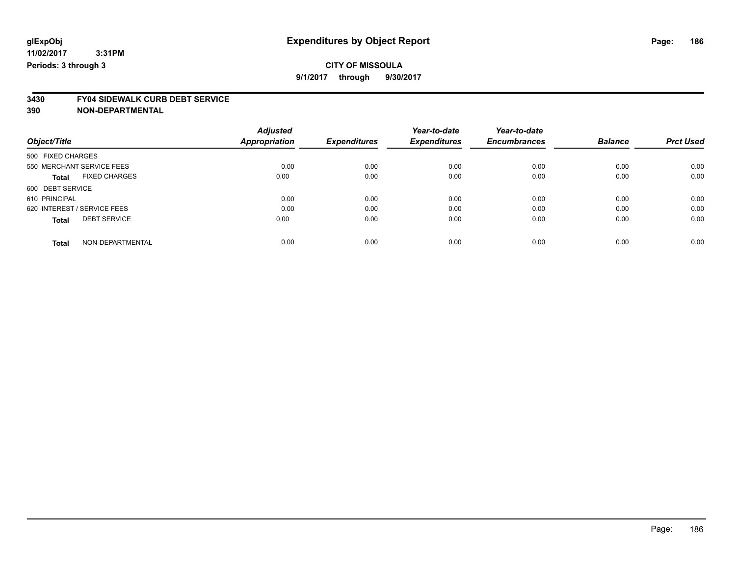glExpObj
11/02/2017 3:31PM
Periods: 3 through 3

# Expenditures by Object Report

**CITY OF MISSOULA**
**9/1/2017 through 9/30/2017**

**3430 FY04 SIDEWALK CURB DEBT SERVICE**
**390 NON-DEPARTMENTAL**

| Object/Title | Adjusted Appropriation | Expenditures | Year-to-date Expenditures | Year-to-date Encumbrances | Balance | Prct Used |
|---|---|---|---|---|---|---|
| 500 FIXED CHARGES | | | | | | |
| 550 MERCHANT SERVICE FEES | 0.00 | 0.00 | 0.00 | 0.00 | 0.00 | 0.00 |
| **Total** FIXED CHARGES | 0.00 | 0.00 | 0.00 | 0.00 | 0.00 | 0.00 |
| 600 DEBT SERVICE | | | | | | |
| 610 PRINCIPAL | 0.00 | 0.00 | 0.00 | 0.00 | 0.00 | 0.00 |
| 620 INTEREST / SERVICE FEES | 0.00 | 0.00 | 0.00 | 0.00 | 0.00 | 0.00 |
| **Total** DEBT SERVICE | 0.00 | 0.00 | 0.00 | 0.00 | 0.00 | 0.00 |
| **Total** NON-DEPARTMENTAL | 0.00 | 0.00 | 0.00 | 0.00 | 0.00 | 0.00 |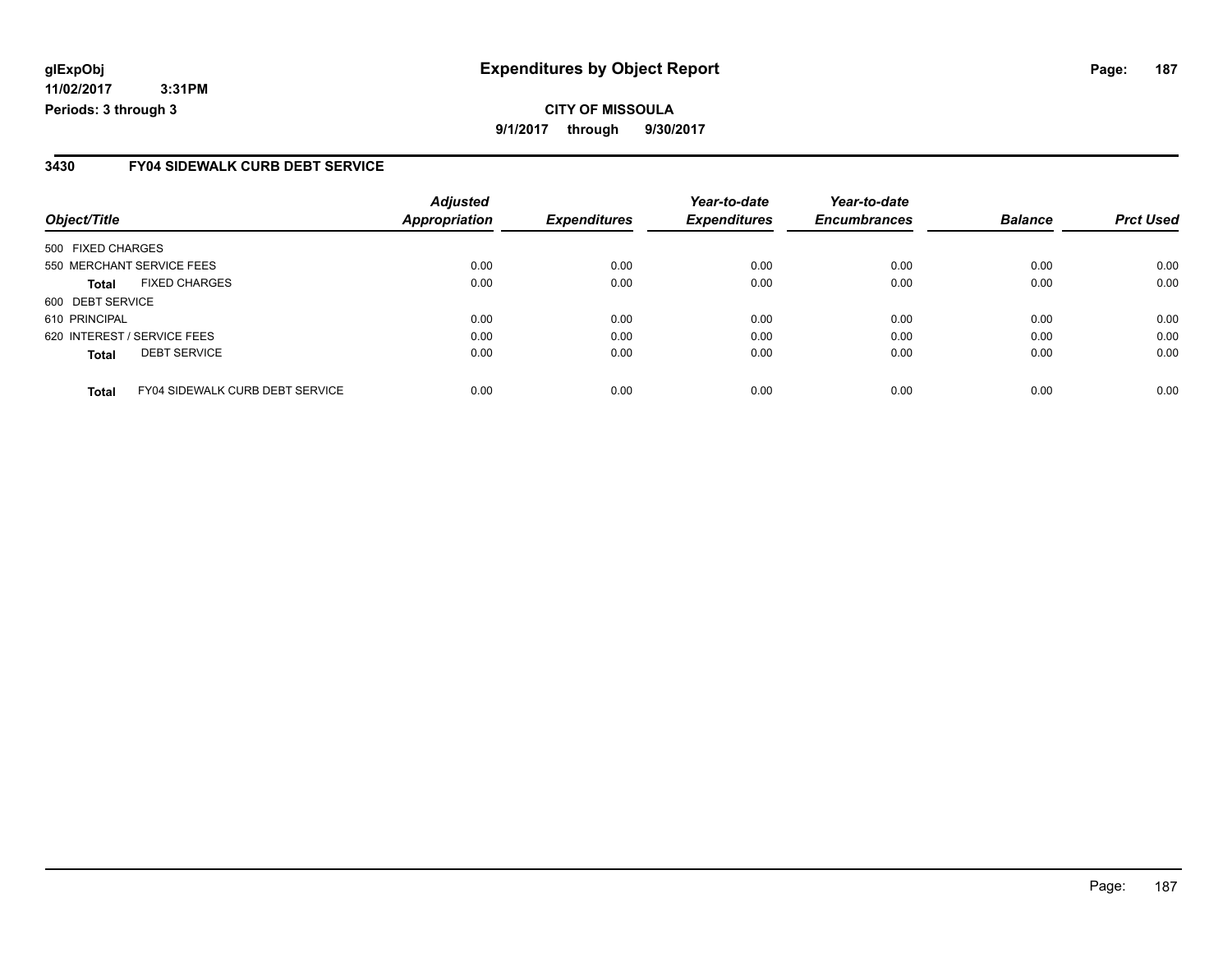# Expenditures by Object Report

glExpObj
11/02/2017 3:31PM
Periods: 3 through 3

**CITY OF MISSOULA**
**9/1/2017 through 9/30/2017**

## 3430 FY04 SIDEWALK CURB DEBT SERVICE

| Object/Title | Adjusted Appropriation | Expenditures | Year-to-date Expenditures | Year-to-date Encumbrances | Balance | Prct Used |
|---|---|---|---|---|---|---|
| 500 FIXED CHARGES | | | | | | |
| 550 MERCHANT SERVICE FEES | 0.00 | 0.00 | 0.00 | 0.00 | 0.00 | 0.00 |
| **Total** FIXED CHARGES | 0.00 | 0.00 | 0.00 | 0.00 | 0.00 | 0.00 |
| 600 DEBT SERVICE | | | | | | |
| 610 PRINCIPAL | 0.00 | 0.00 | 0.00 | 0.00 | 0.00 | 0.00 |
| 620 INTEREST / SERVICE FEES | 0.00 | 0.00 | 0.00 | 0.00 | 0.00 | 0.00 |
| **Total** DEBT SERVICE | 0.00 | 0.00 | 0.00 | 0.00 | 0.00 | 0.00 |
| **Total** FY04 SIDEWALK CURB DEBT SERVICE | 0.00 | 0.00 | 0.00 | 0.00 | 0.00 | 0.00 |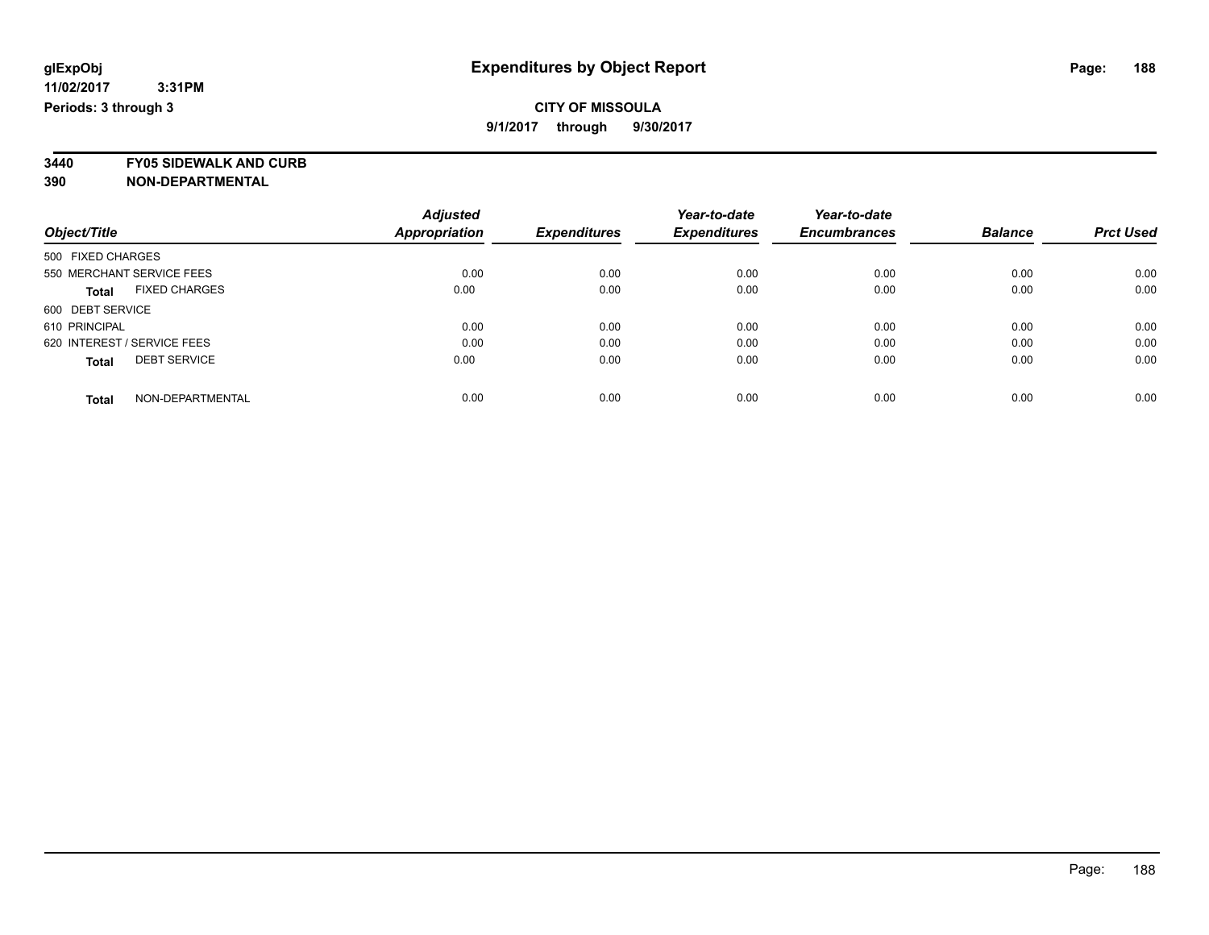glExpObj
11/02/2017 3:31PM
Periods: 3 through 3

# Expenditures by Object Report

## CITY OF MISSOULA

**9/1/2017 through 9/30/2017**

**3440 FY05 SIDEWALK AND CURB**
**390 NON-DEPARTMENTAL**

| Object/Title | Adjusted Appropriation | Expenditures | Year-to-date Expenditures | Year-to-date Encumbrances | Balance | Prct Used |
|---|---|---|---|---|---|---|
| 500 FIXED CHARGES | | | | | | |
| 550 MERCHANT SERVICE FEES | 0.00 | 0.00 | 0.00 | 0.00 | 0.00 | 0.00 |
| **Total** FIXED CHARGES | 0.00 | 0.00 | 0.00 | 0.00 | 0.00 | 0.00 |
| 600 DEBT SERVICE | | | | | | |
| 610 PRINCIPAL | 0.00 | 0.00 | 0.00 | 0.00 | 0.00 | 0.00 |
| 620 INTEREST / SERVICE FEES | 0.00 | 0.00 | 0.00 | 0.00 | 0.00 | 0.00 |
| **Total** DEBT SERVICE | 0.00 | 0.00 | 0.00 | 0.00 | 0.00 | 0.00 |
| **Total** NON-DEPARTMENTAL | 0.00 | 0.00 | 0.00 | 0.00 | 0.00 | 0.00 |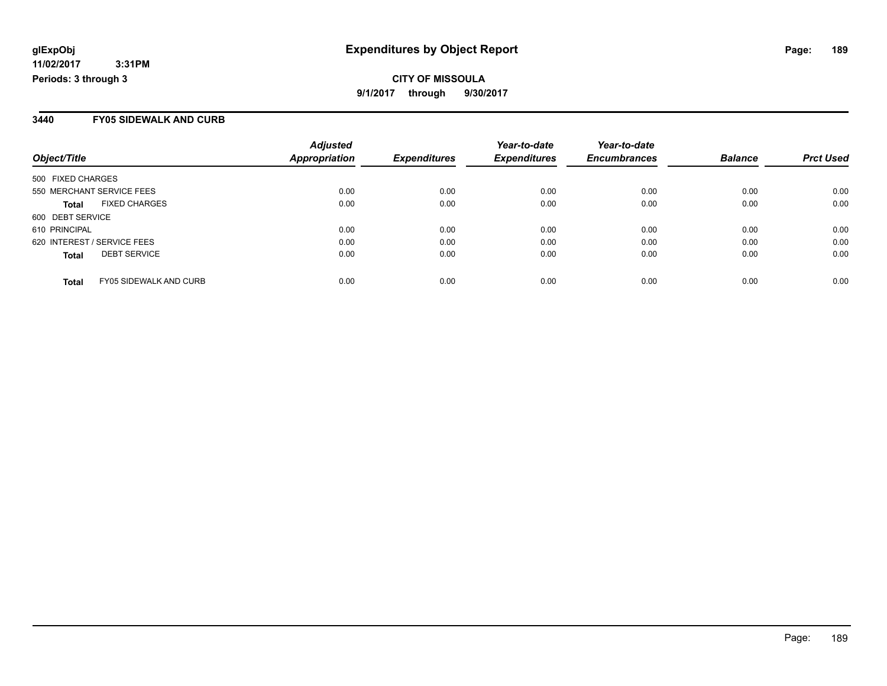**glExpObj**
**11/02/2017 3:31PM**
**Periods: 3 through 3**

# Expenditures by Object Report

**CITY OF MISSOULA**
**9/1/2017 through 9/30/2017**

## 3440 FY05 SIDEWALK AND CURB

| Object/Title | Adjusted Appropriation | Expenditures | Year-to-date Expenditures | Year-to-date Encumbrances | Balance | Prct Used |
|---|---|---|---|---|---|---|
| 500 FIXED CHARGES | | | | | | |
| 550 MERCHANT SERVICE FEES | 0.00 | 0.00 | 0.00 | 0.00 | 0.00 | 0.00 |
| **Total** FIXED CHARGES | 0.00 | 0.00 | 0.00 | 0.00 | 0.00 | 0.00 |
| 600 DEBT SERVICE | | | | | | |
| 610 PRINCIPAL | 0.00 | 0.00 | 0.00 | 0.00 | 0.00 | 0.00 |
| 620 INTEREST / SERVICE FEES | 0.00 | 0.00 | 0.00 | 0.00 | 0.00 | 0.00 |
| **Total** DEBT SERVICE | 0.00 | 0.00 | 0.00 | 0.00 | 0.00 | 0.00 |
| **Total** FY05 SIDEWALK AND CURB | 0.00 | 0.00 | 0.00 | 0.00 | 0.00 | 0.00 |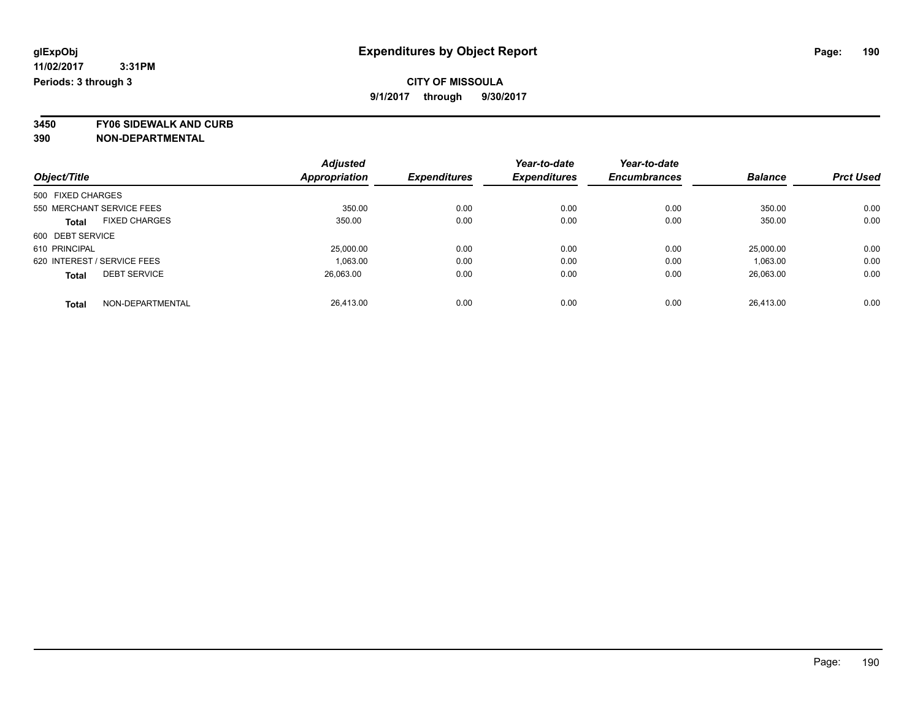glExpObj
11/02/2017 3:31PM
Periods: 3 through 3

# Expenditures by Object Report

## CITY OF MISSOULA

9/1/2017 through 9/30/2017

**3450 FY06 SIDEWALK AND CURB**
**390 NON-DEPARTMENTAL**

| Object/Title | Adjusted Appropriation | Expenditures | Year-to-date Expenditures | Year-to-date Encumbrances | Balance | Prct Used |
|---|---|---|---|---|---|---|
| 500 FIXED CHARGES | | | | | | |
| 550 MERCHANT SERVICE FEES | 350.00 | 0.00 | 0.00 | 0.00 | 350.00 | 0.00 |
| **Total** FIXED CHARGES | 350.00 | 0.00 | 0.00 | 0.00 | 350.00 | 0.00 |
| 600 DEBT SERVICE | | | | | | |
| 610 PRINCIPAL | 25,000.00 | 0.00 | 0.00 | 0.00 | 25,000.00 | 0.00 |
| 620 INTEREST / SERVICE FEES | 1,063.00 | 0.00 | 0.00 | 0.00 | 1,063.00 | 0.00 |
| **Total** DEBT SERVICE | 26,063.00 | 0.00 | 0.00 | 0.00 | 26,063.00 | 0.00 |
| **Total** NON-DEPARTMENTAL | 26,413.00 | 0.00 | 0.00 | 0.00 | 26,413.00 | 0.00 |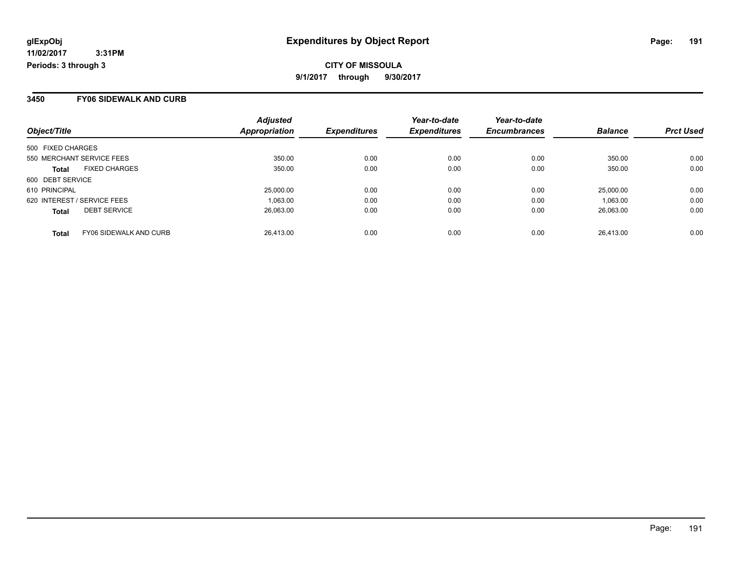glExpObj **Expenditures by Object Report**
11/02/2017 3:31PM
Periods: 3 through 3

**CITY OF MISSOULA**
**9/1/2017 through 9/30/2017**

## 3450 FY06 SIDEWALK AND CURB

| Object/Title | | Adjusted Appropriation | Expenditures | Year-to-date Expenditures | Year-to-date Encumbrances | Balance | Prct Used |
|---|---|---|---|---|---|---|---|
| 500 FIXED CHARGES | | | | | | | |
| 550 MERCHANT SERVICE FEES | | 350.00 | 0.00 | 0.00 | 0.00 | 350.00 | 0.00 |
| **Total** | FIXED CHARGES | 350.00 | 0.00 | 0.00 | 0.00 | 350.00 | 0.00 |
| 600 DEBT SERVICE | | | | | | | |
| 610 PRINCIPAL | | 25,000.00 | 0.00 | 0.00 | 0.00 | 25,000.00 | 0.00 |
| 620 INTEREST / SERVICE FEES | | 1,063.00 | 0.00 | 0.00 | 0.00 | 1,063.00 | 0.00 |
| **Total** | DEBT SERVICE | 26,063.00 | 0.00 | 0.00 | 0.00 | 26,063.00 | 0.00 |
| **Total** | FY06 SIDEWALK AND CURB | 26,413.00 | 0.00 | 0.00 | 0.00 | 26,413.00 | 0.00 |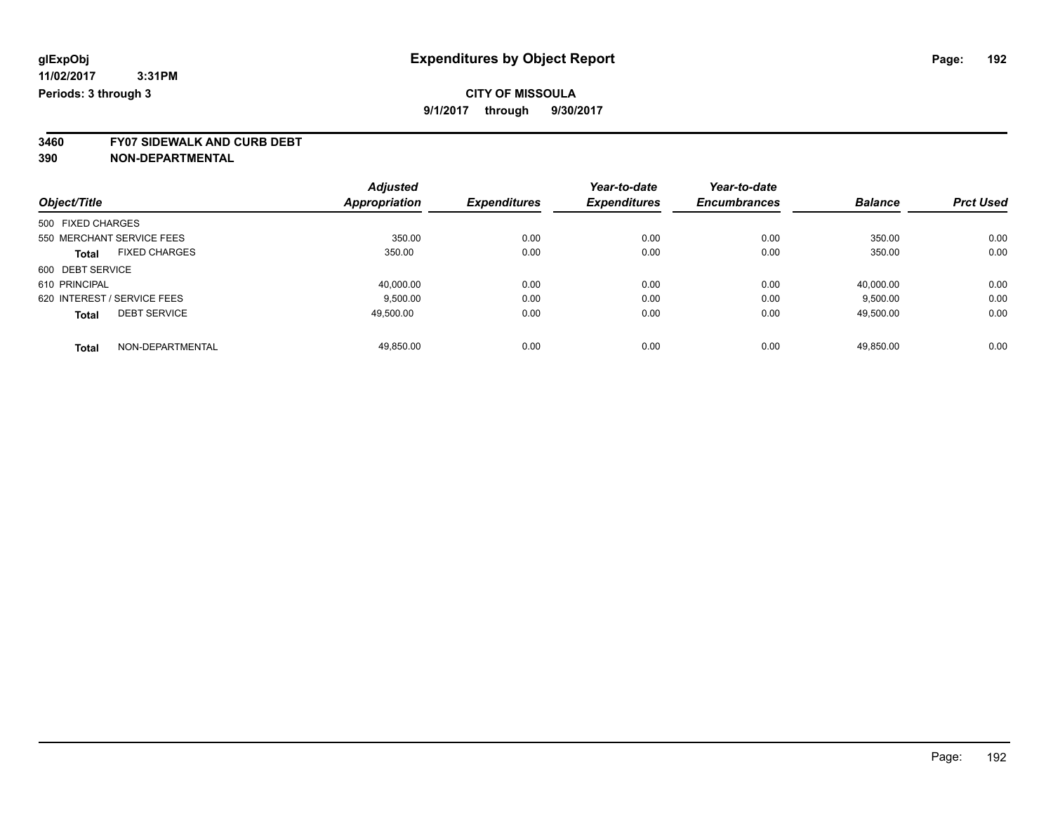**glExpObj**
**11/02/2017 3:31PM**
**Periods: 3 through 3**

# Expenditures by Object Report

**CITY OF MISSOULA**
**9/1/2017 through 9/30/2017**

**3460 FY07 SIDEWALK AND CURB DEBT**
**390 NON-DEPARTMENTAL**

| Object/Title | | Adjusted Appropriation | Expenditures | Year-to-date Expenditures | Year-to-date Encumbrances | Balance | Prct Used |
|---|---|---|---|---|---|---|---|
| 500 FIXED CHARGES | | | | | | | |
| 550 MERCHANT SERVICE FEES | | 350.00 | 0.00 | 0.00 | 0.00 | 350.00 | 0.00 |
| **Total** | FIXED CHARGES | 350.00 | 0.00 | 0.00 | 0.00 | 350.00 | 0.00 |
| 600 DEBT SERVICE | | | | | | | |
| 610 PRINCIPAL | | 40,000.00 | 0.00 | 0.00 | 0.00 | 40,000.00 | 0.00 |
| 620 INTEREST / SERVICE FEES | | 9,500.00 | 0.00 | 0.00 | 0.00 | 9,500.00 | 0.00 |
| **Total** | DEBT SERVICE | 49,500.00 | 0.00 | 0.00 | 0.00 | 49,500.00 | 0.00 |
| **Total** | NON-DEPARTMENTAL | 49,850.00 | 0.00 | 0.00 | 0.00 | 49,850.00 | 0.00 |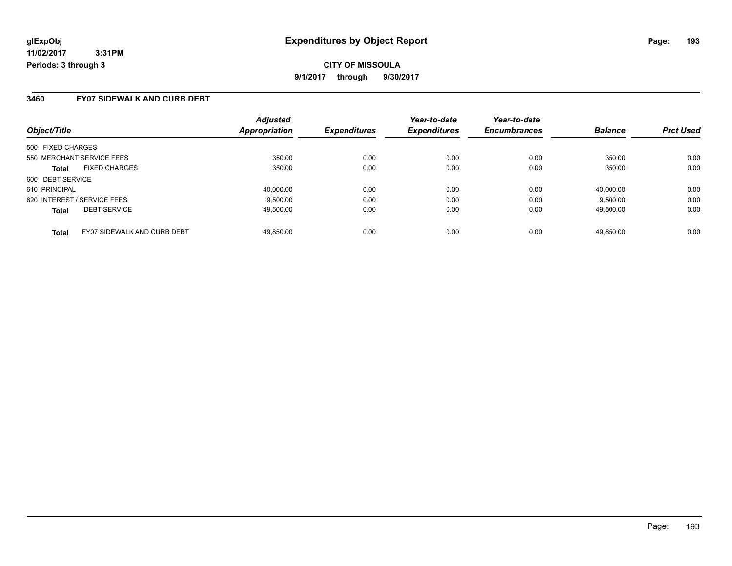**glExpObj** **Expenditures by Object Report**

**11/02/2017 3:31PM**

**Periods: 3 through 3**

**CITY OF MISSOULA**

**9/1/2017 through 9/30/2017**

### 3460 FY07 SIDEWALK AND CURB DEBT

| Object/Title | | Adjusted Appropriation | Expenditures | Year-to-date Expenditures | Year-to-date Encumbrances | Balance | Prct Used |
|---|---|---|---|---|---|---|---|
| 500 FIXED CHARGES | | | | | | | |
| 550 MERCHANT SERVICE FEES | | 350.00 | 0.00 | 0.00 | 0.00 | 350.00 | 0.00 |
| **Total** | FIXED CHARGES | 350.00 | 0.00 | 0.00 | 0.00 | 350.00 | 0.00 |
| 600 DEBT SERVICE | | | | | | | |
| 610 PRINCIPAL | | 40,000.00 | 0.00 | 0.00 | 0.00 | 40,000.00 | 0.00 |
| 620 INTEREST / SERVICE FEES | | 9,500.00 | 0.00 | 0.00 | 0.00 | 9,500.00 | 0.00 |
| **Total** | DEBT SERVICE | 49,500.00 | 0.00 | 0.00 | 0.00 | 49,500.00 | 0.00 |
| **Total** | FY07 SIDEWALK AND CURB DEBT | 49,850.00 | 0.00 | 0.00 | 0.00 | 49,850.00 | 0.00 |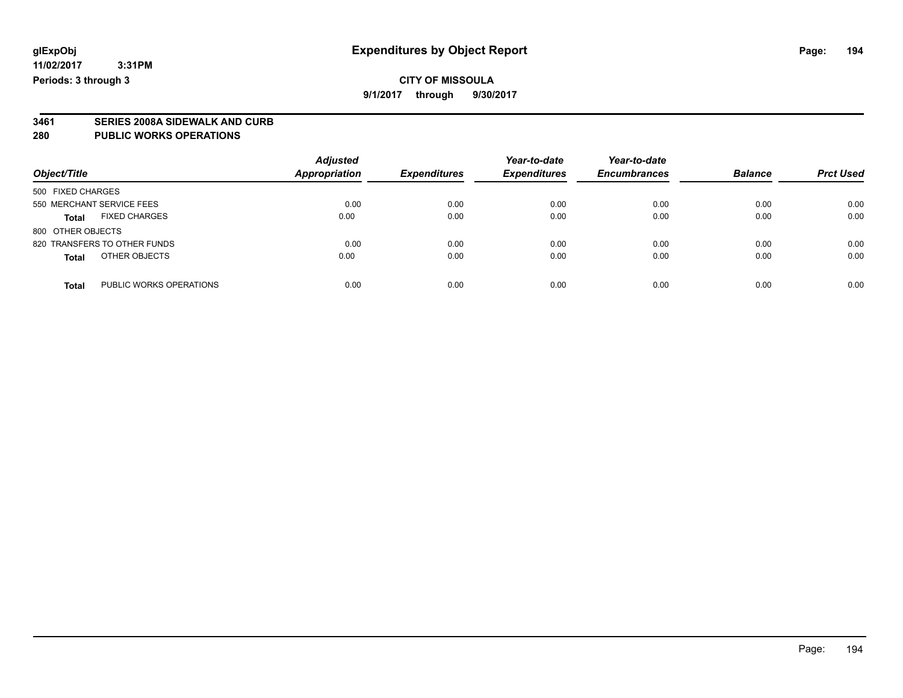# Expenditures by Object Report

glExpObj
11/02/2017 3:31PM
Periods: 3 through 3

**CITY OF MISSOULA**
**9/1/2017 through 9/30/2017**

## 3461 SERIES 2008A SIDEWALK AND CURB
## 280 PUBLIC WORKS OPERATIONS

| Object/Title | Adjusted Appropriation | Expenditures | Year-to-date Expenditures | Year-to-date Encumbrances | Balance | Prct Used |
|---|---|---|---|---|---|---|
| 500 FIXED CHARGES | | | | | | |
| 550 MERCHANT SERVICE FEES | 0.00 | 0.00 | 0.00 | 0.00 | 0.00 | 0.00 |
| **Total** FIXED CHARGES | 0.00 | 0.00 | 0.00 | 0.00 | 0.00 | 0.00 |
| 800 OTHER OBJECTS | | | | | | |
| 820 TRANSFERS TO OTHER FUNDS | 0.00 | 0.00 | 0.00 | 0.00 | 0.00 | 0.00 |
| **Total** OTHER OBJECTS | 0.00 | 0.00 | 0.00 | 0.00 | 0.00 | 0.00 |
| **Total** PUBLIC WORKS OPERATIONS | 0.00 | 0.00 | 0.00 | 0.00 | 0.00 | 0.00 |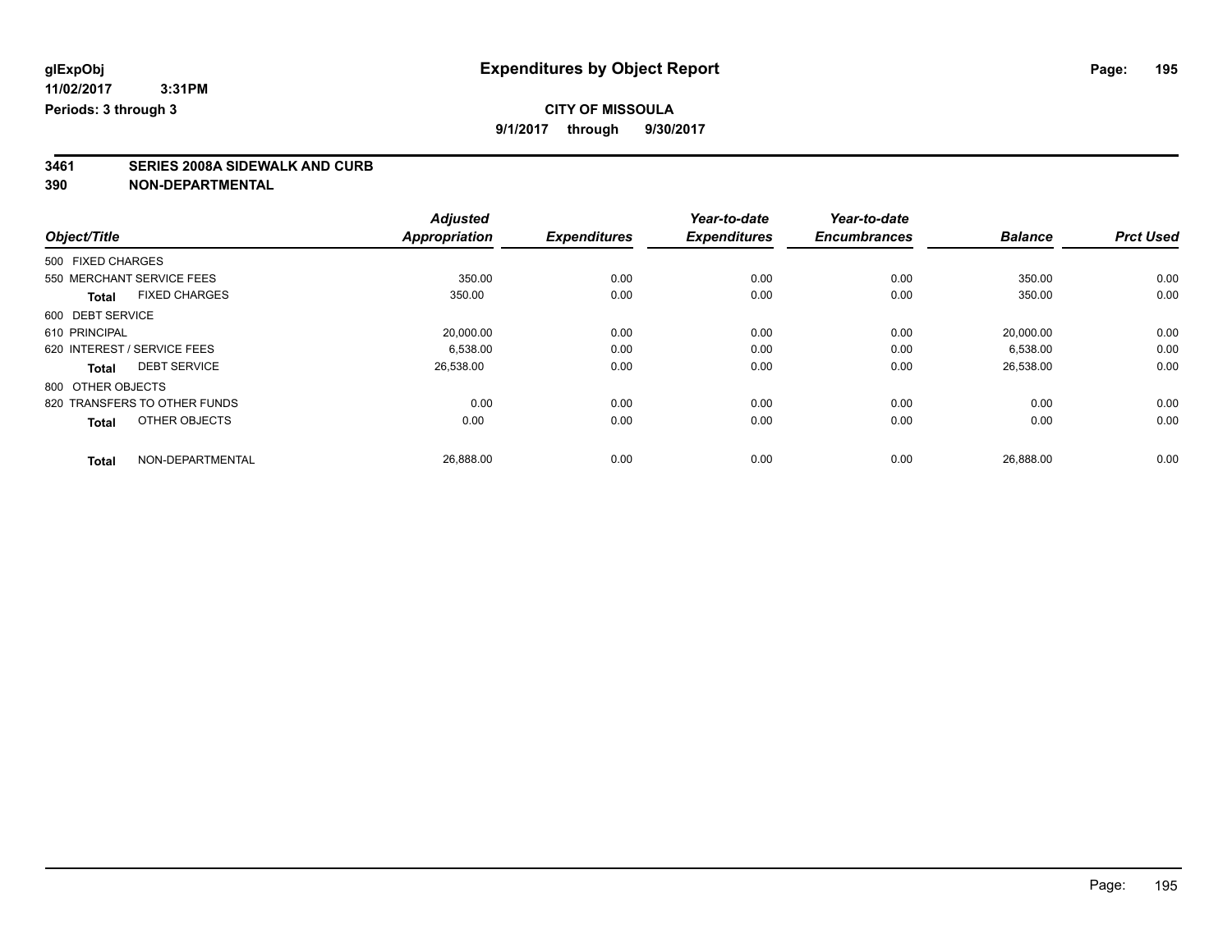**glExpObj**
**11/02/2017 3:31PM**
**Periods: 3 through 3**

# Expenditures by Object Report

**CITY OF MISSOULA**
**9/1/2017 through 9/30/2017**

## 3461 SERIES 2008A SIDEWALK AND CURB
## 390 NON-DEPARTMENTAL

| Object/Title | Adjusted Appropriation | Expenditures | Year-to-date Expenditures | Year-to-date Encumbrances | Balance | Prct Used |
|---|---|---|---|---|---|---|
| 500 FIXED CHARGES | | | | | | |
| 550 MERCHANT SERVICE FEES | 350.00 | 0.00 | 0.00 | 0.00 | 350.00 | 0.00 |
| **Total** FIXED CHARGES | 350.00 | 0.00 | 0.00 | 0.00 | 350.00 | 0.00 |
| 600 DEBT SERVICE | | | | | | |
| 610 PRINCIPAL | 20,000.00 | 0.00 | 0.00 | 0.00 | 20,000.00 | 0.00 |
| 620 INTEREST / SERVICE FEES | 6,538.00 | 0.00 | 0.00 | 0.00 | 6,538.00 | 0.00 |
| **Total** DEBT SERVICE | 26,538.00 | 0.00 | 0.00 | 0.00 | 26,538.00 | 0.00 |
| 800 OTHER OBJECTS | | | | | | |
| 820 TRANSFERS TO OTHER FUNDS | 0.00 | 0.00 | 0.00 | 0.00 | 0.00 | 0.00 |
| **Total** OTHER OBJECTS | 0.00 | 0.00 | 0.00 | 0.00 | 0.00 | 0.00 |
| **Total** NON-DEPARTMENTAL | 26,888.00 | 0.00 | 0.00 | 0.00 | 26,888.00 | 0.00 |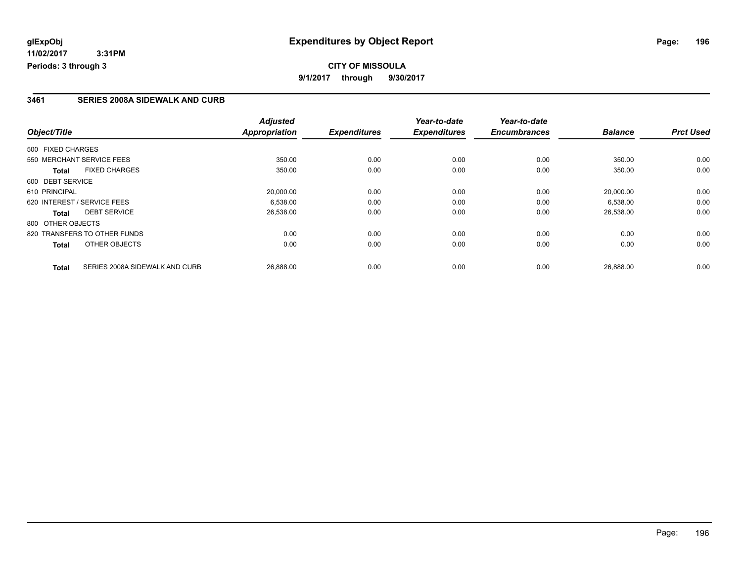# Expenditures by Object Report

**CITY OF MISSOULA**

**9/1/2017 through 9/30/2017**

glExpObj
11/02/2017 3:31PM
Periods: 3 through 3

## 3461 SERIES 2008A SIDEWALK AND CURB

| Object/Title | | Adjusted Appropriation | Expenditures | Year-to-date Expenditures | Year-to-date Encumbrances | Balance | Prct Used |
|---|---|---|---|---|---|---|---|
| 500 FIXED CHARGES | | | | | | | |
| 550 MERCHANT SERVICE FEES | | 350.00 | 0.00 | 0.00 | 0.00 | 350.00 | 0.00 |
| **Total** | FIXED CHARGES | 350.00 | 0.00 | 0.00 | 0.00 | 350.00 | 0.00 |
| 600 DEBT SERVICE | | | | | | | |
| 610 PRINCIPAL | | 20,000.00 | 0.00 | 0.00 | 0.00 | 20,000.00 | 0.00 |
| 620 INTEREST / SERVICE FEES | | 6,538.00 | 0.00 | 0.00 | 0.00 | 6,538.00 | 0.00 |
| **Total** | DEBT SERVICE | 26,538.00 | 0.00 | 0.00 | 0.00 | 26,538.00 | 0.00 |
| 800 OTHER OBJECTS | | | | | | | |
| 820 TRANSFERS TO OTHER FUNDS | | 0.00 | 0.00 | 0.00 | 0.00 | 0.00 | 0.00 |
| **Total** | OTHER OBJECTS | 0.00 | 0.00 | 0.00 | 0.00 | 0.00 | 0.00 |
| **Total** | SERIES 2008A SIDEWALK AND CURB | 26,888.00 | 0.00 | 0.00 | 0.00 | 26,888.00 | 0.00 |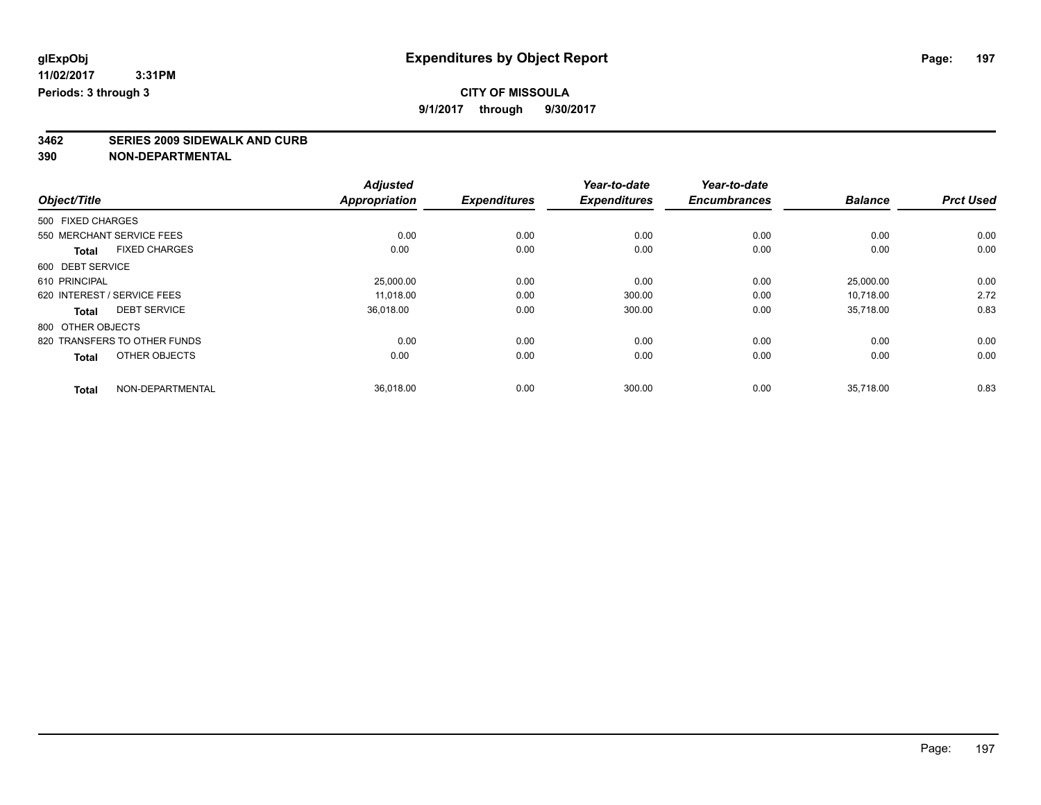**glExpObj**
**11/02/2017 3:31PM**
**Periods: 3 through 3**

# Expenditures by Object Report

**CITY OF MISSOULA**
**9/1/2017 through 9/30/2017**

## 3462 SERIES 2009 SIDEWALK AND CURB
## 390 NON-DEPARTMENTAL

| Object/Title | | Adjusted Appropriation | Expenditures | Year-to-date Expenditures | Year-to-date Encumbrances | Balance | Prct Used |
|---|---|---|---|---|---|---|---|
| 500 FIXED CHARGES | | | | | | | |
| 550 MERCHANT SERVICE FEES | | 0.00 | 0.00 | 0.00 | 0.00 | 0.00 | 0.00 |
| **Total** | FIXED CHARGES | 0.00 | 0.00 | 0.00 | 0.00 | 0.00 | 0.00 |
| 600 DEBT SERVICE | | | | | | | |
| 610 PRINCIPAL | | 25,000.00 | 0.00 | 0.00 | 0.00 | 25,000.00 | 0.00 |
| 620 INTEREST / SERVICE FEES | | 11,018.00 | 0.00 | 300.00 | 0.00 | 10,718.00 | 2.72 |
| **Total** | DEBT SERVICE | 36,018.00 | 0.00 | 300.00 | 0.00 | 35,718.00 | 0.83 |
| 800 OTHER OBJECTS | | | | | | | |
| 820 TRANSFERS TO OTHER FUNDS | | 0.00 | 0.00 | 0.00 | 0.00 | 0.00 | 0.00 |
| **Total** | OTHER OBJECTS | 0.00 | 0.00 | 0.00 | 0.00 | 0.00 | 0.00 |
| **Total** | NON-DEPARTMENTAL | 36,018.00 | 0.00 | 300.00 | 0.00 | 35,718.00 | 0.83 |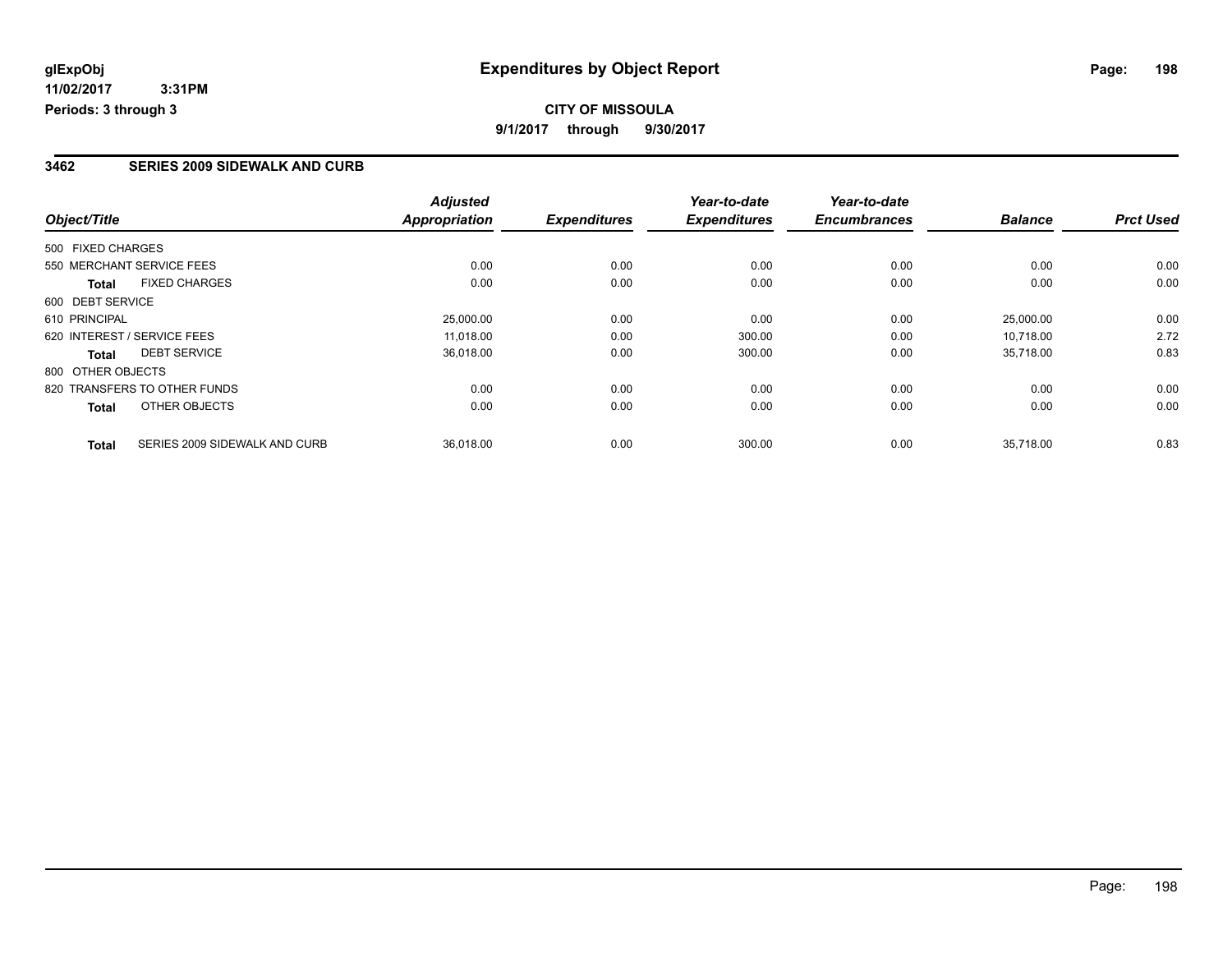**glExpObj**
**11/02/2017 3:31PM**
**Periods: 3 through 3**

# Expenditures by Object Report

**CITY OF MISSOULA**
**9/1/2017 through 9/30/2017**

## 3462 SERIES 2009 SIDEWALK AND CURB

| Object/Title | Adjusted Appropriation | Expenditures | Year-to-date Expenditures | Year-to-date Encumbrances | Balance | Prct Used |
|---|---|---|---|---|---|---|
| 500 FIXED CHARGES | | | | | | |
| 550 MERCHANT SERVICE FEES | 0.00 | 0.00 | 0.00 | 0.00 | 0.00 | 0.00 |
| **Total** FIXED CHARGES | 0.00 | 0.00 | 0.00 | 0.00 | 0.00 | 0.00 |
| 600 DEBT SERVICE | | | | | | |
| 610 PRINCIPAL | 25,000.00 | 0.00 | 0.00 | 0.00 | 25,000.00 | 0.00 |
| 620 INTEREST / SERVICE FEES | 11,018.00 | 0.00 | 300.00 | 0.00 | 10,718.00 | 2.72 |
| **Total** DEBT SERVICE | 36,018.00 | 0.00 | 300.00 | 0.00 | 35,718.00 | 0.83 |
| 800 OTHER OBJECTS | | | | | | |
| 820 TRANSFERS TO OTHER FUNDS | 0.00 | 0.00 | 0.00 | 0.00 | 0.00 | 0.00 |
| **Total** OTHER OBJECTS | 0.00 | 0.00 | 0.00 | 0.00 | 0.00 | 0.00 |
| **Total** SERIES 2009 SIDEWALK AND CURB | 36,018.00 | 0.00 | 300.00 | 0.00 | 35,718.00 | 0.83 |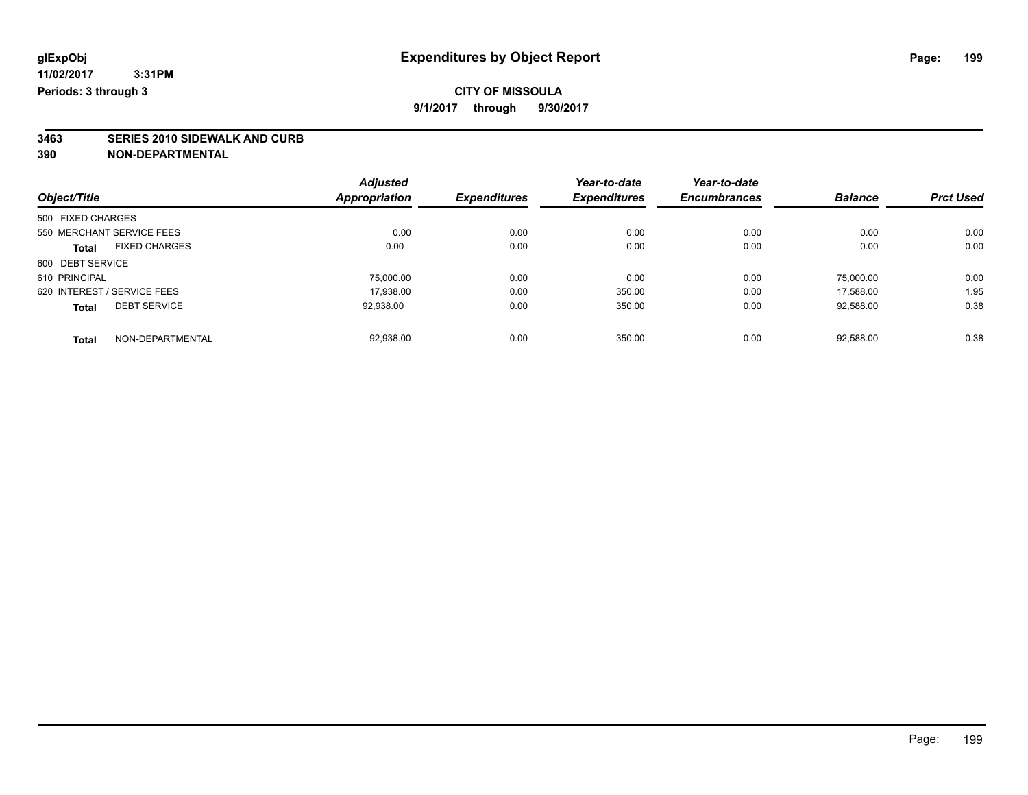**glExpObj** **Expenditures by Object Report**

**11/02/2017 3:31PM**

**Periods: 3 through 3**

**CITY OF MISSOULA**

**9/1/2017 through 9/30/2017**

**3463 SERIES 2010 SIDEWALK AND CURB**

**390 NON-DEPARTMENTAL**

| Object/Title | Adjusted Appropriation | Expenditures | Year-to-date Expenditures | Year-to-date Encumbrances | Balance | Prct Used |
|---|---|---|---|---|---|---|
| 500 FIXED CHARGES | | | | | | |
| 550 MERCHANT SERVICE FEES | 0.00 | 0.00 | 0.00 | 0.00 | 0.00 | 0.00 |
| **Total** FIXED CHARGES | 0.00 | 0.00 | 0.00 | 0.00 | 0.00 | 0.00 |
| 600 DEBT SERVICE | | | | | | |
| 610 PRINCIPAL | 75,000.00 | 0.00 | 0.00 | 0.00 | 75,000.00 | 0.00 |
| 620 INTEREST / SERVICE FEES | 17,938.00 | 0.00 | 350.00 | 0.00 | 17,588.00 | 1.95 |
| **Total** DEBT SERVICE | 92,938.00 | 0.00 | 350.00 | 0.00 | 92,588.00 | 0.38 |
| **Total** NON-DEPARTMENTAL | 92,938.00 | 0.00 | 350.00 | 0.00 | 92,588.00 | 0.38 |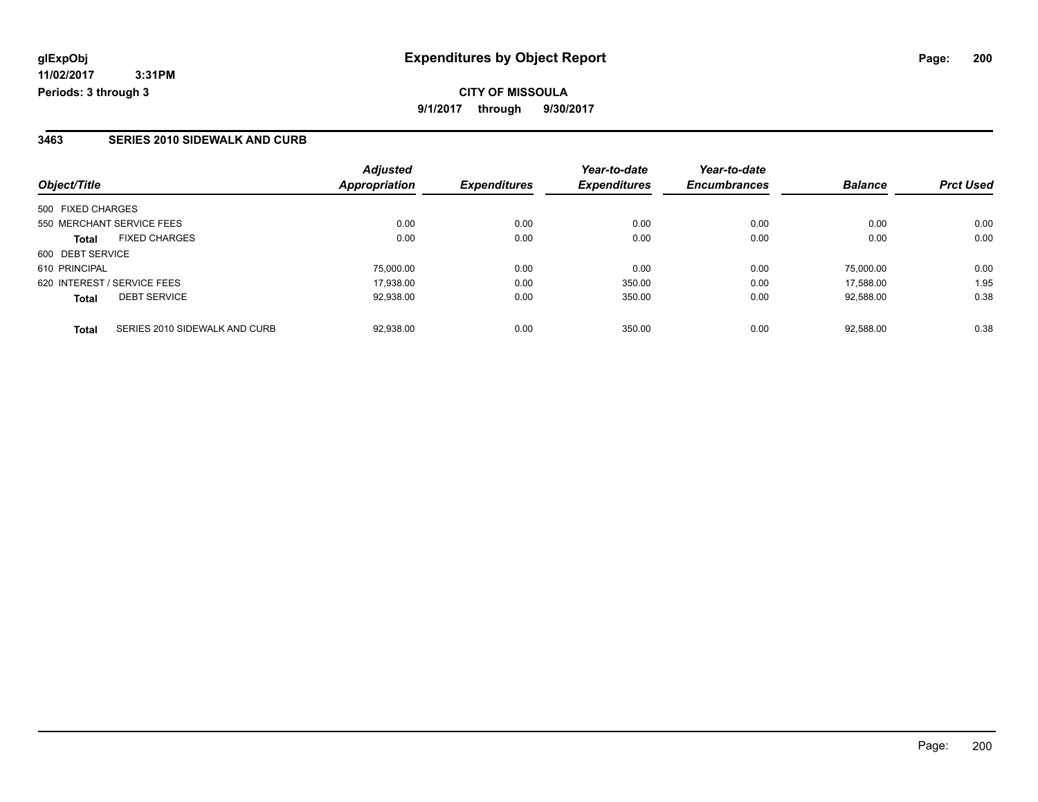glExpObj
11/02/2017 3:31PM
Periods: 3 through 3

# Expenditures by Object Report

**CITY OF MISSOULA**

**9/1/2017 through 9/30/2017**

## 3463 SERIES 2010 SIDEWALK AND CURB

| Object/Title | | Adjusted Appropriation | Expenditures | Year-to-date Expenditures | Year-to-date Encumbrances | Balance | Prct Used |
|---|---|---|---|---|---|---|---|
| 500 FIXED CHARGES | | | | | | | |
| 550 MERCHANT SERVICE FEES | | 0.00 | 0.00 | 0.00 | 0.00 | 0.00 | 0.00 |
| **Total** | FIXED CHARGES | 0.00 | 0.00 | 0.00 | 0.00 | 0.00 | 0.00 |
| 600 DEBT SERVICE | | | | | | | |
| 610 PRINCIPAL | | 75,000.00 | 0.00 | 0.00 | 0.00 | 75,000.00 | 0.00 |
| 620 INTEREST / SERVICE FEES | | 17,938.00 | 0.00 | 350.00 | 0.00 | 17,588.00 | 1.95 |
| **Total** | DEBT SERVICE | 92,938.00 | 0.00 | 350.00 | 0.00 | 92,588.00 | 0.38 |
| **Total** | SERIES 2010 SIDEWALK AND CURB | 92,938.00 | 0.00 | 350.00 | 0.00 | 92,588.00 | 0.38 |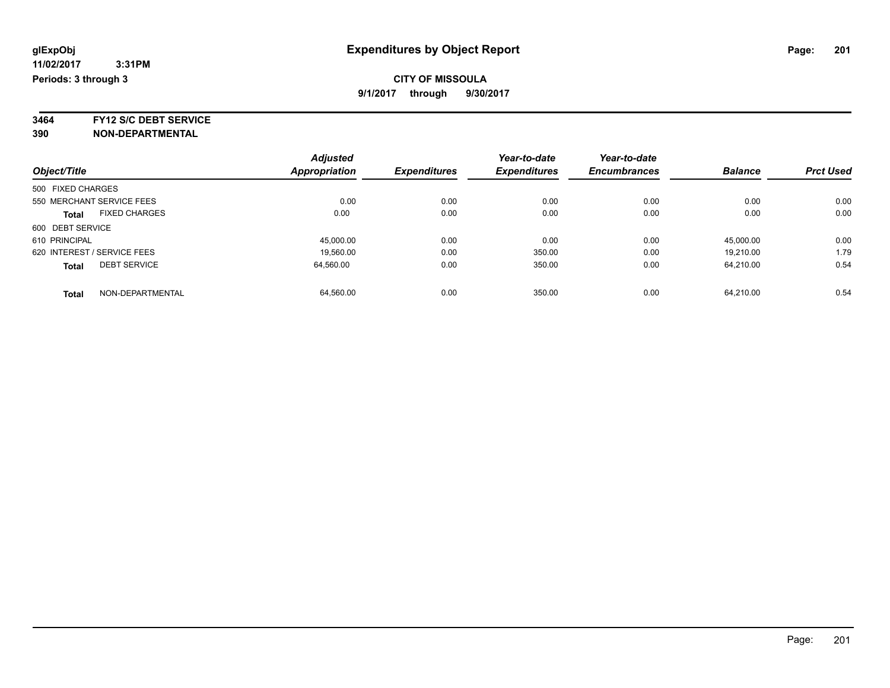**glExpObj** 
**11/02/2017 3:31PM** 
**Periods: 3 through 3**

# Expenditures by Object Report

**CITY OF MISSOULA**

**9/1/2017 through 9/30/2017**

**3464 FY12 S/C DEBT SERVICE**
**390 NON-DEPARTMENTAL**

| Object/Title | Adjusted Appropriation | Expenditures | Year-to-date Expenditures | Year-to-date Encumbrances | Balance | Prct Used |
|---|---|---|---|---|---|---|
| 500 FIXED CHARGES | | | | | | |
| 550 MERCHANT SERVICE FEES | 0.00 | 0.00 | 0.00 | 0.00 | 0.00 | 0.00 |
| **Total** FIXED CHARGES | 0.00 | 0.00 | 0.00 | 0.00 | 0.00 | 0.00 |
| 600 DEBT SERVICE | | | | | | |
| 610 PRINCIPAL | 45,000.00 | 0.00 | 0.00 | 0.00 | 45,000.00 | 0.00 |
| 620 INTEREST / SERVICE FEES | 19,560.00 | 0.00 | 350.00 | 0.00 | 19,210.00 | 1.79 |
| **Total** DEBT SERVICE | 64,560.00 | 0.00 | 350.00 | 0.00 | 64,210.00 | 0.54 |
| **Total** NON-DEPARTMENTAL | 64,560.00 | 0.00 | 350.00 | 0.00 | 64,210.00 | 0.54 |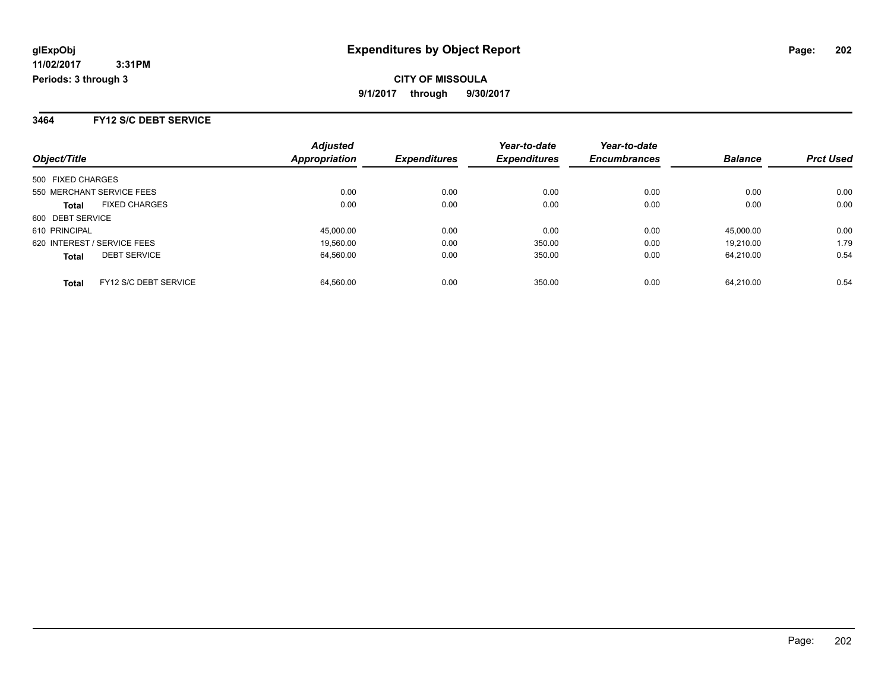# Expenditures by Object Report

glExpObj
11/02/2017 3:31PM
Periods: 3 through 3

**CITY OF MISSOULA**
**9/1/2017 through 9/30/2017**

## 3464 FY12 S/C DEBT SERVICE

| Object/Title | Adjusted Appropriation | Expenditures | Year-to-date Expenditures | Year-to-date Encumbrances | Balance | Prct Used |
|---|---|---|---|---|---|---|
| 500 FIXED CHARGES | | | | | | |
| 550 MERCHANT SERVICE FEES | 0.00 | 0.00 | 0.00 | 0.00 | 0.00 | 0.00 |
| **Total** FIXED CHARGES | 0.00 | 0.00 | 0.00 | 0.00 | 0.00 | 0.00 |
| 600 DEBT SERVICE | | | | | | |
| 610 PRINCIPAL | 45,000.00 | 0.00 | 0.00 | 0.00 | 45,000.00 | 0.00 |
| 620 INTEREST / SERVICE FEES | 19,560.00 | 0.00 | 350.00 | 0.00 | 19,210.00 | 1.79 |
| **Total** DEBT SERVICE | 64,560.00 | 0.00 | 350.00 | 0.00 | 64,210.00 | 0.54 |
| **Total** FY12 S/C DEBT SERVICE | 64,560.00 | 0.00 | 350.00 | 0.00 | 64,210.00 | 0.54 |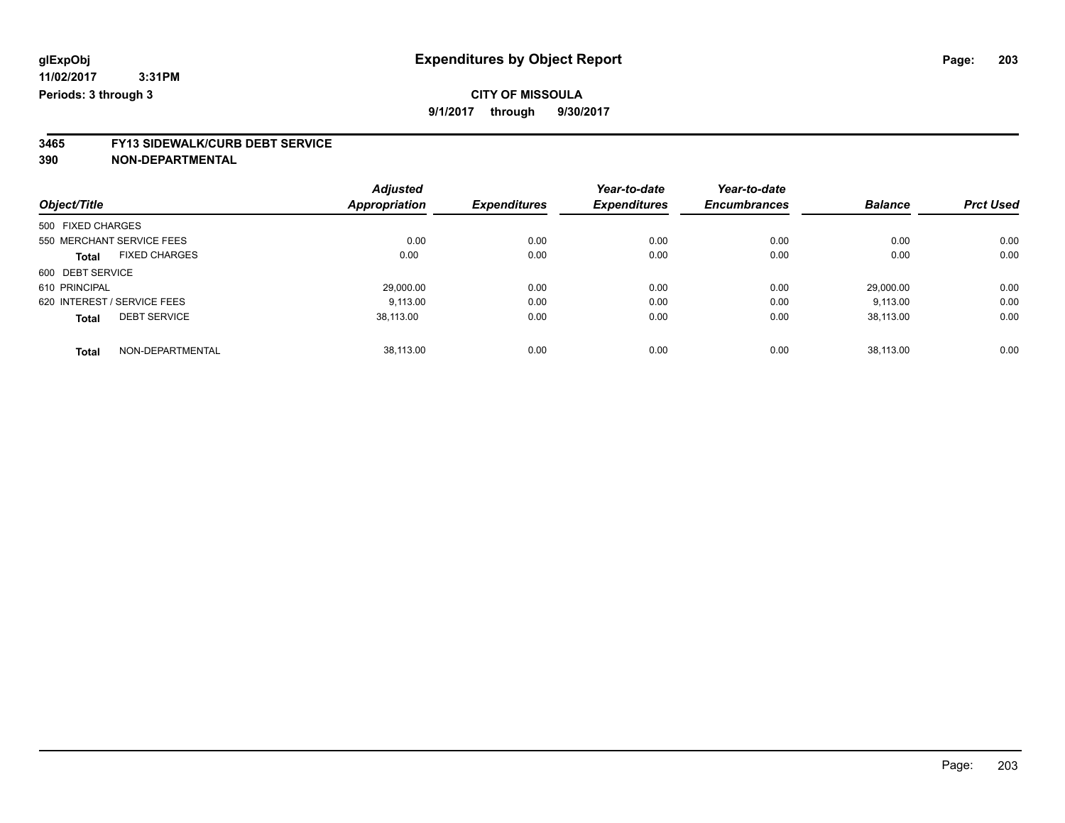glExpObj
11/02/2017 3:31PM
Periods: 3 through 3

# Expenditures by Object Report

**CITY OF MISSOULA**
**9/1/2017 through 9/30/2017**

**3465 FY13 SIDEWALK/CURB DEBT SERVICE**
**390 NON-DEPARTMENTAL**

| Object/Title | Adjusted Appropriation | Expenditures | Year-to-date Expenditures | Year-to-date Encumbrances | Balance | Prct Used |
|---|---|---|---|---|---|---|
| 500 FIXED CHARGES | | | | | | |
| 550 MERCHANT SERVICE FEES | 0.00 | 0.00 | 0.00 | 0.00 | 0.00 | 0.00 |
| **Total** FIXED CHARGES | 0.00 | 0.00 | 0.00 | 0.00 | 0.00 | 0.00 |
| 600 DEBT SERVICE | | | | | | |
| 610 PRINCIPAL | 29,000.00 | 0.00 | 0.00 | 0.00 | 29,000.00 | 0.00 |
| 620 INTEREST / SERVICE FEES | 9,113.00 | 0.00 | 0.00 | 0.00 | 9,113.00 | 0.00 |
| **Total** DEBT SERVICE | 38,113.00 | 0.00 | 0.00 | 0.00 | 38,113.00 | 0.00 |
| **Total** NON-DEPARTMENTAL | 38,113.00 | 0.00 | 0.00 | 0.00 | 38,113.00 | 0.00 |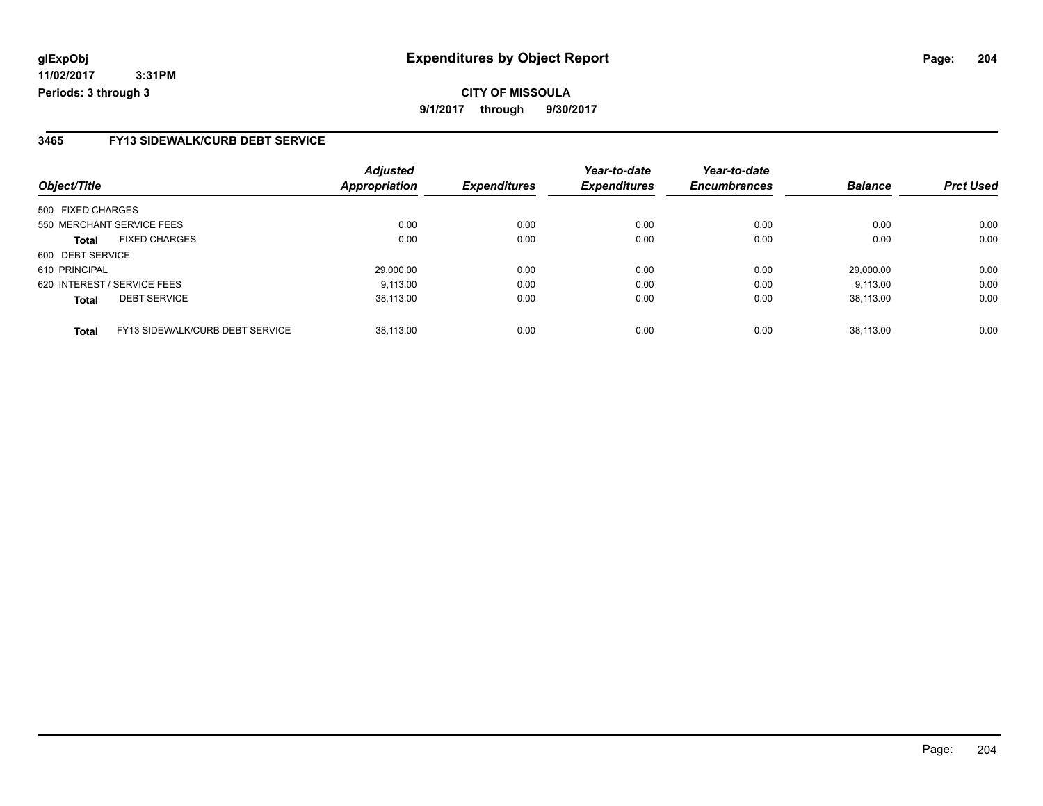**glExpObj**
**11/02/2017 3:31PM**
**Periods: 3 through 3**

# Expenditures by Object Report

**CITY OF MISSOULA**
**9/1/2017 through 9/30/2017**

## 3465 FY13 SIDEWALK/CURB DEBT SERVICE

| Object/Title | | Adjusted Appropriation | Expenditures | Year-to-date Expenditures | Year-to-date Encumbrances | Balance | Prct Used |
|---|---|---|---|---|---|---|---|
| 500 FIXED CHARGES | | | | | | | |
| 550 MERCHANT SERVICE FEES | | 0.00 | 0.00 | 0.00 | 0.00 | 0.00 | 0.00 |
| **Total** | FIXED CHARGES | 0.00 | 0.00 | 0.00 | 0.00 | 0.00 | 0.00 |
| 600 DEBT SERVICE | | | | | | | |
| 610 PRINCIPAL | | 29,000.00 | 0.00 | 0.00 | 0.00 | 29,000.00 | 0.00 |
| 620 INTEREST / SERVICE FEES | | 9,113.00 | 0.00 | 0.00 | 0.00 | 9,113.00 | 0.00 |
| **Total** | DEBT SERVICE | 38,113.00 | 0.00 | 0.00 | 0.00 | 38,113.00 | 0.00 |
| **Total** | FY13 SIDEWALK/CURB DEBT SERVICE | 38,113.00 | 0.00 | 0.00 | 0.00 | 38,113.00 | 0.00 |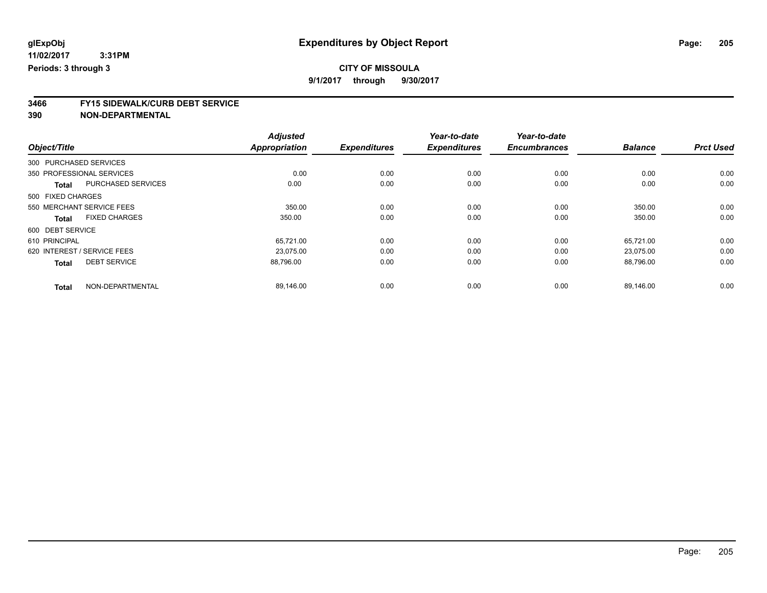# Expenditures by Object Report

glExpObj
11/02/2017 3:31PM
Periods: 3 through 3

**CITY OF MISSOULA**
**9/1/2017 through 9/30/2017**

**3466 FY15 SIDEWALK/CURB DEBT SERVICE**
**390 NON-DEPARTMENTAL**

| Object/Title | | Adjusted Appropriation | Expenditures | Year-to-date Expenditures | Year-to-date Encumbrances | Balance | Prct Used |
|---|---|---|---|---|---|---|---|
| 300 PURCHASED SERVICES | | | | | | | |
| 350 PROFESSIONAL SERVICES | | 0.00 | 0.00 | 0.00 | 0.00 | 0.00 | 0.00 |
| **Total** | PURCHASED SERVICES | 0.00 | 0.00 | 0.00 | 0.00 | 0.00 | 0.00 |
| 500 FIXED CHARGES | | | | | | | |
| 550 MERCHANT SERVICE FEES | | 350.00 | 0.00 | 0.00 | 0.00 | 350.00 | 0.00 |
| **Total** | FIXED CHARGES | 350.00 | 0.00 | 0.00 | 0.00 | 350.00 | 0.00 |
| 600 DEBT SERVICE | | | | | | | |
| 610 PRINCIPAL | | 65,721.00 | 0.00 | 0.00 | 0.00 | 65,721.00 | 0.00 |
| 620 INTEREST / SERVICE FEES | | 23,075.00 | 0.00 | 0.00 | 0.00 | 23,075.00 | 0.00 |
| **Total** | DEBT SERVICE | 88,796.00 | 0.00 | 0.00 | 0.00 | 88,796.00 | 0.00 |
| **Total** | NON-DEPARTMENTAL | 89,146.00 | 0.00 | 0.00 | 0.00 | 89,146.00 | 0.00 |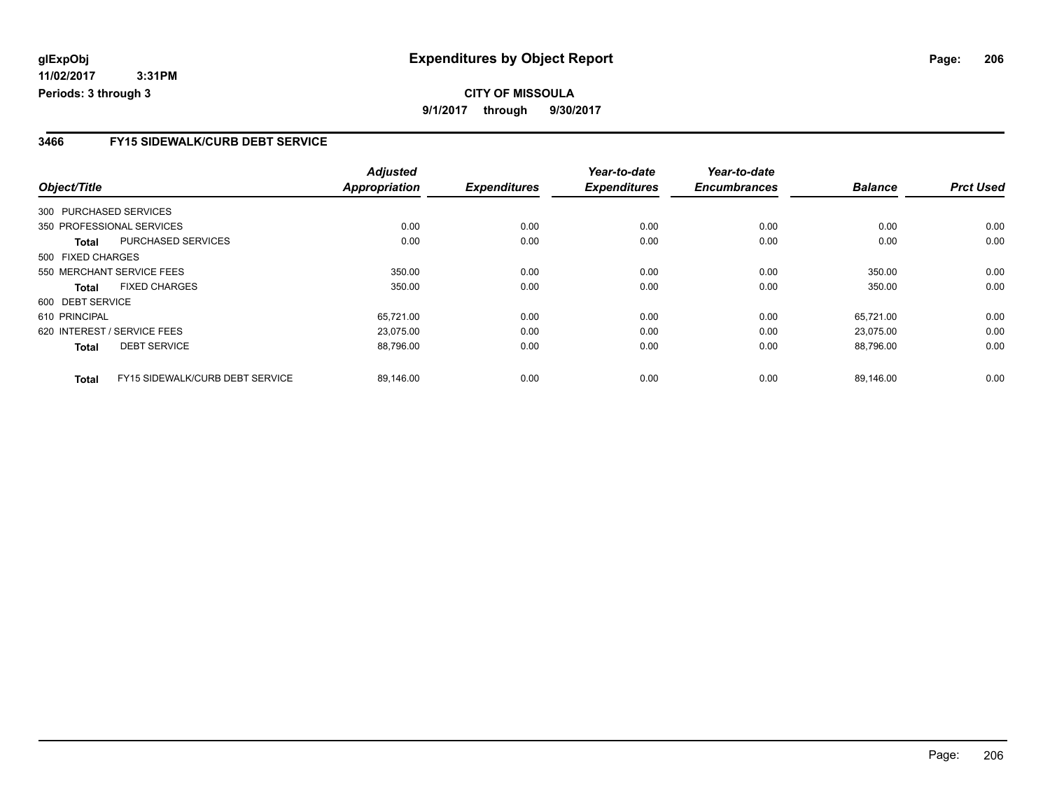# Expenditures by Object Report

glExpObj
11/02/2017 3:31PM
Periods: 3 through 3

**CITY OF MISSOULA**
**9/1/2017 through 9/30/2017**

## 3466 FY15 SIDEWALK/CURB DEBT SERVICE

| Object/Title | | Adjusted Appropriation | Expenditures | Year-to-date Expenditures | Year-to-date Encumbrances | Balance | Prct Used |
|---|---|---|---|---|---|---|---|
| 300 PURCHASED SERVICES | | | | | | | |
| 350 PROFESSIONAL SERVICES | | 0.00 | 0.00 | 0.00 | 0.00 | 0.00 | 0.00 |
| **Total** | PURCHASED SERVICES | 0.00 | 0.00 | 0.00 | 0.00 | 0.00 | 0.00 |
| 500 FIXED CHARGES | | | | | | | |
| 550 MERCHANT SERVICE FEES | | 350.00 | 0.00 | 0.00 | 0.00 | 350.00 | 0.00 |
| **Total** | FIXED CHARGES | 350.00 | 0.00 | 0.00 | 0.00 | 350.00 | 0.00 |
| 600 DEBT SERVICE | | | | | | | |
| 610 PRINCIPAL | | 65,721.00 | 0.00 | 0.00 | 0.00 | 65,721.00 | 0.00 |
| 620 INTEREST / SERVICE FEES | | 23,075.00 | 0.00 | 0.00 | 0.00 | 23,075.00 | 0.00 |
| **Total** | DEBT SERVICE | 88,796.00 | 0.00 | 0.00 | 0.00 | 88,796.00 | 0.00 |
| **Total** | FY15 SIDEWALK/CURB DEBT SERVICE | 89,146.00 | 0.00 | 0.00 | 0.00 | 89,146.00 | 0.00 |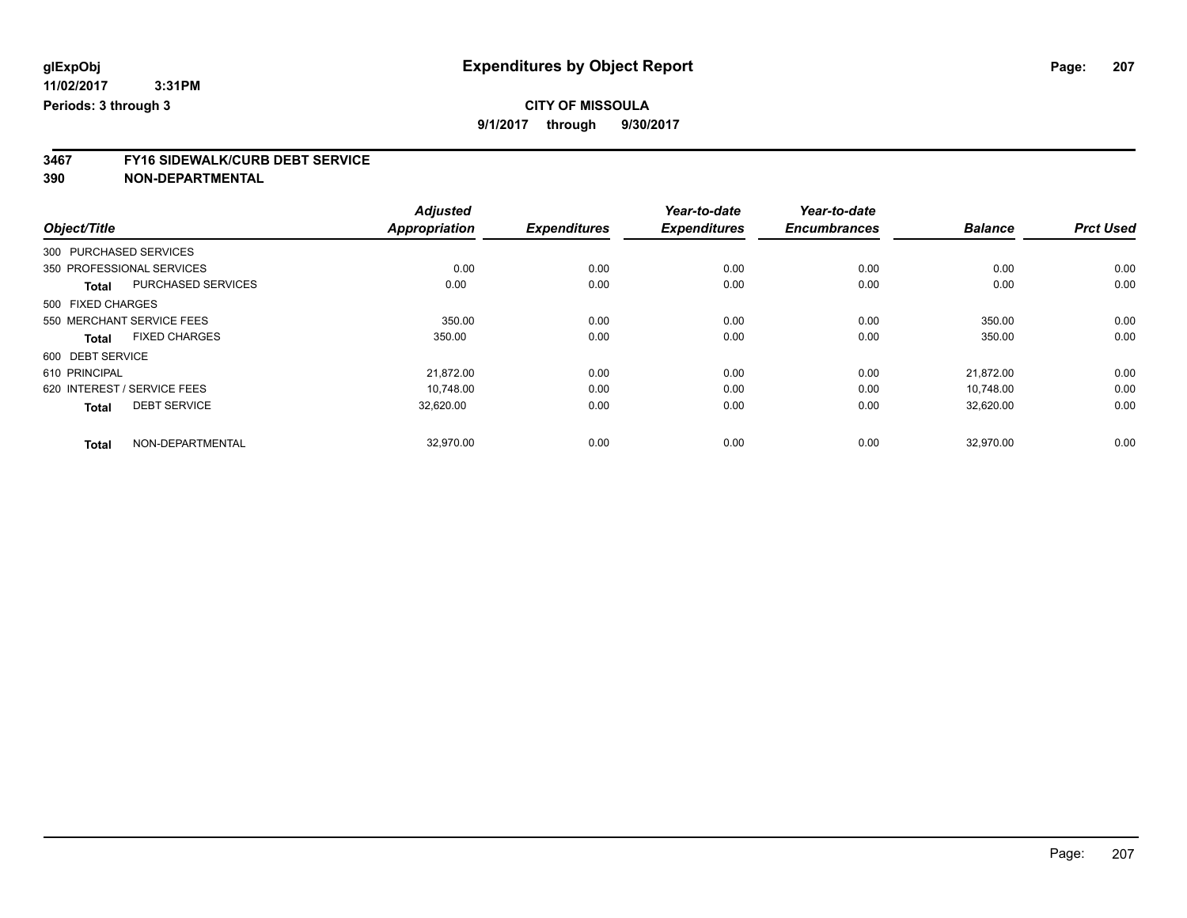# Expenditures by Object Report

glExpObj
11/02/2017 3:31PM
Periods: 3 through 3

**CITY OF MISSOULA**
9/1/2017 through 9/30/2017

## 3467 FY16 SIDEWALK/CURB DEBT SERVICE
## 390 NON-DEPARTMENTAL

| Object/Title | Adjusted Appropriation | Expenditures | Year-to-date Expenditures | Year-to-date Encumbrances | Balance | Prct Used |
|---|---|---|---|---|---|---|
| 300 PURCHASED SERVICES | | | | | | |
| 350 PROFESSIONAL SERVICES | 0.00 | 0.00 | 0.00 | 0.00 | 0.00 | 0.00 |
| **Total** PURCHASED SERVICES | 0.00 | 0.00 | 0.00 | 0.00 | 0.00 | 0.00 |
| 500 FIXED CHARGES | | | | | | |
| 550 MERCHANT SERVICE FEES | 350.00 | 0.00 | 0.00 | 0.00 | 350.00 | 0.00 |
| **Total** FIXED CHARGES | 350.00 | 0.00 | 0.00 | 0.00 | 350.00 | 0.00 |
| 600 DEBT SERVICE | | | | | | |
| 610 PRINCIPAL | 21,872.00 | 0.00 | 0.00 | 0.00 | 21,872.00 | 0.00 |
| 620 INTEREST / SERVICE FEES | 10,748.00 | 0.00 | 0.00 | 0.00 | 10,748.00 | 0.00 |
| **Total** DEBT SERVICE | 32,620.00 | 0.00 | 0.00 | 0.00 | 32,620.00 | 0.00 |
| **Total** NON-DEPARTMENTAL | 32,970.00 | 0.00 | 0.00 | 0.00 | 32,970.00 | 0.00 |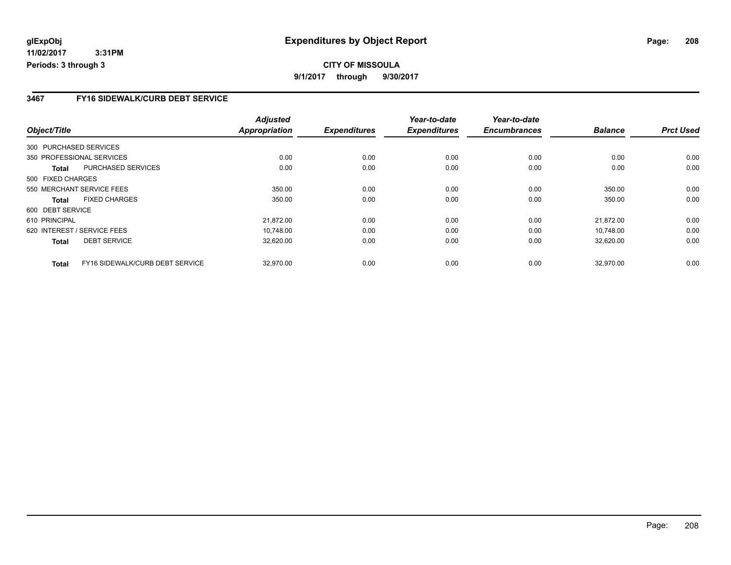glExpObj
11/02/2017 3:31PM
Periods: 3 through 3

# Expenditures by Object Report

**CITY OF MISSOULA**
**9/1/2017 through 9/30/2017**

## 3467 FY16 SIDEWALK/CURB DEBT SERVICE

| Object/Title | | Adjusted Appropriation | Expenditures | Year-to-date Expenditures | Year-to-date Encumbrances | Balance | Prct Used |
|---|---|---|---|---|---|---|---|
| 300 PURCHASED SERVICES | | | | | | | |
| 350 PROFESSIONAL SERVICES | | 0.00 | 0.00 | 0.00 | 0.00 | 0.00 | 0.00 |
| **Total** | PURCHASED SERVICES | 0.00 | 0.00 | 0.00 | 0.00 | 0.00 | 0.00 |
| 500 FIXED CHARGES | | | | | | | |
| 550 MERCHANT SERVICE FEES | | 350.00 | 0.00 | 0.00 | 0.00 | 350.00 | 0.00 |
| **Total** | FIXED CHARGES | 350.00 | 0.00 | 0.00 | 0.00 | 350.00 | 0.00 |
| 600 DEBT SERVICE | | | | | | | |
| 610 PRINCIPAL | | 21,872.00 | 0.00 | 0.00 | 0.00 | 21,872.00 | 0.00 |
| 620 INTEREST / SERVICE FEES | | 10,748.00 | 0.00 | 0.00 | 0.00 | 10,748.00 | 0.00 |
| **Total** | DEBT SERVICE | 32,620.00 | 0.00 | 0.00 | 0.00 | 32,620.00 | 0.00 |
| **Total** | FY16 SIDEWALK/CURB DEBT SERVICE | 32,970.00 | 0.00 | 0.00 | 0.00 | 32,970.00 | 0.00 |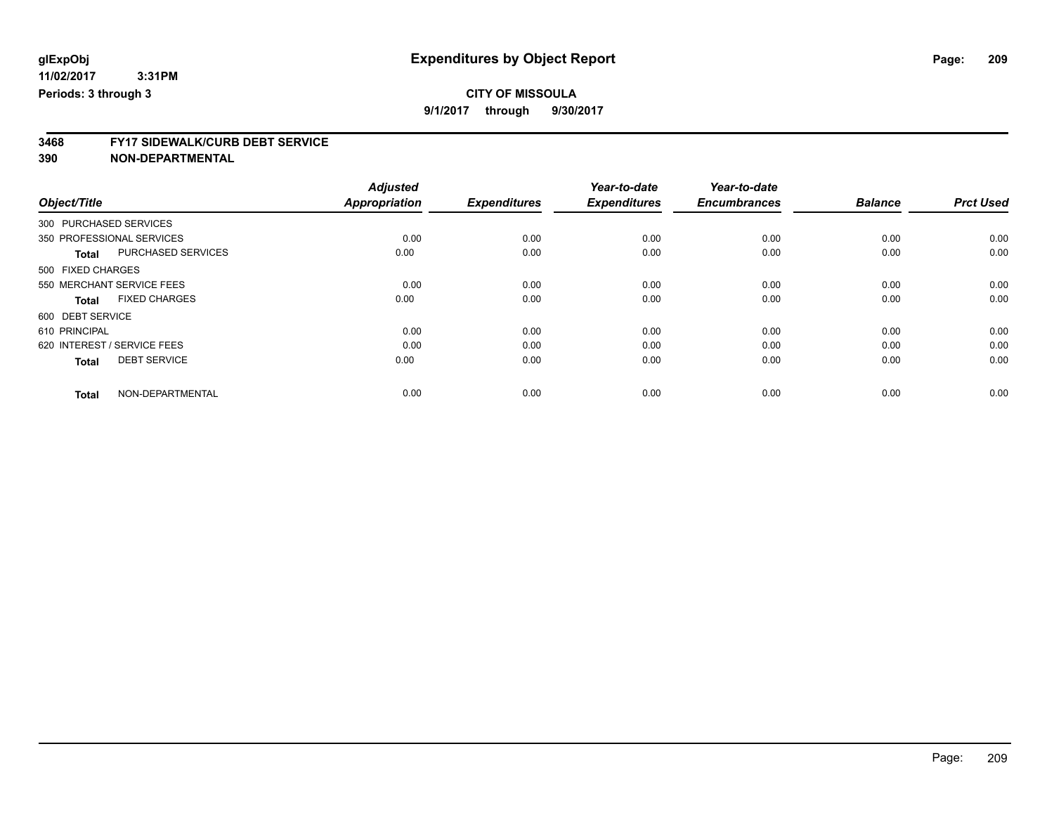**glExpObj** **Expenditures by Object Report**

**11/02/2017 3:31PM**

**Periods: 3 through 3**

**CITY OF MISSOULA**

**9/1/2017 through 9/30/2017**

## 3468 FY17 SIDEWALK/CURB DEBT SERVICE
## 390 NON-DEPARTMENTAL

| Object/Title | Adjusted Appropriation | Expenditures | Year-to-date Expenditures | Year-to-date Encumbrances | Balance | Prct Used |
|---|---|---|---|---|---|---|
| 300 PURCHASED SERVICES | | | | | | |
| 350 PROFESSIONAL SERVICES | 0.00 | 0.00 | 0.00 | 0.00 | 0.00 | 0.00 |
| **Total** PURCHASED SERVICES | 0.00 | 0.00 | 0.00 | 0.00 | 0.00 | 0.00 |
| 500 FIXED CHARGES | | | | | | |
| 550 MERCHANT SERVICE FEES | 0.00 | 0.00 | 0.00 | 0.00 | 0.00 | 0.00 |
| **Total** FIXED CHARGES | 0.00 | 0.00 | 0.00 | 0.00 | 0.00 | 0.00 |
| 600 DEBT SERVICE | | | | | | |
| 610 PRINCIPAL | 0.00 | 0.00 | 0.00 | 0.00 | 0.00 | 0.00 |
| 620 INTEREST / SERVICE FEES | 0.00 | 0.00 | 0.00 | 0.00 | 0.00 | 0.00 |
| **Total** DEBT SERVICE | 0.00 | 0.00 | 0.00 | 0.00 | 0.00 | 0.00 |
| **Total** NON-DEPARTMENTAL | 0.00 | 0.00 | 0.00 | 0.00 | 0.00 | 0.00 |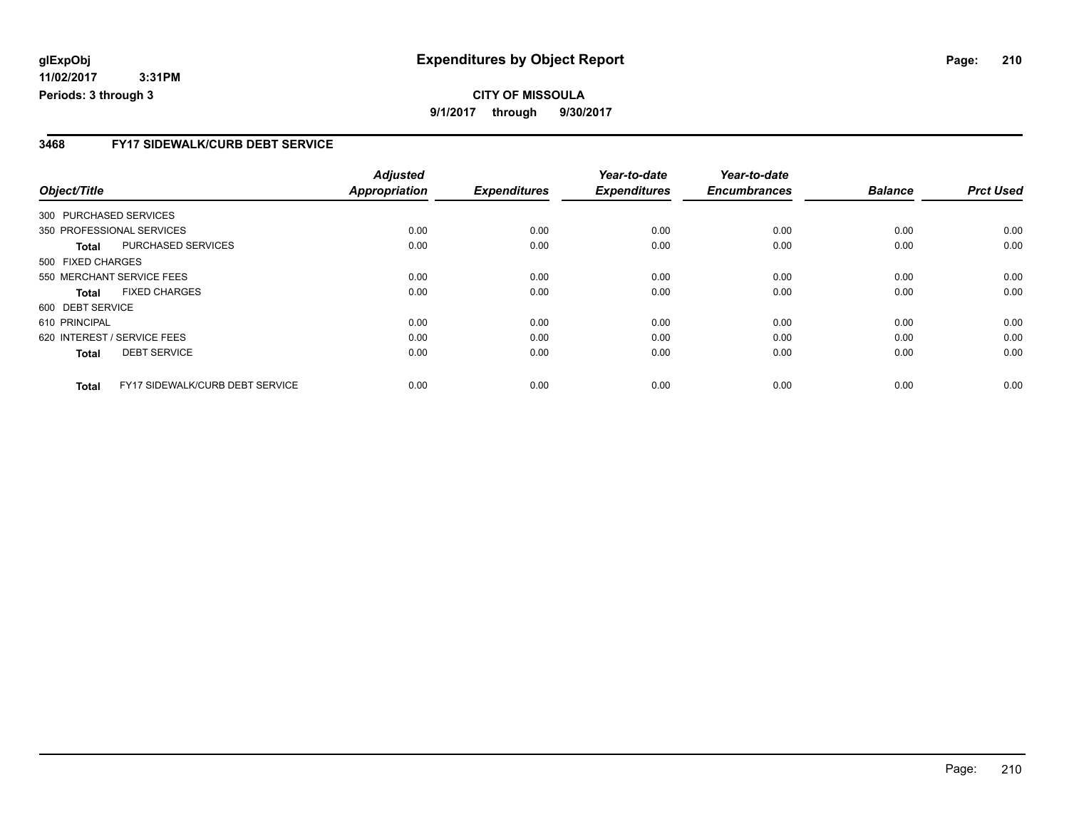**CITY OF MISSOULA**

**9/1/2017 through 9/30/2017**

**Expenditures by Object Report**

glExpObj
11/02/2017 3:31PM
Periods: 3 through 3

### 3468 FY17 SIDEWALK/CURB DEBT SERVICE

| Object/Title | | Adjusted Appropriation | Expenditures | Year-to-date Expenditures | Year-to-date Encumbrances | Balance | Prct Used |
|---|---|---|---|---|---|---|---|
| 300 PURCHASED SERVICES | | | | | | | |
| 350 PROFESSIONAL SERVICES | | 0.00 | 0.00 | 0.00 | 0.00 | 0.00 | 0.00 |
| **Total** | PURCHASED SERVICES | 0.00 | 0.00 | 0.00 | 0.00 | 0.00 | 0.00 |
| 500 FIXED CHARGES | | | | | | | |
| 550 MERCHANT SERVICE FEES | | 0.00 | 0.00 | 0.00 | 0.00 | 0.00 | 0.00 |
| **Total** | FIXED CHARGES | 0.00 | 0.00 | 0.00 | 0.00 | 0.00 | 0.00 |
| 600 DEBT SERVICE | | | | | | | |
| 610 PRINCIPAL | | 0.00 | 0.00 | 0.00 | 0.00 | 0.00 | 0.00 |
| 620 INTEREST / SERVICE FEES | | 0.00 | 0.00 | 0.00 | 0.00 | 0.00 | 0.00 |
| **Total** | DEBT SERVICE | 0.00 | 0.00 | 0.00 | 0.00 | 0.00 | 0.00 |
| **Total** | FY17 SIDEWALK/CURB DEBT SERVICE | 0.00 | 0.00 | 0.00 | 0.00 | 0.00 | 0.00 |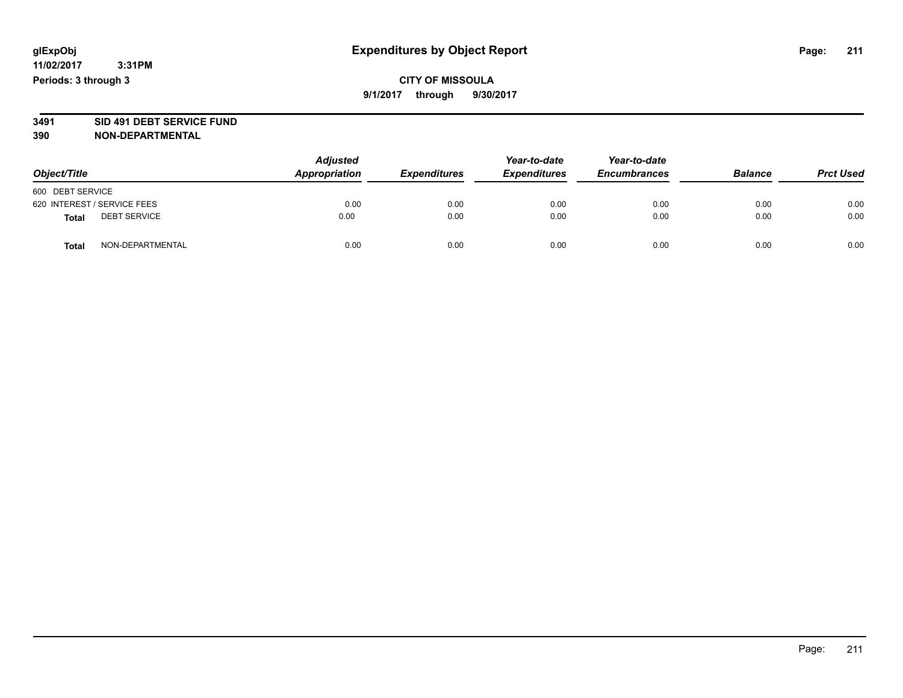**glExpObj**
**11/02/2017 3:31PM**
**Periods: 3 through 3**

# Expenditures by Object Report

**CITY OF MISSOULA**
**9/1/2017 through 9/30/2017**

**3491 SID 491 DEBT SERVICE FUND**
**390 NON-DEPARTMENTAL**

| Object/Title | | Adjusted Appropriation | Expenditures | Year-to-date Expenditures | Year-to-date Encumbrances | Balance | Prct Used |
|---|---|---|---|---|---|---|---|
| 600 DEBT SERVICE | | | | | | | |
| 620 INTEREST / SERVICE FEES | | 0.00 | 0.00 | 0.00 | 0.00 | 0.00 | 0.00 |
| **Total** | DEBT SERVICE | 0.00 | 0.00 | 0.00 | 0.00 | 0.00 | 0.00 |
| **Total** | NON-DEPARTMENTAL | 0.00 | 0.00 | 0.00 | 0.00 | 0.00 | 0.00 |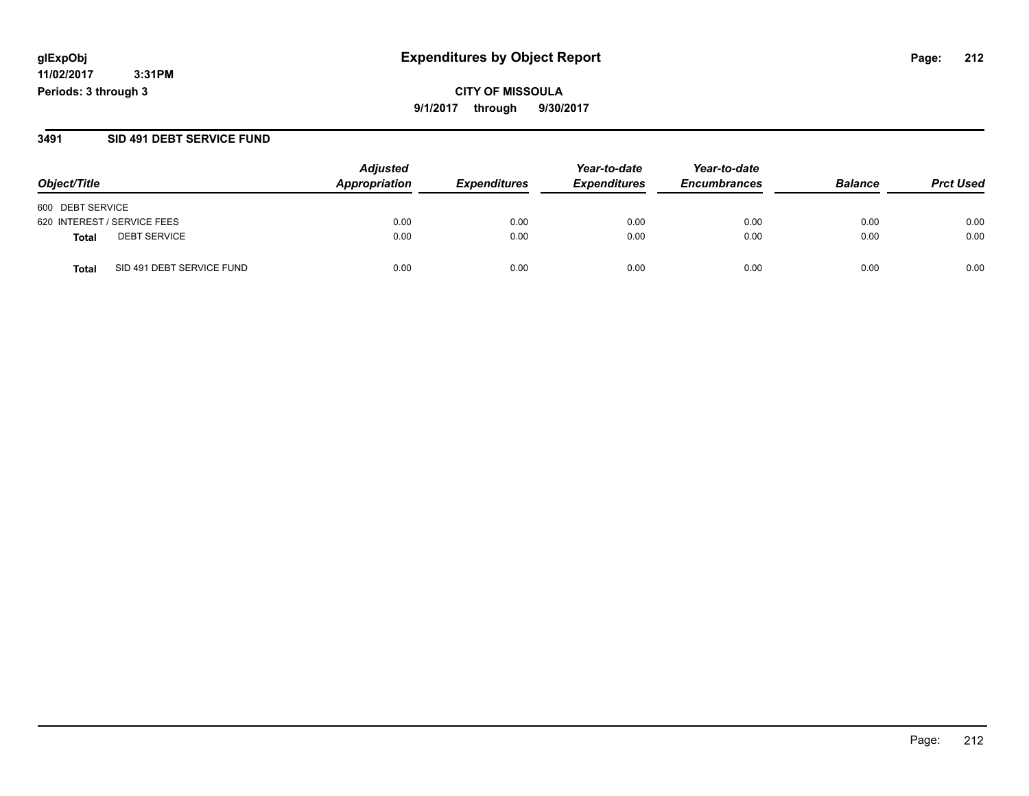**glExpObj**
**11/02/2017 3:31PM**
**Periods: 3 through 3**

# Expenditures by Object Report

**CITY OF MISSOULA**
**9/1/2017 through 9/30/2017**

## 3491 SID 491 DEBT SERVICE FUND

| Object/Title | Adjusted Appropriation | Expenditures | Year-to-date Expenditures | Year-to-date Encumbrances | Balance | Prct Used |
|---|---|---|---|---|---|---|
| 600 DEBT SERVICE | | | | | | |
| 620 INTEREST / SERVICE FEES | 0.00 | 0.00 | 0.00 | 0.00 | 0.00 | 0.00 |
| **Total** DEBT SERVICE | 0.00 | 0.00 | 0.00 | 0.00 | 0.00 | 0.00 |
| **Total** SID 491 DEBT SERVICE FUND | 0.00 | 0.00 | 0.00 | 0.00 | 0.00 | 0.00 |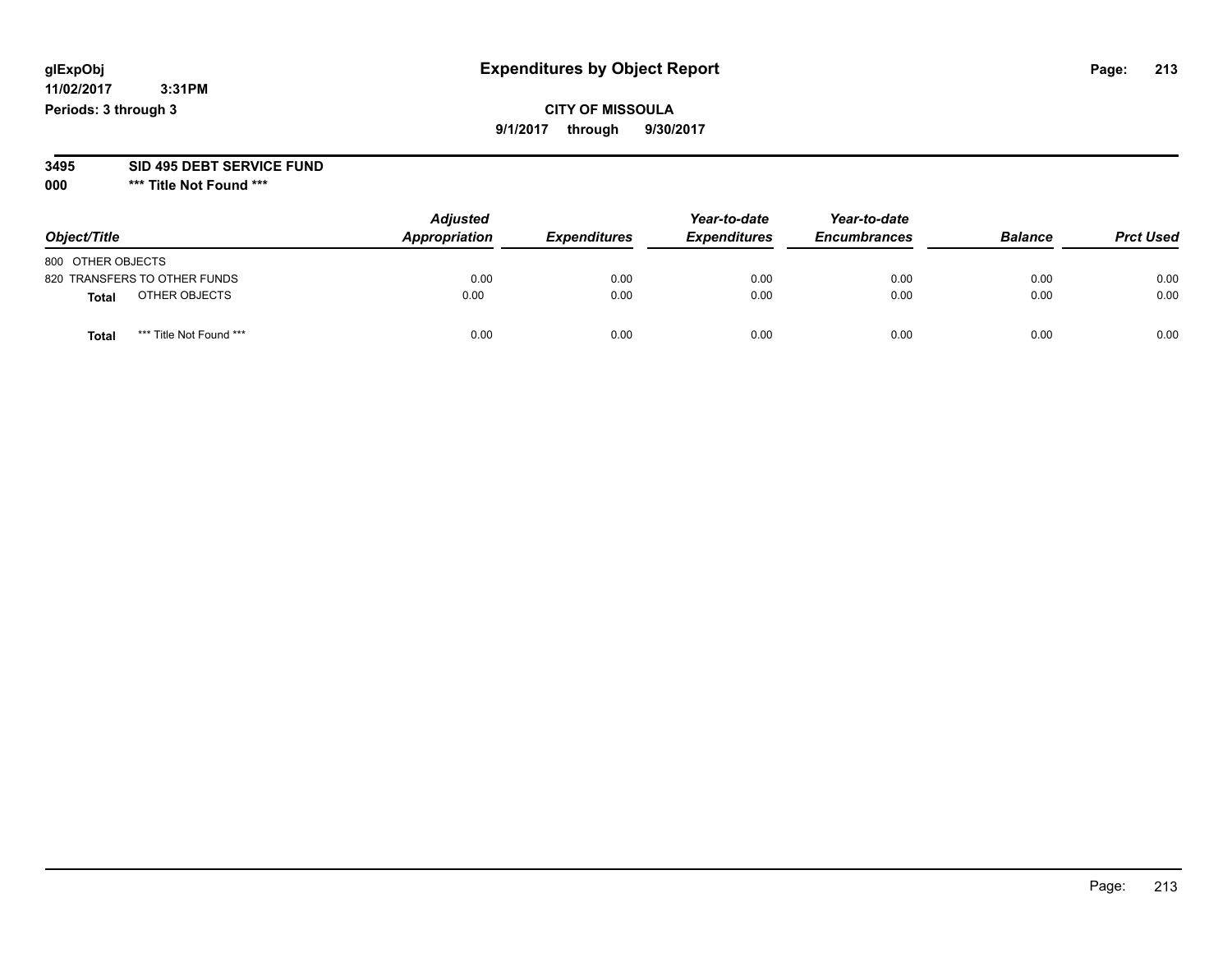# Expenditures by Object Report

glExpObj
11/02/2017 3:31PM
Periods: 3 through 3

**CITY OF MISSOULA**
**9/1/2017 through 9/30/2017**

**3495 SID 495 DEBT SERVICE FUND**
**000 *** Title Not Found *****

| Object/Title | Adjusted Appropriation | Expenditures | Year-to-date Expenditures | Year-to-date Encumbrances | Balance | Prct Used |
|---|---|---|---|---|---|---|
| 800 OTHER OBJECTS | | | | | | |
| 820 TRANSFERS TO OTHER FUNDS | 0.00 | 0.00 | 0.00 | 0.00 | 0.00 | 0.00 |
| **Total** OTHER OBJECTS | 0.00 | 0.00 | 0.00 | 0.00 | 0.00 | 0.00 |
| **Total** *** Title Not Found *** | 0.00 | 0.00 | 0.00 | 0.00 | 0.00 | 0.00 |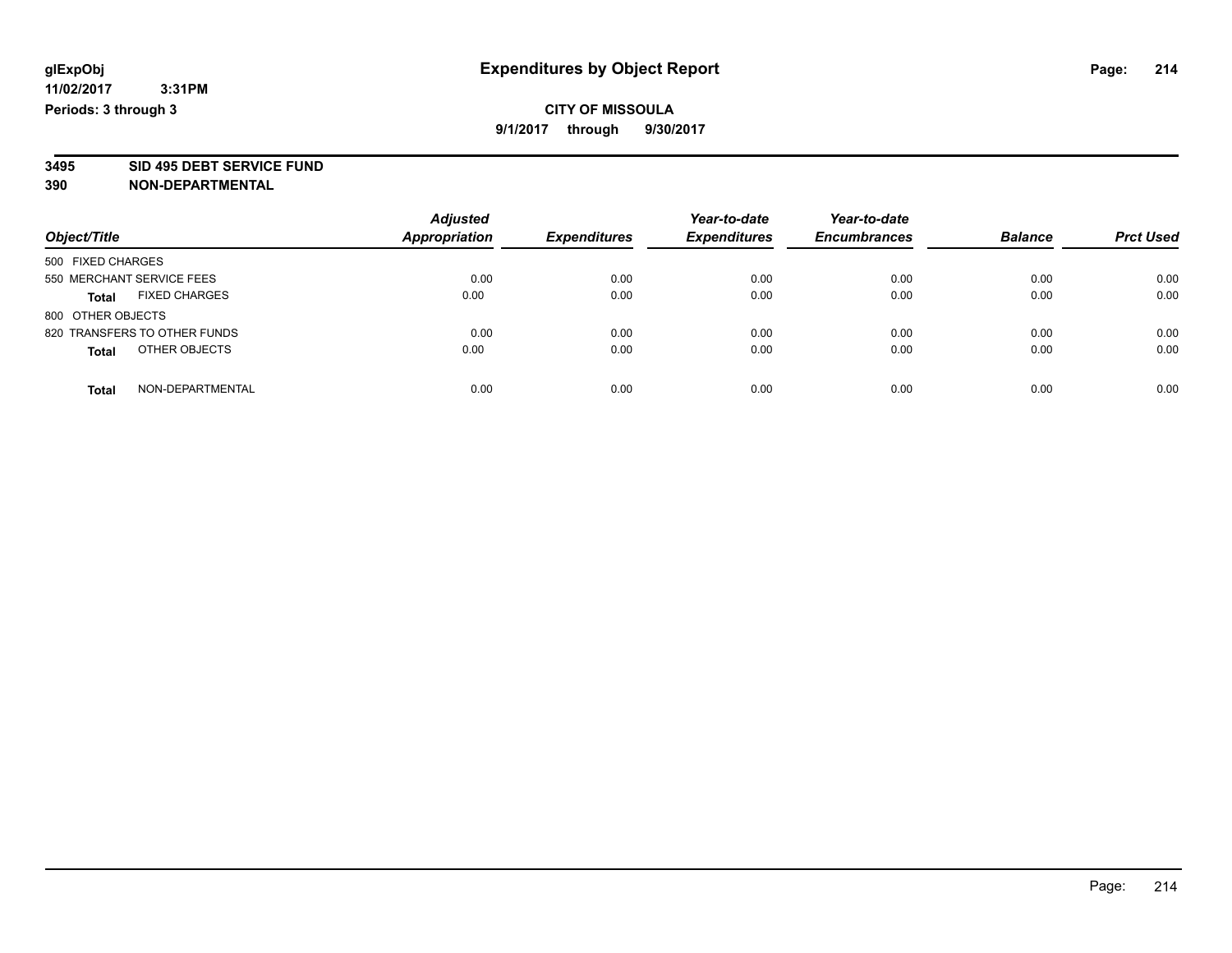**glExpObj**
**11/02/2017 3:31PM**
**Periods: 3 through 3**

# Expenditures by Object Report

**CITY OF MISSOULA**
**9/1/2017 through 9/30/2017**

**3495 SID 495 DEBT SERVICE FUND**
**390 NON-DEPARTMENTAL**

| Object/Title | Adjusted Appropriation | Expenditures | Year-to-date Expenditures | Year-to-date Encumbrances | Balance | Prct Used |
|---|---|---|---|---|---|---|
| 500 FIXED CHARGES | | | | | | |
| 550 MERCHANT SERVICE FEES | 0.00 | 0.00 | 0.00 | 0.00 | 0.00 | 0.00 |
| **Total** FIXED CHARGES | 0.00 | 0.00 | 0.00 | 0.00 | 0.00 | 0.00 |
| 800 OTHER OBJECTS | | | | | | |
| 820 TRANSFERS TO OTHER FUNDS | 0.00 | 0.00 | 0.00 | 0.00 | 0.00 | 0.00 |
| **Total** OTHER OBJECTS | 0.00 | 0.00 | 0.00 | 0.00 | 0.00 | 0.00 |
| **Total** NON-DEPARTMENTAL | 0.00 | 0.00 | 0.00 | 0.00 | 0.00 | 0.00 |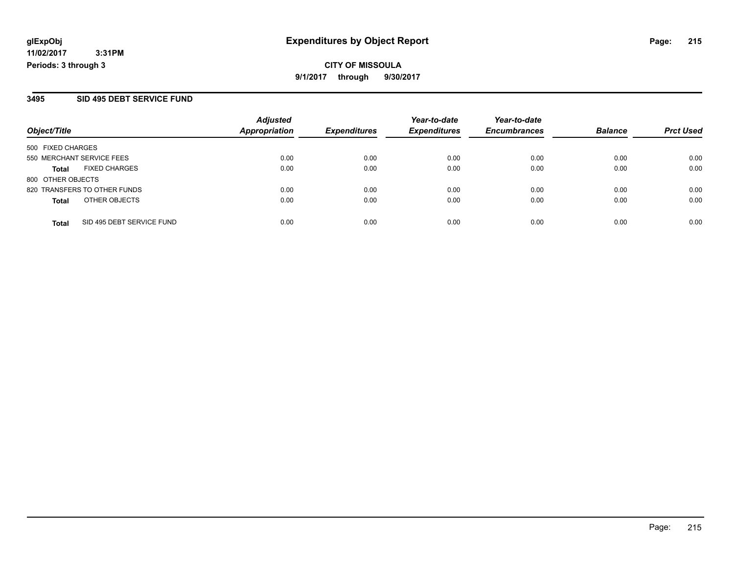**CITY OF MISSOULA**

**9/1/2017 through 9/30/2017**

glExpObj
11/02/2017 3:31PM
Periods: 3 through 3

# Expenditures by Object Report

## 3495 SID 495 DEBT SERVICE FUND

| Object/Title | | Adjusted Appropriation | Expenditures | Year-to-date Expenditures | Year-to-date Encumbrances | Balance | Prct Used |
|---|---|---|---|---|---|---|---|
| 500 FIXED CHARGES | | | | | | | |
| 550 MERCHANT SERVICE FEES | | 0.00 | 0.00 | 0.00 | 0.00 | 0.00 | 0.00 |
| **Total** | FIXED CHARGES | 0.00 | 0.00 | 0.00 | 0.00 | 0.00 | 0.00 |
| 800 OTHER OBJECTS | | | | | | | |
| 820 TRANSFERS TO OTHER FUNDS | | 0.00 | 0.00 | 0.00 | 0.00 | 0.00 | 0.00 |
| **Total** | OTHER OBJECTS | 0.00 | 0.00 | 0.00 | 0.00 | 0.00 | 0.00 |
| **Total** | SID 495 DEBT SERVICE FUND | 0.00 | 0.00 | 0.00 | 0.00 | 0.00 | 0.00 |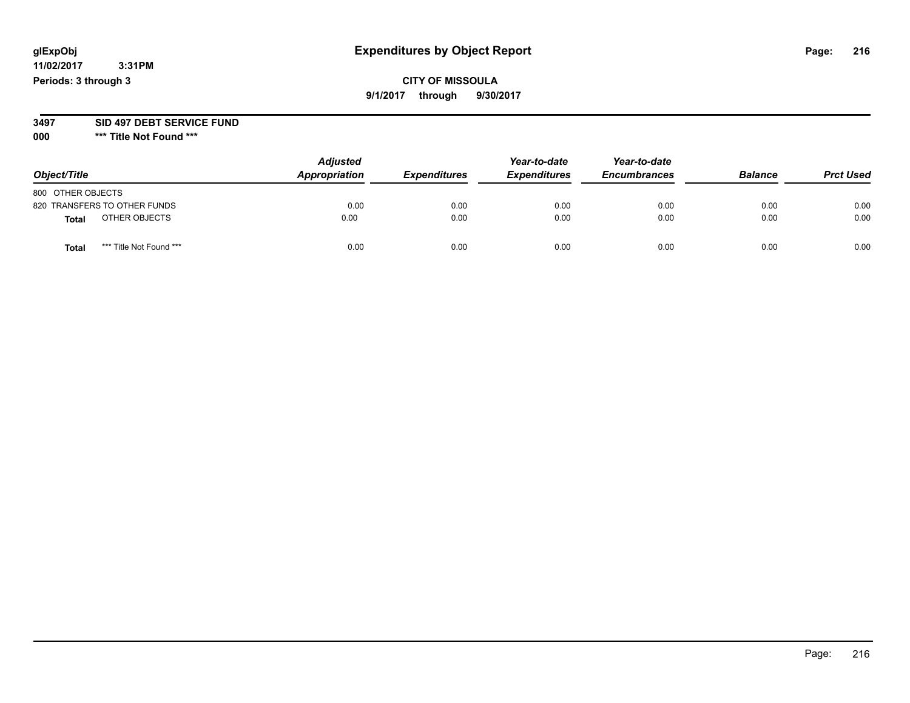# Expenditures by Object Report

glExpObj
11/02/2017 3:31PM
Periods: 3 through 3

**CITY OF MISSOULA**
**9/1/2017 through 9/30/2017**

**3497 SID 497 DEBT SERVICE FUND**
**000 \*\*\* Title Not Found \*\*\***

| Object/Title | Adjusted Appropriation | Expenditures | Year-to-date Expenditures | Year-to-date Encumbrances | Balance | Prct Used |
|---|---|---|---|---|---|---|
| 800 OTHER OBJECTS | | | | | | |
| 820 TRANSFERS TO OTHER FUNDS | 0.00 | 0.00 | 0.00 | 0.00 | 0.00 | 0.00 |
| **Total** OTHER OBJECTS | 0.00 | 0.00 | 0.00 | 0.00 | 0.00 | 0.00 |
| **Total** *** Title Not Found *** | 0.00 | 0.00 | 0.00 | 0.00 | 0.00 | 0.00 |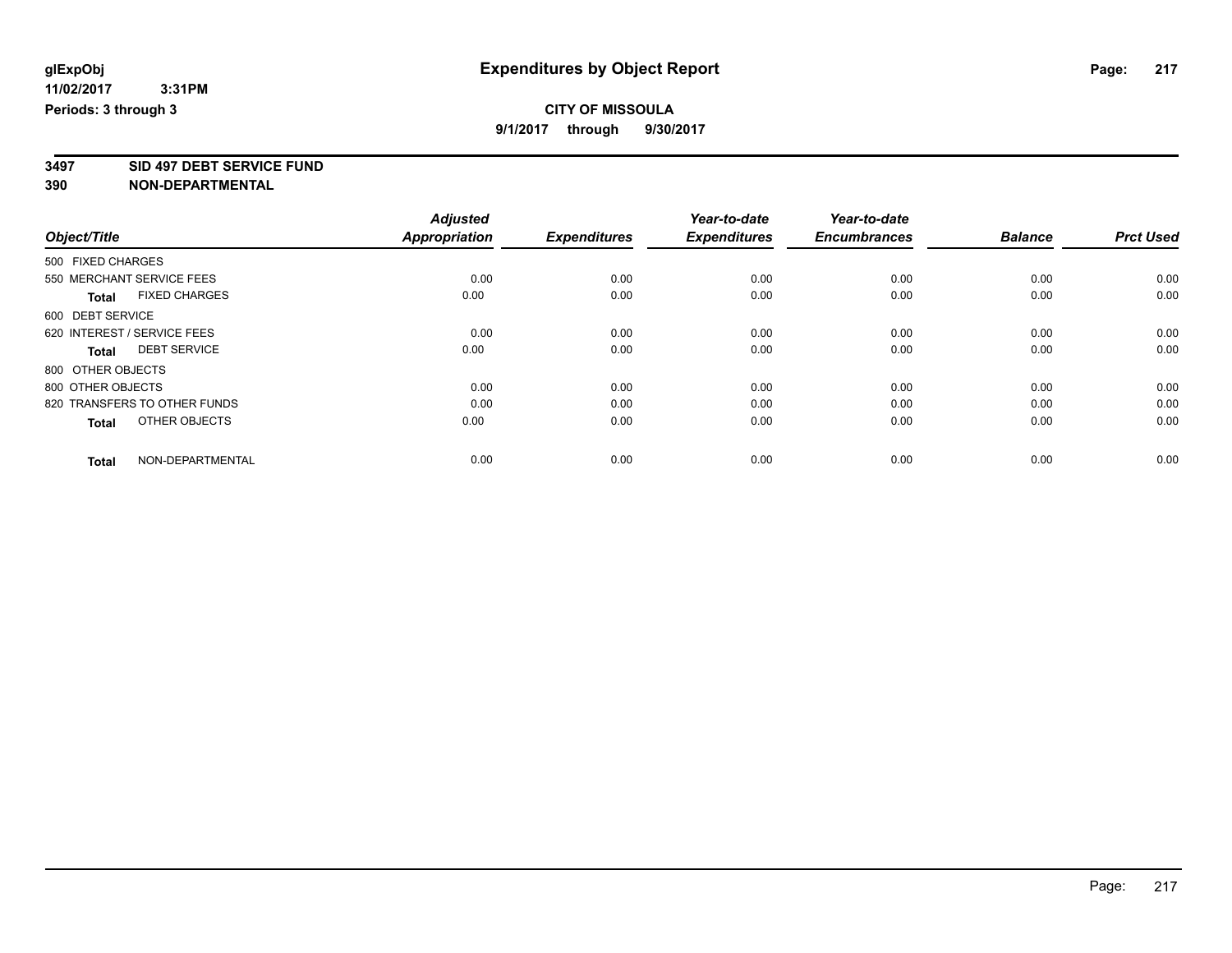**glExpObj**
**11/02/2017 3:31PM**
**Periods: 3 through 3**

# Expenditures by Object Report

**CITY OF MISSOULA**
**9/1/2017 through 9/30/2017**

**3497 SID 497 DEBT SERVICE FUND**
**390 NON-DEPARTMENTAL**

| Object/Title | Adjusted Appropriation | Expenditures | Year-to-date Expenditures | Year-to-date Encumbrances | Balance | Prct Used |
|---|---|---|---|---|---|---|
| 500 FIXED CHARGES | | | | | | |
| 550 MERCHANT SERVICE FEES | 0.00 | 0.00 | 0.00 | 0.00 | 0.00 | 0.00 |
| **Total** FIXED CHARGES | 0.00 | 0.00 | 0.00 | 0.00 | 0.00 | 0.00 |
| 600 DEBT SERVICE | | | | | | |
| 620 INTEREST / SERVICE FEES | 0.00 | 0.00 | 0.00 | 0.00 | 0.00 | 0.00 |
| **Total** DEBT SERVICE | 0.00 | 0.00 | 0.00 | 0.00 | 0.00 | 0.00 |
| 800 OTHER OBJECTS | | | | | | |
| 800 OTHER OBJECTS | 0.00 | 0.00 | 0.00 | 0.00 | 0.00 | 0.00 |
| 820 TRANSFERS TO OTHER FUNDS | 0.00 | 0.00 | 0.00 | 0.00 | 0.00 | 0.00 |
| **Total** OTHER OBJECTS | 0.00 | 0.00 | 0.00 | 0.00 | 0.00 | 0.00 |
| **Total** NON-DEPARTMENTAL | 0.00 | 0.00 | 0.00 | 0.00 | 0.00 | 0.00 |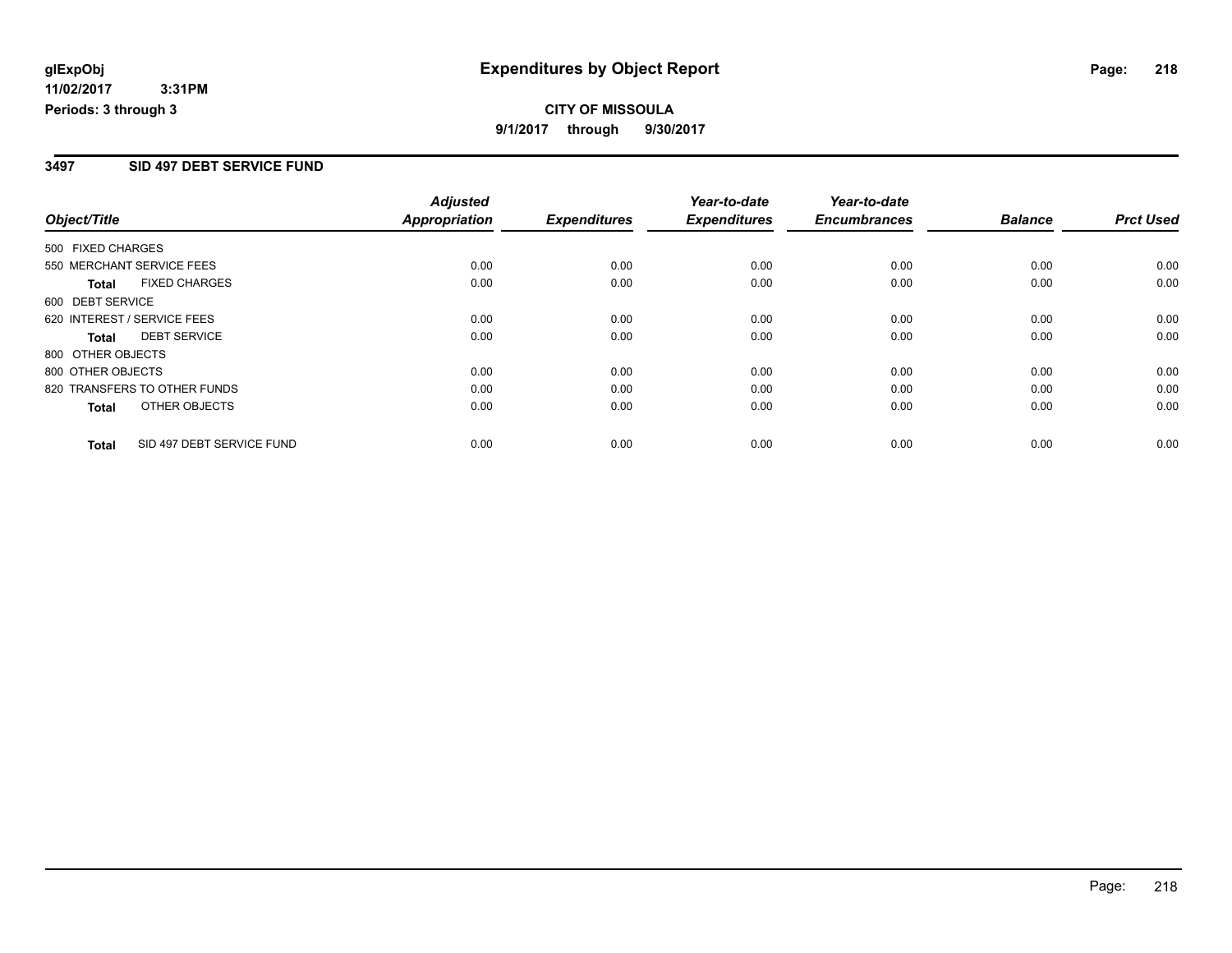# Expenditures by Object Report

glExpObj
11/02/2017 3:31PM
Periods: 3 through 3

**CITY OF MISSOULA**
**9/1/2017 through 9/30/2017**

## 3497 SID 497 DEBT SERVICE FUND

| Object/Title | | Adjusted Appropriation | Expenditures | Year-to-date Expenditures | Year-to-date Encumbrances | Balance | Prct Used |
|---|---|---|---|---|---|---|---|
| 500 FIXED CHARGES | | | | | | | |
| 550 MERCHANT SERVICE FEES | | 0.00 | 0.00 | 0.00 | 0.00 | 0.00 | 0.00 |
| **Total** | FIXED CHARGES | 0.00 | 0.00 | 0.00 | 0.00 | 0.00 | 0.00 |
| 600 DEBT SERVICE | | | | | | | |
| 620 INTEREST / SERVICE FEES | | 0.00 | 0.00 | 0.00 | 0.00 | 0.00 | 0.00 |
| **Total** | DEBT SERVICE | 0.00 | 0.00 | 0.00 | 0.00 | 0.00 | 0.00 |
| 800 OTHER OBJECTS | | | | | | | |
| 800 OTHER OBJECTS | | 0.00 | 0.00 | 0.00 | 0.00 | 0.00 | 0.00 |
| 820 TRANSFERS TO OTHER FUNDS | | 0.00 | 0.00 | 0.00 | 0.00 | 0.00 | 0.00 |
| **Total** | OTHER OBJECTS | 0.00 | 0.00 | 0.00 | 0.00 | 0.00 | 0.00 |
| **Total** | SID 497 DEBT SERVICE FUND | 0.00 | 0.00 | 0.00 | 0.00 | 0.00 | 0.00 |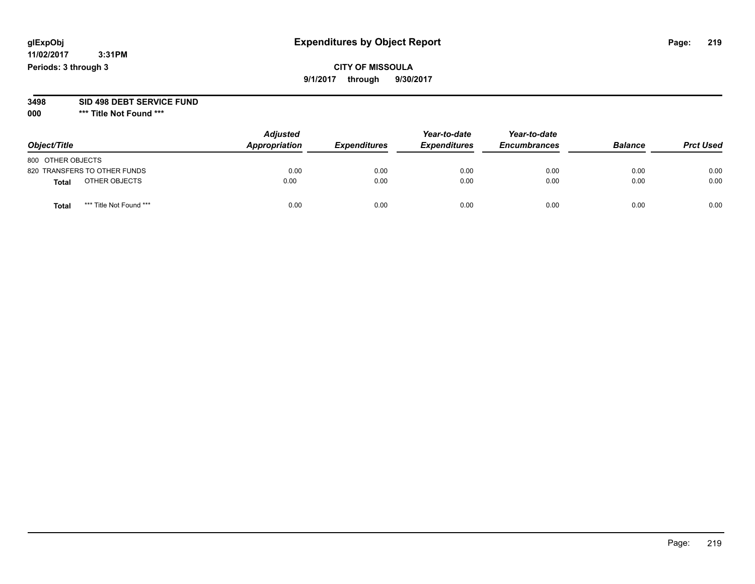**glExpObj**
**11/02/2017 3:31PM**
**Periods: 3 through 3**

# Expenditures by Object Report

**CITY OF MISSOULA**
**9/1/2017 through 9/30/2017**

**3498 SID 498 DEBT SERVICE FUND**
**000 *** Title Not Found *****

| Object/Title | Adjusted Appropriation | Expenditures | Year-to-date Expenditures | Year-to-date Encumbrances | Balance | Prct Used |
|---|---|---|---|---|---|---|
| 800 OTHER OBJECTS | | | | | | |
| 820 TRANSFERS TO OTHER FUNDS | 0.00 | 0.00 | 0.00 | 0.00 | 0.00 | 0.00 |
| **Total** OTHER OBJECTS | 0.00 | 0.00 | 0.00 | 0.00 | 0.00 | 0.00 |
| **Total** *** Title Not Found *** | 0.00 | 0.00 | 0.00 | 0.00 | 0.00 | 0.00 |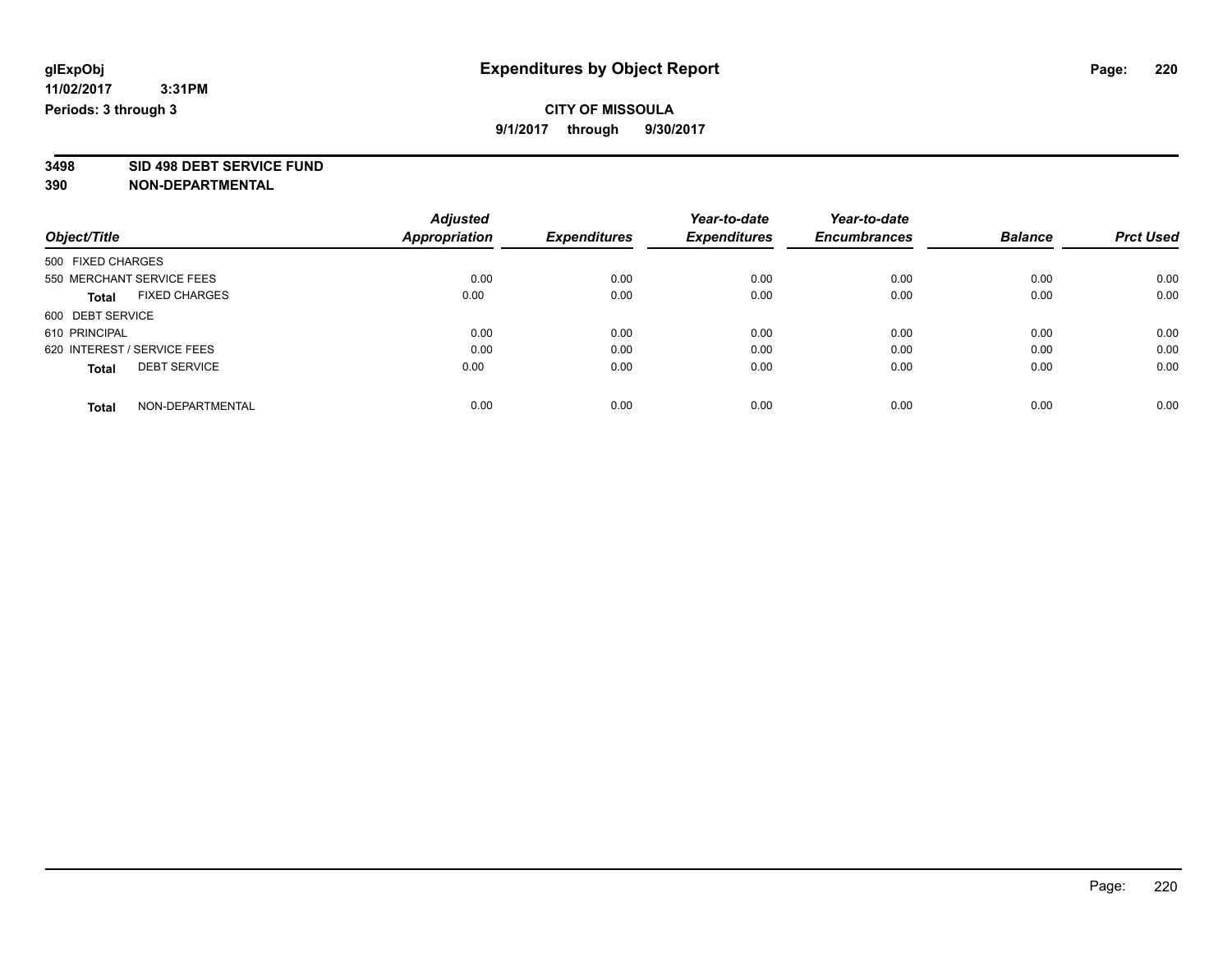**glExpObj**
**11/02/2017 3:31PM**
**Periods: 3 through 3**

# Expenditures by Object Report

**CITY OF MISSOULA**
**9/1/2017 through 9/30/2017**

**3498 SID 498 DEBT SERVICE FUND**
**390 NON-DEPARTMENTAL**

| Object/Title | Adjusted Appropriation | Expenditures | Year-to-date Expenditures | Year-to-date Encumbrances | Balance | Prct Used |
|---|---|---|---|---|---|---|
| 500 FIXED CHARGES | | | | | | |
| 550 MERCHANT SERVICE FEES | 0.00 | 0.00 | 0.00 | 0.00 | 0.00 | 0.00 |
| **Total** FIXED CHARGES | 0.00 | 0.00 | 0.00 | 0.00 | 0.00 | 0.00 |
| 600 DEBT SERVICE | | | | | | |
| 610 PRINCIPAL | 0.00 | 0.00 | 0.00 | 0.00 | 0.00 | 0.00 |
| 620 INTEREST / SERVICE FEES | 0.00 | 0.00 | 0.00 | 0.00 | 0.00 | 0.00 |
| **Total** DEBT SERVICE | 0.00 | 0.00 | 0.00 | 0.00 | 0.00 | 0.00 |
| **Total** NON-DEPARTMENTAL | 0.00 | 0.00 | 0.00 | 0.00 | 0.00 | 0.00 |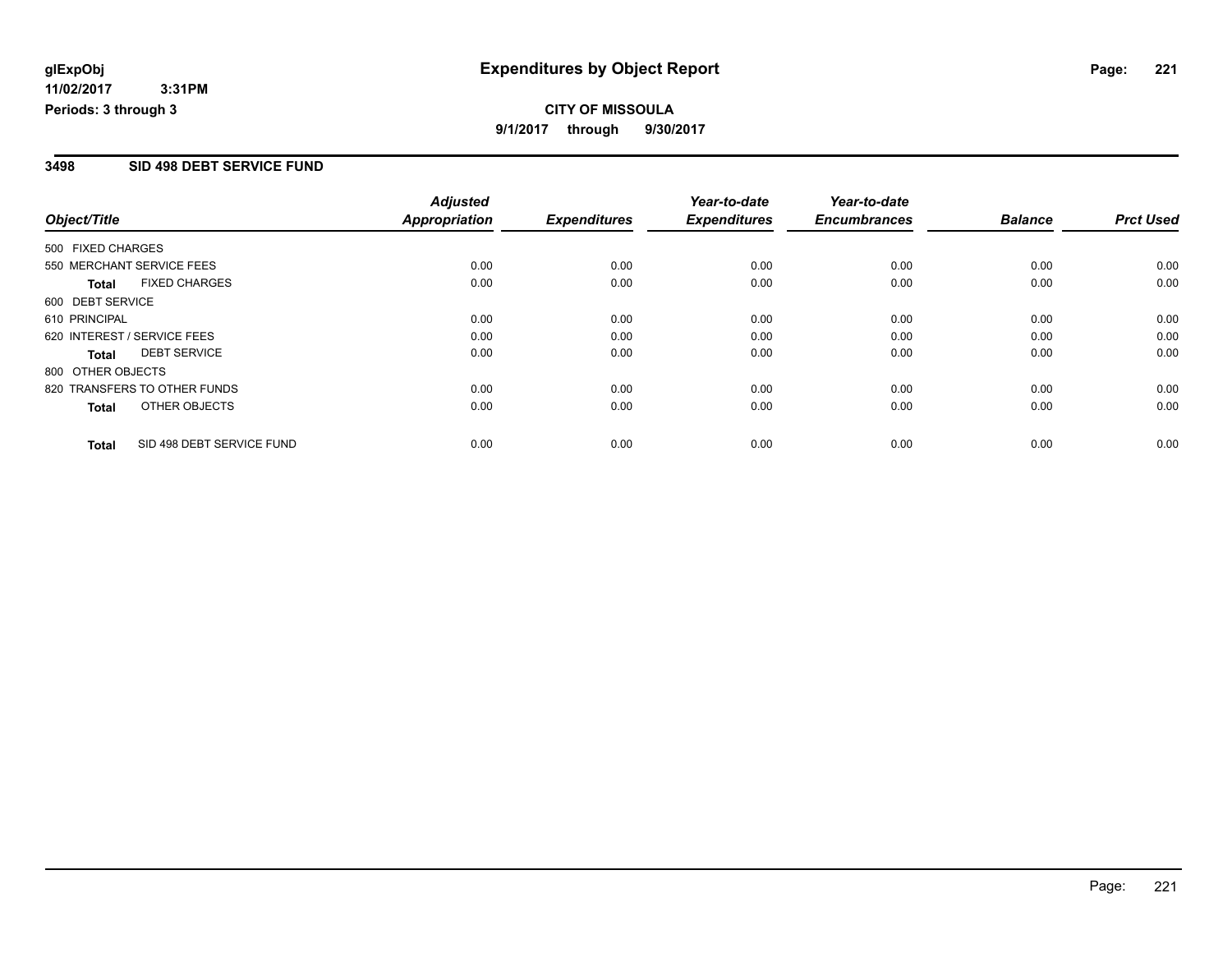# Expenditures by Object Report

glExpObj
11/02/2017 3:31PM
Periods: 3 through 3

**CITY OF MISSOULA**
**9/1/2017 through 9/30/2017**

## 3498 SID 498 DEBT SERVICE FUND

| Object/Title | Adjusted Appropriation | Expenditures | Year-to-date Expenditures | Year-to-date Encumbrances | Balance | Prct Used |
|---|---|---|---|---|---|---|
| 500 FIXED CHARGES | | | | | | |
| 550 MERCHANT SERVICE FEES | 0.00 | 0.00 | 0.00 | 0.00 | 0.00 | 0.00 |
| **Total** FIXED CHARGES | 0.00 | 0.00 | 0.00 | 0.00 | 0.00 | 0.00 |
| 600 DEBT SERVICE | | | | | | |
| 610 PRINCIPAL | 0.00 | 0.00 | 0.00 | 0.00 | 0.00 | 0.00 |
| 620 INTEREST / SERVICE FEES | 0.00 | 0.00 | 0.00 | 0.00 | 0.00 | 0.00 |
| **Total** DEBT SERVICE | 0.00 | 0.00 | 0.00 | 0.00 | 0.00 | 0.00 |
| 800 OTHER OBJECTS | | | | | | |
| 820 TRANSFERS TO OTHER FUNDS | 0.00 | 0.00 | 0.00 | 0.00 | 0.00 | 0.00 |
| **Total** OTHER OBJECTS | 0.00 | 0.00 | 0.00 | 0.00 | 0.00 | 0.00 |
| **Total** SID 498 DEBT SERVICE FUND | 0.00 | 0.00 | 0.00 | 0.00 | 0.00 | 0.00 |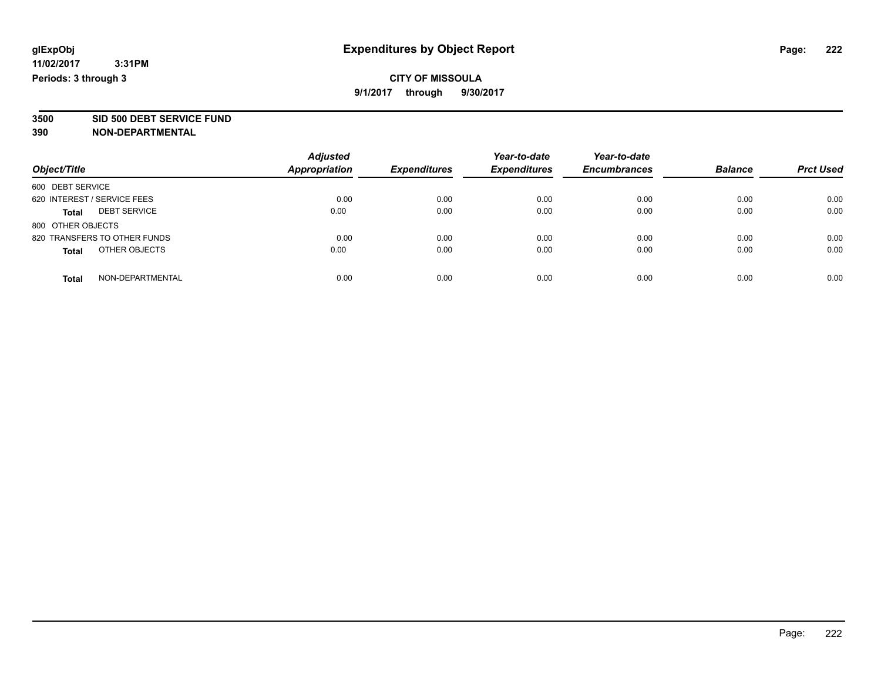glExpObj
11/02/2017 3:31PM
Periods: 3 through 3

# Expenditures by Object Report

**CITY OF MISSOULA**

**9/1/2017 through 9/30/2017**

**3500 SID 500 DEBT SERVICE FUND**

**390 NON-DEPARTMENTAL**

| Object/Title | | Adjusted Appropriation | Expenditures | Year-to-date Expenditures | Year-to-date Encumbrances | Balance | Prct Used |
|---|---|---|---|---|---|---|---|
| 600 DEBT SERVICE | | | | | | | |
| 620 INTEREST / SERVICE FEES | | 0.00 | 0.00 | 0.00 | 0.00 | 0.00 | 0.00 |
| **Total** | DEBT SERVICE | 0.00 | 0.00 | 0.00 | 0.00 | 0.00 | 0.00 |
| 800 OTHER OBJECTS | | | | | | | |
| 820 TRANSFERS TO OTHER FUNDS | | 0.00 | 0.00 | 0.00 | 0.00 | 0.00 | 0.00 |
| **Total** | OTHER OBJECTS | 0.00 | 0.00 | 0.00 | 0.00 | 0.00 | 0.00 |
| **Total** | NON-DEPARTMENTAL | 0.00 | 0.00 | 0.00 | 0.00 | 0.00 | 0.00 |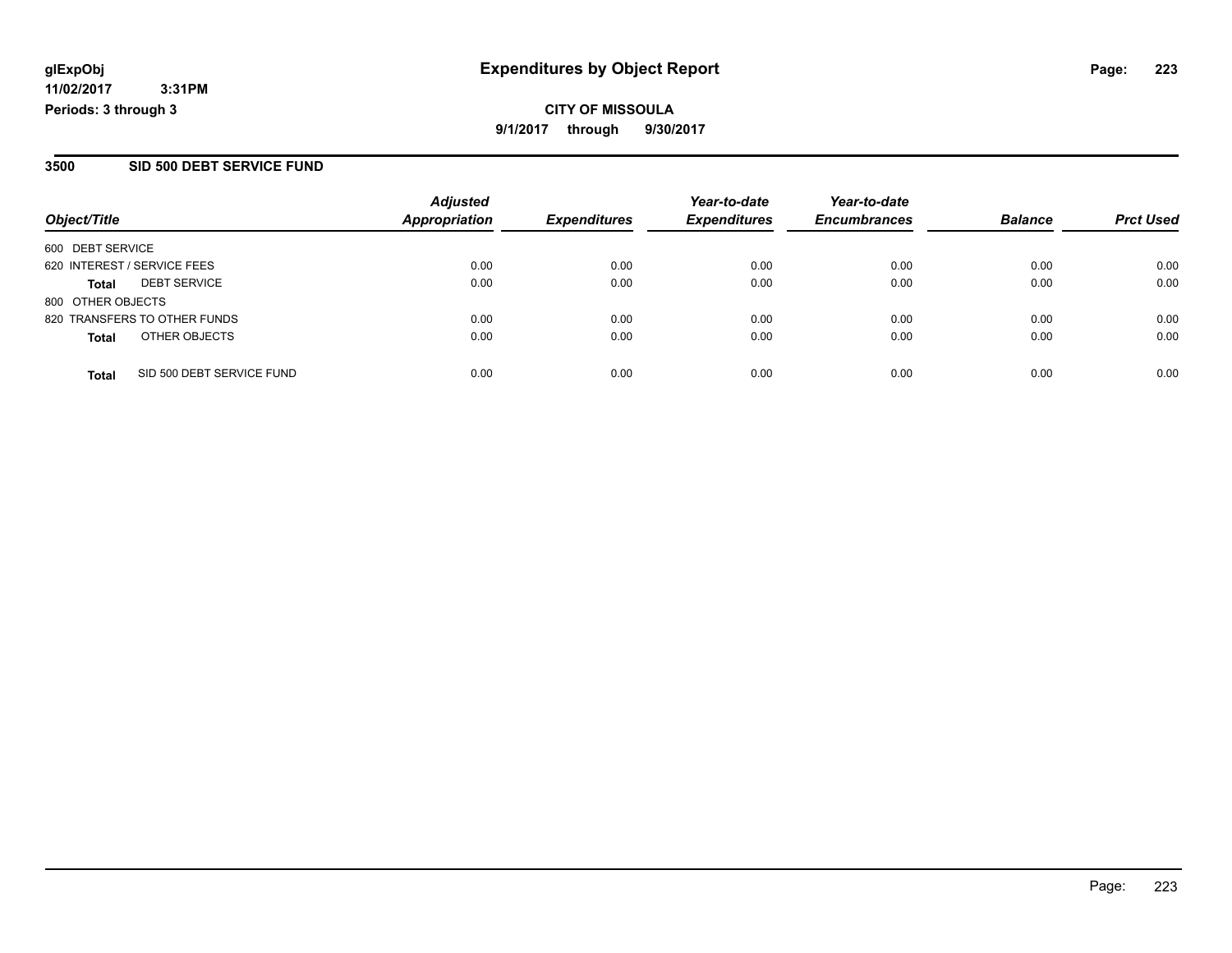**glExpObj**
**11/02/2017 3:31PM**
**Periods: 3 through 3**

# Expenditures by Object Report

**CITY OF MISSOULA**
**9/1/2017 through 9/30/2017**

## 3500 SID 500 DEBT SERVICE FUND

| Object/Title | Adjusted Appropriation | Expenditures | Year-to-date Expenditures | Year-to-date Encumbrances | Balance | Prct Used |
|---|---|---|---|---|---|---|
| 600 DEBT SERVICE | | | | | | |
| 620 INTEREST / SERVICE FEES | 0.00 | 0.00 | 0.00 | 0.00 | 0.00 | 0.00 |
| **Total** DEBT SERVICE | 0.00 | 0.00 | 0.00 | 0.00 | 0.00 | 0.00 |
| 800 OTHER OBJECTS | | | | | | |
| 820 TRANSFERS TO OTHER FUNDS | 0.00 | 0.00 | 0.00 | 0.00 | 0.00 | 0.00 |
| **Total** OTHER OBJECTS | 0.00 | 0.00 | 0.00 | 0.00 | 0.00 | 0.00 |
| **Total** SID 500 DEBT SERVICE FUND | 0.00 | 0.00 | 0.00 | 0.00 | 0.00 | 0.00 |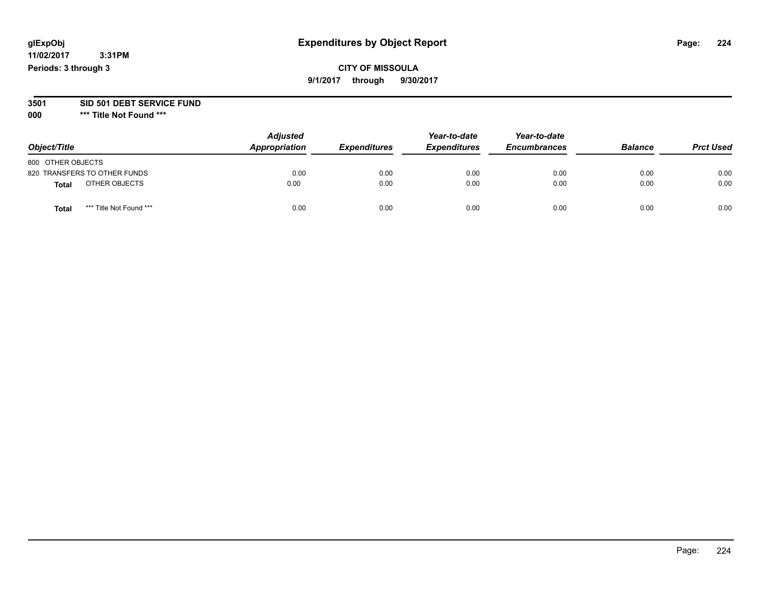# Expenditures by Object Report

glExpObj
11/02/2017 3:31PM
Periods: 3 through 3

**CITY OF MISSOULA**
**9/1/2017 through 9/30/2017**

**3501 SID 501 DEBT SERVICE FUND**
**000 \*\*\* Title Not Found \*\*\***

| Object/Title | Adjusted Appropriation | Expenditures | Year-to-date Expenditures | Year-to-date Encumbrances | Balance | Prct Used |
|---|---|---|---|---|---|---|
| 800 OTHER OBJECTS | | | | | | |
| 820 TRANSFERS TO OTHER FUNDS | 0.00 | 0.00 | 0.00 | 0.00 | 0.00 | 0.00 |
| **Total** OTHER OBJECTS | 0.00 | 0.00 | 0.00 | 0.00 | 0.00 | 0.00 |
| **Total** *** Title Not Found *** | 0.00 | 0.00 | 0.00 | 0.00 | 0.00 | 0.00 |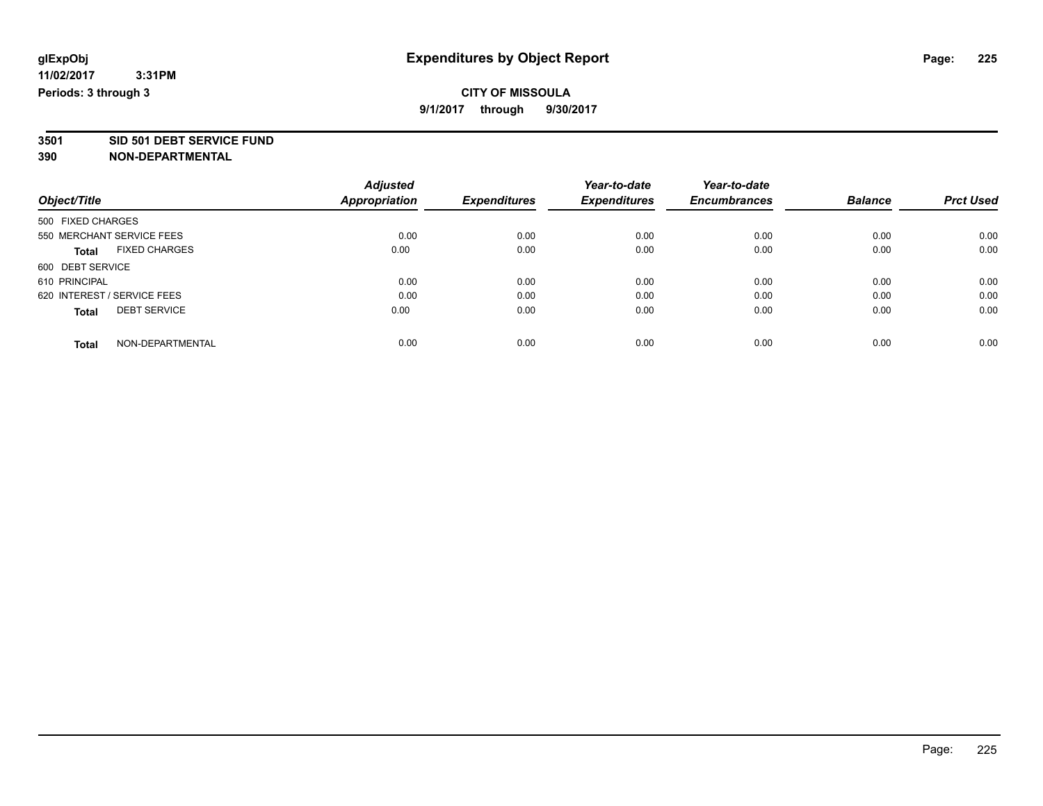# Expenditures by Object Report

glExpObj
11/02/2017 3:31PM
Periods: 3 through 3

**CITY OF MISSOULA**
**9/1/2017 through 9/30/2017**

**3501 SID 501 DEBT SERVICE FUND**
**390 NON-DEPARTMENTAL**

| Object/Title | Adjusted Appropriation | Expenditures | Year-to-date Expenditures | Year-to-date Encumbrances | Balance | Prct Used |
|---|---|---|---|---|---|---|
| 500 FIXED CHARGES | | | | | | |
| 550 MERCHANT SERVICE FEES | 0.00 | 0.00 | 0.00 | 0.00 | 0.00 | 0.00 |
| **Total** FIXED CHARGES | 0.00 | 0.00 | 0.00 | 0.00 | 0.00 | 0.00 |
| 600 DEBT SERVICE | | | | | | |
| 610 PRINCIPAL | 0.00 | 0.00 | 0.00 | 0.00 | 0.00 | 0.00 |
| 620 INTEREST / SERVICE FEES | 0.00 | 0.00 | 0.00 | 0.00 | 0.00 | 0.00 |
| **Total** DEBT SERVICE | 0.00 | 0.00 | 0.00 | 0.00 | 0.00 | 0.00 |
| **Total** NON-DEPARTMENTAL | 0.00 | 0.00 | 0.00 | 0.00 | 0.00 | 0.00 |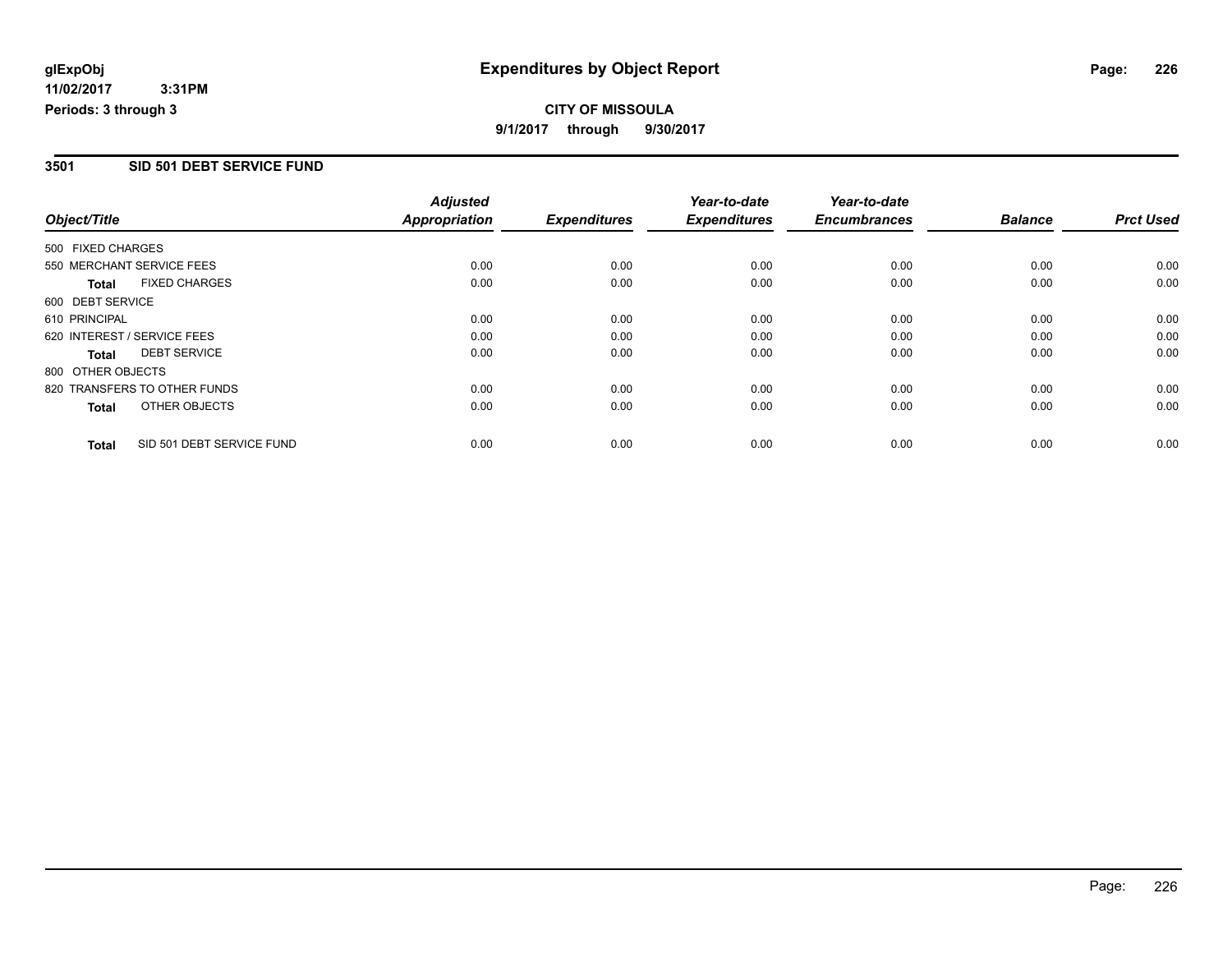glExpObj
11/02/2017 3:31PM
Periods: 3 through 3

# Expenditures by Object Report

**CITY OF MISSOULA**
**9/1/2017 through 9/30/2017**

## 3501 SID 501 DEBT SERVICE FUND

| Object/Title | Adjusted Appropriation | Expenditures | Year-to-date Expenditures | Year-to-date Encumbrances | Balance | Prct Used |
|---|---|---|---|---|---|---|
| 500 FIXED CHARGES | | | | | | |
| 550 MERCHANT SERVICE FEES | 0.00 | 0.00 | 0.00 | 0.00 | 0.00 | 0.00 |
| **Total** FIXED CHARGES | 0.00 | 0.00 | 0.00 | 0.00 | 0.00 | 0.00 |
| 600 DEBT SERVICE | | | | | | |
| 610 PRINCIPAL | 0.00 | 0.00 | 0.00 | 0.00 | 0.00 | 0.00 |
| 620 INTEREST / SERVICE FEES | 0.00 | 0.00 | 0.00 | 0.00 | 0.00 | 0.00 |
| **Total** DEBT SERVICE | 0.00 | 0.00 | 0.00 | 0.00 | 0.00 | 0.00 |
| 800 OTHER OBJECTS | | | | | | |
| 820 TRANSFERS TO OTHER FUNDS | 0.00 | 0.00 | 0.00 | 0.00 | 0.00 | 0.00 |
| **Total** OTHER OBJECTS | 0.00 | 0.00 | 0.00 | 0.00 | 0.00 | 0.00 |
| **Total** SID 501 DEBT SERVICE FUND | 0.00 | 0.00 | 0.00 | 0.00 | 0.00 | 0.00 |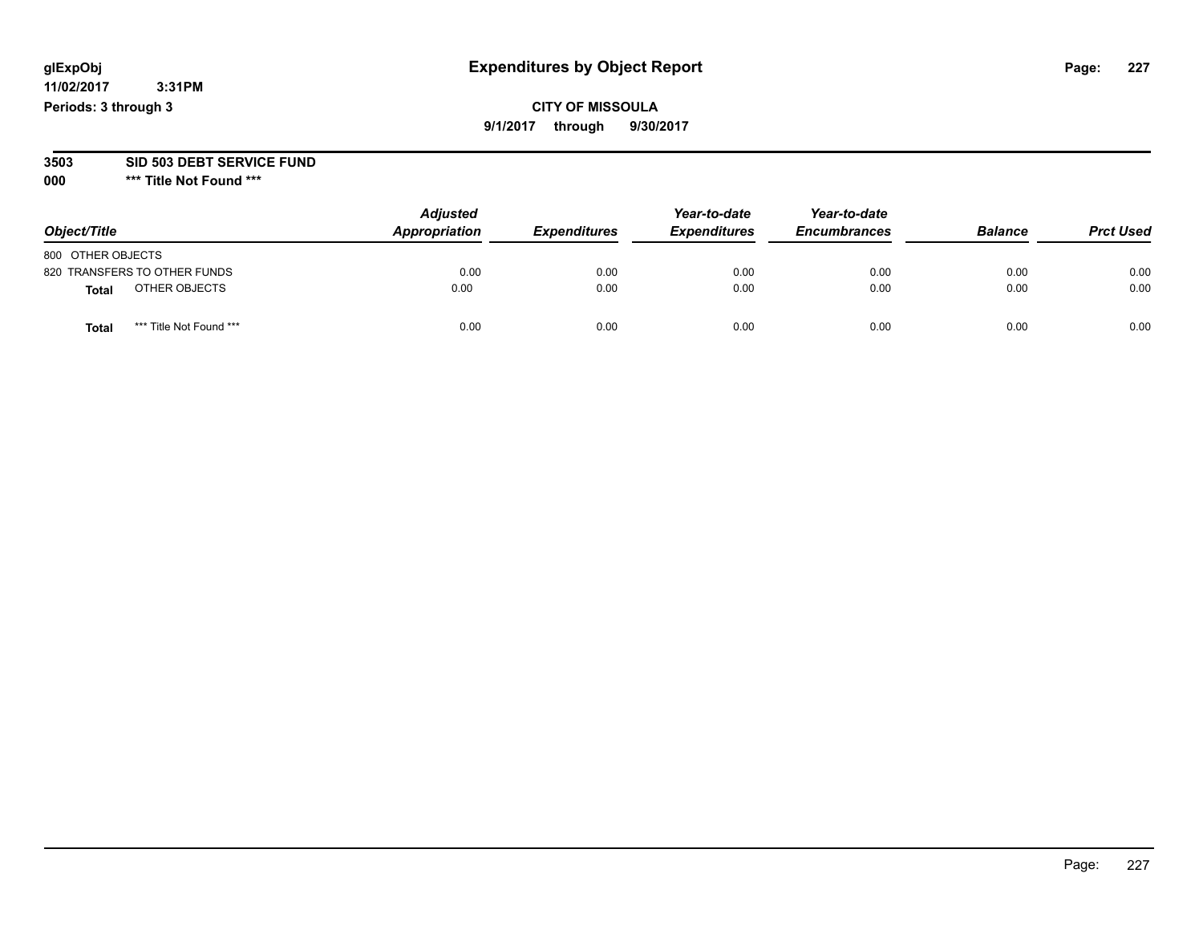**glExpObj**
**11/02/2017 3:31PM**
**Periods: 3 through 3**

# Expenditures by Object Report

**CITY OF MISSOULA**
**9/1/2017 through 9/30/2017**

**3503 SID 503 DEBT SERVICE FUND**
**000 *** Title Not Found *****

| *Object/Title* | *Adjusted Appropriation* | *Expenditures* | *Year-to-date Expenditures* | *Year-to-date Encumbrances* | *Balance* | *Prct Used* |
|---|---|---|---|---|---|---|
| 800 OTHER OBJECTS | | | | | | |
| 820 TRANSFERS TO OTHER FUNDS | 0.00 | 0.00 | 0.00 | 0.00 | 0.00 | 0.00 |
| **Total** OTHER OBJECTS | 0.00 | 0.00 | 0.00 | 0.00 | 0.00 | 0.00 |
| **Total** *** Title Not Found *** | 0.00 | 0.00 | 0.00 | 0.00 | 0.00 | 0.00 |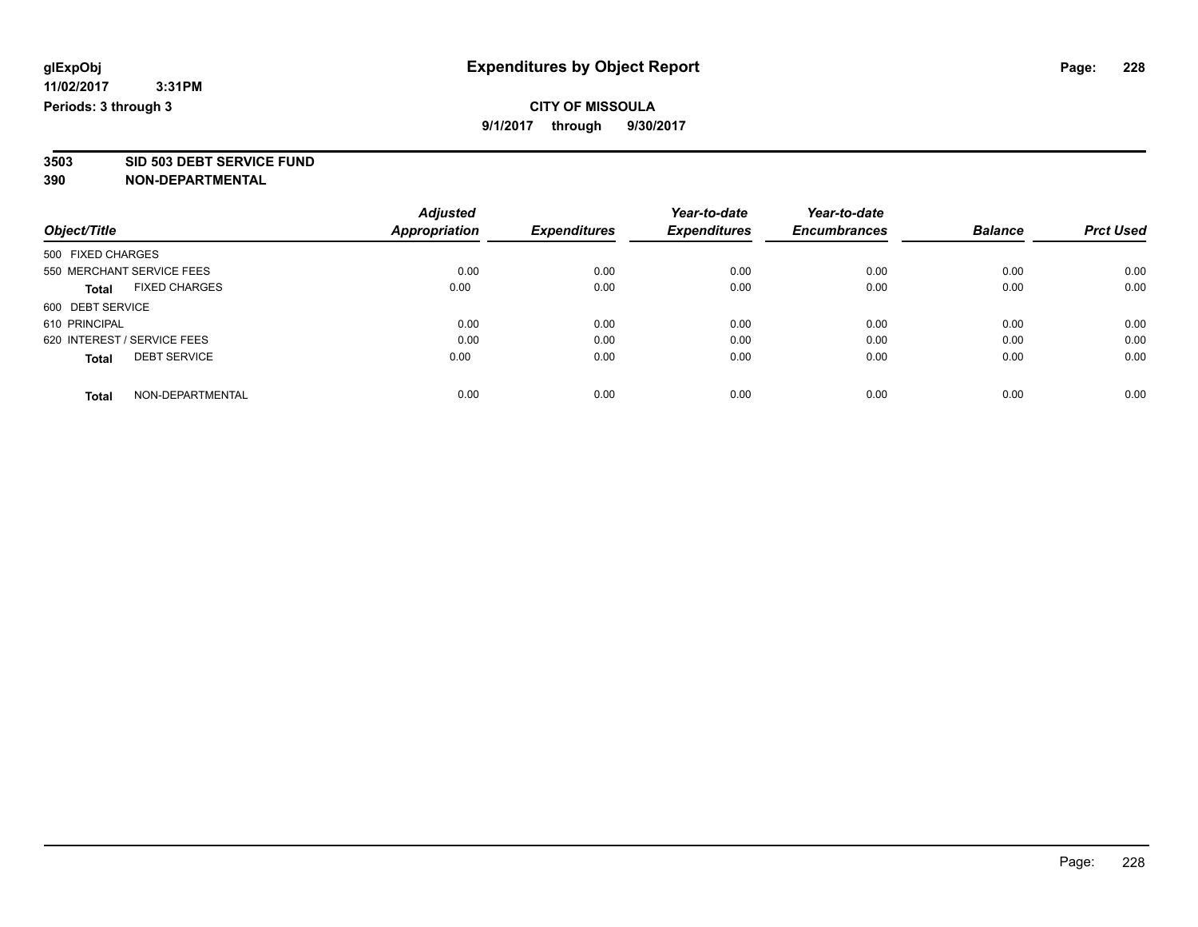# Expenditures by Object Report

glExpObj
11/02/2017 3:31PM
Periods: 3 through 3

**CITY OF MISSOULA**
**9/1/2017 through 9/30/2017**

## 3503 SID 503 DEBT SERVICE FUND
## 390 NON-DEPARTMENTAL

| Object/Title | Adjusted Appropriation | Expenditures | Year-to-date Expenditures | Year-to-date Encumbrances | Balance | Prct Used |
|---|---|---|---|---|---|---|
| 500 FIXED CHARGES | | | | | | |
| 550 MERCHANT SERVICE FEES | 0.00 | 0.00 | 0.00 | 0.00 | 0.00 | 0.00 |
| **Total** FIXED CHARGES | 0.00 | 0.00 | 0.00 | 0.00 | 0.00 | 0.00 |
| 600 DEBT SERVICE | | | | | | |
| 610 PRINCIPAL | 0.00 | 0.00 | 0.00 | 0.00 | 0.00 | 0.00 |
| 620 INTEREST / SERVICE FEES | 0.00 | 0.00 | 0.00 | 0.00 | 0.00 | 0.00 |
| **Total** DEBT SERVICE | 0.00 | 0.00 | 0.00 | 0.00 | 0.00 | 0.00 |
| **Total** NON-DEPARTMENTAL | 0.00 | 0.00 | 0.00 | 0.00 | 0.00 | 0.00 |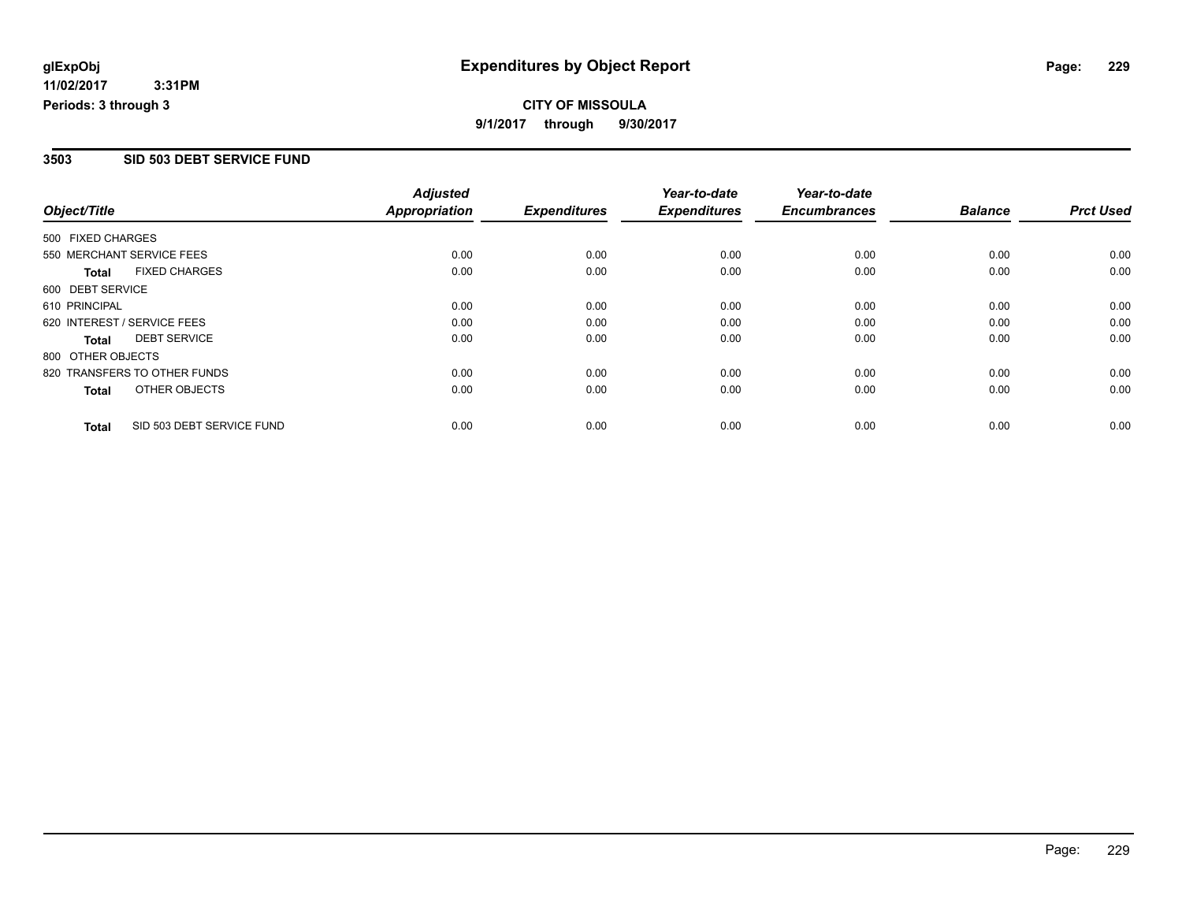glExpObj
11/02/2017 3:31PM
Periods: 3 through 3

# Expenditures by Object Report

**CITY OF MISSOULA**
**9/1/2017 through 9/30/2017**

## 3503 SID 503 DEBT SERVICE FUND

| Object/Title | Adjusted Appropriation | Expenditures | Year-to-date Expenditures | Year-to-date Encumbrances | Balance | Prct Used |
|---|---|---|---|---|---|---|
| 500 FIXED CHARGES | | | | | | |
| 550 MERCHANT SERVICE FEES | 0.00 | 0.00 | 0.00 | 0.00 | 0.00 | 0.00 |
| **Total** FIXED CHARGES | 0.00 | 0.00 | 0.00 | 0.00 | 0.00 | 0.00 |
| 600 DEBT SERVICE | | | | | | |
| 610 PRINCIPAL | 0.00 | 0.00 | 0.00 | 0.00 | 0.00 | 0.00 |
| 620 INTEREST / SERVICE FEES | 0.00 | 0.00 | 0.00 | 0.00 | 0.00 | 0.00 |
| **Total** DEBT SERVICE | 0.00 | 0.00 | 0.00 | 0.00 | 0.00 | 0.00 |
| 800 OTHER OBJECTS | | | | | | |
| 820 TRANSFERS TO OTHER FUNDS | 0.00 | 0.00 | 0.00 | 0.00 | 0.00 | 0.00 |
| **Total** OTHER OBJECTS | 0.00 | 0.00 | 0.00 | 0.00 | 0.00 | 0.00 |
| **Total** SID 503 DEBT SERVICE FUND | 0.00 | 0.00 | 0.00 | 0.00 | 0.00 | 0.00 |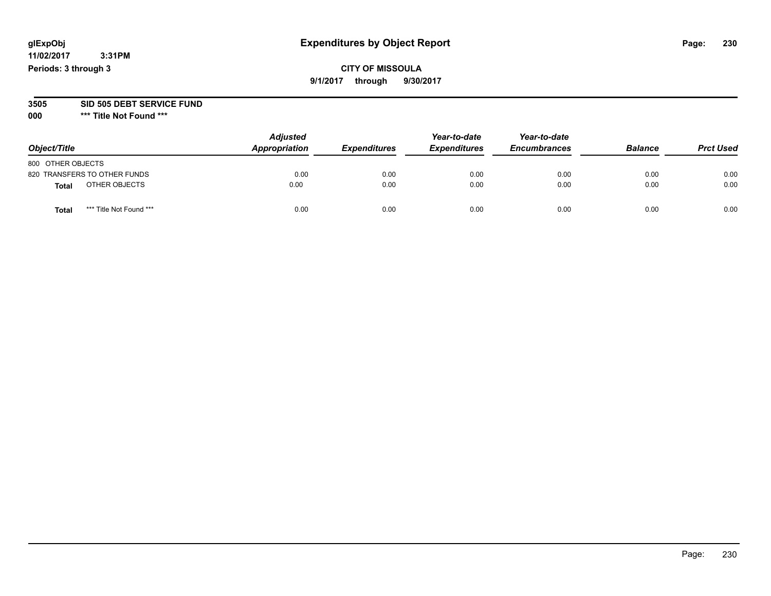# Expenditures by Object Report

glExpObj
11/02/2017 3:31PM
Periods: 3 through 3

**CITY OF MISSOULA**
**9/1/2017 through 9/30/2017**

**3505 SID 505 DEBT SERVICE FUND**
**000 *** Title Not Found *****

| Object/Title | Adjusted Appropriation | Expenditures | Year-to-date Expenditures | Year-to-date Encumbrances | Balance | Prct Used |
|---|---|---|---|---|---|---|
| 800 OTHER OBJECTS | | | | | | |
| 820 TRANSFERS TO OTHER FUNDS | 0.00 | 0.00 | 0.00 | 0.00 | 0.00 | 0.00 |
| **Total** OTHER OBJECTS | 0.00 | 0.00 | 0.00 | 0.00 | 0.00 | 0.00 |
| **Total** *** Title Not Found *** | 0.00 | 0.00 | 0.00 | 0.00 | 0.00 | 0.00 |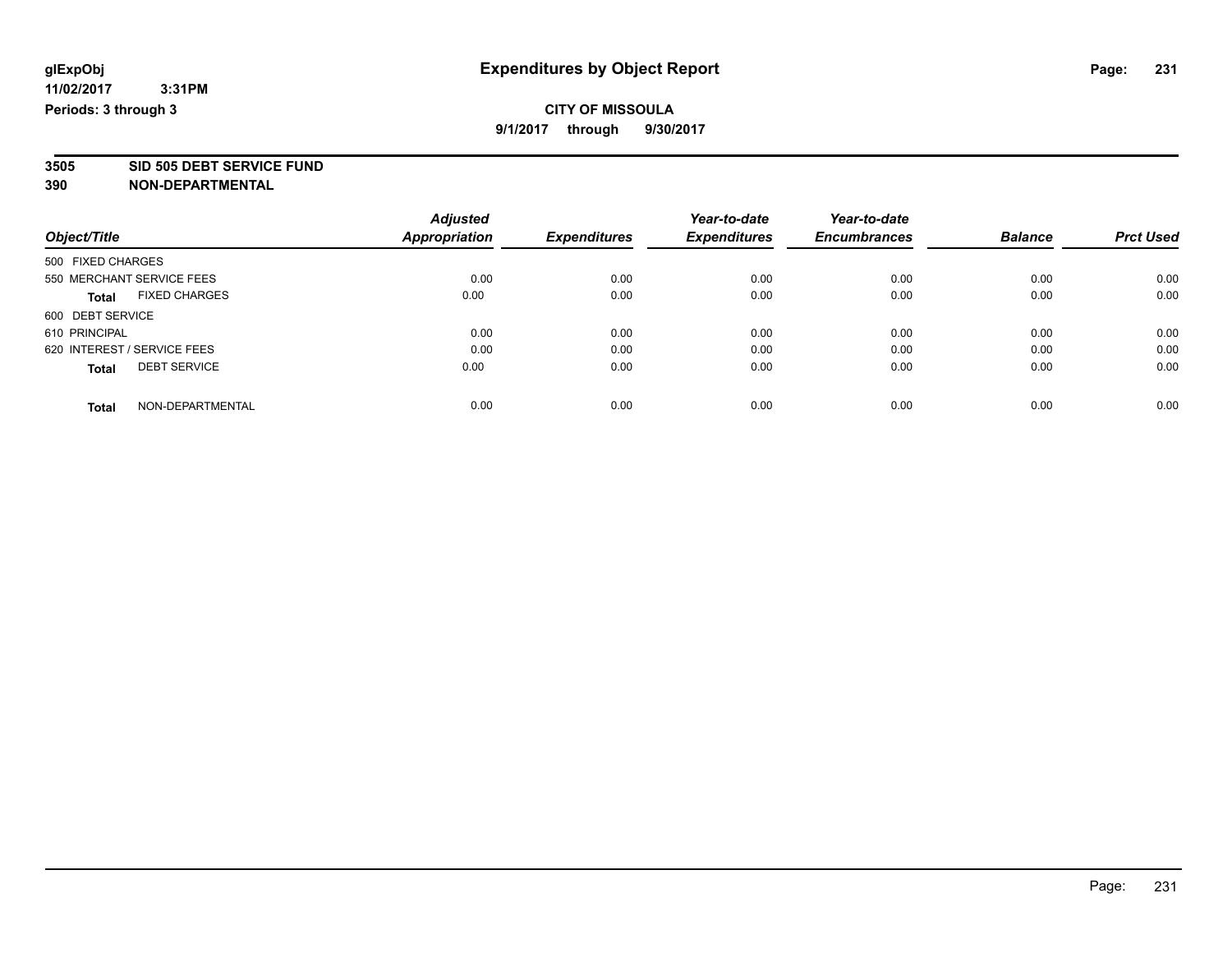# Expenditures by Object Report

glExpObj
11/02/2017 3:31PM
Periods: 3 through 3

**CITY OF MISSOULA**
**9/1/2017 through 9/30/2017**

**3505 SID 505 DEBT SERVICE FUND**
**390 NON-DEPARTMENTAL**

| Object/Title | Adjusted Appropriation | Expenditures | Year-to-date Expenditures | Year-to-date Encumbrances | Balance | Prct Used |
|---|---|---|---|---|---|---|
| 500 FIXED CHARGES | | | | | | |
| 550 MERCHANT SERVICE FEES | 0.00 | 0.00 | 0.00 | 0.00 | 0.00 | 0.00 |
| **Total** FIXED CHARGES | 0.00 | 0.00 | 0.00 | 0.00 | 0.00 | 0.00 |
| 600 DEBT SERVICE | | | | | | |
| 610 PRINCIPAL | 0.00 | 0.00 | 0.00 | 0.00 | 0.00 | 0.00 |
| 620 INTEREST / SERVICE FEES | 0.00 | 0.00 | 0.00 | 0.00 | 0.00 | 0.00 |
| **Total** DEBT SERVICE | 0.00 | 0.00 | 0.00 | 0.00 | 0.00 | 0.00 |
| **Total** NON-DEPARTMENTAL | 0.00 | 0.00 | 0.00 | 0.00 | 0.00 | 0.00 |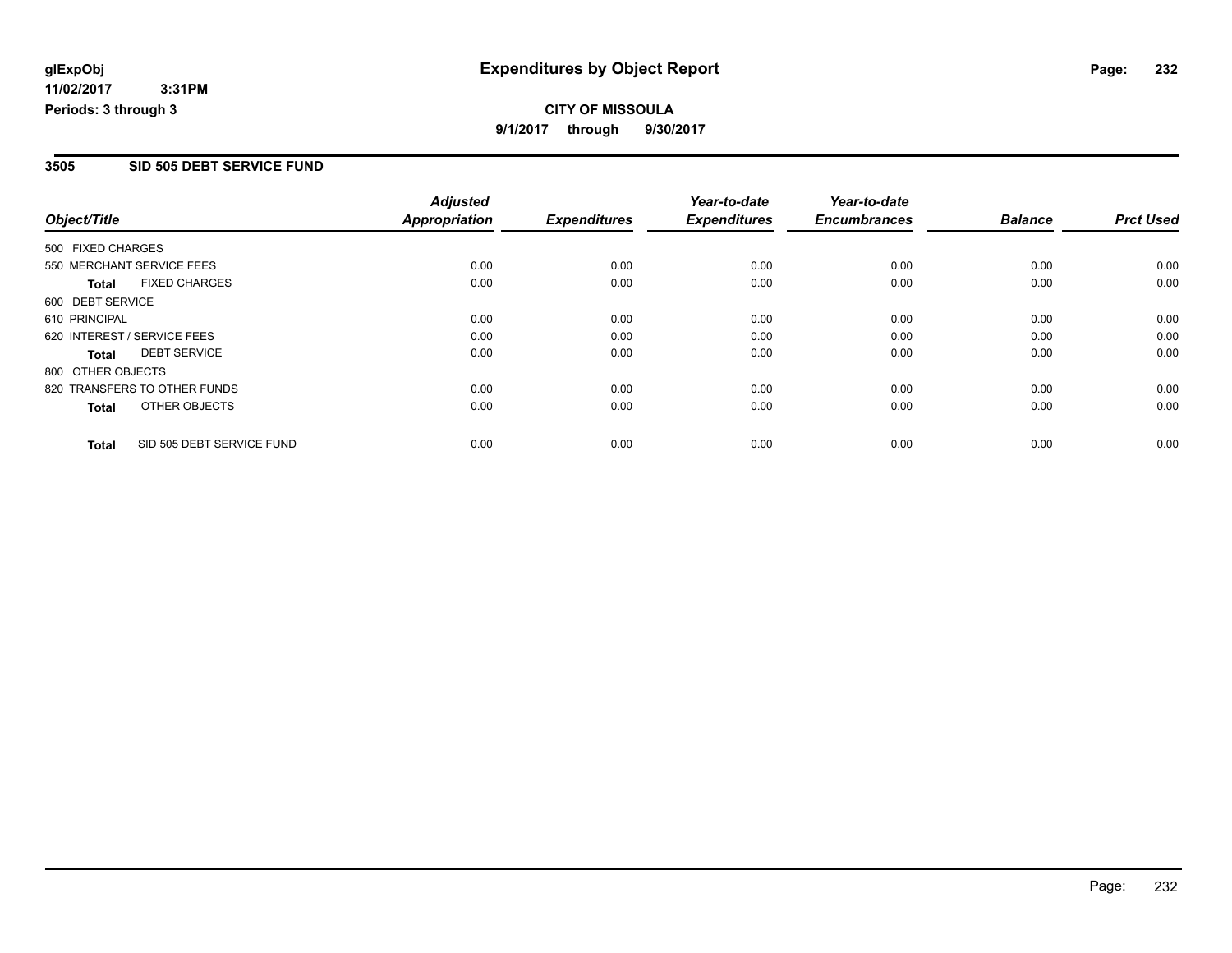# Expenditures by Object Report

glExpObj
11/02/2017 3:31PM
Periods: 3 through 3

**CITY OF MISSOULA**
9/1/2017 through 9/30/2017

## 3505 SID 505 DEBT SERVICE FUND

| Object/Title | Adjusted Appropriation | Expenditures | Year-to-date Expenditures | Year-to-date Encumbrances | Balance | Prct Used |
|---|---|---|---|---|---|---|
| 500 FIXED CHARGES | | | | | | |
| 550 MERCHANT SERVICE FEES | 0.00 | 0.00 | 0.00 | 0.00 | 0.00 | 0.00 |
| **Total** FIXED CHARGES | 0.00 | 0.00 | 0.00 | 0.00 | 0.00 | 0.00 |
| 600 DEBT SERVICE | | | | | | |
| 610 PRINCIPAL | 0.00 | 0.00 | 0.00 | 0.00 | 0.00 | 0.00 |
| 620 INTEREST / SERVICE FEES | 0.00 | 0.00 | 0.00 | 0.00 | 0.00 | 0.00 |
| **Total** DEBT SERVICE | 0.00 | 0.00 | 0.00 | 0.00 | 0.00 | 0.00 |
| 800 OTHER OBJECTS | | | | | | |
| 820 TRANSFERS TO OTHER FUNDS | 0.00 | 0.00 | 0.00 | 0.00 | 0.00 | 0.00 |
| **Total** OTHER OBJECTS | 0.00 | 0.00 | 0.00 | 0.00 | 0.00 | 0.00 |
| **Total** SID 505 DEBT SERVICE FUND | 0.00 | 0.00 | 0.00 | 0.00 | 0.00 | 0.00 |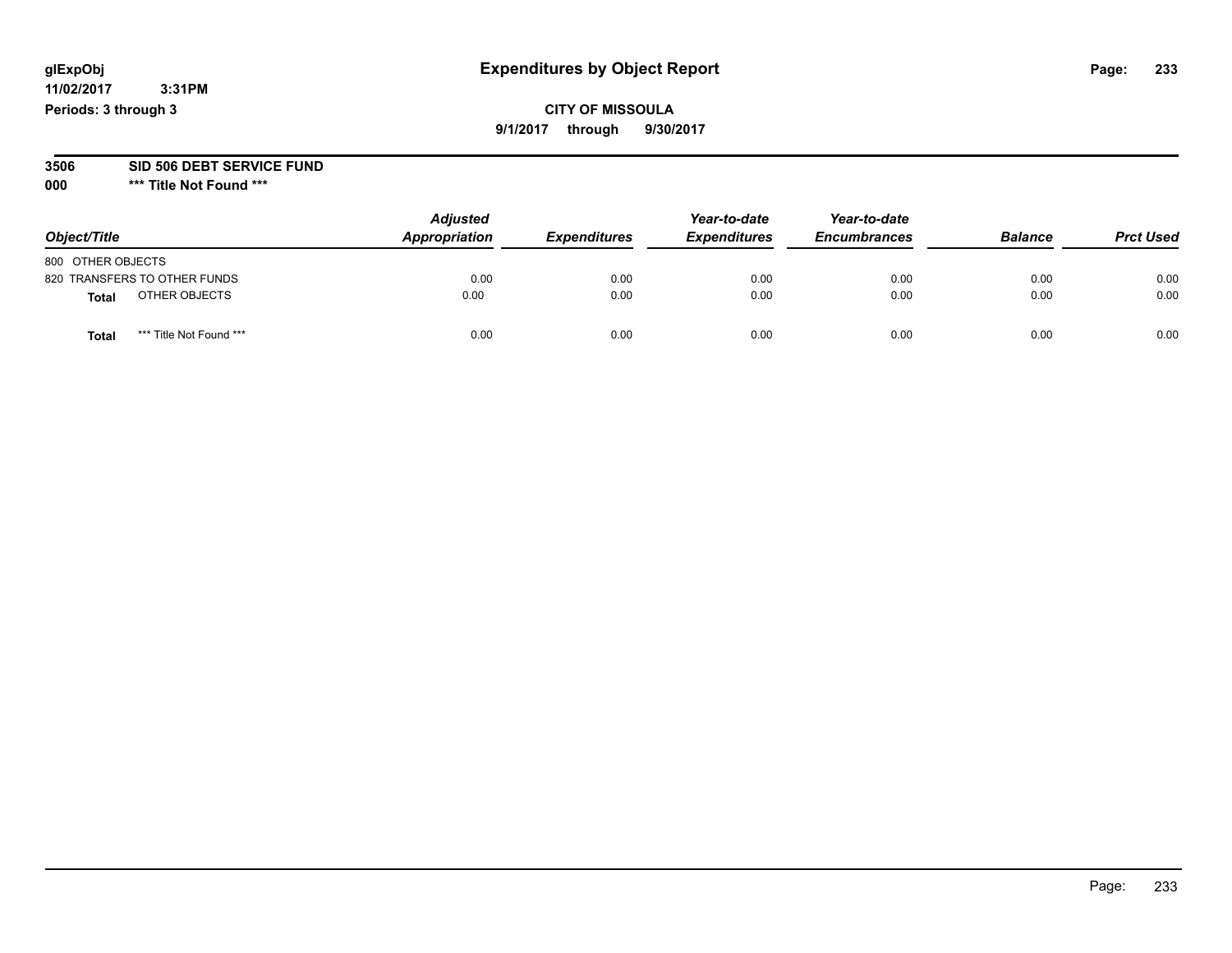# Expenditures by Object Report

glExpObj
11/02/2017 3:31PM
Periods: 3 through 3

**CITY OF MISSOULA**
**9/1/2017 through 9/30/2017**

**3506 SID 506 DEBT SERVICE FUND**
**000 *** Title Not Found *****

| Object/Title | Adjusted Appropriation | Expenditures | Year-to-date Expenditures | Year-to-date Encumbrances | Balance | Prct Used |
|---|---|---|---|---|---|---|
| 800 OTHER OBJECTS | | | | | | |
| 820 TRANSFERS TO OTHER FUNDS | 0.00 | 0.00 | 0.00 | 0.00 | 0.00 | 0.00 |
| **Total** OTHER OBJECTS | 0.00 | 0.00 | 0.00 | 0.00 | 0.00 | 0.00 |
| **Total** *** Title Not Found *** | 0.00 | 0.00 | 0.00 | 0.00 | 0.00 | 0.00 |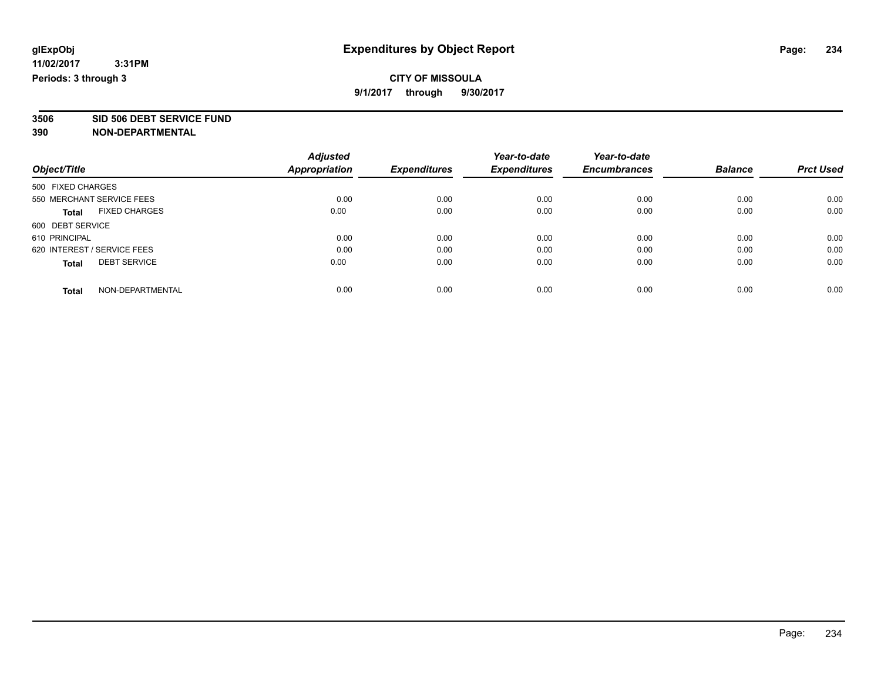# Expenditures by Object Report

glExpObj
11/02/2017 3:31PM
Periods: 3 through 3

**CITY OF MISSOULA**
**9/1/2017 through 9/30/2017**

**3506 SID 506 DEBT SERVICE FUND**
**390 NON-DEPARTMENTAL**

| Object/Title | Adjusted Appropriation | Expenditures | Year-to-date Expenditures | Year-to-date Encumbrances | Balance | Prct Used |
|---|---|---|---|---|---|---|
| 500 FIXED CHARGES | | | | | | |
| 550 MERCHANT SERVICE FEES | 0.00 | 0.00 | 0.00 | 0.00 | 0.00 | 0.00 |
| **Total** FIXED CHARGES | 0.00 | 0.00 | 0.00 | 0.00 | 0.00 | 0.00 |
| 600 DEBT SERVICE | | | | | | |
| 610 PRINCIPAL | 0.00 | 0.00 | 0.00 | 0.00 | 0.00 | 0.00 |
| 620 INTEREST / SERVICE FEES | 0.00 | 0.00 | 0.00 | 0.00 | 0.00 | 0.00 |
| **Total** DEBT SERVICE | 0.00 | 0.00 | 0.00 | 0.00 | 0.00 | 0.00 |
| **Total** NON-DEPARTMENTAL | 0.00 | 0.00 | 0.00 | 0.00 | 0.00 | 0.00 |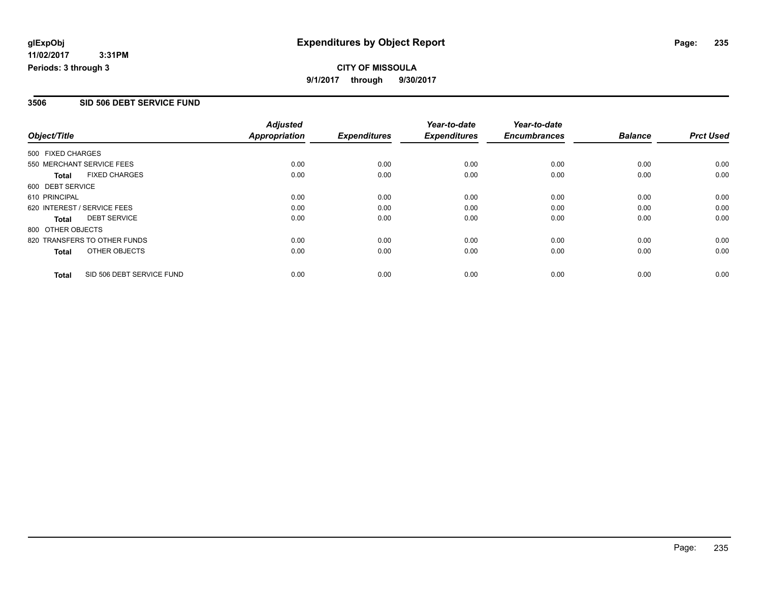# Expenditures by Object Report

**CITY OF MISSOULA**

**9/1/2017 through 9/30/2017**

glExpObj
11/02/2017 3:31PM
Periods: 3 through 3

## 3506 SID 506 DEBT SERVICE FUND

| Object/Title | Adjusted Appropriation | Expenditures | Year-to-date Expenditures | Year-to-date Encumbrances | Balance | Prct Used |
|---|---|---|---|---|---|---|
| 500 FIXED CHARGES | | | | | | |
| 550 MERCHANT SERVICE FEES | 0.00 | 0.00 | 0.00 | 0.00 | 0.00 | 0.00 |
| **Total** FIXED CHARGES | 0.00 | 0.00 | 0.00 | 0.00 | 0.00 | 0.00 |
| 600 DEBT SERVICE | | | | | | |
| 610 PRINCIPAL | 0.00 | 0.00 | 0.00 | 0.00 | 0.00 | 0.00 |
| 620 INTEREST / SERVICE FEES | 0.00 | 0.00 | 0.00 | 0.00 | 0.00 | 0.00 |
| **Total** DEBT SERVICE | 0.00 | 0.00 | 0.00 | 0.00 | 0.00 | 0.00 |
| 800 OTHER OBJECTS | | | | | | |
| 820 TRANSFERS TO OTHER FUNDS | 0.00 | 0.00 | 0.00 | 0.00 | 0.00 | 0.00 |
| **Total** OTHER OBJECTS | 0.00 | 0.00 | 0.00 | 0.00 | 0.00 | 0.00 |
| **Total** SID 506 DEBT SERVICE FUND | 0.00 | 0.00 | 0.00 | 0.00 | 0.00 | 0.00 |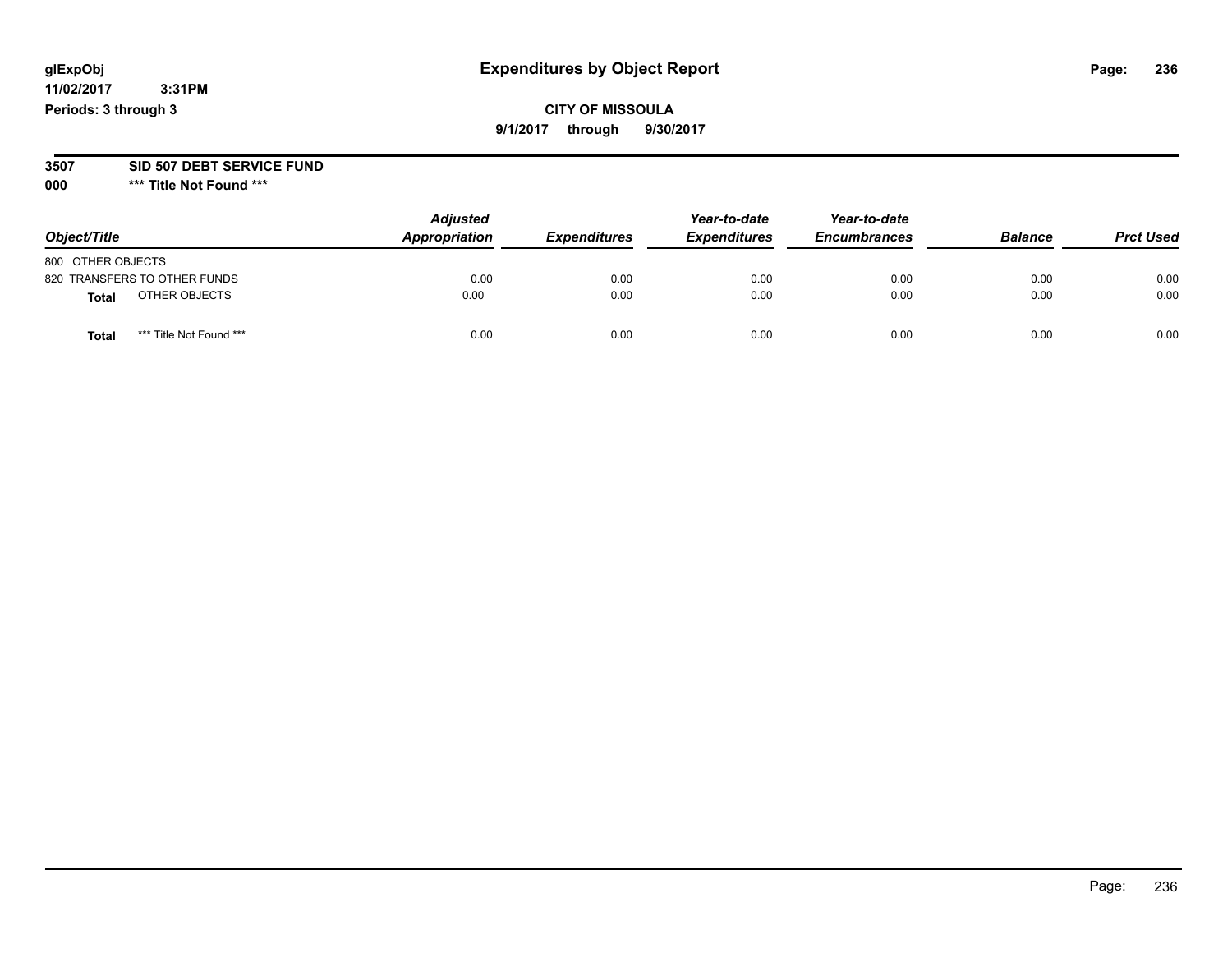# Expenditures by Object Report

glExpObj
11/02/2017 3:31PM
Periods: 3 through 3

**CITY OF MISSOULA**
**9/1/2017 through 9/30/2017**

**3507 SID 507 DEBT SERVICE FUND**
**000 \*\*\* Title Not Found \*\*\***

| Object/Title | Adjusted Appropriation | Expenditures | Year-to-date Expenditures | Year-to-date Encumbrances | Balance | Prct Used |
|---|---|---|---|---|---|---|
| 800 OTHER OBJECTS | | | | | | |
| 820 TRANSFERS TO OTHER FUNDS | 0.00 | 0.00 | 0.00 | 0.00 | 0.00 | 0.00 |
| **Total** OTHER OBJECTS | 0.00 | 0.00 | 0.00 | 0.00 | 0.00 | 0.00 |
| **Total** *** Title Not Found *** | 0.00 | 0.00 | 0.00 | 0.00 | 0.00 | 0.00 |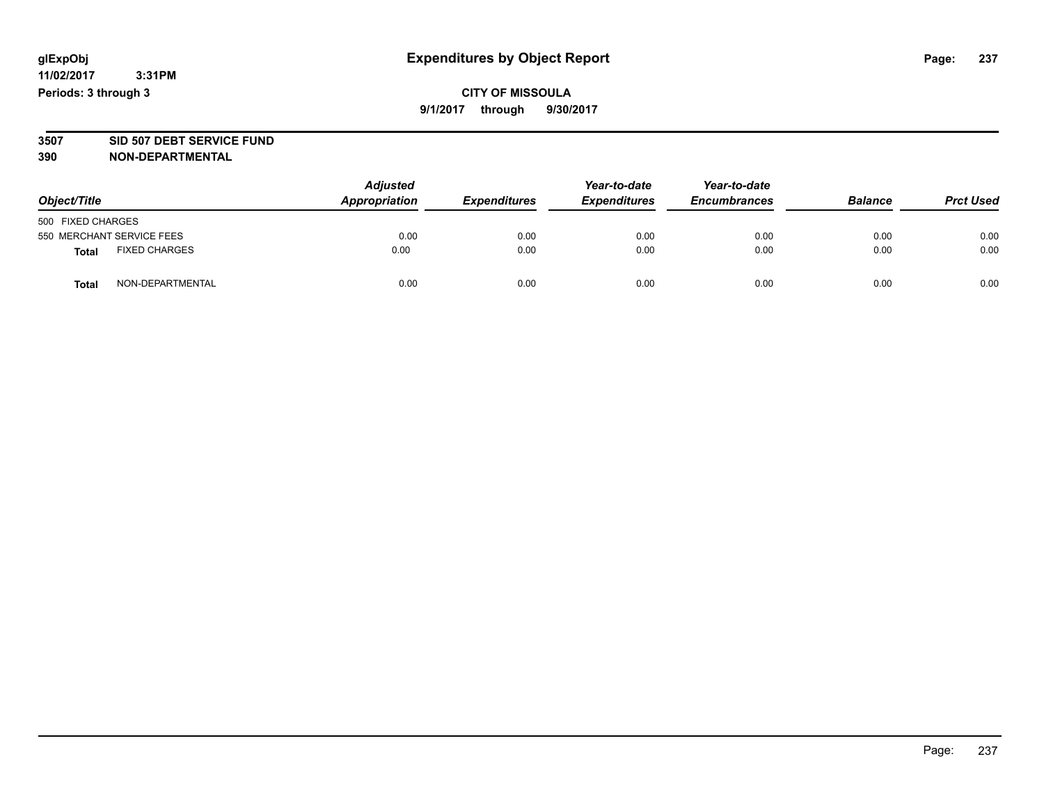glExpObj
11/02/2017 3:31PM
Periods: 3 through 3

# Expenditures by Object Report

**CITY OF MISSOULA**
**9/1/2017 through 9/30/2017**

**3507 SID 507 DEBT SERVICE FUND**
**390 NON-DEPARTMENTAL**

| Object/Title | | Adjusted Appropriation | Expenditures | Year-to-date Expenditures | Year-to-date Encumbrances | Balance | Prct Used |
|---|---|---|---|---|---|---|---|
| 500 FIXED CHARGES | | | | | | | |
| 550 MERCHANT SERVICE FEES | | 0.00 | 0.00 | 0.00 | 0.00 | 0.00 | 0.00 |
| **Total** | FIXED CHARGES | 0.00 | 0.00 | 0.00 | 0.00 | 0.00 | 0.00 |
| **Total** | NON-DEPARTMENTAL | 0.00 | 0.00 | 0.00 | 0.00 | 0.00 | 0.00 |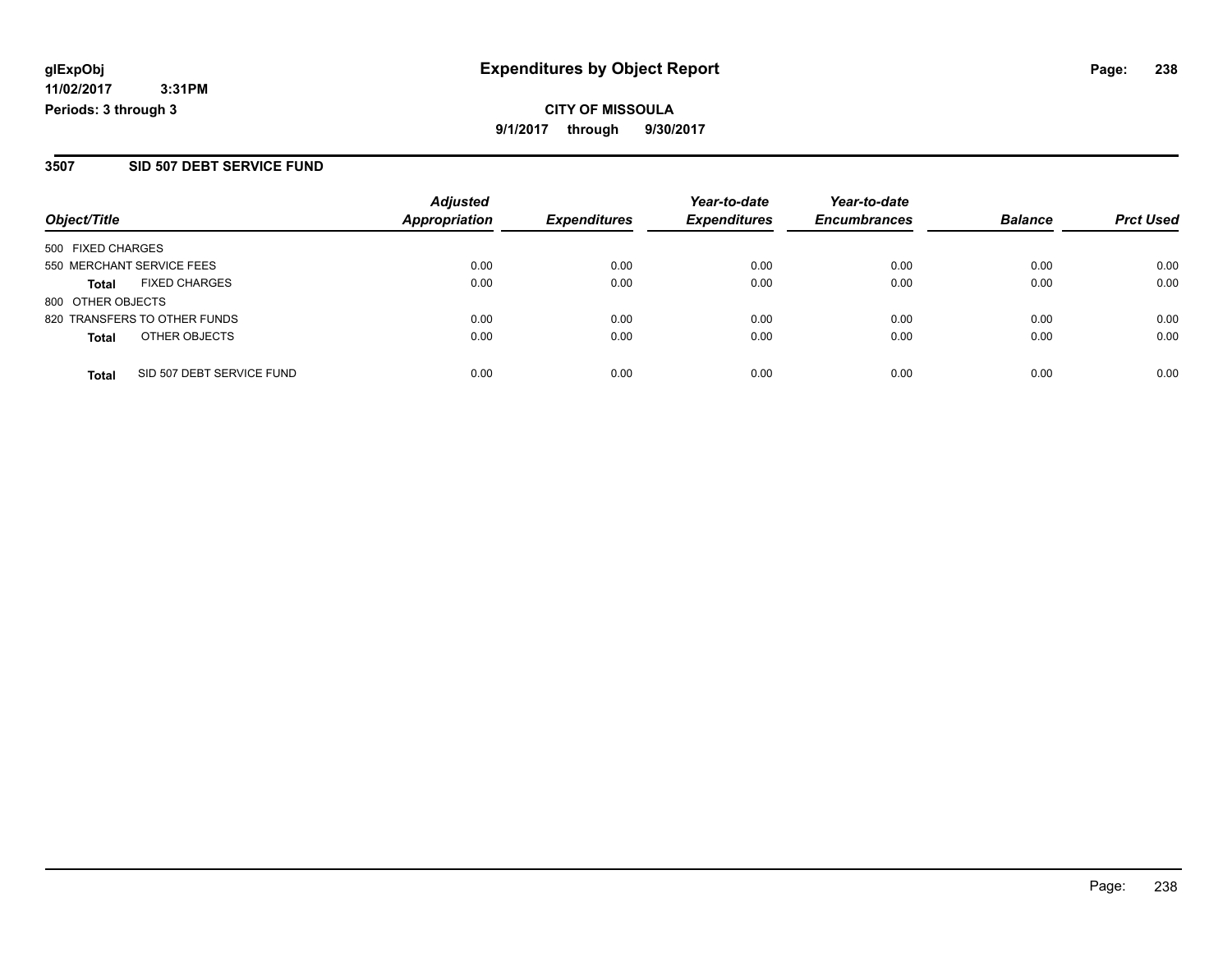**glExpObj**
**11/02/2017 3:31PM**
**Periods: 3 through 3**

# Expenditures by Object Report

**CITY OF MISSOULA**
**9/1/2017 through 9/30/2017**

## 3507 SID 507 DEBT SERVICE FUND

| Object/Title | Adjusted Appropriation | Expenditures | Year-to-date Expenditures | Year-to-date Encumbrances | Balance | Prct Used |
|---|---|---|---|---|---|---|
| 500 FIXED CHARGES | | | | | | |
| 550 MERCHANT SERVICE FEES | 0.00 | 0.00 | 0.00 | 0.00 | 0.00 | 0.00 |
| **Total** FIXED CHARGES | 0.00 | 0.00 | 0.00 | 0.00 | 0.00 | 0.00 |
| 800 OTHER OBJECTS | | | | | | |
| 820 TRANSFERS TO OTHER FUNDS | 0.00 | 0.00 | 0.00 | 0.00 | 0.00 | 0.00 |
| **Total** OTHER OBJECTS | 0.00 | 0.00 | 0.00 | 0.00 | 0.00 | 0.00 |
| **Total** SID 507 DEBT SERVICE FUND | 0.00 | 0.00 | 0.00 | 0.00 | 0.00 | 0.00 |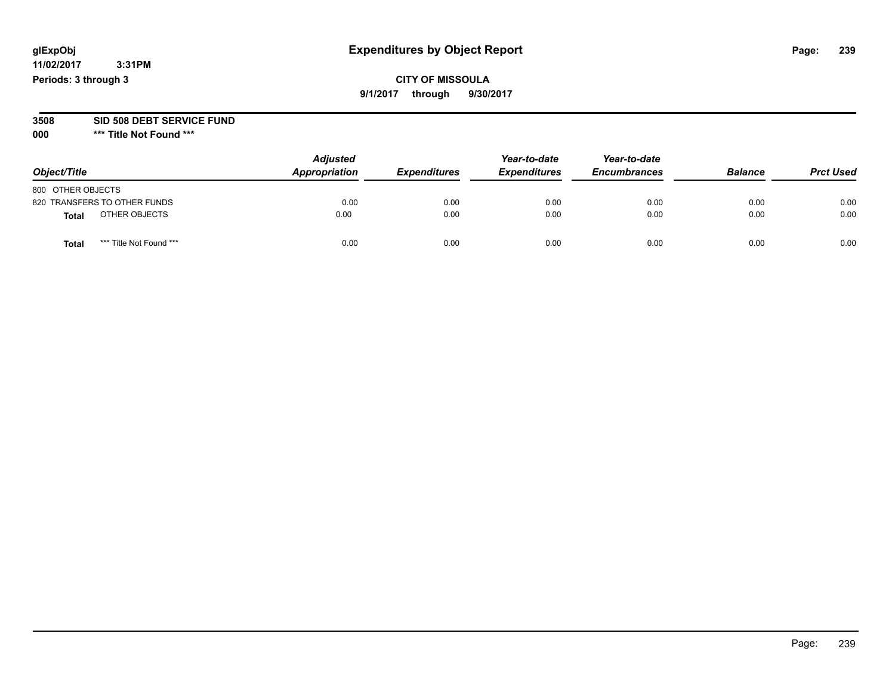glExpObj
11/02/2017 3:31PM
Periods: 3 through 3

# Expenditures by Object Report

**CITY OF MISSOULA**
**9/1/2017 through 9/30/2017**

**3508 SID 508 DEBT SERVICE FUND**
**000 \*** Title Not Found \*****

| Object/Title | Adjusted Appropriation | Expenditures | Year-to-date Expenditures | Year-to-date Encumbrances | Balance | Prct Used |
|---|---|---|---|---|---|---|
| 800 OTHER OBJECTS | | | | | | |
| 820 TRANSFERS TO OTHER FUNDS | 0.00 | 0.00 | 0.00 | 0.00 | 0.00 | 0.00 |
| **Total** OTHER OBJECTS | 0.00 | 0.00 | 0.00 | 0.00 | 0.00 | 0.00 |
| **Total** *** Title Not Found *** | 0.00 | 0.00 | 0.00 | 0.00 | 0.00 | 0.00 |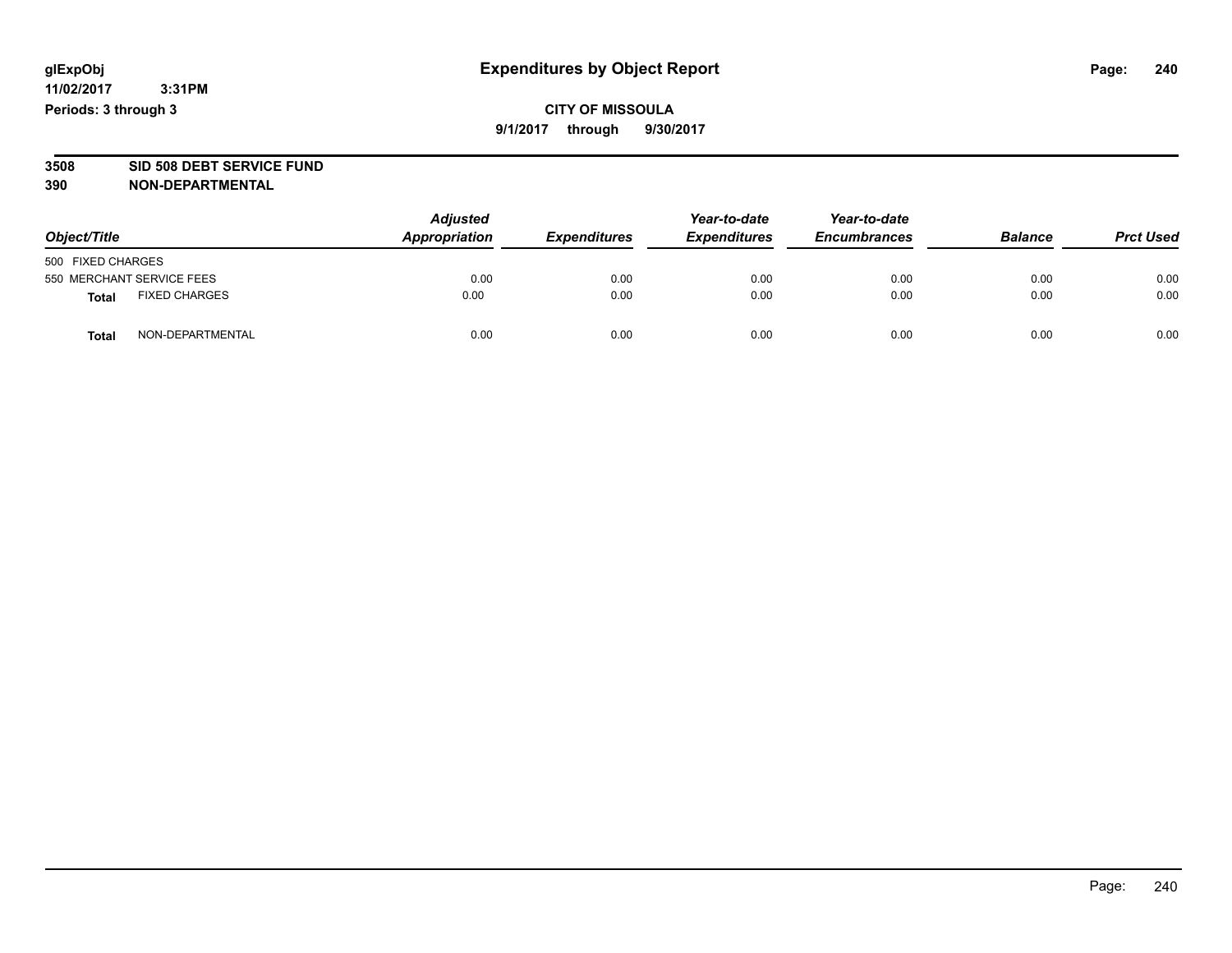# Expenditures by Object Report

glExpObj
11/02/2017 3:31PM
Periods: 3 through 3

**CITY OF MISSOULA**
**9/1/2017 through 9/30/2017**

**3508 SID 508 DEBT SERVICE FUND**
**390 NON-DEPARTMENTAL**

| Object/Title | | Adjusted Appropriation | Expenditures | Year-to-date Expenditures | Year-to-date Encumbrances | Balance | Prct Used |
|---|---|---|---|---|---|---|---|
| 500 FIXED CHARGES | | | | | | | |
| 550 MERCHANT SERVICE FEES | | 0.00 | 0.00 | 0.00 | 0.00 | 0.00 | 0.00 |
| **Total** | FIXED CHARGES | 0.00 | 0.00 | 0.00 | 0.00 | 0.00 | 0.00 |
| **Total** | NON-DEPARTMENTAL | 0.00 | 0.00 | 0.00 | 0.00 | 0.00 | 0.00 |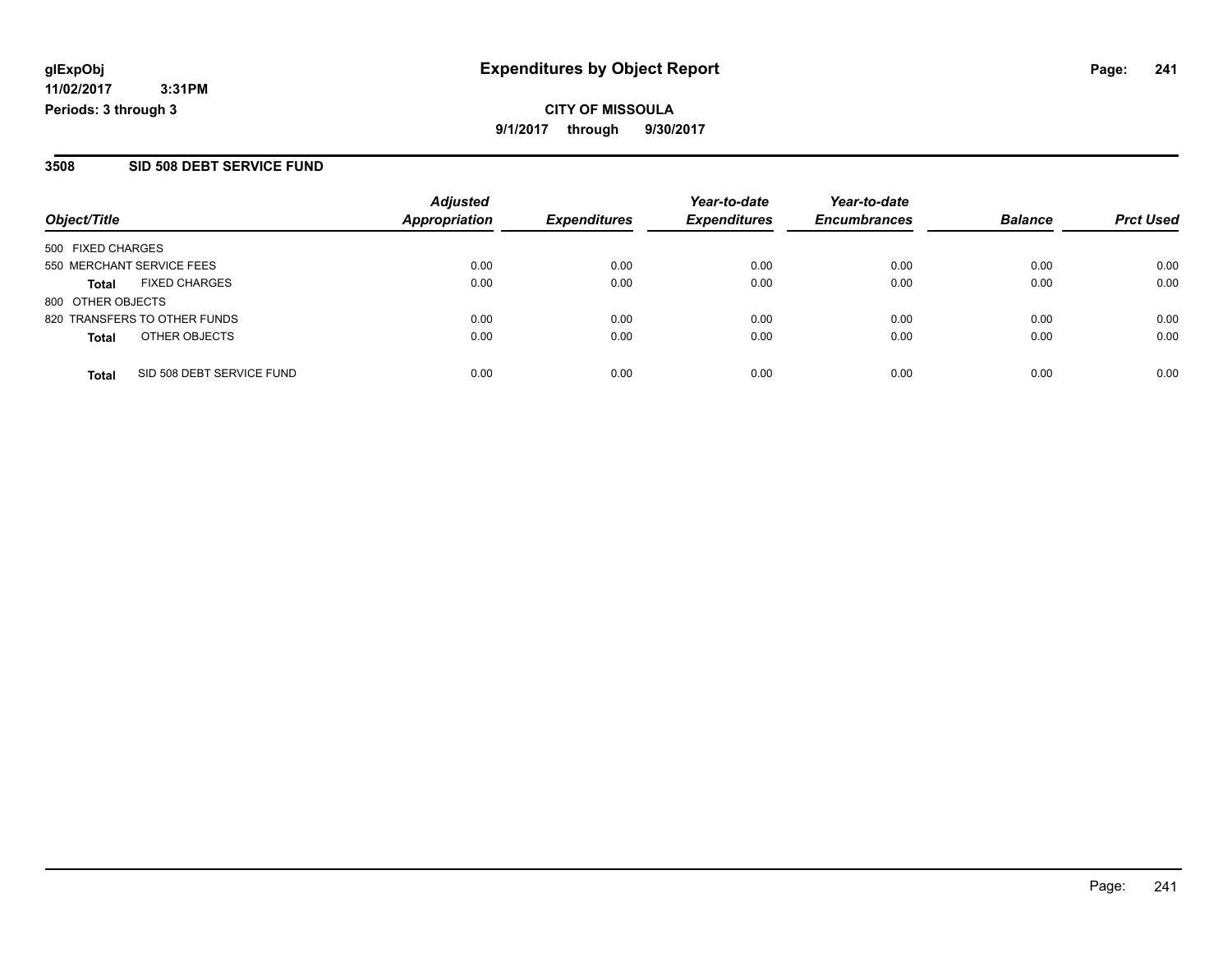# Expenditures by Object Report

glExpObj
11/02/2017 3:31PM
Periods: 3 through 3

**CITY OF MISSOULA**
**9/1/2017 through 9/30/2017**

## 3508 SID 508 DEBT SERVICE FUND

| Object/Title | Adjusted Appropriation | Expenditures | Year-to-date Expenditures | Year-to-date Encumbrances | Balance | Prct Used |
|---|---|---|---|---|---|---|
| 500 FIXED CHARGES | | | | | | |
| 550 MERCHANT SERVICE FEES | 0.00 | 0.00 | 0.00 | 0.00 | 0.00 | 0.00 |
| **Total** FIXED CHARGES | 0.00 | 0.00 | 0.00 | 0.00 | 0.00 | 0.00 |
| 800 OTHER OBJECTS | | | | | | |
| 820 TRANSFERS TO OTHER FUNDS | 0.00 | 0.00 | 0.00 | 0.00 | 0.00 | 0.00 |
| **Total** OTHER OBJECTS | 0.00 | 0.00 | 0.00 | 0.00 | 0.00 | 0.00 |
| **Total** SID 508 DEBT SERVICE FUND | 0.00 | 0.00 | 0.00 | 0.00 | 0.00 | 0.00 |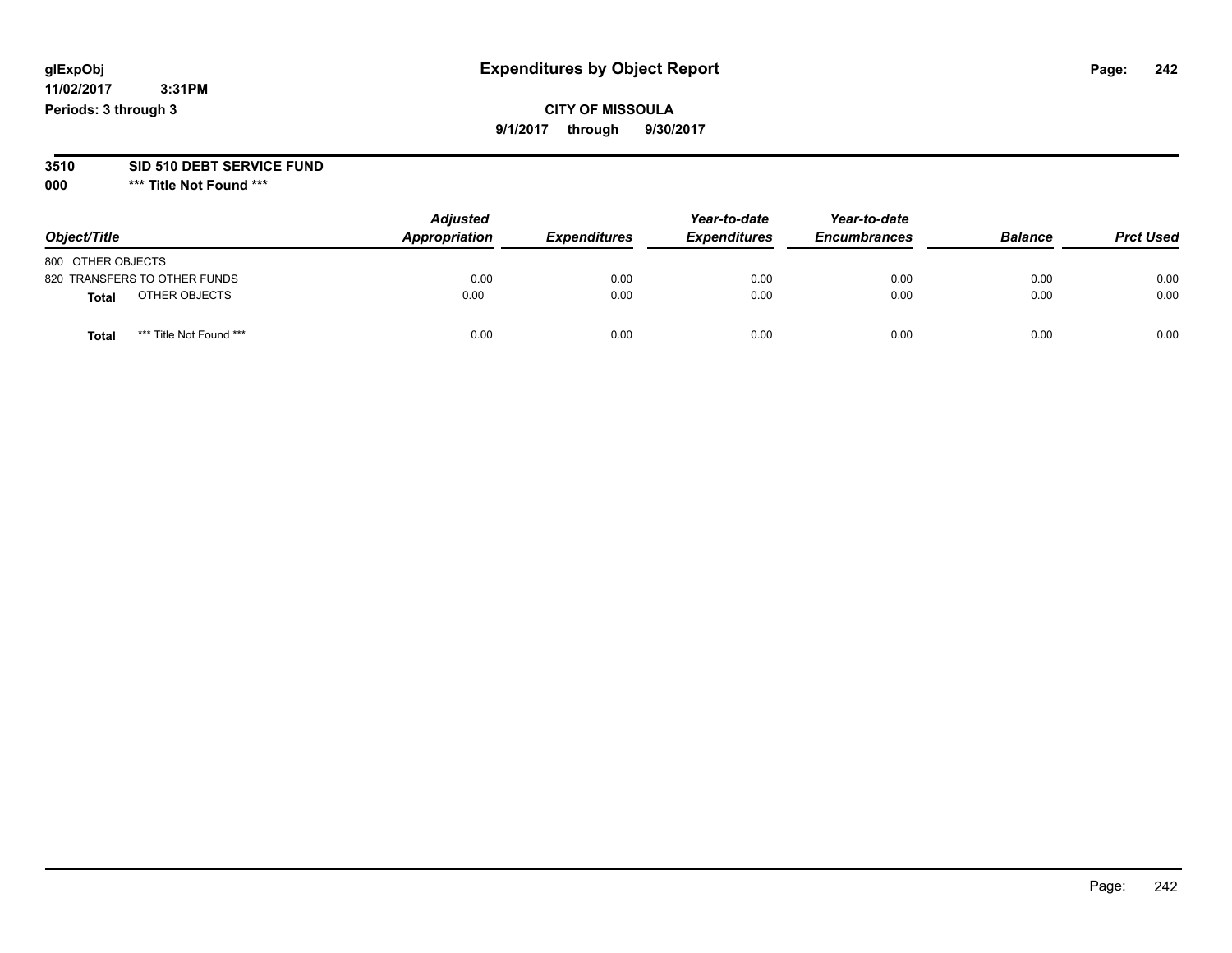# Expenditures by Object Report

glExpObj
11/02/2017 3:31PM
Periods: 3 through 3

**CITY OF MISSOULA**
**9/1/2017 through 9/30/2017**

**3510 SID 510 DEBT SERVICE FUND**
**000 *** Title Not Found *****

| Object/Title | Adjusted Appropriation | Expenditures | Year-to-date Expenditures | Year-to-date Encumbrances | Balance | Prct Used |
|---|---|---|---|---|---|---|
| 800 OTHER OBJECTS | | | | | | |
| 820 TRANSFERS TO OTHER FUNDS | 0.00 | 0.00 | 0.00 | 0.00 | 0.00 | 0.00 |
| **Total** OTHER OBJECTS | 0.00 | 0.00 | 0.00 | 0.00 | 0.00 | 0.00 |
| **Total** *** Title Not Found *** | 0.00 | 0.00 | 0.00 | 0.00 | 0.00 | 0.00 |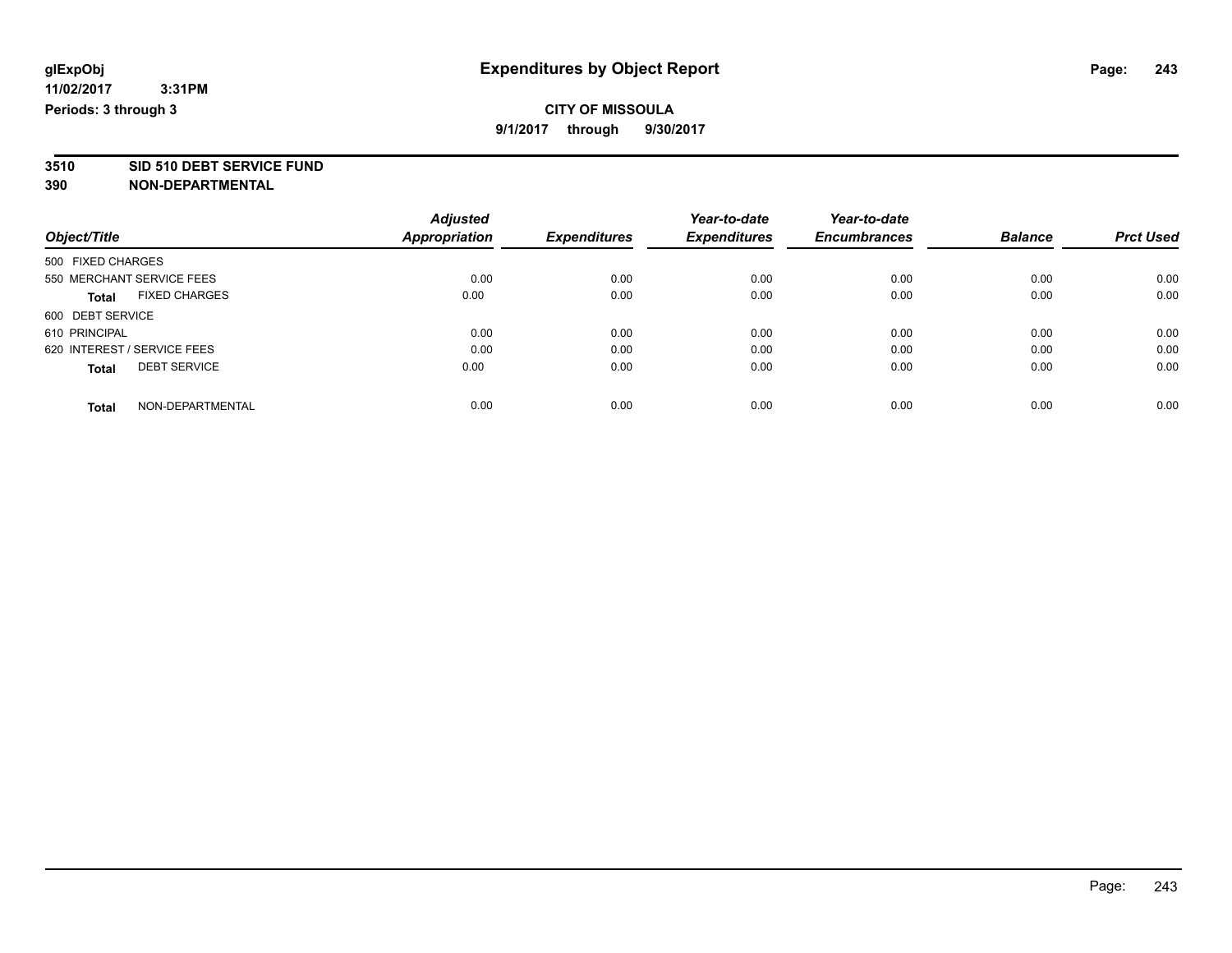# Expenditures by Object Report

glExpObj
11/02/2017 3:31PM
Periods: 3 through 3

**CITY OF MISSOULA**
**9/1/2017 through 9/30/2017**

**3510 SID 510 DEBT SERVICE FUND**
**390 NON-DEPARTMENTAL**

| Object/Title | Adjusted Appropriation | Expenditures | Year-to-date Expenditures | Year-to-date Encumbrances | Balance | Prct Used |
|---|---|---|---|---|---|---|
| 500 FIXED CHARGES | | | | | | |
| 550 MERCHANT SERVICE FEES | 0.00 | 0.00 | 0.00 | 0.00 | 0.00 | 0.00 |
| **Total** FIXED CHARGES | 0.00 | 0.00 | 0.00 | 0.00 | 0.00 | 0.00 |
| 600 DEBT SERVICE | | | | | | |
| 610 PRINCIPAL | 0.00 | 0.00 | 0.00 | 0.00 | 0.00 | 0.00 |
| 620 INTEREST / SERVICE FEES | 0.00 | 0.00 | 0.00 | 0.00 | 0.00 | 0.00 |
| **Total** DEBT SERVICE | 0.00 | 0.00 | 0.00 | 0.00 | 0.00 | 0.00 |
| **Total** NON-DEPARTMENTAL | 0.00 | 0.00 | 0.00 | 0.00 | 0.00 | 0.00 |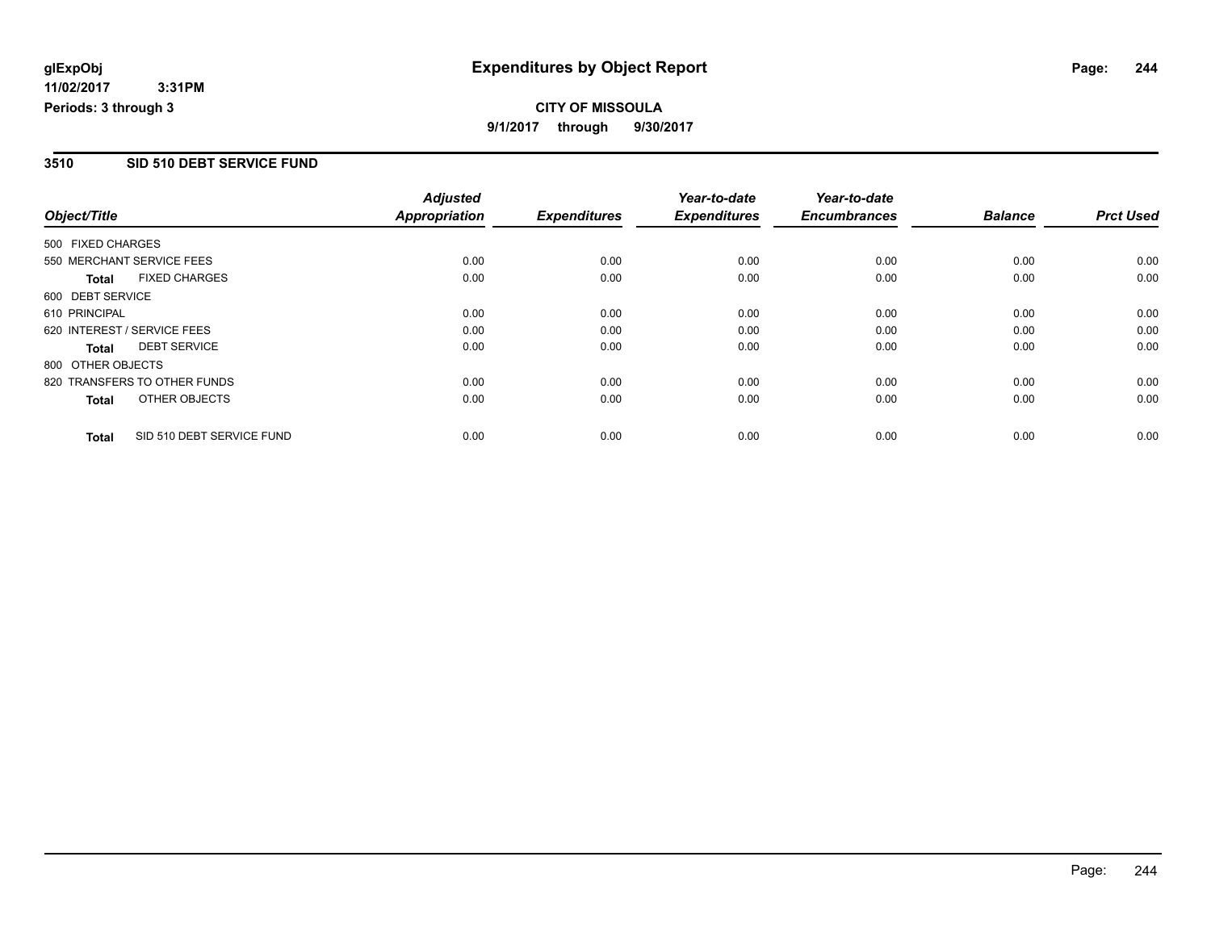# Expenditures by Object Report

**CITY OF MISSOULA**

**9/1/2017 through 9/30/2017**

glExpObj
11/02/2017 3:31PM
Periods: 3 through 3

## 3510 SID 510 DEBT SERVICE FUND

| Object/Title | | Adjusted Appropriation | Expenditures | Year-to-date Expenditures | Year-to-date Encumbrances | Balance | Prct Used |
|---|---|---|---|---|---|---|---|
| 500 FIXED CHARGES | | | | | | | |
| 550 MERCHANT SERVICE FEES | | 0.00 | 0.00 | 0.00 | 0.00 | 0.00 | 0.00 |
| **Total** | FIXED CHARGES | 0.00 | 0.00 | 0.00 | 0.00 | 0.00 | 0.00 |
| 600 DEBT SERVICE | | | | | | | |
| 610 PRINCIPAL | | 0.00 | 0.00 | 0.00 | 0.00 | 0.00 | 0.00 |
| 620 INTEREST / SERVICE FEES | | 0.00 | 0.00 | 0.00 | 0.00 | 0.00 | 0.00 |
| **Total** | DEBT SERVICE | 0.00 | 0.00 | 0.00 | 0.00 | 0.00 | 0.00 |
| 800 OTHER OBJECTS | | | | | | | |
| 820 TRANSFERS TO OTHER FUNDS | | 0.00 | 0.00 | 0.00 | 0.00 | 0.00 | 0.00 |
| **Total** | OTHER OBJECTS | 0.00 | 0.00 | 0.00 | 0.00 | 0.00 | 0.00 |
| **Total** | SID 510 DEBT SERVICE FUND | 0.00 | 0.00 | 0.00 | 0.00 | 0.00 | 0.00 |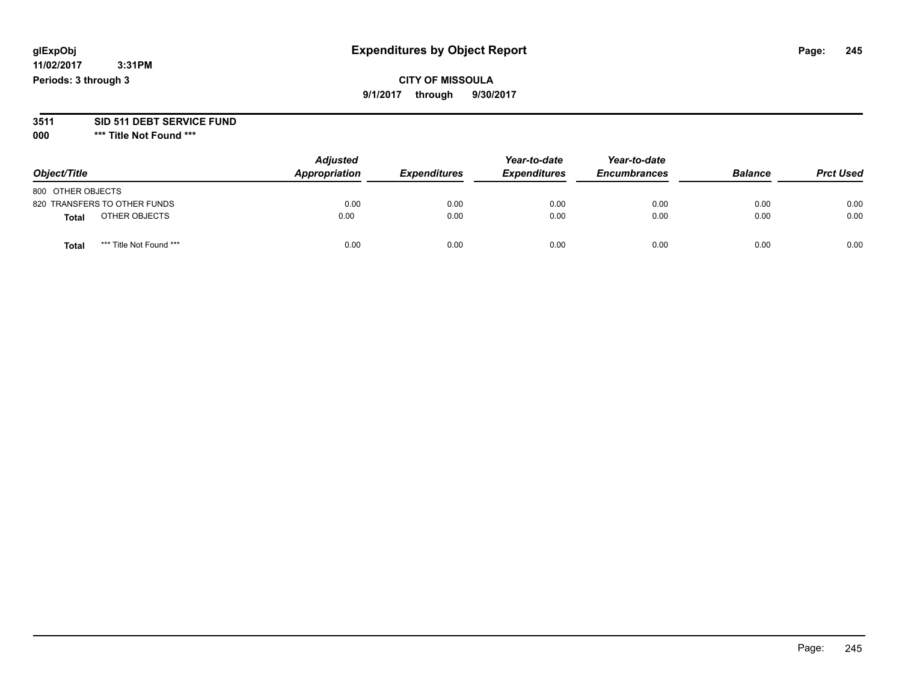# Expenditures by Object Report

glExpObj
11/02/2017 3:31PM
Periods: 3 through 3

**CITY OF MISSOULA**
**9/1/2017 through 9/30/2017**

**3511 SID 511 DEBT SERVICE FUND**
**000 *** Title Not Found *****

| Object/Title | Adjusted Appropriation | Expenditures | Year-to-date Expenditures | Year-to-date Encumbrances | Balance | Prct Used |
|---|---|---|---|---|---|---|
| 800 OTHER OBJECTS | | | | | | |
| 820 TRANSFERS TO OTHER FUNDS | 0.00 | 0.00 | 0.00 | 0.00 | 0.00 | 0.00 |
| **Total** OTHER OBJECTS | 0.00 | 0.00 | 0.00 | 0.00 | 0.00 | 0.00 |
| **Total** *** Title Not Found *** | 0.00 | 0.00 | 0.00 | 0.00 | 0.00 | 0.00 |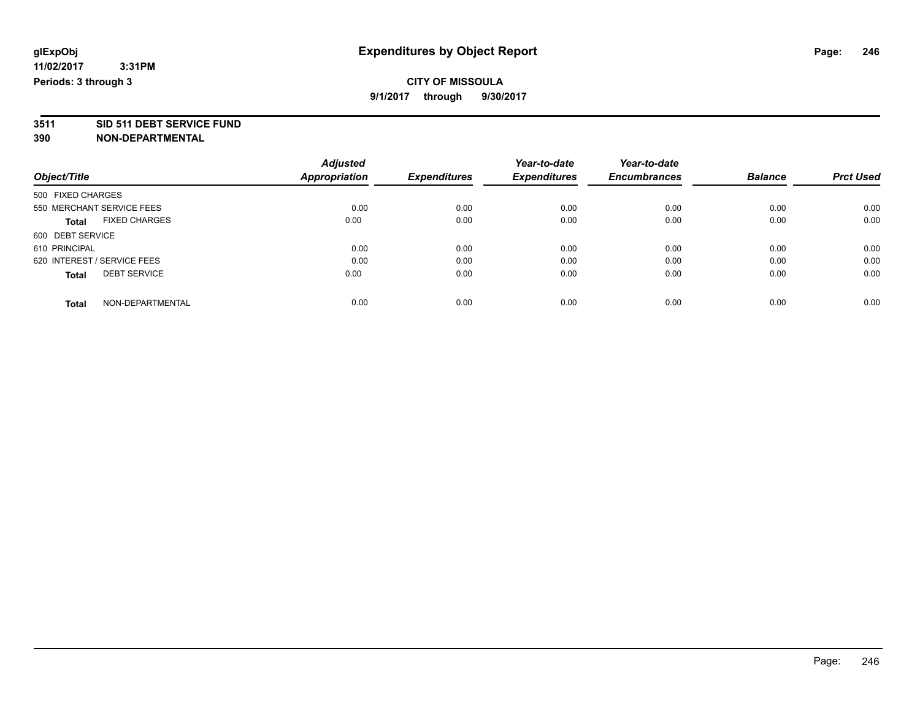glExpObj
11/02/2017 3:31PM
Periods: 3 through 3

# Expenditures by Object Report

**CITY OF MISSOULA**
**9/1/2017 through 9/30/2017**

**3511 SID 511 DEBT SERVICE FUND**
**390 NON-DEPARTMENTAL**

| Object/Title | Adjusted Appropriation | Expenditures | Year-to-date Expenditures | Year-to-date Encumbrances | Balance | Prct Used |
|---|---|---|---|---|---|---|
| 500 FIXED CHARGES | | | | | | |
| 550 MERCHANT SERVICE FEES | 0.00 | 0.00 | 0.00 | 0.00 | 0.00 | 0.00 |
| **Total** FIXED CHARGES | 0.00 | 0.00 | 0.00 | 0.00 | 0.00 | 0.00 |
| 600 DEBT SERVICE | | | | | | |
| 610 PRINCIPAL | 0.00 | 0.00 | 0.00 | 0.00 | 0.00 | 0.00 |
| 620 INTEREST / SERVICE FEES | 0.00 | 0.00 | 0.00 | 0.00 | 0.00 | 0.00 |
| **Total** DEBT SERVICE | 0.00 | 0.00 | 0.00 | 0.00 | 0.00 | 0.00 |
| **Total** NON-DEPARTMENTAL | 0.00 | 0.00 | 0.00 | 0.00 | 0.00 | 0.00 |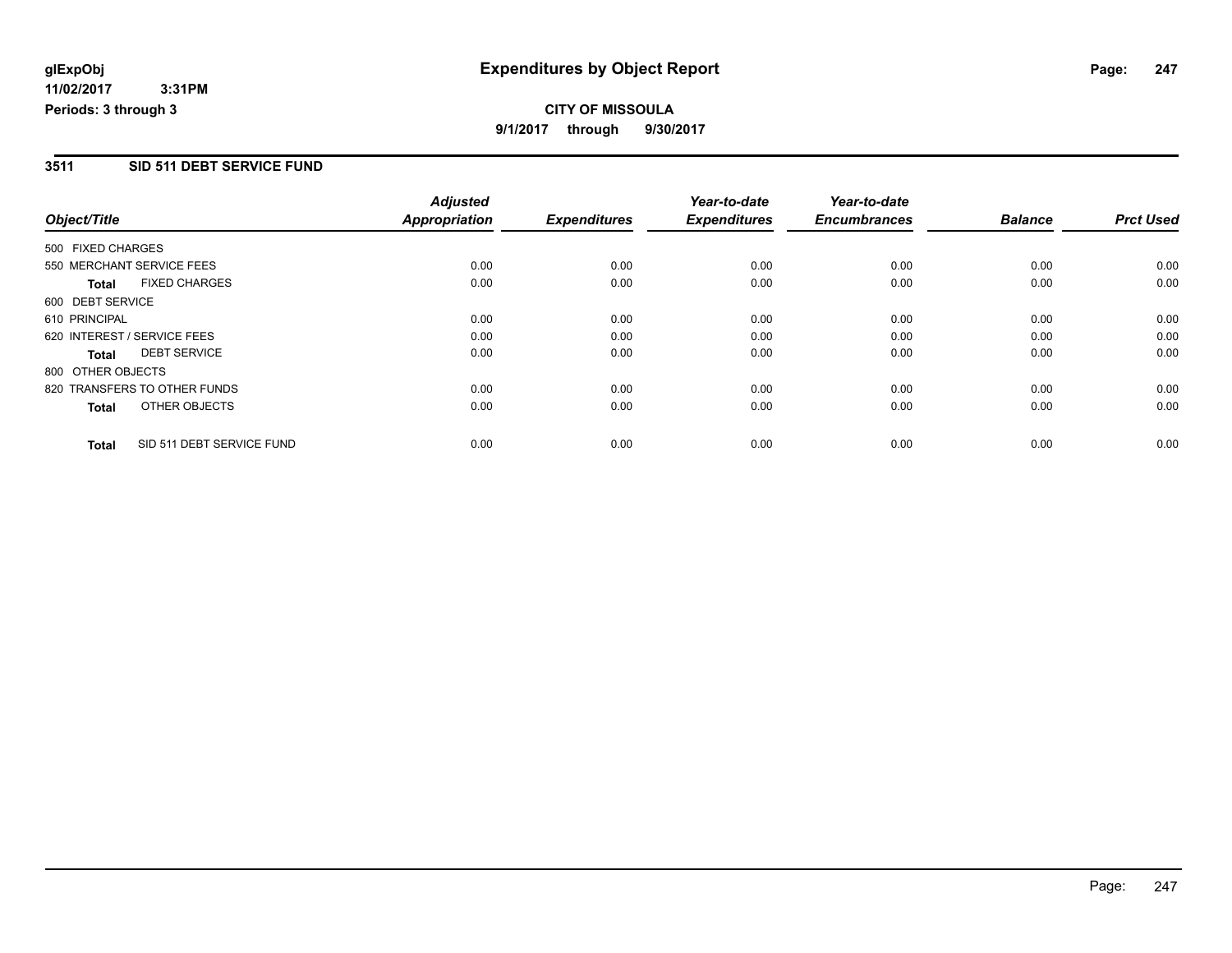# Expenditures by Object Report

**CITY OF MISSOULA**

**9/1/2017 through 9/30/2017**

glExpObj
11/02/2017 3:31PM
Periods: 3 through 3

## 3511 SID 511 DEBT SERVICE FUND

| Object/Title | Adjusted Appropriation | Expenditures | Year-to-date Expenditures | Year-to-date Encumbrances | Balance | Prct Used |
|---|---|---|---|---|---|---|
| 500 FIXED CHARGES | | | | | | |
| 550 MERCHANT SERVICE FEES | 0.00 | 0.00 | 0.00 | 0.00 | 0.00 | 0.00 |
| **Total** FIXED CHARGES | 0.00 | 0.00 | 0.00 | 0.00 | 0.00 | 0.00 |
| 600 DEBT SERVICE | | | | | | |
| 610 PRINCIPAL | 0.00 | 0.00 | 0.00 | 0.00 | 0.00 | 0.00 |
| 620 INTEREST / SERVICE FEES | 0.00 | 0.00 | 0.00 | 0.00 | 0.00 | 0.00 |
| **Total** DEBT SERVICE | 0.00 | 0.00 | 0.00 | 0.00 | 0.00 | 0.00 |
| 800 OTHER OBJECTS | | | | | | |
| 820 TRANSFERS TO OTHER FUNDS | 0.00 | 0.00 | 0.00 | 0.00 | 0.00 | 0.00 |
| **Total** OTHER OBJECTS | 0.00 | 0.00 | 0.00 | 0.00 | 0.00 | 0.00 |
| **Total** SID 511 DEBT SERVICE FUND | 0.00 | 0.00 | 0.00 | 0.00 | 0.00 | 0.00 |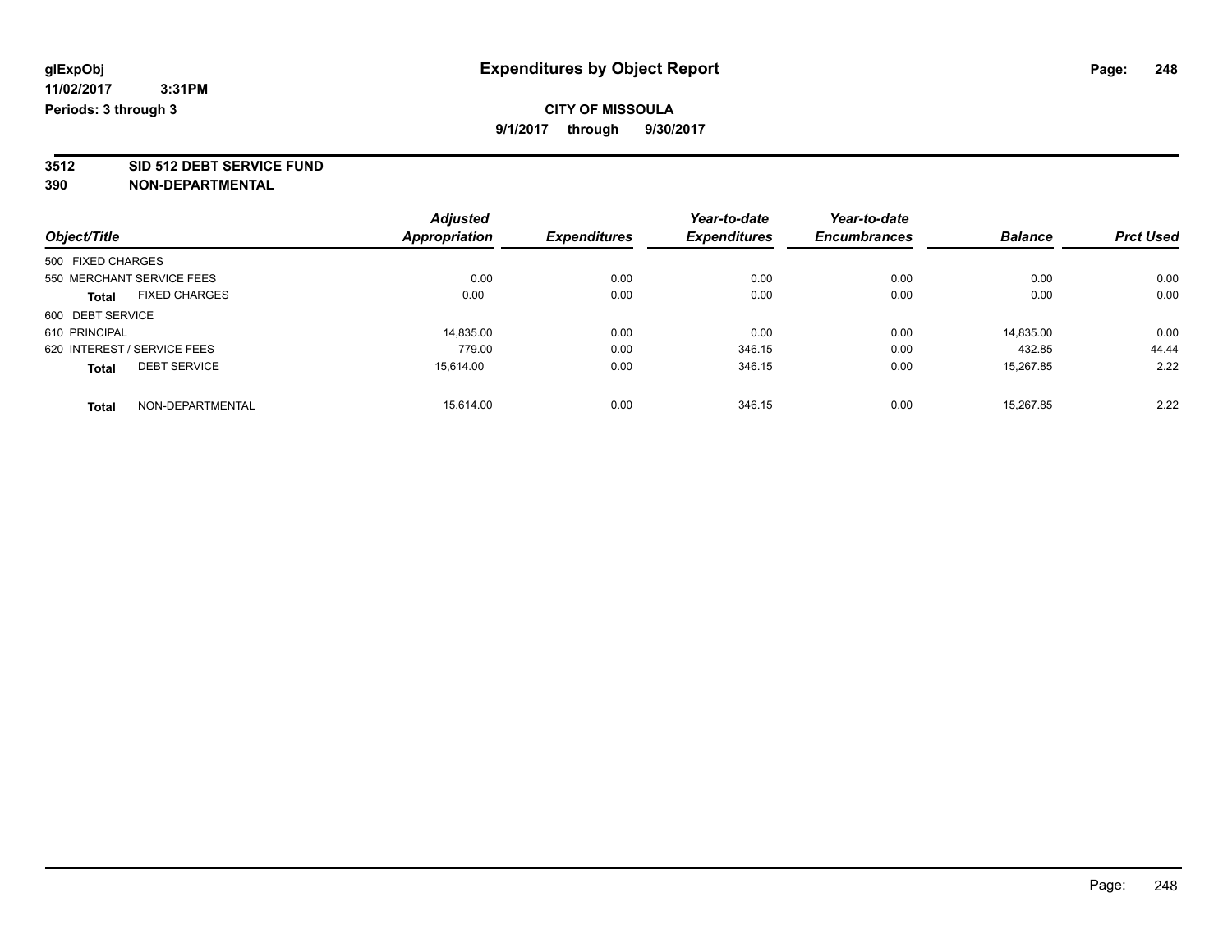# Expenditures by Object Report

glExpObj
11/02/2017 3:31PM
Periods: 3 through 3

**CITY OF MISSOULA**
**9/1/2017 through 9/30/2017**

**3512 SID 512 DEBT SERVICE FUND**
**390 NON-DEPARTMENTAL**

| Object/Title | Adjusted Appropriation | Expenditures | Year-to-date Expenditures | Year-to-date Encumbrances | Balance | Prct Used |
|---|---|---|---|---|---|---|
| 500 FIXED CHARGES | | | | | | |
| 550 MERCHANT SERVICE FEES | 0.00 | 0.00 | 0.00 | 0.00 | 0.00 | 0.00 |
| **Total** FIXED CHARGES | 0.00 | 0.00 | 0.00 | 0.00 | 0.00 | 0.00 |
| 600 DEBT SERVICE | | | | | | |
| 610 PRINCIPAL | 14,835.00 | 0.00 | 0.00 | 0.00 | 14,835.00 | 0.00 |
| 620 INTEREST / SERVICE FEES | 779.00 | 0.00 | 346.15 | 0.00 | 432.85 | 44.44 |
| **Total** DEBT SERVICE | 15,614.00 | 0.00 | 346.15 | 0.00 | 15,267.85 | 2.22 |
| **Total** NON-DEPARTMENTAL | 15,614.00 | 0.00 | 346.15 | 0.00 | 15,267.85 | 2.22 |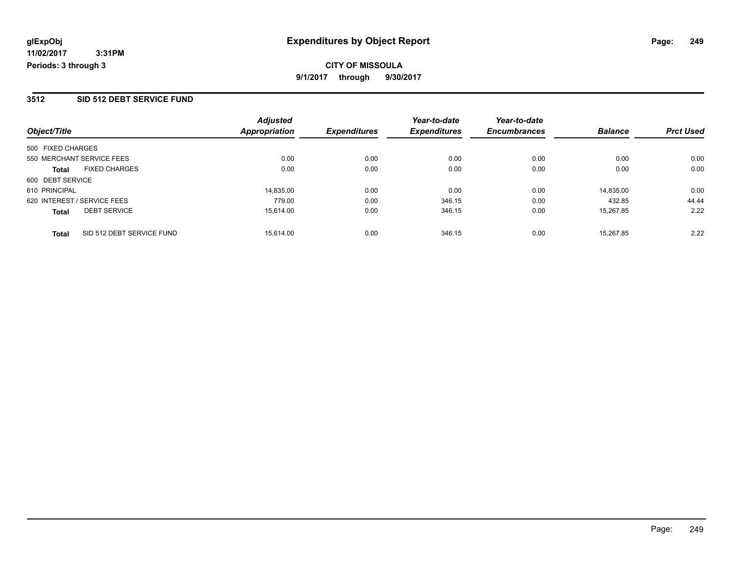glExpObj
11/02/2017 3:31PM
Periods: 3 through 3

# Expenditures by Object Report

**CITY OF MISSOULA**

**9/1/2017 through 9/30/2017**

## 3512 SID 512 DEBT SERVICE FUND

| Object/Title | | Adjusted Appropriation | Expenditures | Year-to-date Expenditures | Year-to-date Encumbrances | Balance | Prct Used |
|---|---|---|---|---|---|---|---|
| 500 FIXED CHARGES | | | | | | | |
| 550 MERCHANT SERVICE FEES | | 0.00 | 0.00 | 0.00 | 0.00 | 0.00 | 0.00 |
| **Total** | FIXED CHARGES | 0.00 | 0.00 | 0.00 | 0.00 | 0.00 | 0.00 |
| 600 DEBT SERVICE | | | | | | | |
| 610 PRINCIPAL | | 14,835.00 | 0.00 | 0.00 | 0.00 | 14,835.00 | 0.00 |
| 620 INTEREST / SERVICE FEES | | 779.00 | 0.00 | 346.15 | 0.00 | 432.85 | 44.44 |
| **Total** | DEBT SERVICE | 15,614.00 | 0.00 | 346.15 | 0.00 | 15,267.85 | 2.22 |
| **Total** | SID 512 DEBT SERVICE FUND | 15,614.00 | 0.00 | 346.15 | 0.00 | 15,267.85 | 2.22 |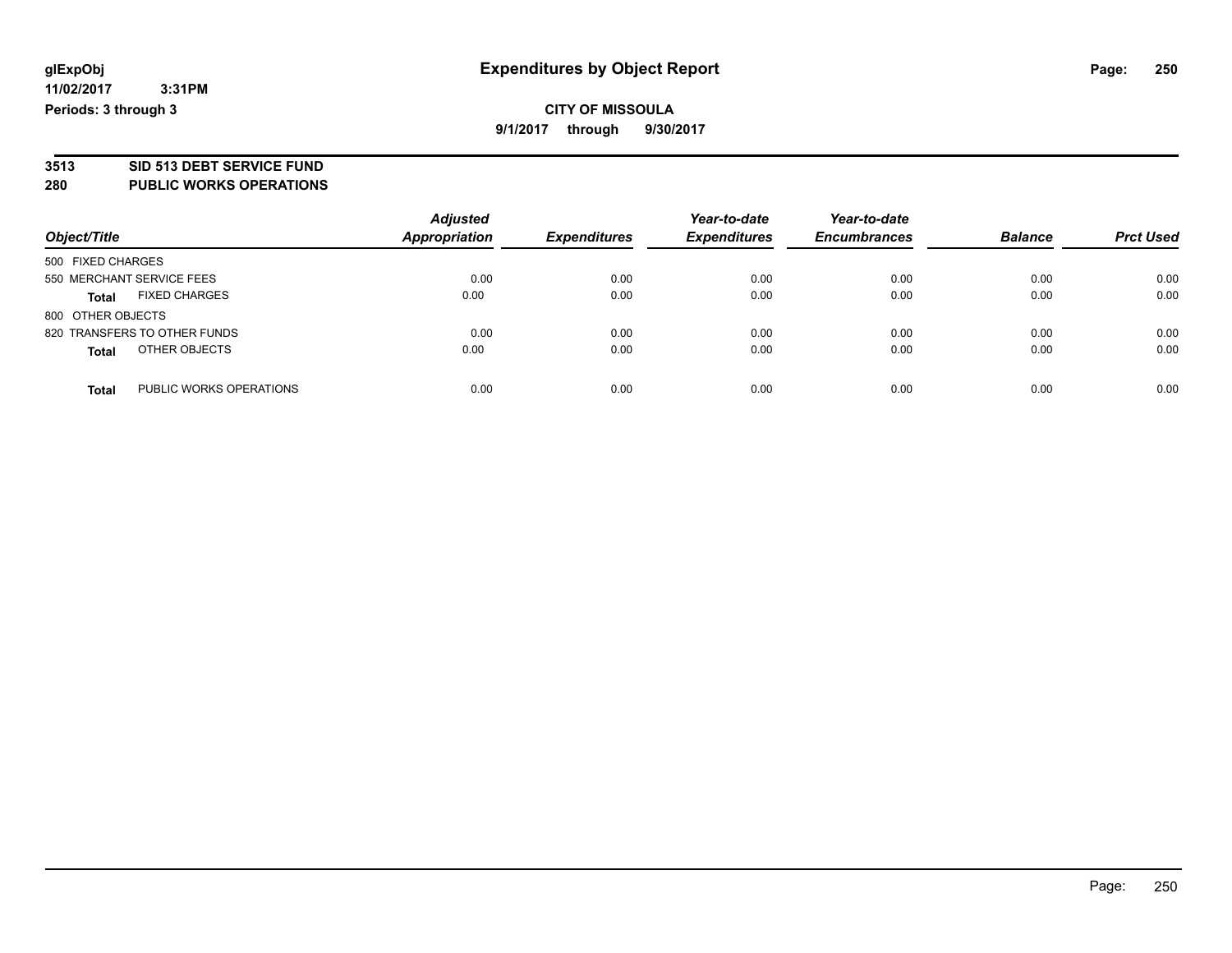glExpObj
11/02/2017 3:31PM
Periods: 3 through 3

# Expenditures by Object Report

**CITY OF MISSOULA**
**9/1/2017 through 9/30/2017**

**3513 SID 513 DEBT SERVICE FUND**
**280 PUBLIC WORKS OPERATIONS**

| Object/Title | Adjusted Appropriation | Expenditures | Year-to-date Expenditures | Year-to-date Encumbrances | Balance | Prct Used |
|---|---|---|---|---|---|---|
| 500 FIXED CHARGES | | | | | | |
| 550 MERCHANT SERVICE FEES | 0.00 | 0.00 | 0.00 | 0.00 | 0.00 | 0.00 |
| **Total** FIXED CHARGES | 0.00 | 0.00 | 0.00 | 0.00 | 0.00 | 0.00 |
| 800 OTHER OBJECTS | | | | | | |
| 820 TRANSFERS TO OTHER FUNDS | 0.00 | 0.00 | 0.00 | 0.00 | 0.00 | 0.00 |
| **Total** OTHER OBJECTS | 0.00 | 0.00 | 0.00 | 0.00 | 0.00 | 0.00 |
| **Total** PUBLIC WORKS OPERATIONS | 0.00 | 0.00 | 0.00 | 0.00 | 0.00 | 0.00 |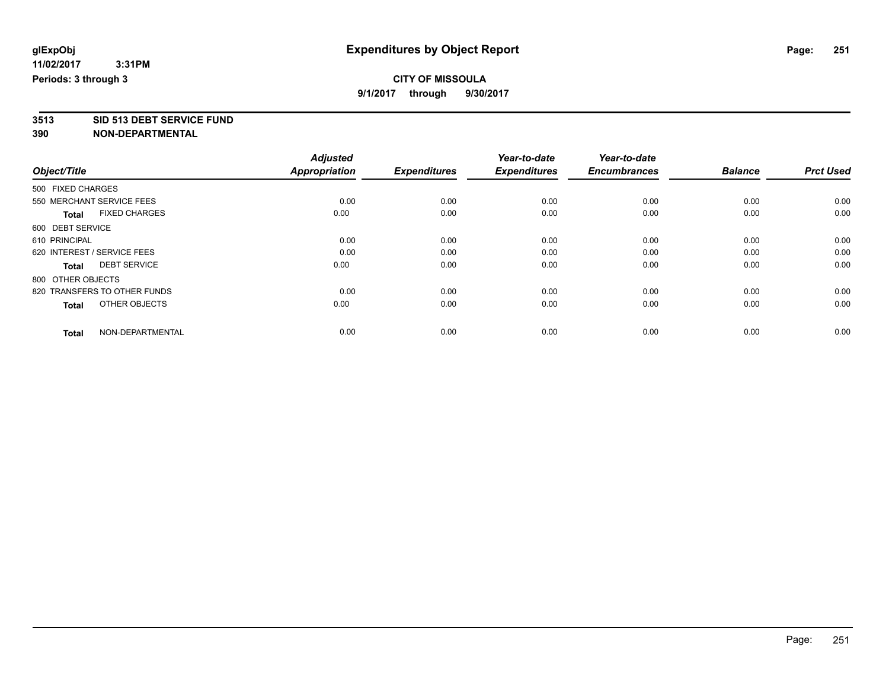**glExpObj**
**11/02/2017 3:31PM**
**Periods: 3 through 3**

# Expenditures by Object Report

**CITY OF MISSOULA**
**9/1/2017 through 9/30/2017**

**3513 SID 513 DEBT SERVICE FUND**
**390 NON-DEPARTMENTAL**

| Object/Title | Adjusted Appropriation | Expenditures | Year-to-date Expenditures | Year-to-date Encumbrances | Balance | Prct Used |
|---|---|---|---|---|---|---|
| 500 FIXED CHARGES | | | | | | |
| 550 MERCHANT SERVICE FEES | 0.00 | 0.00 | 0.00 | 0.00 | 0.00 | 0.00 |
| **Total** FIXED CHARGES | 0.00 | 0.00 | 0.00 | 0.00 | 0.00 | 0.00 |
| 600 DEBT SERVICE | | | | | | |
| 610 PRINCIPAL | 0.00 | 0.00 | 0.00 | 0.00 | 0.00 | 0.00 |
| 620 INTEREST / SERVICE FEES | 0.00 | 0.00 | 0.00 | 0.00 | 0.00 | 0.00 |
| **Total** DEBT SERVICE | 0.00 | 0.00 | 0.00 | 0.00 | 0.00 | 0.00 |
| 800 OTHER OBJECTS | | | | | | |
| 820 TRANSFERS TO OTHER FUNDS | 0.00 | 0.00 | 0.00 | 0.00 | 0.00 | 0.00 |
| **Total** OTHER OBJECTS | 0.00 | 0.00 | 0.00 | 0.00 | 0.00 | 0.00 |
| **Total** NON-DEPARTMENTAL | 0.00 | 0.00 | 0.00 | 0.00 | 0.00 | 0.00 |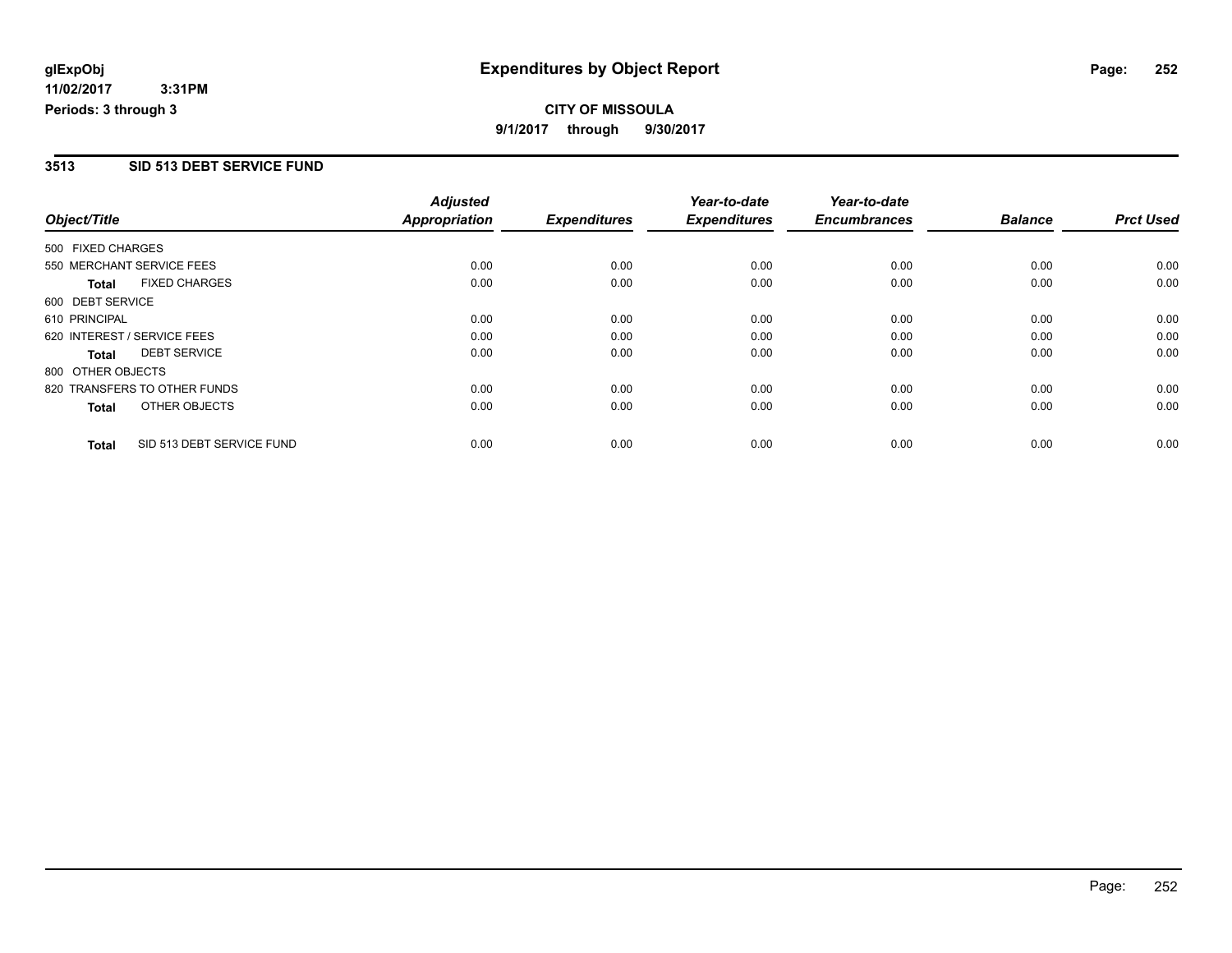**glExpObj**
**11/02/2017 3:31PM**
**Periods: 3 through 3**

# Expenditures by Object Report

**CITY OF MISSOULA**
**9/1/2017 through 9/30/2017**

## 3513 SID 513 DEBT SERVICE FUND

| Object/Title | *Adjusted Appropriation* | *Expenditures* | *Year-to-date Expenditures* | *Year-to-date Encumbrances* | *Balance* | *Prct Used* |
|---|---|---|---|---|---|---|
| 500 FIXED CHARGES | | | | | | |
| 550 MERCHANT SERVICE FEES | 0.00 | 0.00 | 0.00 | 0.00 | 0.00 | 0.00 |
| **Total** FIXED CHARGES | 0.00 | 0.00 | 0.00 | 0.00 | 0.00 | 0.00 |
| 600 DEBT SERVICE | | | | | | |
| 610 PRINCIPAL | 0.00 | 0.00 | 0.00 | 0.00 | 0.00 | 0.00 |
| 620 INTEREST / SERVICE FEES | 0.00 | 0.00 | 0.00 | 0.00 | 0.00 | 0.00 |
| **Total** DEBT SERVICE | 0.00 | 0.00 | 0.00 | 0.00 | 0.00 | 0.00 |
| 800 OTHER OBJECTS | | | | | | |
| 820 TRANSFERS TO OTHER FUNDS | 0.00 | 0.00 | 0.00 | 0.00 | 0.00 | 0.00 |
| **Total** OTHER OBJECTS | 0.00 | 0.00 | 0.00 | 0.00 | 0.00 | 0.00 |
| **Total** SID 513 DEBT SERVICE FUND | 0.00 | 0.00 | 0.00 | 0.00 | 0.00 | 0.00 |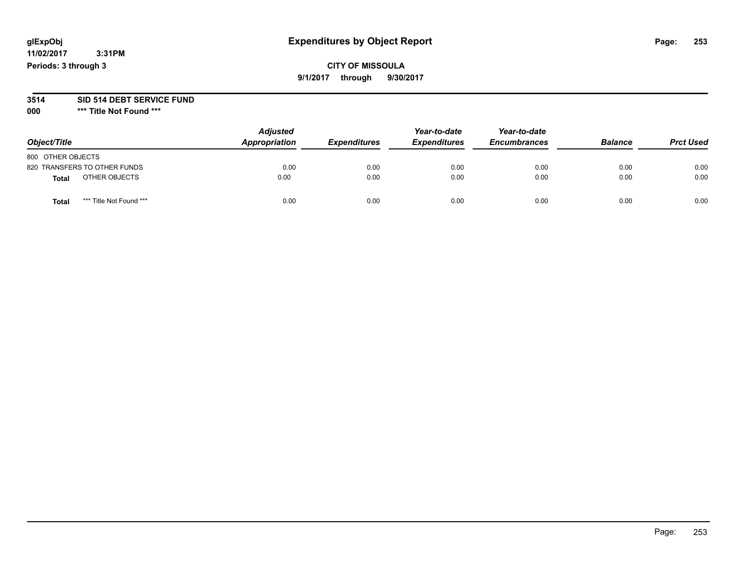# Expenditures by Object Report

glExpObj
11/02/2017 3:31PM
Periods: 3 through 3

**CITY OF MISSOULA**
**9/1/2017 through 9/30/2017**

**3514 SID 514 DEBT SERVICE FUND**
**000 \*\*\* Title Not Found \*\*\***

| Object/Title | Adjusted Appropriation | Expenditures | Year-to-date Expenditures | Year-to-date Encumbrances | Balance | Prct Used |
|---|---|---|---|---|---|---|
| 800 OTHER OBJECTS | | | | | | |
| 820 TRANSFERS TO OTHER FUNDS | 0.00 | 0.00 | 0.00 | 0.00 | 0.00 | 0.00 |
| **Total** OTHER OBJECTS | 0.00 | 0.00 | 0.00 | 0.00 | 0.00 | 0.00 |
| **Total** *** Title Not Found *** | 0.00 | 0.00 | 0.00 | 0.00 | 0.00 | 0.00 |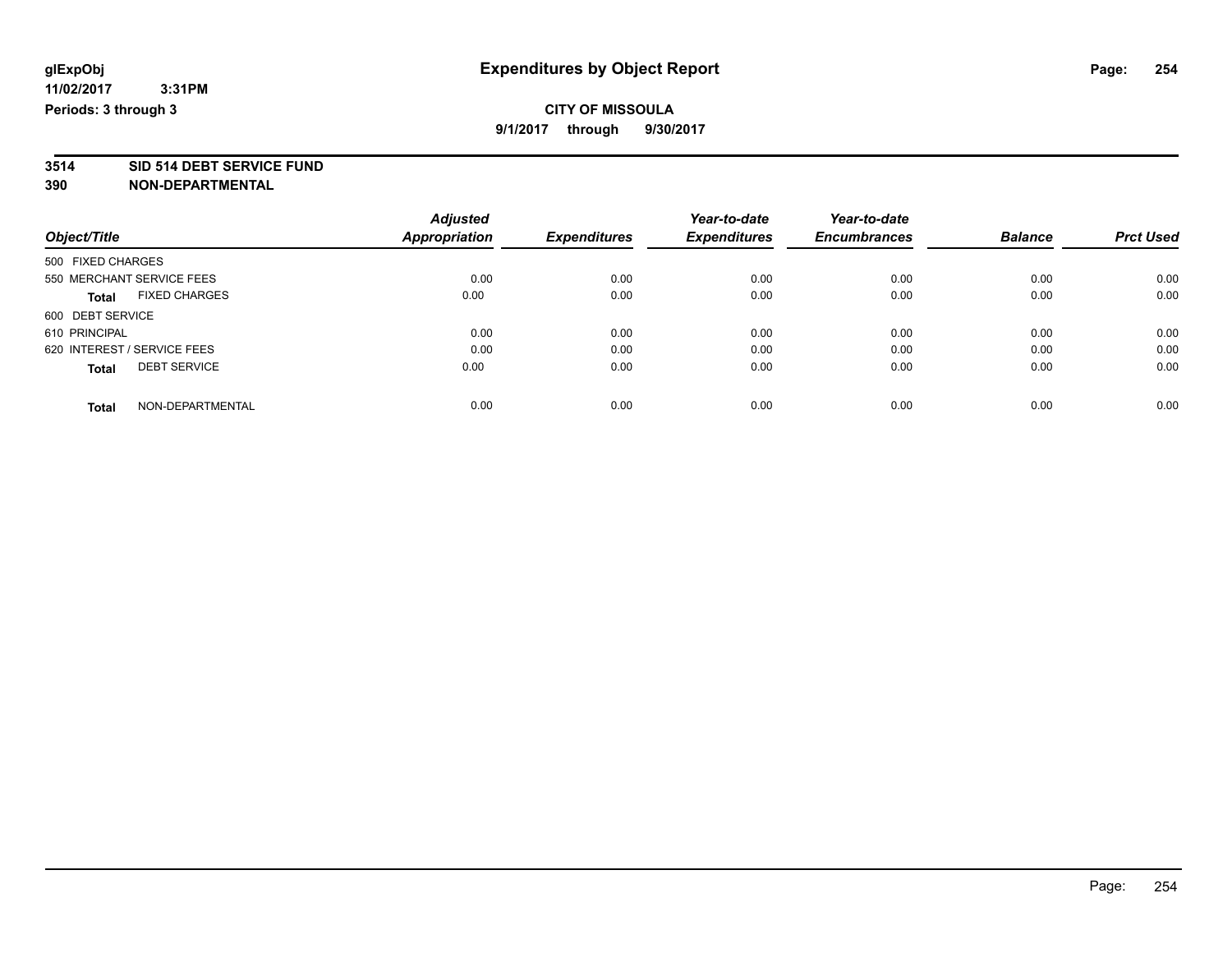# Expenditures by Object Report

glExpObj
11/02/2017 3:31PM
Periods: 3 through 3

**CITY OF MISSOULA**
**9/1/2017 through 9/30/2017**

**3514 SID 514 DEBT SERVICE FUND**
**390 NON-DEPARTMENTAL**

| Object/Title | Adjusted Appropriation | Expenditures | Year-to-date Expenditures | Year-to-date Encumbrances | Balance | Prct Used |
|---|---|---|---|---|---|---|
| 500 FIXED CHARGES | | | | | | |
| 550 MERCHANT SERVICE FEES | 0.00 | 0.00 | 0.00 | 0.00 | 0.00 | 0.00 |
| **Total** FIXED CHARGES | 0.00 | 0.00 | 0.00 | 0.00 | 0.00 | 0.00 |
| 600 DEBT SERVICE | | | | | | |
| 610 PRINCIPAL | 0.00 | 0.00 | 0.00 | 0.00 | 0.00 | 0.00 |
| 620 INTEREST / SERVICE FEES | 0.00 | 0.00 | 0.00 | 0.00 | 0.00 | 0.00 |
| **Total** DEBT SERVICE | 0.00 | 0.00 | 0.00 | 0.00 | 0.00 | 0.00 |
| **Total** NON-DEPARTMENTAL | 0.00 | 0.00 | 0.00 | 0.00 | 0.00 | 0.00 |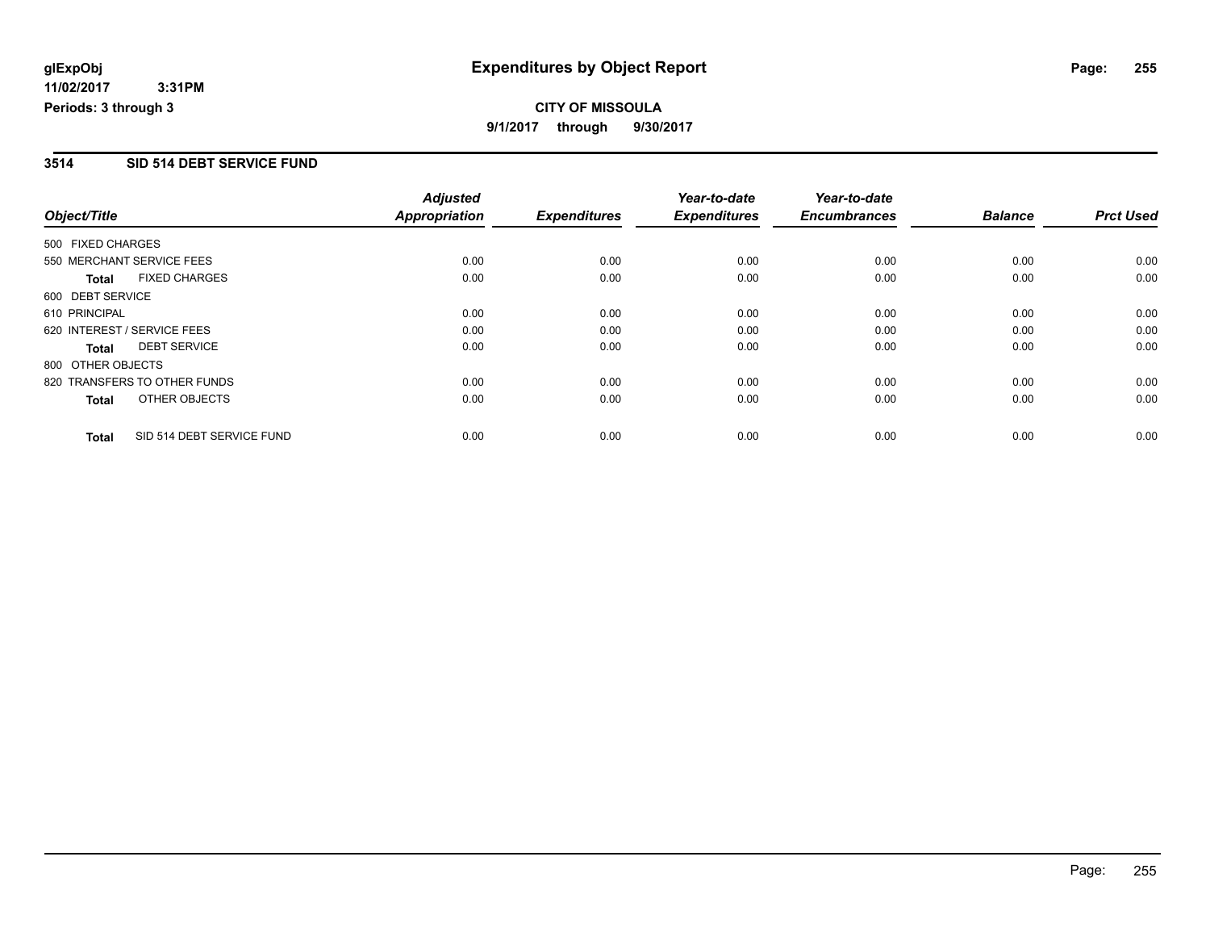**glExpObj**
**11/02/2017 3:31PM**
**Periods: 3 through 3**

# Expenditures by Object Report

**CITY OF MISSOULA**
**9/1/2017 through 9/30/2017**

## 3514 SID 514 DEBT SERVICE FUND

| Object/Title | Adjusted Appropriation | Expenditures | Year-to-date Expenditures | Year-to-date Encumbrances | Balance | Prct Used |
|---|---|---|---|---|---|---|
| 500 FIXED CHARGES | | | | | | |
| 550 MERCHANT SERVICE FEES | 0.00 | 0.00 | 0.00 | 0.00 | 0.00 | 0.00 |
| **Total** FIXED CHARGES | 0.00 | 0.00 | 0.00 | 0.00 | 0.00 | 0.00 |
| 600 DEBT SERVICE | | | | | | |
| 610 PRINCIPAL | 0.00 | 0.00 | 0.00 | 0.00 | 0.00 | 0.00 |
| 620 INTEREST / SERVICE FEES | 0.00 | 0.00 | 0.00 | 0.00 | 0.00 | 0.00 |
| **Total** DEBT SERVICE | 0.00 | 0.00 | 0.00 | 0.00 | 0.00 | 0.00 |
| 800 OTHER OBJECTS | | | | | | |
| 820 TRANSFERS TO OTHER FUNDS | 0.00 | 0.00 | 0.00 | 0.00 | 0.00 | 0.00 |
| **Total** OTHER OBJECTS | 0.00 | 0.00 | 0.00 | 0.00 | 0.00 | 0.00 |
| **Total** SID 514 DEBT SERVICE FUND | 0.00 | 0.00 | 0.00 | 0.00 | 0.00 | 0.00 |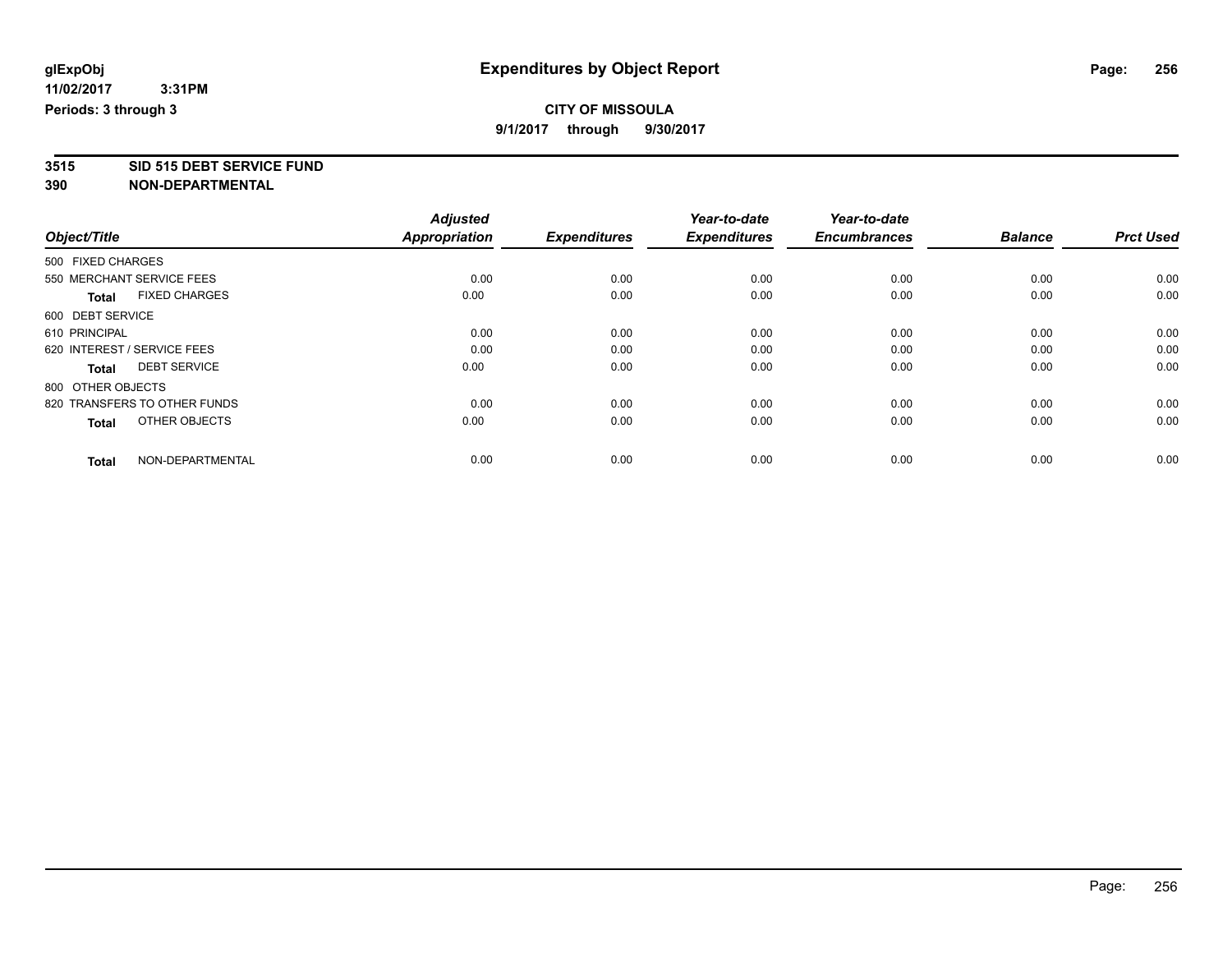**glExpObj**
**11/02/2017 3:31PM**
**Periods: 3 through 3**

# Expenditures by Object Report

**CITY OF MISSOULA**
**9/1/2017 through 9/30/2017**

**3515 SID 515 DEBT SERVICE FUND**
**390 NON-DEPARTMENTAL**

| Object/Title | Adjusted Appropriation | Expenditures | Year-to-date Expenditures | Year-to-date Encumbrances | Balance | Prct Used |
|---|---|---|---|---|---|---|
| 500 FIXED CHARGES | | | | | | |
| 550 MERCHANT SERVICE FEES | 0.00 | 0.00 | 0.00 | 0.00 | 0.00 | 0.00 |
| **Total** FIXED CHARGES | 0.00 | 0.00 | 0.00 | 0.00 | 0.00 | 0.00 |
| 600 DEBT SERVICE | | | | | | |
| 610 PRINCIPAL | 0.00 | 0.00 | 0.00 | 0.00 | 0.00 | 0.00 |
| 620 INTEREST / SERVICE FEES | 0.00 | 0.00 | 0.00 | 0.00 | 0.00 | 0.00 |
| **Total** DEBT SERVICE | 0.00 | 0.00 | 0.00 | 0.00 | 0.00 | 0.00 |
| 800 OTHER OBJECTS | | | | | | |
| 820 TRANSFERS TO OTHER FUNDS | 0.00 | 0.00 | 0.00 | 0.00 | 0.00 | 0.00 |
| **Total** OTHER OBJECTS | 0.00 | 0.00 | 0.00 | 0.00 | 0.00 | 0.00 |
| **Total** NON-DEPARTMENTAL | 0.00 | 0.00 | 0.00 | 0.00 | 0.00 | 0.00 |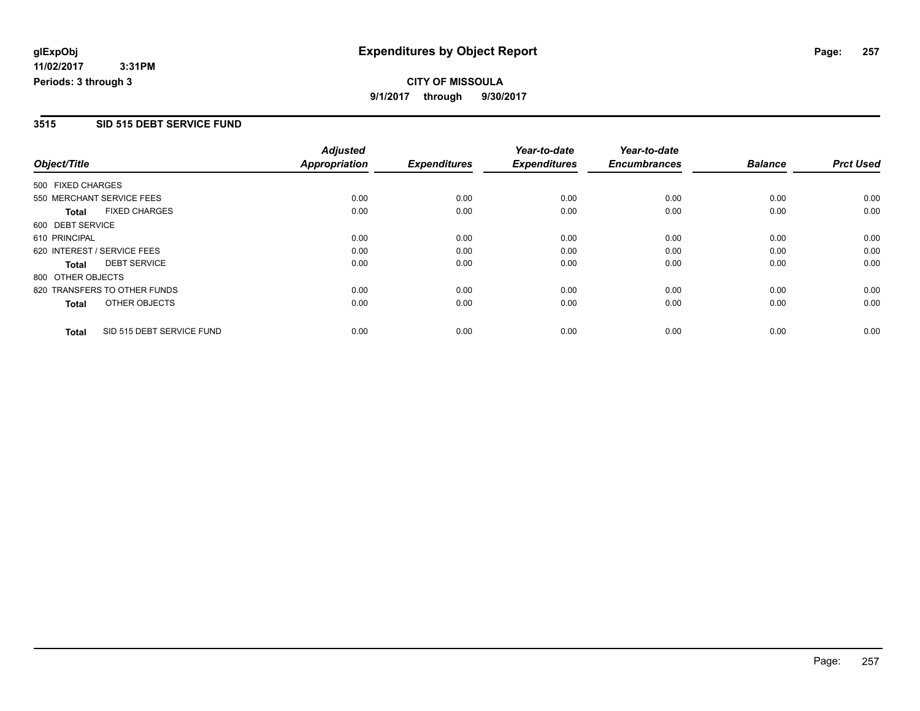# Expenditures by Object Report

**CITY OF MISSOULA**

**9/1/2017 through 9/30/2017**

glExpObj
11/02/2017 3:31PM
Periods: 3 through 3

## 3515 SID 515 DEBT SERVICE FUND

| Object/Title | Adjusted Appropriation | Expenditures | Year-to-date Expenditures | Year-to-date Encumbrances | Balance | Prct Used |
|---|---|---|---|---|---|---|
| 500 FIXED CHARGES | | | | | | |
| 550 MERCHANT SERVICE FEES | 0.00 | 0.00 | 0.00 | 0.00 | 0.00 | 0.00 |
| **Total** FIXED CHARGES | 0.00 | 0.00 | 0.00 | 0.00 | 0.00 | 0.00 |
| 600 DEBT SERVICE | | | | | | |
| 610 PRINCIPAL | 0.00 | 0.00 | 0.00 | 0.00 | 0.00 | 0.00 |
| 620 INTEREST / SERVICE FEES | 0.00 | 0.00 | 0.00 | 0.00 | 0.00 | 0.00 |
| **Total** DEBT SERVICE | 0.00 | 0.00 | 0.00 | 0.00 | 0.00 | 0.00 |
| 800 OTHER OBJECTS | | | | | | |
| 820 TRANSFERS TO OTHER FUNDS | 0.00 | 0.00 | 0.00 | 0.00 | 0.00 | 0.00 |
| **Total** OTHER OBJECTS | 0.00 | 0.00 | 0.00 | 0.00 | 0.00 | 0.00 |
| **Total** SID 515 DEBT SERVICE FUND | 0.00 | 0.00 | 0.00 | 0.00 | 0.00 | 0.00 |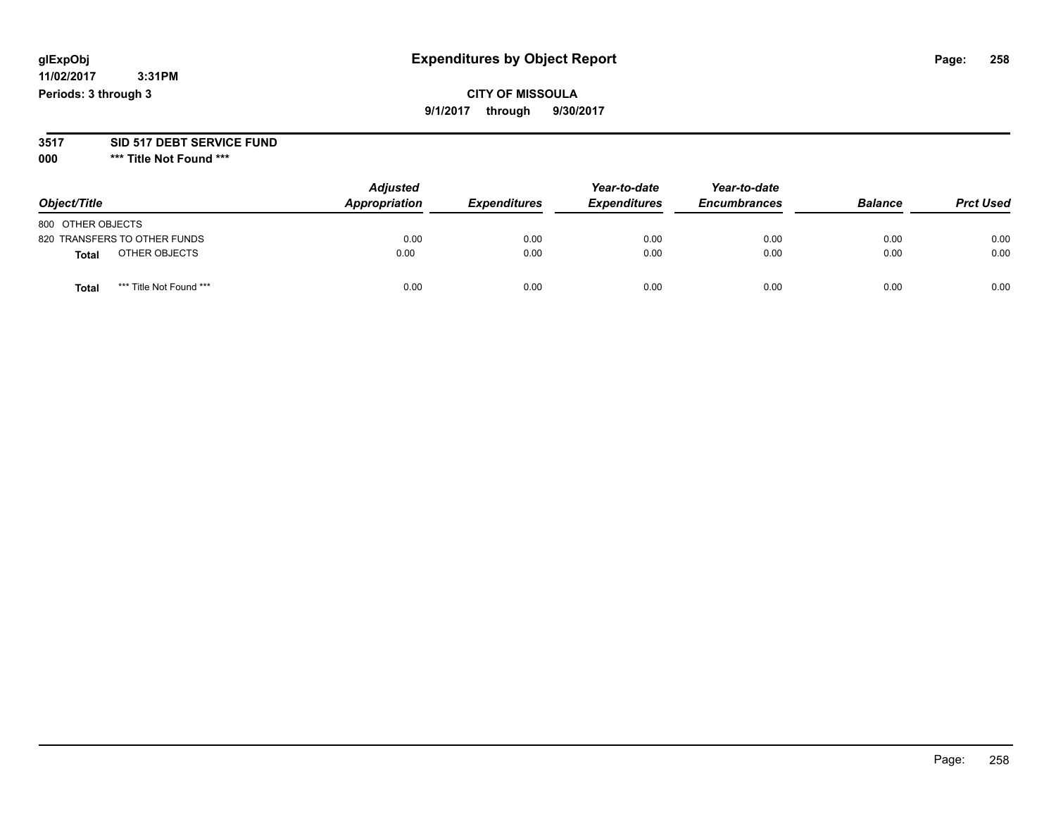# Expenditures by Object Report

glExpObj
11/02/2017 3:31PM
Periods: 3 through 3

**CITY OF MISSOULA**
**9/1/2017 through 9/30/2017**

**3517 SID 517 DEBT SERVICE FUND**
**000 \*\*\* Title Not Found \*\*\***

| Object/Title | Adjusted Appropriation | Expenditures | Year-to-date Expenditures | Year-to-date Encumbrances | Balance | Prct Used |
|---|---|---|---|---|---|---|
| 800 OTHER OBJECTS | | | | | | |
| 820 TRANSFERS TO OTHER FUNDS | 0.00 | 0.00 | 0.00 | 0.00 | 0.00 | 0.00 |
| **Total** OTHER OBJECTS | 0.00 | 0.00 | 0.00 | 0.00 | 0.00 | 0.00 |
| **Total** *** Title Not Found *** | 0.00 | 0.00 | 0.00 | 0.00 | 0.00 | 0.00 |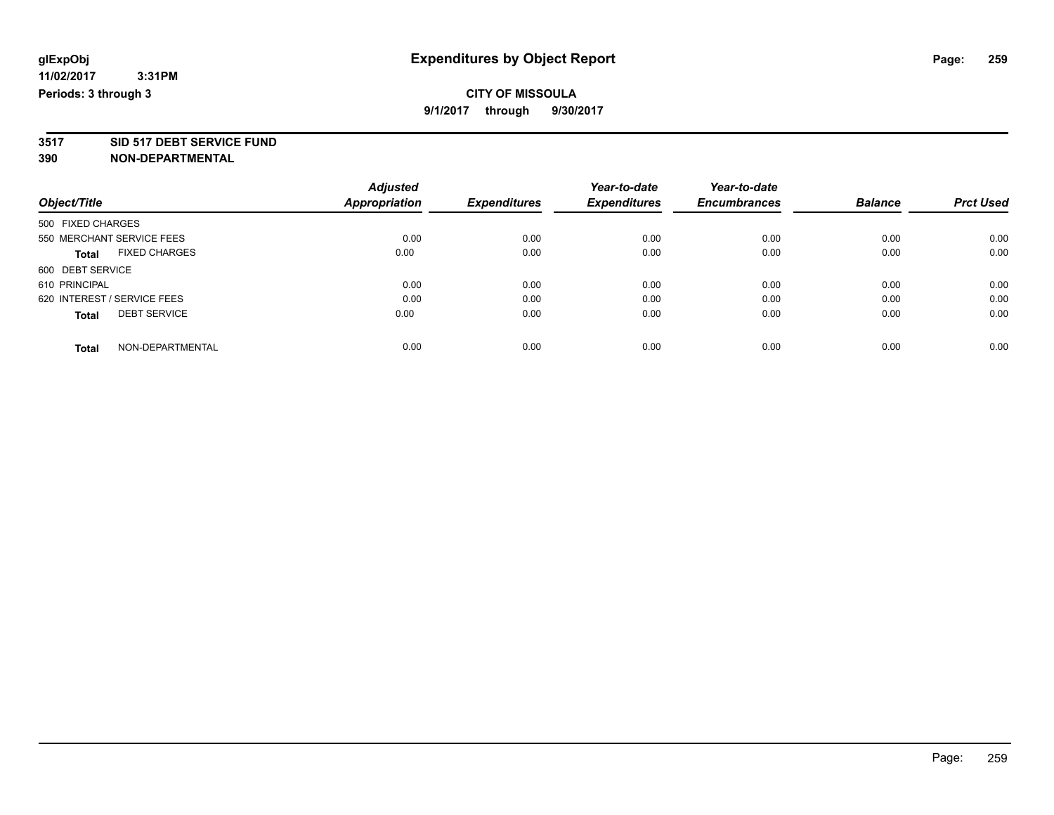# Expenditures by Object Report

glExpObj
11/02/2017 3:31PM
Periods: 3 through 3

**CITY OF MISSOULA**
**9/1/2017 through 9/30/2017**

**3517 SID 517 DEBT SERVICE FUND**
**390 NON-DEPARTMENTAL**

| Object/Title | Adjusted Appropriation | Expenditures | Year-to-date Expenditures | Year-to-date Encumbrances | Balance | Prct Used |
|---|---|---|---|---|---|---|
| 500 FIXED CHARGES | | | | | | |
| 550 MERCHANT SERVICE FEES | 0.00 | 0.00 | 0.00 | 0.00 | 0.00 | 0.00 |
| **Total** FIXED CHARGES | 0.00 | 0.00 | 0.00 | 0.00 | 0.00 | 0.00 |
| 600 DEBT SERVICE | | | | | | |
| 610 PRINCIPAL | 0.00 | 0.00 | 0.00 | 0.00 | 0.00 | 0.00 |
| 620 INTEREST / SERVICE FEES | 0.00 | 0.00 | 0.00 | 0.00 | 0.00 | 0.00 |
| **Total** DEBT SERVICE | 0.00 | 0.00 | 0.00 | 0.00 | 0.00 | 0.00 |
| **Total** NON-DEPARTMENTAL | 0.00 | 0.00 | 0.00 | 0.00 | 0.00 | 0.00 |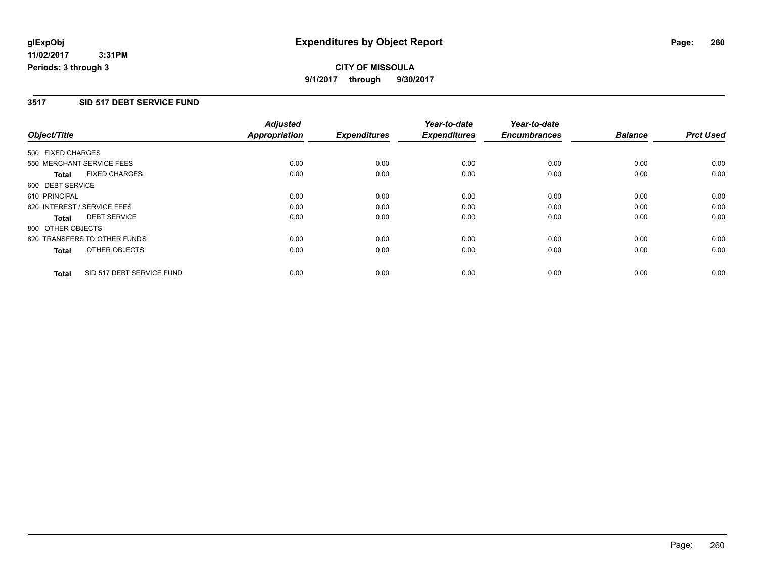**glExpObj** **Expenditures by Object Report**

**11/02/2017 3:31PM**

**Periods: 3 through 3**

**CITY OF MISSOULA**

**9/1/2017 through 9/30/2017**

## 3517 SID 517 DEBT SERVICE FUND

| Object/Title | Adjusted Appropriation | Expenditures | Year-to-date Expenditures | Year-to-date Encumbrances | Balance | Prct Used |
|---|---|---|---|---|---|---|
| 500 FIXED CHARGES | | | | | | |
| 550 MERCHANT SERVICE FEES | 0.00 | 0.00 | 0.00 | 0.00 | 0.00 | 0.00 |
| **Total** FIXED CHARGES | 0.00 | 0.00 | 0.00 | 0.00 | 0.00 | 0.00 |
| 600 DEBT SERVICE | | | | | | |
| 610 PRINCIPAL | 0.00 | 0.00 | 0.00 | 0.00 | 0.00 | 0.00 |
| 620 INTEREST / SERVICE FEES | 0.00 | 0.00 | 0.00 | 0.00 | 0.00 | 0.00 |
| **Total** DEBT SERVICE | 0.00 | 0.00 | 0.00 | 0.00 | 0.00 | 0.00 |
| 800 OTHER OBJECTS | | | | | | |
| 820 TRANSFERS TO OTHER FUNDS | 0.00 | 0.00 | 0.00 | 0.00 | 0.00 | 0.00 |
| **Total** OTHER OBJECTS | 0.00 | 0.00 | 0.00 | 0.00 | 0.00 | 0.00 |
| **Total** SID 517 DEBT SERVICE FUND | 0.00 | 0.00 | 0.00 | 0.00 | 0.00 | 0.00 |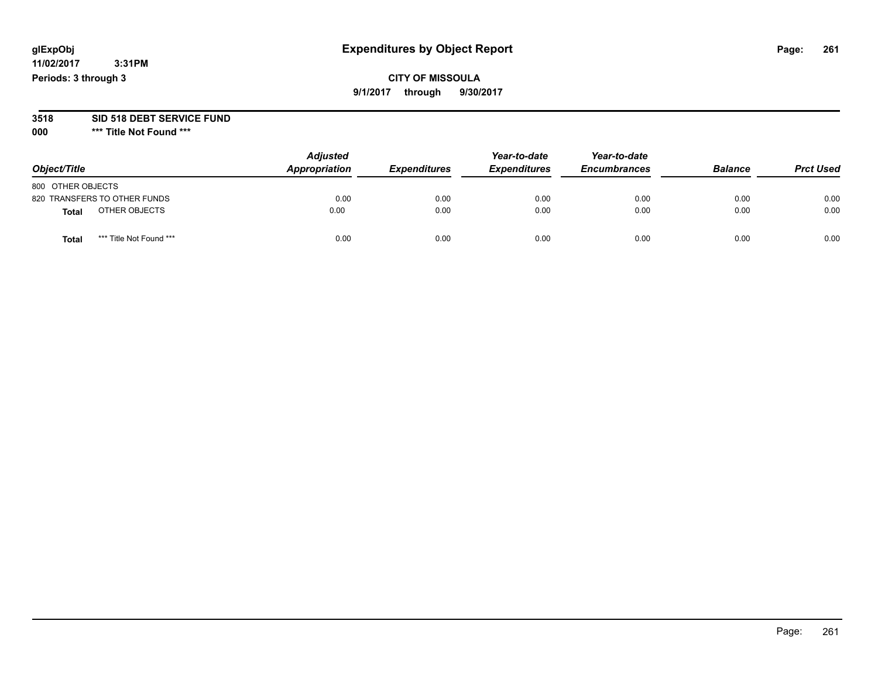# Expenditures by Object Report

glExpObj
11/02/2017 3:31PM
Periods: 3 through 3

**CITY OF MISSOULA**
**9/1/2017 through 9/30/2017**

**3518 SID 518 DEBT SERVICE FUND**
**000 *** Title Not Found *****

| Object/Title | Adjusted Appropriation | Expenditures | Year-to-date Expenditures | Year-to-date Encumbrances | Balance | Prct Used |
|---|---|---|---|---|---|---|
| 800 OTHER OBJECTS | | | | | | |
| 820 TRANSFERS TO OTHER FUNDS | 0.00 | 0.00 | 0.00 | 0.00 | 0.00 | 0.00 |
| **Total** OTHER OBJECTS | 0.00 | 0.00 | 0.00 | 0.00 | 0.00 | 0.00 |
| **Total** *** Title Not Found *** | 0.00 | 0.00 | 0.00 | 0.00 | 0.00 | 0.00 |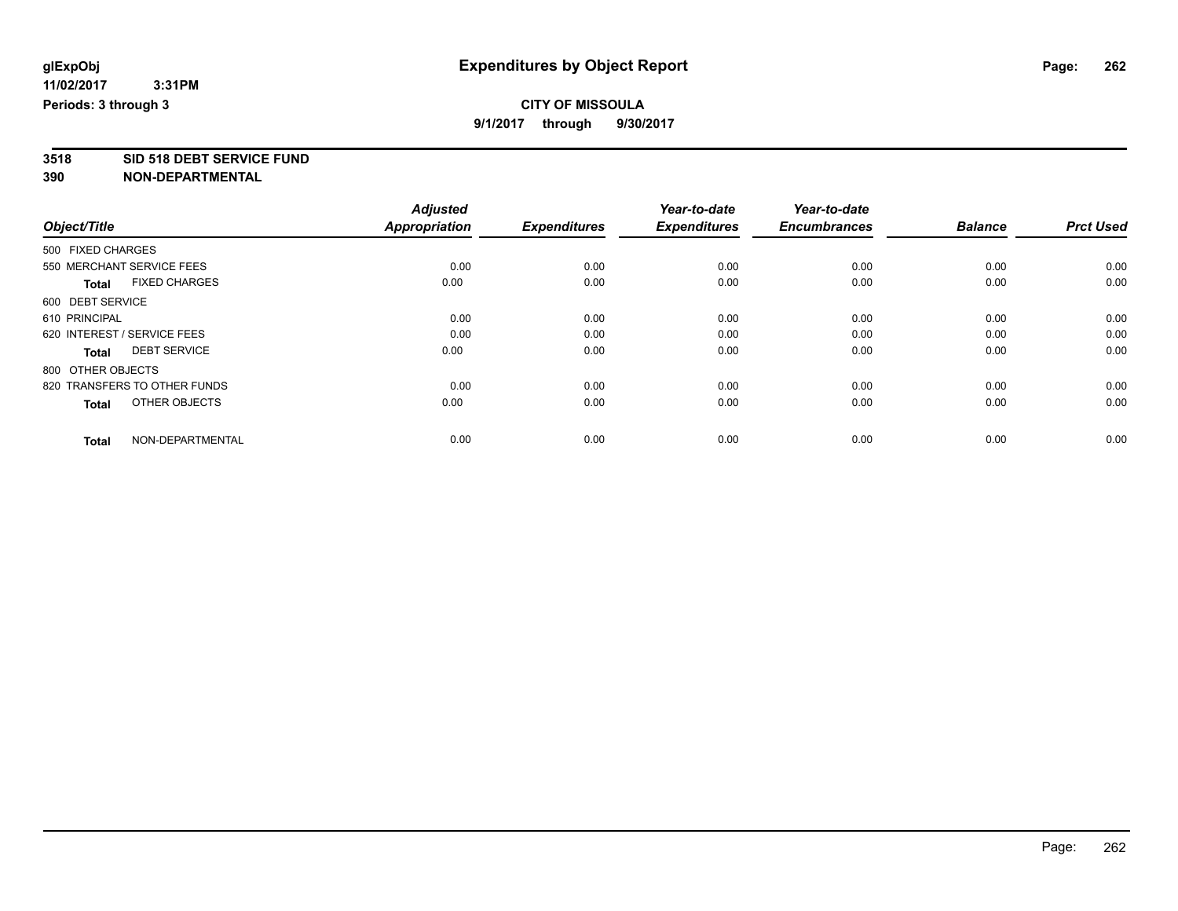# Expenditures by Object Report

glExpObj
11/02/2017 3:31PM
Periods: 3 through 3

**CITY OF MISSOULA**
**9/1/2017 through 9/30/2017**

**3518 SID 518 DEBT SERVICE FUND**
**390 NON-DEPARTMENTAL**

| Object/Title | Adjusted Appropriation | Expenditures | Year-to-date Expenditures | Year-to-date Encumbrances | Balance | Prct Used |
|---|---|---|---|---|---|---|
| 500 FIXED CHARGES | | | | | | |
| 550 MERCHANT SERVICE FEES | 0.00 | 0.00 | 0.00 | 0.00 | 0.00 | 0.00 |
| **Total** FIXED CHARGES | 0.00 | 0.00 | 0.00 | 0.00 | 0.00 | 0.00 |
| 600 DEBT SERVICE | | | | | | |
| 610 PRINCIPAL | 0.00 | 0.00 | 0.00 | 0.00 | 0.00 | 0.00 |
| 620 INTEREST / SERVICE FEES | 0.00 | 0.00 | 0.00 | 0.00 | 0.00 | 0.00 |
| **Total** DEBT SERVICE | 0.00 | 0.00 | 0.00 | 0.00 | 0.00 | 0.00 |
| 800 OTHER OBJECTS | | | | | | |
| 820 TRANSFERS TO OTHER FUNDS | 0.00 | 0.00 | 0.00 | 0.00 | 0.00 | 0.00 |
| **Total** OTHER OBJECTS | 0.00 | 0.00 | 0.00 | 0.00 | 0.00 | 0.00 |
| **Total** NON-DEPARTMENTAL | 0.00 | 0.00 | 0.00 | 0.00 | 0.00 | 0.00 |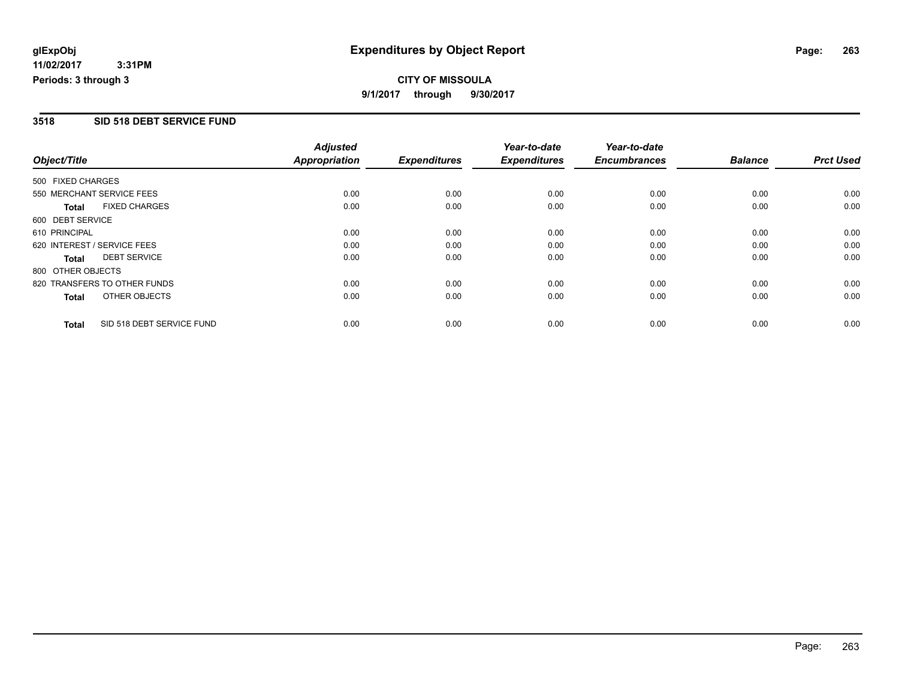**glExpObj**
**11/02/2017 3:31PM**
**Periods: 3 through 3**

# Expenditures by Object Report

**CITY OF MISSOULA**
**9/1/2017 through 9/30/2017**

## 3518 SID 518 DEBT SERVICE FUND

| Object/Title | Adjusted Appropriation | Expenditures | Year-to-date Expenditures | Year-to-date Encumbrances | Balance | Prct Used |
|---|---|---|---|---|---|---|
| 500 FIXED CHARGES | | | | | | |
| 550 MERCHANT SERVICE FEES | 0.00 | 0.00 | 0.00 | 0.00 | 0.00 | 0.00 |
| **Total** FIXED CHARGES | 0.00 | 0.00 | 0.00 | 0.00 | 0.00 | 0.00 |
| 600 DEBT SERVICE | | | | | | |
| 610 PRINCIPAL | 0.00 | 0.00 | 0.00 | 0.00 | 0.00 | 0.00 |
| 620 INTEREST / SERVICE FEES | 0.00 | 0.00 | 0.00 | 0.00 | 0.00 | 0.00 |
| **Total** DEBT SERVICE | 0.00 | 0.00 | 0.00 | 0.00 | 0.00 | 0.00 |
| 800 OTHER OBJECTS | | | | | | |
| 820 TRANSFERS TO OTHER FUNDS | 0.00 | 0.00 | 0.00 | 0.00 | 0.00 | 0.00 |
| **Total** OTHER OBJECTS | 0.00 | 0.00 | 0.00 | 0.00 | 0.00 | 0.00 |
| **Total** SID 518 DEBT SERVICE FUND | 0.00 | 0.00 | 0.00 | 0.00 | 0.00 | 0.00 |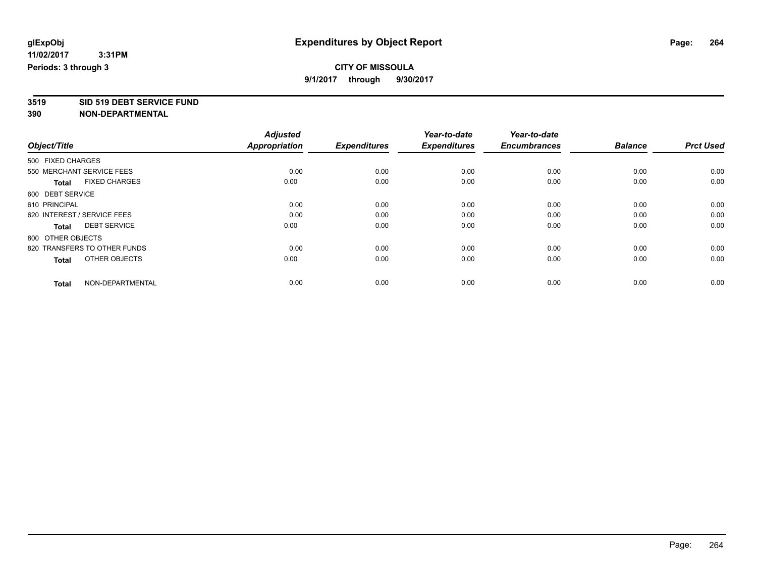**glExpObj**
**11/02/2017 3:31PM**
**Periods: 3 through 3**

# Expenditures by Object Report

**CITY OF MISSOULA**
**9/1/2017 through 9/30/2017**

**3519 SID 519 DEBT SERVICE FUND**
**390 NON-DEPARTMENTAL**

| Object/Title | Adjusted Appropriation | Expenditures | Year-to-date Expenditures | Year-to-date Encumbrances | Balance | Prct Used |
|---|---|---|---|---|---|---|
| 500 FIXED CHARGES | | | | | | |
| 550 MERCHANT SERVICE FEES | 0.00 | 0.00 | 0.00 | 0.00 | 0.00 | 0.00 |
| **Total** FIXED CHARGES | 0.00 | 0.00 | 0.00 | 0.00 | 0.00 | 0.00 |
| 600 DEBT SERVICE | | | | | | |
| 610 PRINCIPAL | 0.00 | 0.00 | 0.00 | 0.00 | 0.00 | 0.00 |
| 620 INTEREST / SERVICE FEES | 0.00 | 0.00 | 0.00 | 0.00 | 0.00 | 0.00 |
| **Total** DEBT SERVICE | 0.00 | 0.00 | 0.00 | 0.00 | 0.00 | 0.00 |
| 800 OTHER OBJECTS | | | | | | |
| 820 TRANSFERS TO OTHER FUNDS | 0.00 | 0.00 | 0.00 | 0.00 | 0.00 | 0.00 |
| **Total** OTHER OBJECTS | 0.00 | 0.00 | 0.00 | 0.00 | 0.00 | 0.00 |
| **Total** NON-DEPARTMENTAL | 0.00 | 0.00 | 0.00 | 0.00 | 0.00 | 0.00 |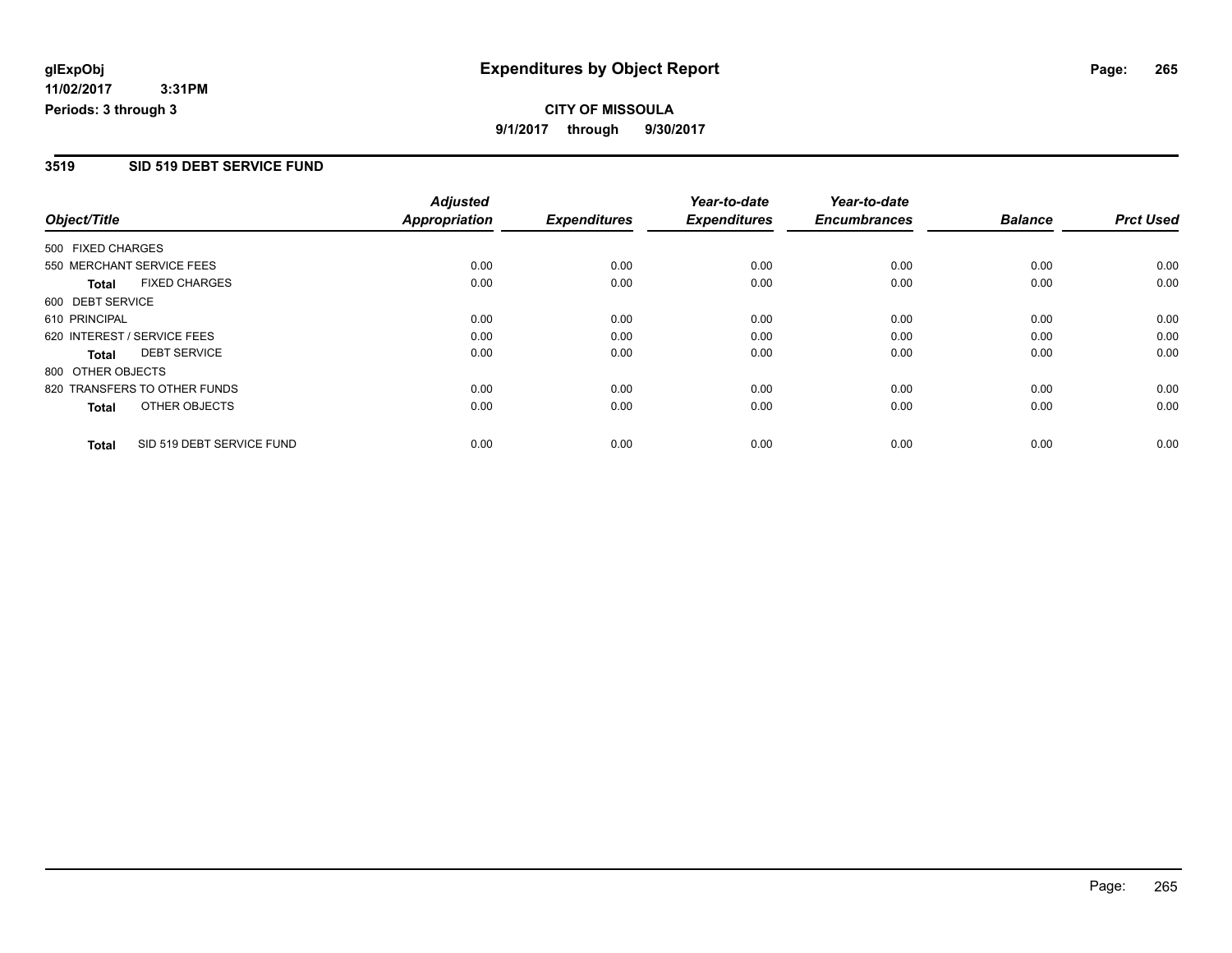**glExpObj**
**11/02/2017 3:31PM**
**Periods: 3 through 3**

# Expenditures by Object Report

**CITY OF MISSOULA**
**9/1/2017 through 9/30/2017**

## 3519 SID 519 DEBT SERVICE FUND

| Object/Title | Adjusted Appropriation | Expenditures | Year-to-date Expenditures | Year-to-date Encumbrances | Balance | Prct Used |
|---|---|---|---|---|---|---|
| 500 FIXED CHARGES | | | | | | |
| 550 MERCHANT SERVICE FEES | 0.00 | 0.00 | 0.00 | 0.00 | 0.00 | 0.00 |
| **Total** FIXED CHARGES | 0.00 | 0.00 | 0.00 | 0.00 | 0.00 | 0.00 |
| 600 DEBT SERVICE | | | | | | |
| 610 PRINCIPAL | 0.00 | 0.00 | 0.00 | 0.00 | 0.00 | 0.00 |
| 620 INTEREST / SERVICE FEES | 0.00 | 0.00 | 0.00 | 0.00 | 0.00 | 0.00 |
| **Total** DEBT SERVICE | 0.00 | 0.00 | 0.00 | 0.00 | 0.00 | 0.00 |
| 800 OTHER OBJECTS | | | | | | |
| 820 TRANSFERS TO OTHER FUNDS | 0.00 | 0.00 | 0.00 | 0.00 | 0.00 | 0.00 |
| **Total** OTHER OBJECTS | 0.00 | 0.00 | 0.00 | 0.00 | 0.00 | 0.00 |
| **Total** SID 519 DEBT SERVICE FUND | 0.00 | 0.00 | 0.00 | 0.00 | 0.00 | 0.00 |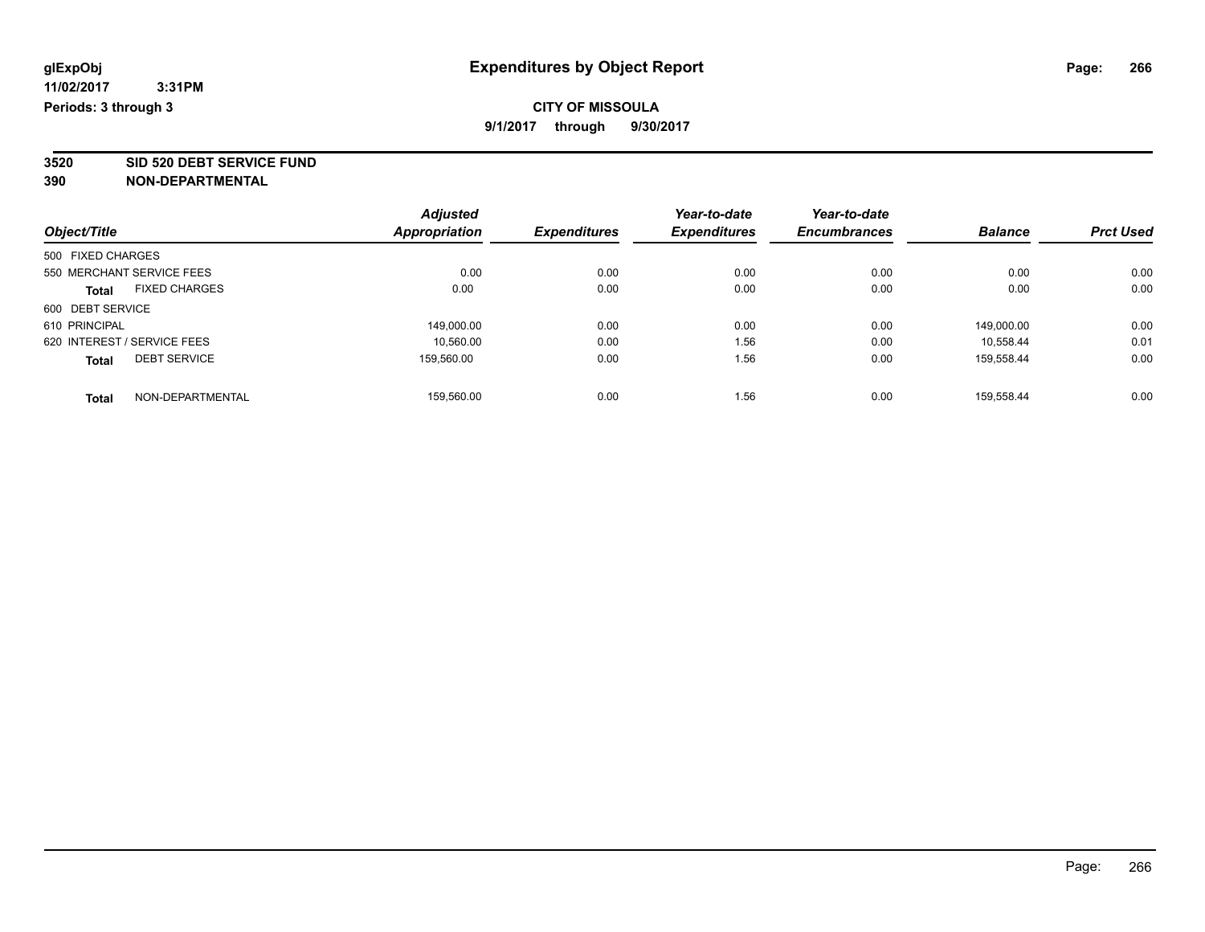glExpObj
11/02/2017 3:31PM
Periods: 3 through 3

# Expenditures by Object Report

**CITY OF MISSOULA**
**9/1/2017 through 9/30/2017**

**3520 SID 520 DEBT SERVICE FUND**
**390 NON-DEPARTMENTAL**

| Object/Title | Adjusted Appropriation | Expenditures | Year-to-date Expenditures | Year-to-date Encumbrances | Balance | Prct Used |
|---|---|---|---|---|---|---|
| 500 FIXED CHARGES | | | | | | |
| 550 MERCHANT SERVICE FEES | 0.00 | 0.00 | 0.00 | 0.00 | 0.00 | 0.00 |
| **Total** FIXED CHARGES | 0.00 | 0.00 | 0.00 | 0.00 | 0.00 | 0.00 |
| 600 DEBT SERVICE | | | | | | |
| 610 PRINCIPAL | 149,000.00 | 0.00 | 0.00 | 0.00 | 149,000.00 | 0.00 |
| 620 INTEREST / SERVICE FEES | 10,560.00 | 0.00 | 1.56 | 0.00 | 10,558.44 | 0.01 |
| **Total** DEBT SERVICE | 159,560.00 | 0.00 | 1.56 | 0.00 | 159,558.44 | 0.00 |
| **Total** NON-DEPARTMENTAL | 159,560.00 | 0.00 | 1.56 | 0.00 | 159,558.44 | 0.00 |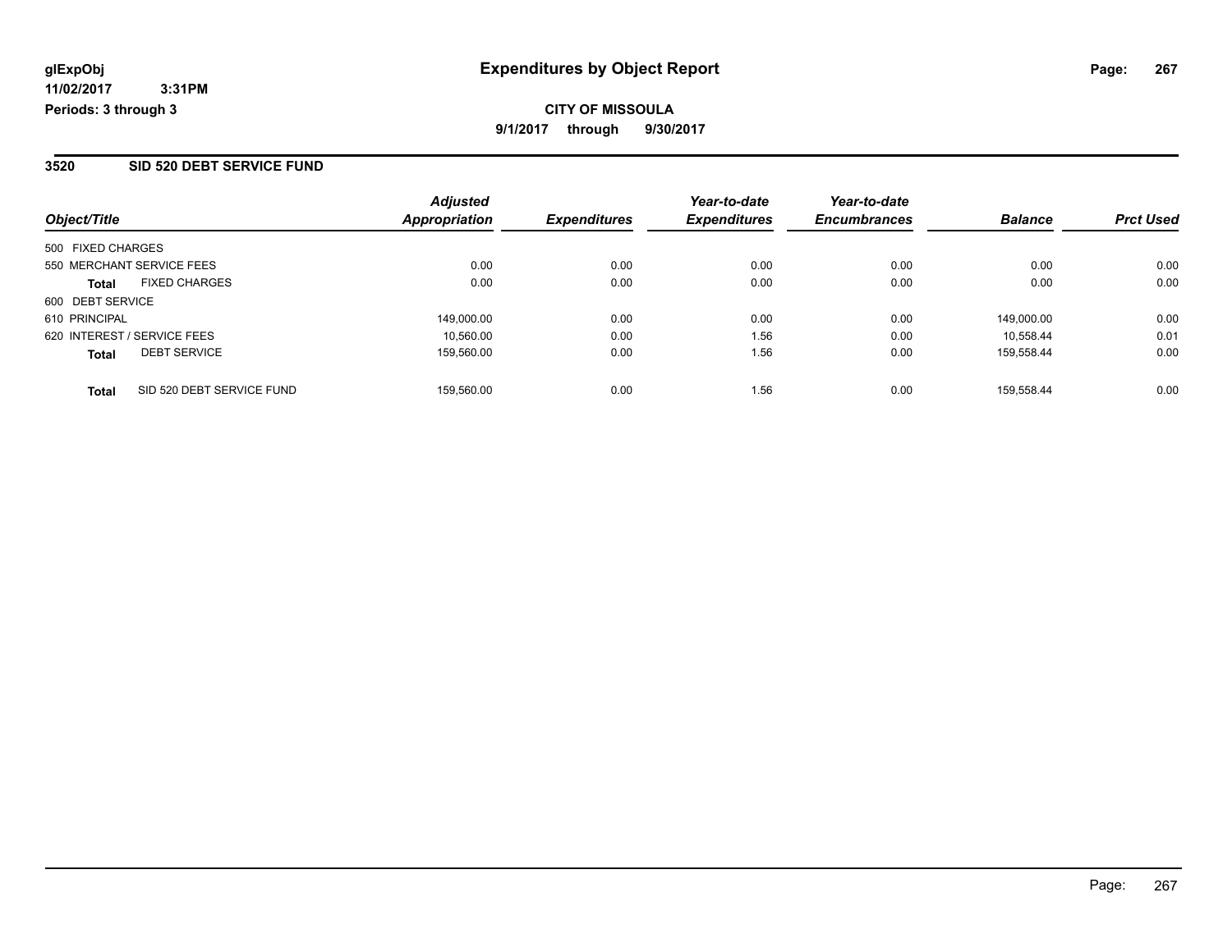# Expenditures by Object Report

glExpObj
11/02/2017 3:31PM
Periods: 3 through 3

**CITY OF MISSOULA**
**9/1/2017 through 9/30/2017**

## 3520 SID 520 DEBT SERVICE FUND

| Object/Title | | Adjusted Appropriation | Expenditures | Year-to-date Expenditures | Year-to-date Encumbrances | Balance | Prct Used |
|---|---|---|---|---|---|---|---|
| 500 FIXED CHARGES | | | | | | | |
| 550 MERCHANT SERVICE FEES | | 0.00 | 0.00 | 0.00 | 0.00 | 0.00 | 0.00 |
| **Total** | FIXED CHARGES | 0.00 | 0.00 | 0.00 | 0.00 | 0.00 | 0.00 |
| 600 DEBT SERVICE | | | | | | | |
| 610 PRINCIPAL | | 149,000.00 | 0.00 | 0.00 | 0.00 | 149,000.00 | 0.00 |
| 620 INTEREST / SERVICE FEES | | 10,560.00 | 0.00 | 1.56 | 0.00 | 10,558.44 | 0.01 |
| **Total** | DEBT SERVICE | 159,560.00 | 0.00 | 1.56 | 0.00 | 159,558.44 | 0.00 |
| **Total** | SID 520 DEBT SERVICE FUND | 159,560.00 | 0.00 | 1.56 | 0.00 | 159,558.44 | 0.00 |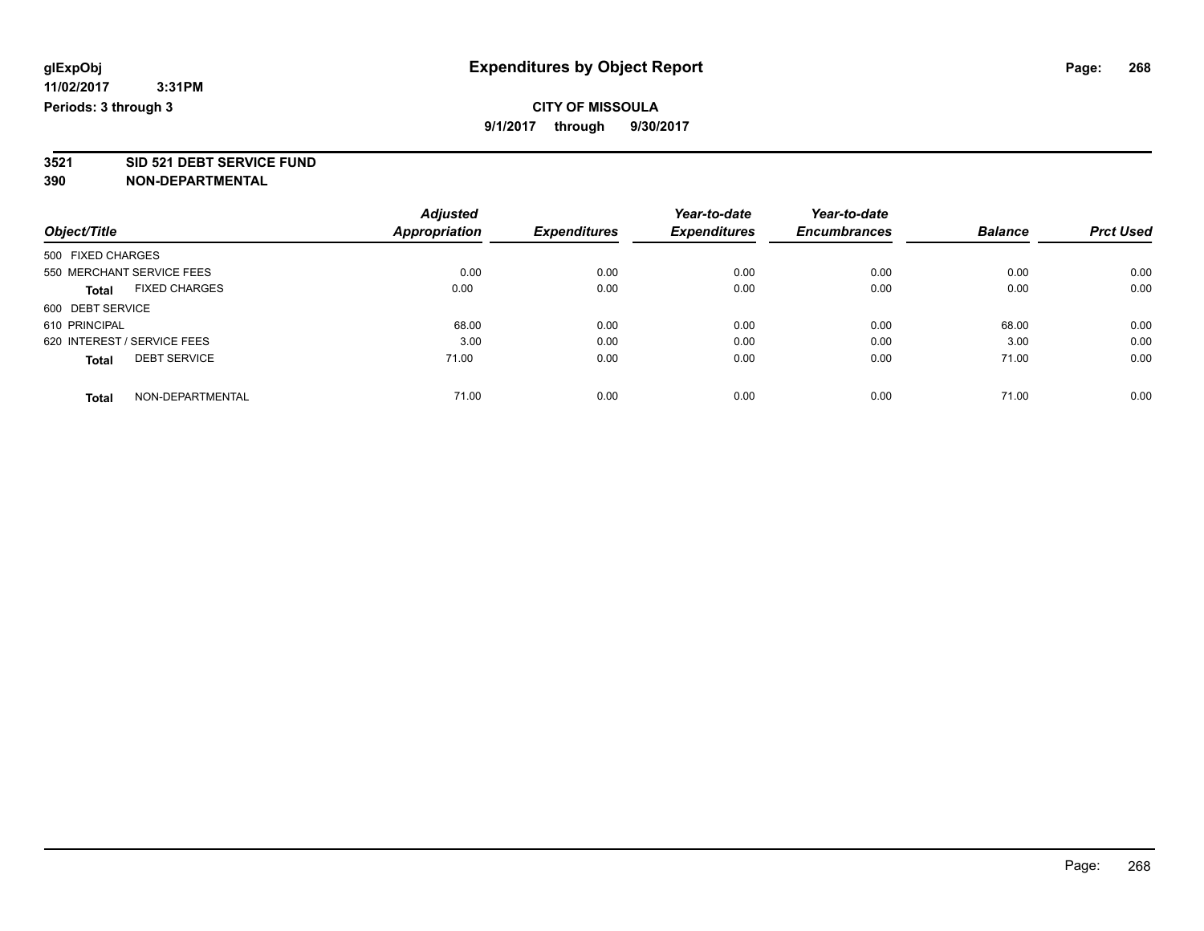glExpObj
11/02/2017 3:31PM
Periods: 3 through 3

# Expenditures by Object Report

**CITY OF MISSOULA**
**9/1/2017 through 9/30/2017**

**3521 SID 521 DEBT SERVICE FUND**
**390 NON-DEPARTMENTAL**

| Object/Title | Adjusted Appropriation | Expenditures | Year-to-date Expenditures | Year-to-date Encumbrances | Balance | Prct Used |
|---|---|---|---|---|---|---|
| 500 FIXED CHARGES | | | | | | |
| 550 MERCHANT SERVICE FEES | 0.00 | 0.00 | 0.00 | 0.00 | 0.00 | 0.00 |
| **Total** FIXED CHARGES | 0.00 | 0.00 | 0.00 | 0.00 | 0.00 | 0.00 |
| 600 DEBT SERVICE | | | | | | |
| 610 PRINCIPAL | 68.00 | 0.00 | 0.00 | 0.00 | 68.00 | 0.00 |
| 620 INTEREST / SERVICE FEES | 3.00 | 0.00 | 0.00 | 0.00 | 3.00 | 0.00 |
| **Total** DEBT SERVICE | 71.00 | 0.00 | 0.00 | 0.00 | 71.00 | 0.00 |
| **Total** NON-DEPARTMENTAL | 71.00 | 0.00 | 0.00 | 0.00 | 71.00 | 0.00 |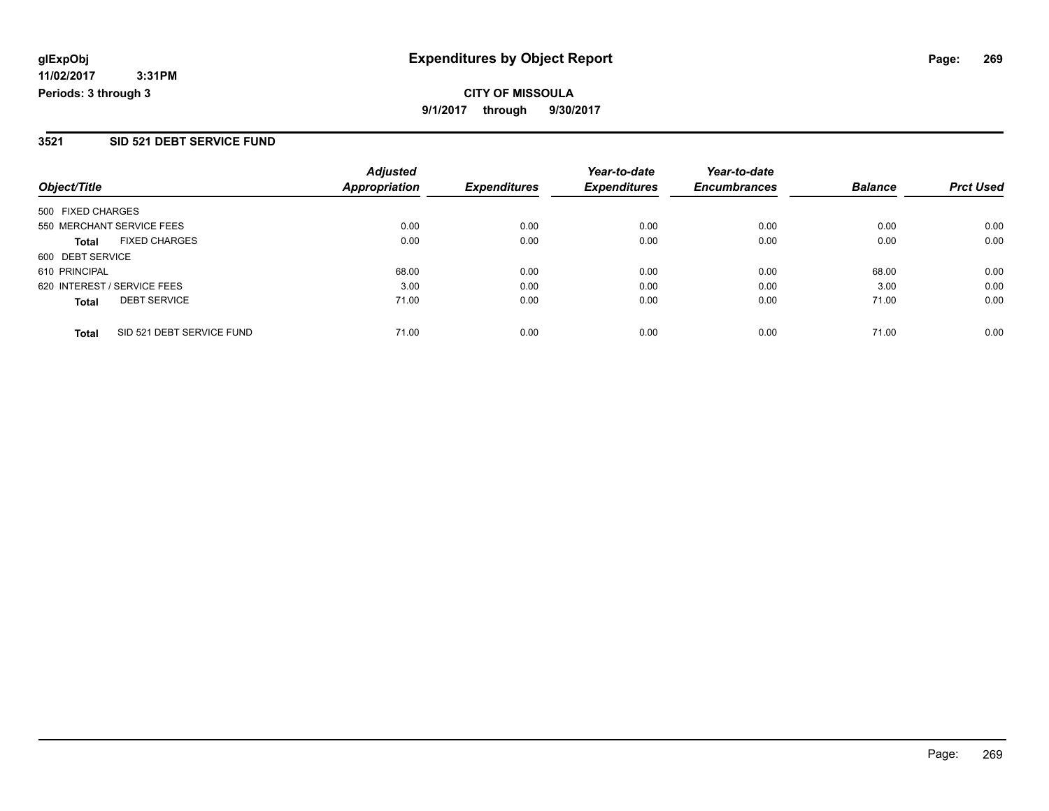# Expenditures by Object Report

glExpObj
11/02/2017 3:31PM
Periods: 3 through 3

**CITY OF MISSOULA**
**9/1/2017 through 9/30/2017**

## 3521 SID 521 DEBT SERVICE FUND

| Object/Title | Adjusted Appropriation | Expenditures | Year-to-date Expenditures | Year-to-date Encumbrances | Balance | Prct Used |
|---|---|---|---|---|---|---|
| 500 FIXED CHARGES | | | | | | |
| 550 MERCHANT SERVICE FEES | 0.00 | 0.00 | 0.00 | 0.00 | 0.00 | 0.00 |
| **Total** FIXED CHARGES | 0.00 | 0.00 | 0.00 | 0.00 | 0.00 | 0.00 |
| 600 DEBT SERVICE | | | | | | |
| 610 PRINCIPAL | 68.00 | 0.00 | 0.00 | 0.00 | 68.00 | 0.00 |
| 620 INTEREST / SERVICE FEES | 3.00 | 0.00 | 0.00 | 0.00 | 3.00 | 0.00 |
| **Total** DEBT SERVICE | 71.00 | 0.00 | 0.00 | 0.00 | 71.00 | 0.00 |
| **Total** SID 521 DEBT SERVICE FUND | 71.00 | 0.00 | 0.00 | 0.00 | 71.00 | 0.00 |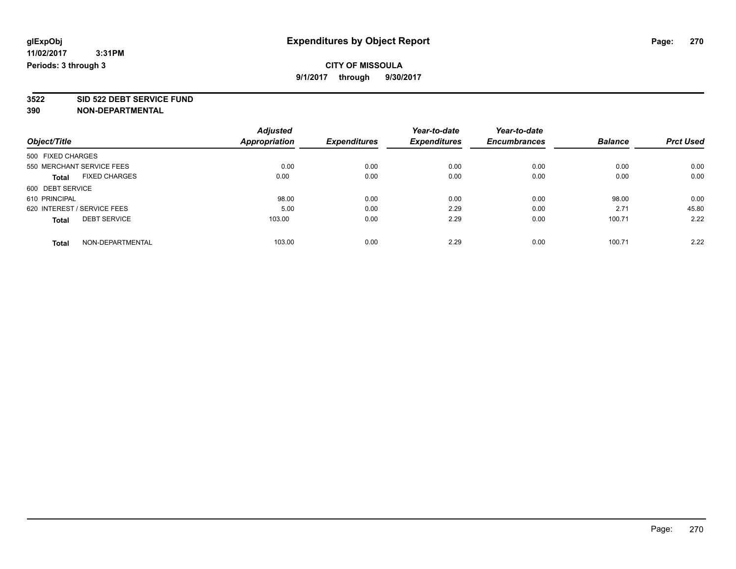glExpObj
11/02/2017 3:31PM
Periods: 3 through 3

# Expenditures by Object Report

**CITY OF MISSOULA**
**9/1/2017 through 9/30/2017**

**3522 SID 522 DEBT SERVICE FUND**
**390 NON-DEPARTMENTAL**

| Object/Title | Adjusted Appropriation | Expenditures | Year-to-date Expenditures | Year-to-date Encumbrances | Balance | Prct Used |
|---|---|---|---|---|---|---|
| 500 FIXED CHARGES | | | | | | |
| 550 MERCHANT SERVICE FEES | 0.00 | 0.00 | 0.00 | 0.00 | 0.00 | 0.00 |
| **Total** FIXED CHARGES | 0.00 | 0.00 | 0.00 | 0.00 | 0.00 | 0.00 |
| 600 DEBT SERVICE | | | | | | |
| 610 PRINCIPAL | 98.00 | 0.00 | 0.00 | 0.00 | 98.00 | 0.00 |
| 620 INTEREST / SERVICE FEES | 5.00 | 0.00 | 2.29 | 0.00 | 2.71 | 45.80 |
| **Total** DEBT SERVICE | 103.00 | 0.00 | 2.29 | 0.00 | 100.71 | 2.22 |
| **Total** NON-DEPARTMENTAL | 103.00 | 0.00 | 2.29 | 0.00 | 100.71 | 2.22 |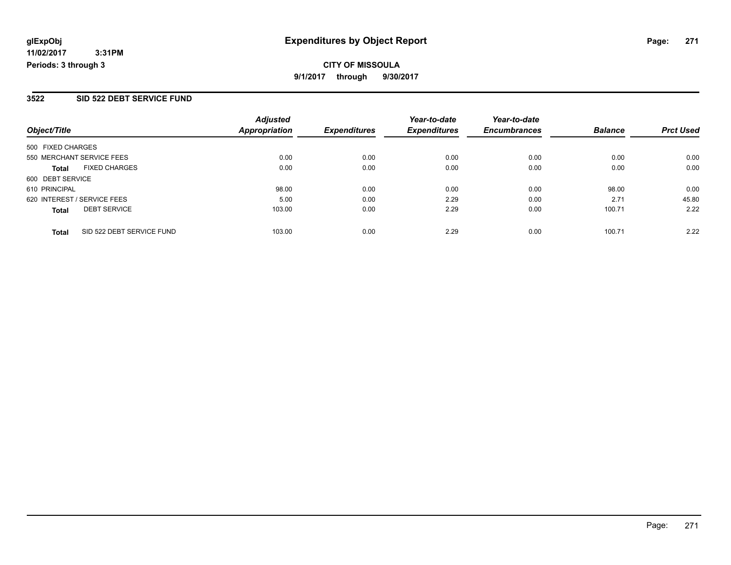# Expenditures by Object Report

glExpObj
11/02/2017 3:31PM
Periods: 3 through 3

**CITY OF MISSOULA**
**9/1/2017 through 9/30/2017**

## 3522 SID 522 DEBT SERVICE FUND

| Object/Title | | Adjusted Appropriation | Expenditures | Year-to-date Expenditures | Year-to-date Encumbrances | Balance | Prct Used |
|---|---|---|---|---|---|---|---|
| 500 FIXED CHARGES | | | | | | | |
| 550 MERCHANT SERVICE FEES | | 0.00 | 0.00 | 0.00 | 0.00 | 0.00 | 0.00 |
| **Total** | FIXED CHARGES | 0.00 | 0.00 | 0.00 | 0.00 | 0.00 | 0.00 |
| 600 DEBT SERVICE | | | | | | | |
| 610 PRINCIPAL | | 98.00 | 0.00 | 0.00 | 0.00 | 98.00 | 0.00 |
| 620 INTEREST / SERVICE FEES | | 5.00 | 0.00 | 2.29 | 0.00 | 2.71 | 45.80 |
| **Total** | DEBT SERVICE | 103.00 | 0.00 | 2.29 | 0.00 | 100.71 | 2.22 |
| **Total** | SID 522 DEBT SERVICE FUND | 103.00 | 0.00 | 2.29 | 0.00 | 100.71 | 2.22 |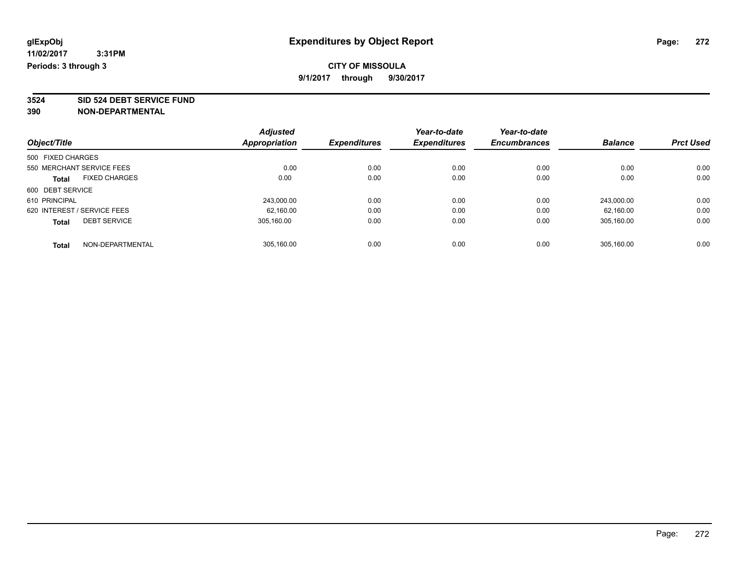# Expenditures by Object Report

glExpObj
11/02/2017 3:31PM
Periods: 3 through 3

**CITY OF MISSOULA**
9/1/2017 through 9/30/2017

**3524 SID 524 DEBT SERVICE FUND**
**390 NON-DEPARTMENTAL**

| Object/Title | Adjusted Appropriation | Expenditures | Year-to-date Expenditures | Year-to-date Encumbrances | Balance | Prct Used |
|---|---|---|---|---|---|---|
| 500 FIXED CHARGES | | | | | | |
| 550 MERCHANT SERVICE FEES | 0.00 | 0.00 | 0.00 | 0.00 | 0.00 | 0.00 |
| **Total** FIXED CHARGES | 0.00 | 0.00 | 0.00 | 0.00 | 0.00 | 0.00 |
| 600 DEBT SERVICE | | | | | | |
| 610 PRINCIPAL | 243,000.00 | 0.00 | 0.00 | 0.00 | 243,000.00 | 0.00 |
| 620 INTEREST / SERVICE FEES | 62,160.00 | 0.00 | 0.00 | 0.00 | 62,160.00 | 0.00 |
| **Total** DEBT SERVICE | 305,160.00 | 0.00 | 0.00 | 0.00 | 305,160.00 | 0.00 |
| **Total** NON-DEPARTMENTAL | 305,160.00 | 0.00 | 0.00 | 0.00 | 305,160.00 | 0.00 |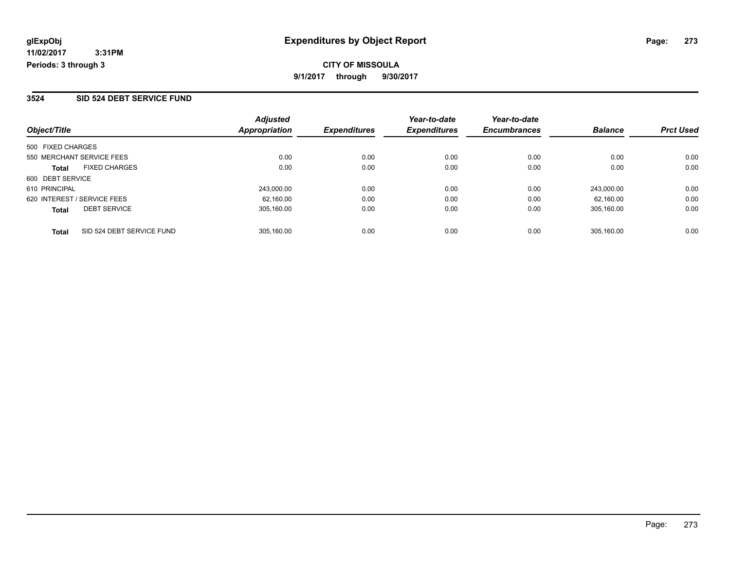**glExpObj** **Expenditures by Object Report**

**11/02/2017 3:31PM**

**Periods: 3 through 3**

**CITY OF MISSOULA**

**9/1/2017 through 9/30/2017**

## 3524 SID 524 DEBT SERVICE FUND

| Object/Title | Adjusted Appropriation | Expenditures | Year-to-date Expenditures | Year-to-date Encumbrances | Balance | Prct Used |
|---|---|---|---|---|---|---|
| 500 FIXED CHARGES | | | | | | |
| 550 MERCHANT SERVICE FEES | 0.00 | 0.00 | 0.00 | 0.00 | 0.00 | 0.00 |
| **Total** FIXED CHARGES | 0.00 | 0.00 | 0.00 | 0.00 | 0.00 | 0.00 |
| 600 DEBT SERVICE | | | | | | |
| 610 PRINCIPAL | 243,000.00 | 0.00 | 0.00 | 0.00 | 243,000.00 | 0.00 |
| 620 INTEREST / SERVICE FEES | 62,160.00 | 0.00 | 0.00 | 0.00 | 62,160.00 | 0.00 |
| **Total** DEBT SERVICE | 305,160.00 | 0.00 | 0.00 | 0.00 | 305,160.00 | 0.00 |
| **Total** SID 524 DEBT SERVICE FUND | 305,160.00 | 0.00 | 0.00 | 0.00 | 305,160.00 | 0.00 |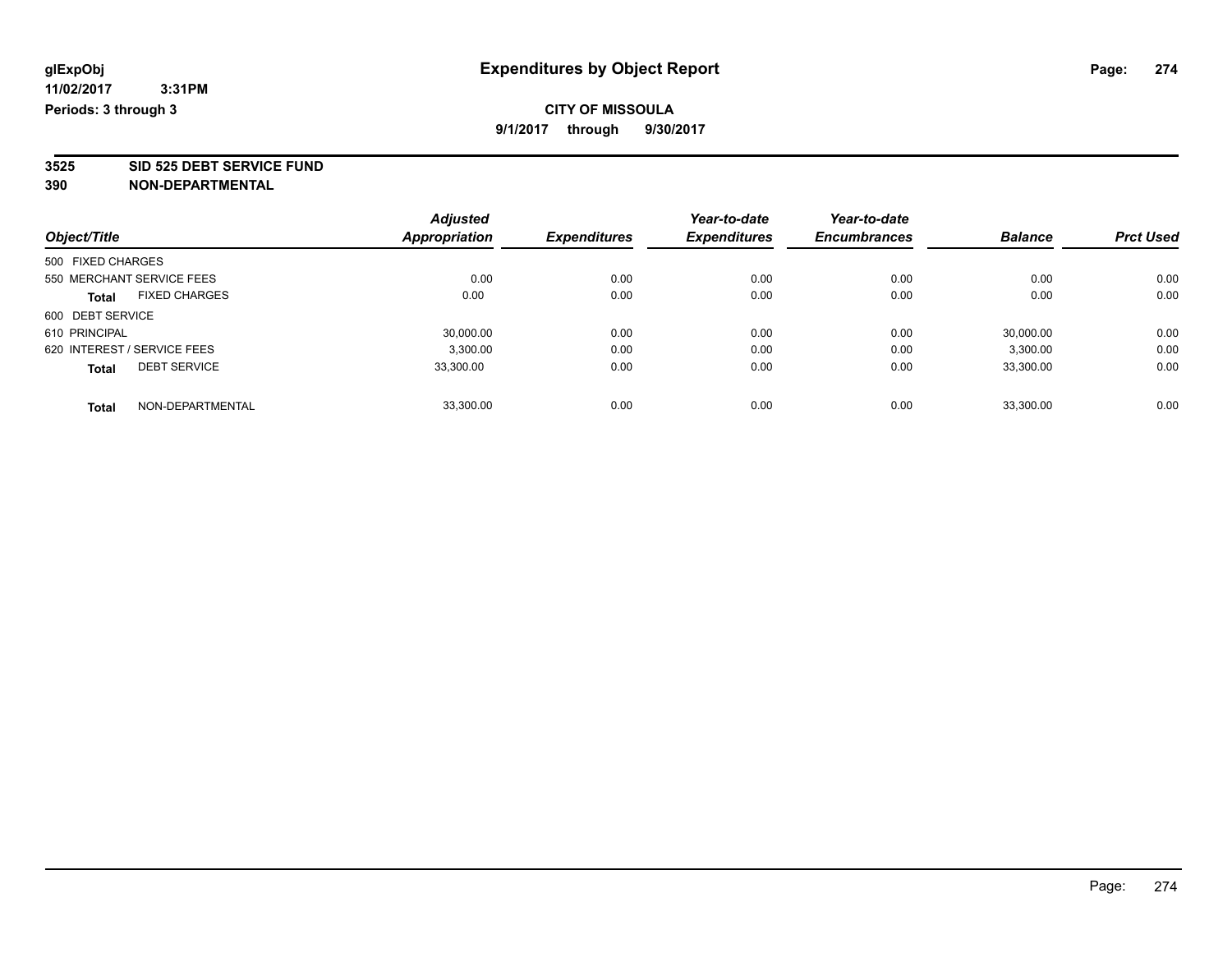**glExpObj**
**11/02/2017 3:31PM**
**Periods: 3 through 3**

# Expenditures by Object Report

**CITY OF MISSOULA**
**9/1/2017 through 9/30/2017**

**3525 SID 525 DEBT SERVICE FUND**
**390 NON-DEPARTMENTAL**

| Object/Title | Adjusted Appropriation | Expenditures | Year-to-date Expenditures | Year-to-date Encumbrances | Balance | Prct Used |
|---|---|---|---|---|---|---|
| 500 FIXED CHARGES | | | | | | |
| 550 MERCHANT SERVICE FEES | 0.00 | 0.00 | 0.00 | 0.00 | 0.00 | 0.00 |
| **Total** FIXED CHARGES | 0.00 | 0.00 | 0.00 | 0.00 | 0.00 | 0.00 |
| 600 DEBT SERVICE | | | | | | |
| 610 PRINCIPAL | 30,000.00 | 0.00 | 0.00 | 0.00 | 30,000.00 | 0.00 |
| 620 INTEREST / SERVICE FEES | 3,300.00 | 0.00 | 0.00 | 0.00 | 3,300.00 | 0.00 |
| **Total** DEBT SERVICE | 33,300.00 | 0.00 | 0.00 | 0.00 | 33,300.00 | 0.00 |
| **Total** NON-DEPARTMENTAL | 33,300.00 | 0.00 | 0.00 | 0.00 | 33,300.00 | 0.00 |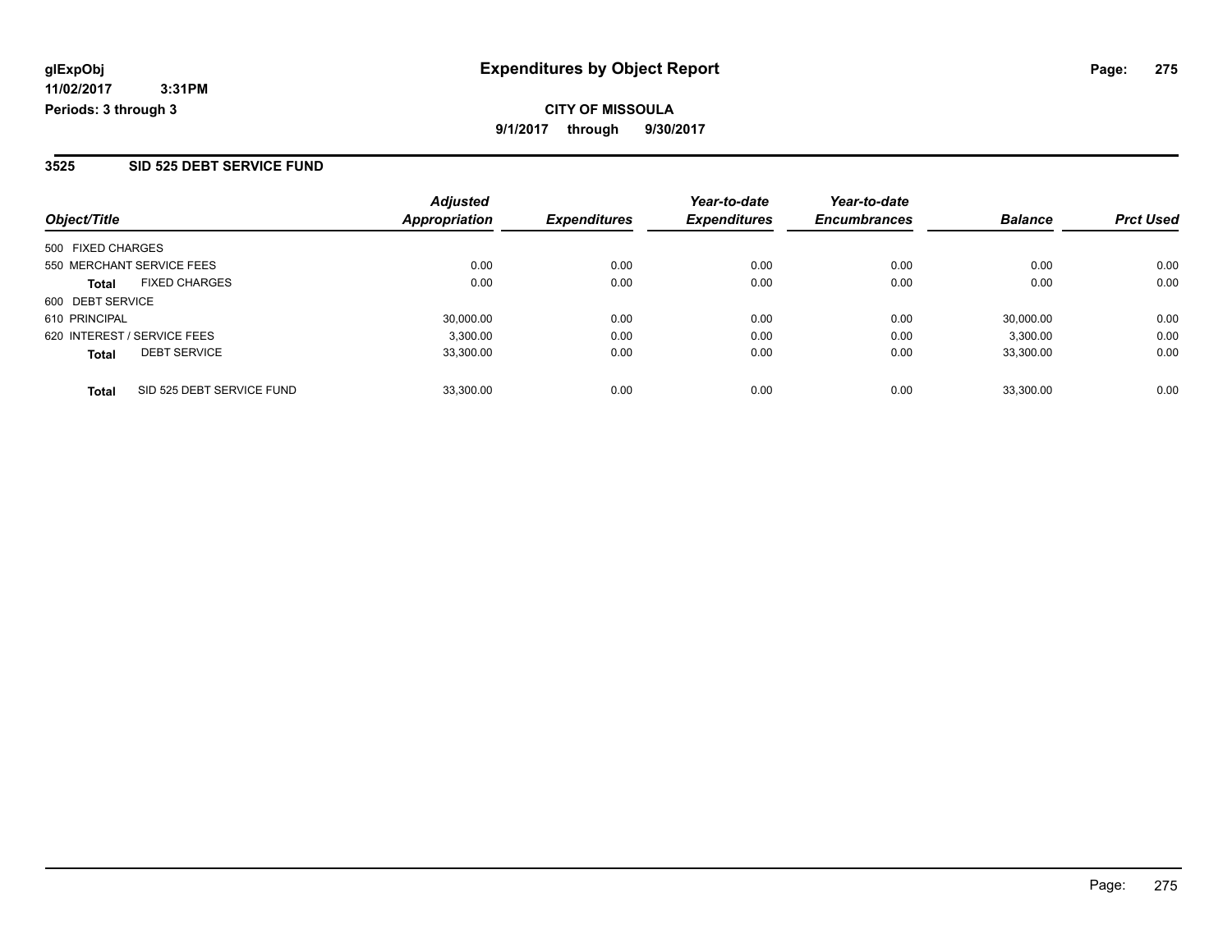**glExpObj** **Expenditures by Object Report**
**11/02/2017 3:31PM**
**Periods: 3 through 3**

**CITY OF MISSOULA**
**9/1/2017 through 9/30/2017**

## 3525 SID 525 DEBT SERVICE FUND

| Object/Title | Adjusted Appropriation | Expenditures | Year-to-date Expenditures | Year-to-date Encumbrances | Balance | Prct Used |
|---|---|---|---|---|---|---|
| 500 FIXED CHARGES | | | | | | |
| 550 MERCHANT SERVICE FEES | 0.00 | 0.00 | 0.00 | 0.00 | 0.00 | 0.00 |
| **Total** FIXED CHARGES | 0.00 | 0.00 | 0.00 | 0.00 | 0.00 | 0.00 |
| 600 DEBT SERVICE | | | | | | |
| 610 PRINCIPAL | 30,000.00 | 0.00 | 0.00 | 0.00 | 30,000.00 | 0.00 |
| 620 INTEREST / SERVICE FEES | 3,300.00 | 0.00 | 0.00 | 0.00 | 3,300.00 | 0.00 |
| **Total** DEBT SERVICE | 33,300.00 | 0.00 | 0.00 | 0.00 | 33,300.00 | 0.00 |
| **Total** SID 525 DEBT SERVICE FUND | 33,300.00 | 0.00 | 0.00 | 0.00 | 33,300.00 | 0.00 |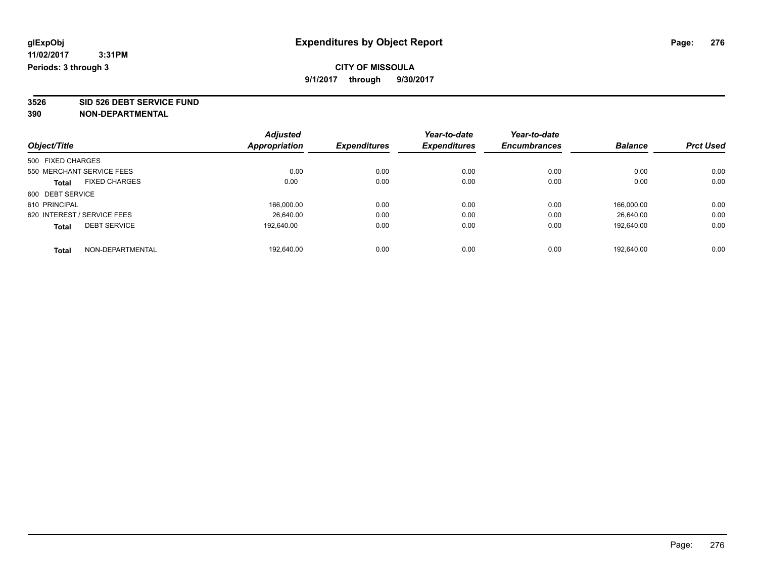glExpObj
11/02/2017 3:31PM
Periods: 3 through 3

# Expenditures by Object Report

**CITY OF MISSOULA**
**9/1/2017 through 9/30/2017**

**3526 SID 526 DEBT SERVICE FUND**
**390 NON-DEPARTMENTAL**

| Object/Title | Adjusted Appropriation | Expenditures | Year-to-date Expenditures | Year-to-date Encumbrances | Balance | Prct Used |
|---|---|---|---|---|---|---|
| 500 FIXED CHARGES | | | | | | |
| 550 MERCHANT SERVICE FEES | 0.00 | 0.00 | 0.00 | 0.00 | 0.00 | 0.00 |
| **Total** FIXED CHARGES | 0.00 | 0.00 | 0.00 | 0.00 | 0.00 | 0.00 |
| 600 DEBT SERVICE | | | | | | |
| 610 PRINCIPAL | 166,000.00 | 0.00 | 0.00 | 0.00 | 166,000.00 | 0.00 |
| 620 INTEREST / SERVICE FEES | 26,640.00 | 0.00 | 0.00 | 0.00 | 26,640.00 | 0.00 |
| **Total** DEBT SERVICE | 192,640.00 | 0.00 | 0.00 | 0.00 | 192,640.00 | 0.00 |
| **Total** NON-DEPARTMENTAL | 192,640.00 | 0.00 | 0.00 | 0.00 | 192,640.00 | 0.00 |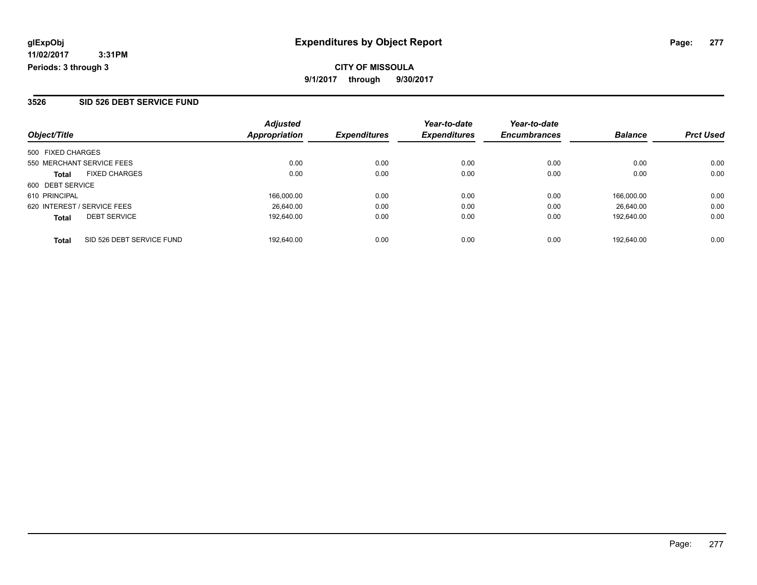**glExpObj**
**11/02/2017 3:31PM**
**Periods: 3 through 3**

# Expenditures by Object Report

**CITY OF MISSOULA**
**9/1/2017 through 9/30/2017**

## 3526 SID 526 DEBT SERVICE FUND

| Object/Title | Adjusted Appropriation | Expenditures | Year-to-date Expenditures | Year-to-date Encumbrances | Balance | Prct Used |
|---|---|---|---|---|---|---|
| 500 FIXED CHARGES | | | | | | |
| 550 MERCHANT SERVICE FEES | 0.00 | 0.00 | 0.00 | 0.00 | 0.00 | 0.00 |
| **Total** FIXED CHARGES | 0.00 | 0.00 | 0.00 | 0.00 | 0.00 | 0.00 |
| 600 DEBT SERVICE | | | | | | |
| 610 PRINCIPAL | 166,000.00 | 0.00 | 0.00 | 0.00 | 166,000.00 | 0.00 |
| 620 INTEREST / SERVICE FEES | 26,640.00 | 0.00 | 0.00 | 0.00 | 26,640.00 | 0.00 |
| **Total** DEBT SERVICE | 192,640.00 | 0.00 | 0.00 | 0.00 | 192,640.00 | 0.00 |
| **Total** SID 526 DEBT SERVICE FUND | 192,640.00 | 0.00 | 0.00 | 0.00 | 192,640.00 | 0.00 |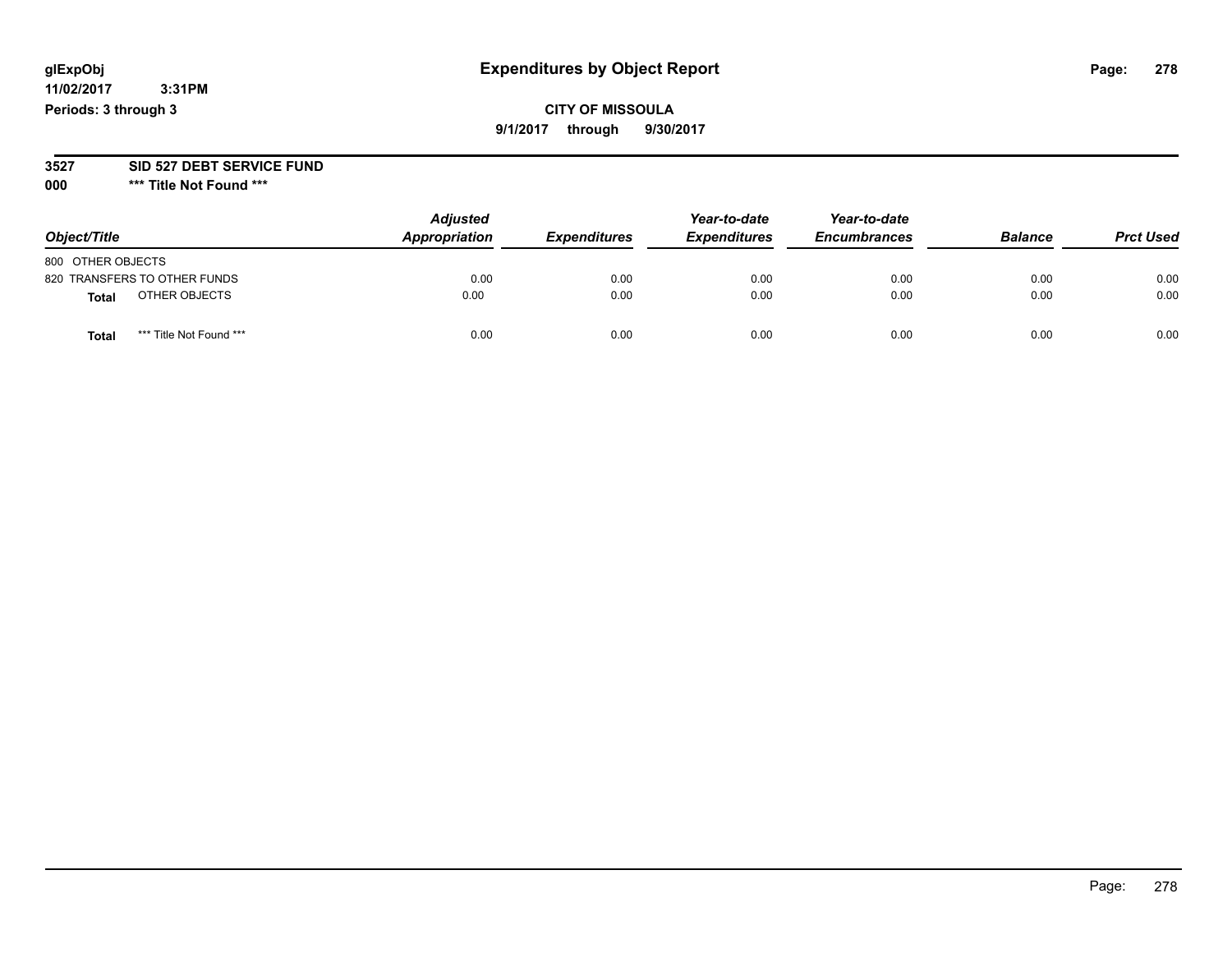glExpObj
11/02/2017 3:31PM
Periods: 3 through 3

# Expenditures by Object Report

**CITY OF MISSOULA**

**9/1/2017 through 9/30/2017**

**3527 SID 527 DEBT SERVICE FUND**

**000 \*\*\* Title Not Found \*\*\***

| Object/Title | Adjusted Appropriation | Expenditures | Year-to-date Expenditures | Year-to-date Encumbrances | Balance | Prct Used |
|---|---|---|---|---|---|---|
| 800 OTHER OBJECTS | | | | | | |
| 820 TRANSFERS TO OTHER FUNDS | 0.00 | 0.00 | 0.00 | 0.00 | 0.00 | 0.00 |
| **Total** OTHER OBJECTS | 0.00 | 0.00 | 0.00 | 0.00 | 0.00 | 0.00 |
| **Total** *** Title Not Found *** | 0.00 | 0.00 | 0.00 | 0.00 | 0.00 | 0.00 |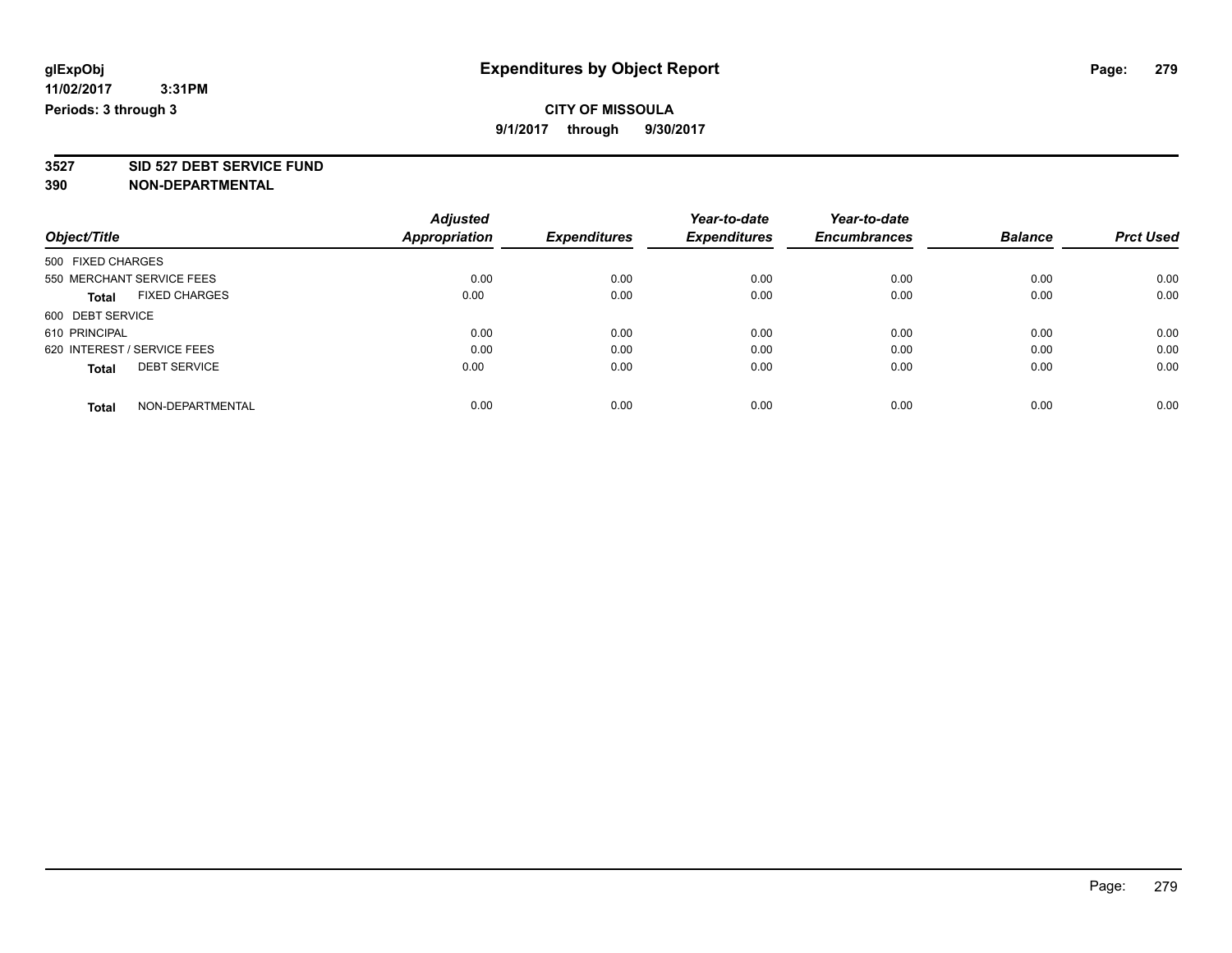**glExpObj** **Expenditures by Object Report**

**11/02/2017 3:31PM**

**Periods: 3 through 3**

**CITY OF MISSOULA**

**9/1/2017 through 9/30/2017**

**3527 SID 527 DEBT SERVICE FUND**

**390 NON-DEPARTMENTAL**

| Object/Title | Adjusted Appropriation | Expenditures | Year-to-date Expenditures | Year-to-date Encumbrances | Balance | Prct Used |
|---|---|---|---|---|---|---|
| 500 FIXED CHARGES | | | | | | |
| 550 MERCHANT SERVICE FEES | 0.00 | 0.00 | 0.00 | 0.00 | 0.00 | 0.00 |
| **Total** FIXED CHARGES | 0.00 | 0.00 | 0.00 | 0.00 | 0.00 | 0.00 |
| 600 DEBT SERVICE | | | | | | |
| 610 PRINCIPAL | 0.00 | 0.00 | 0.00 | 0.00 | 0.00 | 0.00 |
| 620 INTEREST / SERVICE FEES | 0.00 | 0.00 | 0.00 | 0.00 | 0.00 | 0.00 |
| **Total** DEBT SERVICE | 0.00 | 0.00 | 0.00 | 0.00 | 0.00 | 0.00 |
| **Total** NON-DEPARTMENTAL | 0.00 | 0.00 | 0.00 | 0.00 | 0.00 | 0.00 |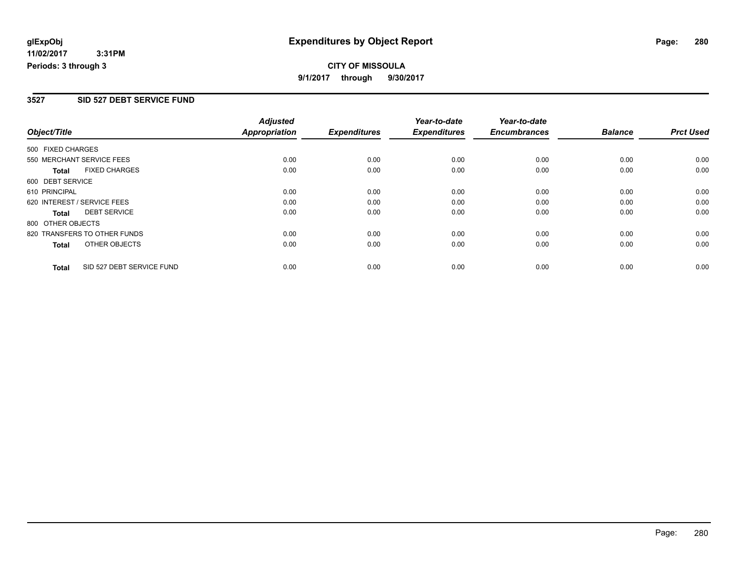# Expenditures by Object Report

glExpObj
11/02/2017 3:31PM
Periods: 3 through 3

**CITY OF MISSOULA**
**9/1/2017 through 9/30/2017**

## 3527 SID 527 DEBT SERVICE FUND

| Object/Title | Adjusted Appropriation | Expenditures | Year-to-date Expenditures | Year-to-date Encumbrances | Balance | Prct Used |
|---|---|---|---|---|---|---|
| 500 FIXED CHARGES | | | | | | |
| 550 MERCHANT SERVICE FEES | 0.00 | 0.00 | 0.00 | 0.00 | 0.00 | 0.00 |
| **Total** FIXED CHARGES | 0.00 | 0.00 | 0.00 | 0.00 | 0.00 | 0.00 |
| 600 DEBT SERVICE | | | | | | |
| 610 PRINCIPAL | 0.00 | 0.00 | 0.00 | 0.00 | 0.00 | 0.00 |
| 620 INTEREST / SERVICE FEES | 0.00 | 0.00 | 0.00 | 0.00 | 0.00 | 0.00 |
| **Total** DEBT SERVICE | 0.00 | 0.00 | 0.00 | 0.00 | 0.00 | 0.00 |
| 800 OTHER OBJECTS | | | | | | |
| 820 TRANSFERS TO OTHER FUNDS | 0.00 | 0.00 | 0.00 | 0.00 | 0.00 | 0.00 |
| **Total** OTHER OBJECTS | 0.00 | 0.00 | 0.00 | 0.00 | 0.00 | 0.00 |
| **Total** SID 527 DEBT SERVICE FUND | 0.00 | 0.00 | 0.00 | 0.00 | 0.00 | 0.00 |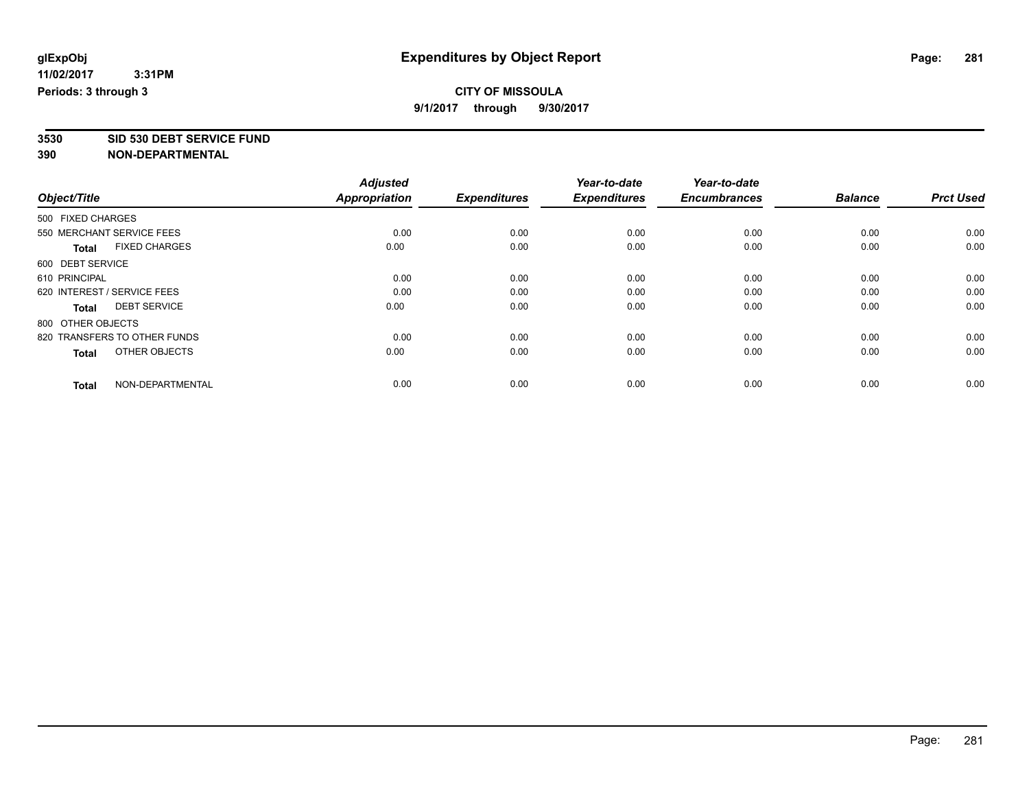**glExpObj** **Expenditures by Object Report**

**11/02/2017 3:31PM**

**Periods: 3 through 3**

**CITY OF MISSOULA**

**9/1/2017 through 9/30/2017**

**3530 SID 530 DEBT SERVICE FUND**

**390 NON-DEPARTMENTAL**

| Object/Title | Adjusted Appropriation | Expenditures | Year-to-date Expenditures | Year-to-date Encumbrances | Balance | Prct Used |
|---|---|---|---|---|---|---|
| 500 FIXED CHARGES | | | | | | |
| 550 MERCHANT SERVICE FEES | 0.00 | 0.00 | 0.00 | 0.00 | 0.00 | 0.00 |
| **Total** FIXED CHARGES | 0.00 | 0.00 | 0.00 | 0.00 | 0.00 | 0.00 |
| 600 DEBT SERVICE | | | | | | |
| 610 PRINCIPAL | 0.00 | 0.00 | 0.00 | 0.00 | 0.00 | 0.00 |
| 620 INTEREST / SERVICE FEES | 0.00 | 0.00 | 0.00 | 0.00 | 0.00 | 0.00 |
| **Total** DEBT SERVICE | 0.00 | 0.00 | 0.00 | 0.00 | 0.00 | 0.00 |
| 800 OTHER OBJECTS | | | | | | |
| 820 TRANSFERS TO OTHER FUNDS | 0.00 | 0.00 | 0.00 | 0.00 | 0.00 | 0.00 |
| **Total** OTHER OBJECTS | 0.00 | 0.00 | 0.00 | 0.00 | 0.00 | 0.00 |
| **Total** NON-DEPARTMENTAL | 0.00 | 0.00 | 0.00 | 0.00 | 0.00 | 0.00 |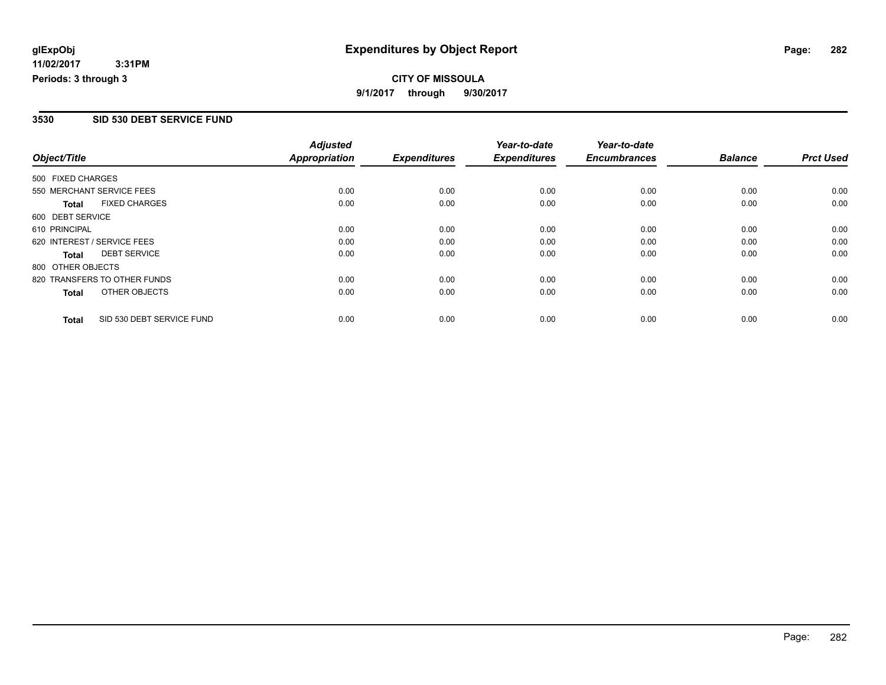**glExpObj**
**11/02/2017 3:31PM**
**Periods: 3 through 3**

# Expenditures by Object Report

**CITY OF MISSOULA**
**9/1/2017 through 9/30/2017**

## 3530 SID 530 DEBT SERVICE FUND

| Object/Title | Adjusted Appropriation | Expenditures | Year-to-date Expenditures | Year-to-date Encumbrances | Balance | Prct Used |
|---|---|---|---|---|---|---|
| 500 FIXED CHARGES | | | | | | |
| 550 MERCHANT SERVICE FEES | 0.00 | 0.00 | 0.00 | 0.00 | 0.00 | 0.00 |
| **Total** FIXED CHARGES | 0.00 | 0.00 | 0.00 | 0.00 | 0.00 | 0.00 |
| 600 DEBT SERVICE | | | | | | |
| 610 PRINCIPAL | 0.00 | 0.00 | 0.00 | 0.00 | 0.00 | 0.00 |
| 620 INTEREST / SERVICE FEES | 0.00 | 0.00 | 0.00 | 0.00 | 0.00 | 0.00 |
| **Total** DEBT SERVICE | 0.00 | 0.00 | 0.00 | 0.00 | 0.00 | 0.00 |
| 800 OTHER OBJECTS | | | | | | |
| 820 TRANSFERS TO OTHER FUNDS | 0.00 | 0.00 | 0.00 | 0.00 | 0.00 | 0.00 |
| **Total** OTHER OBJECTS | 0.00 | 0.00 | 0.00 | 0.00 | 0.00 | 0.00 |
| **Total** SID 530 DEBT SERVICE FUND | 0.00 | 0.00 | 0.00 | 0.00 | 0.00 | 0.00 |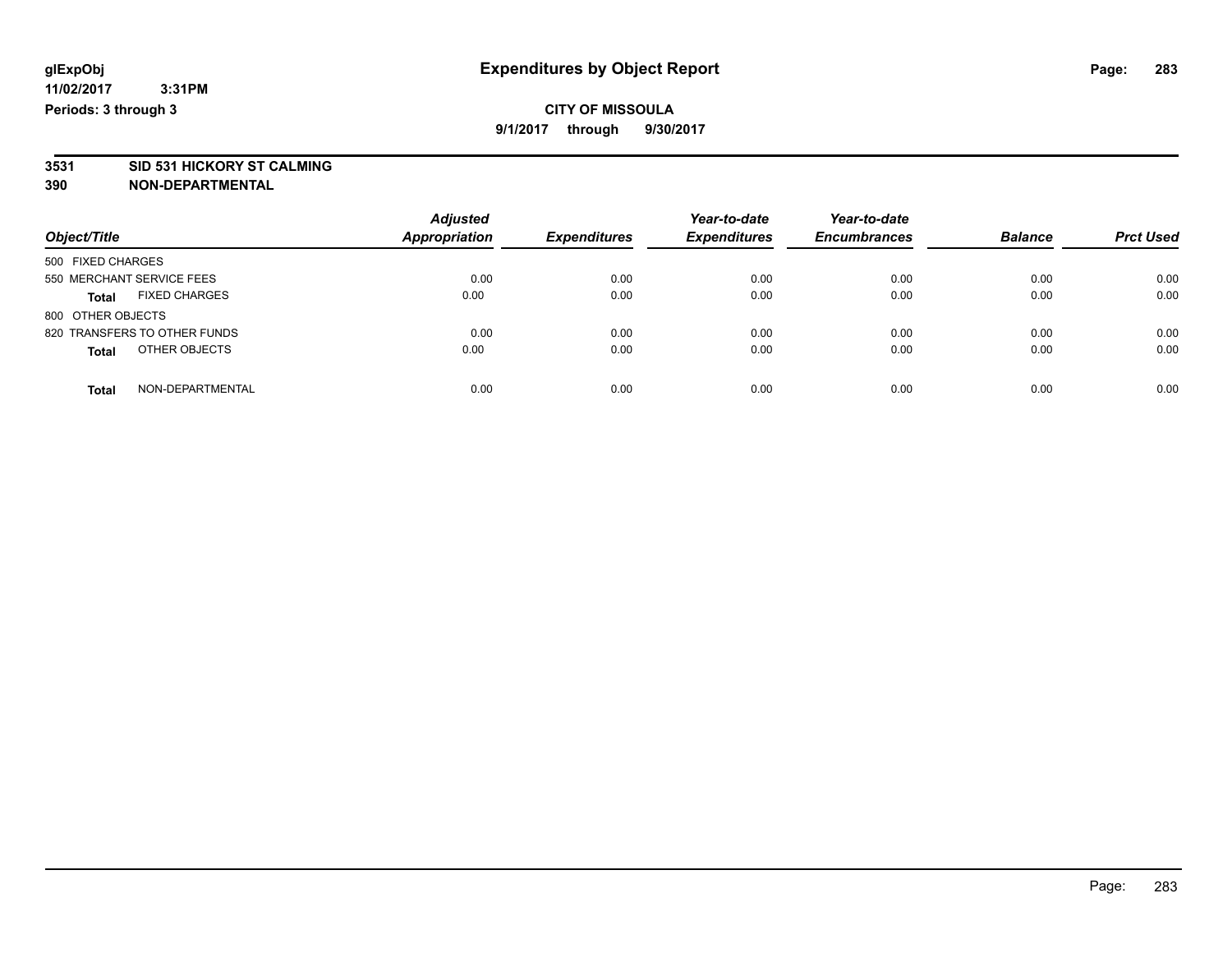**glExpObj** **Expenditures by Object Report**

**11/02/2017 3:31PM**

**Periods: 3 through 3**

**CITY OF MISSOULA**

**9/1/2017 through 9/30/2017**

**3531 SID 531 HICKORY ST CALMING**

**390 NON-DEPARTMENTAL**

| Object/Title | Adjusted Appropriation | Expenditures | Year-to-date Expenditures | Year-to-date Encumbrances | Balance | Prct Used |
|---|---|---|---|---|---|---|
| 500 FIXED CHARGES | | | | | | |
| 550 MERCHANT SERVICE FEES | 0.00 | 0.00 | 0.00 | 0.00 | 0.00 | 0.00 |
| **Total** FIXED CHARGES | 0.00 | 0.00 | 0.00 | 0.00 | 0.00 | 0.00 |
| 800 OTHER OBJECTS | | | | | | |
| 820 TRANSFERS TO OTHER FUNDS | 0.00 | 0.00 | 0.00 | 0.00 | 0.00 | 0.00 |
| **Total** OTHER OBJECTS | 0.00 | 0.00 | 0.00 | 0.00 | 0.00 | 0.00 |
| **Total** NON-DEPARTMENTAL | 0.00 | 0.00 | 0.00 | 0.00 | 0.00 | 0.00 |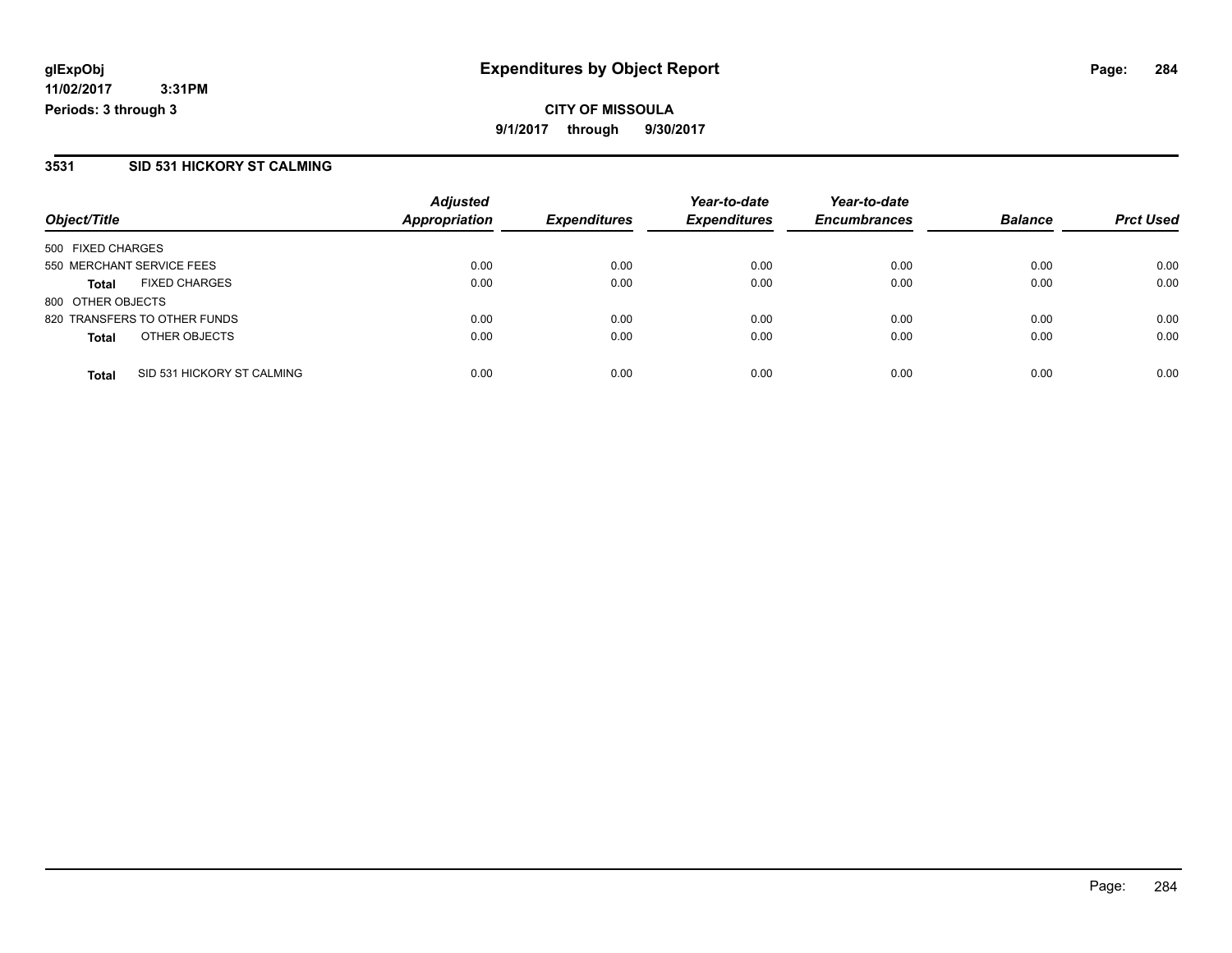**glExpObj**
**11/02/2017 3:31PM**
**Periods: 3 through 3**

# Expenditures by Object Report

**CITY OF MISSOULA**
**9/1/2017 through 9/30/2017**

## 3531 SID 531 HICKORY ST CALMING

| Object/Title | Adjusted Appropriation | Expenditures | Year-to-date Expenditures | Year-to-date Encumbrances | Balance | Prct Used |
|---|---|---|---|---|---|---|
| 500 FIXED CHARGES | | | | | | |
| 550 MERCHANT SERVICE FEES | 0.00 | 0.00 | 0.00 | 0.00 | 0.00 | 0.00 |
| **Total** FIXED CHARGES | 0.00 | 0.00 | 0.00 | 0.00 | 0.00 | 0.00 |
| 800 OTHER OBJECTS | | | | | | |
| 820 TRANSFERS TO OTHER FUNDS | 0.00 | 0.00 | 0.00 | 0.00 | 0.00 | 0.00 |
| **Total** OTHER OBJECTS | 0.00 | 0.00 | 0.00 | 0.00 | 0.00 | 0.00 |
| **Total** SID 531 HICKORY ST CALMING | 0.00 | 0.00 | 0.00 | 0.00 | 0.00 | 0.00 |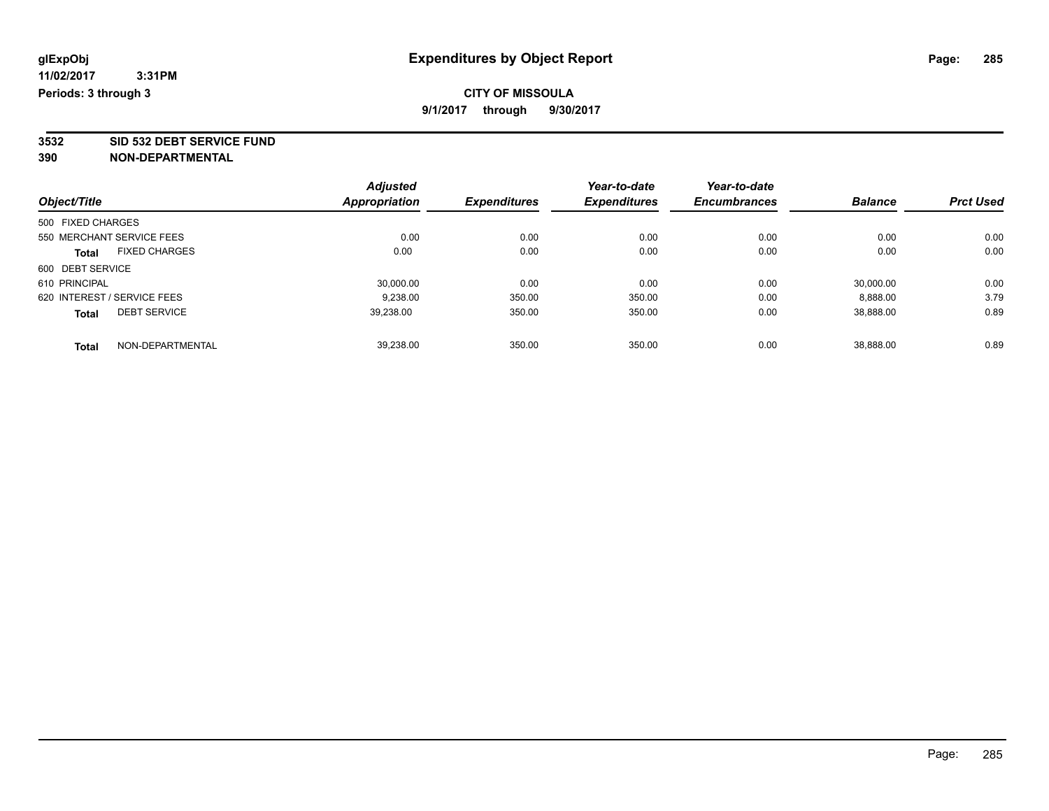**glExpObj**
**11/02/2017 3:31PM**
**Periods: 3 through 3**

# Expenditures by Object Report

**CITY OF MISSOULA**
**9/1/2017 through 9/30/2017**

**3532 SID 532 DEBT SERVICE FUND**
**390 NON-DEPARTMENTAL**

| Object/Title | Adjusted Appropriation | Expenditures | Year-to-date Expenditures | Year-to-date Encumbrances | Balance | Prct Used |
|---|---|---|---|---|---|---|
| 500 FIXED CHARGES | | | | | | |
| 550 MERCHANT SERVICE FEES | 0.00 | 0.00 | 0.00 | 0.00 | 0.00 | 0.00 |
| **Total** FIXED CHARGES | 0.00 | 0.00 | 0.00 | 0.00 | 0.00 | 0.00 |
| 600 DEBT SERVICE | | | | | | |
| 610 PRINCIPAL | 30,000.00 | 0.00 | 0.00 | 0.00 | 30,000.00 | 0.00 |
| 620 INTEREST / SERVICE FEES | 9,238.00 | 350.00 | 350.00 | 0.00 | 8,888.00 | 3.79 |
| **Total** DEBT SERVICE | 39,238.00 | 350.00 | 350.00 | 0.00 | 38,888.00 | 0.89 |
| **Total** NON-DEPARTMENTAL | 39,238.00 | 350.00 | 350.00 | 0.00 | 38,888.00 | 0.89 |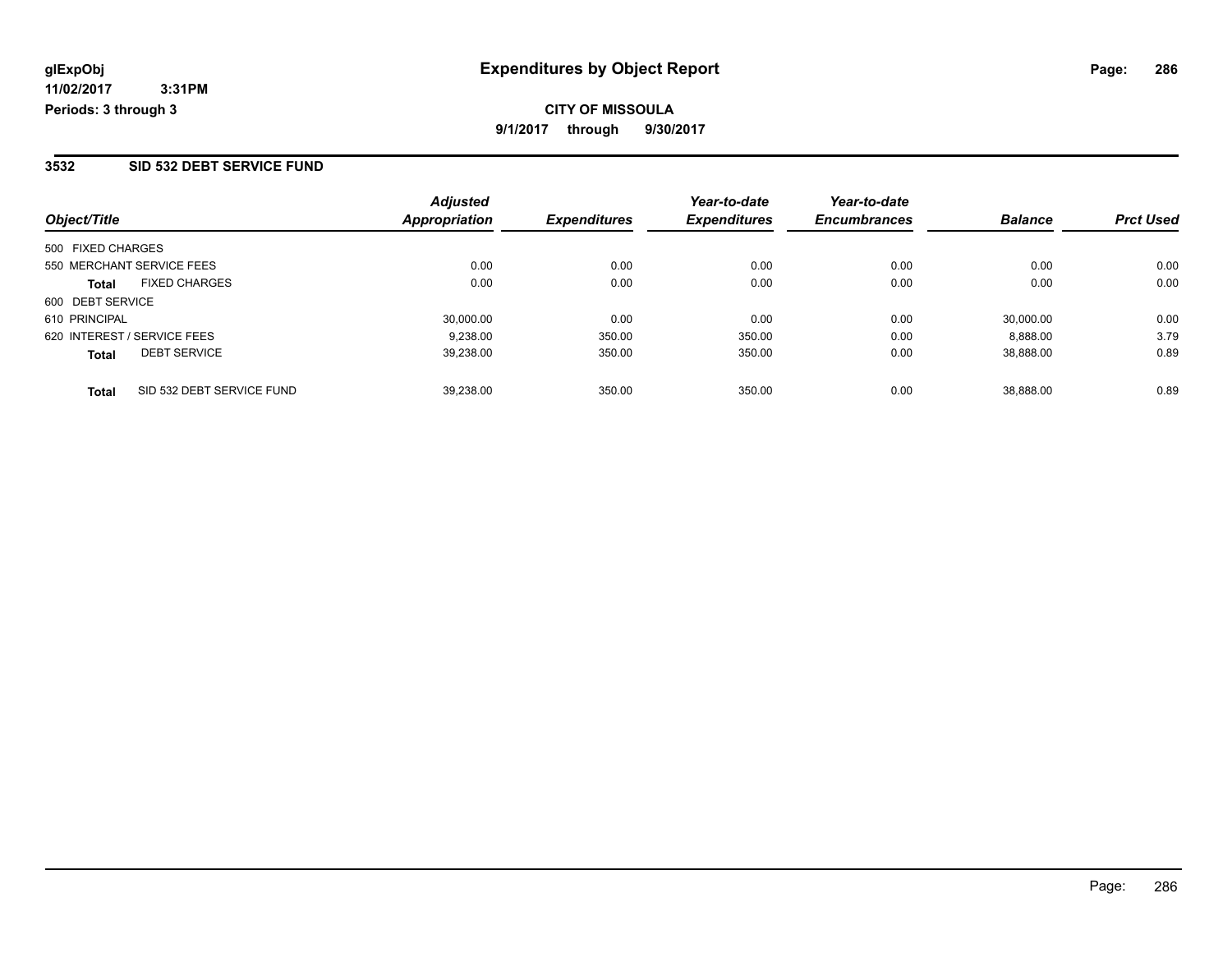**glExpObj** **Expenditures by Object Report**
**11/02/2017 3:31PM**
**Periods: 3 through 3**

**CITY OF MISSOULA**
**9/1/2017 through 9/30/2017**

## 3532 SID 532 DEBT SERVICE FUND

| Object/Title | | Adjusted Appropriation | Expenditures | Year-to-date Expenditures | Year-to-date Encumbrances | Balance | Prct Used |
|---|---|---|---|---|---|---|---|
| 500 FIXED CHARGES | | | | | | | |
| 550 MERCHANT SERVICE FEES | | 0.00 | 0.00 | 0.00 | 0.00 | 0.00 | 0.00 |
| **Total** | FIXED CHARGES | 0.00 | 0.00 | 0.00 | 0.00 | 0.00 | 0.00 |
| 600 DEBT SERVICE | | | | | | | |
| 610 PRINCIPAL | | 30,000.00 | 0.00 | 0.00 | 0.00 | 30,000.00 | 0.00 |
| 620 INTEREST / SERVICE FEES | | 9,238.00 | 350.00 | 350.00 | 0.00 | 8,888.00 | 3.79 |
| **Total** | DEBT SERVICE | 39,238.00 | 350.00 | 350.00 | 0.00 | 38,888.00 | 0.89 |
| **Total** | SID 532 DEBT SERVICE FUND | 39,238.00 | 350.00 | 350.00 | 0.00 | 38,888.00 | 0.89 |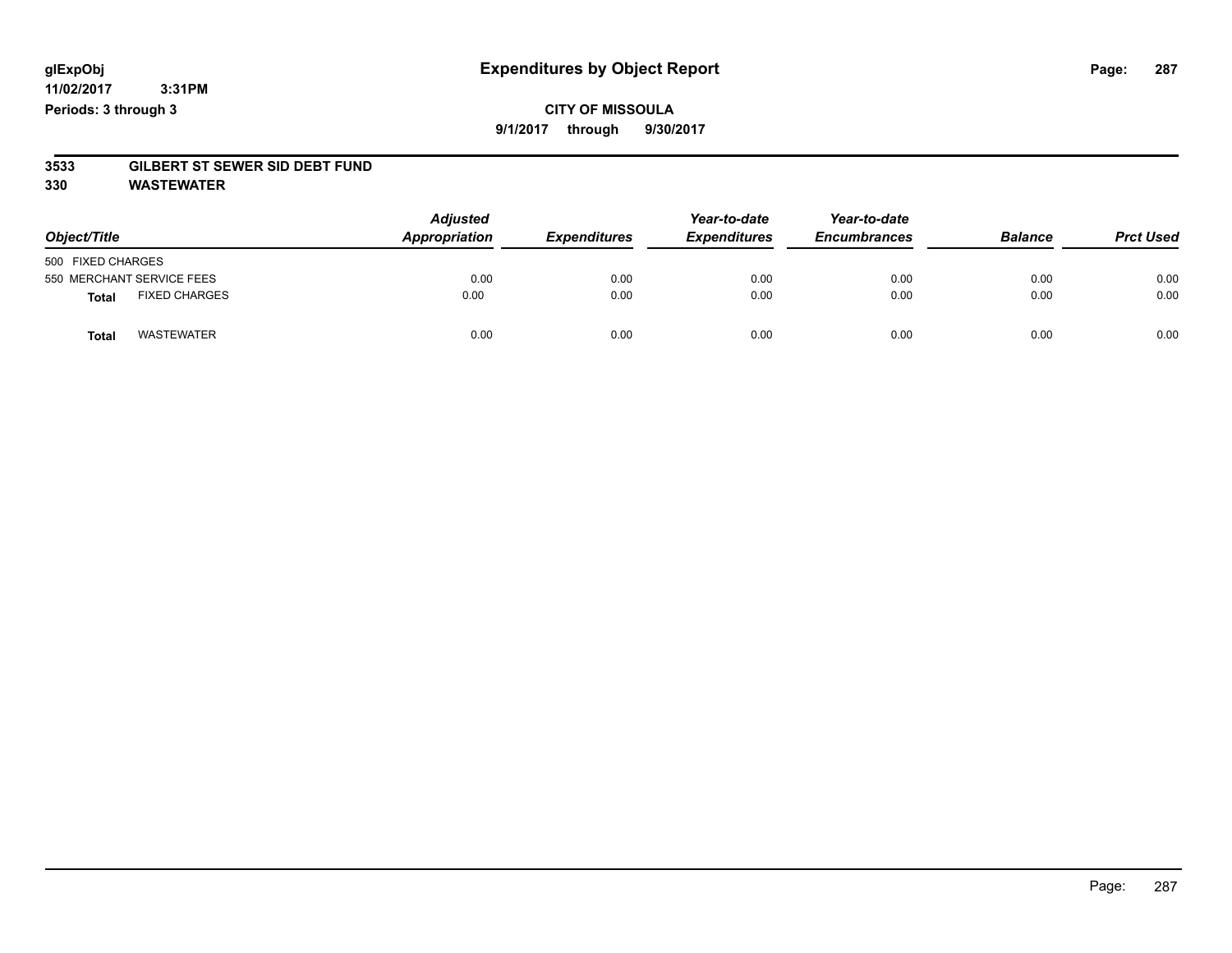# Expenditures by Object Report

glExpObj
11/02/2017 3:31PM
Periods: 3 through 3

**CITY OF MISSOULA**
**9/1/2017 through 9/30/2017**

**3533 GILBERT ST SEWER SID DEBT FUND**
**330 WASTEWATER**

| Object/Title | | Adjusted Appropriation | Expenditures | Year-to-date Expenditures | Year-to-date Encumbrances | Balance | Prct Used |
|---|---|---|---|---|---|---|---|
| 500 FIXED CHARGES | | | | | | | |
| 550 MERCHANT SERVICE FEES | | 0.00 | 0.00 | 0.00 | 0.00 | 0.00 | 0.00 |
| **Total** | FIXED CHARGES | 0.00 | 0.00 | 0.00 | 0.00 | 0.00 | 0.00 |
| **Total** | WASTEWATER | 0.00 | 0.00 | 0.00 | 0.00 | 0.00 | 0.00 |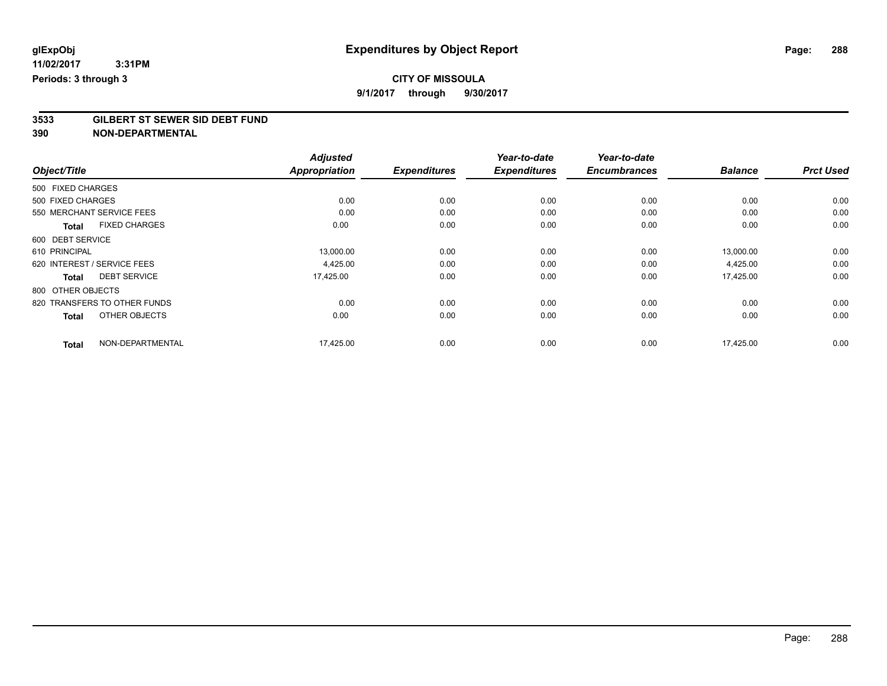glExpObj
11/02/2017 3:31PM
Periods: 3 through 3

# Expenditures by Object Report

**CITY OF MISSOULA**

**9/1/2017 through 9/30/2017**

**3533 GILBERT ST SEWER SID DEBT FUND**

**390 NON-DEPARTMENTAL**

| Object/Title | Adjusted Appropriation | Expenditures | Year-to-date Expenditures | Year-to-date Encumbrances | Balance | Prct Used |
|---|---|---|---|---|---|---|
| 500 FIXED CHARGES | | | | | | |
| 500 FIXED CHARGES | 0.00 | 0.00 | 0.00 | 0.00 | 0.00 | 0.00 |
| 550 MERCHANT SERVICE FEES | 0.00 | 0.00 | 0.00 | 0.00 | 0.00 | 0.00 |
| **Total** FIXED CHARGES | 0.00 | 0.00 | 0.00 | 0.00 | 0.00 | 0.00 |
| 600 DEBT SERVICE | | | | | | |
| 610 PRINCIPAL | 13,000.00 | 0.00 | 0.00 | 0.00 | 13,000.00 | 0.00 |
| 620 INTEREST / SERVICE FEES | 4,425.00 | 0.00 | 0.00 | 0.00 | 4,425.00 | 0.00 |
| **Total** DEBT SERVICE | 17,425.00 | 0.00 | 0.00 | 0.00 | 17,425.00 | 0.00 |
| 800 OTHER OBJECTS | | | | | | |
| 820 TRANSFERS TO OTHER FUNDS | 0.00 | 0.00 | 0.00 | 0.00 | 0.00 | 0.00 |
| **Total** OTHER OBJECTS | 0.00 | 0.00 | 0.00 | 0.00 | 0.00 | 0.00 |
| **Total** NON-DEPARTMENTAL | 17,425.00 | 0.00 | 0.00 | 0.00 | 17,425.00 | 0.00 |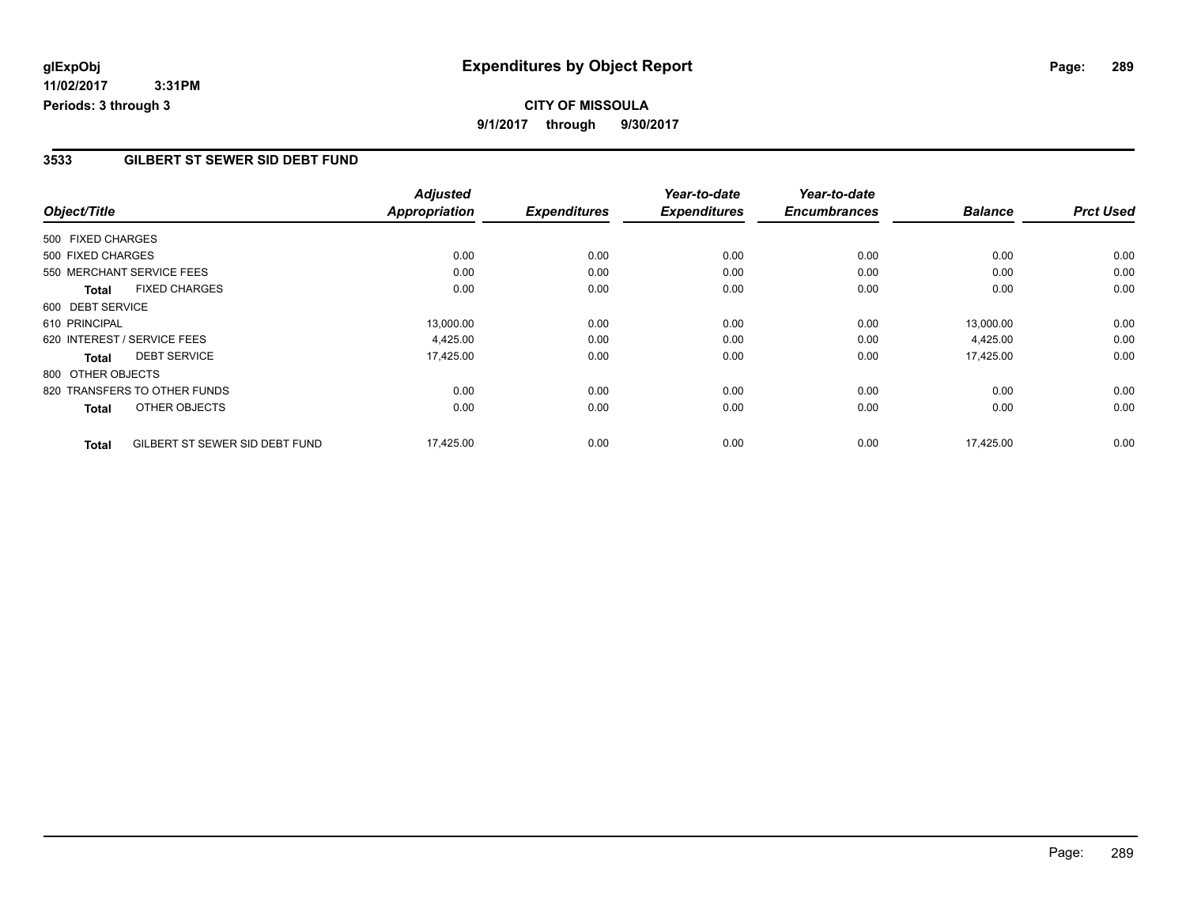glExpObj
11/02/2017 3:31PM
Periods: 3 through 3

# Expenditures by Object Report

**CITY OF MISSOULA**
**9/1/2017 through 9/30/2017**

## 3533 GILBERT ST SEWER SID DEBT FUND

| Object/Title | Adjusted Appropriation | Expenditures | Year-to-date Expenditures | Year-to-date Encumbrances | Balance | Prct Used |
|---|---|---|---|---|---|---|
| 500 FIXED CHARGES | | | | | | |
| 500 FIXED CHARGES | 0.00 | 0.00 | 0.00 | 0.00 | 0.00 | 0.00 |
| 550 MERCHANT SERVICE FEES | 0.00 | 0.00 | 0.00 | 0.00 | 0.00 | 0.00 |
| **Total** FIXED CHARGES | 0.00 | 0.00 | 0.00 | 0.00 | 0.00 | 0.00 |
| 600 DEBT SERVICE | | | | | | |
| 610 PRINCIPAL | 13,000.00 | 0.00 | 0.00 | 0.00 | 13,000.00 | 0.00 |
| 620 INTEREST / SERVICE FEES | 4,425.00 | 0.00 | 0.00 | 0.00 | 4,425.00 | 0.00 |
| **Total** DEBT SERVICE | 17,425.00 | 0.00 | 0.00 | 0.00 | 17,425.00 | 0.00 |
| 800 OTHER OBJECTS | | | | | | |
| 820 TRANSFERS TO OTHER FUNDS | 0.00 | 0.00 | 0.00 | 0.00 | 0.00 | 0.00 |
| **Total** OTHER OBJECTS | 0.00 | 0.00 | 0.00 | 0.00 | 0.00 | 0.00 |
| **Total** GILBERT ST SEWER SID DEBT FUND | 17,425.00 | 0.00 | 0.00 | 0.00 | 17,425.00 | 0.00 |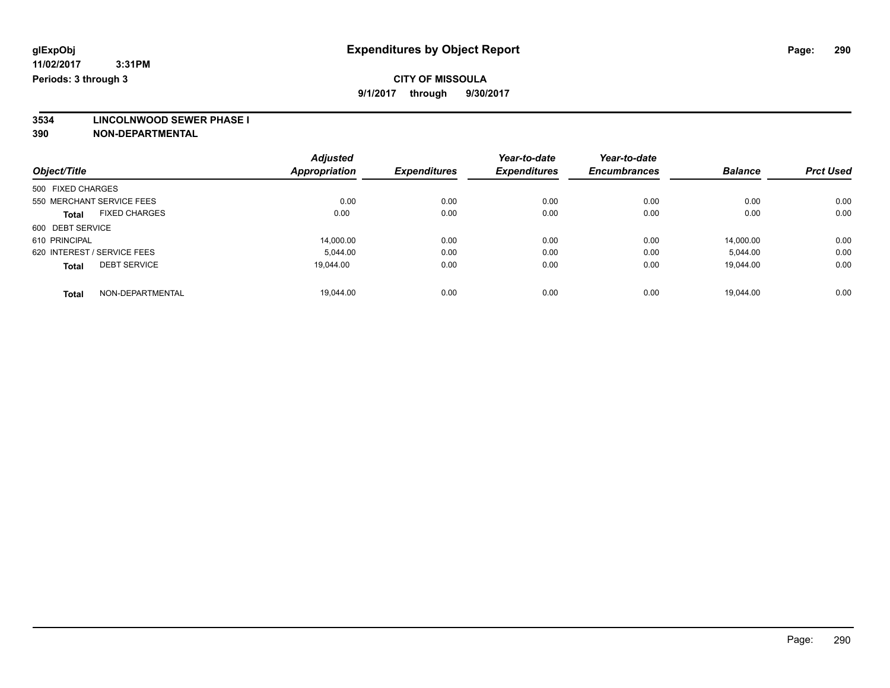glExpObj
11/02/2017 3:31PM
Periods: 3 through 3

# Expenditures by Object Report

**CITY OF MISSOULA**

**9/1/2017 through 9/30/2017**

**3534 LINCOLNWOOD SEWER PHASE I**

**390 NON-DEPARTMENTAL**

| Object/Title | Adjusted Appropriation | Expenditures | Year-to-date Expenditures | Year-to-date Encumbrances | Balance | Prct Used |
|---|---|---|---|---|---|---|
| 500 FIXED CHARGES | | | | | | |
| 550 MERCHANT SERVICE FEES | 0.00 | 0.00 | 0.00 | 0.00 | 0.00 | 0.00 |
| **Total** FIXED CHARGES | 0.00 | 0.00 | 0.00 | 0.00 | 0.00 | 0.00 |
| 600 DEBT SERVICE | | | | | | |
| 610 PRINCIPAL | 14,000.00 | 0.00 | 0.00 | 0.00 | 14,000.00 | 0.00 |
| 620 INTEREST / SERVICE FEES | 5,044.00 | 0.00 | 0.00 | 0.00 | 5,044.00 | 0.00 |
| **Total** DEBT SERVICE | 19,044.00 | 0.00 | 0.00 | 0.00 | 19,044.00 | 0.00 |
| **Total** NON-DEPARTMENTAL | 19,044.00 | 0.00 | 0.00 | 0.00 | 19,044.00 | 0.00 |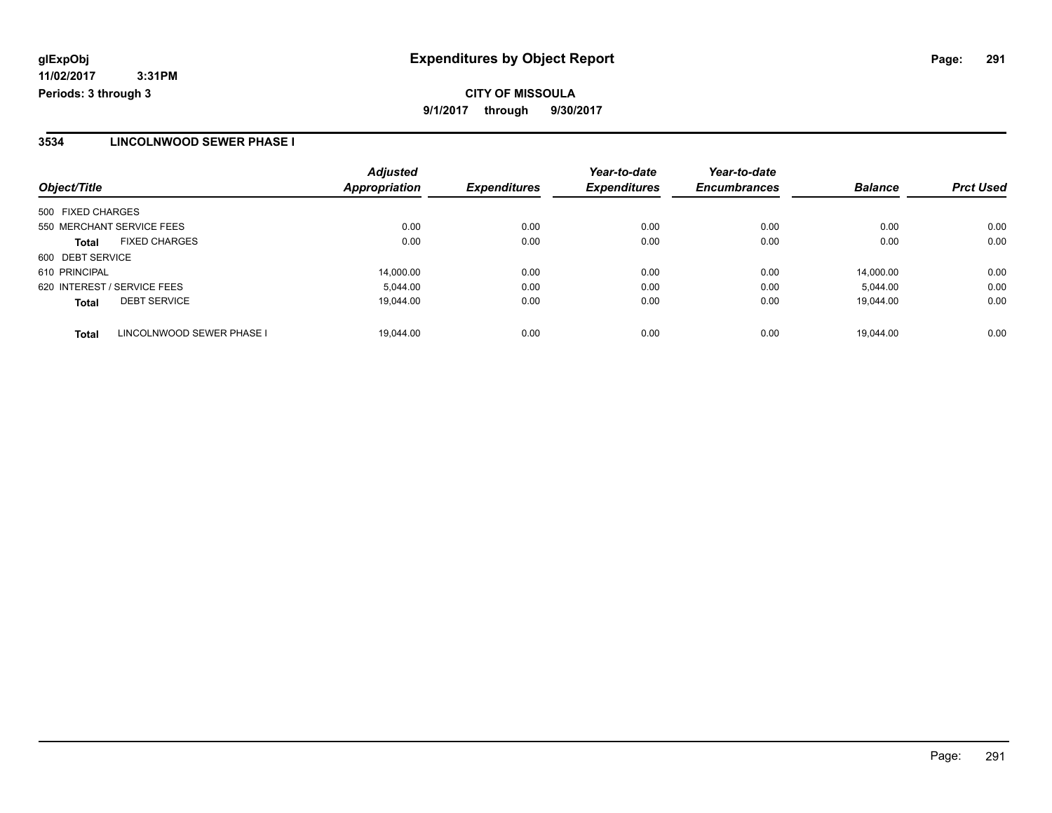glExpObj
11/02/2017 3:31PM
Periods: 3 through 3

# Expenditures by Object Report

**CITY OF MISSOULA**
**9/1/2017 through 9/30/2017**

## 3534 LINCOLNWOOD SEWER PHASE I

| Object/Title | Adjusted Appropriation | Expenditures | Year-to-date Expenditures | Year-to-date Encumbrances | Balance | Prct Used |
|---|---|---|---|---|---|---|
| 500 FIXED CHARGES | | | | | | |
| 550 MERCHANT SERVICE FEES | 0.00 | 0.00 | 0.00 | 0.00 | 0.00 | 0.00 |
| **Total** FIXED CHARGES | 0.00 | 0.00 | 0.00 | 0.00 | 0.00 | 0.00 |
| 600 DEBT SERVICE | | | | | | |
| 610 PRINCIPAL | 14,000.00 | 0.00 | 0.00 | 0.00 | 14,000.00 | 0.00 |
| 620 INTEREST / SERVICE FEES | 5,044.00 | 0.00 | 0.00 | 0.00 | 5,044.00 | 0.00 |
| **Total** DEBT SERVICE | 19,044.00 | 0.00 | 0.00 | 0.00 | 19,044.00 | 0.00 |
| **Total** LINCOLNWOOD SEWER PHASE I | 19,044.00 | 0.00 | 0.00 | 0.00 | 19,044.00 | 0.00 |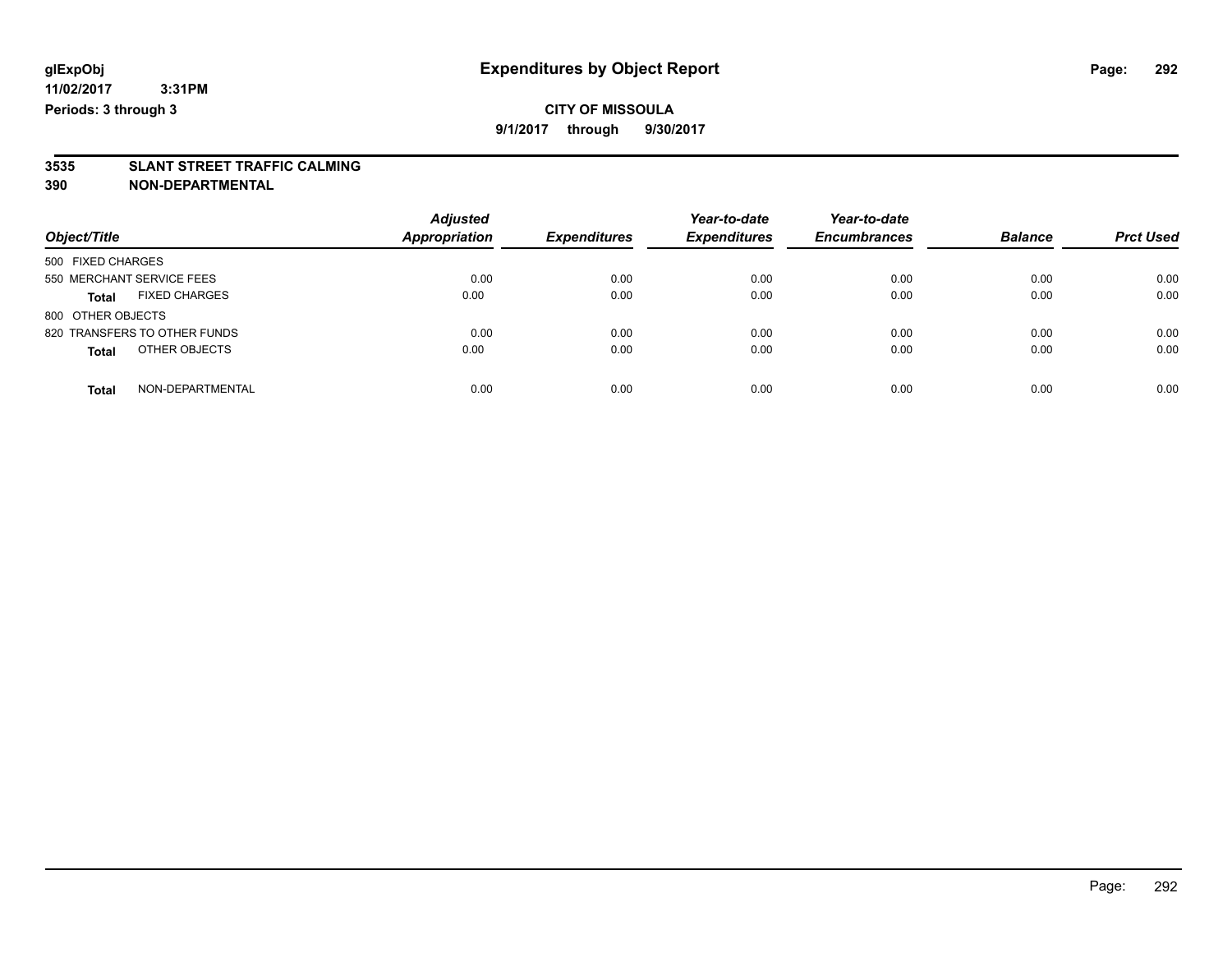glExpObj
11/02/2017 3:31PM
Periods: 3 through 3

# Expenditures by Object Report

**CITY OF MISSOULA**
**9/1/2017 through 9/30/2017**

**3535 SLANT STREET TRAFFIC CALMING**
**390 NON-DEPARTMENTAL**

| Object/Title | Adjusted Appropriation | Expenditures | Year-to-date Expenditures | Year-to-date Encumbrances | Balance | Prct Used |
|---|---|---|---|---|---|---|
| 500 FIXED CHARGES | | | | | | |
| 550 MERCHANT SERVICE FEES | 0.00 | 0.00 | 0.00 | 0.00 | 0.00 | 0.00 |
| **Total** FIXED CHARGES | 0.00 | 0.00 | 0.00 | 0.00 | 0.00 | 0.00 |
| 800 OTHER OBJECTS | | | | | | |
| 820 TRANSFERS TO OTHER FUNDS | 0.00 | 0.00 | 0.00 | 0.00 | 0.00 | 0.00 |
| **Total** OTHER OBJECTS | 0.00 | 0.00 | 0.00 | 0.00 | 0.00 | 0.00 |
| **Total** NON-DEPARTMENTAL | 0.00 | 0.00 | 0.00 | 0.00 | 0.00 | 0.00 |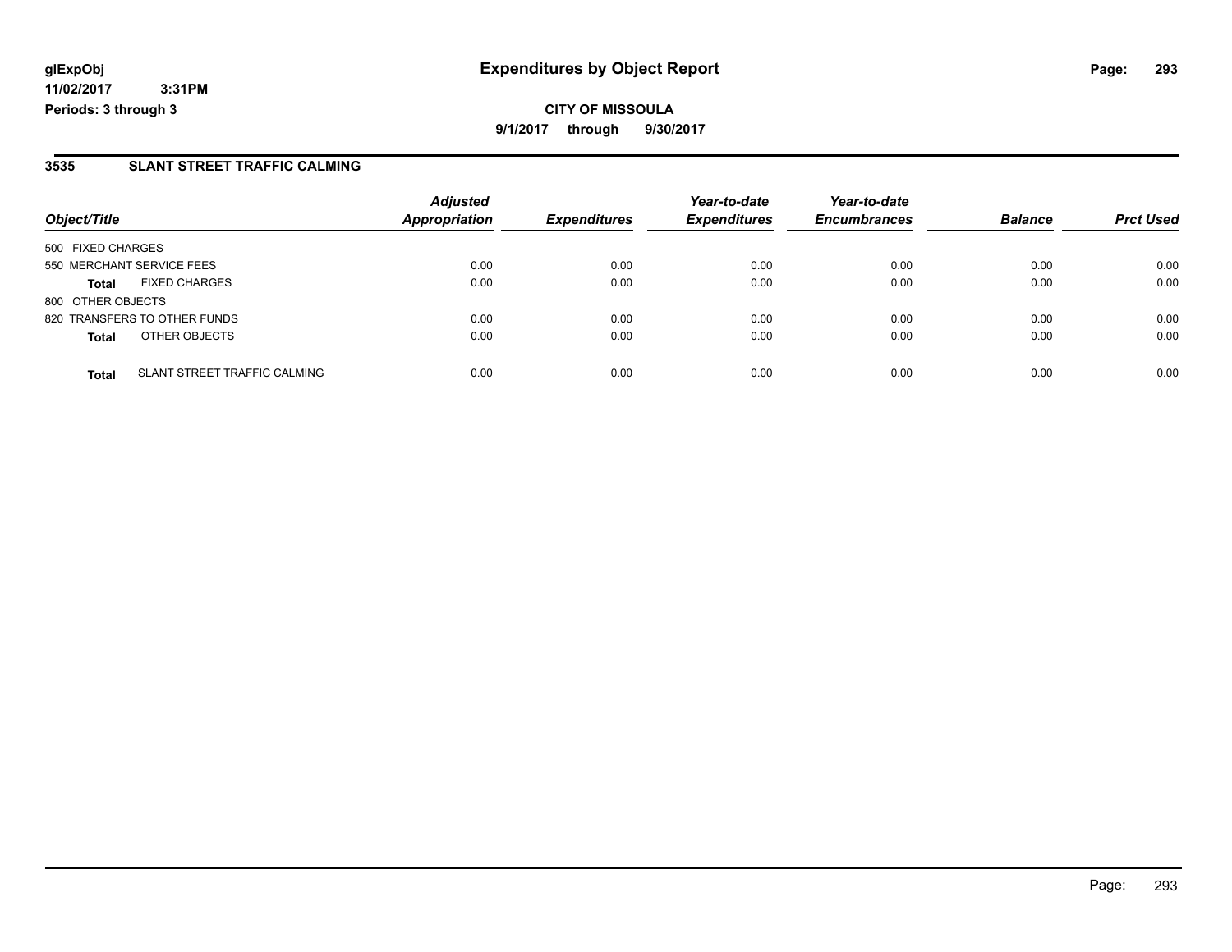glExpObj
11/02/2017 3:31PM
Periods: 3 through 3

# Expenditures by Object Report

**CITY OF MISSOULA**

**9/1/2017 through 9/30/2017**

## 3535 SLANT STREET TRAFFIC CALMING

| Object/Title | | Adjusted Appropriation | Expenditures | Year-to-date Expenditures | Year-to-date Encumbrances | Balance | Prct Used |
|---|---|---|---|---|---|---|---|
| 500 FIXED CHARGES | | | | | | | |
| 550 MERCHANT SERVICE FEES | | 0.00 | 0.00 | 0.00 | 0.00 | 0.00 | 0.00 |
| **Total** | FIXED CHARGES | 0.00 | 0.00 | 0.00 | 0.00 | 0.00 | 0.00 |
| 800 OTHER OBJECTS | | | | | | | |
| 820 TRANSFERS TO OTHER FUNDS | | 0.00 | 0.00 | 0.00 | 0.00 | 0.00 | 0.00 |
| **Total** | OTHER OBJECTS | 0.00 | 0.00 | 0.00 | 0.00 | 0.00 | 0.00 |
| **Total** | SLANT STREET TRAFFIC CALMING | 0.00 | 0.00 | 0.00 | 0.00 | 0.00 | 0.00 |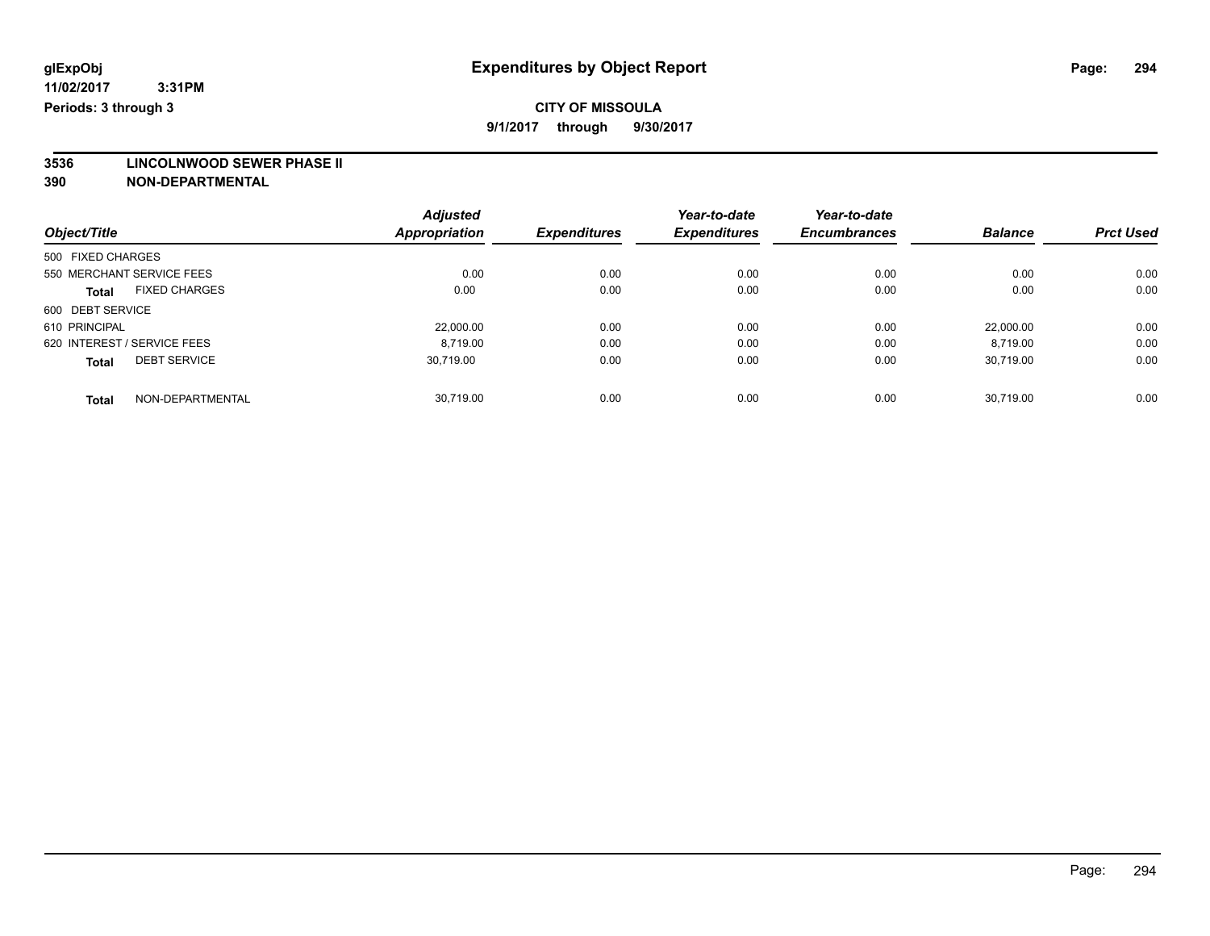glExpObj
11/02/2017 3:31PM
Periods: 3 through 3

# Expenditures by Object Report

**CITY OF MISSOULA**
**9/1/2017 through 9/30/2017**

**3536 LINCOLNWOOD SEWER PHASE II**
**390 NON-DEPARTMENTAL**

| Object/Title | | Adjusted Appropriation | Expenditures | Year-to-date Expenditures | Year-to-date Encumbrances | Balance | Prct Used |
|---|---|---|---|---|---|---|---|
| 500 FIXED CHARGES | | | | | | | |
| 550 MERCHANT SERVICE FEES | | 0.00 | 0.00 | 0.00 | 0.00 | 0.00 | 0.00 |
| Total | FIXED CHARGES | 0.00 | 0.00 | 0.00 | 0.00 | 0.00 | 0.00 |
| 600 DEBT SERVICE | | | | | | | |
| 610 PRINCIPAL | | 22,000.00 | 0.00 | 0.00 | 0.00 | 22,000.00 | 0.00 |
| 620 INTEREST / SERVICE FEES | | 8,719.00 | 0.00 | 0.00 | 0.00 | 8,719.00 | 0.00 |
| Total | DEBT SERVICE | 30,719.00 | 0.00 | 0.00 | 0.00 | 30,719.00 | 0.00 |
| Total | NON-DEPARTMENTAL | 30,719.00 | 0.00 | 0.00 | 0.00 | 30,719.00 | 0.00 |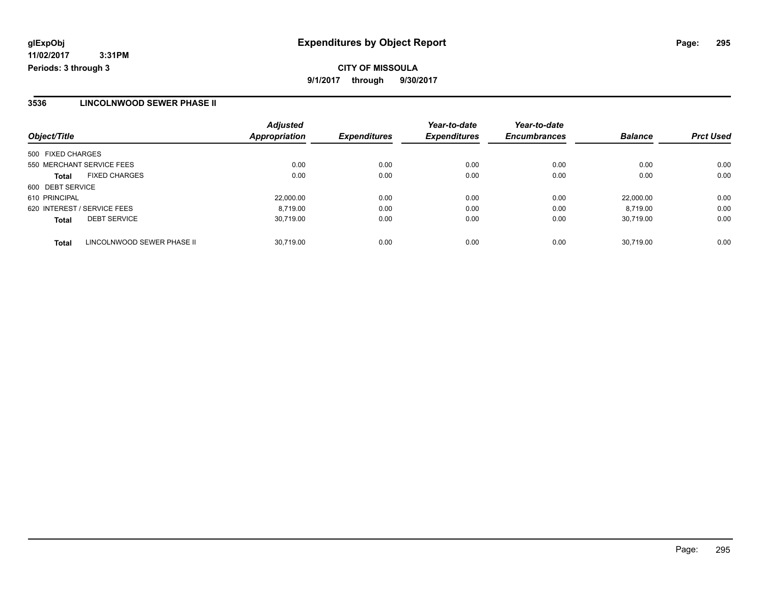**glExpObj** **Expenditures by Object Report**
**11/02/2017 3:31PM**
**Periods: 3 through 3**

**CITY OF MISSOULA**
**9/1/2017 through 9/30/2017**

## 3536 LINCOLNWOOD SEWER PHASE II

| Object/Title | | Adjusted Appropriation | Expenditures | Year-to-date Expenditures | Year-to-date Encumbrances | Balance | Prct Used |
|---|---|---|---|---|---|---|---|
| 500 FIXED CHARGES | | | | | | | |
| 550 MERCHANT SERVICE FEES | | 0.00 | 0.00 | 0.00 | 0.00 | 0.00 | 0.00 |
| **Total** | FIXED CHARGES | 0.00 | 0.00 | 0.00 | 0.00 | 0.00 | 0.00 |
| 600 DEBT SERVICE | | | | | | | |
| 610 PRINCIPAL | | 22,000.00 | 0.00 | 0.00 | 0.00 | 22,000.00 | 0.00 |
| 620 INTEREST / SERVICE FEES | | 8,719.00 | 0.00 | 0.00 | 0.00 | 8,719.00 | 0.00 |
| **Total** | DEBT SERVICE | 30,719.00 | 0.00 | 0.00 | 0.00 | 30,719.00 | 0.00 |
| **Total** | LINCOLNWOOD SEWER PHASE II | 30,719.00 | 0.00 | 0.00 | 0.00 | 30,719.00 | 0.00 |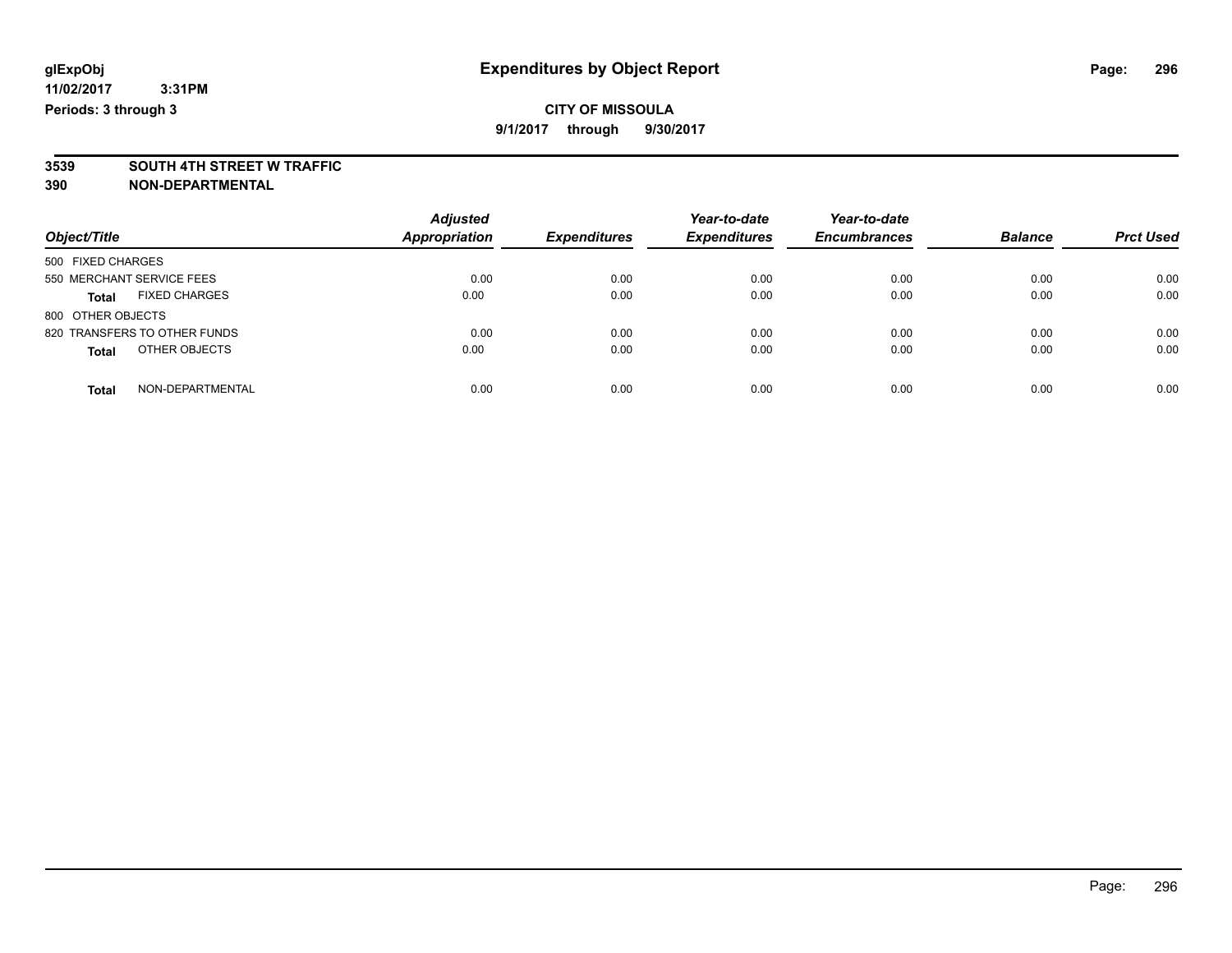**glExpObj**
**11/02/2017 3:31PM**
**Periods: 3 through 3**

# Expenditures by Object Report

**CITY OF MISSOULA**
**9/1/2017 through 9/30/2017**

**3539 SOUTH 4TH STREET W TRAFFIC**
**390 NON-DEPARTMENTAL**

| Object/Title | | Adjusted Appropriation | Expenditures | Year-to-date Expenditures | Year-to-date Encumbrances | Balance | Prct Used |
|---|---|---|---|---|---|---|---|
| 500 FIXED CHARGES | | | | | | | |
| 550 MERCHANT SERVICE FEES | | 0.00 | 0.00 | 0.00 | 0.00 | 0.00 | 0.00 |
| **Total** | FIXED CHARGES | 0.00 | 0.00 | 0.00 | 0.00 | 0.00 | 0.00 |
| 800 OTHER OBJECTS | | | | | | | |
| 820 TRANSFERS TO OTHER FUNDS | | 0.00 | 0.00 | 0.00 | 0.00 | 0.00 | 0.00 |
| **Total** | OTHER OBJECTS | 0.00 | 0.00 | 0.00 | 0.00 | 0.00 | 0.00 |
| **Total** | NON-DEPARTMENTAL | 0.00 | 0.00 | 0.00 | 0.00 | 0.00 | 0.00 |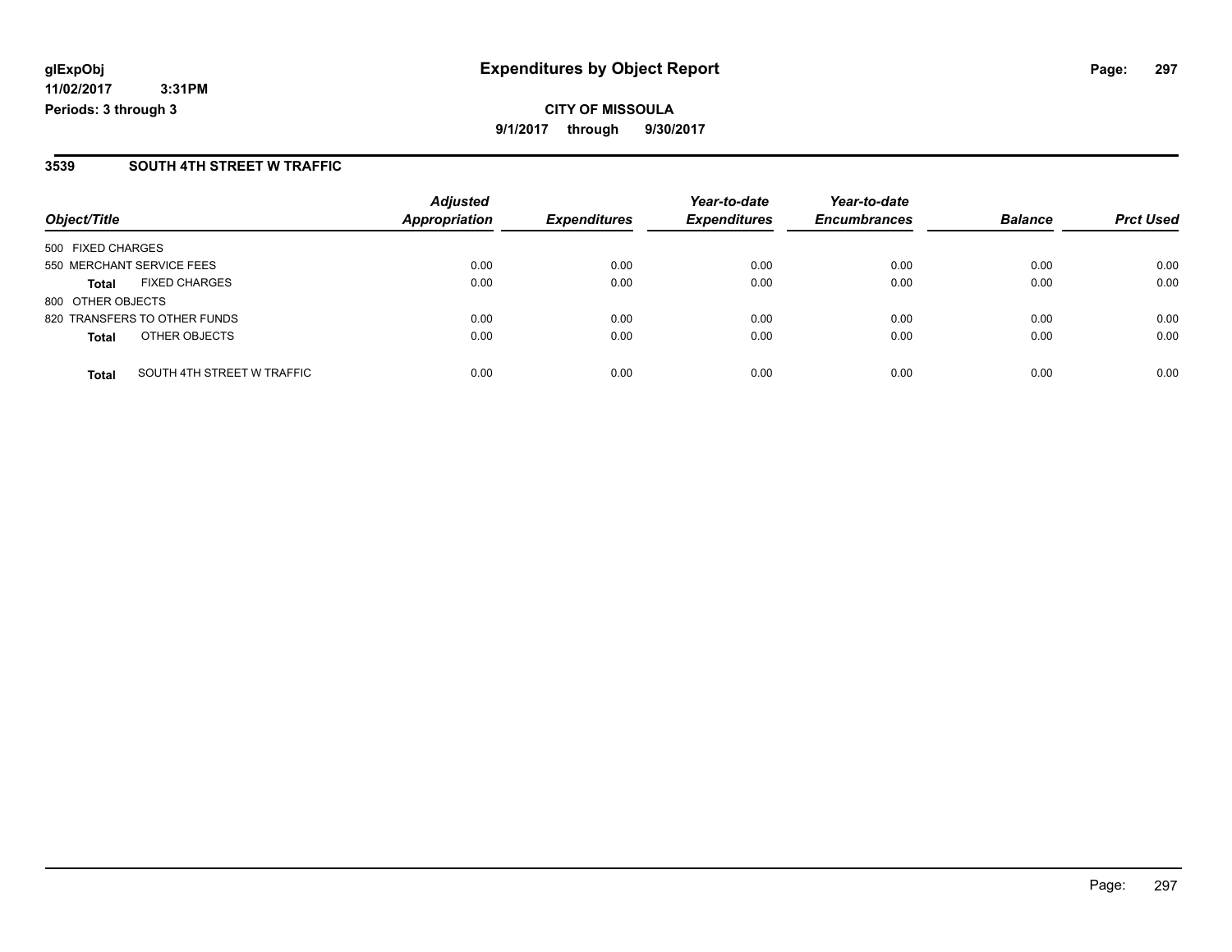# Expenditures by Object Report

glExpObj
11/02/2017 3:31PM
Periods: 3 through 3

**CITY OF MISSOULA**
**9/1/2017 through 9/30/2017**

## 3539 SOUTH 4TH STREET W TRAFFIC

| Object/Title | | Adjusted Appropriation | Expenditures | Year-to-date Expenditures | Year-to-date Encumbrances | Balance | Prct Used |
|---|---|---|---|---|---|---|---|
| 500 FIXED CHARGES | | | | | | | |
| 550 MERCHANT SERVICE FEES | | 0.00 | 0.00 | 0.00 | 0.00 | 0.00 | 0.00 |
| **Total** | FIXED CHARGES | 0.00 | 0.00 | 0.00 | 0.00 | 0.00 | 0.00 |
| 800 OTHER OBJECTS | | | | | | | |
| 820 TRANSFERS TO OTHER FUNDS | | 0.00 | 0.00 | 0.00 | 0.00 | 0.00 | 0.00 |
| **Total** | OTHER OBJECTS | 0.00 | 0.00 | 0.00 | 0.00 | 0.00 | 0.00 |
| **Total** | SOUTH 4TH STREET W TRAFFIC | 0.00 | 0.00 | 0.00 | 0.00 | 0.00 | 0.00 |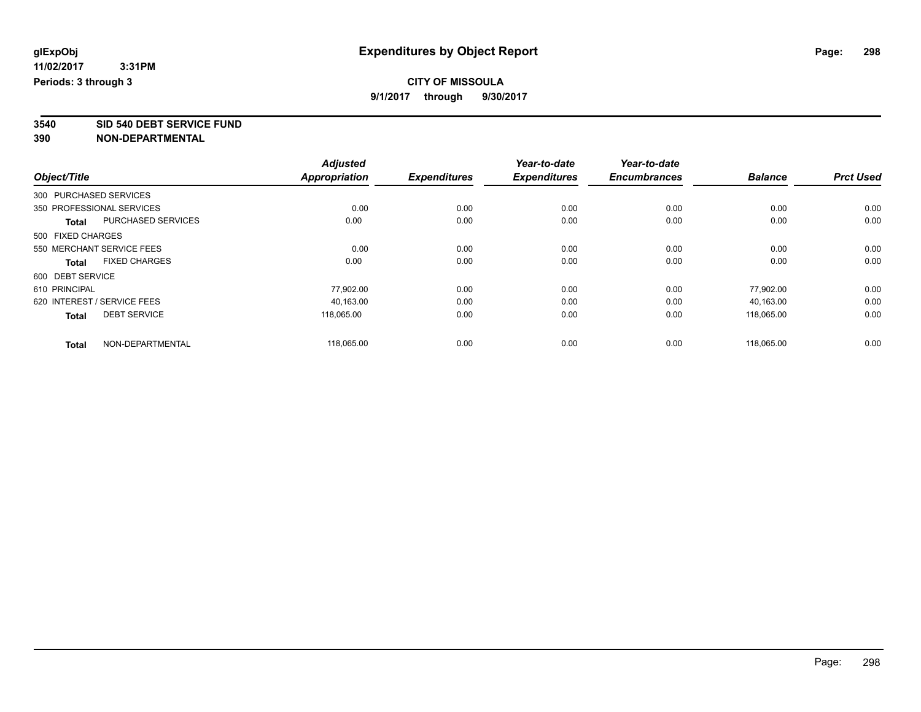# Expenditures by Object Report

glExpObj
11/02/2017 3:31PM
Periods: 3 through 3

**CITY OF MISSOULA**
**9/1/2017 through 9/30/2017**

## 3540 SID 540 DEBT SERVICE FUND
## 390 NON-DEPARTMENTAL

| Object/Title | Adjusted Appropriation | Expenditures | Year-to-date Expenditures | Year-to-date Encumbrances | Balance | Prct Used |
|---|---|---|---|---|---|---|
| 300 PURCHASED SERVICES | | | | | | |
| 350 PROFESSIONAL SERVICES | 0.00 | 0.00 | 0.00 | 0.00 | 0.00 | 0.00 |
| **Total** PURCHASED SERVICES | 0.00 | 0.00 | 0.00 | 0.00 | 0.00 | 0.00 |
| 500 FIXED CHARGES | | | | | | |
| 550 MERCHANT SERVICE FEES | 0.00 | 0.00 | 0.00 | 0.00 | 0.00 | 0.00 |
| **Total** FIXED CHARGES | 0.00 | 0.00 | 0.00 | 0.00 | 0.00 | 0.00 |
| 600 DEBT SERVICE | | | | | | |
| 610 PRINCIPAL | 77,902.00 | 0.00 | 0.00 | 0.00 | 77,902.00 | 0.00 |
| 620 INTEREST / SERVICE FEES | 40,163.00 | 0.00 | 0.00 | 0.00 | 40,163.00 | 0.00 |
| **Total** DEBT SERVICE | 118,065.00 | 0.00 | 0.00 | 0.00 | 118,065.00 | 0.00 |
| **Total** NON-DEPARTMENTAL | 118,065.00 | 0.00 | 0.00 | 0.00 | 118,065.00 | 0.00 |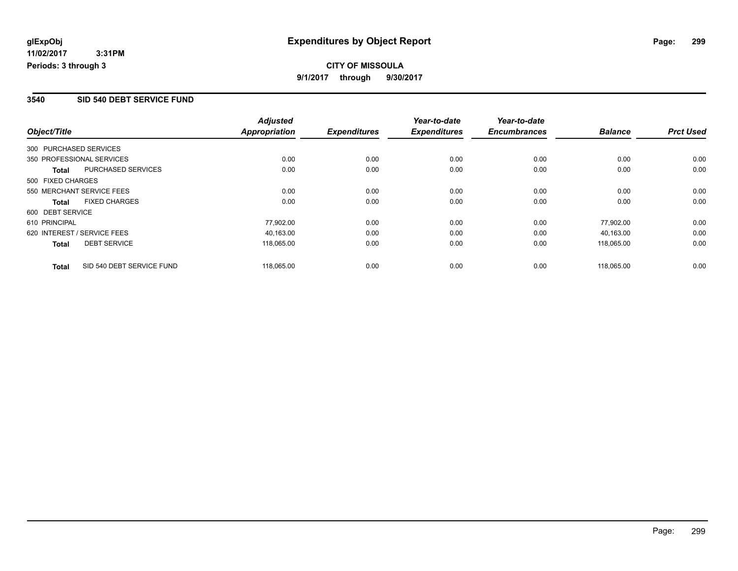**glExpObj**
**11/02/2017 3:31PM**
**Periods: 3 through 3**

# Expenditures by Object Report

**CITY OF MISSOULA**
**9/1/2017 through 9/30/2017**

## 3540 SID 540 DEBT SERVICE FUND

| Object/Title | Adjusted Appropriation | Expenditures | Year-to-date Expenditures | Year-to-date Encumbrances | Balance | Prct Used |
|---|---|---|---|---|---|---|
| 300 PURCHASED SERVICES | | | | | | |
| 350 PROFESSIONAL SERVICES | 0.00 | 0.00 | 0.00 | 0.00 | 0.00 | 0.00 |
| **Total** PURCHASED SERVICES | 0.00 | 0.00 | 0.00 | 0.00 | 0.00 | 0.00 |
| 500 FIXED CHARGES | | | | | | |
| 550 MERCHANT SERVICE FEES | 0.00 | 0.00 | 0.00 | 0.00 | 0.00 | 0.00 |
| **Total** FIXED CHARGES | 0.00 | 0.00 | 0.00 | 0.00 | 0.00 | 0.00 |
| 600 DEBT SERVICE | | | | | | |
| 610 PRINCIPAL | 77,902.00 | 0.00 | 0.00 | 0.00 | 77,902.00 | 0.00 |
| 620 INTEREST / SERVICE FEES | 40,163.00 | 0.00 | 0.00 | 0.00 | 40,163.00 | 0.00 |
| **Total** DEBT SERVICE | 118,065.00 | 0.00 | 0.00 | 0.00 | 118,065.00 | 0.00 |
| **Total** SID 540 DEBT SERVICE FUND | 118,065.00 | 0.00 | 0.00 | 0.00 | 118,065.00 | 0.00 |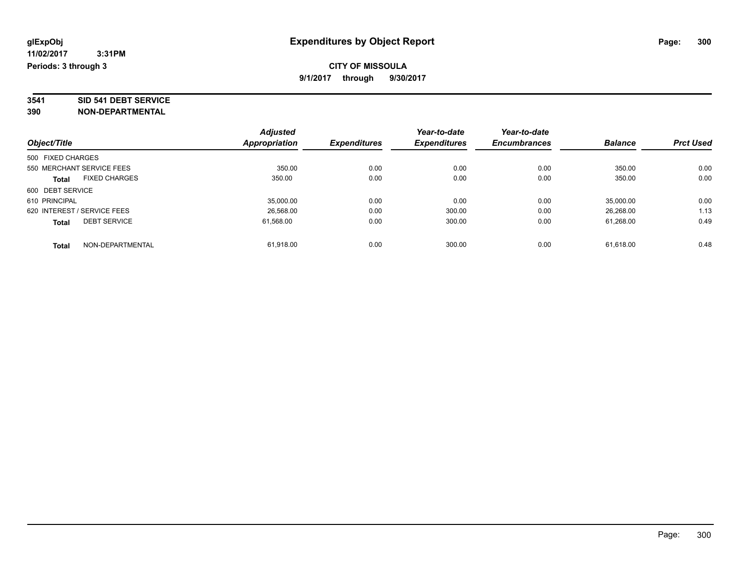glExpObj
11/02/2017 3:31PM
Periods: 3 through 3

# Expenditures by Object Report

**CITY OF MISSOULA**
**9/1/2017 through 9/30/2017**

**3541 SID 541 DEBT SERVICE**
**390 NON-DEPARTMENTAL**

| Object/Title | Adjusted Appropriation | Expenditures | Year-to-date Expenditures | Year-to-date Encumbrances | Balance | Prct Used |
|---|---|---|---|---|---|---|
| 500 FIXED CHARGES | | | | | | |
| 550 MERCHANT SERVICE FEES | 350.00 | 0.00 | 0.00 | 0.00 | 350.00 | 0.00 |
| **Total** FIXED CHARGES | 350.00 | 0.00 | 0.00 | 0.00 | 350.00 | 0.00 |
| 600 DEBT SERVICE | | | | | | |
| 610 PRINCIPAL | 35,000.00 | 0.00 | 0.00 | 0.00 | 35,000.00 | 0.00 |
| 620 INTEREST / SERVICE FEES | 26,568.00 | 0.00 | 300.00 | 0.00 | 26,268.00 | 1.13 |
| **Total** DEBT SERVICE | 61,568.00 | 0.00 | 300.00 | 0.00 | 61,268.00 | 0.49 |
| **Total** NON-DEPARTMENTAL | 61,918.00 | 0.00 | 300.00 | 0.00 | 61,618.00 | 0.48 |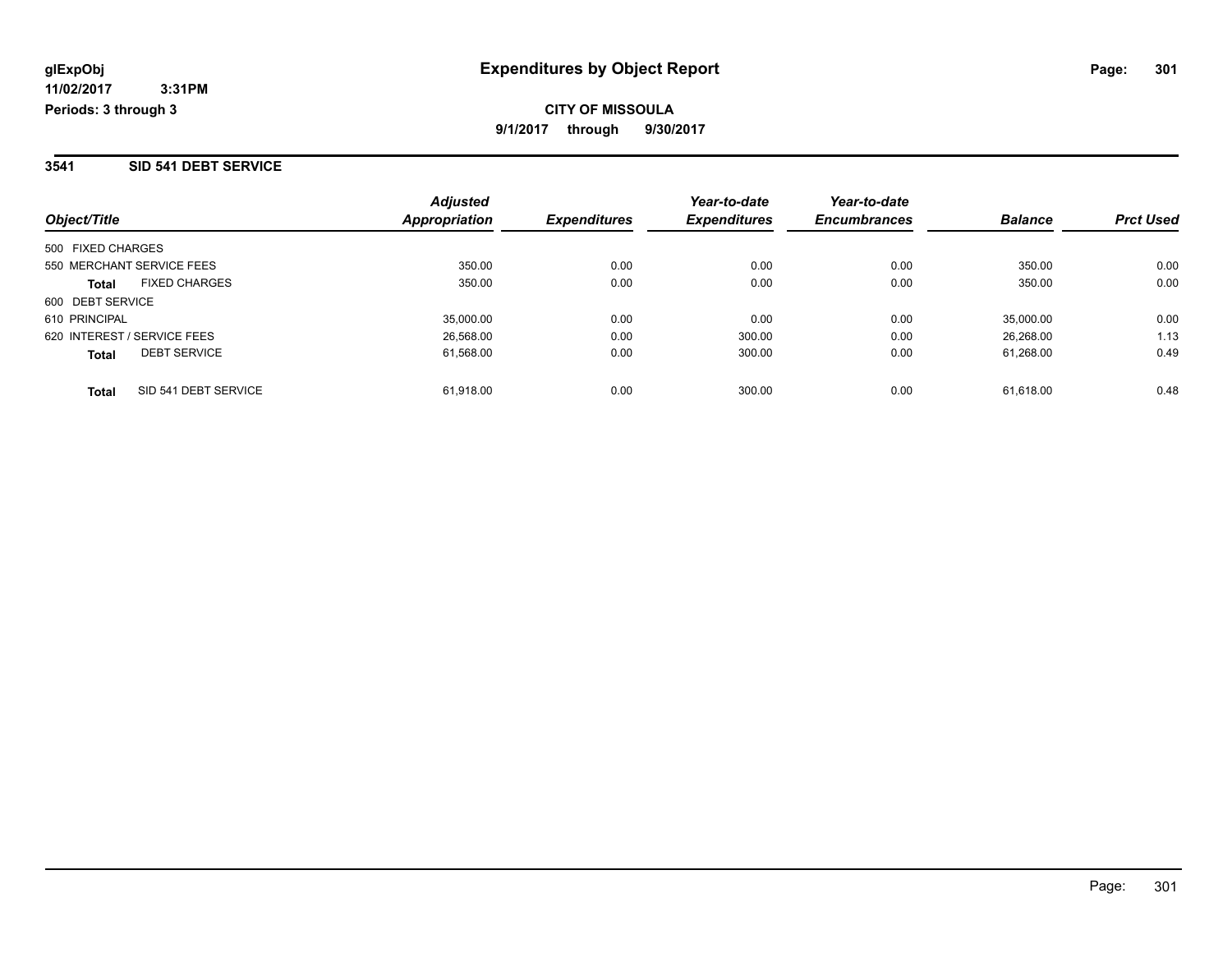**glExpObj** **Expenditures by Object Report**

**11/02/2017 3:31PM**

**Periods: 3 through 3**

**CITY OF MISSOULA**

**9/1/2017 through 9/30/2017**

## 3541 SID 541 DEBT SERVICE

| Object/Title | | Adjusted Appropriation | Expenditures | Year-to-date Expenditures | Year-to-date Encumbrances | Balance | Prct Used |
|---|---|---|---|---|---|---|---|
| 500 FIXED CHARGES | | | | | | | |
| 550 MERCHANT SERVICE FEES | | 350.00 | 0.00 | 0.00 | 0.00 | 350.00 | 0.00 |
| **Total** | FIXED CHARGES | 350.00 | 0.00 | 0.00 | 0.00 | 350.00 | 0.00 |
| 600 DEBT SERVICE | | | | | | | |
| 610 PRINCIPAL | | 35,000.00 | 0.00 | 0.00 | 0.00 | 35,000.00 | 0.00 |
| 620 INTEREST / SERVICE FEES | | 26,568.00 | 0.00 | 300.00 | 0.00 | 26,268.00 | 1.13 |
| **Total** | DEBT SERVICE | 61,568.00 | 0.00 | 300.00 | 0.00 | 61,268.00 | 0.49 |
| **Total** | SID 541 DEBT SERVICE | 61,918.00 | 0.00 | 300.00 | 0.00 | 61,618.00 | 0.48 |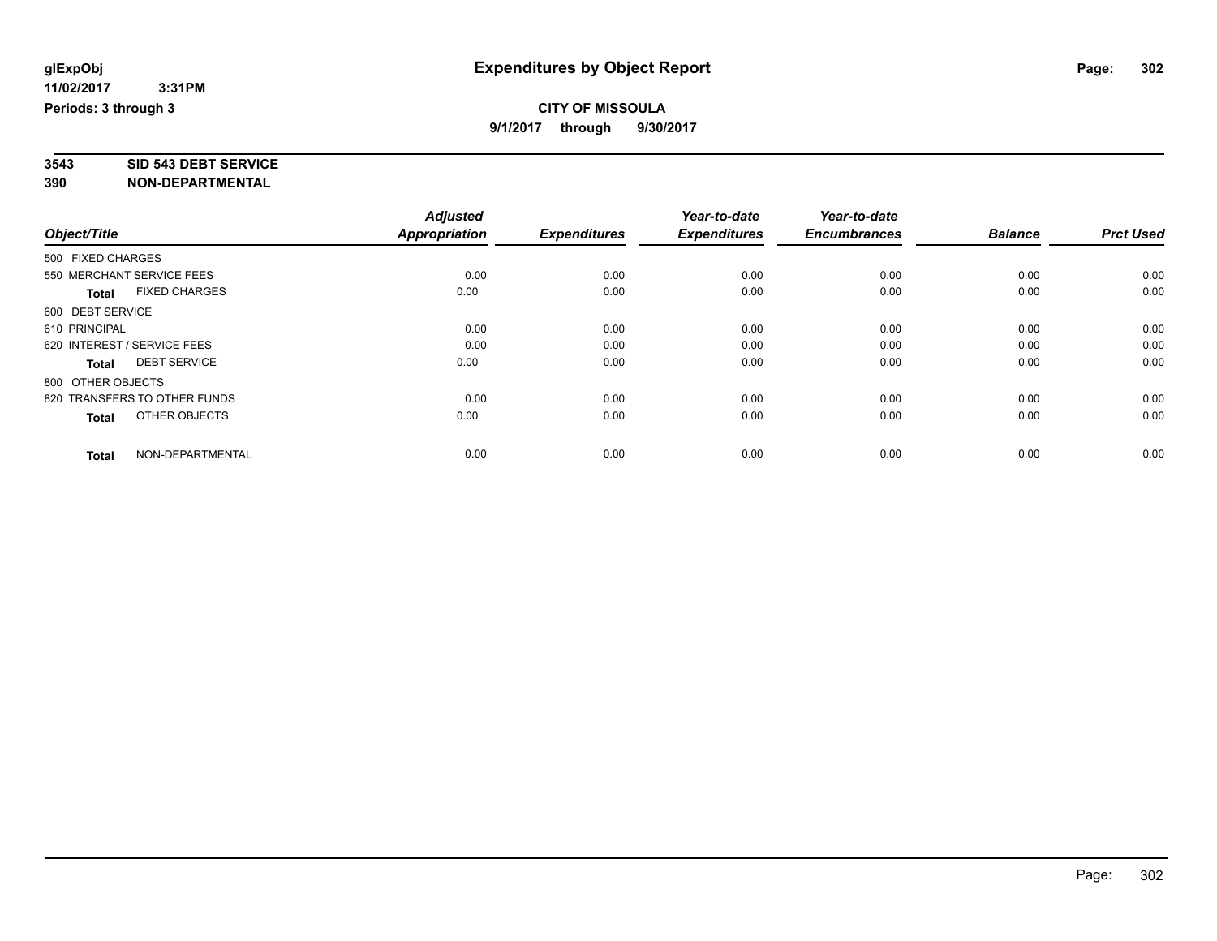# Expenditures by Object Report

glExpObj
11/02/2017 3:31PM
Periods: 3 through 3

**CITY OF MISSOULA**
**9/1/2017 through 9/30/2017**

**3543 SID 543 DEBT SERVICE**
**390 NON-DEPARTMENTAL**

| Object/Title | Adjusted Appropriation | Expenditures | Year-to-date Expenditures | Year-to-date Encumbrances | Balance | Prct Used |
|---|---|---|---|---|---|---|
| 500 FIXED CHARGES | | | | | | |
| 550 MERCHANT SERVICE FEES | 0.00 | 0.00 | 0.00 | 0.00 | 0.00 | 0.00 |
| **Total** FIXED CHARGES | 0.00 | 0.00 | 0.00 | 0.00 | 0.00 | 0.00 |
| 600 DEBT SERVICE | | | | | | |
| 610 PRINCIPAL | 0.00 | 0.00 | 0.00 | 0.00 | 0.00 | 0.00 |
| 620 INTEREST / SERVICE FEES | 0.00 | 0.00 | 0.00 | 0.00 | 0.00 | 0.00 |
| **Total** DEBT SERVICE | 0.00 | 0.00 | 0.00 | 0.00 | 0.00 | 0.00 |
| 800 OTHER OBJECTS | | | | | | |
| 820 TRANSFERS TO OTHER FUNDS | 0.00 | 0.00 | 0.00 | 0.00 | 0.00 | 0.00 |
| **Total** OTHER OBJECTS | 0.00 | 0.00 | 0.00 | 0.00 | 0.00 | 0.00 |
| **Total** NON-DEPARTMENTAL | 0.00 | 0.00 | 0.00 | 0.00 | 0.00 | 0.00 |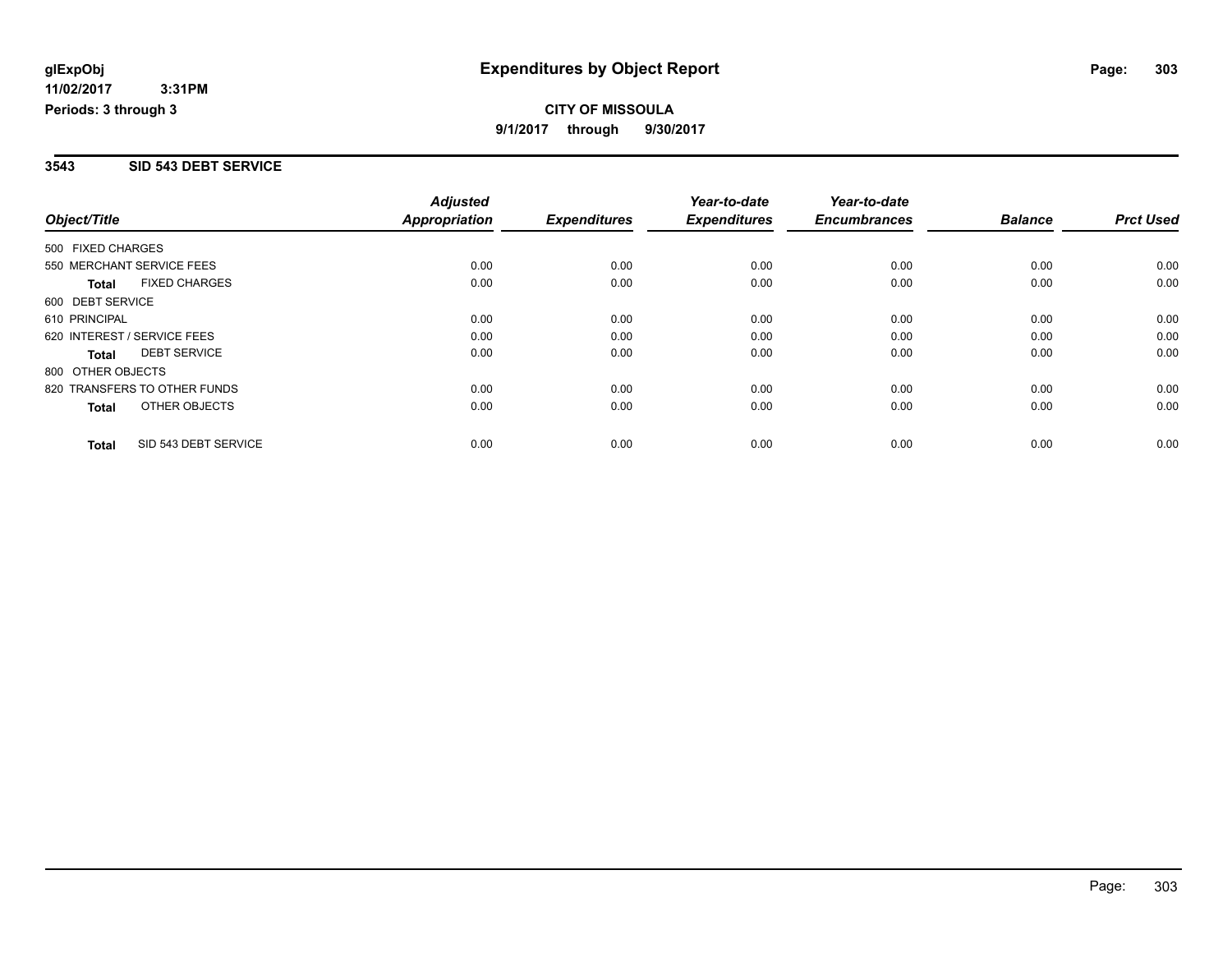# Expenditures by Object Report

glExpObj
11/02/2017 3:31PM
Periods: 3 through 3

**CITY OF MISSOULA**
**9/1/2017 through 9/30/2017**

## 3543 SID 543 DEBT SERVICE

| Object/Title | Adjusted Appropriation | Expenditures | Year-to-date Expenditures | Year-to-date Encumbrances | Balance | Prct Used |
|---|---|---|---|---|---|---|
| 500 FIXED CHARGES | | | | | | |
| 550 MERCHANT SERVICE FEES | 0.00 | 0.00 | 0.00 | 0.00 | 0.00 | 0.00 |
| **Total** FIXED CHARGES | 0.00 | 0.00 | 0.00 | 0.00 | 0.00 | 0.00 |
| 600 DEBT SERVICE | | | | | | |
| 610 PRINCIPAL | 0.00 | 0.00 | 0.00 | 0.00 | 0.00 | 0.00 |
| 620 INTEREST / SERVICE FEES | 0.00 | 0.00 | 0.00 | 0.00 | 0.00 | 0.00 |
| **Total** DEBT SERVICE | 0.00 | 0.00 | 0.00 | 0.00 | 0.00 | 0.00 |
| 800 OTHER OBJECTS | | | | | | |
| 820 TRANSFERS TO OTHER FUNDS | 0.00 | 0.00 | 0.00 | 0.00 | 0.00 | 0.00 |
| **Total** OTHER OBJECTS | 0.00 | 0.00 | 0.00 | 0.00 | 0.00 | 0.00 |
| **Total** SID 543 DEBT SERVICE | 0.00 | 0.00 | 0.00 | 0.00 | 0.00 | 0.00 |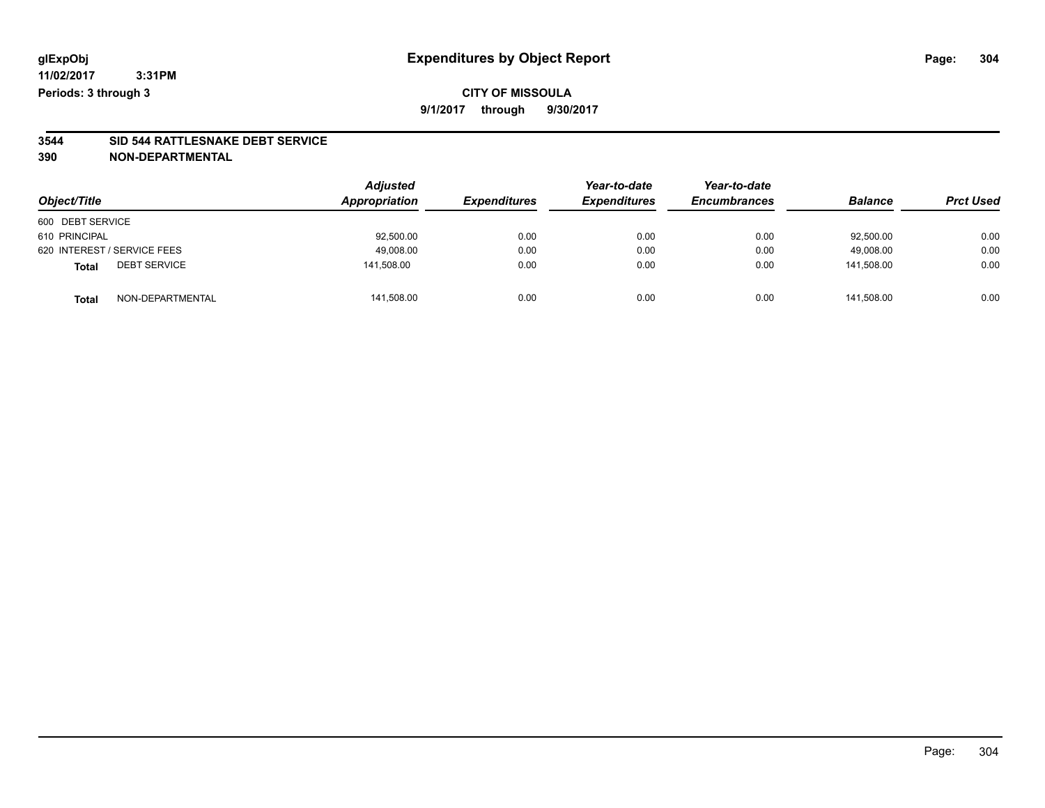**glExpObj** **Expenditures by Object Report**

**11/02/2017 3:31PM**

**Periods: 3 through 3**

**CITY OF MISSOULA**

**9/1/2017 through 9/30/2017**

## 3544 SID 544 RATTLESNAKE DEBT SERVICE

## 390 NON-DEPARTMENTAL

| Object/Title | | Adjusted Appropriation | Expenditures | Year-to-date Expenditures | Year-to-date Encumbrances | Balance | Prct Used |
|---|---|---|---|---|---|---|---|
| 600 DEBT SERVICE | | | | | | | |
| 610 PRINCIPAL | | 92,500.00 | 0.00 | 0.00 | 0.00 | 92,500.00 | 0.00 |
| 620 INTEREST / SERVICE FEES | | 49,008.00 | 0.00 | 0.00 | 0.00 | 49,008.00 | 0.00 |
| **Total** | DEBT SERVICE | 141,508.00 | 0.00 | 0.00 | 0.00 | 141,508.00 | 0.00 |
| **Total** | NON-DEPARTMENTAL | 141,508.00 | 0.00 | 0.00 | 0.00 | 141,508.00 | 0.00 |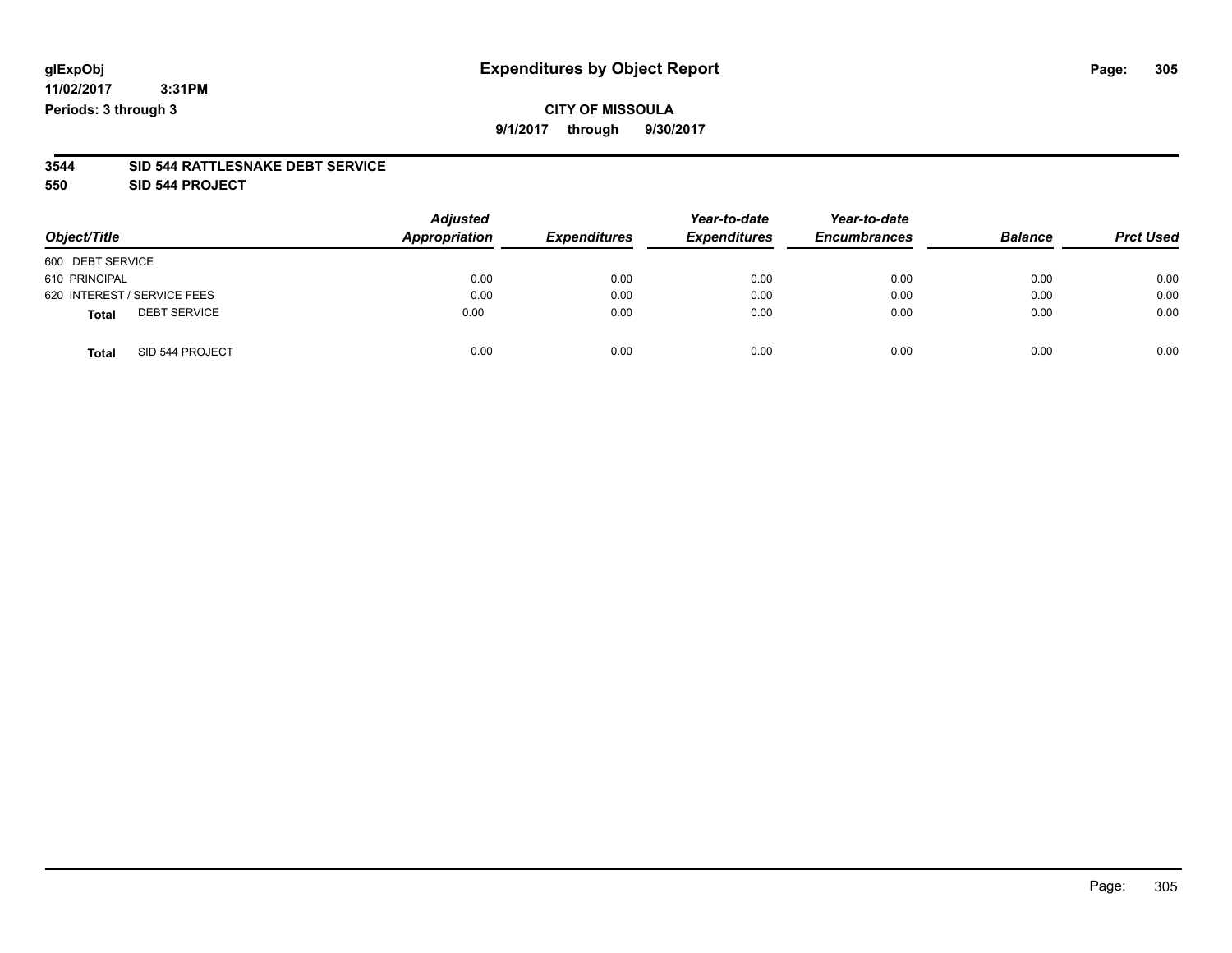# Expenditures by Object Report

glExpObj
11/02/2017 3:31PM
Periods: 3 through 3

**CITY OF MISSOULA**
**9/1/2017 through 9/30/2017**

**3544 SID 544 RATTLESNAKE DEBT SERVICE**
**550 SID 544 PROJECT**

| Object/Title | Adjusted Appropriation | Expenditures | Year-to-date Expenditures | Year-to-date Encumbrances | Balance | Prct Used |
|---|---|---|---|---|---|---|
| 600 DEBT SERVICE | | | | | | |
| 610 PRINCIPAL | 0.00 | 0.00 | 0.00 | 0.00 | 0.00 | 0.00 |
| 620 INTEREST / SERVICE FEES | 0.00 | 0.00 | 0.00 | 0.00 | 0.00 | 0.00 |
| **Total** DEBT SERVICE | 0.00 | 0.00 | 0.00 | 0.00 | 0.00 | 0.00 |
| **Total** SID 544 PROJECT | 0.00 | 0.00 | 0.00 | 0.00 | 0.00 | 0.00 |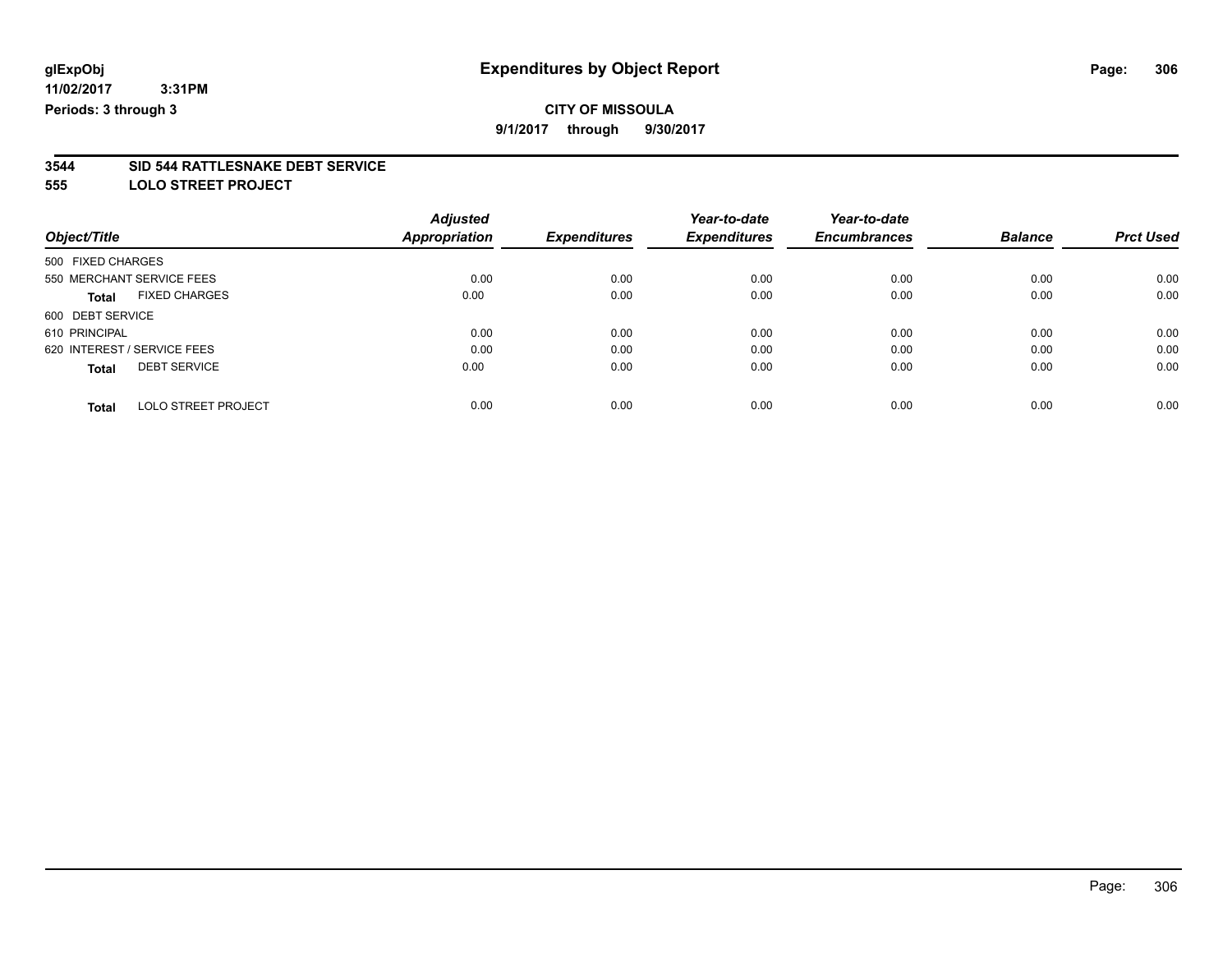**glExpObj**
**11/02/2017 3:31PM**
**Periods: 3 through 3**

# Expenditures by Object Report

**CITY OF MISSOULA**
**9/1/2017 through 9/30/2017**

## 3544 SID 544 RATTLESNAKE DEBT SERVICE
## 555 LOLO STREET PROJECT

| Object/Title | Adjusted Appropriation | Expenditures | Year-to-date Expenditures | Year-to-date Encumbrances | Balance | Prct Used |
|---|---|---|---|---|---|---|
| 500 FIXED CHARGES | | | | | | |
| 550 MERCHANT SERVICE FEES | 0.00 | 0.00 | 0.00 | 0.00 | 0.00 | 0.00 |
| **Total** FIXED CHARGES | 0.00 | 0.00 | 0.00 | 0.00 | 0.00 | 0.00 |
| 600 DEBT SERVICE | | | | | | |
| 610 PRINCIPAL | 0.00 | 0.00 | 0.00 | 0.00 | 0.00 | 0.00 |
| 620 INTEREST / SERVICE FEES | 0.00 | 0.00 | 0.00 | 0.00 | 0.00 | 0.00 |
| **Total** DEBT SERVICE | 0.00 | 0.00 | 0.00 | 0.00 | 0.00 | 0.00 |
| **Total** LOLO STREET PROJECT | 0.00 | 0.00 | 0.00 | 0.00 | 0.00 | 0.00 |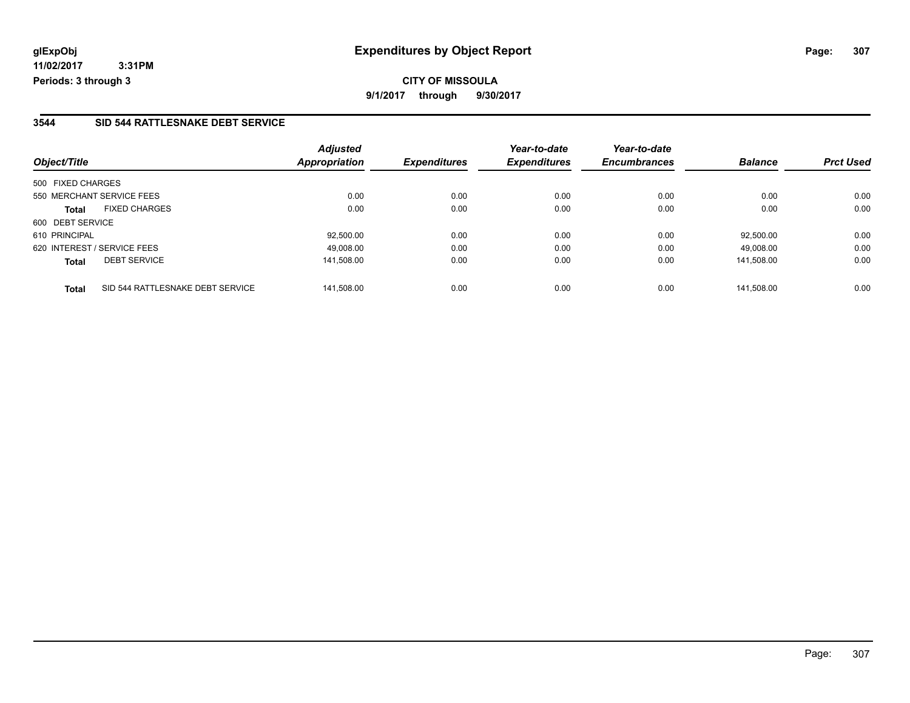glExpObj
11/02/2017 3:31PM
Periods: 3 through 3

# Expenditures by Object Report

**CITY OF MISSOULA**

**9/1/2017 through 9/30/2017**

## 3544 SID 544 RATTLESNAKE DEBT SERVICE

| Object/Title | | Adjusted Appropriation | Expenditures | Year-to-date Expenditures | Year-to-date Encumbrances | Balance | Prct Used |
|---|---|---|---|---|---|---|---|
| 500 FIXED CHARGES | | | | | | | |
| 550 MERCHANT SERVICE FEES | | 0.00 | 0.00 | 0.00 | 0.00 | 0.00 | 0.00 |
| **Total** | FIXED CHARGES | 0.00 | 0.00 | 0.00 | 0.00 | 0.00 | 0.00 |
| 600 DEBT SERVICE | | | | | | | |
| 610 PRINCIPAL | | 92,500.00 | 0.00 | 0.00 | 0.00 | 92,500.00 | 0.00 |
| 620 INTEREST / SERVICE FEES | | 49,008.00 | 0.00 | 0.00 | 0.00 | 49,008.00 | 0.00 |
| **Total** | DEBT SERVICE | 141,508.00 | 0.00 | 0.00 | 0.00 | 141,508.00 | 0.00 |
| **Total** | SID 544 RATTLESNAKE DEBT SERVICE | 141,508.00 | 0.00 | 0.00 | 0.00 | 141,508.00 | 0.00 |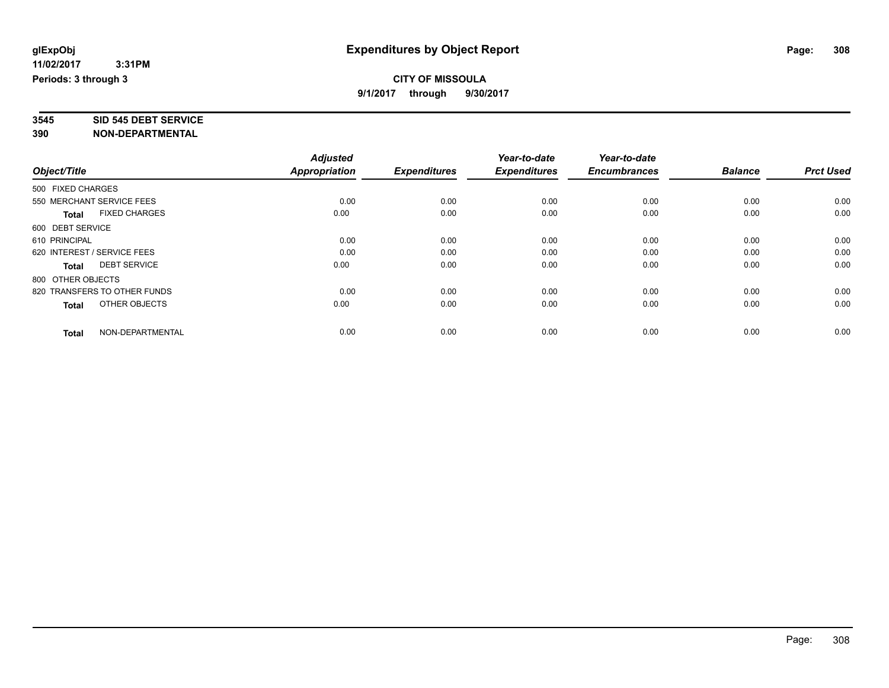**glExpObj**
**11/02/2017 3:31PM**
**Periods: 3 through 3**

# Expenditures by Object Report

**CITY OF MISSOULA**
**9/1/2017 through 9/30/2017**

**3545 SID 545 DEBT SERVICE**
**390 NON-DEPARTMENTAL**

| Object/Title | Adjusted Appropriation | Expenditures | Year-to-date Expenditures | Year-to-date Encumbrances | Balance | Prct Used |
|---|---|---|---|---|---|---|
| 500 FIXED CHARGES | | | | | | |
| 550 MERCHANT SERVICE FEES | 0.00 | 0.00 | 0.00 | 0.00 | 0.00 | 0.00 |
| **Total** FIXED CHARGES | 0.00 | 0.00 | 0.00 | 0.00 | 0.00 | 0.00 |
| 600 DEBT SERVICE | | | | | | |
| 610 PRINCIPAL | 0.00 | 0.00 | 0.00 | 0.00 | 0.00 | 0.00 |
| 620 INTEREST / SERVICE FEES | 0.00 | 0.00 | 0.00 | 0.00 | 0.00 | 0.00 |
| **Total** DEBT SERVICE | 0.00 | 0.00 | 0.00 | 0.00 | 0.00 | 0.00 |
| 800 OTHER OBJECTS | | | | | | |
| 820 TRANSFERS TO OTHER FUNDS | 0.00 | 0.00 | 0.00 | 0.00 | 0.00 | 0.00 |
| **Total** OTHER OBJECTS | 0.00 | 0.00 | 0.00 | 0.00 | 0.00 | 0.00 |
| **Total** NON-DEPARTMENTAL | 0.00 | 0.00 | 0.00 | 0.00 | 0.00 | 0.00 |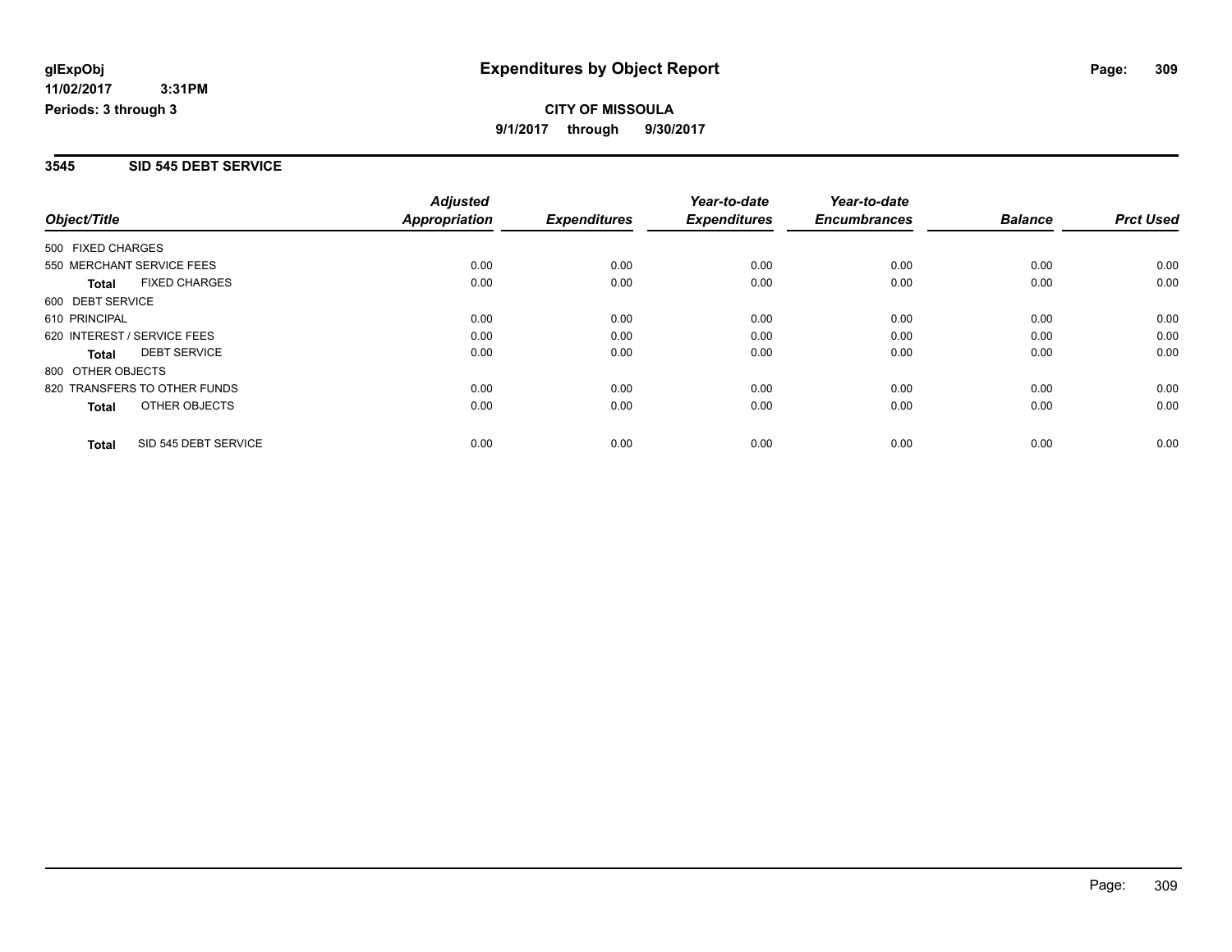# Expenditures by Object Report

glExpObj
11/02/2017 3:31PM
Periods: 3 through 3

**CITY OF MISSOULA**
**9/1/2017 through 9/30/2017**

## 3545 SID 545 DEBT SERVICE

| Object/Title | Adjusted Appropriation | Expenditures | Year-to-date Expenditures | Year-to-date Encumbrances | Balance | Prct Used |
|---|---|---|---|---|---|---|
| 500 FIXED CHARGES | | | | | | |
| 550 MERCHANT SERVICE FEES | 0.00 | 0.00 | 0.00 | 0.00 | 0.00 | 0.00 |
| **Total** FIXED CHARGES | 0.00 | 0.00 | 0.00 | 0.00 | 0.00 | 0.00 |
| 600 DEBT SERVICE | | | | | | |
| 610 PRINCIPAL | 0.00 | 0.00 | 0.00 | 0.00 | 0.00 | 0.00 |
| 620 INTEREST / SERVICE FEES | 0.00 | 0.00 | 0.00 | 0.00 | 0.00 | 0.00 |
| **Total** DEBT SERVICE | 0.00 | 0.00 | 0.00 | 0.00 | 0.00 | 0.00 |
| 800 OTHER OBJECTS | | | | | | |
| 820 TRANSFERS TO OTHER FUNDS | 0.00 | 0.00 | 0.00 | 0.00 | 0.00 | 0.00 |
| **Total** OTHER OBJECTS | 0.00 | 0.00 | 0.00 | 0.00 | 0.00 | 0.00 |
| **Total** SID 545 DEBT SERVICE | 0.00 | 0.00 | 0.00 | 0.00 | 0.00 | 0.00 |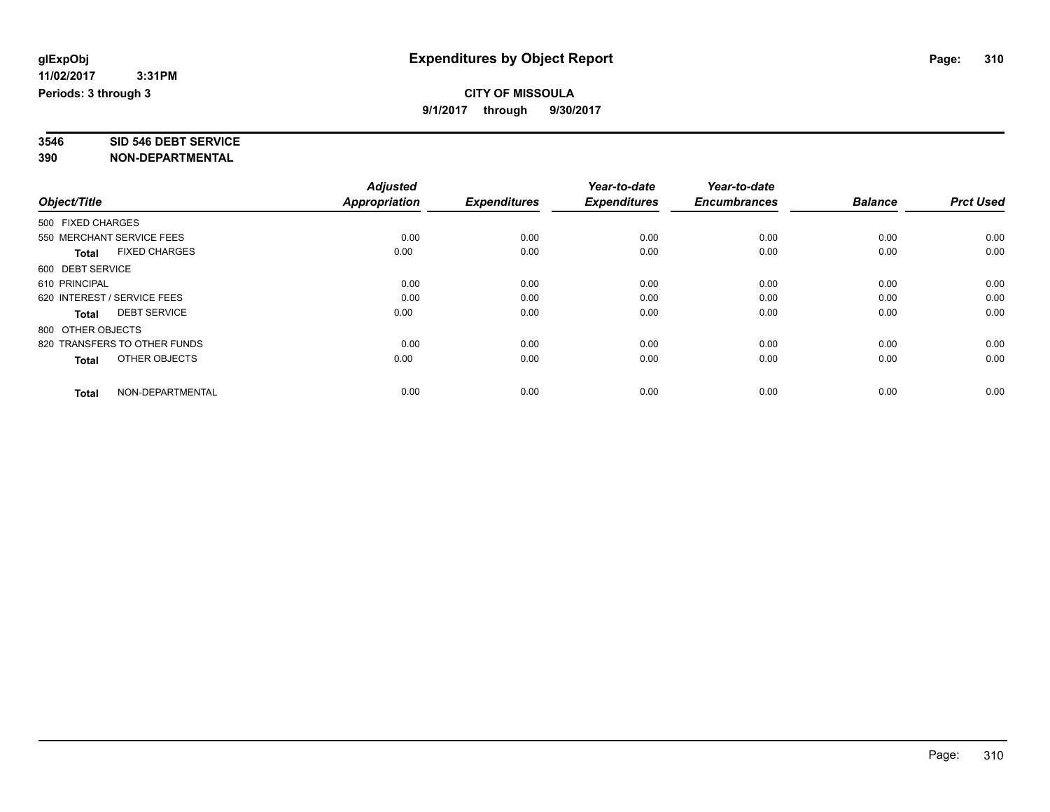glExpObj
11/02/2017 3:31PM
Periods: 3 through 3

# Expenditures by Object Report

**CITY OF MISSOULA**
**9/1/2017 through 9/30/2017**

**3546 SID 546 DEBT SERVICE**
**390 NON-DEPARTMENTAL**

| Object/Title | Adjusted Appropriation | Expenditures | Year-to-date Expenditures | Year-to-date Encumbrances | Balance | Prct Used |
|---|---|---|---|---|---|---|
| 500 FIXED CHARGES | | | | | | |
| 550 MERCHANT SERVICE FEES | 0.00 | 0.00 | 0.00 | 0.00 | 0.00 | 0.00 |
| **Total** FIXED CHARGES | 0.00 | 0.00 | 0.00 | 0.00 | 0.00 | 0.00 |
| 600 DEBT SERVICE | | | | | | |
| 610 PRINCIPAL | 0.00 | 0.00 | 0.00 | 0.00 | 0.00 | 0.00 |
| 620 INTEREST / SERVICE FEES | 0.00 | 0.00 | 0.00 | 0.00 | 0.00 | 0.00 |
| **Total** DEBT SERVICE | 0.00 | 0.00 | 0.00 | 0.00 | 0.00 | 0.00 |
| 800 OTHER OBJECTS | | | | | | |
| 820 TRANSFERS TO OTHER FUNDS | 0.00 | 0.00 | 0.00 | 0.00 | 0.00 | 0.00 |
| **Total** OTHER OBJECTS | 0.00 | 0.00 | 0.00 | 0.00 | 0.00 | 0.00 |
| **Total** NON-DEPARTMENTAL | 0.00 | 0.00 | 0.00 | 0.00 | 0.00 | 0.00 |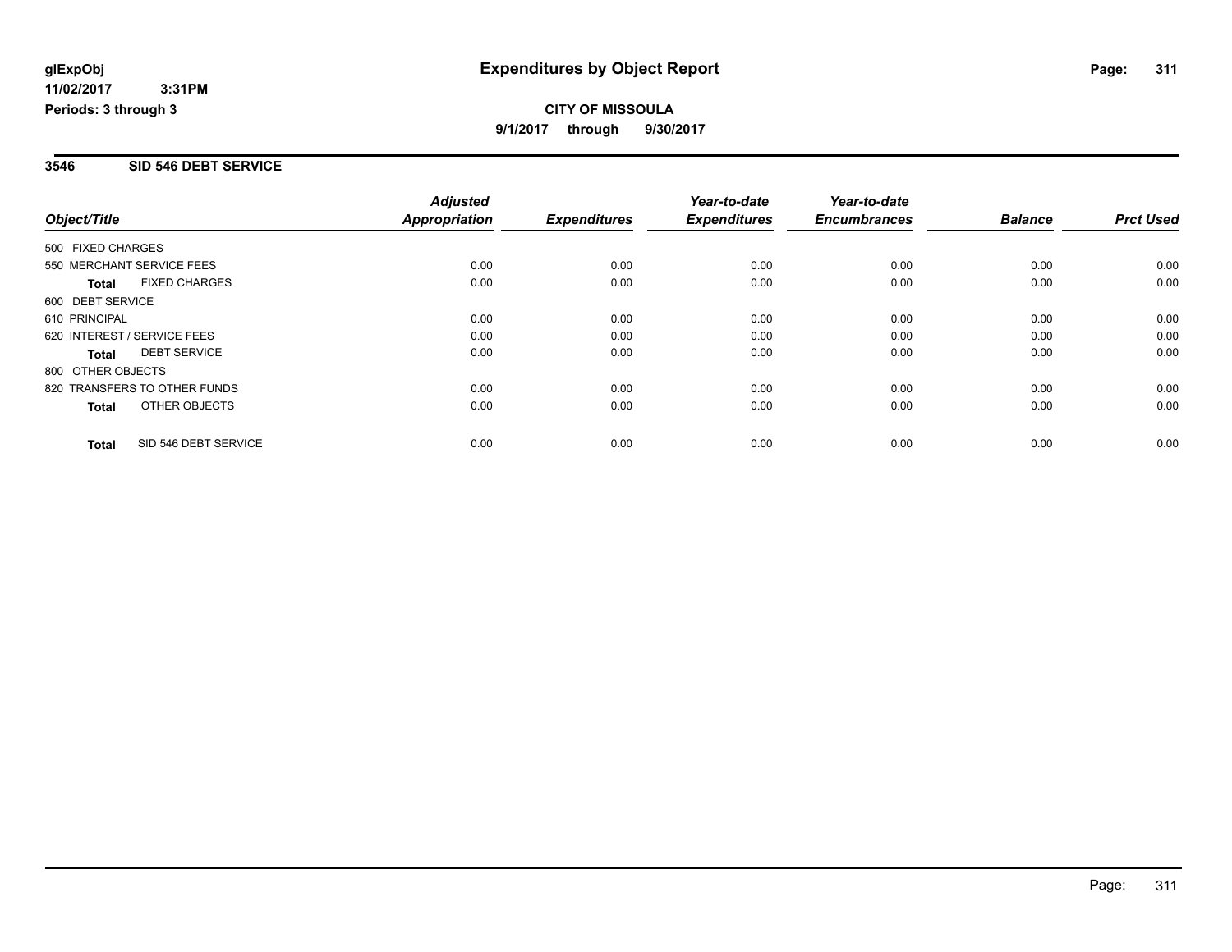**glExpObj** **Expenditures by Object Report**

**11/02/2017 3:31PM**

**Periods: 3 through 3**

**CITY OF MISSOULA**

**9/1/2017 through 9/30/2017**

## 3546 SID 546 DEBT SERVICE

| Object/Title | Adjusted Appropriation | Expenditures | Year-to-date Expenditures | Year-to-date Encumbrances | Balance | Prct Used |
|---|---|---|---|---|---|---|
| 500 FIXED CHARGES | | | | | | |
| 550 MERCHANT SERVICE FEES | 0.00 | 0.00 | 0.00 | 0.00 | 0.00 | 0.00 |
| **Total** FIXED CHARGES | 0.00 | 0.00 | 0.00 | 0.00 | 0.00 | 0.00 |
| 600 DEBT SERVICE | | | | | | |
| 610 PRINCIPAL | 0.00 | 0.00 | 0.00 | 0.00 | 0.00 | 0.00 |
| 620 INTEREST / SERVICE FEES | 0.00 | 0.00 | 0.00 | 0.00 | 0.00 | 0.00 |
| **Total** DEBT SERVICE | 0.00 | 0.00 | 0.00 | 0.00 | 0.00 | 0.00 |
| 800 OTHER OBJECTS | | | | | | |
| 820 TRANSFERS TO OTHER FUNDS | 0.00 | 0.00 | 0.00 | 0.00 | 0.00 | 0.00 |
| **Total** OTHER OBJECTS | 0.00 | 0.00 | 0.00 | 0.00 | 0.00 | 0.00 |
| **Total** SID 546 DEBT SERVICE | 0.00 | 0.00 | 0.00 | 0.00 | 0.00 | 0.00 |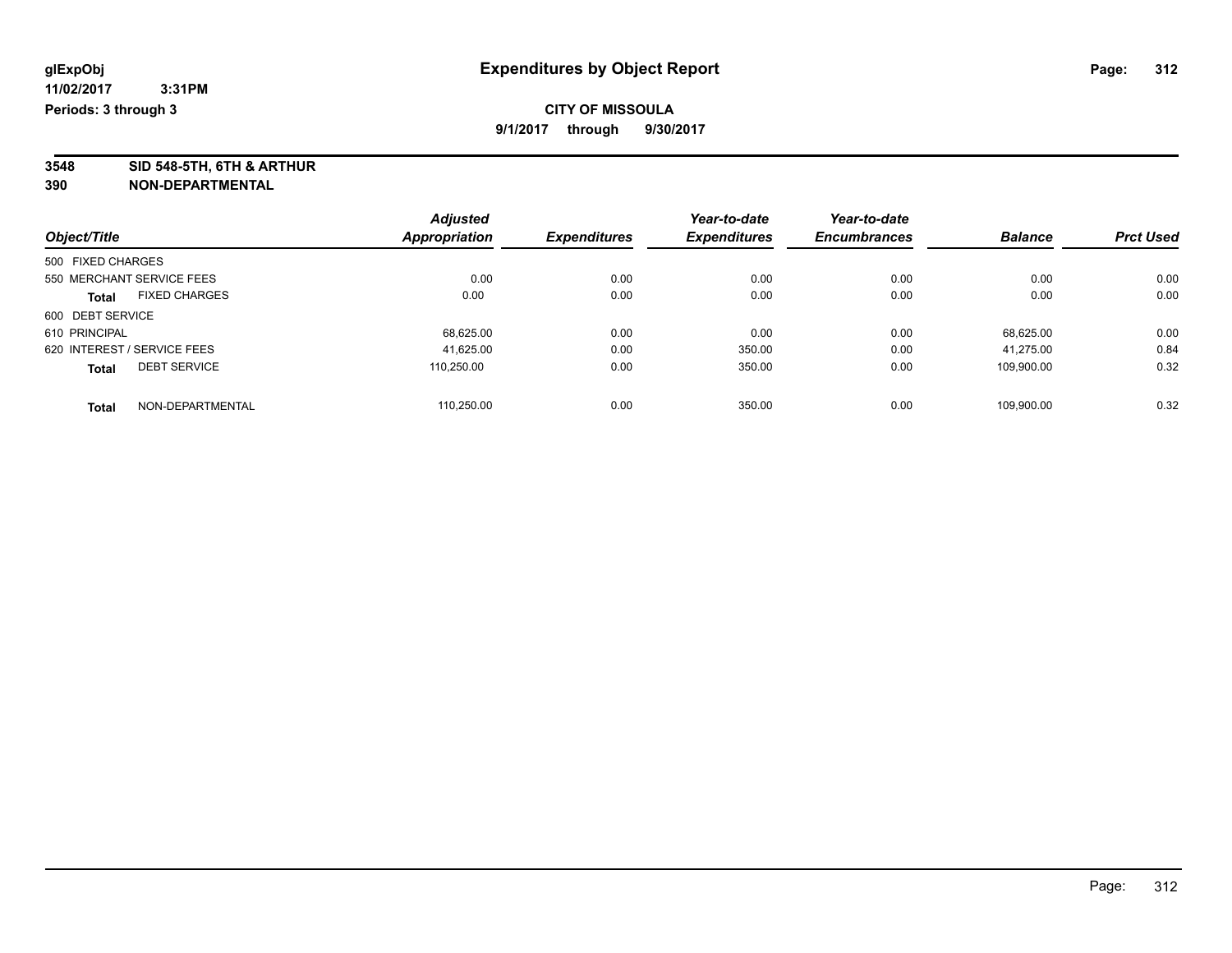glExpObj
11/02/2017 3:31PM
Periods: 3 through 3

# Expenditures by Object Report

**CITY OF MISSOULA**
**9/1/2017 through 9/30/2017**

**3548 SID 548-5TH, 6TH & ARTHUR**
**390 NON-DEPARTMENTAL**

| Object/Title | Adjusted Appropriation | Expenditures | Year-to-date Expenditures | Year-to-date Encumbrances | Balance | Prct Used |
|---|---|---|---|---|---|---|
| 500 FIXED CHARGES | | | | | | |
| 550 MERCHANT SERVICE FEES | 0.00 | 0.00 | 0.00 | 0.00 | 0.00 | 0.00 |
| **Total** FIXED CHARGES | 0.00 | 0.00 | 0.00 | 0.00 | 0.00 | 0.00 |
| 600 DEBT SERVICE | | | | | | |
| 610 PRINCIPAL | 68,625.00 | 0.00 | 0.00 | 0.00 | 68,625.00 | 0.00 |
| 620 INTEREST / SERVICE FEES | 41,625.00 | 0.00 | 350.00 | 0.00 | 41,275.00 | 0.84 |
| **Total** DEBT SERVICE | 110,250.00 | 0.00 | 350.00 | 0.00 | 109,900.00 | 0.32 |
| **Total** NON-DEPARTMENTAL | 110,250.00 | 0.00 | 350.00 | 0.00 | 109,900.00 | 0.32 |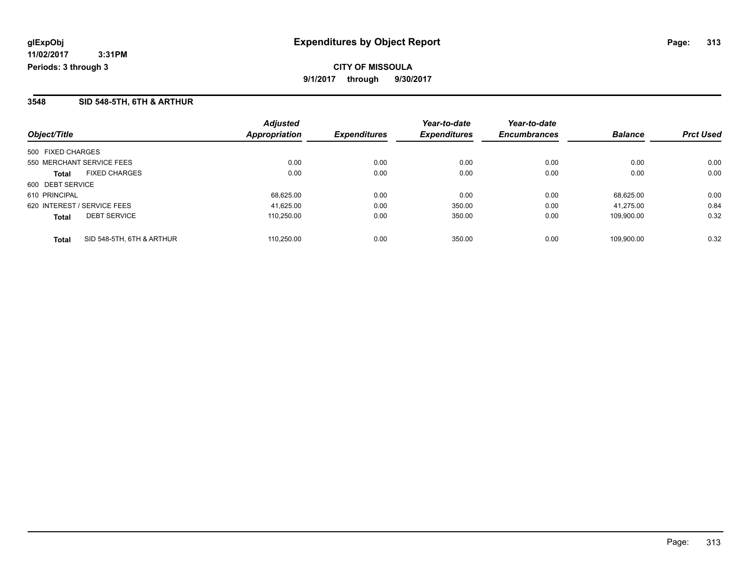**glExpObj** **Expenditures by Object Report**

**11/02/2017 3:31PM**

**Periods: 3 through 3**

**CITY OF MISSOULA**

**9/1/2017 through 9/30/2017**

## 3548 SID 548-5TH, 6TH & ARTHUR

| Object/Title | | Adjusted Appropriation | Expenditures | Year-to-date Expenditures | Year-to-date Encumbrances | Balance | Prct Used |
|---|---|---|---|---|---|---|---|
| 500 FIXED CHARGES | | | | | | | |
| 550 MERCHANT SERVICE FEES | | 0.00 | 0.00 | 0.00 | 0.00 | 0.00 | 0.00 |
| **Total** | FIXED CHARGES | 0.00 | 0.00 | 0.00 | 0.00 | 0.00 | 0.00 |
| 600 DEBT SERVICE | | | | | | | |
| 610 PRINCIPAL | | 68,625.00 | 0.00 | 0.00 | 0.00 | 68,625.00 | 0.00 |
| 620 INTEREST / SERVICE FEES | | 41,625.00 | 0.00 | 350.00 | 0.00 | 41,275.00 | 0.84 |
| **Total** | DEBT SERVICE | 110,250.00 | 0.00 | 350.00 | 0.00 | 109,900.00 | 0.32 |
| **Total** | SID 548-5TH, 6TH & ARTHUR | 110,250.00 | 0.00 | 350.00 | 0.00 | 109,900.00 | 0.32 |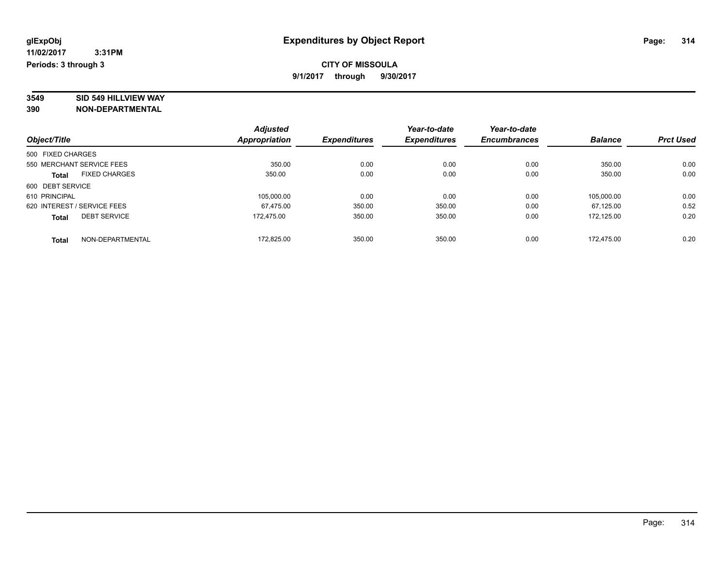**glExpObj**
**11/02/2017 3:31PM**
**Periods: 3 through 3**

# Expenditures by Object Report

**CITY OF MISSOULA**
**9/1/2017 through 9/30/2017**

**3549 SID 549 HILLVIEW WAY**
**390 NON-DEPARTMENTAL**

| Object/Title | Adjusted Appropriation | Expenditures | Year-to-date Expenditures | Year-to-date Encumbrances | Balance | Prct Used |
|---|---|---|---|---|---|---|
| 500 FIXED CHARGES | | | | | | |
| 550 MERCHANT SERVICE FEES | 350.00 | 0.00 | 0.00 | 0.00 | 350.00 | 0.00 |
| **Total** FIXED CHARGES | 350.00 | 0.00 | 0.00 | 0.00 | 350.00 | 0.00 |
| 600 DEBT SERVICE | | | | | | |
| 610 PRINCIPAL | 105,000.00 | 0.00 | 0.00 | 0.00 | 105,000.00 | 0.00 |
| 620 INTEREST / SERVICE FEES | 67,475.00 | 350.00 | 350.00 | 0.00 | 67,125.00 | 0.52 |
| **Total** DEBT SERVICE | 172,475.00 | 350.00 | 350.00 | 0.00 | 172,125.00 | 0.20 |
| **Total** NON-DEPARTMENTAL | 172,825.00 | 350.00 | 350.00 | 0.00 | 172,475.00 | 0.20 |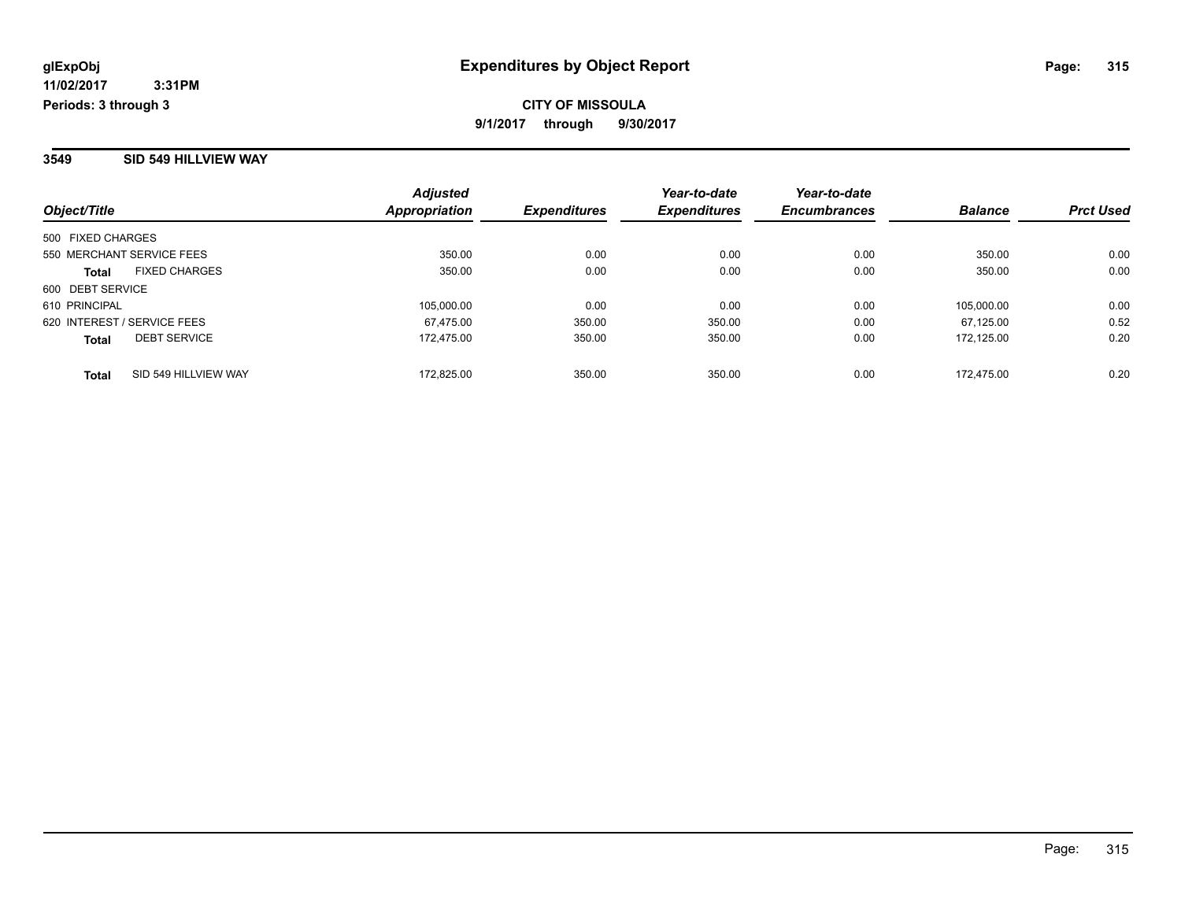# Expenditures by Object Report

glExpObj
11/02/2017 3:31PM
Periods: 3 through 3

**CITY OF MISSOULA**
**9/1/2017 through 9/30/2017**

## 3549 SID 549 HILLVIEW WAY

| Object/Title | Adjusted Appropriation | Expenditures | Year-to-date Expenditures | Year-to-date Encumbrances | Balance | Prct Used |
|---|---|---|---|---|---|---|
| 500 FIXED CHARGES | | | | | | |
| 550 MERCHANT SERVICE FEES | 350.00 | 0.00 | 0.00 | 0.00 | 350.00 | 0.00 |
| **Total** FIXED CHARGES | 350.00 | 0.00 | 0.00 | 0.00 | 350.00 | 0.00 |
| 600 DEBT SERVICE | | | | | | |
| 610 PRINCIPAL | 105,000.00 | 0.00 | 0.00 | 0.00 | 105,000.00 | 0.00 |
| 620 INTEREST / SERVICE FEES | 67,475.00 | 350.00 | 350.00 | 0.00 | 67,125.00 | 0.52 |
| **Total** DEBT SERVICE | 172,475.00 | 350.00 | 350.00 | 0.00 | 172,125.00 | 0.20 |
| **Total** SID 549 HILLVIEW WAY | 172,825.00 | 350.00 | 350.00 | 0.00 | 172,475.00 | 0.20 |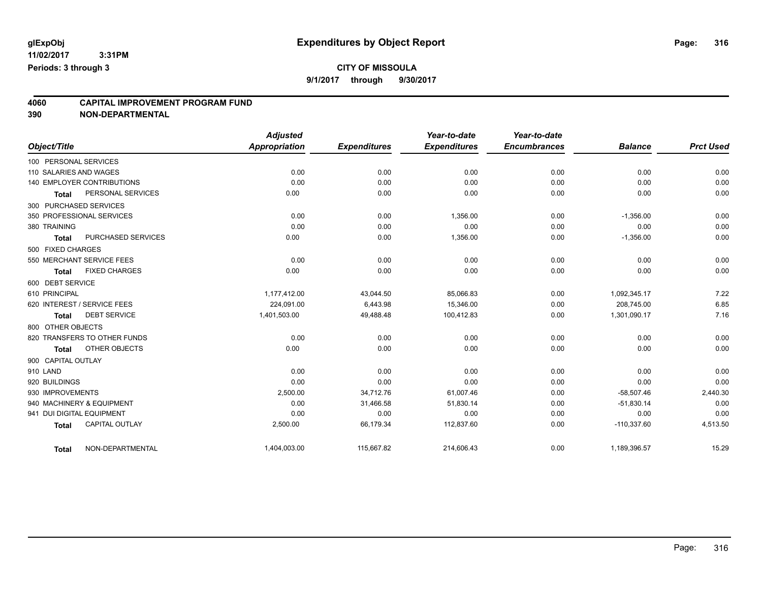glExpObj
11/02/2017 3:31PM
Periods: 3 through 3

# Expenditures by Object Report

**CITY OF MISSOULA**
**9/1/2017 through 9/30/2017**

## 4060 CAPITAL IMPROVEMENT PROGRAM FUND
## 390 NON-DEPARTMENTAL

| Object/Title | Adjusted Appropriation | Expenditures | Year-to-date Expenditures | Year-to-date Encumbrances | Balance | Prct Used |
|---|---|---|---|---|---|---|
| 100 PERSONAL SERVICES | | | | | | |
| 110 SALARIES AND WAGES | 0.00 | 0.00 | 0.00 | 0.00 | 0.00 | 0.00 |
| 140 EMPLOYER CONTRIBUTIONS | 0.00 | 0.00 | 0.00 | 0.00 | 0.00 | 0.00 |
| **Total** PERSONAL SERVICES | 0.00 | 0.00 | 0.00 | 0.00 | 0.00 | 0.00 |
| 300 PURCHASED SERVICES | | | | | | |
| 350 PROFESSIONAL SERVICES | 0.00 | 0.00 | 1,356.00 | 0.00 | -1,356.00 | 0.00 |
| 380 TRAINING | 0.00 | 0.00 | 0.00 | 0.00 | 0.00 | 0.00 |
| **Total** PURCHASED SERVICES | 0.00 | 0.00 | 1,356.00 | 0.00 | -1,356.00 | 0.00 |
| 500 FIXED CHARGES | | | | | | |
| 550 MERCHANT SERVICE FEES | 0.00 | 0.00 | 0.00 | 0.00 | 0.00 | 0.00 |
| **Total** FIXED CHARGES | 0.00 | 0.00 | 0.00 | 0.00 | 0.00 | 0.00 |
| 600 DEBT SERVICE | | | | | | |
| 610 PRINCIPAL | 1,177,412.00 | 43,044.50 | 85,066.83 | 0.00 | 1,092,345.17 | 7.22 |
| 620 INTEREST / SERVICE FEES | 224,091.00 | 6,443.98 | 15,346.00 | 0.00 | 208,745.00 | 6.85 |
| **Total** DEBT SERVICE | 1,401,503.00 | 49,488.48 | 100,412.83 | 0.00 | 1,301,090.17 | 7.16 |
| 800 OTHER OBJECTS | | | | | | |
| 820 TRANSFERS TO OTHER FUNDS | 0.00 | 0.00 | 0.00 | 0.00 | 0.00 | 0.00 |
| **Total** OTHER OBJECTS | 0.00 | 0.00 | 0.00 | 0.00 | 0.00 | 0.00 |
| 900 CAPITAL OUTLAY | | | | | | |
| 910 LAND | 0.00 | 0.00 | 0.00 | 0.00 | 0.00 | 0.00 |
| 920 BUILDINGS | 0.00 | 0.00 | 0.00 | 0.00 | 0.00 | 0.00 |
| 930 IMPROVEMENTS | 2,500.00 | 34,712.76 | 61,007.46 | 0.00 | -58,507.46 | 2,440.30 |
| 940 MACHINERY & EQUIPMENT | 0.00 | 31,466.58 | 51,830.14 | 0.00 | -51,830.14 | 0.00 |
| 941 DUI DIGITAL EQUIPMENT | 0.00 | 0.00 | 0.00 | 0.00 | 0.00 | 0.00 |
| **Total** CAPITAL OUTLAY | 2,500.00 | 66,179.34 | 112,837.60 | 0.00 | -110,337.60 | 4,513.50 |
| **Total** NON-DEPARTMENTAL | 1,404,003.00 | 115,667.82 | 214,606.43 | 0.00 | 1,189,396.57 | 15.29 |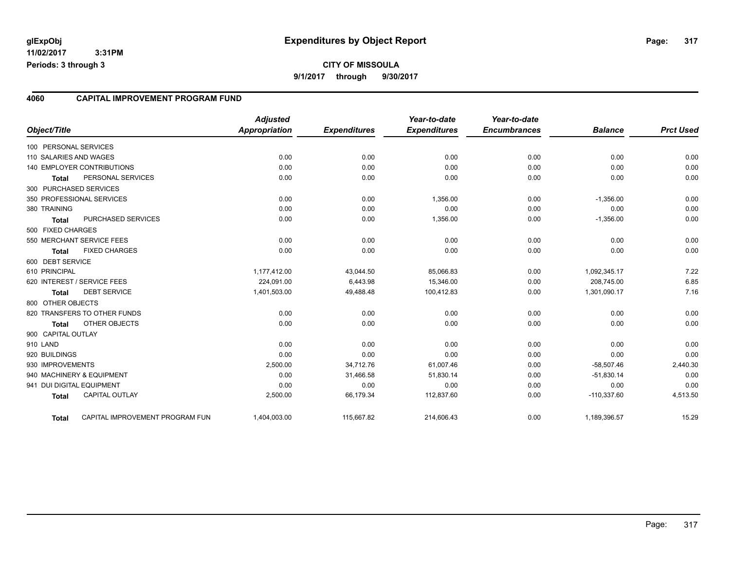glExpObj
11/02/2017 3:31PM
Periods: 3 through 3

# Expenditures by Object Report

**CITY OF MISSOULA**

**9/1/2017 through 9/30/2017**

## 4060 CAPITAL IMPROVEMENT PROGRAM FUND

| Object/Title | | Adjusted Appropriation | Expenditures | Year-to-date Expenditures | Year-to-date Encumbrances | Balance | Prct Used |
|---|---|---|---|---|---|---|---|
| 100 PERSONAL SERVICES | | | | | | | |
| 110 SALARIES AND WAGES | | 0.00 | 0.00 | 0.00 | 0.00 | 0.00 | 0.00 |
| 140 EMPLOYER CONTRIBUTIONS | | 0.00 | 0.00 | 0.00 | 0.00 | 0.00 | 0.00 |
| **Total** | PERSONAL SERVICES | 0.00 | 0.00 | 0.00 | 0.00 | 0.00 | 0.00 |
| 300 PURCHASED SERVICES | | | | | | | |
| 350 PROFESSIONAL SERVICES | | 0.00 | 0.00 | 1,356.00 | 0.00 | -1,356.00 | 0.00 |
| 380 TRAINING | | 0.00 | 0.00 | 0.00 | 0.00 | 0.00 | 0.00 |
| **Total** | PURCHASED SERVICES | 0.00 | 0.00 | 1,356.00 | 0.00 | -1,356.00 | 0.00 |
| 500 FIXED CHARGES | | | | | | | |
| 550 MERCHANT SERVICE FEES | | 0.00 | 0.00 | 0.00 | 0.00 | 0.00 | 0.00 |
| **Total** | FIXED CHARGES | 0.00 | 0.00 | 0.00 | 0.00 | 0.00 | 0.00 |
| 600 DEBT SERVICE | | | | | | | |
| 610 PRINCIPAL | | 1,177,412.00 | 43,044.50 | 85,066.83 | 0.00 | 1,092,345.17 | 7.22 |
| 620 INTEREST / SERVICE FEES | | 224,091.00 | 6,443.98 | 15,346.00 | 0.00 | 208,745.00 | 6.85 |
| **Total** | DEBT SERVICE | 1,401,503.00 | 49,488.48 | 100,412.83 | 0.00 | 1,301,090.17 | 7.16 |
| 800 OTHER OBJECTS | | | | | | | |
| 820 TRANSFERS TO OTHER FUNDS | | 0.00 | 0.00 | 0.00 | 0.00 | 0.00 | 0.00 |
| **Total** | OTHER OBJECTS | 0.00 | 0.00 | 0.00 | 0.00 | 0.00 | 0.00 |
| 900 CAPITAL OUTLAY | | | | | | | |
| 910 LAND | | 0.00 | 0.00 | 0.00 | 0.00 | 0.00 | 0.00 |
| 920 BUILDINGS | | 0.00 | 0.00 | 0.00 | 0.00 | 0.00 | 0.00 |
| 930 IMPROVEMENTS | | 2,500.00 | 34,712.76 | 61,007.46 | 0.00 | -58,507.46 | 2,440.30 |
| 940 MACHINERY & EQUIPMENT | | 0.00 | 31,466.58 | 51,830.14 | 0.00 | -51,830.14 | 0.00 |
| 941 DUI DIGITAL EQUIPMENT | | 0.00 | 0.00 | 0.00 | 0.00 | 0.00 | 0.00 |
| **Total** | CAPITAL OUTLAY | 2,500.00 | 66,179.34 | 112,837.60 | 0.00 | -110,337.60 | 4,513.50 |
| **Total** | CAPITAL IMPROVEMENT PROGRAM FUN | 1,404,003.00 | 115,667.82 | 214,606.43 | 0.00 | 1,189,396.57 | 15.29 |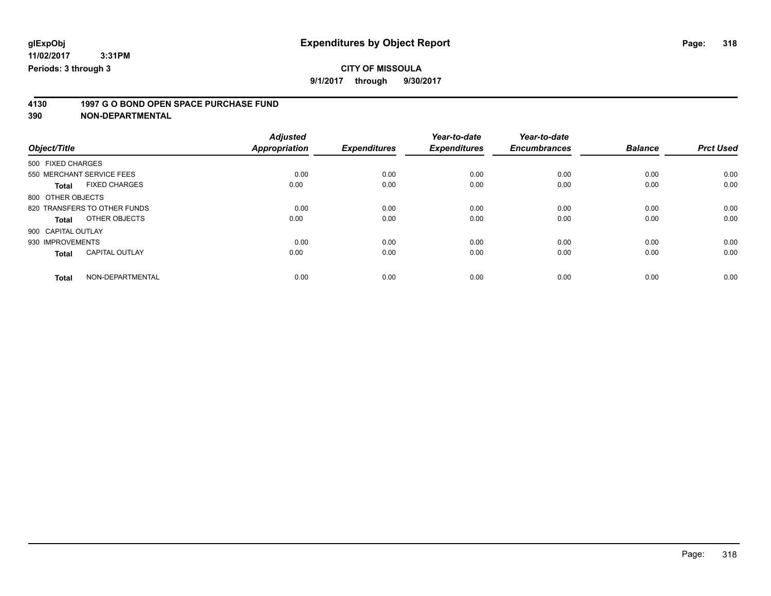# Expenditures by Object Report

glExpObj
11/02/2017 3:31PM
Periods: 3 through 3

**CITY OF MISSOULA**

**9/1/2017 through 9/30/2017**

## 4130 1997 G O BOND OPEN SPACE PURCHASE FUND
## 390 NON-DEPARTMENTAL

| Object/Title | Adjusted Appropriation | Expenditures | Year-to-date Expenditures | Year-to-date Encumbrances | Balance | Prct Used |
|---|---|---|---|---|---|---|
| 500 FIXED CHARGES | | | | | | |
| 550 MERCHANT SERVICE FEES | 0.00 | 0.00 | 0.00 | 0.00 | 0.00 | 0.00 |
| **Total** FIXED CHARGES | 0.00 | 0.00 | 0.00 | 0.00 | 0.00 | 0.00 |
| 800 OTHER OBJECTS | | | | | | |
| 820 TRANSFERS TO OTHER FUNDS | 0.00 | 0.00 | 0.00 | 0.00 | 0.00 | 0.00 |
| **Total** OTHER OBJECTS | 0.00 | 0.00 | 0.00 | 0.00 | 0.00 | 0.00 |
| 900 CAPITAL OUTLAY | | | | | | |
| 930 IMPROVEMENTS | 0.00 | 0.00 | 0.00 | 0.00 | 0.00 | 0.00 |
| **Total** CAPITAL OUTLAY | 0.00 | 0.00 | 0.00 | 0.00 | 0.00 | 0.00 |
| **Total** NON-DEPARTMENTAL | 0.00 | 0.00 | 0.00 | 0.00 | 0.00 | 0.00 |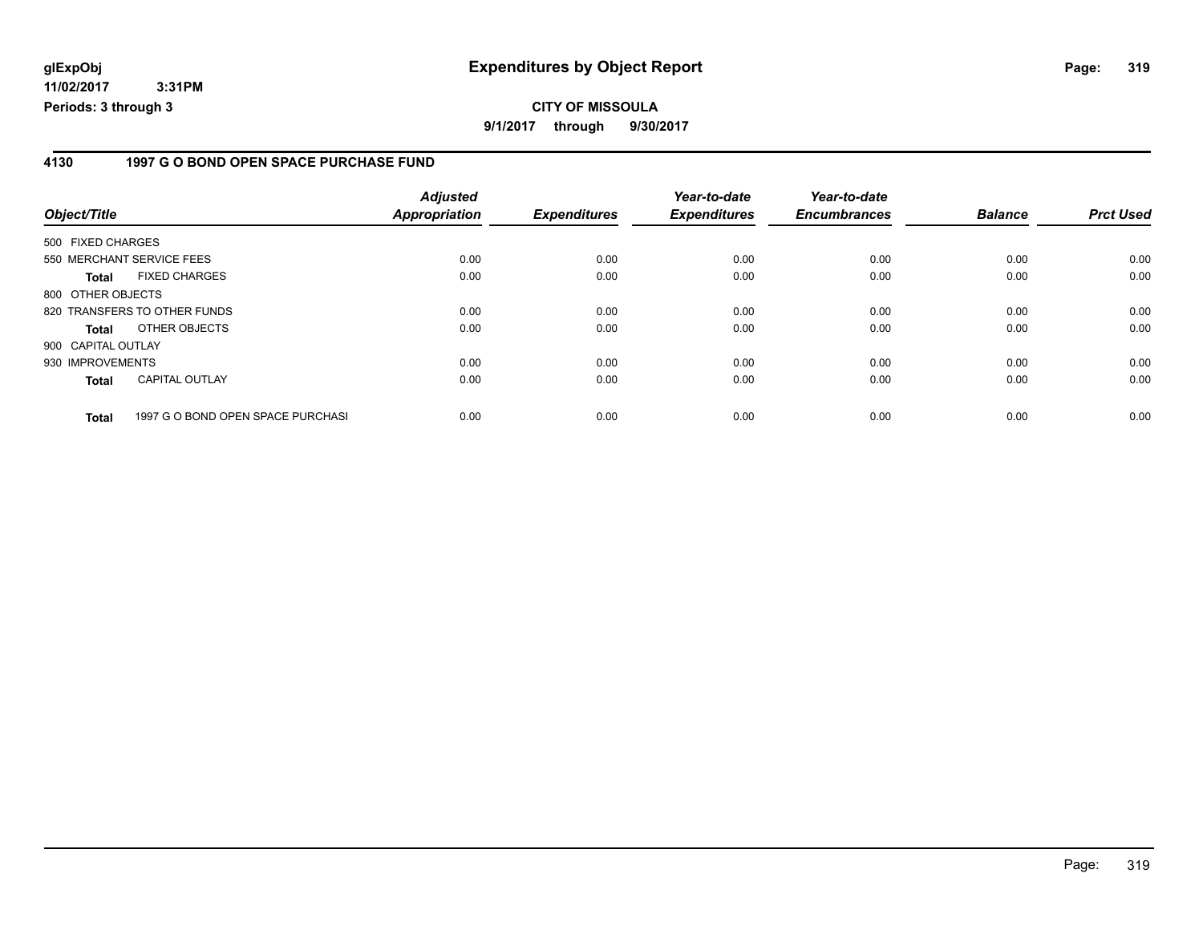# Expenditures by Object Report

glExpObj
11/02/2017 3:31PM
Periods: 3 through 3

**CITY OF MISSOULA**
**9/1/2017 through 9/30/2017**

## 4130 1997 G O BOND OPEN SPACE PURCHASE FUND

| Object/Title | | Adjusted Appropriation | Expenditures | Year-to-date Expenditures | Year-to-date Encumbrances | Balance | Prct Used |
|---|---|---|---|---|---|---|---|
| 500 FIXED CHARGES | | | | | | | |
| 550 MERCHANT SERVICE FEES | | 0.00 | 0.00 | 0.00 | 0.00 | 0.00 | 0.00 |
| **Total** | FIXED CHARGES | 0.00 | 0.00 | 0.00 | 0.00 | 0.00 | 0.00 |
| 800 OTHER OBJECTS | | | | | | | |
| 820 TRANSFERS TO OTHER FUNDS | | 0.00 | 0.00 | 0.00 | 0.00 | 0.00 | 0.00 |
| **Total** | OTHER OBJECTS | 0.00 | 0.00 | 0.00 | 0.00 | 0.00 | 0.00 |
| 900 CAPITAL OUTLAY | | | | | | | |
| 930 IMPROVEMENTS | | 0.00 | 0.00 | 0.00 | 0.00 | 0.00 | 0.00 |
| **Total** | CAPITAL OUTLAY | 0.00 | 0.00 | 0.00 | 0.00 | 0.00 | 0.00 |
| **Total** | 1997 G O BOND OPEN SPACE PURCHASI | 0.00 | 0.00 | 0.00 | 0.00 | 0.00 | 0.00 |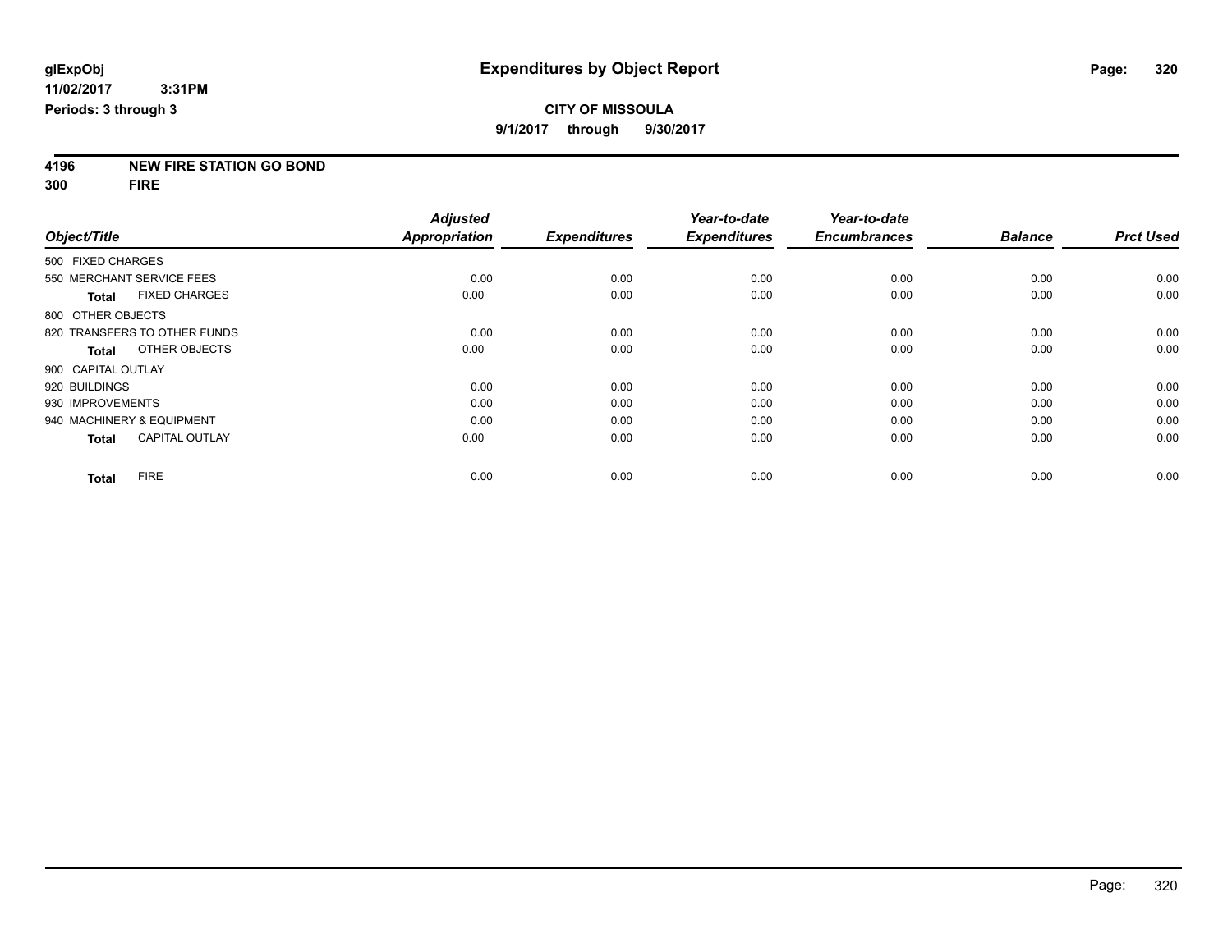glExpObj
11/02/2017 3:31PM
Periods: 3 through 3

# Expenditures by Object Report

**CITY OF MISSOULA**

**9/1/2017 through 9/30/2017**

**4196 NEW FIRE STATION GO BOND**

**300 FIRE**

| Object/Title | Adjusted Appropriation | Expenditures | Year-to-date Expenditures | Year-to-date Encumbrances | Balance | Prct Used |
|---|---|---|---|---|---|---|
| 500 FIXED CHARGES | | | | | | |
| 550 MERCHANT SERVICE FEES | 0.00 | 0.00 | 0.00 | 0.00 | 0.00 | 0.00 |
| **Total** FIXED CHARGES | 0.00 | 0.00 | 0.00 | 0.00 | 0.00 | 0.00 |
| 800 OTHER OBJECTS | | | | | | |
| 820 TRANSFERS TO OTHER FUNDS | 0.00 | 0.00 | 0.00 | 0.00 | 0.00 | 0.00 |
| **Total** OTHER OBJECTS | 0.00 | 0.00 | 0.00 | 0.00 | 0.00 | 0.00 |
| 900 CAPITAL OUTLAY | | | | | | |
| 920 BUILDINGS | 0.00 | 0.00 | 0.00 | 0.00 | 0.00 | 0.00 |
| 930 IMPROVEMENTS | 0.00 | 0.00 | 0.00 | 0.00 | 0.00 | 0.00 |
| 940 MACHINERY & EQUIPMENT | 0.00 | 0.00 | 0.00 | 0.00 | 0.00 | 0.00 |
| **Total** CAPITAL OUTLAY | 0.00 | 0.00 | 0.00 | 0.00 | 0.00 | 0.00 |
| **Total** FIRE | 0.00 | 0.00 | 0.00 | 0.00 | 0.00 | 0.00 |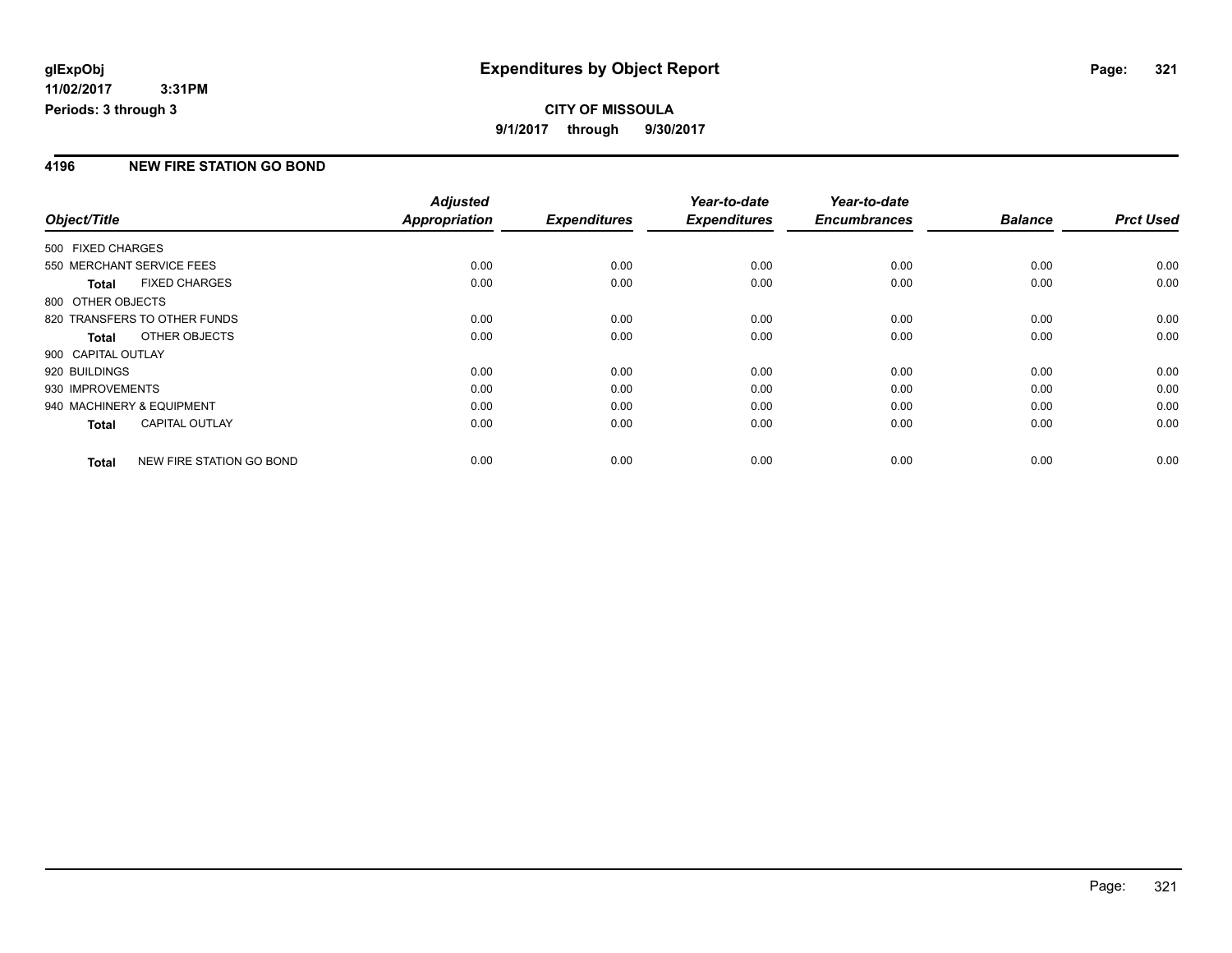**glExpObj** **Expenditures by Object Report**

**11/02/2017 3:31PM**

**Periods: 3 through 3**

**CITY OF MISSOULA**

**9/1/2017 through 9/30/2017**

## 4196 NEW FIRE STATION GO BOND

| Object/Title | Adjusted Appropriation | Expenditures | Year-to-date Expenditures | Year-to-date Encumbrances | Balance | Prct Used |
|---|---|---|---|---|---|---|
| 500 FIXED CHARGES | | | | | | |
| 550 MERCHANT SERVICE FEES | 0.00 | 0.00 | 0.00 | 0.00 | 0.00 | 0.00 |
| **Total** FIXED CHARGES | 0.00 | 0.00 | 0.00 | 0.00 | 0.00 | 0.00 |
| 800 OTHER OBJECTS | | | | | | |
| 820 TRANSFERS TO OTHER FUNDS | 0.00 | 0.00 | 0.00 | 0.00 | 0.00 | 0.00 |
| **Total** OTHER OBJECTS | 0.00 | 0.00 | 0.00 | 0.00 | 0.00 | 0.00 |
| 900 CAPITAL OUTLAY | | | | | | |
| 920 BUILDINGS | 0.00 | 0.00 | 0.00 | 0.00 | 0.00 | 0.00 |
| 930 IMPROVEMENTS | 0.00 | 0.00 | 0.00 | 0.00 | 0.00 | 0.00 |
| 940 MACHINERY & EQUIPMENT | 0.00 | 0.00 | 0.00 | 0.00 | 0.00 | 0.00 |
| **Total** CAPITAL OUTLAY | 0.00 | 0.00 | 0.00 | 0.00 | 0.00 | 0.00 |
| **Total** NEW FIRE STATION GO BOND | 0.00 | 0.00 | 0.00 | 0.00 | 0.00 | 0.00 |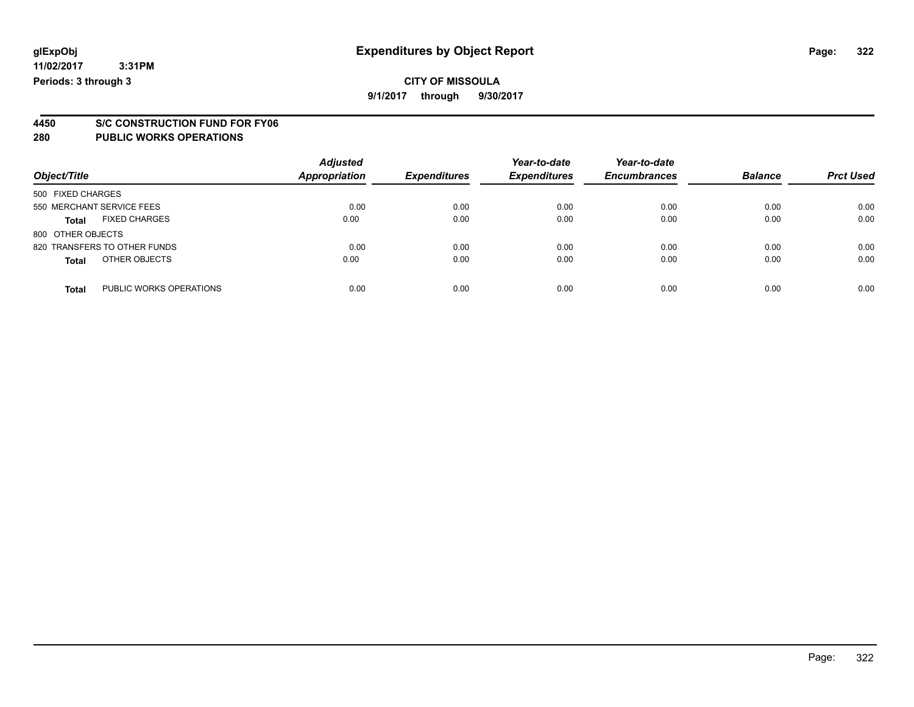glExpObj
11/02/2017 3:31PM
Periods: 3 through 3

# Expenditures by Object Report

**CITY OF MISSOULA**
**9/1/2017 through 9/30/2017**

## 4450 S/C CONSTRUCTION FUND FOR FY06
## 280 PUBLIC WORKS OPERATIONS

| Object/Title | Adjusted Appropriation | Expenditures | Year-to-date Expenditures | Year-to-date Encumbrances | Balance | Prct Used |
|---|---|---|---|---|---|---|
| 500 FIXED CHARGES | | | | | | |
| 550 MERCHANT SERVICE FEES | 0.00 | 0.00 | 0.00 | 0.00 | 0.00 | 0.00 |
| **Total** FIXED CHARGES | 0.00 | 0.00 | 0.00 | 0.00 | 0.00 | 0.00 |
| 800 OTHER OBJECTS | | | | | | |
| 820 TRANSFERS TO OTHER FUNDS | 0.00 | 0.00 | 0.00 | 0.00 | 0.00 | 0.00 |
| **Total** OTHER OBJECTS | 0.00 | 0.00 | 0.00 | 0.00 | 0.00 | 0.00 |
| **Total** PUBLIC WORKS OPERATIONS | 0.00 | 0.00 | 0.00 | 0.00 | 0.00 | 0.00 |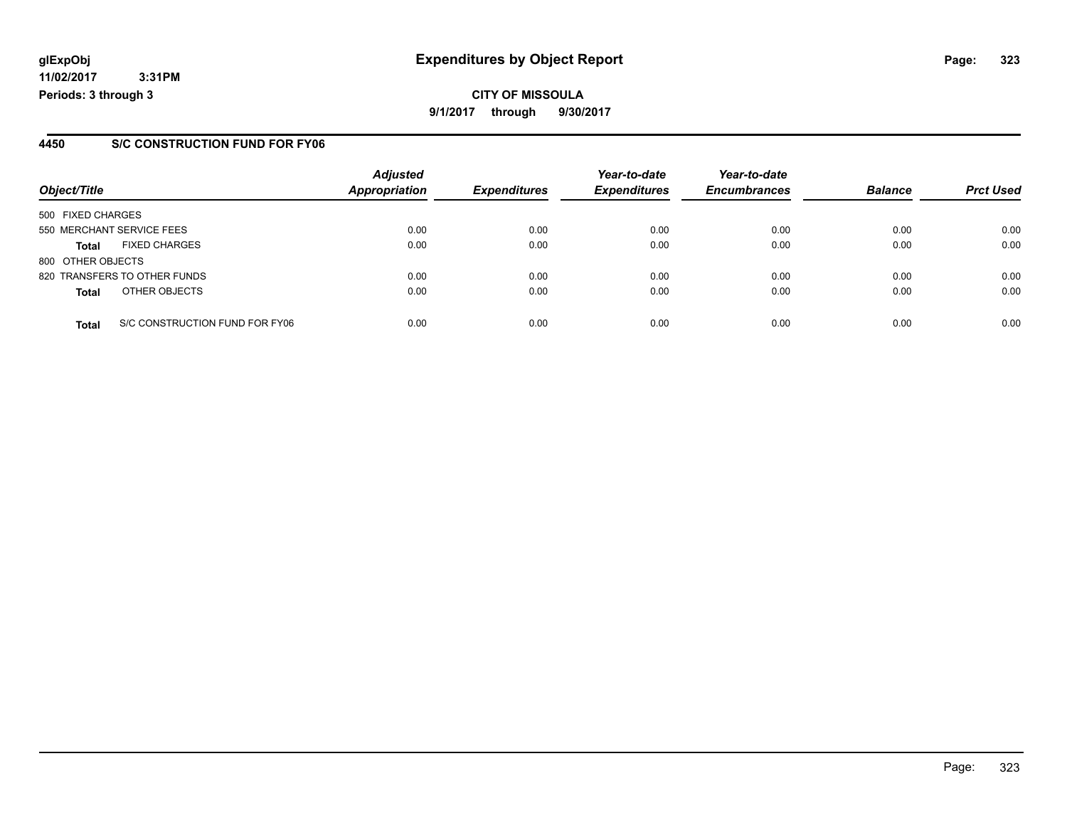**glExpObj**
**11/02/2017 3:31PM**
**Periods: 3 through 3**

# Expenditures by Object Report

**CITY OF MISSOULA**
**9/1/2017 through 9/30/2017**

## 4450 S/C CONSTRUCTION FUND FOR FY06

| Object/Title | Adjusted Appropriation | Expenditures | Year-to-date Expenditures | Year-to-date Encumbrances | Balance | Prct Used |
|---|---|---|---|---|---|---|
| 500 FIXED CHARGES | | | | | | |
| 550 MERCHANT SERVICE FEES | 0.00 | 0.00 | 0.00 | 0.00 | 0.00 | 0.00 |
| **Total** FIXED CHARGES | 0.00 | 0.00 | 0.00 | 0.00 | 0.00 | 0.00 |
| 800 OTHER OBJECTS | | | | | | |
| 820 TRANSFERS TO OTHER FUNDS | 0.00 | 0.00 | 0.00 | 0.00 | 0.00 | 0.00 |
| **Total** OTHER OBJECTS | 0.00 | 0.00 | 0.00 | 0.00 | 0.00 | 0.00 |
| **Total** S/C CONSTRUCTION FUND FOR FY06 | 0.00 | 0.00 | 0.00 | 0.00 | 0.00 | 0.00 |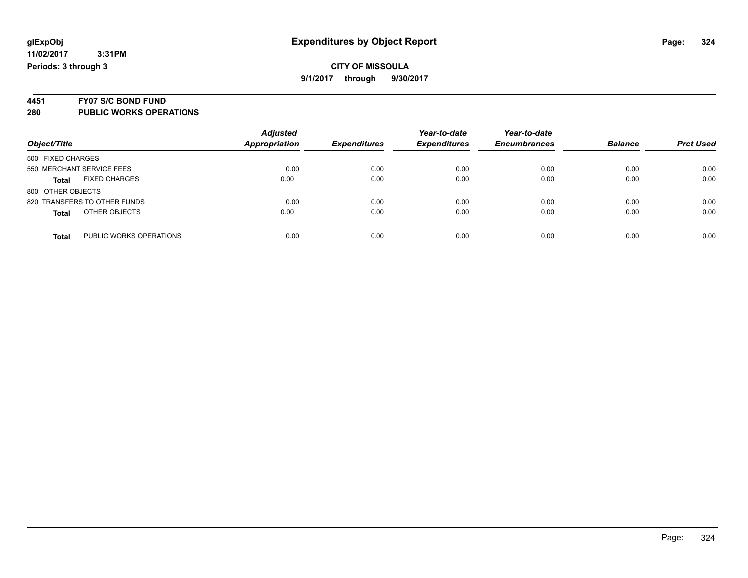# Expenditures by Object Report

glExpObj
11/02/2017 3:31PM
Periods: 3 through 3

**CITY OF MISSOULA**
**9/1/2017 through 9/30/2017**

## 4451 FY07 S/C BOND FUND
## 280 PUBLIC WORKS OPERATIONS

| Object/Title | Adjusted Appropriation | Expenditures | Year-to-date Expenditures | Year-to-date Encumbrances | Balance | Prct Used |
|---|---|---|---|---|---|---|
| 500 FIXED CHARGES | | | | | | |
| 550 MERCHANT SERVICE FEES | 0.00 | 0.00 | 0.00 | 0.00 | 0.00 | 0.00 |
| **Total** FIXED CHARGES | 0.00 | 0.00 | 0.00 | 0.00 | 0.00 | 0.00 |
| 800 OTHER OBJECTS | | | | | | |
| 820 TRANSFERS TO OTHER FUNDS | 0.00 | 0.00 | 0.00 | 0.00 | 0.00 | 0.00 |
| **Total** OTHER OBJECTS | 0.00 | 0.00 | 0.00 | 0.00 | 0.00 | 0.00 |
| **Total** PUBLIC WORKS OPERATIONS | 0.00 | 0.00 | 0.00 | 0.00 | 0.00 | 0.00 |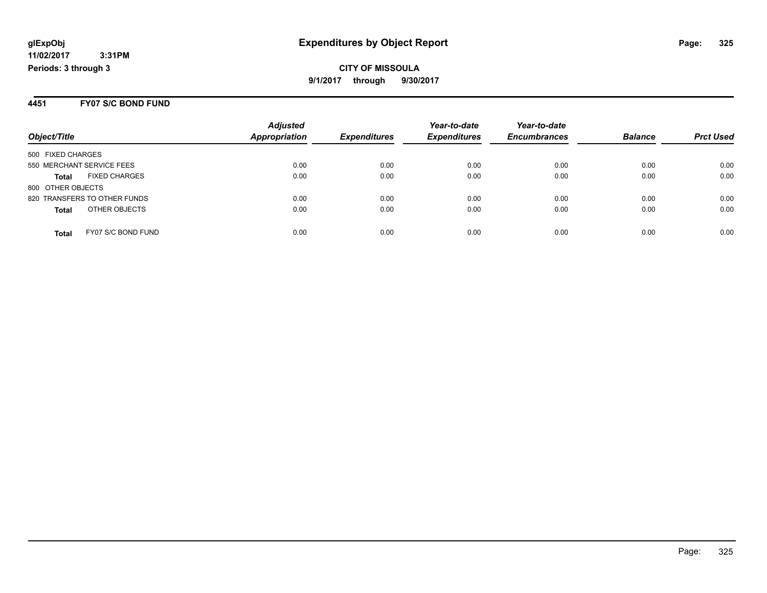**CITY OF MISSOULA**

**9/1/2017 through 9/30/2017**

## 4451 FY07 S/C BOND FUND

| Object/Title | Adjusted Appropriation | Expenditures | Year-to-date Expenditures | Year-to-date Encumbrances | Balance | Prct Used |
|---|---|---|---|---|---|---|
| 500 FIXED CHARGES | | | | | | |
| 550 MERCHANT SERVICE FEES | 0.00 | 0.00 | 0.00 | 0.00 | 0.00 | 0.00 |
| **Total** FIXED CHARGES | 0.00 | 0.00 | 0.00 | 0.00 | 0.00 | 0.00 |
| 800 OTHER OBJECTS | | | | | | |
| 820 TRANSFERS TO OTHER FUNDS | 0.00 | 0.00 | 0.00 | 0.00 | 0.00 | 0.00 |
| **Total** OTHER OBJECTS | 0.00 | 0.00 | 0.00 | 0.00 | 0.00 | 0.00 |
| **Total** FY07 S/C BOND FUND | 0.00 | 0.00 | 0.00 | 0.00 | 0.00 | 0.00 |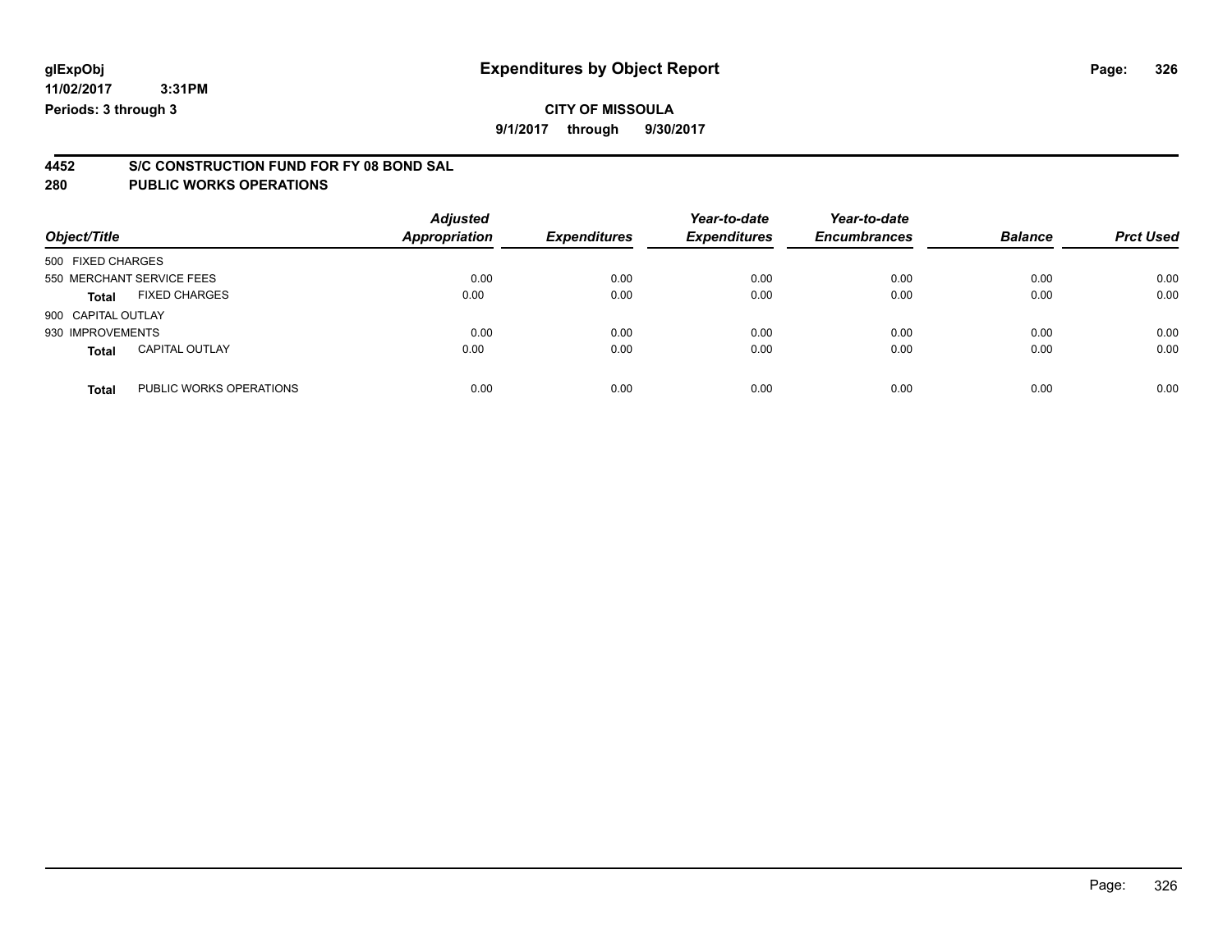**glExpObj**
**11/02/2017 3:31PM**
**Periods: 3 through 3**

# Expenditures by Object Report

**CITY OF MISSOULA**
**9/1/2017 through 9/30/2017**

## 4452 S/C CONSTRUCTION FUND FOR FY 08 BOND SAL
## 280 PUBLIC WORKS OPERATIONS

| Object/Title | | Adjusted Appropriation | Expenditures | Year-to-date Expenditures | Year-to-date Encumbrances | Balance | Prct Used |
|---|---|---|---|---|---|---|---|
| 500 FIXED CHARGES | | | | | | | |
| 550 MERCHANT SERVICE FEES | | 0.00 | 0.00 | 0.00 | 0.00 | 0.00 | 0.00 |
| **Total** | FIXED CHARGES | 0.00 | 0.00 | 0.00 | 0.00 | 0.00 | 0.00 |
| 900 CAPITAL OUTLAY | | | | | | | |
| 930 IMPROVEMENTS | | 0.00 | 0.00 | 0.00 | 0.00 | 0.00 | 0.00 |
| **Total** | CAPITAL OUTLAY | 0.00 | 0.00 | 0.00 | 0.00 | 0.00 | 0.00 |
| **Total** | PUBLIC WORKS OPERATIONS | 0.00 | 0.00 | 0.00 | 0.00 | 0.00 | 0.00 |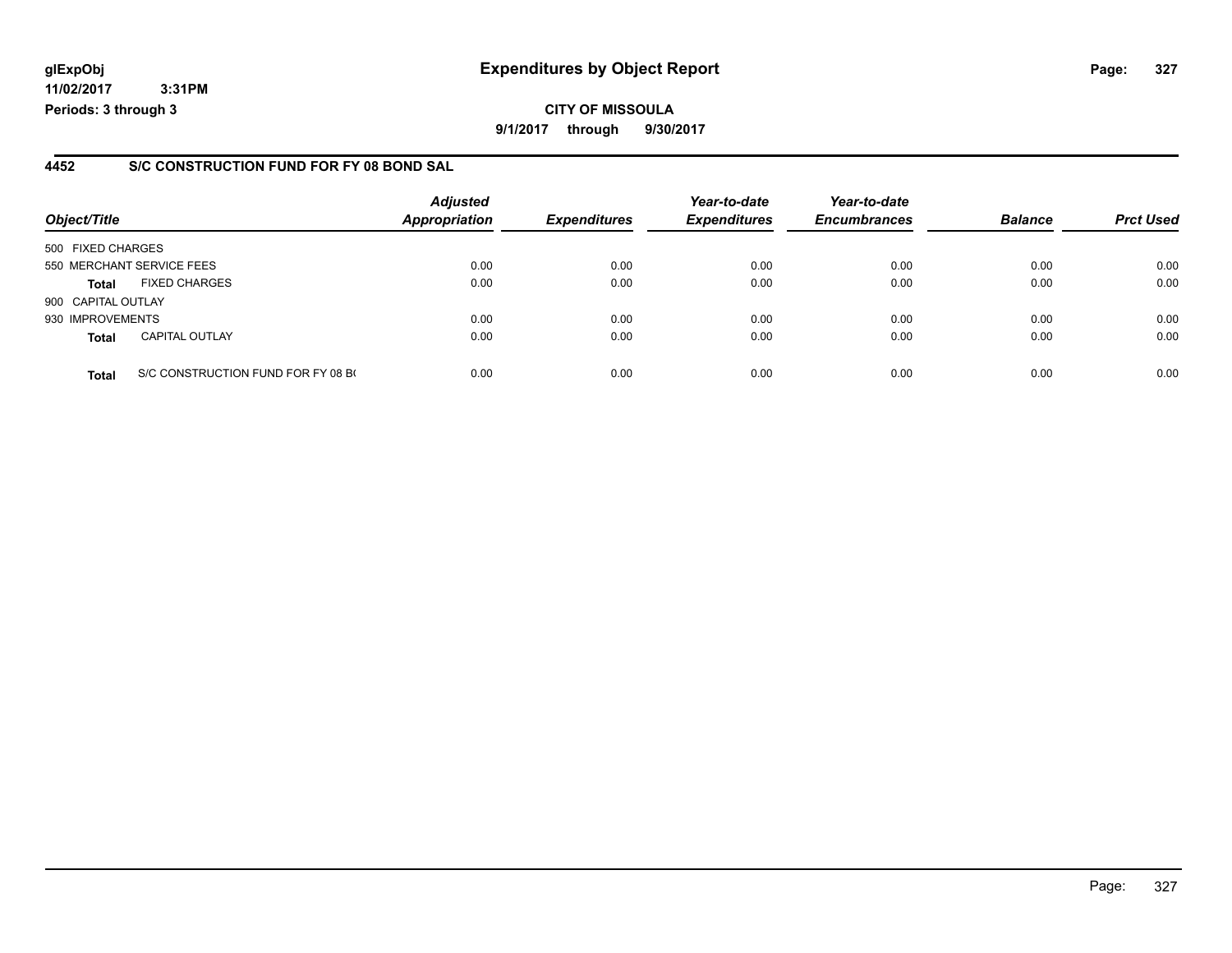# Expenditures by Object Report

glExpObj
11/02/2017 3:31PM
Periods: 3 through 3

**CITY OF MISSOULA**

**9/1/2017 through 9/30/2017**

## 4452 S/C CONSTRUCTION FUND FOR FY 08 BOND SAL

| Object/Title | | Adjusted Appropriation | Expenditures | Year-to-date Expenditures | Year-to-date Encumbrances | Balance | Prct Used |
|---|---|---|---|---|---|---|---|
| 500 FIXED CHARGES | | | | | | | |
| 550 MERCHANT SERVICE FEES | | 0.00 | 0.00 | 0.00 | 0.00 | 0.00 | 0.00 |
| **Total** | FIXED CHARGES | 0.00 | 0.00 | 0.00 | 0.00 | 0.00 | 0.00 |
| 900 CAPITAL OUTLAY | | | | | | | |
| 930 IMPROVEMENTS | | 0.00 | 0.00 | 0.00 | 0.00 | 0.00 | 0.00 |
| **Total** | CAPITAL OUTLAY | 0.00 | 0.00 | 0.00 | 0.00 | 0.00 | 0.00 |
| **Total** | S/C CONSTRUCTION FUND FOR FY 08 B( | 0.00 | 0.00 | 0.00 | 0.00 | 0.00 | 0.00 |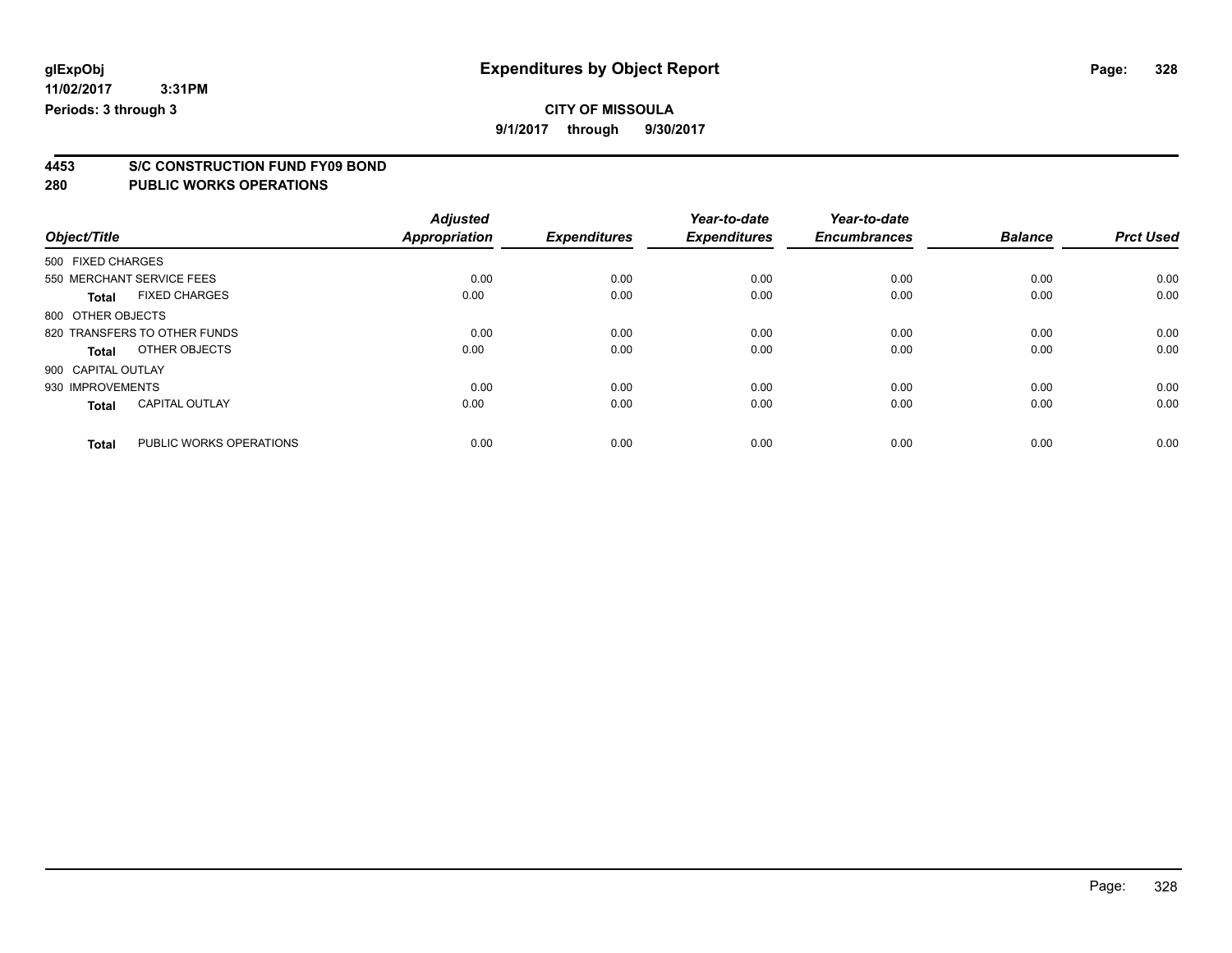glExpObj
11/02/2017 3:31PM
Periods: 3 through 3

# Expenditures by Object Report

**CITY OF MISSOULA**
**9/1/2017 through 9/30/2017**

## 4453 S/C CONSTRUCTION FUND FY09 BOND
## 280 PUBLIC WORKS OPERATIONS

| Object/Title | | Adjusted Appropriation | Expenditures | Year-to-date Expenditures | Year-to-date Encumbrances | Balance | Prct Used |
|---|---|---|---|---|---|---|---|
| 500 FIXED CHARGES | | | | | | | |
| 550 MERCHANT SERVICE FEES | | 0.00 | 0.00 | 0.00 | 0.00 | 0.00 | 0.00 |
| **Total** | FIXED CHARGES | 0.00 | 0.00 | 0.00 | 0.00 | 0.00 | 0.00 |
| 800 OTHER OBJECTS | | | | | | | |
| 820 TRANSFERS TO OTHER FUNDS | | 0.00 | 0.00 | 0.00 | 0.00 | 0.00 | 0.00 |
| **Total** | OTHER OBJECTS | 0.00 | 0.00 | 0.00 | 0.00 | 0.00 | 0.00 |
| 900 CAPITAL OUTLAY | | | | | | | |
| 930 IMPROVEMENTS | | 0.00 | 0.00 | 0.00 | 0.00 | 0.00 | 0.00 |
| **Total** | CAPITAL OUTLAY | 0.00 | 0.00 | 0.00 | 0.00 | 0.00 | 0.00 |
| **Total** | PUBLIC WORKS OPERATIONS | 0.00 | 0.00 | 0.00 | 0.00 | 0.00 | 0.00 |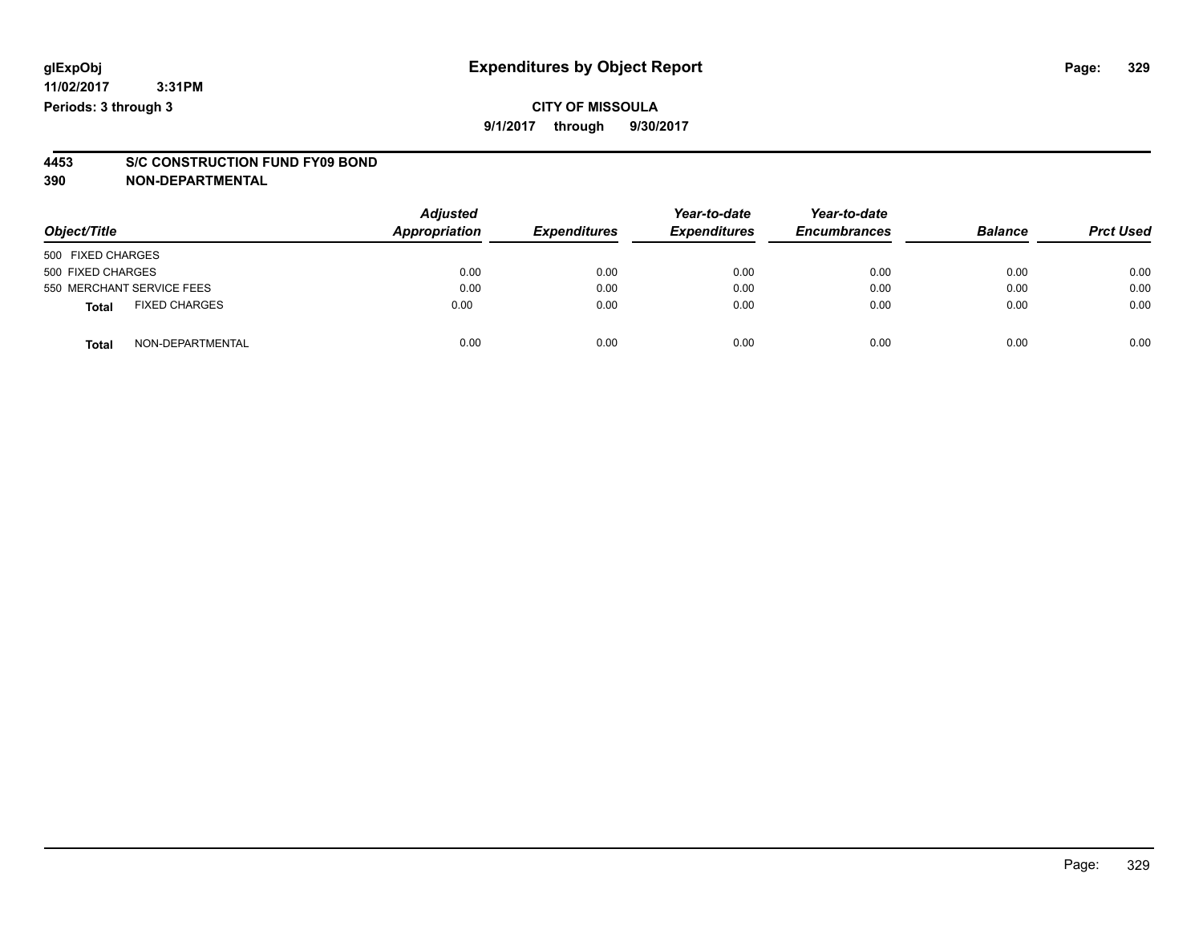glExpObj
11/02/2017 3:31PM
Periods: 3 through 3

# Expenditures by Object Report

**CITY OF MISSOULA**

**9/1/2017 through 9/30/2017**

**4453 S/C CONSTRUCTION FUND FY09 BOND**

**390 NON-DEPARTMENTAL**

| Object/Title | Adjusted Appropriation | Expenditures | Year-to-date Expenditures | Year-to-date Encumbrances | Balance | Prct Used |
|---|---|---|---|---|---|---|
| 500 FIXED CHARGES | | | | | | |
| 500 FIXED CHARGES | 0.00 | 0.00 | 0.00 | 0.00 | 0.00 | 0.00 |
| 550 MERCHANT SERVICE FEES | 0.00 | 0.00 | 0.00 | 0.00 | 0.00 | 0.00 |
| **Total** FIXED CHARGES | 0.00 | 0.00 | 0.00 | 0.00 | 0.00 | 0.00 |
| **Total** NON-DEPARTMENTAL | 0.00 | 0.00 | 0.00 | 0.00 | 0.00 | 0.00 |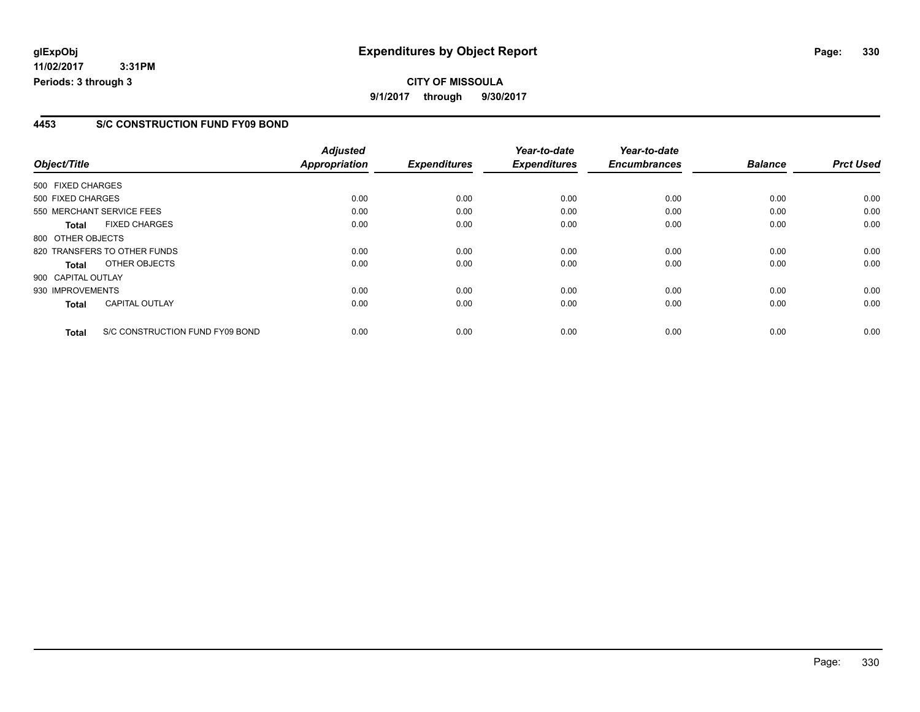**glExpObj** **Expenditures by Object Report**
**11/02/2017 3:31PM**
**Periods: 3 through 3**

**CITY OF MISSOULA**
**9/1/2017 through 9/30/2017**

## 4453 S/C CONSTRUCTION FUND FY09 BOND

| Object/Title | Adjusted Appropriation | Expenditures | Year-to-date Expenditures | Year-to-date Encumbrances | Balance | Prct Used |
|---|---|---|---|---|---|---|
| 500 FIXED CHARGES | | | | | | |
| 500 FIXED CHARGES | 0.00 | 0.00 | 0.00 | 0.00 | 0.00 | 0.00 |
| 550 MERCHANT SERVICE FEES | 0.00 | 0.00 | 0.00 | 0.00 | 0.00 | 0.00 |
| **Total** FIXED CHARGES | 0.00 | 0.00 | 0.00 | 0.00 | 0.00 | 0.00 |
| 800 OTHER OBJECTS | | | | | | |
| 820 TRANSFERS TO OTHER FUNDS | 0.00 | 0.00 | 0.00 | 0.00 | 0.00 | 0.00 |
| **Total** OTHER OBJECTS | 0.00 | 0.00 | 0.00 | 0.00 | 0.00 | 0.00 |
| 900 CAPITAL OUTLAY | | | | | | |
| 930 IMPROVEMENTS | 0.00 | 0.00 | 0.00 | 0.00 | 0.00 | 0.00 |
| **Total** CAPITAL OUTLAY | 0.00 | 0.00 | 0.00 | 0.00 | 0.00 | 0.00 |
| **Total** S/C CONSTRUCTION FUND FY09 BOND | 0.00 | 0.00 | 0.00 | 0.00 | 0.00 | 0.00 |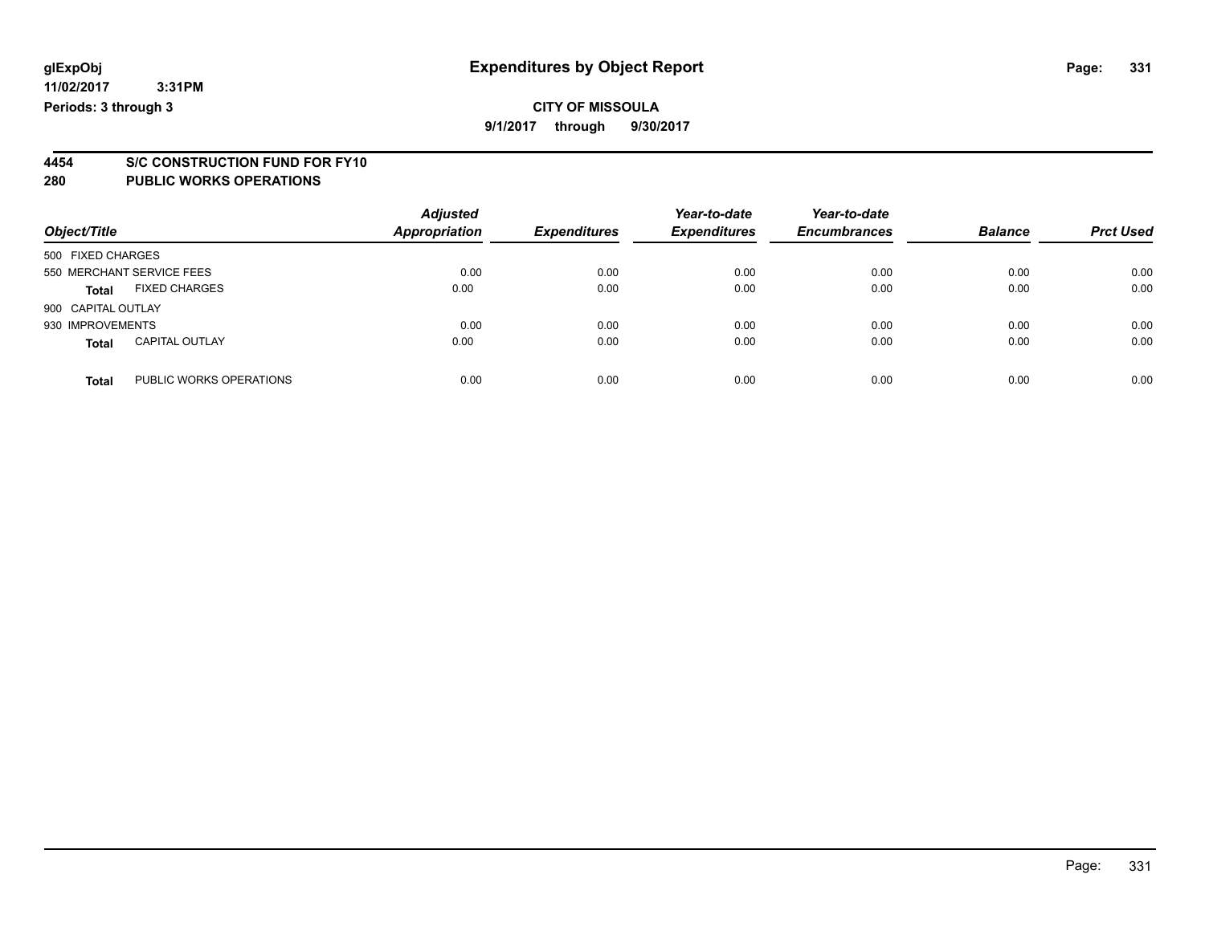**glExpObj** | **Expenditures by Object Report**

**11/02/2017 3:31PM**

**Periods: 3 through 3**

**CITY OF MISSOULA**

**9/1/2017 through 9/30/2017**

## 4454 S/C CONSTRUCTION FUND FOR FY10

## 280 PUBLIC WORKS OPERATIONS

| Object/Title | Adjusted Appropriation | Expenditures | Year-to-date Expenditures | Year-to-date Encumbrances | Balance | Prct Used |
|---|---|---|---|---|---|---|
| 500 FIXED CHARGES | | | | | | |
| 550 MERCHANT SERVICE FEES | 0.00 | 0.00 | 0.00 | 0.00 | 0.00 | 0.00 |
| **Total** FIXED CHARGES | 0.00 | 0.00 | 0.00 | 0.00 | 0.00 | 0.00 |
| 900 CAPITAL OUTLAY | | | | | | |
| 930 IMPROVEMENTS | 0.00 | 0.00 | 0.00 | 0.00 | 0.00 | 0.00 |
| **Total** CAPITAL OUTLAY | 0.00 | 0.00 | 0.00 | 0.00 | 0.00 | 0.00 |
| **Total** PUBLIC WORKS OPERATIONS | 0.00 | 0.00 | 0.00 | 0.00 | 0.00 | 0.00 |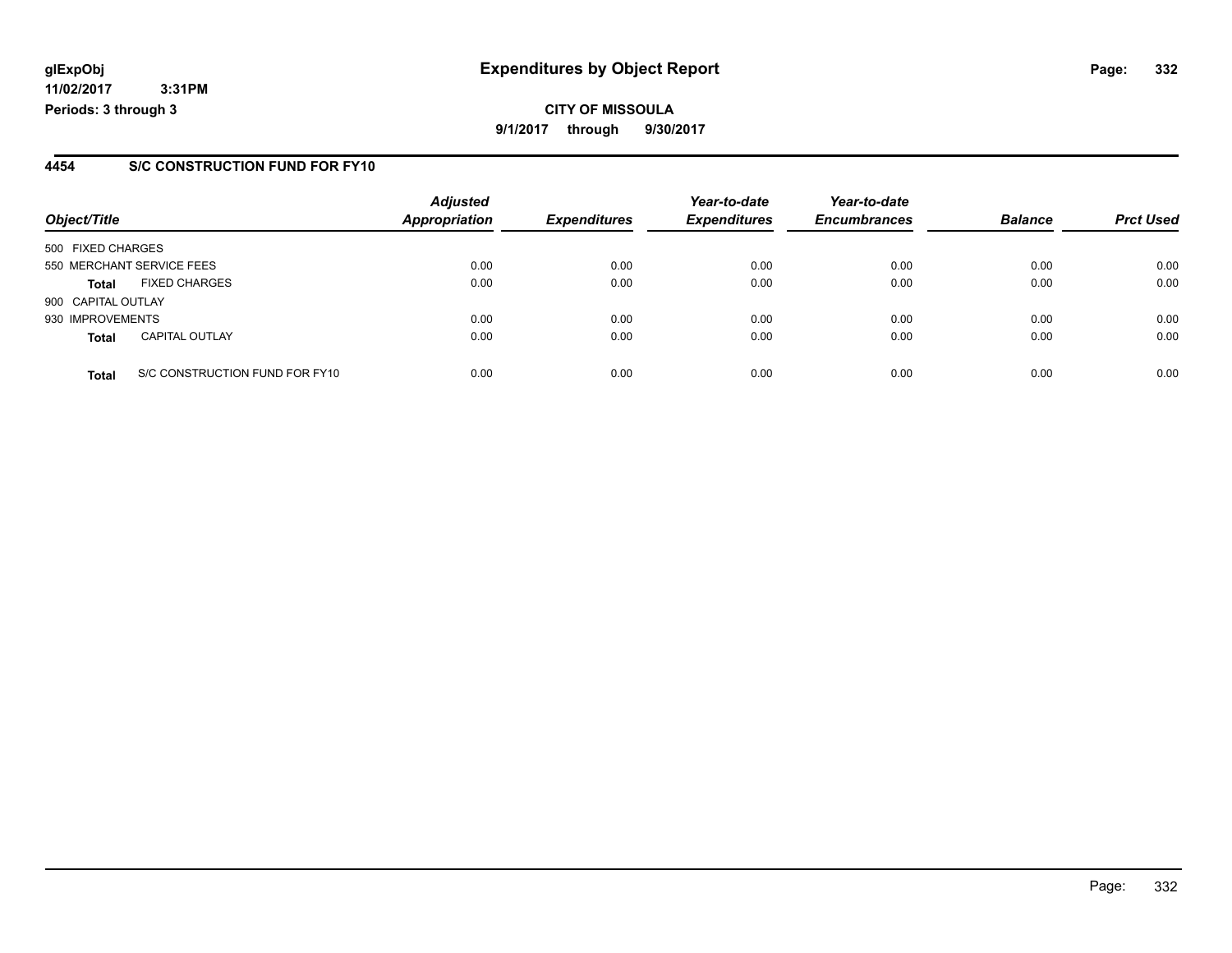**glExpObj**
**11/02/2017 3:31PM**
**Periods: 3 through 3**

# Expenditures by Object Report

**CITY OF MISSOULA**
**9/1/2017 through 9/30/2017**

## 4454 S/C CONSTRUCTION FUND FOR FY10

| Object/Title | Adjusted Appropriation | Expenditures | Year-to-date Expenditures | Year-to-date Encumbrances | Balance | Prct Used |
|---|---|---|---|---|---|---|
| 500 FIXED CHARGES | | | | | | |
| 550 MERCHANT SERVICE FEES | 0.00 | 0.00 | 0.00 | 0.00 | 0.00 | 0.00 |
| **Total** FIXED CHARGES | 0.00 | 0.00 | 0.00 | 0.00 | 0.00 | 0.00 |
| 900 CAPITAL OUTLAY | | | | | | |
| 930 IMPROVEMENTS | 0.00 | 0.00 | 0.00 | 0.00 | 0.00 | 0.00 |
| **Total** CAPITAL OUTLAY | 0.00 | 0.00 | 0.00 | 0.00 | 0.00 | 0.00 |
| **Total** S/C CONSTRUCTION FUND FOR FY10 | 0.00 | 0.00 | 0.00 | 0.00 | 0.00 | 0.00 |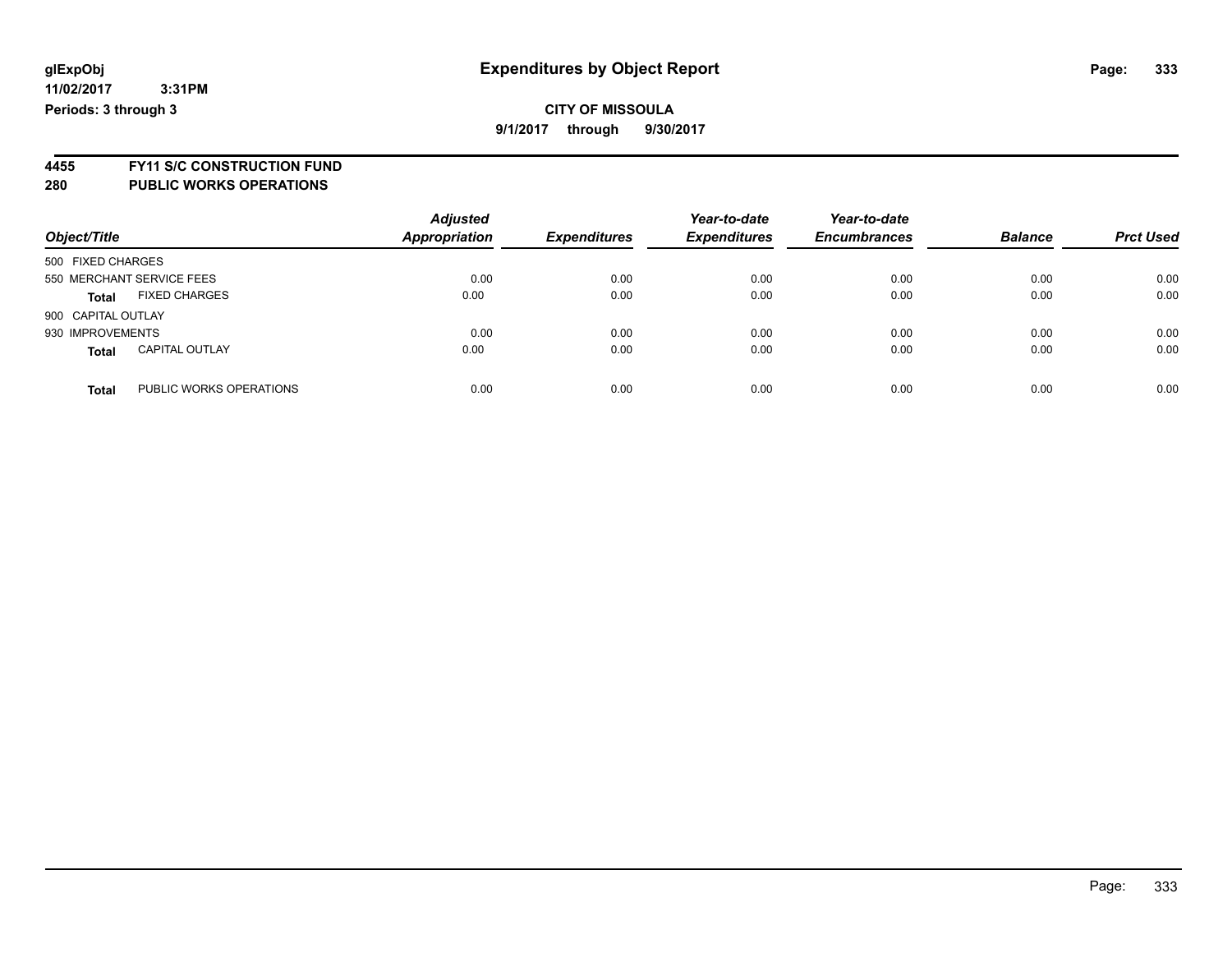glExpObj
11/02/2017 3:31PM
Periods: 3 through 3

# Expenditures by Object Report

**CITY OF MISSOULA**
**9/1/2017 through 9/30/2017**

**4455 FY11 S/C CONSTRUCTION FUND**
**280 PUBLIC WORKS OPERATIONS**

| Object/Title | | Adjusted Appropriation | Expenditures | Year-to-date Expenditures | Year-to-date Encumbrances | Balance | Prct Used |
|---|---|---|---|---|---|---|---|
| 500 FIXED CHARGES | | | | | | | |
| 550 MERCHANT SERVICE FEES | | 0.00 | 0.00 | 0.00 | 0.00 | 0.00 | 0.00 |
| **Total** | FIXED CHARGES | 0.00 | 0.00 | 0.00 | 0.00 | 0.00 | 0.00 |
| 900 CAPITAL OUTLAY | | | | | | | |
| 930 IMPROVEMENTS | | 0.00 | 0.00 | 0.00 | 0.00 | 0.00 | 0.00 |
| **Total** | CAPITAL OUTLAY | 0.00 | 0.00 | 0.00 | 0.00 | 0.00 | 0.00 |
| **Total** | PUBLIC WORKS OPERATIONS | 0.00 | 0.00 | 0.00 | 0.00 | 0.00 | 0.00 |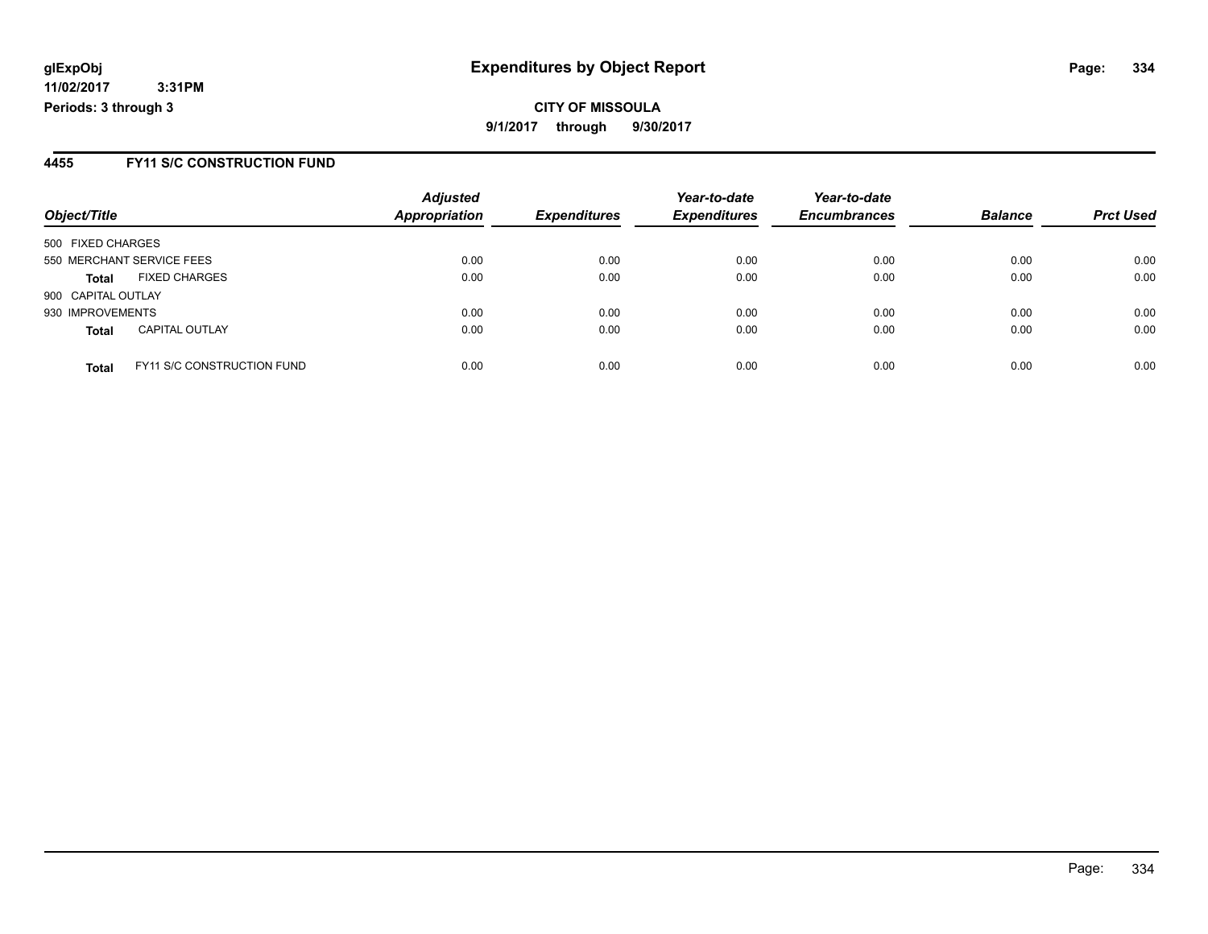**glExpObj**
**11/02/2017 3:31PM**
**Periods: 3 through 3**

# Expenditures by Object Report

**CITY OF MISSOULA**
**9/1/2017 through 9/30/2017**

## 4455 FY11 S/C CONSTRUCTION FUND

| Object/Title | Adjusted Appropriation | Expenditures | Year-to-date Expenditures | Year-to-date Encumbrances | Balance | Prct Used |
|---|---|---|---|---|---|---|
| 500 FIXED CHARGES | | | | | | |
| 550 MERCHANT SERVICE FEES | 0.00 | 0.00 | 0.00 | 0.00 | 0.00 | 0.00 |
| **Total** FIXED CHARGES | 0.00 | 0.00 | 0.00 | 0.00 | 0.00 | 0.00 |
| 900 CAPITAL OUTLAY | | | | | | |
| 930 IMPROVEMENTS | 0.00 | 0.00 | 0.00 | 0.00 | 0.00 | 0.00 |
| **Total** CAPITAL OUTLAY | 0.00 | 0.00 | 0.00 | 0.00 | 0.00 | 0.00 |
| **Total** FY11 S/C CONSTRUCTION FUND | 0.00 | 0.00 | 0.00 | 0.00 | 0.00 | 0.00 |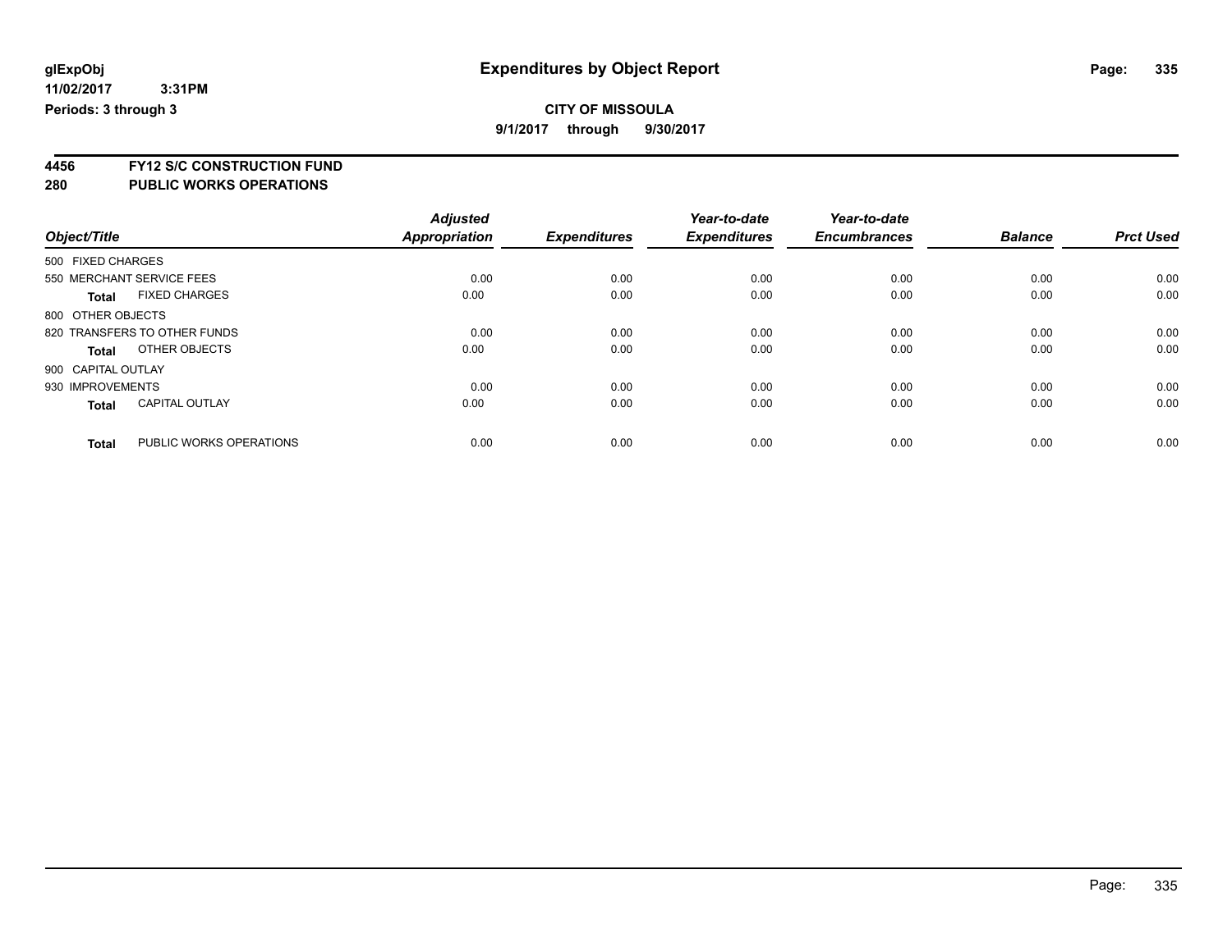# Expenditures by Object Report

glExpObj
11/02/2017 3:31PM
Periods: 3 through 3

**CITY OF MISSOULA**
**9/1/2017 through 9/30/2017**

**4456 FY12 S/C CONSTRUCTION FUND**
**280 PUBLIC WORKS OPERATIONS**

| Object/Title | Adjusted Appropriation | Expenditures | Year-to-date Expenditures | Year-to-date Encumbrances | Balance | Prct Used |
|---|---|---|---|---|---|---|
| 500 FIXED CHARGES | | | | | | |
| 550 MERCHANT SERVICE FEES | 0.00 | 0.00 | 0.00 | 0.00 | 0.00 | 0.00 |
| **Total** FIXED CHARGES | 0.00 | 0.00 | 0.00 | 0.00 | 0.00 | 0.00 |
| 800 OTHER OBJECTS | | | | | | |
| 820 TRANSFERS TO OTHER FUNDS | 0.00 | 0.00 | 0.00 | 0.00 | 0.00 | 0.00 |
| **Total** OTHER OBJECTS | 0.00 | 0.00 | 0.00 | 0.00 | 0.00 | 0.00 |
| 900 CAPITAL OUTLAY | | | | | | |
| 930 IMPROVEMENTS | 0.00 | 0.00 | 0.00 | 0.00 | 0.00 | 0.00 |
| **Total** CAPITAL OUTLAY | 0.00 | 0.00 | 0.00 | 0.00 | 0.00 | 0.00 |
| **Total** PUBLIC WORKS OPERATIONS | 0.00 | 0.00 | 0.00 | 0.00 | 0.00 | 0.00 |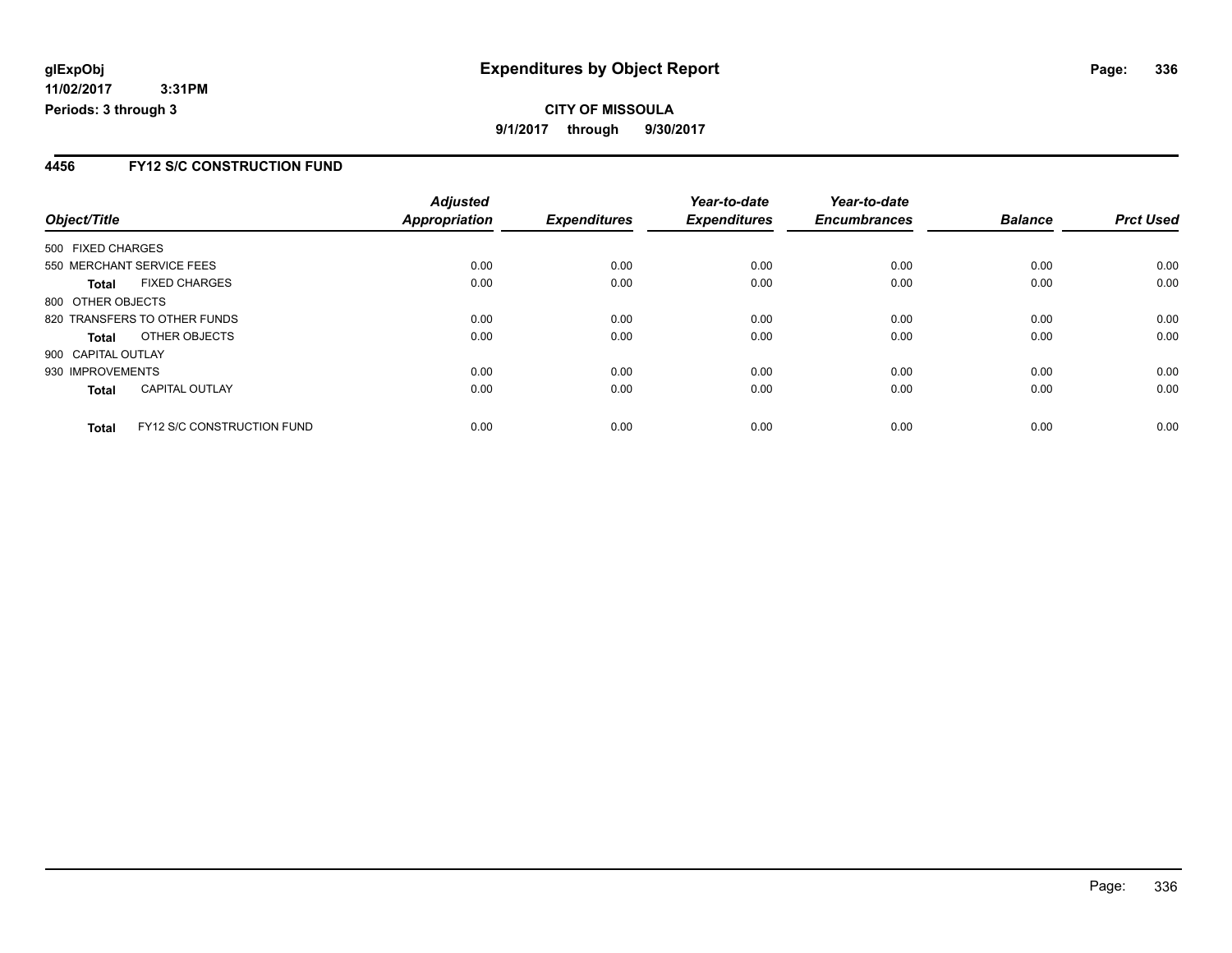# Expenditures by Object Report

glExpObj
11/02/2017 3:31PM
Periods: 3 through 3

**CITY OF MISSOULA**
**9/1/2017 through 9/30/2017**

## 4456 FY12 S/C CONSTRUCTION FUND

| Object/Title | | Adjusted Appropriation | Expenditures | Year-to-date Expenditures | Year-to-date Encumbrances | Balance | Prct Used |
|---|---|---|---|---|---|---|---|
| 500 FIXED CHARGES | | | | | | | |
| 550 MERCHANT SERVICE FEES | | 0.00 | 0.00 | 0.00 | 0.00 | 0.00 | 0.00 |
| **Total** | FIXED CHARGES | 0.00 | 0.00 | 0.00 | 0.00 | 0.00 | 0.00 |
| 800 OTHER OBJECTS | | | | | | | |
| 820 TRANSFERS TO OTHER FUNDS | | 0.00 | 0.00 | 0.00 | 0.00 | 0.00 | 0.00 |
| **Total** | OTHER OBJECTS | 0.00 | 0.00 | 0.00 | 0.00 | 0.00 | 0.00 |
| 900 CAPITAL OUTLAY | | | | | | | |
| 930 IMPROVEMENTS | | 0.00 | 0.00 | 0.00 | 0.00 | 0.00 | 0.00 |
| **Total** | CAPITAL OUTLAY | 0.00 | 0.00 | 0.00 | 0.00 | 0.00 | 0.00 |
| **Total** | FY12 S/C CONSTRUCTION FUND | 0.00 | 0.00 | 0.00 | 0.00 | 0.00 | 0.00 |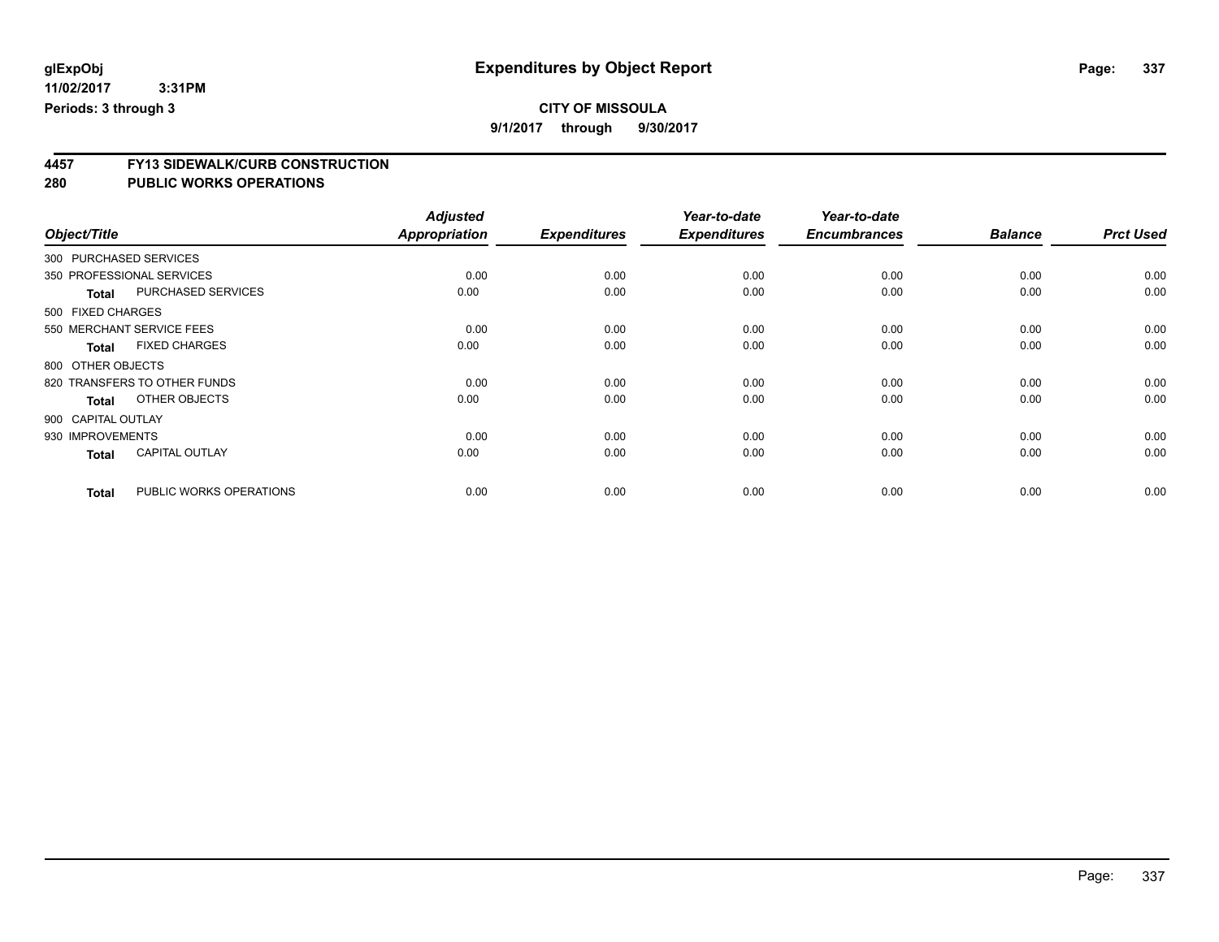**glExpObj** **Expenditures by Object Report**

**11/02/2017 3:31PM**

**Periods: 3 through 3**

**CITY OF MISSOULA**

**9/1/2017 through 9/30/2017**

## 4457 FY13 SIDEWALK/CURB CONSTRUCTION

## 280 PUBLIC WORKS OPERATIONS

| Object/Title | Adjusted Appropriation | Expenditures | Year-to-date Expenditures | Year-to-date Encumbrances | Balance | Prct Used |
|---|---|---|---|---|---|---|
| 300 PURCHASED SERVICES | | | | | | |
| 350 PROFESSIONAL SERVICES | 0.00 | 0.00 | 0.00 | 0.00 | 0.00 | 0.00 |
| **Total** PURCHASED SERVICES | 0.00 | 0.00 | 0.00 | 0.00 | 0.00 | 0.00 |
| 500 FIXED CHARGES | | | | | | |
| 550 MERCHANT SERVICE FEES | 0.00 | 0.00 | 0.00 | 0.00 | 0.00 | 0.00 |
| **Total** FIXED CHARGES | 0.00 | 0.00 | 0.00 | 0.00 | 0.00 | 0.00 |
| 800 OTHER OBJECTS | | | | | | |
| 820 TRANSFERS TO OTHER FUNDS | 0.00 | 0.00 | 0.00 | 0.00 | 0.00 | 0.00 |
| **Total** OTHER OBJECTS | 0.00 | 0.00 | 0.00 | 0.00 | 0.00 | 0.00 |
| 900 CAPITAL OUTLAY | | | | | | |
| 930 IMPROVEMENTS | 0.00 | 0.00 | 0.00 | 0.00 | 0.00 | 0.00 |
| **Total** CAPITAL OUTLAY | 0.00 | 0.00 | 0.00 | 0.00 | 0.00 | 0.00 |
| **Total** PUBLIC WORKS OPERATIONS | 0.00 | 0.00 | 0.00 | 0.00 | 0.00 | 0.00 |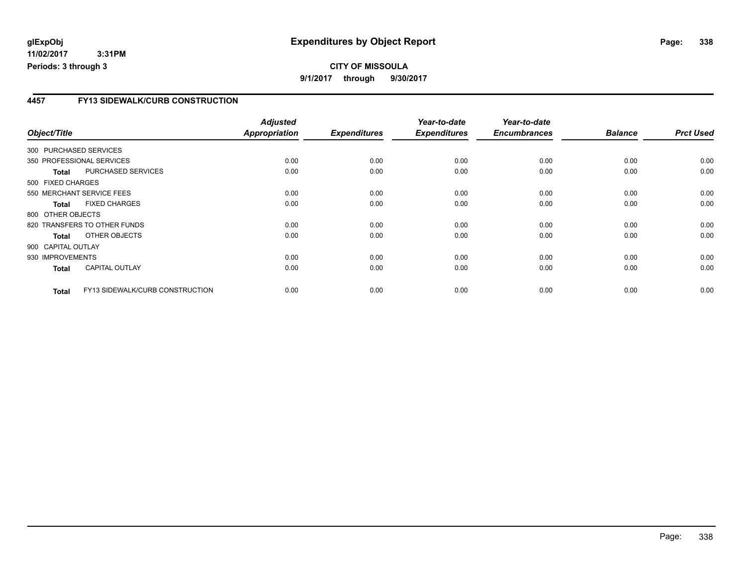**glExpObj** **Expenditures by Object Report**

**11/02/2017 3:31PM**

**Periods: 3 through 3**

**CITY OF MISSOULA**

**9/1/2017 through 9/30/2017**

## 4457 FY13 SIDEWALK/CURB CONSTRUCTION

| Object/Title | | Adjusted Appropriation | Expenditures | Year-to-date Expenditures | Year-to-date Encumbrances | Balance | Prct Used |
|---|---|---|---|---|---|---|---|
| 300 PURCHASED SERVICES | | | | | | | |
| 350 PROFESSIONAL SERVICES | | 0.00 | 0.00 | 0.00 | 0.00 | 0.00 | 0.00 |
| **Total** | PURCHASED SERVICES | 0.00 | 0.00 | 0.00 | 0.00 | 0.00 | 0.00 |
| 500 FIXED CHARGES | | | | | | | |
| 550 MERCHANT SERVICE FEES | | 0.00 | 0.00 | 0.00 | 0.00 | 0.00 | 0.00 |
| **Total** | FIXED CHARGES | 0.00 | 0.00 | 0.00 | 0.00 | 0.00 | 0.00 |
| 800 OTHER OBJECTS | | | | | | | |
| 820 TRANSFERS TO OTHER FUNDS | | 0.00 | 0.00 | 0.00 | 0.00 | 0.00 | 0.00 |
| **Total** | OTHER OBJECTS | 0.00 | 0.00 | 0.00 | 0.00 | 0.00 | 0.00 |
| 900 CAPITAL OUTLAY | | | | | | | |
| 930 IMPROVEMENTS | | 0.00 | 0.00 | 0.00 | 0.00 | 0.00 | 0.00 |
| **Total** | CAPITAL OUTLAY | 0.00 | 0.00 | 0.00 | 0.00 | 0.00 | 0.00 |
| **Total** | FY13 SIDEWALK/CURB CONSTRUCTION | 0.00 | 0.00 | 0.00 | 0.00 | 0.00 | 0.00 |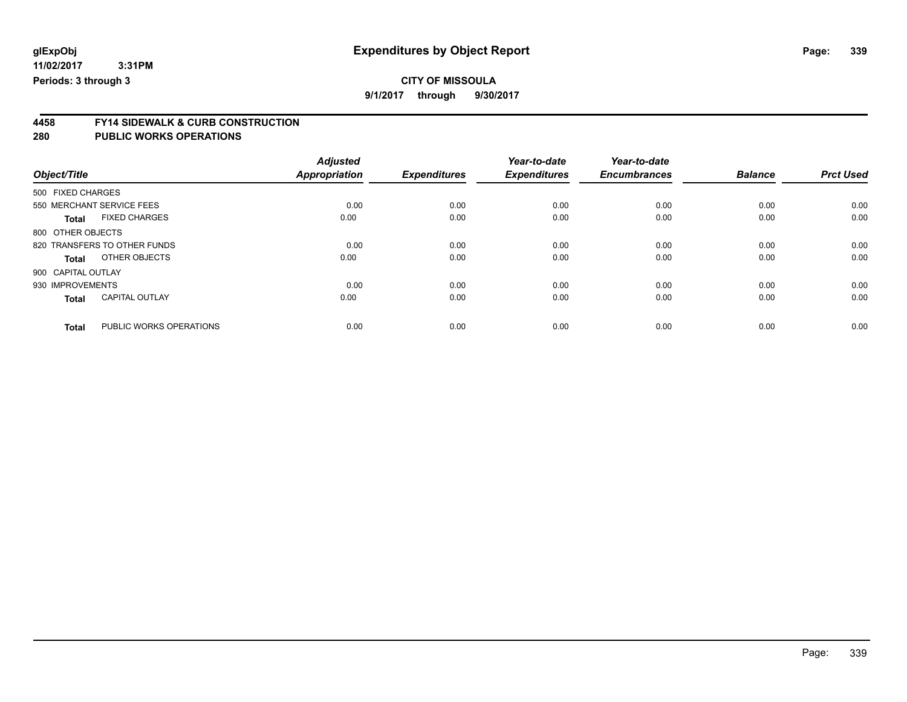**glExpObj**
**11/02/2017 3:31PM**
**Periods: 3 through 3**

# Expenditures by Object Report

**CITY OF MISSOULA**
**9/1/2017 through 9/30/2017**

## 4458 FY14 SIDEWALK & CURB CONSTRUCTION
## 280 PUBLIC WORKS OPERATIONS

| Object/Title | | Adjusted Appropriation | Expenditures | Year-to-date Expenditures | Year-to-date Encumbrances | Balance | Prct Used |
|---|---|---|---|---|---|---|---|
| 500 FIXED CHARGES | | | | | | | |
| 550 MERCHANT SERVICE FEES | | 0.00 | 0.00 | 0.00 | 0.00 | 0.00 | 0.00 |
| **Total** | FIXED CHARGES | 0.00 | 0.00 | 0.00 | 0.00 | 0.00 | 0.00 |
| 800 OTHER OBJECTS | | | | | | | |
| 820 TRANSFERS TO OTHER FUNDS | | 0.00 | 0.00 | 0.00 | 0.00 | 0.00 | 0.00 |
| **Total** | OTHER OBJECTS | 0.00 | 0.00 | 0.00 | 0.00 | 0.00 | 0.00 |
| 900 CAPITAL OUTLAY | | | | | | | |
| 930 IMPROVEMENTS | | 0.00 | 0.00 | 0.00 | 0.00 | 0.00 | 0.00 |
| **Total** | CAPITAL OUTLAY | 0.00 | 0.00 | 0.00 | 0.00 | 0.00 | 0.00 |
| **Total** | PUBLIC WORKS OPERATIONS | 0.00 | 0.00 | 0.00 | 0.00 | 0.00 | 0.00 |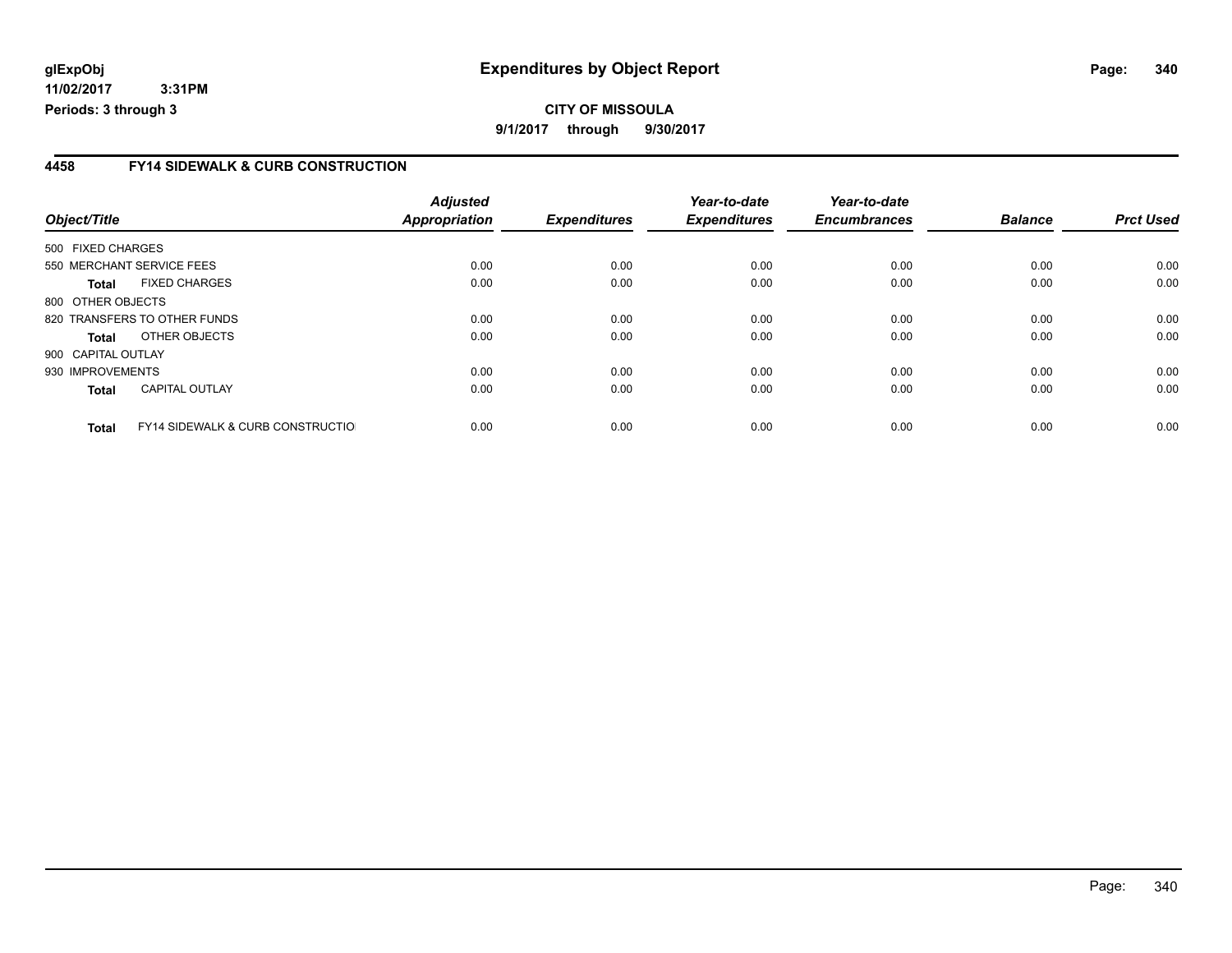**CITY OF MISSOULA**

**9/1/2017 through 9/30/2017**

## 4458 FY14 SIDEWALK & CURB CONSTRUCTION

| Object/Title | | Adjusted Appropriation | Expenditures | Year-to-date Expenditures | Year-to-date Encumbrances | Balance | Prct Used |
|---|---|---|---|---|---|---|---|
| 500 FIXED CHARGES | | | | | | | |
| 550 MERCHANT SERVICE FEES | | 0.00 | 0.00 | 0.00 | 0.00 | 0.00 | 0.00 |
| **Total** | FIXED CHARGES | 0.00 | 0.00 | 0.00 | 0.00 | 0.00 | 0.00 |
| 800 OTHER OBJECTS | | | | | | | |
| 820 TRANSFERS TO OTHER FUNDS | | 0.00 | 0.00 | 0.00 | 0.00 | 0.00 | 0.00 |
| **Total** | OTHER OBJECTS | 0.00 | 0.00 | 0.00 | 0.00 | 0.00 | 0.00 |
| 900 CAPITAL OUTLAY | | | | | | | |
| 930 IMPROVEMENTS | | 0.00 | 0.00 | 0.00 | 0.00 | 0.00 | 0.00 |
| **Total** | CAPITAL OUTLAY | 0.00 | 0.00 | 0.00 | 0.00 | 0.00 | 0.00 |
| **Total** | FY14 SIDEWALK & CURB CONSTRUCTIO | 0.00 | 0.00 | 0.00 | 0.00 | 0.00 | 0.00 |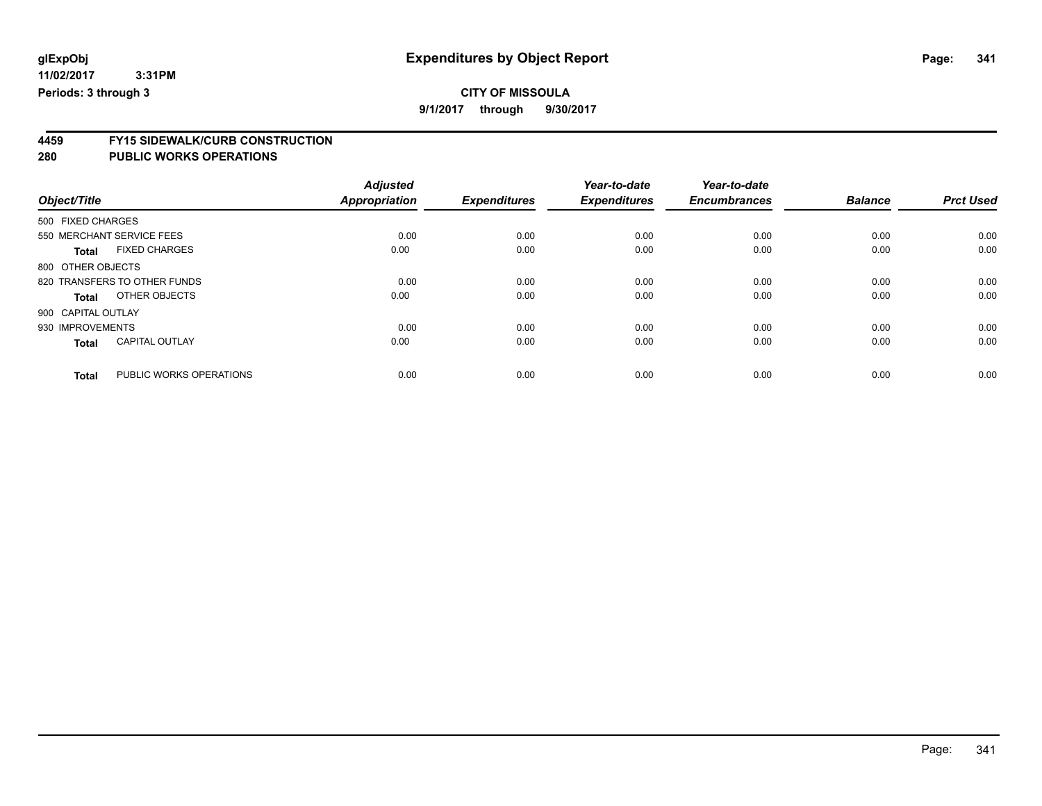**CITY OF MISSOULA**

**9/1/2017 through 9/30/2017**

## 4459 FY15 SIDEWALK/CURB CONSTRUCTION
## 280 PUBLIC WORKS OPERATIONS

| Object/Title | Adjusted Appropriation | Expenditures | Year-to-date Expenditures | Year-to-date Encumbrances | Balance | Prct Used |
|---|---|---|---|---|---|---|
| 500 FIXED CHARGES | | | | | | |
| 550 MERCHANT SERVICE FEES | 0.00 | 0.00 | 0.00 | 0.00 | 0.00 | 0.00 |
| **Total** FIXED CHARGES | 0.00 | 0.00 | 0.00 | 0.00 | 0.00 | 0.00 |
| 800 OTHER OBJECTS | | | | | | |
| 820 TRANSFERS TO OTHER FUNDS | 0.00 | 0.00 | 0.00 | 0.00 | 0.00 | 0.00 |
| **Total** OTHER OBJECTS | 0.00 | 0.00 | 0.00 | 0.00 | 0.00 | 0.00 |
| 900 CAPITAL OUTLAY | | | | | | |
| 930 IMPROVEMENTS | 0.00 | 0.00 | 0.00 | 0.00 | 0.00 | 0.00 |
| **Total** CAPITAL OUTLAY | 0.00 | 0.00 | 0.00 | 0.00 | 0.00 | 0.00 |
| **Total** PUBLIC WORKS OPERATIONS | 0.00 | 0.00 | 0.00 | 0.00 | 0.00 | 0.00 |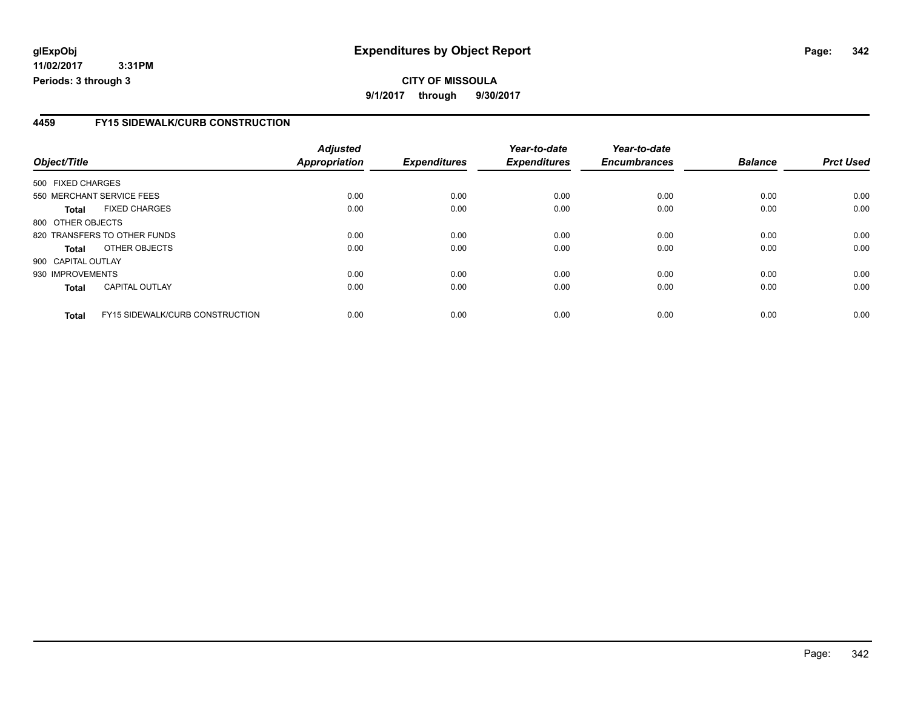**glExpObj**
**11/02/2017 3:31PM**
**Periods: 3 through 3**

# Expenditures by Object Report

**CITY OF MISSOULA**
**9/1/2017 through 9/30/2017**

## 4459 FY15 SIDEWALK/CURB CONSTRUCTION

| Object/Title | | *Adjusted Appropriation* | *Expenditures* | *Year-to-date Expenditures* | *Year-to-date Encumbrances* | *Balance* | *Prct Used* |
|---|---|---|---|---|---|---|---|
| 500 FIXED CHARGES | | | | | | | |
| 550 MERCHANT SERVICE FEES | | 0.00 | 0.00 | 0.00 | 0.00 | 0.00 | 0.00 |
| **Total** | FIXED CHARGES | 0.00 | 0.00 | 0.00 | 0.00 | 0.00 | 0.00 |
| 800 OTHER OBJECTS | | | | | | | |
| 820 TRANSFERS TO OTHER FUNDS | | 0.00 | 0.00 | 0.00 | 0.00 | 0.00 | 0.00 |
| **Total** | OTHER OBJECTS | 0.00 | 0.00 | 0.00 | 0.00 | 0.00 | 0.00 |
| 900 CAPITAL OUTLAY | | | | | | | |
| 930 IMPROVEMENTS | | 0.00 | 0.00 | 0.00 | 0.00 | 0.00 | 0.00 |
| **Total** | CAPITAL OUTLAY | 0.00 | 0.00 | 0.00 | 0.00 | 0.00 | 0.00 |
| **Total** | FY15 SIDEWALK/CURB CONSTRUCTION | 0.00 | 0.00 | 0.00 | 0.00 | 0.00 | 0.00 |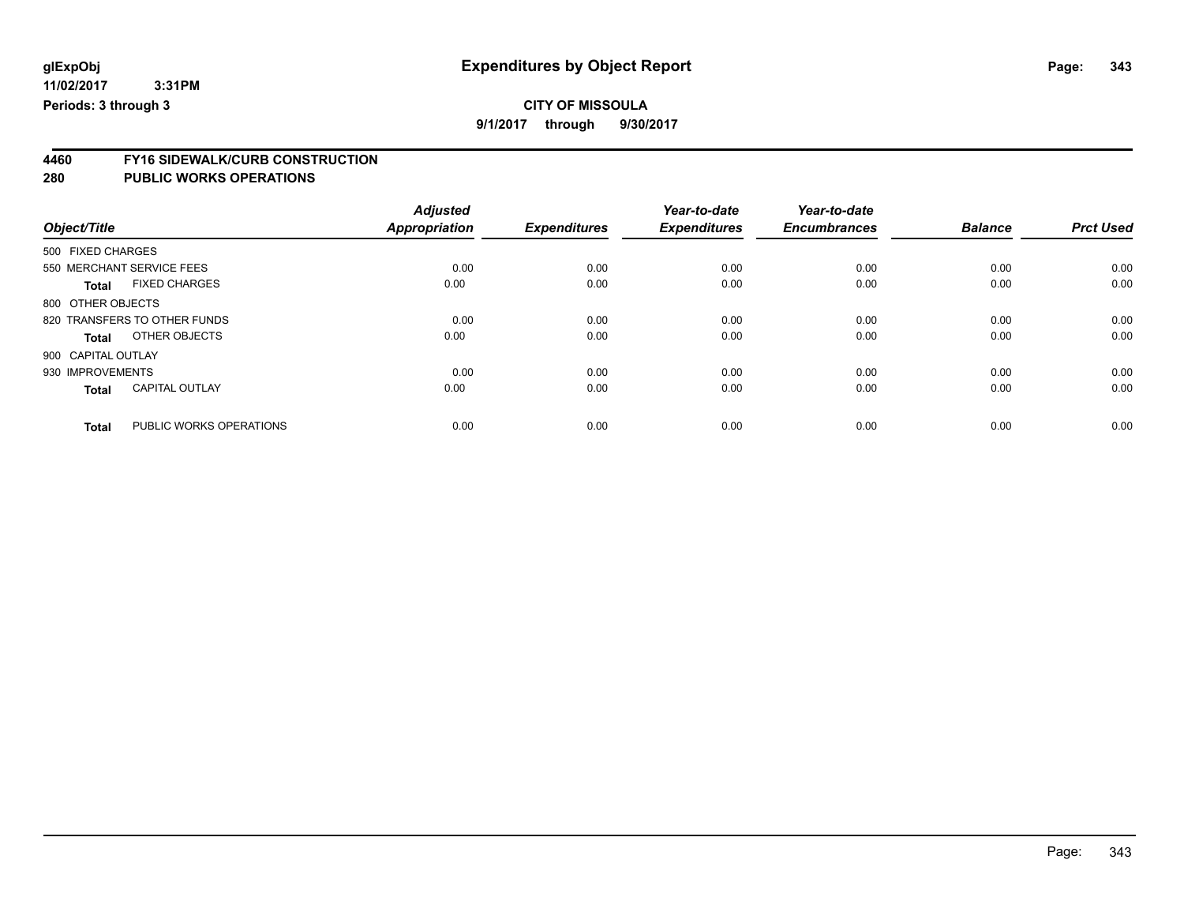**glExpObj** **Expenditures by Object Report**

**11/02/2017 3:31PM**

**Periods: 3 through 3**

**CITY OF MISSOULA**

**9/1/2017 through 9/30/2017**

**4460 FY16 SIDEWALK/CURB CONSTRUCTION**

**280 PUBLIC WORKS OPERATIONS**

| Object/Title | Adjusted Appropriation | Expenditures | Year-to-date Expenditures | Year-to-date Encumbrances | Balance | Prct Used |
|---|---|---|---|---|---|---|
| 500 FIXED CHARGES | | | | | | |
| 550 MERCHANT SERVICE FEES | 0.00 | 0.00 | 0.00 | 0.00 | 0.00 | 0.00 |
| **Total** FIXED CHARGES | 0.00 | 0.00 | 0.00 | 0.00 | 0.00 | 0.00 |
| 800 OTHER OBJECTS | | | | | | |
| 820 TRANSFERS TO OTHER FUNDS | 0.00 | 0.00 | 0.00 | 0.00 | 0.00 | 0.00 |
| **Total** OTHER OBJECTS | 0.00 | 0.00 | 0.00 | 0.00 | 0.00 | 0.00 |
| 900 CAPITAL OUTLAY | | | | | | |
| 930 IMPROVEMENTS | 0.00 | 0.00 | 0.00 | 0.00 | 0.00 | 0.00 |
| **Total** CAPITAL OUTLAY | 0.00 | 0.00 | 0.00 | 0.00 | 0.00 | 0.00 |
| **Total** PUBLIC WORKS OPERATIONS | 0.00 | 0.00 | 0.00 | 0.00 | 0.00 | 0.00 |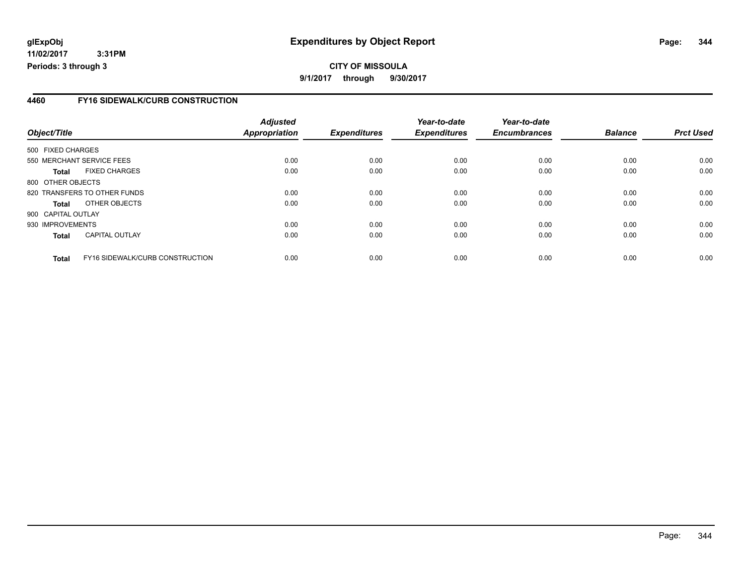**glExpObj** **Expenditures by Object Report**
**11/02/2017 3:31PM**
**Periods: 3 through 3**

**CITY OF MISSOULA**
**9/1/2017 through 9/30/2017**

## 4460 FY16 SIDEWALK/CURB CONSTRUCTION

| Object/Title | | Adjusted Appropriation | Expenditures | Year-to-date Expenditures | Year-to-date Encumbrances | Balance | Prct Used |
|---|---|---|---|---|---|---|---|
| 500 FIXED CHARGES | | | | | | | |
| 550 MERCHANT SERVICE FEES | | 0.00 | 0.00 | 0.00 | 0.00 | 0.00 | 0.00 |
| **Total** | FIXED CHARGES | 0.00 | 0.00 | 0.00 | 0.00 | 0.00 | 0.00 |
| 800 OTHER OBJECTS | | | | | | | |
| 820 TRANSFERS TO OTHER FUNDS | | 0.00 | 0.00 | 0.00 | 0.00 | 0.00 | 0.00 |
| **Total** | OTHER OBJECTS | 0.00 | 0.00 | 0.00 | 0.00 | 0.00 | 0.00 |
| 900 CAPITAL OUTLAY | | | | | | | |
| 930 IMPROVEMENTS | | 0.00 | 0.00 | 0.00 | 0.00 | 0.00 | 0.00 |
| **Total** | CAPITAL OUTLAY | 0.00 | 0.00 | 0.00 | 0.00 | 0.00 | 0.00 |
| **Total** | FY16 SIDEWALK/CURB CONSTRUCTION | 0.00 | 0.00 | 0.00 | 0.00 | 0.00 | 0.00 |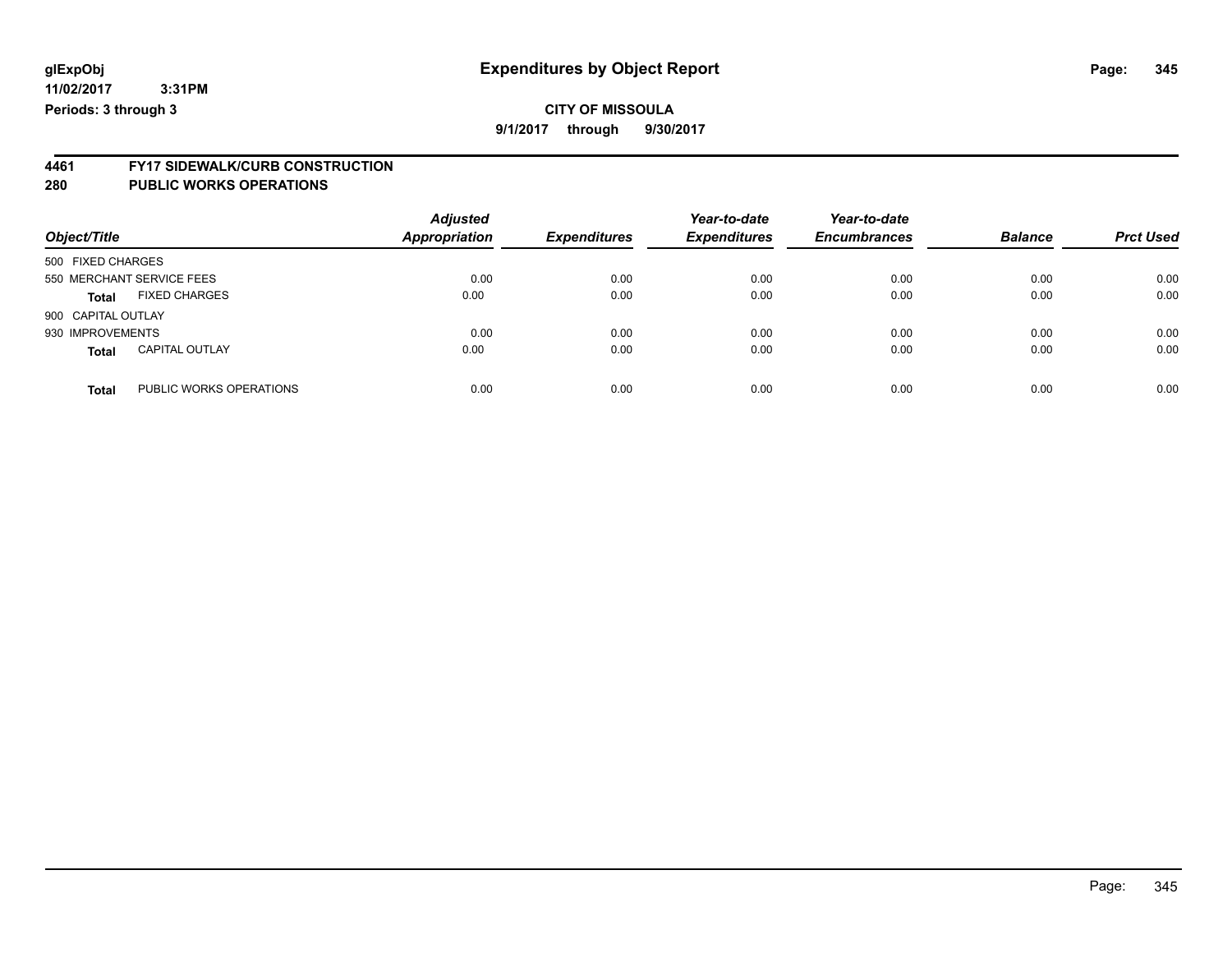glExpObj
11/02/2017 3:31PM
Periods: 3 through 3

# Expenditures by Object Report

**CITY OF MISSOULA**

**9/1/2017 through 9/30/2017**

## 4461 FY17 SIDEWALK/CURB CONSTRUCTION
## 280 PUBLIC WORKS OPERATIONS

| Object/Title | | *Adjusted Appropriation* | *Expenditures* | *Year-to-date Expenditures* | *Year-to-date Encumbrances* | *Balance* | *Prct Used* |
|---|---|---|---|---|---|---|---|
| 500 FIXED CHARGES | | | | | | | |
| 550 MERCHANT SERVICE FEES | | 0.00 | 0.00 | 0.00 | 0.00 | 0.00 | 0.00 |
| **Total** | FIXED CHARGES | 0.00 | 0.00 | 0.00 | 0.00 | 0.00 | 0.00 |
| 900 CAPITAL OUTLAY | | | | | | | |
| 930 IMPROVEMENTS | | 0.00 | 0.00 | 0.00 | 0.00 | 0.00 | 0.00 |
| **Total** | CAPITAL OUTLAY | 0.00 | 0.00 | 0.00 | 0.00 | 0.00 | 0.00 |
| **Total** | PUBLIC WORKS OPERATIONS | 0.00 | 0.00 | 0.00 | 0.00 | 0.00 | 0.00 |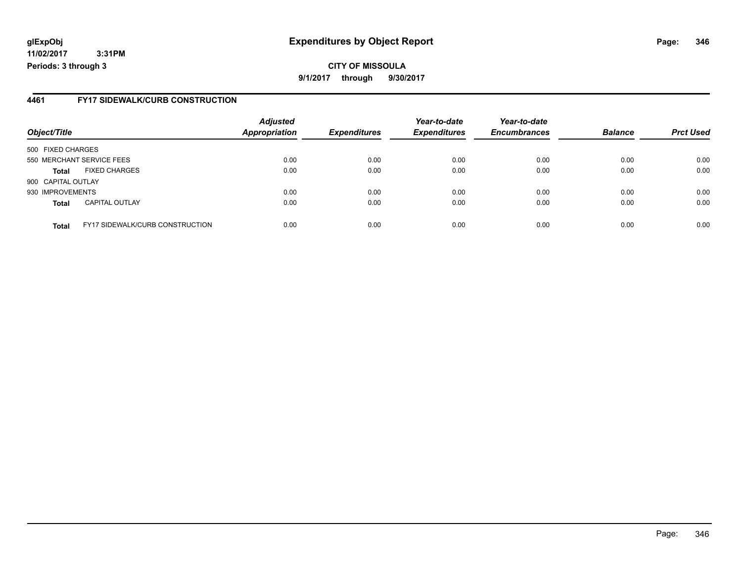glExpObj
11/02/2017 3:31PM
Periods: 3 through 3

# Expenditures by Object Report

**CITY OF MISSOULA**
**9/1/2017 through 9/30/2017**

## 4461 FY17 SIDEWALK/CURB CONSTRUCTION

| Object/Title | | Adjusted Appropriation | Expenditures | Year-to-date Expenditures | Year-to-date Encumbrances | Balance | Prct Used |
|---|---|---|---|---|---|---|---|
| 500 FIXED CHARGES | | | | | | | |
| 550 MERCHANT SERVICE FEES | | 0.00 | 0.00 | 0.00 | 0.00 | 0.00 | 0.00 |
| **Total** | FIXED CHARGES | 0.00 | 0.00 | 0.00 | 0.00 | 0.00 | 0.00 |
| 900 CAPITAL OUTLAY | | | | | | | |
| 930 IMPROVEMENTS | | 0.00 | 0.00 | 0.00 | 0.00 | 0.00 | 0.00 |
| **Total** | CAPITAL OUTLAY | 0.00 | 0.00 | 0.00 | 0.00 | 0.00 | 0.00 |
| **Total** | FY17 SIDEWALK/CURB CONSTRUCTION | 0.00 | 0.00 | 0.00 | 0.00 | 0.00 | 0.00 |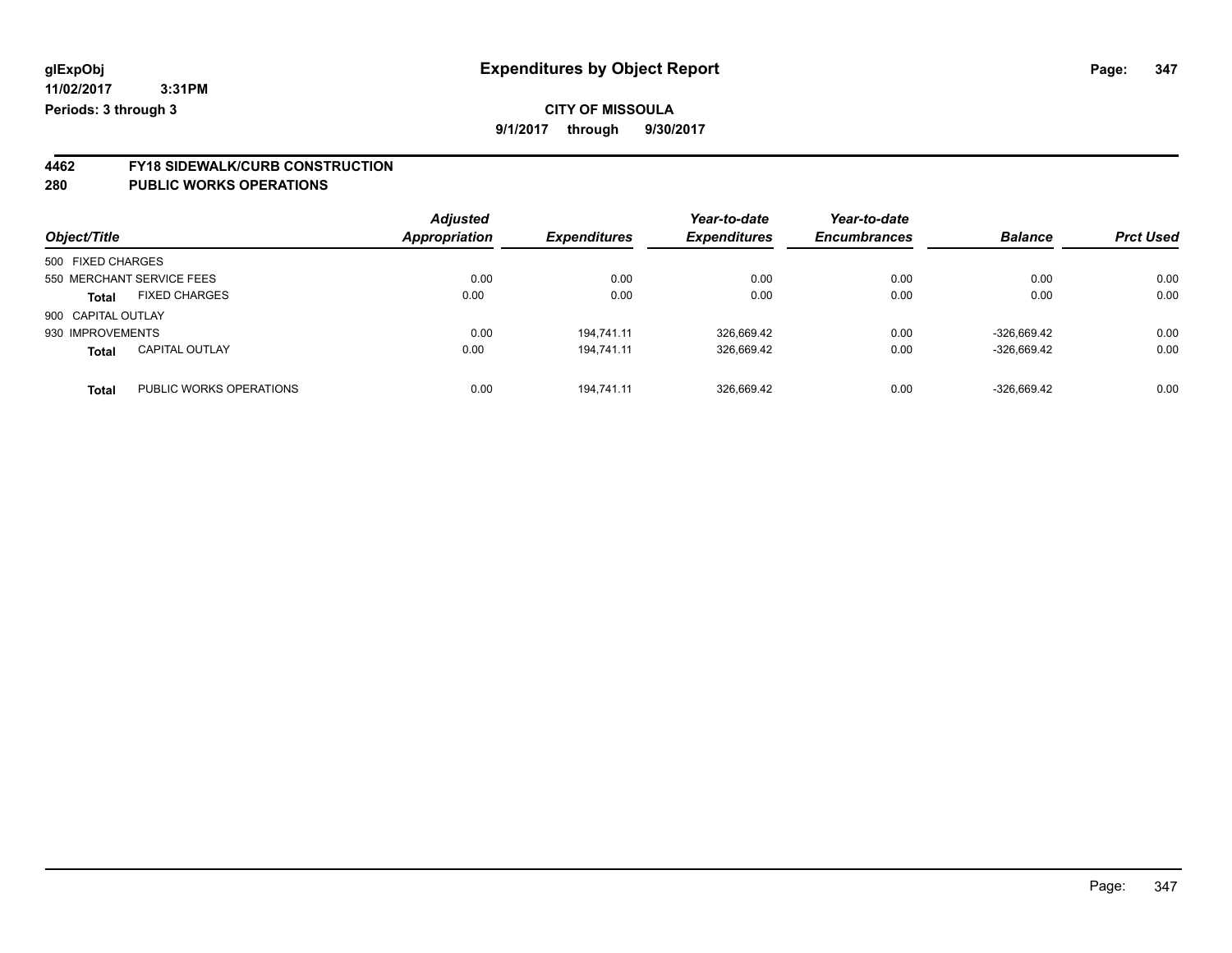# Expenditures by Object Report

glExpObj
11/02/2017 3:31PM
Periods: 3 through 3

**CITY OF MISSOULA**
**9/1/2017 through 9/30/2017**

## 4462 FY18 SIDEWALK/CURB CONSTRUCTION
## 280 PUBLIC WORKS OPERATIONS

| Object/Title | | Adjusted Appropriation | Expenditures | Year-to-date Expenditures | Year-to-date Encumbrances | Balance | Prct Used |
|---|---|---|---|---|---|---|---|
| 500 FIXED CHARGES | | | | | | | |
| 550 MERCHANT SERVICE FEES | | 0.00 | 0.00 | 0.00 | 0.00 | 0.00 | 0.00 |
| **Total** | FIXED CHARGES | 0.00 | 0.00 | 0.00 | 0.00 | 0.00 | 0.00 |
| 900 CAPITAL OUTLAY | | | | | | | |
| 930 IMPROVEMENTS | | 0.00 | 194,741.11 | 326,669.42 | 0.00 | -326,669.42 | 0.00 |
| **Total** | CAPITAL OUTLAY | 0.00 | 194,741.11 | 326,669.42 | 0.00 | -326,669.42 | 0.00 |
| **Total** | PUBLIC WORKS OPERATIONS | 0.00 | 194,741.11 | 326,669.42 | 0.00 | -326,669.42 | 0.00 |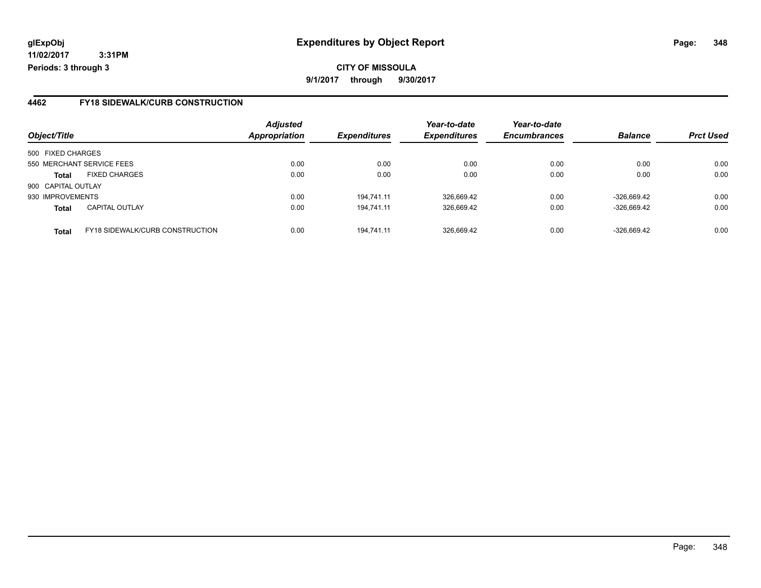# Expenditures by Object Report

**glExpObj**
**11/02/2017 3:31PM**
**Periods: 3 through 3**

**CITY OF MISSOULA**
**9/1/2017 through 9/30/2017**

## 4462 FY18 SIDEWALK/CURB CONSTRUCTION

| Object/Title | | Adjusted Appropriation | Expenditures | Year-to-date Expenditures | Year-to-date Encumbrances | Balance | Prct Used |
|---|---|---|---|---|---|---|---|
| 500 FIXED CHARGES | | | | | | | |
| 550 MERCHANT SERVICE FEES | | 0.00 | 0.00 | 0.00 | 0.00 | 0.00 | 0.00 |
| **Total** | FIXED CHARGES | 0.00 | 0.00 | 0.00 | 0.00 | 0.00 | 0.00 |
| 900 CAPITAL OUTLAY | | | | | | | |
| 930 IMPROVEMENTS | | 0.00 | 194,741.11 | 326,669.42 | 0.00 | -326,669.42 | 0.00 |
| **Total** | CAPITAL OUTLAY | 0.00 | 194,741.11 | 326,669.42 | 0.00 | -326,669.42 | 0.00 |
| **Total** | FY18 SIDEWALK/CURB CONSTRUCTION | 0.00 | 194,741.11 | 326,669.42 | 0.00 | -326,669.42 | 0.00 |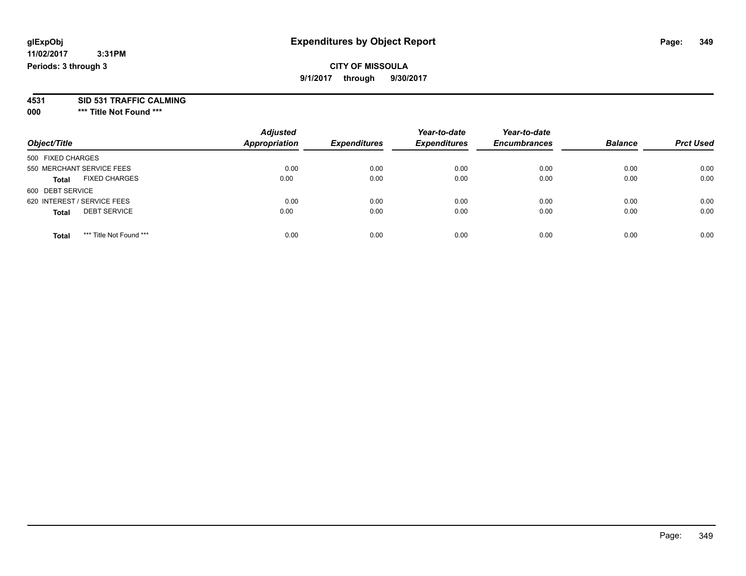# Expenditures by Object Report

glExpObj
11/02/2017 3:31PM
Periods: 3 through 3

**CITY OF MISSOULA**
**9/1/2017 through 9/30/2017**

**4531 SID 531 TRAFFIC CALMING**
**000 \*\*\* Title Not Found \*\*\***

| Object/Title | Adjusted Appropriation | Expenditures | Year-to-date Expenditures | Year-to-date Encumbrances | Balance | Prct Used |
|---|---|---|---|---|---|---|
| 500 FIXED CHARGES | | | | | | |
| 550 MERCHANT SERVICE FEES | 0.00 | 0.00 | 0.00 | 0.00 | 0.00 | 0.00 |
| **Total** FIXED CHARGES | 0.00 | 0.00 | 0.00 | 0.00 | 0.00 | 0.00 |
| 600 DEBT SERVICE | | | | | | |
| 620 INTEREST / SERVICE FEES | 0.00 | 0.00 | 0.00 | 0.00 | 0.00 | 0.00 |
| **Total** DEBT SERVICE | 0.00 | 0.00 | 0.00 | 0.00 | 0.00 | 0.00 |
| **Total** *** Title Not Found *** | 0.00 | 0.00 | 0.00 | 0.00 | 0.00 | 0.00 |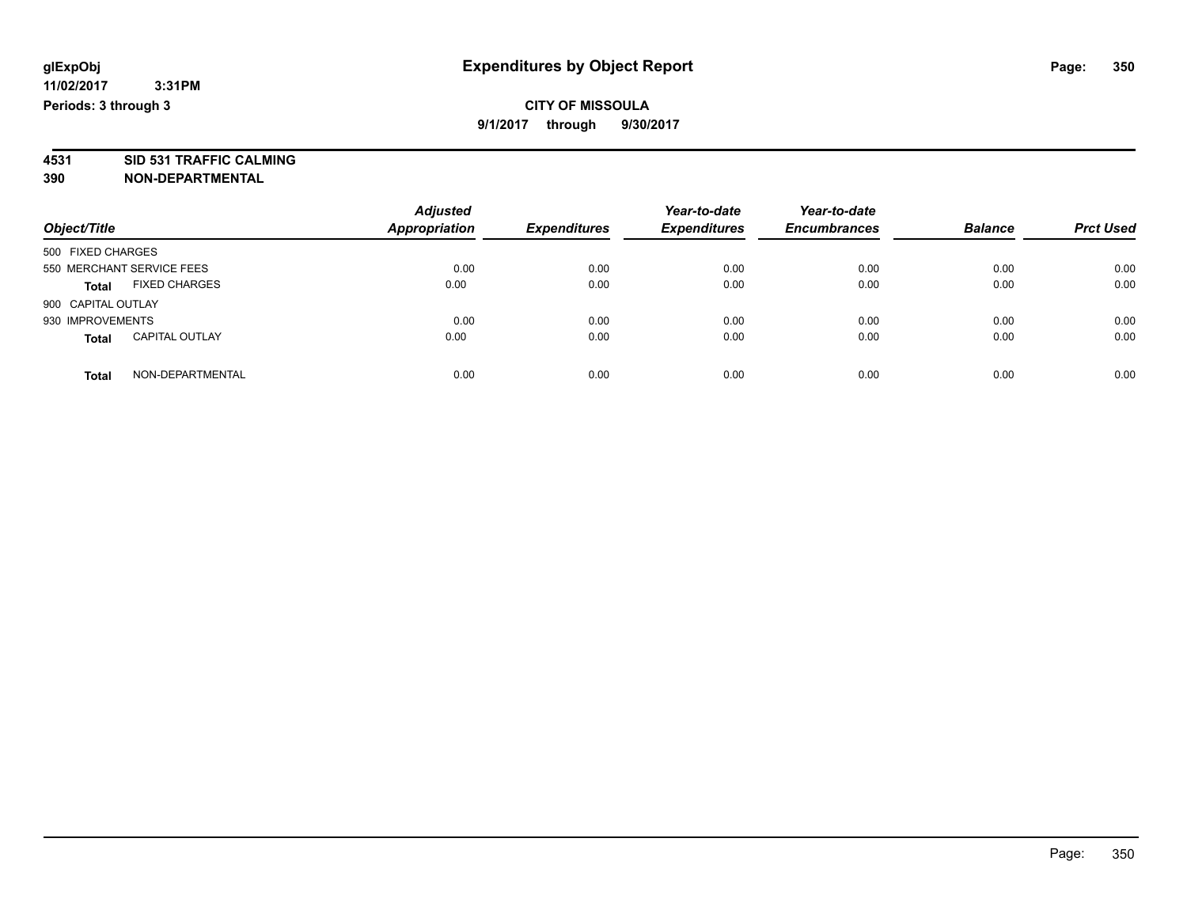**glExpObj** **Expenditures by Object Report**
**11/02/2017 3:31PM**
**Periods: 3 through 3**

**CITY OF MISSOULA**
**9/1/2017 through 9/30/2017**

**4531 SID 531 TRAFFIC CALMING**
**390 NON-DEPARTMENTAL**

| Object/Title | | Adjusted Appropriation | Expenditures | Year-to-date Expenditures | Year-to-date Encumbrances | Balance | Prct Used |
|---|---|---|---|---|---|---|---|
| 500 FIXED CHARGES | | | | | | | |
| 550 MERCHANT SERVICE FEES | | 0.00 | 0.00 | 0.00 | 0.00 | 0.00 | 0.00 |
| **Total** | FIXED CHARGES | 0.00 | 0.00 | 0.00 | 0.00 | 0.00 | 0.00 |
| 900 CAPITAL OUTLAY | | | | | | | |
| 930 IMPROVEMENTS | | 0.00 | 0.00 | 0.00 | 0.00 | 0.00 | 0.00 |
| **Total** | CAPITAL OUTLAY | 0.00 | 0.00 | 0.00 | 0.00 | 0.00 | 0.00 |
| **Total** | NON-DEPARTMENTAL | 0.00 | 0.00 | 0.00 | 0.00 | 0.00 | 0.00 |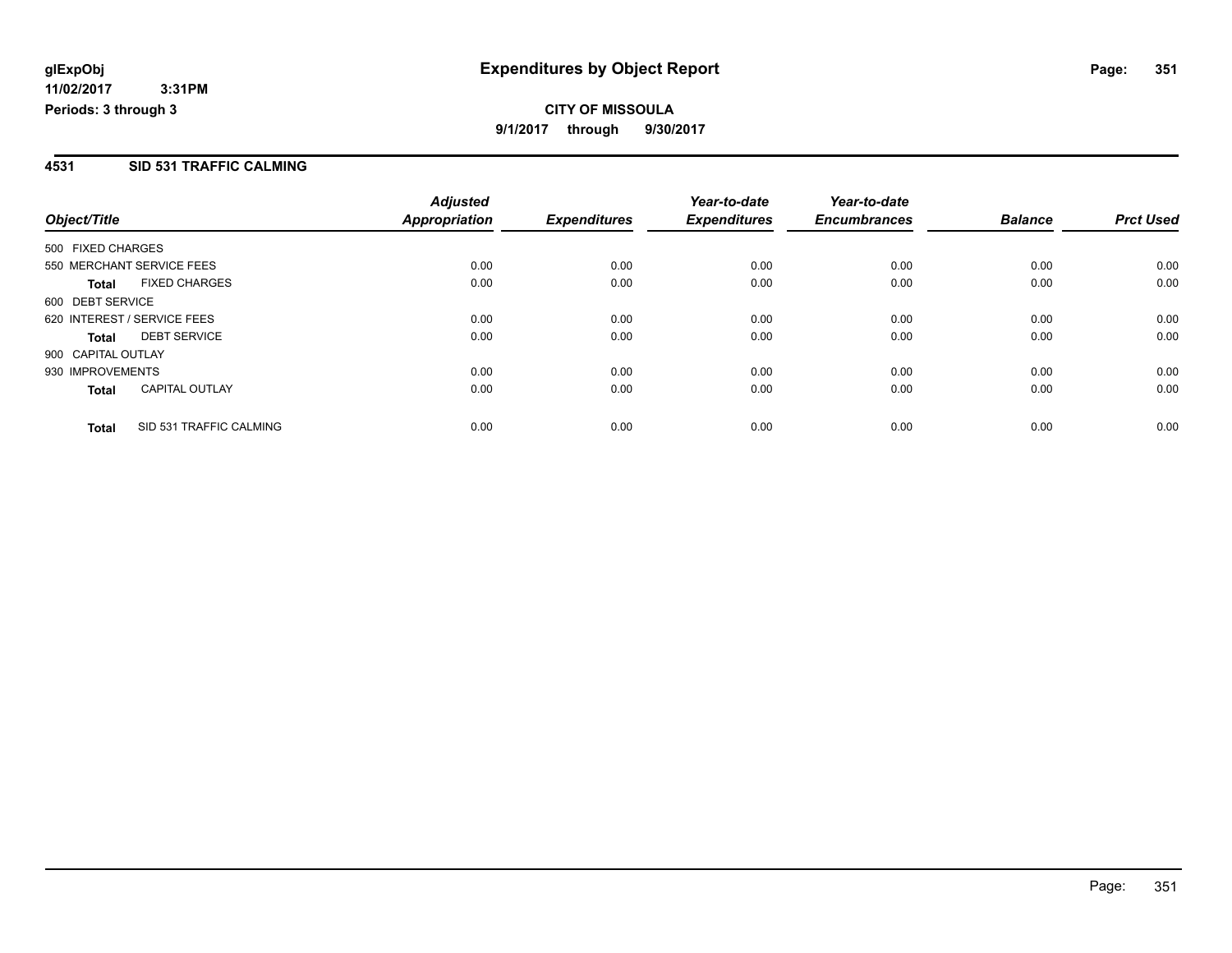# Expenditures by Object Report

glExpObj
11/02/2017 3:31PM
Periods: 3 through 3

**CITY OF MISSOULA**
**9/1/2017 through 9/30/2017**

## 4531 SID 531 TRAFFIC CALMING

| Object/Title | Adjusted Appropriation | Expenditures | Year-to-date Expenditures | Year-to-date Encumbrances | Balance | Prct Used |
|---|---|---|---|---|---|---|
| 500 FIXED CHARGES | | | | | | |
| 550 MERCHANT SERVICE FEES | 0.00 | 0.00 | 0.00 | 0.00 | 0.00 | 0.00 |
| **Total** FIXED CHARGES | 0.00 | 0.00 | 0.00 | 0.00 | 0.00 | 0.00 |
| 600 DEBT SERVICE | | | | | | |
| 620 INTEREST / SERVICE FEES | 0.00 | 0.00 | 0.00 | 0.00 | 0.00 | 0.00 |
| **Total** DEBT SERVICE | 0.00 | 0.00 | 0.00 | 0.00 | 0.00 | 0.00 |
| 900 CAPITAL OUTLAY | | | | | | |
| 930 IMPROVEMENTS | 0.00 | 0.00 | 0.00 | 0.00 | 0.00 | 0.00 |
| **Total** CAPITAL OUTLAY | 0.00 | 0.00 | 0.00 | 0.00 | 0.00 | 0.00 |
| **Total** SID 531 TRAFFIC CALMING | 0.00 | 0.00 | 0.00 | 0.00 | 0.00 | 0.00 |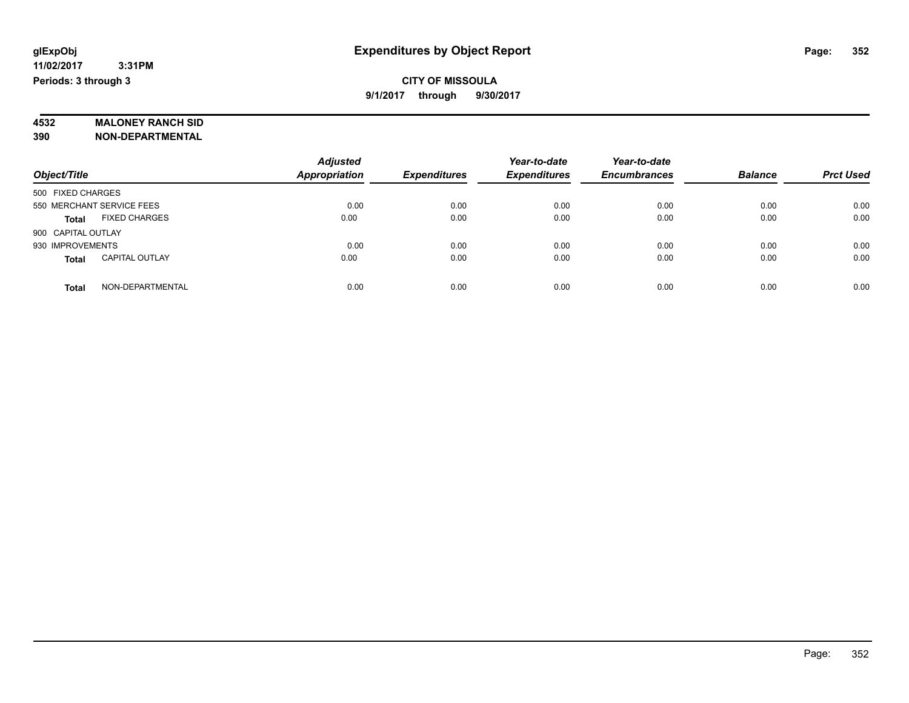# Expenditures by Object Report

glExpObj
11/02/2017 3:31PM
Periods: 3 through 3

**CITY OF MISSOULA**
9/1/2017 through 9/30/2017

**4532 MALONEY RANCH SID**
**390 NON-DEPARTMENTAL**

| Object/Title | | Adjusted Appropriation | Expenditures | Year-to-date Expenditures | Year-to-date Encumbrances | Balance | Prct Used |
|---|---|---|---|---|---|---|---|
| 500 FIXED CHARGES | | | | | | | |
| 550 MERCHANT SERVICE FEES | | 0.00 | 0.00 | 0.00 | 0.00 | 0.00 | 0.00 |
| **Total** | FIXED CHARGES | 0.00 | 0.00 | 0.00 | 0.00 | 0.00 | 0.00 |
| 900 CAPITAL OUTLAY | | | | | | | |
| 930 IMPROVEMENTS | | 0.00 | 0.00 | 0.00 | 0.00 | 0.00 | 0.00 |
| **Total** | CAPITAL OUTLAY | 0.00 | 0.00 | 0.00 | 0.00 | 0.00 | 0.00 |
| **Total** | NON-DEPARTMENTAL | 0.00 | 0.00 | 0.00 | 0.00 | 0.00 | 0.00 |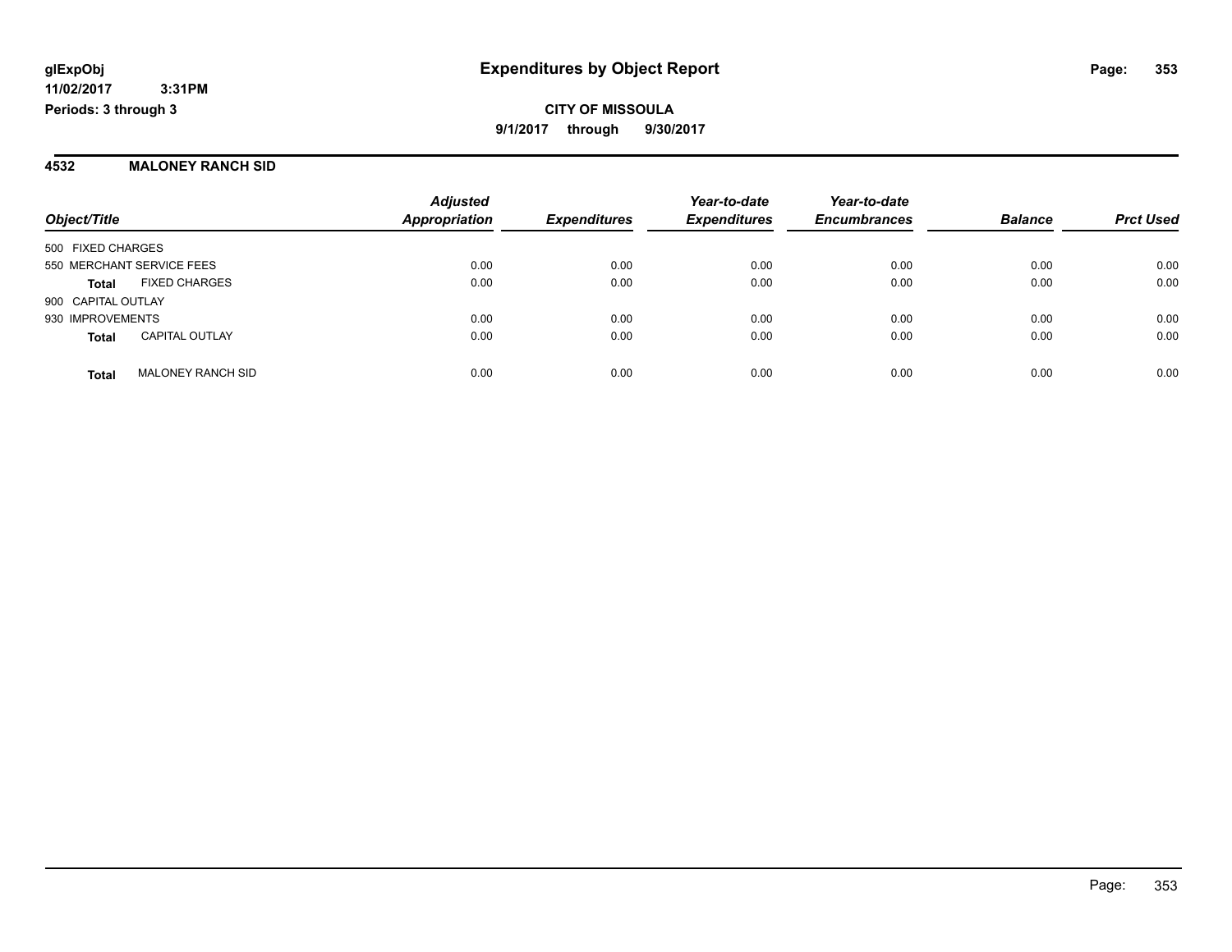# Expenditures by Object Report

glExpObj
11/02/2017 3:31PM
Periods: 3 through 3

**CITY OF MISSOULA**
**9/1/2017 through 9/30/2017**

## 4532 MALONEY RANCH SID

| Object/Title | | Adjusted Appropriation | Expenditures | Year-to-date Expenditures | Year-to-date Encumbrances | Balance | Prct Used |
|---|---|---|---|---|---|---|---|
| 500 FIXED CHARGES | | | | | | | |
| 550 MERCHANT SERVICE FEES | | 0.00 | 0.00 | 0.00 | 0.00 | 0.00 | 0.00 |
| **Total** | FIXED CHARGES | 0.00 | 0.00 | 0.00 | 0.00 | 0.00 | 0.00 |
| 900 CAPITAL OUTLAY | | | | | | | |
| 930 IMPROVEMENTS | | 0.00 | 0.00 | 0.00 | 0.00 | 0.00 | 0.00 |
| **Total** | CAPITAL OUTLAY | 0.00 | 0.00 | 0.00 | 0.00 | 0.00 | 0.00 |
| **Total** | MALONEY RANCH SID | 0.00 | 0.00 | 0.00 | 0.00 | 0.00 | 0.00 |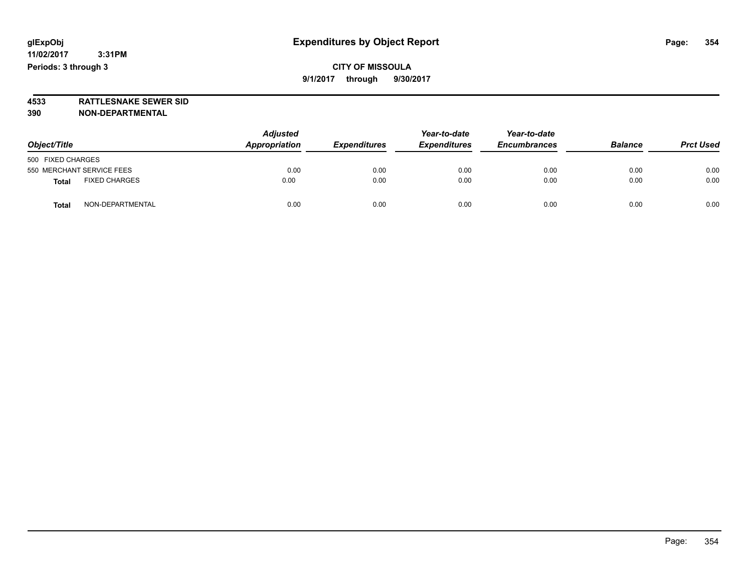# Expenditures by Object Report

glExpObj
11/02/2017 3:31PM
Periods: 3 through 3

**CITY OF MISSOULA**
**9/1/2017 through 9/30/2017**

**4533 RATTLESNAKE SEWER SID**
**390 NON-DEPARTMENTAL**

| Object/Title | Adjusted Appropriation | Expenditures | Year-to-date Expenditures | Year-to-date Encumbrances | Balance | Prct Used |
|---|---|---|---|---|---|---|
| 500 FIXED CHARGES | | | | | | |
| 550 MERCHANT SERVICE FEES | 0.00 | 0.00 | 0.00 | 0.00 | 0.00 | 0.00 |
| **Total** FIXED CHARGES | 0.00 | 0.00 | 0.00 | 0.00 | 0.00 | 0.00 |
| **Total** NON-DEPARTMENTAL | 0.00 | 0.00 | 0.00 | 0.00 | 0.00 | 0.00 |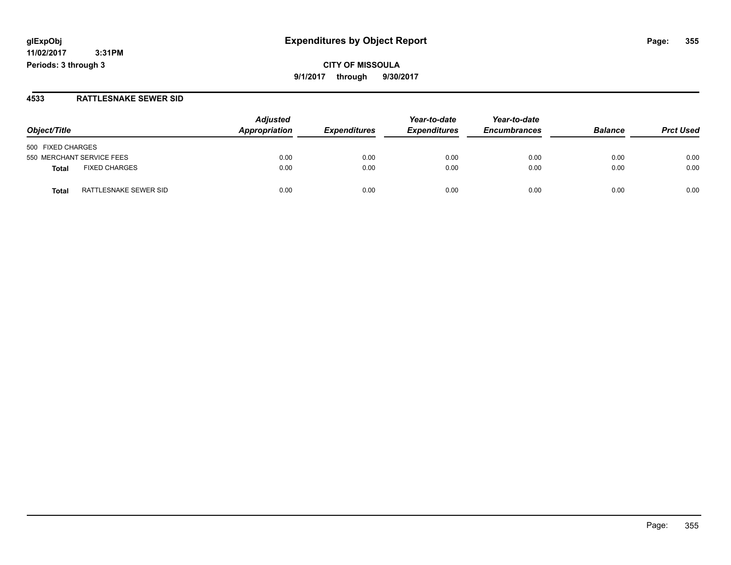# Expenditures by Object Report

glExpObj
11/02/2017 3:31PM
Periods: 3 through 3

**CITY OF MISSOULA**
**9/1/2017 through 9/30/2017**

## 4533 RATTLESNAKE SEWER SID

| Object/Title | Adjusted Appropriation | Expenditures | Year-to-date Expenditures | Year-to-date Encumbrances | Balance | Prct Used |
|---|---|---|---|---|---|---|
| 500 FIXED CHARGES | | | | | | |
| 550 MERCHANT SERVICE FEES | 0.00 | 0.00 | 0.00 | 0.00 | 0.00 | 0.00 |
| **Total** FIXED CHARGES | 0.00 | 0.00 | 0.00 | 0.00 | 0.00 | 0.00 |
| **Total** RATTLESNAKE SEWER SID | 0.00 | 0.00 | 0.00 | 0.00 | 0.00 | 0.00 |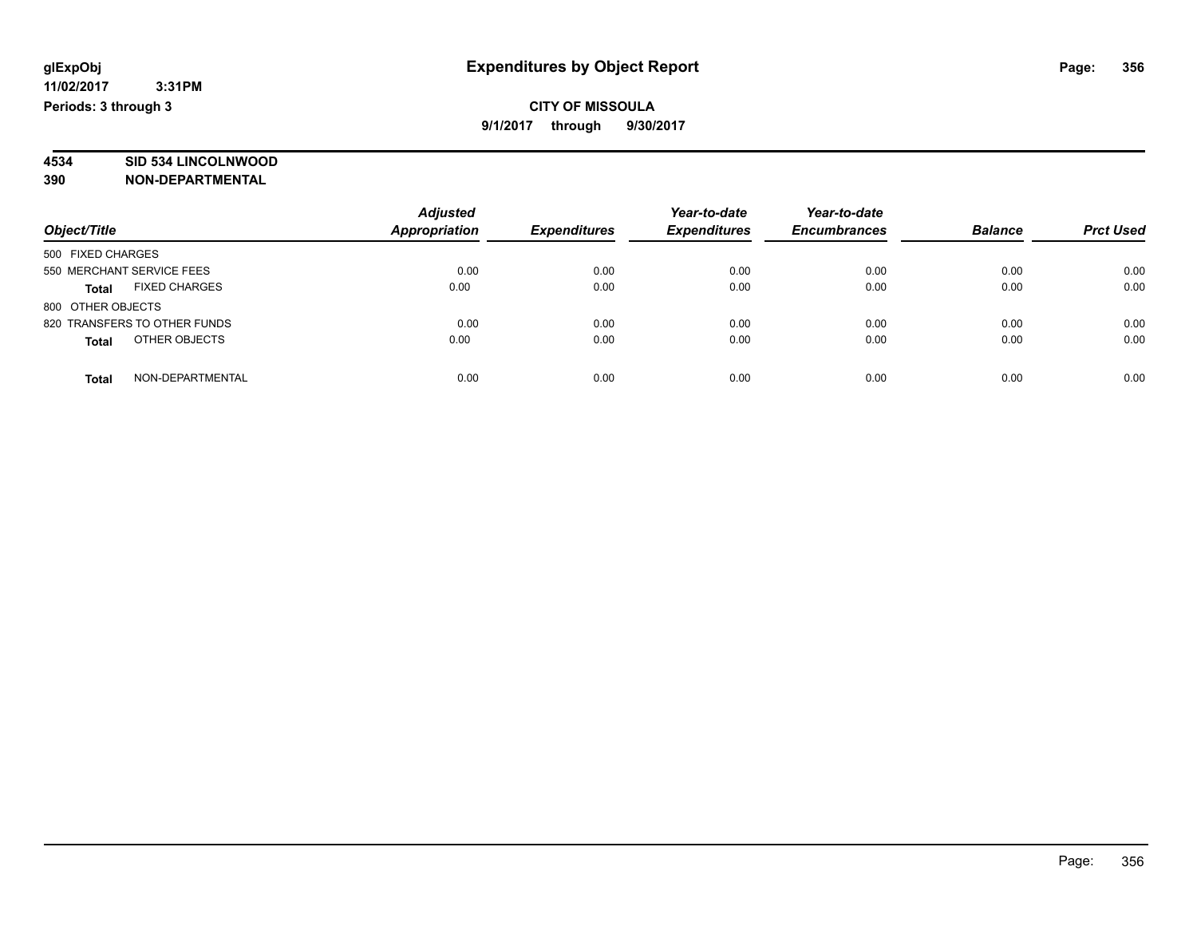# Expenditures by Object Report

glExpObj
11/02/2017 3:31PM
Periods: 3 through 3

**CITY OF MISSOULA**
**9/1/2017 through 9/30/2017**

**4534 SID 534 LINCOLNWOOD**
**390 NON-DEPARTMENTAL**

| Object/Title | Adjusted Appropriation | Expenditures | Year-to-date Expenditures | Year-to-date Encumbrances | Balance | Prct Used |
|---|---|---|---|---|---|---|
| 500 FIXED CHARGES | | | | | | |
| 550 MERCHANT SERVICE FEES | 0.00 | 0.00 | 0.00 | 0.00 | 0.00 | 0.00 |
| **Total** FIXED CHARGES | 0.00 | 0.00 | 0.00 | 0.00 | 0.00 | 0.00 |
| 800 OTHER OBJECTS | | | | | | |
| 820 TRANSFERS TO OTHER FUNDS | 0.00 | 0.00 | 0.00 | 0.00 | 0.00 | 0.00 |
| **Total** OTHER OBJECTS | 0.00 | 0.00 | 0.00 | 0.00 | 0.00 | 0.00 |
| **Total** NON-DEPARTMENTAL | 0.00 | 0.00 | 0.00 | 0.00 | 0.00 | 0.00 |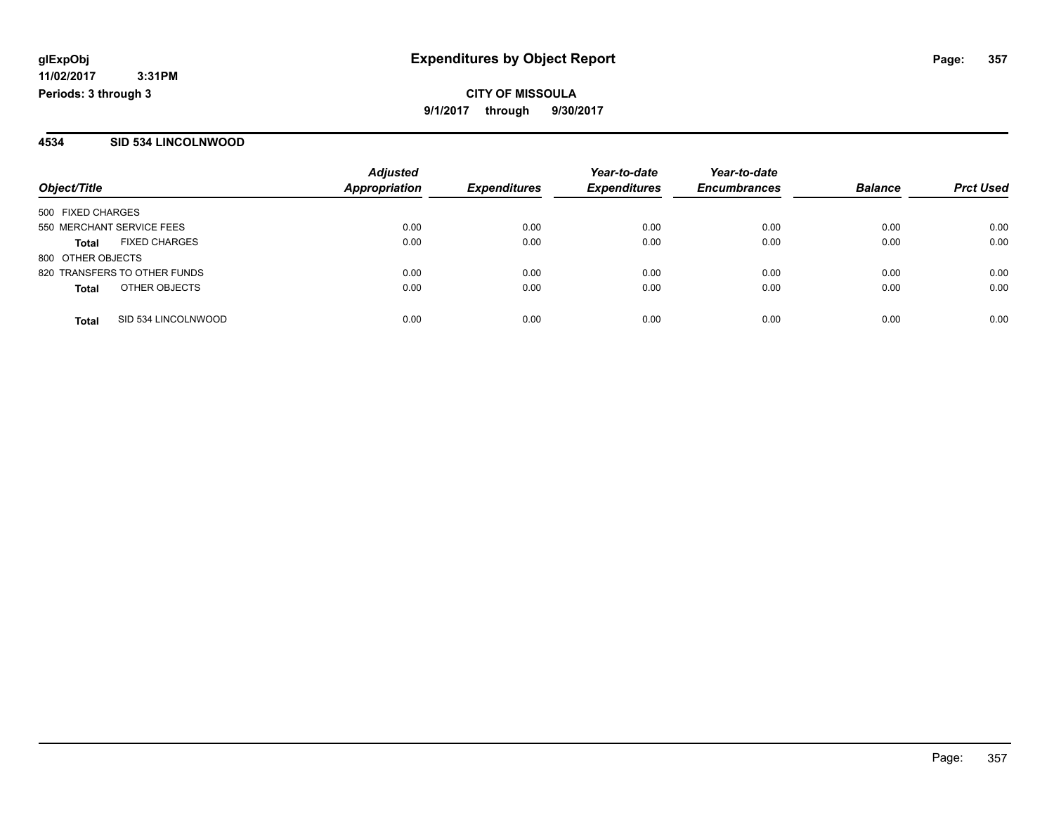# Expenditures by Object Report

glExpObj
11/02/2017 3:31PM
Periods: 3 through 3

**CITY OF MISSOULA**
**9/1/2017 through 9/30/2017**

## 4534 SID 534 LINCOLNWOOD

| Object/Title | Adjusted Appropriation | Expenditures | Year-to-date Expenditures | Year-to-date Encumbrances | Balance | Prct Used |
|---|---|---|---|---|---|---|
| 500 FIXED CHARGES | | | | | | |
| 550 MERCHANT SERVICE FEES | 0.00 | 0.00 | 0.00 | 0.00 | 0.00 | 0.00 |
| **Total** FIXED CHARGES | 0.00 | 0.00 | 0.00 | 0.00 | 0.00 | 0.00 |
| 800 OTHER OBJECTS | | | | | | |
| 820 TRANSFERS TO OTHER FUNDS | 0.00 | 0.00 | 0.00 | 0.00 | 0.00 | 0.00 |
| **Total** OTHER OBJECTS | 0.00 | 0.00 | 0.00 | 0.00 | 0.00 | 0.00 |
| **Total** SID 534 LINCOLNWOOD | 0.00 | 0.00 | 0.00 | 0.00 | 0.00 | 0.00 |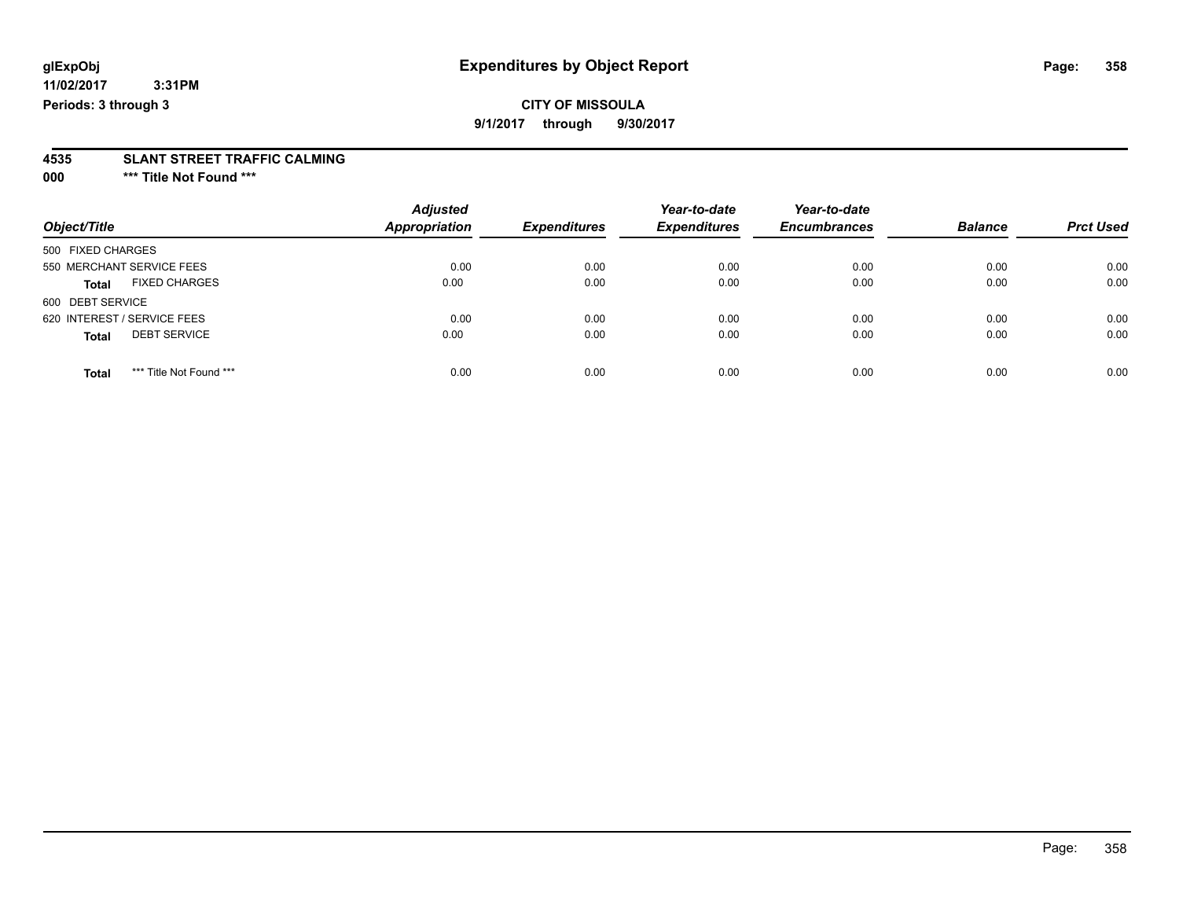# Expenditures by Object Report

glExpObj
11/02/2017 3:31PM
Periods: 3 through 3

**CITY OF MISSOULA**

9/1/2017 through 9/30/2017

**4535 SLANT STREET TRAFFIC CALMING**

**000 *** Title Not Found *****

| Object/Title | Adjusted Appropriation | Expenditures | Year-to-date Expenditures | Year-to-date Encumbrances | Balance | Prct Used |
|---|---|---|---|---|---|---|
| 500 FIXED CHARGES | | | | | | |
| 550 MERCHANT SERVICE FEES | 0.00 | 0.00 | 0.00 | 0.00 | 0.00 | 0.00 |
| **Total** FIXED CHARGES | 0.00 | 0.00 | 0.00 | 0.00 | 0.00 | 0.00 |
| 600 DEBT SERVICE | | | | | | |
| 620 INTEREST / SERVICE FEES | 0.00 | 0.00 | 0.00 | 0.00 | 0.00 | 0.00 |
| **Total** DEBT SERVICE | 0.00 | 0.00 | 0.00 | 0.00 | 0.00 | 0.00 |
| **Total** *** Title Not Found *** | 0.00 | 0.00 | 0.00 | 0.00 | 0.00 | 0.00 |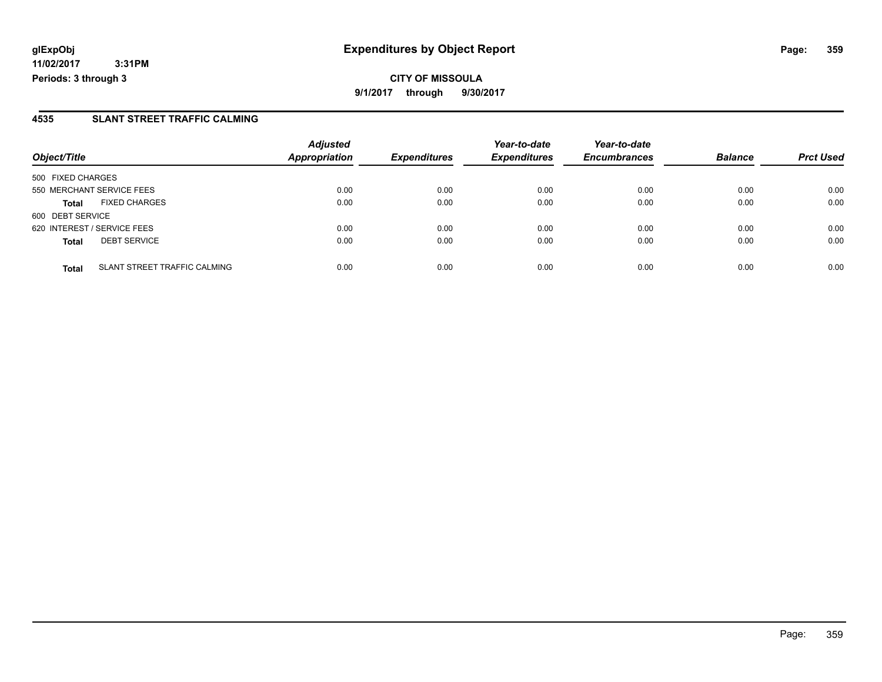**glExpObj**
**11/02/2017 3:31PM**
**Periods: 3 through 3**

# Expenditures by Object Report

**CITY OF MISSOULA**
**9/1/2017 through 9/30/2017**

## 4535 SLANT STREET TRAFFIC CALMING

| Object/Title | Adjusted Appropriation | Expenditures | Year-to-date Expenditures | Year-to-date Encumbrances | Balance | Prct Used |
|---|---|---|---|---|---|---|
| 500 FIXED CHARGES | | | | | | |
| 550 MERCHANT SERVICE FEES | 0.00 | 0.00 | 0.00 | 0.00 | 0.00 | 0.00 |
| **Total** FIXED CHARGES | 0.00 | 0.00 | 0.00 | 0.00 | 0.00 | 0.00 |
| 600 DEBT SERVICE | | | | | | |
| 620 INTEREST / SERVICE FEES | 0.00 | 0.00 | 0.00 | 0.00 | 0.00 | 0.00 |
| **Total** DEBT SERVICE | 0.00 | 0.00 | 0.00 | 0.00 | 0.00 | 0.00 |
| **Total** SLANT STREET TRAFFIC CALMING | 0.00 | 0.00 | 0.00 | 0.00 | 0.00 | 0.00 |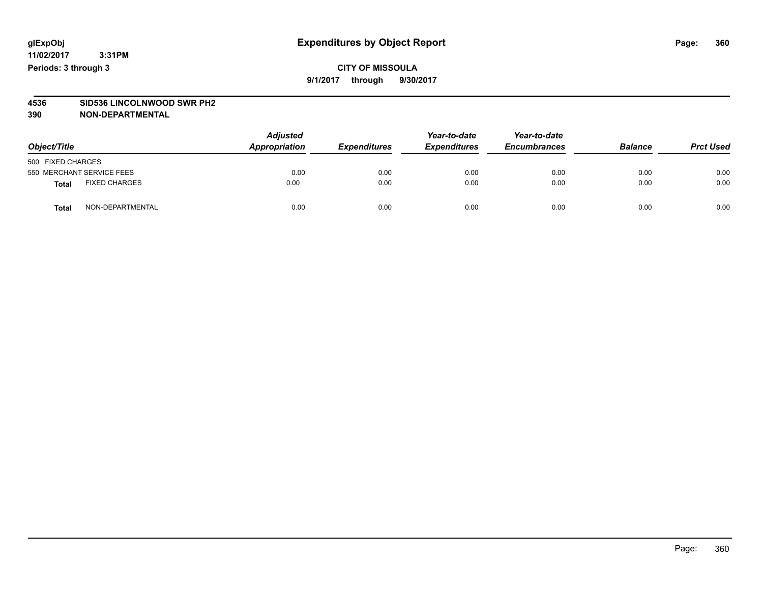# Expenditures by Object Report

glExpObj
11/02/2017 3:31PM
Periods: 3 through 3

**CITY OF MISSOULA**

**9/1/2017 through 9/30/2017**

**4536 SID536 LINCOLNWOOD SWR PH2**
**390 NON-DEPARTMENTAL**

| Object/Title | | Adjusted Appropriation | Expenditures | Year-to-date Expenditures | Year-to-date Encumbrances | Balance | Prct Used |
|---|---|---|---|---|---|---|---|
| 500 FIXED CHARGES | | | | | | | |
| 550 MERCHANT SERVICE FEES | | 0.00 | 0.00 | 0.00 | 0.00 | 0.00 | 0.00 |
| **Total** | FIXED CHARGES | 0.00 | 0.00 | 0.00 | 0.00 | 0.00 | 0.00 |
| **Total** | NON-DEPARTMENTAL | 0.00 | 0.00 | 0.00 | 0.00 | 0.00 | 0.00 |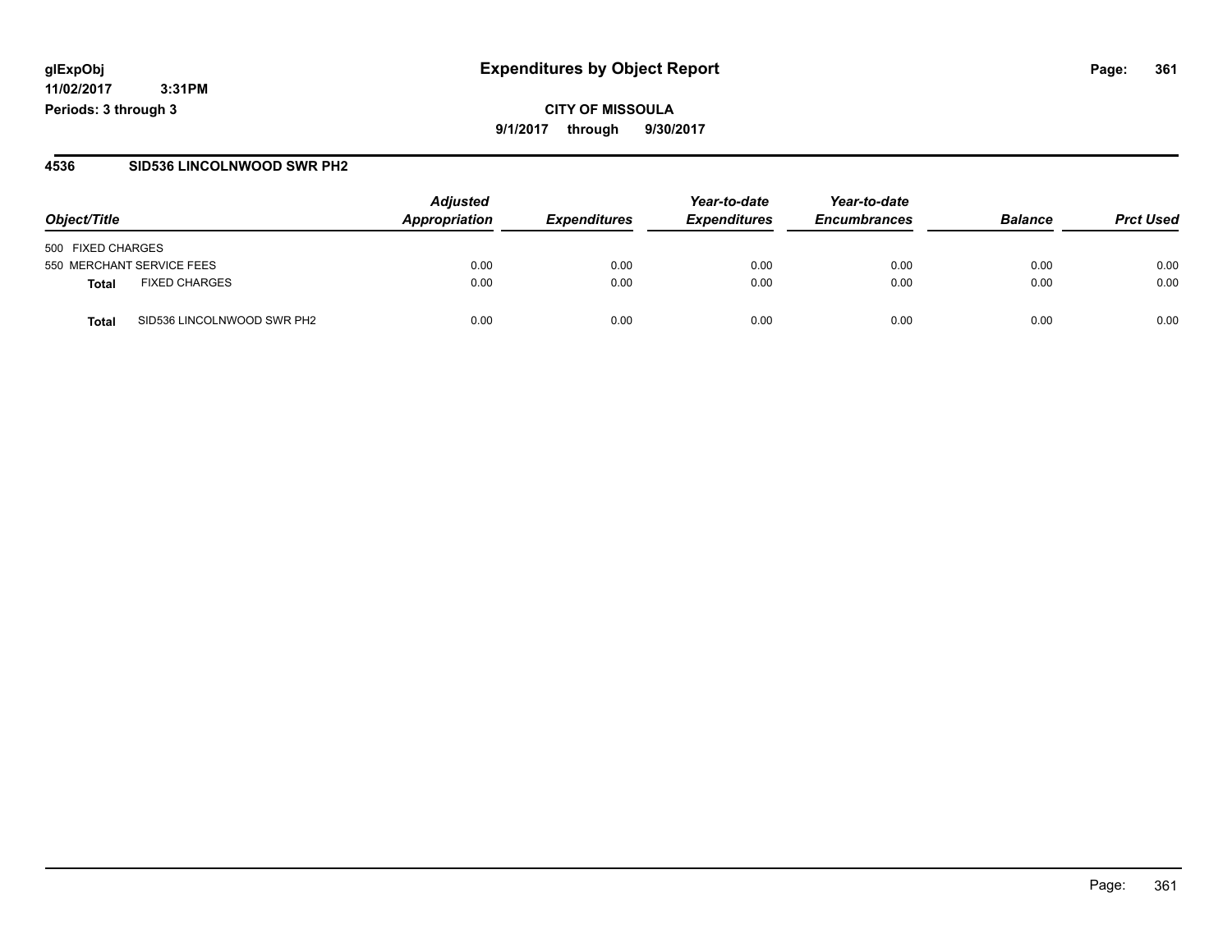**glExpObj** **Expenditures by Object Report**
**11/02/2017 3:31PM**
**Periods: 3 through 3**

**CITY OF MISSOULA**
**9/1/2017 through 9/30/2017**

## 4536 SID536 LINCOLNWOOD SWR PH2

| Object/Title | Adjusted Appropriation | Expenditures | Year-to-date Expenditures | Year-to-date Encumbrances | Balance | Prct Used |
|---|---|---|---|---|---|---|
| 500 FIXED CHARGES | | | | | | |
| 550 MERCHANT SERVICE FEES | 0.00 | 0.00 | 0.00 | 0.00 | 0.00 | 0.00 |
| **Total** FIXED CHARGES | 0.00 | 0.00 | 0.00 | 0.00 | 0.00 | 0.00 |
| **Total** SID536 LINCOLNWOOD SWR PH2 | 0.00 | 0.00 | 0.00 | 0.00 | 0.00 | 0.00 |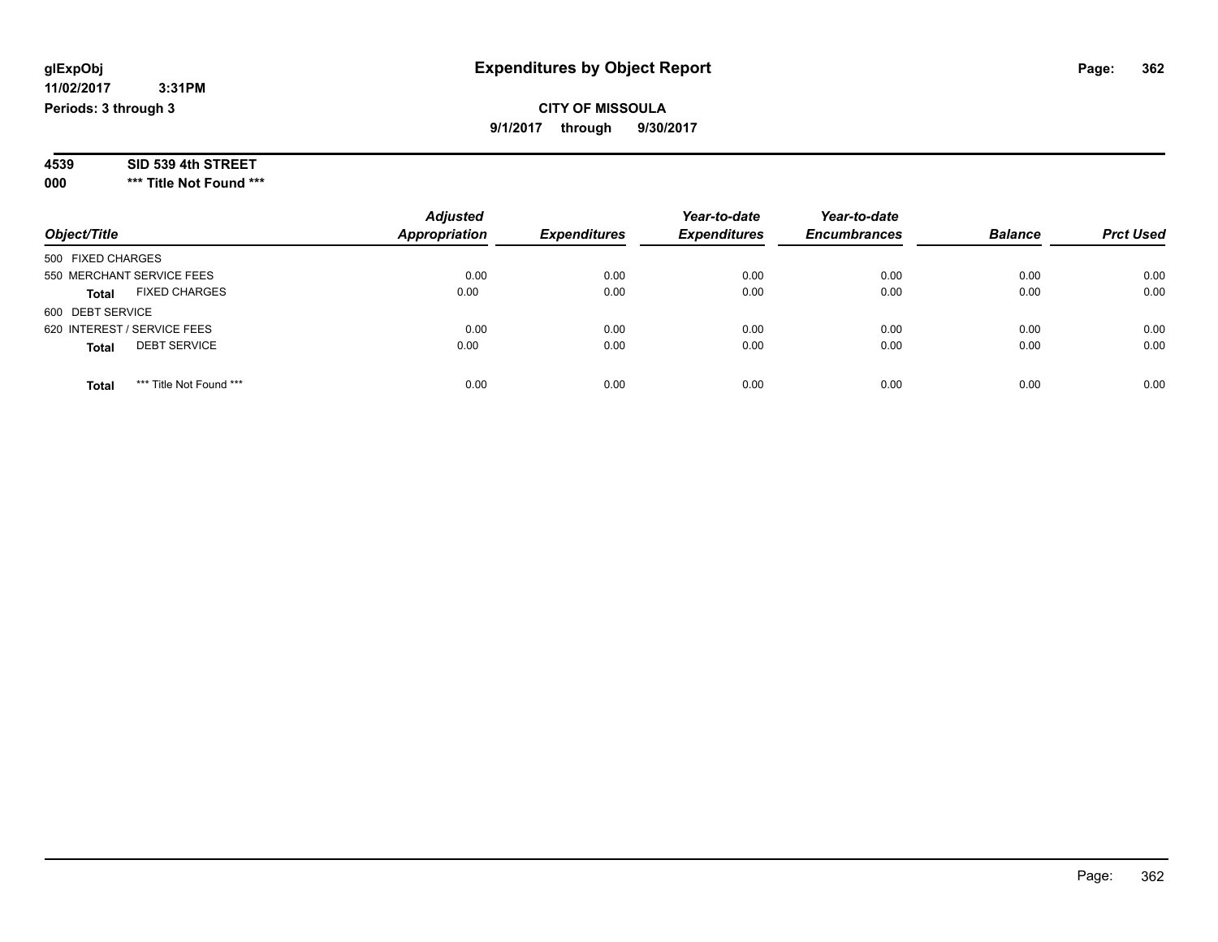glExpObj
11/02/2017 3:31PM
Periods: 3 through 3

# Expenditures by Object Report

**CITY OF MISSOULA**
**9/1/2017 through 9/30/2017**

**4539 SID 539 4th STREET**
**000 \*\*\* Title Not Found \*\*\***

| Object/Title | Adjusted Appropriation | Expenditures | Year-to-date Expenditures | Year-to-date Encumbrances | Balance | Prct Used |
|---|---|---|---|---|---|---|
| 500 FIXED CHARGES | | | | | | |
| 550 MERCHANT SERVICE FEES | 0.00 | 0.00 | 0.00 | 0.00 | 0.00 | 0.00 |
| **Total** FIXED CHARGES | 0.00 | 0.00 | 0.00 | 0.00 | 0.00 | 0.00 |
| 600 DEBT SERVICE | | | | | | |
| 620 INTEREST / SERVICE FEES | 0.00 | 0.00 | 0.00 | 0.00 | 0.00 | 0.00 |
| **Total** DEBT SERVICE | 0.00 | 0.00 | 0.00 | 0.00 | 0.00 | 0.00 |
| **Total** *** Title Not Found *** | 0.00 | 0.00 | 0.00 | 0.00 | 0.00 | 0.00 |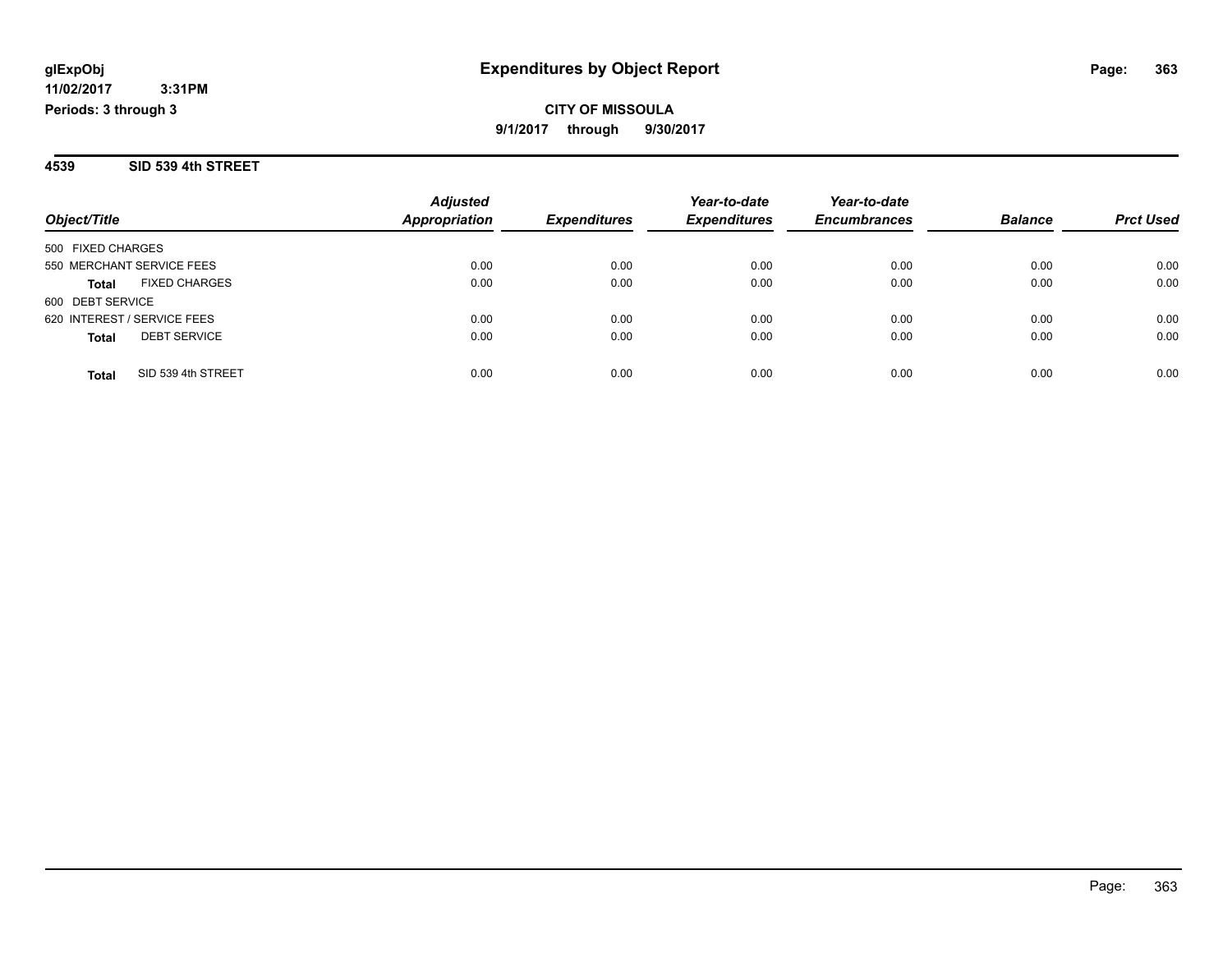**glExpObj**
**11/02/2017 3:31PM**
**Periods: 3 through 3**

# Expenditures by Object Report

**CITY OF MISSOULA**
**9/1/2017 through 9/30/2017**

## 4539 SID 539 4th STREET

| Object/Title | | Adjusted Appropriation | Expenditures | Year-to-date Expenditures | Year-to-date Encumbrances | Balance | Prct Used |
|---|---|---|---|---|---|---|---|
| 500 FIXED CHARGES | | | | | | | |
| 550 MERCHANT SERVICE FEES | | 0.00 | 0.00 | 0.00 | 0.00 | 0.00 | 0.00 |
| **Total** | FIXED CHARGES | 0.00 | 0.00 | 0.00 | 0.00 | 0.00 | 0.00 |
| 600 DEBT SERVICE | | | | | | | |
| 620 INTEREST / SERVICE FEES | | 0.00 | 0.00 | 0.00 | 0.00 | 0.00 | 0.00 |
| **Total** | DEBT SERVICE | 0.00 | 0.00 | 0.00 | 0.00 | 0.00 | 0.00 |
| **Total** | SID 539 4th STREET | 0.00 | 0.00 | 0.00 | 0.00 | 0.00 | 0.00 |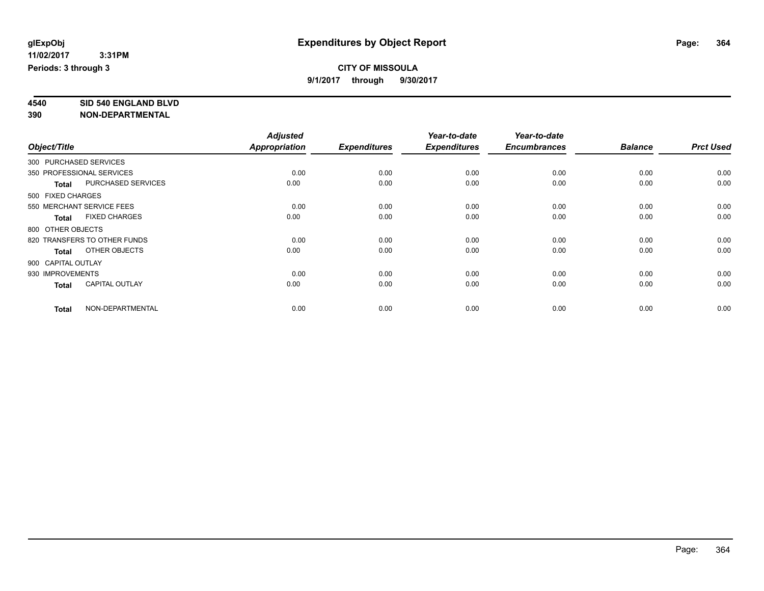glExpObj
11/02/2017 3:31PM
Periods: 3 through 3

# Expenditures by Object Report

**CITY OF MISSOULA**
**9/1/2017 through 9/30/2017**

**4540 SID 540 ENGLAND BLVD**
**390 NON-DEPARTMENTAL**

| Object/Title | Adjusted Appropriation | Expenditures | Year-to-date Expenditures | Year-to-date Encumbrances | Balance | Prct Used |
|---|---|---|---|---|---|---|
| 300 PURCHASED SERVICES | | | | | | |
| 350 PROFESSIONAL SERVICES | 0.00 | 0.00 | 0.00 | 0.00 | 0.00 | 0.00 |
| **Total** PURCHASED SERVICES | 0.00 | 0.00 | 0.00 | 0.00 | 0.00 | 0.00 |
| 500 FIXED CHARGES | | | | | | |
| 550 MERCHANT SERVICE FEES | 0.00 | 0.00 | 0.00 | 0.00 | 0.00 | 0.00 |
| **Total** FIXED CHARGES | 0.00 | 0.00 | 0.00 | 0.00 | 0.00 | 0.00 |
| 800 OTHER OBJECTS | | | | | | |
| 820 TRANSFERS TO OTHER FUNDS | 0.00 | 0.00 | 0.00 | 0.00 | 0.00 | 0.00 |
| **Total** OTHER OBJECTS | 0.00 | 0.00 | 0.00 | 0.00 | 0.00 | 0.00 |
| 900 CAPITAL OUTLAY | | | | | | |
| 930 IMPROVEMENTS | 0.00 | 0.00 | 0.00 | 0.00 | 0.00 | 0.00 |
| **Total** CAPITAL OUTLAY | 0.00 | 0.00 | 0.00 | 0.00 | 0.00 | 0.00 |
| **Total** NON-DEPARTMENTAL | 0.00 | 0.00 | 0.00 | 0.00 | 0.00 | 0.00 |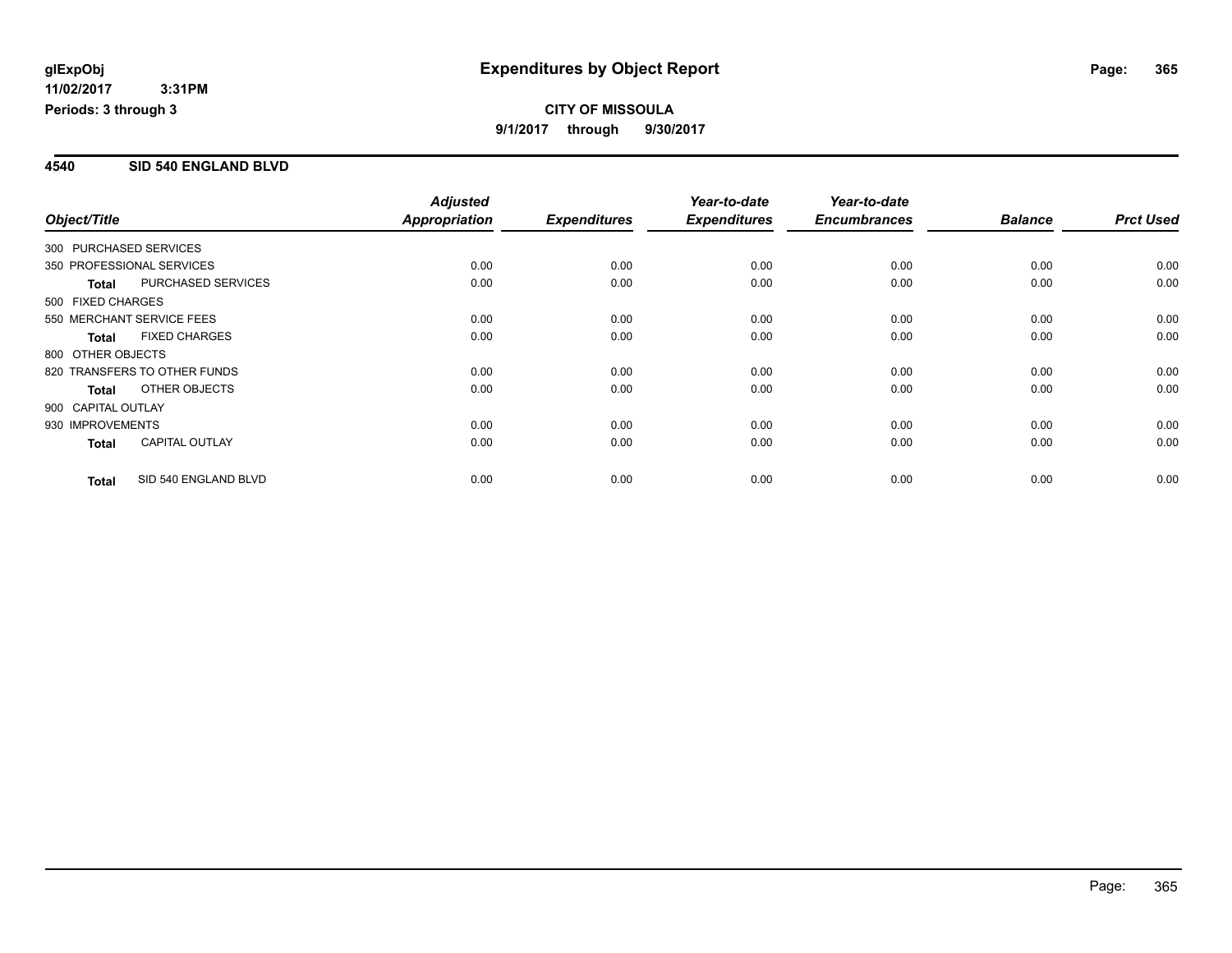glExpObj
11/02/2017 3:31PM
Periods: 3 through 3

# Expenditures by Object Report

**CITY OF MISSOULA**
**9/1/2017 through 9/30/2017**

## 4540 SID 540 ENGLAND BLVD

| Object/Title | | Adjusted Appropriation | Expenditures | Year-to-date Expenditures | Year-to-date Encumbrances | Balance | Prct Used |
|---|---|---|---|---|---|---|---|
| 300 PURCHASED SERVICES | | | | | | | |
| 350 PROFESSIONAL SERVICES | | 0.00 | 0.00 | 0.00 | 0.00 | 0.00 | 0.00 |
| **Total** | PURCHASED SERVICES | 0.00 | 0.00 | 0.00 | 0.00 | 0.00 | 0.00 |
| 500 FIXED CHARGES | | | | | | | |
| 550 MERCHANT SERVICE FEES | | 0.00 | 0.00 | 0.00 | 0.00 | 0.00 | 0.00 |
| **Total** | FIXED CHARGES | 0.00 | 0.00 | 0.00 | 0.00 | 0.00 | 0.00 |
| 800 OTHER OBJECTS | | | | | | | |
| 820 TRANSFERS TO OTHER FUNDS | | 0.00 | 0.00 | 0.00 | 0.00 | 0.00 | 0.00 |
| **Total** | OTHER OBJECTS | 0.00 | 0.00 | 0.00 | 0.00 | 0.00 | 0.00 |
| 900 CAPITAL OUTLAY | | | | | | | |
| 930 IMPROVEMENTS | | 0.00 | 0.00 | 0.00 | 0.00 | 0.00 | 0.00 |
| **Total** | CAPITAL OUTLAY | 0.00 | 0.00 | 0.00 | 0.00 | 0.00 | 0.00 |
| **Total** | SID 540 ENGLAND BLVD | 0.00 | 0.00 | 0.00 | 0.00 | 0.00 | 0.00 |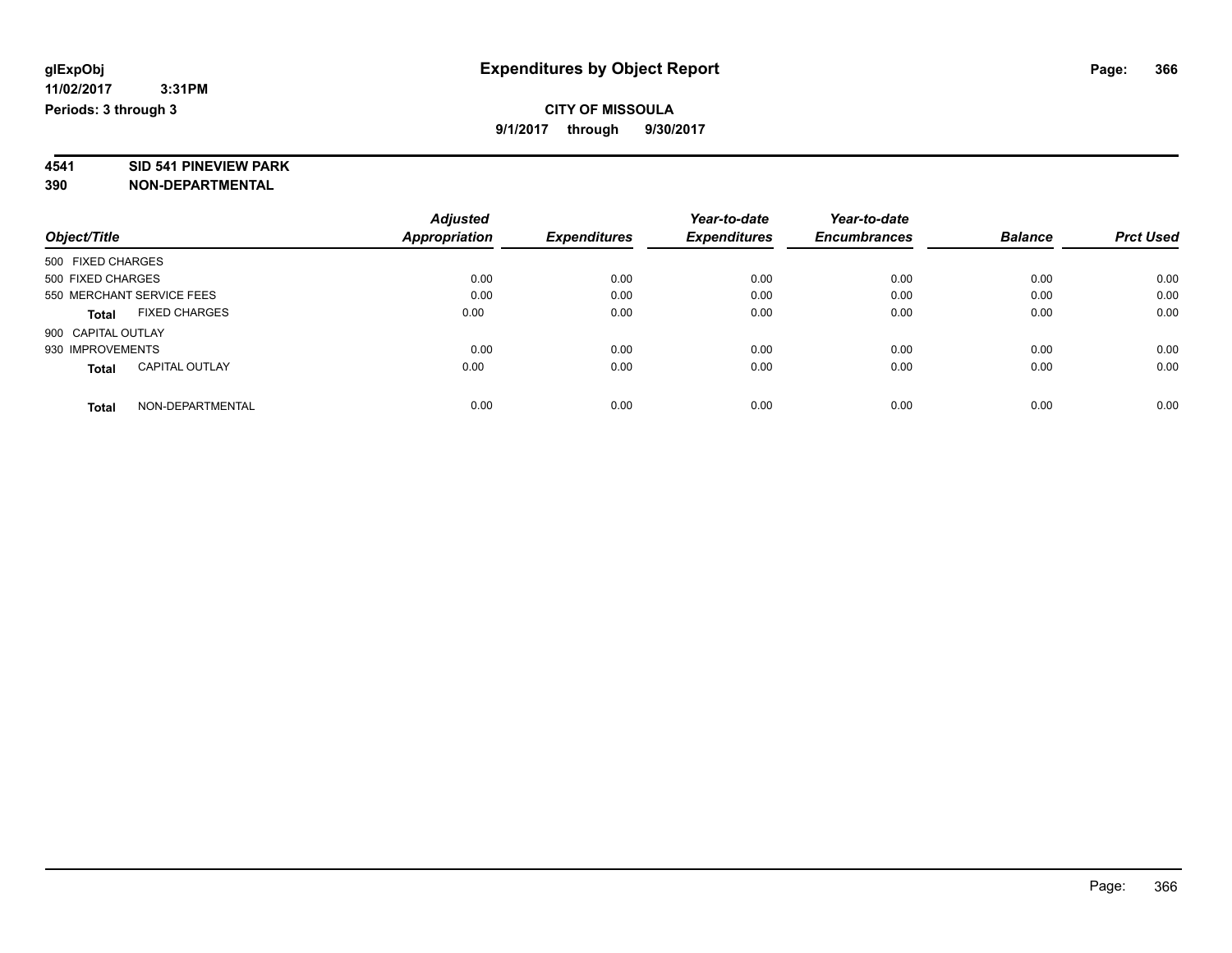**glExpObj** 
**11/02/2017 3:31PM** 
**Periods: 3 through 3**

# Expenditures by Object Report

**CITY OF MISSOULA** 
**9/1/2017 through 9/30/2017**

**4541 SID 541 PINEVIEW PARK** 
**390 NON-DEPARTMENTAL**

| Object/Title | | Adjusted Appropriation | Expenditures | Year-to-date Expenditures | Year-to-date Encumbrances | Balance | Prct Used |
|---|---|---|---|---|---|---|---|
| 500 FIXED CHARGES | | | | | | | |
| 500 FIXED CHARGES | | 0.00 | 0.00 | 0.00 | 0.00 | 0.00 | 0.00 |
| 550 MERCHANT SERVICE FEES | | 0.00 | 0.00 | 0.00 | 0.00 | 0.00 | 0.00 |
| **Total** | FIXED CHARGES | 0.00 | 0.00 | 0.00 | 0.00 | 0.00 | 0.00 |
| 900 CAPITAL OUTLAY | | | | | | | |
| 930 IMPROVEMENTS | | 0.00 | 0.00 | 0.00 | 0.00 | 0.00 | 0.00 |
| **Total** | CAPITAL OUTLAY | 0.00 | 0.00 | 0.00 | 0.00 | 0.00 | 0.00 |
| **Total** | NON-DEPARTMENTAL | 0.00 | 0.00 | 0.00 | 0.00 | 0.00 | 0.00 |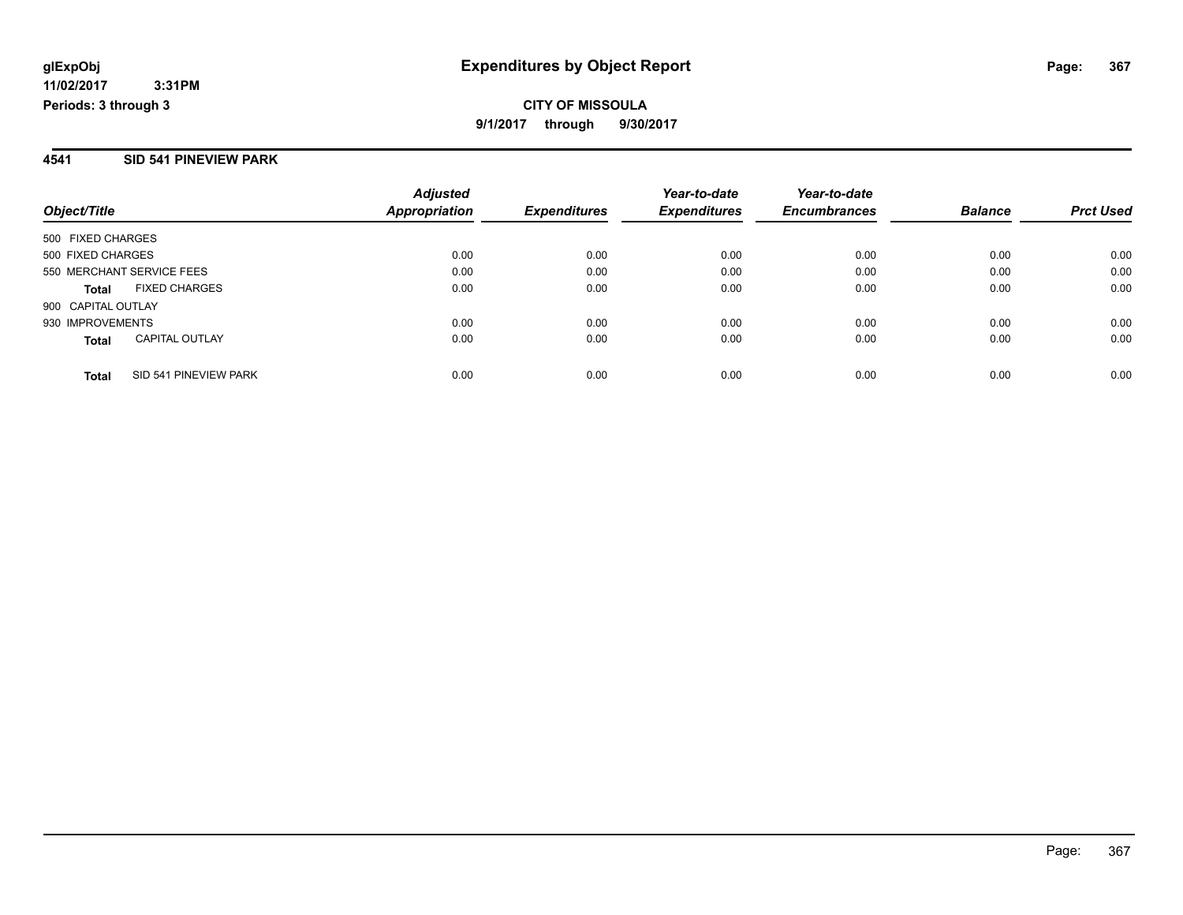glExpObj
11/02/2017 3:31PM
Periods: 3 through 3

# Expenditures by Object Report

**CITY OF MISSOULA**
**9/1/2017 through 9/30/2017**

## 4541 SID 541 PINEVIEW PARK

| Object/Title | | Adjusted Appropriation | Expenditures | Year-to-date Expenditures | Year-to-date Encumbrances | Balance | Prct Used |
|---|---|---|---|---|---|---|---|
| 500 FIXED CHARGES | | | | | | | |
| 500 FIXED CHARGES | | 0.00 | 0.00 | 0.00 | 0.00 | 0.00 | 0.00 |
| 550 MERCHANT SERVICE FEES | | 0.00 | 0.00 | 0.00 | 0.00 | 0.00 | 0.00 |
| **Total** | FIXED CHARGES | 0.00 | 0.00 | 0.00 | 0.00 | 0.00 | 0.00 |
| 900 CAPITAL OUTLAY | | | | | | | |
| 930 IMPROVEMENTS | | 0.00 | 0.00 | 0.00 | 0.00 | 0.00 | 0.00 |
| **Total** | CAPITAL OUTLAY | 0.00 | 0.00 | 0.00 | 0.00 | 0.00 | 0.00 |
| **Total** | SID 541 PINEVIEW PARK | 0.00 | 0.00 | 0.00 | 0.00 | 0.00 | 0.00 |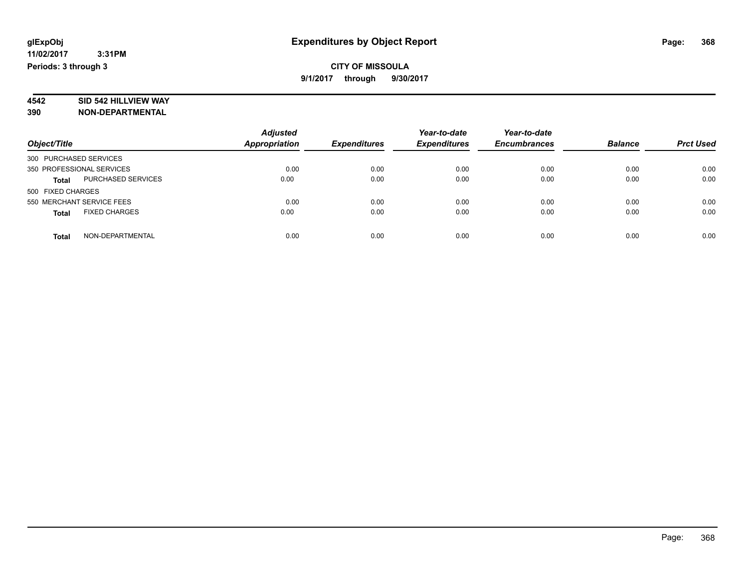glExpObj
11/02/2017 3:31PM
Periods: 3 through 3

# Expenditures by Object Report

**CITY OF MISSOULA**
**9/1/2017 through 9/30/2017**

**4542 SID 542 HILLVIEW WAY**
**390 NON-DEPARTMENTAL**

| Object/Title | Adjusted Appropriation | Expenditures | Year-to-date Expenditures | Year-to-date Encumbrances | Balance | Prct Used |
|---|---|---|---|---|---|---|
| 300 PURCHASED SERVICES | | | | | | |
| 350 PROFESSIONAL SERVICES | 0.00 | 0.00 | 0.00 | 0.00 | 0.00 | 0.00 |
| **Total** PURCHASED SERVICES | 0.00 | 0.00 | 0.00 | 0.00 | 0.00 | 0.00 |
| 500 FIXED CHARGES | | | | | | |
| 550 MERCHANT SERVICE FEES | 0.00 | 0.00 | 0.00 | 0.00 | 0.00 | 0.00 |
| **Total** FIXED CHARGES | 0.00 | 0.00 | 0.00 | 0.00 | 0.00 | 0.00 |
| **Total** NON-DEPARTMENTAL | 0.00 | 0.00 | 0.00 | 0.00 | 0.00 | 0.00 |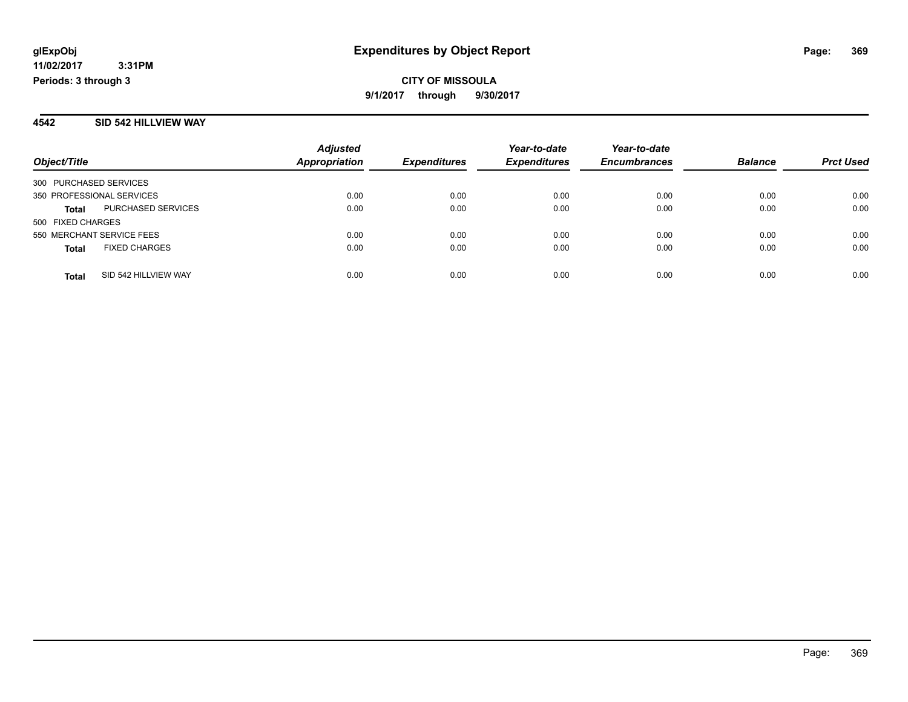**CITY OF MISSOULA**

**9/1/2017 through 9/30/2017**

## 4542 SID 542 HILLVIEW WAY

| Object/Title | | Adjusted Appropriation | Expenditures | Year-to-date Expenditures | Year-to-date Encumbrances | Balance | Prct Used |
|---|---|---|---|---|---|---|---|
| 300 PURCHASED SERVICES | | | | | | | |
| 350 PROFESSIONAL SERVICES | | 0.00 | 0.00 | 0.00 | 0.00 | 0.00 | 0.00 |
| **Total** | PURCHASED SERVICES | 0.00 | 0.00 | 0.00 | 0.00 | 0.00 | 0.00 |
| 500 FIXED CHARGES | | | | | | | |
| 550 MERCHANT SERVICE FEES | | 0.00 | 0.00 | 0.00 | 0.00 | 0.00 | 0.00 |
| **Total** | FIXED CHARGES | 0.00 | 0.00 | 0.00 | 0.00 | 0.00 | 0.00 |
| **Total** | SID 542 HILLVIEW WAY | 0.00 | 0.00 | 0.00 | 0.00 | 0.00 | 0.00 |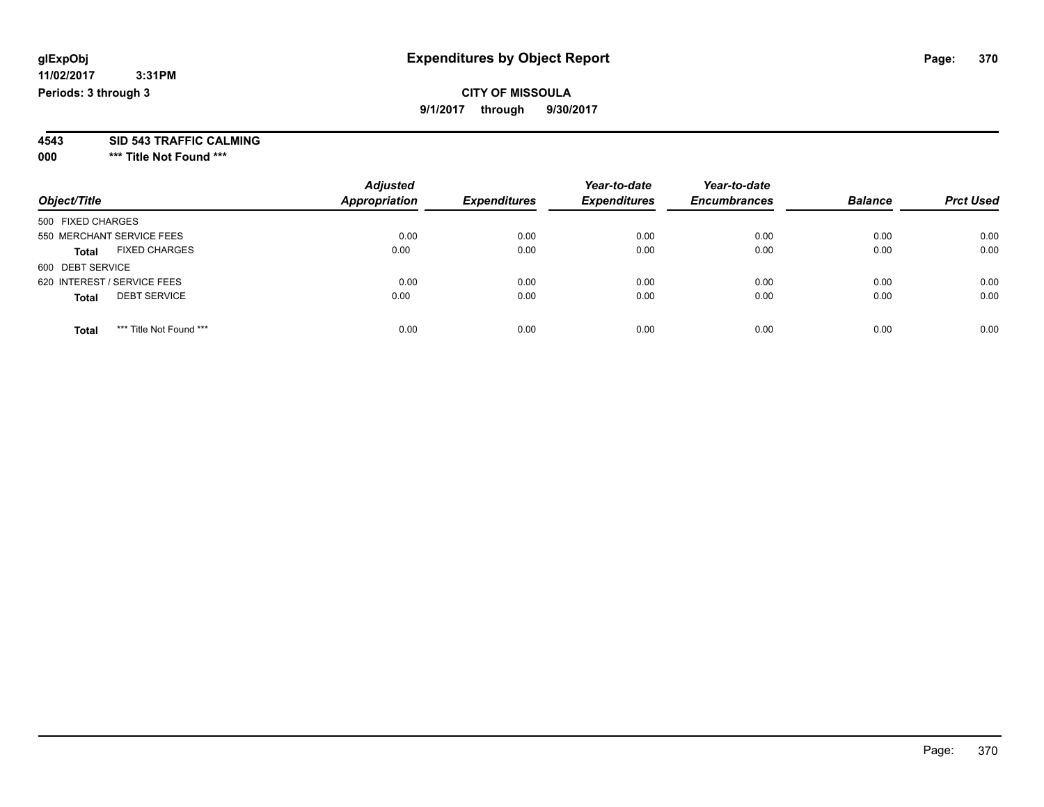glExpObj
11/02/2017 3:31PM
Periods: 3 through 3

# Expenditures by Object Report

**CITY OF MISSOULA**
**9/1/2017 through 9/30/2017**

**4543 SID 543 TRAFFIC CALMING**
**000 *** Title Not Found *****

| Object/Title | Adjusted Appropriation | Expenditures | Year-to-date Expenditures | Year-to-date Encumbrances | Balance | Prct Used |
|---|---|---|---|---|---|---|
| 500 FIXED CHARGES | | | | | | |
| 550 MERCHANT SERVICE FEES | 0.00 | 0.00 | 0.00 | 0.00 | 0.00 | 0.00 |
| **Total** FIXED CHARGES | 0.00 | 0.00 | 0.00 | 0.00 | 0.00 | 0.00 |
| 600 DEBT SERVICE | | | | | | |
| 620 INTEREST / SERVICE FEES | 0.00 | 0.00 | 0.00 | 0.00 | 0.00 | 0.00 |
| **Total** DEBT SERVICE | 0.00 | 0.00 | 0.00 | 0.00 | 0.00 | 0.00 |
| **Total** *** Title Not Found *** | 0.00 | 0.00 | 0.00 | 0.00 | 0.00 | 0.00 |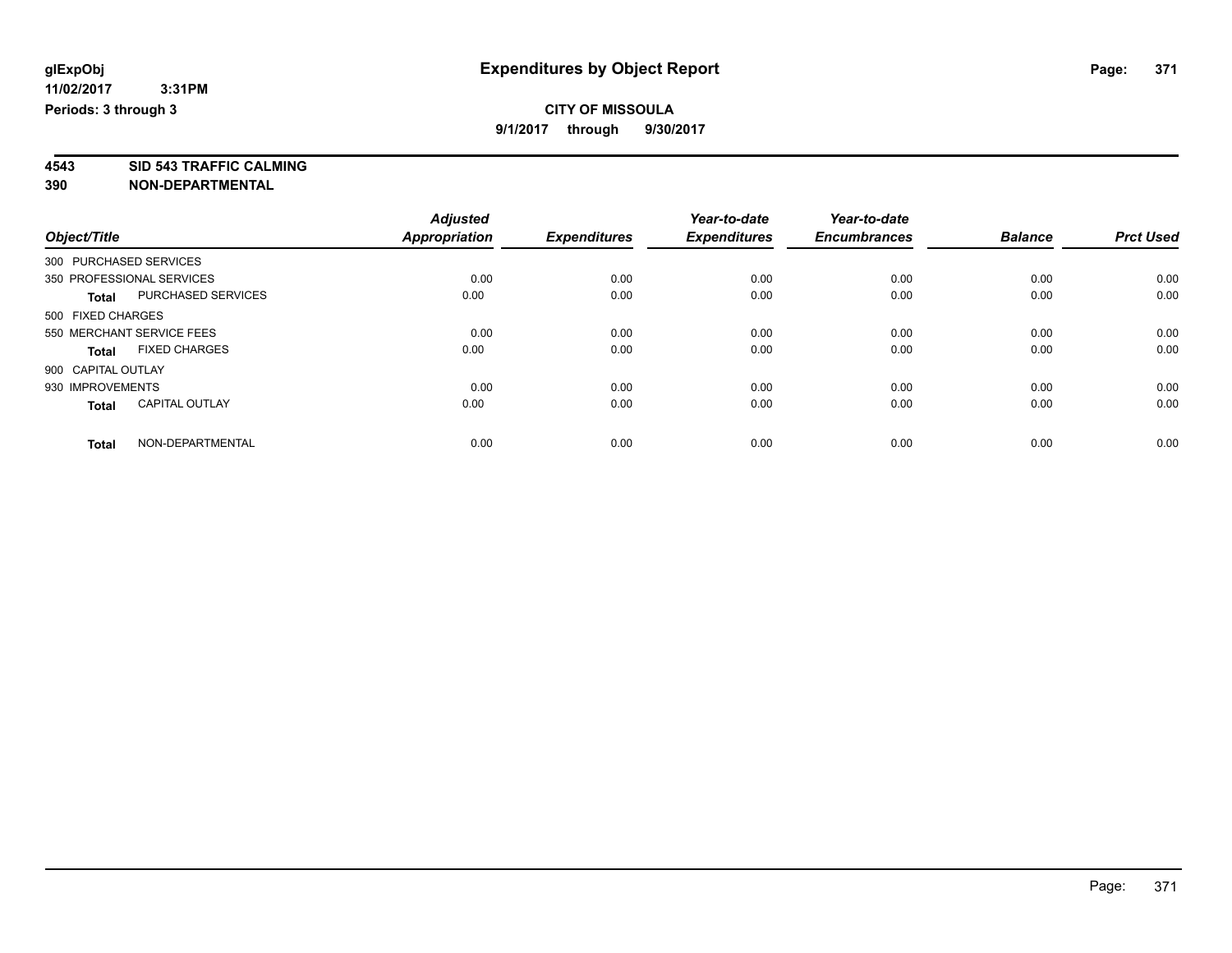# Expenditures by Object Report

glExpObj
11/02/2017 3:31PM
Periods: 3 through 3

**CITY OF MISSOULA**
**9/1/2017 through 9/30/2017**

**4543 SID 543 TRAFFIC CALMING**
**390 NON-DEPARTMENTAL**

| Object/Title | Adjusted Appropriation | Expenditures | Year-to-date Expenditures | Year-to-date Encumbrances | Balance | Prct Used |
|---|---|---|---|---|---|---|
| 300 PURCHASED SERVICES | | | | | | |
| 350 PROFESSIONAL SERVICES | 0.00 | 0.00 | 0.00 | 0.00 | 0.00 | 0.00 |
| **Total** PURCHASED SERVICES | 0.00 | 0.00 | 0.00 | 0.00 | 0.00 | 0.00 |
| 500 FIXED CHARGES | | | | | | |
| 550 MERCHANT SERVICE FEES | 0.00 | 0.00 | 0.00 | 0.00 | 0.00 | 0.00 |
| **Total** FIXED CHARGES | 0.00 | 0.00 | 0.00 | 0.00 | 0.00 | 0.00 |
| 900 CAPITAL OUTLAY | | | | | | |
| 930 IMPROVEMENTS | 0.00 | 0.00 | 0.00 | 0.00 | 0.00 | 0.00 |
| **Total** CAPITAL OUTLAY | 0.00 | 0.00 | 0.00 | 0.00 | 0.00 | 0.00 |
| **Total** NON-DEPARTMENTAL | 0.00 | 0.00 | 0.00 | 0.00 | 0.00 | 0.00 |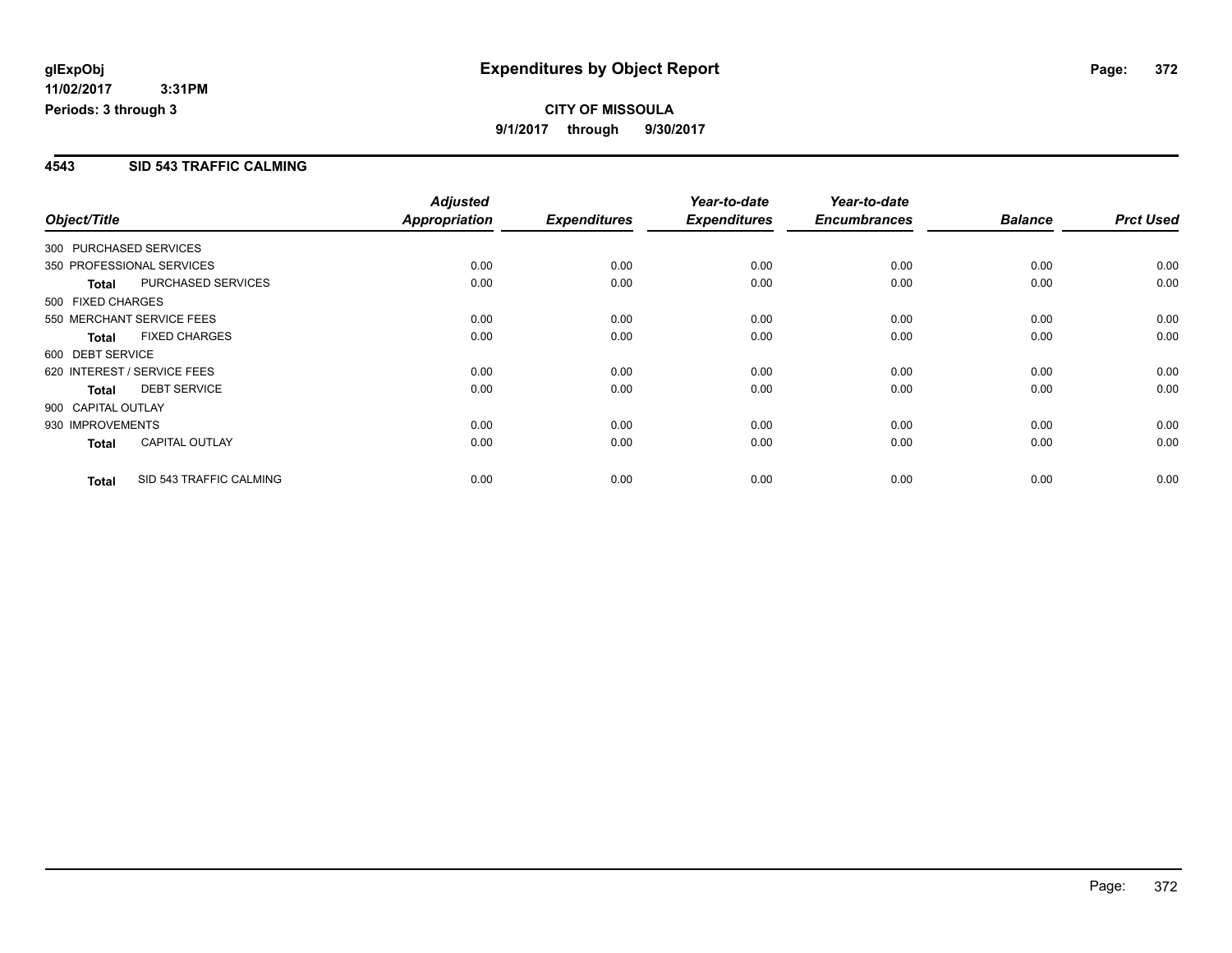**glExpObj**
**11/02/2017 3:31PM**
**Periods: 3 through 3**

# Expenditures by Object Report

**CITY OF MISSOULA**
**9/1/2017 through 9/30/2017**

## 4543 SID 543 TRAFFIC CALMING

| Object/Title | | Adjusted Appropriation | Expenditures | Year-to-date Expenditures | Year-to-date Encumbrances | Balance | Prct Used |
|---|---|---|---|---|---|---|---|
| 300 PURCHASED SERVICES | | | | | | | |
| 350 PROFESSIONAL SERVICES | | 0.00 | 0.00 | 0.00 | 0.00 | 0.00 | 0.00 |
| **Total** | PURCHASED SERVICES | 0.00 | 0.00 | 0.00 | 0.00 | 0.00 | 0.00 |
| 500 FIXED CHARGES | | | | | | | |
| 550 MERCHANT SERVICE FEES | | 0.00 | 0.00 | 0.00 | 0.00 | 0.00 | 0.00 |
| **Total** | FIXED CHARGES | 0.00 | 0.00 | 0.00 | 0.00 | 0.00 | 0.00 |
| 600 DEBT SERVICE | | | | | | | |
| 620 INTEREST / SERVICE FEES | | 0.00 | 0.00 | 0.00 | 0.00 | 0.00 | 0.00 |
| **Total** | DEBT SERVICE | 0.00 | 0.00 | 0.00 | 0.00 | 0.00 | 0.00 |
| 900 CAPITAL OUTLAY | | | | | | | |
| 930 IMPROVEMENTS | | 0.00 | 0.00 | 0.00 | 0.00 | 0.00 | 0.00 |
| **Total** | CAPITAL OUTLAY | 0.00 | 0.00 | 0.00 | 0.00 | 0.00 | 0.00 |
| **Total** | SID 543 TRAFFIC CALMING | 0.00 | 0.00 | 0.00 | 0.00 | 0.00 | 0.00 |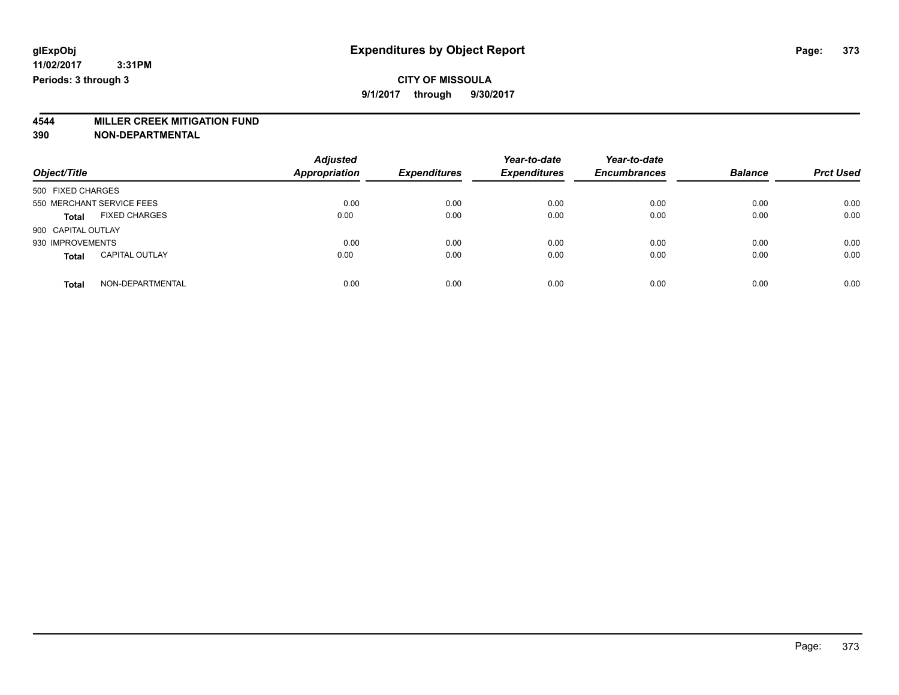**glExpObj**
**11/02/2017 3:31PM**
**Periods: 3 through 3**

# Expenditures by Object Report

**CITY OF MISSOULA**
**9/1/2017 through 9/30/2017**

## 4544 MILLER CREEK MITIGATION FUND
## 390 NON-DEPARTMENTAL

| Object/Title | Adjusted Appropriation | Expenditures | Year-to-date Expenditures | Year-to-date Encumbrances | Balance | Prct Used |
|---|---|---|---|---|---|---|
| 500 FIXED CHARGES | | | | | | |
| 550 MERCHANT SERVICE FEES | 0.00 | 0.00 | 0.00 | 0.00 | 0.00 | 0.00 |
| **Total** FIXED CHARGES | 0.00 | 0.00 | 0.00 | 0.00 | 0.00 | 0.00 |
| 900 CAPITAL OUTLAY | | | | | | |
| 930 IMPROVEMENTS | 0.00 | 0.00 | 0.00 | 0.00 | 0.00 | 0.00 |
| **Total** CAPITAL OUTLAY | 0.00 | 0.00 | 0.00 | 0.00 | 0.00 | 0.00 |
| **Total** NON-DEPARTMENTAL | 0.00 | 0.00 | 0.00 | 0.00 | 0.00 | 0.00 |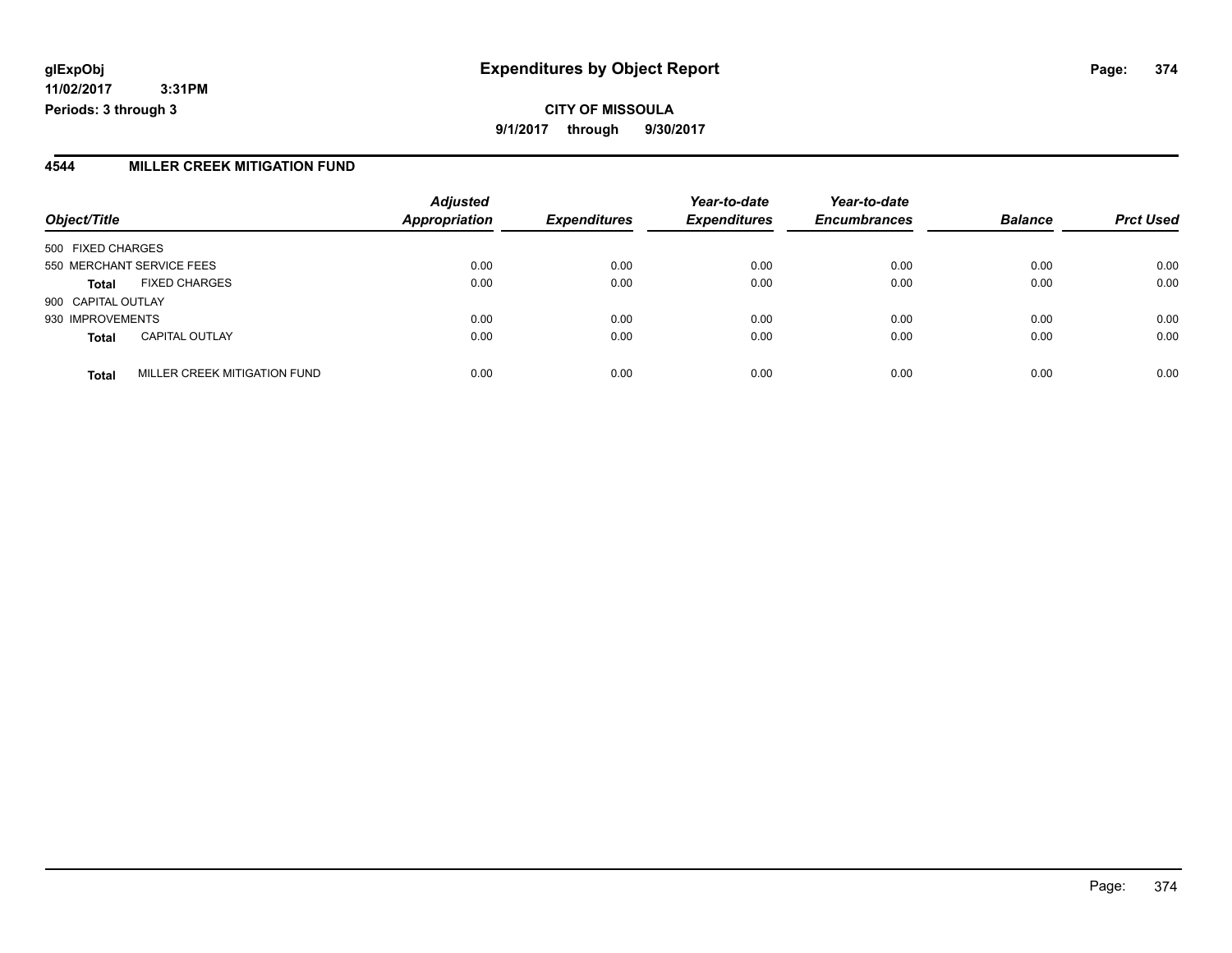**glExpObj**
**11/02/2017 3:31PM**
**Periods: 3 through 3**

# Expenditures by Object Report

**CITY OF MISSOULA**
**9/1/2017 through 9/30/2017**

## 4544 MILLER CREEK MITIGATION FUND

| Object/Title | Adjusted Appropriation | Expenditures | Year-to-date Expenditures | Year-to-date Encumbrances | Balance | Prct Used |
|---|---|---|---|---|---|---|
| 500 FIXED CHARGES | | | | | | |
| 550 MERCHANT SERVICE FEES | 0.00 | 0.00 | 0.00 | 0.00 | 0.00 | 0.00 |
| **Total** FIXED CHARGES | 0.00 | 0.00 | 0.00 | 0.00 | 0.00 | 0.00 |
| 900 CAPITAL OUTLAY | | | | | | |
| 930 IMPROVEMENTS | 0.00 | 0.00 | 0.00 | 0.00 | 0.00 | 0.00 |
| **Total** CAPITAL OUTLAY | 0.00 | 0.00 | 0.00 | 0.00 | 0.00 | 0.00 |
| **Total** MILLER CREEK MITIGATION FUND | 0.00 | 0.00 | 0.00 | 0.00 | 0.00 | 0.00 |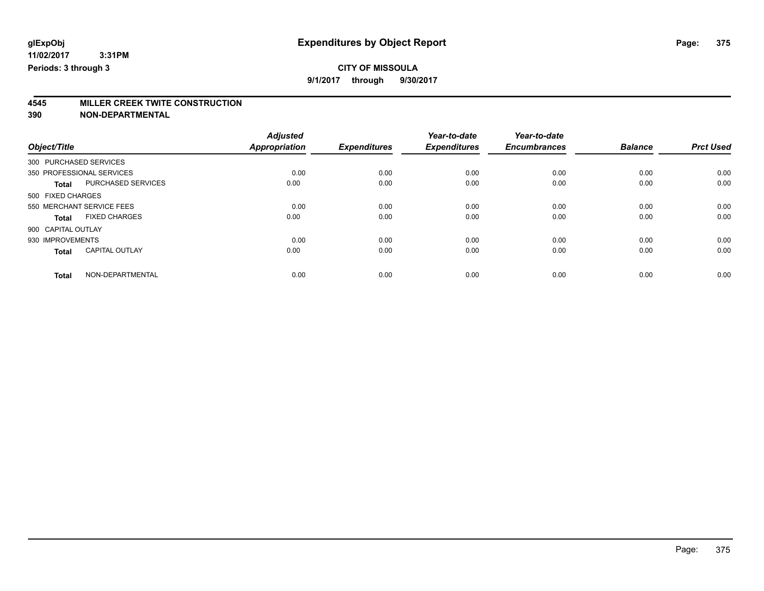glExpObj
11/02/2017 3:31PM
Periods: 3 through 3

# Expenditures by Object Report

**CITY OF MISSOULA**
**9/1/2017 through 9/30/2017**

**4545 MILLER CREEK TWITE CONSTRUCTION**
**390 NON-DEPARTMENTAL**

| Object/Title | Adjusted Appropriation | Expenditures | Year-to-date Expenditures | Year-to-date Encumbrances | Balance | Prct Used |
|---|---|---|---|---|---|---|
| 300 PURCHASED SERVICES | | | | | | |
| 350 PROFESSIONAL SERVICES | 0.00 | 0.00 | 0.00 | 0.00 | 0.00 | 0.00 |
| **Total** PURCHASED SERVICES | 0.00 | 0.00 | 0.00 | 0.00 | 0.00 | 0.00 |
| 500 FIXED CHARGES | | | | | | |
| 550 MERCHANT SERVICE FEES | 0.00 | 0.00 | 0.00 | 0.00 | 0.00 | 0.00 |
| **Total** FIXED CHARGES | 0.00 | 0.00 | 0.00 | 0.00 | 0.00 | 0.00 |
| 900 CAPITAL OUTLAY | | | | | | |
| 930 IMPROVEMENTS | 0.00 | 0.00 | 0.00 | 0.00 | 0.00 | 0.00 |
| **Total** CAPITAL OUTLAY | 0.00 | 0.00 | 0.00 | 0.00 | 0.00 | 0.00 |
| **Total** NON-DEPARTMENTAL | 0.00 | 0.00 | 0.00 | 0.00 | 0.00 | 0.00 |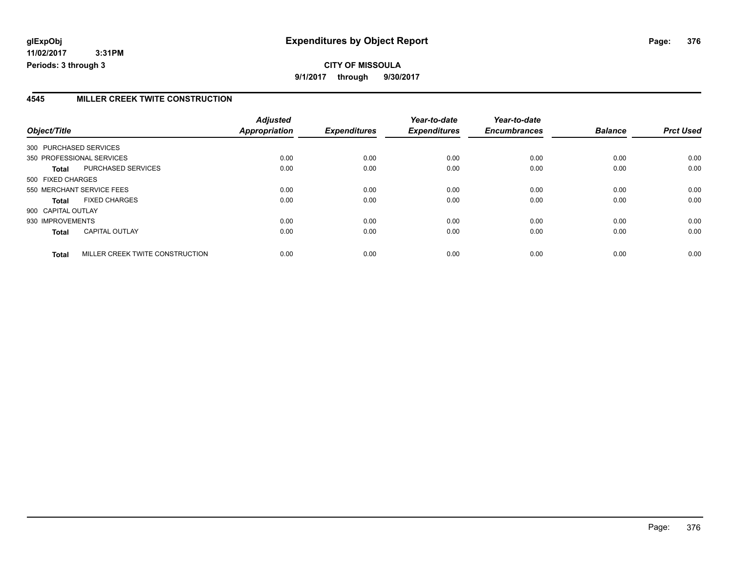**glExpObj** **Expenditures by Object Report**

**11/02/2017 3:31PM**

**Periods: 3 through 3**

**CITY OF MISSOULA**

**9/1/2017 through 9/30/2017**

## 4545 MILLER CREEK TWITE CONSTRUCTION

| Object/Title | | Adjusted Appropriation | Expenditures | Year-to-date Expenditures | Year-to-date Encumbrances | Balance | Prct Used |
|---|---|---|---|---|---|---|---|
| 300 PURCHASED SERVICES | | | | | | | |
| 350 PROFESSIONAL SERVICES | | 0.00 | 0.00 | 0.00 | 0.00 | 0.00 | 0.00 |
| **Total** | PURCHASED SERVICES | 0.00 | 0.00 | 0.00 | 0.00 | 0.00 | 0.00 |
| 500 FIXED CHARGES | | | | | | | |
| 550 MERCHANT SERVICE FEES | | 0.00 | 0.00 | 0.00 | 0.00 | 0.00 | 0.00 |
| **Total** | FIXED CHARGES | 0.00 | 0.00 | 0.00 | 0.00 | 0.00 | 0.00 |
| 900 CAPITAL OUTLAY | | | | | | | |
| 930 IMPROVEMENTS | | 0.00 | 0.00 | 0.00 | 0.00 | 0.00 | 0.00 |
| **Total** | CAPITAL OUTLAY | 0.00 | 0.00 | 0.00 | 0.00 | 0.00 | 0.00 |
| **Total** | MILLER CREEK TWITE CONSTRUCTION | 0.00 | 0.00 | 0.00 | 0.00 | 0.00 | 0.00 |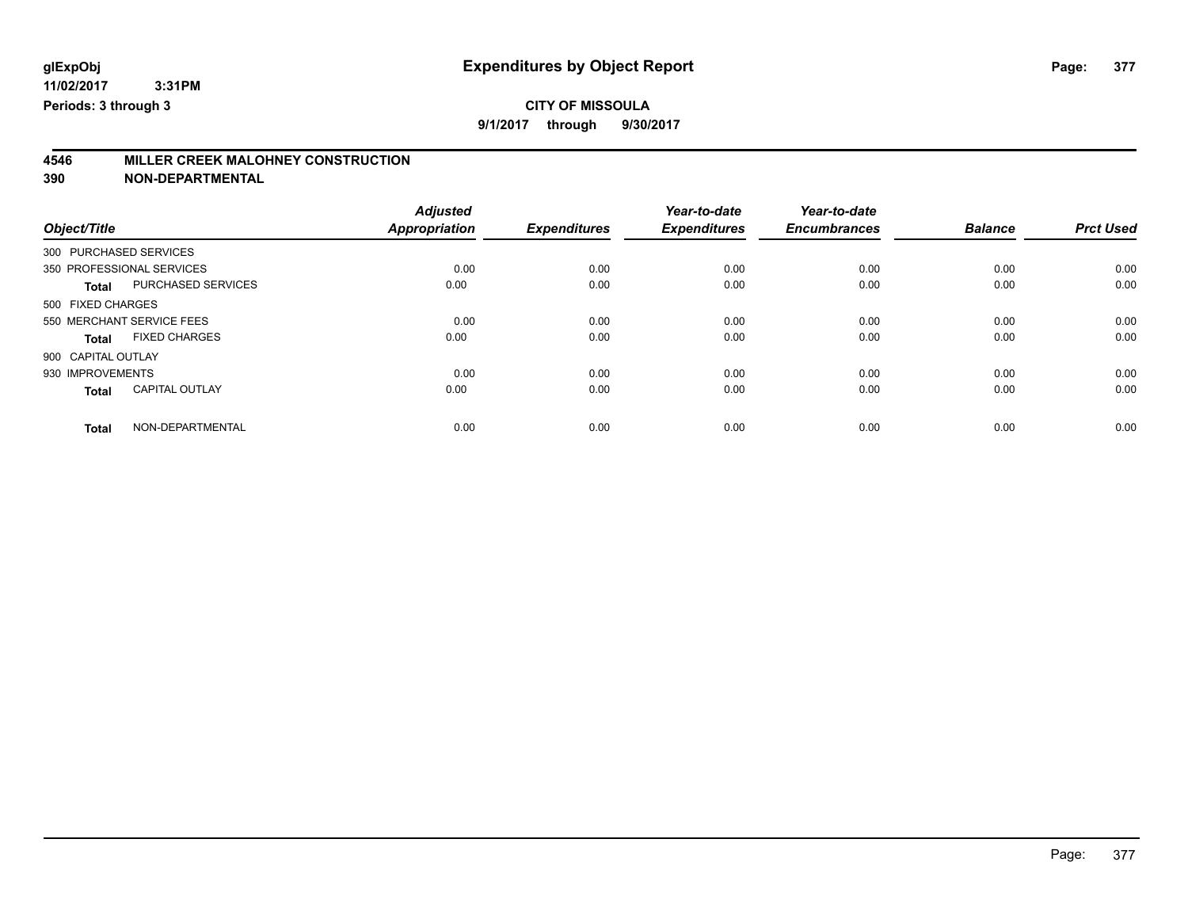**glExpObj**
**11/02/2017 3:31PM**
**Periods: 3 through 3**

# Expenditures by Object Report

**CITY OF MISSOULA**
**9/1/2017 through 9/30/2017**

## 4546 MILLER CREEK MALOHNEY CONSTRUCTION
## 390 NON-DEPARTMENTAL

| Object/Title | | Adjusted Appropriation | Expenditures | Year-to-date Expenditures | Year-to-date Encumbrances | Balance | Prct Used |
|---|---|---|---|---|---|---|---|
| 300 PURCHASED SERVICES | | | | | | | |
| 350 PROFESSIONAL SERVICES | | 0.00 | 0.00 | 0.00 | 0.00 | 0.00 | 0.00 |
| **Total** | PURCHASED SERVICES | 0.00 | 0.00 | 0.00 | 0.00 | 0.00 | 0.00 |
| 500 FIXED CHARGES | | | | | | | |
| 550 MERCHANT SERVICE FEES | | 0.00 | 0.00 | 0.00 | 0.00 | 0.00 | 0.00 |
| **Total** | FIXED CHARGES | 0.00 | 0.00 | 0.00 | 0.00 | 0.00 | 0.00 |
| 900 CAPITAL OUTLAY | | | | | | | |
| 930 IMPROVEMENTS | | 0.00 | 0.00 | 0.00 | 0.00 | 0.00 | 0.00 |
| **Total** | CAPITAL OUTLAY | 0.00 | 0.00 | 0.00 | 0.00 | 0.00 | 0.00 |
| **Total** | NON-DEPARTMENTAL | 0.00 | 0.00 | 0.00 | 0.00 | 0.00 | 0.00 |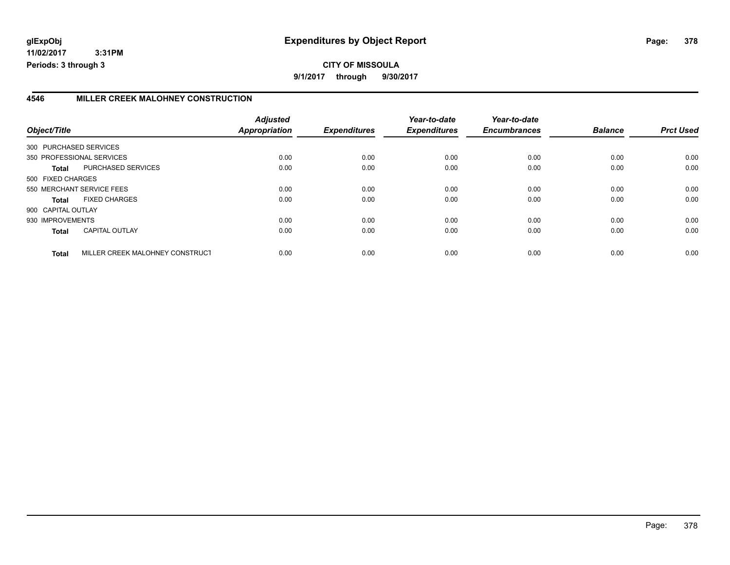**glExpObj**
**11/02/2017 3:31PM**
**Periods: 3 through 3**

# Expenditures by Object Report

**CITY OF MISSOULA**
**9/1/2017 through 9/30/2017**

## 4546 MILLER CREEK MALOHNEY CONSTRUCTION

| Object/Title | | Adjusted Appropriation | Expenditures | Year-to-date Expenditures | Year-to-date Encumbrances | Balance | Prct Used |
|---|---|---|---|---|---|---|---|
| 300 PURCHASED SERVICES | | | | | | | |
| 350 PROFESSIONAL SERVICES | | 0.00 | 0.00 | 0.00 | 0.00 | 0.00 | 0.00 |
| **Total** | PURCHASED SERVICES | 0.00 | 0.00 | 0.00 | 0.00 | 0.00 | 0.00 |
| 500 FIXED CHARGES | | | | | | | |
| 550 MERCHANT SERVICE FEES | | 0.00 | 0.00 | 0.00 | 0.00 | 0.00 | 0.00 |
| **Total** | FIXED CHARGES | 0.00 | 0.00 | 0.00 | 0.00 | 0.00 | 0.00 |
| 900 CAPITAL OUTLAY | | | | | | | |
| 930 IMPROVEMENTS | | 0.00 | 0.00 | 0.00 | 0.00 | 0.00 | 0.00 |
| **Total** | CAPITAL OUTLAY | 0.00 | 0.00 | 0.00 | 0.00 | 0.00 | 0.00 |
| **Total** | MILLER CREEK MALOHNEY CONSTRUCT | 0.00 | 0.00 | 0.00 | 0.00 | 0.00 | 0.00 |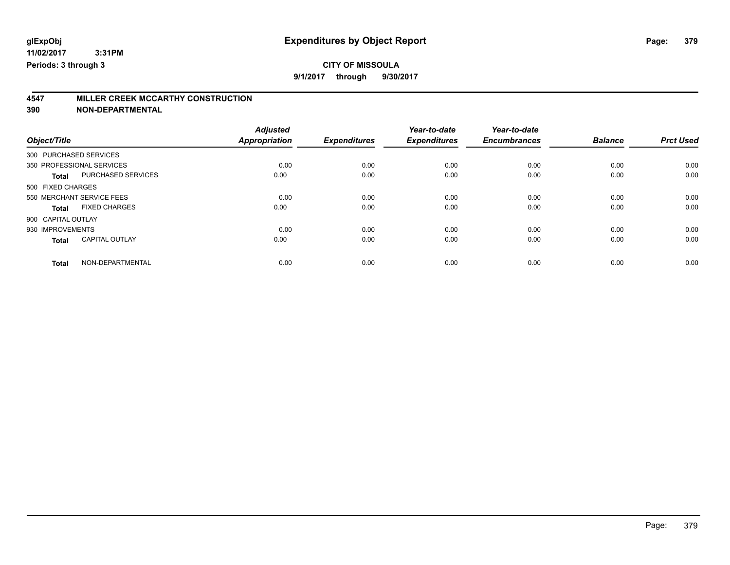**glExpObj**
**11/02/2017 3:31PM**
**Periods: 3 through 3**

# Expenditures by Object Report

**CITY OF MISSOULA**
**9/1/2017 through 9/30/2017**

## 4547 MILLER CREEK MCCARTHY CONSTRUCTION
## 390 NON-DEPARTMENTAL

| Object/Title | Adjusted Appropriation | Expenditures | Year-to-date Expenditures | Year-to-date Encumbrances | Balance | Prct Used |
|---|---|---|---|---|---|---|
| 300 PURCHASED SERVICES | | | | | | |
| 350 PROFESSIONAL SERVICES | 0.00 | 0.00 | 0.00 | 0.00 | 0.00 | 0.00 |
| **Total** PURCHASED SERVICES | 0.00 | 0.00 | 0.00 | 0.00 | 0.00 | 0.00 |
| 500 FIXED CHARGES | | | | | | |
| 550 MERCHANT SERVICE FEES | 0.00 | 0.00 | 0.00 | 0.00 | 0.00 | 0.00 |
| **Total** FIXED CHARGES | 0.00 | 0.00 | 0.00 | 0.00 | 0.00 | 0.00 |
| 900 CAPITAL OUTLAY | | | | | | |
| 930 IMPROVEMENTS | 0.00 | 0.00 | 0.00 | 0.00 | 0.00 | 0.00 |
| **Total** CAPITAL OUTLAY | 0.00 | 0.00 | 0.00 | 0.00 | 0.00 | 0.00 |
| **Total** NON-DEPARTMENTAL | 0.00 | 0.00 | 0.00 | 0.00 | 0.00 | 0.00 |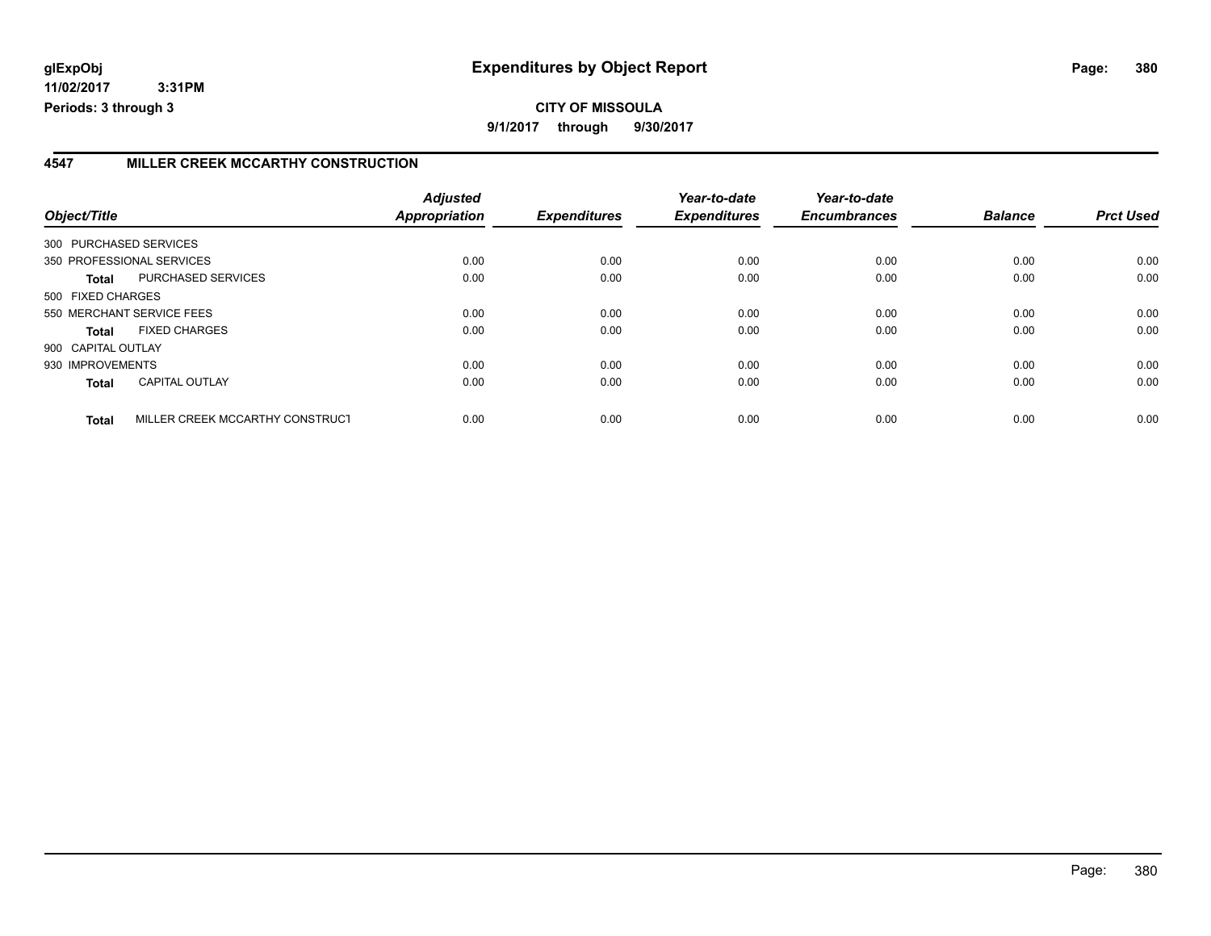**glExpObj** **Expenditures by Object Report**
**11/02/2017 3:31PM**
**Periods: 3 through 3**

**CITY OF MISSOULA**
**9/1/2017 through 9/30/2017**

## 4547 MILLER CREEK MCCARTHY CONSTRUCTION

| Object/Title | Adjusted Appropriation | Expenditures | Year-to-date Expenditures | Year-to-date Encumbrances | Balance | Prct Used |
|---|---|---|---|---|---|---|
| 300 PURCHASED SERVICES | | | | | | |
| 350 PROFESSIONAL SERVICES | 0.00 | 0.00 | 0.00 | 0.00 | 0.00 | 0.00 |
| **Total** PURCHASED SERVICES | 0.00 | 0.00 | 0.00 | 0.00 | 0.00 | 0.00 |
| 500 FIXED CHARGES | | | | | | |
| 550 MERCHANT SERVICE FEES | 0.00 | 0.00 | 0.00 | 0.00 | 0.00 | 0.00 |
| **Total** FIXED CHARGES | 0.00 | 0.00 | 0.00 | 0.00 | 0.00 | 0.00 |
| 900 CAPITAL OUTLAY | | | | | | |
| 930 IMPROVEMENTS | 0.00 | 0.00 | 0.00 | 0.00 | 0.00 | 0.00 |
| **Total** CAPITAL OUTLAY | 0.00 | 0.00 | 0.00 | 0.00 | 0.00 | 0.00 |
| **Total** MILLER CREEK MCCARTHY CONSTRUCT | 0.00 | 0.00 | 0.00 | 0.00 | 0.00 | 0.00 |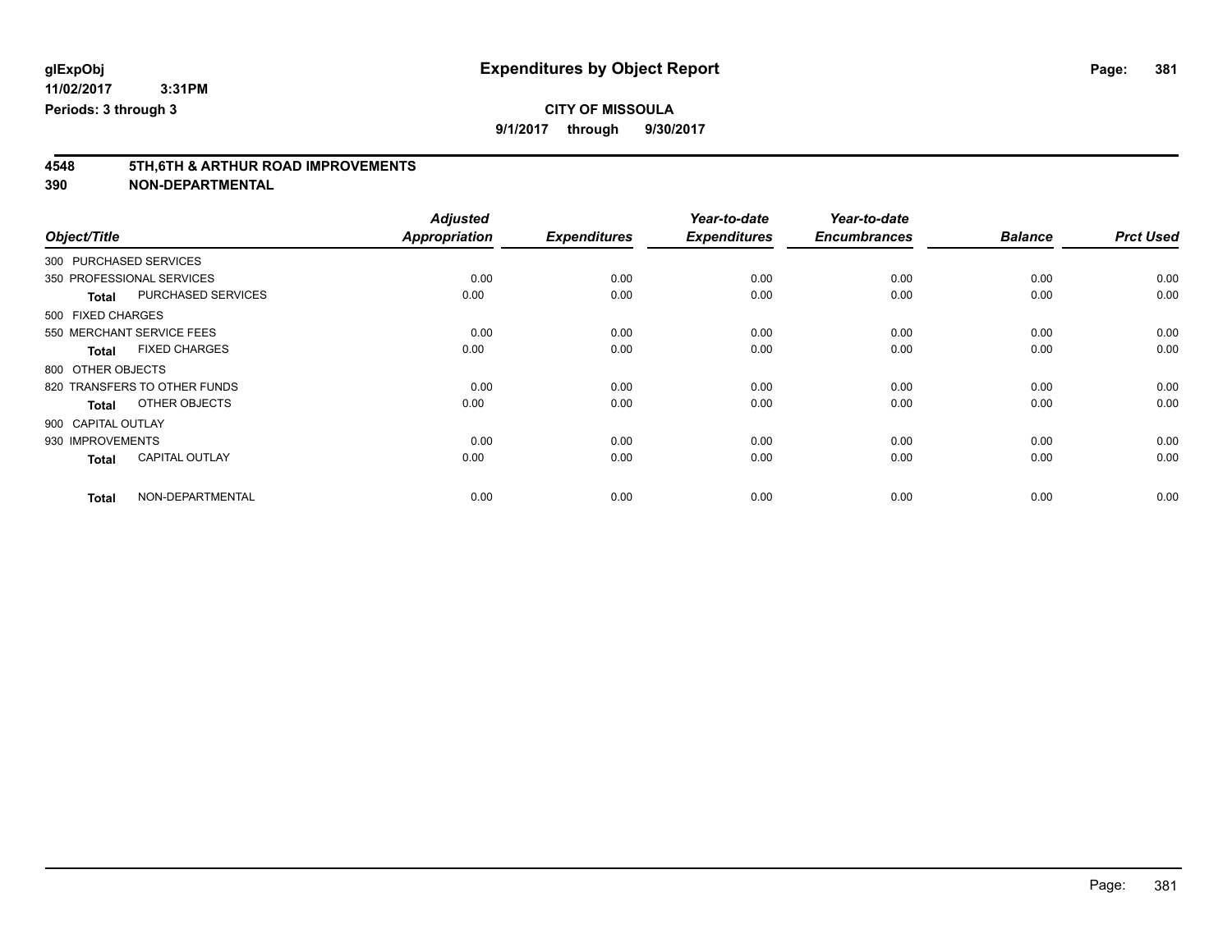# Expenditures by Object Report

glExpObj
11/02/2017 3:31PM
Periods: 3 through 3

**CITY OF MISSOULA**
**9/1/2017 through 9/30/2017**

## 4548 5TH,6TH & ARTHUR ROAD IMPROVEMENTS
## 390 NON-DEPARTMENTAL

| Object/Title | | Adjusted Appropriation | Expenditures | Year-to-date Expenditures | Year-to-date Encumbrances | Balance | Prct Used |
|---|---|---|---|---|---|---|---|
| 300 PURCHASED SERVICES | | | | | | | |
| 350 PROFESSIONAL SERVICES | | 0.00 | 0.00 | 0.00 | 0.00 | 0.00 | 0.00 |
| **Total** | PURCHASED SERVICES | 0.00 | 0.00 | 0.00 | 0.00 | 0.00 | 0.00 |
| 500 FIXED CHARGES | | | | | | | |
| 550 MERCHANT SERVICE FEES | | 0.00 | 0.00 | 0.00 | 0.00 | 0.00 | 0.00 |
| **Total** | FIXED CHARGES | 0.00 | 0.00 | 0.00 | 0.00 | 0.00 | 0.00 |
| 800 OTHER OBJECTS | | | | | | | |
| 820 TRANSFERS TO OTHER FUNDS | | 0.00 | 0.00 | 0.00 | 0.00 | 0.00 | 0.00 |
| **Total** | OTHER OBJECTS | 0.00 | 0.00 | 0.00 | 0.00 | 0.00 | 0.00 |
| 900 CAPITAL OUTLAY | | | | | | | |
| 930 IMPROVEMENTS | | 0.00 | 0.00 | 0.00 | 0.00 | 0.00 | 0.00 |
| **Total** | CAPITAL OUTLAY | 0.00 | 0.00 | 0.00 | 0.00 | 0.00 | 0.00 |
| **Total** | NON-DEPARTMENTAL | 0.00 | 0.00 | 0.00 | 0.00 | 0.00 | 0.00 |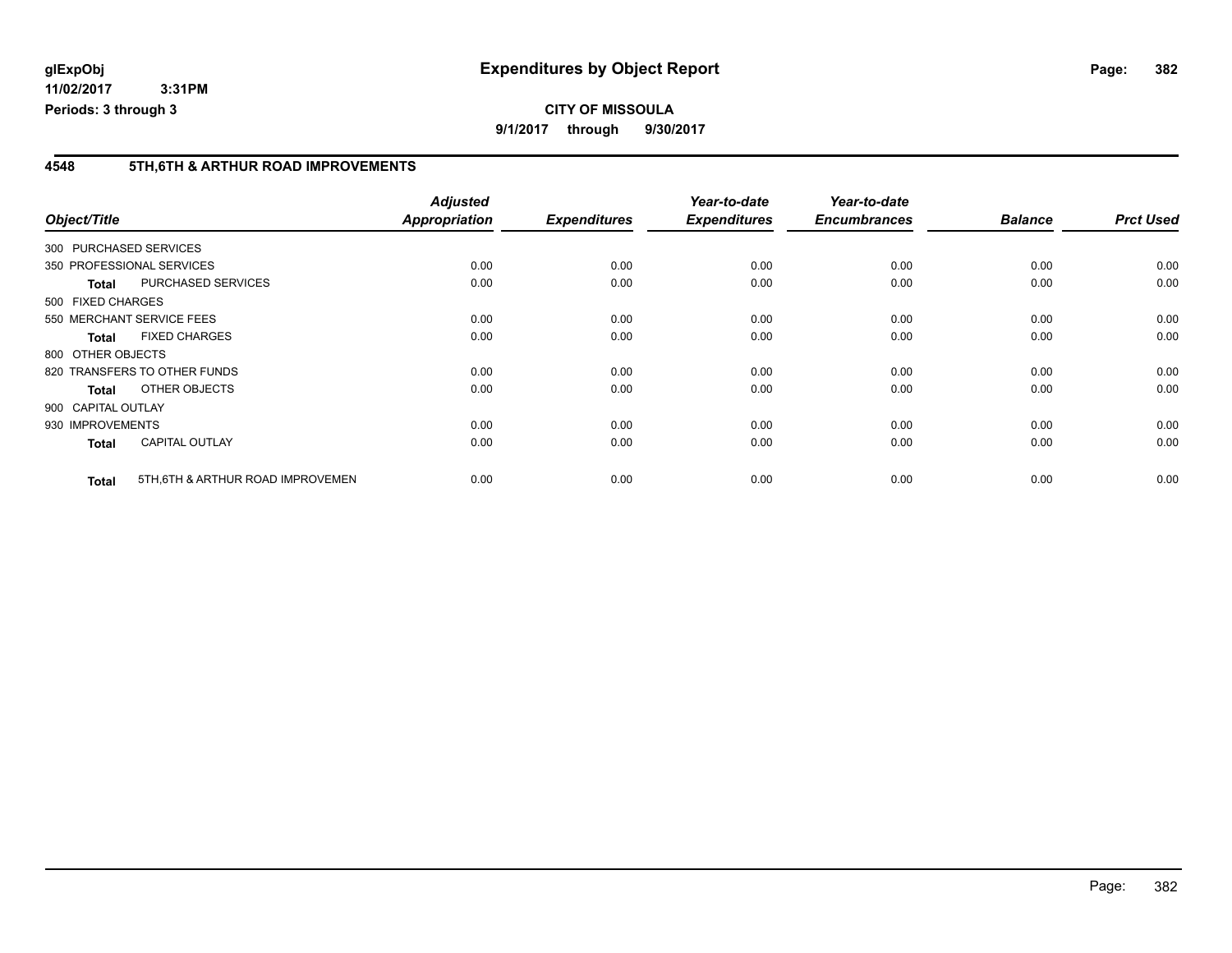**glExpObj**
**11/02/2017 3:31PM**
**Periods: 3 through 3**

# Expenditures by Object Report

**CITY OF MISSOULA**
**9/1/2017 through 9/30/2017**

## 4548 5TH,6TH & ARTHUR ROAD IMPROVEMENTS

| Object/Title | | Adjusted Appropriation | Expenditures | Year-to-date Expenditures | Year-to-date Encumbrances | Balance | Prct Used |
|---|---|---|---|---|---|---|---|
| 300 PURCHASED SERVICES | | | | | | | |
| 350 PROFESSIONAL SERVICES | | 0.00 | 0.00 | 0.00 | 0.00 | 0.00 | 0.00 |
| **Total** | PURCHASED SERVICES | 0.00 | 0.00 | 0.00 | 0.00 | 0.00 | 0.00 |
| 500 FIXED CHARGES | | | | | | | |
| 550 MERCHANT SERVICE FEES | | 0.00 | 0.00 | 0.00 | 0.00 | 0.00 | 0.00 |
| **Total** | FIXED CHARGES | 0.00 | 0.00 | 0.00 | 0.00 | 0.00 | 0.00 |
| 800 OTHER OBJECTS | | | | | | | |
| 820 TRANSFERS TO OTHER FUNDS | | 0.00 | 0.00 | 0.00 | 0.00 | 0.00 | 0.00 |
| **Total** | OTHER OBJECTS | 0.00 | 0.00 | 0.00 | 0.00 | 0.00 | 0.00 |
| 900 CAPITAL OUTLAY | | | | | | | |
| 930 IMPROVEMENTS | | 0.00 | 0.00 | 0.00 | 0.00 | 0.00 | 0.00 |
| **Total** | CAPITAL OUTLAY | 0.00 | 0.00 | 0.00 | 0.00 | 0.00 | 0.00 |
| **Total** | 5TH,6TH & ARTHUR ROAD IMPROVEMEN | 0.00 | 0.00 | 0.00 | 0.00 | 0.00 | 0.00 |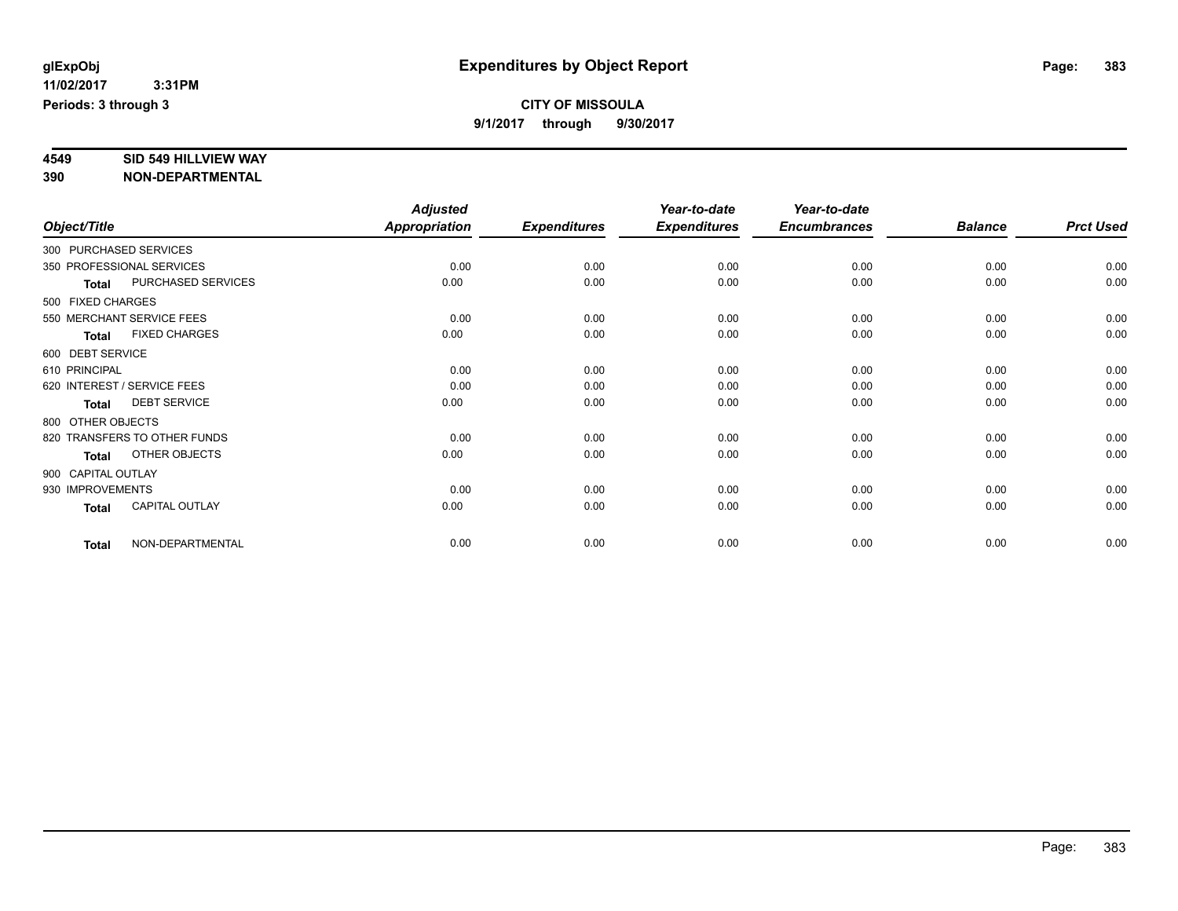**glExpObj** **Expenditures by Object Report**
**11/02/2017 3:31PM**
**Periods: 3 through 3**

**CITY OF MISSOULA**
**9/1/2017 through 9/30/2017**

**4549 SID 549 HILLVIEW WAY**
**390 NON-DEPARTMENTAL**

| Object/Title | Adjusted Appropriation | Expenditures | Year-to-date Expenditures | Year-to-date Encumbrances | Balance | Prct Used |
|---|---|---|---|---|---|---|
| 300 PURCHASED SERVICES | | | | | | |
| 350 PROFESSIONAL SERVICES | 0.00 | 0.00 | 0.00 | 0.00 | 0.00 | 0.00 |
| **Total** PURCHASED SERVICES | 0.00 | 0.00 | 0.00 | 0.00 | 0.00 | 0.00 |
| 500 FIXED CHARGES | | | | | | |
| 550 MERCHANT SERVICE FEES | 0.00 | 0.00 | 0.00 | 0.00 | 0.00 | 0.00 |
| **Total** FIXED CHARGES | 0.00 | 0.00 | 0.00 | 0.00 | 0.00 | 0.00 |
| 600 DEBT SERVICE | | | | | | |
| 610 PRINCIPAL | 0.00 | 0.00 | 0.00 | 0.00 | 0.00 | 0.00 |
| 620 INTEREST / SERVICE FEES | 0.00 | 0.00 | 0.00 | 0.00 | 0.00 | 0.00 |
| **Total** DEBT SERVICE | 0.00 | 0.00 | 0.00 | 0.00 | 0.00 | 0.00 |
| 800 OTHER OBJECTS | | | | | | |
| 820 TRANSFERS TO OTHER FUNDS | 0.00 | 0.00 | 0.00 | 0.00 | 0.00 | 0.00 |
| **Total** OTHER OBJECTS | 0.00 | 0.00 | 0.00 | 0.00 | 0.00 | 0.00 |
| 900 CAPITAL OUTLAY | | | | | | |
| 930 IMPROVEMENTS | 0.00 | 0.00 | 0.00 | 0.00 | 0.00 | 0.00 |
| **Total** CAPITAL OUTLAY | 0.00 | 0.00 | 0.00 | 0.00 | 0.00 | 0.00 |
| **Total** NON-DEPARTMENTAL | 0.00 | 0.00 | 0.00 | 0.00 | 0.00 | 0.00 |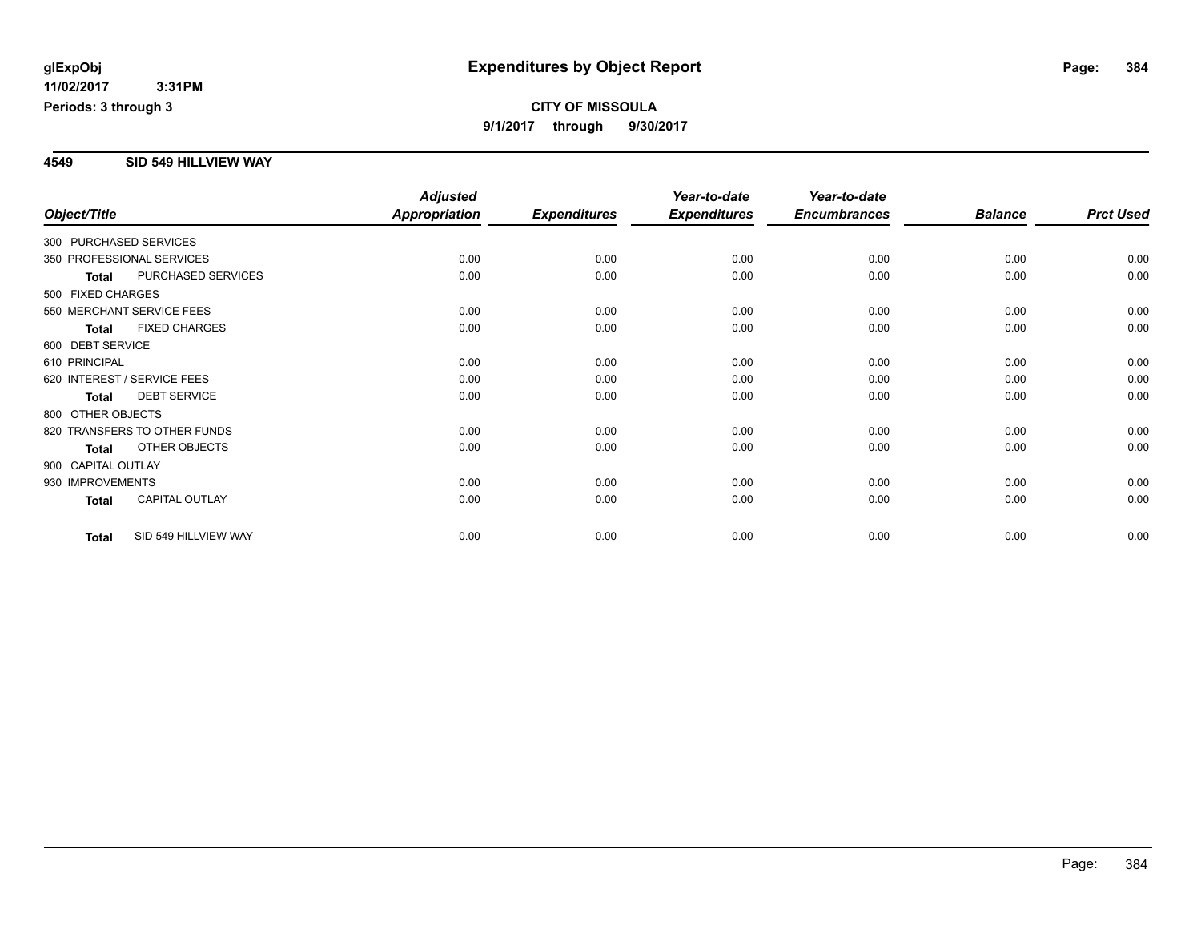**glExpObj** **Expenditures by Object Report**

**11/02/2017 3:31PM**

**Periods: 3 through 3**

**CITY OF MISSOULA**

**9/1/2017 through 9/30/2017**

## 4549 SID 549 HILLVIEW WAY

| Object/Title | | Adjusted Appropriation | Expenditures | Year-to-date Expenditures | Year-to-date Encumbrances | Balance | Prct Used |
|---|---|---|---|---|---|---|---|
| 300 PURCHASED SERVICES | | | | | | | |
| 350 PROFESSIONAL SERVICES | | 0.00 | 0.00 | 0.00 | 0.00 | 0.00 | 0.00 |
| **Total** | PURCHASED SERVICES | 0.00 | 0.00 | 0.00 | 0.00 | 0.00 | 0.00 |
| 500 FIXED CHARGES | | | | | | | |
| 550 MERCHANT SERVICE FEES | | 0.00 | 0.00 | 0.00 | 0.00 | 0.00 | 0.00 |
| **Total** | FIXED CHARGES | 0.00 | 0.00 | 0.00 | 0.00 | 0.00 | 0.00 |
| 600 DEBT SERVICE | | | | | | | |
| 610 PRINCIPAL | | 0.00 | 0.00 | 0.00 | 0.00 | 0.00 | 0.00 |
| 620 INTEREST / SERVICE FEES | | 0.00 | 0.00 | 0.00 | 0.00 | 0.00 | 0.00 |
| **Total** | DEBT SERVICE | 0.00 | 0.00 | 0.00 | 0.00 | 0.00 | 0.00 |
| 800 OTHER OBJECTS | | | | | | | |
| 820 TRANSFERS TO OTHER FUNDS | | 0.00 | 0.00 | 0.00 | 0.00 | 0.00 | 0.00 |
| **Total** | OTHER OBJECTS | 0.00 | 0.00 | 0.00 | 0.00 | 0.00 | 0.00 |
| 900 CAPITAL OUTLAY | | | | | | | |
| 930 IMPROVEMENTS | | 0.00 | 0.00 | 0.00 | 0.00 | 0.00 | 0.00 |
| **Total** | CAPITAL OUTLAY | 0.00 | 0.00 | 0.00 | 0.00 | 0.00 | 0.00 |
| **Total** | SID 549 HILLVIEW WAY | 0.00 | 0.00 | 0.00 | 0.00 | 0.00 | 0.00 |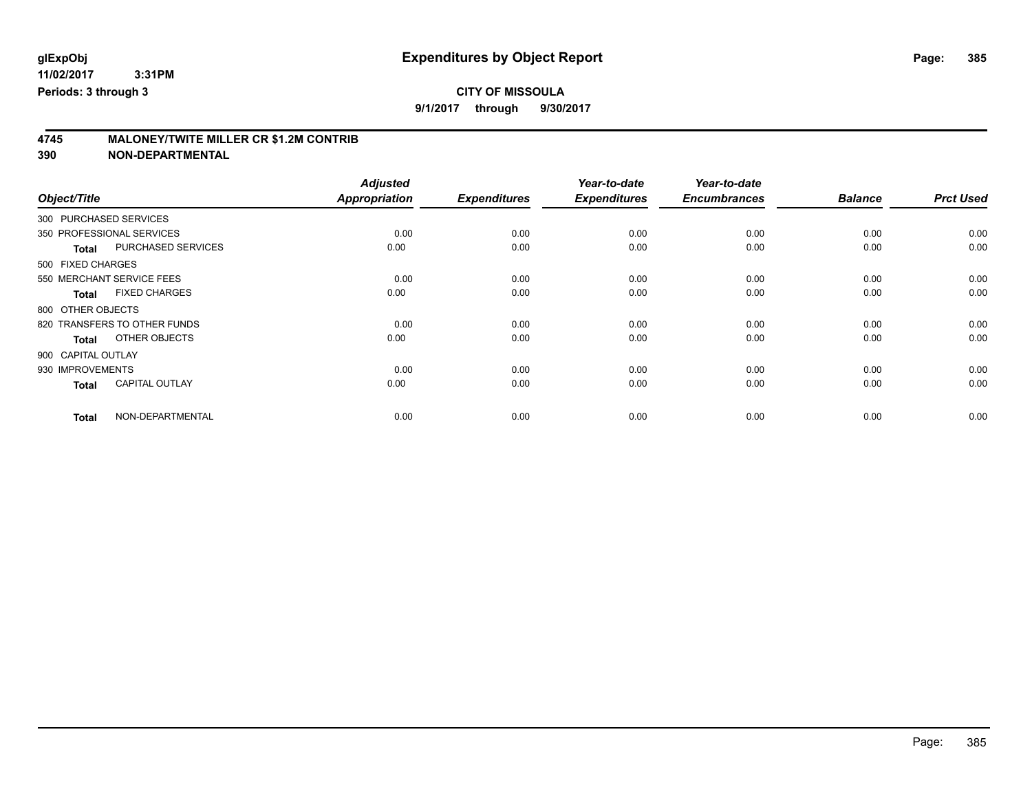**glExpObj**
**11/02/2017 3:31PM**
**Periods: 3 through 3**

# Expenditures by Object Report

**CITY OF MISSOULA**
**9/1/2017 through 9/30/2017**

## 4745 MALONEY/TWITE MILLER CR $1.2M CONTRIB
## 390 NON-DEPARTMENTAL

| Object/Title | | Adjusted Appropriation | Expenditures | Year-to-date Expenditures | Year-to-date Encumbrances | Balance | Prct Used |
|---|---|---|---|---|---|---|---|
| 300 PURCHASED SERVICES | | | | | | | |
| 350 PROFESSIONAL SERVICES | | 0.00 | 0.00 | 0.00 | 0.00 | 0.00 | 0.00 |
| **Total** | PURCHASED SERVICES | 0.00 | 0.00 | 0.00 | 0.00 | 0.00 | 0.00 |
| 500 FIXED CHARGES | | | | | | | |
| 550 MERCHANT SERVICE FEES | | 0.00 | 0.00 | 0.00 | 0.00 | 0.00 | 0.00 |
| **Total** | FIXED CHARGES | 0.00 | 0.00 | 0.00 | 0.00 | 0.00 | 0.00 |
| 800 OTHER OBJECTS | | | | | | | |
| 820 TRANSFERS TO OTHER FUNDS | | 0.00 | 0.00 | 0.00 | 0.00 | 0.00 | 0.00 |
| **Total** | OTHER OBJECTS | 0.00 | 0.00 | 0.00 | 0.00 | 0.00 | 0.00 |
| 900 CAPITAL OUTLAY | | | | | | | |
| 930 IMPROVEMENTS | | 0.00 | 0.00 | 0.00 | 0.00 | 0.00 | 0.00 |
| **Total** | CAPITAL OUTLAY | 0.00 | 0.00 | 0.00 | 0.00 | 0.00 | 0.00 |
| **Total** | NON-DEPARTMENTAL | 0.00 | 0.00 | 0.00 | 0.00 | 0.00 | 0.00 |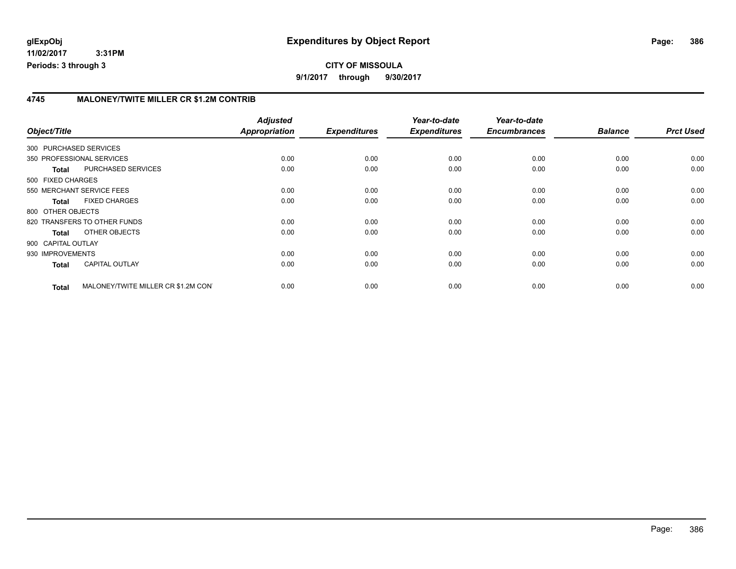# Expenditures by Object Report

glExpObj
11/02/2017 3:31PM
Periods: 3 through 3

**CITY OF MISSOULA**
9/1/2017 through 9/30/2017

## 4745 MALONEY/TWITE MILLER CR $1.2M CONTRIB

| Object/Title | | Adjusted Appropriation | Expenditures | Year-to-date Expenditures | Year-to-date Encumbrances | Balance | Prct Used |
|---|---|---|---|---|---|---|---|
| 300 PURCHASED SERVICES | | | | | | | |
| 350 PROFESSIONAL SERVICES | | 0.00 | 0.00 | 0.00 | 0.00 | 0.00 | 0.00 |
| **Total** | PURCHASED SERVICES | 0.00 | 0.00 | 0.00 | 0.00 | 0.00 | 0.00 |
| 500 FIXED CHARGES | | | | | | | |
| 550 MERCHANT SERVICE FEES | | 0.00 | 0.00 | 0.00 | 0.00 | 0.00 | 0.00 |
| **Total** | FIXED CHARGES | 0.00 | 0.00 | 0.00 | 0.00 | 0.00 | 0.00 |
| 800 OTHER OBJECTS | | | | | | | |
| 820 TRANSFERS TO OTHER FUNDS | | 0.00 | 0.00 | 0.00 | 0.00 | 0.00 | 0.00 |
| **Total** | OTHER OBJECTS | 0.00 | 0.00 | 0.00 | 0.00 | 0.00 | 0.00 |
| 900 CAPITAL OUTLAY | | | | | | | |
| 930 IMPROVEMENTS | | 0.00 | 0.00 | 0.00 | 0.00 | 0.00 | 0.00 |
| **Total** | CAPITAL OUTLAY | 0.00 | 0.00 | 0.00 | 0.00 | 0.00 | 0.00 |
| **Total** | MALONEY/TWITE MILLER CR $1.2M CON | 0.00 | 0.00 | 0.00 | 0.00 | 0.00 | 0.00 |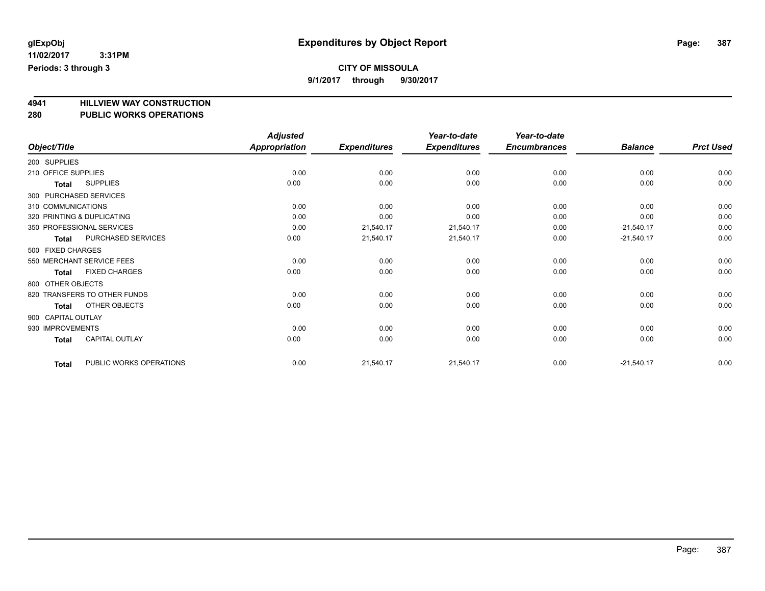**glExpObj** **Expenditures by Object Report**

**11/02/2017 3:31PM**

**Periods: 3 through 3**

**CITY OF MISSOULA**

**9/1/2017 through 9/30/2017**

## 4941 HILLVIEW WAY CONSTRUCTION
## 280 PUBLIC WORKS OPERATIONS

| Object/Title | Adjusted Appropriation | Expenditures | Year-to-date Expenditures | Year-to-date Encumbrances | Balance | Prct Used |
|---|---|---|---|---|---|---|
| 200 SUPPLIES | | | | | | |
| 210 OFFICE SUPPLIES | 0.00 | 0.00 | 0.00 | 0.00 | 0.00 | 0.00 |
| **Total** SUPPLIES | 0.00 | 0.00 | 0.00 | 0.00 | 0.00 | 0.00 |
| 300 PURCHASED SERVICES | | | | | | |
| 310 COMMUNICATIONS | 0.00 | 0.00 | 0.00 | 0.00 | 0.00 | 0.00 |
| 320 PRINTING & DUPLICATING | 0.00 | 0.00 | 0.00 | 0.00 | 0.00 | 0.00 |
| 350 PROFESSIONAL SERVICES | 0.00 | 21,540.17 | 21,540.17 | 0.00 | -21,540.17 | 0.00 |
| **Total** PURCHASED SERVICES | 0.00 | 21,540.17 | 21,540.17 | 0.00 | -21,540.17 | 0.00 |
| 500 FIXED CHARGES | | | | | | |
| 550 MERCHANT SERVICE FEES | 0.00 | 0.00 | 0.00 | 0.00 | 0.00 | 0.00 |
| **Total** FIXED CHARGES | 0.00 | 0.00 | 0.00 | 0.00 | 0.00 | 0.00 |
| 800 OTHER OBJECTS | | | | | | |
| 820 TRANSFERS TO OTHER FUNDS | 0.00 | 0.00 | 0.00 | 0.00 | 0.00 | 0.00 |
| **Total** OTHER OBJECTS | 0.00 | 0.00 | 0.00 | 0.00 | 0.00 | 0.00 |
| 900 CAPITAL OUTLAY | | | | | | |
| 930 IMPROVEMENTS | 0.00 | 0.00 | 0.00 | 0.00 | 0.00 | 0.00 |
| **Total** CAPITAL OUTLAY | 0.00 | 0.00 | 0.00 | 0.00 | 0.00 | 0.00 |
| **Total** PUBLIC WORKS OPERATIONS | 0.00 | 21,540.17 | 21,540.17 | 0.00 | -21,540.17 | 0.00 |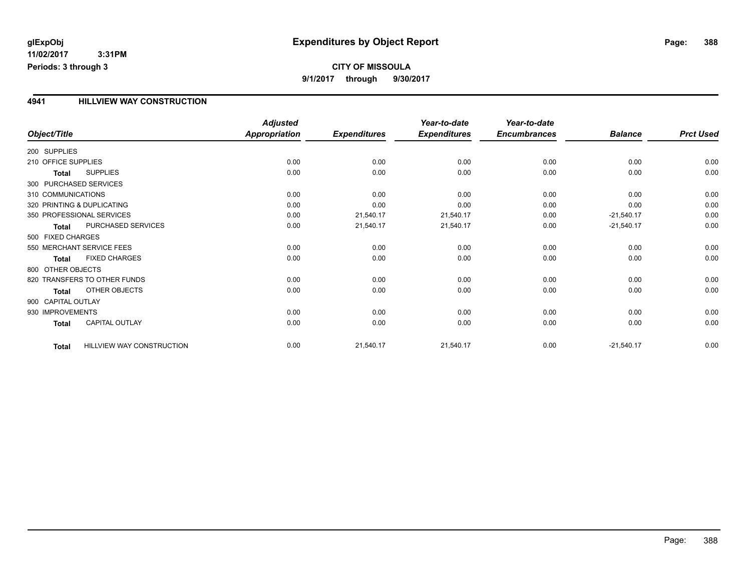# Expenditures by Object Report

glExpObj
11/02/2017 3:31PM
Periods: 3 through 3

**CITY OF MISSOULA**
9/1/2017 through 9/30/2017

## 4941 HILLVIEW WAY CONSTRUCTION

| Object/Title | | Adjusted Appropriation | Expenditures | Year-to-date Expenditures | Year-to-date Encumbrances | Balance | Prct Used |
|---|---|---|---|---|---|---|---|
| 200 SUPPLIES | | | | | | | |
| 210 OFFICE SUPPLIES | | 0.00 | 0.00 | 0.00 | 0.00 | 0.00 | 0.00 |
| **Total** | SUPPLIES | 0.00 | 0.00 | 0.00 | 0.00 | 0.00 | 0.00 |
| 300 PURCHASED SERVICES | | | | | | | |
| 310 COMMUNICATIONS | | 0.00 | 0.00 | 0.00 | 0.00 | 0.00 | 0.00 |
| 320 PRINTING & DUPLICATING | | 0.00 | 0.00 | 0.00 | 0.00 | 0.00 | 0.00 |
| 350 PROFESSIONAL SERVICES | | 0.00 | 21,540.17 | 21,540.17 | 0.00 | -21,540.17 | 0.00 |
| **Total** | PURCHASED SERVICES | 0.00 | 21,540.17 | 21,540.17 | 0.00 | -21,540.17 | 0.00 |
| 500 FIXED CHARGES | | | | | | | |
| 550 MERCHANT SERVICE FEES | | 0.00 | 0.00 | 0.00 | 0.00 | 0.00 | 0.00 |
| **Total** | FIXED CHARGES | 0.00 | 0.00 | 0.00 | 0.00 | 0.00 | 0.00 |
| 800 OTHER OBJECTS | | | | | | | |
| 820 TRANSFERS TO OTHER FUNDS | | 0.00 | 0.00 | 0.00 | 0.00 | 0.00 | 0.00 |
| **Total** | OTHER OBJECTS | 0.00 | 0.00 | 0.00 | 0.00 | 0.00 | 0.00 |
| 900 CAPITAL OUTLAY | | | | | | | |
| 930 IMPROVEMENTS | | 0.00 | 0.00 | 0.00 | 0.00 | 0.00 | 0.00 |
| **Total** | CAPITAL OUTLAY | 0.00 | 0.00 | 0.00 | 0.00 | 0.00 | 0.00 |
| **Total** | HILLVIEW WAY CONSTRUCTION | 0.00 | 21,540.17 | 21,540.17 | 0.00 | -21,540.17 | 0.00 |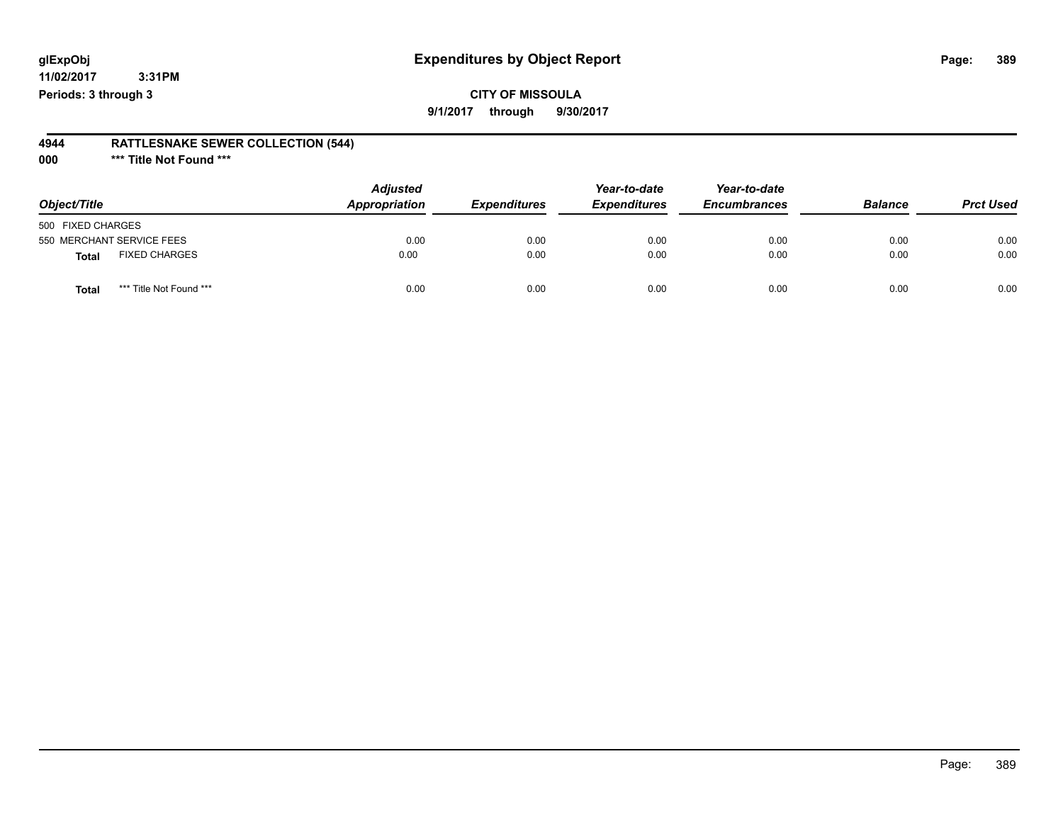glExpObj
11/02/2017 3:31PM
Periods: 3 through 3

# Expenditures by Object Report

**CITY OF MISSOULA**
**9/1/2017 through 9/30/2017**

**4944 RATTLESNAKE SEWER COLLECTION (544)**
**000 *** Title Not Found *****

| Object/Title | Adjusted Appropriation | Expenditures | Year-to-date Expenditures | Year-to-date Encumbrances | Balance | Prct Used |
|---|---|---|---|---|---|---|
| 500 FIXED CHARGES | | | | | | |
| 550 MERCHANT SERVICE FEES | 0.00 | 0.00 | 0.00 | 0.00 | 0.00 | 0.00 |
| **Total** FIXED CHARGES | 0.00 | 0.00 | 0.00 | 0.00 | 0.00 | 0.00 |
| **Total** *** Title Not Found *** | 0.00 | 0.00 | 0.00 | 0.00 | 0.00 | 0.00 |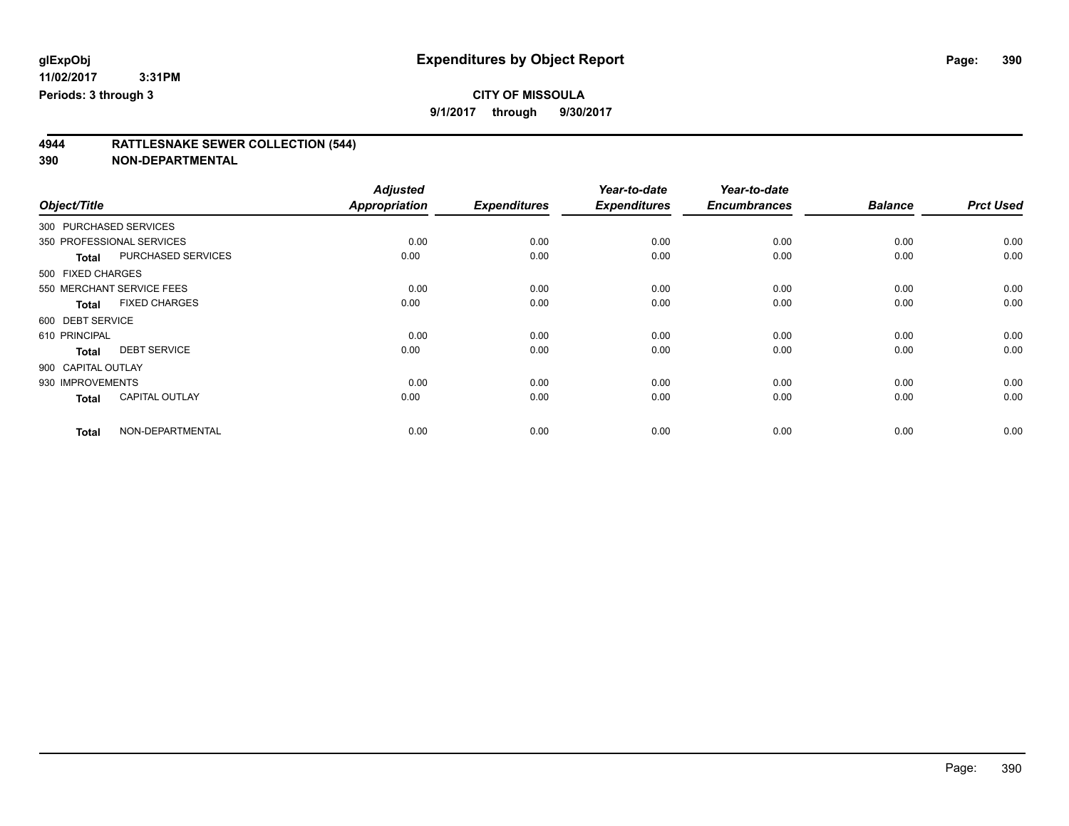**glExpObj** **Expenditures by Object Report**

**11/02/2017 3:31PM**

**Periods: 3 through 3**

**CITY OF MISSOULA**

**9/1/2017 through 9/30/2017**

## 4944 RATTLESNAKE SEWER COLLECTION (544)

## 390 NON-DEPARTMENTAL

| Object/Title | | Adjusted Appropriation | Expenditures | Year-to-date Expenditures | Year-to-date Encumbrances | Balance | Prct Used |
|---|---|---|---|---|---|---|---|
| 300 PURCHASED SERVICES | | | | | | | |
| 350 PROFESSIONAL SERVICES | | 0.00 | 0.00 | 0.00 | 0.00 | 0.00 | 0.00 |
| **Total** | PURCHASED SERVICES | 0.00 | 0.00 | 0.00 | 0.00 | 0.00 | 0.00 |
| 500 FIXED CHARGES | | | | | | | |
| 550 MERCHANT SERVICE FEES | | 0.00 | 0.00 | 0.00 | 0.00 | 0.00 | 0.00 |
| **Total** | FIXED CHARGES | 0.00 | 0.00 | 0.00 | 0.00 | 0.00 | 0.00 |
| 600 DEBT SERVICE | | | | | | | |
| 610 PRINCIPAL | | 0.00 | 0.00 | 0.00 | 0.00 | 0.00 | 0.00 |
| **Total** | DEBT SERVICE | 0.00 | 0.00 | 0.00 | 0.00 | 0.00 | 0.00 |
| 900 CAPITAL OUTLAY | | | | | | | |
| 930 IMPROVEMENTS | | 0.00 | 0.00 | 0.00 | 0.00 | 0.00 | 0.00 |
| **Total** | CAPITAL OUTLAY | 0.00 | 0.00 | 0.00 | 0.00 | 0.00 | 0.00 |
| **Total** | NON-DEPARTMENTAL | 0.00 | 0.00 | 0.00 | 0.00 | 0.00 | 0.00 |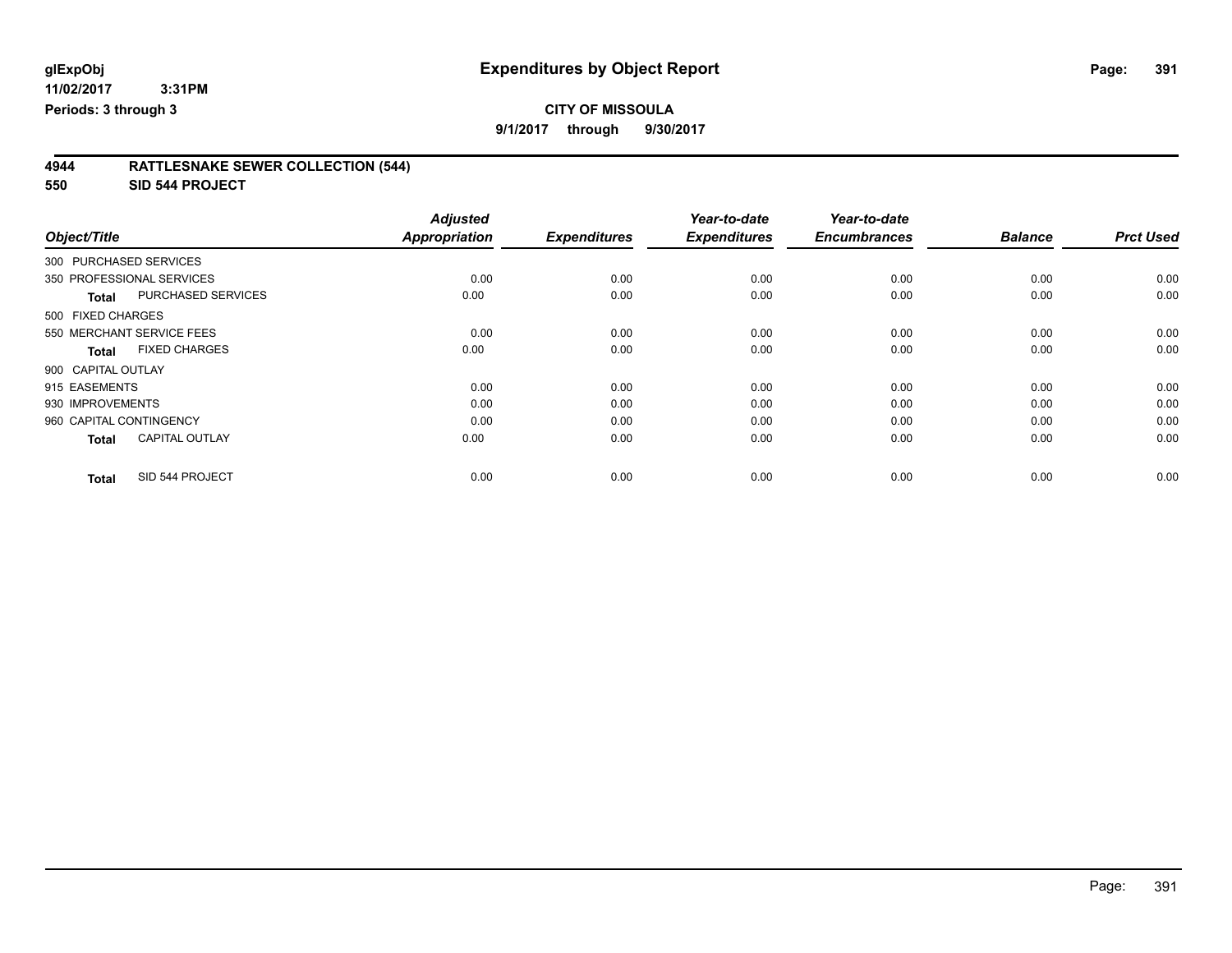# Expenditures by Object Report

glExpObj
11/02/2017 3:31PM
Periods: 3 through 3

**CITY OF MISSOULA**
**9/1/2017 through 9/30/2017**

**4944 RATTLESNAKE SEWER COLLECTION (544)**
**550 SID 544 PROJECT**

| Object/Title | Adjusted Appropriation | Expenditures | Year-to-date Expenditures | Year-to-date Encumbrances | Balance | Prct Used |
|---|---|---|---|---|---|---|
| 300 PURCHASED SERVICES | | | | | | |
| 350 PROFESSIONAL SERVICES | 0.00 | 0.00 | 0.00 | 0.00 | 0.00 | 0.00 |
| **Total** PURCHASED SERVICES | 0.00 | 0.00 | 0.00 | 0.00 | 0.00 | 0.00 |
| 500 FIXED CHARGES | | | | | | |
| 550 MERCHANT SERVICE FEES | 0.00 | 0.00 | 0.00 | 0.00 | 0.00 | 0.00 |
| **Total** FIXED CHARGES | 0.00 | 0.00 | 0.00 | 0.00 | 0.00 | 0.00 |
| 900 CAPITAL OUTLAY | | | | | | |
| 915 EASEMENTS | 0.00 | 0.00 | 0.00 | 0.00 | 0.00 | 0.00 |
| 930 IMPROVEMENTS | 0.00 | 0.00 | 0.00 | 0.00 | 0.00 | 0.00 |
| 960 CAPITAL CONTINGENCY | 0.00 | 0.00 | 0.00 | 0.00 | 0.00 | 0.00 |
| **Total** CAPITAL OUTLAY | 0.00 | 0.00 | 0.00 | 0.00 | 0.00 | 0.00 |
| **Total** SID 544 PROJECT | 0.00 | 0.00 | 0.00 | 0.00 | 0.00 | 0.00 |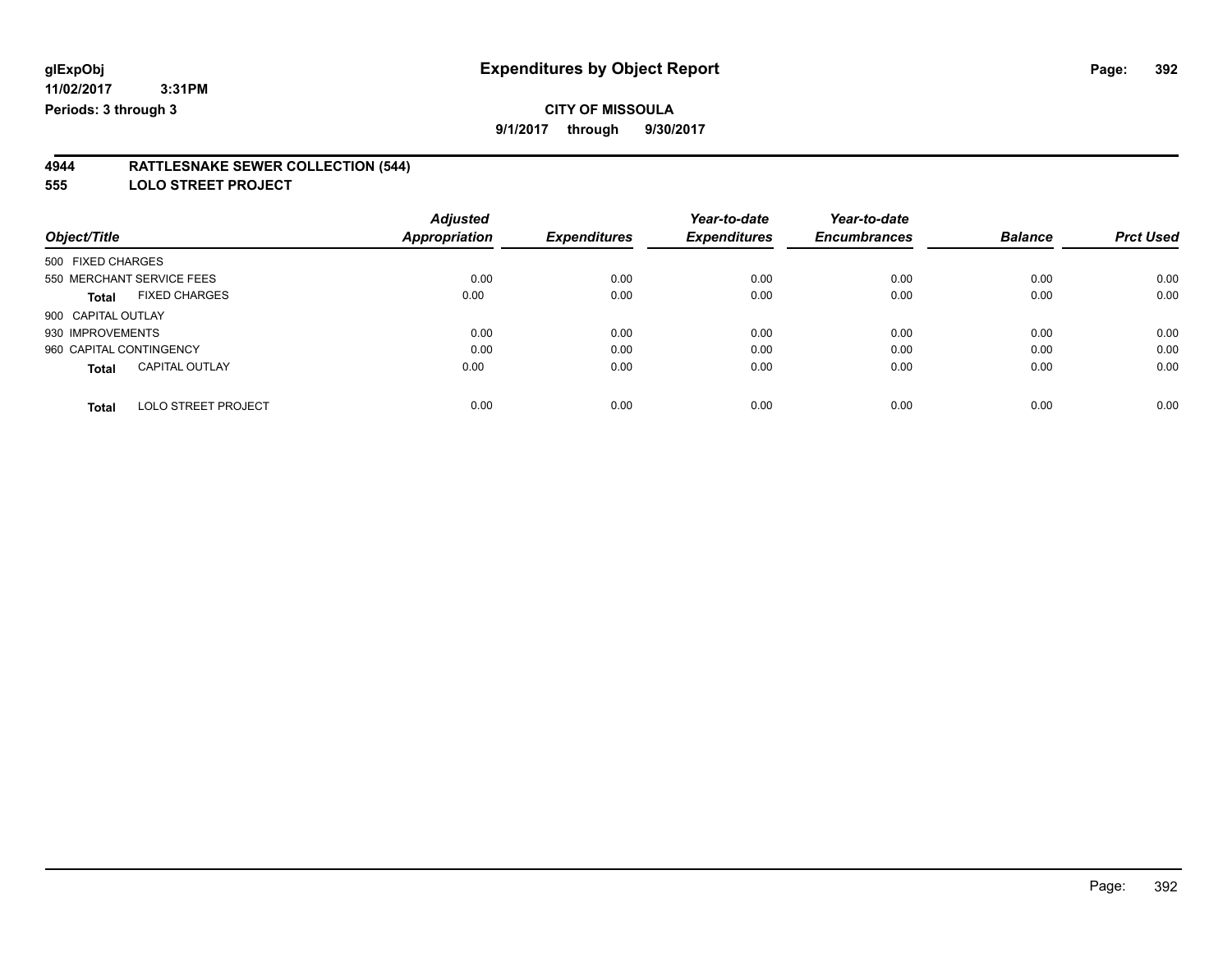# Expenditures by Object Report

glExpObj
11/02/2017 3:31PM
Periods: 3 through 3

**CITY OF MISSOULA**
**9/1/2017 through 9/30/2017**

## 4944 RATTLESNAKE SEWER COLLECTION (544)
## 555 LOLO STREET PROJECT

| Object/Title | Adjusted Appropriation | Expenditures | Year-to-date Expenditures | Year-to-date Encumbrances | Balance | Prct Used |
|---|---|---|---|---|---|---|
| 500 FIXED CHARGES | | | | | | |
| 550 MERCHANT SERVICE FEES | 0.00 | 0.00 | 0.00 | 0.00 | 0.00 | 0.00 |
| **Total** FIXED CHARGES | 0.00 | 0.00 | 0.00 | 0.00 | 0.00 | 0.00 |
| 900 CAPITAL OUTLAY | | | | | | |
| 930 IMPROVEMENTS | 0.00 | 0.00 | 0.00 | 0.00 | 0.00 | 0.00 |
| 960 CAPITAL CONTINGENCY | 0.00 | 0.00 | 0.00 | 0.00 | 0.00 | 0.00 |
| **Total** CAPITAL OUTLAY | 0.00 | 0.00 | 0.00 | 0.00 | 0.00 | 0.00 |
| **Total** LOLO STREET PROJECT | 0.00 | 0.00 | 0.00 | 0.00 | 0.00 | 0.00 |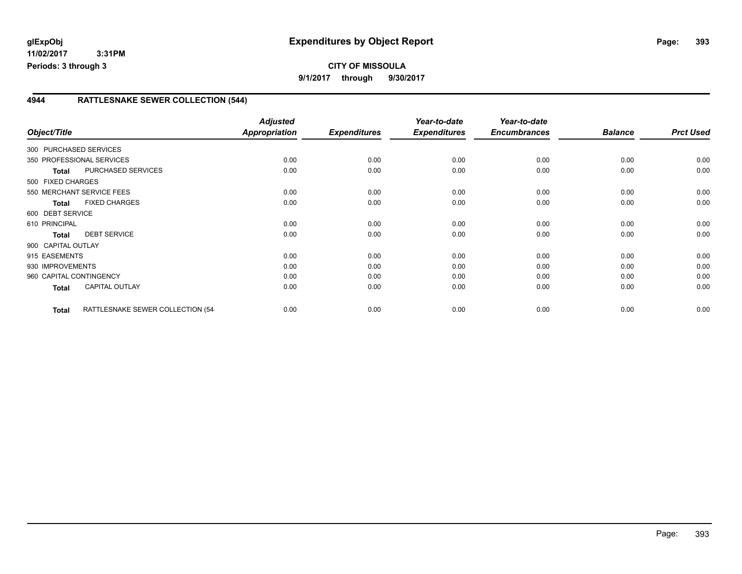glExpObj **Expenditures by Object Report**

11/02/2017 3:31PM

Periods: 3 through 3

**CITY OF MISSOULA**

**9/1/2017 through 9/30/2017**

## 4944 RATTLESNAKE SEWER COLLECTION (544)

| Object/Title | | Adjusted Appropriation | Expenditures | Year-to-date Expenditures | Year-to-date Encumbrances | Balance | Prct Used |
|---|---|---|---|---|---|---|---|
| 300 PURCHASED SERVICES | | | | | | | |
| 350 PROFESSIONAL SERVICES | | 0.00 | 0.00 | 0.00 | 0.00 | 0.00 | 0.00 |
| **Total** | PURCHASED SERVICES | 0.00 | 0.00 | 0.00 | 0.00 | 0.00 | 0.00 |
| 500 FIXED CHARGES | | | | | | | |
| 550 MERCHANT SERVICE FEES | | 0.00 | 0.00 | 0.00 | 0.00 | 0.00 | 0.00 |
| **Total** | FIXED CHARGES | 0.00 | 0.00 | 0.00 | 0.00 | 0.00 | 0.00 |
| 600 DEBT SERVICE | | | | | | | |
| 610 PRINCIPAL | | 0.00 | 0.00 | 0.00 | 0.00 | 0.00 | 0.00 |
| **Total** | DEBT SERVICE | 0.00 | 0.00 | 0.00 | 0.00 | 0.00 | 0.00 |
| 900 CAPITAL OUTLAY | | | | | | | |
| 915 EASEMENTS | | 0.00 | 0.00 | 0.00 | 0.00 | 0.00 | 0.00 |
| 930 IMPROVEMENTS | | 0.00 | 0.00 | 0.00 | 0.00 | 0.00 | 0.00 |
| 960 CAPITAL CONTINGENCY | | 0.00 | 0.00 | 0.00 | 0.00 | 0.00 | 0.00 |
| **Total** | CAPITAL OUTLAY | 0.00 | 0.00 | 0.00 | 0.00 | 0.00 | 0.00 |
| **Total** | RATTLESNAKE SEWER COLLECTION (54 | 0.00 | 0.00 | 0.00 | 0.00 | 0.00 | 0.00 |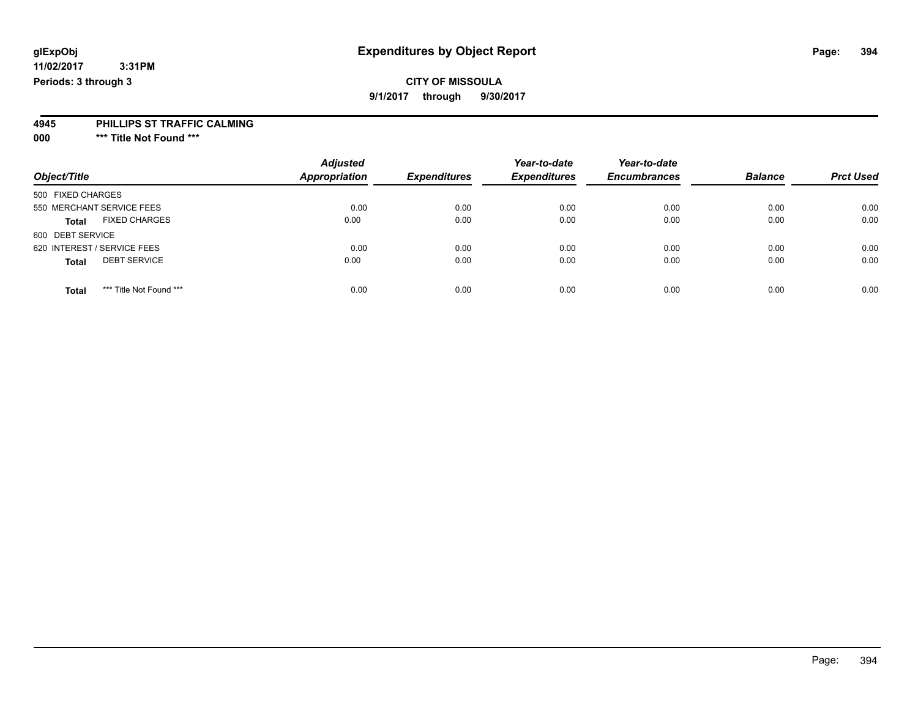**glExpObj** **Expenditures by Object Report**

**11/02/2017 3:31PM**

**Periods: 3 through 3**

**CITY OF MISSOULA**

**9/1/2017 through 9/30/2017**

**4945 PHILLIPS ST TRAFFIC CALMING**

**000 *** Title Not Found *****

| Object/Title | Adjusted Appropriation | Expenditures | Year-to-date Expenditures | Year-to-date Encumbrances | Balance | Prct Used |
|---|---|---|---|---|---|---|
| 500 FIXED CHARGES | | | | | | |
| 550 MERCHANT SERVICE FEES | 0.00 | 0.00 | 0.00 | 0.00 | 0.00 | 0.00 |
| **Total** FIXED CHARGES | 0.00 | 0.00 | 0.00 | 0.00 | 0.00 | 0.00 |
| 600 DEBT SERVICE | | | | | | |
| 620 INTEREST / SERVICE FEES | 0.00 | 0.00 | 0.00 | 0.00 | 0.00 | 0.00 |
| **Total** DEBT SERVICE | 0.00 | 0.00 | 0.00 | 0.00 | 0.00 | 0.00 |
| **Total** *** Title Not Found *** | 0.00 | 0.00 | 0.00 | 0.00 | 0.00 | 0.00 |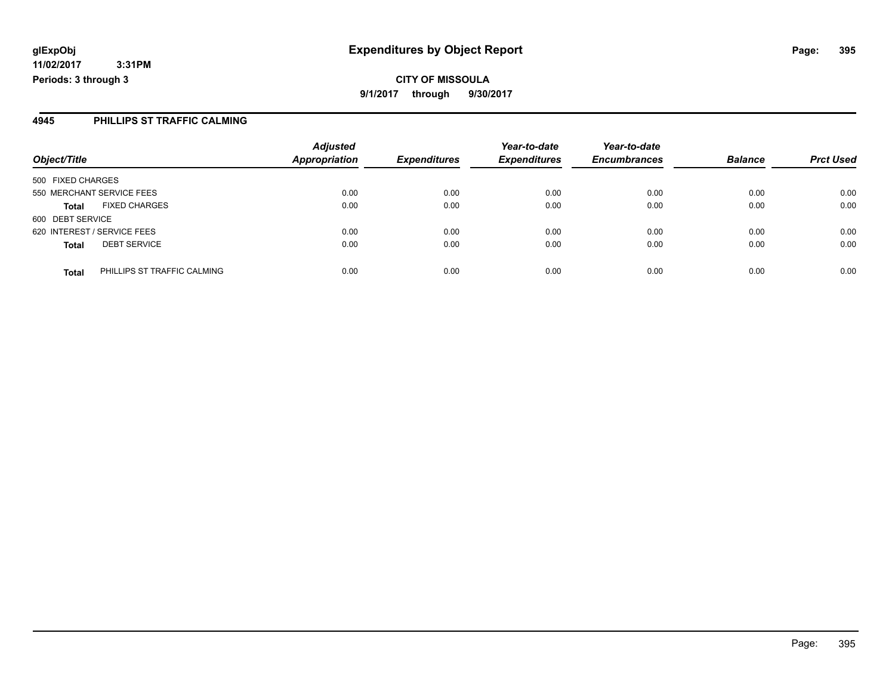**glExpObj**
**11/02/2017 3:31PM**
**Periods: 3 through 3**

# Expenditures by Object Report

**CITY OF MISSOULA**
**9/1/2017 through 9/30/2017**

## 4945 PHILLIPS ST TRAFFIC CALMING

| Object/Title | | Adjusted Appropriation | Expenditures | Year-to-date Expenditures | Year-to-date Encumbrances | Balance | Prct Used |
|---|---|---|---|---|---|---|---|
| 500 FIXED CHARGES | | | | | | | |
| 550 MERCHANT SERVICE FEES | | 0.00 | 0.00 | 0.00 | 0.00 | 0.00 | 0.00 |
| **Total** | FIXED CHARGES | 0.00 | 0.00 | 0.00 | 0.00 | 0.00 | 0.00 |
| 600 DEBT SERVICE | | | | | | | |
| 620 INTEREST / SERVICE FEES | | 0.00 | 0.00 | 0.00 | 0.00 | 0.00 | 0.00 |
| **Total** | DEBT SERVICE | 0.00 | 0.00 | 0.00 | 0.00 | 0.00 | 0.00 |
| **Total** | PHILLIPS ST TRAFFIC CALMING | 0.00 | 0.00 | 0.00 | 0.00 | 0.00 | 0.00 |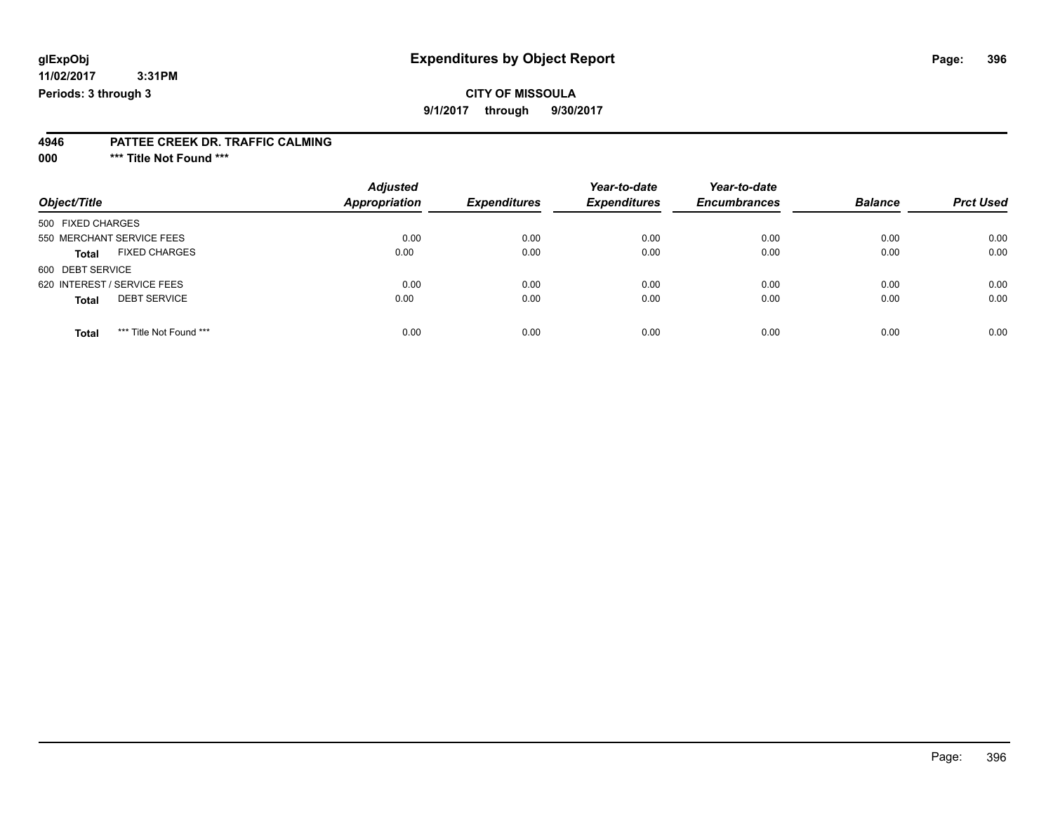glExpObj
11/02/2017 3:31PM
Periods: 3 through 3

# Expenditures by Object Report

**CITY OF MISSOULA**

**9/1/2017 through 9/30/2017**

**4946 PATTEE CREEK DR. TRAFFIC CALMING**

**000 *** Title Not Found *****

| Object/Title | Adjusted Appropriation | Expenditures | Year-to-date Expenditures | Year-to-date Encumbrances | Balance | Prct Used |
|---|---|---|---|---|---|---|
| 500 FIXED CHARGES | | | | | | |
| 550 MERCHANT SERVICE FEES | 0.00 | 0.00 | 0.00 | 0.00 | 0.00 | 0.00 |
| **Total** FIXED CHARGES | 0.00 | 0.00 | 0.00 | 0.00 | 0.00 | 0.00 |
| 600 DEBT SERVICE | | | | | | |
| 620 INTEREST / SERVICE FEES | 0.00 | 0.00 | 0.00 | 0.00 | 0.00 | 0.00 |
| **Total** DEBT SERVICE | 0.00 | 0.00 | 0.00 | 0.00 | 0.00 | 0.00 |
| **Total** *** Title Not Found *** | 0.00 | 0.00 | 0.00 | 0.00 | 0.00 | 0.00 |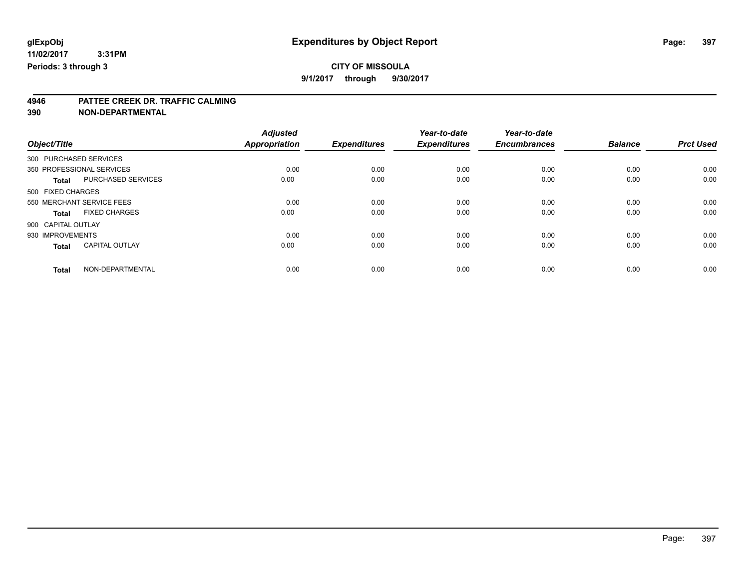**glExpObj** **Expenditures by Object Report**

**11/02/2017 3:31PM**

**Periods: 3 through 3**

**CITY OF MISSOULA**

**9/1/2017 through 9/30/2017**

## 4946 PATTEE CREEK DR. TRAFFIC CALMING

## 390 NON-DEPARTMENTAL

| Object/Title | | Adjusted Appropriation | Expenditures | Year-to-date Expenditures | Year-to-date Encumbrances | Balance | Prct Used |
|---|---|---|---|---|---|---|---|
| 300 PURCHASED SERVICES | | | | | | | |
| 350 PROFESSIONAL SERVICES | | 0.00 | 0.00 | 0.00 | 0.00 | 0.00 | 0.00 |
| **Total** | PURCHASED SERVICES | 0.00 | 0.00 | 0.00 | 0.00 | 0.00 | 0.00 |
| 500 FIXED CHARGES | | | | | | | |
| 550 MERCHANT SERVICE FEES | | 0.00 | 0.00 | 0.00 | 0.00 | 0.00 | 0.00 |
| **Total** | FIXED CHARGES | 0.00 | 0.00 | 0.00 | 0.00 | 0.00 | 0.00 |
| 900 CAPITAL OUTLAY | | | | | | | |
| 930 IMPROVEMENTS | | 0.00 | 0.00 | 0.00 | 0.00 | 0.00 | 0.00 |
| **Total** | CAPITAL OUTLAY | 0.00 | 0.00 | 0.00 | 0.00 | 0.00 | 0.00 |
| **Total** | NON-DEPARTMENTAL | 0.00 | 0.00 | 0.00 | 0.00 | 0.00 | 0.00 |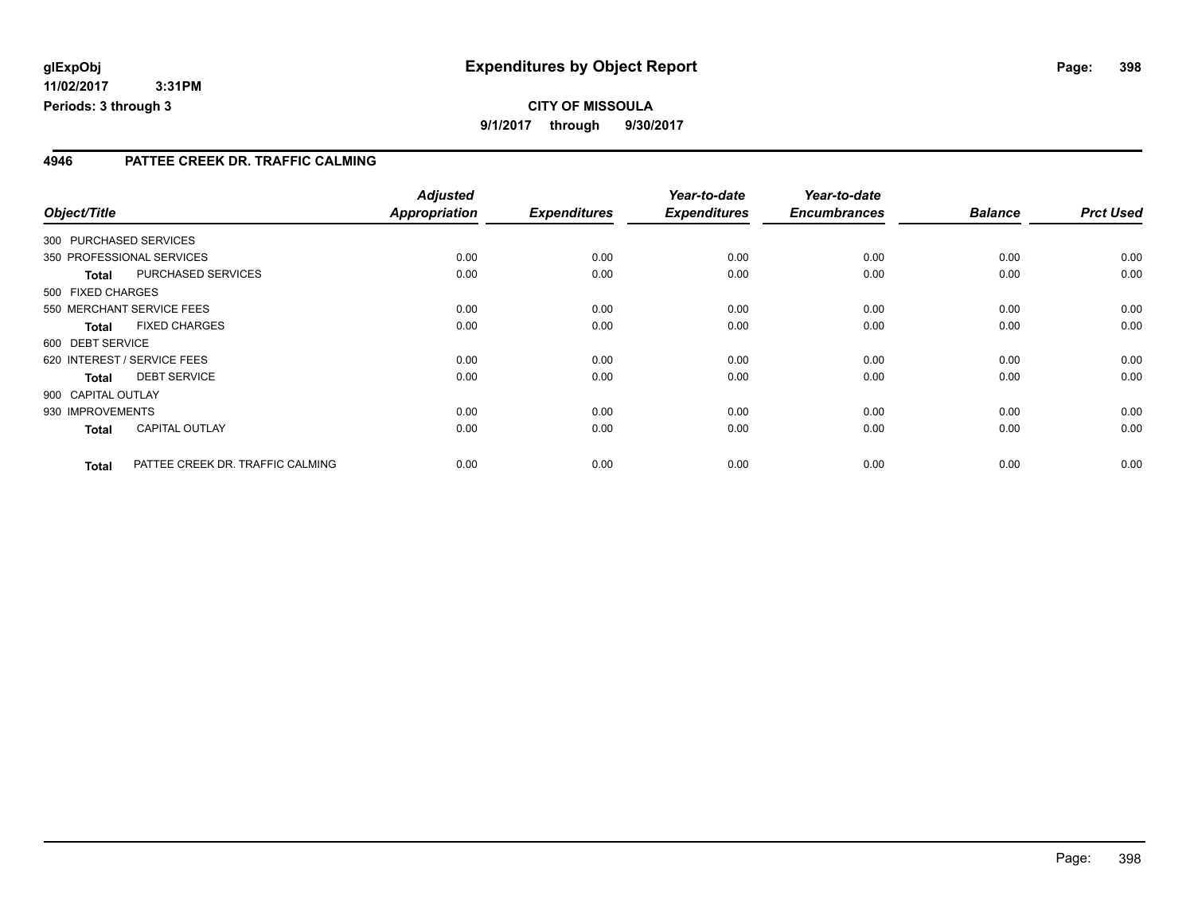**glExpObj**
**11/02/2017 3:31PM**
**Periods: 3 through 3**

# Expenditures by Object Report

**CITY OF MISSOULA**
**9/1/2017 through 9/30/2017**

## 4946 PATTEE CREEK DR. TRAFFIC CALMING

| Object/Title | | Adjusted Appropriation | Expenditures | Year-to-date Expenditures | Year-to-date Encumbrances | Balance | Prct Used |
|---|---|---|---|---|---|---|---|
| 300 PURCHASED SERVICES | | | | | | | |
| 350 PROFESSIONAL SERVICES | | 0.00 | 0.00 | 0.00 | 0.00 | 0.00 | 0.00 |
| **Total** | PURCHASED SERVICES | 0.00 | 0.00 | 0.00 | 0.00 | 0.00 | 0.00 |
| 500 FIXED CHARGES | | | | | | | |
| 550 MERCHANT SERVICE FEES | | 0.00 | 0.00 | 0.00 | 0.00 | 0.00 | 0.00 |
| **Total** | FIXED CHARGES | 0.00 | 0.00 | 0.00 | 0.00 | 0.00 | 0.00 |
| 600 DEBT SERVICE | | | | | | | |
| 620 INTEREST / SERVICE FEES | | 0.00 | 0.00 | 0.00 | 0.00 | 0.00 | 0.00 |
| **Total** | DEBT SERVICE | 0.00 | 0.00 | 0.00 | 0.00 | 0.00 | 0.00 |
| 900 CAPITAL OUTLAY | | | | | | | |
| 930 IMPROVEMENTS | | 0.00 | 0.00 | 0.00 | 0.00 | 0.00 | 0.00 |
| **Total** | CAPITAL OUTLAY | 0.00 | 0.00 | 0.00 | 0.00 | 0.00 | 0.00 |
| **Total** | PATTEE CREEK DR. TRAFFIC CALMING | 0.00 | 0.00 | 0.00 | 0.00 | 0.00 | 0.00 |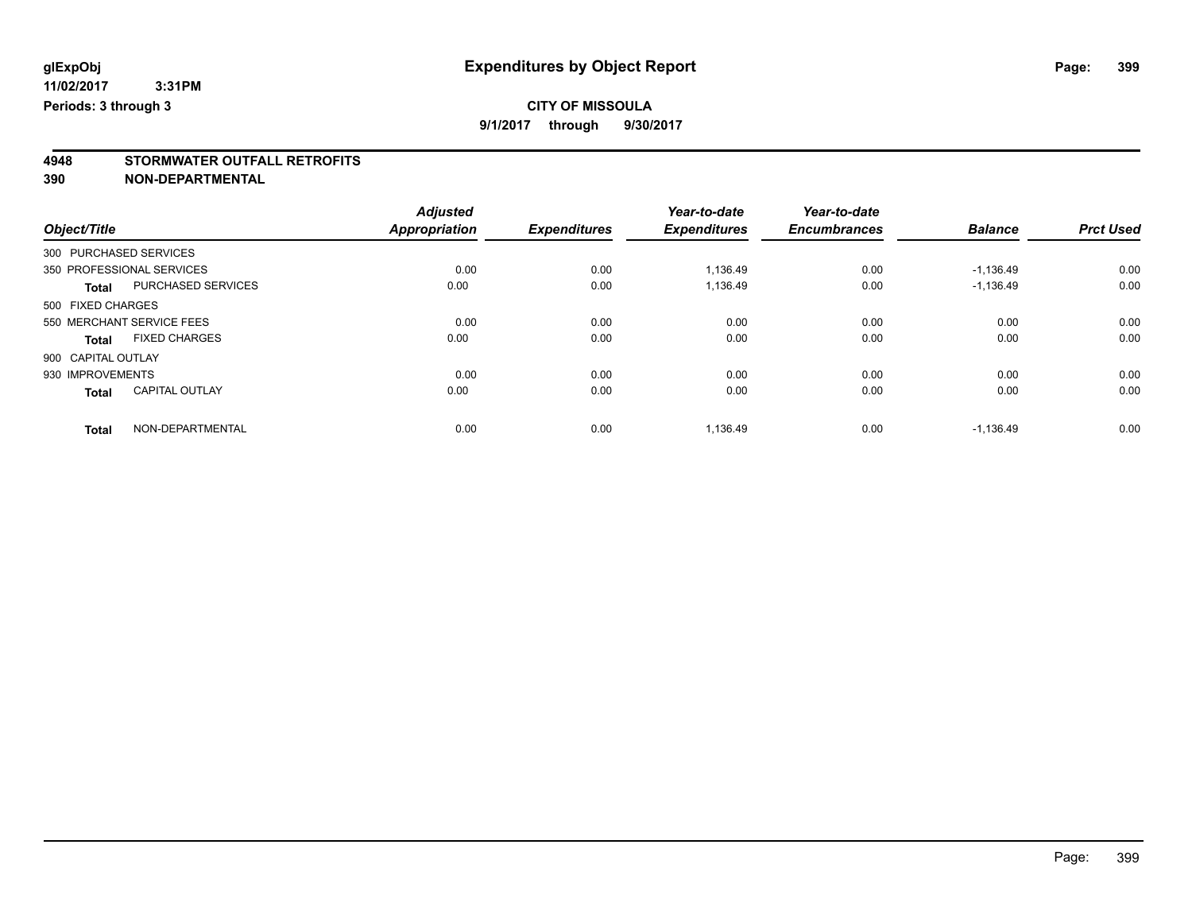glExpObj
11/02/2017 3:31PM
Periods: 3 through 3

# Expenditures by Object Report

**CITY OF MISSOULA**

**9/1/2017 through 9/30/2017**

## 4948 STORMWATER OUTFALL RETROFITS
## 390 NON-DEPARTMENTAL

| Object/Title | | Adjusted Appropriation | Expenditures | Year-to-date Expenditures | Year-to-date Encumbrances | Balance | Prct Used |
|---|---|---|---|---|---|---|---|
| 300 PURCHASED SERVICES | | | | | | | |
| 350 PROFESSIONAL SERVICES | | 0.00 | 0.00 | 1,136.49 | 0.00 | -1,136.49 | 0.00 |
| **Total** | PURCHASED SERVICES | 0.00 | 0.00 | 1,136.49 | 0.00 | -1,136.49 | 0.00 |
| 500 FIXED CHARGES | | | | | | | |
| 550 MERCHANT SERVICE FEES | | 0.00 | 0.00 | 0.00 | 0.00 | 0.00 | 0.00 |
| **Total** | FIXED CHARGES | 0.00 | 0.00 | 0.00 | 0.00 | 0.00 | 0.00 |
| 900 CAPITAL OUTLAY | | | | | | | |
| 930 IMPROVEMENTS | | 0.00 | 0.00 | 0.00 | 0.00 | 0.00 | 0.00 |
| **Total** | CAPITAL OUTLAY | 0.00 | 0.00 | 0.00 | 0.00 | 0.00 | 0.00 |
| **Total** | NON-DEPARTMENTAL | 0.00 | 0.00 | 1,136.49 | 0.00 | -1,136.49 | 0.00 |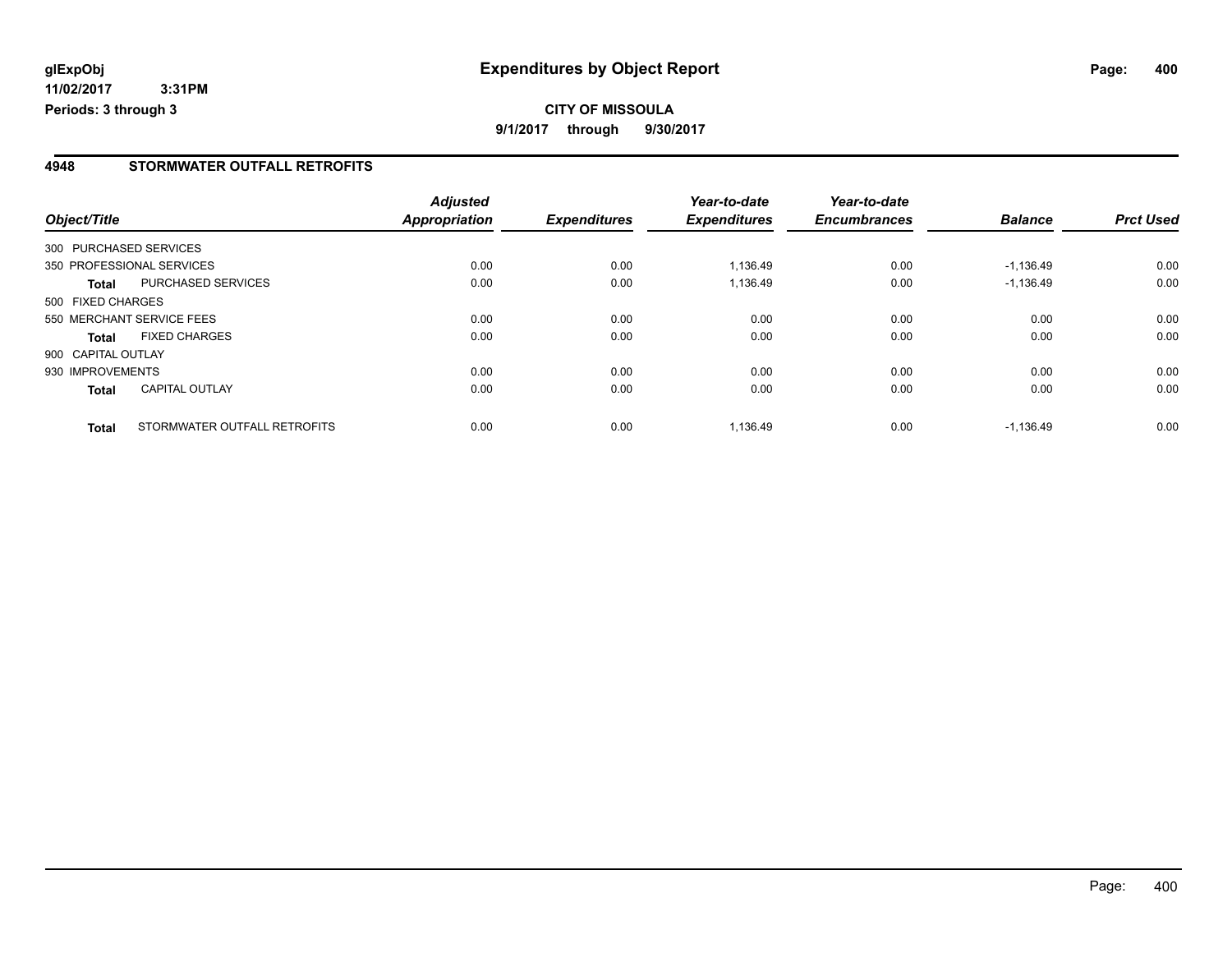**glExpObj**
**11/02/2017 3:31PM**
**Periods: 3 through 3**

# Expenditures by Object Report

**CITY OF MISSOULA**
**9/1/2017 through 9/30/2017**

## 4948 STORMWATER OUTFALL RETROFITS

| Object/Title | | Adjusted Appropriation | Expenditures | Year-to-date Expenditures | Year-to-date Encumbrances | Balance | Prct Used |
|---|---|---|---|---|---|---|---|
| 300 PURCHASED SERVICES | | | | | | | |
| 350 PROFESSIONAL SERVICES | | 0.00 | 0.00 | 1,136.49 | 0.00 | -1,136.49 | 0.00 |
| **Total** | PURCHASED SERVICES | 0.00 | 0.00 | 1,136.49 | 0.00 | -1,136.49 | 0.00 |
| 500 FIXED CHARGES | | | | | | | |
| 550 MERCHANT SERVICE FEES | | 0.00 | 0.00 | 0.00 | 0.00 | 0.00 | 0.00 |
| **Total** | FIXED CHARGES | 0.00 | 0.00 | 0.00 | 0.00 | 0.00 | 0.00 |
| 900 CAPITAL OUTLAY | | | | | | | |
| 930 IMPROVEMENTS | | 0.00 | 0.00 | 0.00 | 0.00 | 0.00 | 0.00 |
| **Total** | CAPITAL OUTLAY | 0.00 | 0.00 | 0.00 | 0.00 | 0.00 | 0.00 |
| **Total** | STORMWATER OUTFALL RETROFITS | 0.00 | 0.00 | 1,136.49 | 0.00 | -1,136.49 | 0.00 |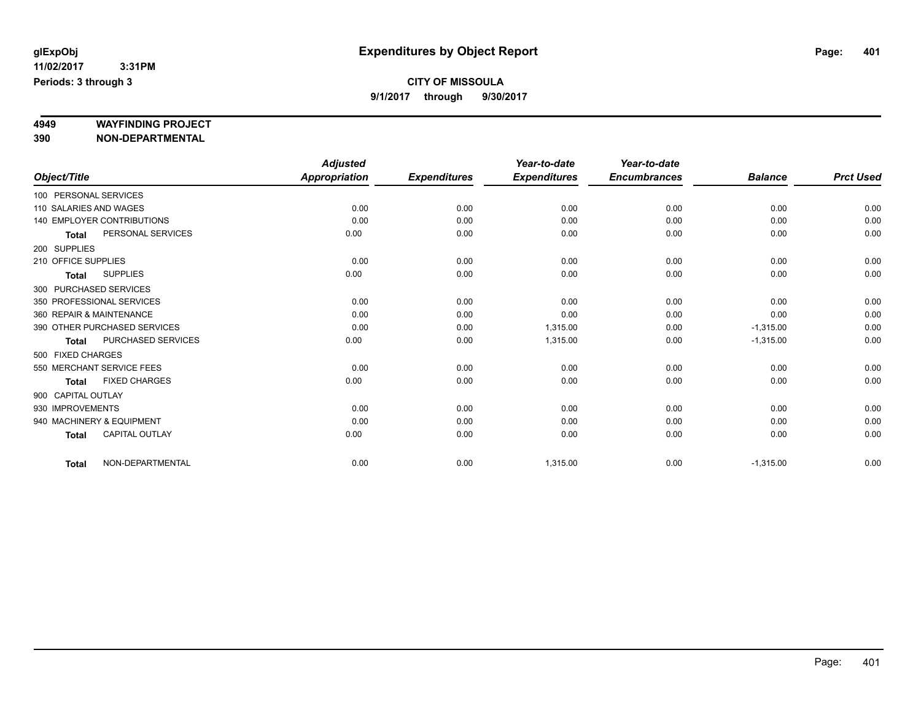glExpObj
11/02/2017 3:31PM
Periods: 3 through 3

# Expenditures by Object Report

**CITY OF MISSOULA**
**9/1/2017 through 9/30/2017**

**4949 WAYFINDING PROJECT**
**390 NON-DEPARTMENTAL**

| Object/Title | Adjusted Appropriation | Expenditures | Year-to-date Expenditures | Year-to-date Encumbrances | Balance | Prct Used |
|---|---|---|---|---|---|---|
| 100 PERSONAL SERVICES | | | | | | |
| 110 SALARIES AND WAGES | 0.00 | 0.00 | 0.00 | 0.00 | 0.00 | 0.00 |
| 140 EMPLOYER CONTRIBUTIONS | 0.00 | 0.00 | 0.00 | 0.00 | 0.00 | 0.00 |
| **Total** PERSONAL SERVICES | 0.00 | 0.00 | 0.00 | 0.00 | 0.00 | 0.00 |
| 200 SUPPLIES | | | | | | |
| 210 OFFICE SUPPLIES | 0.00 | 0.00 | 0.00 | 0.00 | 0.00 | 0.00 |
| **Total** SUPPLIES | 0.00 | 0.00 | 0.00 | 0.00 | 0.00 | 0.00 |
| 300 PURCHASED SERVICES | | | | | | |
| 350 PROFESSIONAL SERVICES | 0.00 | 0.00 | 0.00 | 0.00 | 0.00 | 0.00 |
| 360 REPAIR & MAINTENANCE | 0.00 | 0.00 | 0.00 | 0.00 | 0.00 | 0.00 |
| 390 OTHER PURCHASED SERVICES | 0.00 | 0.00 | 1,315.00 | 0.00 | -1,315.00 | 0.00 |
| **Total** PURCHASED SERVICES | 0.00 | 0.00 | 1,315.00 | 0.00 | -1,315.00 | 0.00 |
| 500 FIXED CHARGES | | | | | | |
| 550 MERCHANT SERVICE FEES | 0.00 | 0.00 | 0.00 | 0.00 | 0.00 | 0.00 |
| **Total** FIXED CHARGES | 0.00 | 0.00 | 0.00 | 0.00 | 0.00 | 0.00 |
| 900 CAPITAL OUTLAY | | | | | | |
| 930 IMPROVEMENTS | 0.00 | 0.00 | 0.00 | 0.00 | 0.00 | 0.00 |
| 940 MACHINERY & EQUIPMENT | 0.00 | 0.00 | 0.00 | 0.00 | 0.00 | 0.00 |
| **Total** CAPITAL OUTLAY | 0.00 | 0.00 | 0.00 | 0.00 | 0.00 | 0.00 |
| **Total** NON-DEPARTMENTAL | 0.00 | 0.00 | 1,315.00 | 0.00 | -1,315.00 | 0.00 |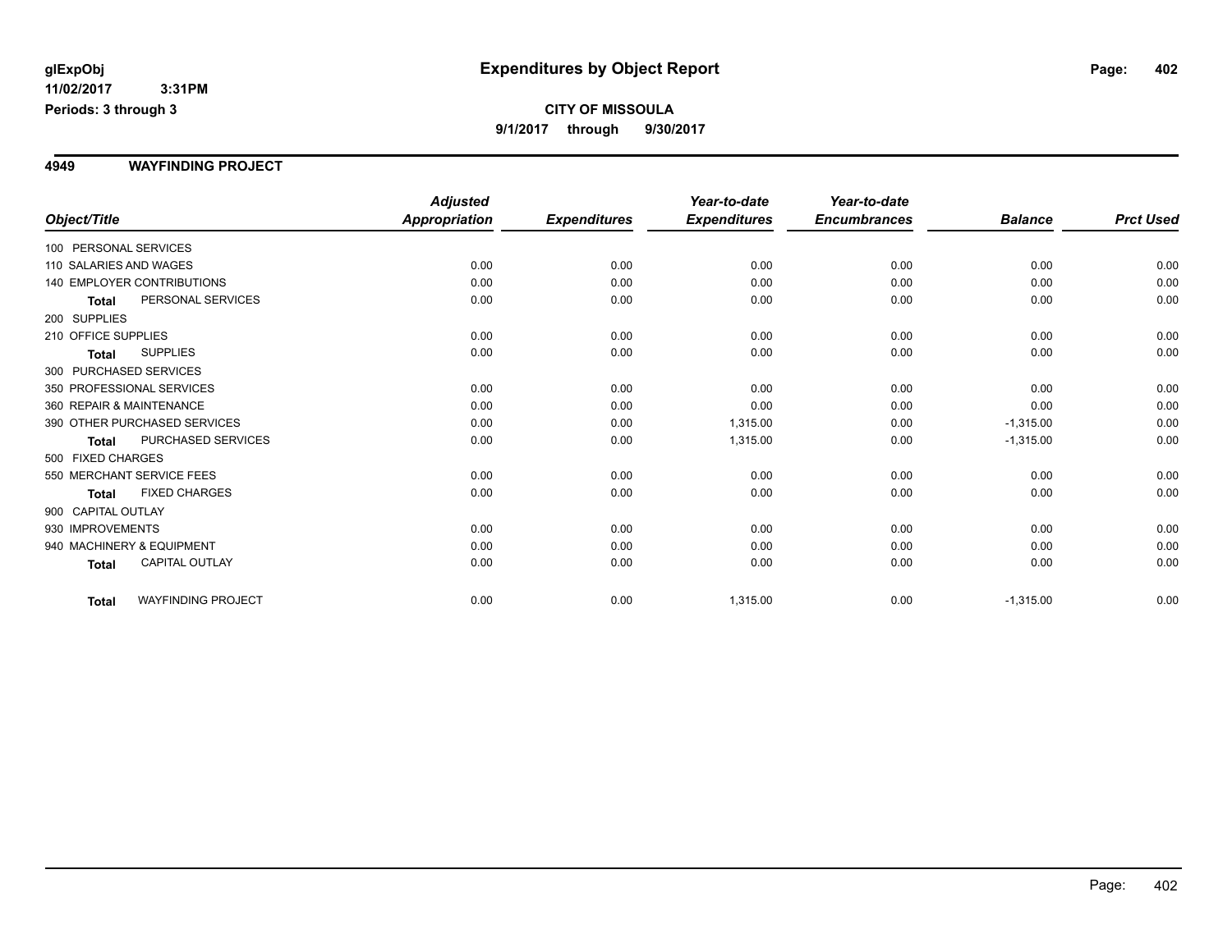# Expenditures by Object Report

**glExpObj**
**11/02/2017 3:31PM**
**Periods: 3 through 3**

**CITY OF MISSOULA**
**9/1/2017 through 9/30/2017**

## 4949 WAYFINDING PROJECT

| Object/Title | | Adjusted Appropriation | Expenditures | Year-to-date Expenditures | Year-to-date Encumbrances | Balance | Prct Used |
|---|---|---|---|---|---|---|---|
| 100 PERSONAL SERVICES | | | | | | | |
| 110 SALARIES AND WAGES | | 0.00 | 0.00 | 0.00 | 0.00 | 0.00 | 0.00 |
| 140 EMPLOYER CONTRIBUTIONS | | 0.00 | 0.00 | 0.00 | 0.00 | 0.00 | 0.00 |
| **Total** | PERSONAL SERVICES | 0.00 | 0.00 | 0.00 | 0.00 | 0.00 | 0.00 |
| 200 SUPPLIES | | | | | | | |
| 210 OFFICE SUPPLIES | | 0.00 | 0.00 | 0.00 | 0.00 | 0.00 | 0.00 |
| **Total** | SUPPLIES | 0.00 | 0.00 | 0.00 | 0.00 | 0.00 | 0.00 |
| 300 PURCHASED SERVICES | | | | | | | |
| 350 PROFESSIONAL SERVICES | | 0.00 | 0.00 | 0.00 | 0.00 | 0.00 | 0.00 |
| 360 REPAIR & MAINTENANCE | | 0.00 | 0.00 | 0.00 | 0.00 | 0.00 | 0.00 |
| 390 OTHER PURCHASED SERVICES | | 0.00 | 0.00 | 1,315.00 | 0.00 | -1,315.00 | 0.00 |
| **Total** | PURCHASED SERVICES | 0.00 | 0.00 | 1,315.00 | 0.00 | -1,315.00 | 0.00 |
| 500 FIXED CHARGES | | | | | | | |
| 550 MERCHANT SERVICE FEES | | 0.00 | 0.00 | 0.00 | 0.00 | 0.00 | 0.00 |
| **Total** | FIXED CHARGES | 0.00 | 0.00 | 0.00 | 0.00 | 0.00 | 0.00 |
| 900 CAPITAL OUTLAY | | | | | | | |
| 930 IMPROVEMENTS | | 0.00 | 0.00 | 0.00 | 0.00 | 0.00 | 0.00 |
| 940 MACHINERY & EQUIPMENT | | 0.00 | 0.00 | 0.00 | 0.00 | 0.00 | 0.00 |
| **Total** | CAPITAL OUTLAY | 0.00 | 0.00 | 0.00 | 0.00 | 0.00 | 0.00 |
| **Total** | WAYFINDING PROJECT | 0.00 | 0.00 | 1,315.00 | 0.00 | -1,315.00 | 0.00 |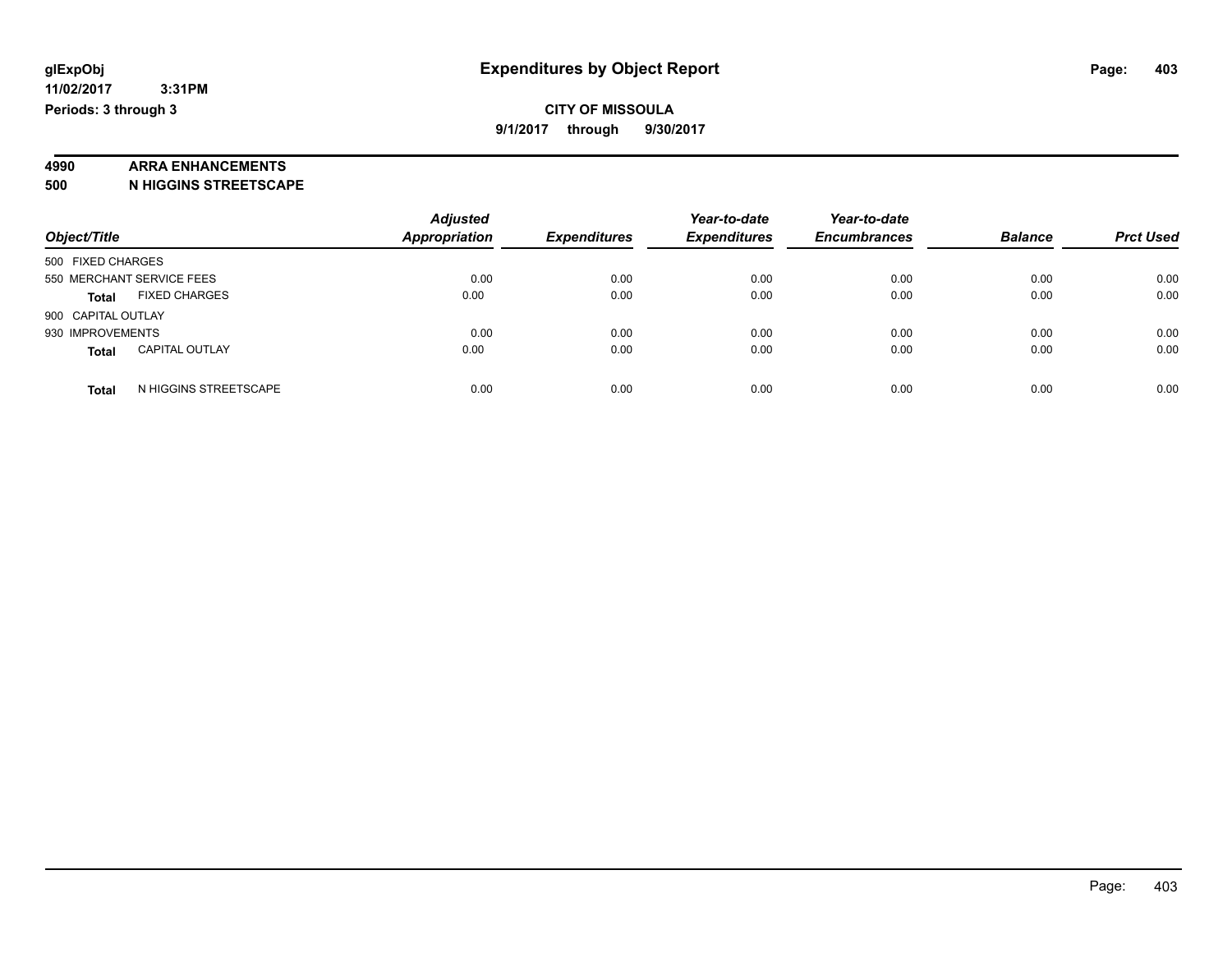**glExpObj** **Expenditures by Object Report**

**11/02/2017 3:31PM**

**Periods: 3 through 3**

**CITY OF MISSOULA**

**9/1/2017 through 9/30/2017**

**4990 ARRA ENHANCEMENTS**

**500 N HIGGINS STREETSCAPE**

| Object/Title | Adjusted Appropriation | Expenditures | Year-to-date Expenditures | Year-to-date Encumbrances | Balance | Prct Used |
|---|---|---|---|---|---|---|
| 500 FIXED CHARGES | | | | | | |
| 550 MERCHANT SERVICE FEES | 0.00 | 0.00 | 0.00 | 0.00 | 0.00 | 0.00 |
| **Total** FIXED CHARGES | 0.00 | 0.00 | 0.00 | 0.00 | 0.00 | 0.00 |
| 900 CAPITAL OUTLAY | | | | | | |
| 930 IMPROVEMENTS | 0.00 | 0.00 | 0.00 | 0.00 | 0.00 | 0.00 |
| **Total** CAPITAL OUTLAY | 0.00 | 0.00 | 0.00 | 0.00 | 0.00 | 0.00 |
| **Total** N HIGGINS STREETSCAPE | 0.00 | 0.00 | 0.00 | 0.00 | 0.00 | 0.00 |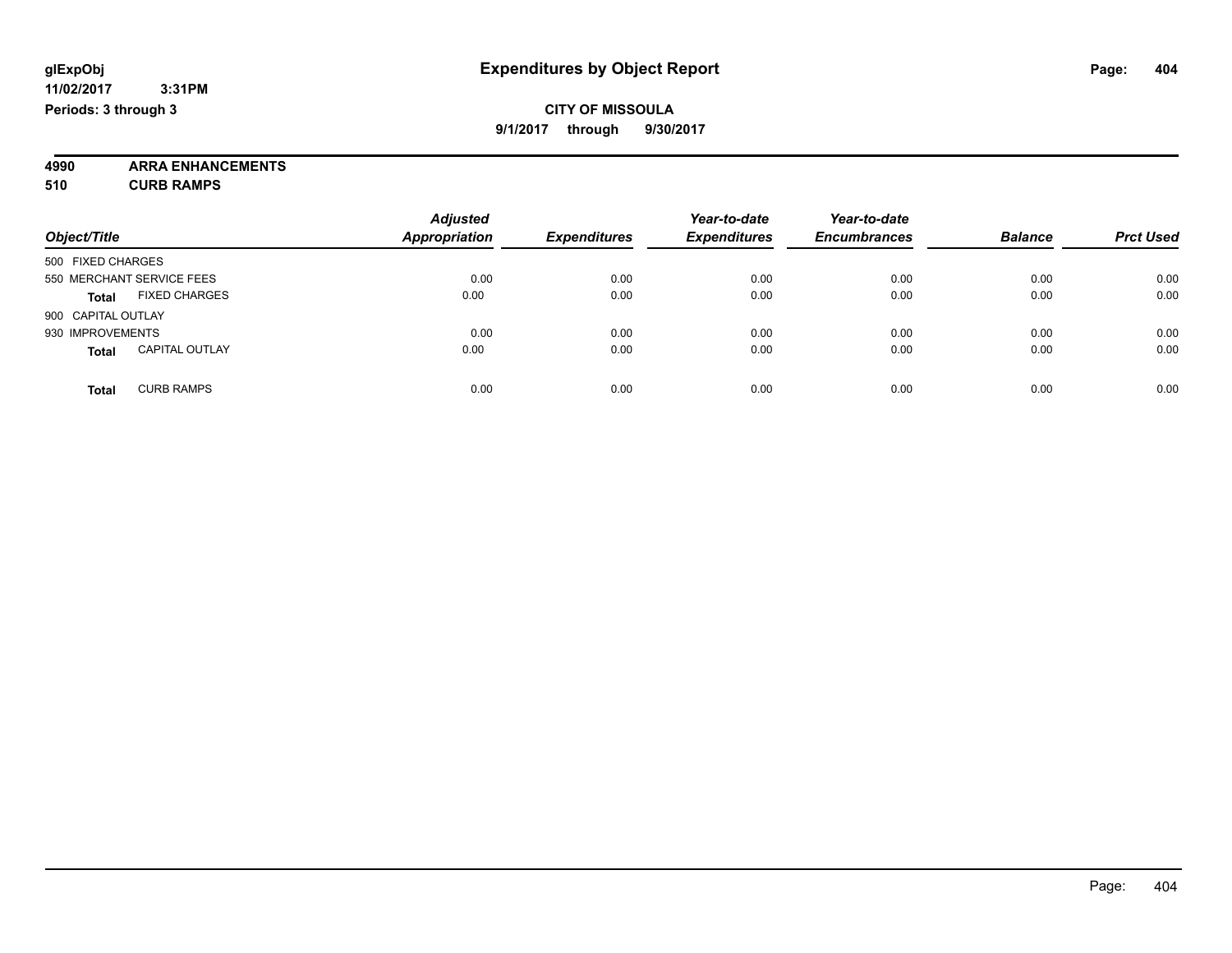**glExpObj** | **Expenditures by Object Report**

**11/02/2017 3:31PM**

**Periods: 3 through 3**

**CITY OF MISSOULA**

**9/1/2017 through 9/30/2017**

**4990 ARRA ENHANCEMENTS**

**510 CURB RAMPS**

| Object/Title | Adjusted Appropriation | Expenditures | Year-to-date Expenditures | Year-to-date Encumbrances | Balance | Prct Used |
|---|---|---|---|---|---|---|
| 500 FIXED CHARGES | | | | | | |
| 550 MERCHANT SERVICE FEES | 0.00 | 0.00 | 0.00 | 0.00 | 0.00 | 0.00 |
| **Total** FIXED CHARGES | 0.00 | 0.00 | 0.00 | 0.00 | 0.00 | 0.00 |
| 900 CAPITAL OUTLAY | | | | | | |
| 930 IMPROVEMENTS | 0.00 | 0.00 | 0.00 | 0.00 | 0.00 | 0.00 |
| **Total** CAPITAL OUTLAY | 0.00 | 0.00 | 0.00 | 0.00 | 0.00 | 0.00 |
| **Total** CURB RAMPS | 0.00 | 0.00 | 0.00 | 0.00 | 0.00 | 0.00 |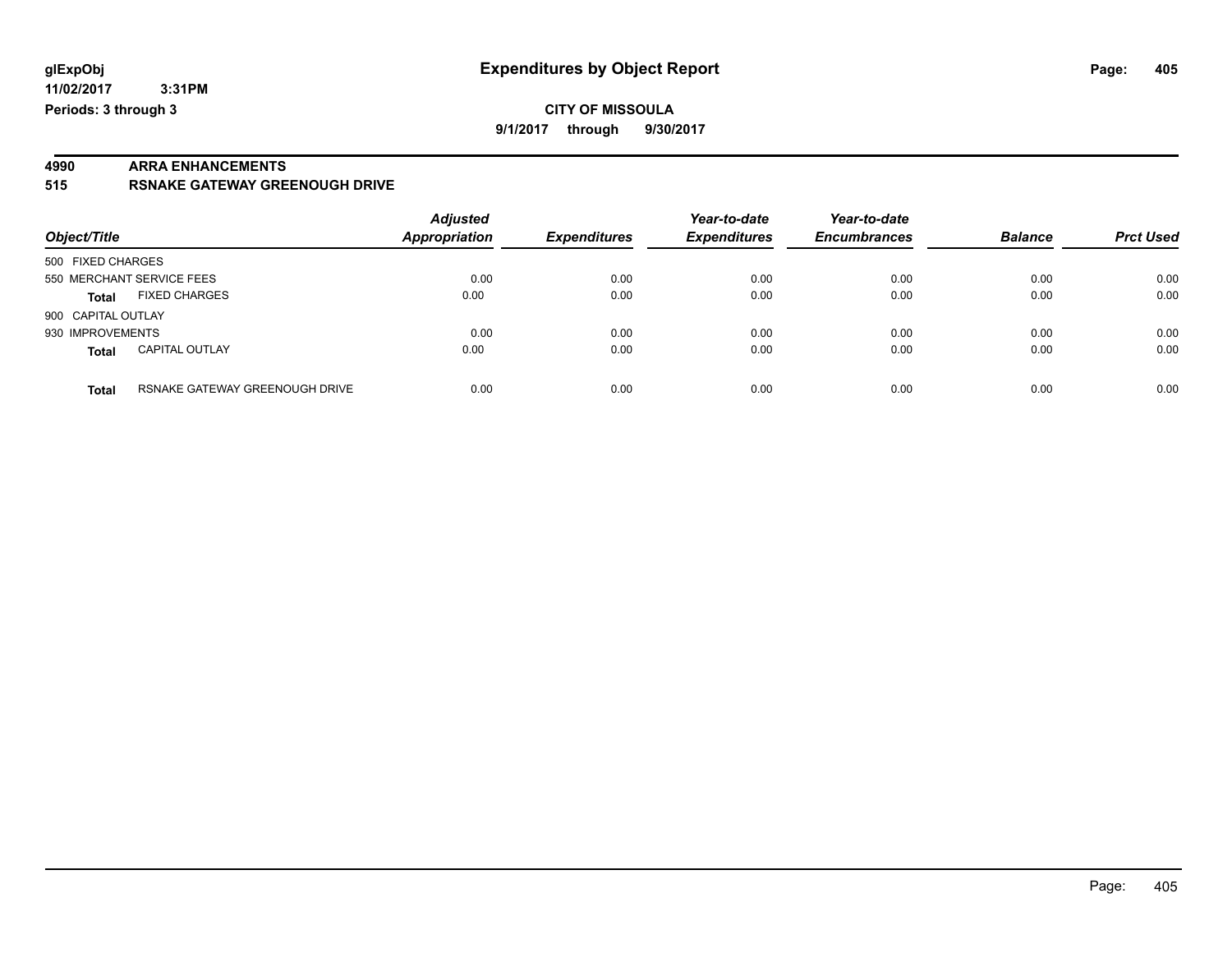glExpObj
11/02/2017 3:31PM
Periods: 3 through 3

# Expenditures by Object Report

**CITY OF MISSOULA**

**9/1/2017 through 9/30/2017**

**4990 ARRA ENHANCEMENTS**

**515 RSNAKE GATEWAY GREENOUGH DRIVE**

| Object/Title | | Adjusted Appropriation | Expenditures | Year-to-date Expenditures | Year-to-date Encumbrances | Balance | Prct Used |
|---|---|---|---|---|---|---|---|
| 500 FIXED CHARGES | | | | | | | |
| 550 MERCHANT SERVICE FEES | | 0.00 | 0.00 | 0.00 | 0.00 | 0.00 | 0.00 |
| **Total** | FIXED CHARGES | 0.00 | 0.00 | 0.00 | 0.00 | 0.00 | 0.00 |
| 900 CAPITAL OUTLAY | | | | | | | |
| 930 IMPROVEMENTS | | 0.00 | 0.00 | 0.00 | 0.00 | 0.00 | 0.00 |
| **Total** | CAPITAL OUTLAY | 0.00 | 0.00 | 0.00 | 0.00 | 0.00 | 0.00 |
| **Total** | RSNAKE GATEWAY GREENOUGH DRIVE | 0.00 | 0.00 | 0.00 | 0.00 | 0.00 | 0.00 |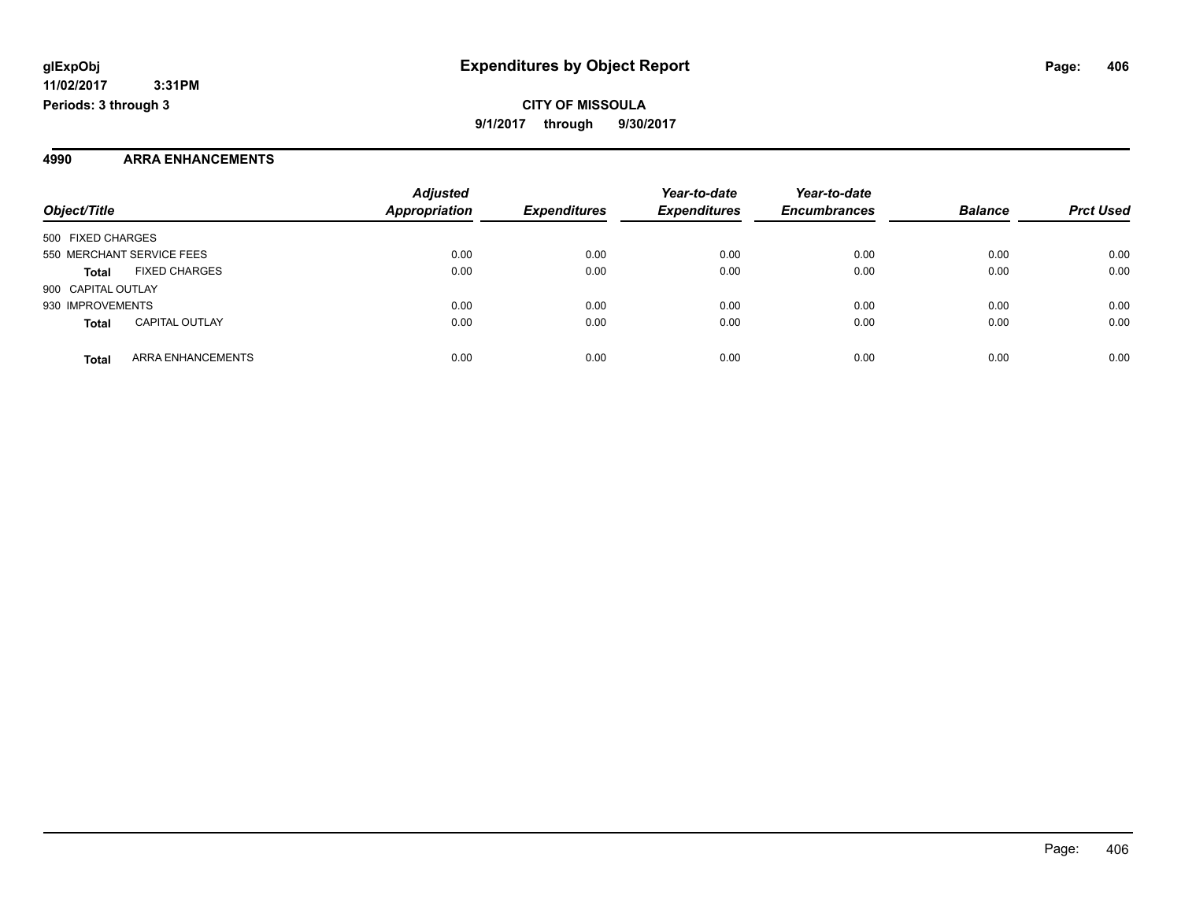**glExpObj** **Expenditures by Object Report**

**11/02/2017 3:31PM**

**Periods: 3 through 3**

**CITY OF MISSOULA**

**9/1/2017 through 9/30/2017**

## 4990 ARRA ENHANCEMENTS

| Object/Title | | Adjusted Appropriation | Expenditures | Year-to-date Expenditures | Year-to-date Encumbrances | Balance | Prct Used |
|---|---|---|---|---|---|---|---|
| 500 FIXED CHARGES | | | | | | | |
| 550 MERCHANT SERVICE FEES | | 0.00 | 0.00 | 0.00 | 0.00 | 0.00 | 0.00 |
| **Total** | FIXED CHARGES | 0.00 | 0.00 | 0.00 | 0.00 | 0.00 | 0.00 |
| 900 CAPITAL OUTLAY | | | | | | | |
| 930 IMPROVEMENTS | | 0.00 | 0.00 | 0.00 | 0.00 | 0.00 | 0.00 |
| **Total** | CAPITAL OUTLAY | 0.00 | 0.00 | 0.00 | 0.00 | 0.00 | 0.00 |
| **Total** | ARRA ENHANCEMENTS | 0.00 | 0.00 | 0.00 | 0.00 | 0.00 | 0.00 |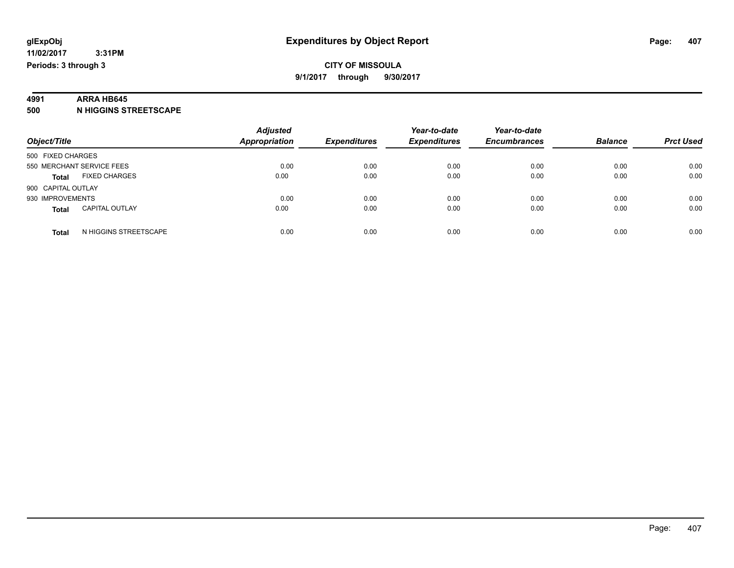**glExpObj** **Expenditures by Object Report**

**11/02/2017 3:31PM**

**Periods: 3 through 3**

**CITY OF MISSOULA**

**9/1/2017 through 9/30/2017**

**4991 ARRA HB645**

**500 N HIGGINS STREETSCAPE**

| Object/Title | | Adjusted Appropriation | Expenditures | Year-to-date Expenditures | Year-to-date Encumbrances | Balance | Prct Used |
|---|---|---|---|---|---|---|---|
| 500 FIXED CHARGES | | | | | | | |
| 550 MERCHANT SERVICE FEES | | 0.00 | 0.00 | 0.00 | 0.00 | 0.00 | 0.00 |
| **Total** | FIXED CHARGES | 0.00 | 0.00 | 0.00 | 0.00 | 0.00 | 0.00 |
| 900 CAPITAL OUTLAY | | | | | | | |
| 930 IMPROVEMENTS | | 0.00 | 0.00 | 0.00 | 0.00 | 0.00 | 0.00 |
| **Total** | CAPITAL OUTLAY | 0.00 | 0.00 | 0.00 | 0.00 | 0.00 | 0.00 |
| **Total** | N HIGGINS STREETSCAPE | 0.00 | 0.00 | 0.00 | 0.00 | 0.00 | 0.00 |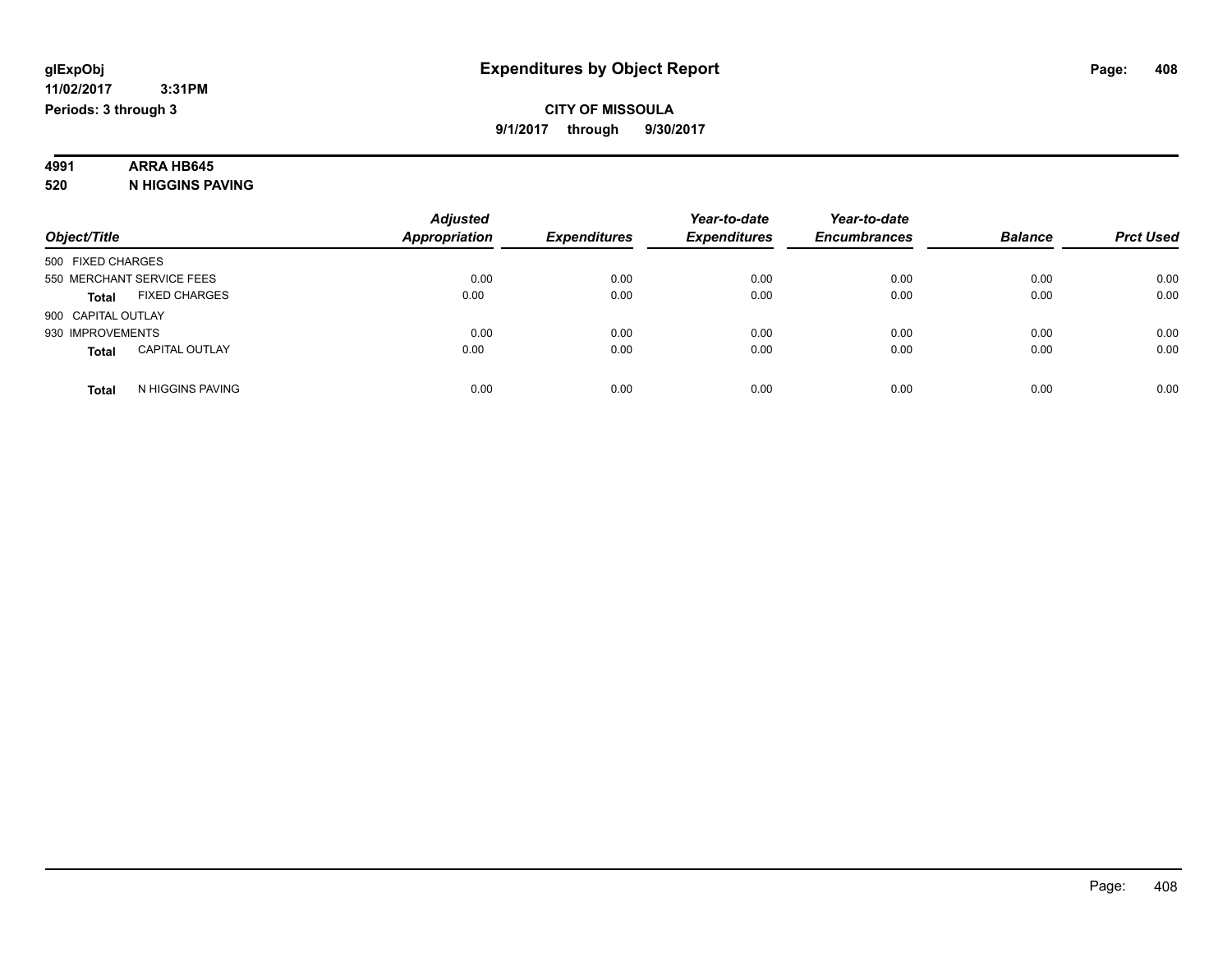**glExpObj** **Expenditures by Object Report**
**11/02/2017 3:31PM**
**Periods: 3 through 3**

**CITY OF MISSOULA**
**9/1/2017 through 9/30/2017**

**4991 ARRA HB645**
**520 N HIGGINS PAVING**

| Object/Title | | Adjusted Appropriation | Expenditures | Year-to-date Expenditures | Year-to-date Encumbrances | Balance | Prct Used |
|---|---|---|---|---|---|---|---|
| 500 FIXED CHARGES | | | | | | | |
| 550 MERCHANT SERVICE FEES | | 0.00 | 0.00 | 0.00 | 0.00 | 0.00 | 0.00 |
| **Total** | FIXED CHARGES | 0.00 | 0.00 | 0.00 | 0.00 | 0.00 | 0.00 |
| 900 CAPITAL OUTLAY | | | | | | | |
| 930 IMPROVEMENTS | | 0.00 | 0.00 | 0.00 | 0.00 | 0.00 | 0.00 |
| **Total** | CAPITAL OUTLAY | 0.00 | 0.00 | 0.00 | 0.00 | 0.00 | 0.00 |
| **Total** | N HIGGINS PAVING | 0.00 | 0.00 | 0.00 | 0.00 | 0.00 | 0.00 |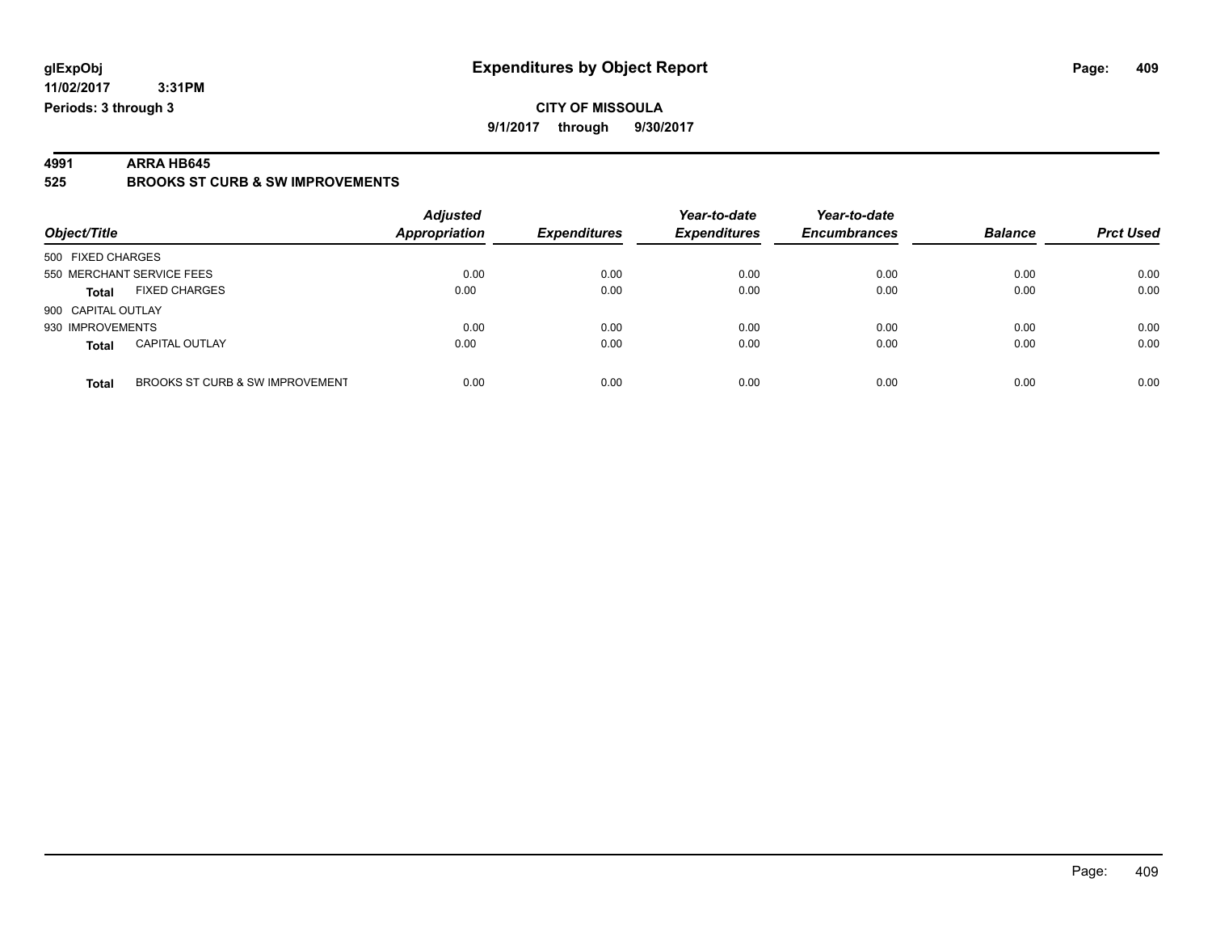**glExpObj** **Expenditures by Object Report**

**11/02/2017 3:31PM**

**Periods: 3 through 3**

**CITY OF MISSOULA**

**9/1/2017 through 9/30/2017**

## 4991 ARRA HB645

## 525 BROOKS ST CURB & SW IMPROVEMENTS

| Object/Title | | Adjusted Appropriation | Expenditures | Year-to-date Expenditures | Year-to-date Encumbrances | Balance | Prct Used |
|---|---|---|---|---|---|---|---|
| 500 FIXED CHARGES | | | | | | | |
| 550 MERCHANT SERVICE FEES | | 0.00 | 0.00 | 0.00 | 0.00 | 0.00 | 0.00 |
| **Total** | FIXED CHARGES | 0.00 | 0.00 | 0.00 | 0.00 | 0.00 | 0.00 |
| 900 CAPITAL OUTLAY | | | | | | | |
| 930 IMPROVEMENTS | | 0.00 | 0.00 | 0.00 | 0.00 | 0.00 | 0.00 |
| **Total** | CAPITAL OUTLAY | 0.00 | 0.00 | 0.00 | 0.00 | 0.00 | 0.00 |
| **Total** | BROOKS ST CURB & SW IMPROVEMENT | 0.00 | 0.00 | 0.00 | 0.00 | 0.00 | 0.00 |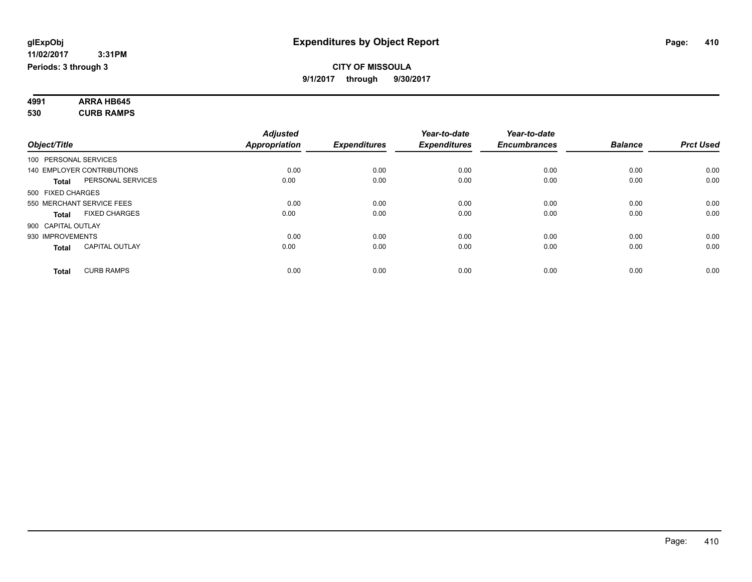# Expenditures by Object Report

**CITY OF MISSOULA**

**9/1/2017 through 9/30/2017**

**4991 ARRA HB645**

**530 CURB RAMPS**

| Object/Title | | Adjusted Appropriation | Expenditures | Year-to-date Expenditures | Year-to-date Encumbrances | Balance | Prct Used |
|---|---|---|---|---|---|---|---|
| 100 PERSONAL SERVICES | | | | | | | |
| 140 EMPLOYER CONTRIBUTIONS | | 0.00 | 0.00 | 0.00 | 0.00 | 0.00 | 0.00 |
| **Total** | PERSONAL SERVICES | 0.00 | 0.00 | 0.00 | 0.00 | 0.00 | 0.00 |
| 500 FIXED CHARGES | | | | | | | |
| 550 MERCHANT SERVICE FEES | | 0.00 | 0.00 | 0.00 | 0.00 | 0.00 | 0.00 |
| **Total** | FIXED CHARGES | 0.00 | 0.00 | 0.00 | 0.00 | 0.00 | 0.00 |
| 900 CAPITAL OUTLAY | | | | | | | |
| 930 IMPROVEMENTS | | 0.00 | 0.00 | 0.00 | 0.00 | 0.00 | 0.00 |
| **Total** | CAPITAL OUTLAY | 0.00 | 0.00 | 0.00 | 0.00 | 0.00 | 0.00 |
| **Total** | CURB RAMPS | 0.00 | 0.00 | 0.00 | 0.00 | 0.00 | 0.00 |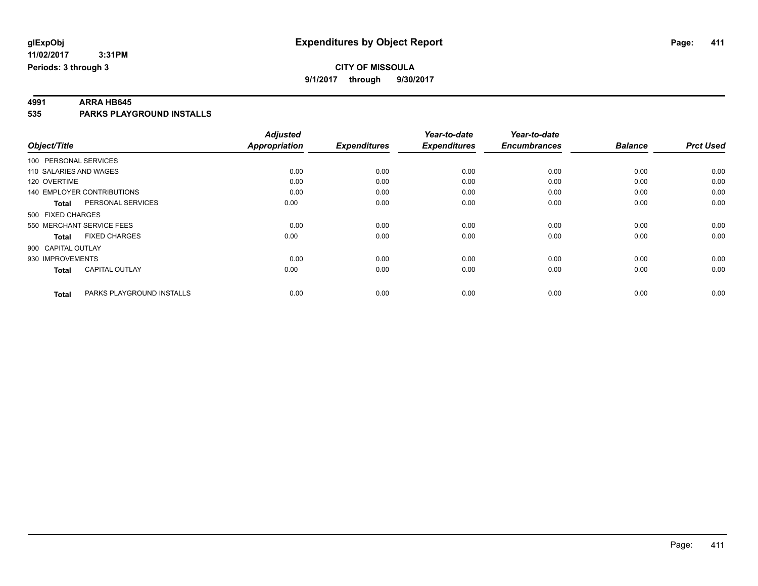**glExpObj** **Expenditures by Object Report**

**11/02/2017 3:31PM**

**Periods: 3 through 3**

**CITY OF MISSOULA**

**9/1/2017 through 9/30/2017**

## 4991 ARRA HB645

## 535 PARKS PLAYGROUND INSTALLS

| Object/Title | Adjusted Appropriation | Expenditures | Year-to-date Expenditures | Year-to-date Encumbrances | Balance | Prct Used |
|---|---|---|---|---|---|---|
| 100 PERSONAL SERVICES | | | | | | |
| 110 SALARIES AND WAGES | 0.00 | 0.00 | 0.00 | 0.00 | 0.00 | 0.00 |
| 120 OVERTIME | 0.00 | 0.00 | 0.00 | 0.00 | 0.00 | 0.00 |
| 140 EMPLOYER CONTRIBUTIONS | 0.00 | 0.00 | 0.00 | 0.00 | 0.00 | 0.00 |
| **Total** PERSONAL SERVICES | 0.00 | 0.00 | 0.00 | 0.00 | 0.00 | 0.00 |
| 500 FIXED CHARGES | | | | | | |
| 550 MERCHANT SERVICE FEES | 0.00 | 0.00 | 0.00 | 0.00 | 0.00 | 0.00 |
| **Total** FIXED CHARGES | 0.00 | 0.00 | 0.00 | 0.00 | 0.00 | 0.00 |
| 900 CAPITAL OUTLAY | | | | | | |
| 930 IMPROVEMENTS | 0.00 | 0.00 | 0.00 | 0.00 | 0.00 | 0.00 |
| **Total** CAPITAL OUTLAY | 0.00 | 0.00 | 0.00 | 0.00 | 0.00 | 0.00 |
| **Total** PARKS PLAYGROUND INSTALLS | 0.00 | 0.00 | 0.00 | 0.00 | 0.00 | 0.00 |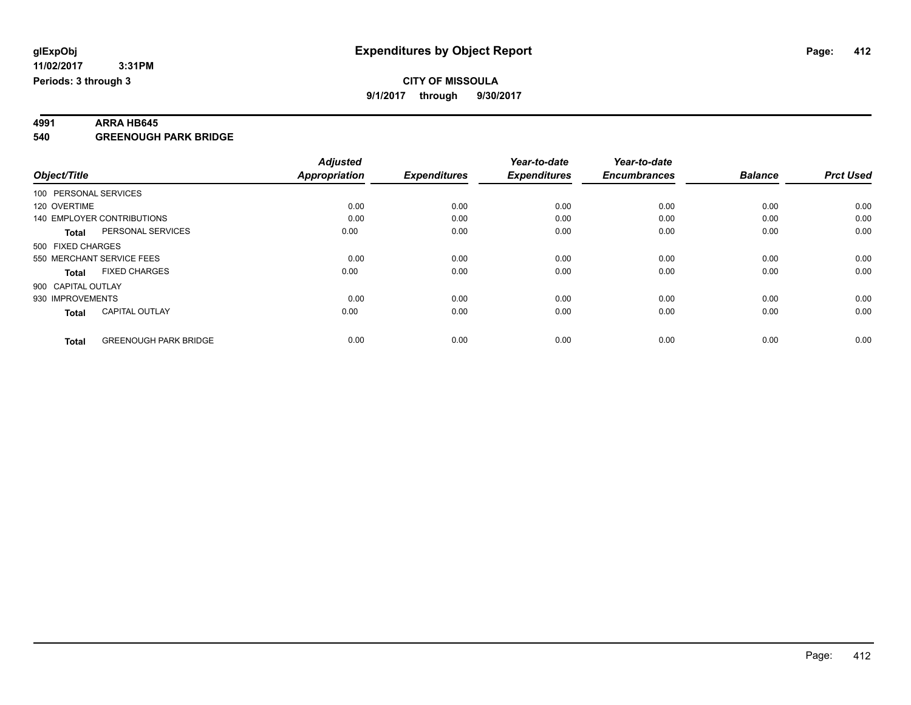# Expenditures by Object Report

glExpObj
11/02/2017 3:31PM
Periods: 3 through 3

**CITY OF MISSOULA**
**9/1/2017 through 9/30/2017**

**4991 ARRA HB645**
**540 GREENOUGH PARK BRIDGE**

| Object/Title | | Adjusted Appropriation | Expenditures | Year-to-date Expenditures | Year-to-date Encumbrances | Balance | Prct Used |
|---|---|---|---|---|---|---|---|
| 100 PERSONAL SERVICES | | | | | | | |
| 120 OVERTIME | | 0.00 | 0.00 | 0.00 | 0.00 | 0.00 | 0.00 |
| 140 EMPLOYER CONTRIBUTIONS | | 0.00 | 0.00 | 0.00 | 0.00 | 0.00 | 0.00 |
| **Total** | PERSONAL SERVICES | 0.00 | 0.00 | 0.00 | 0.00 | 0.00 | 0.00 |
| 500 FIXED CHARGES | | | | | | | |
| 550 MERCHANT SERVICE FEES | | 0.00 | 0.00 | 0.00 | 0.00 | 0.00 | 0.00 |
| **Total** | FIXED CHARGES | 0.00 | 0.00 | 0.00 | 0.00 | 0.00 | 0.00 |
| 900 CAPITAL OUTLAY | | | | | | | |
| 930 IMPROVEMENTS | | 0.00 | 0.00 | 0.00 | 0.00 | 0.00 | 0.00 |
| **Total** | CAPITAL OUTLAY | 0.00 | 0.00 | 0.00 | 0.00 | 0.00 | 0.00 |
| **Total** | GREENOUGH PARK BRIDGE | 0.00 | 0.00 | 0.00 | 0.00 | 0.00 | 0.00 |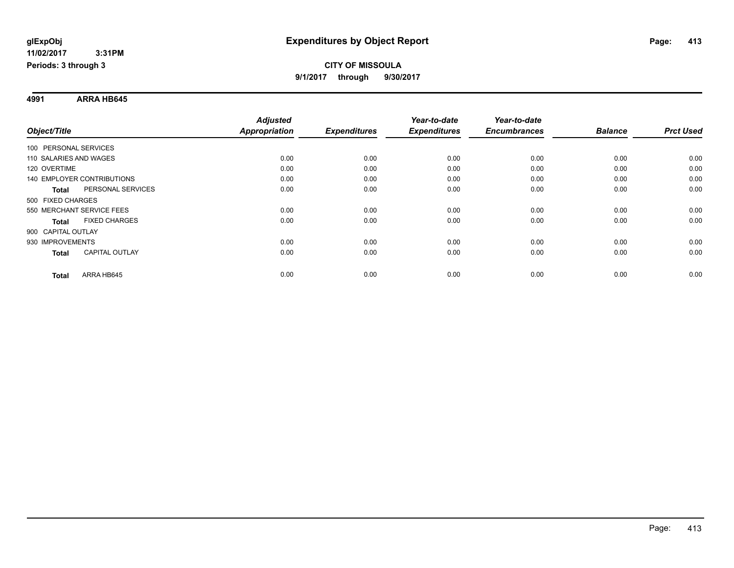**glExpObj**
**11/02/2017 3:31PM**
**Periods: 3 through 3**

# Expenditures by Object Report

**CITY OF MISSOULA**
**9/1/2017 through 9/30/2017**

**4991 ARRA HB645**

| Object/Title | | Adjusted Appropriation | Expenditures | Year-to-date Expenditures | Year-to-date Encumbrances | Balance | Prct Used |
|---|---|---|---|---|---|---|---|
| 100 PERSONAL SERVICES | | | | | | | |
| 110 SALARIES AND WAGES | | 0.00 | 0.00 | 0.00 | 0.00 | 0.00 | 0.00 |
| 120 OVERTIME | | 0.00 | 0.00 | 0.00 | 0.00 | 0.00 | 0.00 |
| 140 EMPLOYER CONTRIBUTIONS | | 0.00 | 0.00 | 0.00 | 0.00 | 0.00 | 0.00 |
| **Total** | PERSONAL SERVICES | 0.00 | 0.00 | 0.00 | 0.00 | 0.00 | 0.00 |
| 500 FIXED CHARGES | | | | | | | |
| 550 MERCHANT SERVICE FEES | | 0.00 | 0.00 | 0.00 | 0.00 | 0.00 | 0.00 |
| **Total** | FIXED CHARGES | 0.00 | 0.00 | 0.00 | 0.00 | 0.00 | 0.00 |
| 900 CAPITAL OUTLAY | | | | | | | |
| 930 IMPROVEMENTS | | 0.00 | 0.00 | 0.00 | 0.00 | 0.00 | 0.00 |
| **Total** | CAPITAL OUTLAY | 0.00 | 0.00 | 0.00 | 0.00 | 0.00 | 0.00 |
| **Total** | ARRA HB645 | 0.00 | 0.00 | 0.00 | 0.00 | 0.00 | 0.00 |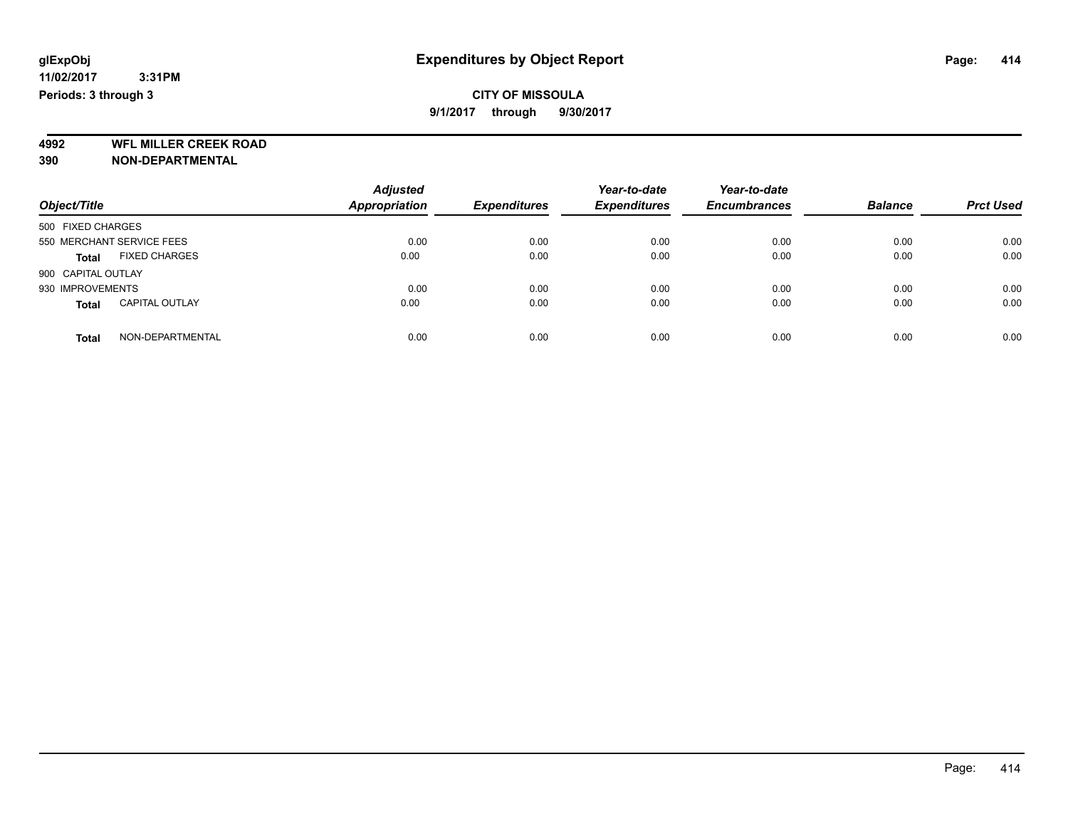# Expenditures by Object Report

**CITY OF MISSOULA**

**9/1/2017 through 9/30/2017**

glExpObj
11/02/2017 3:31PM
Periods: 3 through 3

**4992 WFL MILLER CREEK ROAD**
**390 NON-DEPARTMENTAL**

| Object/Title | Adjusted Appropriation | Expenditures | Year-to-date Expenditures | Year-to-date Encumbrances | Balance | Prct Used |
|---|---|---|---|---|---|---|
| 500 FIXED CHARGES | | | | | | |
| 550 MERCHANT SERVICE FEES | 0.00 | 0.00 | 0.00 | 0.00 | 0.00 | 0.00 |
| **Total** FIXED CHARGES | 0.00 | 0.00 | 0.00 | 0.00 | 0.00 | 0.00 |
| 900 CAPITAL OUTLAY | | | | | | |
| 930 IMPROVEMENTS | 0.00 | 0.00 | 0.00 | 0.00 | 0.00 | 0.00 |
| **Total** CAPITAL OUTLAY | 0.00 | 0.00 | 0.00 | 0.00 | 0.00 | 0.00 |
| **Total** NON-DEPARTMENTAL | 0.00 | 0.00 | 0.00 | 0.00 | 0.00 | 0.00 |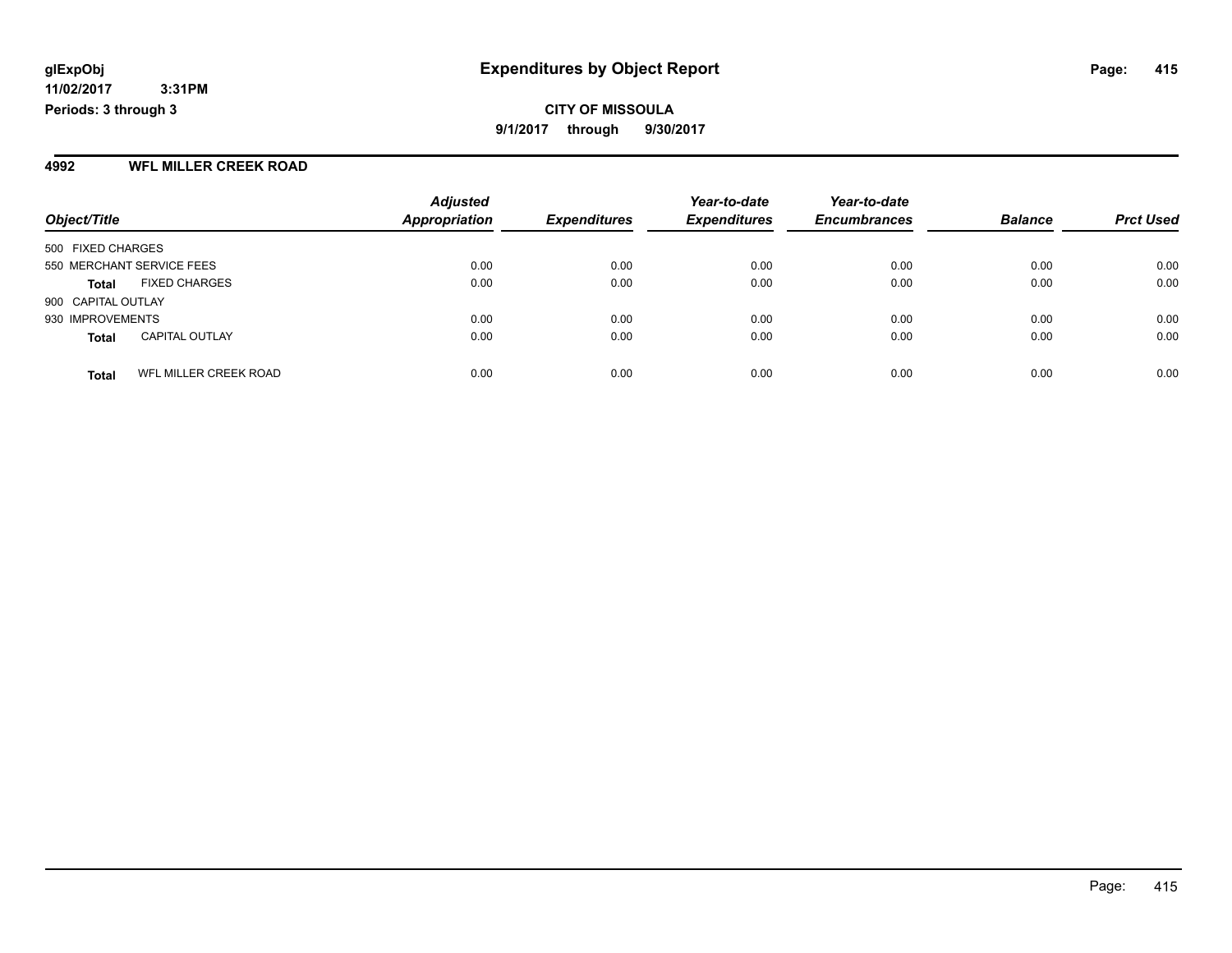**glExpObj** **Expenditures by Object Report**

**11/02/2017 3:31PM**

**Periods: 3 through 3**

**CITY OF MISSOULA**

**9/1/2017 through 9/30/2017**

## 4992 WFL MILLER CREEK ROAD

| Object/Title | | Adjusted Appropriation | Expenditures | Year-to-date Expenditures | Year-to-date Encumbrances | Balance | Prct Used |
|---|---|---|---|---|---|---|---|
| 500 FIXED CHARGES | | | | | | | |
| 550 MERCHANT SERVICE FEES | | 0.00 | 0.00 | 0.00 | 0.00 | 0.00 | 0.00 |
| **Total** | FIXED CHARGES | 0.00 | 0.00 | 0.00 | 0.00 | 0.00 | 0.00 |
| 900 CAPITAL OUTLAY | | | | | | | |
| 930 IMPROVEMENTS | | 0.00 | 0.00 | 0.00 | 0.00 | 0.00 | 0.00 |
| **Total** | CAPITAL OUTLAY | 0.00 | 0.00 | 0.00 | 0.00 | 0.00 | 0.00 |
| **Total** | WFL MILLER CREEK ROAD | 0.00 | 0.00 | 0.00 | 0.00 | 0.00 | 0.00 |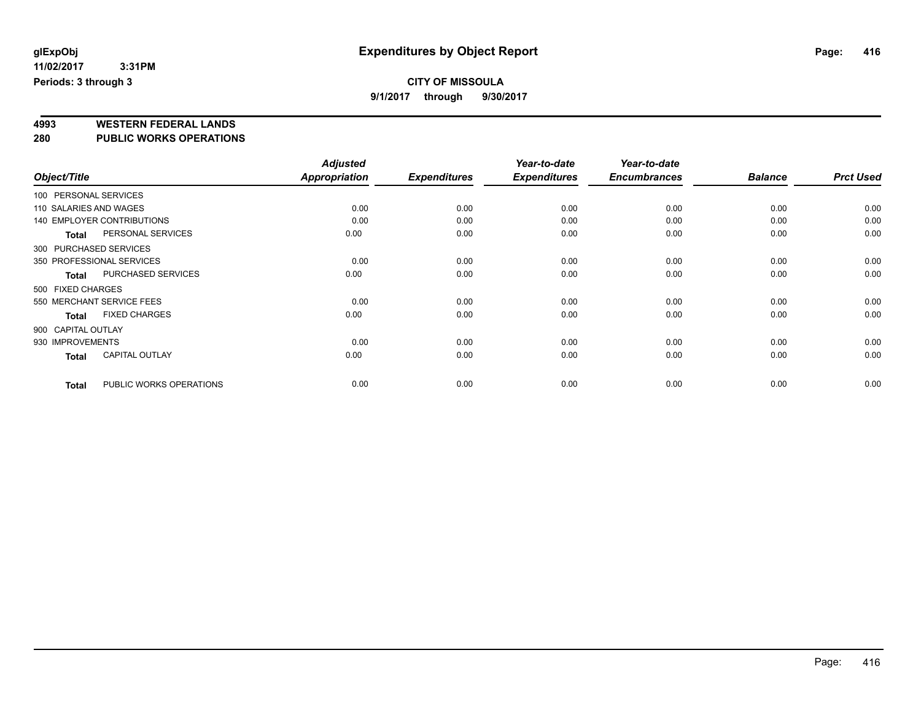**glExpObj** | **Expenditures by Object Report**

**11/02/2017 3:31PM**

**Periods: 3 through 3**

**CITY OF MISSOULA**

**9/1/2017 through 9/30/2017**

## 4993 WESTERN FEDERAL LANDS
## 280 PUBLIC WORKS OPERATIONS

| Object/Title | Adjusted Appropriation | Expenditures | Year-to-date Expenditures | Year-to-date Encumbrances | Balance | Prct Used |
|---|---|---|---|---|---|---|
| 100 PERSONAL SERVICES | | | | | | |
| 110 SALARIES AND WAGES | 0.00 | 0.00 | 0.00 | 0.00 | 0.00 | 0.00 |
| 140 EMPLOYER CONTRIBUTIONS | 0.00 | 0.00 | 0.00 | 0.00 | 0.00 | 0.00 |
| **Total** PERSONAL SERVICES | 0.00 | 0.00 | 0.00 | 0.00 | 0.00 | 0.00 |
| 300 PURCHASED SERVICES | | | | | | |
| 350 PROFESSIONAL SERVICES | 0.00 | 0.00 | 0.00 | 0.00 | 0.00 | 0.00 |
| **Total** PURCHASED SERVICES | 0.00 | 0.00 | 0.00 | 0.00 | 0.00 | 0.00 |
| 500 FIXED CHARGES | | | | | | |
| 550 MERCHANT SERVICE FEES | 0.00 | 0.00 | 0.00 | 0.00 | 0.00 | 0.00 |
| **Total** FIXED CHARGES | 0.00 | 0.00 | 0.00 | 0.00 | 0.00 | 0.00 |
| 900 CAPITAL OUTLAY | | | | | | |
| 930 IMPROVEMENTS | 0.00 | 0.00 | 0.00 | 0.00 | 0.00 | 0.00 |
| **Total** CAPITAL OUTLAY | 0.00 | 0.00 | 0.00 | 0.00 | 0.00 | 0.00 |
| **Total** PUBLIC WORKS OPERATIONS | 0.00 | 0.00 | 0.00 | 0.00 | 0.00 | 0.00 |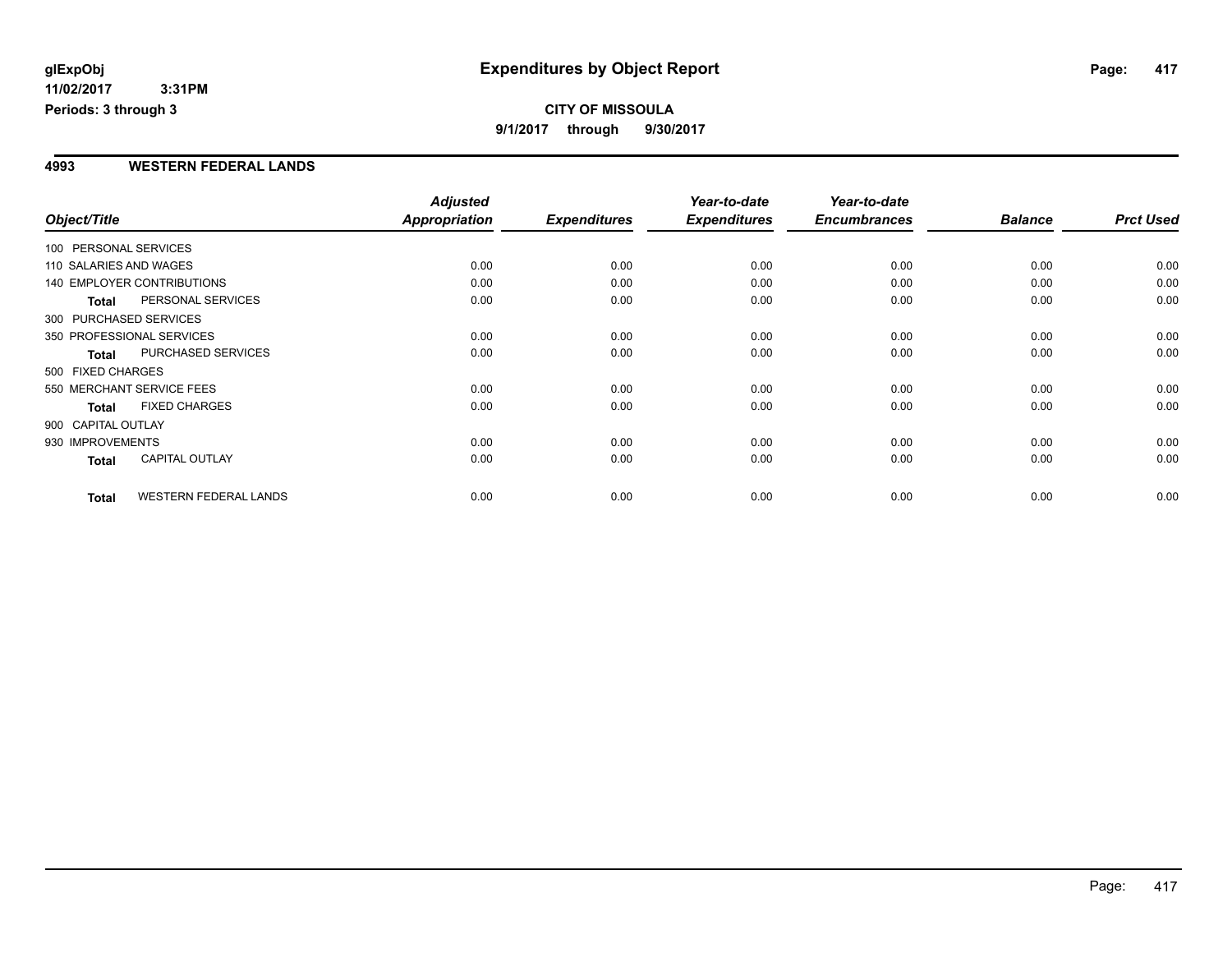**glExpObj**
**11/02/2017 3:31PM**
**Periods: 3 through 3**

# Expenditures by Object Report

**CITY OF MISSOULA**
**9/1/2017 through 9/30/2017**

## 4993 WESTERN FEDERAL LANDS

| Object/Title | Adjusted Appropriation | Expenditures | Year-to-date Expenditures | Year-to-date Encumbrances | Balance | Prct Used |
|---|---|---|---|---|---|---|
| 100 PERSONAL SERVICES | | | | | | |
| 110 SALARIES AND WAGES | 0.00 | 0.00 | 0.00 | 0.00 | 0.00 | 0.00 |
| 140 EMPLOYER CONTRIBUTIONS | 0.00 | 0.00 | 0.00 | 0.00 | 0.00 | 0.00 |
| **Total** PERSONAL SERVICES | 0.00 | 0.00 | 0.00 | 0.00 | 0.00 | 0.00 |
| 300 PURCHASED SERVICES | | | | | | |
| 350 PROFESSIONAL SERVICES | 0.00 | 0.00 | 0.00 | 0.00 | 0.00 | 0.00 |
| **Total** PURCHASED SERVICES | 0.00 | 0.00 | 0.00 | 0.00 | 0.00 | 0.00 |
| 500 FIXED CHARGES | | | | | | |
| 550 MERCHANT SERVICE FEES | 0.00 | 0.00 | 0.00 | 0.00 | 0.00 | 0.00 |
| **Total** FIXED CHARGES | 0.00 | 0.00 | 0.00 | 0.00 | 0.00 | 0.00 |
| 900 CAPITAL OUTLAY | | | | | | |
| 930 IMPROVEMENTS | 0.00 | 0.00 | 0.00 | 0.00 | 0.00 | 0.00 |
| **Total** CAPITAL OUTLAY | 0.00 | 0.00 | 0.00 | 0.00 | 0.00 | 0.00 |
| **Total** WESTERN FEDERAL LANDS | 0.00 | 0.00 | 0.00 | 0.00 | 0.00 | 0.00 |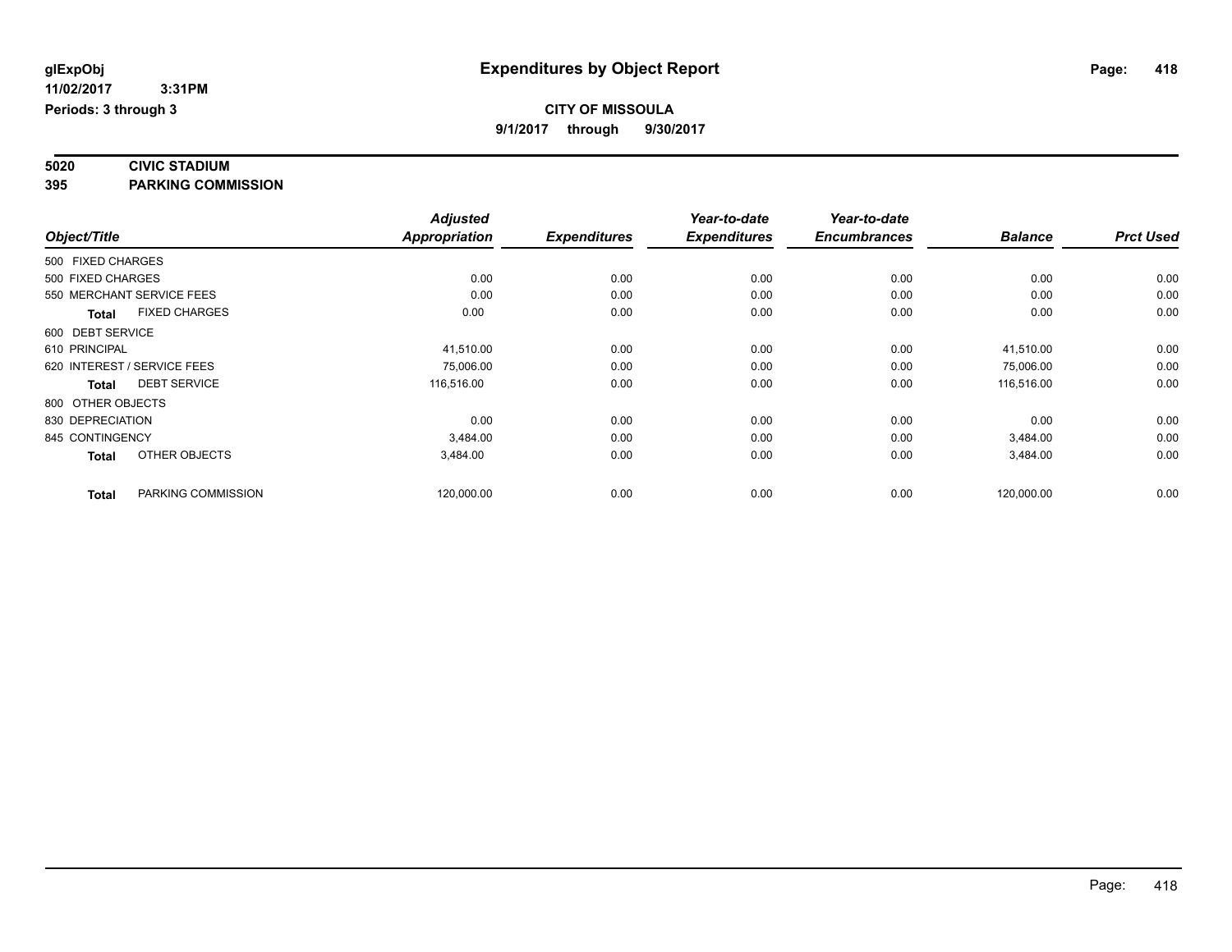# Expenditures by Object Report

glExpObj
11/02/2017 3:31PM
Periods: 3 through 3

**CITY OF MISSOULA**
**9/1/2017 through 9/30/2017**

## 5020 CIVIC STADIUM
## 395 PARKING COMMISSION

| Object/Title | Adjusted Appropriation | Expenditures | Year-to-date Expenditures | Year-to-date Encumbrances | Balance | Prct Used |
|---|---|---|---|---|---|---|
| 500 FIXED CHARGES | | | | | | |
| 500 FIXED CHARGES | 0.00 | 0.00 | 0.00 | 0.00 | 0.00 | 0.00 |
| 550 MERCHANT SERVICE FEES | 0.00 | 0.00 | 0.00 | 0.00 | 0.00 | 0.00 |
| **Total** FIXED CHARGES | 0.00 | 0.00 | 0.00 | 0.00 | 0.00 | 0.00 |
| 600 DEBT SERVICE | | | | | | |
| 610 PRINCIPAL | 41,510.00 | 0.00 | 0.00 | 0.00 | 41,510.00 | 0.00 |
| 620 INTEREST / SERVICE FEES | 75,006.00 | 0.00 | 0.00 | 0.00 | 75,006.00 | 0.00 |
| **Total** DEBT SERVICE | 116,516.00 | 0.00 | 0.00 | 0.00 | 116,516.00 | 0.00 |
| 800 OTHER OBJECTS | | | | | | |
| 830 DEPRECIATION | 0.00 | 0.00 | 0.00 | 0.00 | 0.00 | 0.00 |
| 845 CONTINGENCY | 3,484.00 | 0.00 | 0.00 | 0.00 | 3,484.00 | 0.00 |
| **Total** OTHER OBJECTS | 3,484.00 | 0.00 | 0.00 | 0.00 | 3,484.00 | 0.00 |
| **Total** PARKING COMMISSION | 120,000.00 | 0.00 | 0.00 | 0.00 | 120,000.00 | 0.00 |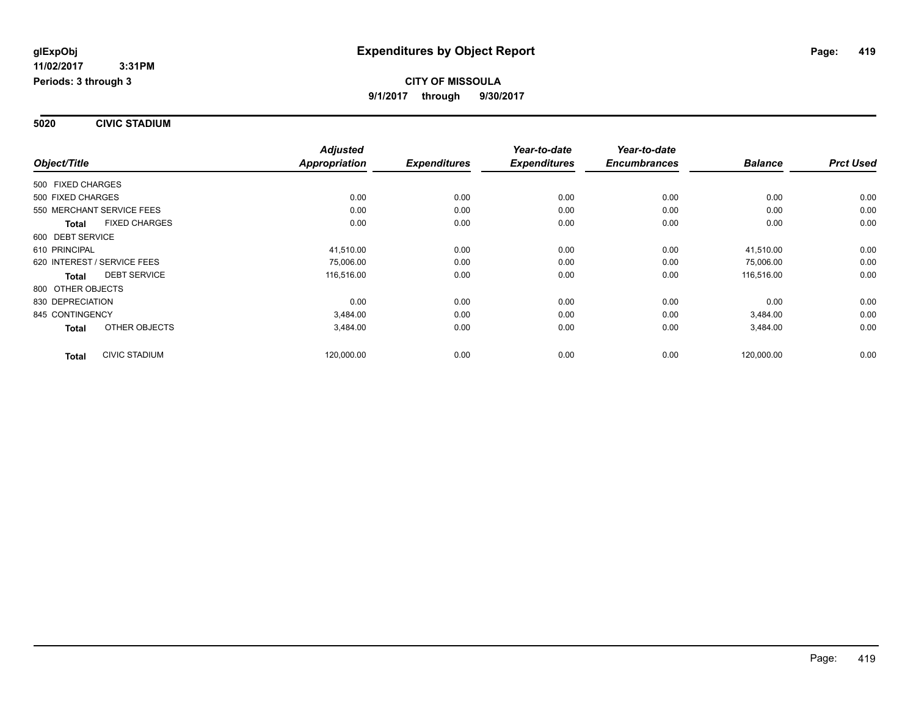**glExpObj**
**11/02/2017 3:31PM**
**Periods: 3 through 3**

# Expenditures by Object Report

**CITY OF MISSOULA**
**9/1/2017 through 9/30/2017**

## 5020 CIVIC STADIUM

| Object/Title | | Adjusted Appropriation | Expenditures | Year-to-date Expenditures | Year-to-date Encumbrances | Balance | Prct Used |
|---|---|---|---|---|---|---|---|
| 500 FIXED CHARGES | | | | | | | |
| 500 FIXED CHARGES | | 0.00 | 0.00 | 0.00 | 0.00 | 0.00 | 0.00 |
| 550 MERCHANT SERVICE FEES | | 0.00 | 0.00 | 0.00 | 0.00 | 0.00 | 0.00 |
| **Total** | FIXED CHARGES | 0.00 | 0.00 | 0.00 | 0.00 | 0.00 | 0.00 |
| 600 DEBT SERVICE | | | | | | | |
| 610 PRINCIPAL | | 41,510.00 | 0.00 | 0.00 | 0.00 | 41,510.00 | 0.00 |
| 620 INTEREST / SERVICE FEES | | 75,006.00 | 0.00 | 0.00 | 0.00 | 75,006.00 | 0.00 |
| **Total** | DEBT SERVICE | 116,516.00 | 0.00 | 0.00 | 0.00 | 116,516.00 | 0.00 |
| 800 OTHER OBJECTS | | | | | | | |
| 830 DEPRECIATION | | 0.00 | 0.00 | 0.00 | 0.00 | 0.00 | 0.00 |
| 845 CONTINGENCY | | 3,484.00 | 0.00 | 0.00 | 0.00 | 3,484.00 | 0.00 |
| **Total** | OTHER OBJECTS | 3,484.00 | 0.00 | 0.00 | 0.00 | 3,484.00 | 0.00 |
| **Total** | CIVIC STADIUM | 120,000.00 | 0.00 | 0.00 | 0.00 | 120,000.00 | 0.00 |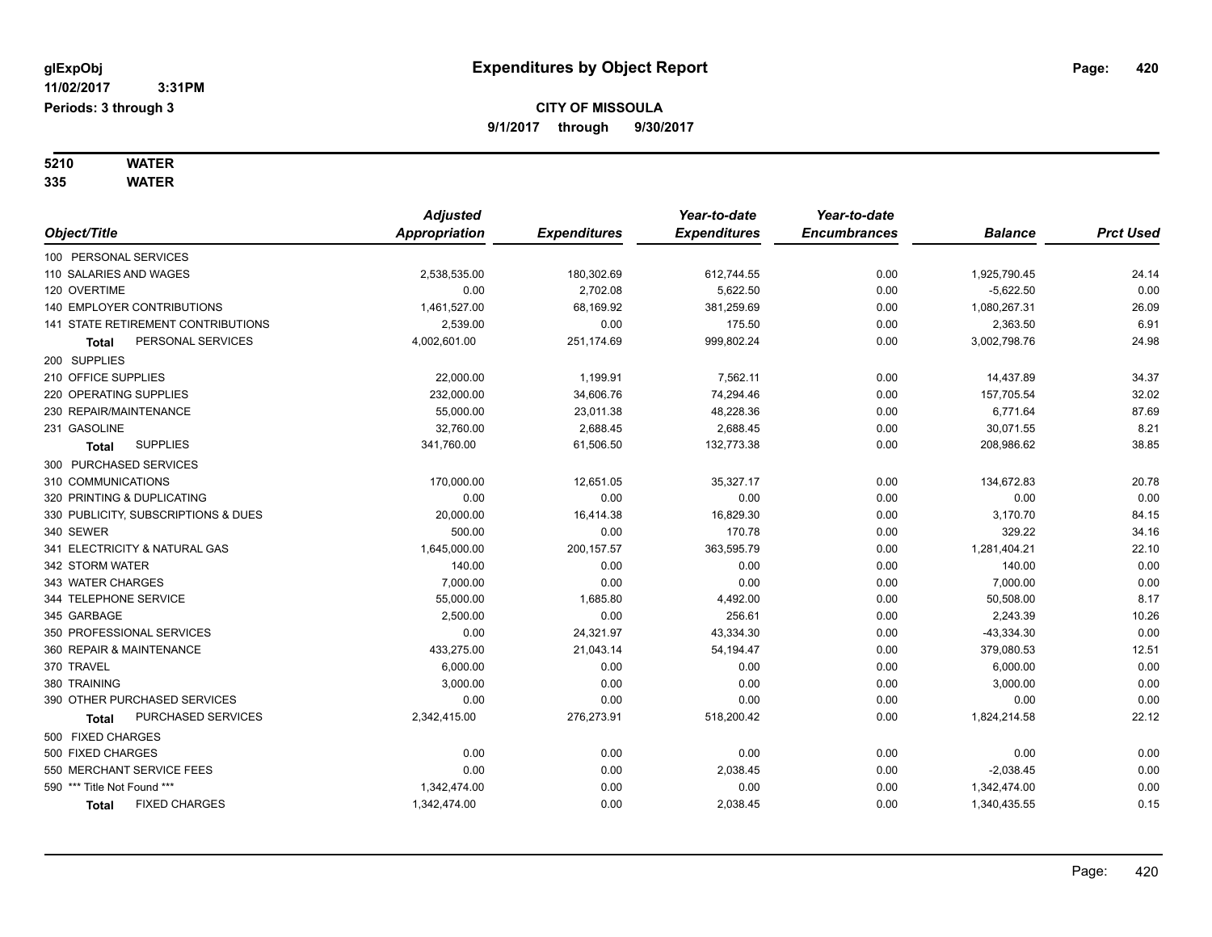glExpObj
11/02/2017 3:31PM
Periods: 3 through 3

# Expenditures by Object Report

**CITY OF MISSOULA**
**9/1/2017 through 9/30/2017**

**5210 WATER**
**335 WATER**

| Object/Title | Adjusted Appropriation | Expenditures | Year-to-date Expenditures | Year-to-date Encumbrances | Balance | Prct Used |
|---|---|---|---|---|---|---|
| 100 PERSONAL SERVICES | | | | | | |
| 110 SALARIES AND WAGES | 2,538,535.00 | 180,302.69 | 612,744.55 | 0.00 | 1,925,790.45 | 24.14 |
| 120 OVERTIME | 0.00 | 2,702.08 | 5,622.50 | 0.00 | -5,622.50 | 0.00 |
| 140 EMPLOYER CONTRIBUTIONS | 1,461,527.00 | 68,169.92 | 381,259.69 | 0.00 | 1,080,267.31 | 26.09 |
| 141 STATE RETIREMENT CONTRIBUTIONS | 2,539.00 | 0.00 | 175.50 | 0.00 | 2,363.50 | 6.91 |
| **Total** PERSONAL SERVICES | 4,002,601.00 | 251,174.69 | 999,802.24 | 0.00 | 3,002,798.76 | 24.98 |
| 200 SUPPLIES | | | | | | |
| 210 OFFICE SUPPLIES | 22,000.00 | 1,199.91 | 7,562.11 | 0.00 | 14,437.89 | 34.37 |
| 220 OPERATING SUPPLIES | 232,000.00 | 34,606.76 | 74,294.46 | 0.00 | 157,705.54 | 32.02 |
| 230 REPAIR/MAINTENANCE | 55,000.00 | 23,011.38 | 48,228.36 | 0.00 | 6,771.64 | 87.69 |
| 231 GASOLINE | 32,760.00 | 2,688.45 | 2,688.45 | 0.00 | 30,071.55 | 8.21 |
| **Total** SUPPLIES | 341,760.00 | 61,506.50 | 132,773.38 | 0.00 | 208,986.62 | 38.85 |
| 300 PURCHASED SERVICES | | | | | | |
| 310 COMMUNICATIONS | 170,000.00 | 12,651.05 | 35,327.17 | 0.00 | 134,672.83 | 20.78 |
| 320 PRINTING & DUPLICATING | 0.00 | 0.00 | 0.00 | 0.00 | 0.00 | 0.00 |
| 330 PUBLICITY, SUBSCRIPTIONS & DUES | 20,000.00 | 16,414.38 | 16,829.30 | 0.00 | 3,170.70 | 84.15 |
| 340 SEWER | 500.00 | 0.00 | 170.78 | 0.00 | 329.22 | 34.16 |
| 341 ELECTRICITY & NATURAL GAS | 1,645,000.00 | 200,157.57 | 363,595.79 | 0.00 | 1,281,404.21 | 22.10 |
| 342 STORM WATER | 140.00 | 0.00 | 0.00 | 0.00 | 140.00 | 0.00 |
| 343 WATER CHARGES | 7,000.00 | 0.00 | 0.00 | 0.00 | 7,000.00 | 0.00 |
| 344 TELEPHONE SERVICE | 55,000.00 | 1,685.80 | 4,492.00 | 0.00 | 50,508.00 | 8.17 |
| 345 GARBAGE | 2,500.00 | 0.00 | 256.61 | 0.00 | 2,243.39 | 10.26 |
| 350 PROFESSIONAL SERVICES | 0.00 | 24,321.97 | 43,334.30 | 0.00 | -43,334.30 | 0.00 |
| 360 REPAIR & MAINTENANCE | 433,275.00 | 21,043.14 | 54,194.47 | 0.00 | 379,080.53 | 12.51 |
| 370 TRAVEL | 6,000.00 | 0.00 | 0.00 | 0.00 | 6,000.00 | 0.00 |
| 380 TRAINING | 3,000.00 | 0.00 | 0.00 | 0.00 | 3,000.00 | 0.00 |
| 390 OTHER PURCHASED SERVICES | 0.00 | 0.00 | 0.00 | 0.00 | 0.00 | 0.00 |
| **Total** PURCHASED SERVICES | 2,342,415.00 | 276,273.91 | 518,200.42 | 0.00 | 1,824,214.58 | 22.12 |
| 500 FIXED CHARGES | | | | | | |
| 500 FIXED CHARGES | 0.00 | 0.00 | 0.00 | 0.00 | 0.00 | 0.00 |
| 550 MERCHANT SERVICE FEES | 0.00 | 0.00 | 2,038.45 | 0.00 | -2,038.45 | 0.00 |
| 590 *** Title Not Found *** | 1,342,474.00 | 0.00 | 0.00 | 0.00 | 1,342,474.00 | 0.00 |
| **Total** FIXED CHARGES | 1,342,474.00 | 0.00 | 2,038.45 | 0.00 | 1,340,435.55 | 0.15 |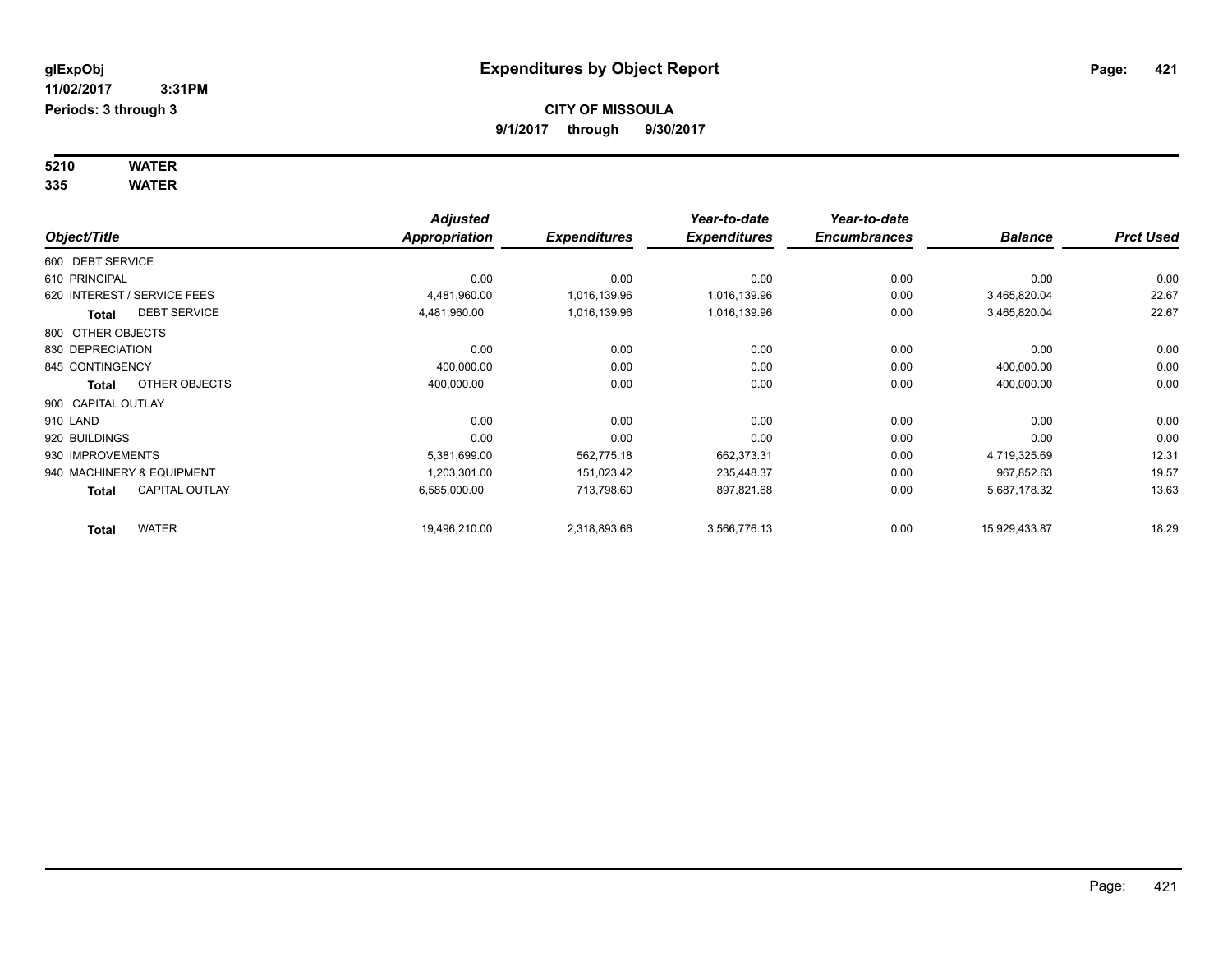# Expenditures by Object Report

glExpObj
11/02/2017 3:31PM
Periods: 3 through 3

**CITY OF MISSOULA**
**9/1/2017 through 9/30/2017**

**5210 WATER**
**335 WATER**

| Object/Title | Adjusted Appropriation | Expenditures | Year-to-date Expenditures | Year-to-date Encumbrances | Balance | Prct Used |
|---|---|---|---|---|---|---|
| 600 DEBT SERVICE | | | | | | |
| 610 PRINCIPAL | 0.00 | 0.00 | 0.00 | 0.00 | 0.00 | 0.00 |
| 620 INTEREST / SERVICE FEES | 4,481,960.00 | 1,016,139.96 | 1,016,139.96 | 0.00 | 3,465,820.04 | 22.67 |
| **Total** DEBT SERVICE | 4,481,960.00 | 1,016,139.96 | 1,016,139.96 | 0.00 | 3,465,820.04 | 22.67 |
| 800 OTHER OBJECTS | | | | | | |
| 830 DEPRECIATION | 0.00 | 0.00 | 0.00 | 0.00 | 0.00 | 0.00 |
| 845 CONTINGENCY | 400,000.00 | 0.00 | 0.00 | 0.00 | 400,000.00 | 0.00 |
| **Total** OTHER OBJECTS | 400,000.00 | 0.00 | 0.00 | 0.00 | 400,000.00 | 0.00 |
| 900 CAPITAL OUTLAY | | | | | | |
| 910 LAND | 0.00 | 0.00 | 0.00 | 0.00 | 0.00 | 0.00 |
| 920 BUILDINGS | 0.00 | 0.00 | 0.00 | 0.00 | 0.00 | 0.00 |
| 930 IMPROVEMENTS | 5,381,699.00 | 562,775.18 | 662,373.31 | 0.00 | 4,719,325.69 | 12.31 |
| 940 MACHINERY & EQUIPMENT | 1,203,301.00 | 151,023.42 | 235,448.37 | 0.00 | 967,852.63 | 19.57 |
| **Total** CAPITAL OUTLAY | 6,585,000.00 | 713,798.60 | 897,821.68 | 0.00 | 5,687,178.32 | 13.63 |
| **Total** WATER | 19,496,210.00 | 2,318,893.66 | 3,566,776.13 | 0.00 | 15,929,433.87 | 18.29 |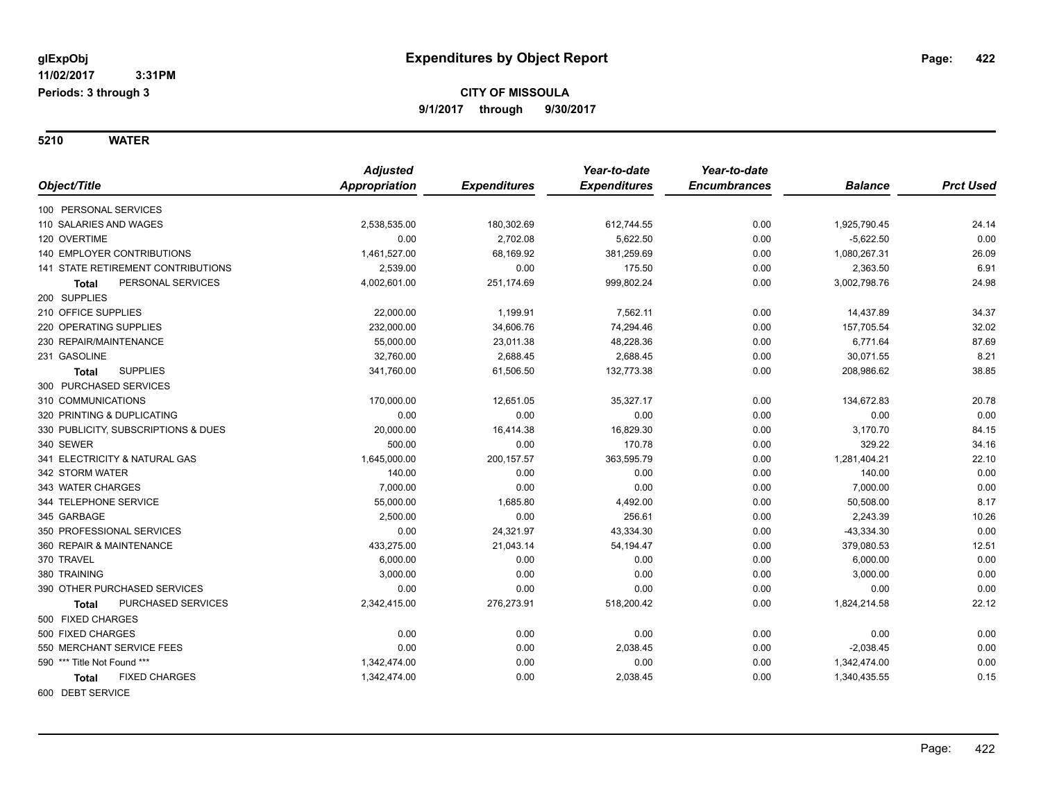**glExpObj** 
**11/02/2017 3:31PM** 
**Periods: 3 through 3**

# Expenditures by Object Report

**CITY OF MISSOULA**
**9/1/2017 through 9/30/2017**

**5210 WATER**

| Object/Title | Adjusted Appropriation | Expenditures | Year-to-date Expenditures | Year-to-date Encumbrances | Balance | Prct Used |
|---|---|---|---|---|---|---|
| 100 PERSONAL SERVICES | | | | | | |
| 110 SALARIES AND WAGES | 2,538,535.00 | 180,302.69 | 612,744.55 | 0.00 | 1,925,790.45 | 24.14 |
| 120 OVERTIME | 0.00 | 2,702.08 | 5,622.50 | 0.00 | -5,622.50 | 0.00 |
| 140 EMPLOYER CONTRIBUTIONS | 1,461,527.00 | 68,169.92 | 381,259.69 | 0.00 | 1,080,267.31 | 26.09 |
| 141 STATE RETIREMENT CONTRIBUTIONS | 2,539.00 | 0.00 | 175.50 | 0.00 | 2,363.50 | 6.91 |
| **Total** PERSONAL SERVICES | 4,002,601.00 | 251,174.69 | 999,802.24 | 0.00 | 3,002,798.76 | 24.98 |
| 200 SUPPLIES | | | | | | |
| 210 OFFICE SUPPLIES | 22,000.00 | 1,199.91 | 7,562.11 | 0.00 | 14,437.89 | 34.37 |
| 220 OPERATING SUPPLIES | 232,000.00 | 34,606.76 | 74,294.46 | 0.00 | 157,705.54 | 32.02 |
| 230 REPAIR/MAINTENANCE | 55,000.00 | 23,011.38 | 48,228.36 | 0.00 | 6,771.64 | 87.69 |
| 231 GASOLINE | 32,760.00 | 2,688.45 | 2,688.45 | 0.00 | 30,071.55 | 8.21 |
| **Total** SUPPLIES | 341,760.00 | 61,506.50 | 132,773.38 | 0.00 | 208,986.62 | 38.85 |
| 300 PURCHASED SERVICES | | | | | | |
| 310 COMMUNICATIONS | 170,000.00 | 12,651.05 | 35,327.17 | 0.00 | 134,672.83 | 20.78 |
| 320 PRINTING & DUPLICATING | 0.00 | 0.00 | 0.00 | 0.00 | 0.00 | 0.00 |
| 330 PUBLICITY, SUBSCRIPTIONS & DUES | 20,000.00 | 16,414.38 | 16,829.30 | 0.00 | 3,170.70 | 84.15 |
| 340 SEWER | 500.00 | 0.00 | 170.78 | 0.00 | 329.22 | 34.16 |
| 341 ELECTRICITY & NATURAL GAS | 1,645,000.00 | 200,157.57 | 363,595.79 | 0.00 | 1,281,404.21 | 22.10 |
| 342 STORM WATER | 140.00 | 0.00 | 0.00 | 0.00 | 140.00 | 0.00 |
| 343 WATER CHARGES | 7,000.00 | 0.00 | 0.00 | 0.00 | 7,000.00 | 0.00 |
| 344 TELEPHONE SERVICE | 55,000.00 | 1,685.80 | 4,492.00 | 0.00 | 50,508.00 | 8.17 |
| 345 GARBAGE | 2,500.00 | 0.00 | 256.61 | 0.00 | 2,243.39 | 10.26 |
| 350 PROFESSIONAL SERVICES | 0.00 | 24,321.97 | 43,334.30 | 0.00 | -43,334.30 | 0.00 |
| 360 REPAIR & MAINTENANCE | 433,275.00 | 21,043.14 | 54,194.47 | 0.00 | 379,080.53 | 12.51 |
| 370 TRAVEL | 6,000.00 | 0.00 | 0.00 | 0.00 | 6,000.00 | 0.00 |
| 380 TRAINING | 3,000.00 | 0.00 | 0.00 | 0.00 | 3,000.00 | 0.00 |
| 390 OTHER PURCHASED SERVICES | 0.00 | 0.00 | 0.00 | 0.00 | 0.00 | 0.00 |
| **Total** PURCHASED SERVICES | 2,342,415.00 | 276,273.91 | 518,200.42 | 0.00 | 1,824,214.58 | 22.12 |
| 500 FIXED CHARGES | | | | | | |
| 500 FIXED CHARGES | 0.00 | 0.00 | 0.00 | 0.00 | 0.00 | 0.00 |
| 550 MERCHANT SERVICE FEES | 0.00 | 0.00 | 2,038.45 | 0.00 | -2,038.45 | 0.00 |
| 590 *** Title Not Found *** | 1,342,474.00 | 0.00 | 0.00 | 0.00 | 1,342,474.00 | 0.00 |
| **Total** FIXED CHARGES | 1,342,474.00 | 0.00 | 2,038.45 | 0.00 | 1,340,435.55 | 0.15 |
| 600 DEBT SERVICE | | | | | | |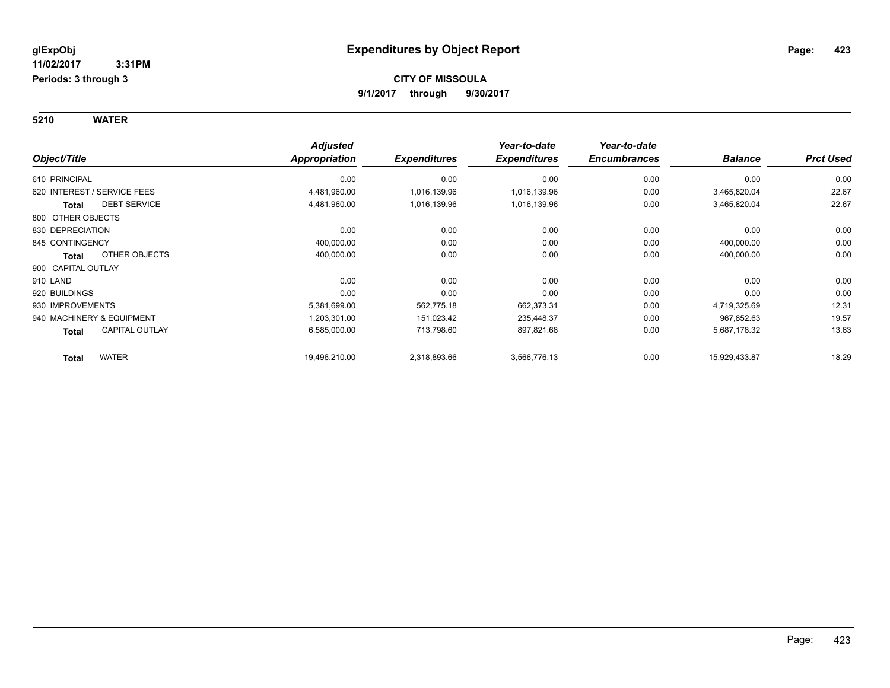**glExpObj**
**11/02/2017 3:31PM**
**Periods: 3 through 3**

# Expenditures by Object Report

**CITY OF MISSOULA**
**9/1/2017 through 9/30/2017**

## 5210 WATER

| Object/Title | Adjusted Appropriation | Expenditures | Year-to-date Expenditures | Year-to-date Encumbrances | Balance | Prct Used |
|---|---|---|---|---|---|---|
| 610 PRINCIPAL | 0.00 | 0.00 | 0.00 | 0.00 | 0.00 | 0.00 |
| 620 INTEREST / SERVICE FEES | 4,481,960.00 | 1,016,139.96 | 1,016,139.96 | 0.00 | 3,465,820.04 | 22.67 |
| **Total** DEBT SERVICE | 4,481,960.00 | 1,016,139.96 | 1,016,139.96 | 0.00 | 3,465,820.04 | 22.67 |
| 800 OTHER OBJECTS | | | | | | |
| 830 DEPRECIATION | 0.00 | 0.00 | 0.00 | 0.00 | 0.00 | 0.00 |
| 845 CONTINGENCY | 400,000.00 | 0.00 | 0.00 | 0.00 | 400,000.00 | 0.00 |
| **Total** OTHER OBJECTS | 400,000.00 | 0.00 | 0.00 | 0.00 | 400,000.00 | 0.00 |
| 900 CAPITAL OUTLAY | | | | | | |
| 910 LAND | 0.00 | 0.00 | 0.00 | 0.00 | 0.00 | 0.00 |
| 920 BUILDINGS | 0.00 | 0.00 | 0.00 | 0.00 | 0.00 | 0.00 |
| 930 IMPROVEMENTS | 5,381,699.00 | 562,775.18 | 662,373.31 | 0.00 | 4,719,325.69 | 12.31 |
| 940 MACHINERY & EQUIPMENT | 1,203,301.00 | 151,023.42 | 235,448.37 | 0.00 | 967,852.63 | 19.57 |
| **Total** CAPITAL OUTLAY | 6,585,000.00 | 713,798.60 | 897,821.68 | 0.00 | 5,687,178.32 | 13.63 |
| **Total** WATER | 19,496,210.00 | 2,318,893.66 | 3,566,776.13 | 0.00 | 15,929,433.87 | 18.29 |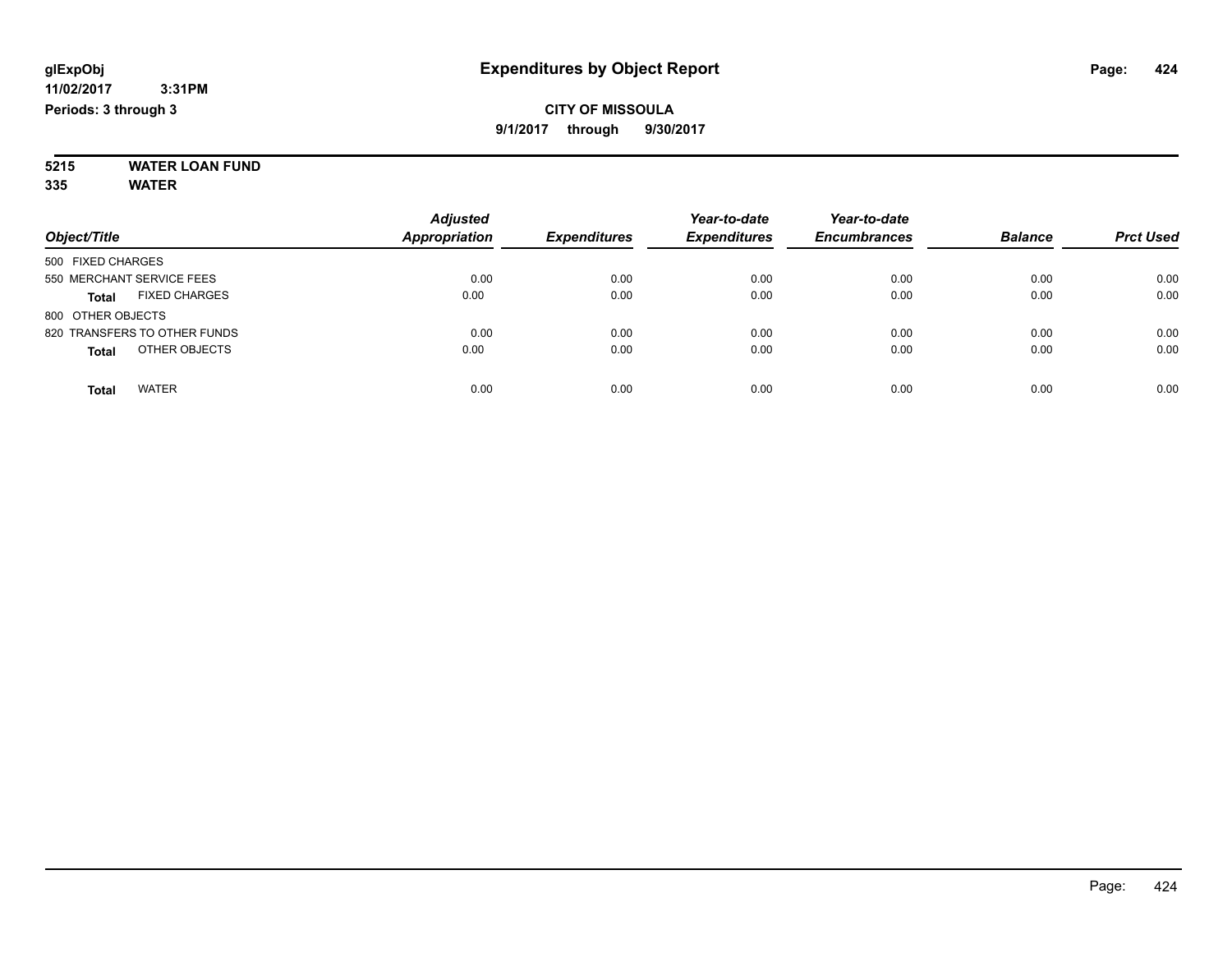**glExpObj**
**11/02/2017 3:31PM**
**Periods: 3 through 3**

# Expenditures by Object Report

**CITY OF MISSOULA**
**9/1/2017 through 9/30/2017**

**5215 WATER LOAN FUND**
**335 WATER**

| Object/Title | Adjusted Appropriation | Expenditures | Year-to-date Expenditures | Year-to-date Encumbrances | Balance | Prct Used |
|---|---|---|---|---|---|---|
| 500 FIXED CHARGES | | | | | | |
| 550 MERCHANT SERVICE FEES | 0.00 | 0.00 | 0.00 | 0.00 | 0.00 | 0.00 |
| **Total** FIXED CHARGES | 0.00 | 0.00 | 0.00 | 0.00 | 0.00 | 0.00 |
| 800 OTHER OBJECTS | | | | | | |
| 820 TRANSFERS TO OTHER FUNDS | 0.00 | 0.00 | 0.00 | 0.00 | 0.00 | 0.00 |
| **Total** OTHER OBJECTS | 0.00 | 0.00 | 0.00 | 0.00 | 0.00 | 0.00 |
| **Total** WATER | 0.00 | 0.00 | 0.00 | 0.00 | 0.00 | 0.00 |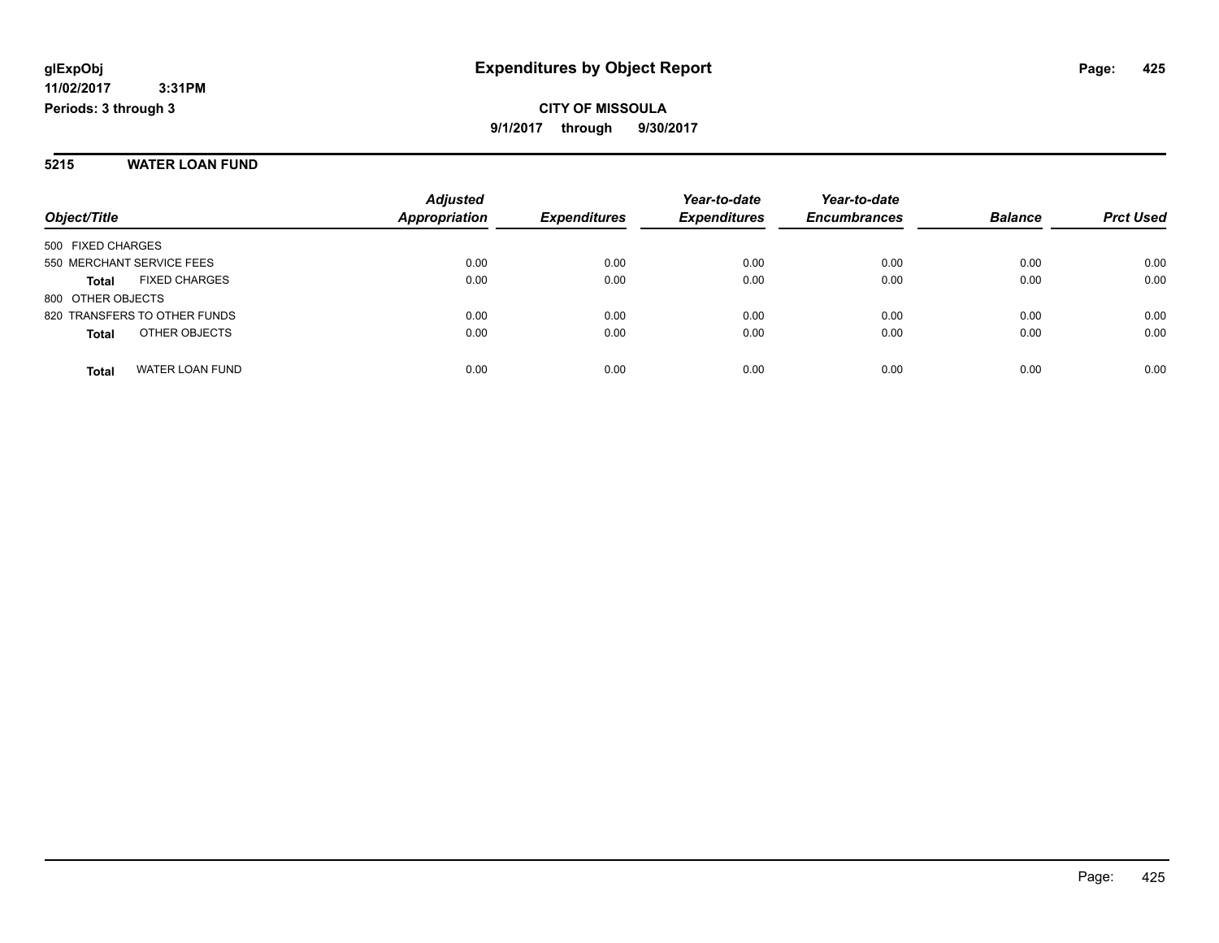# Expenditures by Object Report

**CITY OF MISSOULA**

**9/1/2017 through 9/30/2017**

glExpObj
11/02/2017 3:31PM
Periods: 3 through 3

## 5215 WATER LOAN FUND

| Object/Title | Adjusted Appropriation | Expenditures | Year-to-date Expenditures | Year-to-date Encumbrances | Balance | Prct Used |
|---|---|---|---|---|---|---|
| 500 FIXED CHARGES | | | | | | |
| 550 MERCHANT SERVICE FEES | 0.00 | 0.00 | 0.00 | 0.00 | 0.00 | 0.00 |
| **Total** FIXED CHARGES | 0.00 | 0.00 | 0.00 | 0.00 | 0.00 | 0.00 |
| 800 OTHER OBJECTS | | | | | | |
| 820 TRANSFERS TO OTHER FUNDS | 0.00 | 0.00 | 0.00 | 0.00 | 0.00 | 0.00 |
| **Total** OTHER OBJECTS | 0.00 | 0.00 | 0.00 | 0.00 | 0.00 | 0.00 |
| **Total** WATER LOAN FUND | 0.00 | 0.00 | 0.00 | 0.00 | 0.00 | 0.00 |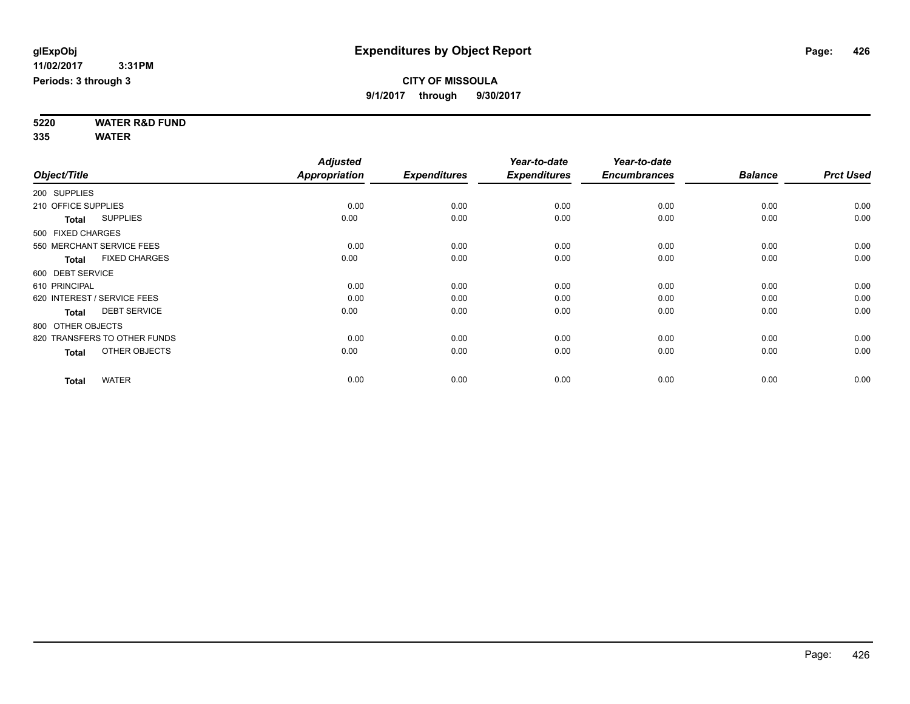**glExpObj**
**11/02/2017 3:31PM**
**Periods: 3 through 3**

# Expenditures by Object Report

**CITY OF MISSOULA**
**9/1/2017 through 9/30/2017**

**5220 WATER R&D FUND**
**335 WATER**

| Object/Title | Adjusted Appropriation | Expenditures | Year-to-date Expenditures | Year-to-date Encumbrances | Balance | Prct Used |
|---|---|---|---|---|---|---|
| 200 SUPPLIES | | | | | | |
| 210 OFFICE SUPPLIES | 0.00 | 0.00 | 0.00 | 0.00 | 0.00 | 0.00 |
| **Total** SUPPLIES | 0.00 | 0.00 | 0.00 | 0.00 | 0.00 | 0.00 |
| 500 FIXED CHARGES | | | | | | |
| 550 MERCHANT SERVICE FEES | 0.00 | 0.00 | 0.00 | 0.00 | 0.00 | 0.00 |
| **Total** FIXED CHARGES | 0.00 | 0.00 | 0.00 | 0.00 | 0.00 | 0.00 |
| 600 DEBT SERVICE | | | | | | |
| 610 PRINCIPAL | 0.00 | 0.00 | 0.00 | 0.00 | 0.00 | 0.00 |
| 620 INTEREST / SERVICE FEES | 0.00 | 0.00 | 0.00 | 0.00 | 0.00 | 0.00 |
| **Total** DEBT SERVICE | 0.00 | 0.00 | 0.00 | 0.00 | 0.00 | 0.00 |
| 800 OTHER OBJECTS | | | | | | |
| 820 TRANSFERS TO OTHER FUNDS | 0.00 | 0.00 | 0.00 | 0.00 | 0.00 | 0.00 |
| **Total** OTHER OBJECTS | 0.00 | 0.00 | 0.00 | 0.00 | 0.00 | 0.00 |
| **Total** WATER | 0.00 | 0.00 | 0.00 | 0.00 | 0.00 | 0.00 |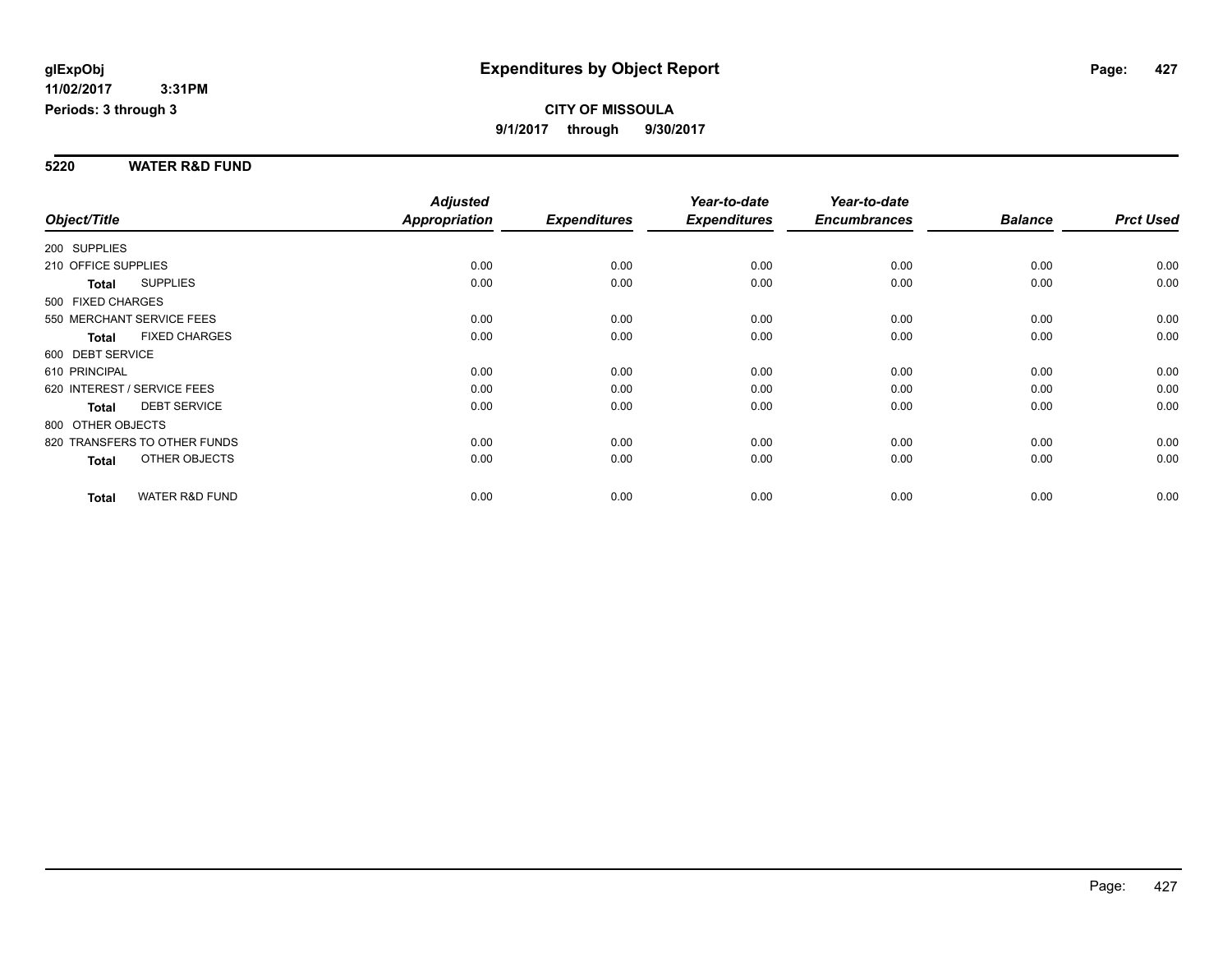glExpObj
11/02/2017 3:31PM
Periods: 3 through 3

# Expenditures by Object Report

**CITY OF MISSOULA**
**9/1/2017 through 9/30/2017**

## 5220 WATER R&D FUND

| Object/Title | Adjusted Appropriation | Expenditures | Year-to-date Expenditures | Year-to-date Encumbrances | Balance | Prct Used |
|---|---|---|---|---|---|---|
| 200 SUPPLIES | | | | | | |
| 210 OFFICE SUPPLIES | 0.00 | 0.00 | 0.00 | 0.00 | 0.00 | 0.00 |
| **Total** SUPPLIES | 0.00 | 0.00 | 0.00 | 0.00 | 0.00 | 0.00 |
| 500 FIXED CHARGES | | | | | | |
| 550 MERCHANT SERVICE FEES | 0.00 | 0.00 | 0.00 | 0.00 | 0.00 | 0.00 |
| **Total** FIXED CHARGES | 0.00 | 0.00 | 0.00 | 0.00 | 0.00 | 0.00 |
| 600 DEBT SERVICE | | | | | | |
| 610 PRINCIPAL | 0.00 | 0.00 | 0.00 | 0.00 | 0.00 | 0.00 |
| 620 INTEREST / SERVICE FEES | 0.00 | 0.00 | 0.00 | 0.00 | 0.00 | 0.00 |
| **Total** DEBT SERVICE | 0.00 | 0.00 | 0.00 | 0.00 | 0.00 | 0.00 |
| 800 OTHER OBJECTS | | | | | | |
| 820 TRANSFERS TO OTHER FUNDS | 0.00 | 0.00 | 0.00 | 0.00 | 0.00 | 0.00 |
| **Total** OTHER OBJECTS | 0.00 | 0.00 | 0.00 | 0.00 | 0.00 | 0.00 |
| **Total** WATER R&D FUND | 0.00 | 0.00 | 0.00 | 0.00 | 0.00 | 0.00 |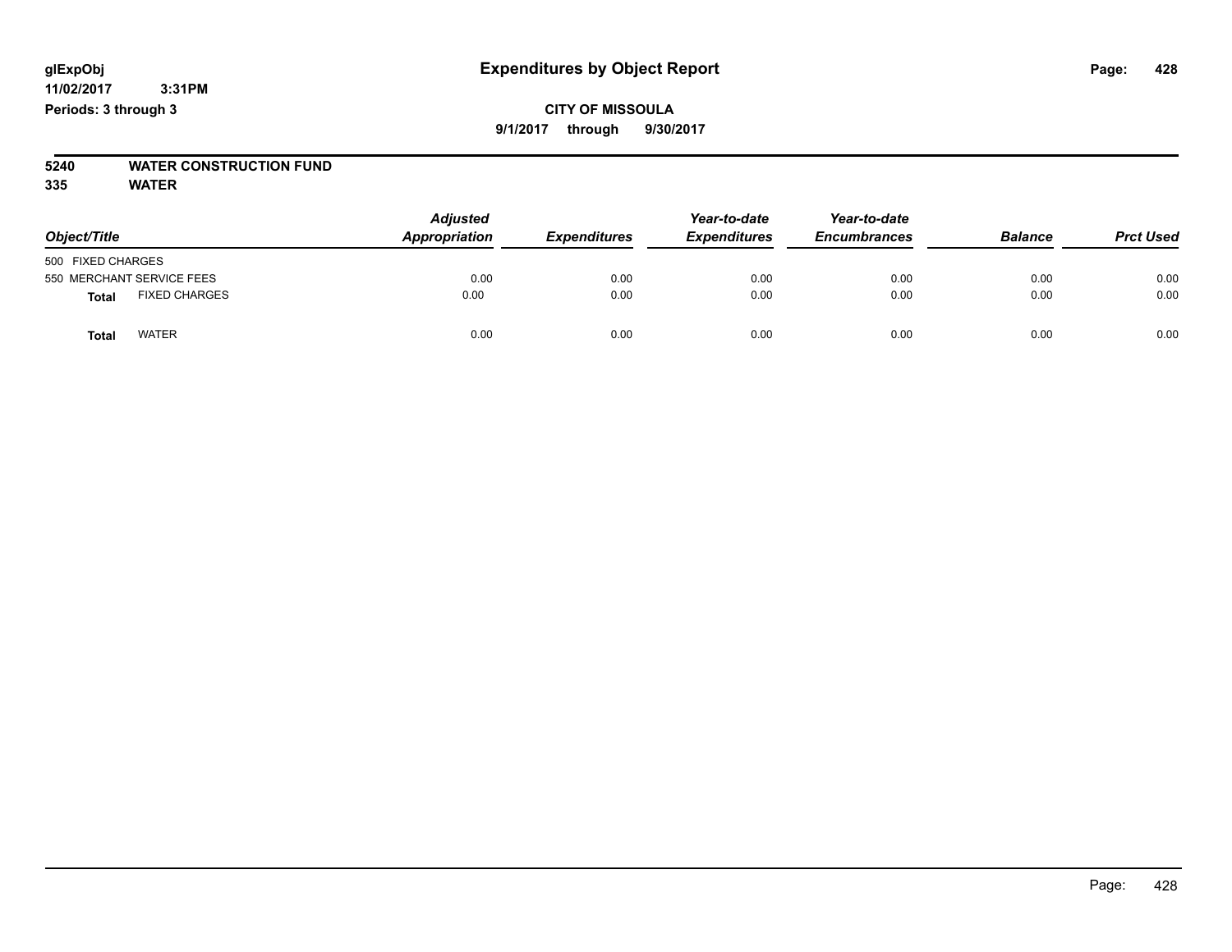**glExpObj**
**11/02/2017 3:31PM**
**Periods: 3 through 3**

# Expenditures by Object Report

**CITY OF MISSOULA**
**9/1/2017 through 9/30/2017**

**5240 WATER CONSTRUCTION FUND**
**335 WATER**

| Object/Title | Adjusted Appropriation | Expenditures | Year-to-date Expenditures | Year-to-date Encumbrances | Balance | Prct Used |
|---|---|---|---|---|---|---|
| 500 FIXED CHARGES | | | | | | |
| 550 MERCHANT SERVICE FEES | 0.00 | 0.00 | 0.00 | 0.00 | 0.00 | 0.00 |
| **Total** FIXED CHARGES | 0.00 | 0.00 | 0.00 | 0.00 | 0.00 | 0.00 |
| **Total** WATER | 0.00 | 0.00 | 0.00 | 0.00 | 0.00 | 0.00 |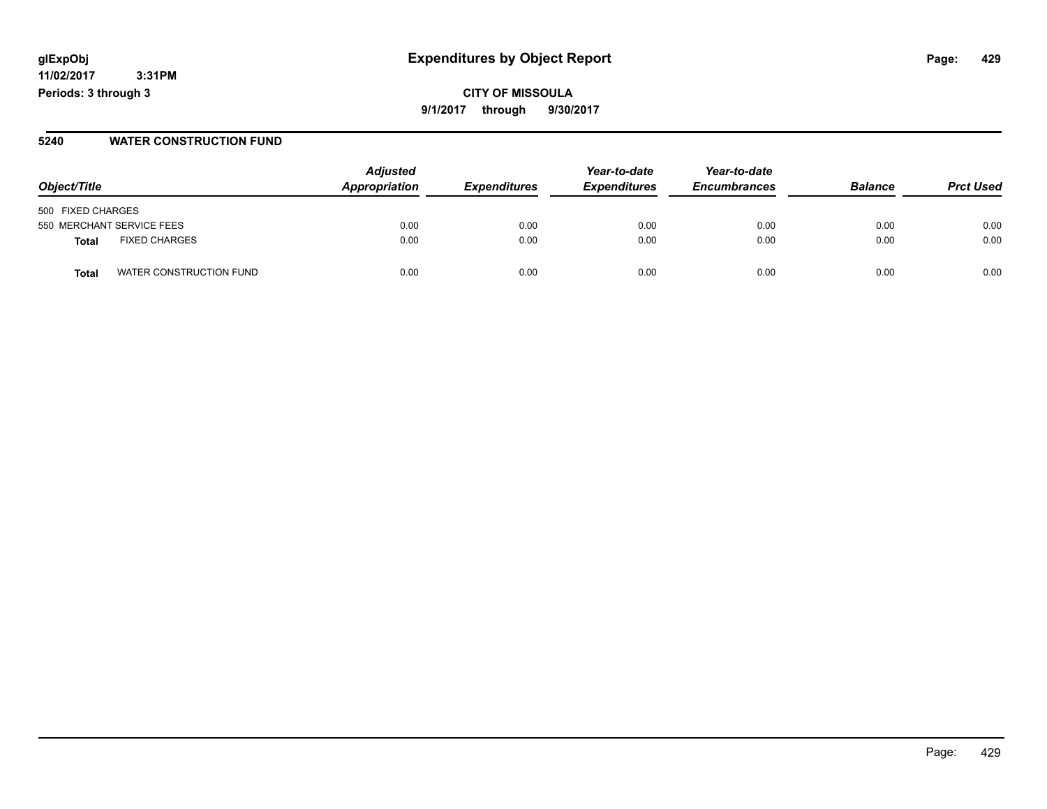glExpObj
11/02/2017 3:31PM
Periods: 3 through 3

# Expenditures by Object Report

**CITY OF MISSOULA**
**9/1/2017 through 9/30/2017**

## 5240 WATER CONSTRUCTION FUND

| Object/Title | | Adjusted Appropriation | Expenditures | Year-to-date Expenditures | Year-to-date Encumbrances | Balance | Prct Used |
|---|---|---|---|---|---|---|---|
| 500 FIXED CHARGES | | | | | | | |
| 550 MERCHANT SERVICE FEES | | 0.00 | 0.00 | 0.00 | 0.00 | 0.00 | 0.00 |
| **Total** | FIXED CHARGES | 0.00 | 0.00 | 0.00 | 0.00 | 0.00 | 0.00 |
| **Total** | WATER CONSTRUCTION FUND | 0.00 | 0.00 | 0.00 | 0.00 | 0.00 | 0.00 |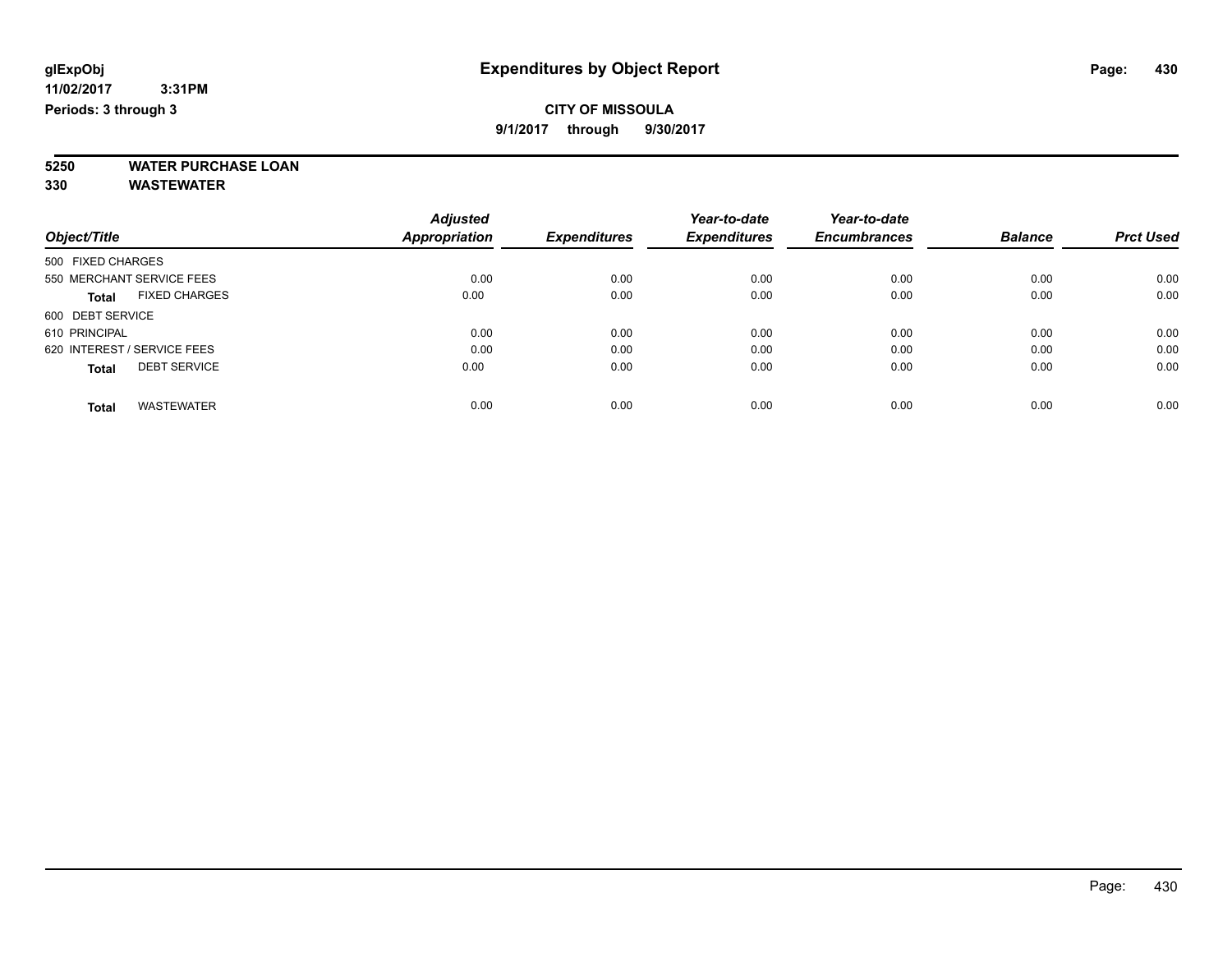**glExpObj** **Expenditures by Object Report**

**11/02/2017 3:31PM**

**Periods: 3 through 3**

**CITY OF MISSOULA**

**9/1/2017 through 9/30/2017**

**5250 WATER PURCHASE LOAN**

**330 WASTEWATER**

| Object/Title | Adjusted Appropriation | Expenditures | Year-to-date Expenditures | Year-to-date Encumbrances | Balance | Prct Used |
|---|---|---|---|---|---|---|
| 500 FIXED CHARGES | | | | | | |
| 550 MERCHANT SERVICE FEES | 0.00 | 0.00 | 0.00 | 0.00 | 0.00 | 0.00 |
| **Total** FIXED CHARGES | 0.00 | 0.00 | 0.00 | 0.00 | 0.00 | 0.00 |
| 600 DEBT SERVICE | | | | | | |
| 610 PRINCIPAL | 0.00 | 0.00 | 0.00 | 0.00 | 0.00 | 0.00 |
| 620 INTEREST / SERVICE FEES | 0.00 | 0.00 | 0.00 | 0.00 | 0.00 | 0.00 |
| **Total** DEBT SERVICE | 0.00 | 0.00 | 0.00 | 0.00 | 0.00 | 0.00 |
| **Total** WASTEWATER | 0.00 | 0.00 | 0.00 | 0.00 | 0.00 | 0.00 |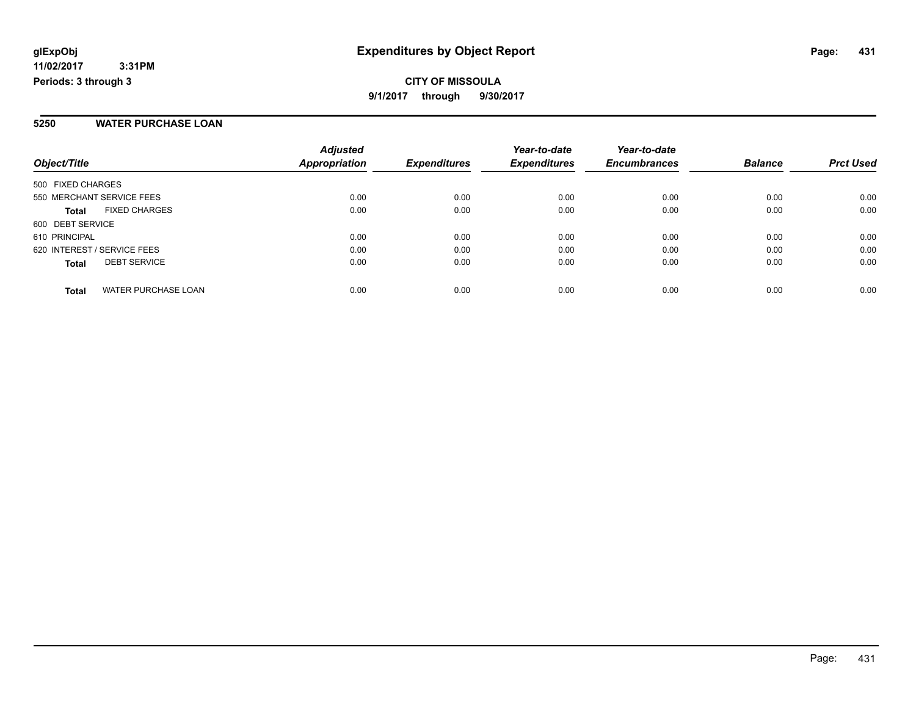# Expenditures by Object Report

glExpObj
11/02/2017 3:31PM
Periods: 3 through 3

**CITY OF MISSOULA**
**9/1/2017 through 9/30/2017**

## 5250 WATER PURCHASE LOAN

| Object/Title | | Adjusted Appropriation | Expenditures | Year-to-date Expenditures | Year-to-date Encumbrances | Balance | Prct Used |
|---|---|---|---|---|---|---|---|
| 500 FIXED CHARGES | | | | | | | |
| 550 MERCHANT SERVICE FEES | | 0.00 | 0.00 | 0.00 | 0.00 | 0.00 | 0.00 |
| **Total** | FIXED CHARGES | 0.00 | 0.00 | 0.00 | 0.00 | 0.00 | 0.00 |
| 600 DEBT SERVICE | | | | | | | |
| 610 PRINCIPAL | | 0.00 | 0.00 | 0.00 | 0.00 | 0.00 | 0.00 |
| 620 INTEREST / SERVICE FEES | | 0.00 | 0.00 | 0.00 | 0.00 | 0.00 | 0.00 |
| **Total** | DEBT SERVICE | 0.00 | 0.00 | 0.00 | 0.00 | 0.00 | 0.00 |
| **Total** | WATER PURCHASE LOAN | 0.00 | 0.00 | 0.00 | 0.00 | 0.00 | 0.00 |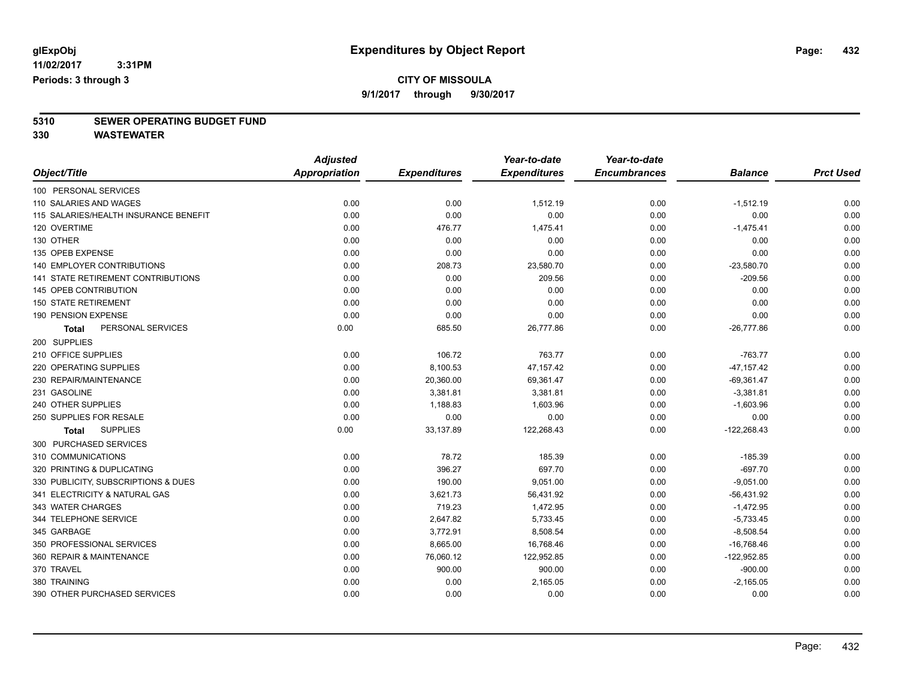**glExpObj** **Expenditures by Object Report**

**11/02/2017 3:31PM**

**Periods: 3 through 3**

**CITY OF MISSOULA**

**9/1/2017 through 9/30/2017**

## 5310 SEWER OPERATING BUDGET FUND

## 330 WASTEWATER

| Object/Title | Adjusted Appropriation | Expenditures | Year-to-date Expenditures | Year-to-date Encumbrances | Balance | Prct Used |
|---|---|---|---|---|---|---|
| 100 PERSONAL SERVICES | | | | | | |
| 110 SALARIES AND WAGES | 0.00 | 0.00 | 1,512.19 | 0.00 | -1,512.19 | 0.00 |
| 115 SALARIES/HEALTH INSURANCE BENEFIT | 0.00 | 0.00 | 0.00 | 0.00 | 0.00 | 0.00 |
| 120 OVERTIME | 0.00 | 476.77 | 1,475.41 | 0.00 | -1,475.41 | 0.00 |
| 130 OTHER | 0.00 | 0.00 | 0.00 | 0.00 | 0.00 | 0.00 |
| 135 OPEB EXPENSE | 0.00 | 0.00 | 0.00 | 0.00 | 0.00 | 0.00 |
| 140 EMPLOYER CONTRIBUTIONS | 0.00 | 208.73 | 23,580.70 | 0.00 | -23,580.70 | 0.00 |
| 141 STATE RETIREMENT CONTRIBUTIONS | 0.00 | 0.00 | 209.56 | 0.00 | -209.56 | 0.00 |
| 145 OPEB CONTRIBUTION | 0.00 | 0.00 | 0.00 | 0.00 | 0.00 | 0.00 |
| 150 STATE RETIREMENT | 0.00 | 0.00 | 0.00 | 0.00 | 0.00 | 0.00 |
| 190 PENSION EXPENSE | 0.00 | 0.00 | 0.00 | 0.00 | 0.00 | 0.00 |
| **Total** PERSONAL SERVICES | 0.00 | 685.50 | 26,777.86 | 0.00 | -26,777.86 | 0.00 |
| 200 SUPPLIES | | | | | | |
| 210 OFFICE SUPPLIES | 0.00 | 106.72 | 763.77 | 0.00 | -763.77 | 0.00 |
| 220 OPERATING SUPPLIES | 0.00 | 8,100.53 | 47,157.42 | 0.00 | -47,157.42 | 0.00 |
| 230 REPAIR/MAINTENANCE | 0.00 | 20,360.00 | 69,361.47 | 0.00 | -69,361.47 | 0.00 |
| 231 GASOLINE | 0.00 | 3,381.81 | 3,381.81 | 0.00 | -3,381.81 | 0.00 |
| 240 OTHER SUPPLIES | 0.00 | 1,188.83 | 1,603.96 | 0.00 | -1,603.96 | 0.00 |
| 250 SUPPLIES FOR RESALE | 0.00 | 0.00 | 0.00 | 0.00 | 0.00 | 0.00 |
| **Total** SUPPLIES | 0.00 | 33,137.89 | 122,268.43 | 0.00 | -122,268.43 | 0.00 |
| 300 PURCHASED SERVICES | | | | | | |
| 310 COMMUNICATIONS | 0.00 | 78.72 | 185.39 | 0.00 | -185.39 | 0.00 |
| 320 PRINTING & DUPLICATING | 0.00 | 396.27 | 697.70 | 0.00 | -697.70 | 0.00 |
| 330 PUBLICITY, SUBSCRIPTIONS & DUES | 0.00 | 190.00 | 9,051.00 | 0.00 | -9,051.00 | 0.00 |
| 341 ELECTRICITY & NATURAL GAS | 0.00 | 3,621.73 | 56,431.92 | 0.00 | -56,431.92 | 0.00 |
| 343 WATER CHARGES | 0.00 | 719.23 | 1,472.95 | 0.00 | -1,472.95 | 0.00 |
| 344 TELEPHONE SERVICE | 0.00 | 2,647.82 | 5,733.45 | 0.00 | -5,733.45 | 0.00 |
| 345 GARBAGE | 0.00 | 3,772.91 | 8,508.54 | 0.00 | -8,508.54 | 0.00 |
| 350 PROFESSIONAL SERVICES | 0.00 | 8,665.00 | 16,768.46 | 0.00 | -16,768.46 | 0.00 |
| 360 REPAIR & MAINTENANCE | 0.00 | 76,060.12 | 122,952.85 | 0.00 | -122,952.85 | 0.00 |
| 370 TRAVEL | 0.00 | 900.00 | 900.00 | 0.00 | -900.00 | 0.00 |
| 380 TRAINING | 0.00 | 0.00 | 2,165.05 | 0.00 | -2,165.05 | 0.00 |
| 390 OTHER PURCHASED SERVICES | 0.00 | 0.00 | 0.00 | 0.00 | 0.00 | 0.00 |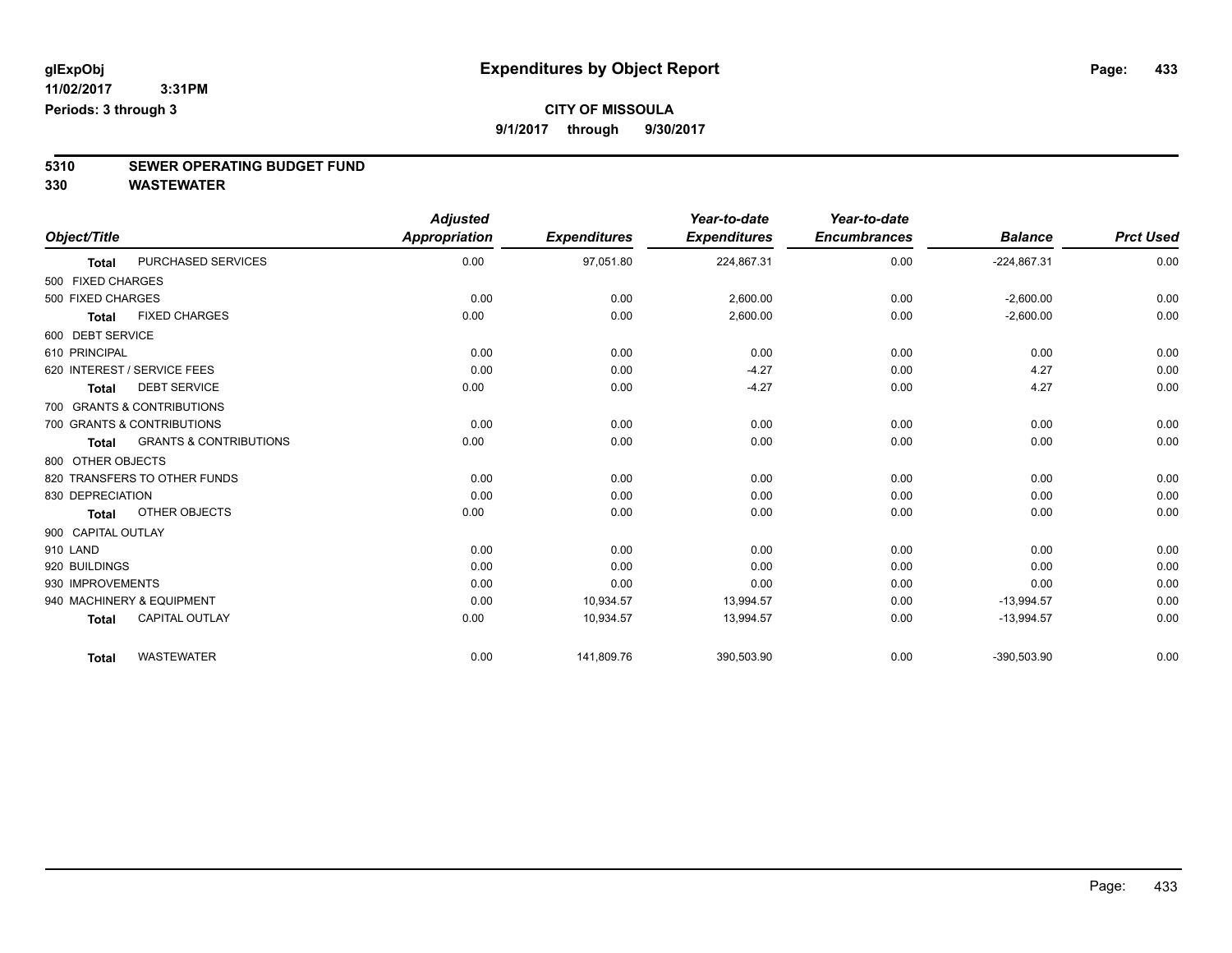glExpObj
11/02/2017 3:31PM
Periods: 3 through 3

# Expenditures by Object Report

**CITY OF MISSOULA**

**9/1/2017 through 9/30/2017**

## 5310 SEWER OPERATING BUDGET FUND
## 330 WASTEWATER

| Object/Title | | Adjusted Appropriation | Expenditures | Year-to-date Expenditures | Year-to-date Encumbrances | Balance | Prct Used |
|---|---|---|---|---|---|---|---|
| Total | PURCHASED SERVICES | 0.00 | 97,051.80 | 224,867.31 | 0.00 | -224,867.31 | 0.00 |
| 500 FIXED CHARGES | | | | | | | |
| 500 FIXED CHARGES | | 0.00 | 0.00 | 2,600.00 | 0.00 | -2,600.00 | 0.00 |
| Total | FIXED CHARGES | 0.00 | 0.00 | 2,600.00 | 0.00 | -2,600.00 | 0.00 |
| 600 DEBT SERVICE | | | | | | | |
| 610 PRINCIPAL | | 0.00 | 0.00 | 0.00 | 0.00 | 0.00 | 0.00 |
| 620 INTEREST / SERVICE FEES | | 0.00 | 0.00 | -4.27 | 0.00 | 4.27 | 0.00 |
| Total | DEBT SERVICE | 0.00 | 0.00 | -4.27 | 0.00 | 4.27 | 0.00 |
| 700 GRANTS & CONTRIBUTIONS | | | | | | | |
| 700 GRANTS & CONTRIBUTIONS | | 0.00 | 0.00 | 0.00 | 0.00 | 0.00 | 0.00 |
| Total | GRANTS & CONTRIBUTIONS | 0.00 | 0.00 | 0.00 | 0.00 | 0.00 | 0.00 |
| 800 OTHER OBJECTS | | | | | | | |
| 820 TRANSFERS TO OTHER FUNDS | | 0.00 | 0.00 | 0.00 | 0.00 | 0.00 | 0.00 |
| 830 DEPRECIATION | | 0.00 | 0.00 | 0.00 | 0.00 | 0.00 | 0.00 |
| Total | OTHER OBJECTS | 0.00 | 0.00 | 0.00 | 0.00 | 0.00 | 0.00 |
| 900 CAPITAL OUTLAY | | | | | | | |
| 910 LAND | | 0.00 | 0.00 | 0.00 | 0.00 | 0.00 | 0.00 |
| 920 BUILDINGS | | 0.00 | 0.00 | 0.00 | 0.00 | 0.00 | 0.00 |
| 930 IMPROVEMENTS | | 0.00 | 0.00 | 0.00 | 0.00 | 0.00 | 0.00 |
| 940 MACHINERY & EQUIPMENT | | 0.00 | 10,934.57 | 13,994.57 | 0.00 | -13,994.57 | 0.00 |
| Total | CAPITAL OUTLAY | 0.00 | 10,934.57 | 13,994.57 | 0.00 | -13,994.57 | 0.00 |
| Total | WASTEWATER | 0.00 | 141,809.76 | 390,503.90 | 0.00 | -390,503.90 | 0.00 |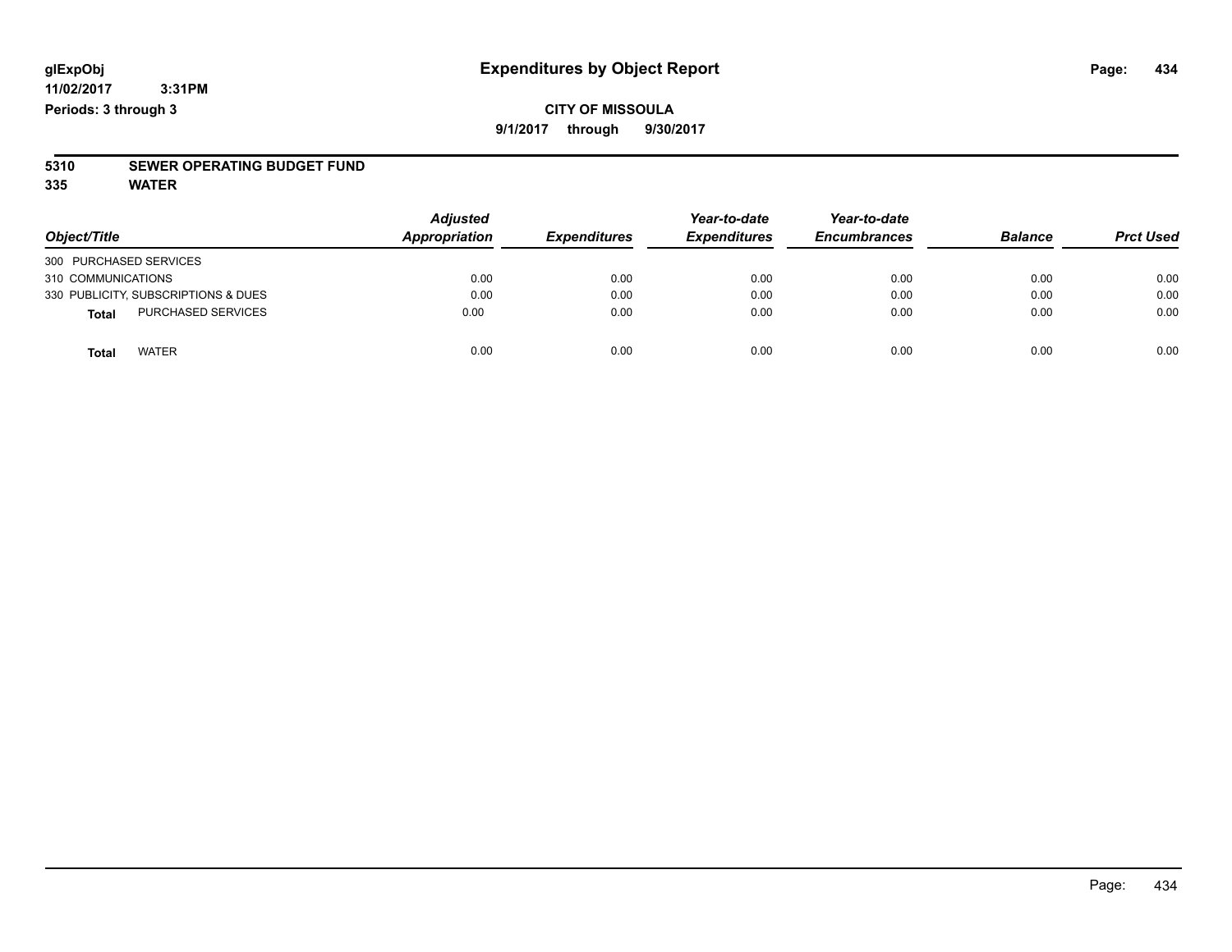# Expenditures by Object Report

glExpObj
11/02/2017 3:31PM
Periods: 3 through 3

**CITY OF MISSOULA**
**9/1/2017 through 9/30/2017**

## 5310 SEWER OPERATING BUDGET FUND
## 335 WATER

| Object/Title | Adjusted Appropriation | Expenditures | Year-to-date Expenditures | Year-to-date Encumbrances | Balance | Prct Used |
|---|---|---|---|---|---|---|
| 300 PURCHASED SERVICES | | | | | | |
| 310 COMMUNICATIONS | 0.00 | 0.00 | 0.00 | 0.00 | 0.00 | 0.00 |
| 330 PUBLICITY, SUBSCRIPTIONS & DUES | 0.00 | 0.00 | 0.00 | 0.00 | 0.00 | 0.00 |
| **Total** PURCHASED SERVICES | 0.00 | 0.00 | 0.00 | 0.00 | 0.00 | 0.00 |
| **Total** WATER | 0.00 | 0.00 | 0.00 | 0.00 | 0.00 | 0.00 |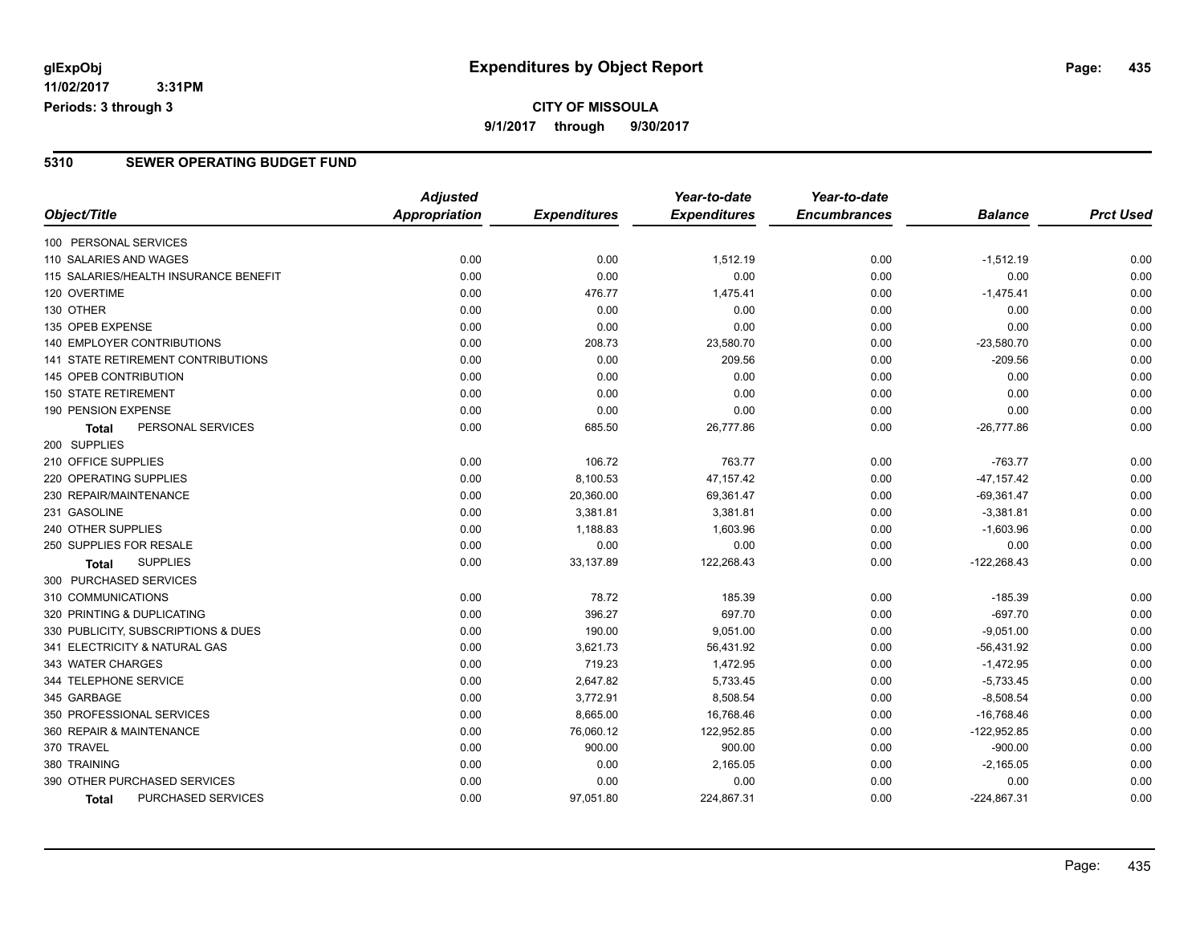glExpObj
11/02/2017 3:31PM
Periods: 3 through 3

# Expenditures by Object Report

**CITY OF MISSOULA**
9/1/2017 through 9/30/2017

## 5310 SEWER OPERATING BUDGET FUND

| Object/Title | Adjusted Appropriation | Expenditures | Year-to-date Expenditures | Year-to-date Encumbrances | Balance | Prct Used |
|---|---|---|---|---|---|---|
| 100 PERSONAL SERVICES | | | | | | |
| 110 SALARIES AND WAGES | 0.00 | 0.00 | 1,512.19 | 0.00 | -1,512.19 | 0.00 |
| 115 SALARIES/HEALTH INSURANCE BENEFIT | 0.00 | 0.00 | 0.00 | 0.00 | 0.00 | 0.00 |
| 120 OVERTIME | 0.00 | 476.77 | 1,475.41 | 0.00 | -1,475.41 | 0.00 |
| 130 OTHER | 0.00 | 0.00 | 0.00 | 0.00 | 0.00 | 0.00 |
| 135 OPEB EXPENSE | 0.00 | 0.00 | 0.00 | 0.00 | 0.00 | 0.00 |
| 140 EMPLOYER CONTRIBUTIONS | 0.00 | 208.73 | 23,580.70 | 0.00 | -23,580.70 | 0.00 |
| 141 STATE RETIREMENT CONTRIBUTIONS | 0.00 | 0.00 | 209.56 | 0.00 | -209.56 | 0.00 |
| 145 OPEB CONTRIBUTION | 0.00 | 0.00 | 0.00 | 0.00 | 0.00 | 0.00 |
| 150 STATE RETIREMENT | 0.00 | 0.00 | 0.00 | 0.00 | 0.00 | 0.00 |
| 190 PENSION EXPENSE | 0.00 | 0.00 | 0.00 | 0.00 | 0.00 | 0.00 |
| **Total** PERSONAL SERVICES | 0.00 | 685.50 | 26,777.86 | 0.00 | -26,777.86 | 0.00 |
| 200 SUPPLIES | | | | | | |
| 210 OFFICE SUPPLIES | 0.00 | 106.72 | 763.77 | 0.00 | -763.77 | 0.00 |
| 220 OPERATING SUPPLIES | 0.00 | 8,100.53 | 47,157.42 | 0.00 | -47,157.42 | 0.00 |
| 230 REPAIR/MAINTENANCE | 0.00 | 20,360.00 | 69,361.47 | 0.00 | -69,361.47 | 0.00 |
| 231 GASOLINE | 0.00 | 3,381.81 | 3,381.81 | 0.00 | -3,381.81 | 0.00 |
| 240 OTHER SUPPLIES | 0.00 | 1,188.83 | 1,603.96 | 0.00 | -1,603.96 | 0.00 |
| 250 SUPPLIES FOR RESALE | 0.00 | 0.00 | 0.00 | 0.00 | 0.00 | 0.00 |
| **Total** SUPPLIES | 0.00 | 33,137.89 | 122,268.43 | 0.00 | -122,268.43 | 0.00 |
| 300 PURCHASED SERVICES | | | | | | |
| 310 COMMUNICATIONS | 0.00 | 78.72 | 185.39 | 0.00 | -185.39 | 0.00 |
| 320 PRINTING & DUPLICATING | 0.00 | 396.27 | 697.70 | 0.00 | -697.70 | 0.00 |
| 330 PUBLICITY, SUBSCRIPTIONS & DUES | 0.00 | 190.00 | 9,051.00 | 0.00 | -9,051.00 | 0.00 |
| 341 ELECTRICITY & NATURAL GAS | 0.00 | 3,621.73 | 56,431.92 | 0.00 | -56,431.92 | 0.00 |
| 343 WATER CHARGES | 0.00 | 719.23 | 1,472.95 | 0.00 | -1,472.95 | 0.00 |
| 344 TELEPHONE SERVICE | 0.00 | 2,647.82 | 5,733.45 | 0.00 | -5,733.45 | 0.00 |
| 345 GARBAGE | 0.00 | 3,772.91 | 8,508.54 | 0.00 | -8,508.54 | 0.00 |
| 350 PROFESSIONAL SERVICES | 0.00 | 8,665.00 | 16,768.46 | 0.00 | -16,768.46 | 0.00 |
| 360 REPAIR & MAINTENANCE | 0.00 | 76,060.12 | 122,952.85 | 0.00 | -122,952.85 | 0.00 |
| 370 TRAVEL | 0.00 | 900.00 | 900.00 | 0.00 | -900.00 | 0.00 |
| 380 TRAINING | 0.00 | 0.00 | 2,165.05 | 0.00 | -2,165.05 | 0.00 |
| 390 OTHER PURCHASED SERVICES | 0.00 | 0.00 | 0.00 | 0.00 | 0.00 | 0.00 |
| **Total** PURCHASED SERVICES | 0.00 | 97,051.80 | 224,867.31 | 0.00 | -224,867.31 | 0.00 |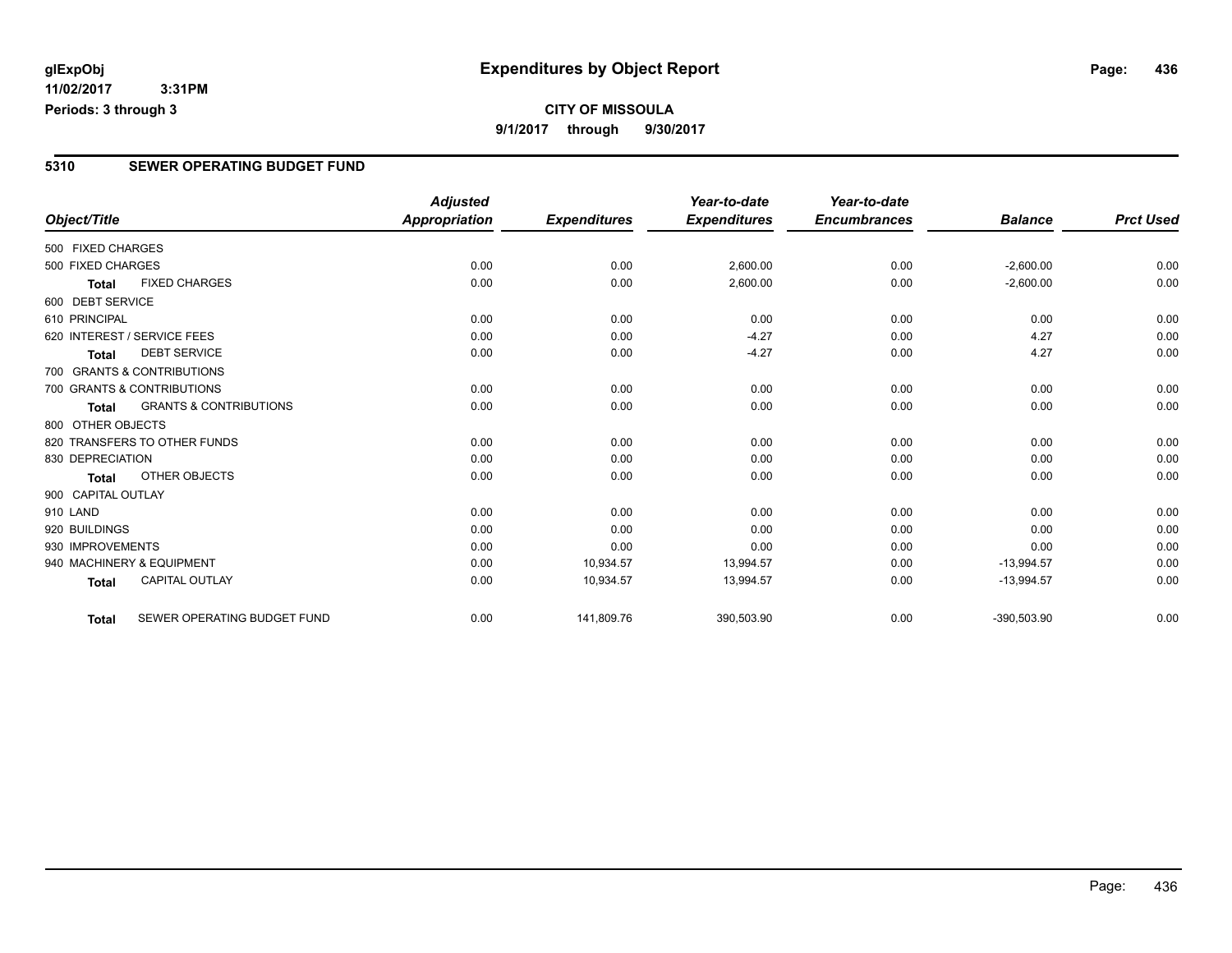# Expenditures by Object Report

glExpObj
11/02/2017 3:31PM
Periods: 3 through 3

**CITY OF MISSOULA**
9/1/2017 through 9/30/2017

## 5310 SEWER OPERATING BUDGET FUND

| Object/Title | | Adjusted Appropriation | Expenditures | Year-to-date Expenditures | Year-to-date Encumbrances | Balance | Prct Used |
|---|---|---|---|---|---|---|---|
| 500 FIXED CHARGES | | | | | | | |
| 500 FIXED CHARGES | | 0.00 | 0.00 | 2,600.00 | 0.00 | -2,600.00 | 0.00 |
| **Total** | FIXED CHARGES | 0.00 | 0.00 | 2,600.00 | 0.00 | -2,600.00 | 0.00 |
| 600 DEBT SERVICE | | | | | | | |
| 610 PRINCIPAL | | 0.00 | 0.00 | 0.00 | 0.00 | 0.00 | 0.00 |
| 620 INTEREST / SERVICE FEES | | 0.00 | 0.00 | -4.27 | 0.00 | 4.27 | 0.00 |
| **Total** | DEBT SERVICE | 0.00 | 0.00 | -4.27 | 0.00 | 4.27 | 0.00 |
| 700 GRANTS & CONTRIBUTIONS | | | | | | | |
| 700 GRANTS & CONTRIBUTIONS | | 0.00 | 0.00 | 0.00 | 0.00 | 0.00 | 0.00 |
| **Total** | GRANTS & CONTRIBUTIONS | 0.00 | 0.00 | 0.00 | 0.00 | 0.00 | 0.00 |
| 800 OTHER OBJECTS | | | | | | | |
| 820 TRANSFERS TO OTHER FUNDS | | 0.00 | 0.00 | 0.00 | 0.00 | 0.00 | 0.00 |
| 830 DEPRECIATION | | 0.00 | 0.00 | 0.00 | 0.00 | 0.00 | 0.00 |
| **Total** | OTHER OBJECTS | 0.00 | 0.00 | 0.00 | 0.00 | 0.00 | 0.00 |
| 900 CAPITAL OUTLAY | | | | | | | |
| 910 LAND | | 0.00 | 0.00 | 0.00 | 0.00 | 0.00 | 0.00 |
| 920 BUILDINGS | | 0.00 | 0.00 | 0.00 | 0.00 | 0.00 | 0.00 |
| 930 IMPROVEMENTS | | 0.00 | 0.00 | 0.00 | 0.00 | 0.00 | 0.00 |
| 940 MACHINERY & EQUIPMENT | | 0.00 | 10,934.57 | 13,994.57 | 0.00 | -13,994.57 | 0.00 |
| **Total** | CAPITAL OUTLAY | 0.00 | 10,934.57 | 13,994.57 | 0.00 | -13,994.57 | 0.00 |
| **Total** | SEWER OPERATING BUDGET FUND | 0.00 | 141,809.76 | 390,503.90 | 0.00 | -390,503.90 | 0.00 |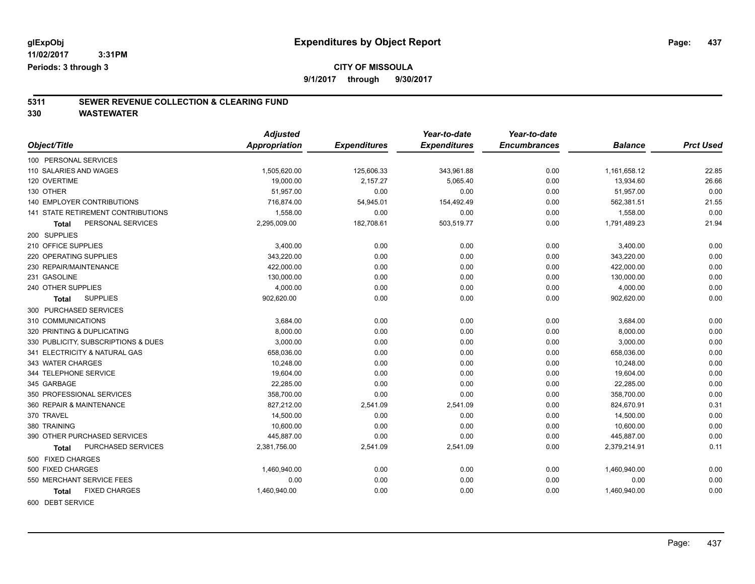**glExpObj**
**11/02/2017 3:31PM**
**Periods: 3 through 3**

# Expenditures by Object Report

**CITY OF MISSOULA**
**9/1/2017 through 9/30/2017**

## 5311 SEWER REVENUE COLLECTION & CLEARING FUND
## 330 WASTEWATER

| Object/Title | Adjusted Appropriation | Expenditures | Year-to-date Expenditures | Year-to-date Encumbrances | Balance | Prct Used |
|---|---|---|---|---|---|---|
| 100 PERSONAL SERVICES | | | | | | |
| 110 SALARIES AND WAGES | 1,505,620.00 | 125,606.33 | 343,961.88 | 0.00 | 1,161,658.12 | 22.85 |
| 120 OVERTIME | 19,000.00 | 2,157.27 | 5,065.40 | 0.00 | 13,934.60 | 26.66 |
| 130 OTHER | 51,957.00 | 0.00 | 0.00 | 0.00 | 51,957.00 | 0.00 |
| 140 EMPLOYER CONTRIBUTIONS | 716,874.00 | 54,945.01 | 154,492.49 | 0.00 | 562,381.51 | 21.55 |
| 141 STATE RETIREMENT CONTRIBUTIONS | 1,558.00 | 0.00 | 0.00 | 0.00 | 1,558.00 | 0.00 |
| **Total** PERSONAL SERVICES | 2,295,009.00 | 182,708.61 | 503,519.77 | 0.00 | 1,791,489.23 | 21.94 |
| 200 SUPPLIES | | | | | | |
| 210 OFFICE SUPPLIES | 3,400.00 | 0.00 | 0.00 | 0.00 | 3,400.00 | 0.00 |
| 220 OPERATING SUPPLIES | 343,220.00 | 0.00 | 0.00 | 0.00 | 343,220.00 | 0.00 |
| 230 REPAIR/MAINTENANCE | 422,000.00 | 0.00 | 0.00 | 0.00 | 422,000.00 | 0.00 |
| 231 GASOLINE | 130,000.00 | 0.00 | 0.00 | 0.00 | 130,000.00 | 0.00 |
| 240 OTHER SUPPLIES | 4,000.00 | 0.00 | 0.00 | 0.00 | 4,000.00 | 0.00 |
| **Total** SUPPLIES | 902,620.00 | 0.00 | 0.00 | 0.00 | 902,620.00 | 0.00 |
| 300 PURCHASED SERVICES | | | | | | |
| 310 COMMUNICATIONS | 3,684.00 | 0.00 | 0.00 | 0.00 | 3,684.00 | 0.00 |
| 320 PRINTING & DUPLICATING | 8,000.00 | 0.00 | 0.00 | 0.00 | 8,000.00 | 0.00 |
| 330 PUBLICITY, SUBSCRIPTIONS & DUES | 3,000.00 | 0.00 | 0.00 | 0.00 | 3,000.00 | 0.00 |
| 341 ELECTRICITY & NATURAL GAS | 658,036.00 | 0.00 | 0.00 | 0.00 | 658,036.00 | 0.00 |
| 343 WATER CHARGES | 10,248.00 | 0.00 | 0.00 | 0.00 | 10,248.00 | 0.00 |
| 344 TELEPHONE SERVICE | 19,604.00 | 0.00 | 0.00 | 0.00 | 19,604.00 | 0.00 |
| 345 GARBAGE | 22,285.00 | 0.00 | 0.00 | 0.00 | 22,285.00 | 0.00 |
| 350 PROFESSIONAL SERVICES | 358,700.00 | 0.00 | 0.00 | 0.00 | 358,700.00 | 0.00 |
| 360 REPAIR & MAINTENANCE | 827,212.00 | 2,541.09 | 2,541.09 | 0.00 | 824,670.91 | 0.31 |
| 370 TRAVEL | 14,500.00 | 0.00 | 0.00 | 0.00 | 14,500.00 | 0.00 |
| 380 TRAINING | 10,600.00 | 0.00 | 0.00 | 0.00 | 10,600.00 | 0.00 |
| 390 OTHER PURCHASED SERVICES | 445,887.00 | 0.00 | 0.00 | 0.00 | 445,887.00 | 0.00 |
| **Total** PURCHASED SERVICES | 2,381,756.00 | 2,541.09 | 2,541.09 | 0.00 | 2,379,214.91 | 0.11 |
| 500 FIXED CHARGES | | | | | | |
| 500 FIXED CHARGES | 1,460,940.00 | 0.00 | 0.00 | 0.00 | 1,460,940.00 | 0.00 |
| 550 MERCHANT SERVICE FEES | 0.00 | 0.00 | 0.00 | 0.00 | 0.00 | 0.00 |
| **Total** FIXED CHARGES | 1,460,940.00 | 0.00 | 0.00 | 0.00 | 1,460,940.00 | 0.00 |
| 600 DEBT SERVICE | | | | | | |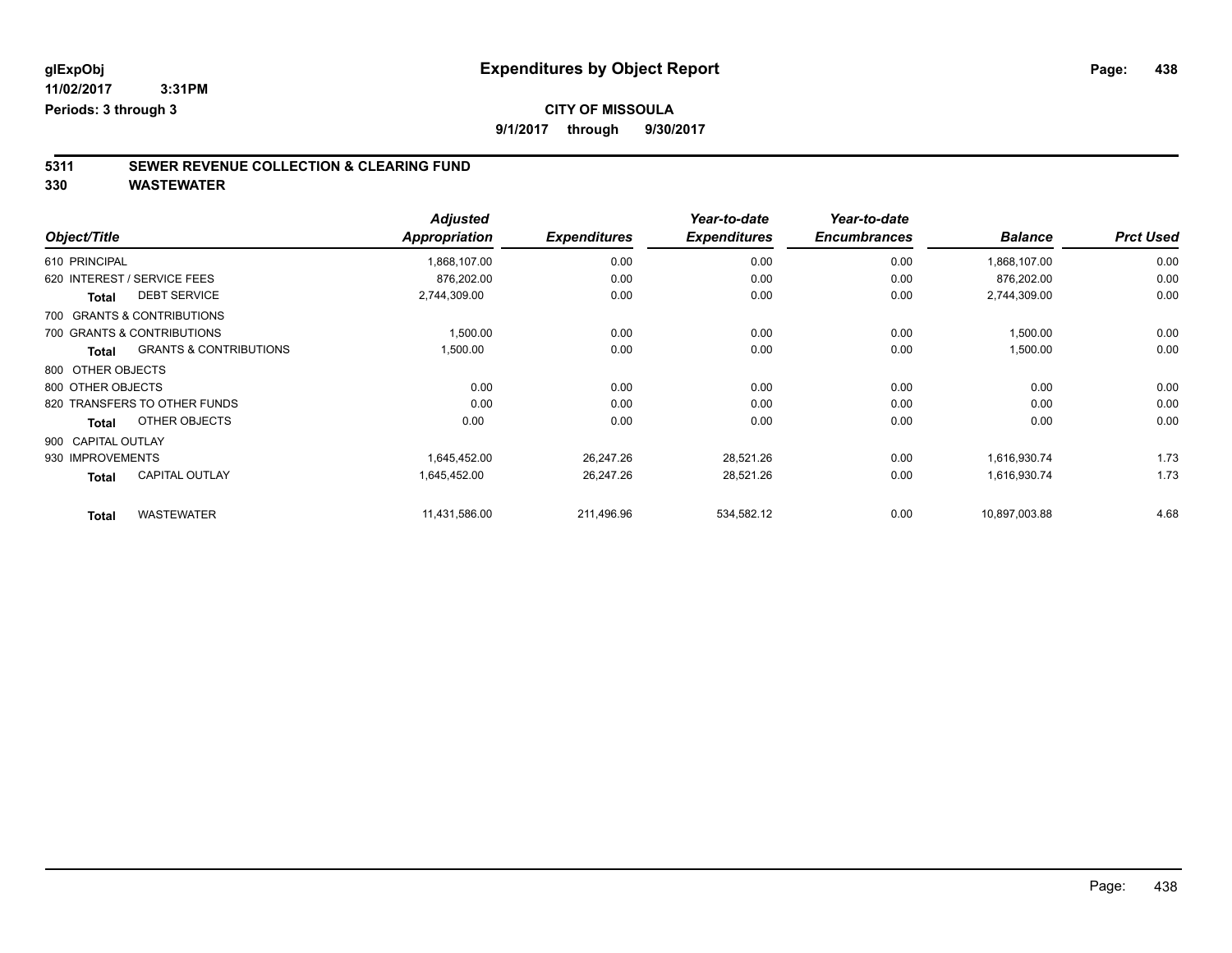**glExpObj** **Expenditures by Object Report**

**11/02/2017 3:31PM**

**Periods: 3 through 3**

**CITY OF MISSOULA**

**9/1/2017 through 9/30/2017**

## 5311 SEWER REVENUE COLLECTION & CLEARING FUND

## 330 WASTEWATER

| Object/Title | | Adjusted Appropriation | Expenditures | Year-to-date Expenditures | Year-to-date Encumbrances | Balance | Prct Used |
|---|---|---|---|---|---|---|---|
| 610 PRINCIPAL | | 1,868,107.00 | 0.00 | 0.00 | 0.00 | 1,868,107.00 | 0.00 |
| 620 INTEREST / SERVICE FEES | | 876,202.00 | 0.00 | 0.00 | 0.00 | 876,202.00 | 0.00 |
| Total | DEBT SERVICE | 2,744,309.00 | 0.00 | 0.00 | 0.00 | 2,744,309.00 | 0.00 |
| 700 GRANTS & CONTRIBUTIONS | | | | | | | |
| 700 GRANTS & CONTRIBUTIONS | | 1,500.00 | 0.00 | 0.00 | 0.00 | 1,500.00 | 0.00 |
| Total | GRANTS & CONTRIBUTIONS | 1,500.00 | 0.00 | 0.00 | 0.00 | 1,500.00 | 0.00 |
| 800 OTHER OBJECTS | | | | | | | |
| 800 OTHER OBJECTS | | 0.00 | 0.00 | 0.00 | 0.00 | 0.00 | 0.00 |
| 820 TRANSFERS TO OTHER FUNDS | | 0.00 | 0.00 | 0.00 | 0.00 | 0.00 | 0.00 |
| Total | OTHER OBJECTS | 0.00 | 0.00 | 0.00 | 0.00 | 0.00 | 0.00 |
| 900 CAPITAL OUTLAY | | | | | | | |
| 930 IMPROVEMENTS | | 1,645,452.00 | 26,247.26 | 28,521.26 | 0.00 | 1,616,930.74 | 1.73 |
| Total | CAPITAL OUTLAY | 1,645,452.00 | 26,247.26 | 28,521.26 | 0.00 | 1,616,930.74 | 1.73 |
| Total | WASTEWATER | 11,431,586.00 | 211,496.96 | 534,582.12 | 0.00 | 10,897,003.88 | 4.68 |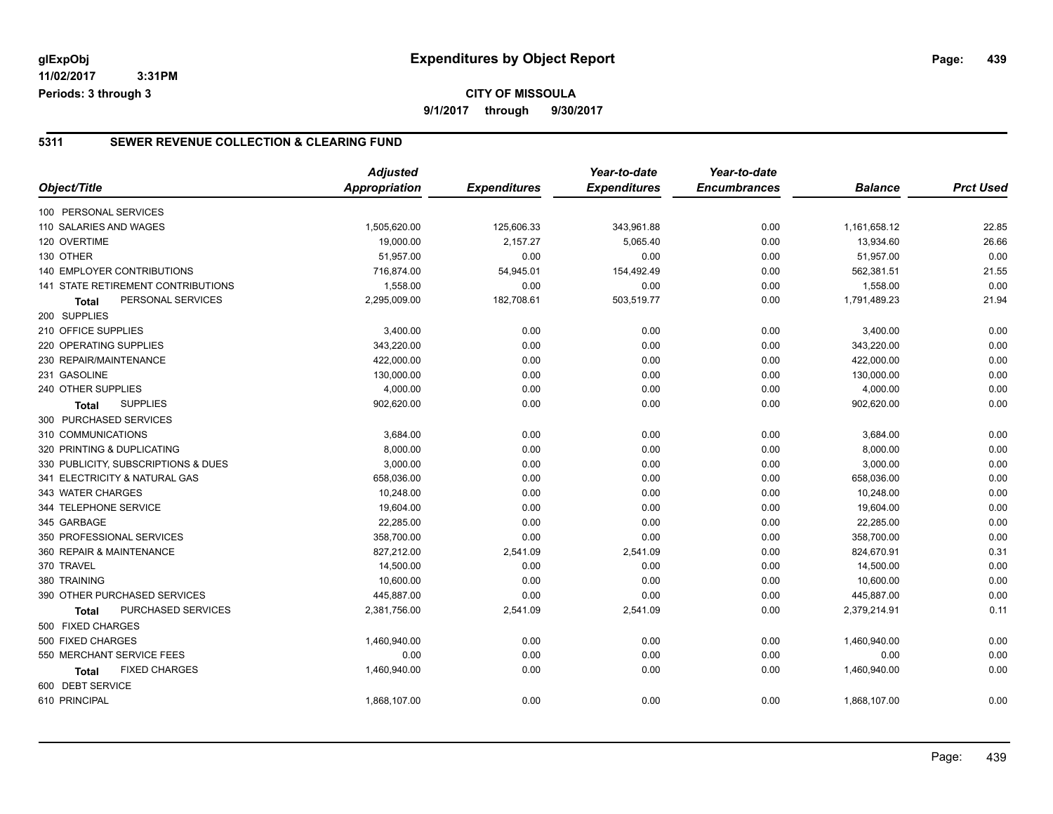**glExpObj** 
**11/02/2017 3:31PM** 
**Periods: 3 through 3**

# Expenditures by Object Report

**CITY OF MISSOULA**
**9/1/2017 through 9/30/2017**

## 5311 SEWER REVENUE COLLECTION & CLEARING FUND

| Object/Title | Adjusted Appropriation | Expenditures | Year-to-date Expenditures | Year-to-date Encumbrances | Balance | Prct Used |
|---|---|---|---|---|---|---|
| 100 PERSONAL SERVICES | | | | | | |
| 110 SALARIES AND WAGES | 1,505,620.00 | 125,606.33 | 343,961.88 | 0.00 | 1,161,658.12 | 22.85 |
| 120 OVERTIME | 19,000.00 | 2,157.27 | 5,065.40 | 0.00 | 13,934.60 | 26.66 |
| 130 OTHER | 51,957.00 | 0.00 | 0.00 | 0.00 | 51,957.00 | 0.00 |
| 140 EMPLOYER CONTRIBUTIONS | 716,874.00 | 54,945.01 | 154,492.49 | 0.00 | 562,381.51 | 21.55 |
| 141 STATE RETIREMENT CONTRIBUTIONS | 1,558.00 | 0.00 | 0.00 | 0.00 | 1,558.00 | 0.00 |
| **Total** PERSONAL SERVICES | 2,295,009.00 | 182,708.61 | 503,519.77 | 0.00 | 1,791,489.23 | 21.94 |
| 200 SUPPLIES | | | | | | |
| 210 OFFICE SUPPLIES | 3,400.00 | 0.00 | 0.00 | 0.00 | 3,400.00 | 0.00 |
| 220 OPERATING SUPPLIES | 343,220.00 | 0.00 | 0.00 | 0.00 | 343,220.00 | 0.00 |
| 230 REPAIR/MAINTENANCE | 422,000.00 | 0.00 | 0.00 | 0.00 | 422,000.00 | 0.00 |
| 231 GASOLINE | 130,000.00 | 0.00 | 0.00 | 0.00 | 130,000.00 | 0.00 |
| 240 OTHER SUPPLIES | 4,000.00 | 0.00 | 0.00 | 0.00 | 4,000.00 | 0.00 |
| **Total** SUPPLIES | 902,620.00 | 0.00 | 0.00 | 0.00 | 902,620.00 | 0.00 |
| 300 PURCHASED SERVICES | | | | | | |
| 310 COMMUNICATIONS | 3,684.00 | 0.00 | 0.00 | 0.00 | 3,684.00 | 0.00 |
| 320 PRINTING & DUPLICATING | 8,000.00 | 0.00 | 0.00 | 0.00 | 8,000.00 | 0.00 |
| 330 PUBLICITY, SUBSCRIPTIONS & DUES | 3,000.00 | 0.00 | 0.00 | 0.00 | 3,000.00 | 0.00 |
| 341 ELECTRICITY & NATURAL GAS | 658,036.00 | 0.00 | 0.00 | 0.00 | 658,036.00 | 0.00 |
| 343 WATER CHARGES | 10,248.00 | 0.00 | 0.00 | 0.00 | 10,248.00 | 0.00 |
| 344 TELEPHONE SERVICE | 19,604.00 | 0.00 | 0.00 | 0.00 | 19,604.00 | 0.00 |
| 345 GARBAGE | 22,285.00 | 0.00 | 0.00 | 0.00 | 22,285.00 | 0.00 |
| 350 PROFESSIONAL SERVICES | 358,700.00 | 0.00 | 0.00 | 0.00 | 358,700.00 | 0.00 |
| 360 REPAIR & MAINTENANCE | 827,212.00 | 2,541.09 | 2,541.09 | 0.00 | 824,670.91 | 0.31 |
| 370 TRAVEL | 14,500.00 | 0.00 | 0.00 | 0.00 | 14,500.00 | 0.00 |
| 380 TRAINING | 10,600.00 | 0.00 | 0.00 | 0.00 | 10,600.00 | 0.00 |
| 390 OTHER PURCHASED SERVICES | 445,887.00 | 0.00 | 0.00 | 0.00 | 445,887.00 | 0.00 |
| **Total** PURCHASED SERVICES | 2,381,756.00 | 2,541.09 | 2,541.09 | 0.00 | 2,379,214.91 | 0.11 |
| 500 FIXED CHARGES | | | | | | |
| 500 FIXED CHARGES | 1,460,940.00 | 0.00 | 0.00 | 0.00 | 1,460,940.00 | 0.00 |
| 550 MERCHANT SERVICE FEES | 0.00 | 0.00 | 0.00 | 0.00 | 0.00 | 0.00 |
| **Total** FIXED CHARGES | 1,460,940.00 | 0.00 | 0.00 | 0.00 | 1,460,940.00 | 0.00 |
| 600 DEBT SERVICE | | | | | | |
| 610 PRINCIPAL | 1,868,107.00 | 0.00 | 0.00 | 0.00 | 1,868,107.00 | 0.00 |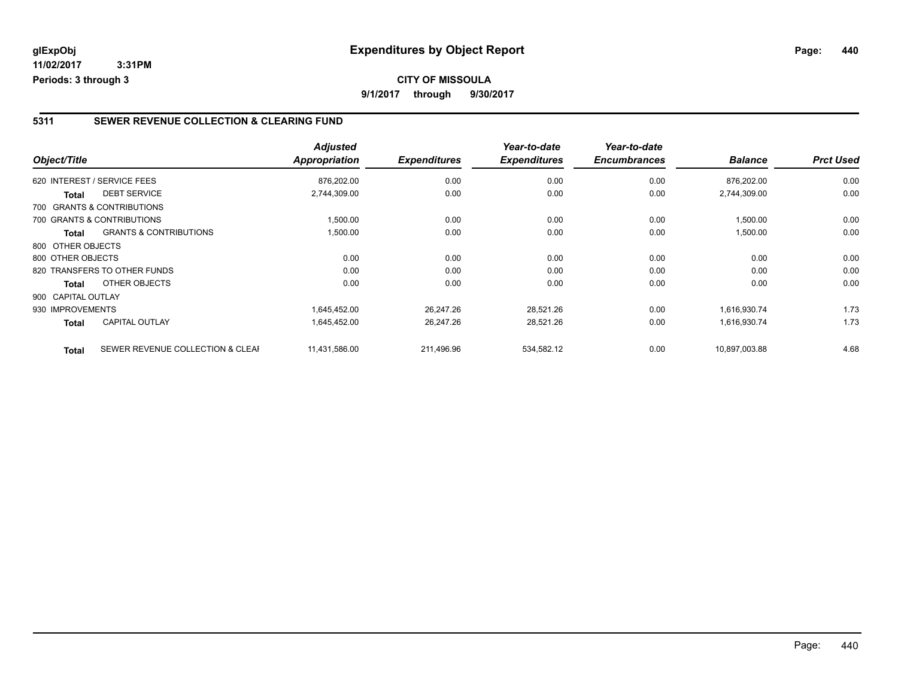**glExpObj** 11/02/2017 3:31PM
**Periods: 3 through 3**

# Expenditures by Object Report

**CITY OF MISSOULA**
**9/1/2017 through 9/30/2017**

## 5311 SEWER REVENUE COLLECTION & CLEARING FUND

| Object/Title | | Adjusted Appropriation | Expenditures | Year-to-date Expenditures | Year-to-date Encumbrances | Balance | Prct Used |
|---|---|---|---|---|---|---|---|
| 620 INTEREST / SERVICE FEES | | 876,202.00 | 0.00 | 0.00 | 0.00 | 876,202.00 | 0.00 |
| **Total** | DEBT SERVICE | 2,744,309.00 | 0.00 | 0.00 | 0.00 | 2,744,309.00 | 0.00 |
| 700 GRANTS & CONTRIBUTIONS | | | | | | | |
| 700 GRANTS & CONTRIBUTIONS | | 1,500.00 | 0.00 | 0.00 | 0.00 | 1,500.00 | 0.00 |
| **Total** | GRANTS & CONTRIBUTIONS | 1,500.00 | 0.00 | 0.00 | 0.00 | 1,500.00 | 0.00 |
| 800 OTHER OBJECTS | | | | | | | |
| 800 OTHER OBJECTS | | 0.00 | 0.00 | 0.00 | 0.00 | 0.00 | 0.00 |
| 820 TRANSFERS TO OTHER FUNDS | | 0.00 | 0.00 | 0.00 | 0.00 | 0.00 | 0.00 |
| **Total** | OTHER OBJECTS | 0.00 | 0.00 | 0.00 | 0.00 | 0.00 | 0.00 |
| 900 CAPITAL OUTLAY | | | | | | | |
| 930 IMPROVEMENTS | | 1,645,452.00 | 26,247.26 | 28,521.26 | 0.00 | 1,616,930.74 | 1.73 |
| **Total** | CAPITAL OUTLAY | 1,645,452.00 | 26,247.26 | 28,521.26 | 0.00 | 1,616,930.74 | 1.73 |
| **Total** | SEWER REVENUE COLLECTION & CLEAI | 11,431,586.00 | 211,496.96 | 534,582.12 | 0.00 | 10,897,003.88 | 4.68 |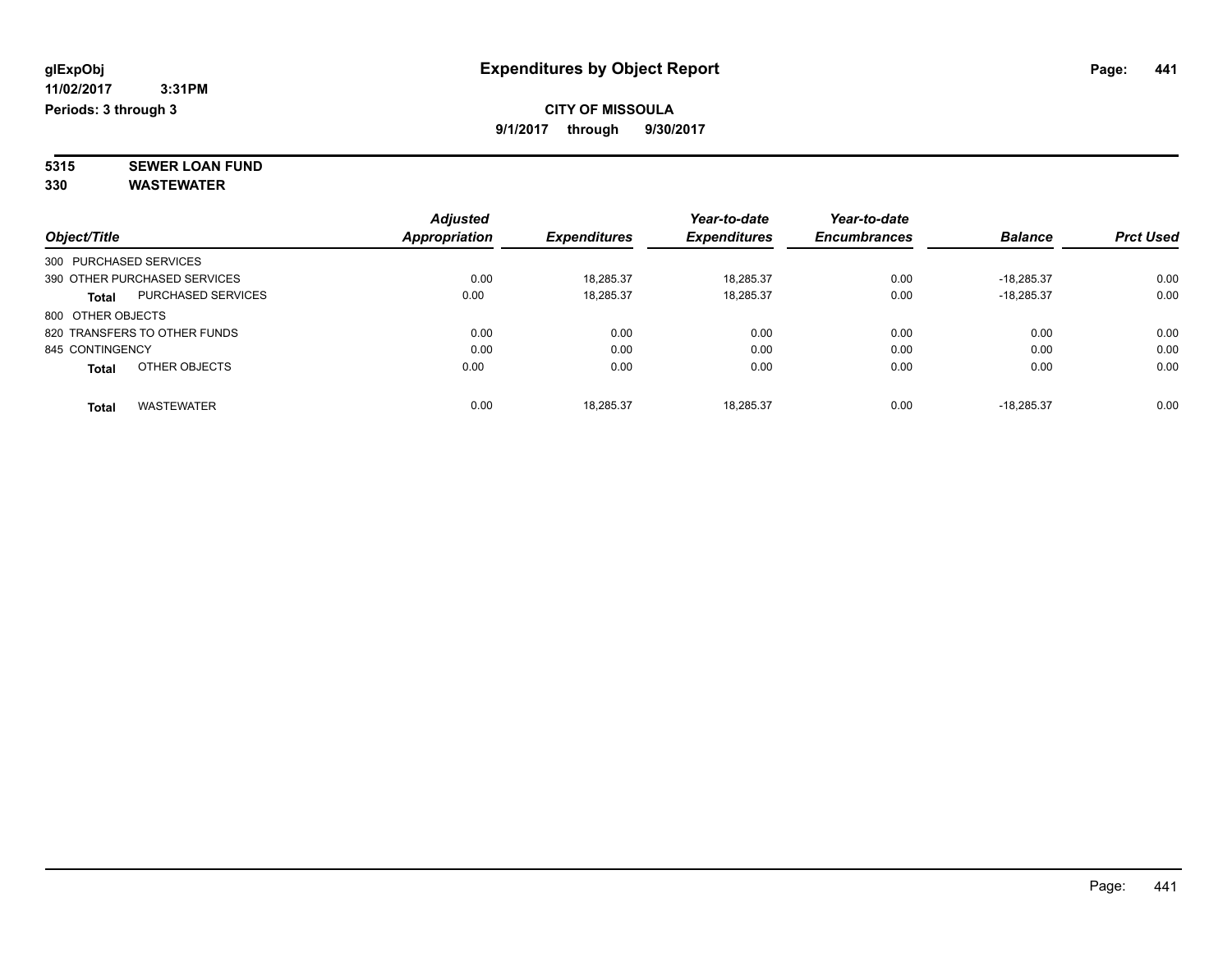# Expenditures by Object Report

glExpObj
11/02/2017 3:31PM
Periods: 3 through 3

**CITY OF MISSOULA**
**9/1/2017 through 9/30/2017**

**5315 SEWER LOAN FUND**
**330 WASTEWATER**

| Object/Title | | Adjusted Appropriation | Expenditures | Year-to-date Expenditures | Year-to-date Encumbrances | Balance | Prct Used |
|---|---|---|---|---|---|---|---|
| 300 PURCHASED SERVICES | | | | | | | |
| 390 OTHER PURCHASED SERVICES | | 0.00 | 18,285.37 | 18,285.37 | 0.00 | -18,285.37 | 0.00 |
| **Total** | PURCHASED SERVICES | 0.00 | 18,285.37 | 18,285.37 | 0.00 | -18,285.37 | 0.00 |
| 800 OTHER OBJECTS | | | | | | | |
| 820 TRANSFERS TO OTHER FUNDS | | 0.00 | 0.00 | 0.00 | 0.00 | 0.00 | 0.00 |
| 845 CONTINGENCY | | 0.00 | 0.00 | 0.00 | 0.00 | 0.00 | 0.00 |
| **Total** | OTHER OBJECTS | 0.00 | 0.00 | 0.00 | 0.00 | 0.00 | 0.00 |
| **Total** | WASTEWATER | 0.00 | 18,285.37 | 18,285.37 | 0.00 | -18,285.37 | 0.00 |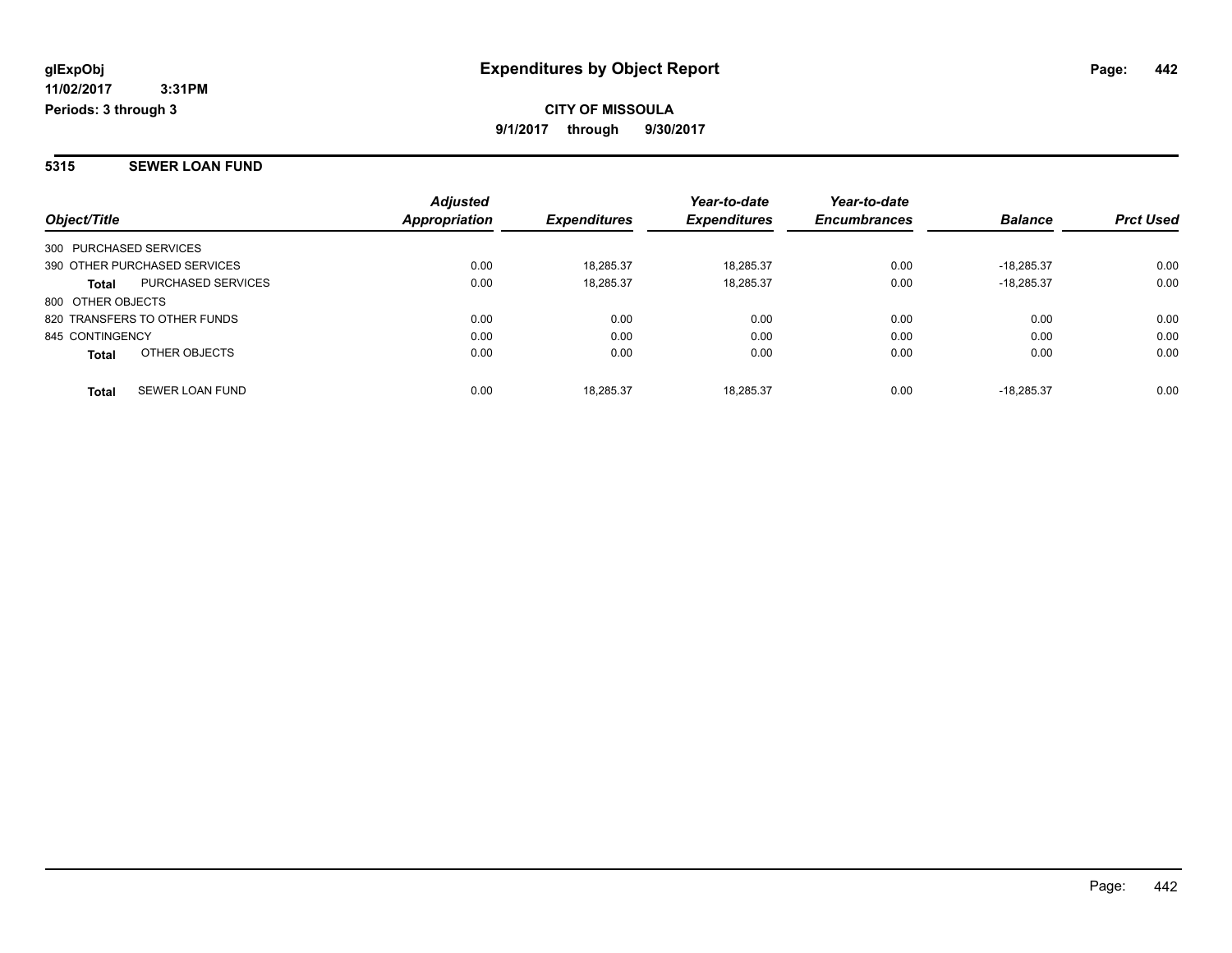# Expenditures by Object Report

glExpObj
11/02/2017 3:31PM
Periods: 3 through 3

**CITY OF MISSOULA**
**9/1/2017 through 9/30/2017**

## 5315 SEWER LOAN FUND

| Object/Title | Adjusted Appropriation | Expenditures | Year-to-date Expenditures | Year-to-date Encumbrances | Balance | Prct Used |
|---|---|---|---|---|---|---|
| 300 PURCHASED SERVICES | | | | | | |
| 390 OTHER PURCHASED SERVICES | 0.00 | 18,285.37 | 18,285.37 | 0.00 | -18,285.37 | 0.00 |
| **Total** PURCHASED SERVICES | 0.00 | 18,285.37 | 18,285.37 | 0.00 | -18,285.37 | 0.00 |
| 800 OTHER OBJECTS | | | | | | |
| 820 TRANSFERS TO OTHER FUNDS | 0.00 | 0.00 | 0.00 | 0.00 | 0.00 | 0.00 |
| 845 CONTINGENCY | 0.00 | 0.00 | 0.00 | 0.00 | 0.00 | 0.00 |
| **Total** OTHER OBJECTS | 0.00 | 0.00 | 0.00 | 0.00 | 0.00 | 0.00 |
| **Total** SEWER LOAN FUND | 0.00 | 18,285.37 | 18,285.37 | 0.00 | -18,285.37 | 0.00 |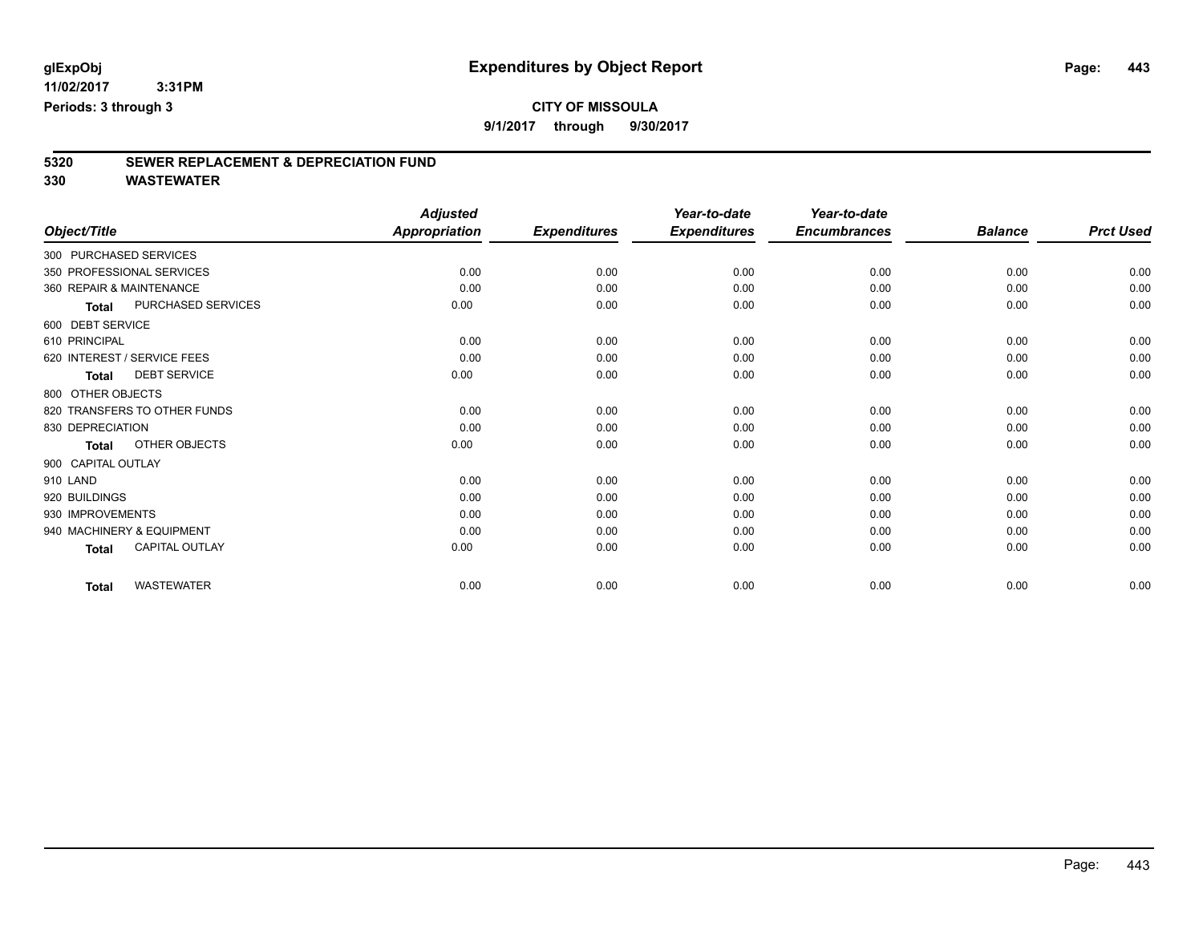# Expenditures by Object Report

glExpObj
11/02/2017 3:31PM
Periods: 3 through 3

**CITY OF MISSOULA**
9/1/2017 through 9/30/2017

## 5320 SEWER REPLACEMENT & DEPRECIATION FUND
## 330 WASTEWATER

| Object/Title | Adjusted Appropriation | Expenditures | Year-to-date Expenditures | Year-to-date Encumbrances | Balance | Prct Used |
|---|---|---|---|---|---|---|
| 300 PURCHASED SERVICES | | | | | | |
| 350 PROFESSIONAL SERVICES | 0.00 | 0.00 | 0.00 | 0.00 | 0.00 | 0.00 |
| 360 REPAIR & MAINTENANCE | 0.00 | 0.00 | 0.00 | 0.00 | 0.00 | 0.00 |
| **Total** PURCHASED SERVICES | 0.00 | 0.00 | 0.00 | 0.00 | 0.00 | 0.00 |
| 600 DEBT SERVICE | | | | | | |
| 610 PRINCIPAL | 0.00 | 0.00 | 0.00 | 0.00 | 0.00 | 0.00 |
| 620 INTEREST / SERVICE FEES | 0.00 | 0.00 | 0.00 | 0.00 | 0.00 | 0.00 |
| **Total** DEBT SERVICE | 0.00 | 0.00 | 0.00 | 0.00 | 0.00 | 0.00 |
| 800 OTHER OBJECTS | | | | | | |
| 820 TRANSFERS TO OTHER FUNDS | 0.00 | 0.00 | 0.00 | 0.00 | 0.00 | 0.00 |
| 830 DEPRECIATION | 0.00 | 0.00 | 0.00 | 0.00 | 0.00 | 0.00 |
| **Total** OTHER OBJECTS | 0.00 | 0.00 | 0.00 | 0.00 | 0.00 | 0.00 |
| 900 CAPITAL OUTLAY | | | | | | |
| 910 LAND | 0.00 | 0.00 | 0.00 | 0.00 | 0.00 | 0.00 |
| 920 BUILDINGS | 0.00 | 0.00 | 0.00 | 0.00 | 0.00 | 0.00 |
| 930 IMPROVEMENTS | 0.00 | 0.00 | 0.00 | 0.00 | 0.00 | 0.00 |
| 940 MACHINERY & EQUIPMENT | 0.00 | 0.00 | 0.00 | 0.00 | 0.00 | 0.00 |
| **Total** CAPITAL OUTLAY | 0.00 | 0.00 | 0.00 | 0.00 | 0.00 | 0.00 |
| **Total** WASTEWATER | 0.00 | 0.00 | 0.00 | 0.00 | 0.00 | 0.00 |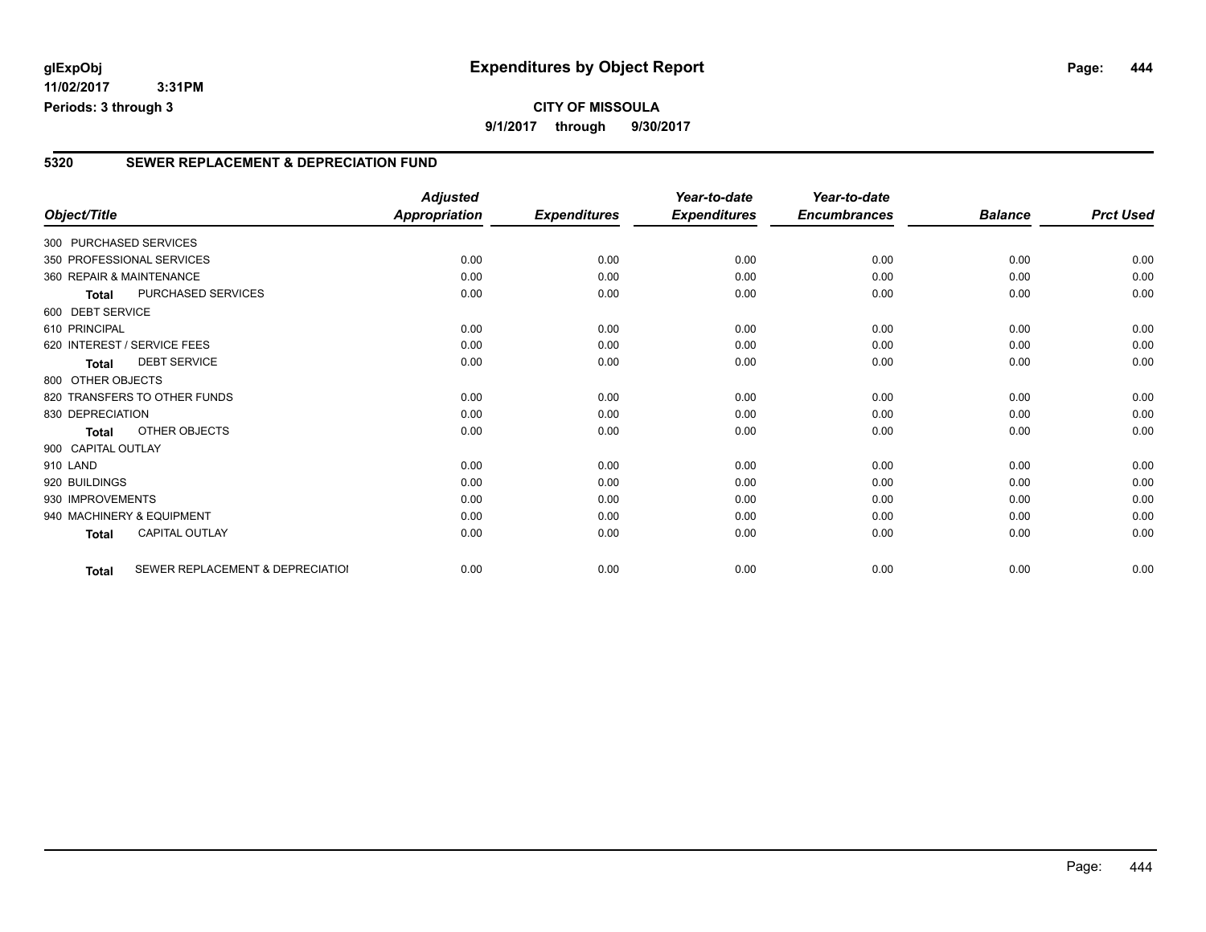# Expenditures by Object Report

glExpObj
11/02/2017 3:31PM
Periods: 3 through 3

**CITY OF MISSOULA**

**9/1/2017 through 9/30/2017**

## 5320 SEWER REPLACEMENT & DEPRECIATION FUND

| Object/Title | | Adjusted Appropriation | Expenditures | Year-to-date Expenditures | Year-to-date Encumbrances | Balance | Prct Used |
|---|---|---|---|---|---|---|---|
| 300 PURCHASED SERVICES | | | | | | | |
| 350 PROFESSIONAL SERVICES | | 0.00 | 0.00 | 0.00 | 0.00 | 0.00 | 0.00 |
| 360 REPAIR & MAINTENANCE | | 0.00 | 0.00 | 0.00 | 0.00 | 0.00 | 0.00 |
| **Total** | PURCHASED SERVICES | 0.00 | 0.00 | 0.00 | 0.00 | 0.00 | 0.00 |
| 600 DEBT SERVICE | | | | | | | |
| 610 PRINCIPAL | | 0.00 | 0.00 | 0.00 | 0.00 | 0.00 | 0.00 |
| 620 INTEREST / SERVICE FEES | | 0.00 | 0.00 | 0.00 | 0.00 | 0.00 | 0.00 |
| **Total** | DEBT SERVICE | 0.00 | 0.00 | 0.00 | 0.00 | 0.00 | 0.00 |
| 800 OTHER OBJECTS | | | | | | | |
| 820 TRANSFERS TO OTHER FUNDS | | 0.00 | 0.00 | 0.00 | 0.00 | 0.00 | 0.00 |
| 830 DEPRECIATION | | 0.00 | 0.00 | 0.00 | 0.00 | 0.00 | 0.00 |
| **Total** | OTHER OBJECTS | 0.00 | 0.00 | 0.00 | 0.00 | 0.00 | 0.00 |
| 900 CAPITAL OUTLAY | | | | | | | |
| 910 LAND | | 0.00 | 0.00 | 0.00 | 0.00 | 0.00 | 0.00 |
| 920 BUILDINGS | | 0.00 | 0.00 | 0.00 | 0.00 | 0.00 | 0.00 |
| 930 IMPROVEMENTS | | 0.00 | 0.00 | 0.00 | 0.00 | 0.00 | 0.00 |
| 940 MACHINERY & EQUIPMENT | | 0.00 | 0.00 | 0.00 | 0.00 | 0.00 | 0.00 |
| **Total** | CAPITAL OUTLAY | 0.00 | 0.00 | 0.00 | 0.00 | 0.00 | 0.00 |
| **Total** | SEWER REPLACEMENT & DEPRECIATIOI | 0.00 | 0.00 | 0.00 | 0.00 | 0.00 | 0.00 |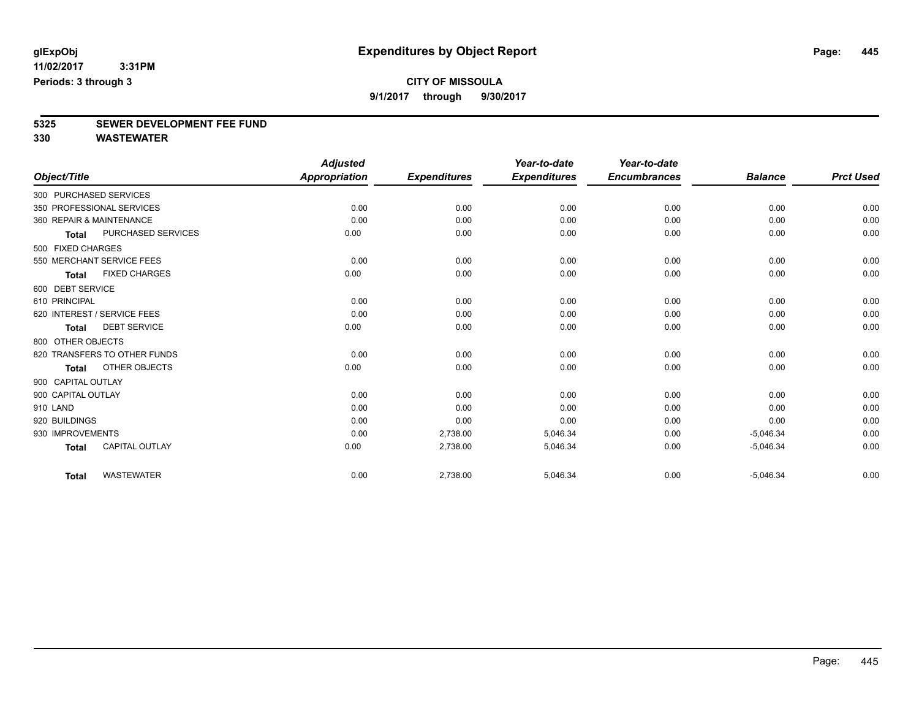**glExpObj** **Expenditures by Object Report**

**11/02/2017 3:31PM**

**Periods: 3 through 3**

**CITY OF MISSOULA**

**9/1/2017 through 9/30/2017**

## 5325 SEWER DEVELOPMENT FEE FUND

## 330 WASTEWATER

| Object/Title | Adjusted Appropriation | Expenditures | Year-to-date Expenditures | Year-to-date Encumbrances | Balance | Prct Used |
|---|---|---|---|---|---|---|
| 300 PURCHASED SERVICES | | | | | | |
| 350 PROFESSIONAL SERVICES | 0.00 | 0.00 | 0.00 | 0.00 | 0.00 | 0.00 |
| 360 REPAIR & MAINTENANCE | 0.00 | 0.00 | 0.00 | 0.00 | 0.00 | 0.00 |
| **Total** PURCHASED SERVICES | 0.00 | 0.00 | 0.00 | 0.00 | 0.00 | 0.00 |
| 500 FIXED CHARGES | | | | | | |
| 550 MERCHANT SERVICE FEES | 0.00 | 0.00 | 0.00 | 0.00 | 0.00 | 0.00 |
| **Total** FIXED CHARGES | 0.00 | 0.00 | 0.00 | 0.00 | 0.00 | 0.00 |
| 600 DEBT SERVICE | | | | | | |
| 610 PRINCIPAL | 0.00 | 0.00 | 0.00 | 0.00 | 0.00 | 0.00 |
| 620 INTEREST / SERVICE FEES | 0.00 | 0.00 | 0.00 | 0.00 | 0.00 | 0.00 |
| **Total** DEBT SERVICE | 0.00 | 0.00 | 0.00 | 0.00 | 0.00 | 0.00 |
| 800 OTHER OBJECTS | | | | | | |
| 820 TRANSFERS TO OTHER FUNDS | 0.00 | 0.00 | 0.00 | 0.00 | 0.00 | 0.00 |
| **Total** OTHER OBJECTS | 0.00 | 0.00 | 0.00 | 0.00 | 0.00 | 0.00 |
| 900 CAPITAL OUTLAY | | | | | | |
| 900 CAPITAL OUTLAY | 0.00 | 0.00 | 0.00 | 0.00 | 0.00 | 0.00 |
| 910 LAND | 0.00 | 0.00 | 0.00 | 0.00 | 0.00 | 0.00 |
| 920 BUILDINGS | 0.00 | 0.00 | 0.00 | 0.00 | 0.00 | 0.00 |
| 930 IMPROVEMENTS | 0.00 | 2,738.00 | 5,046.34 | 0.00 | -5,046.34 | 0.00 |
| **Total** CAPITAL OUTLAY | 0.00 | 2,738.00 | 5,046.34 | 0.00 | -5,046.34 | 0.00 |
| **Total** WASTEWATER | 0.00 | 2,738.00 | 5,046.34 | 0.00 | -5,046.34 | 0.00 |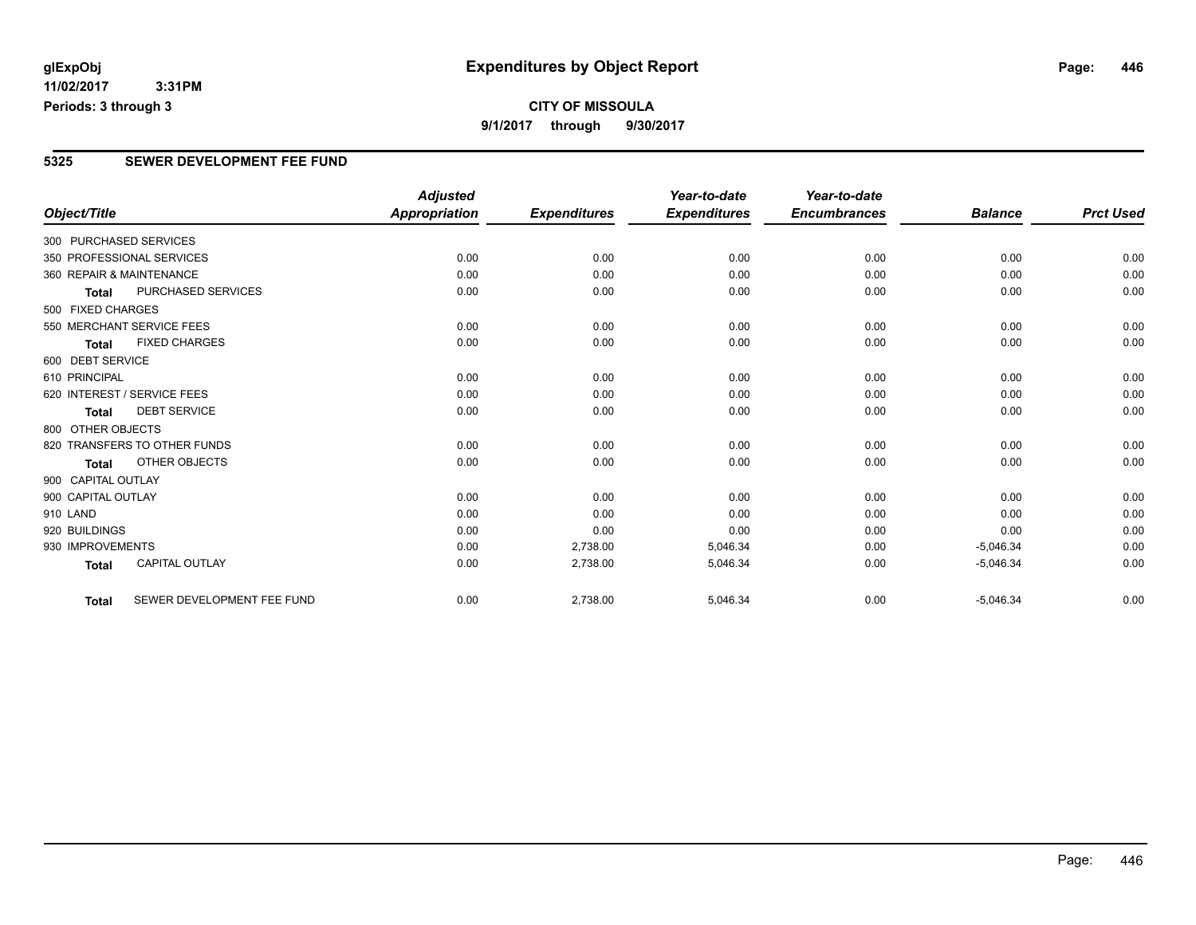glExpObj
11/02/2017 3:31PM
Periods: 3 through 3

# Expenditures by Object Report

**CITY OF MISSOULA**
**9/1/2017 through 9/30/2017**

## 5325 SEWER DEVELOPMENT FEE FUND

| Object/Title | Adjusted Appropriation | Expenditures | Year-to-date Expenditures | Year-to-date Encumbrances | Balance | Prct Used |
|---|---|---|---|---|---|---|
| 300 PURCHASED SERVICES | | | | | | |
| 350 PROFESSIONAL SERVICES | 0.00 | 0.00 | 0.00 | 0.00 | 0.00 | 0.00 |
| 360 REPAIR & MAINTENANCE | 0.00 | 0.00 | 0.00 | 0.00 | 0.00 | 0.00 |
| **Total** PURCHASED SERVICES | 0.00 | 0.00 | 0.00 | 0.00 | 0.00 | 0.00 |
| 500 FIXED CHARGES | | | | | | |
| 550 MERCHANT SERVICE FEES | 0.00 | 0.00 | 0.00 | 0.00 | 0.00 | 0.00 |
| **Total** FIXED CHARGES | 0.00 | 0.00 | 0.00 | 0.00 | 0.00 | 0.00 |
| 600 DEBT SERVICE | | | | | | |
| 610 PRINCIPAL | 0.00 | 0.00 | 0.00 | 0.00 | 0.00 | 0.00 |
| 620 INTEREST / SERVICE FEES | 0.00 | 0.00 | 0.00 | 0.00 | 0.00 | 0.00 |
| **Total** DEBT SERVICE | 0.00 | 0.00 | 0.00 | 0.00 | 0.00 | 0.00 |
| 800 OTHER OBJECTS | | | | | | |
| 820 TRANSFERS TO OTHER FUNDS | 0.00 | 0.00 | 0.00 | 0.00 | 0.00 | 0.00 |
| **Total** OTHER OBJECTS | 0.00 | 0.00 | 0.00 | 0.00 | 0.00 | 0.00 |
| 900 CAPITAL OUTLAY | | | | | | |
| 900 CAPITAL OUTLAY | 0.00 | 0.00 | 0.00 | 0.00 | 0.00 | 0.00 |
| 910 LAND | 0.00 | 0.00 | 0.00 | 0.00 | 0.00 | 0.00 |
| 920 BUILDINGS | 0.00 | 0.00 | 0.00 | 0.00 | 0.00 | 0.00 |
| 930 IMPROVEMENTS | 0.00 | 2,738.00 | 5,046.34 | 0.00 | -5,046.34 | 0.00 |
| **Total** CAPITAL OUTLAY | 0.00 | 2,738.00 | 5,046.34 | 0.00 | -5,046.34 | 0.00 |
| **Total** SEWER DEVELOPMENT FEE FUND | 0.00 | 2,738.00 | 5,046.34 | 0.00 | -5,046.34 | 0.00 |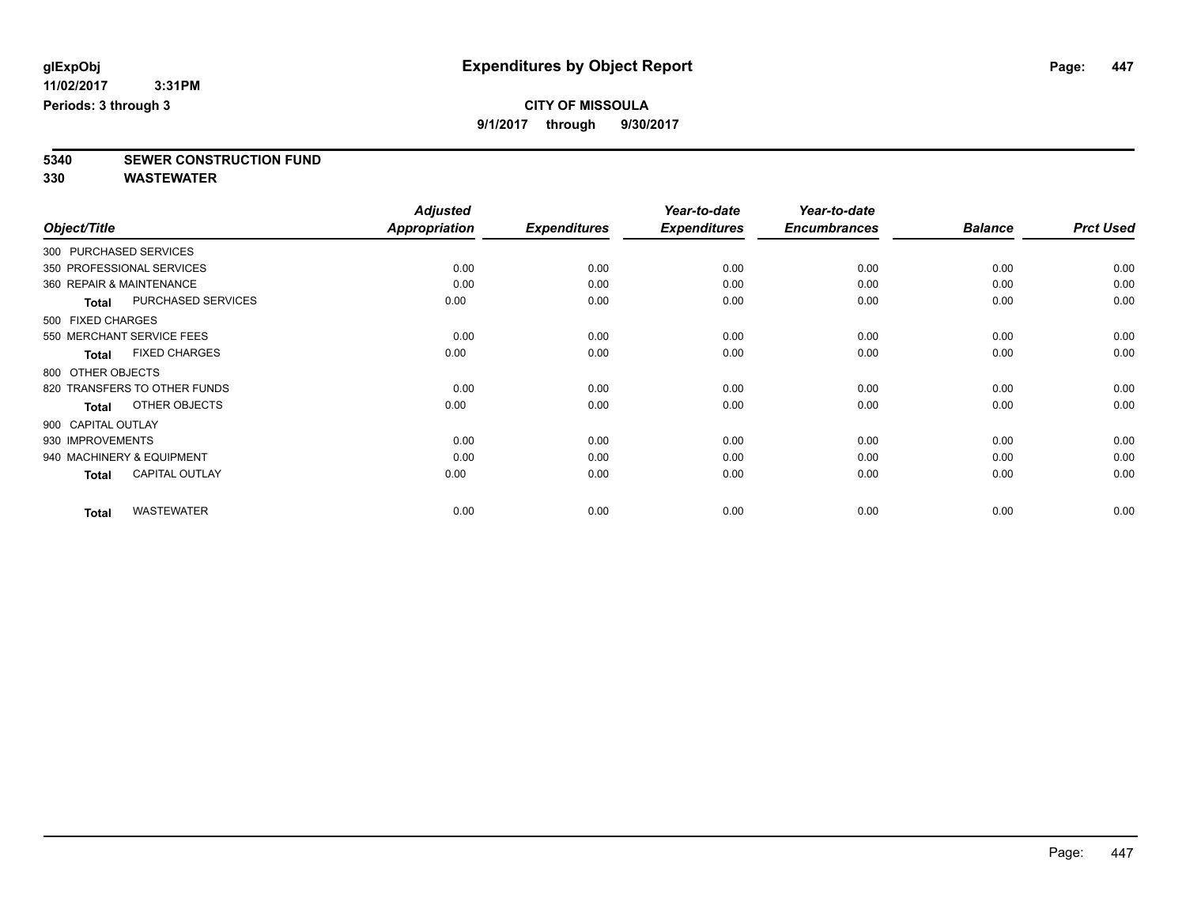**glExpObj**
**11/02/2017 3:31PM**
**Periods: 3 through 3**

# Expenditures by Object Report

**CITY OF MISSOULA**
**9/1/2017 through 9/30/2017**

**5340 SEWER CONSTRUCTION FUND**
**330 WASTEWATER**

| Object/Title | Adjusted Appropriation | Expenditures | Year-to-date Expenditures | Year-to-date Encumbrances | Balance | Prct Used |
|---|---|---|---|---|---|---|
| 300 PURCHASED SERVICES | | | | | | |
| 350 PROFESSIONAL SERVICES | 0.00 | 0.00 | 0.00 | 0.00 | 0.00 | 0.00 |
| 360 REPAIR & MAINTENANCE | 0.00 | 0.00 | 0.00 | 0.00 | 0.00 | 0.00 |
| **Total** PURCHASED SERVICES | 0.00 | 0.00 | 0.00 | 0.00 | 0.00 | 0.00 |
| 500 FIXED CHARGES | | | | | | |
| 550 MERCHANT SERVICE FEES | 0.00 | 0.00 | 0.00 | 0.00 | 0.00 | 0.00 |
| **Total** FIXED CHARGES | 0.00 | 0.00 | 0.00 | 0.00 | 0.00 | 0.00 |
| 800 OTHER OBJECTS | | | | | | |
| 820 TRANSFERS TO OTHER FUNDS | 0.00 | 0.00 | 0.00 | 0.00 | 0.00 | 0.00 |
| **Total** OTHER OBJECTS | 0.00 | 0.00 | 0.00 | 0.00 | 0.00 | 0.00 |
| 900 CAPITAL OUTLAY | | | | | | |
| 930 IMPROVEMENTS | 0.00 | 0.00 | 0.00 | 0.00 | 0.00 | 0.00 |
| 940 MACHINERY & EQUIPMENT | 0.00 | 0.00 | 0.00 | 0.00 | 0.00 | 0.00 |
| **Total** CAPITAL OUTLAY | 0.00 | 0.00 | 0.00 | 0.00 | 0.00 | 0.00 |
| **Total** WASTEWATER | 0.00 | 0.00 | 0.00 | 0.00 | 0.00 | 0.00 |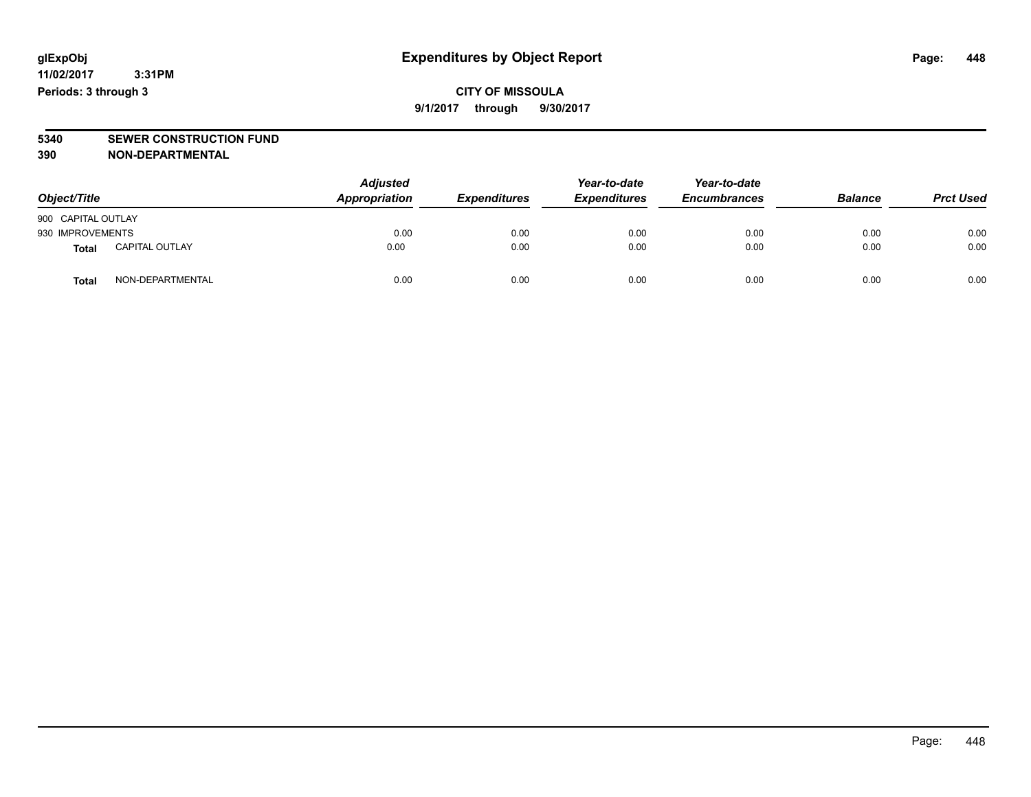# Expenditures by Object Report

glExpObj
11/02/2017 3:31PM
Periods: 3 through 3

**CITY OF MISSOULA**
**9/1/2017 through 9/30/2017**

**5340 SEWER CONSTRUCTION FUND**
**390 NON-DEPARTMENTAL**

| Object/Title | | Adjusted Appropriation | Expenditures | Year-to-date Expenditures | Year-to-date Encumbrances | Balance | Prct Used |
|---|---|---|---|---|---|---|---|
| 900 CAPITAL OUTLAY | | | | | | | |
| 930 IMPROVEMENTS | | 0.00 | 0.00 | 0.00 | 0.00 | 0.00 | 0.00 |
| **Total** | CAPITAL OUTLAY | 0.00 | 0.00 | 0.00 | 0.00 | 0.00 | 0.00 |
| **Total** | NON-DEPARTMENTAL | 0.00 | 0.00 | 0.00 | 0.00 | 0.00 | 0.00 |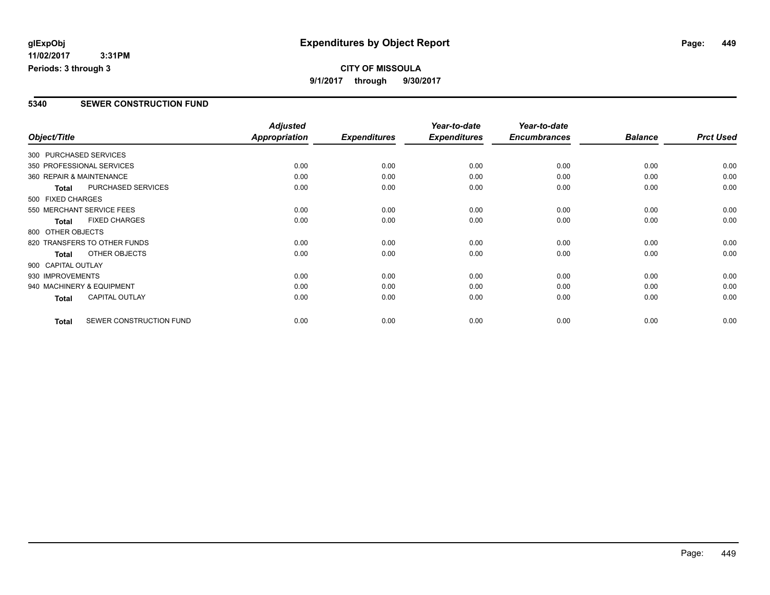# Expenditures by Object Report

glExpObj
11/02/2017 3:31PM
Periods: 3 through 3

**CITY OF MISSOULA**
9/1/2017 through 9/30/2017

## 5340 SEWER CONSTRUCTION FUND

| Object/Title | Adjusted Appropriation | Expenditures | Year-to-date Expenditures | Year-to-date Encumbrances | Balance | Prct Used |
|---|---|---|---|---|---|---|
| 300 PURCHASED SERVICES | | | | | | |
| 350 PROFESSIONAL SERVICES | 0.00 | 0.00 | 0.00 | 0.00 | 0.00 | 0.00 |
| 360 REPAIR & MAINTENANCE | 0.00 | 0.00 | 0.00 | 0.00 | 0.00 | 0.00 |
| **Total** PURCHASED SERVICES | 0.00 | 0.00 | 0.00 | 0.00 | 0.00 | 0.00 |
| 500 FIXED CHARGES | | | | | | |
| 550 MERCHANT SERVICE FEES | 0.00 | 0.00 | 0.00 | 0.00 | 0.00 | 0.00 |
| **Total** FIXED CHARGES | 0.00 | 0.00 | 0.00 | 0.00 | 0.00 | 0.00 |
| 800 OTHER OBJECTS | | | | | | |
| 820 TRANSFERS TO OTHER FUNDS | 0.00 | 0.00 | 0.00 | 0.00 | 0.00 | 0.00 |
| **Total** OTHER OBJECTS | 0.00 | 0.00 | 0.00 | 0.00 | 0.00 | 0.00 |
| 900 CAPITAL OUTLAY | | | | | | |
| 930 IMPROVEMENTS | 0.00 | 0.00 | 0.00 | 0.00 | 0.00 | 0.00 |
| 940 MACHINERY & EQUIPMENT | 0.00 | 0.00 | 0.00 | 0.00 | 0.00 | 0.00 |
| **Total** CAPITAL OUTLAY | 0.00 | 0.00 | 0.00 | 0.00 | 0.00 | 0.00 |
| **Total** SEWER CONSTRUCTION FUND | 0.00 | 0.00 | 0.00 | 0.00 | 0.00 | 0.00 |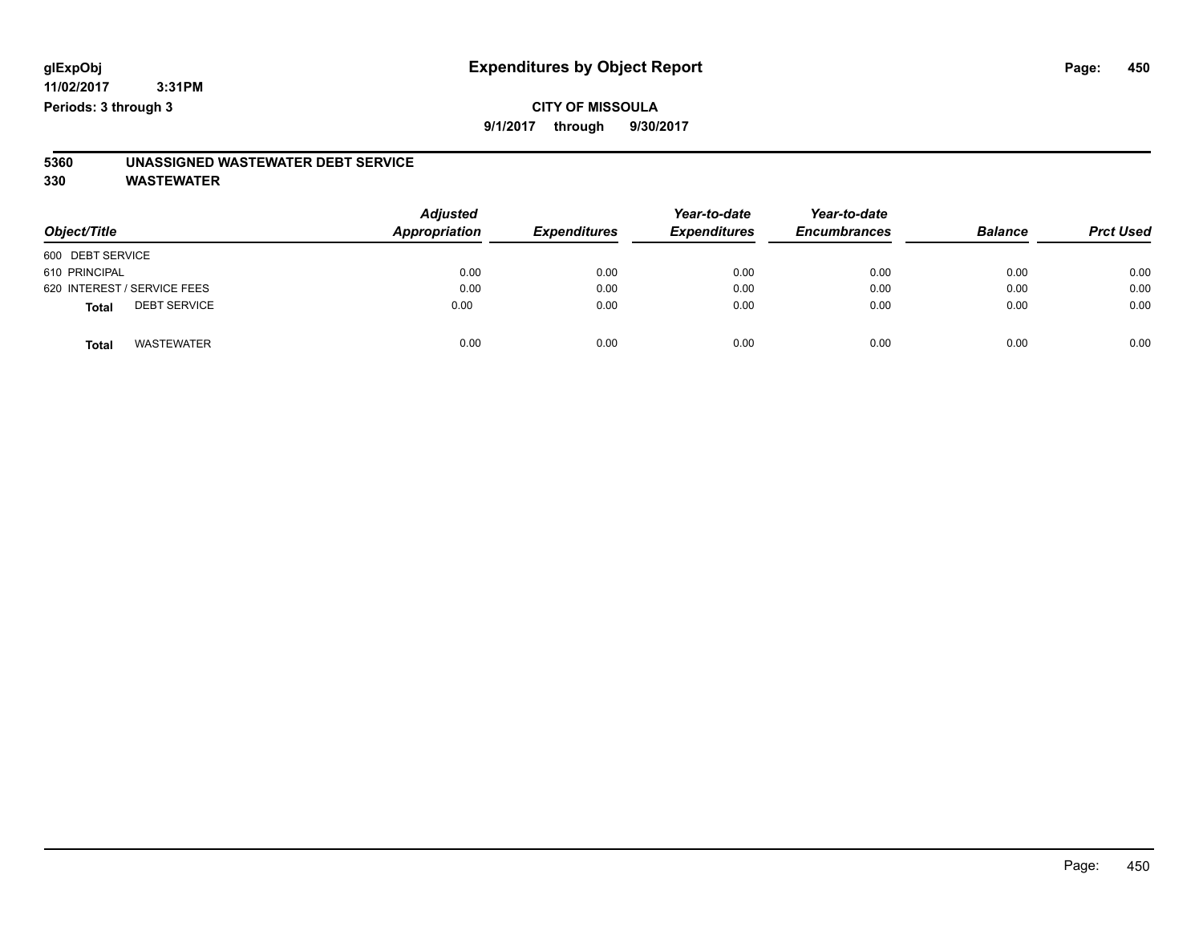glExpObj
11/02/2017 3:31PM
Periods: 3 through 3

# Expenditures by Object Report

**CITY OF MISSOULA**

**9/1/2017 through 9/30/2017**

**5360 UNASSIGNED WASTEWATER DEBT SERVICE**

**330 WASTEWATER**

| Object/Title | Adjusted Appropriation | Expenditures | Year-to-date Expenditures | Year-to-date Encumbrances | Balance | Prct Used |
|---|---|---|---|---|---|---|
| 600 DEBT SERVICE | | | | | | |
| 610 PRINCIPAL | 0.00 | 0.00 | 0.00 | 0.00 | 0.00 | 0.00 |
| 620 INTEREST / SERVICE FEES | 0.00 | 0.00 | 0.00 | 0.00 | 0.00 | 0.00 |
| **Total** DEBT SERVICE | 0.00 | 0.00 | 0.00 | 0.00 | 0.00 | 0.00 |
| **Total** WASTEWATER | 0.00 | 0.00 | 0.00 | 0.00 | 0.00 | 0.00 |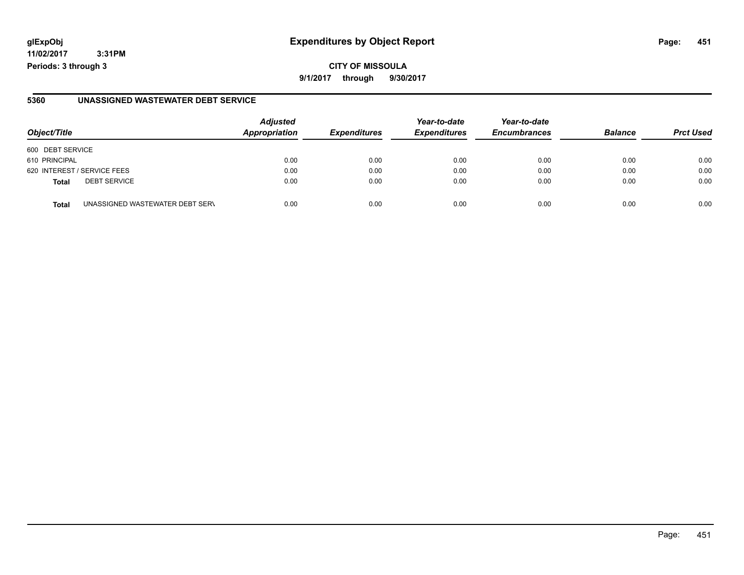# Expenditures by Object Report

glExpObj
11/02/2017 3:31PM
Periods: 3 through 3

**CITY OF MISSOULA**
**9/1/2017 through 9/30/2017**

## 5360 UNASSIGNED WASTEWATER DEBT SERVICE

| Object/Title | | Adjusted Appropriation | Expenditures | Year-to-date Expenditures | Year-to-date Encumbrances | Balance | Prct Used |
|---|---|---|---|---|---|---|---|
| 600 DEBT SERVICE | | | | | | | |
| 610 PRINCIPAL | | 0.00 | 0.00 | 0.00 | 0.00 | 0.00 | 0.00 |
| 620 INTEREST / SERVICE FEES | | 0.00 | 0.00 | 0.00 | 0.00 | 0.00 | 0.00 |
| **Total** | DEBT SERVICE | 0.00 | 0.00 | 0.00 | 0.00 | 0.00 | 0.00 |
| **Total** | UNASSIGNED WASTEWATER DEBT SERV | 0.00 | 0.00 | 0.00 | 0.00 | 0.00 | 0.00 |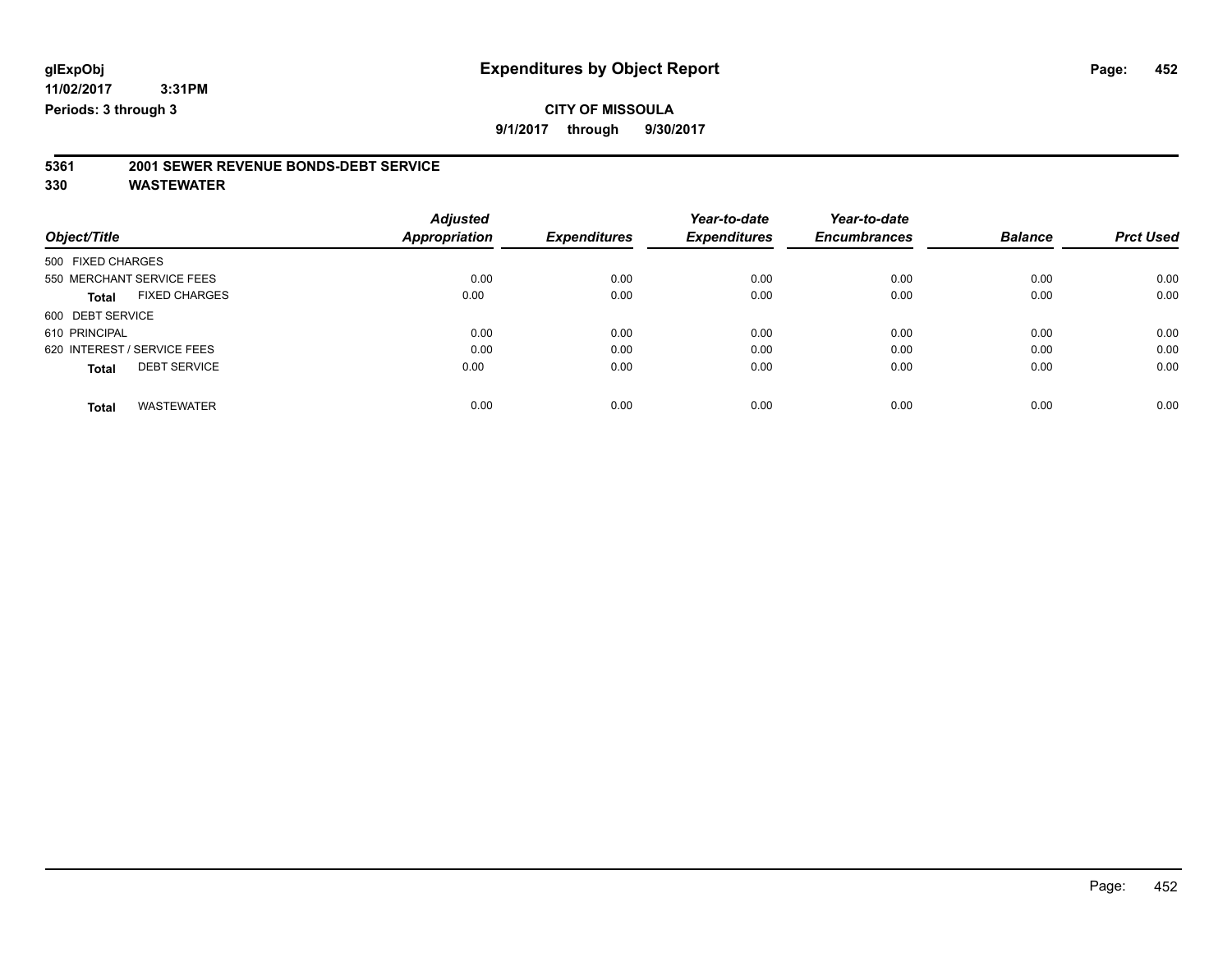glExpObj
11/02/2017 3:31PM
Periods: 3 through 3

# Expenditures by Object Report

**CITY OF MISSOULA**

**9/1/2017 through 9/30/2017**

**5361 2001 SEWER REVENUE BONDS-DEBT SERVICE**

**330 WASTEWATER**

| Object/Title | Adjusted Appropriation | Expenditures | Year-to-date Expenditures | Year-to-date Encumbrances | Balance | Prct Used |
|---|---|---|---|---|---|---|
| 500 FIXED CHARGES | | | | | | |
| 550 MERCHANT SERVICE FEES | 0.00 | 0.00 | 0.00 | 0.00 | 0.00 | 0.00 |
| **Total** FIXED CHARGES | 0.00 | 0.00 | 0.00 | 0.00 | 0.00 | 0.00 |
| 600 DEBT SERVICE | | | | | | |
| 610 PRINCIPAL | 0.00 | 0.00 | 0.00 | 0.00 | 0.00 | 0.00 |
| 620 INTEREST / SERVICE FEES | 0.00 | 0.00 | 0.00 | 0.00 | 0.00 | 0.00 |
| **Total** DEBT SERVICE | 0.00 | 0.00 | 0.00 | 0.00 | 0.00 | 0.00 |
| **Total** WASTEWATER | 0.00 | 0.00 | 0.00 | 0.00 | 0.00 | 0.00 |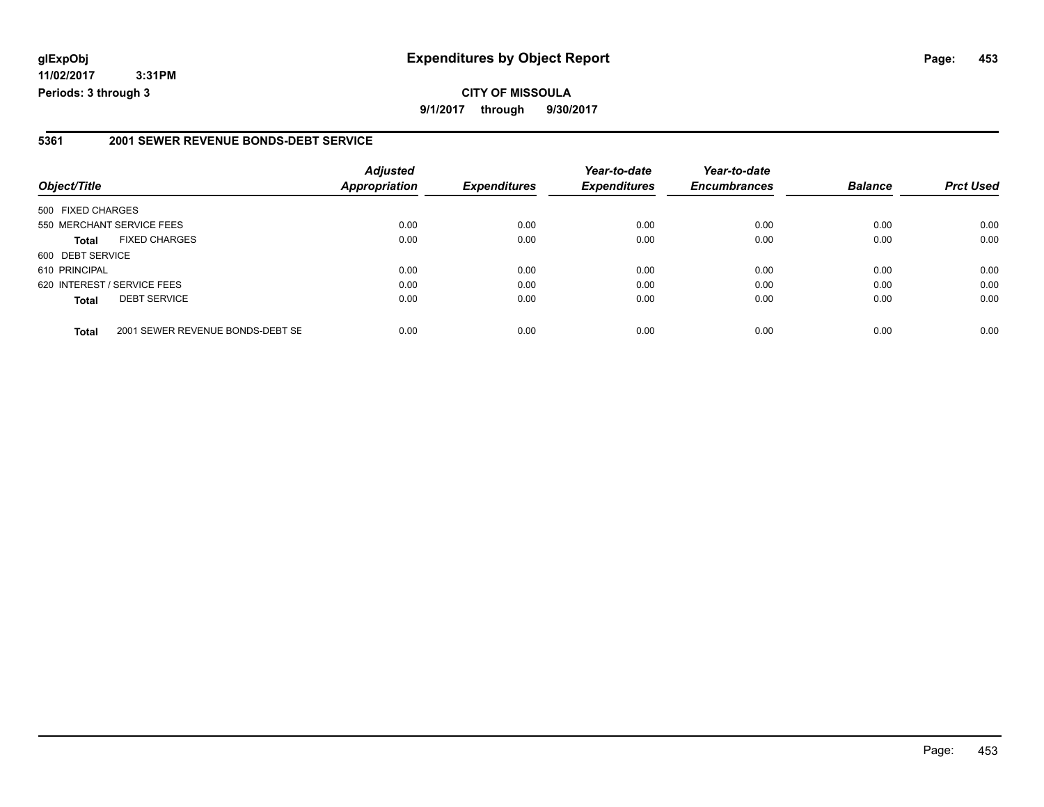**glExpObj**
**11/02/2017 3:31PM**
**Periods: 3 through 3**

# Expenditures by Object Report

**CITY OF MISSOULA**
**9/1/2017 through 9/30/2017**

## 5361 2001 SEWER REVENUE BONDS-DEBT SERVICE

| Object/Title | | Adjusted Appropriation | Expenditures | Year-to-date Expenditures | Year-to-date Encumbrances | Balance | Prct Used |
|---|---|---|---|---|---|---|---|
| 500 FIXED CHARGES | | | | | | | |
| 550 MERCHANT SERVICE FEES | | 0.00 | 0.00 | 0.00 | 0.00 | 0.00 | 0.00 |
| **Total** | FIXED CHARGES | 0.00 | 0.00 | 0.00 | 0.00 | 0.00 | 0.00 |
| 600 DEBT SERVICE | | | | | | | |
| 610 PRINCIPAL | | 0.00 | 0.00 | 0.00 | 0.00 | 0.00 | 0.00 |
| 620 INTEREST / SERVICE FEES | | 0.00 | 0.00 | 0.00 | 0.00 | 0.00 | 0.00 |
| **Total** | DEBT SERVICE | 0.00 | 0.00 | 0.00 | 0.00 | 0.00 | 0.00 |
| **Total** | 2001 SEWER REVENUE BONDS-DEBT SE | 0.00 | 0.00 | 0.00 | 0.00 | 0.00 | 0.00 |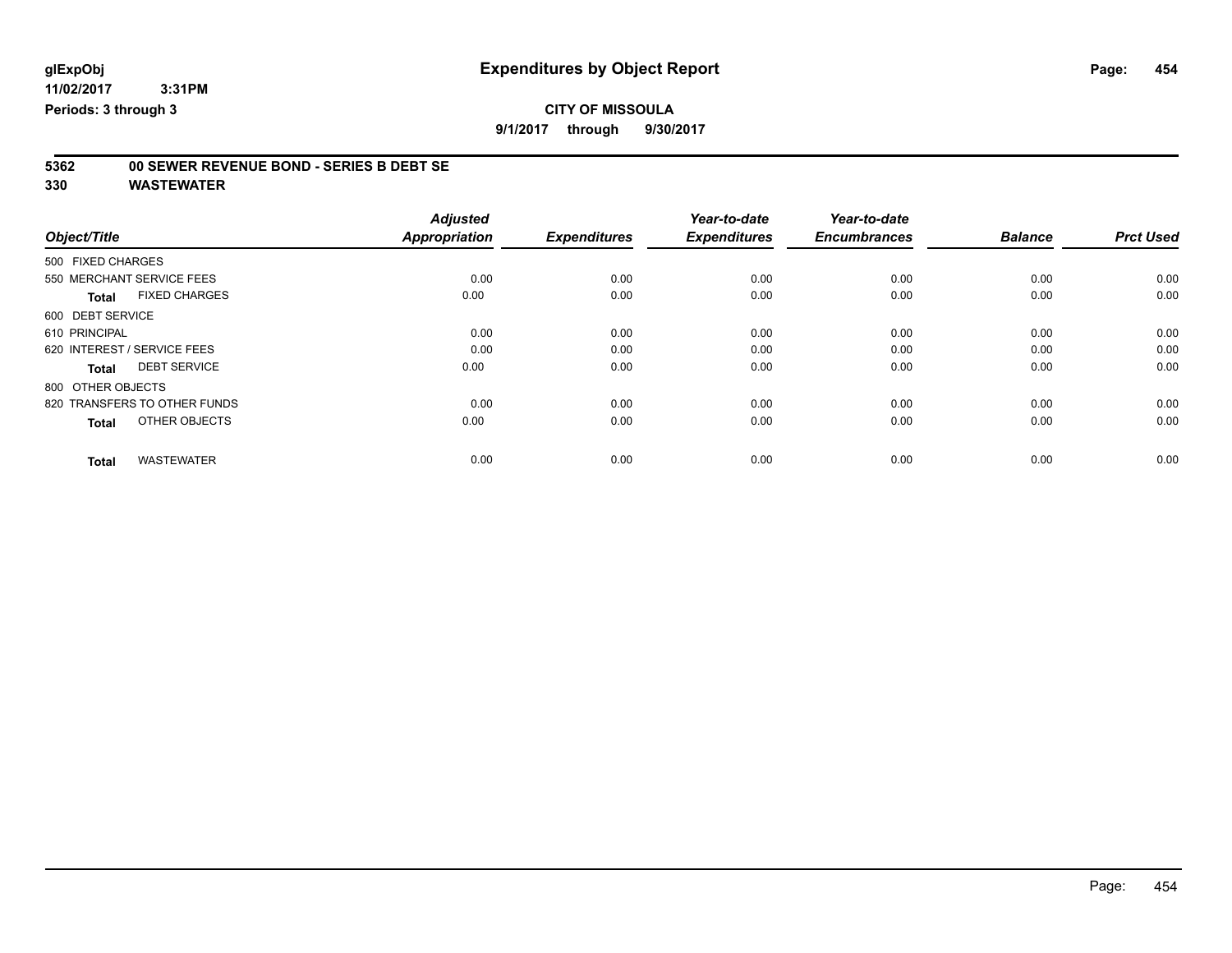**glExpObj**
**11/02/2017 3:31PM**
**Periods: 3 through 3**

# Expenditures by Object Report

**CITY OF MISSOULA**
**9/1/2017 through 9/30/2017**

## 5362 00 SEWER REVENUE BOND - SERIES B DEBT SE
## 330 WASTEWATER

| Object/Title | Adjusted Appropriation | Expenditures | Year-to-date Expenditures | Year-to-date Encumbrances | Balance | Prct Used |
|---|---|---|---|---|---|---|
| 500 FIXED CHARGES | | | | | | |
| 550 MERCHANT SERVICE FEES | 0.00 | 0.00 | 0.00 | 0.00 | 0.00 | 0.00 |
| **Total** FIXED CHARGES | 0.00 | 0.00 | 0.00 | 0.00 | 0.00 | 0.00 |
| 600 DEBT SERVICE | | | | | | |
| 610 PRINCIPAL | 0.00 | 0.00 | 0.00 | 0.00 | 0.00 | 0.00 |
| 620 INTEREST / SERVICE FEES | 0.00 | 0.00 | 0.00 | 0.00 | 0.00 | 0.00 |
| **Total** DEBT SERVICE | 0.00 | 0.00 | 0.00 | 0.00 | 0.00 | 0.00 |
| 800 OTHER OBJECTS | | | | | | |
| 820 TRANSFERS TO OTHER FUNDS | 0.00 | 0.00 | 0.00 | 0.00 | 0.00 | 0.00 |
| **Total** OTHER OBJECTS | 0.00 | 0.00 | 0.00 | 0.00 | 0.00 | 0.00 |
| **Total** WASTEWATER | 0.00 | 0.00 | 0.00 | 0.00 | 0.00 | 0.00 |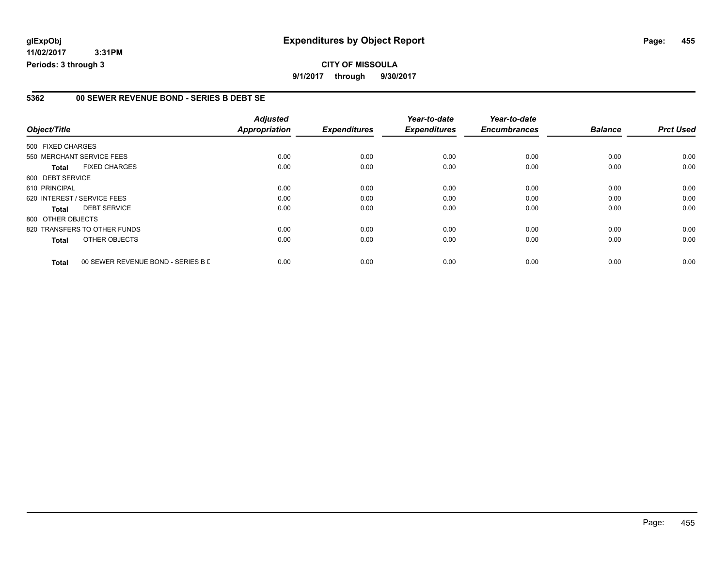**glExpObj**
**11/02/2017 3:31PM**
**Periods: 3 through 3**

# Expenditures by Object Report

**CITY OF MISSOULA**
**9/1/2017 through 9/30/2017**

## 5362 00 SEWER REVENUE BOND - SERIES B DEBT SE

| Object/Title | | Adjusted Appropriation | Expenditures | Year-to-date Expenditures | Year-to-date Encumbrances | Balance | Prct Used |
|---|---|---|---|---|---|---|---|
| 500 FIXED CHARGES | | | | | | | |
| 550 MERCHANT SERVICE FEES | | 0.00 | 0.00 | 0.00 | 0.00 | 0.00 | 0.00 |
| **Total** | FIXED CHARGES | 0.00 | 0.00 | 0.00 | 0.00 | 0.00 | 0.00 |
| 600 DEBT SERVICE | | | | | | | |
| 610 PRINCIPAL | | 0.00 | 0.00 | 0.00 | 0.00 | 0.00 | 0.00 |
| 620 INTEREST / SERVICE FEES | | 0.00 | 0.00 | 0.00 | 0.00 | 0.00 | 0.00 |
| **Total** | DEBT SERVICE | 0.00 | 0.00 | 0.00 | 0.00 | 0.00 | 0.00 |
| 800 OTHER OBJECTS | | | | | | | |
| 820 TRANSFERS TO OTHER FUNDS | | 0.00 | 0.00 | 0.00 | 0.00 | 0.00 | 0.00 |
| **Total** | OTHER OBJECTS | 0.00 | 0.00 | 0.00 | 0.00 | 0.00 | 0.00 |
| **Total** | 00 SEWER REVENUE BOND - SERIES B D | 0.00 | 0.00 | 0.00 | 0.00 | 0.00 | 0.00 |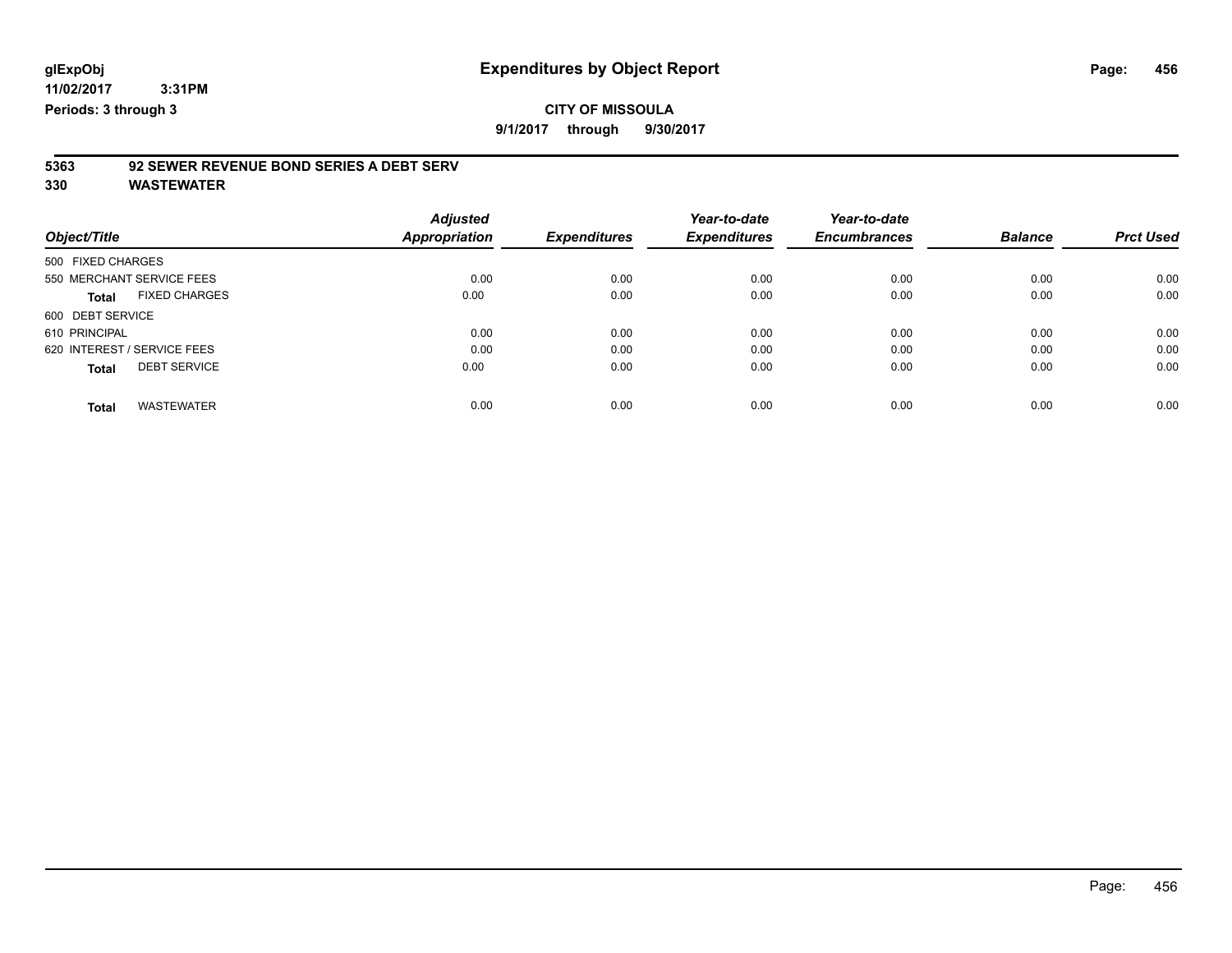# Expenditures by Object Report

glExpObj
11/02/2017 3:31PM
Periods: 3 through 3

**CITY OF MISSOULA**
**9/1/2017 through 9/30/2017**

**5363 92 SEWER REVENUE BOND SERIES A DEBT SERV**
**330 WASTEWATER**

| Object/Title | Adjusted Appropriation | Expenditures | Year-to-date Expenditures | Year-to-date Encumbrances | Balance | Prct Used |
|---|---|---|---|---|---|---|
| 500 FIXED CHARGES | | | | | | |
| 550 MERCHANT SERVICE FEES | 0.00 | 0.00 | 0.00 | 0.00 | 0.00 | 0.00 |
| **Total** FIXED CHARGES | 0.00 | 0.00 | 0.00 | 0.00 | 0.00 | 0.00 |
| 600 DEBT SERVICE | | | | | | |
| 610 PRINCIPAL | 0.00 | 0.00 | 0.00 | 0.00 | 0.00 | 0.00 |
| 620 INTEREST / SERVICE FEES | 0.00 | 0.00 | 0.00 | 0.00 | 0.00 | 0.00 |
| **Total** DEBT SERVICE | 0.00 | 0.00 | 0.00 | 0.00 | 0.00 | 0.00 |
| **Total** WASTEWATER | 0.00 | 0.00 | 0.00 | 0.00 | 0.00 | 0.00 |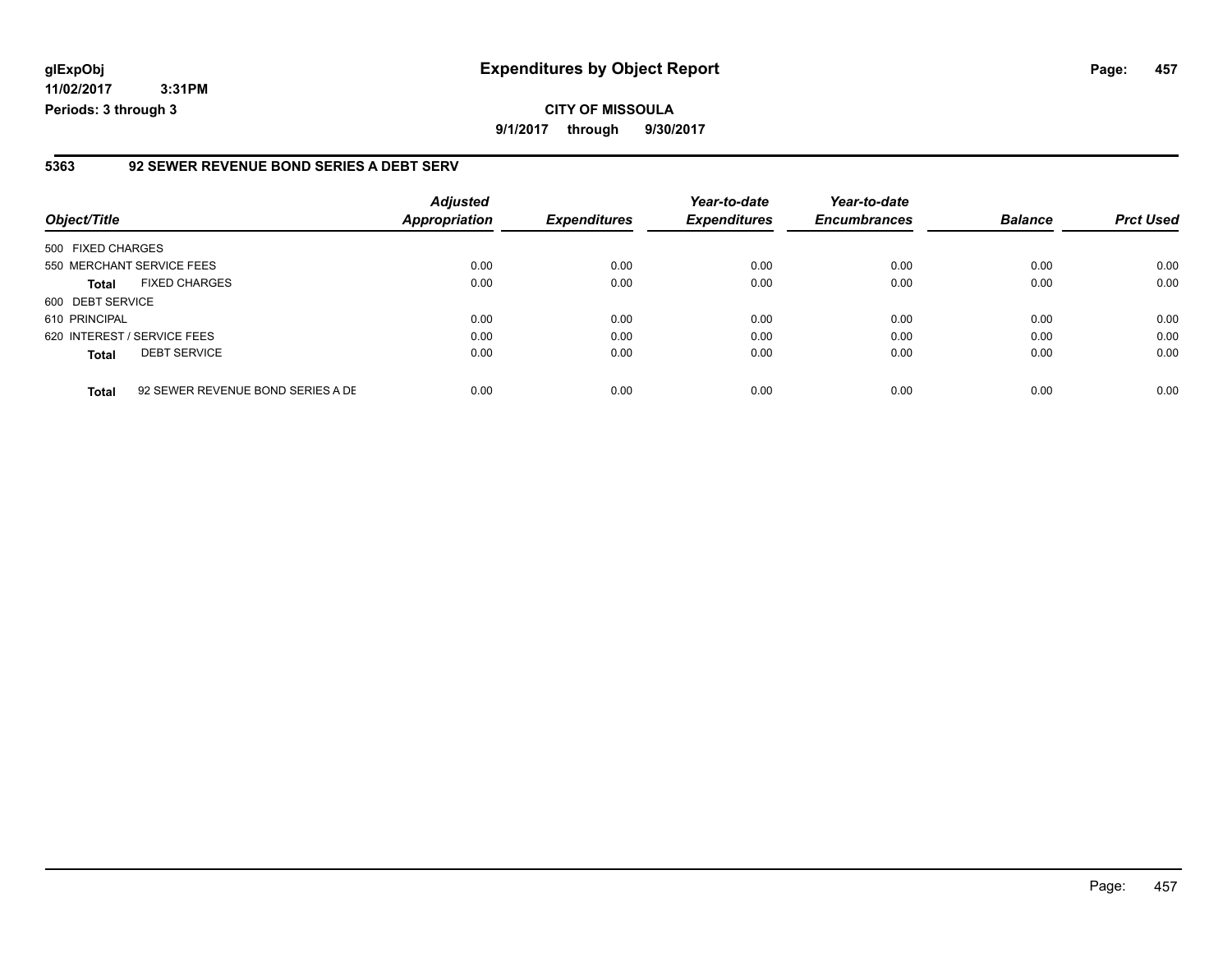**glExpObj**
**11/02/2017 3:31PM**
**Periods: 3 through 3**

# Expenditures by Object Report

**CITY OF MISSOULA**
**9/1/2017 through 9/30/2017**

## 5363 92 SEWER REVENUE BOND SERIES A DEBT SERV

| Object/Title | | Adjusted Appropriation | Expenditures | Year-to-date Expenditures | Year-to-date Encumbrances | Balance | Prct Used |
|---|---|---|---|---|---|---|---|
| 500 FIXED CHARGES | | | | | | | |
| 550 MERCHANT SERVICE FEES | | 0.00 | 0.00 | 0.00 | 0.00 | 0.00 | 0.00 |
| **Total** | FIXED CHARGES | 0.00 | 0.00 | 0.00 | 0.00 | 0.00 | 0.00 |
| 600 DEBT SERVICE | | | | | | | |
| 610 PRINCIPAL | | 0.00 | 0.00 | 0.00 | 0.00 | 0.00 | 0.00 |
| 620 INTEREST / SERVICE FEES | | 0.00 | 0.00 | 0.00 | 0.00 | 0.00 | 0.00 |
| **Total** | DEBT SERVICE | 0.00 | 0.00 | 0.00 | 0.00 | 0.00 | 0.00 |
| **Total** | 92 SEWER REVENUE BOND SERIES A DE | 0.00 | 0.00 | 0.00 | 0.00 | 0.00 | 0.00 |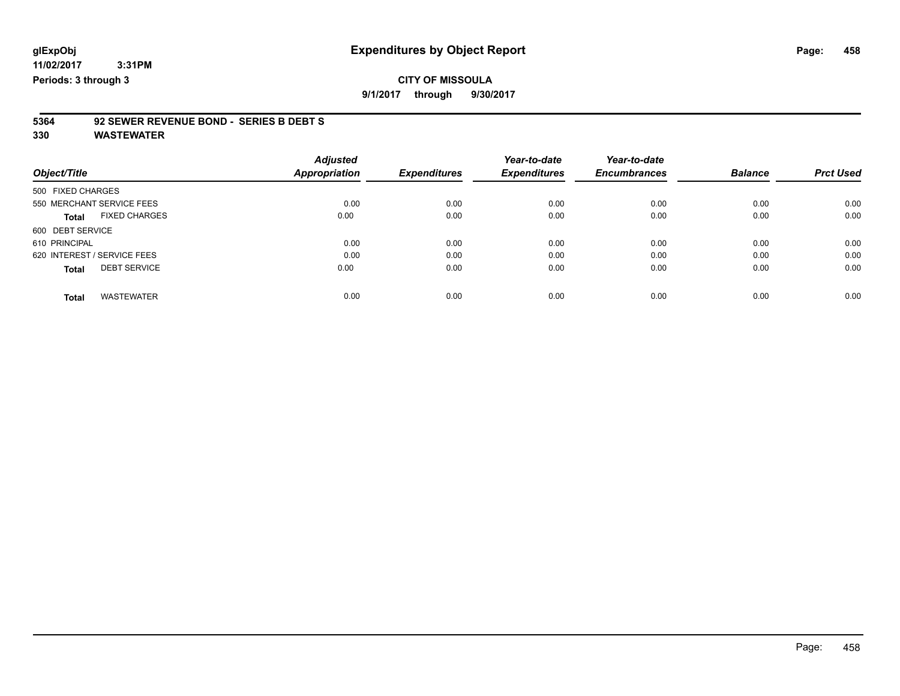# Expenditures by Object Report

glExpObj
11/02/2017 3:31PM
Periods: 3 through 3

**CITY OF MISSOULA**
9/1/2017 through 9/30/2017

## 5364 92 SEWER REVENUE BOND - SERIES B DEBT S
## 330 WASTEWATER

| Object/Title | Adjusted Appropriation | Expenditures | Year-to-date Expenditures | Year-to-date Encumbrances | Balance | Prct Used |
|---|---|---|---|---|---|---|
| 500 FIXED CHARGES | | | | | | |
| 550 MERCHANT SERVICE FEES | 0.00 | 0.00 | 0.00 | 0.00 | 0.00 | 0.00 |
| **Total** FIXED CHARGES | 0.00 | 0.00 | 0.00 | 0.00 | 0.00 | 0.00 |
| 600 DEBT SERVICE | | | | | | |
| 610 PRINCIPAL | 0.00 | 0.00 | 0.00 | 0.00 | 0.00 | 0.00 |
| 620 INTEREST / SERVICE FEES | 0.00 | 0.00 | 0.00 | 0.00 | 0.00 | 0.00 |
| **Total** DEBT SERVICE | 0.00 | 0.00 | 0.00 | 0.00 | 0.00 | 0.00 |
| **Total** WASTEWATER | 0.00 | 0.00 | 0.00 | 0.00 | 0.00 | 0.00 |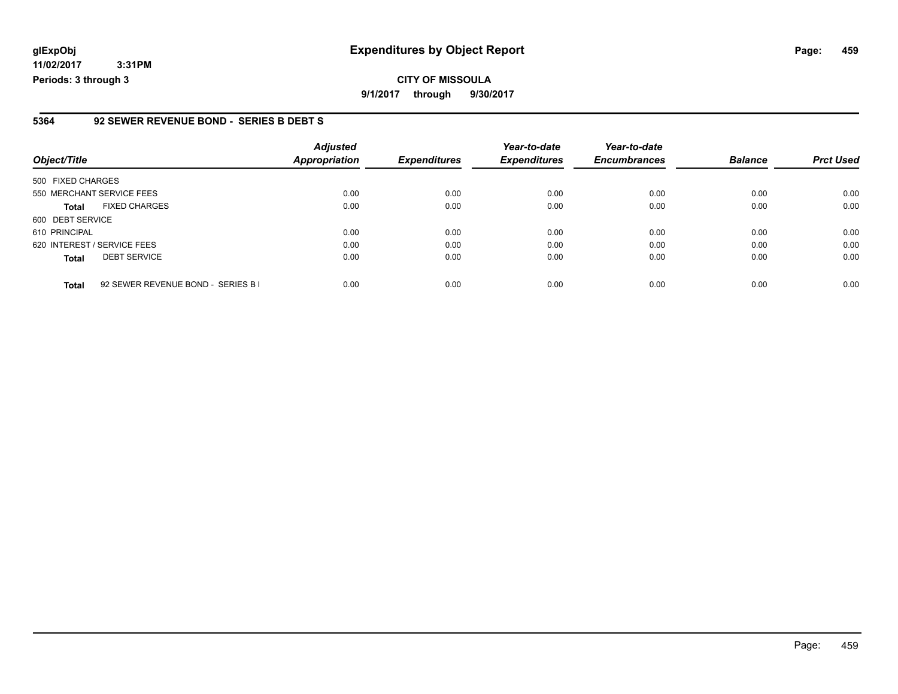**glExpObj**
**11/02/2017 3:31PM**
**Periods: 3 through 3**

# Expenditures by Object Report

**CITY OF MISSOULA**
**9/1/2017 through 9/30/2017**

## 5364 92 SEWER REVENUE BOND - SERIES B DEBT S

| Object/Title | | Adjusted Appropriation | Expenditures | Year-to-date Expenditures | Year-to-date Encumbrances | Balance | Prct Used |
|---|---|---|---|---|---|---|---|
| 500 FIXED CHARGES | | | | | | | |
| 550 MERCHANT SERVICE FEES | | 0.00 | 0.00 | 0.00 | 0.00 | 0.00 | 0.00 |
| **Total** | FIXED CHARGES | 0.00 | 0.00 | 0.00 | 0.00 | 0.00 | 0.00 |
| 600 DEBT SERVICE | | | | | | | |
| 610 PRINCIPAL | | 0.00 | 0.00 | 0.00 | 0.00 | 0.00 | 0.00 |
| 620 INTEREST / SERVICE FEES | | 0.00 | 0.00 | 0.00 | 0.00 | 0.00 | 0.00 |
| **Total** | DEBT SERVICE | 0.00 | 0.00 | 0.00 | 0.00 | 0.00 | 0.00 |
| **Total** | 92 SEWER REVENUE BOND - SERIES B I | 0.00 | 0.00 | 0.00 | 0.00 | 0.00 | 0.00 |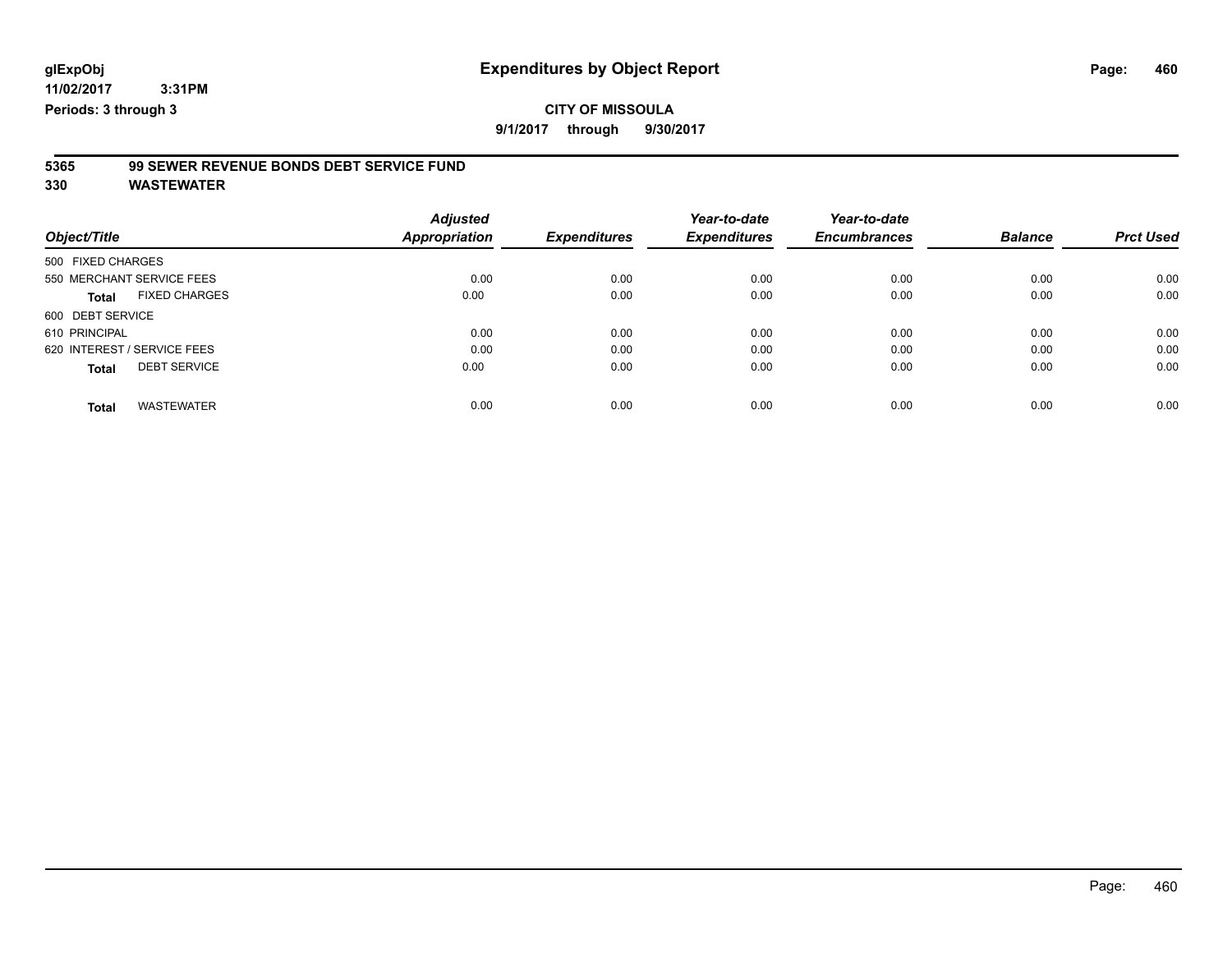glExpObj
11/02/2017 3:31PM
Periods: 3 through 3

# Expenditures by Object Report

**CITY OF MISSOULA**
**9/1/2017 through 9/30/2017**

**5365 99 SEWER REVENUE BONDS DEBT SERVICE FUND**
**330 WASTEWATER**

| Object/Title | Adjusted Appropriation | Expenditures | Year-to-date Expenditures | Year-to-date Encumbrances | Balance | Prct Used |
|---|---|---|---|---|---|---|
| 500 FIXED CHARGES | | | | | | |
| 550 MERCHANT SERVICE FEES | 0.00 | 0.00 | 0.00 | 0.00 | 0.00 | 0.00 |
| **Total** FIXED CHARGES | 0.00 | 0.00 | 0.00 | 0.00 | 0.00 | 0.00 |
| 600 DEBT SERVICE | | | | | | |
| 610 PRINCIPAL | 0.00 | 0.00 | 0.00 | 0.00 | 0.00 | 0.00 |
| 620 INTEREST / SERVICE FEES | 0.00 | 0.00 | 0.00 | 0.00 | 0.00 | 0.00 |
| **Total** DEBT SERVICE | 0.00 | 0.00 | 0.00 | 0.00 | 0.00 | 0.00 |
| **Total** WASTEWATER | 0.00 | 0.00 | 0.00 | 0.00 | 0.00 | 0.00 |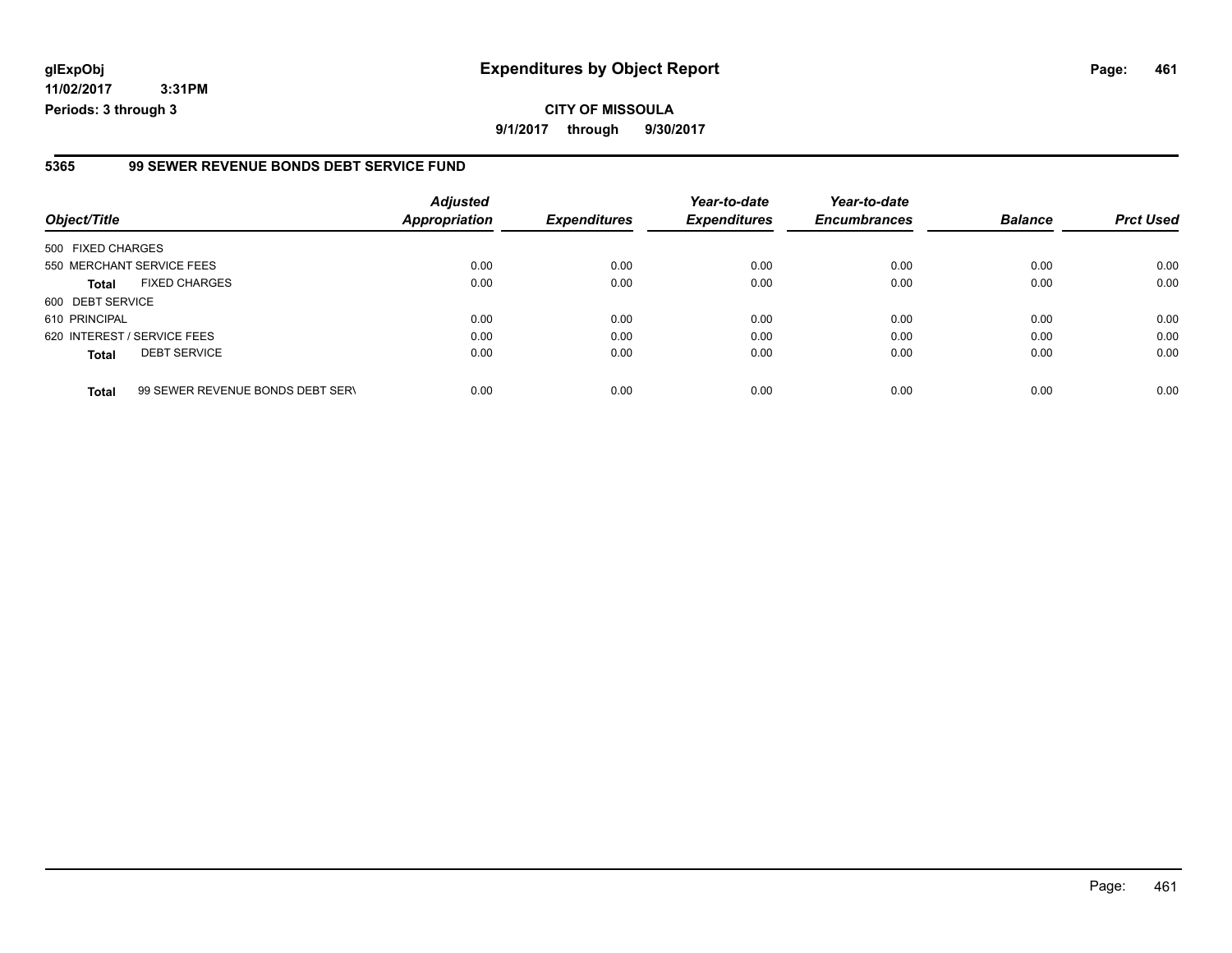glExpObj
11/02/2017 3:31PM
Periods: 3 through 3

# Expenditures by Object Report

**CITY OF MISSOULA**

**9/1/2017 through 9/30/2017**

## 5365 99 SEWER REVENUE BONDS DEBT SERVICE FUND

| Object/Title | Adjusted Appropriation | Expenditures | Year-to-date Expenditures | Year-to-date Encumbrances | Balance | Prct Used |
|---|---|---|---|---|---|---|
| 500 FIXED CHARGES | | | | | | |
| 550 MERCHANT SERVICE FEES | 0.00 | 0.00 | 0.00 | 0.00 | 0.00 | 0.00 |
| **Total** FIXED CHARGES | 0.00 | 0.00 | 0.00 | 0.00 | 0.00 | 0.00 |
| 600 DEBT SERVICE | | | | | | |
| 610 PRINCIPAL | 0.00 | 0.00 | 0.00 | 0.00 | 0.00 | 0.00 |
| 620 INTEREST / SERVICE FEES | 0.00 | 0.00 | 0.00 | 0.00 | 0.00 | 0.00 |
| **Total** DEBT SERVICE | 0.00 | 0.00 | 0.00 | 0.00 | 0.00 | 0.00 |
| **Total** 99 SEWER REVENUE BONDS DEBT SERV | 0.00 | 0.00 | 0.00 | 0.00 | 0.00 | 0.00 |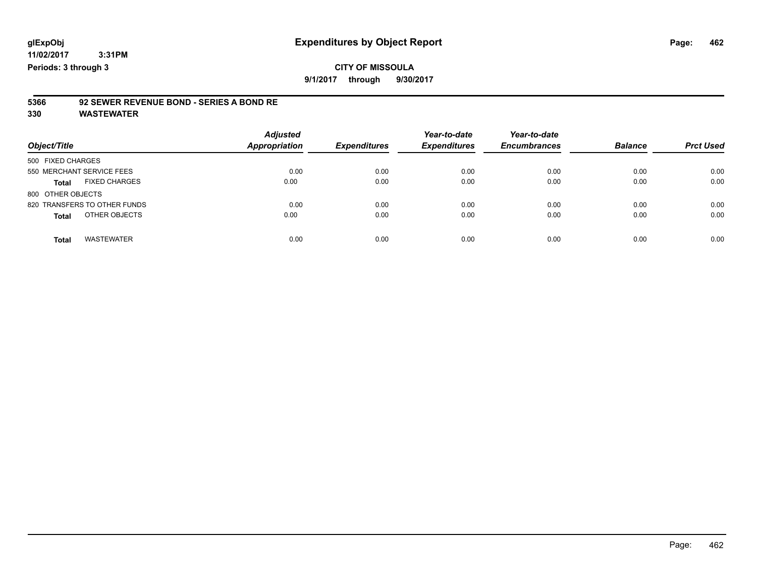glExpObj **Expenditures by Object Report**

11/02/2017 3:31PM

Periods: 3 through 3

**CITY OF MISSOULA**

**9/1/2017 through 9/30/2017**

**5366 92 SEWER REVENUE BOND - SERIES A BOND RE**

**330 WASTEWATER**

| Object/Title | Adjusted Appropriation | Expenditures | Year-to-date Expenditures | Year-to-date Encumbrances | Balance | Prct Used |
|---|---|---|---|---|---|---|
| 500 FIXED CHARGES | | | | | | |
| 550 MERCHANT SERVICE FEES | 0.00 | 0.00 | 0.00 | 0.00 | 0.00 | 0.00 |
| **Total** FIXED CHARGES | 0.00 | 0.00 | 0.00 | 0.00 | 0.00 | 0.00 |
| 800 OTHER OBJECTS | | | | | | |
| 820 TRANSFERS TO OTHER FUNDS | 0.00 | 0.00 | 0.00 | 0.00 | 0.00 | 0.00 |
| **Total** OTHER OBJECTS | 0.00 | 0.00 | 0.00 | 0.00 | 0.00 | 0.00 |
| **Total** WASTEWATER | 0.00 | 0.00 | 0.00 | 0.00 | 0.00 | 0.00 |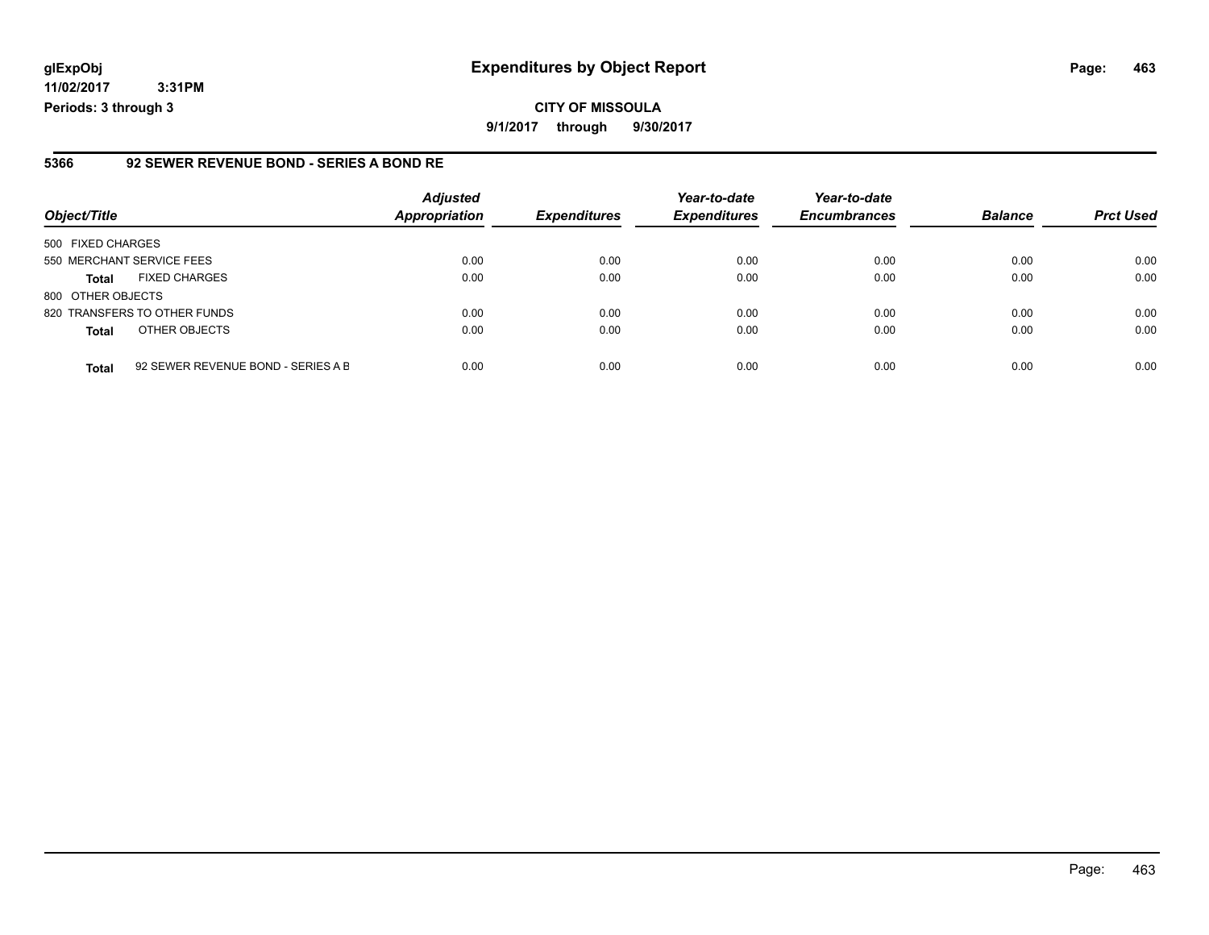**glExpObj**
**11/02/2017 3:31PM**
**Periods: 3 through 3**

# Expenditures by Object Report

**CITY OF MISSOULA**
**9/1/2017 through 9/30/2017**

## 5366 92 SEWER REVENUE BOND - SERIES A BOND RE

| Object/Title | | Adjusted Appropriation | Expenditures | Year-to-date Expenditures | Year-to-date Encumbrances | Balance | Prct Used |
|---|---|---|---|---|---|---|---|
| 500 FIXED CHARGES | | | | | | | |
| 550 MERCHANT SERVICE FEES | | 0.00 | 0.00 | 0.00 | 0.00 | 0.00 | 0.00 |
| **Total** | FIXED CHARGES | 0.00 | 0.00 | 0.00 | 0.00 | 0.00 | 0.00 |
| 800 OTHER OBJECTS | | | | | | | |
| 820 TRANSFERS TO OTHER FUNDS | | 0.00 | 0.00 | 0.00 | 0.00 | 0.00 | 0.00 |
| **Total** | OTHER OBJECTS | 0.00 | 0.00 | 0.00 | 0.00 | 0.00 | 0.00 |
| **Total** | 92 SEWER REVENUE BOND - SERIES A B | 0.00 | 0.00 | 0.00 | 0.00 | 0.00 | 0.00 |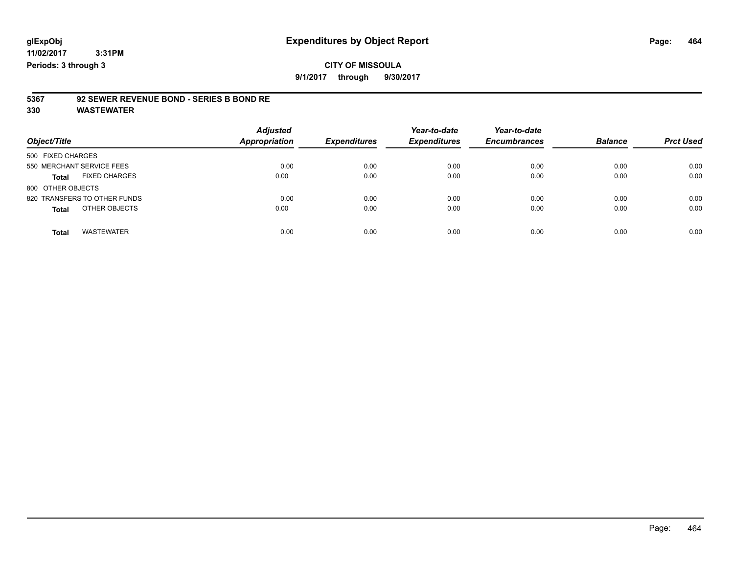glExpObj
11/02/2017 3:31PM
Periods: 3 through 3

# Expenditures by Object Report

**CITY OF MISSOULA**
**9/1/2017 through 9/30/2017**

**5367 92 SEWER REVENUE BOND - SERIES B BOND RE**
**330 WASTEWATER**

| Object/Title | Adjusted Appropriation | Expenditures | Year-to-date Expenditures | Year-to-date Encumbrances | Balance | Prct Used |
|---|---|---|---|---|---|---|
| 500 FIXED CHARGES | | | | | | |
| 550 MERCHANT SERVICE FEES | 0.00 | 0.00 | 0.00 | 0.00 | 0.00 | 0.00 |
| **Total** FIXED CHARGES | 0.00 | 0.00 | 0.00 | 0.00 | 0.00 | 0.00 |
| 800 OTHER OBJECTS | | | | | | |
| 820 TRANSFERS TO OTHER FUNDS | 0.00 | 0.00 | 0.00 | 0.00 | 0.00 | 0.00 |
| **Total** OTHER OBJECTS | 0.00 | 0.00 | 0.00 | 0.00 | 0.00 | 0.00 |
| **Total** WASTEWATER | 0.00 | 0.00 | 0.00 | 0.00 | 0.00 | 0.00 |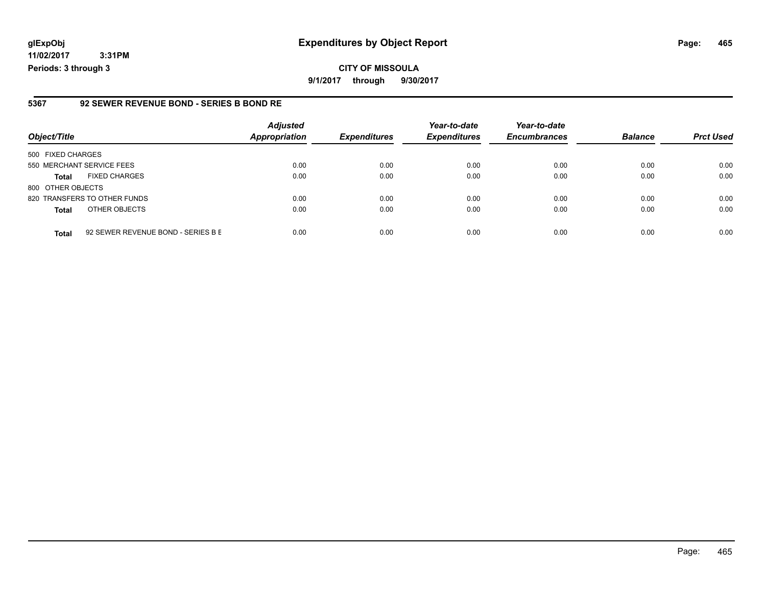**glExpObj**
**11/02/2017 3:31PM**
**Periods: 3 through 3**

# Expenditures by Object Report

**CITY OF MISSOULA**
**9/1/2017 through 9/30/2017**

## 5367 92 SEWER REVENUE BOND - SERIES B BOND RE

| Object/Title | | Adjusted Appropriation | Expenditures | Year-to-date Expenditures | Year-to-date Encumbrances | Balance | Prct Used |
|---|---|---|---|---|---|---|---|
| 500 FIXED CHARGES | | | | | | | |
| 550 MERCHANT SERVICE FEES | | 0.00 | 0.00 | 0.00 | 0.00 | 0.00 | 0.00 |
| **Total** | FIXED CHARGES | 0.00 | 0.00 | 0.00 | 0.00 | 0.00 | 0.00 |
| 800 OTHER OBJECTS | | | | | | | |
| 820 TRANSFERS TO OTHER FUNDS | | 0.00 | 0.00 | 0.00 | 0.00 | 0.00 | 0.00 |
| **Total** | OTHER OBJECTS | 0.00 | 0.00 | 0.00 | 0.00 | 0.00 | 0.00 |
| **Total** | 92 SEWER REVENUE BOND - SERIES B E | 0.00 | 0.00 | 0.00 | 0.00 | 0.00 | 0.00 |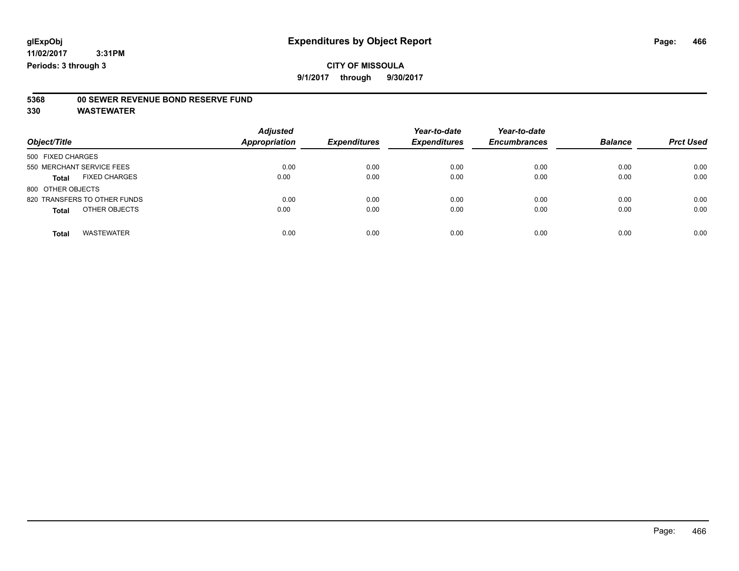**glExpObj**
**11/02/2017 3:31PM**
**Periods: 3 through 3**

# Expenditures by Object Report

**CITY OF MISSOULA**
**9/1/2017 through 9/30/2017**

**5368 00 SEWER REVENUE BOND RESERVE FUND**
**330 WASTEWATER**

| Object/Title | Adjusted Appropriation | Expenditures | Year-to-date Expenditures | Year-to-date Encumbrances | Balance | Prct Used |
|---|---|---|---|---|---|---|
| 500 FIXED CHARGES | | | | | | |
| 550 MERCHANT SERVICE FEES | 0.00 | 0.00 | 0.00 | 0.00 | 0.00 | 0.00 |
| **Total** FIXED CHARGES | 0.00 | 0.00 | 0.00 | 0.00 | 0.00 | 0.00 |
| 800 OTHER OBJECTS | | | | | | |
| 820 TRANSFERS TO OTHER FUNDS | 0.00 | 0.00 | 0.00 | 0.00 | 0.00 | 0.00 |
| **Total** OTHER OBJECTS | 0.00 | 0.00 | 0.00 | 0.00 | 0.00 | 0.00 |
| **Total** WASTEWATER | 0.00 | 0.00 | 0.00 | 0.00 | 0.00 | 0.00 |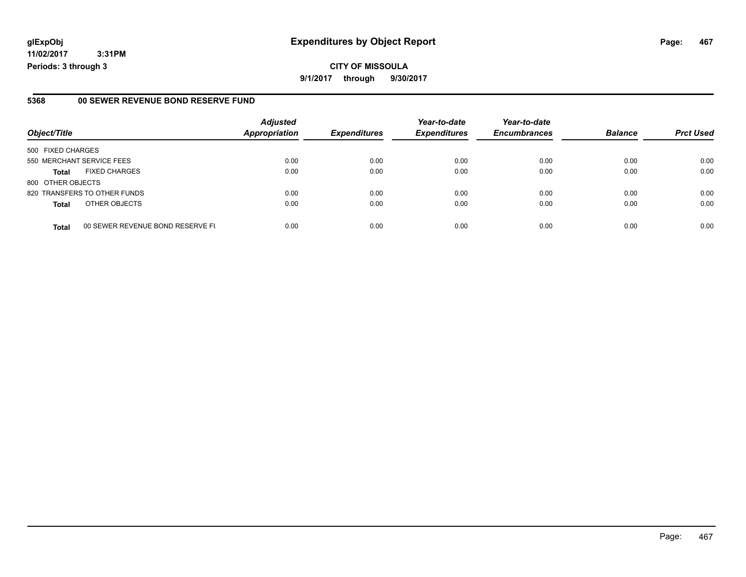glExpObj
11/02/2017 3:31PM
Periods: 3 through 3

# Expenditures by Object Report

**CITY OF MISSOULA**
**9/1/2017 through 9/30/2017**

## 5368 00 SEWER REVENUE BOND RESERVE FUND

| Object/Title | | Adjusted Appropriation | Expenditures | Year-to-date Expenditures | Year-to-date Encumbrances | Balance | Prct Used |
|---|---|---|---|---|---|---|---|
| 500 FIXED CHARGES | | | | | | | |
| 550 MERCHANT SERVICE FEES | | 0.00 | 0.00 | 0.00 | 0.00 | 0.00 | 0.00 |
| **Total** | FIXED CHARGES | 0.00 | 0.00 | 0.00 | 0.00 | 0.00 | 0.00 |
| 800 OTHER OBJECTS | | | | | | | |
| 820 TRANSFERS TO OTHER FUNDS | | 0.00 | 0.00 | 0.00 | 0.00 | 0.00 | 0.00 |
| **Total** | OTHER OBJECTS | 0.00 | 0.00 | 0.00 | 0.00 | 0.00 | 0.00 |
| **Total** | 00 SEWER REVENUE BOND RESERVE FU | 0.00 | 0.00 | 0.00 | 0.00 | 0.00 | 0.00 |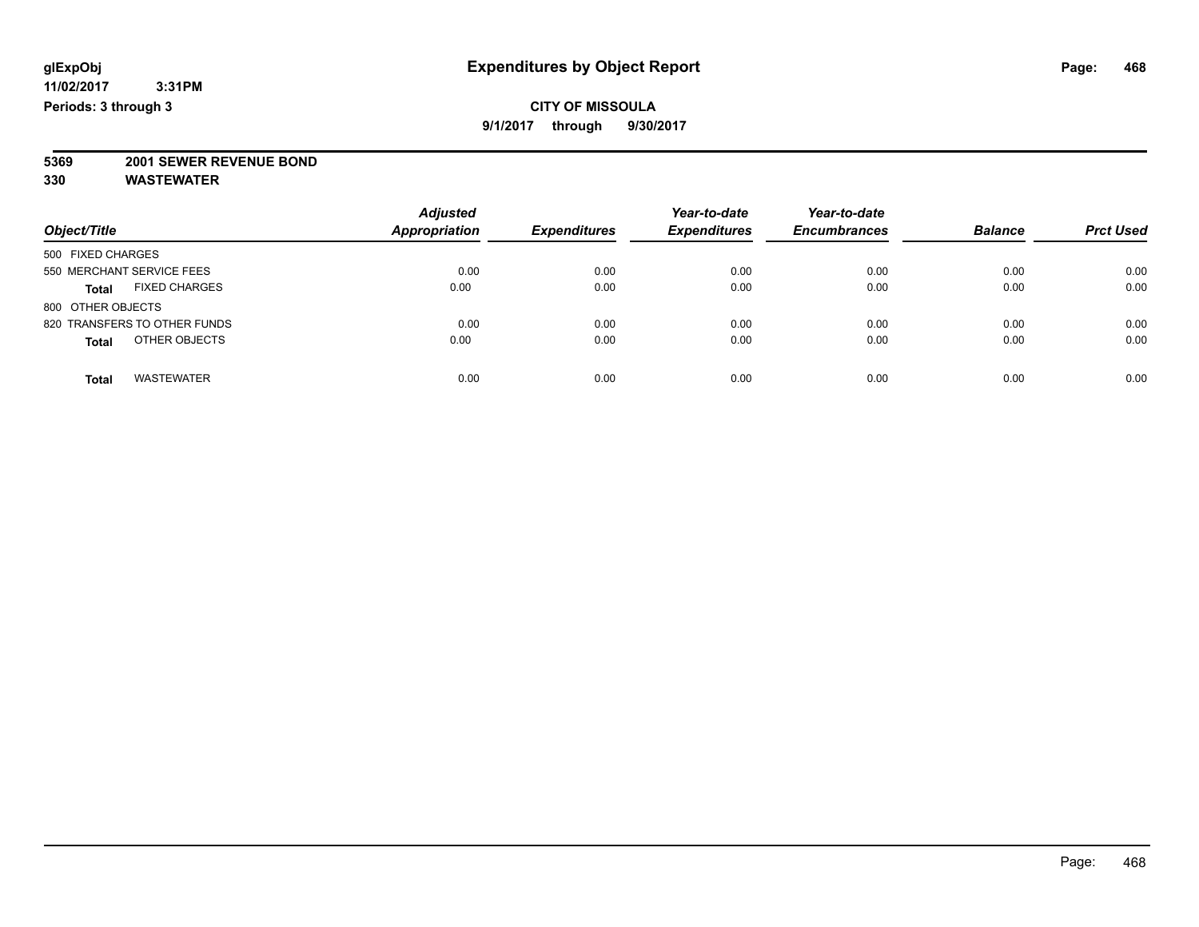# Expenditures by Object Report

glExpObj
11/02/2017 3:31PM
Periods: 3 through 3

**CITY OF MISSOULA**
**9/1/2017 through 9/30/2017**

**5369 2001 SEWER REVENUE BOND**
**330 WASTEWATER**

| Object/Title | Adjusted Appropriation | Expenditures | Year-to-date Expenditures | Year-to-date Encumbrances | Balance | Prct Used |
|---|---|---|---|---|---|---|
| 500 FIXED CHARGES | | | | | | |
| 550 MERCHANT SERVICE FEES | 0.00 | 0.00 | 0.00 | 0.00 | 0.00 | 0.00 |
| **Total** FIXED CHARGES | 0.00 | 0.00 | 0.00 | 0.00 | 0.00 | 0.00 |
| 800 OTHER OBJECTS | | | | | | |
| 820 TRANSFERS TO OTHER FUNDS | 0.00 | 0.00 | 0.00 | 0.00 | 0.00 | 0.00 |
| **Total** OTHER OBJECTS | 0.00 | 0.00 | 0.00 | 0.00 | 0.00 | 0.00 |
| **Total** WASTEWATER | 0.00 | 0.00 | 0.00 | 0.00 | 0.00 | 0.00 |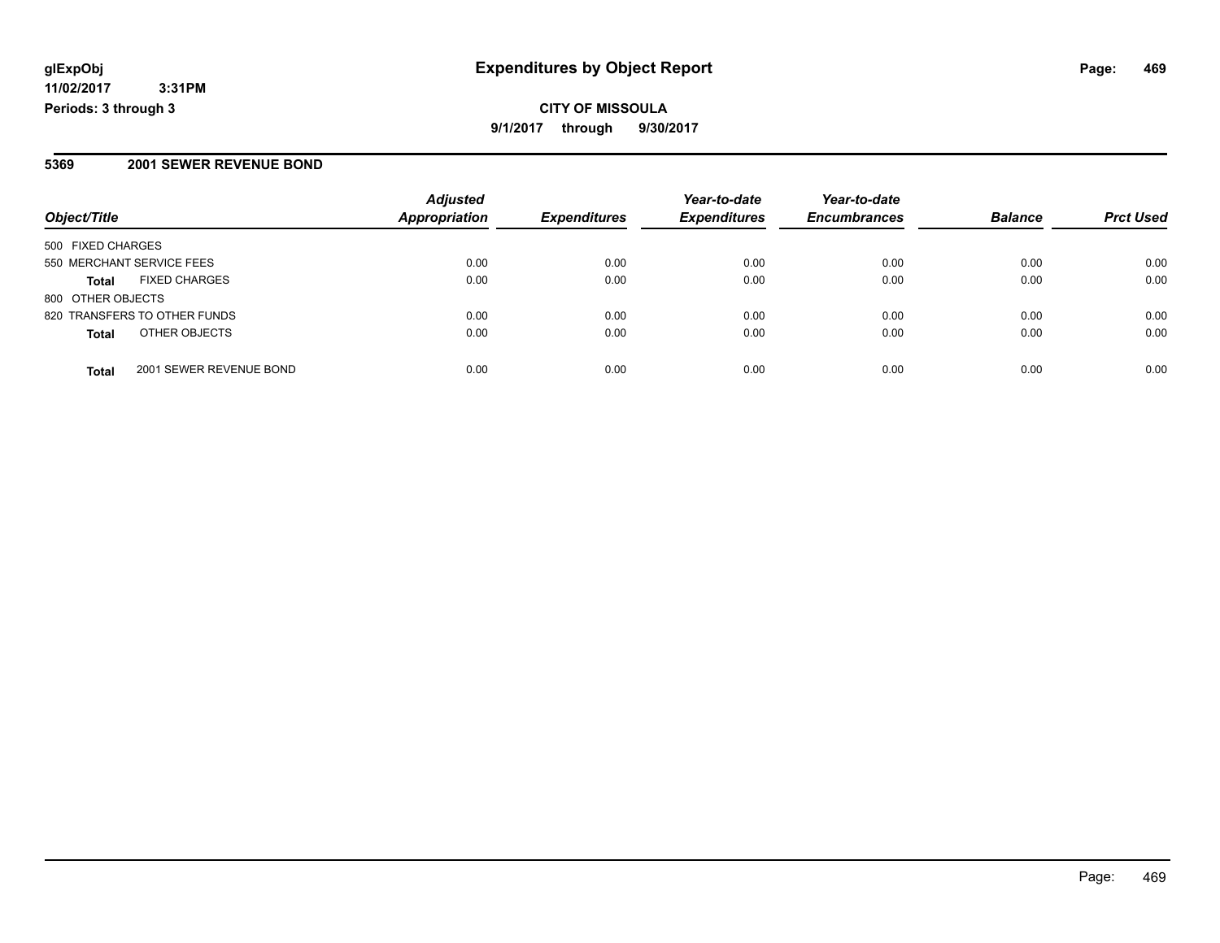# Expenditures by Object Report

glExpObj
11/02/2017 3:31PM
Periods: 3 through 3

**CITY OF MISSOULA**

**9/1/2017 through 9/30/2017**

## 5369 2001 SEWER REVENUE BOND

| Object/Title | | Adjusted Appropriation | Expenditures | Year-to-date Expenditures | Year-to-date Encumbrances | Balance | Prct Used |
|---|---|---|---|---|---|---|---|
| 500 FIXED CHARGES | | | | | | | |
| 550 MERCHANT SERVICE FEES | | 0.00 | 0.00 | 0.00 | 0.00 | 0.00 | 0.00 |
| **Total** | FIXED CHARGES | 0.00 | 0.00 | 0.00 | 0.00 | 0.00 | 0.00 |
| 800 OTHER OBJECTS | | | | | | | |
| 820 TRANSFERS TO OTHER FUNDS | | 0.00 | 0.00 | 0.00 | 0.00 | 0.00 | 0.00 |
| **Total** | OTHER OBJECTS | 0.00 | 0.00 | 0.00 | 0.00 | 0.00 | 0.00 |
| **Total** | 2001 SEWER REVENUE BOND | 0.00 | 0.00 | 0.00 | 0.00 | 0.00 | 0.00 |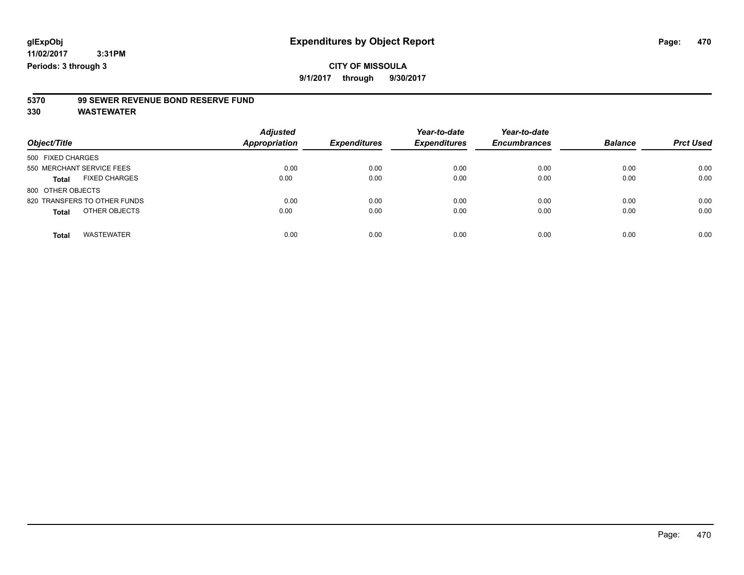# Expenditures by Object Report

glExpObj
11/02/2017 3:31PM
Periods: 3 through 3

**CITY OF MISSOULA**
**9/1/2017 through 9/30/2017**

**5370 99 SEWER REVENUE BOND RESERVE FUND**
**330 WASTEWATER**

| Object/Title | Adjusted Appropriation | Expenditures | Year-to-date Expenditures | Year-to-date Encumbrances | Balance | Prct Used |
|---|---|---|---|---|---|---|
| 500 FIXED CHARGES | | | | | | |
| 550 MERCHANT SERVICE FEES | 0.00 | 0.00 | 0.00 | 0.00 | 0.00 | 0.00 |
| **Total** FIXED CHARGES | 0.00 | 0.00 | 0.00 | 0.00 | 0.00 | 0.00 |
| 800 OTHER OBJECTS | | | | | | |
| 820 TRANSFERS TO OTHER FUNDS | 0.00 | 0.00 | 0.00 | 0.00 | 0.00 | 0.00 |
| **Total** OTHER OBJECTS | 0.00 | 0.00 | 0.00 | 0.00 | 0.00 | 0.00 |
| **Total** WASTEWATER | 0.00 | 0.00 | 0.00 | 0.00 | 0.00 | 0.00 |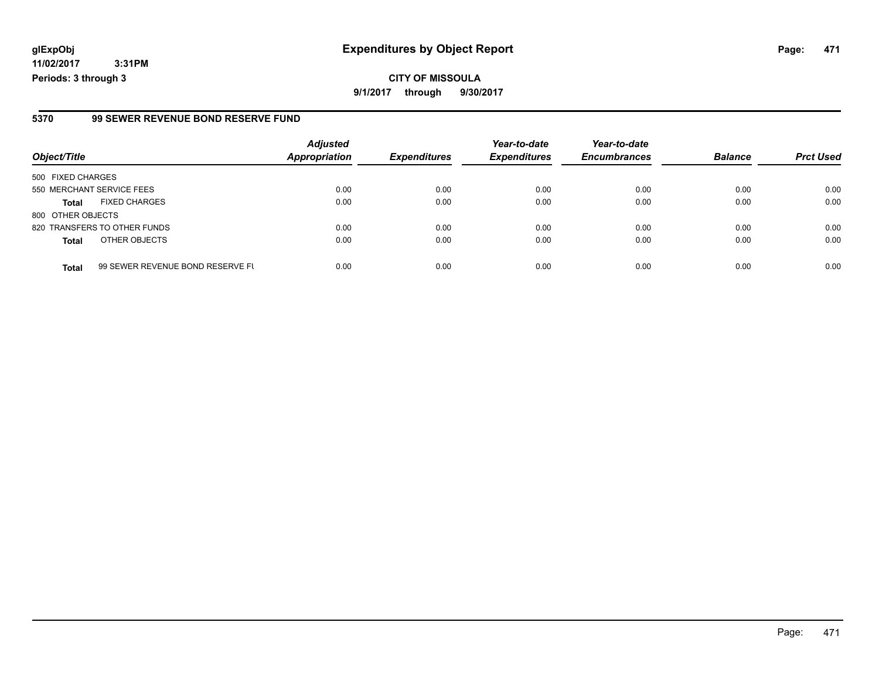**glExpObj** **Expenditures by Object Report**

**11/02/2017 3:31PM**

**Periods: 3 through 3**

**CITY OF MISSOULA**

**9/1/2017 through 9/30/2017**

## 5370 99 SEWER REVENUE BOND RESERVE FUND

| Object/Title | | Adjusted Appropriation | Expenditures | Year-to-date Expenditures | Year-to-date Encumbrances | Balance | Prct Used |
|---|---|---|---|---|---|---|---|
| 500 FIXED CHARGES | | | | | | | |
| 550 MERCHANT SERVICE FEES | | 0.00 | 0.00 | 0.00 | 0.00 | 0.00 | 0.00 |
| **Total** | FIXED CHARGES | 0.00 | 0.00 | 0.00 | 0.00 | 0.00 | 0.00 |
| 800 OTHER OBJECTS | | | | | | | |
| 820 TRANSFERS TO OTHER FUNDS | | 0.00 | 0.00 | 0.00 | 0.00 | 0.00 | 0.00 |
| **Total** | OTHER OBJECTS | 0.00 | 0.00 | 0.00 | 0.00 | 0.00 | 0.00 |
| **Total** | 99 SEWER REVENUE BOND RESERVE FU | 0.00 | 0.00 | 0.00 | 0.00 | 0.00 | 0.00 |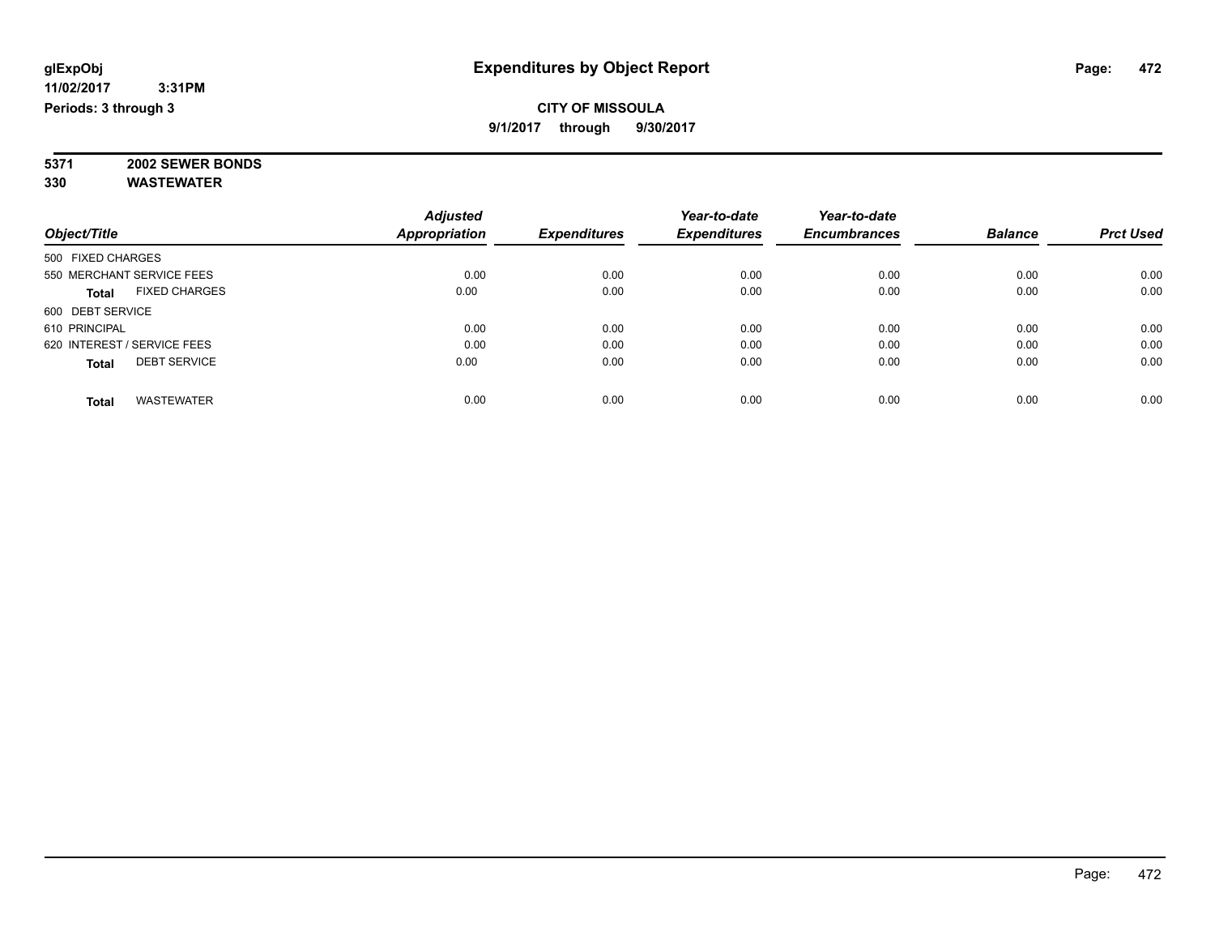**glExpObj**
**11/02/2017 3:31PM**
**Periods: 3 through 3**

# Expenditures by Object Report

**CITY OF MISSOULA**
**9/1/2017 through 9/30/2017**

**5371 2002 SEWER BONDS**
**330 WASTEWATER**

| Object/Title | Adjusted Appropriation | Expenditures | Year-to-date Expenditures | Year-to-date Encumbrances | Balance | Prct Used |
|---|---|---|---|---|---|---|
| 500 FIXED CHARGES | | | | | | |
| 550 MERCHANT SERVICE FEES | 0.00 | 0.00 | 0.00 | 0.00 | 0.00 | 0.00 |
| **Total** FIXED CHARGES | 0.00 | 0.00 | 0.00 | 0.00 | 0.00 | 0.00 |
| 600 DEBT SERVICE | | | | | | |
| 610 PRINCIPAL | 0.00 | 0.00 | 0.00 | 0.00 | 0.00 | 0.00 |
| 620 INTEREST / SERVICE FEES | 0.00 | 0.00 | 0.00 | 0.00 | 0.00 | 0.00 |
| **Total** DEBT SERVICE | 0.00 | 0.00 | 0.00 | 0.00 | 0.00 | 0.00 |
| **Total** WASTEWATER | 0.00 | 0.00 | 0.00 | 0.00 | 0.00 | 0.00 |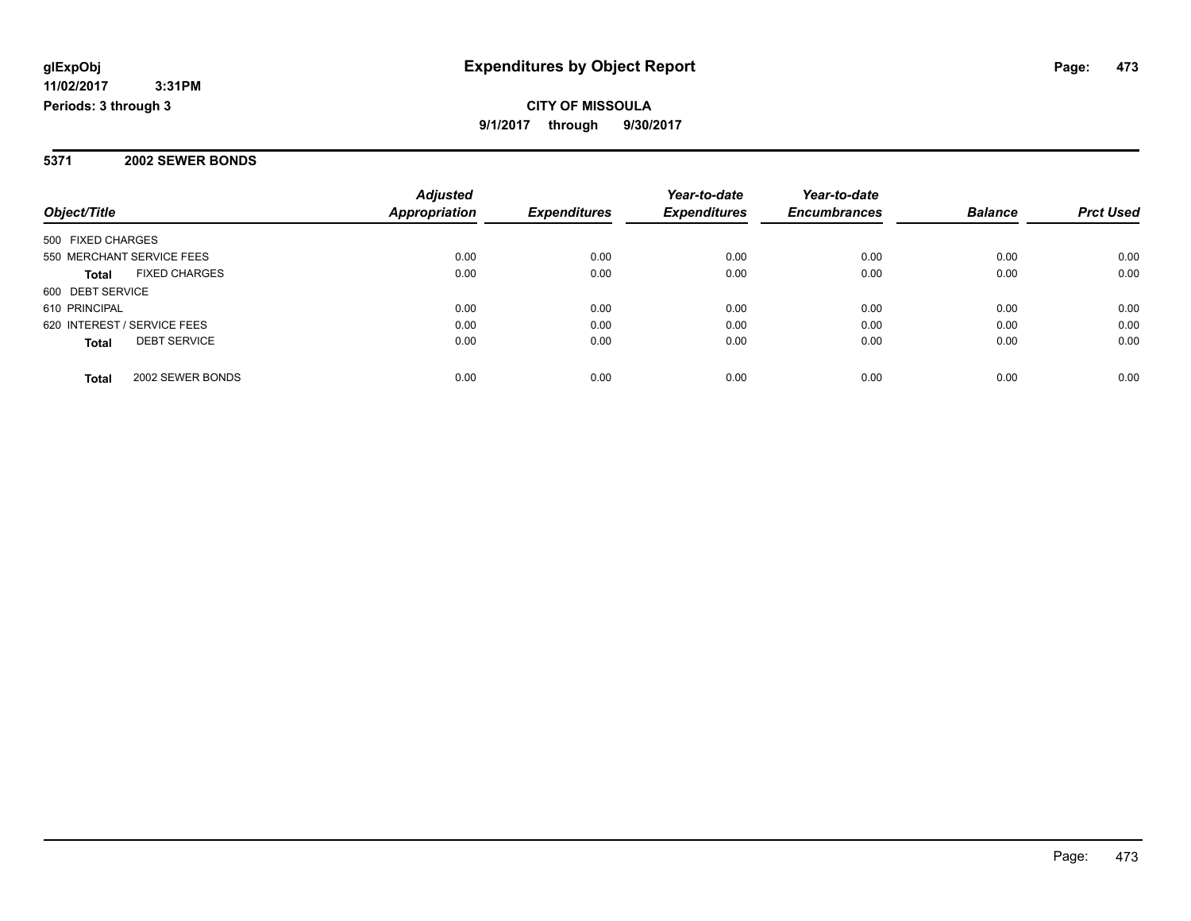**glExpObj**
**11/02/2017 3:31PM**
**Periods: 3 through 3**

# Expenditures by Object Report

**CITY OF MISSOULA**
**9/1/2017 through 9/30/2017**

## 5371 2002 SEWER BONDS

| Object/Title | Adjusted Appropriation | Expenditures | Year-to-date Expenditures | Year-to-date Encumbrances | Balance | Prct Used |
|---|---|---|---|---|---|---|
| 500 FIXED CHARGES | | | | | | |
| 550 MERCHANT SERVICE FEES | 0.00 | 0.00 | 0.00 | 0.00 | 0.00 | 0.00 |
| **Total** FIXED CHARGES | 0.00 | 0.00 | 0.00 | 0.00 | 0.00 | 0.00 |
| 600 DEBT SERVICE | | | | | | |
| 610 PRINCIPAL | 0.00 | 0.00 | 0.00 | 0.00 | 0.00 | 0.00 |
| 620 INTEREST / SERVICE FEES | 0.00 | 0.00 | 0.00 | 0.00 | 0.00 | 0.00 |
| **Total** DEBT SERVICE | 0.00 | 0.00 | 0.00 | 0.00 | 0.00 | 0.00 |
| **Total** 2002 SEWER BONDS | 0.00 | 0.00 | 0.00 | 0.00 | 0.00 | 0.00 |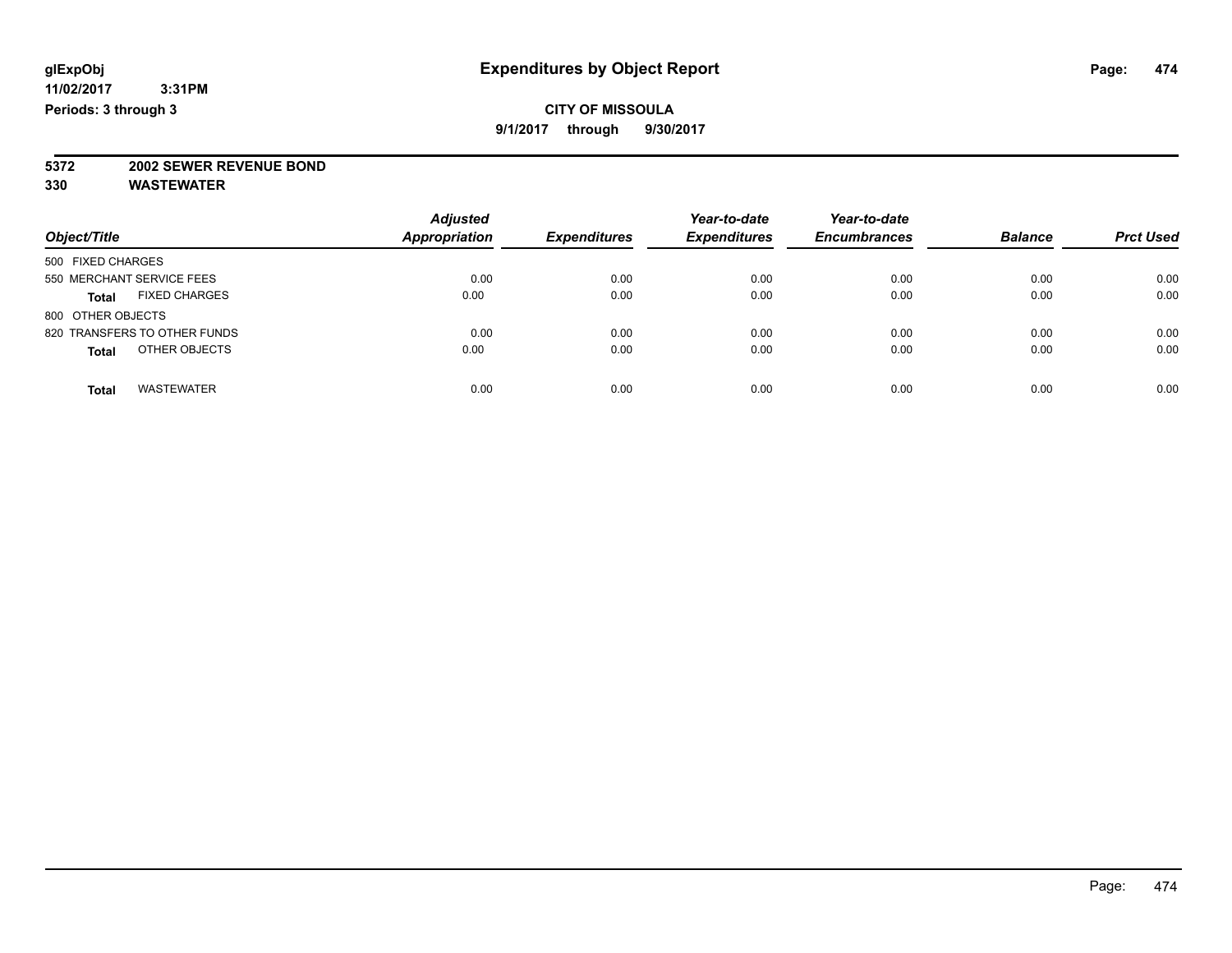# Expenditures by Object Report

**glExpObj**
**11/02/2017 3:31PM**
**Periods: 3 through 3**

**CITY OF MISSOULA**
**9/1/2017 through 9/30/2017**

**5372 2002 SEWER REVENUE BOND**
**330 WASTEWATER**

| Object/Title | Adjusted Appropriation | Expenditures | Year-to-date Expenditures | Year-to-date Encumbrances | Balance | Prct Used |
|---|---|---|---|---|---|---|
| 500 FIXED CHARGES | | | | | | |
| 550 MERCHANT SERVICE FEES | 0.00 | 0.00 | 0.00 | 0.00 | 0.00 | 0.00 |
| **Total** FIXED CHARGES | 0.00 | 0.00 | 0.00 | 0.00 | 0.00 | 0.00 |
| 800 OTHER OBJECTS | | | | | | |
| 820 TRANSFERS TO OTHER FUNDS | 0.00 | 0.00 | 0.00 | 0.00 | 0.00 | 0.00 |
| **Total** OTHER OBJECTS | 0.00 | 0.00 | 0.00 | 0.00 | 0.00 | 0.00 |
| **Total** WASTEWATER | 0.00 | 0.00 | 0.00 | 0.00 | 0.00 | 0.00 |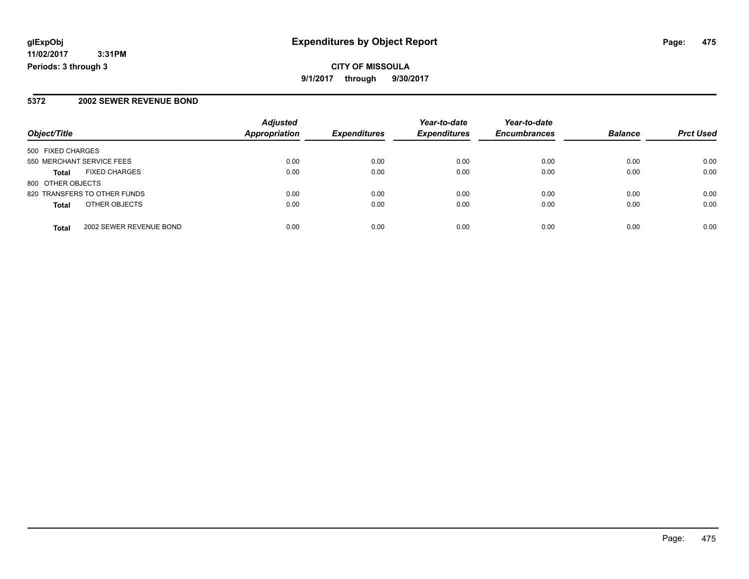# Expenditures by Object Report

glExpObj
11/02/2017 3:31PM
Periods: 3 through 3

**CITY OF MISSOULA**

9/1/2017 through 9/30/2017

## 5372 2002 SEWER REVENUE BOND

| Object/Title | Adjusted Appropriation | Expenditures | Year-to-date Expenditures | Year-to-date Encumbrances | Balance | Prct Used |
|---|---|---|---|---|---|---|
| 500 FIXED CHARGES | | | | | | |
| 550 MERCHANT SERVICE FEES | 0.00 | 0.00 | 0.00 | 0.00 | 0.00 | 0.00 |
| **Total** FIXED CHARGES | 0.00 | 0.00 | 0.00 | 0.00 | 0.00 | 0.00 |
| 800 OTHER OBJECTS | | | | | | |
| 820 TRANSFERS TO OTHER FUNDS | 0.00 | 0.00 | 0.00 | 0.00 | 0.00 | 0.00 |
| **Total** OTHER OBJECTS | 0.00 | 0.00 | 0.00 | 0.00 | 0.00 | 0.00 |
| **Total** 2002 SEWER REVENUE BOND | 0.00 | 0.00 | 0.00 | 0.00 | 0.00 | 0.00 |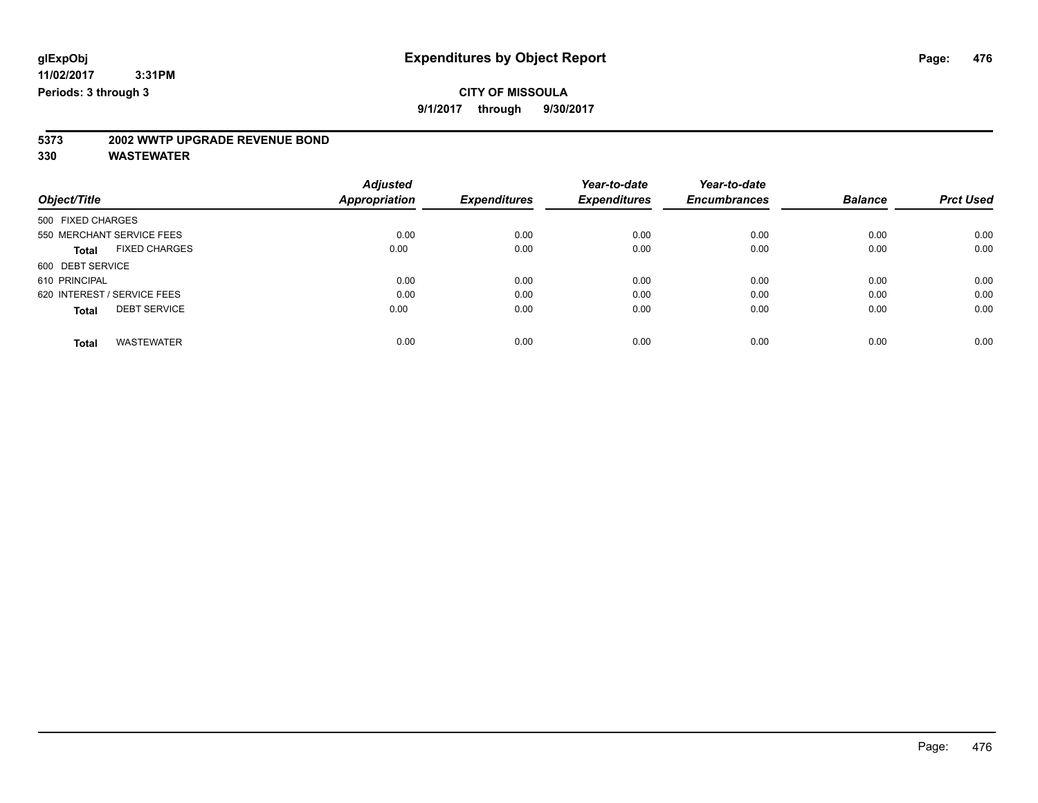glExpObj
11/02/2017 3:31PM
Periods: 3 through 3

# Expenditures by Object Report

**CITY OF MISSOULA**
**9/1/2017 through 9/30/2017**

**5373 2002 WWTP UPGRADE REVENUE BOND**
**330 WASTEWATER**

| Object/Title | Adjusted Appropriation | Expenditures | Year-to-date Expenditures | Year-to-date Encumbrances | Balance | Prct Used |
|---|---|---|---|---|---|---|
| 500 FIXED CHARGES | | | | | | |
| 550 MERCHANT SERVICE FEES | 0.00 | 0.00 | 0.00 | 0.00 | 0.00 | 0.00 |
| **Total** FIXED CHARGES | 0.00 | 0.00 | 0.00 | 0.00 | 0.00 | 0.00 |
| 600 DEBT SERVICE | | | | | | |
| 610 PRINCIPAL | 0.00 | 0.00 | 0.00 | 0.00 | 0.00 | 0.00 |
| 620 INTEREST / SERVICE FEES | 0.00 | 0.00 | 0.00 | 0.00 | 0.00 | 0.00 |
| **Total** DEBT SERVICE | 0.00 | 0.00 | 0.00 | 0.00 | 0.00 | 0.00 |
| **Total** WASTEWATER | 0.00 | 0.00 | 0.00 | 0.00 | 0.00 | 0.00 |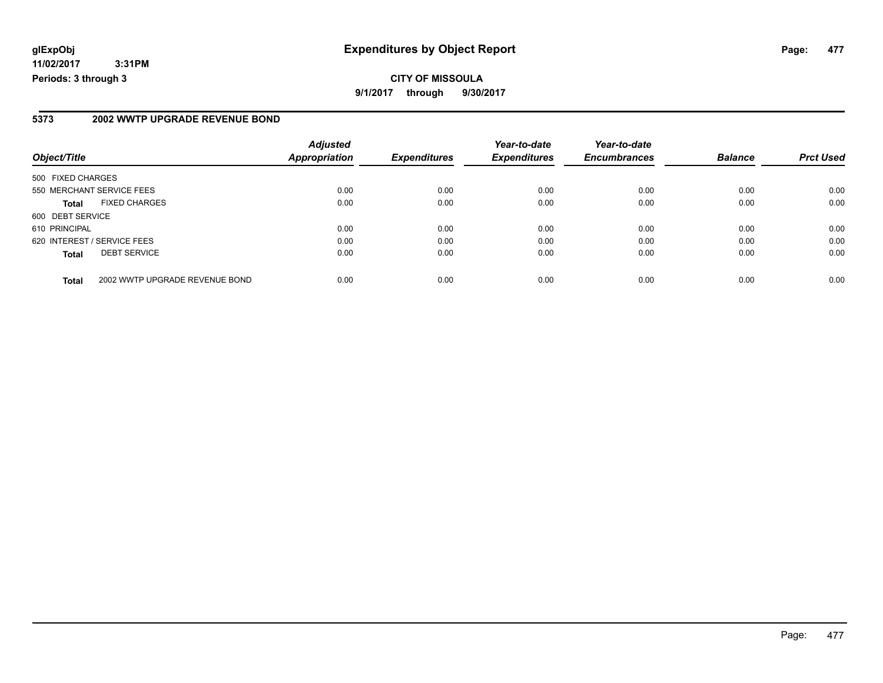**glExpObj** **Expenditures by Object Report**

**11/02/2017 3:31PM**

**Periods: 3 through 3**

**CITY OF MISSOULA**

**9/1/2017 through 9/30/2017**

## 5373 2002 WWTP UPGRADE REVENUE BOND

| Object/Title | | Adjusted Appropriation | Expenditures | Year-to-date Expenditures | Year-to-date Encumbrances | Balance | Prct Used |
|---|---|---|---|---|---|---|---|
| 500 FIXED CHARGES | | | | | | | |
| 550 MERCHANT SERVICE FEES | | 0.00 | 0.00 | 0.00 | 0.00 | 0.00 | 0.00 |
| **Total** | FIXED CHARGES | 0.00 | 0.00 | 0.00 | 0.00 | 0.00 | 0.00 |
| 600 DEBT SERVICE | | | | | | | |
| 610 PRINCIPAL | | 0.00 | 0.00 | 0.00 | 0.00 | 0.00 | 0.00 |
| 620 INTEREST / SERVICE FEES | | 0.00 | 0.00 | 0.00 | 0.00 | 0.00 | 0.00 |
| **Total** | DEBT SERVICE | 0.00 | 0.00 | 0.00 | 0.00 | 0.00 | 0.00 |
| **Total** | 2002 WWTP UPGRADE REVENUE BOND | 0.00 | 0.00 | 0.00 | 0.00 | 0.00 | 0.00 |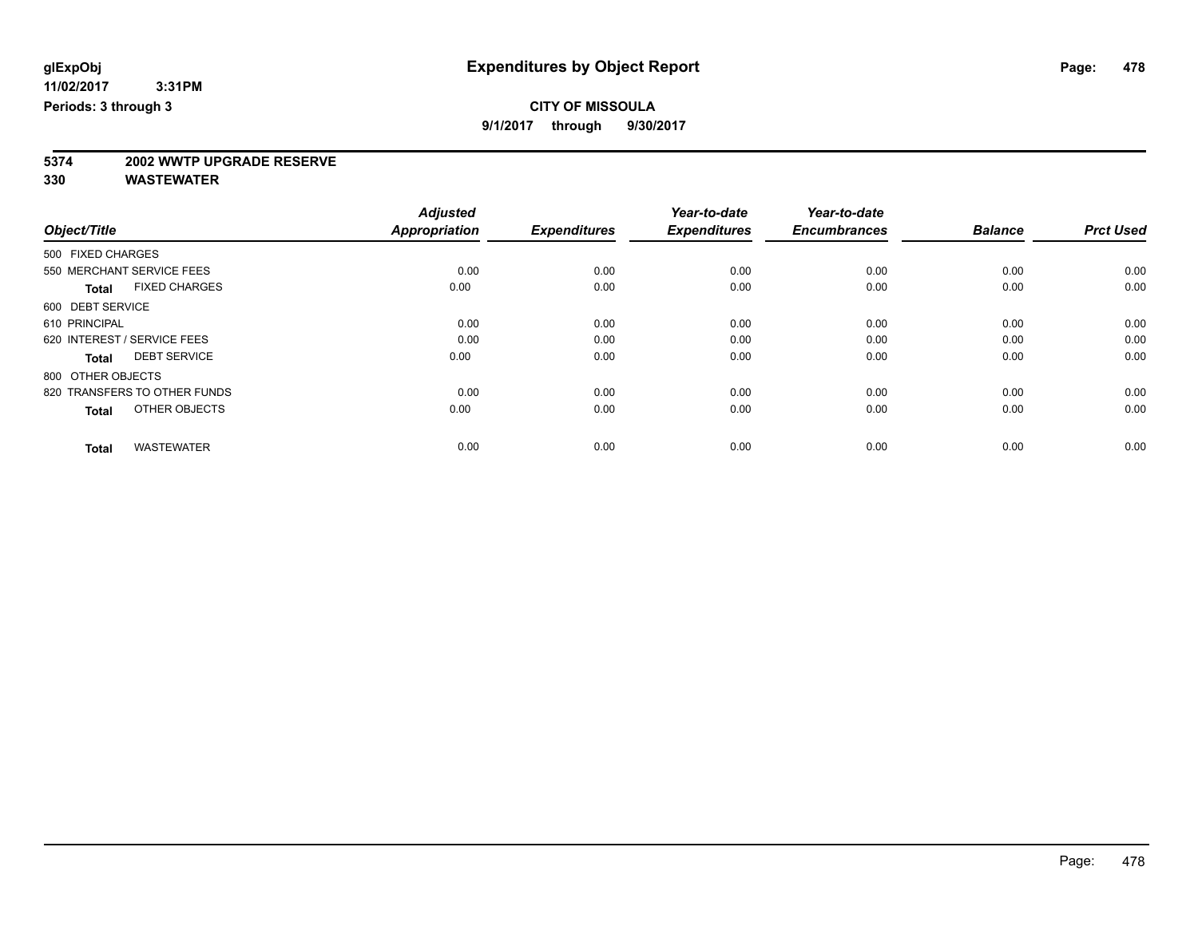**glExpObj**
**11/02/2017 3:31PM**
**Periods: 3 through 3**

# Expenditures by Object Report

**CITY OF MISSOULA**
**9/1/2017 through 9/30/2017**

**5374 2002 WWTP UPGRADE RESERVE**
**330 WASTEWATER**

| Object/Title | Adjusted Appropriation | Expenditures | Year-to-date Expenditures | Year-to-date Encumbrances | Balance | Prct Used |
|---|---|---|---|---|---|---|
| 500 FIXED CHARGES | | | | | | |
| 550 MERCHANT SERVICE FEES | 0.00 | 0.00 | 0.00 | 0.00 | 0.00 | 0.00 |
| **Total** FIXED CHARGES | 0.00 | 0.00 | 0.00 | 0.00 | 0.00 | 0.00 |
| 600 DEBT SERVICE | | | | | | |
| 610 PRINCIPAL | 0.00 | 0.00 | 0.00 | 0.00 | 0.00 | 0.00 |
| 620 INTEREST / SERVICE FEES | 0.00 | 0.00 | 0.00 | 0.00 | 0.00 | 0.00 |
| **Total** DEBT SERVICE | 0.00 | 0.00 | 0.00 | 0.00 | 0.00 | 0.00 |
| 800 OTHER OBJECTS | | | | | | |
| 820 TRANSFERS TO OTHER FUNDS | 0.00 | 0.00 | 0.00 | 0.00 | 0.00 | 0.00 |
| **Total** OTHER OBJECTS | 0.00 | 0.00 | 0.00 | 0.00 | 0.00 | 0.00 |
| **Total** WASTEWATER | 0.00 | 0.00 | 0.00 | 0.00 | 0.00 | 0.00 |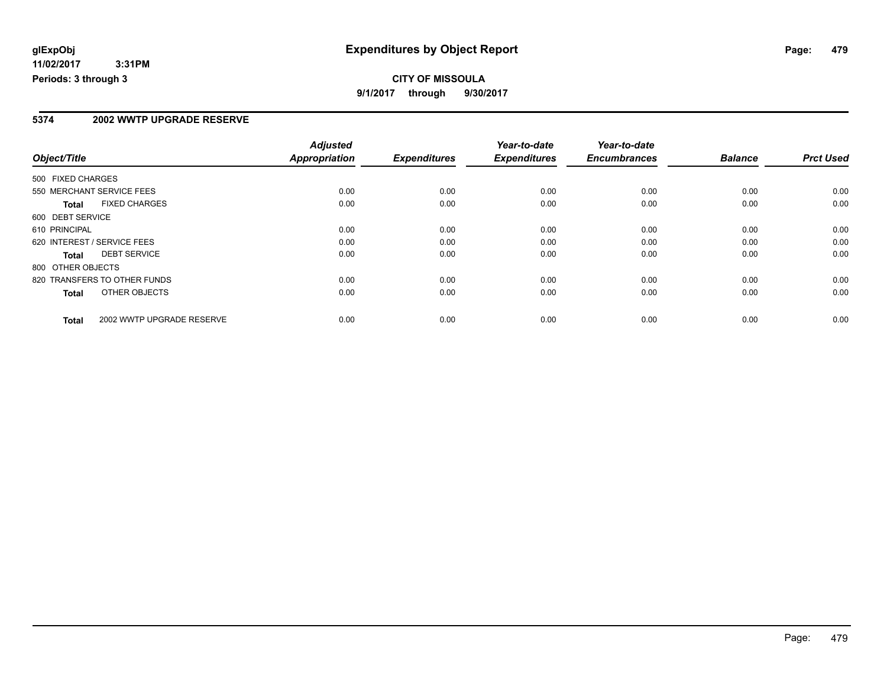**glExpObj** **Expenditures by Object Report**

**11/02/2017 3:31PM**

**Periods: 3 through 3**

**CITY OF MISSOULA**

**9/1/2017 through 9/30/2017**

## 5374 2002 WWTP UPGRADE RESERVE

| Object/Title | Adjusted Appropriation | Expenditures | Year-to-date Expenditures | Year-to-date Encumbrances | Balance | Prct Used |
|---|---|---|---|---|---|---|
| 500 FIXED CHARGES | | | | | | |
| 550 MERCHANT SERVICE FEES | 0.00 | 0.00 | 0.00 | 0.00 | 0.00 | 0.00 |
| **Total** FIXED CHARGES | 0.00 | 0.00 | 0.00 | 0.00 | 0.00 | 0.00 |
| 600 DEBT SERVICE | | | | | | |
| 610 PRINCIPAL | 0.00 | 0.00 | 0.00 | 0.00 | 0.00 | 0.00 |
| 620 INTEREST / SERVICE FEES | 0.00 | 0.00 | 0.00 | 0.00 | 0.00 | 0.00 |
| **Total** DEBT SERVICE | 0.00 | 0.00 | 0.00 | 0.00 | 0.00 | 0.00 |
| 800 OTHER OBJECTS | | | | | | |
| 820 TRANSFERS TO OTHER FUNDS | 0.00 | 0.00 | 0.00 | 0.00 | 0.00 | 0.00 |
| **Total** OTHER OBJECTS | 0.00 | 0.00 | 0.00 | 0.00 | 0.00 | 0.00 |
| **Total** 2002 WWTP UPGRADE RESERVE | 0.00 | 0.00 | 0.00 | 0.00 | 0.00 | 0.00 |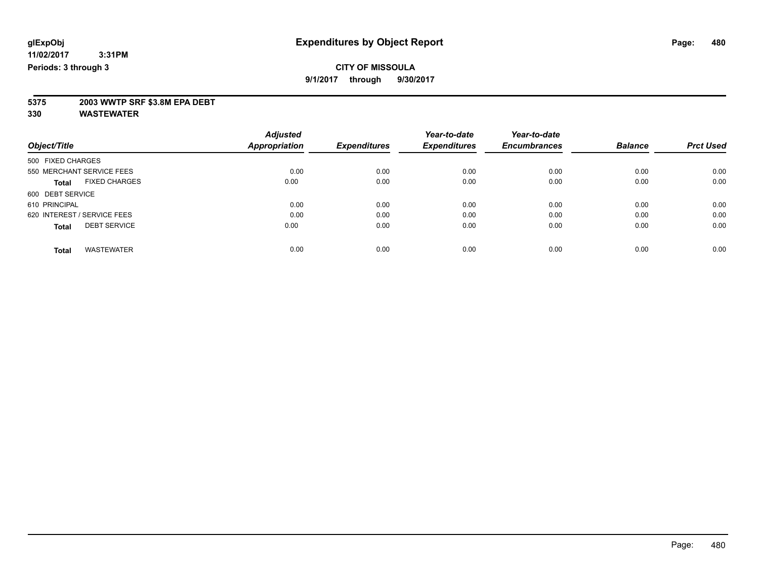# Expenditures by Object Report

**CITY OF MISSOULA**
**9/1/2017 through 9/30/2017**

**glExpObj**
**11/02/2017 3:31PM**
**Periods: 3 through 3**

**5375 2003 WWTP SRF $3.8M EPA DEBT**
**330 WASTEWATER**

| Object/Title | Adjusted Appropriation | Expenditures | Year-to-date Expenditures | Year-to-date Encumbrances | Balance | Prct Used |
|---|---|---|---|---|---|---|
| 500 FIXED CHARGES | | | | | | |
| 550 MERCHANT SERVICE FEES | 0.00 | 0.00 | 0.00 | 0.00 | 0.00 | 0.00 |
| **Total** FIXED CHARGES | 0.00 | 0.00 | 0.00 | 0.00 | 0.00 | 0.00 |
| 600 DEBT SERVICE | | | | | | |
| 610 PRINCIPAL | 0.00 | 0.00 | 0.00 | 0.00 | 0.00 | 0.00 |
| 620 INTEREST / SERVICE FEES | 0.00 | 0.00 | 0.00 | 0.00 | 0.00 | 0.00 |
| **Total** DEBT SERVICE | 0.00 | 0.00 | 0.00 | 0.00 | 0.00 | 0.00 |
| **Total** WASTEWATER | 0.00 | 0.00 | 0.00 | 0.00 | 0.00 | 0.00 |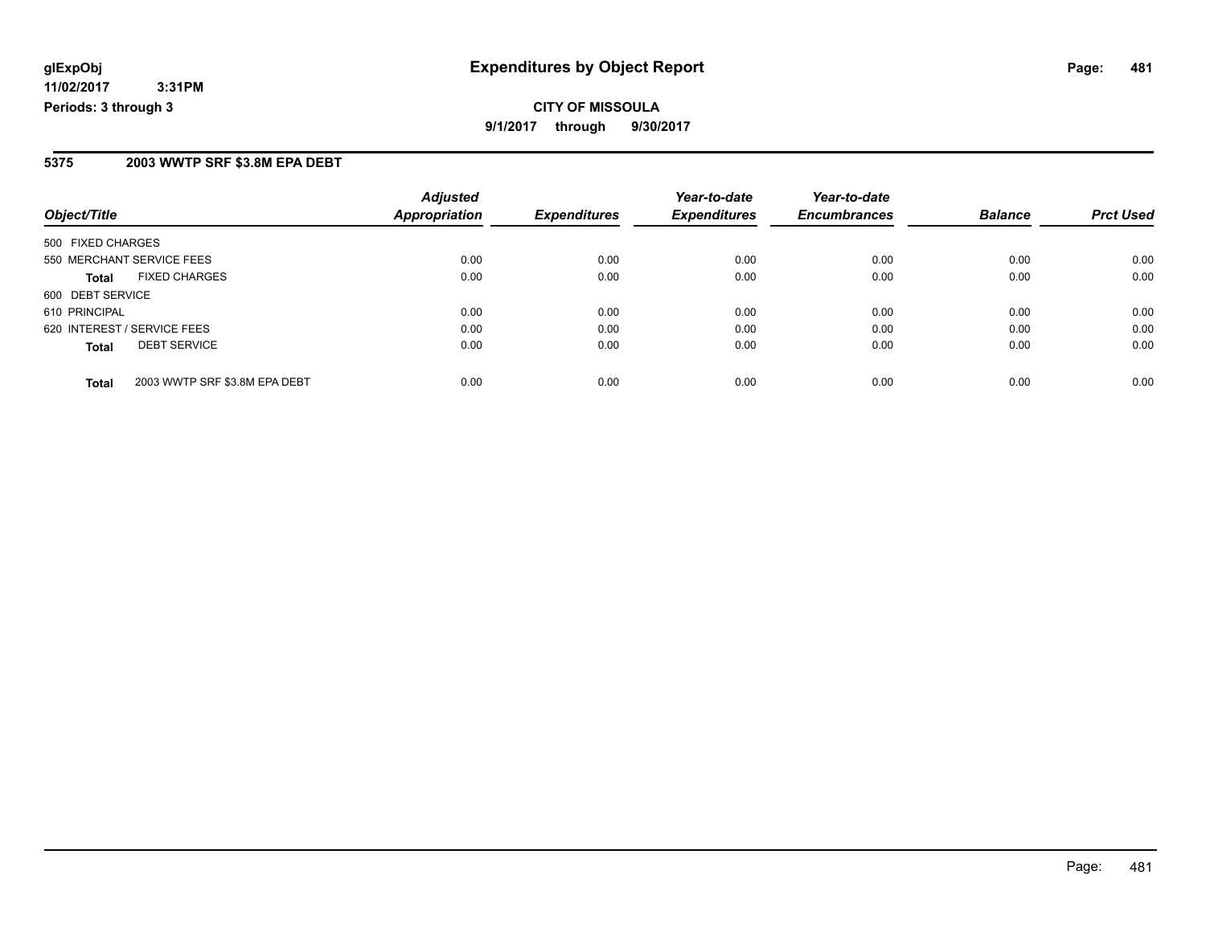# Expenditures by Object Report

glExpObj
11/02/2017 3:31PM
Periods: 3 through 3

**CITY OF MISSOULA**

**9/1/2017 through 9/30/2017**

## 5375 2003 WWTP SRF $3.8M EPA DEBT

| Object/Title | Adjusted Appropriation | Expenditures | Year-to-date Expenditures | Year-to-date Encumbrances | Balance | Prct Used |
|---|---|---|---|---|---|---|
| 500 FIXED CHARGES | | | | | | |
| 550 MERCHANT SERVICE FEES | 0.00 | 0.00 | 0.00 | 0.00 | 0.00 | 0.00 |
| **Total** FIXED CHARGES | 0.00 | 0.00 | 0.00 | 0.00 | 0.00 | 0.00 |
| 600 DEBT SERVICE | | | | | | |
| 610 PRINCIPAL | 0.00 | 0.00 | 0.00 | 0.00 | 0.00 | 0.00 |
| 620 INTEREST / SERVICE FEES | 0.00 | 0.00 | 0.00 | 0.00 | 0.00 | 0.00 |
| **Total** DEBT SERVICE | 0.00 | 0.00 | 0.00 | 0.00 | 0.00 | 0.00 |
| **Total** 2003 WWTP SRF $3.8M EPA DEBT | 0.00 | 0.00 | 0.00 | 0.00 | 0.00 | 0.00 |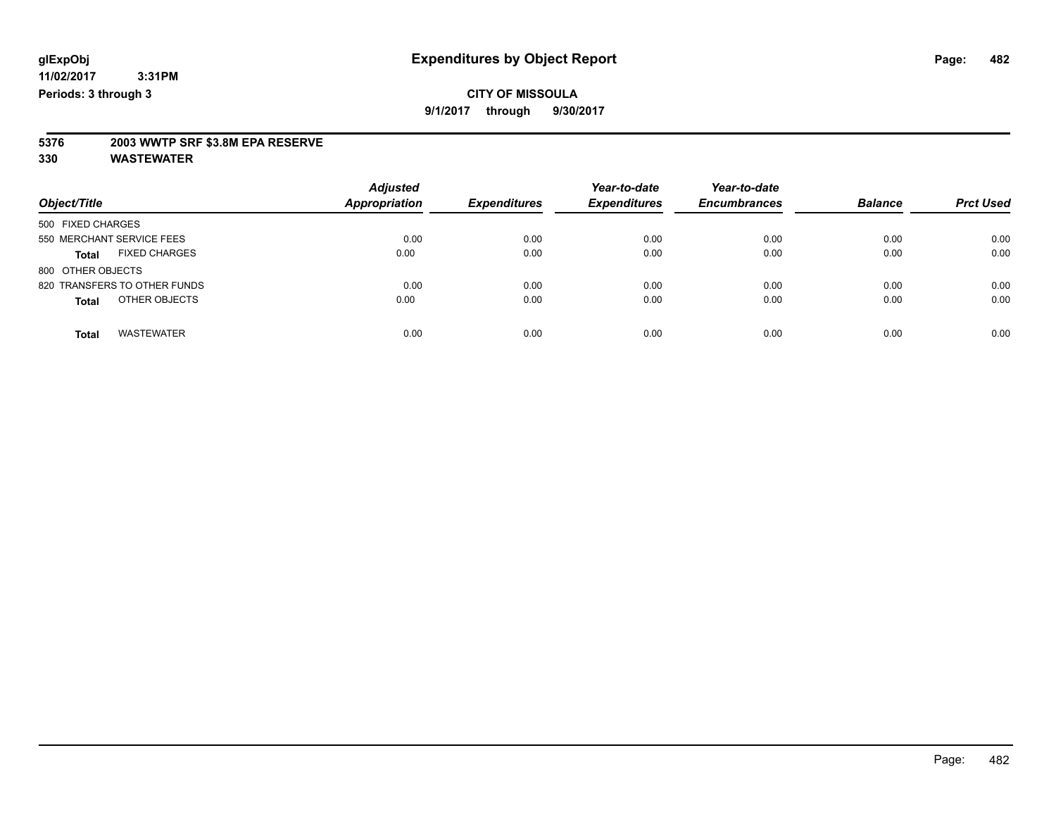# Expenditures by Object Report

glExpObj
11/02/2017 3:31PM
Periods: 3 through 3

**CITY OF MISSOULA**
9/1/2017 through 9/30/2017

**5376 2003 WWTP SRF $3.8M EPA RESERVE**
**330 WASTEWATER**

| Object/Title | Adjusted Appropriation | Expenditures | Year-to-date Expenditures | Year-to-date Encumbrances | Balance | Prct Used |
|---|---|---|---|---|---|---|
| 500 FIXED CHARGES | | | | | | |
| 550 MERCHANT SERVICE FEES | 0.00 | 0.00 | 0.00 | 0.00 | 0.00 | 0.00 |
| **Total** FIXED CHARGES | 0.00 | 0.00 | 0.00 | 0.00 | 0.00 | 0.00 |
| 800 OTHER OBJECTS | | | | | | |
| 820 TRANSFERS TO OTHER FUNDS | 0.00 | 0.00 | 0.00 | 0.00 | 0.00 | 0.00 |
| **Total** OTHER OBJECTS | 0.00 | 0.00 | 0.00 | 0.00 | 0.00 | 0.00 |
| **Total** WASTEWATER | 0.00 | 0.00 | 0.00 | 0.00 | 0.00 | 0.00 |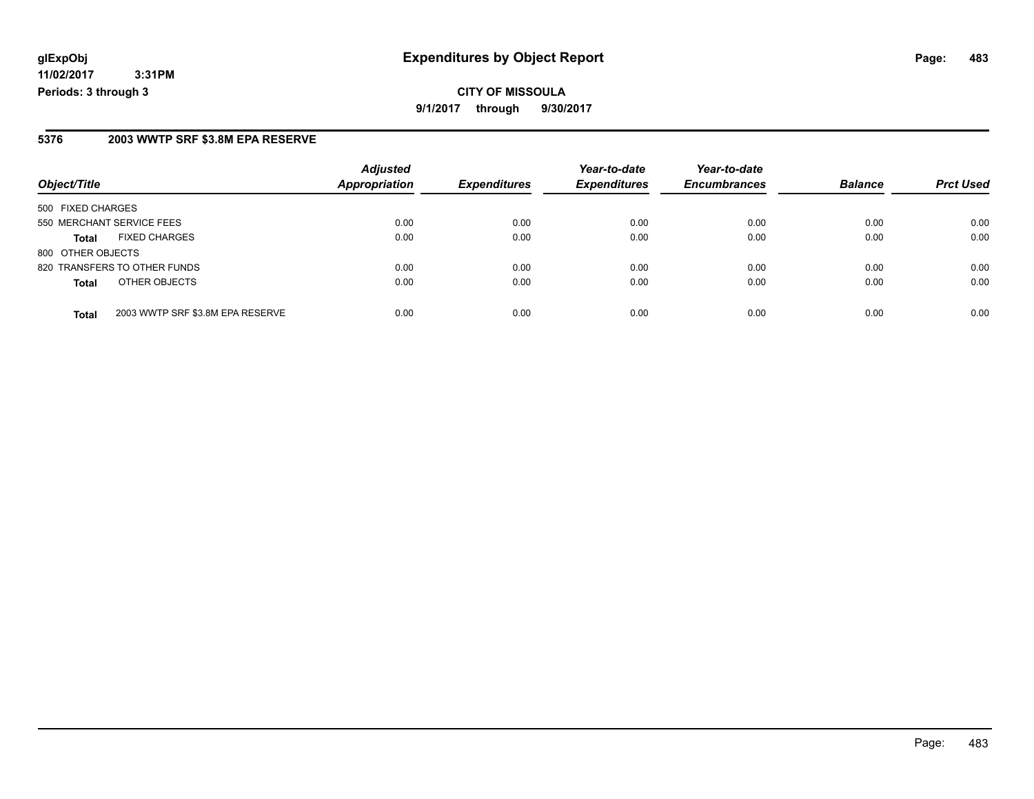**glExpObj** **Expenditures by Object Report**
**11/02/2017 3:31PM**
**Periods: 3 through 3**

**CITY OF MISSOULA**
**9/1/2017 through 9/30/2017**

## 5376 2003 WWTP SRF $3.8M EPA RESERVE

| Object/Title | | Adjusted Appropriation | Expenditures | Year-to-date Expenditures | Year-to-date Encumbrances | Balance | Prct Used |
|---|---|---|---|---|---|---|---|
| 500 FIXED CHARGES | | | | | | | |
| 550 MERCHANT SERVICE FEES | | 0.00 | 0.00 | 0.00 | 0.00 | 0.00 | 0.00 |
| **Total** | FIXED CHARGES | 0.00 | 0.00 | 0.00 | 0.00 | 0.00 | 0.00 |
| 800 OTHER OBJECTS | | | | | | | |
| 820 TRANSFERS TO OTHER FUNDS | | 0.00 | 0.00 | 0.00 | 0.00 | 0.00 | 0.00 |
| **Total** | OTHER OBJECTS | 0.00 | 0.00 | 0.00 | 0.00 | 0.00 | 0.00 |
| **Total** | 2003 WWTP SRF $3.8M EPA RESERVE | 0.00 | 0.00 | 0.00 | 0.00 | 0.00 | 0.00 |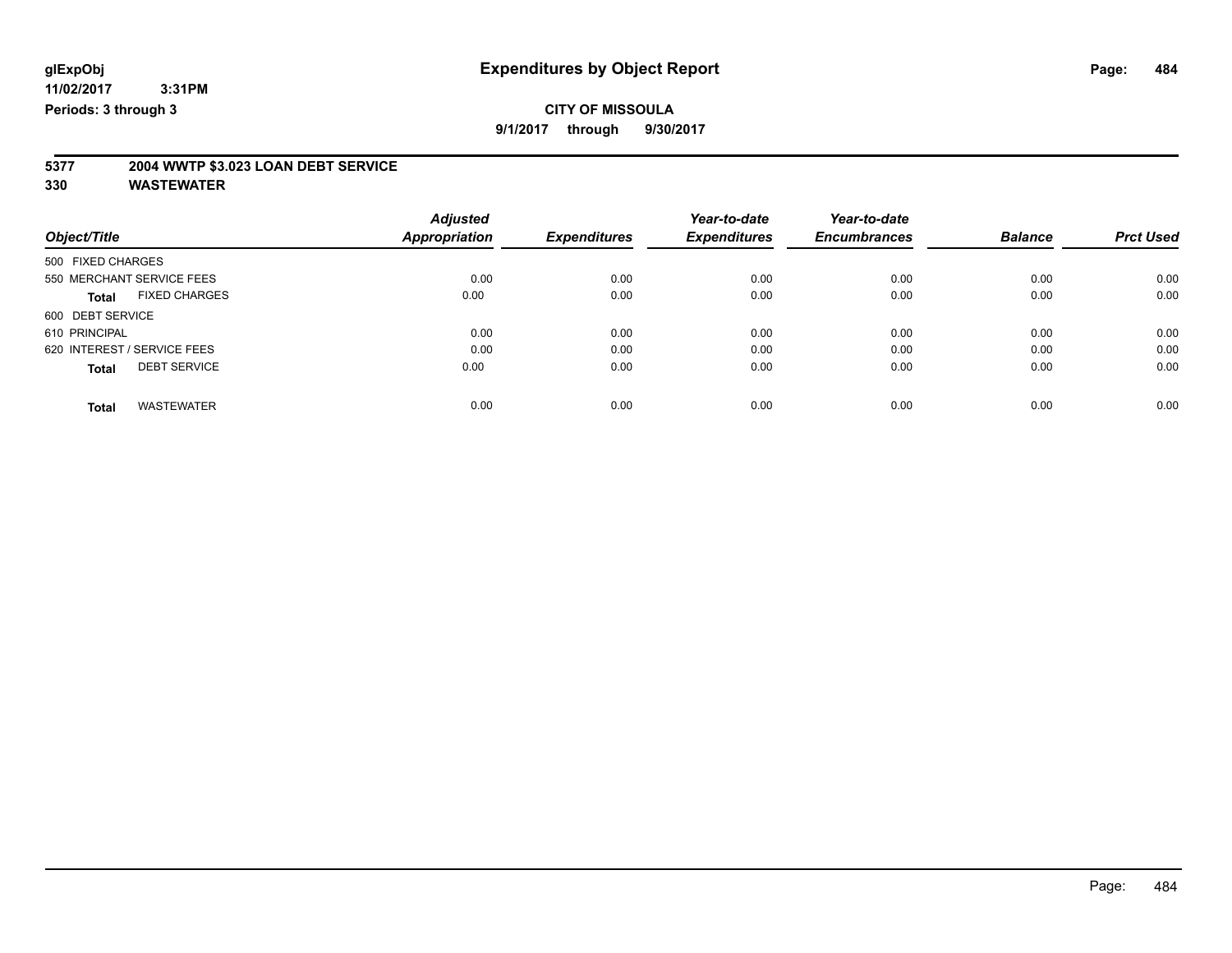**glExpObj**
**11/02/2017 3:31PM**
**Periods: 3 through 3**

# Expenditures by Object Report

**CITY OF MISSOULA**
**9/1/2017 through 9/30/2017**

**5377 2004 WWTP $3.023 LOAN DEBT SERVICE**
**330 WASTEWATER**

| Object/Title | Adjusted Appropriation | Expenditures | Year-to-date Expenditures | Year-to-date Encumbrances | Balance | Prct Used |
|---|---|---|---|---|---|---|
| 500 FIXED CHARGES | | | | | | |
| 550 MERCHANT SERVICE FEES | 0.00 | 0.00 | 0.00 | 0.00 | 0.00 | 0.00 |
| **Total** FIXED CHARGES | 0.00 | 0.00 | 0.00 | 0.00 | 0.00 | 0.00 |
| 600 DEBT SERVICE | | | | | | |
| 610 PRINCIPAL | 0.00 | 0.00 | 0.00 | 0.00 | 0.00 | 0.00 |
| 620 INTEREST / SERVICE FEES | 0.00 | 0.00 | 0.00 | 0.00 | 0.00 | 0.00 |
| **Total** DEBT SERVICE | 0.00 | 0.00 | 0.00 | 0.00 | 0.00 | 0.00 |
| **Total** WASTEWATER | 0.00 | 0.00 | 0.00 | 0.00 | 0.00 | 0.00 |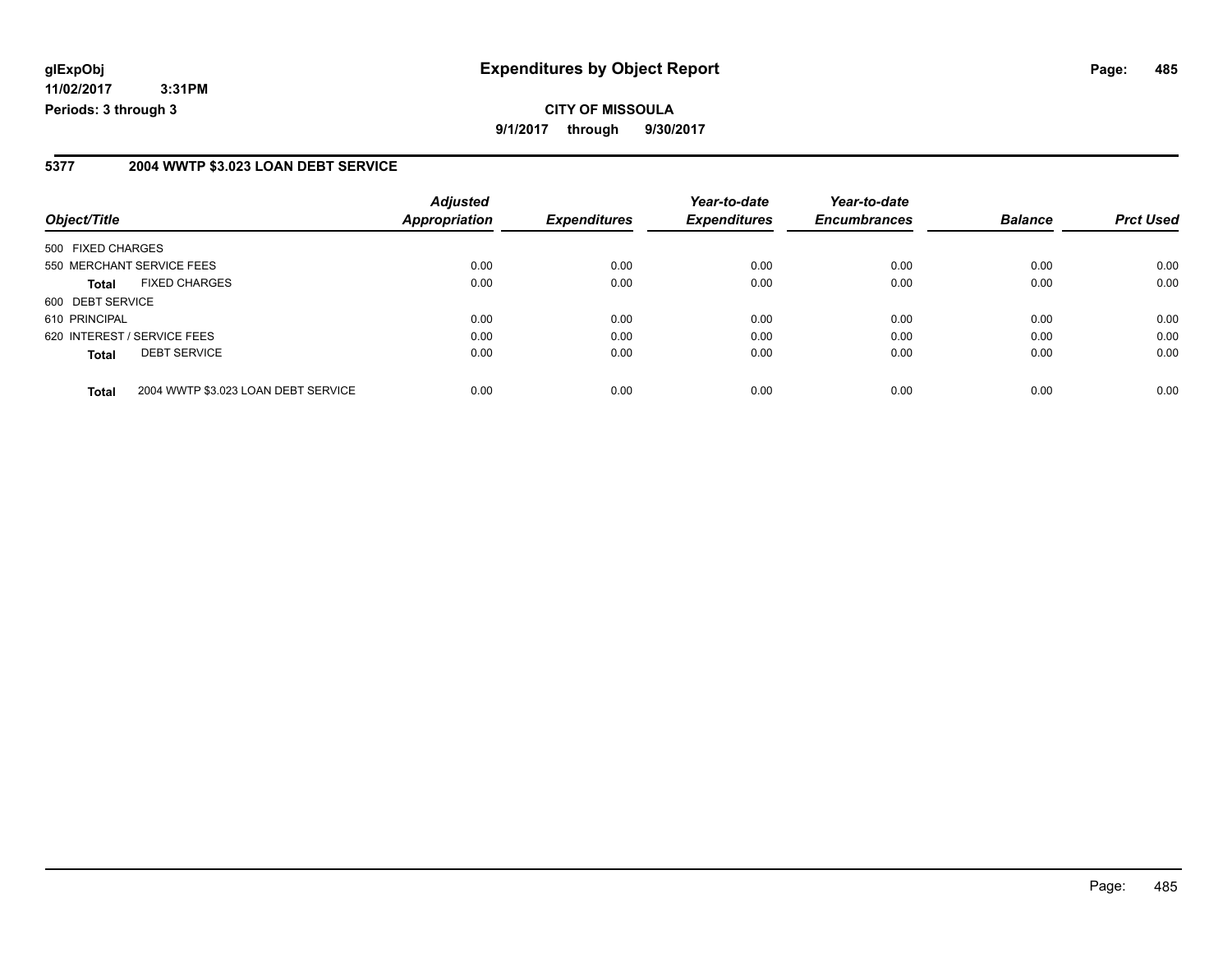**CITY OF MISSOULA**

**9/1/2017 through 9/30/2017**

**Expenditures by Object Report**

glExpObj
11/02/2017 3:31PM
Periods: 3 through 3

## 5377 2004 WWTP $3.023 LOAN DEBT SERVICE

| Object/Title | | Adjusted Appropriation | Expenditures | Year-to-date Expenditures | Year-to-date Encumbrances | Balance | Prct Used |
|---|---|---|---|---|---|---|---|
| 500 FIXED CHARGES | | | | | | | |
| 550 MERCHANT SERVICE FEES | | 0.00 | 0.00 | 0.00 | 0.00 | 0.00 | 0.00 |
| **Total** | FIXED CHARGES | 0.00 | 0.00 | 0.00 | 0.00 | 0.00 | 0.00 |
| 600 DEBT SERVICE | | | | | | | |
| 610 PRINCIPAL | | 0.00 | 0.00 | 0.00 | 0.00 | 0.00 | 0.00 |
| 620 INTEREST / SERVICE FEES | | 0.00 | 0.00 | 0.00 | 0.00 | 0.00 | 0.00 |
| **Total** | DEBT SERVICE | 0.00 | 0.00 | 0.00 | 0.00 | 0.00 | 0.00 |
| **Total** | 2004 WWTP $3.023 LOAN DEBT SERVICE | 0.00 | 0.00 | 0.00 | 0.00 | 0.00 | 0.00 |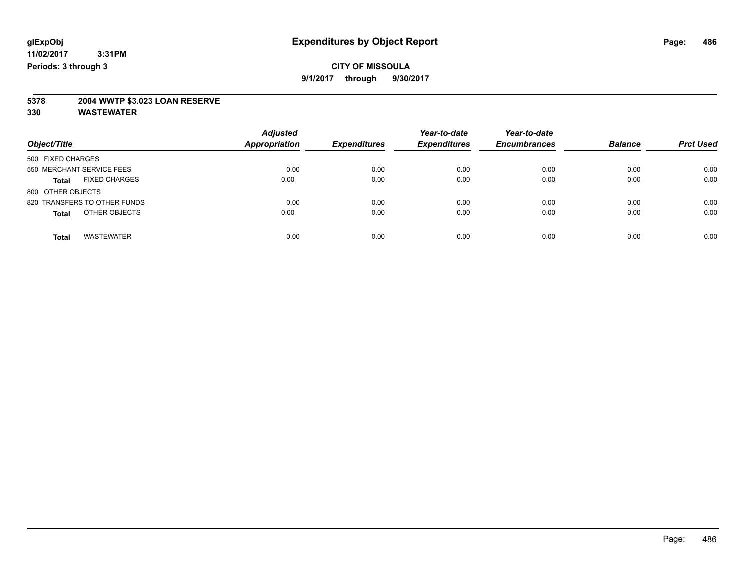glExpObj
11/02/2017 3:31PM
Periods: 3 through 3

# Expenditures by Object Report

**CITY OF MISSOULA**

**9/1/2017 through 9/30/2017**

**5378 2004 WWTP $3.023 LOAN RESERVE**

**330 WASTEWATER**

| Object/Title | Adjusted Appropriation | Expenditures | Year-to-date Expenditures | Year-to-date Encumbrances | Balance | Prct Used |
|---|---|---|---|---|---|---|
| 500 FIXED CHARGES | | | | | | |
| 550 MERCHANT SERVICE FEES | 0.00 | 0.00 | 0.00 | 0.00 | 0.00 | 0.00 |
| **Total** FIXED CHARGES | 0.00 | 0.00 | 0.00 | 0.00 | 0.00 | 0.00 |
| 800 OTHER OBJECTS | | | | | | |
| 820 TRANSFERS TO OTHER FUNDS | 0.00 | 0.00 | 0.00 | 0.00 | 0.00 | 0.00 |
| **Total** OTHER OBJECTS | 0.00 | 0.00 | 0.00 | 0.00 | 0.00 | 0.00 |
| **Total** WASTEWATER | 0.00 | 0.00 | 0.00 | 0.00 | 0.00 | 0.00 |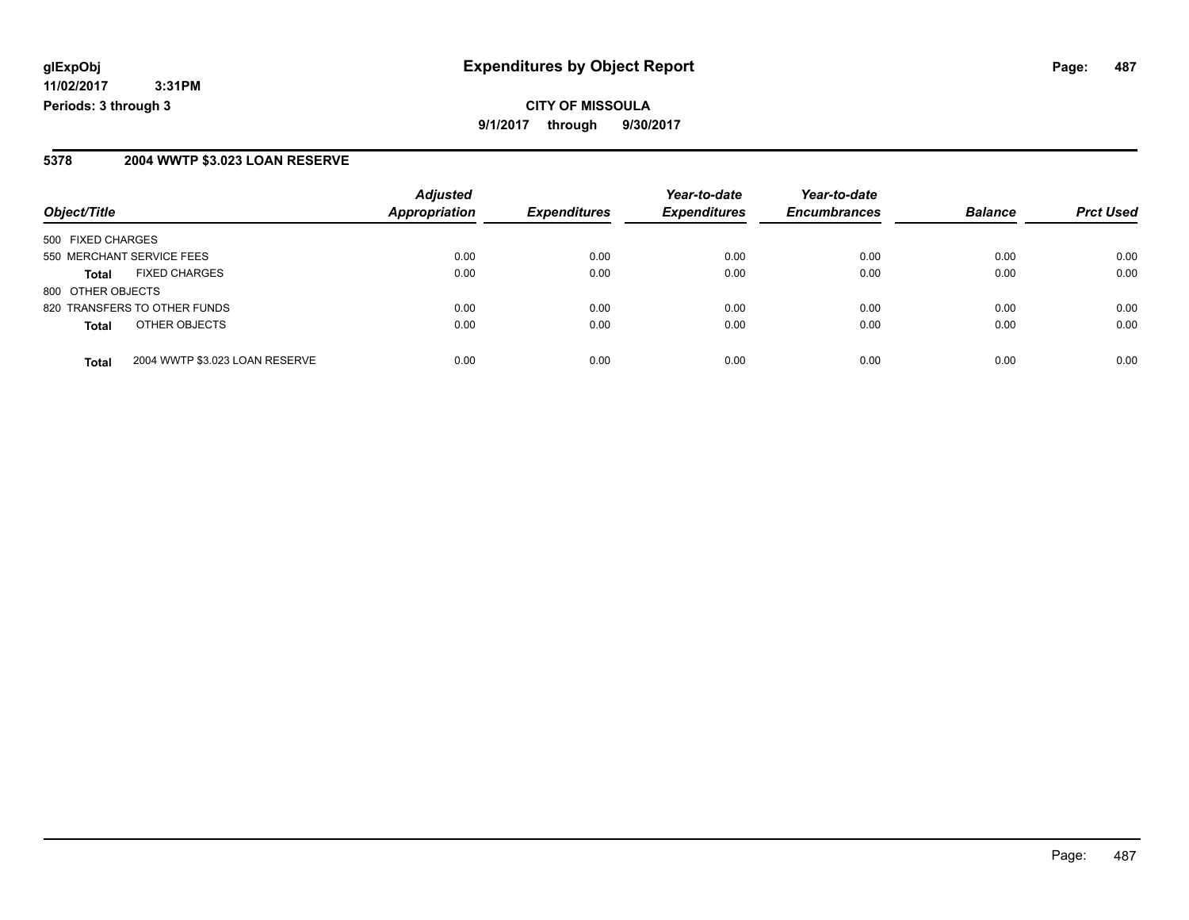**glExpObj**
**11/02/2017 3:31PM**
**Periods: 3 through 3**

# Expenditures by Object Report

**CITY OF MISSOULA**
**9/1/2017 through 9/30/2017**

## 5378 2004 WWTP $3.023 LOAN RESERVE

| Object/Title | | Adjusted Appropriation | Expenditures | Year-to-date Expenditures | Year-to-date Encumbrances | Balance | Prct Used |
|---|---|---|---|---|---|---|---|
| 500 FIXED CHARGES | | | | | | | |
| 550 MERCHANT SERVICE FEES | | 0.00 | 0.00 | 0.00 | 0.00 | 0.00 | 0.00 |
| **Total** | FIXED CHARGES | 0.00 | 0.00 | 0.00 | 0.00 | 0.00 | 0.00 |
| 800 OTHER OBJECTS | | | | | | | |
| 820 TRANSFERS TO OTHER FUNDS | | 0.00 | 0.00 | 0.00 | 0.00 | 0.00 | 0.00 |
| **Total** | OTHER OBJECTS | 0.00 | 0.00 | 0.00 | 0.00 | 0.00 | 0.00 |
| **Total** | 2004 WWTP $3.023 LOAN RESERVE | 0.00 | 0.00 | 0.00 | 0.00 | 0.00 | 0.00 |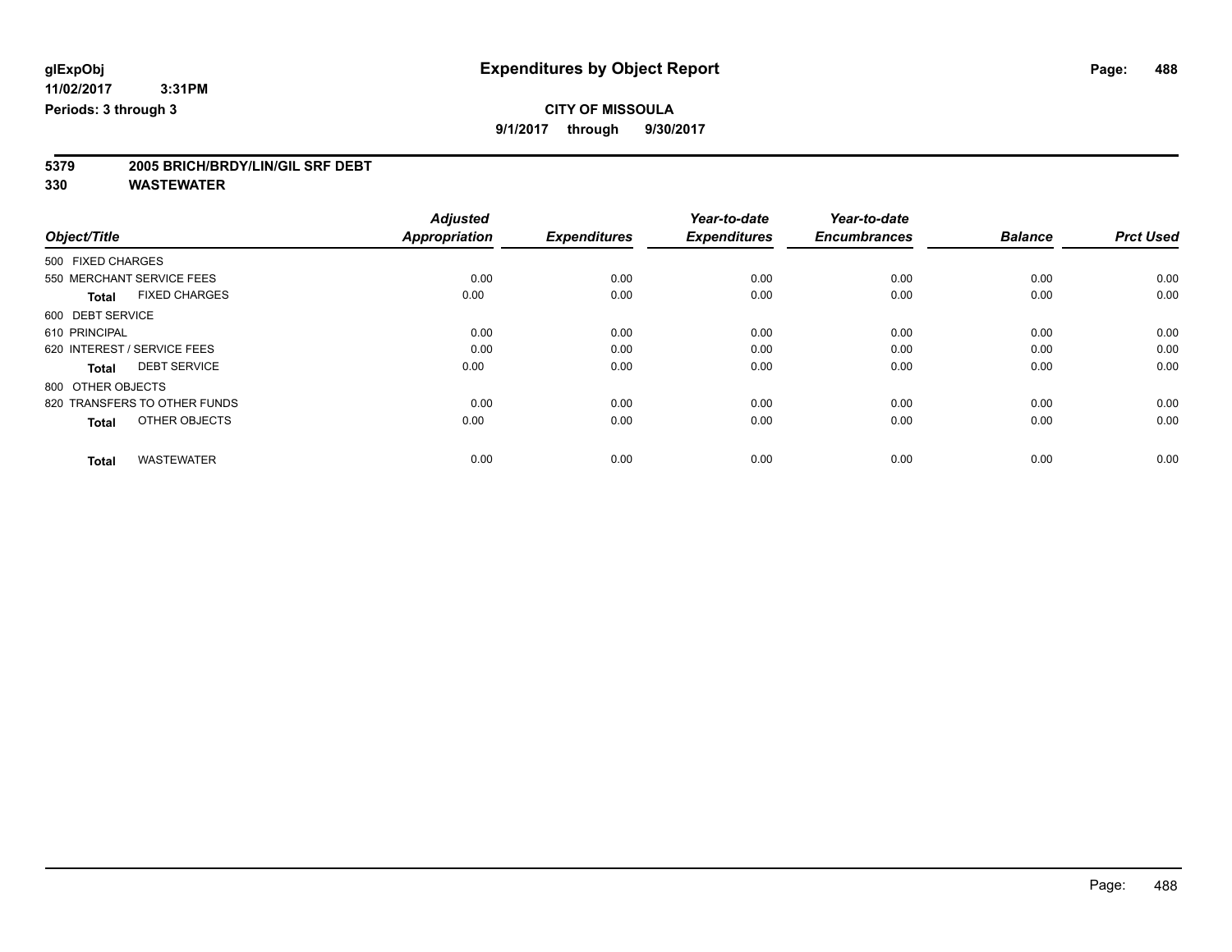**glExpObj**
**11/02/2017 3:31PM**
**Periods: 3 through 3**

# Expenditures by Object Report

**CITY OF MISSOULA**
**9/1/2017 through 9/30/2017**

## 5379 2005 BRICH/BRDY/LIN/GIL SRF DEBT
## 330 WASTEWATER

| Object/Title | Adjusted Appropriation | Expenditures | Year-to-date Expenditures | Year-to-date Encumbrances | Balance | Prct Used |
|---|---|---|---|---|---|---|
| 500 FIXED CHARGES | | | | | | |
| 550 MERCHANT SERVICE FEES | 0.00 | 0.00 | 0.00 | 0.00 | 0.00 | 0.00 |
| **Total** FIXED CHARGES | 0.00 | 0.00 | 0.00 | 0.00 | 0.00 | 0.00 |
| 600 DEBT SERVICE | | | | | | |
| 610 PRINCIPAL | 0.00 | 0.00 | 0.00 | 0.00 | 0.00 | 0.00 |
| 620 INTEREST / SERVICE FEES | 0.00 | 0.00 | 0.00 | 0.00 | 0.00 | 0.00 |
| **Total** DEBT SERVICE | 0.00 | 0.00 | 0.00 | 0.00 | 0.00 | 0.00 |
| 800 OTHER OBJECTS | | | | | | |
| 820 TRANSFERS TO OTHER FUNDS | 0.00 | 0.00 | 0.00 | 0.00 | 0.00 | 0.00 |
| **Total** OTHER OBJECTS | 0.00 | 0.00 | 0.00 | 0.00 | 0.00 | 0.00 |
| **Total** WASTEWATER | 0.00 | 0.00 | 0.00 | 0.00 | 0.00 | 0.00 |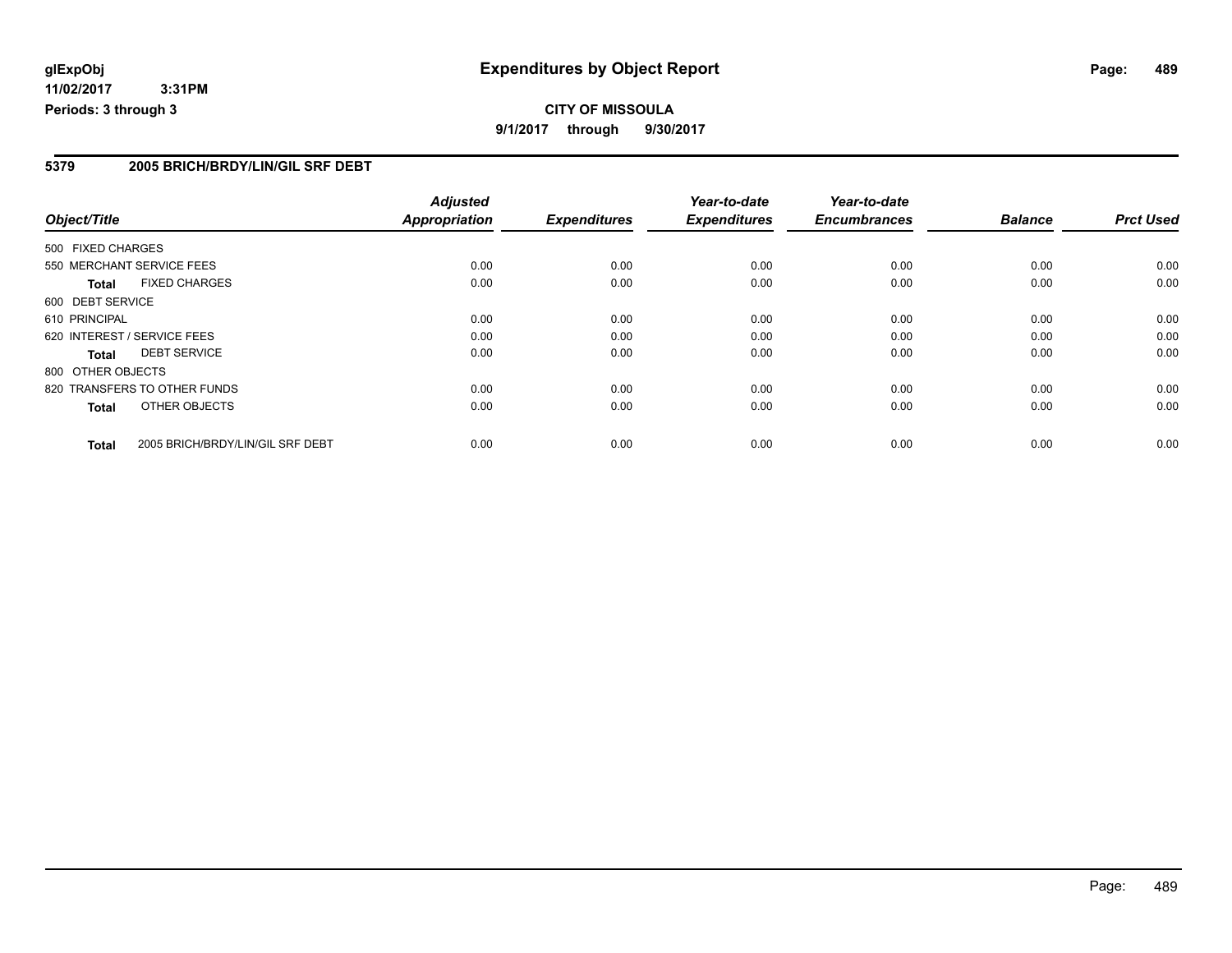# Expenditures by Object Report

glExpObj
11/02/2017 3:31PM
Periods: 3 through 3

**CITY OF MISSOULA**
**9/1/2017 through 9/30/2017**

## 5379 2005 BRICH/BRDY/LIN/GIL SRF DEBT

| Object/Title | Adjusted Appropriation | Expenditures | Year-to-date Expenditures | Year-to-date Encumbrances | Balance | Prct Used |
|---|---|---|---|---|---|---|
| 500 FIXED CHARGES | | | | | | |
| 550 MERCHANT SERVICE FEES | 0.00 | 0.00 | 0.00 | 0.00 | 0.00 | 0.00 |
| **Total** FIXED CHARGES | 0.00 | 0.00 | 0.00 | 0.00 | 0.00 | 0.00 |
| 600 DEBT SERVICE | | | | | | |
| 610 PRINCIPAL | 0.00 | 0.00 | 0.00 | 0.00 | 0.00 | 0.00 |
| 620 INTEREST / SERVICE FEES | 0.00 | 0.00 | 0.00 | 0.00 | 0.00 | 0.00 |
| **Total** DEBT SERVICE | 0.00 | 0.00 | 0.00 | 0.00 | 0.00 | 0.00 |
| 800 OTHER OBJECTS | | | | | | |
| 820 TRANSFERS TO OTHER FUNDS | 0.00 | 0.00 | 0.00 | 0.00 | 0.00 | 0.00 |
| **Total** OTHER OBJECTS | 0.00 | 0.00 | 0.00 | 0.00 | 0.00 | 0.00 |
| **Total** 2005 BRICH/BRDY/LIN/GIL SRF DEBT | 0.00 | 0.00 | 0.00 | 0.00 | 0.00 | 0.00 |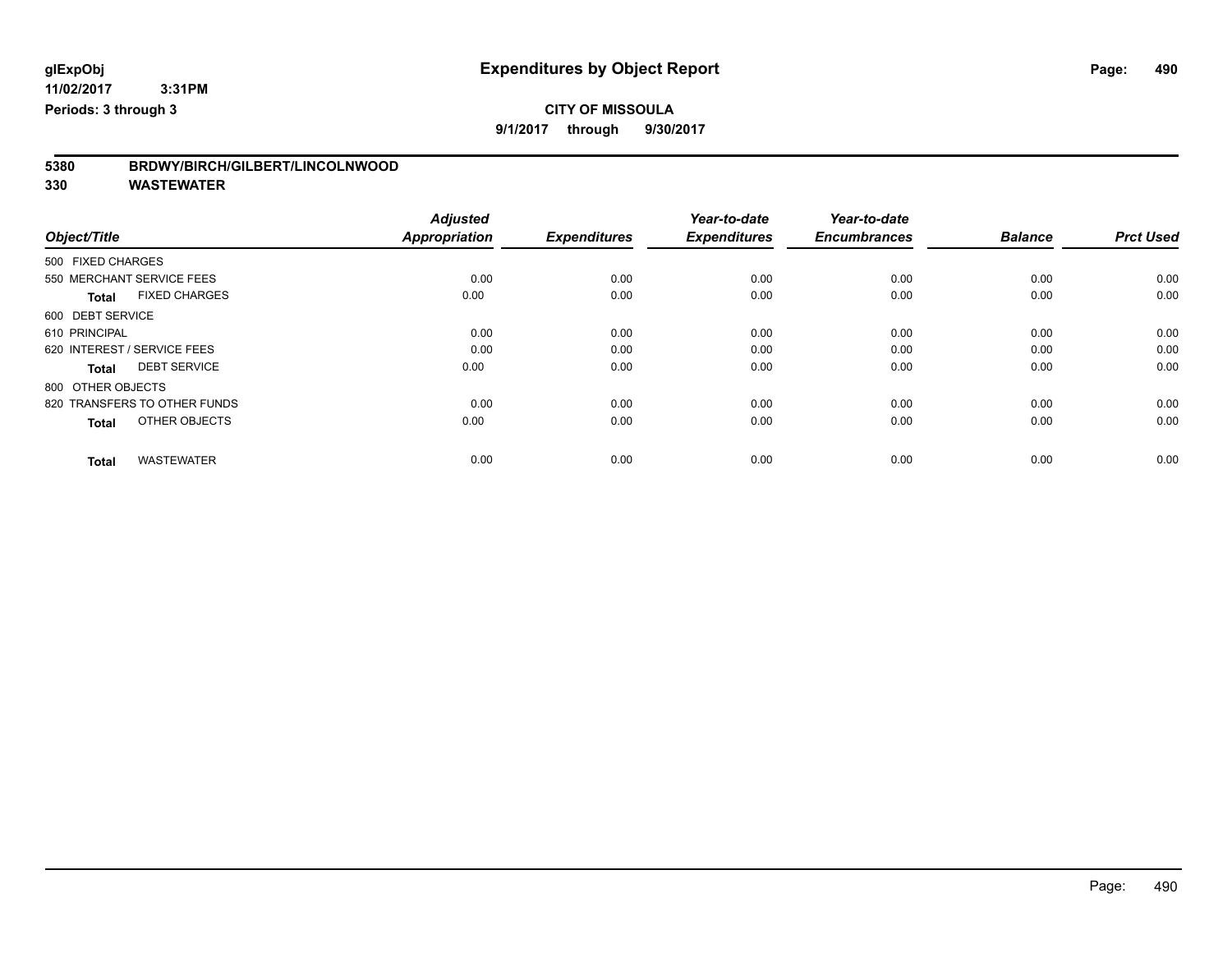# Expenditures by Object Report

glExpObj
11/02/2017 3:31PM
Periods: 3 through 3

**CITY OF MISSOULA**
**9/1/2017 through 9/30/2017**

## 5380 BRDWY/BIRCH/GILBERT/LINCOLNWOOD
## 330 WASTEWATER

| Object/Title | Adjusted Appropriation | Expenditures | Year-to-date Expenditures | Year-to-date Encumbrances | Balance | Prct Used |
|---|---|---|---|---|---|---|
| 500 FIXED CHARGES | | | | | | |
| 550 MERCHANT SERVICE FEES | 0.00 | 0.00 | 0.00 | 0.00 | 0.00 | 0.00 |
| **Total** FIXED CHARGES | 0.00 | 0.00 | 0.00 | 0.00 | 0.00 | 0.00 |
| 600 DEBT SERVICE | | | | | | |
| 610 PRINCIPAL | 0.00 | 0.00 | 0.00 | 0.00 | 0.00 | 0.00 |
| 620 INTEREST / SERVICE FEES | 0.00 | 0.00 | 0.00 | 0.00 | 0.00 | 0.00 |
| **Total** DEBT SERVICE | 0.00 | 0.00 | 0.00 | 0.00 | 0.00 | 0.00 |
| 800 OTHER OBJECTS | | | | | | |
| 820 TRANSFERS TO OTHER FUNDS | 0.00 | 0.00 | 0.00 | 0.00 | 0.00 | 0.00 |
| **Total** OTHER OBJECTS | 0.00 | 0.00 | 0.00 | 0.00 | 0.00 | 0.00 |
| **Total** WASTEWATER | 0.00 | 0.00 | 0.00 | 0.00 | 0.00 | 0.00 |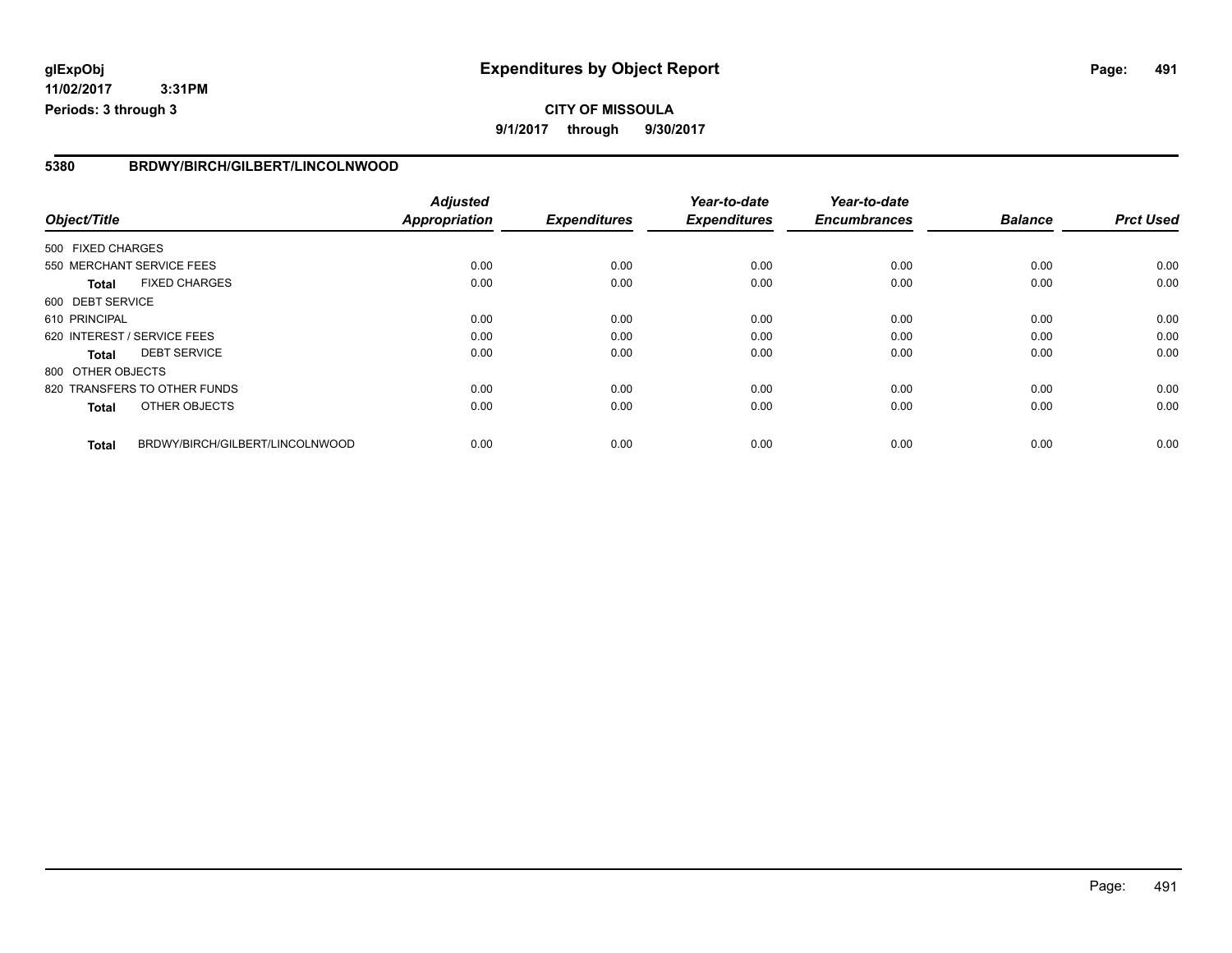# Expenditures by Object Report

glExpObj
11/02/2017 3:31PM
Periods: 3 through 3

**CITY OF MISSOULA**
**9/1/2017 through 9/30/2017**

## 5380 BRDWY/BIRCH/GILBERT/LINCOLNWOOD

| Object/Title | | Adjusted Appropriation | Expenditures | Year-to-date Expenditures | Year-to-date Encumbrances | Balance | Prct Used |
|---|---|---|---|---|---|---|---|
| 500 FIXED CHARGES | | | | | | | |
| 550 MERCHANT SERVICE FEES | | 0.00 | 0.00 | 0.00 | 0.00 | 0.00 | 0.00 |
| **Total** | FIXED CHARGES | 0.00 | 0.00 | 0.00 | 0.00 | 0.00 | 0.00 |
| 600 DEBT SERVICE | | | | | | | |
| 610 PRINCIPAL | | 0.00 | 0.00 | 0.00 | 0.00 | 0.00 | 0.00 |
| 620 INTEREST / SERVICE FEES | | 0.00 | 0.00 | 0.00 | 0.00 | 0.00 | 0.00 |
| **Total** | DEBT SERVICE | 0.00 | 0.00 | 0.00 | 0.00 | 0.00 | 0.00 |
| 800 OTHER OBJECTS | | | | | | | |
| 820 TRANSFERS TO OTHER FUNDS | | 0.00 | 0.00 | 0.00 | 0.00 | 0.00 | 0.00 |
| **Total** | OTHER OBJECTS | 0.00 | 0.00 | 0.00 | 0.00 | 0.00 | 0.00 |
| **Total** | BRDWY/BIRCH/GILBERT/LINCOLNWOOD | 0.00 | 0.00 | 0.00 | 0.00 | 0.00 | 0.00 |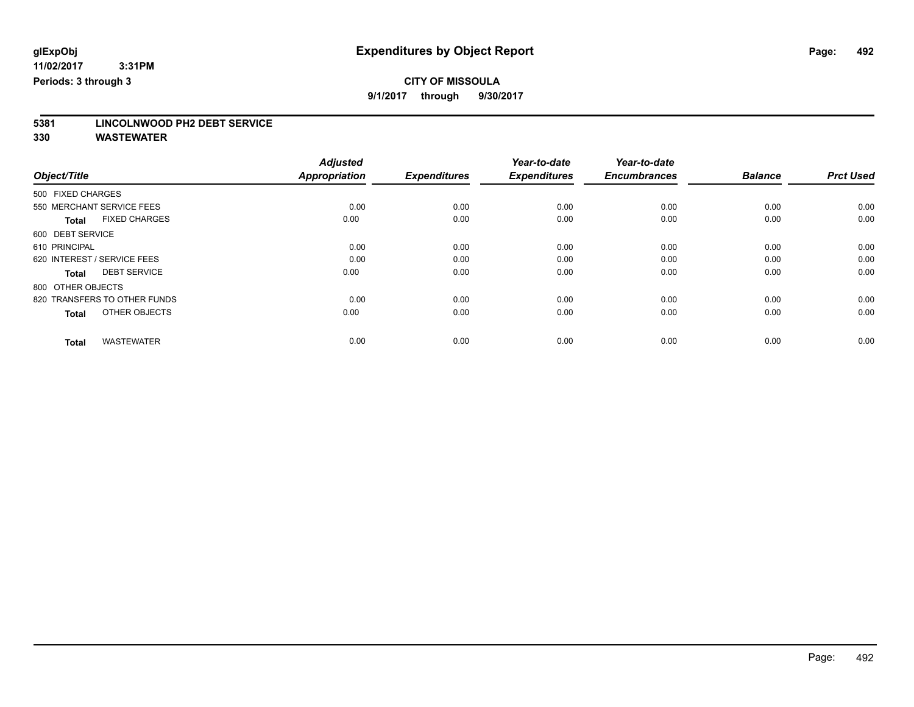glExpObj
11/02/2017 3:31PM
Periods: 3 through 3

# Expenditures by Object Report

**CITY OF MISSOULA**
**9/1/2017 through 9/30/2017**

**5381 LINCOLNWOOD PH2 DEBT SERVICE**
**330 WASTEWATER**

| Object/Title | Adjusted Appropriation | Expenditures | Year-to-date Expenditures | Year-to-date Encumbrances | Balance | Prct Used |
|---|---|---|---|---|---|---|
| 500 FIXED CHARGES | | | | | | |
| 550 MERCHANT SERVICE FEES | 0.00 | 0.00 | 0.00 | 0.00 | 0.00 | 0.00 |
| **Total** FIXED CHARGES | 0.00 | 0.00 | 0.00 | 0.00 | 0.00 | 0.00 |
| 600 DEBT SERVICE | | | | | | |
| 610 PRINCIPAL | 0.00 | 0.00 | 0.00 | 0.00 | 0.00 | 0.00 |
| 620 INTEREST / SERVICE FEES | 0.00 | 0.00 | 0.00 | 0.00 | 0.00 | 0.00 |
| **Total** DEBT SERVICE | 0.00 | 0.00 | 0.00 | 0.00 | 0.00 | 0.00 |
| 800 OTHER OBJECTS | | | | | | |
| 820 TRANSFERS TO OTHER FUNDS | 0.00 | 0.00 | 0.00 | 0.00 | 0.00 | 0.00 |
| **Total** OTHER OBJECTS | 0.00 | 0.00 | 0.00 | 0.00 | 0.00 | 0.00 |
| **Total** WASTEWATER | 0.00 | 0.00 | 0.00 | 0.00 | 0.00 | 0.00 |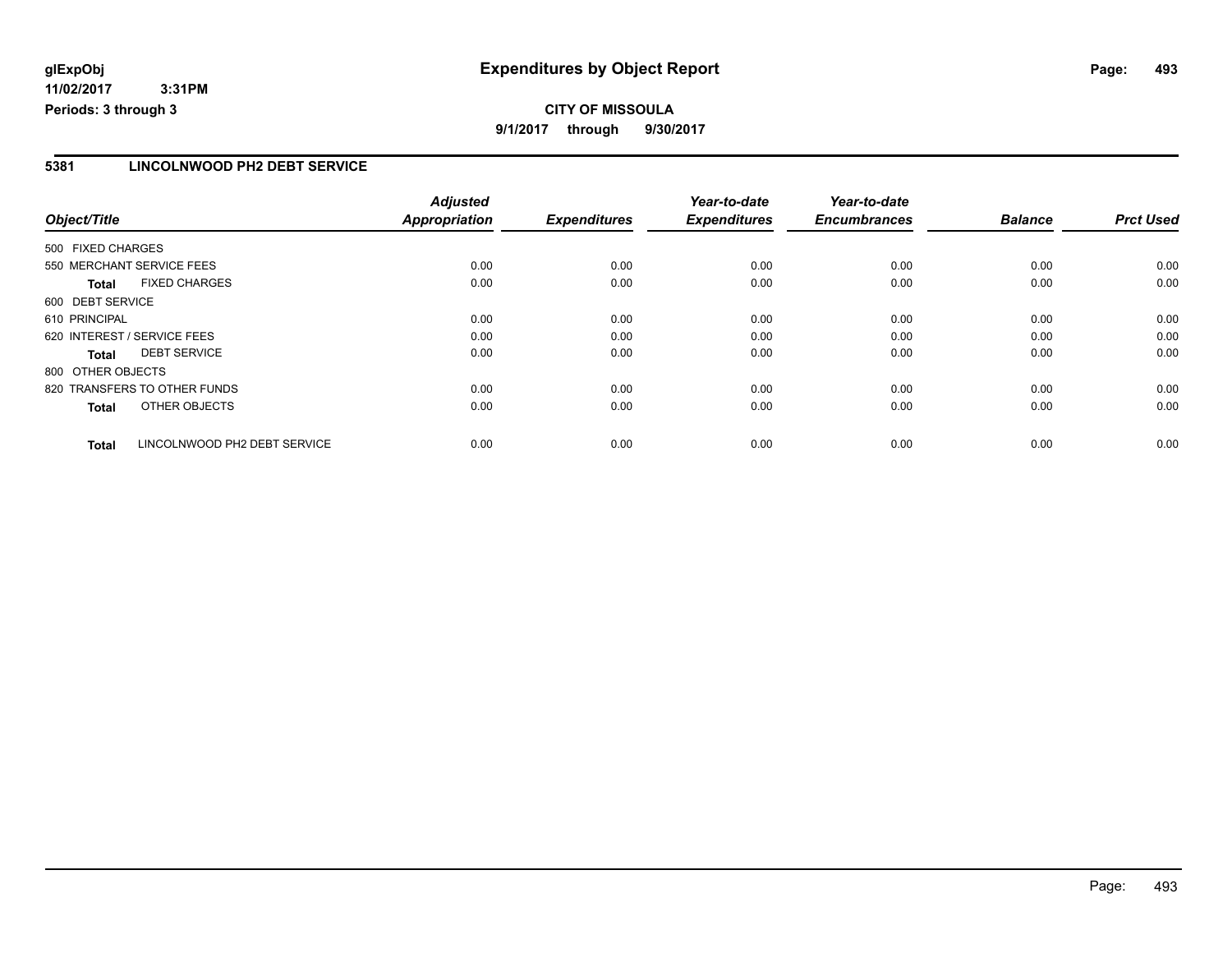**CITY OF MISSOULA**

**9/1/2017 through 9/30/2017**

## Expenditures by Object Report

glExpObj
11/02/2017 3:31PM
Periods: 3 through 3

### 5381 LINCOLNWOOD PH2 DEBT SERVICE

| Object/Title | Adjusted Appropriation | Expenditures | Year-to-date Expenditures | Year-to-date Encumbrances | Balance | Prct Used |
|---|---|---|---|---|---|---|
| 500 FIXED CHARGES | | | | | | |
| 550 MERCHANT SERVICE FEES | 0.00 | 0.00 | 0.00 | 0.00 | 0.00 | 0.00 |
| **Total** FIXED CHARGES | 0.00 | 0.00 | 0.00 | 0.00 | 0.00 | 0.00 |
| 600 DEBT SERVICE | | | | | | |
| 610 PRINCIPAL | 0.00 | 0.00 | 0.00 | 0.00 | 0.00 | 0.00 |
| 620 INTEREST / SERVICE FEES | 0.00 | 0.00 | 0.00 | 0.00 | 0.00 | 0.00 |
| **Total** DEBT SERVICE | 0.00 | 0.00 | 0.00 | 0.00 | 0.00 | 0.00 |
| 800 OTHER OBJECTS | | | | | | |
| 820 TRANSFERS TO OTHER FUNDS | 0.00 | 0.00 | 0.00 | 0.00 | 0.00 | 0.00 |
| **Total** OTHER OBJECTS | 0.00 | 0.00 | 0.00 | 0.00 | 0.00 | 0.00 |
| **Total** LINCOLNWOOD PH2 DEBT SERVICE | 0.00 | 0.00 | 0.00 | 0.00 | 0.00 | 0.00 |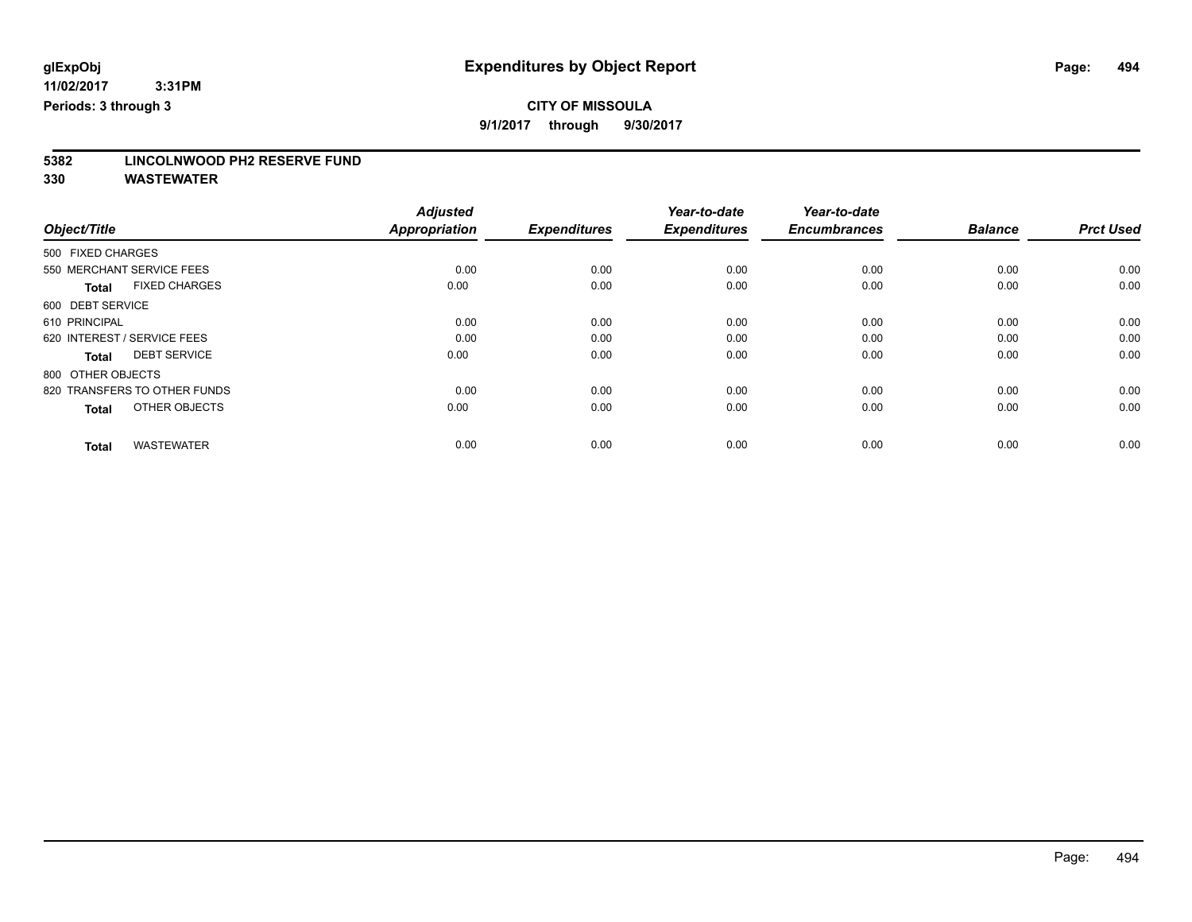**glExpObj**
**11/02/2017 3:31PM**
**Periods: 3 through 3**

# Expenditures by Object Report

**CITY OF MISSOULA**
**9/1/2017 through 9/30/2017**

**5382 LINCOLNWOOD PH2 RESERVE FUND**
**330 WASTEWATER**

| Object/Title | Adjusted Appropriation | Expenditures | Year-to-date Expenditures | Year-to-date Encumbrances | Balance | Prct Used |
|---|---|---|---|---|---|---|
| 500 FIXED CHARGES | | | | | | |
| 550 MERCHANT SERVICE FEES | 0.00 | 0.00 | 0.00 | 0.00 | 0.00 | 0.00 |
| **Total** FIXED CHARGES | 0.00 | 0.00 | 0.00 | 0.00 | 0.00 | 0.00 |
| 600 DEBT SERVICE | | | | | | |
| 610 PRINCIPAL | 0.00 | 0.00 | 0.00 | 0.00 | 0.00 | 0.00 |
| 620 INTEREST / SERVICE FEES | 0.00 | 0.00 | 0.00 | 0.00 | 0.00 | 0.00 |
| **Total** DEBT SERVICE | 0.00 | 0.00 | 0.00 | 0.00 | 0.00 | 0.00 |
| 800 OTHER OBJECTS | | | | | | |
| 820 TRANSFERS TO OTHER FUNDS | 0.00 | 0.00 | 0.00 | 0.00 | 0.00 | 0.00 |
| **Total** OTHER OBJECTS | 0.00 | 0.00 | 0.00 | 0.00 | 0.00 | 0.00 |
| **Total** WASTEWATER | 0.00 | 0.00 | 0.00 | 0.00 | 0.00 | 0.00 |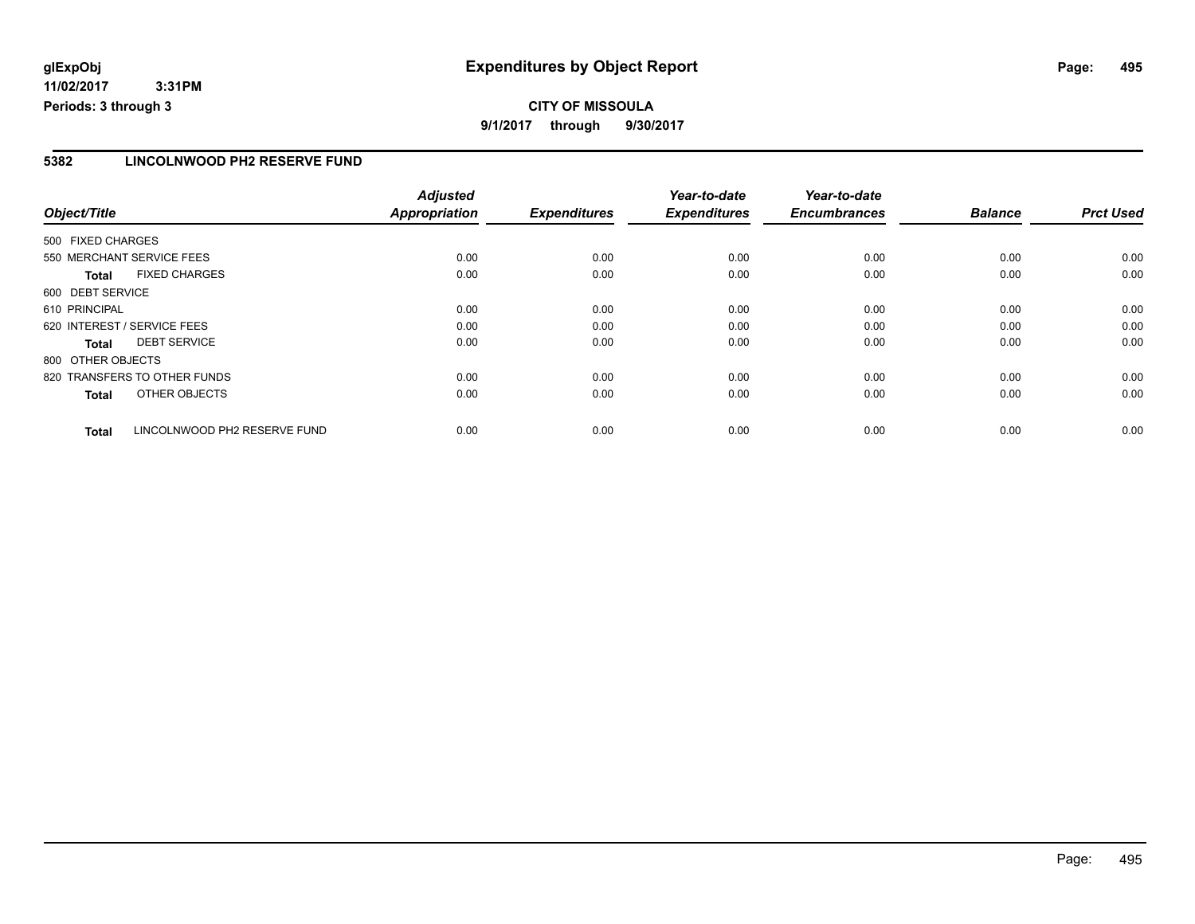glExpObj
11/02/2017 3:31PM
Periods: 3 through 3

# Expenditures by Object Report

**CITY OF MISSOULA**

**9/1/2017 through 9/30/2017**

## 5382 LINCOLNWOOD PH2 RESERVE FUND

| Object/Title | Adjusted Appropriation | Expenditures | Year-to-date Expenditures | Year-to-date Encumbrances | Balance | Prct Used |
|---|---|---|---|---|---|---|
| 500 FIXED CHARGES | | | | | | |
| 550 MERCHANT SERVICE FEES | 0.00 | 0.00 | 0.00 | 0.00 | 0.00 | 0.00 |
| **Total** FIXED CHARGES | 0.00 | 0.00 | 0.00 | 0.00 | 0.00 | 0.00 |
| 600 DEBT SERVICE | | | | | | |
| 610 PRINCIPAL | 0.00 | 0.00 | 0.00 | 0.00 | 0.00 | 0.00 |
| 620 INTEREST / SERVICE FEES | 0.00 | 0.00 | 0.00 | 0.00 | 0.00 | 0.00 |
| **Total** DEBT SERVICE | 0.00 | 0.00 | 0.00 | 0.00 | 0.00 | 0.00 |
| 800 OTHER OBJECTS | | | | | | |
| 820 TRANSFERS TO OTHER FUNDS | 0.00 | 0.00 | 0.00 | 0.00 | 0.00 | 0.00 |
| **Total** OTHER OBJECTS | 0.00 | 0.00 | 0.00 | 0.00 | 0.00 | 0.00 |
| **Total** LINCOLNWOOD PH2 RESERVE FUND | 0.00 | 0.00 | 0.00 | 0.00 | 0.00 | 0.00 |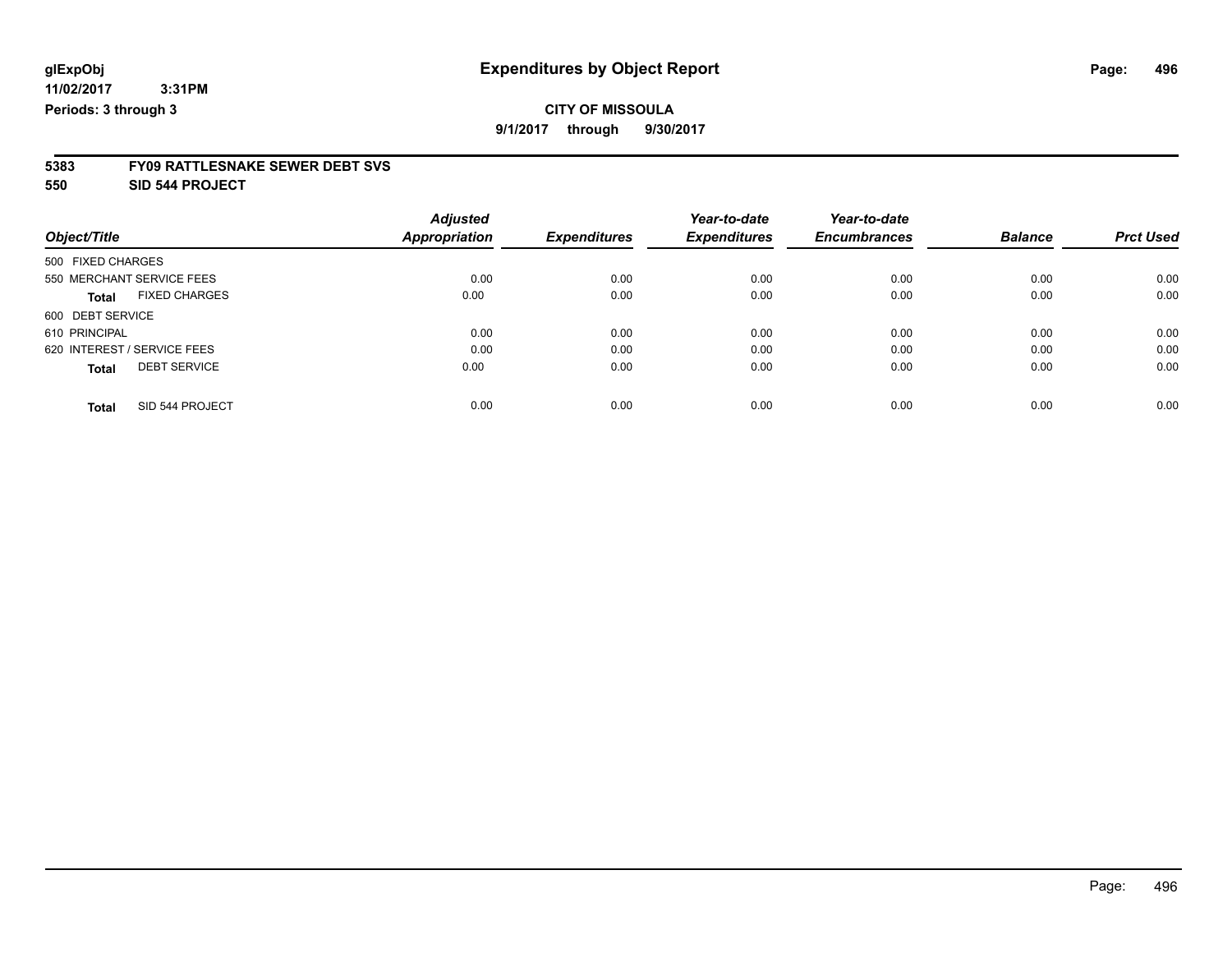# Expenditures by Object Report

glExpObj
11/02/2017 3:31PM
Periods: 3 through 3

**CITY OF MISSOULA**
**9/1/2017 through 9/30/2017**

**5383 FY09 RATTLESNAKE SEWER DEBT SVS**
**550 SID 544 PROJECT**

| Object/Title | Adjusted Appropriation | Expenditures | Year-to-date Expenditures | Year-to-date Encumbrances | Balance | Prct Used |
|---|---|---|---|---|---|---|
| 500 FIXED CHARGES | | | | | | |
| 550 MERCHANT SERVICE FEES | 0.00 | 0.00 | 0.00 | 0.00 | 0.00 | 0.00 |
| **Total** FIXED CHARGES | 0.00 | 0.00 | 0.00 | 0.00 | 0.00 | 0.00 |
| 600 DEBT SERVICE | | | | | | |
| 610 PRINCIPAL | 0.00 | 0.00 | 0.00 | 0.00 | 0.00 | 0.00 |
| 620 INTEREST / SERVICE FEES | 0.00 | 0.00 | 0.00 | 0.00 | 0.00 | 0.00 |
| **Total** DEBT SERVICE | 0.00 | 0.00 | 0.00 | 0.00 | 0.00 | 0.00 |
| **Total** SID 544 PROJECT | 0.00 | 0.00 | 0.00 | 0.00 | 0.00 | 0.00 |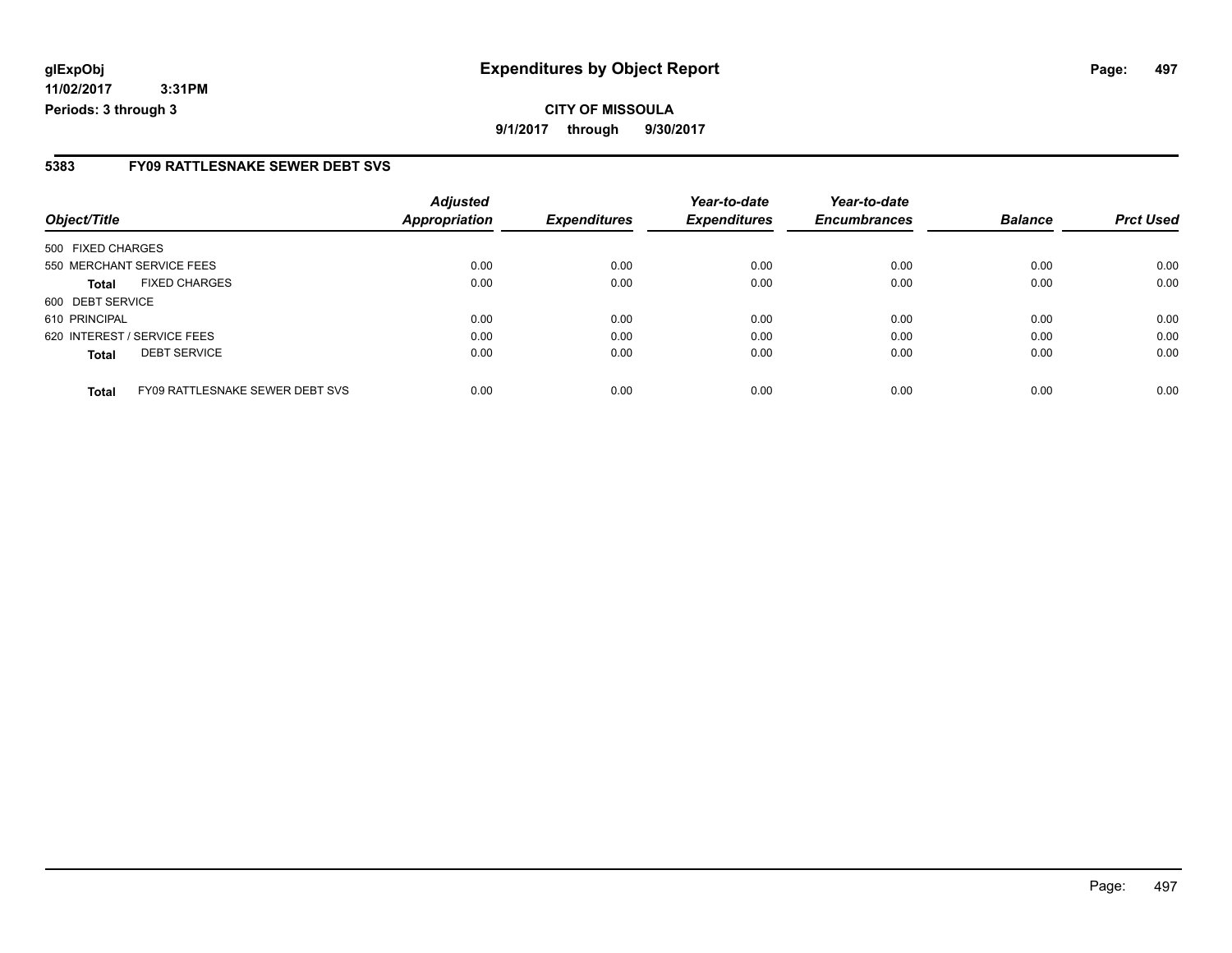**glExpObj** **Expenditures by Object Report**

**11/02/2017 3:31PM**

**Periods: 3 through 3**

**CITY OF MISSOULA**

**9/1/2017 through 9/30/2017**

## 5383 FY09 RATTLESNAKE SEWER DEBT SVS

| Object/Title | | Adjusted Appropriation | Expenditures | Year-to-date Expenditures | Year-to-date Encumbrances | Balance | Prct Used |
|---|---|---|---|---|---|---|---|
| 500 FIXED CHARGES | | | | | | | |
| 550 MERCHANT SERVICE FEES | | 0.00 | 0.00 | 0.00 | 0.00 | 0.00 | 0.00 |
| **Total** | FIXED CHARGES | 0.00 | 0.00 | 0.00 | 0.00 | 0.00 | 0.00 |
| 600 DEBT SERVICE | | | | | | | |
| 610 PRINCIPAL | | 0.00 | 0.00 | 0.00 | 0.00 | 0.00 | 0.00 |
| 620 INTEREST / SERVICE FEES | | 0.00 | 0.00 | 0.00 | 0.00 | 0.00 | 0.00 |
| **Total** | DEBT SERVICE | 0.00 | 0.00 | 0.00 | 0.00 | 0.00 | 0.00 |
| **Total** | FY09 RATTLESNAKE SEWER DEBT SVS | 0.00 | 0.00 | 0.00 | 0.00 | 0.00 | 0.00 |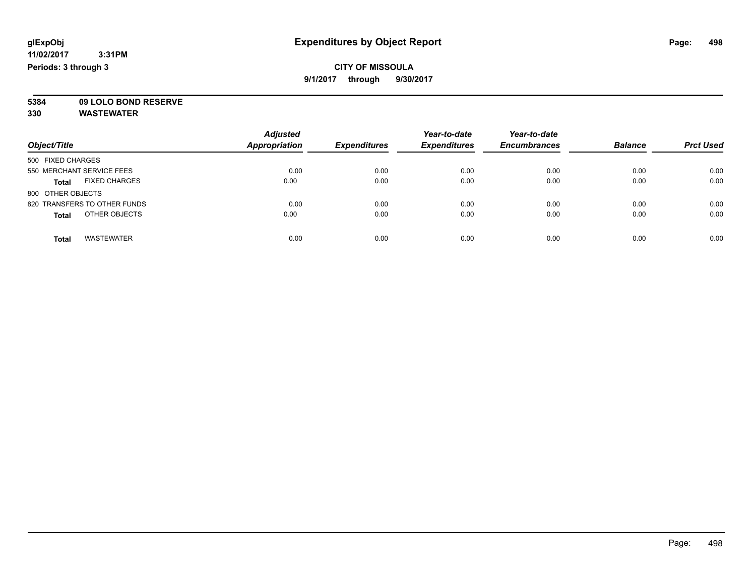**glExpObj**
**11/02/2017 3:31PM**
**Periods: 3 through 3**

# Expenditures by Object Report

**CITY OF MISSOULA**
**9/1/2017 through 9/30/2017**

**5384 09 LOLO BOND RESERVE**
**330 WASTEWATER**

| Object/Title | Adjusted Appropriation | Expenditures | Year-to-date Expenditures | Year-to-date Encumbrances | Balance | Prct Used |
|---|---|---|---|---|---|---|
| 500 FIXED CHARGES | | | | | | |
| 550 MERCHANT SERVICE FEES | 0.00 | 0.00 | 0.00 | 0.00 | 0.00 | 0.00 |
| **Total** FIXED CHARGES | 0.00 | 0.00 | 0.00 | 0.00 | 0.00 | 0.00 |
| 800 OTHER OBJECTS | | | | | | |
| 820 TRANSFERS TO OTHER FUNDS | 0.00 | 0.00 | 0.00 | 0.00 | 0.00 | 0.00 |
| **Total** OTHER OBJECTS | 0.00 | 0.00 | 0.00 | 0.00 | 0.00 | 0.00 |
| **Total** WASTEWATER | 0.00 | 0.00 | 0.00 | 0.00 | 0.00 | 0.00 |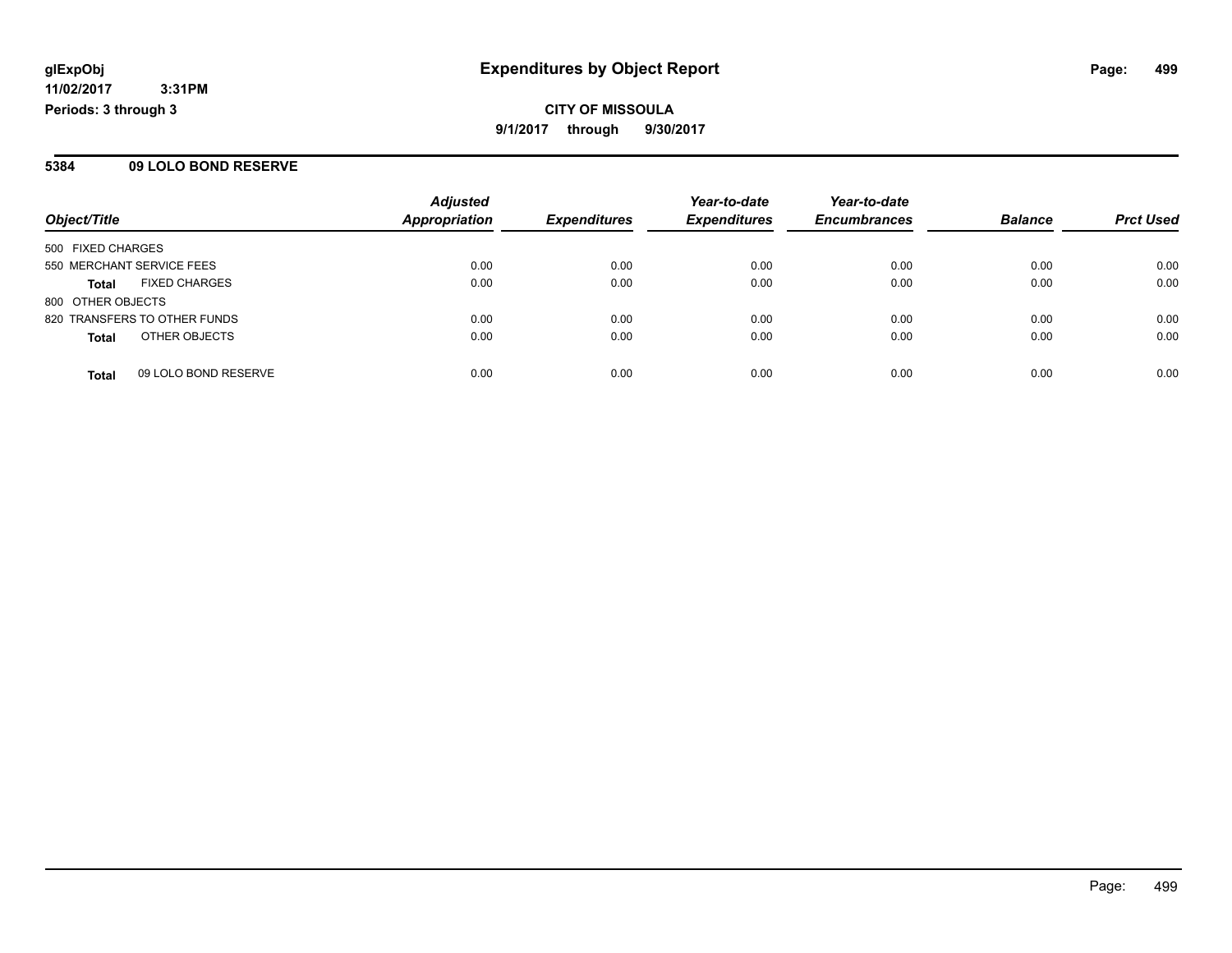**glExpObj** **Expenditures by Object Report**

**11/02/2017 3:31PM**

**Periods: 3 through 3**

**CITY OF MISSOULA**

**9/1/2017 through 9/30/2017**

**5384 09 LOLO BOND RESERVE**

| Object/Title | | Adjusted Appropriation | Expenditures | Year-to-date Expenditures | Year-to-date Encumbrances | Balance | Prct Used |
|---|---|---|---|---|---|---|---|
| 500 FIXED CHARGES | | | | | | | |
| 550 MERCHANT SERVICE FEES | | 0.00 | 0.00 | 0.00 | 0.00 | 0.00 | 0.00 |
| **Total** | FIXED CHARGES | 0.00 | 0.00 | 0.00 | 0.00 | 0.00 | 0.00 |
| 800 OTHER OBJECTS | | | | | | | |
| 820 TRANSFERS TO OTHER FUNDS | | 0.00 | 0.00 | 0.00 | 0.00 | 0.00 | 0.00 |
| **Total** | OTHER OBJECTS | 0.00 | 0.00 | 0.00 | 0.00 | 0.00 | 0.00 |
| **Total** | 09 LOLO BOND RESERVE | 0.00 | 0.00 | 0.00 | 0.00 | 0.00 | 0.00 |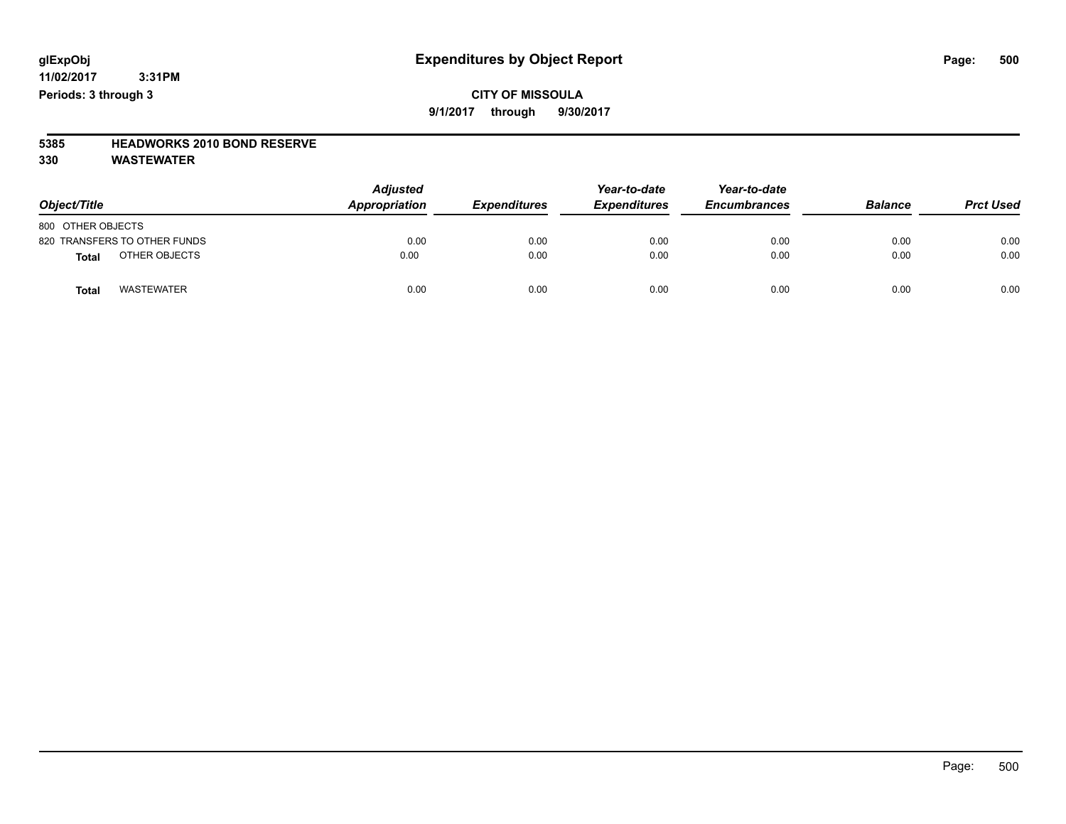glExpObj
11/02/2017 3:31PM
Periods: 3 through 3

# Expenditures by Object Report

**CITY OF MISSOULA**

**9/1/2017 through 9/30/2017**

**5385 HEADWORKS 2010 BOND RESERVE**

**330 WASTEWATER**

| Object/Title | Adjusted Appropriation | Expenditures | Year-to-date Expenditures | Year-to-date Encumbrances | Balance | Prct Used |
|---|---|---|---|---|---|---|
| 800 OTHER OBJECTS | | | | | | |
| 820 TRANSFERS TO OTHER FUNDS | 0.00 | 0.00 | 0.00 | 0.00 | 0.00 | 0.00 |
| **Total** OTHER OBJECTS | 0.00 | 0.00 | 0.00 | 0.00 | 0.00 | 0.00 |
| **Total** WASTEWATER | 0.00 | 0.00 | 0.00 | 0.00 | 0.00 | 0.00 |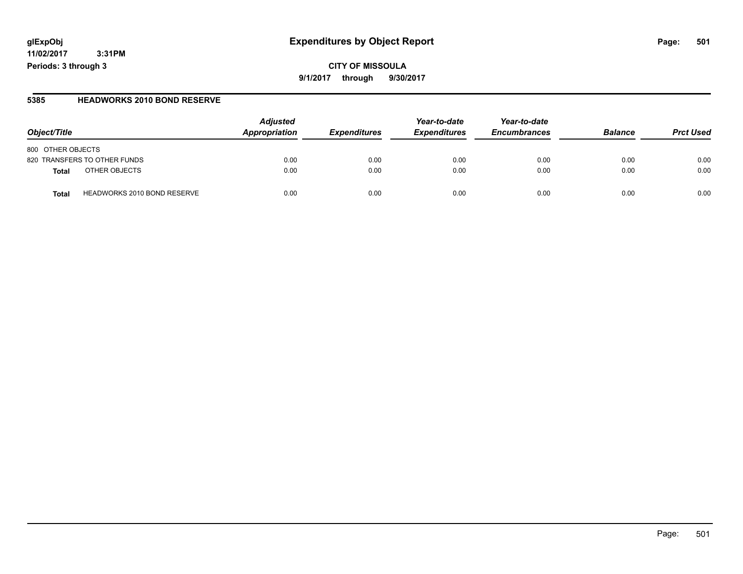# Expenditures by Object Report

glExpObj
11/02/2017 3:31PM
Periods: 3 through 3

**CITY OF MISSOULA**
**9/1/2017 through 9/30/2017**

## 5385 HEADWORKS 2010 BOND RESERVE

| Object/Title | Adjusted Appropriation | Expenditures | Year-to-date Expenditures | Year-to-date Encumbrances | Balance | Prct Used |
|---|---|---|---|---|---|---|
| 800 OTHER OBJECTS | | | | | | |
| 820 TRANSFERS TO OTHER FUNDS | 0.00 | 0.00 | 0.00 | 0.00 | 0.00 | 0.00 |
| **Total** OTHER OBJECTS | 0.00 | 0.00 | 0.00 | 0.00 | 0.00 | 0.00 |
| **Total** HEADWORKS 2010 BOND RESERVE | 0.00 | 0.00 | 0.00 | 0.00 | 0.00 | 0.00 |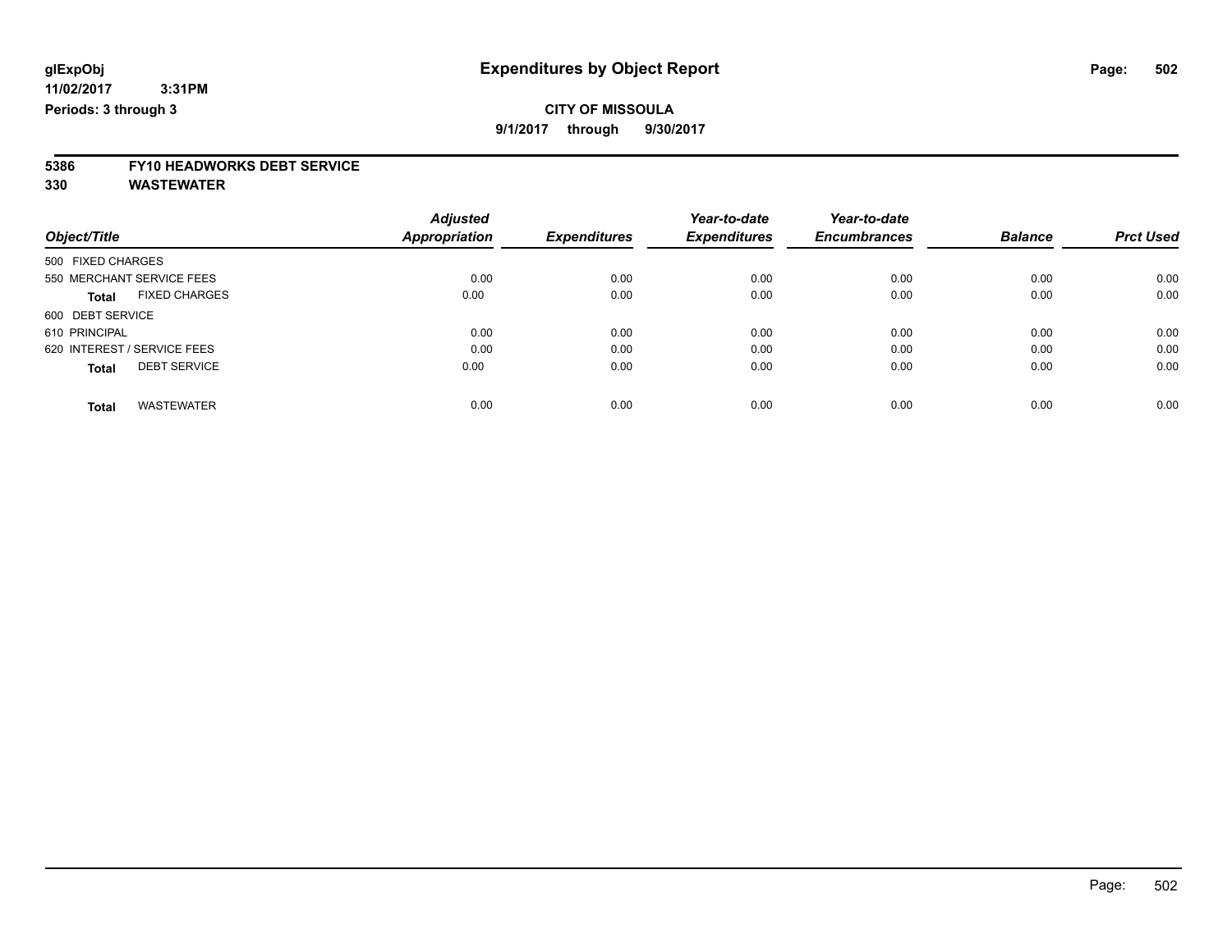**glExpObj**
**11/02/2017 3:31PM**
**Periods: 3 through 3**

# Expenditures by Object Report

**CITY OF MISSOULA**
**9/1/2017 through 9/30/2017**

**5386 FY10 HEADWORKS DEBT SERVICE**
**330 WASTEWATER**

| Object/Title | Adjusted Appropriation | Expenditures | Year-to-date Expenditures | Year-to-date Encumbrances | Balance | Prct Used |
|---|---|---|---|---|---|---|
| 500 FIXED CHARGES | | | | | | |
| 550 MERCHANT SERVICE FEES | 0.00 | 0.00 | 0.00 | 0.00 | 0.00 | 0.00 |
| **Total** FIXED CHARGES | 0.00 | 0.00 | 0.00 | 0.00 | 0.00 | 0.00 |
| 600 DEBT SERVICE | | | | | | |
| 610 PRINCIPAL | 0.00 | 0.00 | 0.00 | 0.00 | 0.00 | 0.00 |
| 620 INTEREST / SERVICE FEES | 0.00 | 0.00 | 0.00 | 0.00 | 0.00 | 0.00 |
| **Total** DEBT SERVICE | 0.00 | 0.00 | 0.00 | 0.00 | 0.00 | 0.00 |
| **Total** WASTEWATER | 0.00 | 0.00 | 0.00 | 0.00 | 0.00 | 0.00 |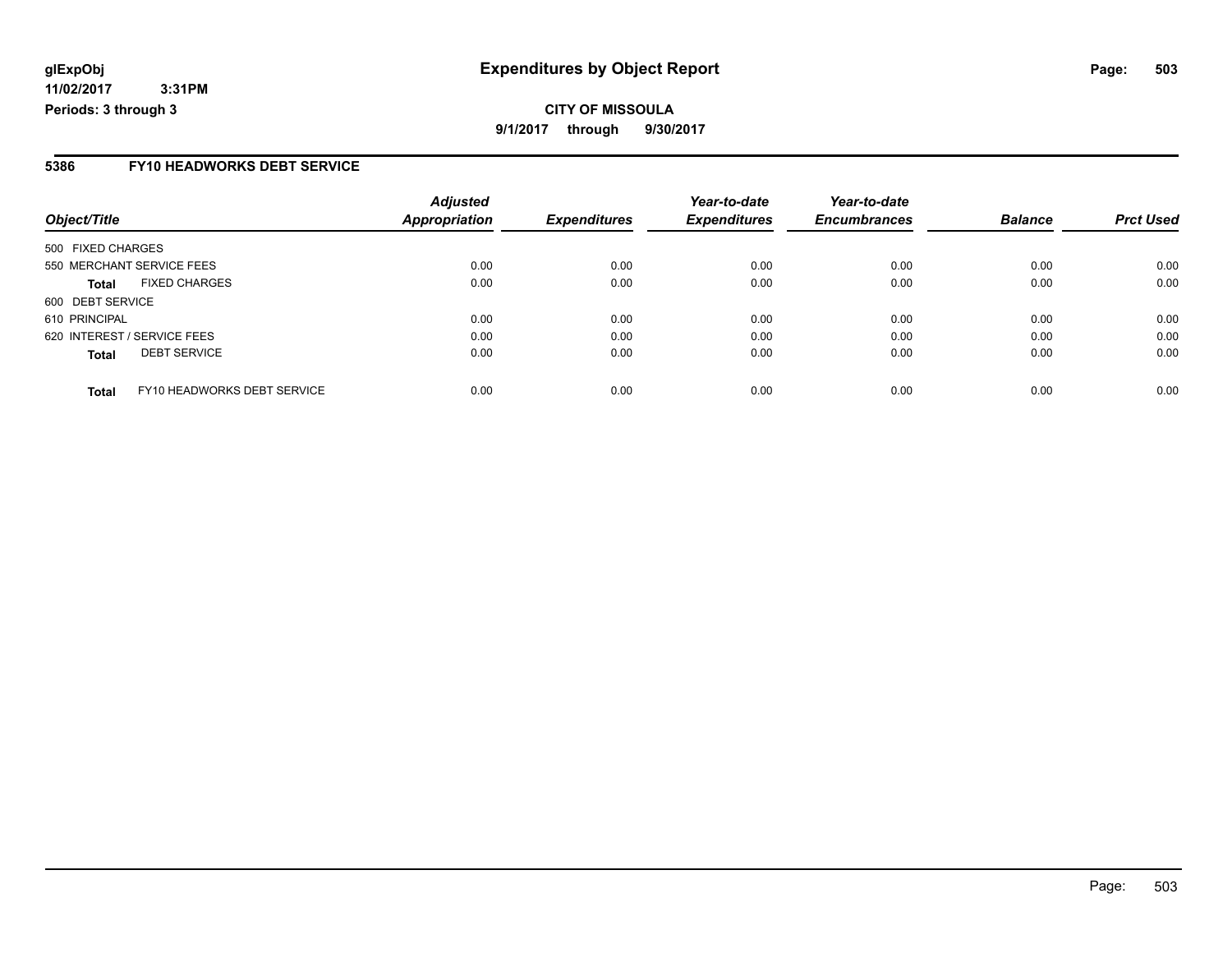**glExpObj**
**11/02/2017 3:31PM**
**Periods: 3 through 3**

# Expenditures by Object Report

**CITY OF MISSOULA**
**9/1/2017 through 9/30/2017**

## 5386 FY10 HEADWORKS DEBT SERVICE

| Object/Title | Adjusted Appropriation | Expenditures | Year-to-date Expenditures | Year-to-date Encumbrances | Balance | Prct Used |
|---|---|---|---|---|---|---|
| 500 FIXED CHARGES | | | | | | |
| 550 MERCHANT SERVICE FEES | 0.00 | 0.00 | 0.00 | 0.00 | 0.00 | 0.00 |
| **Total** FIXED CHARGES | 0.00 | 0.00 | 0.00 | 0.00 | 0.00 | 0.00 |
| 600 DEBT SERVICE | | | | | | |
| 610 PRINCIPAL | 0.00 | 0.00 | 0.00 | 0.00 | 0.00 | 0.00 |
| 620 INTEREST / SERVICE FEES | 0.00 | 0.00 | 0.00 | 0.00 | 0.00 | 0.00 |
| **Total** DEBT SERVICE | 0.00 | 0.00 | 0.00 | 0.00 | 0.00 | 0.00 |
| **Total** FY10 HEADWORKS DEBT SERVICE | 0.00 | 0.00 | 0.00 | 0.00 | 0.00 | 0.00 |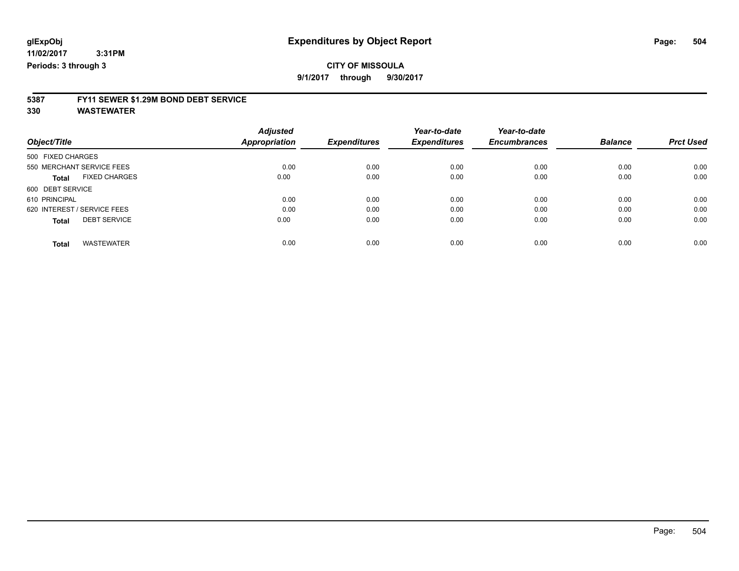**glExpObj** **Expenditures by Object Report**
**11/02/2017 3:31PM**
**Periods: 3 through 3**

**CITY OF MISSOULA**
**9/1/2017 through 9/30/2017**

## 5387 FY11 SEWER $1.29M BOND DEBT SERVICE
## 330 WASTEWATER

| Object/Title | Adjusted Appropriation | Expenditures | Year-to-date Expenditures | Year-to-date Encumbrances | Balance | Prct Used |
|---|---|---|---|---|---|---|
| 500 FIXED CHARGES | | | | | | |
| 550 MERCHANT SERVICE FEES | 0.00 | 0.00 | 0.00 | 0.00 | 0.00 | 0.00 |
| **Total** FIXED CHARGES | 0.00 | 0.00 | 0.00 | 0.00 | 0.00 | 0.00 |
| 600 DEBT SERVICE | | | | | | |
| 610 PRINCIPAL | 0.00 | 0.00 | 0.00 | 0.00 | 0.00 | 0.00 |
| 620 INTEREST / SERVICE FEES | 0.00 | 0.00 | 0.00 | 0.00 | 0.00 | 0.00 |
| **Total** DEBT SERVICE | 0.00 | 0.00 | 0.00 | 0.00 | 0.00 | 0.00 |
| **Total** WASTEWATER | 0.00 | 0.00 | 0.00 | 0.00 | 0.00 | 0.00 |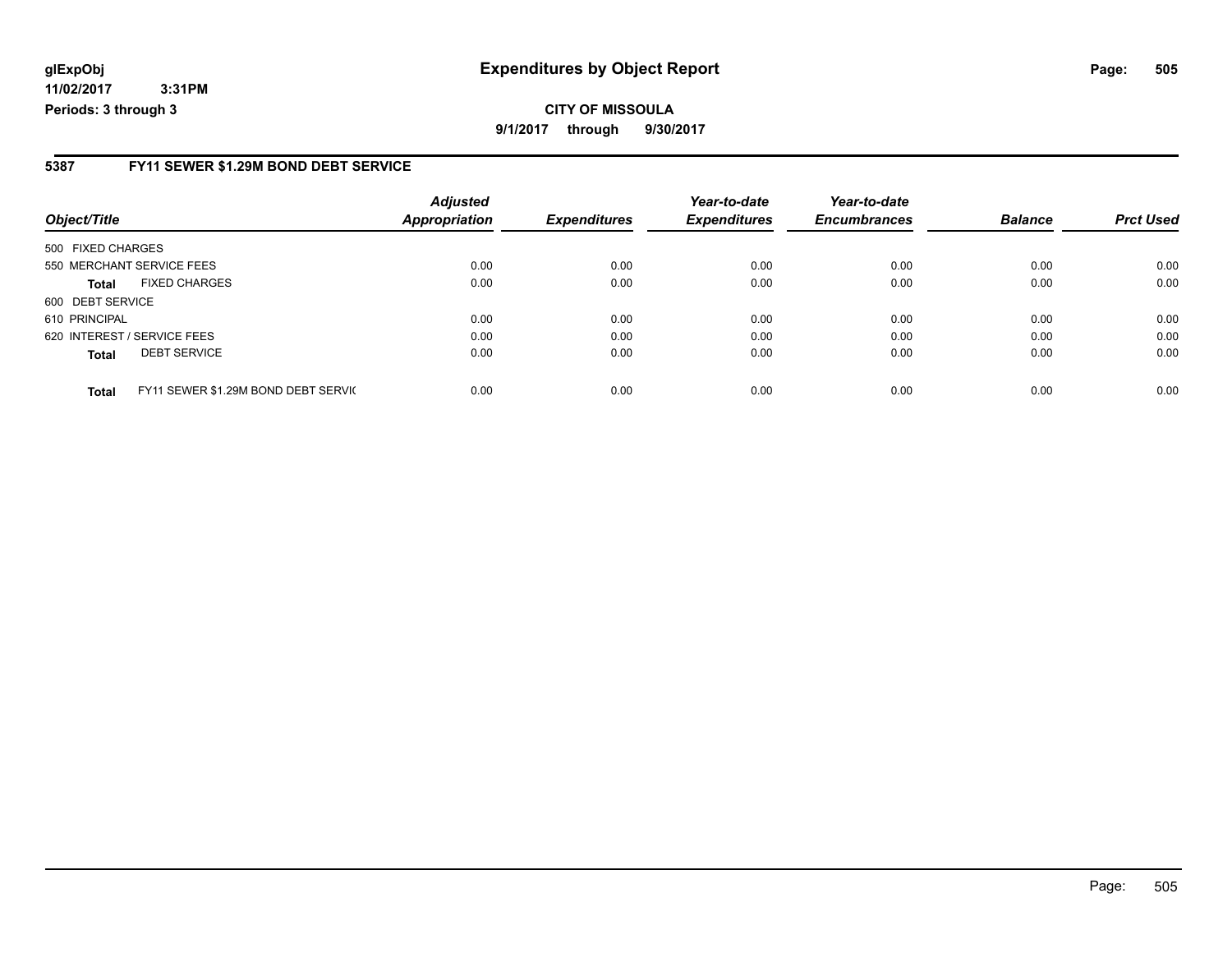**glExpObj**
**11/02/2017 3:31PM**
**Periods: 3 through 3**

# Expenditures by Object Report

**CITY OF MISSOULA**
**9/1/2017 through 9/30/2017**

## 5387 FY11 SEWER $1.29M BOND DEBT SERVICE

| Object/Title | | Adjusted Appropriation | Expenditures | Year-to-date Expenditures | Year-to-date Encumbrances | Balance | Prct Used |
|---|---|---|---|---|---|---|---|
| 500 FIXED CHARGES | | | | | | | |
| 550 MERCHANT SERVICE FEES | | 0.00 | 0.00 | 0.00 | 0.00 | 0.00 | 0.00 |
| **Total** | FIXED CHARGES | 0.00 | 0.00 | 0.00 | 0.00 | 0.00 | 0.00 |
| 600 DEBT SERVICE | | | | | | | |
| 610 PRINCIPAL | | 0.00 | 0.00 | 0.00 | 0.00 | 0.00 | 0.00 |
| 620 INTEREST / SERVICE FEES | | 0.00 | 0.00 | 0.00 | 0.00 | 0.00 | 0.00 |
| **Total** | DEBT SERVICE | 0.00 | 0.00 | 0.00 | 0.00 | 0.00 | 0.00 |
| **Total** | FY11 SEWER $1.29M BOND DEBT SERVIC | 0.00 | 0.00 | 0.00 | 0.00 | 0.00 | 0.00 |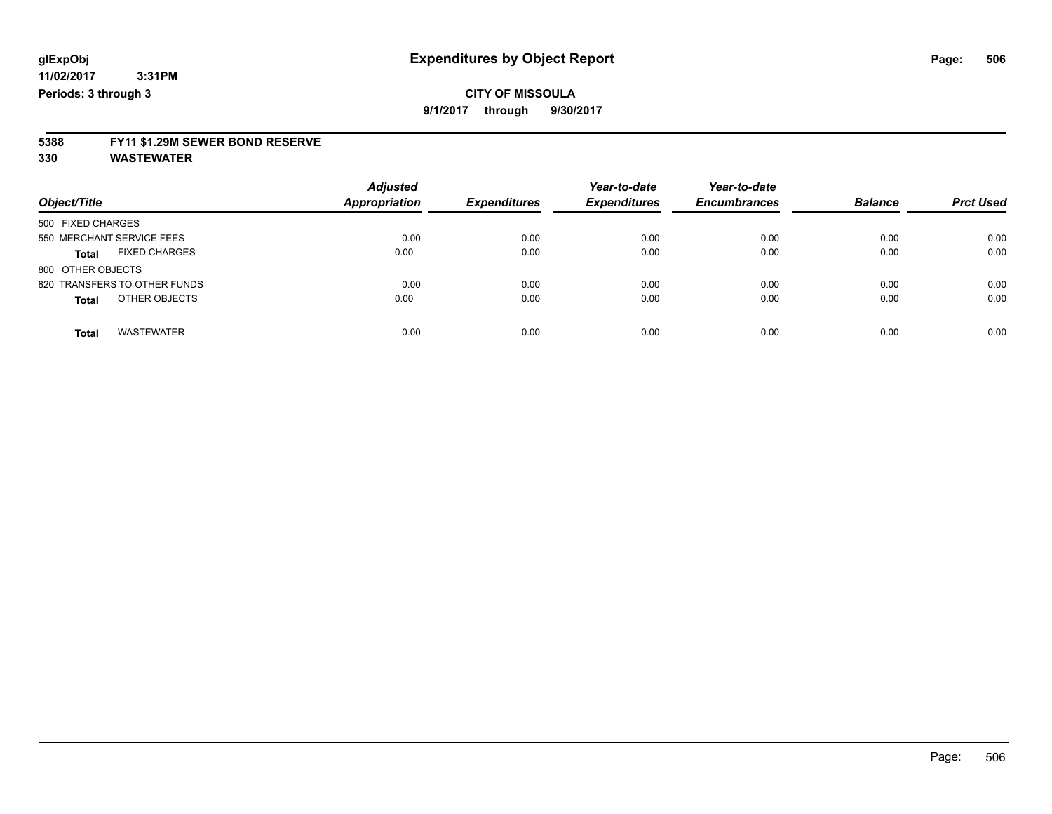glExpObj
11/02/2017 3:31PM
Periods: 3 through 3

# Expenditures by Object Report

**CITY OF MISSOULA**

**9/1/2017 through 9/30/2017**

**5388 FY11 $1.29M SEWER BOND RESERVE**

**330 WASTEWATER**

| Object/Title | Adjusted Appropriation | Expenditures | Year-to-date Expenditures | Year-to-date Encumbrances | Balance | Prct Used |
|---|---|---|---|---|---|---|
| 500 FIXED CHARGES | | | | | | |
| 550 MERCHANT SERVICE FEES | 0.00 | 0.00 | 0.00 | 0.00 | 0.00 | 0.00 |
| **Total** FIXED CHARGES | 0.00 | 0.00 | 0.00 | 0.00 | 0.00 | 0.00 |
| 800 OTHER OBJECTS | | | | | | |
| 820 TRANSFERS TO OTHER FUNDS | 0.00 | 0.00 | 0.00 | 0.00 | 0.00 | 0.00 |
| **Total** OTHER OBJECTS | 0.00 | 0.00 | 0.00 | 0.00 | 0.00 | 0.00 |
| **Total** WASTEWATER | 0.00 | 0.00 | 0.00 | 0.00 | 0.00 | 0.00 |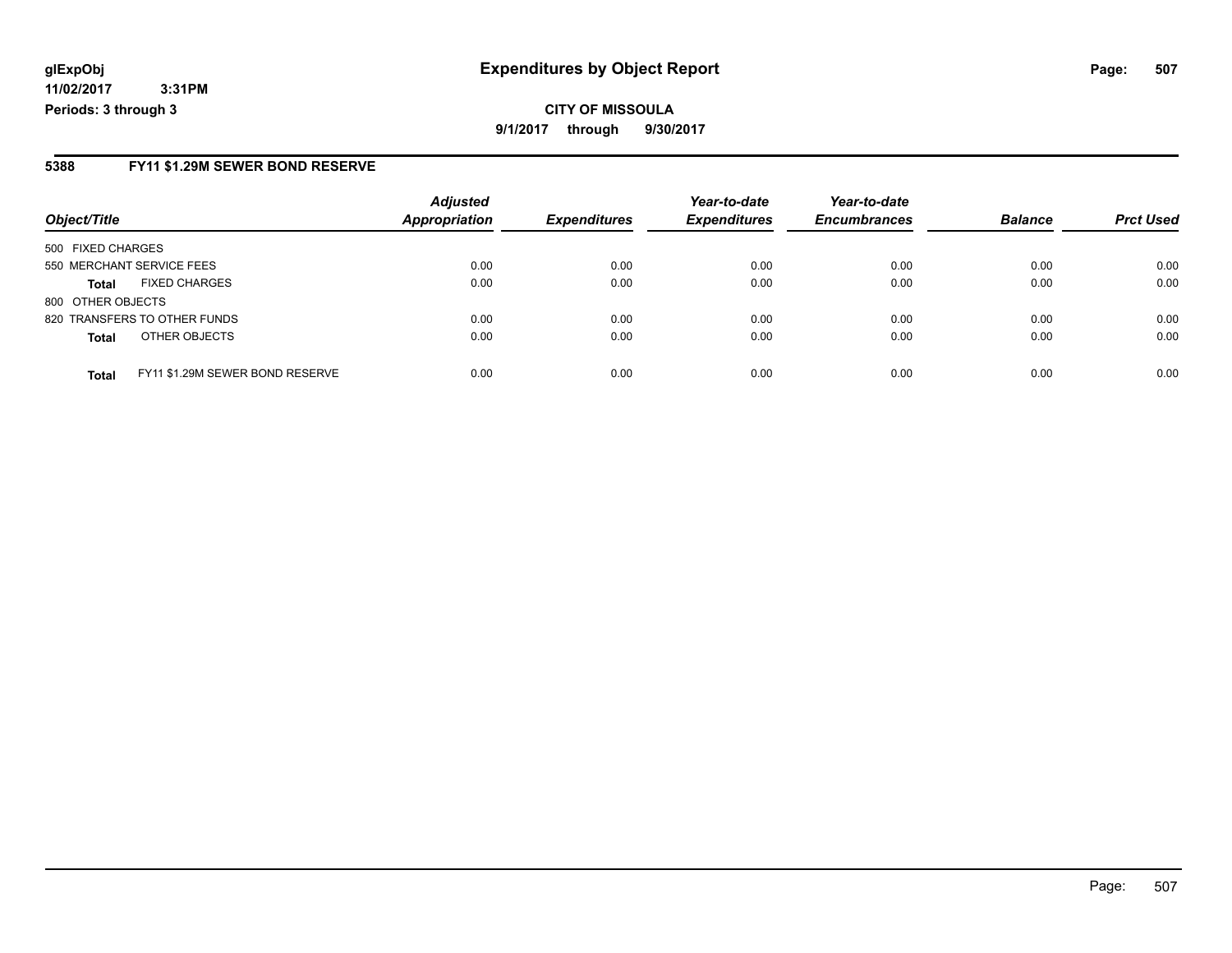**glExpObj**
**11/02/2017 3:31PM**
**Periods: 3 through 3**

# Expenditures by Object Report

**CITY OF MISSOULA**
**9/1/2017 through 9/30/2017**

## 5388 FY11 $1.29M SEWER BOND RESERVE

| Object/Title | | *Adjusted Appropriation* | *Expenditures* | *Year-to-date Expenditures* | *Year-to-date Encumbrances* | *Balance* | *Prct Used* |
|---|---|---|---|---|---|---|---|
| 500 FIXED CHARGES | | | | | | | |
| 550 MERCHANT SERVICE FEES | | 0.00 | 0.00 | 0.00 | 0.00 | 0.00 | 0.00 |
| **Total** | FIXED CHARGES | 0.00 | 0.00 | 0.00 | 0.00 | 0.00 | 0.00 |
| 800 OTHER OBJECTS | | | | | | | |
| 820 TRANSFERS TO OTHER FUNDS | | 0.00 | 0.00 | 0.00 | 0.00 | 0.00 | 0.00 |
| **Total** | OTHER OBJECTS | 0.00 | 0.00 | 0.00 | 0.00 | 0.00 | 0.00 |
| **Total** | FY11 $1.29M SEWER BOND RESERVE | 0.00 | 0.00 | 0.00 | 0.00 | 0.00 | 0.00 |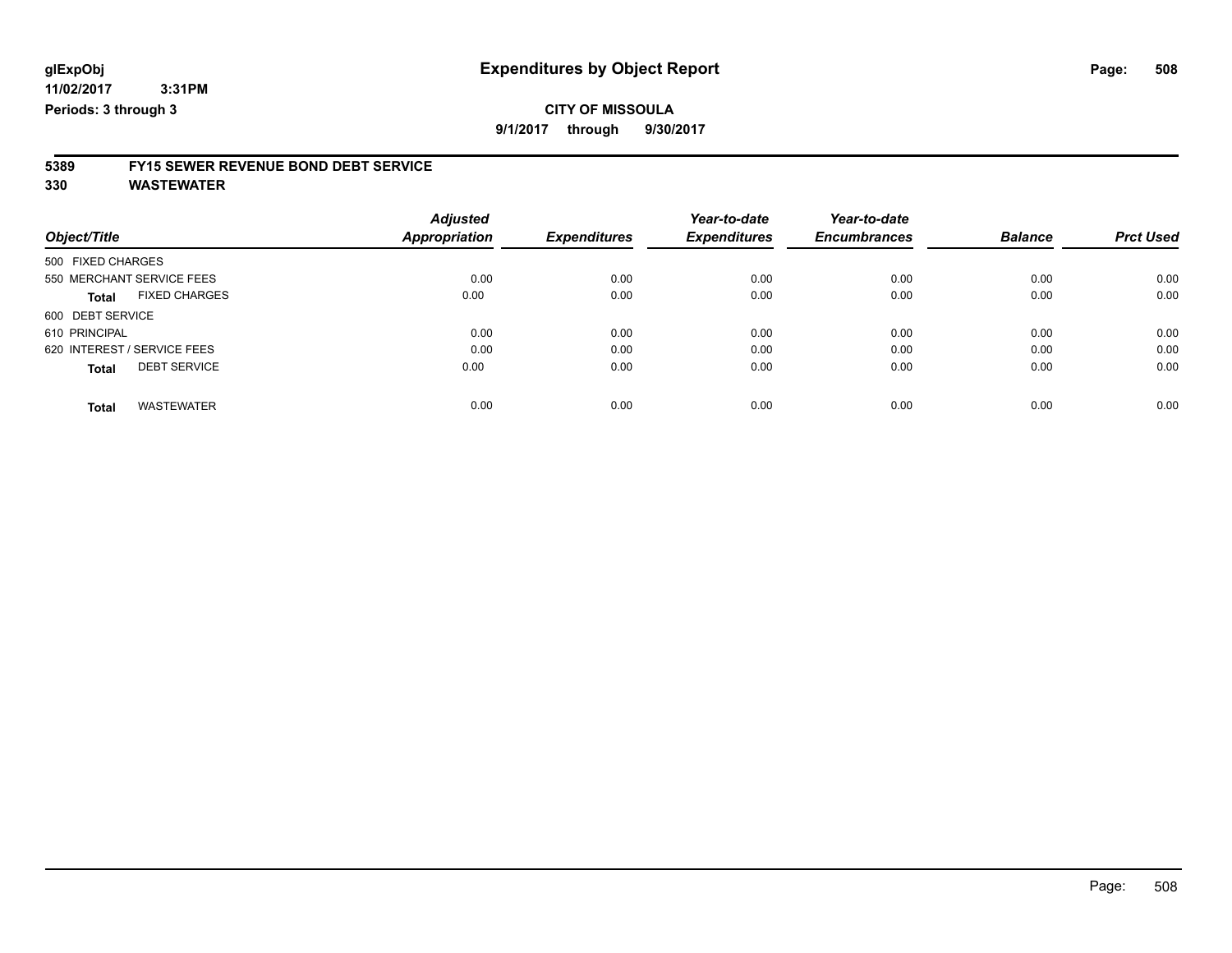**glExpObj**
**11/02/2017 3:31PM**
**Periods: 3 through 3**

# Expenditures by Object Report

**CITY OF MISSOULA**
**9/1/2017 through 9/30/2017**

**5389 FY15 SEWER REVENUE BOND DEBT SERVICE**
**330 WASTEWATER**

| Object/Title | Adjusted Appropriation | Expenditures | Year-to-date Expenditures | Year-to-date Encumbrances | Balance | Prct Used |
|---|---|---|---|---|---|---|
| 500 FIXED CHARGES | | | | | | |
| 550 MERCHANT SERVICE FEES | 0.00 | 0.00 | 0.00 | 0.00 | 0.00 | 0.00 |
| **Total** FIXED CHARGES | 0.00 | 0.00 | 0.00 | 0.00 | 0.00 | 0.00 |
| 600 DEBT SERVICE | | | | | | |
| 610 PRINCIPAL | 0.00 | 0.00 | 0.00 | 0.00 | 0.00 | 0.00 |
| 620 INTEREST / SERVICE FEES | 0.00 | 0.00 | 0.00 | 0.00 | 0.00 | 0.00 |
| **Total** DEBT SERVICE | 0.00 | 0.00 | 0.00 | 0.00 | 0.00 | 0.00 |
| **Total** WASTEWATER | 0.00 | 0.00 | 0.00 | 0.00 | 0.00 | 0.00 |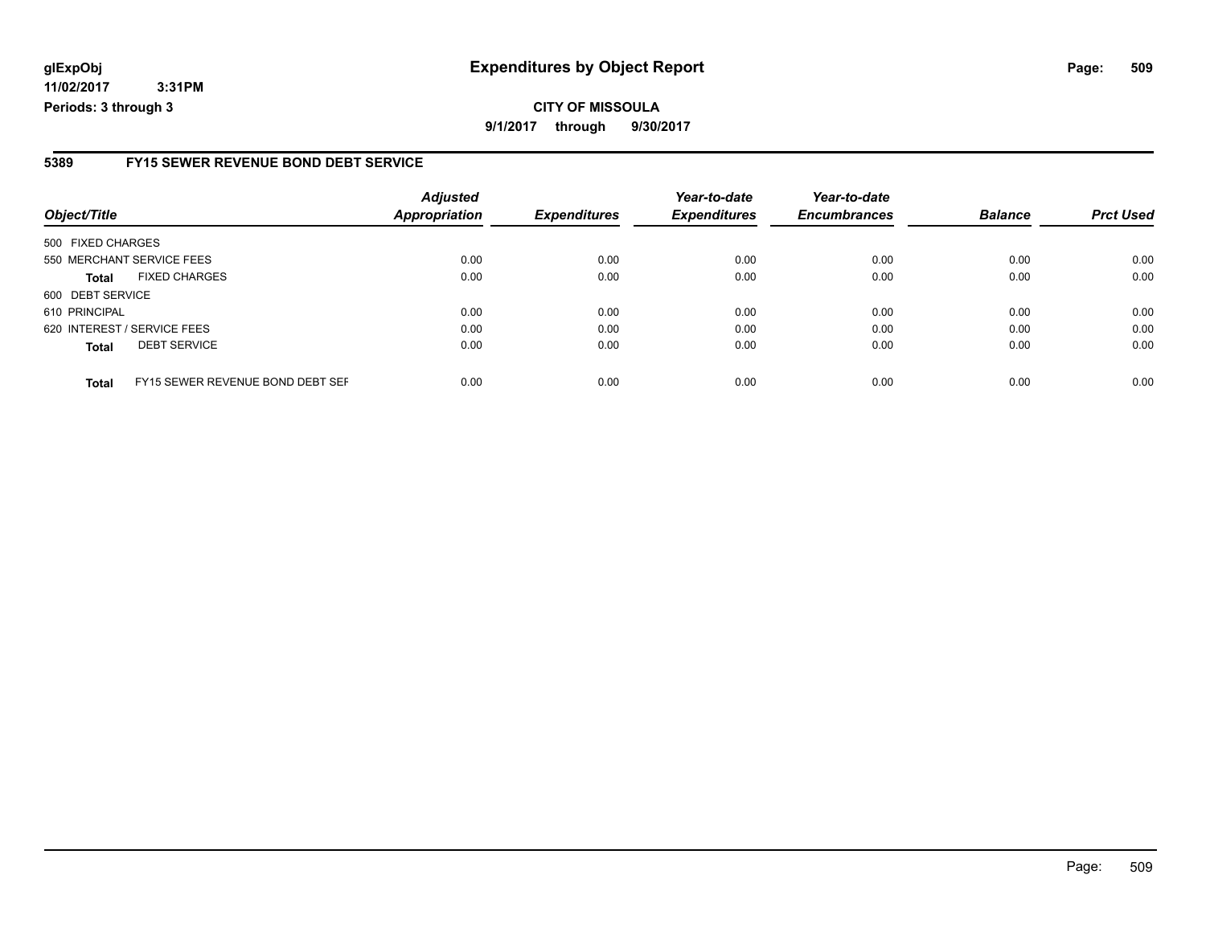**glExpObj**
**11/02/2017 3:31PM**
**Periods: 3 through 3**

# Expenditures by Object Report

**CITY OF MISSOULA**
**9/1/2017 through 9/30/2017**

## 5389 FY15 SEWER REVENUE BOND DEBT SERVICE

| Object/Title | | Adjusted Appropriation | Expenditures | Year-to-date Expenditures | Year-to-date Encumbrances | Balance | Prct Used |
|---|---|---|---|---|---|---|---|
| 500 FIXED CHARGES | | | | | | | |
| 550 MERCHANT SERVICE FEES | | 0.00 | 0.00 | 0.00 | 0.00 | 0.00 | 0.00 |
| **Total** | FIXED CHARGES | 0.00 | 0.00 | 0.00 | 0.00 | 0.00 | 0.00 |
| 600 DEBT SERVICE | | | | | | | |
| 610 PRINCIPAL | | 0.00 | 0.00 | 0.00 | 0.00 | 0.00 | 0.00 |
| 620 INTEREST / SERVICE FEES | | 0.00 | 0.00 | 0.00 | 0.00 | 0.00 | 0.00 |
| **Total** | DEBT SERVICE | 0.00 | 0.00 | 0.00 | 0.00 | 0.00 | 0.00 |
| **Total** | FY15 SEWER REVENUE BOND DEBT SEF | 0.00 | 0.00 | 0.00 | 0.00 | 0.00 | 0.00 |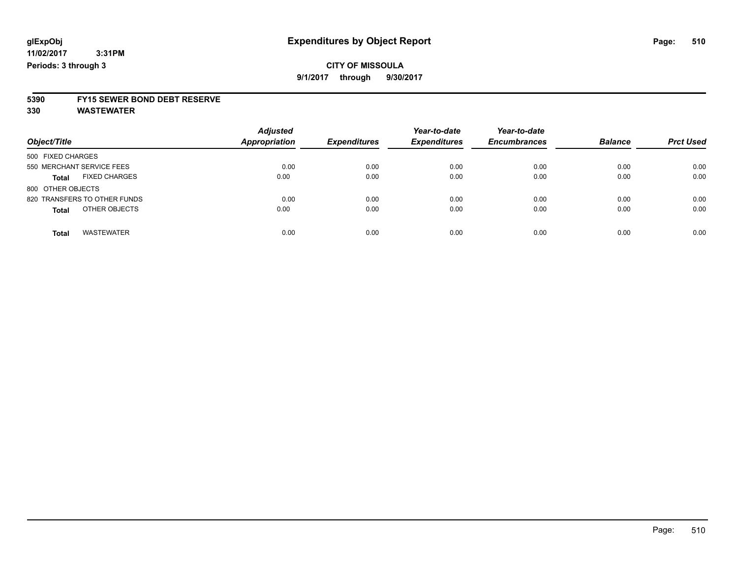glExpObj
11/02/2017 3:31PM
Periods: 3 through 3

# Expenditures by Object Report

CITY OF MISSOULA
9/1/2017 through 9/30/2017

**5390 FY15 SEWER BOND DEBT RESERVE**
**330 WASTEWATER**

| Object/Title | Adjusted Appropriation | Expenditures | Year-to-date Expenditures | Year-to-date Encumbrances | Balance | Prct Used |
|---|---|---|---|---|---|---|
| 500 FIXED CHARGES | | | | | | |
| 550 MERCHANT SERVICE FEES | 0.00 | 0.00 | 0.00 | 0.00 | 0.00 | 0.00 |
| **Total** FIXED CHARGES | 0.00 | 0.00 | 0.00 | 0.00 | 0.00 | 0.00 |
| 800 OTHER OBJECTS | | | | | | |
| 820 TRANSFERS TO OTHER FUNDS | 0.00 | 0.00 | 0.00 | 0.00 | 0.00 | 0.00 |
| **Total** OTHER OBJECTS | 0.00 | 0.00 | 0.00 | 0.00 | 0.00 | 0.00 |
| **Total** WASTEWATER | 0.00 | 0.00 | 0.00 | 0.00 | 0.00 | 0.00 |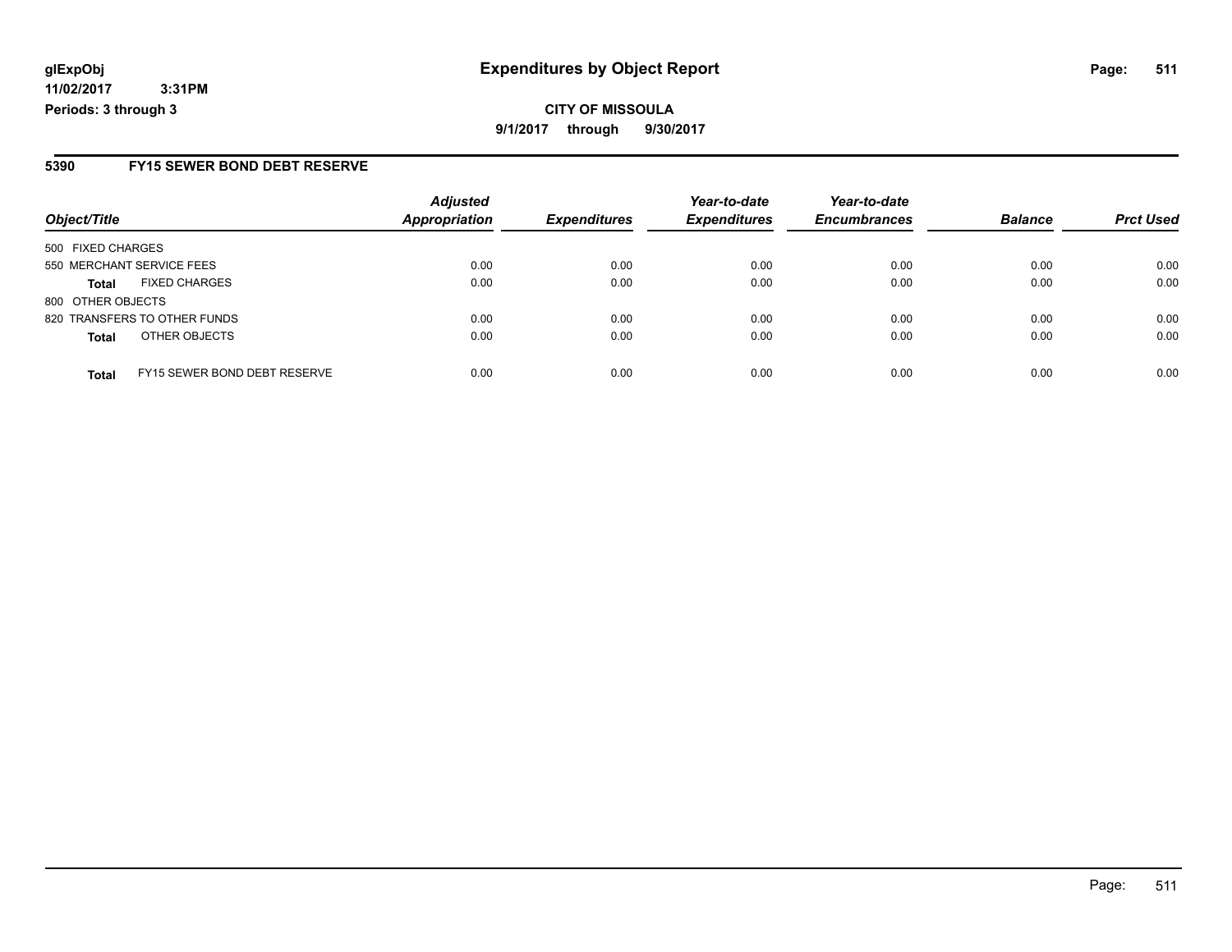**glExpObj** **Expenditures by Object Report**

**11/02/2017 3:31PM**

**Periods: 3 through 3**

**CITY OF MISSOULA**

**9/1/2017 through 9/30/2017**

## 5390 FY15 SEWER BOND DEBT RESERVE

| Object/Title | Adjusted Appropriation | Expenditures | Year-to-date Expenditures | Year-to-date Encumbrances | Balance | Prct Used |
|---|---|---|---|---|---|---|
| 500 FIXED CHARGES | | | | | | |
| 550 MERCHANT SERVICE FEES | 0.00 | 0.00 | 0.00 | 0.00 | 0.00 | 0.00 |
| **Total** FIXED CHARGES | 0.00 | 0.00 | 0.00 | 0.00 | 0.00 | 0.00 |
| 800 OTHER OBJECTS | | | | | | |
| 820 TRANSFERS TO OTHER FUNDS | 0.00 | 0.00 | 0.00 | 0.00 | 0.00 | 0.00 |
| **Total** OTHER OBJECTS | 0.00 | 0.00 | 0.00 | 0.00 | 0.00 | 0.00 |
| **Total** FY15 SEWER BOND DEBT RESERVE | 0.00 | 0.00 | 0.00 | 0.00 | 0.00 | 0.00 |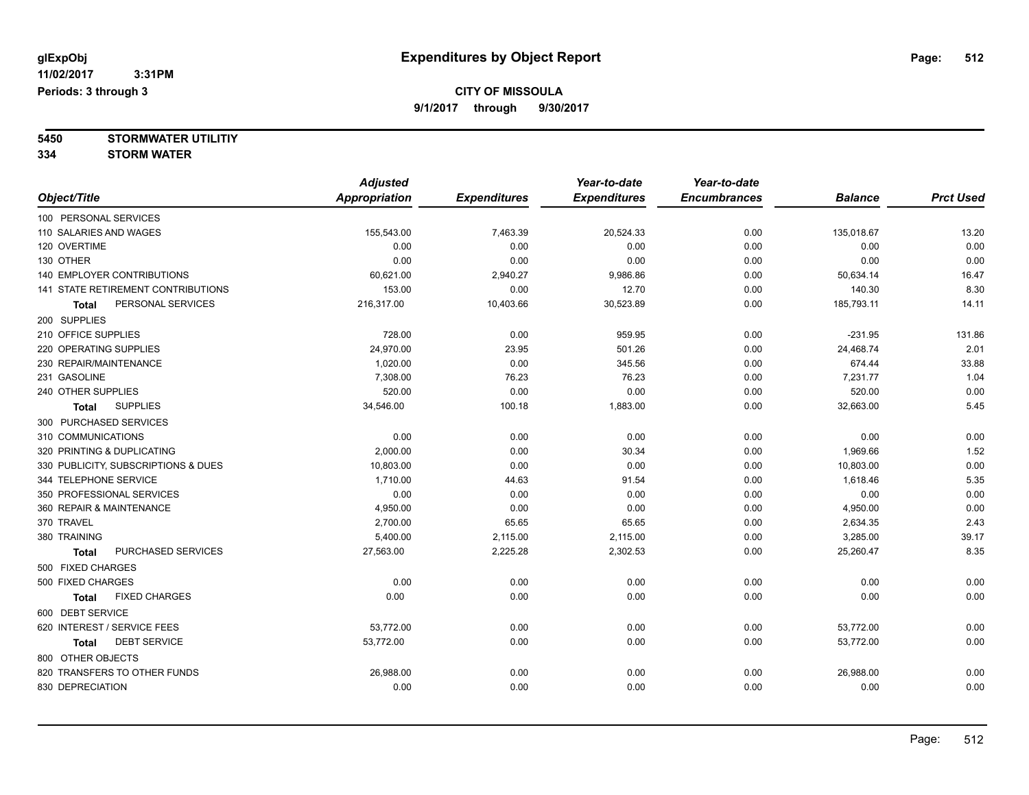**glExpObj**
**11/02/2017 3:31PM**
**Periods: 3 through 3**

# Expenditures by Object Report

**CITY OF MISSOULA**
**9/1/2017 through 9/30/2017**

**5450 STORMWATER UTILITIY**
**334 STORM WATER**

| Object/Title | Adjusted Appropriation | Expenditures | Year-to-date Expenditures | Year-to-date Encumbrances | Balance | Prct Used |
|---|---|---|---|---|---|---|
| 100 PERSONAL SERVICES | | | | | | |
| 110 SALARIES AND WAGES | 155,543.00 | 7,463.39 | 20,524.33 | 0.00 | 135,018.67 | 13.20 |
| 120 OVERTIME | 0.00 | 0.00 | 0.00 | 0.00 | 0.00 | 0.00 |
| 130 OTHER | 0.00 | 0.00 | 0.00 | 0.00 | 0.00 | 0.00 |
| 140 EMPLOYER CONTRIBUTIONS | 60,621.00 | 2,940.27 | 9,986.86 | 0.00 | 50,634.14 | 16.47 |
| 141 STATE RETIREMENT CONTRIBUTIONS | 153.00 | 0.00 | 12.70 | 0.00 | 140.30 | 8.30 |
| **Total** PERSONAL SERVICES | 216,317.00 | 10,403.66 | 30,523.89 | 0.00 | 185,793.11 | 14.11 |
| 200 SUPPLIES | | | | | | |
| 210 OFFICE SUPPLIES | 728.00 | 0.00 | 959.95 | 0.00 | -231.95 | 131.86 |
| 220 OPERATING SUPPLIES | 24,970.00 | 23.95 | 501.26 | 0.00 | 24,468.74 | 2.01 |
| 230 REPAIR/MAINTENANCE | 1,020.00 | 0.00 | 345.56 | 0.00 | 674.44 | 33.88 |
| 231 GASOLINE | 7,308.00 | 76.23 | 76.23 | 0.00 | 7,231.77 | 1.04 |
| 240 OTHER SUPPLIES | 520.00 | 0.00 | 0.00 | 0.00 | 520.00 | 0.00 |
| **Total** SUPPLIES | 34,546.00 | 100.18 | 1,883.00 | 0.00 | 32,663.00 | 5.45 |
| 300 PURCHASED SERVICES | | | | | | |
| 310 COMMUNICATIONS | 0.00 | 0.00 | 0.00 | 0.00 | 0.00 | 0.00 |
| 320 PRINTING & DUPLICATING | 2,000.00 | 0.00 | 30.34 | 0.00 | 1,969.66 | 1.52 |
| 330 PUBLICITY, SUBSCRIPTIONS & DUES | 10,803.00 | 0.00 | 0.00 | 0.00 | 10,803.00 | 0.00 |
| 344 TELEPHONE SERVICE | 1,710.00 | 44.63 | 91.54 | 0.00 | 1,618.46 | 5.35 |
| 350 PROFESSIONAL SERVICES | 0.00 | 0.00 | 0.00 | 0.00 | 0.00 | 0.00 |
| 360 REPAIR & MAINTENANCE | 4,950.00 | 0.00 | 0.00 | 0.00 | 4,950.00 | 0.00 |
| 370 TRAVEL | 2,700.00 | 65.65 | 65.65 | 0.00 | 2,634.35 | 2.43 |
| 380 TRAINING | 5,400.00 | 2,115.00 | 2,115.00 | 0.00 | 3,285.00 | 39.17 |
| **Total** PURCHASED SERVICES | 27,563.00 | 2,225.28 | 2,302.53 | 0.00 | 25,260.47 | 8.35 |
| 500 FIXED CHARGES | | | | | | |
| 500 FIXED CHARGES | 0.00 | 0.00 | 0.00 | 0.00 | 0.00 | 0.00 |
| **Total** FIXED CHARGES | 0.00 | 0.00 | 0.00 | 0.00 | 0.00 | 0.00 |
| 600 DEBT SERVICE | | | | | | |
| 620 INTEREST / SERVICE FEES | 53,772.00 | 0.00 | 0.00 | 0.00 | 53,772.00 | 0.00 |
| **Total** DEBT SERVICE | 53,772.00 | 0.00 | 0.00 | 0.00 | 53,772.00 | 0.00 |
| 800 OTHER OBJECTS | | | | | | |
| 820 TRANSFERS TO OTHER FUNDS | 26,988.00 | 0.00 | 0.00 | 0.00 | 26,988.00 | 0.00 |
| 830 DEPRECIATION | 0.00 | 0.00 | 0.00 | 0.00 | 0.00 | 0.00 |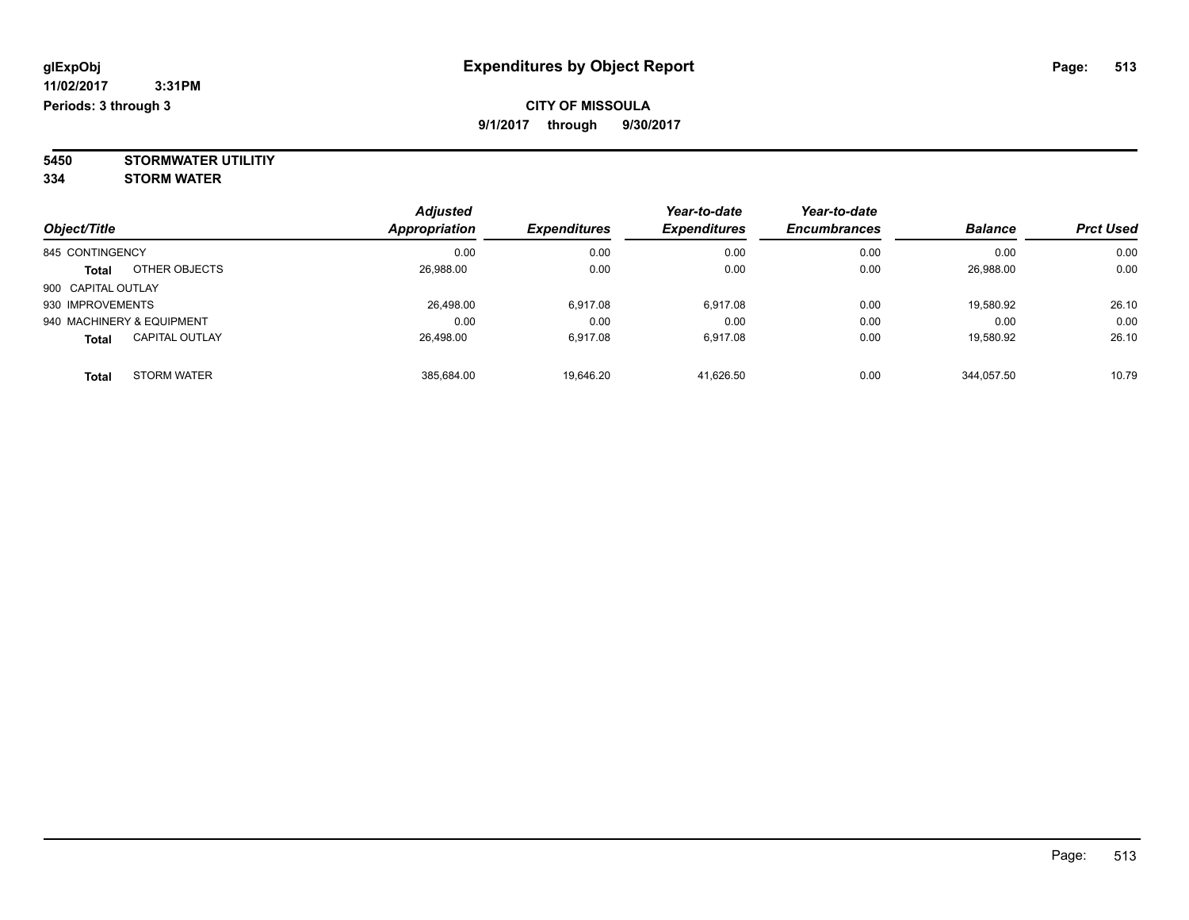**glExpObj**
**11/02/2017 3:31PM**
**Periods: 3 through 3**

# Expenditures by Object Report

**CITY OF MISSOULA**
**9/1/2017 through 9/30/2017**

**5450 STORMWATER UTILITIY**
**334 STORM WATER**

| Object/Title | Adjusted Appropriation | Expenditures | Year-to-date Expenditures | Year-to-date Encumbrances | Balance | Prct Used |
|---|---|---|---|---|---|---|
| 845 CONTINGENCY | 0.00 | 0.00 | 0.00 | 0.00 | 0.00 | 0.00 |
| **Total** OTHER OBJECTS | 26,988.00 | 0.00 | 0.00 | 0.00 | 26,988.00 | 0.00 |
| 900 CAPITAL OUTLAY | | | | | | |
| 930 IMPROVEMENTS | 26,498.00 | 6,917.08 | 6,917.08 | 0.00 | 19,580.92 | 26.10 |
| 940 MACHINERY & EQUIPMENT | 0.00 | 0.00 | 0.00 | 0.00 | 0.00 | 0.00 |
| **Total** CAPITAL OUTLAY | 26,498.00 | 6,917.08 | 6,917.08 | 0.00 | 19,580.92 | 26.10 |
| **Total** STORM WATER | 385,684.00 | 19,646.20 | 41,626.50 | 0.00 | 344,057.50 | 10.79 |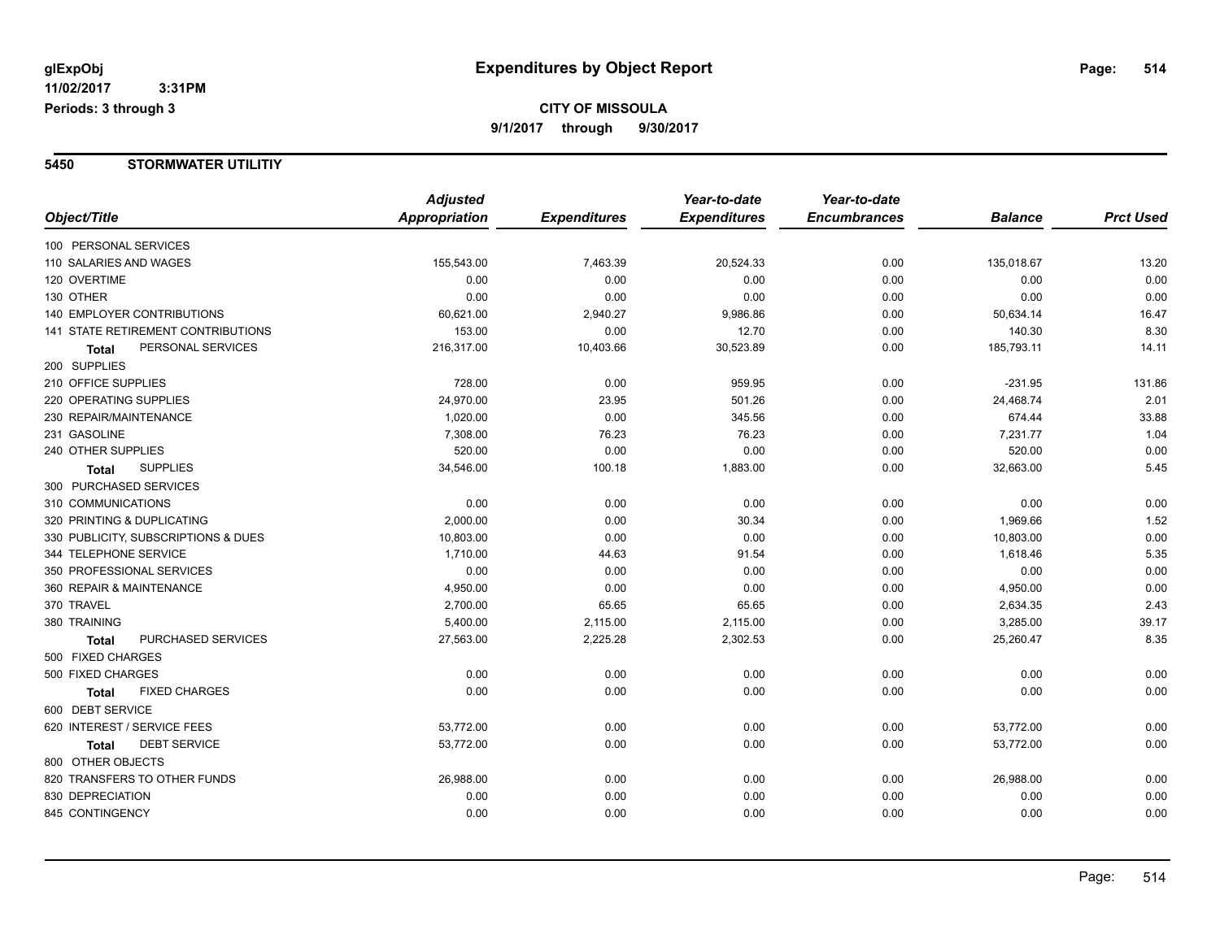# Expenditures by Object Report

glExpObj
11/02/2017 3:31PM
Periods: 3 through 3

**CITY OF MISSOULA**
**9/1/2017 through 9/30/2017**

## 5450 STORMWATER UTILITIY

| Object/Title | Adjusted Appropriation | Expenditures | Year-to-date Expenditures | Year-to-date Encumbrances | Balance | Prct Used |
|---|---|---|---|---|---|---|
| 100 PERSONAL SERVICES | | | | | | |
| 110 SALARIES AND WAGES | 155,543.00 | 7,463.39 | 20,524.33 | 0.00 | 135,018.67 | 13.20 |
| 120 OVERTIME | 0.00 | 0.00 | 0.00 | 0.00 | 0.00 | 0.00 |
| 130 OTHER | 0.00 | 0.00 | 0.00 | 0.00 | 0.00 | 0.00 |
| 140 EMPLOYER CONTRIBUTIONS | 60,621.00 | 2,940.27 | 9,986.86 | 0.00 | 50,634.14 | 16.47 |
| 141 STATE RETIREMENT CONTRIBUTIONS | 153.00 | 0.00 | 12.70 | 0.00 | 140.30 | 8.30 |
| **Total** PERSONAL SERVICES | 216,317.00 | 10,403.66 | 30,523.89 | 0.00 | 185,793.11 | 14.11 |
| 200 SUPPLIES | | | | | | |
| 210 OFFICE SUPPLIES | 728.00 | 0.00 | 959.95 | 0.00 | -231.95 | 131.86 |
| 220 OPERATING SUPPLIES | 24,970.00 | 23.95 | 501.26 | 0.00 | 24,468.74 | 2.01 |
| 230 REPAIR/MAINTENANCE | 1,020.00 | 0.00 | 345.56 | 0.00 | 674.44 | 33.88 |
| 231 GASOLINE | 7,308.00 | 76.23 | 76.23 | 0.00 | 7,231.77 | 1.04 |
| 240 OTHER SUPPLIES | 520.00 | 0.00 | 0.00 | 0.00 | 520.00 | 0.00 |
| **Total** SUPPLIES | 34,546.00 | 100.18 | 1,883.00 | 0.00 | 32,663.00 | 5.45 |
| 300 PURCHASED SERVICES | | | | | | |
| 310 COMMUNICATIONS | 0.00 | 0.00 | 0.00 | 0.00 | 0.00 | 0.00 |
| 320 PRINTING & DUPLICATING | 2,000.00 | 0.00 | 30.34 | 0.00 | 1,969.66 | 1.52 |
| 330 PUBLICITY, SUBSCRIPTIONS & DUES | 10,803.00 | 0.00 | 0.00 | 0.00 | 10,803.00 | 0.00 |
| 344 TELEPHONE SERVICE | 1,710.00 | 44.63 | 91.54 | 0.00 | 1,618.46 | 5.35 |
| 350 PROFESSIONAL SERVICES | 0.00 | 0.00 | 0.00 | 0.00 | 0.00 | 0.00 |
| 360 REPAIR & MAINTENANCE | 4,950.00 | 0.00 | 0.00 | 0.00 | 4,950.00 | 0.00 |
| 370 TRAVEL | 2,700.00 | 65.65 | 65.65 | 0.00 | 2,634.35 | 2.43 |
| 380 TRAINING | 5,400.00 | 2,115.00 | 2,115.00 | 0.00 | 3,285.00 | 39.17 |
| **Total** PURCHASED SERVICES | 27,563.00 | 2,225.28 | 2,302.53 | 0.00 | 25,260.47 | 8.35 |
| 500 FIXED CHARGES | | | | | | |
| 500 FIXED CHARGES | 0.00 | 0.00 | 0.00 | 0.00 | 0.00 | 0.00 |
| **Total** FIXED CHARGES | 0.00 | 0.00 | 0.00 | 0.00 | 0.00 | 0.00 |
| 600 DEBT SERVICE | | | | | | |
| 620 INTEREST / SERVICE FEES | 53,772.00 | 0.00 | 0.00 | 0.00 | 53,772.00 | 0.00 |
| **Total** DEBT SERVICE | 53,772.00 | 0.00 | 0.00 | 0.00 | 53,772.00 | 0.00 |
| 800 OTHER OBJECTS | | | | | | |
| 820 TRANSFERS TO OTHER FUNDS | 26,988.00 | 0.00 | 0.00 | 0.00 | 26,988.00 | 0.00 |
| 830 DEPRECIATION | 0.00 | 0.00 | 0.00 | 0.00 | 0.00 | 0.00 |
| 845 CONTINGENCY | 0.00 | 0.00 | 0.00 | 0.00 | 0.00 | 0.00 |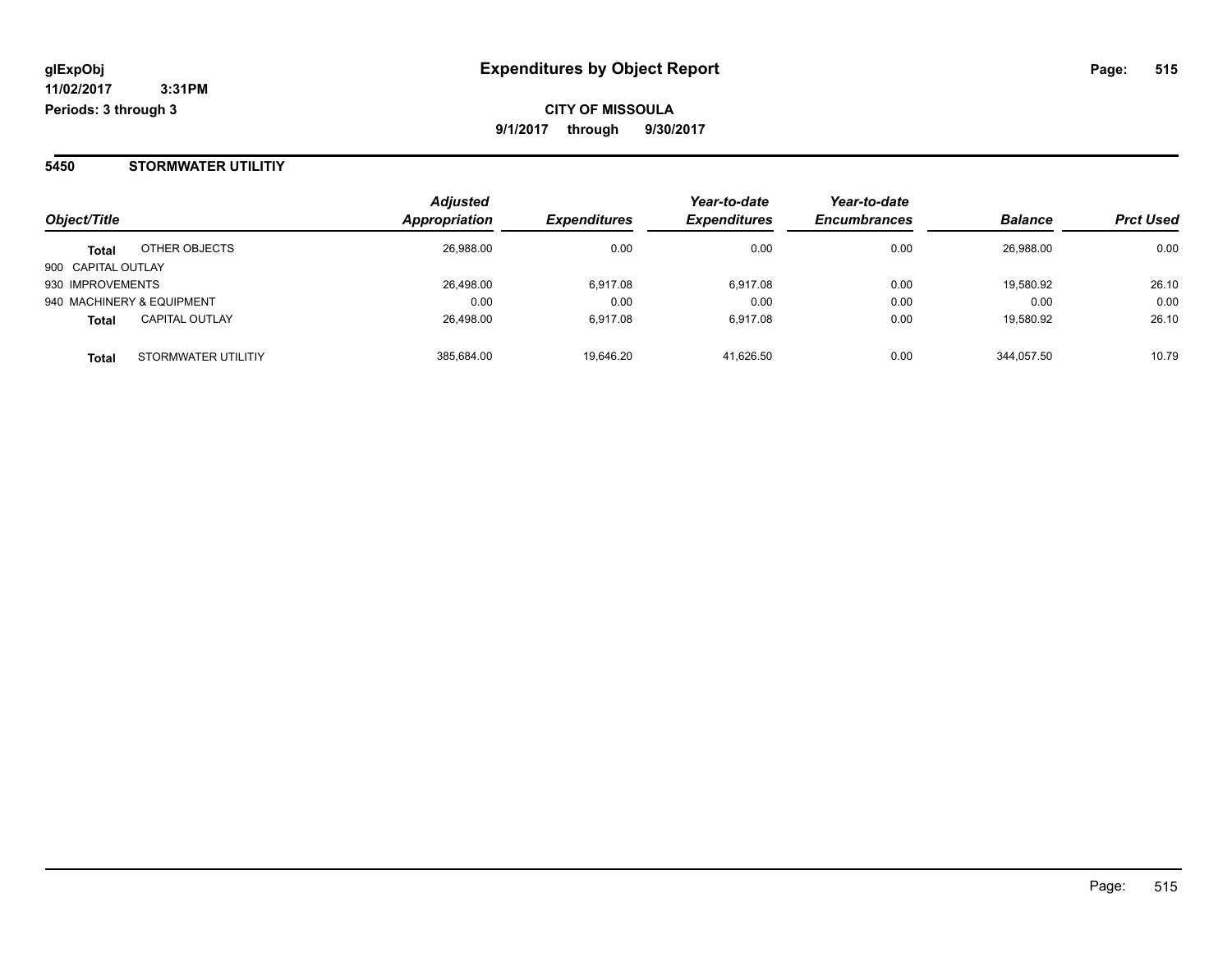**glExpObj**
**11/02/2017 3:31PM**
**Periods: 3 through 3**

# Expenditures by Object Report

**CITY OF MISSOULA**
**9/1/2017 through 9/30/2017**

## 5450 STORMWATER UTILITIY

| Object/Title | | *Adjusted Appropriation* | *Expenditures* | *Year-to-date Expenditures* | *Year-to-date Encumbrances* | *Balance* | *Prct Used* |
|---|---|---|---|---|---|---|---|
| **Total** | OTHER OBJECTS | 26,988.00 | 0.00 | 0.00 | 0.00 | 26,988.00 | 0.00 |
| 900 CAPITAL OUTLAY | | | | | | | |
| 930 IMPROVEMENTS | | 26,498.00 | 6,917.08 | 6,917.08 | 0.00 | 19,580.92 | 26.10 |
| 940 MACHINERY & EQUIPMENT | | 0.00 | 0.00 | 0.00 | 0.00 | 0.00 | 0.00 |
| **Total** | CAPITAL OUTLAY | 26,498.00 | 6,917.08 | 6,917.08 | 0.00 | 19,580.92 | 26.10 |
| **Total** | STORMWATER UTILITIY | 385,684.00 | 19,646.20 | 41,626.50 | 0.00 | 344,057.50 | 10.79 |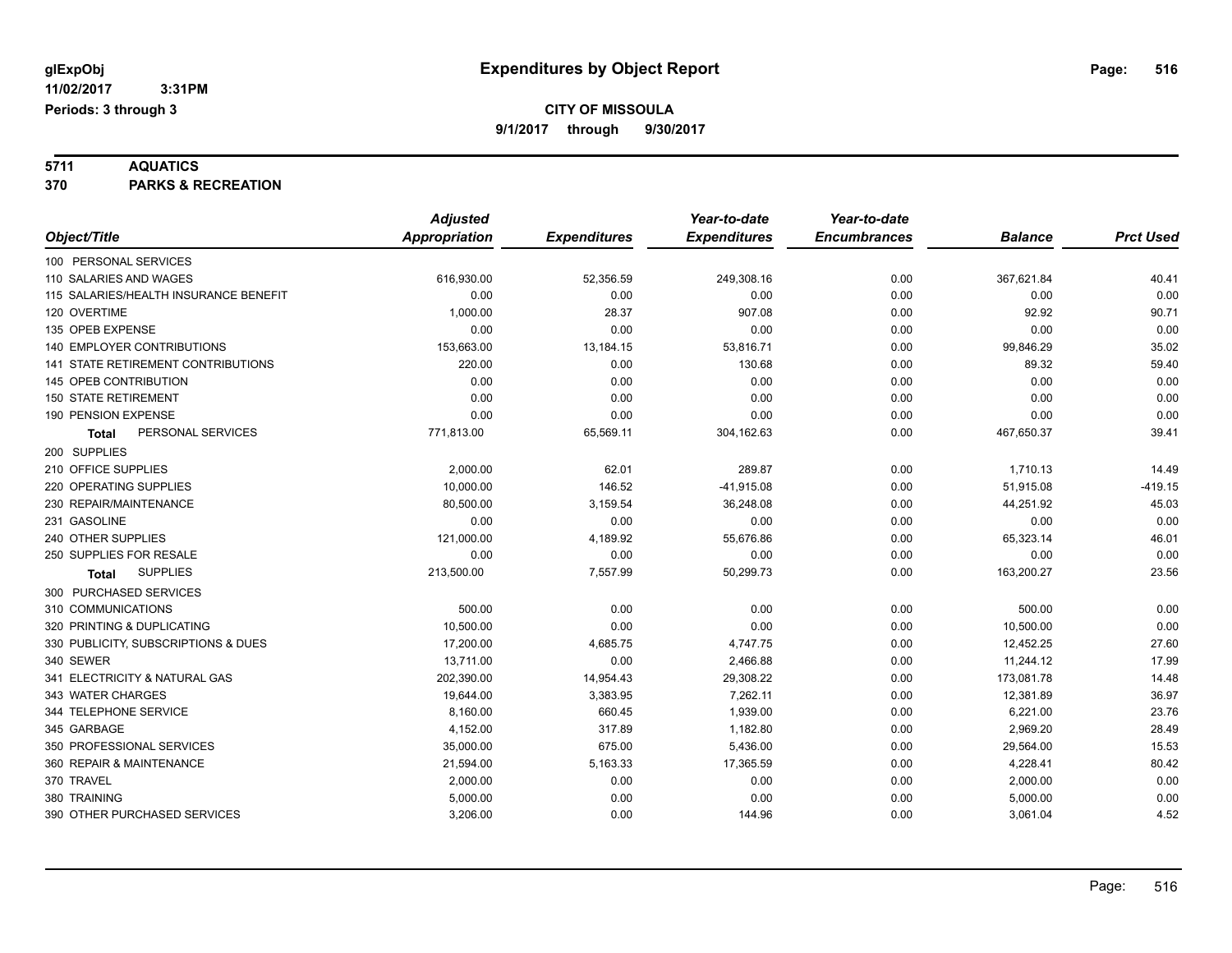glExpObj
11/02/2017 3:31PM
Periods: 3 through 3

# Expenditures by Object Report

**CITY OF MISSOULA**
**9/1/2017 through 9/30/2017**

**5711 AQUATICS**
**370 PARKS & RECREATION**

| Object/Title | Adjusted Appropriation | Expenditures | Year-to-date Expenditures | Year-to-date Encumbrances | Balance | Prct Used |
|---|---|---|---|---|---|---|
| 100 PERSONAL SERVICES | | | | | | |
| 110 SALARIES AND WAGES | 616,930.00 | 52,356.59 | 249,308.16 | 0.00 | 367,621.84 | 40.41 |
| 115 SALARIES/HEALTH INSURANCE BENEFIT | 0.00 | 0.00 | 0.00 | 0.00 | 0.00 | 0.00 |
| 120 OVERTIME | 1,000.00 | 28.37 | 907.08 | 0.00 | 92.92 | 90.71 |
| 135 OPEB EXPENSE | 0.00 | 0.00 | 0.00 | 0.00 | 0.00 | 0.00 |
| 140 EMPLOYER CONTRIBUTIONS | 153,663.00 | 13,184.15 | 53,816.71 | 0.00 | 99,846.29 | 35.02 |
| 141 STATE RETIREMENT CONTRIBUTIONS | 220.00 | 0.00 | 130.68 | 0.00 | 89.32 | 59.40 |
| 145 OPEB CONTRIBUTION | 0.00 | 0.00 | 0.00 | 0.00 | 0.00 | 0.00 |
| 150 STATE RETIREMENT | 0.00 | 0.00 | 0.00 | 0.00 | 0.00 | 0.00 |
| 190 PENSION EXPENSE | 0.00 | 0.00 | 0.00 | 0.00 | 0.00 | 0.00 |
| **Total** PERSONAL SERVICES | 771,813.00 | 65,569.11 | 304,162.63 | 0.00 | 467,650.37 | 39.41 |
| 200 SUPPLIES | | | | | | |
| 210 OFFICE SUPPLIES | 2,000.00 | 62.01 | 289.87 | 0.00 | 1,710.13 | 14.49 |
| 220 OPERATING SUPPLIES | 10,000.00 | 146.52 | -41,915.08 | 0.00 | 51,915.08 | -419.15 |
| 230 REPAIR/MAINTENANCE | 80,500.00 | 3,159.54 | 36,248.08 | 0.00 | 44,251.92 | 45.03 |
| 231 GASOLINE | 0.00 | 0.00 | 0.00 | 0.00 | 0.00 | 0.00 |
| 240 OTHER SUPPLIES | 121,000.00 | 4,189.92 | 55,676.86 | 0.00 | 65,323.14 | 46.01 |
| 250 SUPPLIES FOR RESALE | 0.00 | 0.00 | 0.00 | 0.00 | 0.00 | 0.00 |
| **Total** SUPPLIES | 213,500.00 | 7,557.99 | 50,299.73 | 0.00 | 163,200.27 | 23.56 |
| 300 PURCHASED SERVICES | | | | | | |
| 310 COMMUNICATIONS | 500.00 | 0.00 | 0.00 | 0.00 | 500.00 | 0.00 |
| 320 PRINTING & DUPLICATING | 10,500.00 | 0.00 | 0.00 | 0.00 | 10,500.00 | 0.00 |
| 330 PUBLICITY, SUBSCRIPTIONS & DUES | 17,200.00 | 4,685.75 | 4,747.75 | 0.00 | 12,452.25 | 27.60 |
| 340 SEWER | 13,711.00 | 0.00 | 2,466.88 | 0.00 | 11,244.12 | 17.99 |
| 341 ELECTRICITY & NATURAL GAS | 202,390.00 | 14,954.43 | 29,308.22 | 0.00 | 173,081.78 | 14.48 |
| 343 WATER CHARGES | 19,644.00 | 3,383.95 | 7,262.11 | 0.00 | 12,381.89 | 36.97 |
| 344 TELEPHONE SERVICE | 8,160.00 | 660.45 | 1,939.00 | 0.00 | 6,221.00 | 23.76 |
| 345 GARBAGE | 4,152.00 | 317.89 | 1,182.80 | 0.00 | 2,969.20 | 28.49 |
| 350 PROFESSIONAL SERVICES | 35,000.00 | 675.00 | 5,436.00 | 0.00 | 29,564.00 | 15.53 |
| 360 REPAIR & MAINTENANCE | 21,594.00 | 5,163.33 | 17,365.59 | 0.00 | 4,228.41 | 80.42 |
| 370 TRAVEL | 2,000.00 | 0.00 | 0.00 | 0.00 | 2,000.00 | 0.00 |
| 380 TRAINING | 5,000.00 | 0.00 | 0.00 | 0.00 | 5,000.00 | 0.00 |
| 390 OTHER PURCHASED SERVICES | 3,206.00 | 0.00 | 144.96 | 0.00 | 3,061.04 | 4.52 |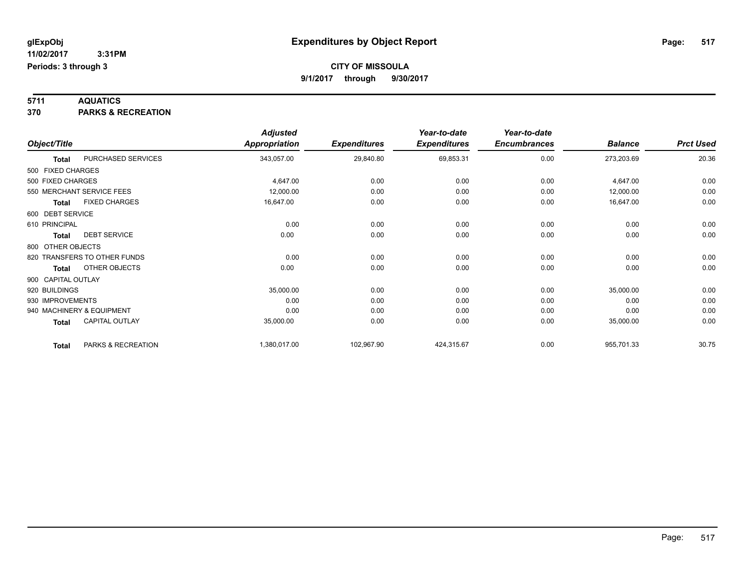**glExpObj** 11/02/2017 3:31PM
**Periods: 3 through 3**

# Expenditures by Object Report

**CITY OF MISSOULA**
**9/1/2017 through 9/30/2017**

**5711 AQUATICS**
**370 PARKS & RECREATION**

| Object/Title | | Adjusted Appropriation | Expenditures | Year-to-date Expenditures | Year-to-date Encumbrances | Balance | Prct Used |
|---|---|---|---|---|---|---|---|
| **Total** | PURCHASED SERVICES | 343,057.00 | 29,840.80 | 69,853.31 | 0.00 | 273,203.69 | 20.36 |
| 500 FIXED CHARGES | | | | | | | |
| 500 FIXED CHARGES | | 4,647.00 | 0.00 | 0.00 | 0.00 | 4,647.00 | 0.00 |
| 550 MERCHANT SERVICE FEES | | 12,000.00 | 0.00 | 0.00 | 0.00 | 12,000.00 | 0.00 |
| **Total** | FIXED CHARGES | 16,647.00 | 0.00 | 0.00 | 0.00 | 16,647.00 | 0.00 |
| 600 DEBT SERVICE | | | | | | | |
| 610 PRINCIPAL | | 0.00 | 0.00 | 0.00 | 0.00 | 0.00 | 0.00 |
| **Total** | DEBT SERVICE | 0.00 | 0.00 | 0.00 | 0.00 | 0.00 | 0.00 |
| 800 OTHER OBJECTS | | | | | | | |
| 820 TRANSFERS TO OTHER FUNDS | | 0.00 | 0.00 | 0.00 | 0.00 | 0.00 | 0.00 |
| **Total** | OTHER OBJECTS | 0.00 | 0.00 | 0.00 | 0.00 | 0.00 | 0.00 |
| 900 CAPITAL OUTLAY | | | | | | | |
| 920 BUILDINGS | | 35,000.00 | 0.00 | 0.00 | 0.00 | 35,000.00 | 0.00 |
| 930 IMPROVEMENTS | | 0.00 | 0.00 | 0.00 | 0.00 | 0.00 | 0.00 |
| 940 MACHINERY & EQUIPMENT | | 0.00 | 0.00 | 0.00 | 0.00 | 0.00 | 0.00 |
| **Total** | CAPITAL OUTLAY | 35,000.00 | 0.00 | 0.00 | 0.00 | 35,000.00 | 0.00 |
| **Total** | PARKS & RECREATION | 1,380,017.00 | 102,967.90 | 424,315.67 | 0.00 | 955,701.33 | 30.75 |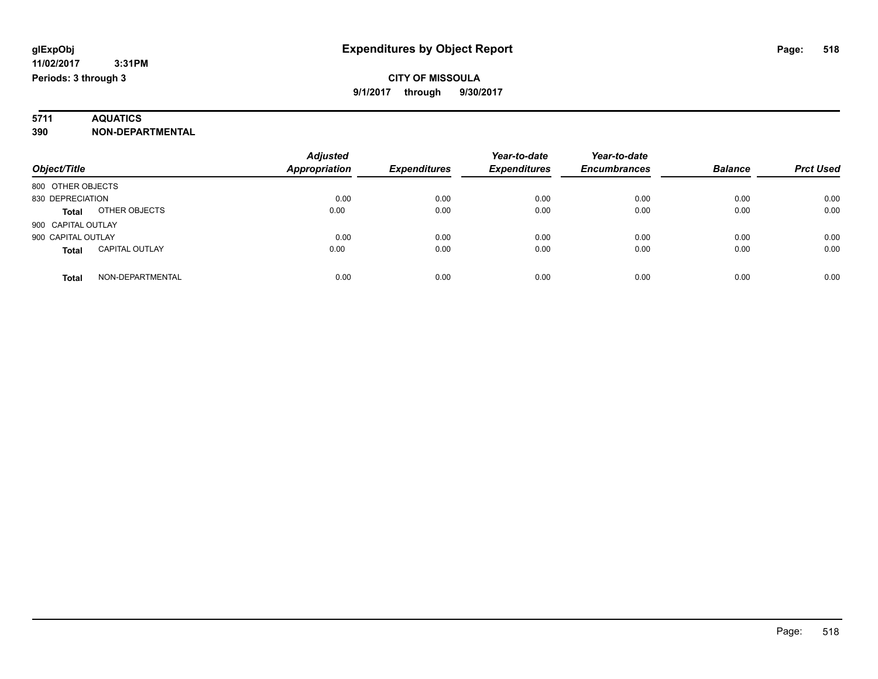# Expenditures by Object Report

glExpObj
11/02/2017 3:31PM
Periods: 3 through 3

**CITY OF MISSOULA**
9/1/2017 through 9/30/2017

**5711 AQUATICS**
**390 NON-DEPARTMENTAL**

| Object/Title | Adjusted Appropriation | Expenditures | Year-to-date Expenditures | Year-to-date Encumbrances | Balance | Prct Used |
|---|---|---|---|---|---|---|
| 800 OTHER OBJECTS | | | | | | |
| 830 DEPRECIATION | 0.00 | 0.00 | 0.00 | 0.00 | 0.00 | 0.00 |
| **Total** OTHER OBJECTS | 0.00 | 0.00 | 0.00 | 0.00 | 0.00 | 0.00 |
| 900 CAPITAL OUTLAY | | | | | | |
| 900 CAPITAL OUTLAY | 0.00 | 0.00 | 0.00 | 0.00 | 0.00 | 0.00 |
| **Total** CAPITAL OUTLAY | 0.00 | 0.00 | 0.00 | 0.00 | 0.00 | 0.00 |
| **Total** NON-DEPARTMENTAL | 0.00 | 0.00 | 0.00 | 0.00 | 0.00 | 0.00 |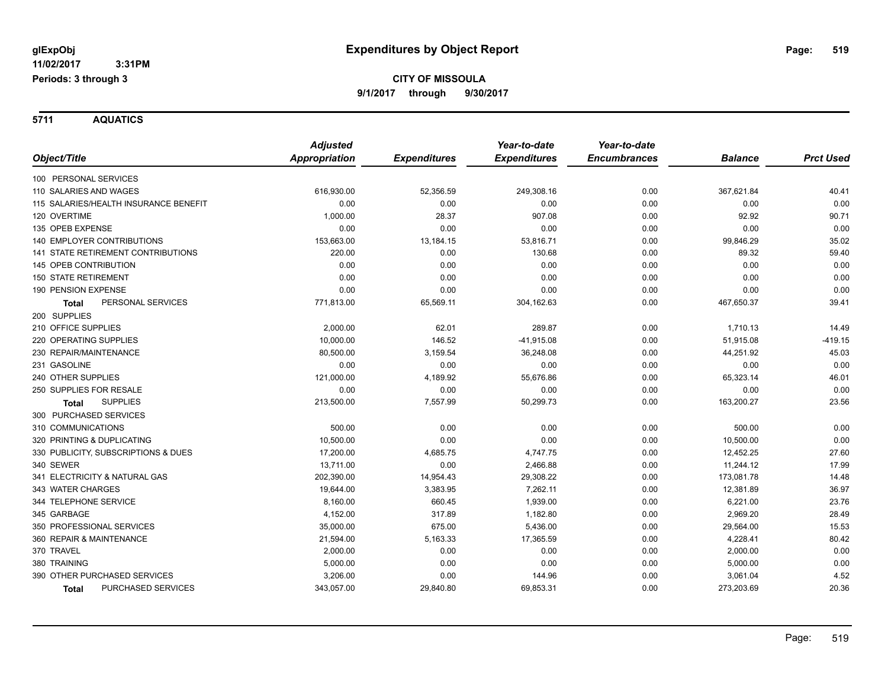# Expenditures by Object Report

glExpObj
11/02/2017 3:31PM
Periods: 3 through 3

**CITY OF MISSOULA**
9/1/2017 through 9/30/2017

## 5711 AQUATICS

| Object/Title | Adjusted Appropriation | Expenditures | Year-to-date Expenditures | Year-to-date Encumbrances | Balance | Prct Used |
|---|---|---|---|---|---|---|
| 100 PERSONAL SERVICES | | | | | | |
| 110 SALARIES AND WAGES | 616,930.00 | 52,356.59 | 249,308.16 | 0.00 | 367,621.84 | 40.41 |
| 115 SALARIES/HEALTH INSURANCE BENEFIT | 0.00 | 0.00 | 0.00 | 0.00 | 0.00 | 0.00 |
| 120 OVERTIME | 1,000.00 | 28.37 | 907.08 | 0.00 | 92.92 | 90.71 |
| 135 OPEB EXPENSE | 0.00 | 0.00 | 0.00 | 0.00 | 0.00 | 0.00 |
| 140 EMPLOYER CONTRIBUTIONS | 153,663.00 | 13,184.15 | 53,816.71 | 0.00 | 99,846.29 | 35.02 |
| 141 STATE RETIREMENT CONTRIBUTIONS | 220.00 | 0.00 | 130.68 | 0.00 | 89.32 | 59.40 |
| 145 OPEB CONTRIBUTION | 0.00 | 0.00 | 0.00 | 0.00 | 0.00 | 0.00 |
| 150 STATE RETIREMENT | 0.00 | 0.00 | 0.00 | 0.00 | 0.00 | 0.00 |
| 190 PENSION EXPENSE | 0.00 | 0.00 | 0.00 | 0.00 | 0.00 | 0.00 |
| **Total** PERSONAL SERVICES | 771,813.00 | 65,569.11 | 304,162.63 | 0.00 | 467,650.37 | 39.41 |
| 200 SUPPLIES | | | | | | |
| 210 OFFICE SUPPLIES | 2,000.00 | 62.01 | 289.87 | 0.00 | 1,710.13 | 14.49 |
| 220 OPERATING SUPPLIES | 10,000.00 | 146.52 | -41,915.08 | 0.00 | 51,915.08 | -419.15 |
| 230 REPAIR/MAINTENANCE | 80,500.00 | 3,159.54 | 36,248.08 | 0.00 | 44,251.92 | 45.03 |
| 231 GASOLINE | 0.00 | 0.00 | 0.00 | 0.00 | 0.00 | 0.00 |
| 240 OTHER SUPPLIES | 121,000.00 | 4,189.92 | 55,676.86 | 0.00 | 65,323.14 | 46.01 |
| 250 SUPPLIES FOR RESALE | 0.00 | 0.00 | 0.00 | 0.00 | 0.00 | 0.00 |
| **Total** SUPPLIES | 213,500.00 | 7,557.99 | 50,299.73 | 0.00 | 163,200.27 | 23.56 |
| 300 PURCHASED SERVICES | | | | | | |
| 310 COMMUNICATIONS | 500.00 | 0.00 | 0.00 | 0.00 | 500.00 | 0.00 |
| 320 PRINTING & DUPLICATING | 10,500.00 | 0.00 | 0.00 | 0.00 | 10,500.00 | 0.00 |
| 330 PUBLICITY, SUBSCRIPTIONS & DUES | 17,200.00 | 4,685.75 | 4,747.75 | 0.00 | 12,452.25 | 27.60 |
| 340 SEWER | 13,711.00 | 0.00 | 2,466.88 | 0.00 | 11,244.12 | 17.99 |
| 341 ELECTRICITY & NATURAL GAS | 202,390.00 | 14,954.43 | 29,308.22 | 0.00 | 173,081.78 | 14.48 |
| 343 WATER CHARGES | 19,644.00 | 3,383.95 | 7,262.11 | 0.00 | 12,381.89 | 36.97 |
| 344 TELEPHONE SERVICE | 8,160.00 | 660.45 | 1,939.00 | 0.00 | 6,221.00 | 23.76 |
| 345 GARBAGE | 4,152.00 | 317.89 | 1,182.80 | 0.00 | 2,969.20 | 28.49 |
| 350 PROFESSIONAL SERVICES | 35,000.00 | 675.00 | 5,436.00 | 0.00 | 29,564.00 | 15.53 |
| 360 REPAIR & MAINTENANCE | 21,594.00 | 5,163.33 | 17,365.59 | 0.00 | 4,228.41 | 80.42 |
| 370 TRAVEL | 2,000.00 | 0.00 | 0.00 | 0.00 | 2,000.00 | 0.00 |
| 380 TRAINING | 5,000.00 | 0.00 | 0.00 | 0.00 | 5,000.00 | 0.00 |
| 390 OTHER PURCHASED SERVICES | 3,206.00 | 0.00 | 144.96 | 0.00 | 3,061.04 | 4.52 |
| **Total** PURCHASED SERVICES | 343,057.00 | 29,840.80 | 69,853.31 | 0.00 | 273,203.69 | 20.36 |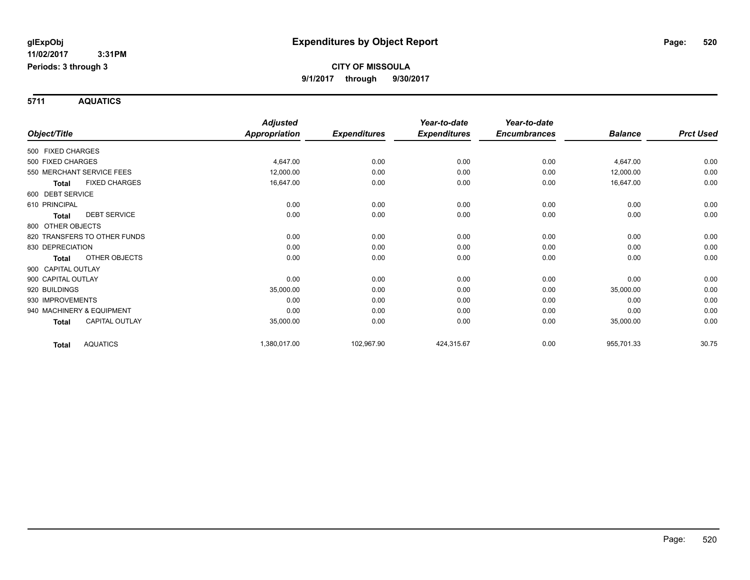glExpObj
11/02/2017 3:31PM
Periods: 3 through 3

# Expenditures by Object Report

**CITY OF MISSOULA**
**9/1/2017 through 9/30/2017**

## 5711 AQUATICS

| Object/Title | Adjusted Appropriation | Expenditures | Year-to-date Expenditures | Year-to-date Encumbrances | Balance | Prct Used |
|---|---|---|---|---|---|---|
| 500 FIXED CHARGES | | | | | | |
| 500 FIXED CHARGES | 4,647.00 | 0.00 | 0.00 | 0.00 | 4,647.00 | 0.00 |
| 550 MERCHANT SERVICE FEES | 12,000.00 | 0.00 | 0.00 | 0.00 | 12,000.00 | 0.00 |
| **Total** FIXED CHARGES | 16,647.00 | 0.00 | 0.00 | 0.00 | 16,647.00 | 0.00 |
| 600 DEBT SERVICE | | | | | | |
| 610 PRINCIPAL | 0.00 | 0.00 | 0.00 | 0.00 | 0.00 | 0.00 |
| **Total** DEBT SERVICE | 0.00 | 0.00 | 0.00 | 0.00 | 0.00 | 0.00 |
| 800 OTHER OBJECTS | | | | | | |
| 820 TRANSFERS TO OTHER FUNDS | 0.00 | 0.00 | 0.00 | 0.00 | 0.00 | 0.00 |
| 830 DEPRECIATION | 0.00 | 0.00 | 0.00 | 0.00 | 0.00 | 0.00 |
| **Total** OTHER OBJECTS | 0.00 | 0.00 | 0.00 | 0.00 | 0.00 | 0.00 |
| 900 CAPITAL OUTLAY | | | | | | |
| 900 CAPITAL OUTLAY | 0.00 | 0.00 | 0.00 | 0.00 | 0.00 | 0.00 |
| 920 BUILDINGS | 35,000.00 | 0.00 | 0.00 | 0.00 | 35,000.00 | 0.00 |
| 930 IMPROVEMENTS | 0.00 | 0.00 | 0.00 | 0.00 | 0.00 | 0.00 |
| 940 MACHINERY & EQUIPMENT | 0.00 | 0.00 | 0.00 | 0.00 | 0.00 | 0.00 |
| **Total** CAPITAL OUTLAY | 35,000.00 | 0.00 | 0.00 | 0.00 | 35,000.00 | 0.00 |
| **Total** AQUATICS | 1,380,017.00 | 102,967.90 | 424,315.67 | 0.00 | 955,701.33 | 30.75 |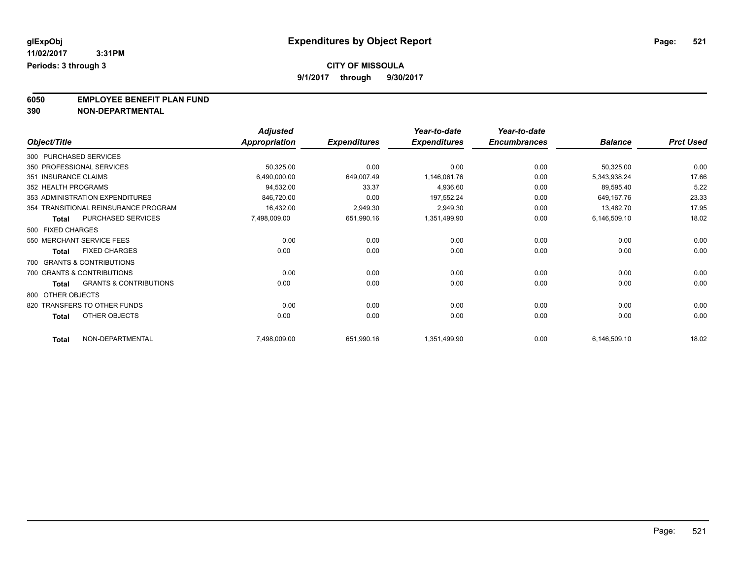**glExpObj**
**11/02/2017 3:31PM**
**Periods: 3 through 3**

# Expenditures by Object Report

**CITY OF MISSOULA**
**9/1/2017 through 9/30/2017**

**6050 EMPLOYEE BENEFIT PLAN FUND**
**390 NON-DEPARTMENTAL**

| Object/Title | | Adjusted Appropriation | Expenditures | Year-to-date Expenditures | Year-to-date Encumbrances | Balance | Prct Used |
|---|---|---|---|---|---|---|---|
| 300 PURCHASED SERVICES | | | | | | | |
| 350 PROFESSIONAL SERVICES | | 50,325.00 | 0.00 | 0.00 | 0.00 | 50,325.00 | 0.00 |
| 351 INSURANCE CLAIMS | | 6,490,000.00 | 649,007.49 | 1,146,061.76 | 0.00 | 5,343,938.24 | 17.66 |
| 352 HEALTH PROGRAMS | | 94,532.00 | 33.37 | 4,936.60 | 0.00 | 89,595.40 | 5.22 |
| 353 ADMINISTRATION EXPENDITURES | | 846,720.00 | 0.00 | 197,552.24 | 0.00 | 649,167.76 | 23.33 |
| 354 TRANSITIONAL REINSURANCE PROGRAM | | 16,432.00 | 2,949.30 | 2,949.30 | 0.00 | 13,482.70 | 17.95 |
| **Total** | PURCHASED SERVICES | 7,498,009.00 | 651,990.16 | 1,351,499.90 | 0.00 | 6,146,509.10 | 18.02 |
| 500 FIXED CHARGES | | | | | | | |
| 550 MERCHANT SERVICE FEES | | 0.00 | 0.00 | 0.00 | 0.00 | 0.00 | 0.00 |
| **Total** | FIXED CHARGES | 0.00 | 0.00 | 0.00 | 0.00 | 0.00 | 0.00 |
| 700 GRANTS & CONTRIBUTIONS | | | | | | | |
| 700 GRANTS & CONTRIBUTIONS | | 0.00 | 0.00 | 0.00 | 0.00 | 0.00 | 0.00 |
| **Total** | GRANTS & CONTRIBUTIONS | 0.00 | 0.00 | 0.00 | 0.00 | 0.00 | 0.00 |
| 800 OTHER OBJECTS | | | | | | | |
| 820 TRANSFERS TO OTHER FUNDS | | 0.00 | 0.00 | 0.00 | 0.00 | 0.00 | 0.00 |
| **Total** | OTHER OBJECTS | 0.00 | 0.00 | 0.00 | 0.00 | 0.00 | 0.00 |
| **Total** | NON-DEPARTMENTAL | 7,498,009.00 | 651,990.16 | 1,351,499.90 | 0.00 | 6,146,509.10 | 18.02 |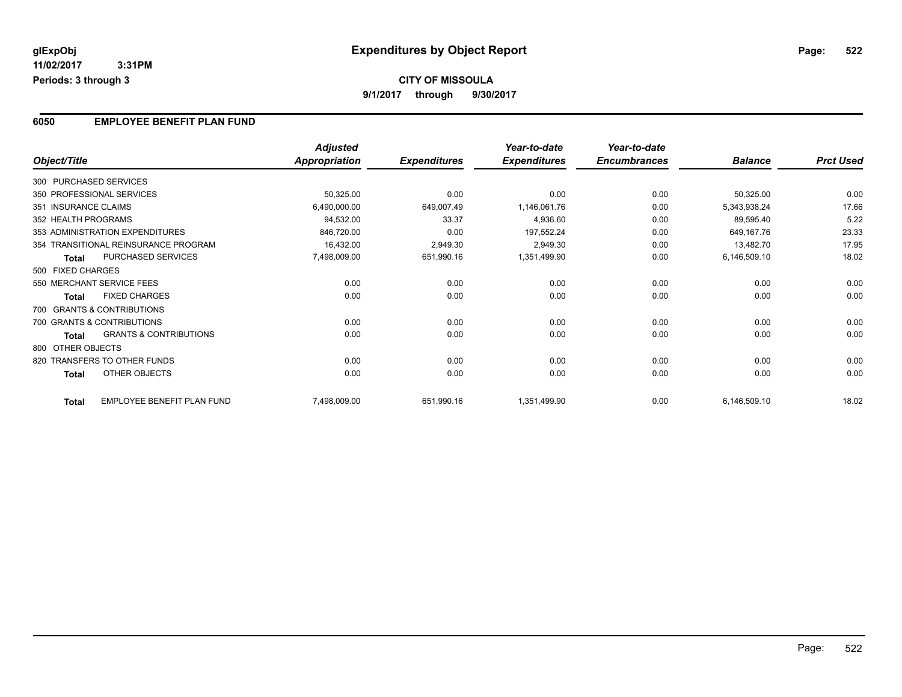**glExpObj** 

**11/02/2017 3:31PM**

**Periods: 3 through 3**

# Expenditures by Object Report

**CITY OF MISSOULA**

**9/1/2017 through 9/30/2017**

## 6050 EMPLOYEE BENEFIT PLAN FUND

| Object/Title | Adjusted Appropriation | Expenditures | Year-to-date Expenditures | Year-to-date Encumbrances | Balance | Prct Used |
|---|---|---|---|---|---|---|
| 300 PURCHASED SERVICES | | | | | | |
| 350 PROFESSIONAL SERVICES | 50,325.00 | 0.00 | 0.00 | 0.00 | 50,325.00 | 0.00 |
| 351 INSURANCE CLAIMS | 6,490,000.00 | 649,007.49 | 1,146,061.76 | 0.00 | 5,343,938.24 | 17.66 |
| 352 HEALTH PROGRAMS | 94,532.00 | 33.37 | 4,936.60 | 0.00 | 89,595.40 | 5.22 |
| 353 ADMINISTRATION EXPENDITURES | 846,720.00 | 0.00 | 197,552.24 | 0.00 | 649,167.76 | 23.33 |
| 354 TRANSITIONAL REINSURANCE PROGRAM | 16,432.00 | 2,949.30 | 2,949.30 | 0.00 | 13,482.70 | 17.95 |
| **Total** PURCHASED SERVICES | 7,498,009.00 | 651,990.16 | 1,351,499.90 | 0.00 | 6,146,509.10 | 18.02 |
| 500 FIXED CHARGES | | | | | | |
| 550 MERCHANT SERVICE FEES | 0.00 | 0.00 | 0.00 | 0.00 | 0.00 | 0.00 |
| **Total** FIXED CHARGES | 0.00 | 0.00 | 0.00 | 0.00 | 0.00 | 0.00 |
| 700 GRANTS & CONTRIBUTIONS | | | | | | |
| 700 GRANTS & CONTRIBUTIONS | 0.00 | 0.00 | 0.00 | 0.00 | 0.00 | 0.00 |
| **Total** GRANTS & CONTRIBUTIONS | 0.00 | 0.00 | 0.00 | 0.00 | 0.00 | 0.00 |
| 800 OTHER OBJECTS | | | | | | |
| 820 TRANSFERS TO OTHER FUNDS | 0.00 | 0.00 | 0.00 | 0.00 | 0.00 | 0.00 |
| **Total** OTHER OBJECTS | 0.00 | 0.00 | 0.00 | 0.00 | 0.00 | 0.00 |
| **Total** EMPLOYEE BENEFIT PLAN FUND | 7,498,009.00 | 651,990.16 | 1,351,499.90 | 0.00 | 6,146,509.10 | 18.02 |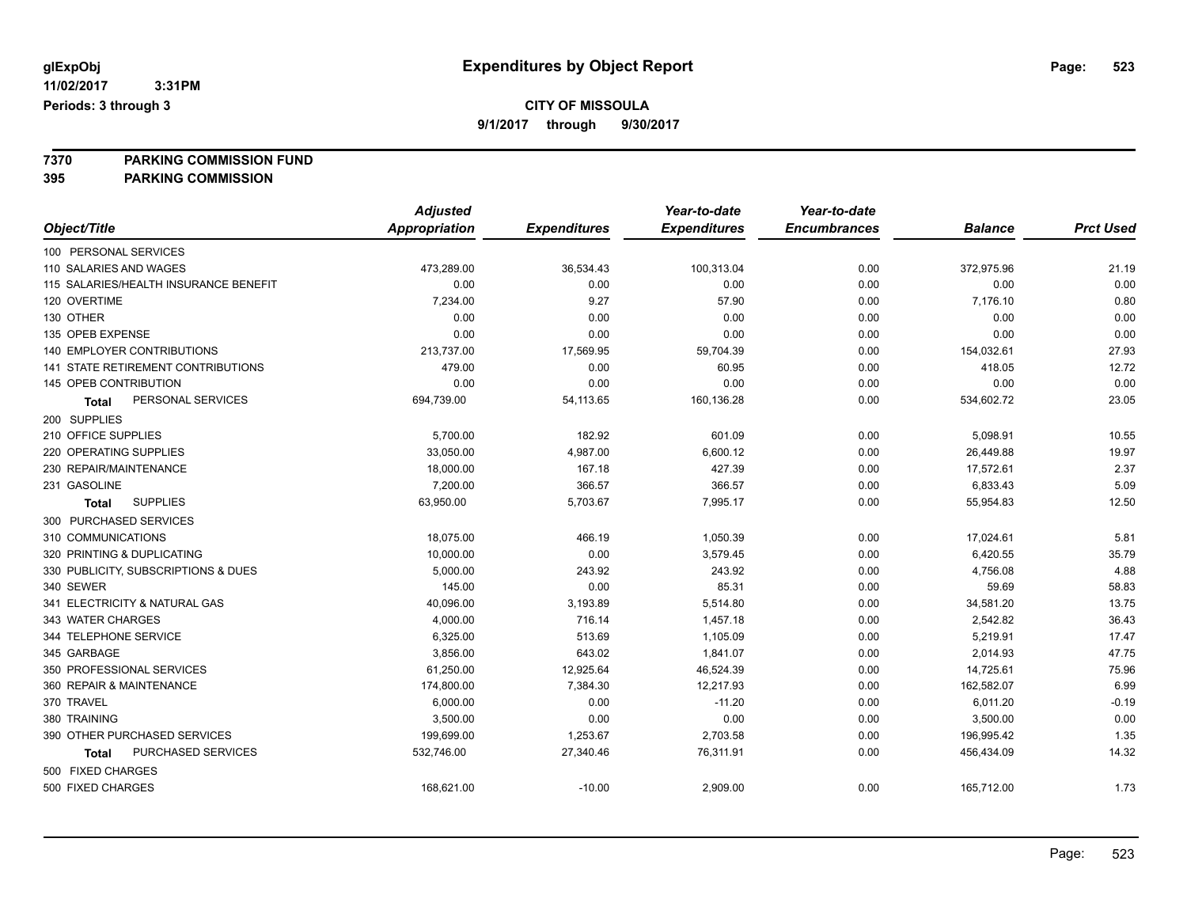**glExpObj** 
**11/02/2017 3:31PM**
**Periods: 3 through 3**

# Expenditures by Object Report

## CITY OF MISSOULA

**9/1/2017 through 9/30/2017**

**7370 PARKING COMMISSION FUND**
**395 PARKING COMMISSION**

| Object/Title | Adjusted Appropriation | Expenditures | Year-to-date Expenditures | Year-to-date Encumbrances | Balance | Prct Used |
|---|---|---|---|---|---|---|
| 100 PERSONAL SERVICES | | | | | | |
| 110 SALARIES AND WAGES | 473,289.00 | 36,534.43 | 100,313.04 | 0.00 | 372,975.96 | 21.19 |
| 115 SALARIES/HEALTH INSURANCE BENEFIT | 0.00 | 0.00 | 0.00 | 0.00 | 0.00 | 0.00 |
| 120 OVERTIME | 7,234.00 | 9.27 | 57.90 | 0.00 | 7,176.10 | 0.80 |
| 130 OTHER | 0.00 | 0.00 | 0.00 | 0.00 | 0.00 | 0.00 |
| 135 OPEB EXPENSE | 0.00 | 0.00 | 0.00 | 0.00 | 0.00 | 0.00 |
| 140 EMPLOYER CONTRIBUTIONS | 213,737.00 | 17,569.95 | 59,704.39 | 0.00 | 154,032.61 | 27.93 |
| 141 STATE RETIREMENT CONTRIBUTIONS | 479.00 | 0.00 | 60.95 | 0.00 | 418.05 | 12.72 |
| 145 OPEB CONTRIBUTION | 0.00 | 0.00 | 0.00 | 0.00 | 0.00 | 0.00 |
| **Total** PERSONAL SERVICES | 694,739.00 | 54,113.65 | 160,136.28 | 0.00 | 534,602.72 | 23.05 |
| 200 SUPPLIES | | | | | | |
| 210 OFFICE SUPPLIES | 5,700.00 | 182.92 | 601.09 | 0.00 | 5,098.91 | 10.55 |
| 220 OPERATING SUPPLIES | 33,050.00 | 4,987.00 | 6,600.12 | 0.00 | 26,449.88 | 19.97 |
| 230 REPAIR/MAINTENANCE | 18,000.00 | 167.18 | 427.39 | 0.00 | 17,572.61 | 2.37 |
| 231 GASOLINE | 7,200.00 | 366.57 | 366.57 | 0.00 | 6,833.43 | 5.09 |
| **Total** SUPPLIES | 63,950.00 | 5,703.67 | 7,995.17 | 0.00 | 55,954.83 | 12.50 |
| 300 PURCHASED SERVICES | | | | | | |
| 310 COMMUNICATIONS | 18,075.00 | 466.19 | 1,050.39 | 0.00 | 17,024.61 | 5.81 |
| 320 PRINTING & DUPLICATING | 10,000.00 | 0.00 | 3,579.45 | 0.00 | 6,420.55 | 35.79 |
| 330 PUBLICITY, SUBSCRIPTIONS & DUES | 5,000.00 | 243.92 | 243.92 | 0.00 | 4,756.08 | 4.88 |
| 340 SEWER | 145.00 | 0.00 | 85.31 | 0.00 | 59.69 | 58.83 |
| 341 ELECTRICITY & NATURAL GAS | 40,096.00 | 3,193.89 | 5,514.80 | 0.00 | 34,581.20 | 13.75 |
| 343 WATER CHARGES | 4,000.00 | 716.14 | 1,457.18 | 0.00 | 2,542.82 | 36.43 |
| 344 TELEPHONE SERVICE | 6,325.00 | 513.69 | 1,105.09 | 0.00 | 5,219.91 | 17.47 |
| 345 GARBAGE | 3,856.00 | 643.02 | 1,841.07 | 0.00 | 2,014.93 | 47.75 |
| 350 PROFESSIONAL SERVICES | 61,250.00 | 12,925.64 | 46,524.39 | 0.00 | 14,725.61 | 75.96 |
| 360 REPAIR & MAINTENANCE | 174,800.00 | 7,384.30 | 12,217.93 | 0.00 | 162,582.07 | 6.99 |
| 370 TRAVEL | 6,000.00 | 0.00 | -11.20 | 0.00 | 6,011.20 | -0.19 |
| 380 TRAINING | 3,500.00 | 0.00 | 0.00 | 0.00 | 3,500.00 | 0.00 |
| 390 OTHER PURCHASED SERVICES | 199,699.00 | 1,253.67 | 2,703.58 | 0.00 | 196,995.42 | 1.35 |
| **Total** PURCHASED SERVICES | 532,746.00 | 27,340.46 | 76,311.91 | 0.00 | 456,434.09 | 14.32 |
| 500 FIXED CHARGES | | | | | | |
| 500 FIXED CHARGES | 168,621.00 | -10.00 | 2,909.00 | 0.00 | 165,712.00 | 1.73 |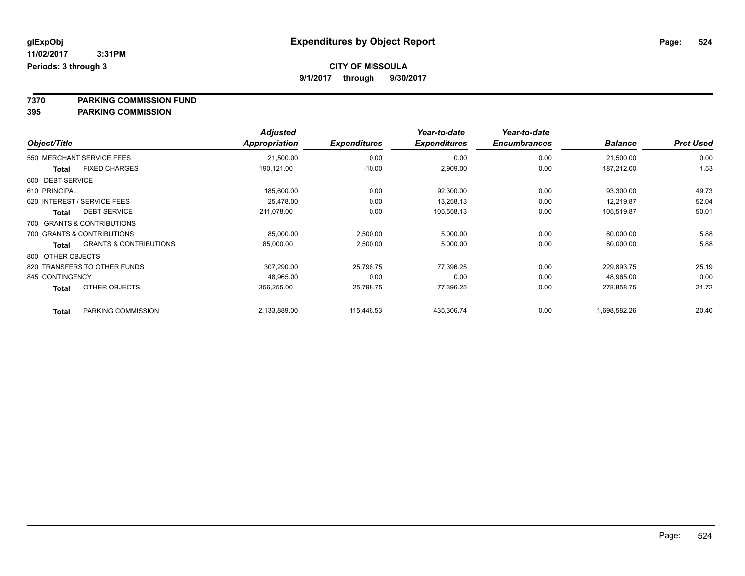glExpObj
11/02/2017 3:31PM
Periods: 3 through 3

# Expenditures by Object Report

**CITY OF MISSOULA**
**9/1/2017 through 9/30/2017**

**7370 PARKING COMMISSION FUND**
**395 PARKING COMMISSION**

| Object/Title | | Adjusted Appropriation | Expenditures | Year-to-date Expenditures | Year-to-date Encumbrances | Balance | Prct Used |
|---|---|---|---|---|---|---|---|
| 550 MERCHANT SERVICE FEES | | 21,500.00 | 0.00 | 0.00 | 0.00 | 21,500.00 | 0.00 |
| **Total** | FIXED CHARGES | 190,121.00 | -10.00 | 2,909.00 | 0.00 | 187,212.00 | 1.53 |
| 600 DEBT SERVICE | | | | | | | |
| 610 PRINCIPAL | | 185,600.00 | 0.00 | 92,300.00 | 0.00 | 93,300.00 | 49.73 |
| 620 INTEREST / SERVICE FEES | | 25,478.00 | 0.00 | 13,258.13 | 0.00 | 12,219.87 | 52.04 |
| **Total** | DEBT SERVICE | 211,078.00 | 0.00 | 105,558.13 | 0.00 | 105,519.87 | 50.01 |
| 700 GRANTS & CONTRIBUTIONS | | | | | | | |
| 700 GRANTS & CONTRIBUTIONS | | 85,000.00 | 2,500.00 | 5,000.00 | 0.00 | 80,000.00 | 5.88 |
| **Total** | GRANTS & CONTRIBUTIONS | 85,000.00 | 2,500.00 | 5,000.00 | 0.00 | 80,000.00 | 5.88 |
| 800 OTHER OBJECTS | | | | | | | |
| 820 TRANSFERS TO OTHER FUNDS | | 307,290.00 | 25,798.75 | 77,396.25 | 0.00 | 229,893.75 | 25.19 |
| 845 CONTINGENCY | | 48,965.00 | 0.00 | 0.00 | 0.00 | 48,965.00 | 0.00 |
| **Total** | OTHER OBJECTS | 356,255.00 | 25,798.75 | 77,396.25 | 0.00 | 278,858.75 | 21.72 |
| **Total** | PARKING COMMISSION | 2,133,889.00 | 115,446.53 | 435,306.74 | 0.00 | 1,698,582.26 | 20.40 |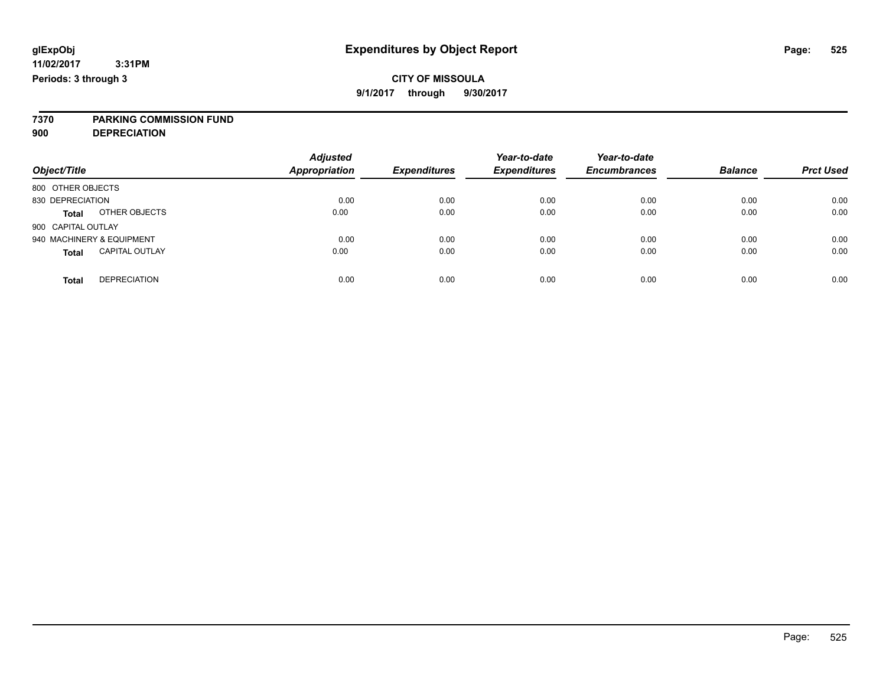# Expenditures by Object Report

glExpObj
11/02/2017 3:31PM
Periods: 3 through 3

**CITY OF MISSOULA**
**9/1/2017 through 9/30/2017**

**7370 PARKING COMMISSION FUND**
**900 DEPRECIATION**

| Object/Title | Adjusted Appropriation | Expenditures | Year-to-date Expenditures | Year-to-date Encumbrances | Balance | Prct Used |
|---|---|---|---|---|---|---|
| 800 OTHER OBJECTS | | | | | | |
| 830 DEPRECIATION | 0.00 | 0.00 | 0.00 | 0.00 | 0.00 | 0.00 |
| **Total** OTHER OBJECTS | 0.00 | 0.00 | 0.00 | 0.00 | 0.00 | 0.00 |
| 900 CAPITAL OUTLAY | | | | | | |
| 940 MACHINERY & EQUIPMENT | 0.00 | 0.00 | 0.00 | 0.00 | 0.00 | 0.00 |
| **Total** CAPITAL OUTLAY | 0.00 | 0.00 | 0.00 | 0.00 | 0.00 | 0.00 |
| **Total** DEPRECIATION | 0.00 | 0.00 | 0.00 | 0.00 | 0.00 | 0.00 |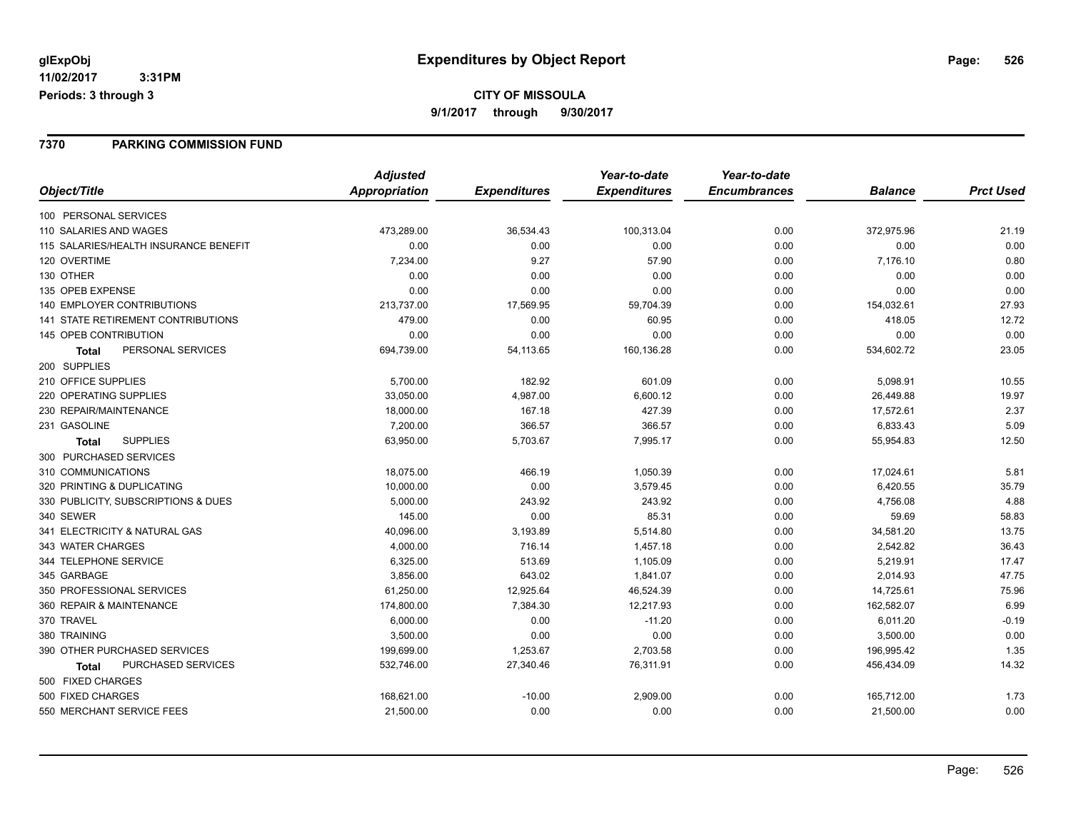glExpObj
11/02/2017 3:31PM
Periods: 3 through 3

# Expenditures by Object Report

**CITY OF MISSOULA**

**9/1/2017 through 9/30/2017**

## 7370 PARKING COMMISSION FUND

| Object/Title | Adjusted Appropriation | Expenditures | Year-to-date Expenditures | Year-to-date Encumbrances | Balance | Prct Used |
|---|---|---|---|---|---|---|
| 100 PERSONAL SERVICES | | | | | | |
| 110 SALARIES AND WAGES | 473,289.00 | 36,534.43 | 100,313.04 | 0.00 | 372,975.96 | 21.19 |
| 115 SALARIES/HEALTH INSURANCE BENEFIT | 0.00 | 0.00 | 0.00 | 0.00 | 0.00 | 0.00 |
| 120 OVERTIME | 7,234.00 | 9.27 | 57.90 | 0.00 | 7,176.10 | 0.80 |
| 130 OTHER | 0.00 | 0.00 | 0.00 | 0.00 | 0.00 | 0.00 |
| 135 OPEB EXPENSE | 0.00 | 0.00 | 0.00 | 0.00 | 0.00 | 0.00 |
| 140 EMPLOYER CONTRIBUTIONS | 213,737.00 | 17,569.95 | 59,704.39 | 0.00 | 154,032.61 | 27.93 |
| 141 STATE RETIREMENT CONTRIBUTIONS | 479.00 | 0.00 | 60.95 | 0.00 | 418.05 | 12.72 |
| 145 OPEB CONTRIBUTION | 0.00 | 0.00 | 0.00 | 0.00 | 0.00 | 0.00 |
| **Total** PERSONAL SERVICES | 694,739.00 | 54,113.65 | 160,136.28 | 0.00 | 534,602.72 | 23.05 |
| 200 SUPPLIES | | | | | | |
| 210 OFFICE SUPPLIES | 5,700.00 | 182.92 | 601.09 | 0.00 | 5,098.91 | 10.55 |
| 220 OPERATING SUPPLIES | 33,050.00 | 4,987.00 | 6,600.12 | 0.00 | 26,449.88 | 19.97 |
| 230 REPAIR/MAINTENANCE | 18,000.00 | 167.18 | 427.39 | 0.00 | 17,572.61 | 2.37 |
| 231 GASOLINE | 7,200.00 | 366.57 | 366.57 | 0.00 | 6,833.43 | 5.09 |
| **Total** SUPPLIES | 63,950.00 | 5,703.67 | 7,995.17 | 0.00 | 55,954.83 | 12.50 |
| 300 PURCHASED SERVICES | | | | | | |
| 310 COMMUNICATIONS | 18,075.00 | 466.19 | 1,050.39 | 0.00 | 17,024.61 | 5.81 |
| 320 PRINTING & DUPLICATING | 10,000.00 | 0.00 | 3,579.45 | 0.00 | 6,420.55 | 35.79 |
| 330 PUBLICITY, SUBSCRIPTIONS & DUES | 5,000.00 | 243.92 | 243.92 | 0.00 | 4,756.08 | 4.88 |
| 340 SEWER | 145.00 | 0.00 | 85.31 | 0.00 | 59.69 | 58.83 |
| 341 ELECTRICITY & NATURAL GAS | 40,096.00 | 3,193.89 | 5,514.80 | 0.00 | 34,581.20 | 13.75 |
| 343 WATER CHARGES | 4,000.00 | 716.14 | 1,457.18 | 0.00 | 2,542.82 | 36.43 |
| 344 TELEPHONE SERVICE | 6,325.00 | 513.69 | 1,105.09 | 0.00 | 5,219.91 | 17.47 |
| 345 GARBAGE | 3,856.00 | 643.02 | 1,841.07 | 0.00 | 2,014.93 | 47.75 |
| 350 PROFESSIONAL SERVICES | 61,250.00 | 12,925.64 | 46,524.39 | 0.00 | 14,725.61 | 75.96 |
| 360 REPAIR & MAINTENANCE | 174,800.00 | 7,384.30 | 12,217.93 | 0.00 | 162,582.07 | 6.99 |
| 370 TRAVEL | 6,000.00 | 0.00 | -11.20 | 0.00 | 6,011.20 | -0.19 |
| 380 TRAINING | 3,500.00 | 0.00 | 0.00 | 0.00 | 3,500.00 | 0.00 |
| 390 OTHER PURCHASED SERVICES | 199,699.00 | 1,253.67 | 2,703.58 | 0.00 | 196,995.42 | 1.35 |
| **Total** PURCHASED SERVICES | 532,746.00 | 27,340.46 | 76,311.91 | 0.00 | 456,434.09 | 14.32 |
| 500 FIXED CHARGES | | | | | | |
| 500 FIXED CHARGES | 168,621.00 | -10.00 | 2,909.00 | 0.00 | 165,712.00 | 1.73 |
| 550 MERCHANT SERVICE FEES | 21,500.00 | 0.00 | 0.00 | 0.00 | 21,500.00 | 0.00 |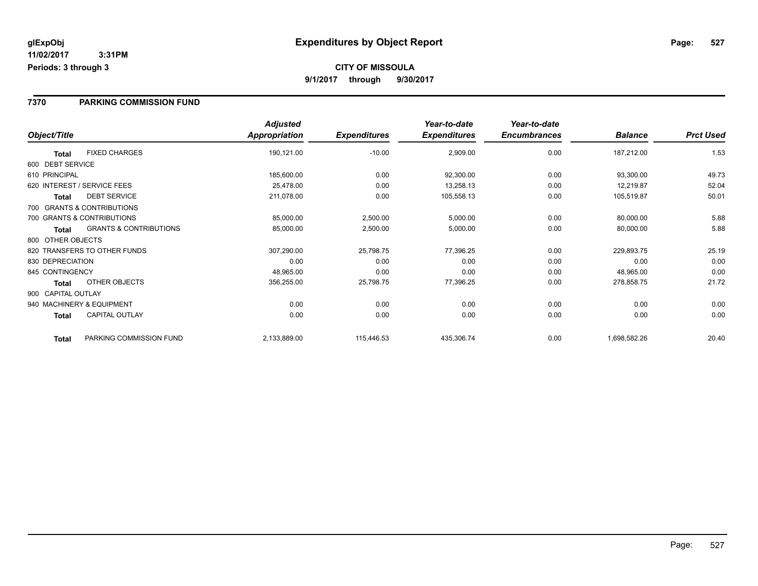**glExpObj** **Expenditures by Object Report**

**11/02/2017 3:31PM**

**Periods: 3 through 3**

**CITY OF MISSOULA**

**9/1/2017 through 9/30/2017**

## 7370 PARKING COMMISSION FUND

| Object/Title | | Adjusted Appropriation | Expenditures | Year-to-date Expenditures | Year-to-date Encumbrances | Balance | Prct Used |
|---|---|---|---|---|---|---|---|
| **Total** | FIXED CHARGES | 190,121.00 | -10.00 | 2,909.00 | 0.00 | 187,212.00 | 1.53 |
| 600 DEBT SERVICE | | | | | | | |
| 610 PRINCIPAL | | 185,600.00 | 0.00 | 92,300.00 | 0.00 | 93,300.00 | 49.73 |
| 620 INTEREST / SERVICE FEES | | 25,478.00 | 0.00 | 13,258.13 | 0.00 | 12,219.87 | 52.04 |
| **Total** | DEBT SERVICE | 211,078.00 | 0.00 | 105,558.13 | 0.00 | 105,519.87 | 50.01 |
| 700 GRANTS & CONTRIBUTIONS | | | | | | | |
| 700 GRANTS & CONTRIBUTIONS | | 85,000.00 | 2,500.00 | 5,000.00 | 0.00 | 80,000.00 | 5.88 |
| **Total** | GRANTS & CONTRIBUTIONS | 85,000.00 | 2,500.00 | 5,000.00 | 0.00 | 80,000.00 | 5.88 |
| 800 OTHER OBJECTS | | | | | | | |
| 820 TRANSFERS TO OTHER FUNDS | | 307,290.00 | 25,798.75 | 77,396.25 | 0.00 | 229,893.75 | 25.19 |
| 830 DEPRECIATION | | 0.00 | 0.00 | 0.00 | 0.00 | 0.00 | 0.00 |
| 845 CONTINGENCY | | 48,965.00 | 0.00 | 0.00 | 0.00 | 48,965.00 | 0.00 |
| **Total** | OTHER OBJECTS | 356,255.00 | 25,798.75 | 77,396.25 | 0.00 | 278,858.75 | 21.72 |
| 900 CAPITAL OUTLAY | | | | | | | |
| 940 MACHINERY & EQUIPMENT | | 0.00 | 0.00 | 0.00 | 0.00 | 0.00 | 0.00 |
| **Total** | CAPITAL OUTLAY | 0.00 | 0.00 | 0.00 | 0.00 | 0.00 | 0.00 |
| **Total** | PARKING COMMISSION FUND | 2,133,889.00 | 115,446.53 | 435,306.74 | 0.00 | 1,698,582.26 | 20.40 |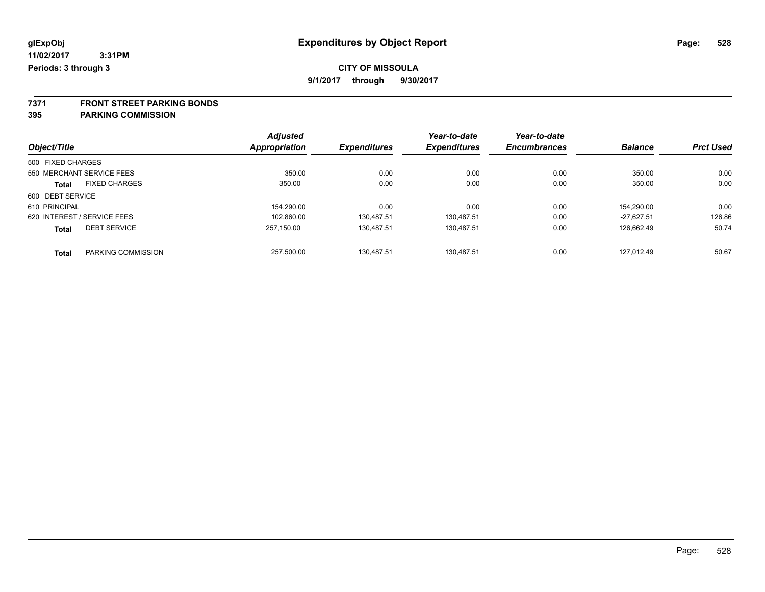**glExpObj** **Expenditures by Object Report**

**11/02/2017 3:31PM**

**Periods: 3 through 3**

**CITY OF MISSOULA**

**9/1/2017 through 9/30/2017**

**7371 FRONT STREET PARKING BONDS**

**395 PARKING COMMISSION**

| Object/Title | | Adjusted Appropriation | Expenditures | Year-to-date Expenditures | Year-to-date Encumbrances | Balance | Prct Used |
|---|---|---|---|---|---|---|---|
| 500 FIXED CHARGES | | | | | | | |
| 550 MERCHANT SERVICE FEES | | 350.00 | 0.00 | 0.00 | 0.00 | 350.00 | 0.00 |
| **Total** | FIXED CHARGES | 350.00 | 0.00 | 0.00 | 0.00 | 350.00 | 0.00 |
| 600 DEBT SERVICE | | | | | | | |
| 610 PRINCIPAL | | 154,290.00 | 0.00 | 0.00 | 0.00 | 154,290.00 | 0.00 |
| 620 INTEREST / SERVICE FEES | | 102,860.00 | 130,487.51 | 130,487.51 | 0.00 | -27,627.51 | 126.86 |
| **Total** | DEBT SERVICE | 257,150.00 | 130,487.51 | 130,487.51 | 0.00 | 126,662.49 | 50.74 |
| **Total** | PARKING COMMISSION | 257,500.00 | 130,487.51 | 130,487.51 | 0.00 | 127,012.49 | 50.67 |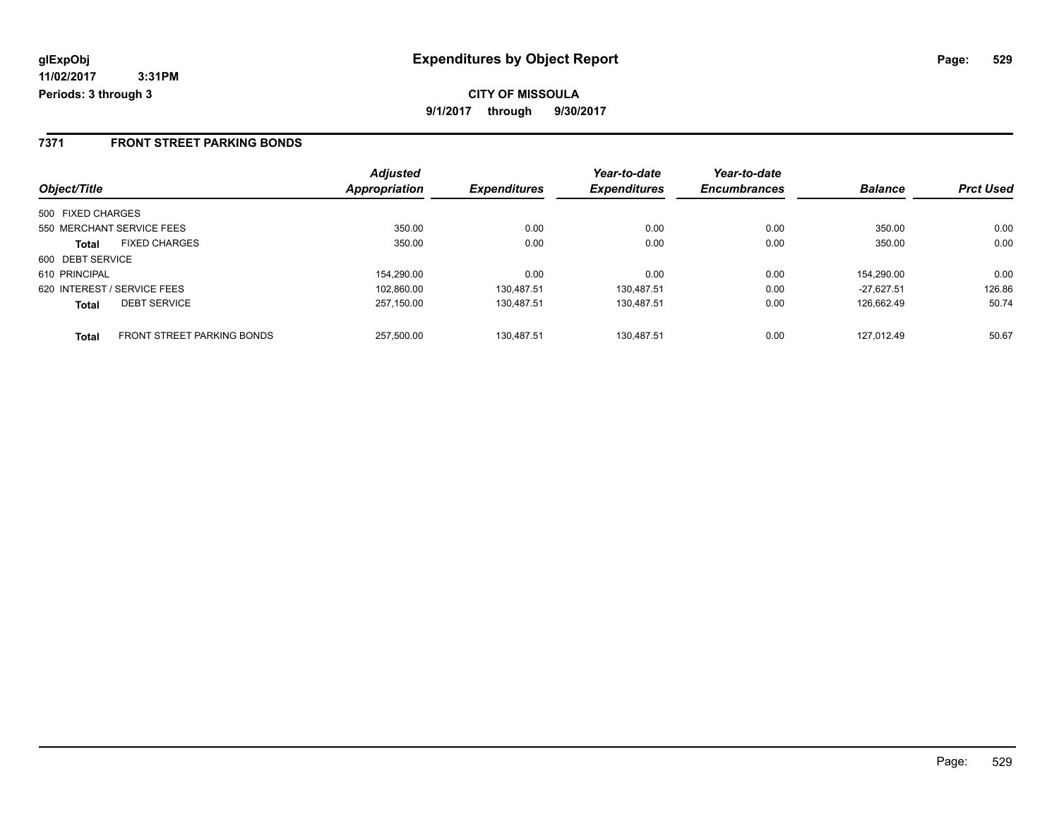**glExpObj**
**11/02/2017 3:31PM**
**Periods: 3 through 3**

# Expenditures by Object Report

**CITY OF MISSOULA**
**9/1/2017 through 9/30/2017**

## 7371 FRONT STREET PARKING BONDS

| Object/Title | | *Adjusted Appropriation* | *Expenditures* | *Year-to-date Expenditures* | *Year-to-date Encumbrances* | *Balance* | *Prct Used* |
|---|---|---|---|---|---|---|---|
| 500 FIXED CHARGES | | | | | | | |
| 550 MERCHANT SERVICE FEES | | 350.00 | 0.00 | 0.00 | 0.00 | 350.00 | 0.00 |
| **Total** | FIXED CHARGES | 350.00 | 0.00 | 0.00 | 0.00 | 350.00 | 0.00 |
| 600 DEBT SERVICE | | | | | | | |
| 610 PRINCIPAL | | 154,290.00 | 0.00 | 0.00 | 0.00 | 154,290.00 | 0.00 |
| 620 INTEREST / SERVICE FEES | | 102,860.00 | 130,487.51 | 130,487.51 | 0.00 | -27,627.51 | 126.86 |
| **Total** | DEBT SERVICE | 257,150.00 | 130,487.51 | 130,487.51 | 0.00 | 126,662.49 | 50.74 |
| **Total** | FRONT STREET PARKING BONDS | 257,500.00 | 130,487.51 | 130,487.51 | 0.00 | 127,012.49 | 50.67 |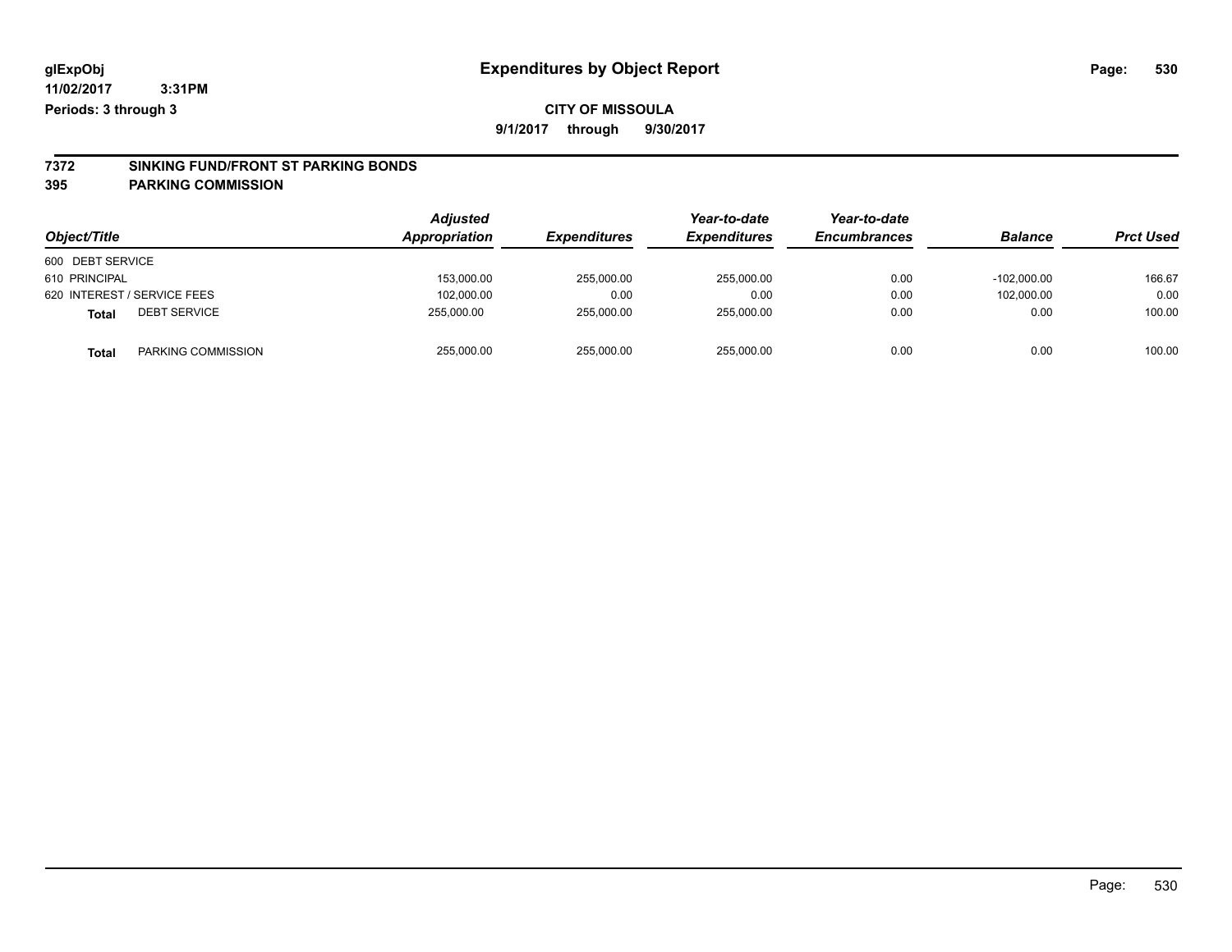**glExpObj**
**11/02/2017 3:31PM**
**Periods: 3 through 3**

# Expenditures by Object Report

**CITY OF MISSOULA**
**9/1/2017 through 9/30/2017**

## 7372 SINKING FUND/FRONT ST PARKING BONDS
## 395 PARKING COMMISSION

| Object/Title | Adjusted Appropriation | Expenditures | Year-to-date Expenditures | Year-to-date Encumbrances | Balance | Prct Used |
|---|---|---|---|---|---|---|
| 600 DEBT SERVICE | | | | | | |
| 610 PRINCIPAL | 153,000.00 | 255,000.00 | 255,000.00 | 0.00 | -102,000.00 | 166.67 |
| 620 INTEREST / SERVICE FEES | 102,000.00 | 0.00 | 0.00 | 0.00 | 102,000.00 | 0.00 |
| **Total** DEBT SERVICE | 255,000.00 | 255,000.00 | 255,000.00 | 0.00 | 0.00 | 100.00 |
| **Total** PARKING COMMISSION | 255,000.00 | 255,000.00 | 255,000.00 | 0.00 | 0.00 | 100.00 |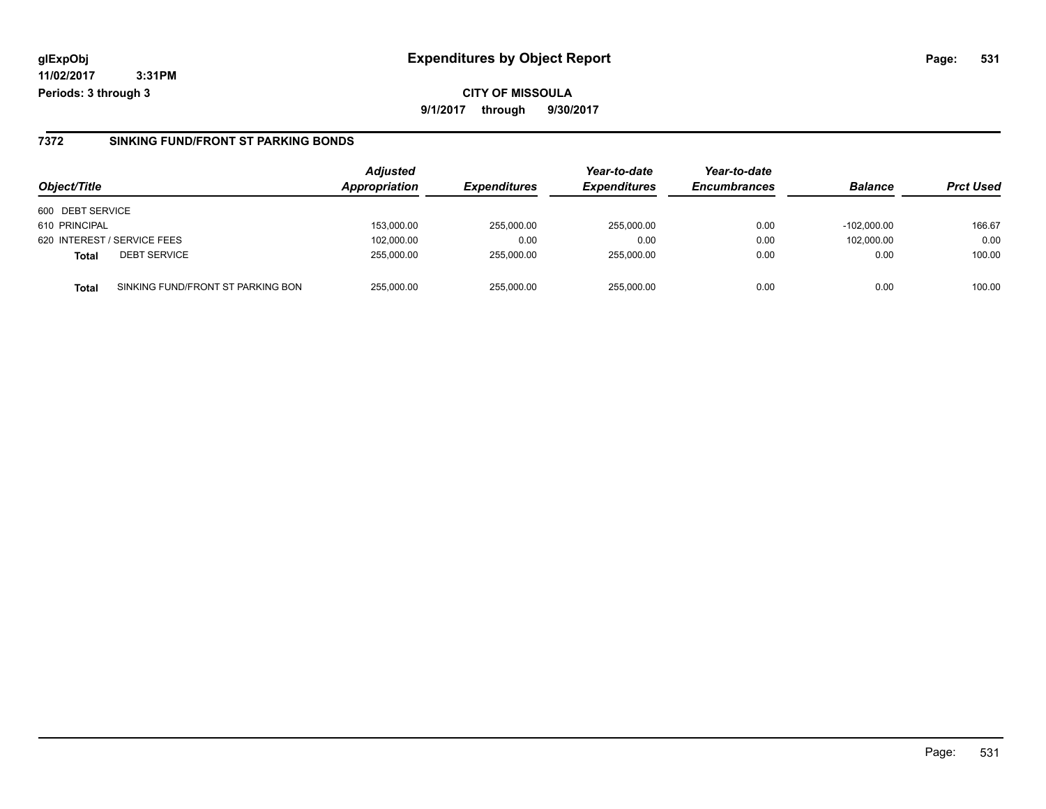# Expenditures by Object Report

glExpObj
11/02/2017 3:31PM
Periods: 3 through 3

**CITY OF MISSOULA**
**9/1/2017 through 9/30/2017**

## 7372 SINKING FUND/FRONT ST PARKING BONDS

| Object/Title | | Adjusted Appropriation | Expenditures | Year-to-date Expenditures | Year-to-date Encumbrances | Balance | Prct Used |
|---|---|---|---|---|---|---|---|
| 600 DEBT SERVICE | | | | | | | |
| 610 PRINCIPAL | | 153,000.00 | 255,000.00 | 255,000.00 | 0.00 | -102,000.00 | 166.67 |
| 620 INTEREST / SERVICE FEES | | 102,000.00 | 0.00 | 0.00 | 0.00 | 102,000.00 | 0.00 |
| **Total** | DEBT SERVICE | 255,000.00 | 255,000.00 | 255,000.00 | 0.00 | 0.00 | 100.00 |
| **Total** | SINKING FUND/FRONT ST PARKING BON | 255,000.00 | 255,000.00 | 255,000.00 | 0.00 | 0.00 | 100.00 |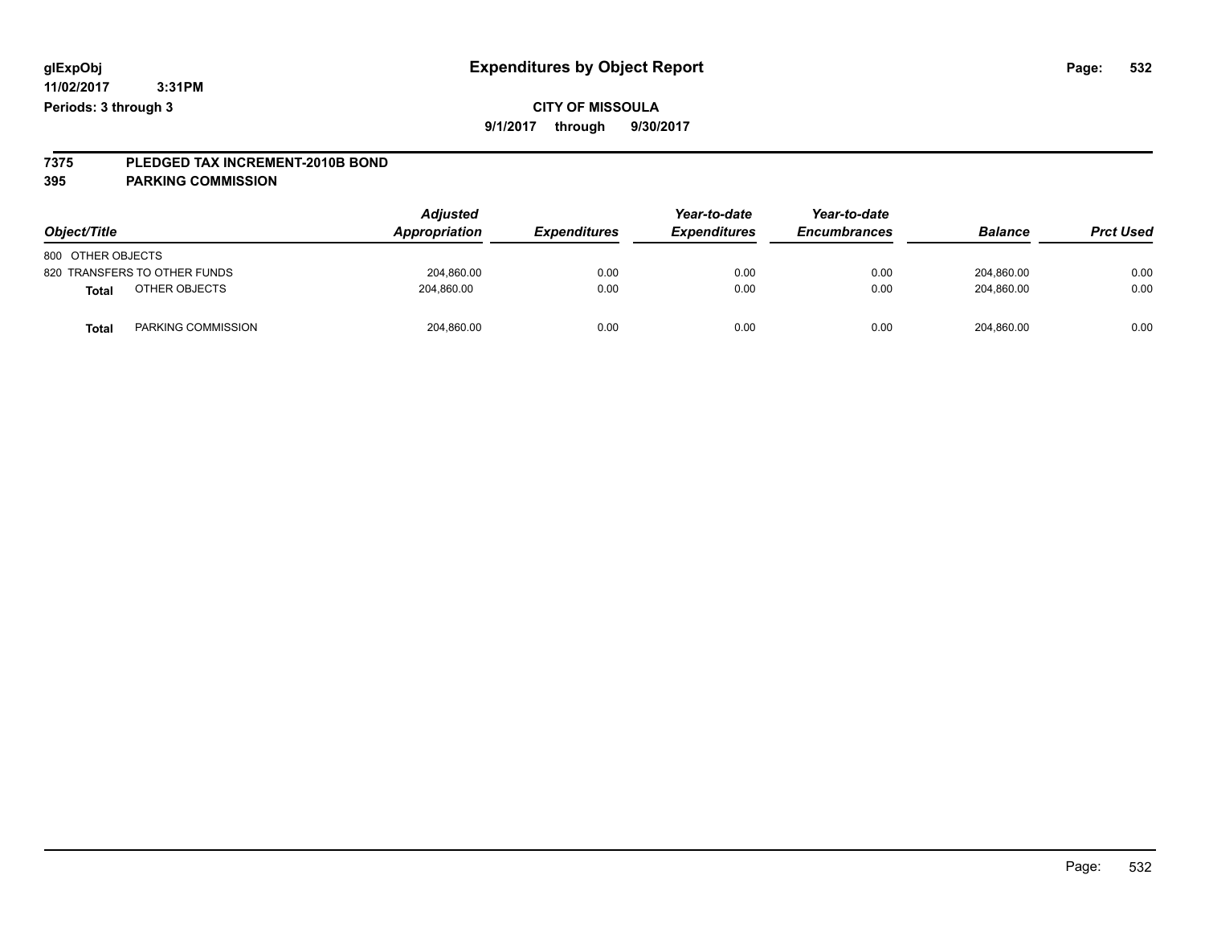**glExpObj** **Expenditures by Object Report**

**11/02/2017 3:31PM**

**Periods: 3 through 3**

**CITY OF MISSOULA**

**9/1/2017 through 9/30/2017**

## 7375 PLEDGED TAX INCREMENT-2010B BOND
## 395 PARKING COMMISSION

| Object/Title | Adjusted Appropriation | Expenditures | Year-to-date Expenditures | Year-to-date Encumbrances | Balance | Prct Used |
|---|---|---|---|---|---|---|
| 800 OTHER OBJECTS | | | | | | |
| 820 TRANSFERS TO OTHER FUNDS | 204,860.00 | 0.00 | 0.00 | 0.00 | 204,860.00 | 0.00 |
| **Total** OTHER OBJECTS | 204,860.00 | 0.00 | 0.00 | 0.00 | 204,860.00 | 0.00 |
| **Total** PARKING COMMISSION | 204,860.00 | 0.00 | 0.00 | 0.00 | 204,860.00 | 0.00 |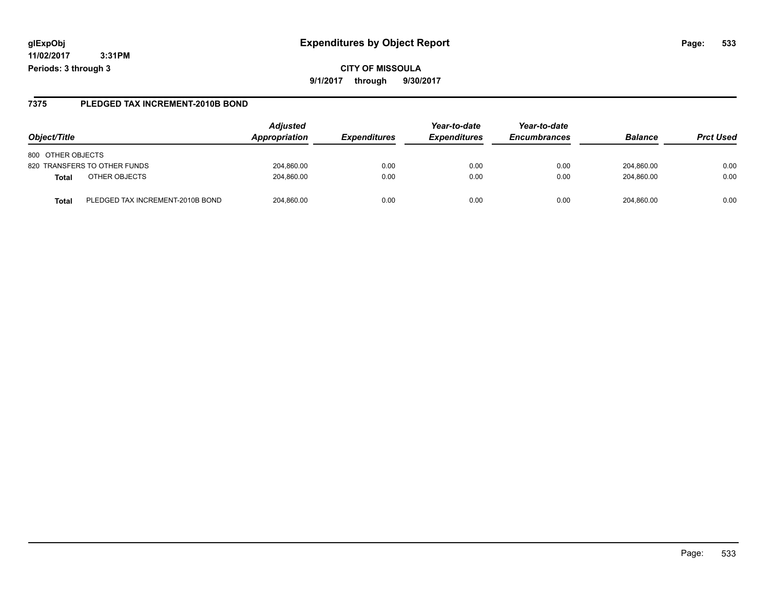**glExpObj**
**11/02/2017 3:31PM**
**Periods: 3 through 3**

# Expenditures by Object Report

**CITY OF MISSOULA**

**9/1/2017 through 9/30/2017**

## 7375 PLEDGED TAX INCREMENT-2010B BOND

| Object/Title | | Adjusted Appropriation | Expenditures | Year-to-date Expenditures | Year-to-date Encumbrances | Balance | Prct Used |
|---|---|---|---|---|---|---|---|
| 800 OTHER OBJECTS | | | | | | | |
| 820 TRANSFERS TO OTHER FUNDS | | 204,860.00 | 0.00 | 0.00 | 0.00 | 204,860.00 | 0.00 |
| **Total** | OTHER OBJECTS | 204,860.00 | 0.00 | 0.00 | 0.00 | 204,860.00 | 0.00 |
| **Total** | PLEDGED TAX INCREMENT-2010B BOND | 204,860.00 | 0.00 | 0.00 | 0.00 | 204,860.00 | 0.00 |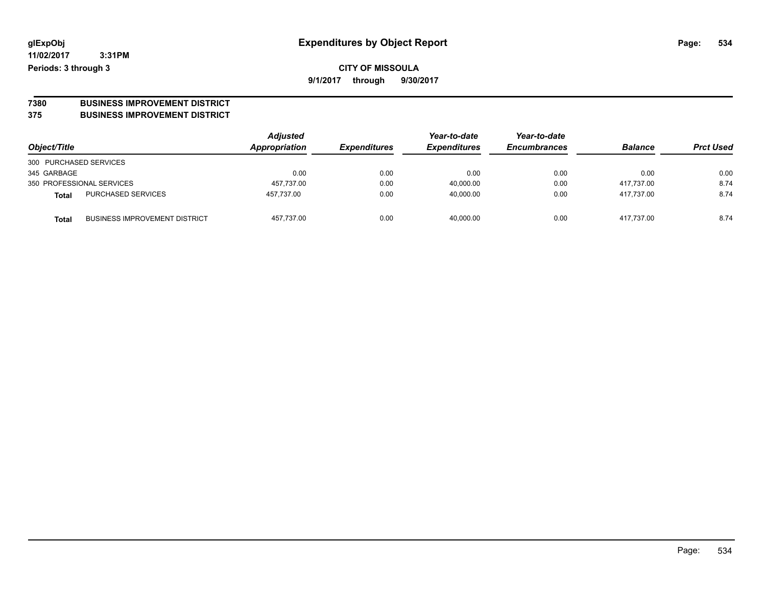glExpObj
11/02/2017 3:31PM
Periods: 3 through 3

# Expenditures by Object Report

**CITY OF MISSOULA**

**9/1/2017 through 9/30/2017**

**7380 BUSINESS IMPROVEMENT DISTRICT**
**375 BUSINESS IMPROVEMENT DISTRICT**

| Object/Title | | Adjusted Appropriation | Expenditures | Year-to-date Expenditures | Year-to-date Encumbrances | Balance | Prct Used |
|---|---|---|---|---|---|---|---|
| 300 PURCHASED SERVICES | | | | | | | |
| 345 GARBAGE | | 0.00 | 0.00 | 0.00 | 0.00 | 0.00 | 0.00 |
| 350 PROFESSIONAL SERVICES | | 457,737.00 | 0.00 | 40,000.00 | 0.00 | 417,737.00 | 8.74 |
| **Total** | PURCHASED SERVICES | 457,737.00 | 0.00 | 40,000.00 | 0.00 | 417,737.00 | 8.74 |
| **Total** | BUSINESS IMPROVEMENT DISTRICT | 457,737.00 | 0.00 | 40,000.00 | 0.00 | 417,737.00 | 8.74 |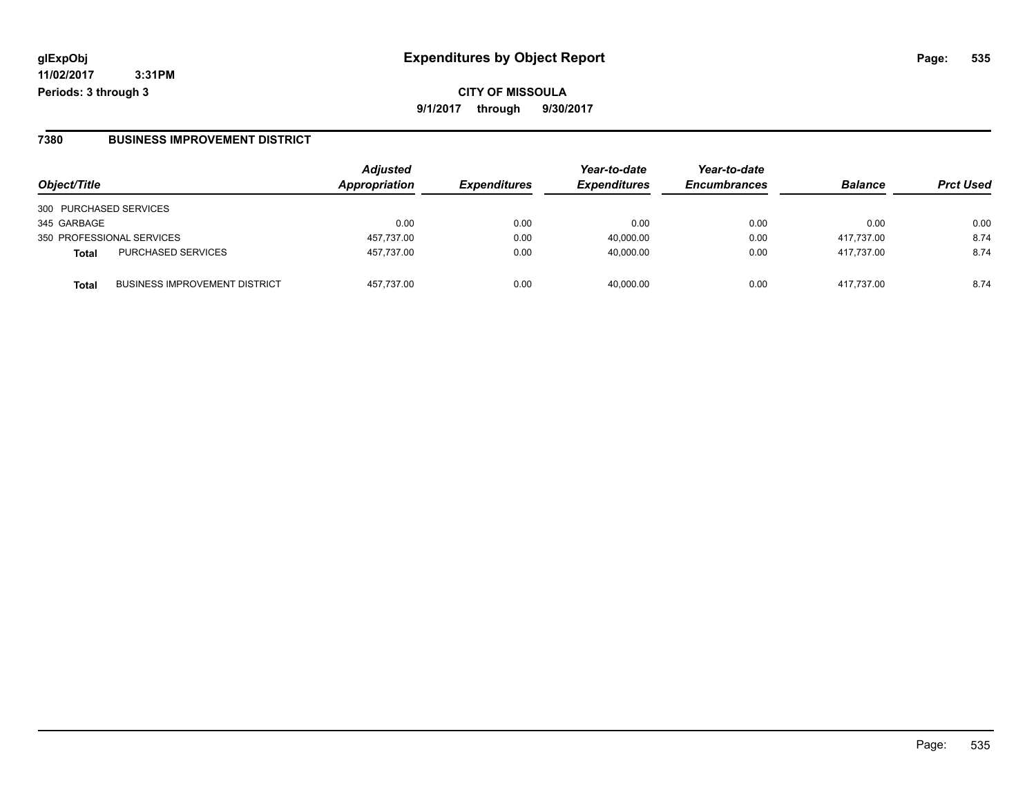# Expenditures by Object Report

glExpObj
11/02/2017 3:31PM
Periods: 3 through 3

**CITY OF MISSOULA**

**9/1/2017 through 9/30/2017**

## 7380 BUSINESS IMPROVEMENT DISTRICT

| Object/Title | | Adjusted Appropriation | Expenditures | Year-to-date Expenditures | Year-to-date Encumbrances | Balance | Prct Used |
|---|---|---|---|---|---|---|---|
| 300 PURCHASED SERVICES | | | | | | | |
| 345 GARBAGE | | 0.00 | 0.00 | 0.00 | 0.00 | 0.00 | 0.00 |
| 350 PROFESSIONAL SERVICES | | 457,737.00 | 0.00 | 40,000.00 | 0.00 | 417,737.00 | 8.74 |
| **Total** | PURCHASED SERVICES | 457,737.00 | 0.00 | 40,000.00 | 0.00 | 417,737.00 | 8.74 |
| **Total** | BUSINESS IMPROVEMENT DISTRICT | 457,737.00 | 0.00 | 40,000.00 | 0.00 | 417,737.00 | 8.74 |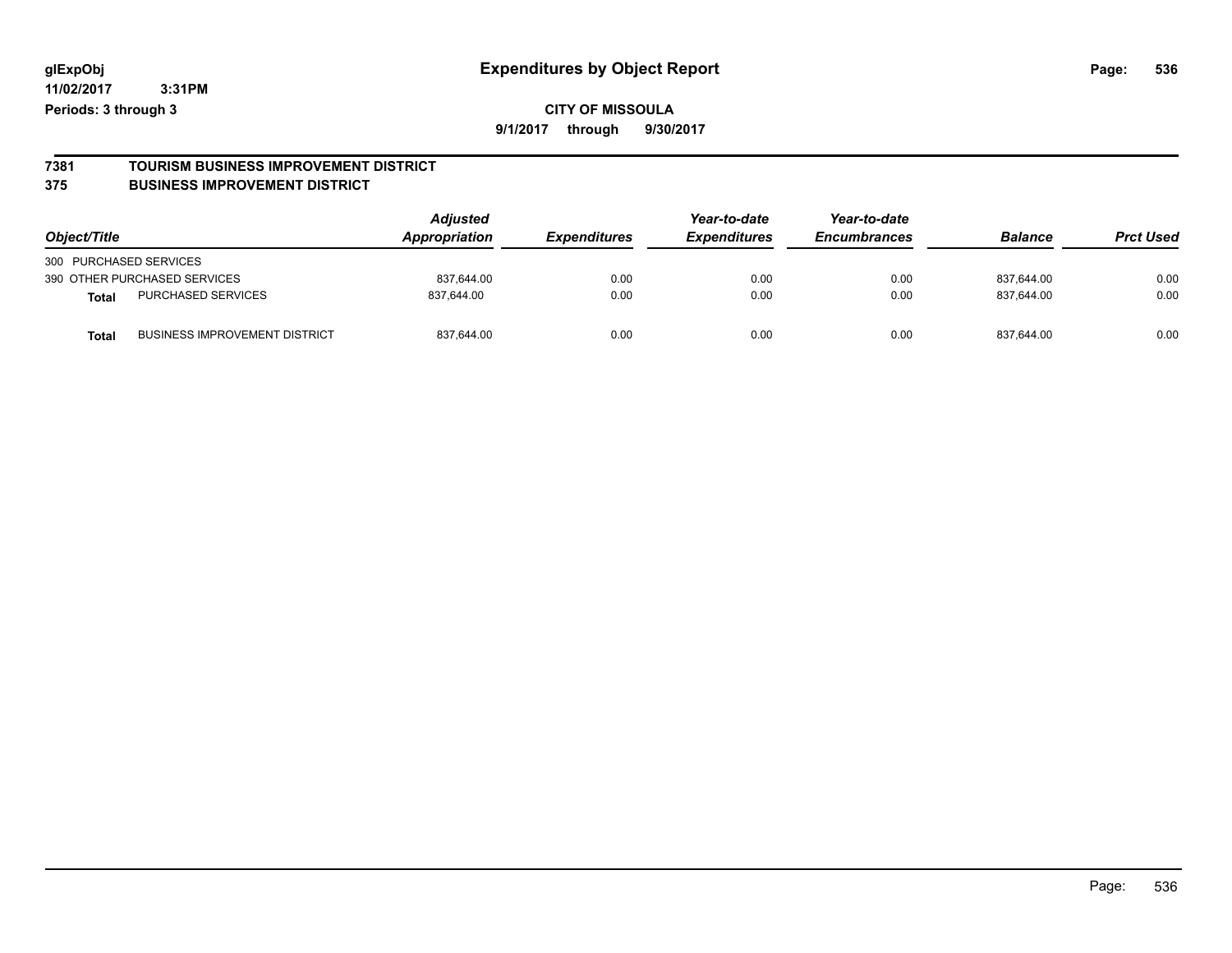# Expenditures by Object Report

glExpObj
11/02/2017 3:31PM
Periods: 3 through 3

**CITY OF MISSOULA**
**9/1/2017 through 9/30/2017**

## 7381 TOURISM BUSINESS IMPROVEMENT DISTRICT
## 375 BUSINESS IMPROVEMENT DISTRICT

| Object/Title | | Adjusted Appropriation | Expenditures | Year-to-date Expenditures | Year-to-date Encumbrances | Balance | Prct Used |
|---|---|---|---|---|---|---|---|
| 300 PURCHASED SERVICES | | | | | | | |
| 390 OTHER PURCHASED SERVICES | | 837,644.00 | 0.00 | 0.00 | 0.00 | 837,644.00 | 0.00 |
| **Total** | PURCHASED SERVICES | 837,644.00 | 0.00 | 0.00 | 0.00 | 837,644.00 | 0.00 |
| **Total** | BUSINESS IMPROVEMENT DISTRICT | 837,644.00 | 0.00 | 0.00 | 0.00 | 837,644.00 | 0.00 |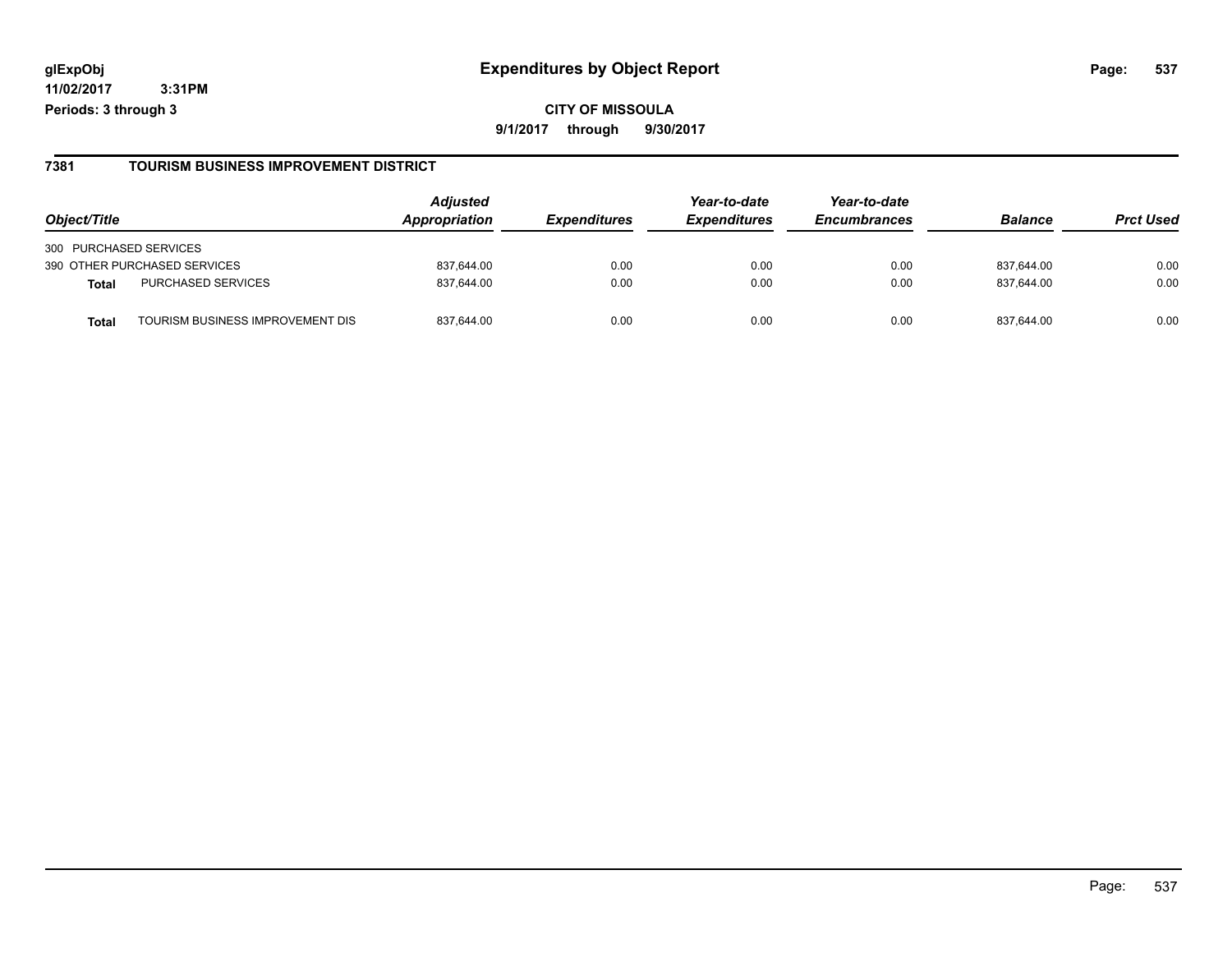**glExpObj** **Expenditures by Object Report**

**11/02/2017 3:31PM**

**Periods: 3 through 3**

**CITY OF MISSOULA**

**9/1/2017 through 9/30/2017**

## 7381 TOURISM BUSINESS IMPROVEMENT DISTRICT

| Object/Title | | Adjusted Appropriation | Expenditures | Year-to-date Expenditures | Year-to-date Encumbrances | Balance | Prct Used |
|---|---|---|---|---|---|---|---|
| 300 PURCHASED SERVICES | | | | | | | |
| 390 OTHER PURCHASED SERVICES | | 837,644.00 | 0.00 | 0.00 | 0.00 | 837,644.00 | 0.00 |
| **Total** | PURCHASED SERVICES | 837,644.00 | 0.00 | 0.00 | 0.00 | 837,644.00 | 0.00 |
| **Total** | TOURISM BUSINESS IMPROVEMENT DIS | 837,644.00 | 0.00 | 0.00 | 0.00 | 837,644.00 | 0.00 |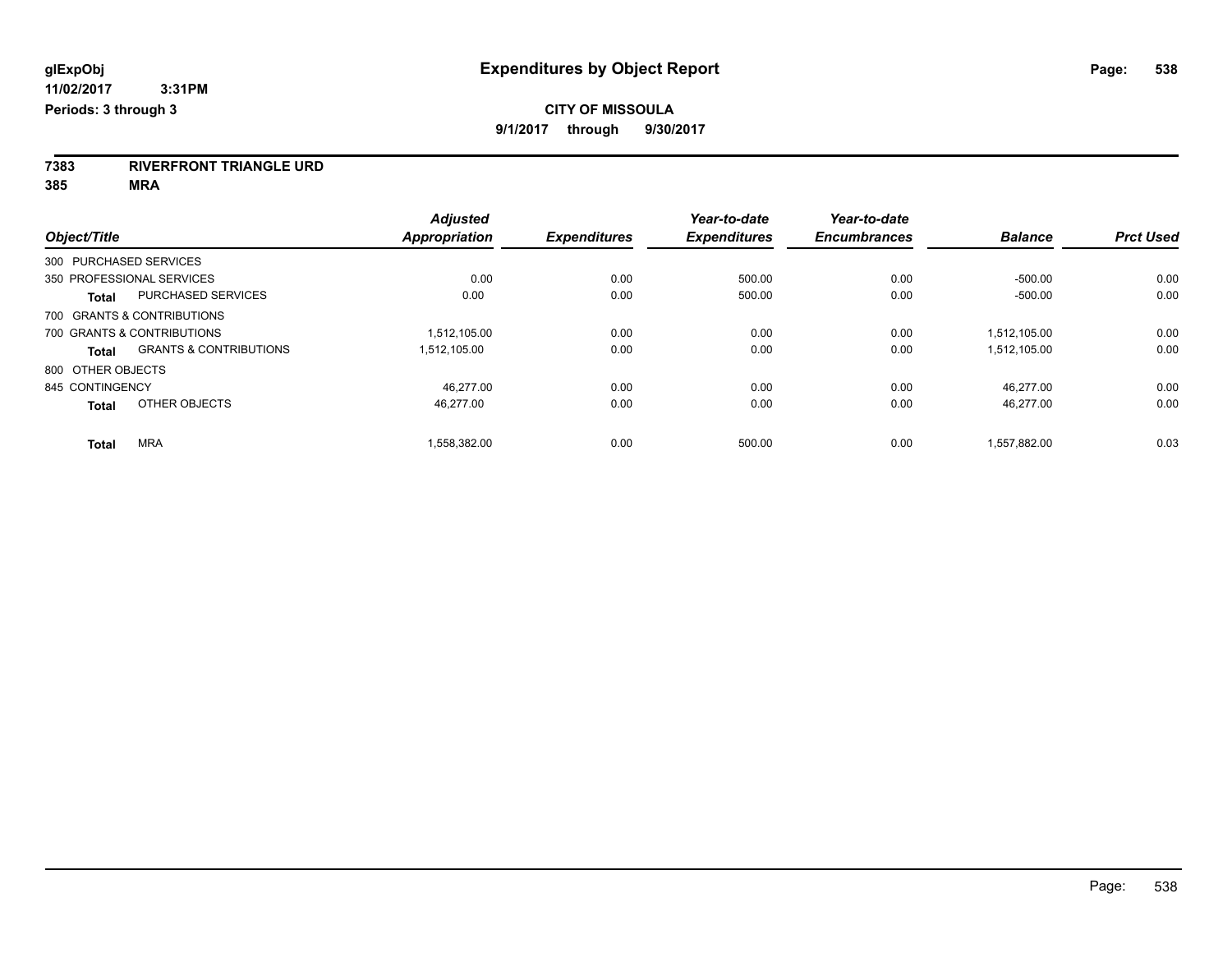**glExpObj** **Expenditures by Object Report**

**11/02/2017 3:31PM**

**Periods: 3 through 3**

**CITY OF MISSOULA**

**9/1/2017 through 9/30/2017**

**7383 RIVERFRONT TRIANGLE URD**

**385 MRA**

| Object/Title | | Adjusted Appropriation | Expenditures | Year-to-date Expenditures | Year-to-date Encumbrances | Balance | Prct Used |
|---|---|---|---|---|---|---|---|
| 300 PURCHASED SERVICES | | | | | | | |
| 350 PROFESSIONAL SERVICES | | 0.00 | 0.00 | 500.00 | 0.00 | -500.00 | 0.00 |
| **Total** | PURCHASED SERVICES | 0.00 | 0.00 | 500.00 | 0.00 | -500.00 | 0.00 |
| 700 GRANTS & CONTRIBUTIONS | | | | | | | |
| 700 GRANTS & CONTRIBUTIONS | | 1,512,105.00 | 0.00 | 0.00 | 0.00 | 1,512,105.00 | 0.00 |
| **Total** | GRANTS & CONTRIBUTIONS | 1,512,105.00 | 0.00 | 0.00 | 0.00 | 1,512,105.00 | 0.00 |
| 800 OTHER OBJECTS | | | | | | | |
| 845 CONTINGENCY | | 46,277.00 | 0.00 | 0.00 | 0.00 | 46,277.00 | 0.00 |
| **Total** | OTHER OBJECTS | 46,277.00 | 0.00 | 0.00 | 0.00 | 46,277.00 | 0.00 |
| **Total** | MRA | 1,558,382.00 | 0.00 | 500.00 | 0.00 | 1,557,882.00 | 0.03 |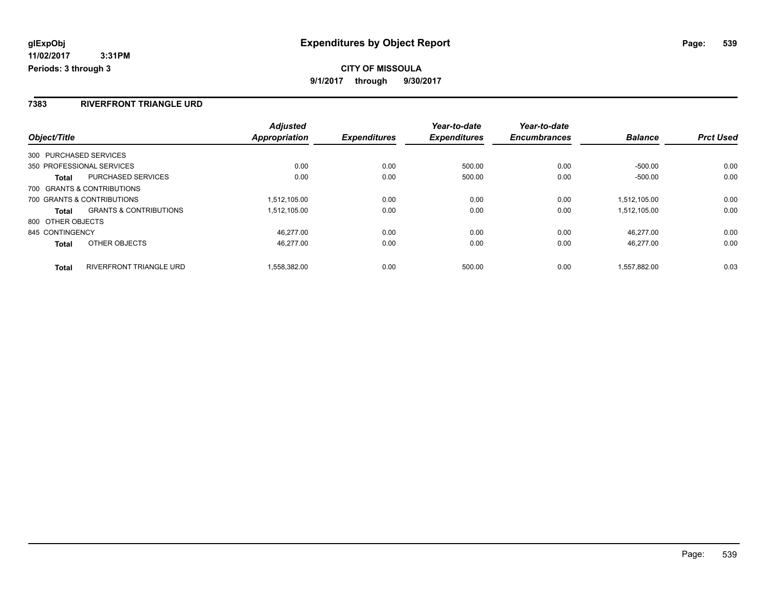**glExpObj** **Expenditures by Object Report**

**11/02/2017 3:31PM**

**Periods: 3 through 3**

**CITY OF MISSOULA**

**9/1/2017 through 9/30/2017**

## 7383 RIVERFRONT TRIANGLE URD

| Object/Title | | Adjusted Appropriation | Expenditures | Year-to-date Expenditures | Year-to-date Encumbrances | Balance | Prct Used |
|---|---|---|---|---|---|---|---|
| 300 PURCHASED SERVICES | | | | | | | |
| 350 PROFESSIONAL SERVICES | | 0.00 | 0.00 | 500.00 | 0.00 | -500.00 | 0.00 |
| **Total** | PURCHASED SERVICES | 0.00 | 0.00 | 500.00 | 0.00 | -500.00 | 0.00 |
| 700 GRANTS & CONTRIBUTIONS | | | | | | | |
| 700 GRANTS & CONTRIBUTIONS | | 1,512,105.00 | 0.00 | 0.00 | 0.00 | 1,512,105.00 | 0.00 |
| **Total** | GRANTS & CONTRIBUTIONS | 1,512,105.00 | 0.00 | 0.00 | 0.00 | 1,512,105.00 | 0.00 |
| 800 OTHER OBJECTS | | | | | | | |
| 845 CONTINGENCY | | 46,277.00 | 0.00 | 0.00 | 0.00 | 46,277.00 | 0.00 |
| **Total** | OTHER OBJECTS | 46,277.00 | 0.00 | 0.00 | 0.00 | 46,277.00 | 0.00 |
| **Total** | RIVERFRONT TRIANGLE URD | 1,558,382.00 | 0.00 | 500.00 | 0.00 | 1,557,882.00 | 0.03 |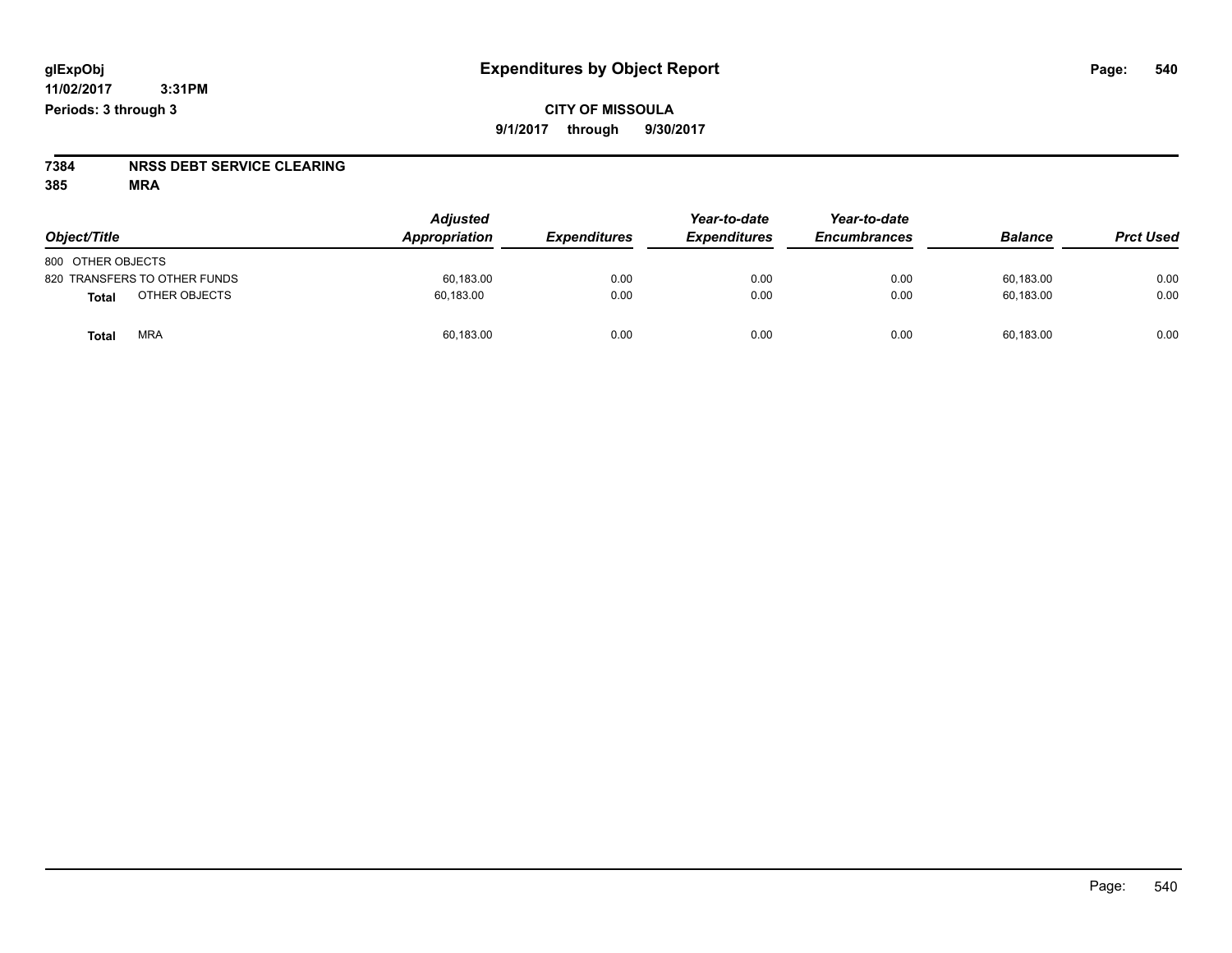# Expenditures by Object Report

glExpObj
11/02/2017 3:31PM
Periods: 3 through 3

**CITY OF MISSOULA**
**9/1/2017 through 9/30/2017**

**7384 NRSS DEBT SERVICE CLEARING**
**385 MRA**

| Object/Title | Adjusted Appropriation | Expenditures | Year-to-date Expenditures | Year-to-date Encumbrances | Balance | Prct Used |
|---|---|---|---|---|---|---|
| 800 OTHER OBJECTS | | | | | | |
| 820 TRANSFERS TO OTHER FUNDS | 60,183.00 | 0.00 | 0.00 | 0.00 | 60,183.00 | 0.00 |
| **Total** OTHER OBJECTS | 60,183.00 | 0.00 | 0.00 | 0.00 | 60,183.00 | 0.00 |
| **Total** MRA | 60,183.00 | 0.00 | 0.00 | 0.00 | 60,183.00 | 0.00 |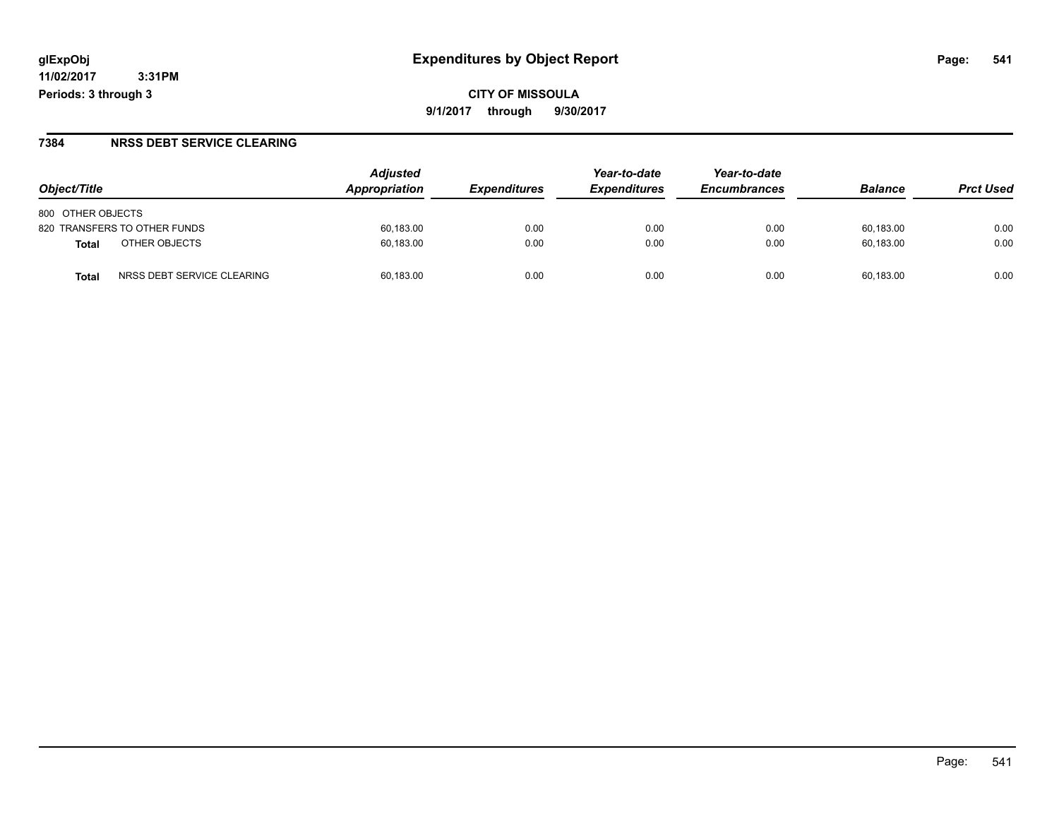# Expenditures by Object Report

glExpObj
11/02/2017 3:31PM
Periods: 3 through 3

**CITY OF MISSOULA**
9/1/2017 through 9/30/2017

## 7384 NRSS DEBT SERVICE CLEARING

| Object/Title | Adjusted Appropriation | Expenditures | Year-to-date Expenditures | Year-to-date Encumbrances | Balance | Prct Used |
|---|---|---|---|---|---|---|
| 800 OTHER OBJECTS | | | | | | |
| 820 TRANSFERS TO OTHER FUNDS | 60,183.00 | 0.00 | 0.00 | 0.00 | 60,183.00 | 0.00 |
| **Total** OTHER OBJECTS | 60,183.00 | 0.00 | 0.00 | 0.00 | 60,183.00 | 0.00 |
| **Total** NRSS DEBT SERVICE CLEARING | 60,183.00 | 0.00 | 0.00 | 0.00 | 60,183.00 | 0.00 |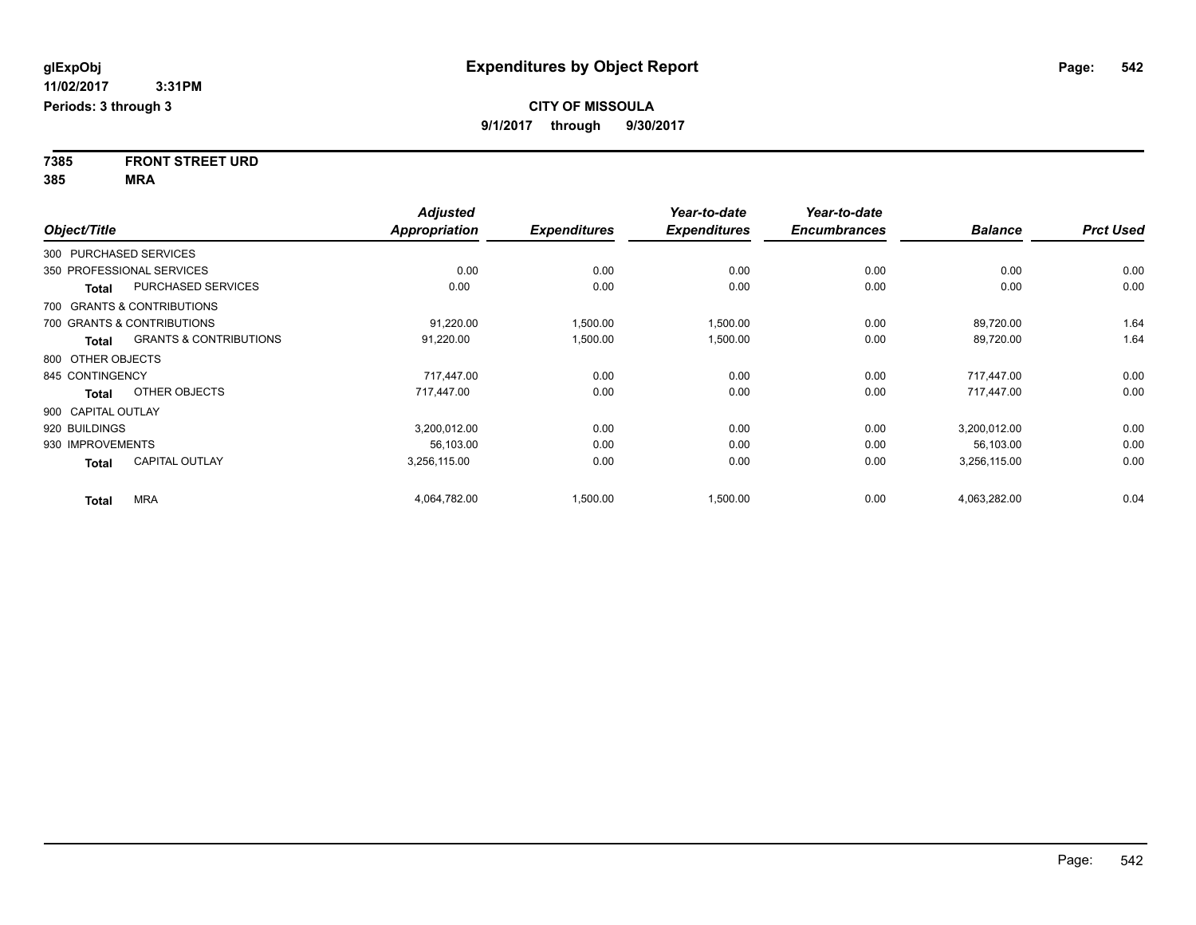**glExpObj** 11/02/2017 3:31PM
Periods: 3 through 3

# Expenditures by Object Report

**CITY OF MISSOULA**
**9/1/2017 through 9/30/2017**

**7385 FRONT STREET URD**
**385 MRA**

| Object/Title | | Adjusted Appropriation | Expenditures | Year-to-date Expenditures | Year-to-date Encumbrances | Balance | Prct Used |
|---|---|---|---|---|---|---|---|
| 300 PURCHASED SERVICES | | | | | | | |
| 350 PROFESSIONAL SERVICES | | 0.00 | 0.00 | 0.00 | 0.00 | 0.00 | 0.00 |
| **Total** | PURCHASED SERVICES | 0.00 | 0.00 | 0.00 | 0.00 | 0.00 | 0.00 |
| 700 GRANTS & CONTRIBUTIONS | | | | | | | |
| 700 GRANTS & CONTRIBUTIONS | | 91,220.00 | 1,500.00 | 1,500.00 | 0.00 | 89,720.00 | 1.64 |
| **Total** | GRANTS & CONTRIBUTIONS | 91,220.00 | 1,500.00 | 1,500.00 | 0.00 | 89,720.00 | 1.64 |
| 800 OTHER OBJECTS | | | | | | | |
| 845 CONTINGENCY | | 717,447.00 | 0.00 | 0.00 | 0.00 | 717,447.00 | 0.00 |
| **Total** | OTHER OBJECTS | 717,447.00 | 0.00 | 0.00 | 0.00 | 717,447.00 | 0.00 |
| 900 CAPITAL OUTLAY | | | | | | | |
| 920 BUILDINGS | | 3,200,012.00 | 0.00 | 0.00 | 0.00 | 3,200,012.00 | 0.00 |
| 930 IMPROVEMENTS | | 56,103.00 | 0.00 | 0.00 | 0.00 | 56,103.00 | 0.00 |
| **Total** | CAPITAL OUTLAY | 3,256,115.00 | 0.00 | 0.00 | 0.00 | 3,256,115.00 | 0.00 |
| **Total** | MRA | 4,064,782.00 | 1,500.00 | 1,500.00 | 0.00 | 4,063,282.00 | 0.04 |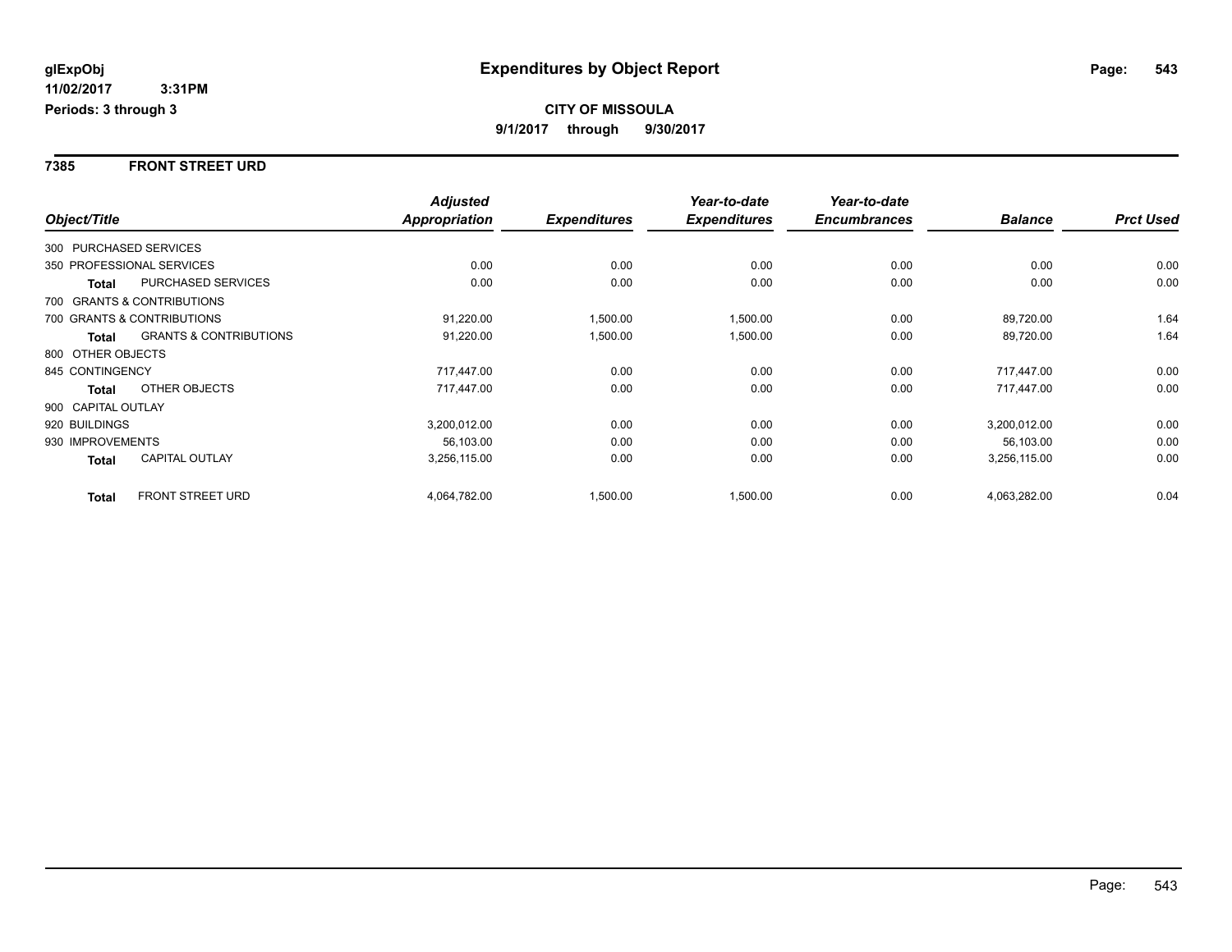**glExpObj**
**11/02/2017 3:31PM**
**Periods: 3 through 3**

# Expenditures by Object Report

**CITY OF MISSOULA**
**9/1/2017 through 9/30/2017**

## 7385 FRONT STREET URD

| Object/Title | | Adjusted Appropriation | Expenditures | Year-to-date Expenditures | Year-to-date Encumbrances | Balance | Prct Used |
|---|---|---|---|---|---|---|---|
| 300 PURCHASED SERVICES | | | | | | | |
| 350 PROFESSIONAL SERVICES | | 0.00 | 0.00 | 0.00 | 0.00 | 0.00 | 0.00 |
| **Total** | PURCHASED SERVICES | 0.00 | 0.00 | 0.00 | 0.00 | 0.00 | 0.00 |
| 700 GRANTS & CONTRIBUTIONS | | | | | | | |
| 700 GRANTS & CONTRIBUTIONS | | 91,220.00 | 1,500.00 | 1,500.00 | 0.00 | 89,720.00 | 1.64 |
| **Total** | GRANTS & CONTRIBUTIONS | 91,220.00 | 1,500.00 | 1,500.00 | 0.00 | 89,720.00 | 1.64 |
| 800 OTHER OBJECTS | | | | | | | |
| 845 CONTINGENCY | | 717,447.00 | 0.00 | 0.00 | 0.00 | 717,447.00 | 0.00 |
| **Total** | OTHER OBJECTS | 717,447.00 | 0.00 | 0.00 | 0.00 | 717,447.00 | 0.00 |
| 900 CAPITAL OUTLAY | | | | | | | |
| 920 BUILDINGS | | 3,200,012.00 | 0.00 | 0.00 | 0.00 | 3,200,012.00 | 0.00 |
| 930 IMPROVEMENTS | | 56,103.00 | 0.00 | 0.00 | 0.00 | 56,103.00 | 0.00 |
| **Total** | CAPITAL OUTLAY | 3,256,115.00 | 0.00 | 0.00 | 0.00 | 3,256,115.00 | 0.00 |
| **Total** | FRONT STREET URD | 4,064,782.00 | 1,500.00 | 1,500.00 | 0.00 | 4,063,282.00 | 0.04 |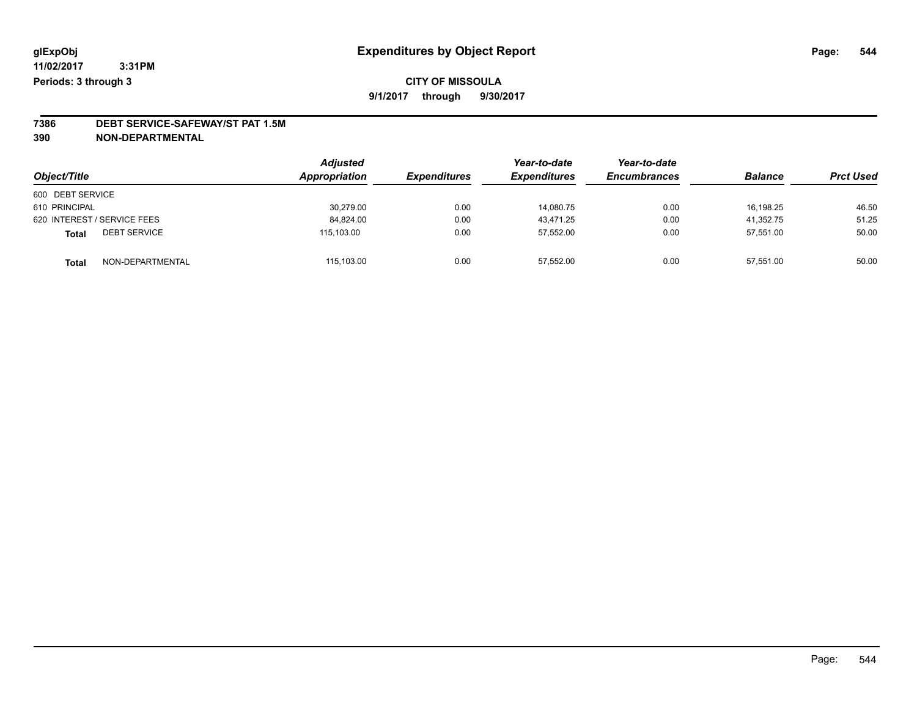**glExpObj** **Expenditures by Object Report**

**11/02/2017 3:31PM**

**Periods: 3 through 3**

**CITY OF MISSOULA**

**9/1/2017 through 9/30/2017**

**7386 DEBT SERVICE-SAFEWAY/ST PAT 1.5M**

**390 NON-DEPARTMENTAL**

| Object/Title | Adjusted Appropriation | Expenditures | Year-to-date Expenditures | Year-to-date Encumbrances | Balance | Prct Used |
|---|---|---|---|---|---|---|
| 600 DEBT SERVICE | | | | | | |
| 610 PRINCIPAL | 30,279.00 | 0.00 | 14,080.75 | 0.00 | 16,198.25 | 46.50 |
| 620 INTEREST / SERVICE FEES | 84,824.00 | 0.00 | 43,471.25 | 0.00 | 41,352.75 | 51.25 |
| **Total** DEBT SERVICE | 115,103.00 | 0.00 | 57,552.00 | 0.00 | 57,551.00 | 50.00 |
| **Total** NON-DEPARTMENTAL | 115,103.00 | 0.00 | 57,552.00 | 0.00 | 57,551.00 | 50.00 |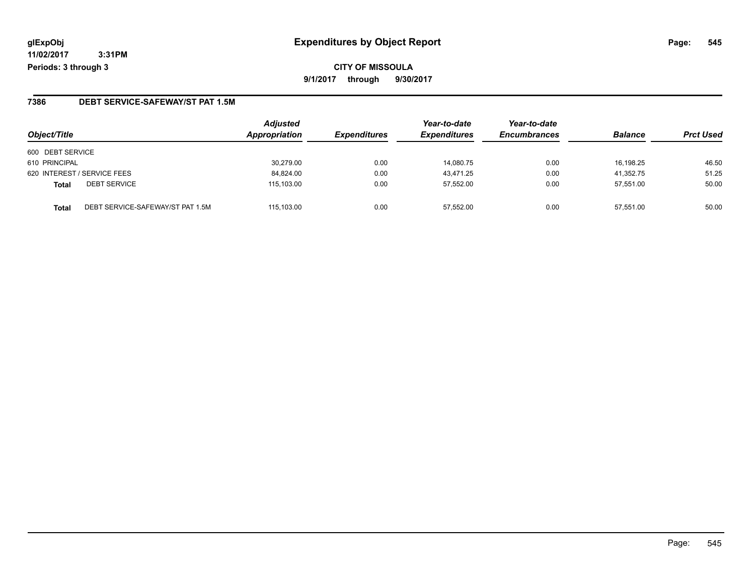**glExpObj** **Expenditures by Object Report**

**11/02/2017 3:31PM**

**Periods: 3 through 3**

**CITY OF MISSOULA**

**9/1/2017 through 9/30/2017**

## 7386 DEBT SERVICE-SAFEWAY/ST PAT 1.5M

| Object/Title | | Adjusted Appropriation | Expenditures | Year-to-date Expenditures | Year-to-date Encumbrances | Balance | Prct Used |
|---|---|---|---|---|---|---|---|
| 600 DEBT SERVICE | | | | | | | |
| 610 PRINCIPAL | | 30,279.00 | 0.00 | 14,080.75 | 0.00 | 16,198.25 | 46.50 |
| 620 INTEREST / SERVICE FEES | | 84,824.00 | 0.00 | 43,471.25 | 0.00 | 41,352.75 | 51.25 |
| **Total** | DEBT SERVICE | 115,103.00 | 0.00 | 57,552.00 | 0.00 | 57,551.00 | 50.00 |
| **Total** | DEBT SERVICE-SAFEWAY/ST PAT 1.5M | 115,103.00 | 0.00 | 57,552.00 | 0.00 | 57,551.00 | 50.00 |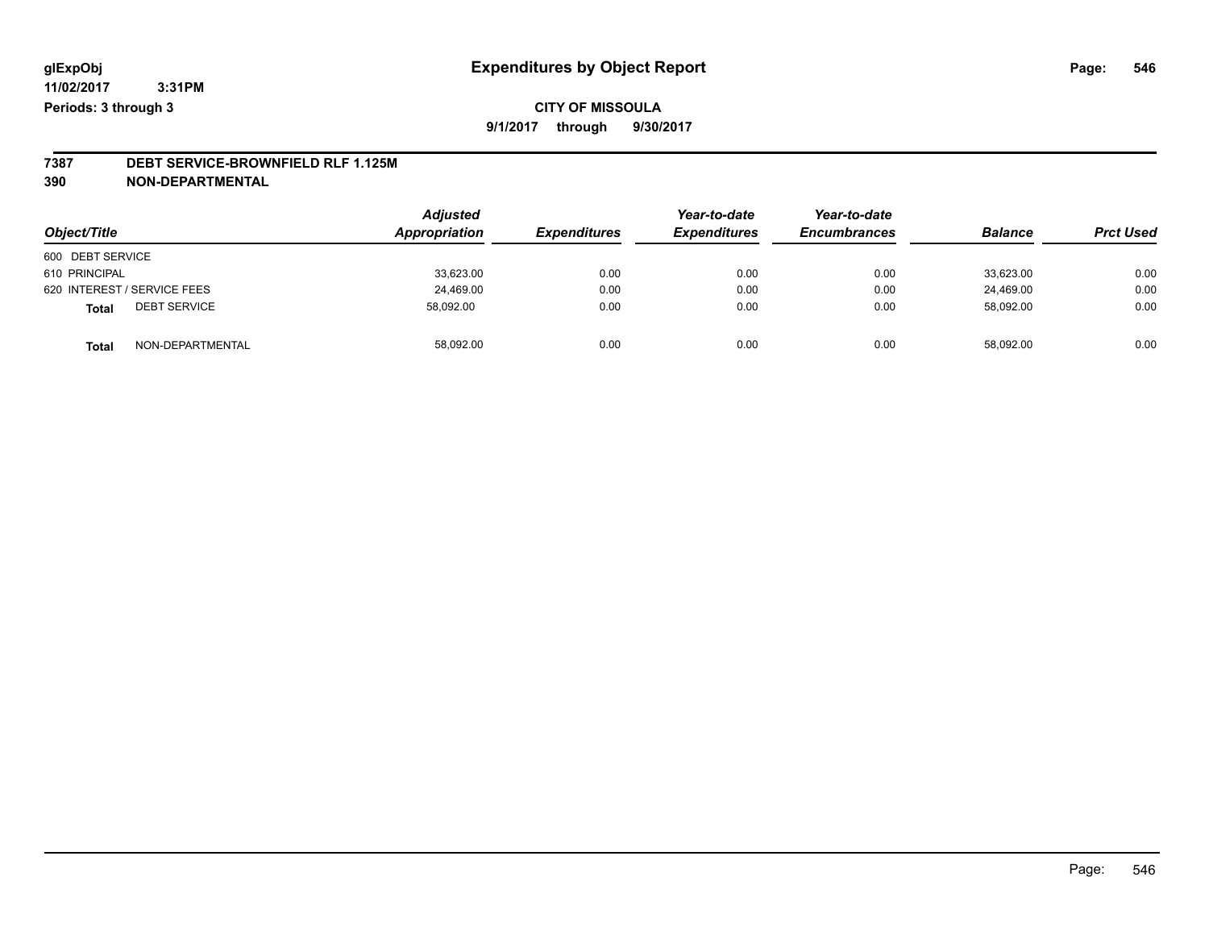glExpObj
11/02/2017 3:31PM
Periods: 3 through 3

# Expenditures by Object Report

CITY OF MISSOULA

9/1/2017 through 9/30/2017

**7387 DEBT SERVICE-BROWNFIELD RLF 1.125M**

**390 NON-DEPARTMENTAL**

| Object/Title | | Adjusted Appropriation | Expenditures | Year-to-date Expenditures | Year-to-date Encumbrances | Balance | Prct Used |
|---|---|---|---|---|---|---|---|
| 600 DEBT SERVICE | | | | | | | |
| 610 PRINCIPAL | | 33,623.00 | 0.00 | 0.00 | 0.00 | 33,623.00 | 0.00 |
| 620 INTEREST / SERVICE FEES | | 24,469.00 | 0.00 | 0.00 | 0.00 | 24,469.00 | 0.00 |
| **Total** | DEBT SERVICE | 58,092.00 | 0.00 | 0.00 | 0.00 | 58,092.00 | 0.00 |
| **Total** | NON-DEPARTMENTAL | 58,092.00 | 0.00 | 0.00 | 0.00 | 58,092.00 | 0.00 |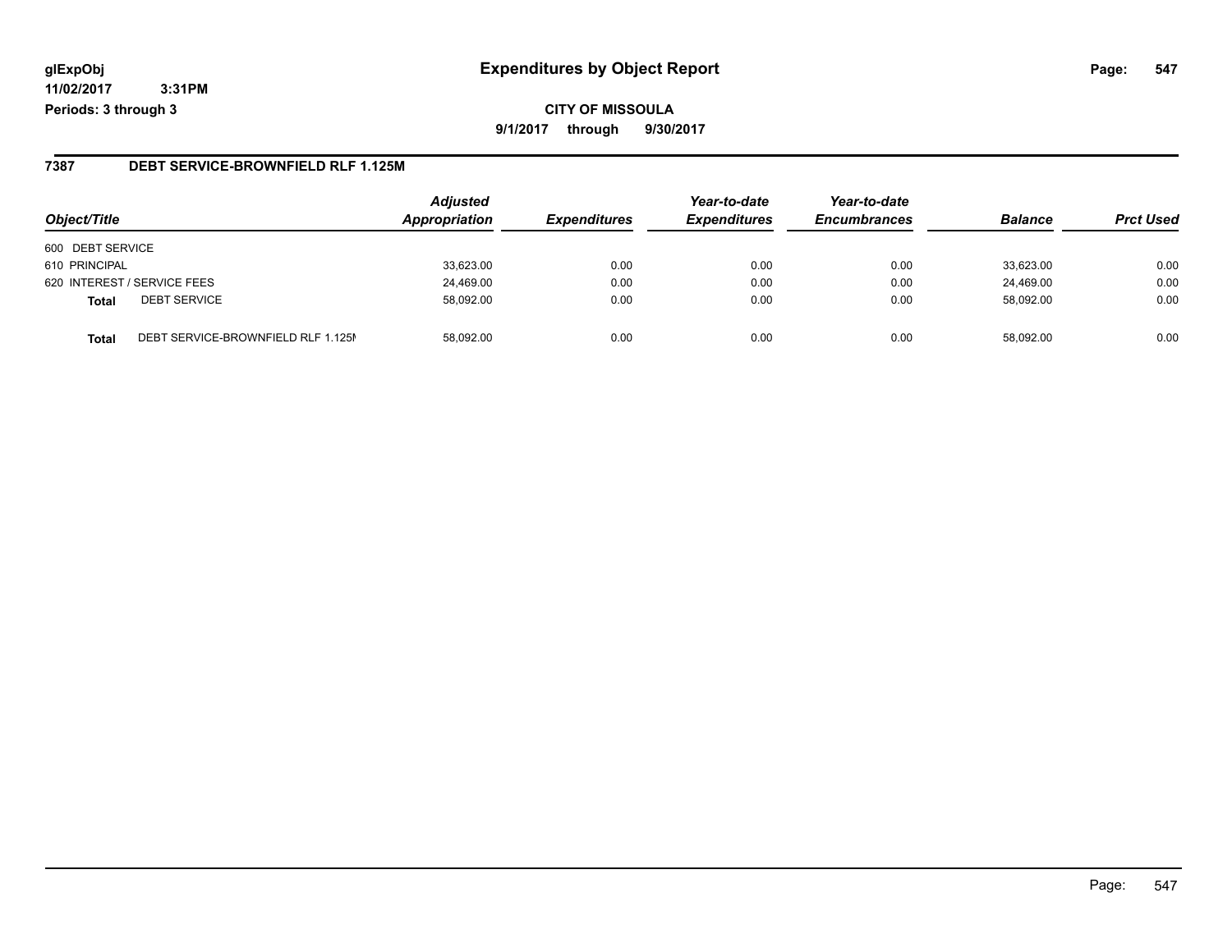**glExpObj**
**11/02/2017 3:31PM**
**Periods: 3 through 3**

# Expenditures by Object Report

**CITY OF MISSOULA**
**9/1/2017 through 9/30/2017**

## 7387 DEBT SERVICE-BROWNFIELD RLF 1.125M

| Object/Title | Adjusted Appropriation | Expenditures | Year-to-date Expenditures | Year-to-date Encumbrances | Balance | Prct Used |
|---|---|---|---|---|---|---|
| 600 DEBT SERVICE | | | | | | |
| 610 PRINCIPAL | 33,623.00 | 0.00 | 0.00 | 0.00 | 33,623.00 | 0.00 |
| 620 INTEREST / SERVICE FEES | 24,469.00 | 0.00 | 0.00 | 0.00 | 24,469.00 | 0.00 |
| **Total** DEBT SERVICE | 58,092.00 | 0.00 | 0.00 | 0.00 | 58,092.00 | 0.00 |
| **Total** DEBT SERVICE-BROWNFIELD RLF 1.125M | 58,092.00 | 0.00 | 0.00 | 0.00 | 58,092.00 | 0.00 |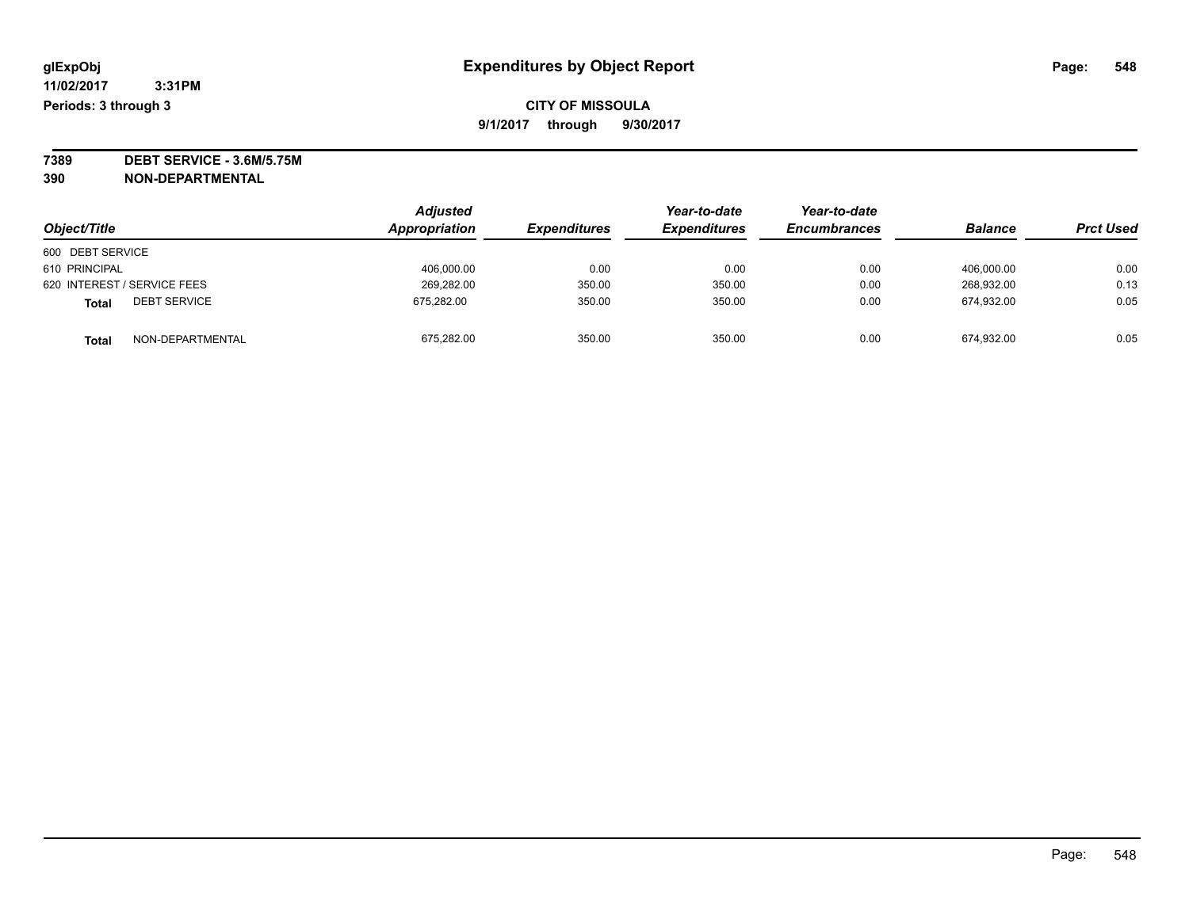# Expenditures by Object Report

glExpObj
11/02/2017 3:31PM
Periods: 3 through 3

**CITY OF MISSOULA**
**9/1/2017 through 9/30/2017**

**7389 DEBT SERVICE - 3.6M/5.75M**
**390 NON-DEPARTMENTAL**

| Object/Title | Adjusted Appropriation | Expenditures | Year-to-date Expenditures | Year-to-date Encumbrances | Balance | Prct Used |
|---|---|---|---|---|---|---|
| 600 DEBT SERVICE | | | | | | |
| 610 PRINCIPAL | 406,000.00 | 0.00 | 0.00 | 0.00 | 406,000.00 | 0.00 |
| 620 INTEREST / SERVICE FEES | 269,282.00 | 350.00 | 350.00 | 0.00 | 268,932.00 | 0.13 |
| **Total** DEBT SERVICE | 675,282.00 | 350.00 | 350.00 | 0.00 | 674,932.00 | 0.05 |
| **Total** NON-DEPARTMENTAL | 675,282.00 | 350.00 | 350.00 | 0.00 | 674,932.00 | 0.05 |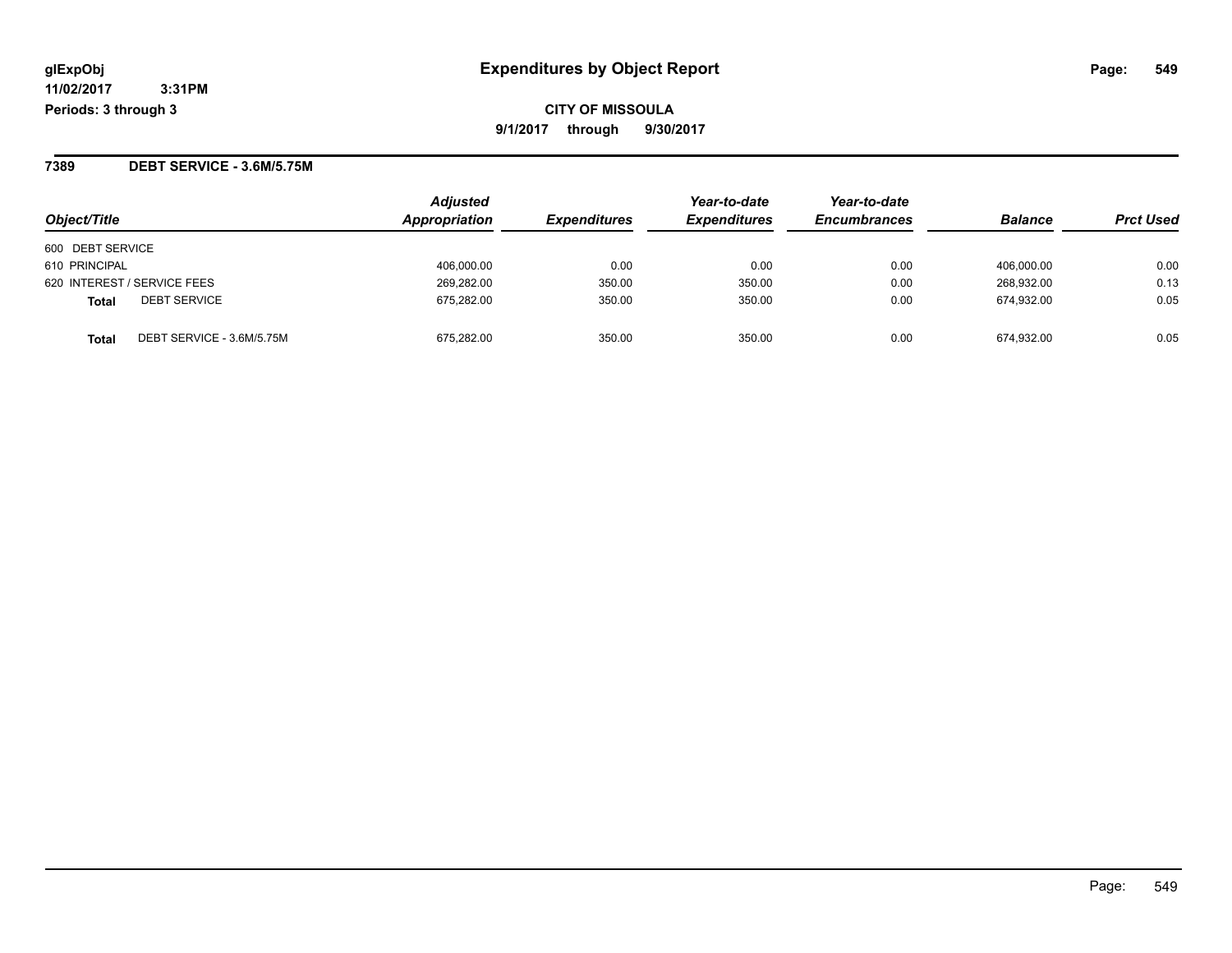# Expenditures by Object Report

glExpObj
11/02/2017 3:31PM
Periods: 3 through 3

**CITY OF MISSOULA**
**9/1/2017 through 9/30/2017**

## 7389 DEBT SERVICE - 3.6M/5.75M

| Object/Title | Adjusted Appropriation | Expenditures | Year-to-date Expenditures | Year-to-date Encumbrances | Balance | Prct Used |
|---|---|---|---|---|---|---|
| 600 DEBT SERVICE | | | | | | |
| 610 PRINCIPAL | 406,000.00 | 0.00 | 0.00 | 0.00 | 406,000.00 | 0.00 |
| 620 INTEREST / SERVICE FEES | 269,282.00 | 350.00 | 350.00 | 0.00 | 268,932.00 | 0.13 |
| **Total** DEBT SERVICE | 675,282.00 | 350.00 | 350.00 | 0.00 | 674,932.00 | 0.05 |
| **Total** DEBT SERVICE - 3.6M/5.75M | 675,282.00 | 350.00 | 350.00 | 0.00 | 674,932.00 | 0.05 |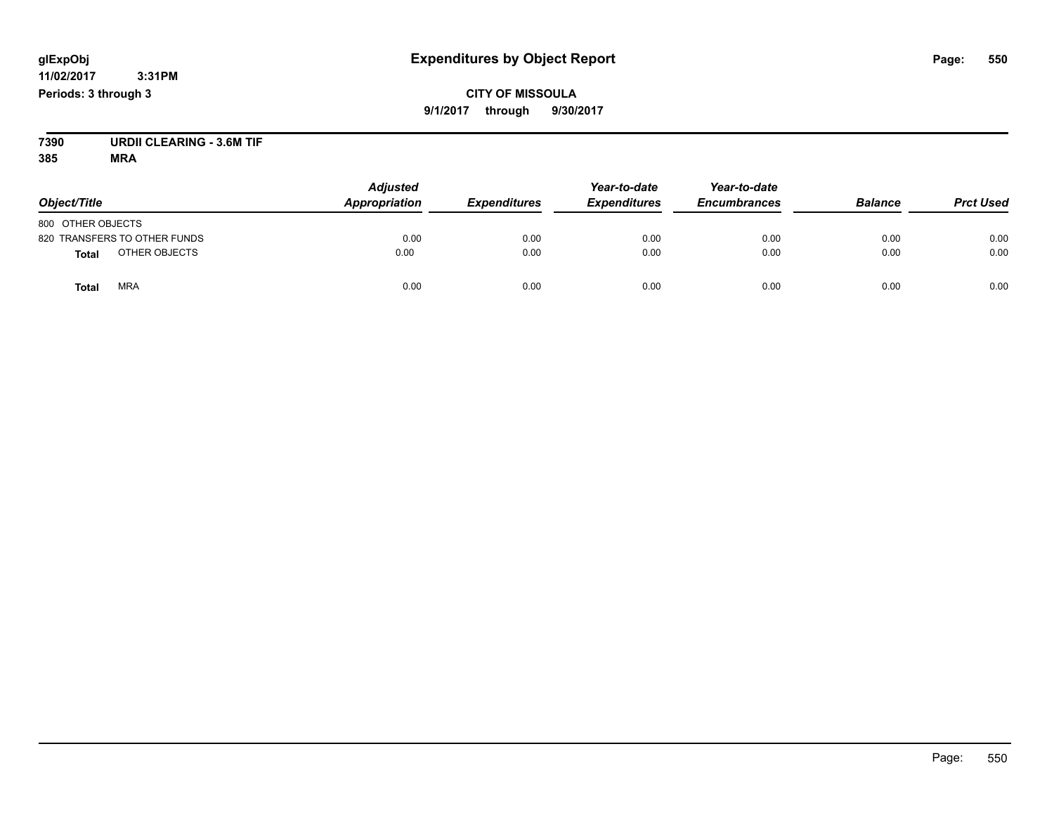**glExpObj** **Expenditures by Object Report**

**11/02/2017 3:31PM**

**Periods: 3 through 3**

**CITY OF MISSOULA**

**9/1/2017 through 9/30/2017**

**7390 URDII CLEARING - 3.6M TIF**

**385 MRA**

| Object/Title | Adjusted Appropriation | Expenditures | Year-to-date Expenditures | Year-to-date Encumbrances | Balance | Prct Used |
|---|---|---|---|---|---|---|
| 800 OTHER OBJECTS | | | | | | |
| 820 TRANSFERS TO OTHER FUNDS | 0.00 | 0.00 | 0.00 | 0.00 | 0.00 | 0.00 |
| **Total** OTHER OBJECTS | 0.00 | 0.00 | 0.00 | 0.00 | 0.00 | 0.00 |
| **Total** MRA | 0.00 | 0.00 | 0.00 | 0.00 | 0.00 | 0.00 |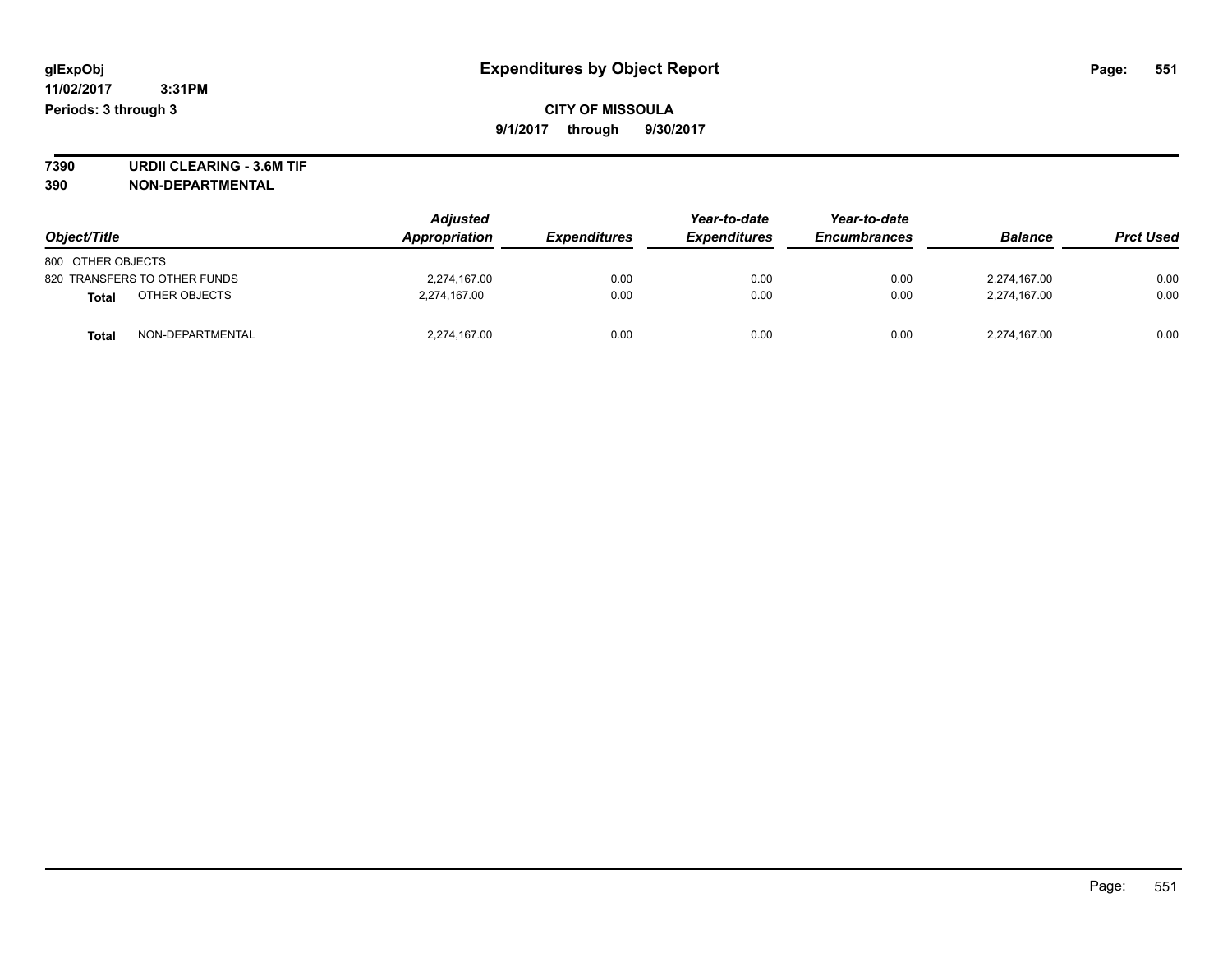# Expenditures by Object Report

glExpObj
11/02/2017 3:31PM
Periods: 3 through 3

**CITY OF MISSOULA**
**9/1/2017 through 9/30/2017**

**7390 URDII CLEARING - 3.6M TIF**
**390 NON-DEPARTMENTAL**

| Object/Title | Adjusted Appropriation | Expenditures | Year-to-date Expenditures | Year-to-date Encumbrances | Balance | Prct Used |
|---|---|---|---|---|---|---|
| 800 OTHER OBJECTS | | | | | | |
| 820 TRANSFERS TO OTHER FUNDS | 2,274,167.00 | 0.00 | 0.00 | 0.00 | 2,274,167.00 | 0.00 |
| **Total** OTHER OBJECTS | 2,274,167.00 | 0.00 | 0.00 | 0.00 | 2,274,167.00 | 0.00 |
| **Total** NON-DEPARTMENTAL | 2,274,167.00 | 0.00 | 0.00 | 0.00 | 2,274,167.00 | 0.00 |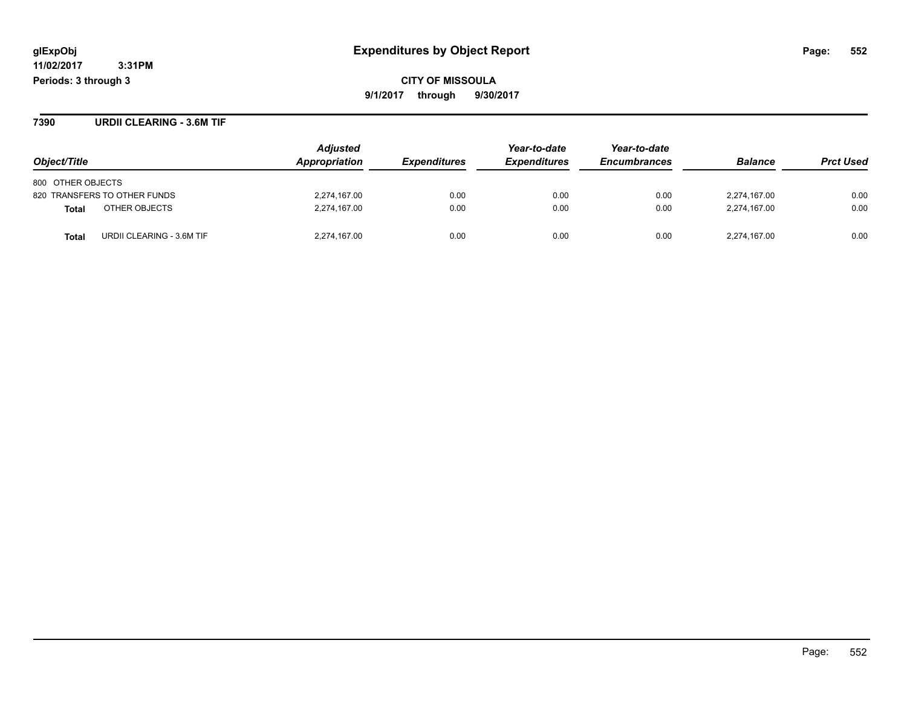## Expenditures by Object Report

**CITY OF MISSOULA**

**9/1/2017 through 9/30/2017**

glExpObj
11/02/2017 3:31PM
Periods: 3 through 3

### 7390 URDII CLEARING - 3.6M TIF

| Object/Title | Adjusted Appropriation | Expenditures | Year-to-date Expenditures | Year-to-date Encumbrances | Balance | Prct Used |
|---|---|---|---|---|---|---|
| 800 OTHER OBJECTS | | | | | | |
| 820 TRANSFERS TO OTHER FUNDS | 2,274,167.00 | 0.00 | 0.00 | 0.00 | 2,274,167.00 | 0.00 |
| **Total** OTHER OBJECTS | 2,274,167.00 | 0.00 | 0.00 | 0.00 | 2,274,167.00 | 0.00 |
| **Total** URDII CLEARING - 3.6M TIF | 2,274,167.00 | 0.00 | 0.00 | 0.00 | 2,274,167.00 | 0.00 |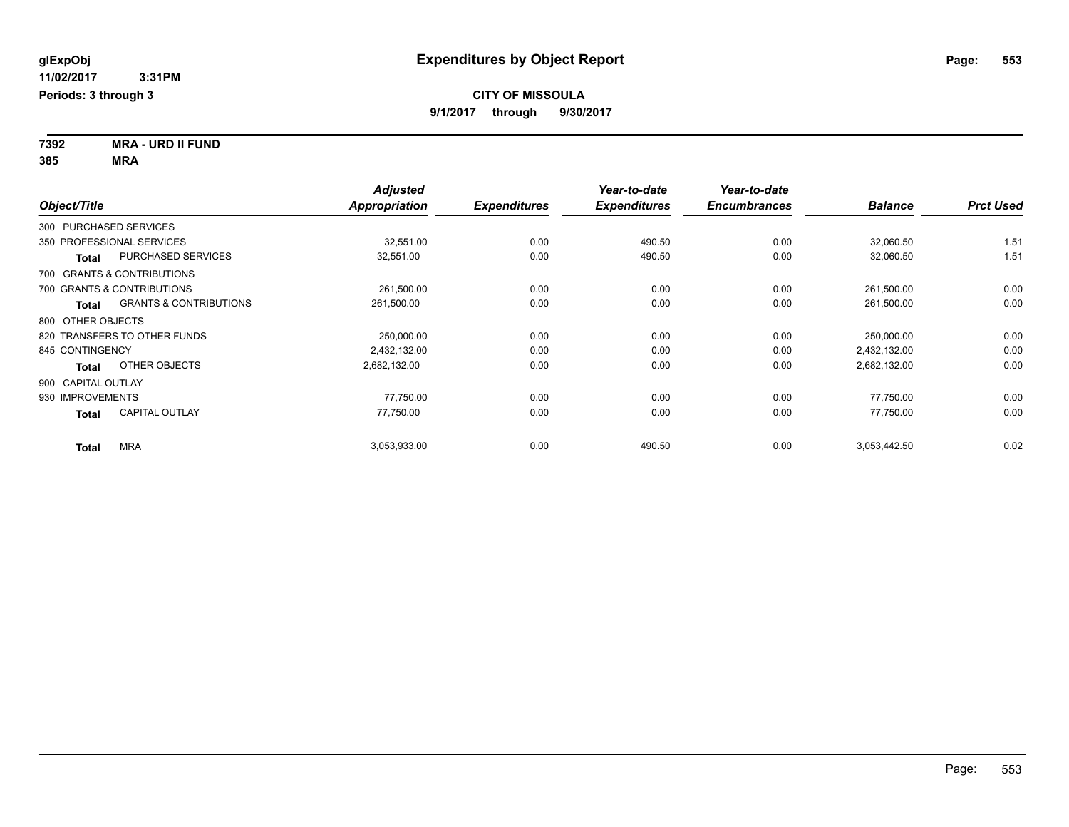glExpObj
11/02/2017 3:31PM
Periods: 3 through 3

# Expenditures by Object Report

**CITY OF MISSOULA**
**9/1/2017 through 9/30/2017**

**7392 MRA - URD II FUND**
**385 MRA**

| Object/Title | | Adjusted Appropriation | Expenditures | Year-to-date Expenditures | Year-to-date Encumbrances | Balance | Prct Used |
|---|---|---|---|---|---|---|---|
| 300 PURCHASED SERVICES | | | | | | | |
| 350 PROFESSIONAL SERVICES | | 32,551.00 | 0.00 | 490.50 | 0.00 | 32,060.50 | 1.51 |
| **Total** | PURCHASED SERVICES | 32,551.00 | 0.00 | 490.50 | 0.00 | 32,060.50 | 1.51 |
| 700 GRANTS & CONTRIBUTIONS | | | | | | | |
| 700 GRANTS & CONTRIBUTIONS | | 261,500.00 | 0.00 | 0.00 | 0.00 | 261,500.00 | 0.00 |
| **Total** | GRANTS & CONTRIBUTIONS | 261,500.00 | 0.00 | 0.00 | 0.00 | 261,500.00 | 0.00 |
| 800 OTHER OBJECTS | | | | | | | |
| 820 TRANSFERS TO OTHER FUNDS | | 250,000.00 | 0.00 | 0.00 | 0.00 | 250,000.00 | 0.00 |
| 845 CONTINGENCY | | 2,432,132.00 | 0.00 | 0.00 | 0.00 | 2,432,132.00 | 0.00 |
| **Total** | OTHER OBJECTS | 2,682,132.00 | 0.00 | 0.00 | 0.00 | 2,682,132.00 | 0.00 |
| 900 CAPITAL OUTLAY | | | | | | | |
| 930 IMPROVEMENTS | | 77,750.00 | 0.00 | 0.00 | 0.00 | 77,750.00 | 0.00 |
| **Total** | CAPITAL OUTLAY | 77,750.00 | 0.00 | 0.00 | 0.00 | 77,750.00 | 0.00 |
| **Total** | MRA | 3,053,933.00 | 0.00 | 490.50 | 0.00 | 3,053,442.50 | 0.02 |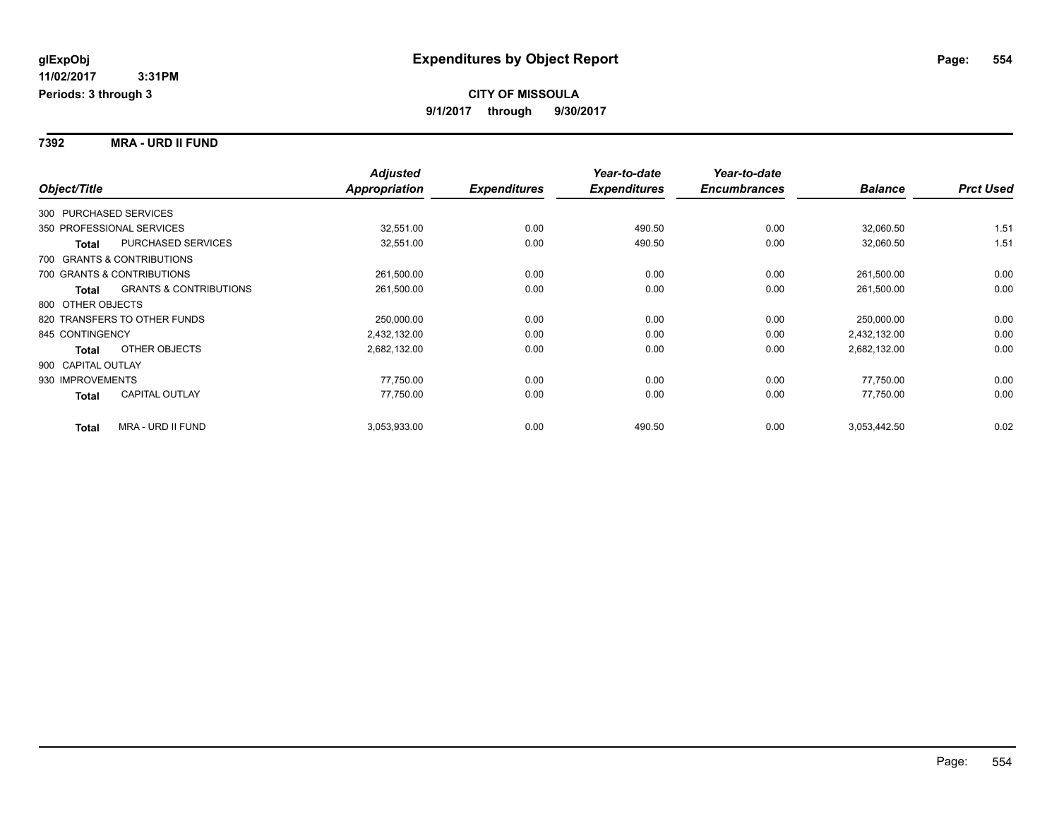**glExpObj**
**11/02/2017 3:31PM**
**Periods: 3 through 3**

# Expenditures by Object Report

**CITY OF MISSOULA**
**9/1/2017 through 9/30/2017**

## 7392 MRA - URD II FUND

| Object/Title | | Adjusted Appropriation | Expenditures | Year-to-date Expenditures | Year-to-date Encumbrances | Balance | Prct Used |
|---|---|---|---|---|---|---|---|
| 300 PURCHASED SERVICES | | | | | | | |
| 350 PROFESSIONAL SERVICES | | 32,551.00 | 0.00 | 490.50 | 0.00 | 32,060.50 | 1.51 |
| **Total** | PURCHASED SERVICES | 32,551.00 | 0.00 | 490.50 | 0.00 | 32,060.50 | 1.51 |
| 700 GRANTS & CONTRIBUTIONS | | | | | | | |
| 700 GRANTS & CONTRIBUTIONS | | 261,500.00 | 0.00 | 0.00 | 0.00 | 261,500.00 | 0.00 |
| **Total** | GRANTS & CONTRIBUTIONS | 261,500.00 | 0.00 | 0.00 | 0.00 | 261,500.00 | 0.00 |
| 800 OTHER OBJECTS | | | | | | | |
| 820 TRANSFERS TO OTHER FUNDS | | 250,000.00 | 0.00 | 0.00 | 0.00 | 250,000.00 | 0.00 |
| 845 CONTINGENCY | | 2,432,132.00 | 0.00 | 0.00 | 0.00 | 2,432,132.00 | 0.00 |
| **Total** | OTHER OBJECTS | 2,682,132.00 | 0.00 | 0.00 | 0.00 | 2,682,132.00 | 0.00 |
| 900 CAPITAL OUTLAY | | | | | | | |
| 930 IMPROVEMENTS | | 77,750.00 | 0.00 | 0.00 | 0.00 | 77,750.00 | 0.00 |
| **Total** | CAPITAL OUTLAY | 77,750.00 | 0.00 | 0.00 | 0.00 | 77,750.00 | 0.00 |
| **Total** | MRA - URD II FUND | 3,053,933.00 | 0.00 | 490.50 | 0.00 | 3,053,442.50 | 0.02 |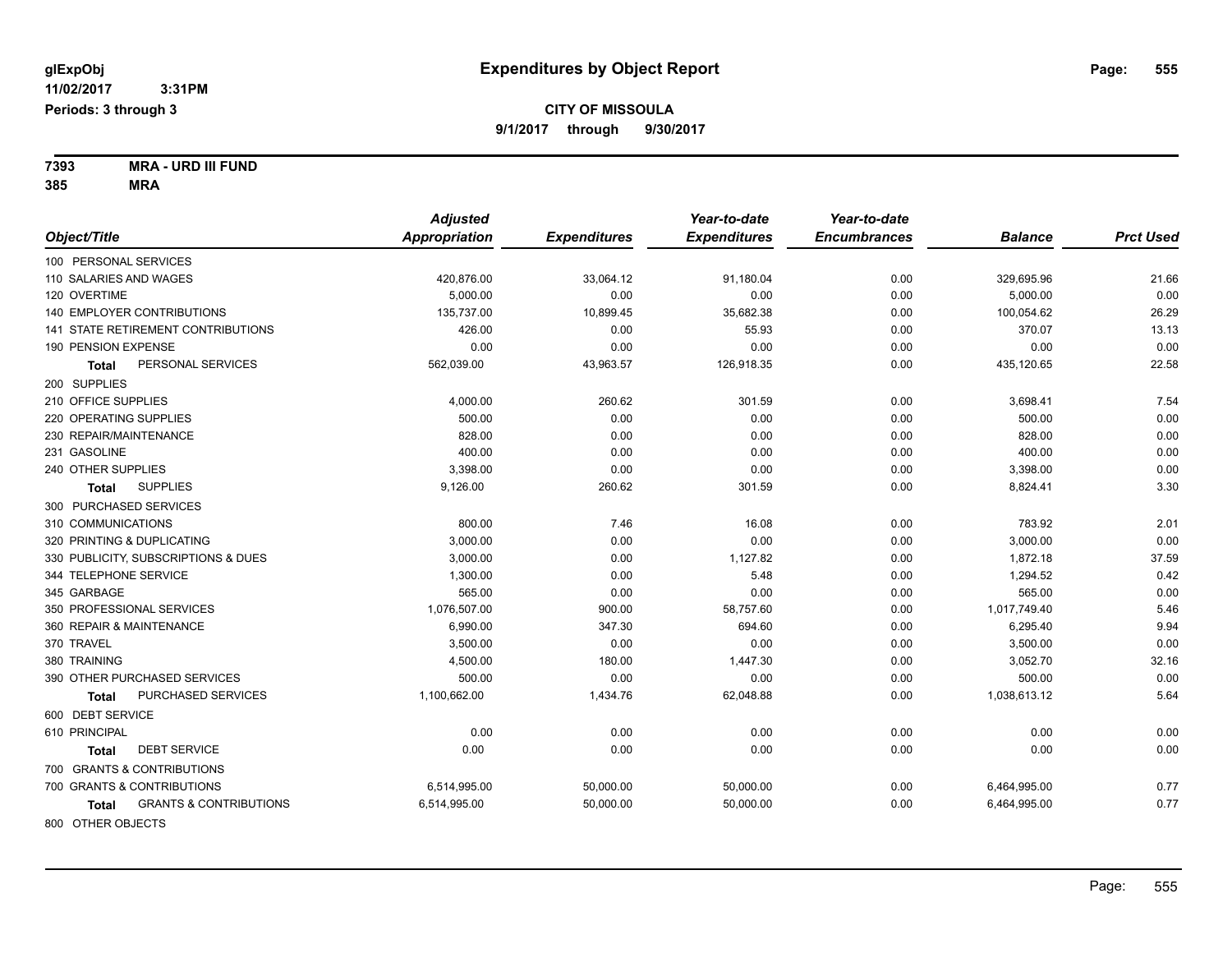glExpObj
11/02/2017 3:31PM
Periods: 3 through 3

# Expenditures by Object Report

**CITY OF MISSOULA**
**9/1/2017 through 9/30/2017**

**7393 MRA - URD III FUND**
**385 MRA**

| Object/Title | Adjusted Appropriation | Expenditures | Year-to-date Expenditures | Year-to-date Encumbrances | Balance | Prct Used |
|---|---|---|---|---|---|---|
| 100 PERSONAL SERVICES | | | | | | |
| 110 SALARIES AND WAGES | 420,876.00 | 33,064.12 | 91,180.04 | 0.00 | 329,695.96 | 21.66 |
| 120 OVERTIME | 5,000.00 | 0.00 | 0.00 | 0.00 | 5,000.00 | 0.00 |
| 140 EMPLOYER CONTRIBUTIONS | 135,737.00 | 10,899.45 | 35,682.38 | 0.00 | 100,054.62 | 26.29 |
| 141 STATE RETIREMENT CONTRIBUTIONS | 426.00 | 0.00 | 55.93 | 0.00 | 370.07 | 13.13 |
| 190 PENSION EXPENSE | 0.00 | 0.00 | 0.00 | 0.00 | 0.00 | 0.00 |
| **Total** PERSONAL SERVICES | 562,039.00 | 43,963.57 | 126,918.35 | 0.00 | 435,120.65 | 22.58 |
| 200 SUPPLIES | | | | | | |
| 210 OFFICE SUPPLIES | 4,000.00 | 260.62 | 301.59 | 0.00 | 3,698.41 | 7.54 |
| 220 OPERATING SUPPLIES | 500.00 | 0.00 | 0.00 | 0.00 | 500.00 | 0.00 |
| 230 REPAIR/MAINTENANCE | 828.00 | 0.00 | 0.00 | 0.00 | 828.00 | 0.00 |
| 231 GASOLINE | 400.00 | 0.00 | 0.00 | 0.00 | 400.00 | 0.00 |
| 240 OTHER SUPPLIES | 3,398.00 | 0.00 | 0.00 | 0.00 | 3,398.00 | 0.00 |
| **Total** SUPPLIES | 9,126.00 | 260.62 | 301.59 | 0.00 | 8,824.41 | 3.30 |
| 300 PURCHASED SERVICES | | | | | | |
| 310 COMMUNICATIONS | 800.00 | 7.46 | 16.08 | 0.00 | 783.92 | 2.01 |
| 320 PRINTING & DUPLICATING | 3,000.00 | 0.00 | 0.00 | 0.00 | 3,000.00 | 0.00 |
| 330 PUBLICITY, SUBSCRIPTIONS & DUES | 3,000.00 | 0.00 | 1,127.82 | 0.00 | 1,872.18 | 37.59 |
| 344 TELEPHONE SERVICE | 1,300.00 | 0.00 | 5.48 | 0.00 | 1,294.52 | 0.42 |
| 345 GARBAGE | 565.00 | 0.00 | 0.00 | 0.00 | 565.00 | 0.00 |
| 350 PROFESSIONAL SERVICES | 1,076,507.00 | 900.00 | 58,757.60 | 0.00 | 1,017,749.40 | 5.46 |
| 360 REPAIR & MAINTENANCE | 6,990.00 | 347.30 | 694.60 | 0.00 | 6,295.40 | 9.94 |
| 370 TRAVEL | 3,500.00 | 0.00 | 0.00 | 0.00 | 3,500.00 | 0.00 |
| 380 TRAINING | 4,500.00 | 180.00 | 1,447.30 | 0.00 | 3,052.70 | 32.16 |
| 390 OTHER PURCHASED SERVICES | 500.00 | 0.00 | 0.00 | 0.00 | 500.00 | 0.00 |
| **Total** PURCHASED SERVICES | 1,100,662.00 | 1,434.76 | 62,048.88 | 0.00 | 1,038,613.12 | 5.64 |
| 600 DEBT SERVICE | | | | | | |
| 610 PRINCIPAL | 0.00 | 0.00 | 0.00 | 0.00 | 0.00 | 0.00 |
| **Total** DEBT SERVICE | 0.00 | 0.00 | 0.00 | 0.00 | 0.00 | 0.00 |
| 700 GRANTS & CONTRIBUTIONS | | | | | | |
| 700 GRANTS & CONTRIBUTIONS | 6,514,995.00 | 50,000.00 | 50,000.00 | 0.00 | 6,464,995.00 | 0.77 |
| **Total** GRANTS & CONTRIBUTIONS | 6,514,995.00 | 50,000.00 | 50,000.00 | 0.00 | 6,464,995.00 | 0.77 |
| 800 OTHER OBJECTS | | | | | | |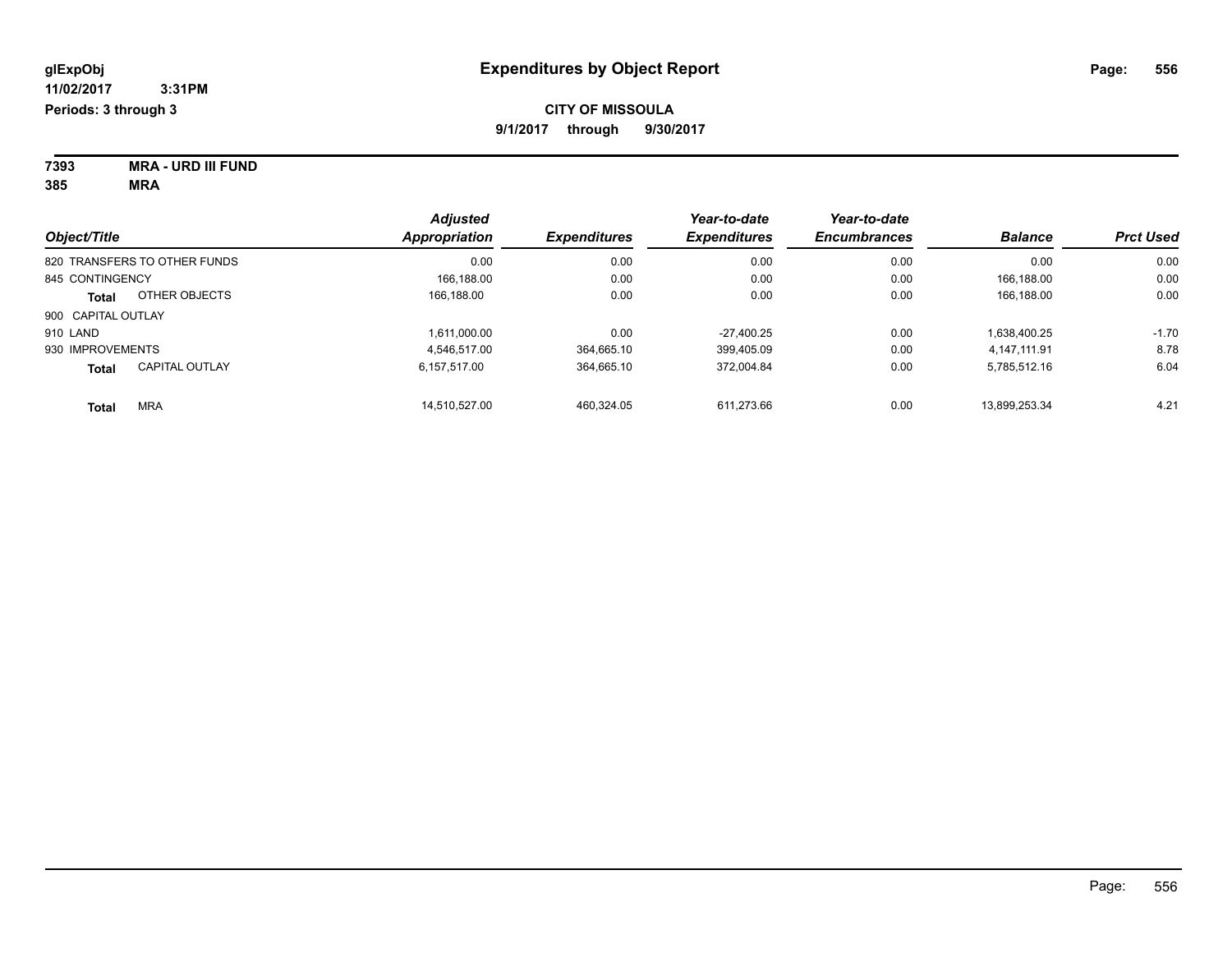**glExpObj** **Expenditures by Object Report**

**11/02/2017 3:31PM**

**Periods: 3 through 3**

**CITY OF MISSOULA**

**9/1/2017 through 9/30/2017**

**7393 MRA - URD III FUND**

**385 MRA**

| Object/Title | Adjusted Appropriation | Expenditures | Year-to-date Expenditures | Year-to-date Encumbrances | Balance | Prct Used |
|---|---|---|---|---|---|---|
| 820 TRANSFERS TO OTHER FUNDS | 0.00 | 0.00 | 0.00 | 0.00 | 0.00 | 0.00 |
| 845 CONTINGENCY | 166,188.00 | 0.00 | 0.00 | 0.00 | 166,188.00 | 0.00 |
| **Total** OTHER OBJECTS | 166,188.00 | 0.00 | 0.00 | 0.00 | 166,188.00 | 0.00 |
| 900 CAPITAL OUTLAY | | | | | | |
| 910 LAND | 1,611,000.00 | 0.00 | -27,400.25 | 0.00 | 1,638,400.25 | -1.70 |
| 930 IMPROVEMENTS | 4,546,517.00 | 364,665.10 | 399,405.09 | 0.00 | 4,147,111.91 | 8.78 |
| **Total** CAPITAL OUTLAY | 6,157,517.00 | 364,665.10 | 372,004.84 | 0.00 | 5,785,512.16 | 6.04 |
| **Total** MRA | 14,510,527.00 | 460,324.05 | 611,273.66 | 0.00 | 13,899,253.34 | 4.21 |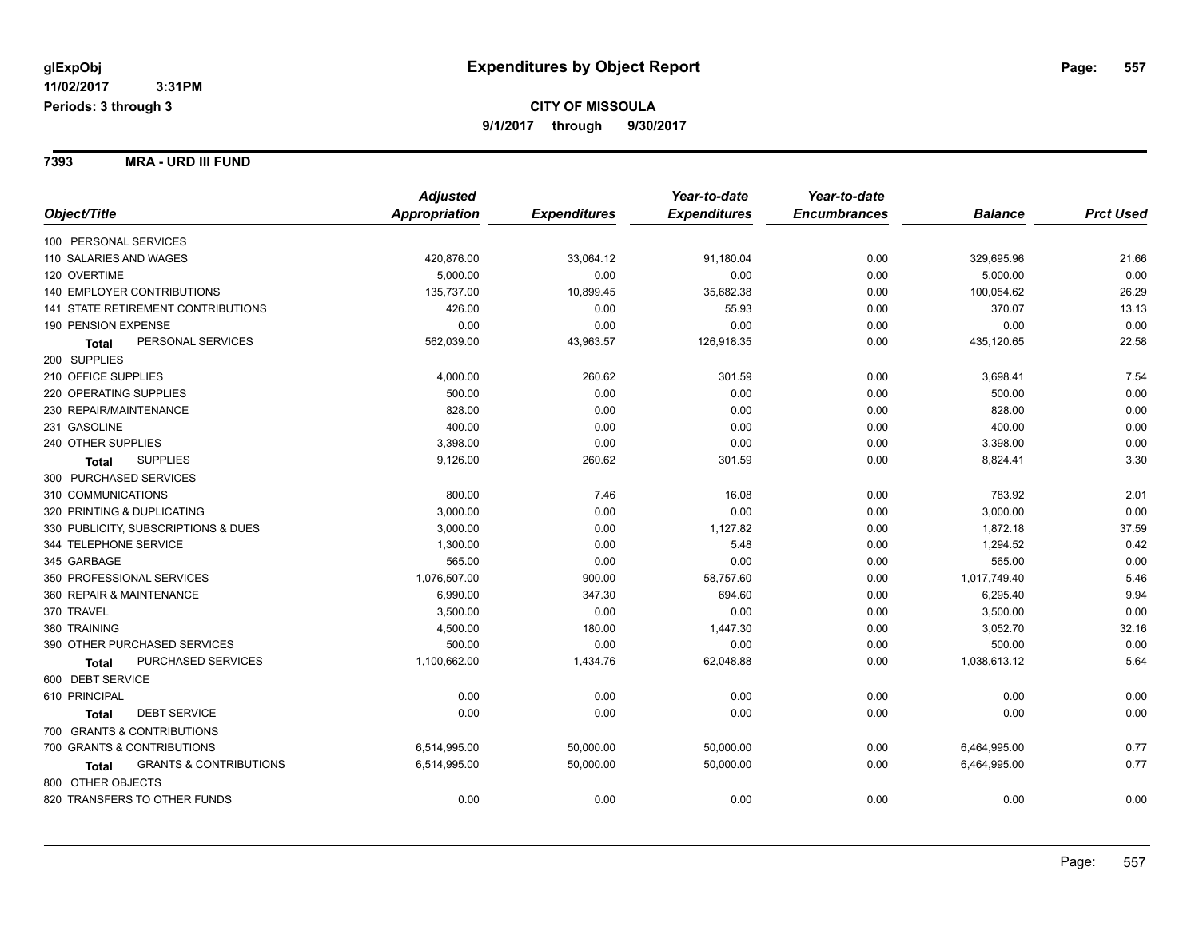**glExpObj**
**11/02/2017 3:31PM**
**Periods: 3 through 3**

# Expenditures by Object Report

## CITY OF MISSOULA
**9/1/2017 through 9/30/2017**

### 7393 MRA - URD III FUND

| Object/Title | Adjusted Appropriation | Expenditures | Year-to-date Expenditures | Year-to-date Encumbrances | Balance | Prct Used |
|---|---|---|---|---|---|---|
| 100 PERSONAL SERVICES | | | | | | |
| 110 SALARIES AND WAGES | 420,876.00 | 33,064.12 | 91,180.04 | 0.00 | 329,695.96 | 21.66 |
| 120 OVERTIME | 5,000.00 | 0.00 | 0.00 | 0.00 | 5,000.00 | 0.00 |
| 140 EMPLOYER CONTRIBUTIONS | 135,737.00 | 10,899.45 | 35,682.38 | 0.00 | 100,054.62 | 26.29 |
| 141 STATE RETIREMENT CONTRIBUTIONS | 426.00 | 0.00 | 55.93 | 0.00 | 370.07 | 13.13 |
| 190 PENSION EXPENSE | 0.00 | 0.00 | 0.00 | 0.00 | 0.00 | 0.00 |
| **Total** PERSONAL SERVICES | 562,039.00 | 43,963.57 | 126,918.35 | 0.00 | 435,120.65 | 22.58 |
| 200 SUPPLIES | | | | | | |
| 210 OFFICE SUPPLIES | 4,000.00 | 260.62 | 301.59 | 0.00 | 3,698.41 | 7.54 |
| 220 OPERATING SUPPLIES | 500.00 | 0.00 | 0.00 | 0.00 | 500.00 | 0.00 |
| 230 REPAIR/MAINTENANCE | 828.00 | 0.00 | 0.00 | 0.00 | 828.00 | 0.00 |
| 231 GASOLINE | 400.00 | 0.00 | 0.00 | 0.00 | 400.00 | 0.00 |
| 240 OTHER SUPPLIES | 3,398.00 | 0.00 | 0.00 | 0.00 | 3,398.00 | 0.00 |
| **Total** SUPPLIES | 9,126.00 | 260.62 | 301.59 | 0.00 | 8,824.41 | 3.30 |
| 300 PURCHASED SERVICES | | | | | | |
| 310 COMMUNICATIONS | 800.00 | 7.46 | 16.08 | 0.00 | 783.92 | 2.01 |
| 320 PRINTING & DUPLICATING | 3,000.00 | 0.00 | 0.00 | 0.00 | 3,000.00 | 0.00 |
| 330 PUBLICITY, SUBSCRIPTIONS & DUES | 3,000.00 | 0.00 | 1,127.82 | 0.00 | 1,872.18 | 37.59 |
| 344 TELEPHONE SERVICE | 1,300.00 | 0.00 | 5.48 | 0.00 | 1,294.52 | 0.42 |
| 345 GARBAGE | 565.00 | 0.00 | 0.00 | 0.00 | 565.00 | 0.00 |
| 350 PROFESSIONAL SERVICES | 1,076,507.00 | 900.00 | 58,757.60 | 0.00 | 1,017,749.40 | 5.46 |
| 360 REPAIR & MAINTENANCE | 6,990.00 | 347.30 | 694.60 | 0.00 | 6,295.40 | 9.94 |
| 370 TRAVEL | 3,500.00 | 0.00 | 0.00 | 0.00 | 3,500.00 | 0.00 |
| 380 TRAINING | 4,500.00 | 180.00 | 1,447.30 | 0.00 | 3,052.70 | 32.16 |
| 390 OTHER PURCHASED SERVICES | 500.00 | 0.00 | 0.00 | 0.00 | 500.00 | 0.00 |
| **Total** PURCHASED SERVICES | 1,100,662.00 | 1,434.76 | 62,048.88 | 0.00 | 1,038,613.12 | 5.64 |
| 600 DEBT SERVICE | | | | | | |
| 610 PRINCIPAL | 0.00 | 0.00 | 0.00 | 0.00 | 0.00 | 0.00 |
| **Total** DEBT SERVICE | 0.00 | 0.00 | 0.00 | 0.00 | 0.00 | 0.00 |
| 700 GRANTS & CONTRIBUTIONS | | | | | | |
| 700 GRANTS & CONTRIBUTIONS | 6,514,995.00 | 50,000.00 | 50,000.00 | 0.00 | 6,464,995.00 | 0.77 |
| **Total** GRANTS & CONTRIBUTIONS | 6,514,995.00 | 50,000.00 | 50,000.00 | 0.00 | 6,464,995.00 | 0.77 |
| 800 OTHER OBJECTS | | | | | | |
| 820 TRANSFERS TO OTHER FUNDS | 0.00 | 0.00 | 0.00 | 0.00 | 0.00 | 0.00 |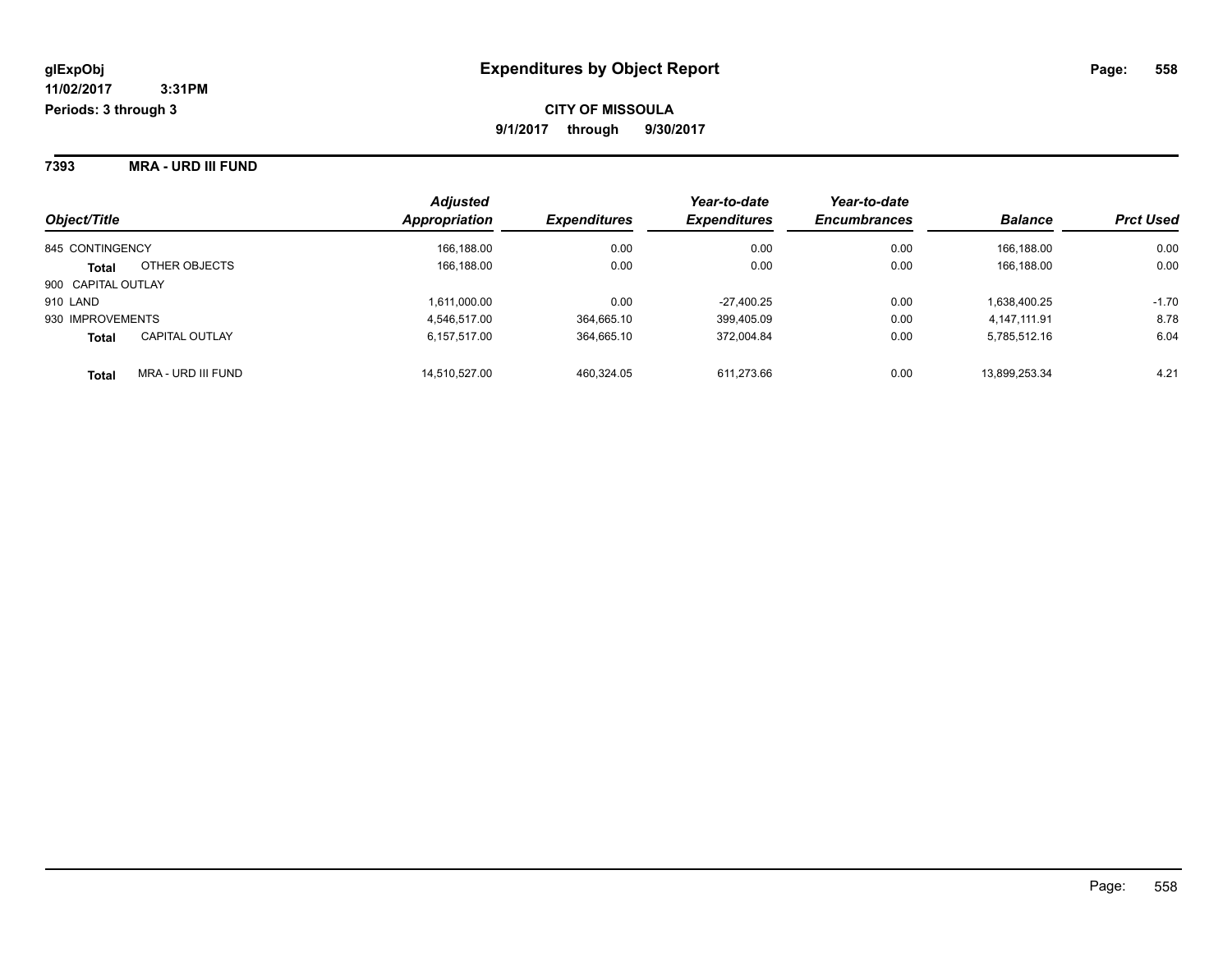# Expenditures by Object Report

**CITY OF MISSOULA**

**9/1/2017 through 9/30/2017**

glExpObj
11/02/2017 3:31PM
Periods: 3 through 3

## 7393 MRA - URD III FUND

| Object/Title | | Adjusted Appropriation | Expenditures | Year-to-date Expenditures | Year-to-date Encumbrances | Balance | Prct Used |
|---|---|---|---|---|---|---|---|
| 845 CONTINGENCY | | 166,188.00 | 0.00 | 0.00 | 0.00 | 166,188.00 | 0.00 |
| **Total** | OTHER OBJECTS | 166,188.00 | 0.00 | 0.00 | 0.00 | 166,188.00 | 0.00 |
| 900 CAPITAL OUTLAY | | | | | | | |
| 910 LAND | | 1,611,000.00 | 0.00 | -27,400.25 | 0.00 | 1,638,400.25 | -1.70 |
| 930 IMPROVEMENTS | | 4,546,517.00 | 364,665.10 | 399,405.09 | 0.00 | 4,147,111.91 | 8.78 |
| **Total** | CAPITAL OUTLAY | 6,157,517.00 | 364,665.10 | 372,004.84 | 0.00 | 5,785,512.16 | 6.04 |
| **Total** | MRA - URD III FUND | 14,510,527.00 | 460,324.05 | 611,273.66 | 0.00 | 13,899,253.34 | 4.21 |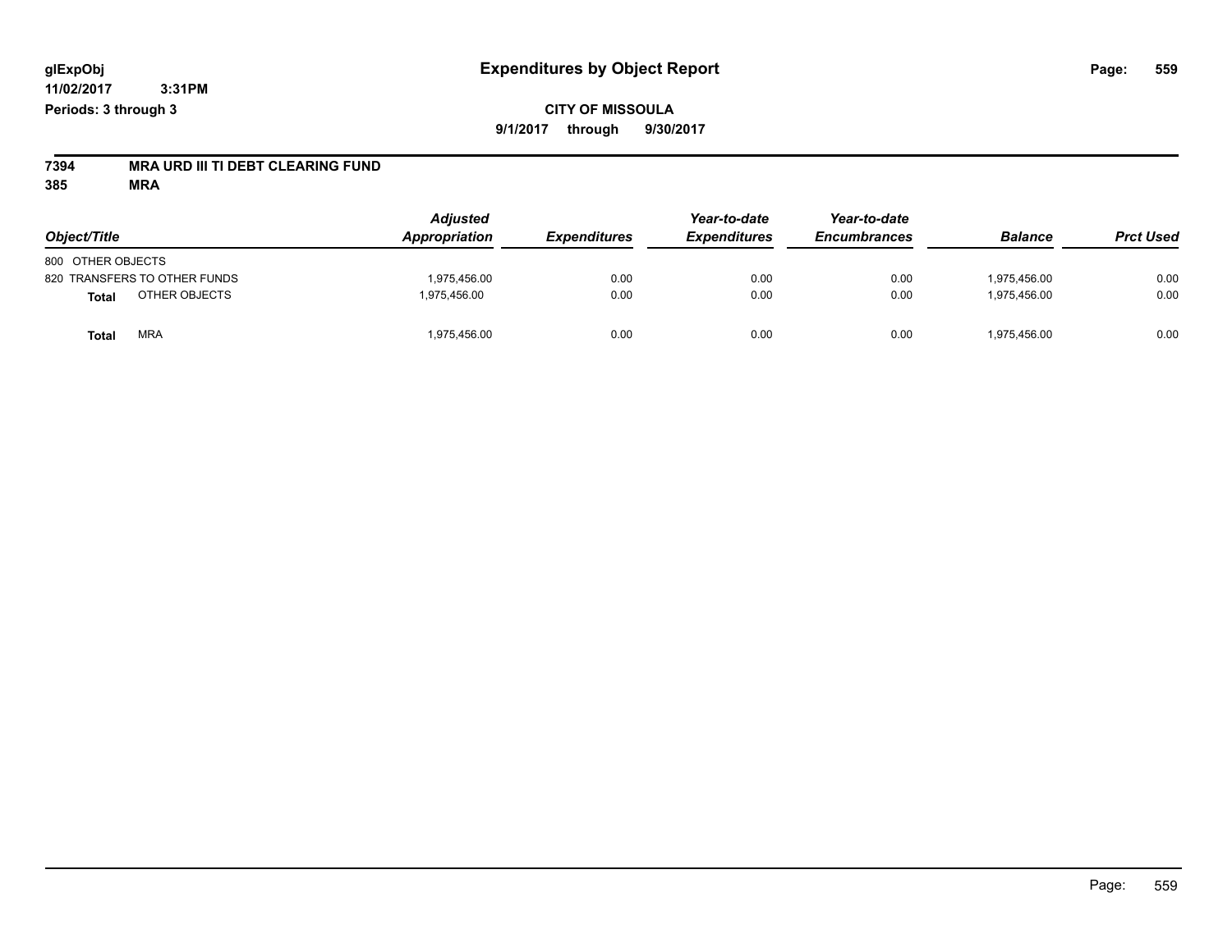**glExpObj**
**11/02/2017 3:31PM**
**Periods: 3 through 3**

# Expenditures by Object Report

**CITY OF MISSOULA**
**9/1/2017 through 9/30/2017**

**7394 MRA URD III TI DEBT CLEARING FUND**
**385 MRA**

| Object/Title | Adjusted Appropriation | Expenditures | Year-to-date Expenditures | Year-to-date Encumbrances | Balance | Prct Used |
|---|---|---|---|---|---|---|
| 800 OTHER OBJECTS | | | | | | |
| 820 TRANSFERS TO OTHER FUNDS | 1,975,456.00 | 0.00 | 0.00 | 0.00 | 1,975,456.00 | 0.00 |
| **Total** OTHER OBJECTS | 1,975,456.00 | 0.00 | 0.00 | 0.00 | 1,975,456.00 | 0.00 |
| **Total** MRA | 1,975,456.00 | 0.00 | 0.00 | 0.00 | 1,975,456.00 | 0.00 |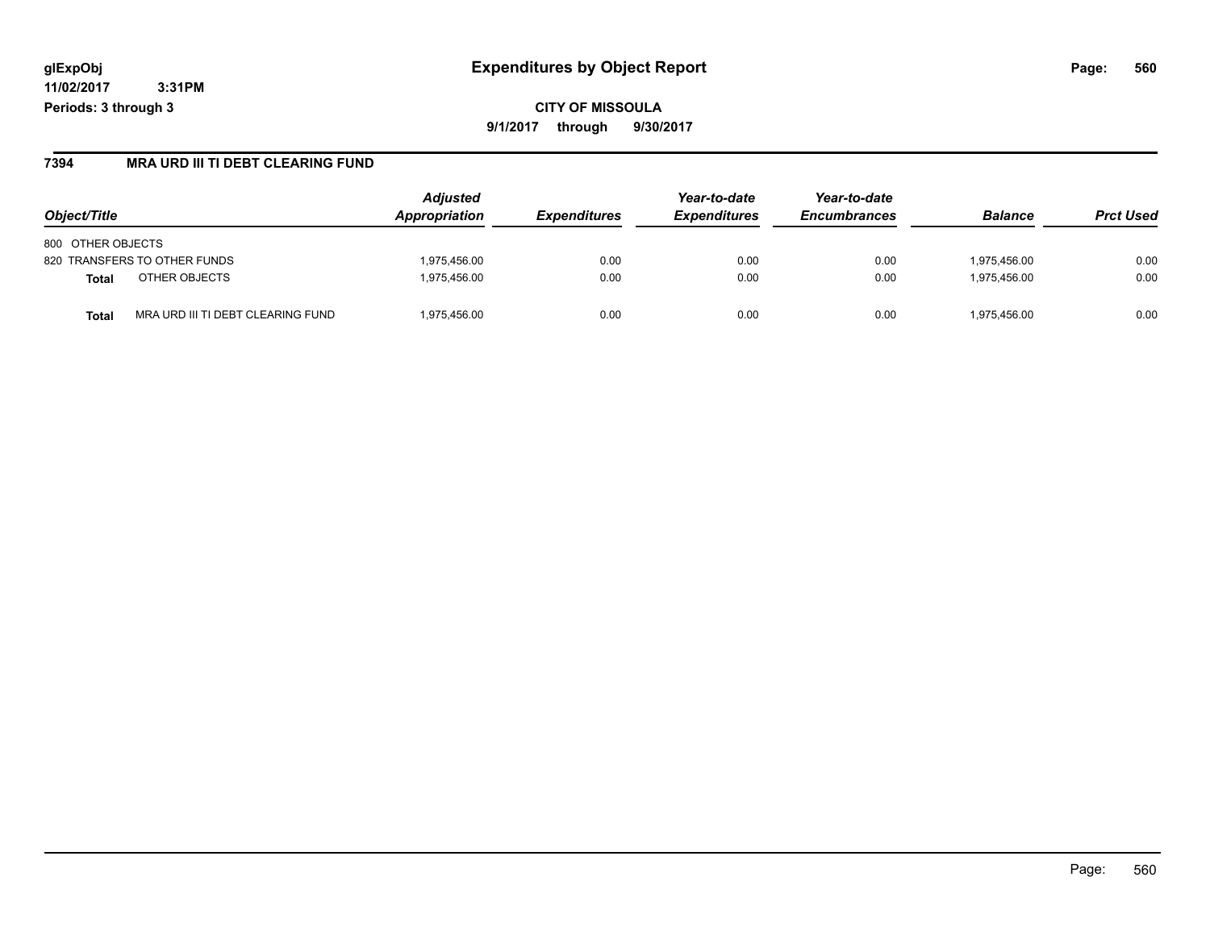# Expenditures by Object Report

glExpObj
11/02/2017 3:31PM
Periods: 3 through 3

**CITY OF MISSOULA**

**9/1/2017 through 9/30/2017**

## 7394 MRA URD III TI DEBT CLEARING FUND

| Object/Title | | Adjusted Appropriation | Expenditures | Year-to-date Expenditures | Year-to-date Encumbrances | Balance | Prct Used |
|---|---|---|---|---|---|---|---|
| 800 OTHER OBJECTS | | | | | | | |
| 820 TRANSFERS TO OTHER FUNDS | | 1,975,456.00 | 0.00 | 0.00 | 0.00 | 1,975,456.00 | 0.00 |
| **Total** | OTHER OBJECTS | 1,975,456.00 | 0.00 | 0.00 | 0.00 | 1,975,456.00 | 0.00 |
| **Total** | MRA URD III TI DEBT CLEARING FUND | 1,975,456.00 | 0.00 | 0.00 | 0.00 | 1,975,456.00 | 0.00 |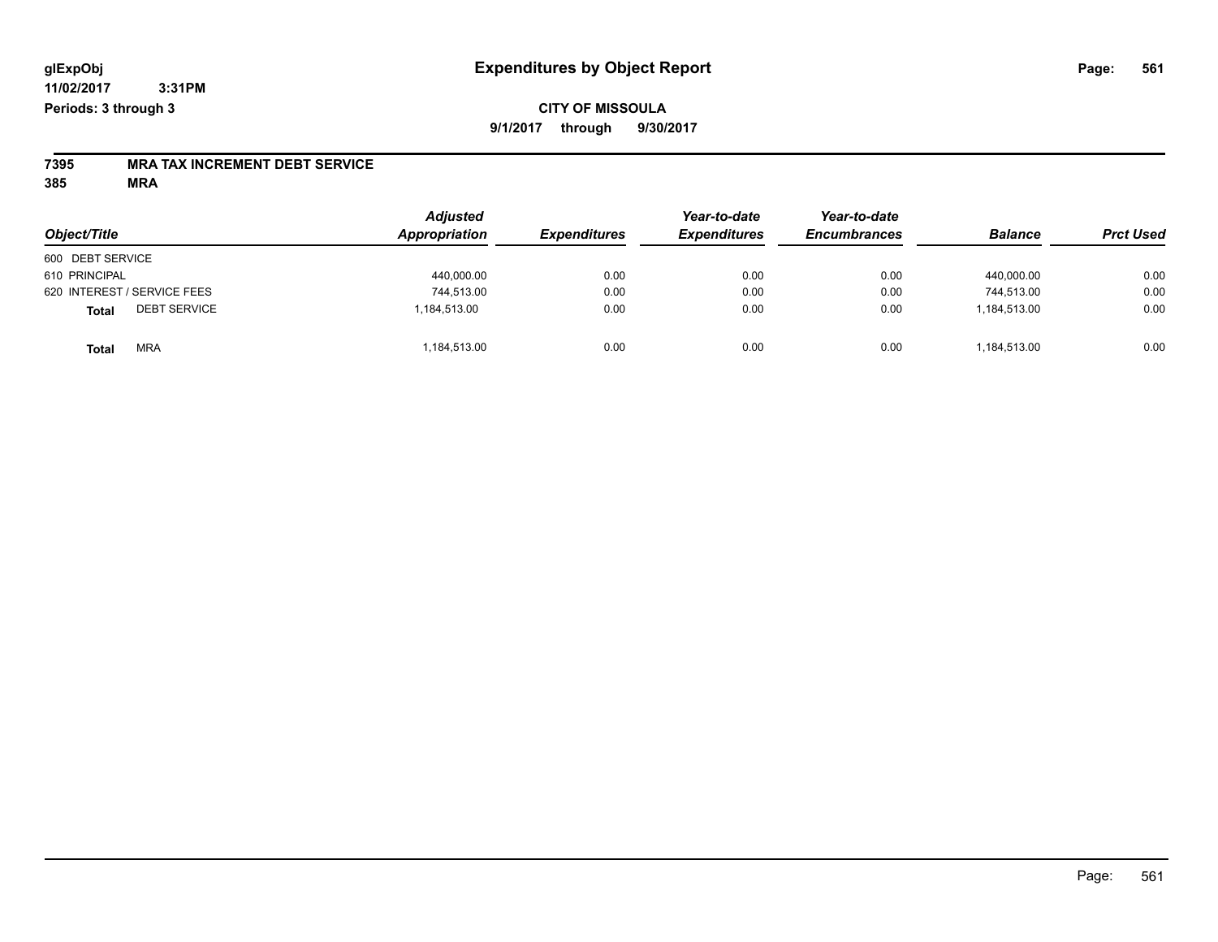glExpObj
11/02/2017 3:31PM
Periods: 3 through 3

# Expenditures by Object Report

**CITY OF MISSOULA**

**9/1/2017 through 9/30/2017**

**7395 MRA TAX INCREMENT DEBT SERVICE**

**385 MRA**

| Object/Title | Adjusted Appropriation | Expenditures | Year-to-date Expenditures | Year-to-date Encumbrances | Balance | Prct Used |
|---|---|---|---|---|---|---|
| 600 DEBT SERVICE | | | | | | |
| 610 PRINCIPAL | 440,000.00 | 0.00 | 0.00 | 0.00 | 440,000.00 | 0.00 |
| 620 INTEREST / SERVICE FEES | 744,513.00 | 0.00 | 0.00 | 0.00 | 744,513.00 | 0.00 |
| **Total** DEBT SERVICE | 1,184,513.00 | 0.00 | 0.00 | 0.00 | 1,184,513.00 | 0.00 |
| **Total** MRA | 1,184,513.00 | 0.00 | 0.00 | 0.00 | 1,184,513.00 | 0.00 |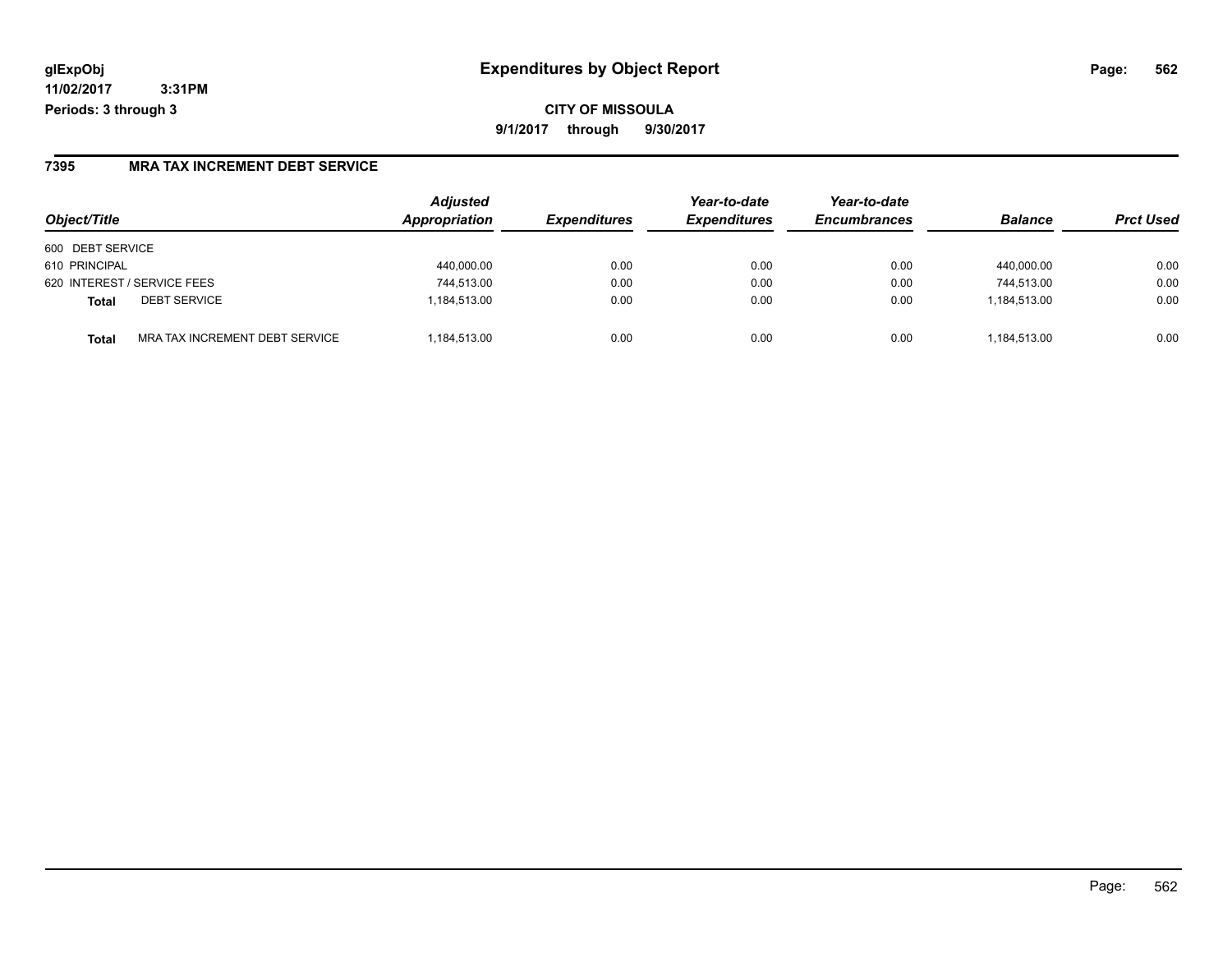**glExpObj**
**11/02/2017 3:31PM**
**Periods: 3 through 3**

# Expenditures by Object Report

**CITY OF MISSOULA**
**9/1/2017 through 9/30/2017**

## 7395 MRA TAX INCREMENT DEBT SERVICE

| Object/Title | | Adjusted Appropriation | Expenditures | Year-to-date Expenditures | Year-to-date Encumbrances | Balance | Prct Used |
|---|---|---|---|---|---|---|---|
| 600 DEBT SERVICE | | | | | | | |
| 610 PRINCIPAL | | 440,000.00 | 0.00 | 0.00 | 0.00 | 440,000.00 | 0.00 |
| 620 INTEREST / SERVICE FEES | | 744,513.00 | 0.00 | 0.00 | 0.00 | 744,513.00 | 0.00 |
| **Total** | DEBT SERVICE | 1,184,513.00 | 0.00 | 0.00 | 0.00 | 1,184,513.00 | 0.00 |
| **Total** | MRA TAX INCREMENT DEBT SERVICE | 1,184,513.00 | 0.00 | 0.00 | 0.00 | 1,184,513.00 | 0.00 |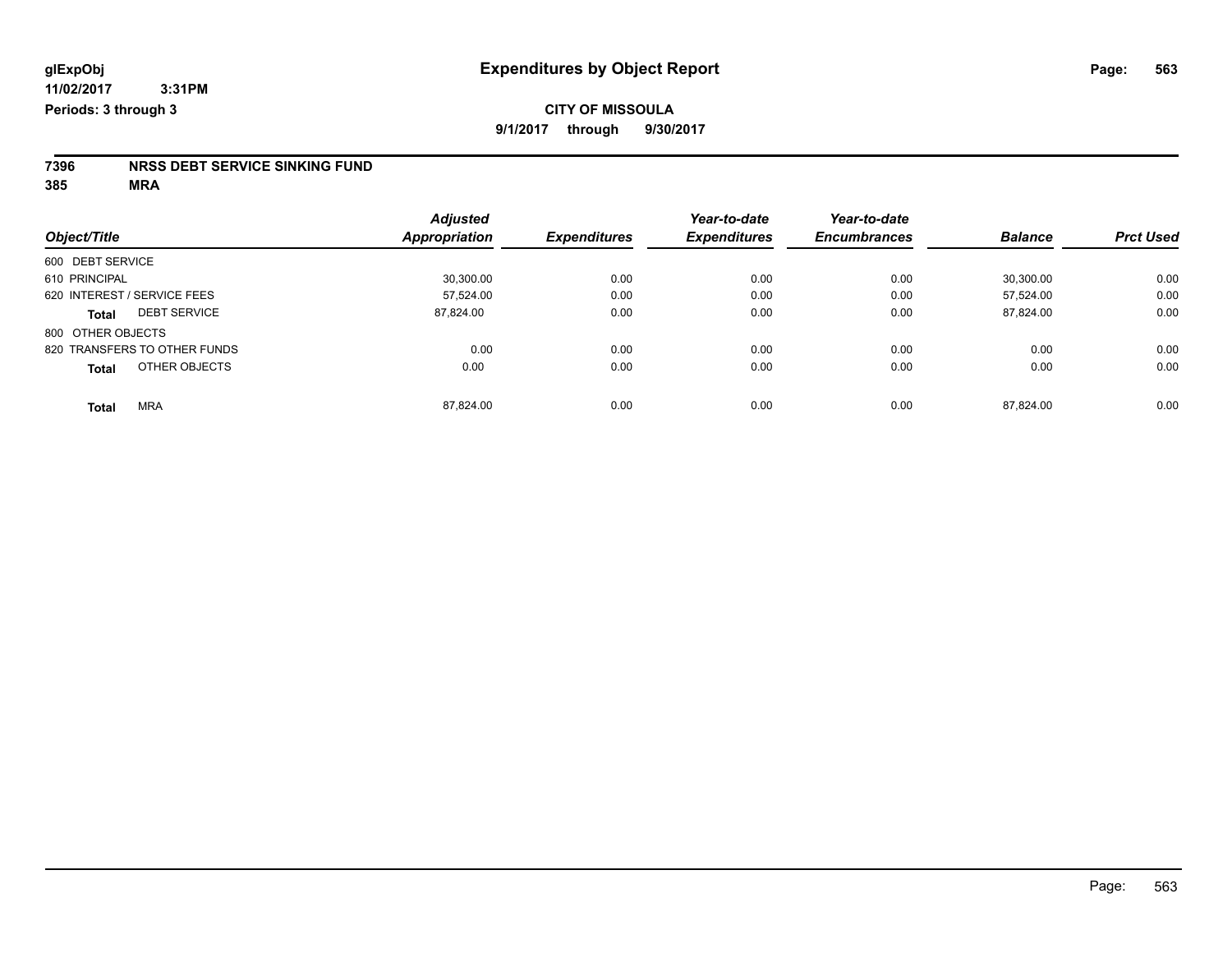# Expenditures by Object Report

glExpObj
11/02/2017 3:31PM
Periods: 3 through 3

**CITY OF MISSOULA**
**9/1/2017 through 9/30/2017**

**7396 NRSS DEBT SERVICE SINKING FUND**
**385 MRA**

| Object/Title | Adjusted Appropriation | Expenditures | Year-to-date Expenditures | Year-to-date Encumbrances | Balance | Prct Used |
|---|---|---|---|---|---|---|
| 600 DEBT SERVICE | | | | | | |
| 610 PRINCIPAL | 30,300.00 | 0.00 | 0.00 | 0.00 | 30,300.00 | 0.00 |
| 620 INTEREST / SERVICE FEES | 57,524.00 | 0.00 | 0.00 | 0.00 | 57,524.00 | 0.00 |
| **Total** DEBT SERVICE | 87,824.00 | 0.00 | 0.00 | 0.00 | 87,824.00 | 0.00 |
| 800 OTHER OBJECTS | | | | | | |
| 820 TRANSFERS TO OTHER FUNDS | 0.00 | 0.00 | 0.00 | 0.00 | 0.00 | 0.00 |
| **Total** OTHER OBJECTS | 0.00 | 0.00 | 0.00 | 0.00 | 0.00 | 0.00 |
| **Total** MRA | 87,824.00 | 0.00 | 0.00 | 0.00 | 87,824.00 | 0.00 |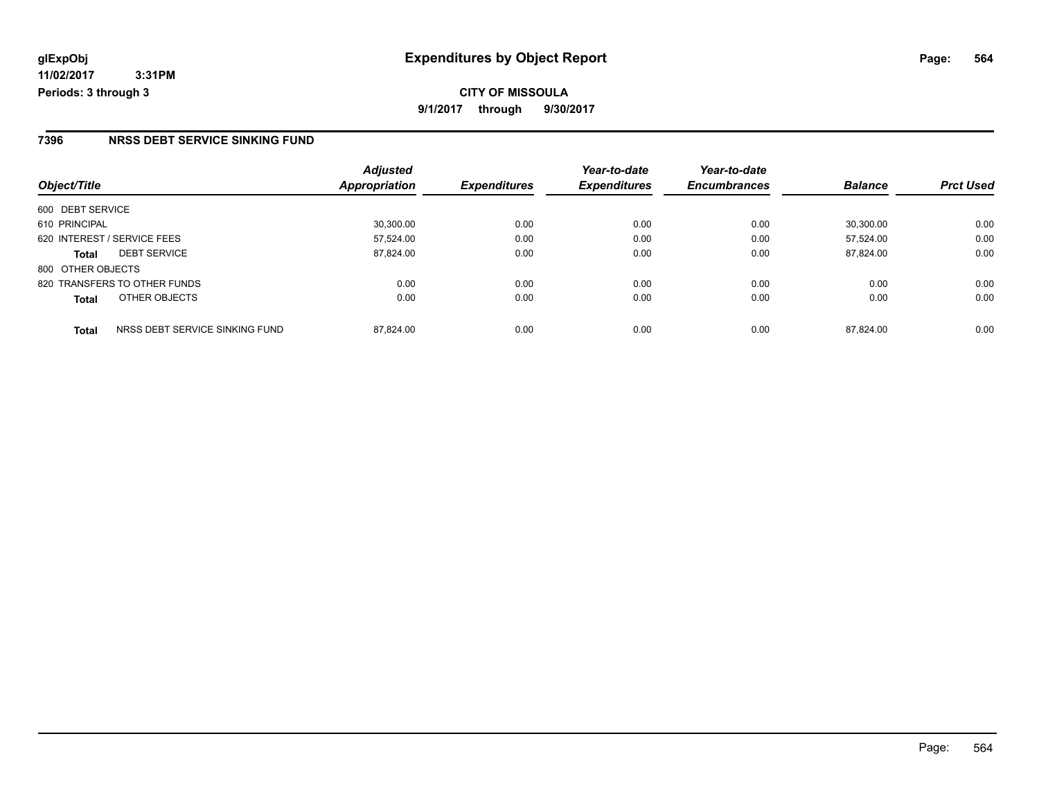# Expenditures by Object Report

glExpObj
11/02/2017 3:31PM
Periods: 3 through 3

**CITY OF MISSOULA**
9/1/2017 through 9/30/2017

## 7396 NRSS DEBT SERVICE SINKING FUND

| Object/Title | | Adjusted Appropriation | Expenditures | Year-to-date Expenditures | Year-to-date Encumbrances | Balance | Prct Used |
|---|---|---|---|---|---|---|---|
| 600 DEBT SERVICE | | | | | | | |
| 610 PRINCIPAL | | 30,300.00 | 0.00 | 0.00 | 0.00 | 30,300.00 | 0.00 |
| 620 INTEREST / SERVICE FEES | | 57,524.00 | 0.00 | 0.00 | 0.00 | 57,524.00 | 0.00 |
| **Total** | DEBT SERVICE | 87,824.00 | 0.00 | 0.00 | 0.00 | 87,824.00 | 0.00 |
| 800 OTHER OBJECTS | | | | | | | |
| 820 TRANSFERS TO OTHER FUNDS | | 0.00 | 0.00 | 0.00 | 0.00 | 0.00 | 0.00 |
| **Total** | OTHER OBJECTS | 0.00 | 0.00 | 0.00 | 0.00 | 0.00 | 0.00 |
| **Total** | NRSS DEBT SERVICE SINKING FUND | 87,824.00 | 0.00 | 0.00 | 0.00 | 87,824.00 | 0.00 |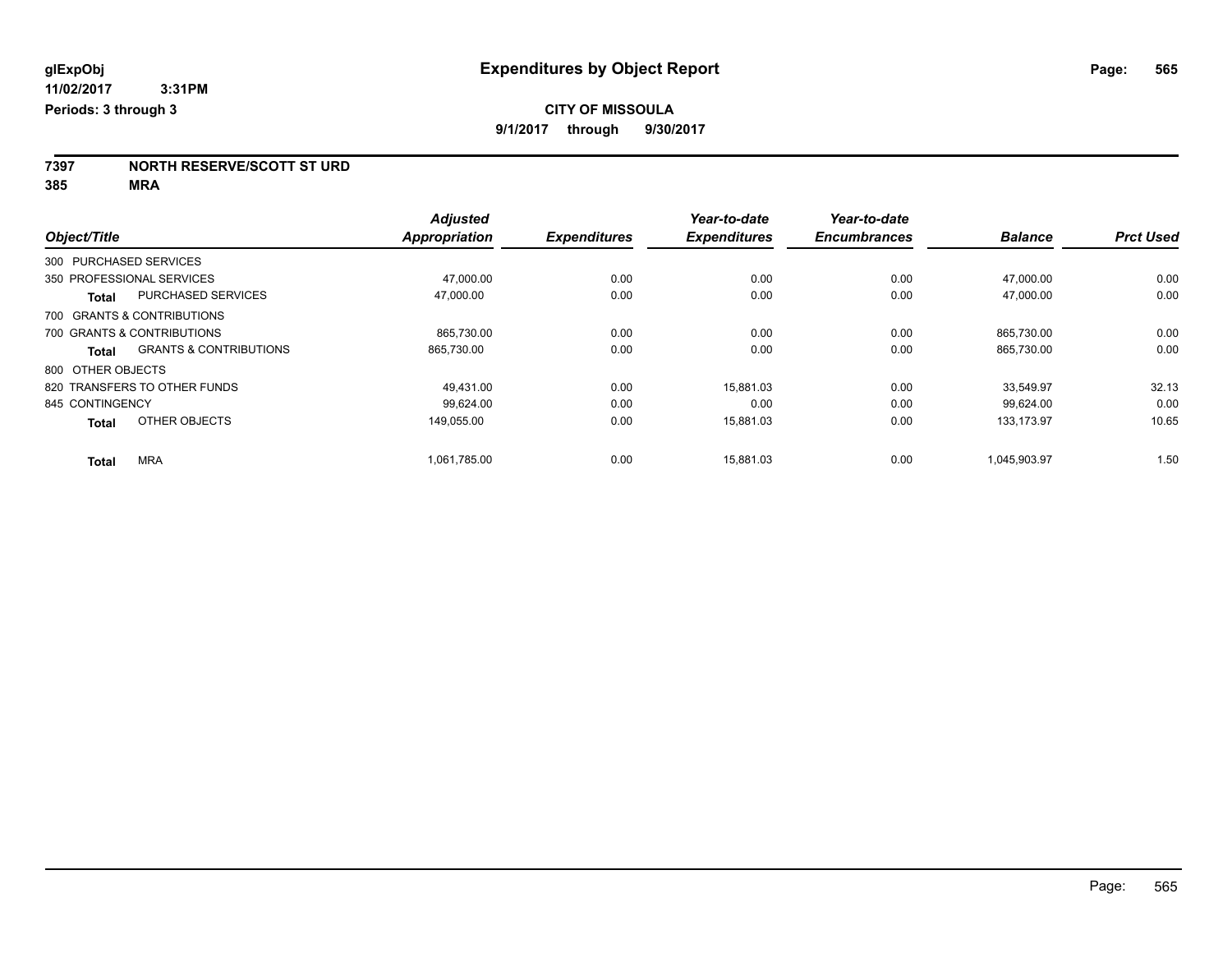**glExpObj** **Expenditures by Object Report**

**11/02/2017 3:31PM**

**Periods: 3 through 3**

**CITY OF MISSOULA**

**9/1/2017 through 9/30/2017**

## 7397 NORTH RESERVE/SCOTT ST URD

## 385 MRA

| Object/Title | | Adjusted Appropriation | Expenditures | Year-to-date Expenditures | Year-to-date Encumbrances | Balance | Prct Used |
|---|---|---|---|---|---|---|---|
| 300 PURCHASED SERVICES | | | | | | | |
| 350 PROFESSIONAL SERVICES | | 47,000.00 | 0.00 | 0.00 | 0.00 | 47,000.00 | 0.00 |
| **Total** | PURCHASED SERVICES | 47,000.00 | 0.00 | 0.00 | 0.00 | 47,000.00 | 0.00 |
| 700 GRANTS & CONTRIBUTIONS | | | | | | | |
| 700 GRANTS & CONTRIBUTIONS | | 865,730.00 | 0.00 | 0.00 | 0.00 | 865,730.00 | 0.00 |
| **Total** | GRANTS & CONTRIBUTIONS | 865,730.00 | 0.00 | 0.00 | 0.00 | 865,730.00 | 0.00 |
| 800 OTHER OBJECTS | | | | | | | |
| 820 TRANSFERS TO OTHER FUNDS | | 49,431.00 | 0.00 | 15,881.03 | 0.00 | 33,549.97 | 32.13 |
| 845 CONTINGENCY | | 99,624.00 | 0.00 | 0.00 | 0.00 | 99,624.00 | 0.00 |
| **Total** | OTHER OBJECTS | 149,055.00 | 0.00 | 15,881.03 | 0.00 | 133,173.97 | 10.65 |
| **Total** | MRA | 1,061,785.00 | 0.00 | 15,881.03 | 0.00 | 1,045,903.97 | 1.50 |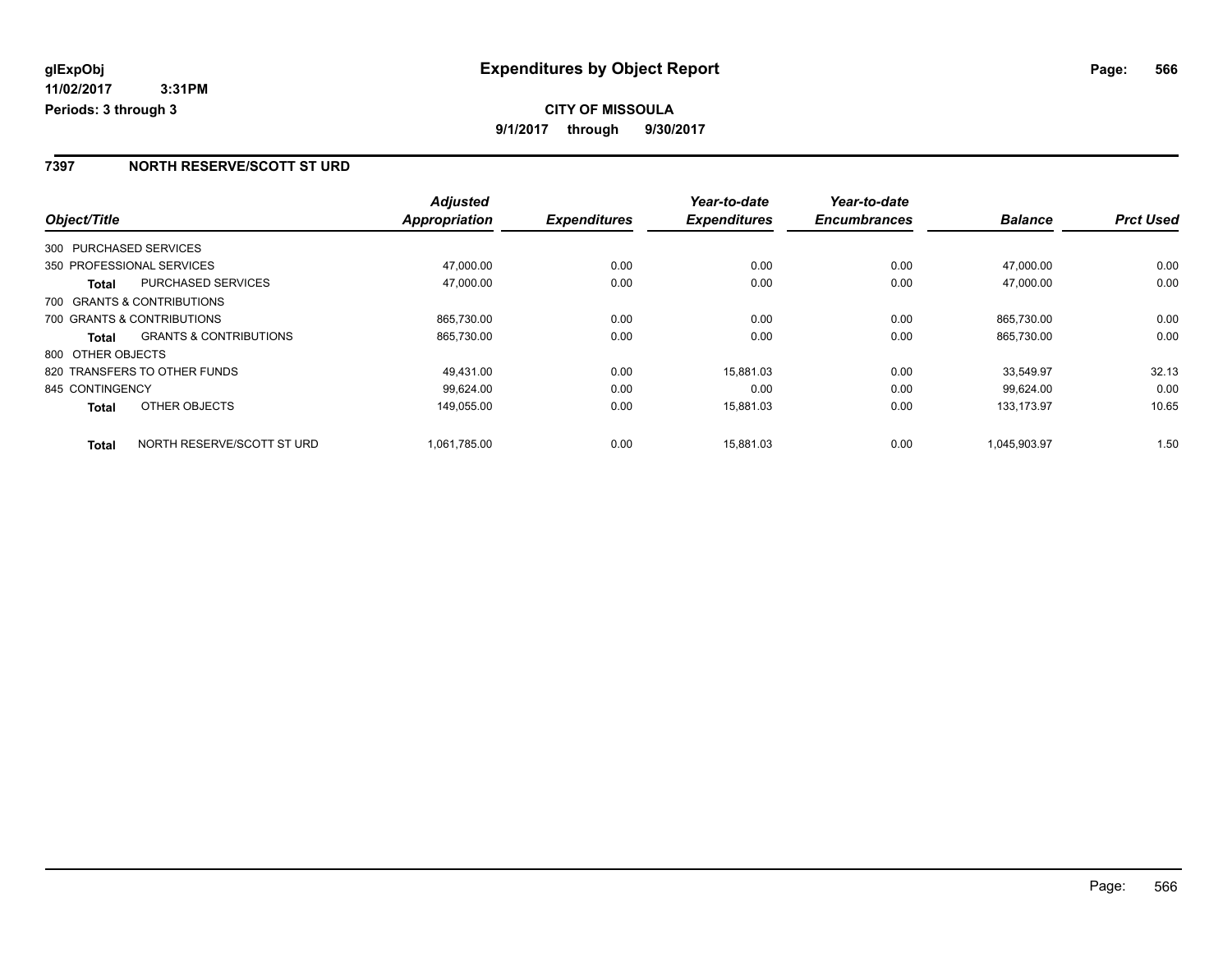**CITY OF MISSOULA**

**9/1/2017 through 9/30/2017**

## 7397 NORTH RESERVE/SCOTT ST URD

| Object/Title | | Adjusted Appropriation | Expenditures | Year-to-date Expenditures | Year-to-date Encumbrances | Balance | Prct Used |
|---|---|---|---|---|---|---|---|
| 300 PURCHASED SERVICES | | | | | | | |
| 350 PROFESSIONAL SERVICES | | 47,000.00 | 0.00 | 0.00 | 0.00 | 47,000.00 | 0.00 |
| **Total** | PURCHASED SERVICES | 47,000.00 | 0.00 | 0.00 | 0.00 | 47,000.00 | 0.00 |
| 700 GRANTS & CONTRIBUTIONS | | | | | | | |
| 700 GRANTS & CONTRIBUTIONS | | 865,730.00 | 0.00 | 0.00 | 0.00 | 865,730.00 | 0.00 |
| **Total** | GRANTS & CONTRIBUTIONS | 865,730.00 | 0.00 | 0.00 | 0.00 | 865,730.00 | 0.00 |
| 800 OTHER OBJECTS | | | | | | | |
| 820 TRANSFERS TO OTHER FUNDS | | 49,431.00 | 0.00 | 15,881.03 | 0.00 | 33,549.97 | 32.13 |
| 845 CONTINGENCY | | 99,624.00 | 0.00 | 0.00 | 0.00 | 99,624.00 | 0.00 |
| **Total** | OTHER OBJECTS | 149,055.00 | 0.00 | 15,881.03 | 0.00 | 133,173.97 | 10.65 |
| **Total** | NORTH RESERVE/SCOTT ST URD | 1,061,785.00 | 0.00 | 15,881.03 | 0.00 | 1,045,903.97 | 1.50 |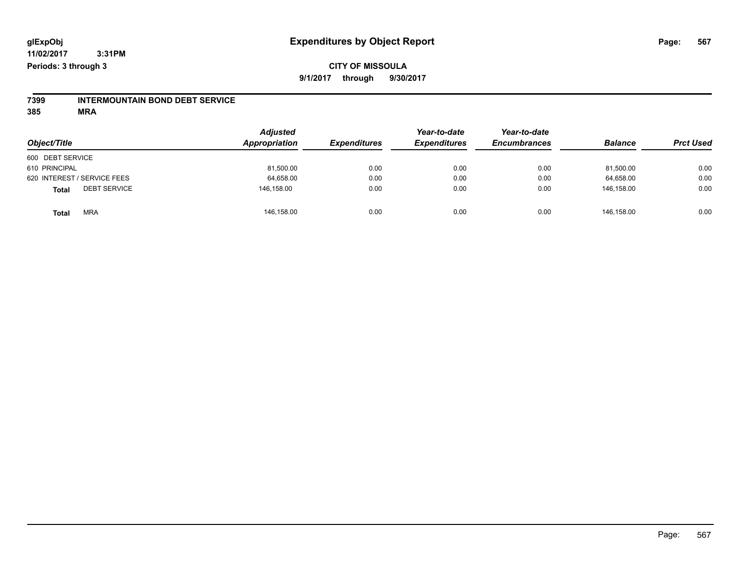# Expenditures by Object Report

glExpObj
11/02/2017 3:31PM
Periods: 3 through 3

**CITY OF MISSOULA**
**9/1/2017 through 9/30/2017**

**7399 INTERMOUNTAIN BOND DEBT SERVICE**
**385 MRA**

| Object/Title | Adjusted Appropriation | Expenditures | Year-to-date Expenditures | Year-to-date Encumbrances | Balance | Prct Used |
|---|---|---|---|---|---|---|
| 600 DEBT SERVICE | | | | | | |
| 610 PRINCIPAL | 81,500.00 | 0.00 | 0.00 | 0.00 | 81,500.00 | 0.00 |
| 620 INTEREST / SERVICE FEES | 64,658.00 | 0.00 | 0.00 | 0.00 | 64,658.00 | 0.00 |
| **Total** DEBT SERVICE | 146,158.00 | 0.00 | 0.00 | 0.00 | 146,158.00 | 0.00 |
| **Total** MRA | 146,158.00 | 0.00 | 0.00 | 0.00 | 146,158.00 | 0.00 |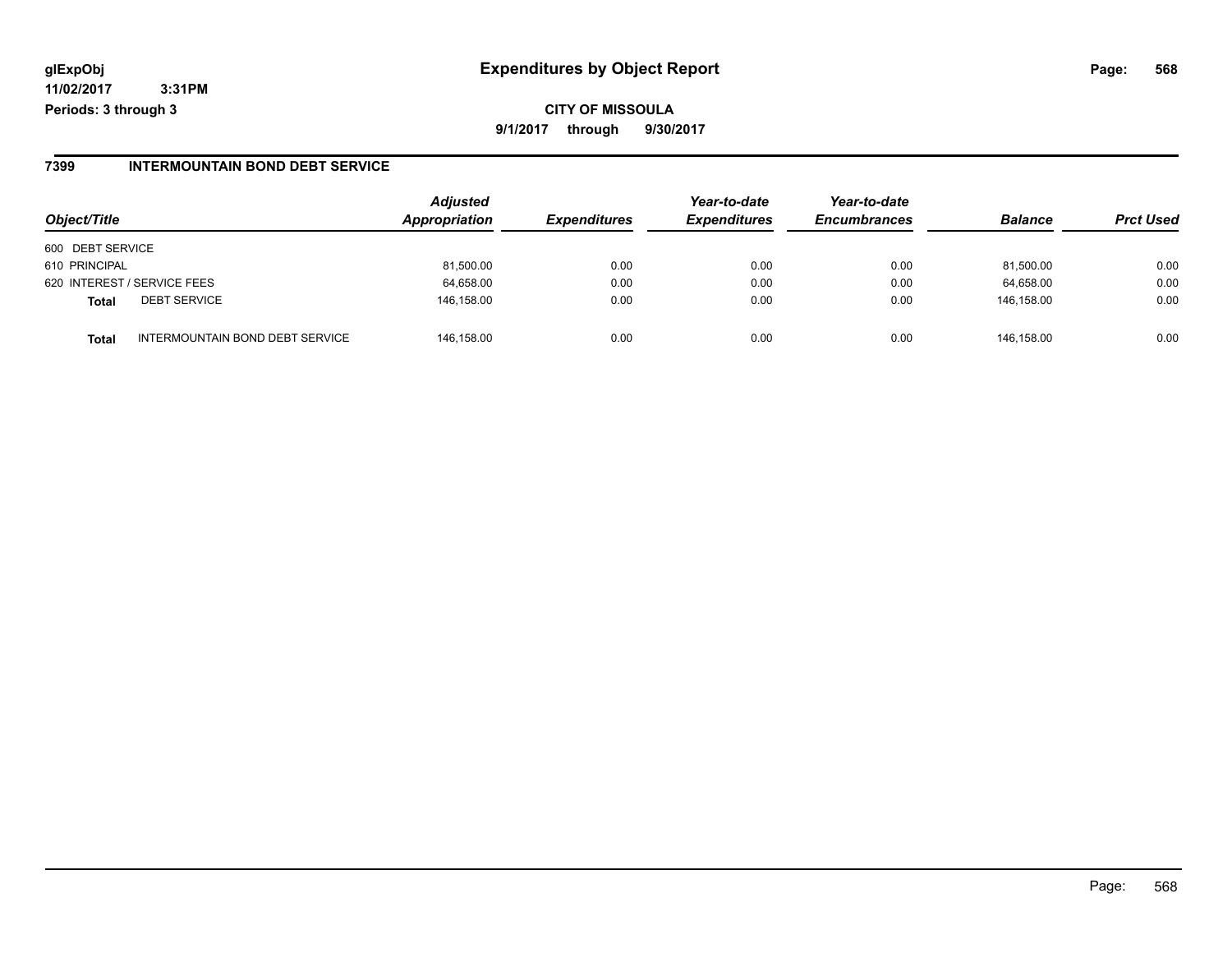# Expenditures by Object Report

glExpObj
11/02/2017 3:31PM
Periods: 3 through 3

**CITY OF MISSOULA**

**9/1/2017 through 9/30/2017**

## 7399 INTERMOUNTAIN BOND DEBT SERVICE

| Object/Title | | Adjusted Appropriation | Expenditures | Year-to-date Expenditures | Year-to-date Encumbrances | Balance | Prct Used |
|---|---|---|---|---|---|---|---|
| 600 DEBT SERVICE | | | | | | | |
| 610 PRINCIPAL | | 81,500.00 | 0.00 | 0.00 | 0.00 | 81,500.00 | 0.00 |
| 620 INTEREST / SERVICE FEES | | 64,658.00 | 0.00 | 0.00 | 0.00 | 64,658.00 | 0.00 |
| **Total** | DEBT SERVICE | 146,158.00 | 0.00 | 0.00 | 0.00 | 146,158.00 | 0.00 |
| **Total** | INTERMOUNTAIN BOND DEBT SERVICE | 146,158.00 | 0.00 | 0.00 | 0.00 | 146,158.00 | 0.00 |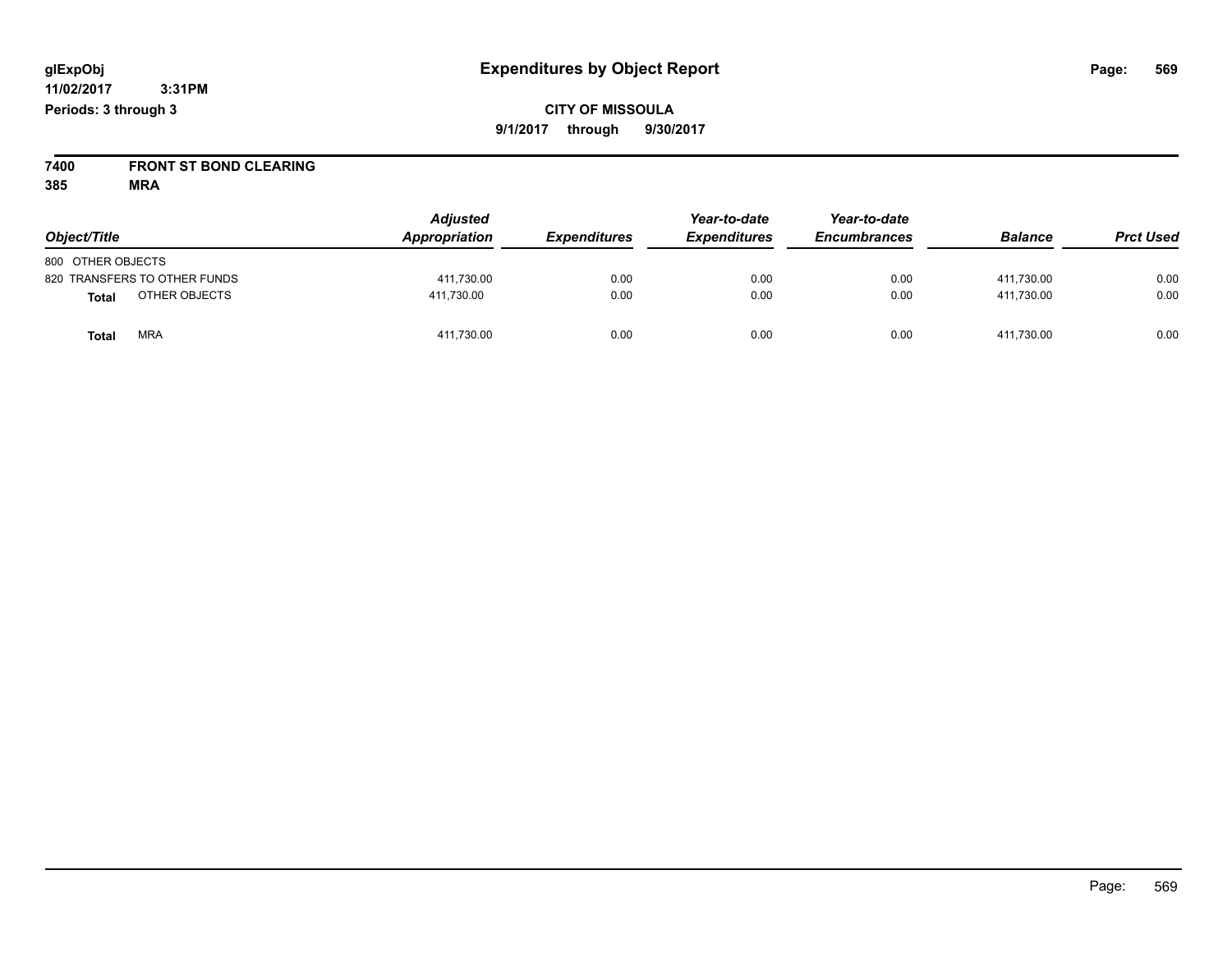**glExpObj**
**11/02/2017 3:31PM**
**Periods: 3 through 3**

# Expenditures by Object Report

**CITY OF MISSOULA**
**9/1/2017 through 9/30/2017**

**7400 FRONT ST BOND CLEARING**
**385 MRA**

| Object/Title | Adjusted Appropriation | Expenditures | Year-to-date Expenditures | Year-to-date Encumbrances | Balance | Prct Used |
|---|---|---|---|---|---|---|
| 800 OTHER OBJECTS | | | | | | |
| 820 TRANSFERS TO OTHER FUNDS | 411,730.00 | 0.00 | 0.00 | 0.00 | 411,730.00 | 0.00 |
| **Total** OTHER OBJECTS | 411,730.00 | 0.00 | 0.00 | 0.00 | 411,730.00 | 0.00 |
| **Total** MRA | 411,730.00 | 0.00 | 0.00 | 0.00 | 411,730.00 | 0.00 |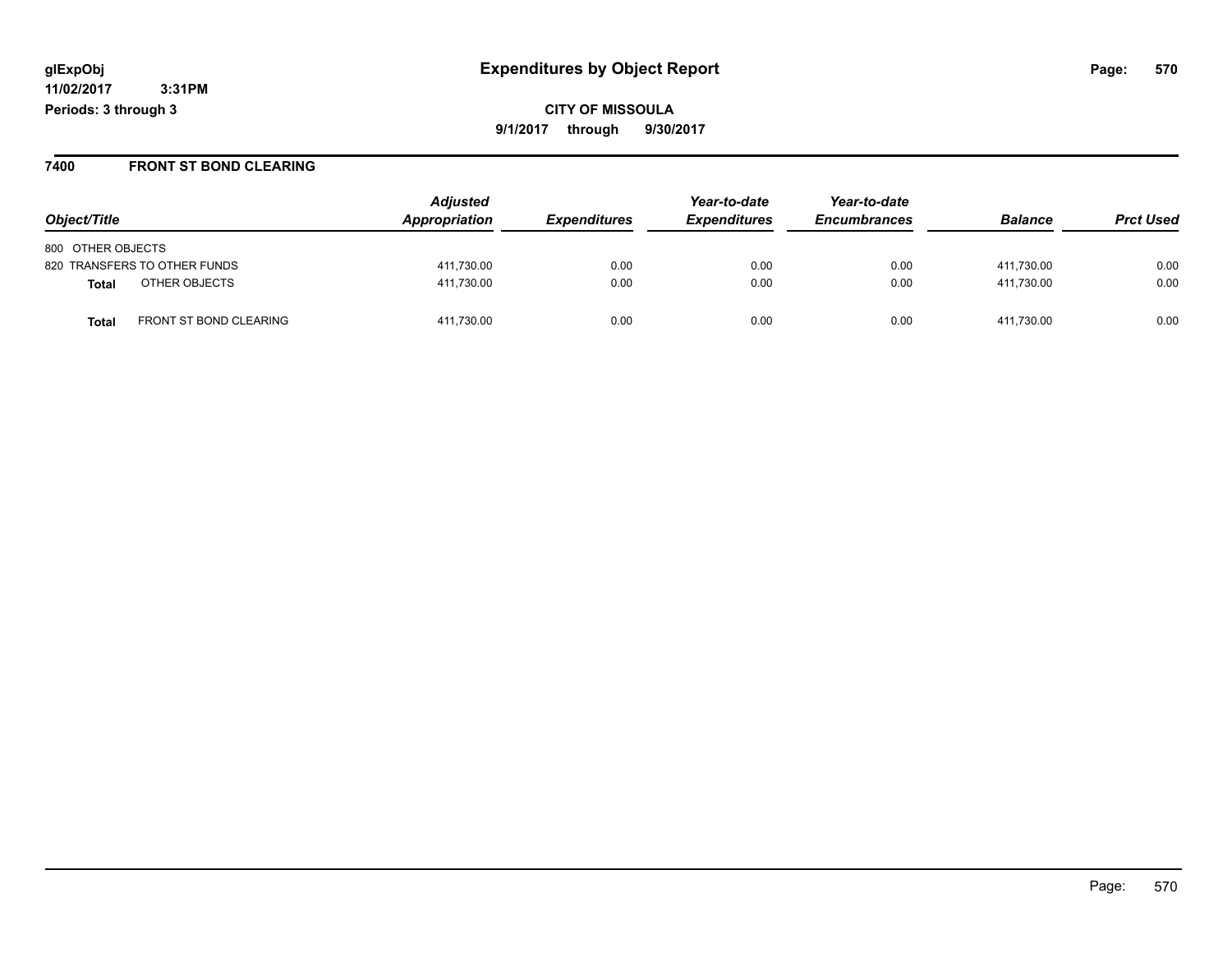**glExpObj** **Expenditures by Object Report**

**11/02/2017 3:31PM**

**Periods: 3 through 3**

**CITY OF MISSOULA**

**9/1/2017 through 9/30/2017**

## 7400 FRONT ST BOND CLEARING

| Object/Title | Adjusted Appropriation | Expenditures | Year-to-date Expenditures | Year-to-date Encumbrances | Balance | Prct Used |
|---|---|---|---|---|---|---|
| 800 OTHER OBJECTS | | | | | | |
| 820 TRANSFERS TO OTHER FUNDS | 411,730.00 | 0.00 | 0.00 | 0.00 | 411,730.00 | 0.00 |
| **Total** OTHER OBJECTS | 411,730.00 | 0.00 | 0.00 | 0.00 | 411,730.00 | 0.00 |
| **Total** FRONT ST BOND CLEARING | 411,730.00 | 0.00 | 0.00 | 0.00 | 411,730.00 | 0.00 |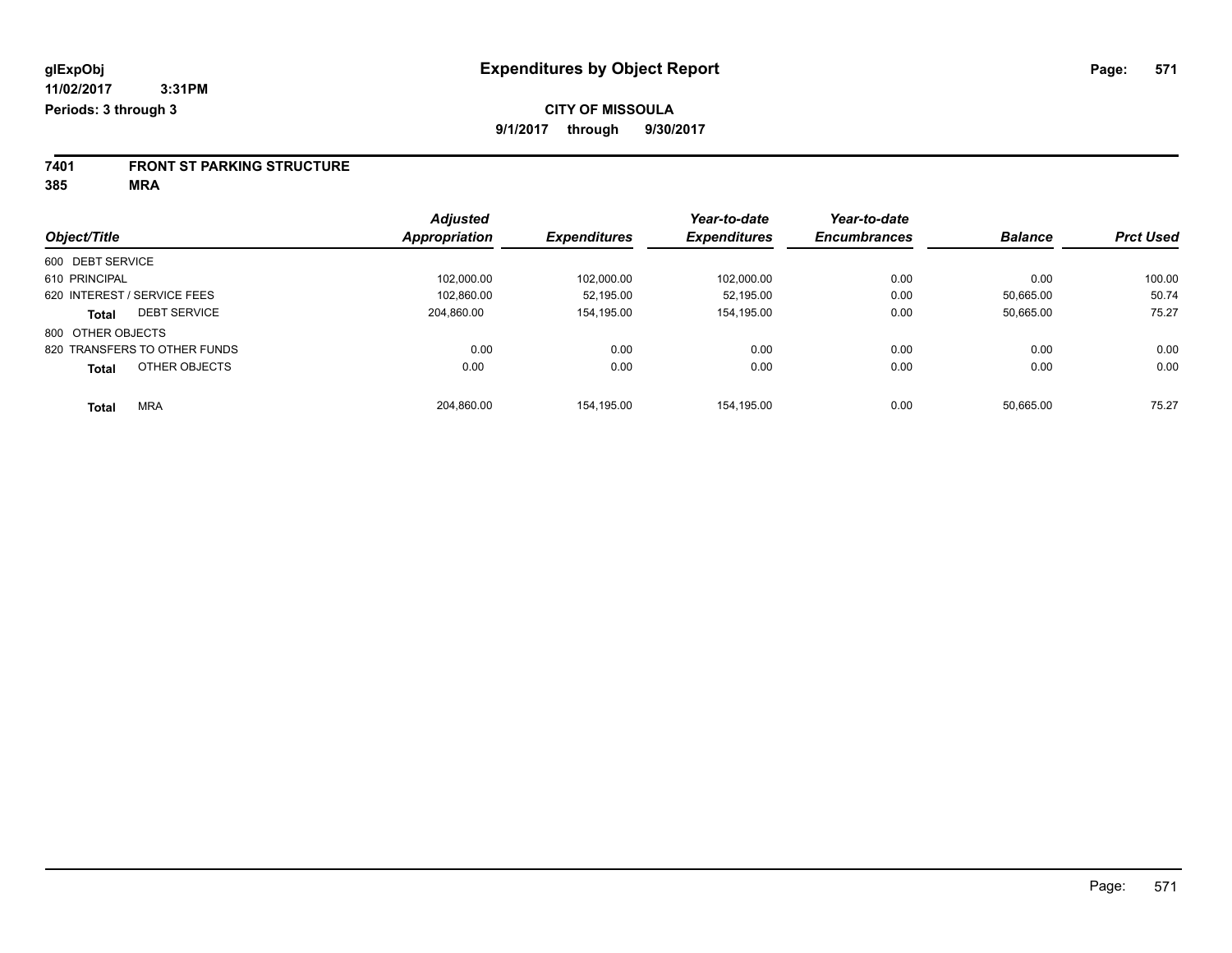**glExpObj**
**11/02/2017 3:31PM**
**Periods: 3 through 3**

# Expenditures by Object Report

**CITY OF MISSOULA**
**9/1/2017 through 9/30/2017**

## 7401 FRONT ST PARKING STRUCTURE
### 385 MRA

| Object/Title | Adjusted Appropriation | Expenditures | Year-to-date Expenditures | Year-to-date Encumbrances | Balance | Prct Used |
|---|---|---|---|---|---|---|
| 600 DEBT SERVICE | | | | | | |
| 610 PRINCIPAL | 102,000.00 | 102,000.00 | 102,000.00 | 0.00 | 0.00 | 100.00 |
| 620 INTEREST / SERVICE FEES | 102,860.00 | 52,195.00 | 52,195.00 | 0.00 | 50,665.00 | 50.74 |
| **Total** DEBT SERVICE | 204,860.00 | 154,195.00 | 154,195.00 | 0.00 | 50,665.00 | 75.27 |
| 800 OTHER OBJECTS | | | | | | |
| 820 TRANSFERS TO OTHER FUNDS | 0.00 | 0.00 | 0.00 | 0.00 | 0.00 | 0.00 |
| **Total** OTHER OBJECTS | 0.00 | 0.00 | 0.00 | 0.00 | 0.00 | 0.00 |
| **Total** MRA | 204,860.00 | 154,195.00 | 154,195.00 | 0.00 | 50,665.00 | 75.27 |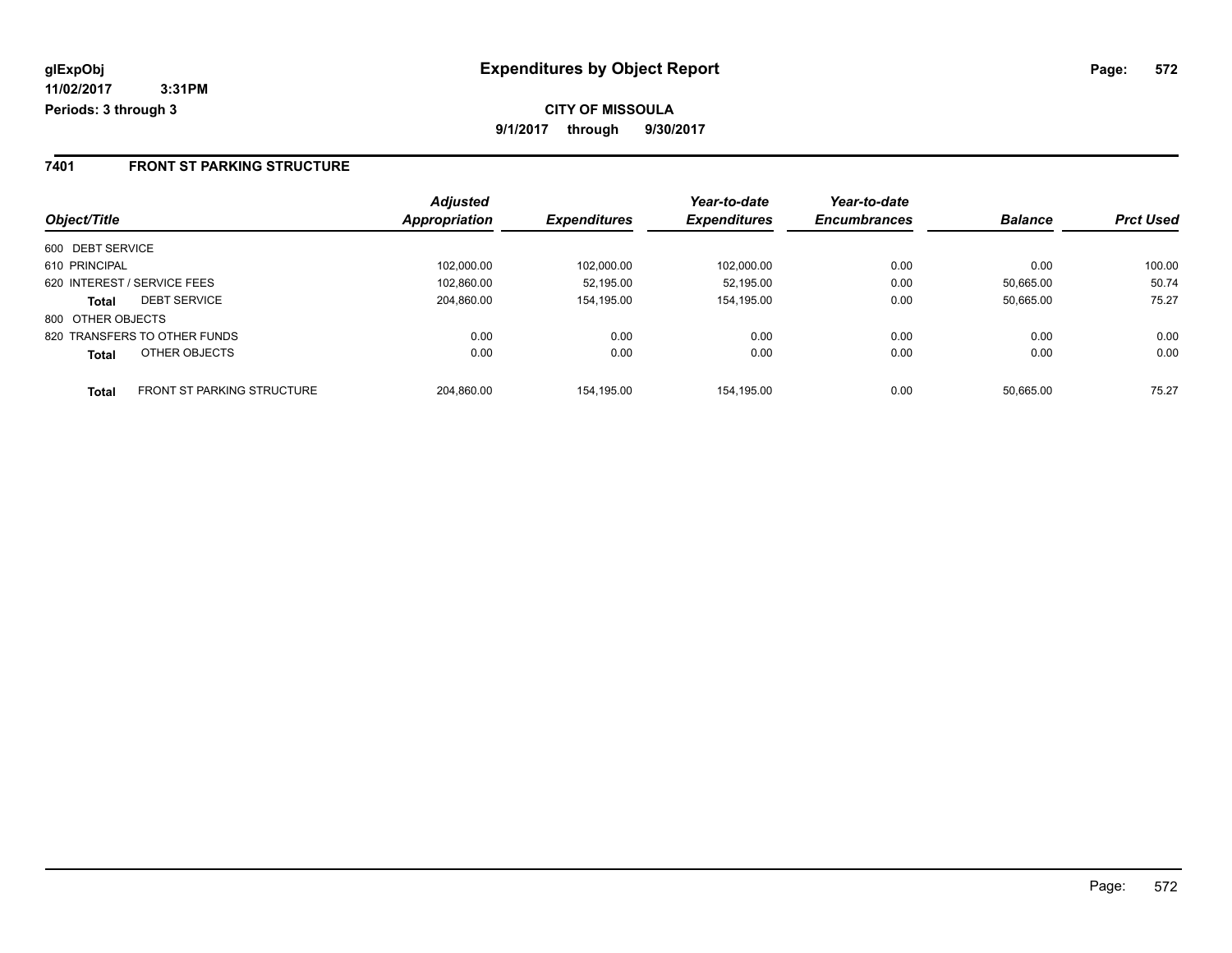# Expenditures by Object Report

glExpObj
11/02/2017 3:31PM
Periods: 3 through 3

**CITY OF MISSOULA**
**9/1/2017 through 9/30/2017**

## 7401 FRONT ST PARKING STRUCTURE

| Object/Title | | Adjusted Appropriation | Expenditures | Year-to-date Expenditures | Year-to-date Encumbrances | Balance | Prct Used |
|---|---|---|---|---|---|---|---|
| 600 DEBT SERVICE | | | | | | | |
| 610 PRINCIPAL | | 102,000.00 | 102,000.00 | 102,000.00 | 0.00 | 0.00 | 100.00 |
| 620 INTEREST / SERVICE FEES | | 102,860.00 | 52,195.00 | 52,195.00 | 0.00 | 50,665.00 | 50.74 |
| **Total** | DEBT SERVICE | 204,860.00 | 154,195.00 | 154,195.00 | 0.00 | 50,665.00 | 75.27 |
| 800 OTHER OBJECTS | | | | | | | |
| 820 TRANSFERS TO OTHER FUNDS | | 0.00 | 0.00 | 0.00 | 0.00 | 0.00 | 0.00 |
| **Total** | OTHER OBJECTS | 0.00 | 0.00 | 0.00 | 0.00 | 0.00 | 0.00 |
| **Total** | FRONT ST PARKING STRUCTURE | 204,860.00 | 154,195.00 | 154,195.00 | 0.00 | 50,665.00 | 75.27 |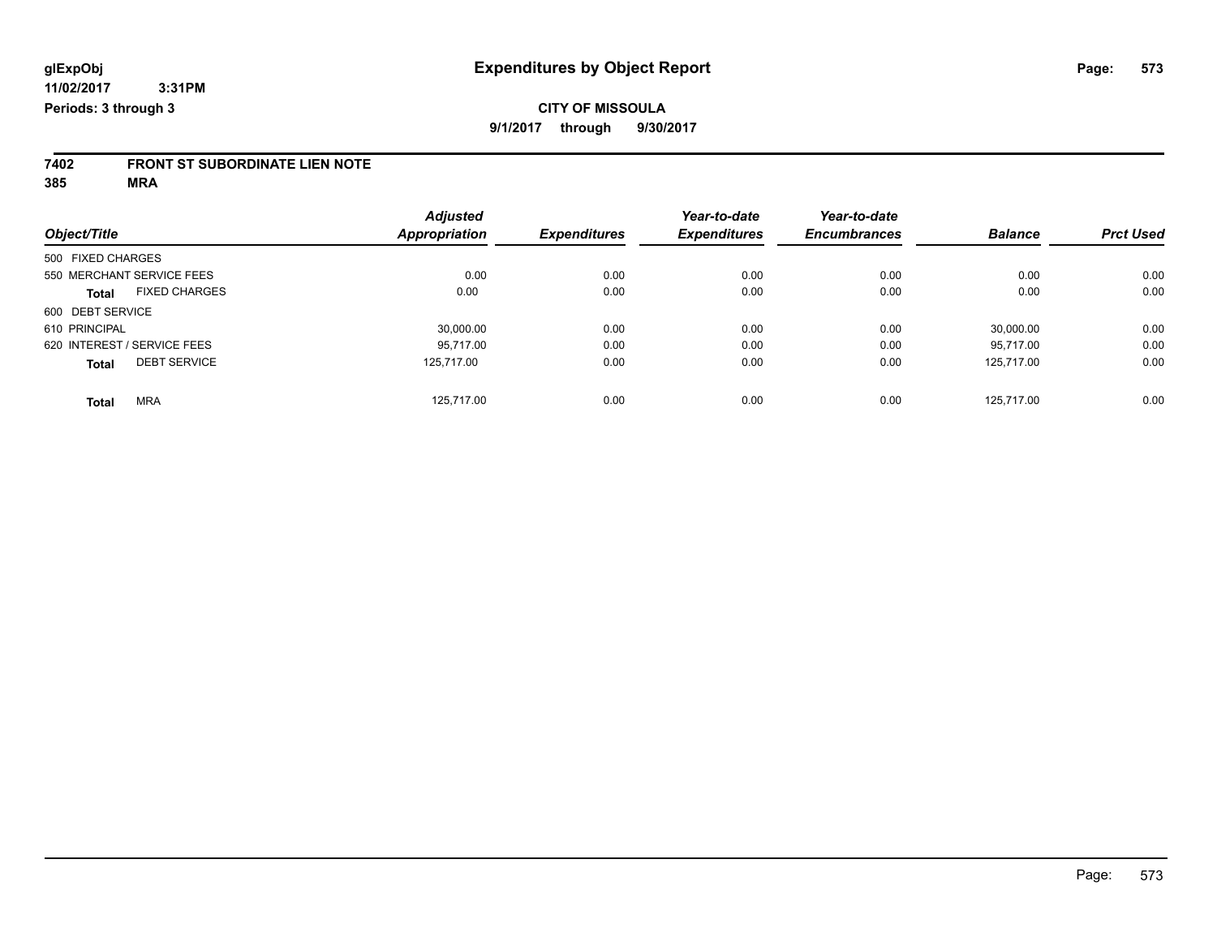glExpObj
11/02/2017 3:31PM
Periods: 3 through 3

# Expenditures by Object Report

**CITY OF MISSOULA**
**9/1/2017 through 9/30/2017**

**7402 FRONT ST SUBORDINATE LIEN NOTE**
**385 MRA**

| Object/Title | Adjusted Appropriation | Expenditures | Year-to-date Expenditures | Year-to-date Encumbrances | Balance | Prct Used |
|---|---|---|---|---|---|---|
| 500 FIXED CHARGES | | | | | | |
| 550 MERCHANT SERVICE FEES | 0.00 | 0.00 | 0.00 | 0.00 | 0.00 | 0.00 |
| **Total** FIXED CHARGES | 0.00 | 0.00 | 0.00 | 0.00 | 0.00 | 0.00 |
| 600 DEBT SERVICE | | | | | | |
| 610 PRINCIPAL | 30,000.00 | 0.00 | 0.00 | 0.00 | 30,000.00 | 0.00 |
| 620 INTEREST / SERVICE FEES | 95,717.00 | 0.00 | 0.00 | 0.00 | 95,717.00 | 0.00 |
| **Total** DEBT SERVICE | 125,717.00 | 0.00 | 0.00 | 0.00 | 125,717.00 | 0.00 |
| **Total** MRA | 125,717.00 | 0.00 | 0.00 | 0.00 | 125,717.00 | 0.00 |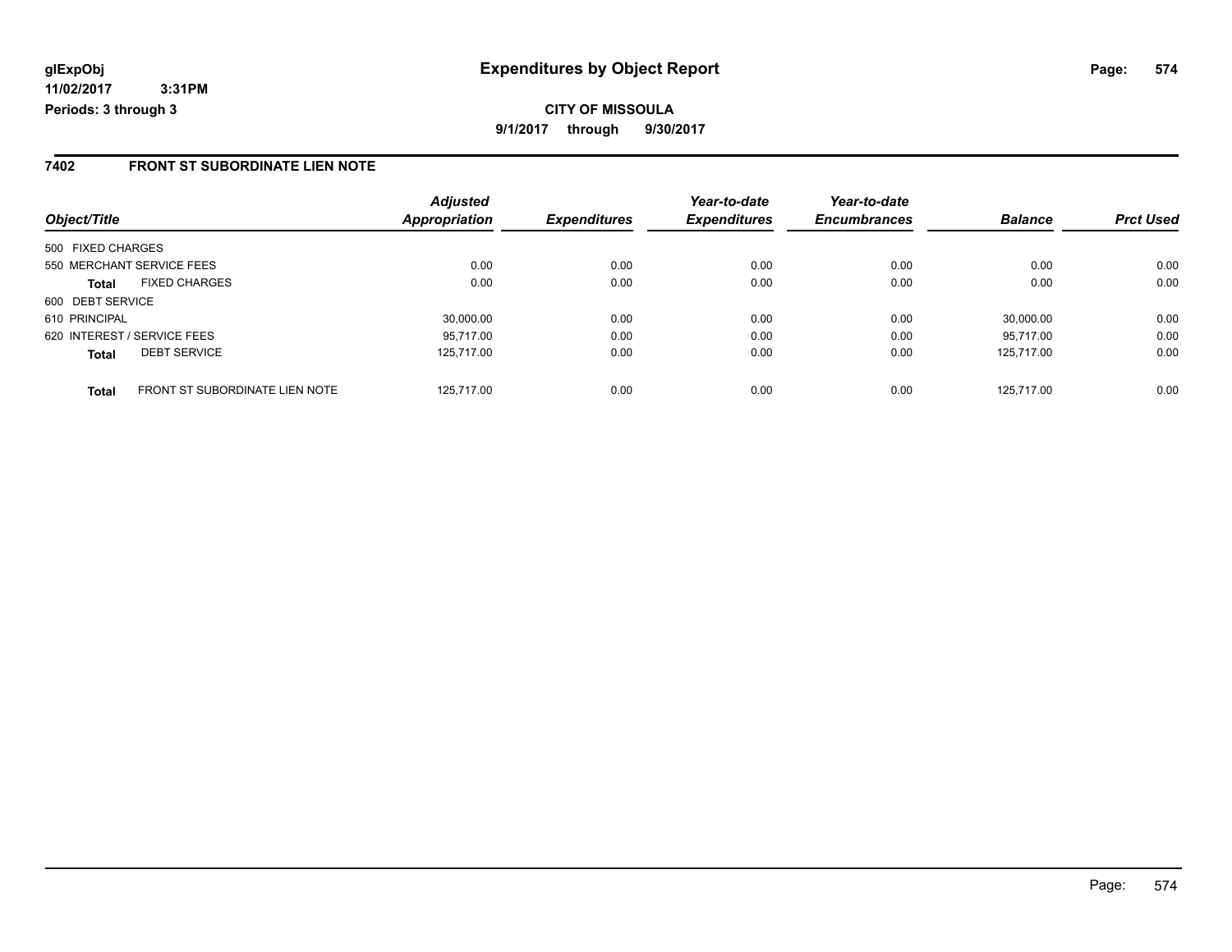**glExpObj** **Expenditures by Object Report**

**11/02/2017 3:31PM**

**Periods: 3 through 3**

**CITY OF MISSOULA**

**9/1/2017 through 9/30/2017**

## 7402 FRONT ST SUBORDINATE LIEN NOTE

| Object/Title | | Adjusted Appropriation | Expenditures | Year-to-date Expenditures | Year-to-date Encumbrances | Balance | Prct Used |
|---|---|---|---|---|---|---|---|
| 500 FIXED CHARGES | | | | | | | |
| 550 MERCHANT SERVICE FEES | | 0.00 | 0.00 | 0.00 | 0.00 | 0.00 | 0.00 |
| **Total** | FIXED CHARGES | 0.00 | 0.00 | 0.00 | 0.00 | 0.00 | 0.00 |
| 600 DEBT SERVICE | | | | | | | |
| 610 PRINCIPAL | | 30,000.00 | 0.00 | 0.00 | 0.00 | 30,000.00 | 0.00 |
| 620 INTEREST / SERVICE FEES | | 95,717.00 | 0.00 | 0.00 | 0.00 | 95,717.00 | 0.00 |
| **Total** | DEBT SERVICE | 125,717.00 | 0.00 | 0.00 | 0.00 | 125,717.00 | 0.00 |
| **Total** | FRONT ST SUBORDINATE LIEN NOTE | 125,717.00 | 0.00 | 0.00 | 0.00 | 125,717.00 | 0.00 |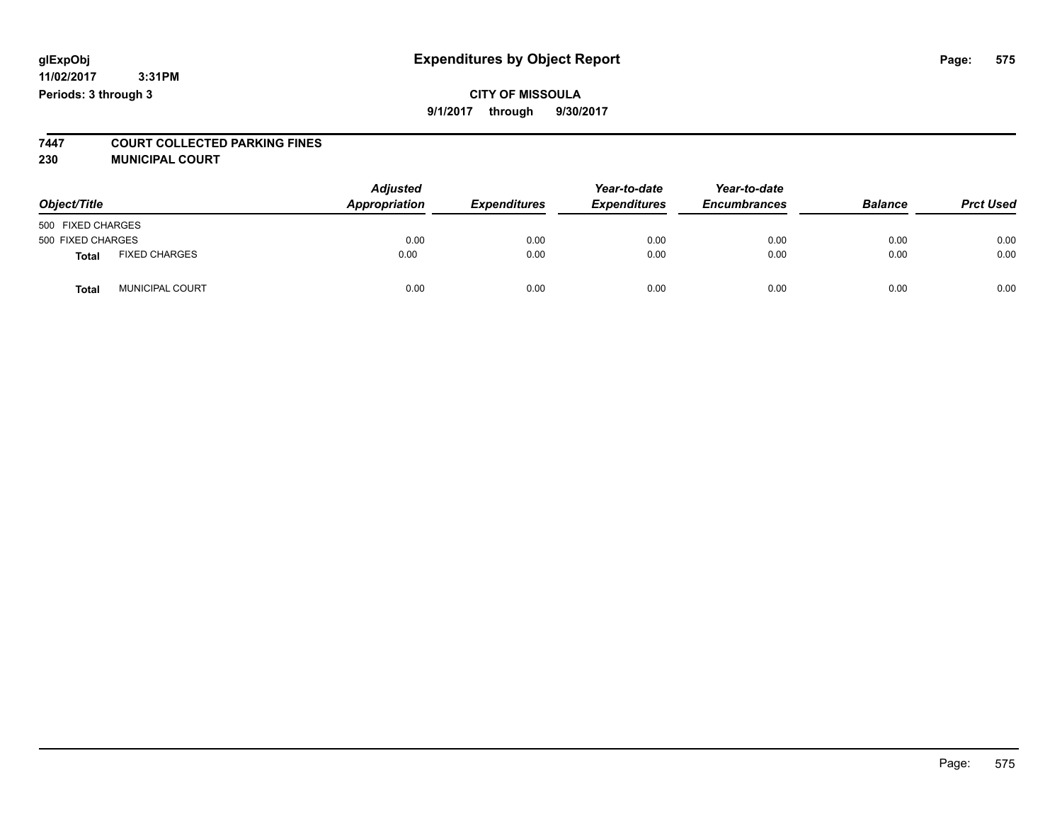**glExpObj** **Expenditures by Object Report**

**11/02/2017 3:31PM**

**Periods: 3 through 3**

**CITY OF MISSOULA**

**9/1/2017 through 9/30/2017**

**7447 COURT COLLECTED PARKING FINES**

**230 MUNICIPAL COURT**

| Object/Title | | Adjusted Appropriation | Expenditures | Year-to-date Expenditures | Year-to-date Encumbrances | Balance | Prct Used |
|---|---|---|---|---|---|---|---|
| 500 FIXED CHARGES | | | | | | | |
| 500 FIXED CHARGES | | 0.00 | 0.00 | 0.00 | 0.00 | 0.00 | 0.00 |
| **Total** | FIXED CHARGES | 0.00 | 0.00 | 0.00 | 0.00 | 0.00 | 0.00 |
| **Total** | MUNICIPAL COURT | 0.00 | 0.00 | 0.00 | 0.00 | 0.00 | 0.00 |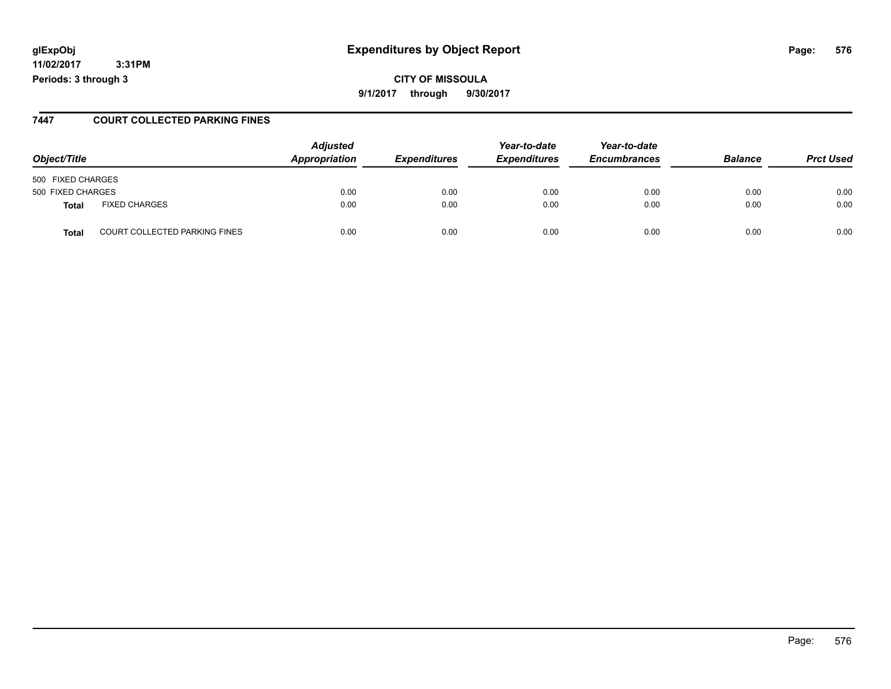**glExpObj**
**11/02/2017 3:31PM**
**Periods: 3 through 3**

# Expenditures by Object Report

**CITY OF MISSOULA**
**9/1/2017 through 9/30/2017**

## 7447 COURT COLLECTED PARKING FINES

| Object/Title | | Adjusted Appropriation | Expenditures | Year-to-date Expenditures | Year-to-date Encumbrances | Balance | Prct Used |
|---|---|---|---|---|---|---|---|
| 500 FIXED CHARGES | | | | | | | |
| 500 FIXED CHARGES | | 0.00 | 0.00 | 0.00 | 0.00 | 0.00 | 0.00 |
| **Total** | FIXED CHARGES | 0.00 | 0.00 | 0.00 | 0.00 | 0.00 | 0.00 |
| **Total** | COURT COLLECTED PARKING FINES | 0.00 | 0.00 | 0.00 | 0.00 | 0.00 | 0.00 |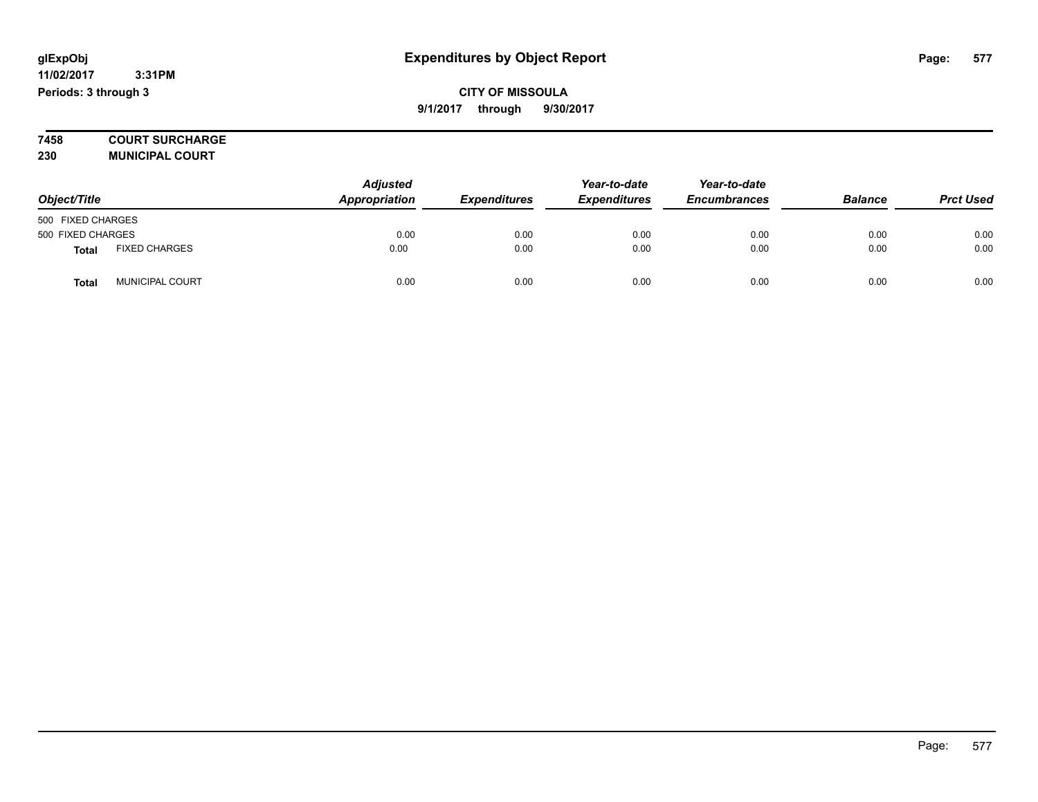**glExpObj**
**11/02/2017 3:31PM**
**Periods: 3 through 3**

# Expenditures by Object Report

**CITY OF MISSOULA**
**9/1/2017 through 9/30/2017**

**7458 COURT SURCHARGE**
**230 MUNICIPAL COURT**

| Object/Title | | Adjusted Appropriation | Expenditures | Year-to-date Expenditures | Year-to-date Encumbrances | Balance | Prct Used |
|---|---|---|---|---|---|---|---|
| 500 FIXED CHARGES | | | | | | | |
| 500 FIXED CHARGES | | 0.00 | 0.00 | 0.00 | 0.00 | 0.00 | 0.00 |
| **Total** | FIXED CHARGES | 0.00 | 0.00 | 0.00 | 0.00 | 0.00 | 0.00 |
| **Total** | MUNICIPAL COURT | 0.00 | 0.00 | 0.00 | 0.00 | 0.00 | 0.00 |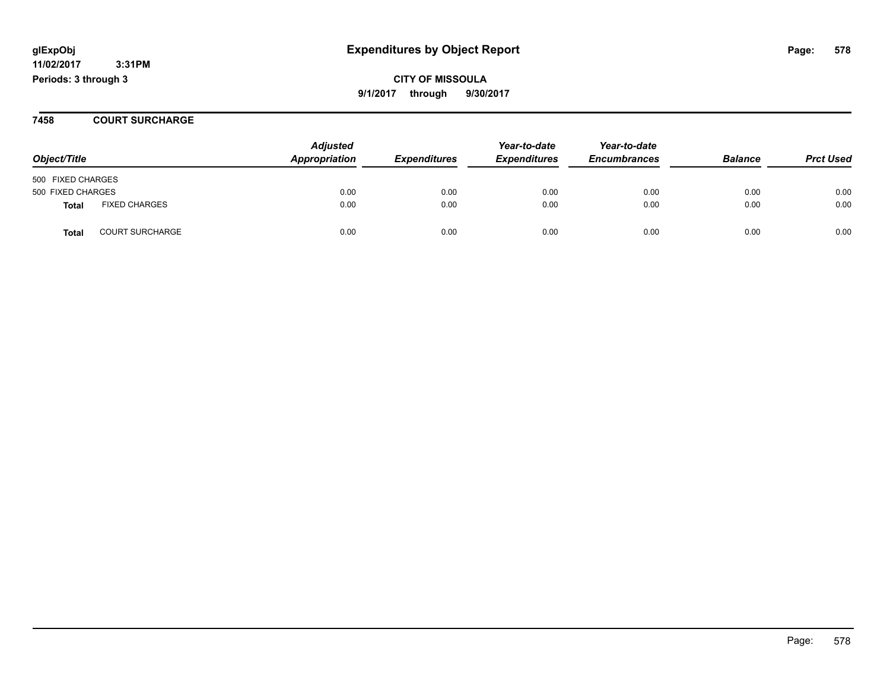**glExpObj**
**11/02/2017 3:31PM**
**Periods: 3 through 3**

# Expenditures by Object Report

**CITY OF MISSOULA**
**9/1/2017 through 9/30/2017**

## 7458 COURT SURCHARGE

| Object/Title | | Adjusted Appropriation | Expenditures | Year-to-date Expenditures | Year-to-date Encumbrances | Balance | Prct Used |
|---|---|---|---|---|---|---|---|
| 500 FIXED CHARGES | | | | | | | |
| 500 FIXED CHARGES | | 0.00 | 0.00 | 0.00 | 0.00 | 0.00 | 0.00 |
| **Total** | FIXED CHARGES | 0.00 | 0.00 | 0.00 | 0.00 | 0.00 | 0.00 |
| **Total** | COURT SURCHARGE | 0.00 | 0.00 | 0.00 | 0.00 | 0.00 | 0.00 |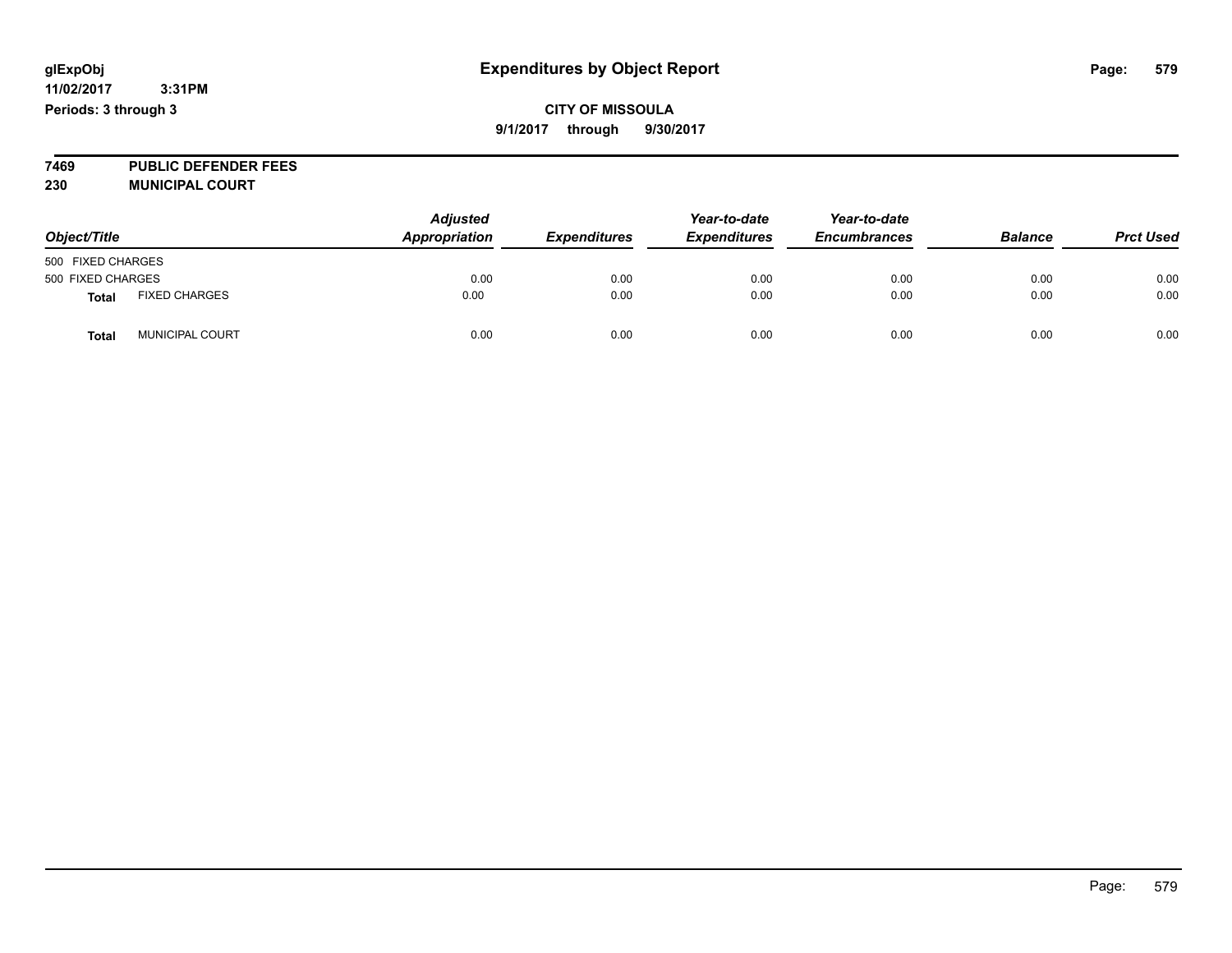# Expenditures by Object Report

glExpObj
11/02/2017 3:31PM
Periods: 3 through 3

**CITY OF MISSOULA**
**9/1/2017 through 9/30/2017**

**7469 PUBLIC DEFENDER FEES**
**230 MUNICIPAL COURT**

| Object/Title | | Adjusted Appropriation | Expenditures | Year-to-date Expenditures | Year-to-date Encumbrances | Balance | Prct Used |
|---|---|---|---|---|---|---|---|
| 500 FIXED CHARGES | | | | | | | |
| 500 FIXED CHARGES | | 0.00 | 0.00 | 0.00 | 0.00 | 0.00 | 0.00 |
| **Total** | FIXED CHARGES | 0.00 | 0.00 | 0.00 | 0.00 | 0.00 | 0.00 |
| **Total** | MUNICIPAL COURT | 0.00 | 0.00 | 0.00 | 0.00 | 0.00 | 0.00 |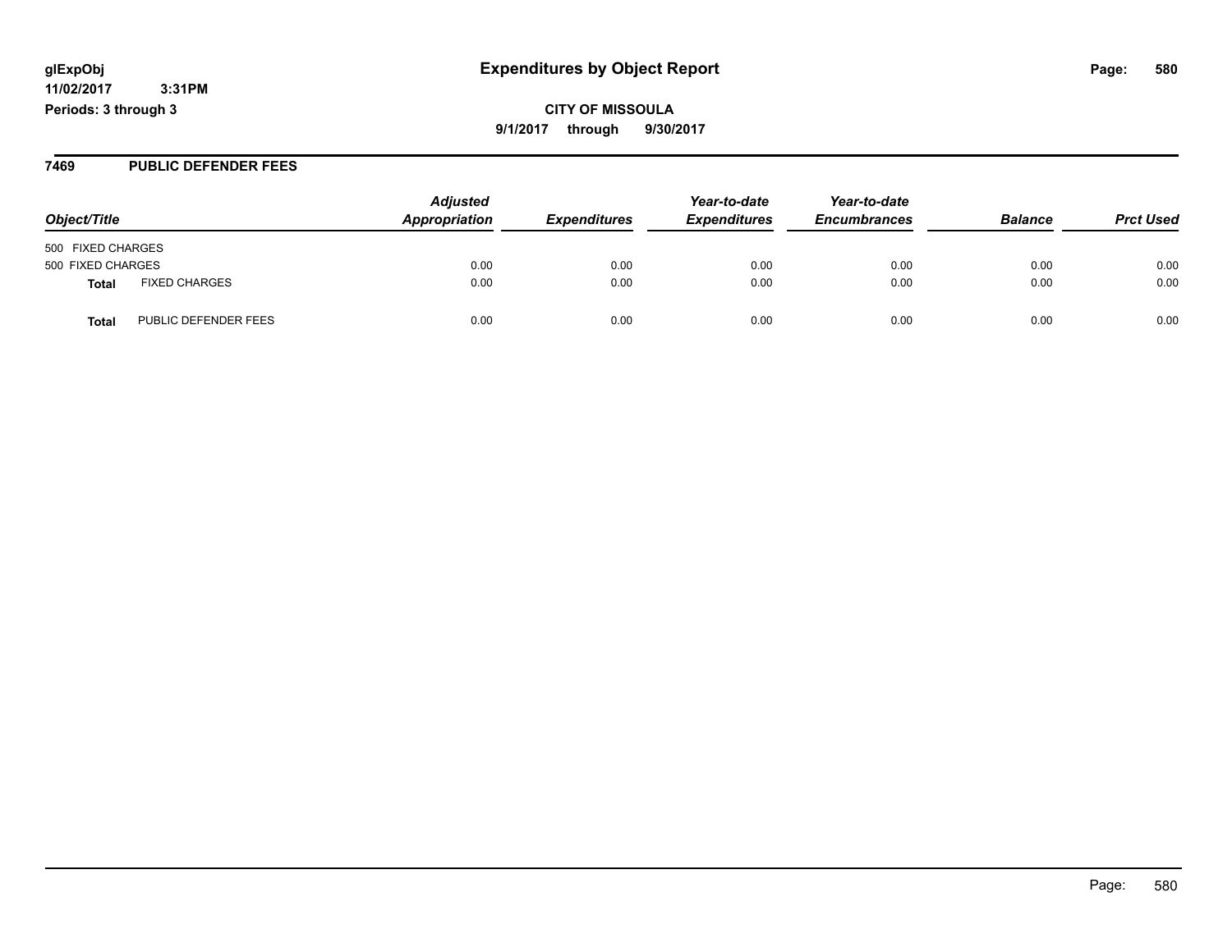**Expenditures by Object Report**

**CITY OF MISSOULA**

**9/1/2017 through 9/30/2017**

glExpObj
11/02/2017 3:31PM
Periods: 3 through 3

## 7469 PUBLIC DEFENDER FEES

| Object/Title | | Adjusted Appropriation | Expenditures | Year-to-date Expenditures | Year-to-date Encumbrances | Balance | Prct Used |
|---|---|---|---|---|---|---|---|
| 500 FIXED CHARGES | | | | | | | |
| 500 FIXED CHARGES | | 0.00 | 0.00 | 0.00 | 0.00 | 0.00 | 0.00 |
| **Total** | FIXED CHARGES | 0.00 | 0.00 | 0.00 | 0.00 | 0.00 | 0.00 |
| **Total** | PUBLIC DEFENDER FEES | 0.00 | 0.00 | 0.00 | 0.00 | 0.00 | 0.00 |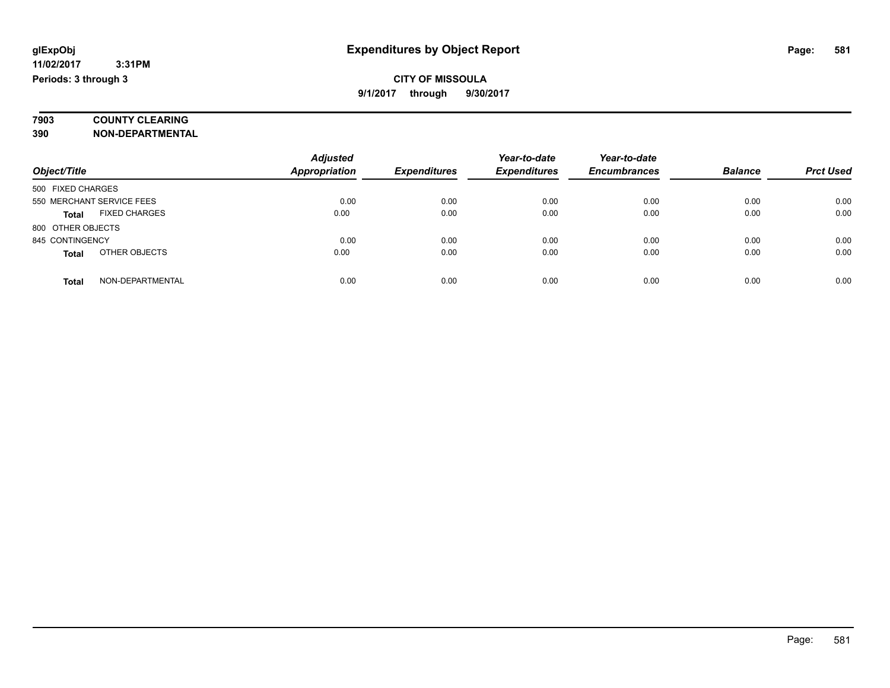# Expenditures by Object Report

**glExpObj**
**11/02/2017 3:31PM**
**Periods: 3 through 3**

**CITY OF MISSOULA**
**9/1/2017 through 9/30/2017**

**7903 COUNTY CLEARING**
**390 NON-DEPARTMENTAL**

| Object/Title | Adjusted Appropriation | Expenditures | Year-to-date Expenditures | Year-to-date Encumbrances | Balance | Prct Used |
|---|---|---|---|---|---|---|
| 500 FIXED CHARGES | | | | | | |
| 550 MERCHANT SERVICE FEES | 0.00 | 0.00 | 0.00 | 0.00 | 0.00 | 0.00 |
| **Total** FIXED CHARGES | 0.00 | 0.00 | 0.00 | 0.00 | 0.00 | 0.00 |
| 800 OTHER OBJECTS | | | | | | |
| 845 CONTINGENCY | 0.00 | 0.00 | 0.00 | 0.00 | 0.00 | 0.00 |
| **Total** OTHER OBJECTS | 0.00 | 0.00 | 0.00 | 0.00 | 0.00 | 0.00 |
| **Total** NON-DEPARTMENTAL | 0.00 | 0.00 | 0.00 | 0.00 | 0.00 | 0.00 |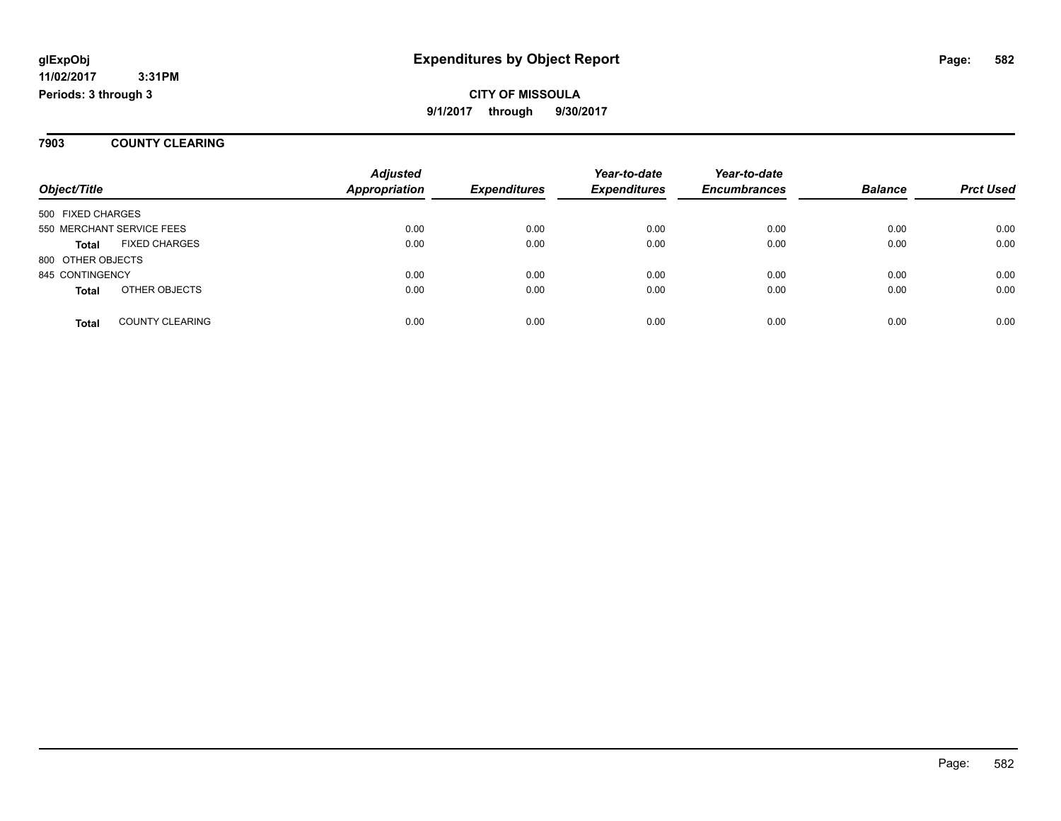**CITY OF MISSOULA**

**9/1/2017 through 9/30/2017**

**Expenditures by Object Report**

glExpObj
11/02/2017 3:31PM
Periods: 3 through 3

## 7903 COUNTY CLEARING

| Object/Title | | Adjusted Appropriation | Expenditures | Year-to-date Expenditures | Year-to-date Encumbrances | Balance | Prct Used |
|---|---|---|---|---|---|---|---|
| 500 FIXED CHARGES | | | | | | | |
| 550 MERCHANT SERVICE FEES | | 0.00 | 0.00 | 0.00 | 0.00 | 0.00 | 0.00 |
| **Total** | FIXED CHARGES | 0.00 | 0.00 | 0.00 | 0.00 | 0.00 | 0.00 |
| 800 OTHER OBJECTS | | | | | | | |
| 845 CONTINGENCY | | 0.00 | 0.00 | 0.00 | 0.00 | 0.00 | 0.00 |
| **Total** | OTHER OBJECTS | 0.00 | 0.00 | 0.00 | 0.00 | 0.00 | 0.00 |
| **Total** | COUNTY CLEARING | 0.00 | 0.00 | 0.00 | 0.00 | 0.00 | 0.00 |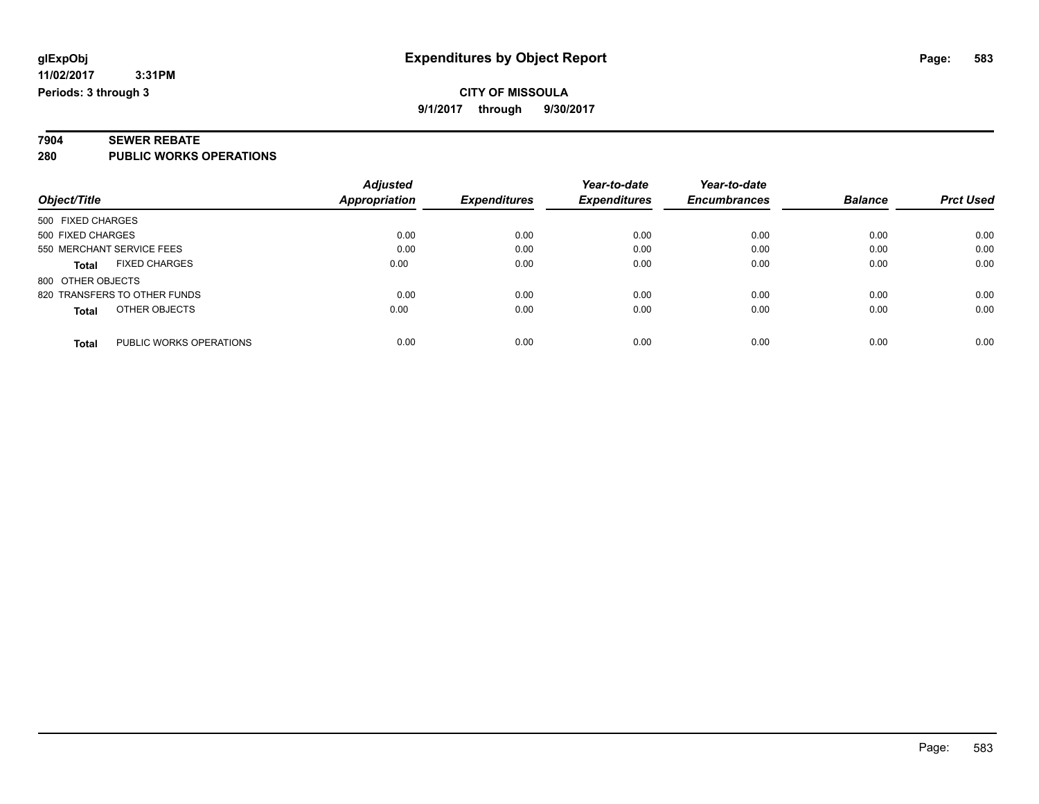**glExpObj** **Expenditures by Object Report**

**11/02/2017 3:31PM**

**Periods: 3 through 3**

**CITY OF MISSOULA**

**9/1/2017 through 9/30/2017**

## 7904 SEWER REBATE

## 280 PUBLIC WORKS OPERATIONS

| Object/Title | Adjusted Appropriation | Expenditures | Year-to-date Expenditures | Year-to-date Encumbrances | Balance | Prct Used |
|---|---|---|---|---|---|---|
| 500 FIXED CHARGES | | | | | | |
| 500 FIXED CHARGES | 0.00 | 0.00 | 0.00 | 0.00 | 0.00 | 0.00 |
| 550 MERCHANT SERVICE FEES | 0.00 | 0.00 | 0.00 | 0.00 | 0.00 | 0.00 |
| **Total** FIXED CHARGES | 0.00 | 0.00 | 0.00 | 0.00 | 0.00 | 0.00 |
| 800 OTHER OBJECTS | | | | | | |
| 820 TRANSFERS TO OTHER FUNDS | 0.00 | 0.00 | 0.00 | 0.00 | 0.00 | 0.00 |
| **Total** OTHER OBJECTS | 0.00 | 0.00 | 0.00 | 0.00 | 0.00 | 0.00 |
| **Total** PUBLIC WORKS OPERATIONS | 0.00 | 0.00 | 0.00 | 0.00 | 0.00 | 0.00 |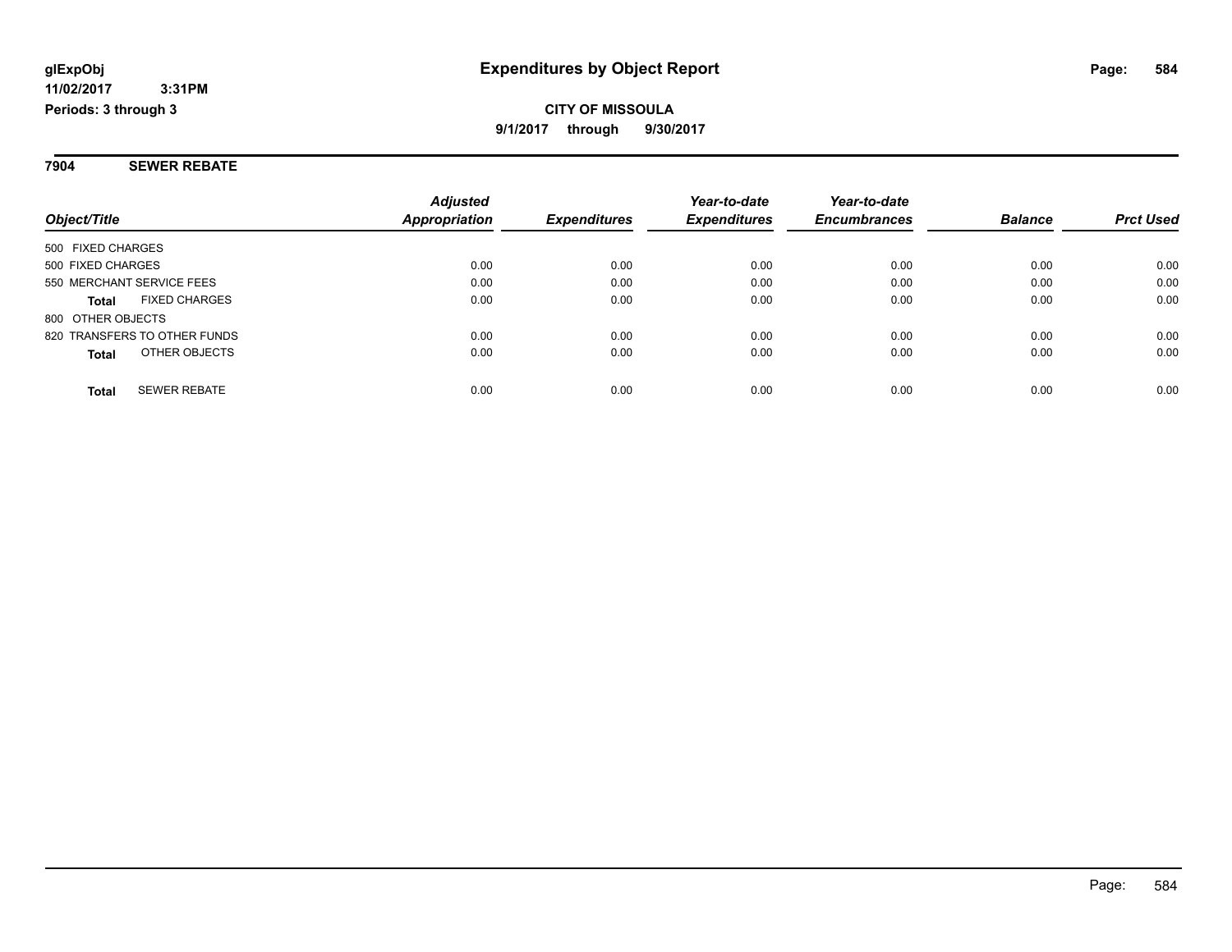**Expenditures by Object Report**

**CITY OF MISSOULA**

**9/1/2017 through 9/30/2017**

glExpObj
11/02/2017 3:31PM
Periods: 3 through 3

## 7904 SEWER REBATE

| Object/Title | Adjusted Appropriation | Expenditures | Year-to-date Expenditures | Year-to-date Encumbrances | Balance | Prct Used |
|---|---|---|---|---|---|---|
| 500 FIXED CHARGES | | | | | | |
| 500 FIXED CHARGES | 0.00 | 0.00 | 0.00 | 0.00 | 0.00 | 0.00 |
| 550 MERCHANT SERVICE FEES | 0.00 | 0.00 | 0.00 | 0.00 | 0.00 | 0.00 |
| **Total** FIXED CHARGES | 0.00 | 0.00 | 0.00 | 0.00 | 0.00 | 0.00 |
| 800 OTHER OBJECTS | | | | | | |
| 820 TRANSFERS TO OTHER FUNDS | 0.00 | 0.00 | 0.00 | 0.00 | 0.00 | 0.00 |
| **Total** OTHER OBJECTS | 0.00 | 0.00 | 0.00 | 0.00 | 0.00 | 0.00 |
| **Total** SEWER REBATE | 0.00 | 0.00 | 0.00 | 0.00 | 0.00 | 0.00 |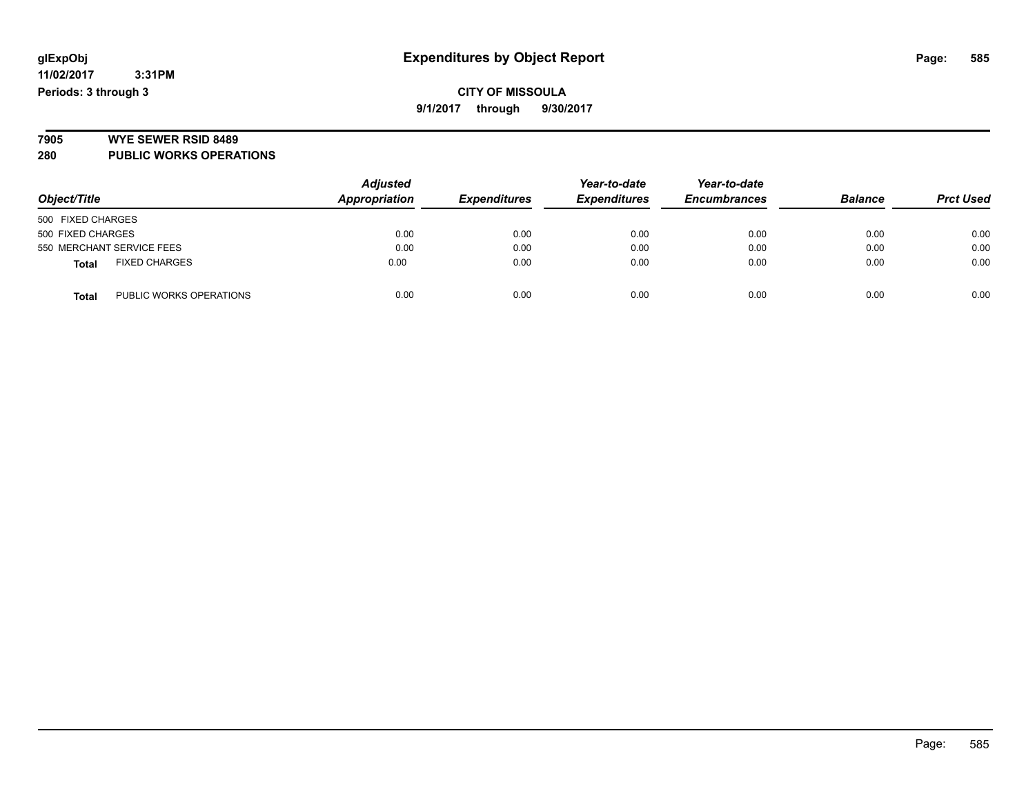**glExpObj** **Expenditures by Object Report**

**11/02/2017 3:31PM**

**Periods: 3 through 3**

**CITY OF MISSOULA**

**9/1/2017 through 9/30/2017**

## 7905 WYE SEWER RSID 8489

## 280 PUBLIC WORKS OPERATIONS

| Object/Title | Adjusted Appropriation | Expenditures | Year-to-date Expenditures | Year-to-date Encumbrances | Balance | Prct Used |
|---|---|---|---|---|---|---|
| 500 FIXED CHARGES | | | | | | |
| 500 FIXED CHARGES | 0.00 | 0.00 | 0.00 | 0.00 | 0.00 | 0.00 |
| 550 MERCHANT SERVICE FEES | 0.00 | 0.00 | 0.00 | 0.00 | 0.00 | 0.00 |
| **Total** FIXED CHARGES | 0.00 | 0.00 | 0.00 | 0.00 | 0.00 | 0.00 |
| **Total** PUBLIC WORKS OPERATIONS | 0.00 | 0.00 | 0.00 | 0.00 | 0.00 | 0.00 |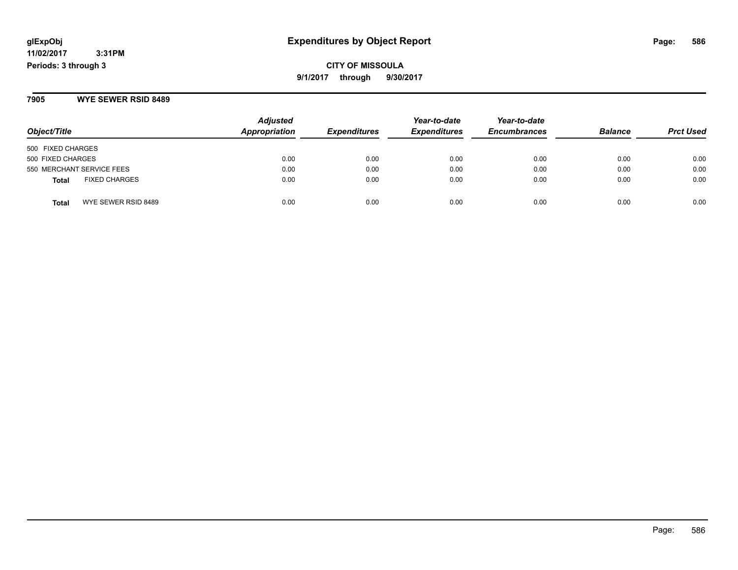**glExpObj**
**11/02/2017 3:31PM**
**Periods: 3 through 3**

# Expenditures by Object Report

**CITY OF MISSOULA**
**9/1/2017 through 9/30/2017**

## 7905 WYE SEWER RSID 8489

| Object/Title | Adjusted Appropriation | Expenditures | Year-to-date Expenditures | Year-to-date Encumbrances | Balance | Prct Used |
|---|---|---|---|---|---|---|
| 500 FIXED CHARGES | | | | | | |
| 500 FIXED CHARGES | 0.00 | 0.00 | 0.00 | 0.00 | 0.00 | 0.00 |
| 550 MERCHANT SERVICE FEES | 0.00 | 0.00 | 0.00 | 0.00 | 0.00 | 0.00 |
| **Total** FIXED CHARGES | 0.00 | 0.00 | 0.00 | 0.00 | 0.00 | 0.00 |
| **Total** WYE SEWER RSID 8489 | 0.00 | 0.00 | 0.00 | 0.00 | 0.00 | 0.00 |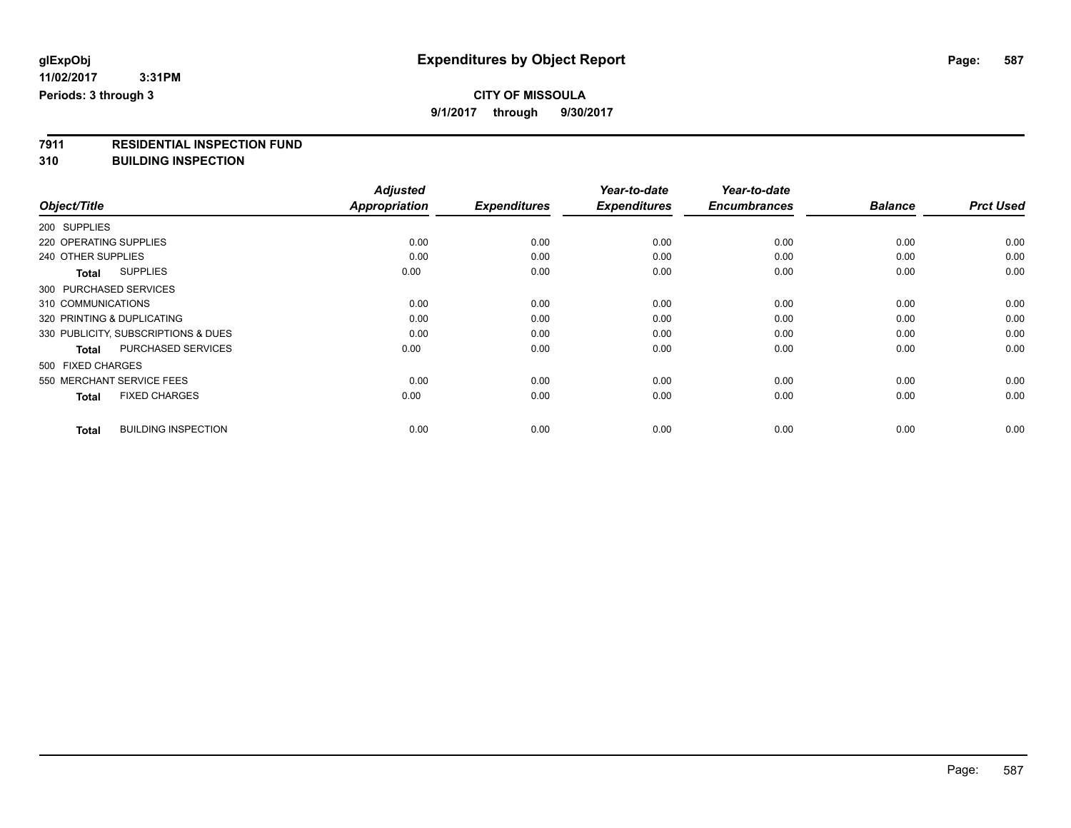**glExpObj**
**11/02/2017 3:31PM**
**Periods: 3 through 3**

# Expenditures by Object Report

**CITY OF MISSOULA**
**9/1/2017 through 9/30/2017**

## 7911 RESIDENTIAL INSPECTION FUND
## 310 BUILDING INSPECTION

| Object/Title | Adjusted Appropriation | Expenditures | Year-to-date Expenditures | Year-to-date Encumbrances | Balance | Prct Used |
|---|---|---|---|---|---|---|
| 200 SUPPLIES | | | | | | |
| 220 OPERATING SUPPLIES | 0.00 | 0.00 | 0.00 | 0.00 | 0.00 | 0.00 |
| 240 OTHER SUPPLIES | 0.00 | 0.00 | 0.00 | 0.00 | 0.00 | 0.00 |
| **Total** SUPPLIES | 0.00 | 0.00 | 0.00 | 0.00 | 0.00 | 0.00 |
| 300 PURCHASED SERVICES | | | | | | |
| 310 COMMUNICATIONS | 0.00 | 0.00 | 0.00 | 0.00 | 0.00 | 0.00 |
| 320 PRINTING & DUPLICATING | 0.00 | 0.00 | 0.00 | 0.00 | 0.00 | 0.00 |
| 330 PUBLICITY, SUBSCRIPTIONS & DUES | 0.00 | 0.00 | 0.00 | 0.00 | 0.00 | 0.00 |
| **Total** PURCHASED SERVICES | 0.00 | 0.00 | 0.00 | 0.00 | 0.00 | 0.00 |
| 500 FIXED CHARGES | | | | | | |
| 550 MERCHANT SERVICE FEES | 0.00 | 0.00 | 0.00 | 0.00 | 0.00 | 0.00 |
| **Total** FIXED CHARGES | 0.00 | 0.00 | 0.00 | 0.00 | 0.00 | 0.00 |
| **Total** BUILDING INSPECTION | 0.00 | 0.00 | 0.00 | 0.00 | 0.00 | 0.00 |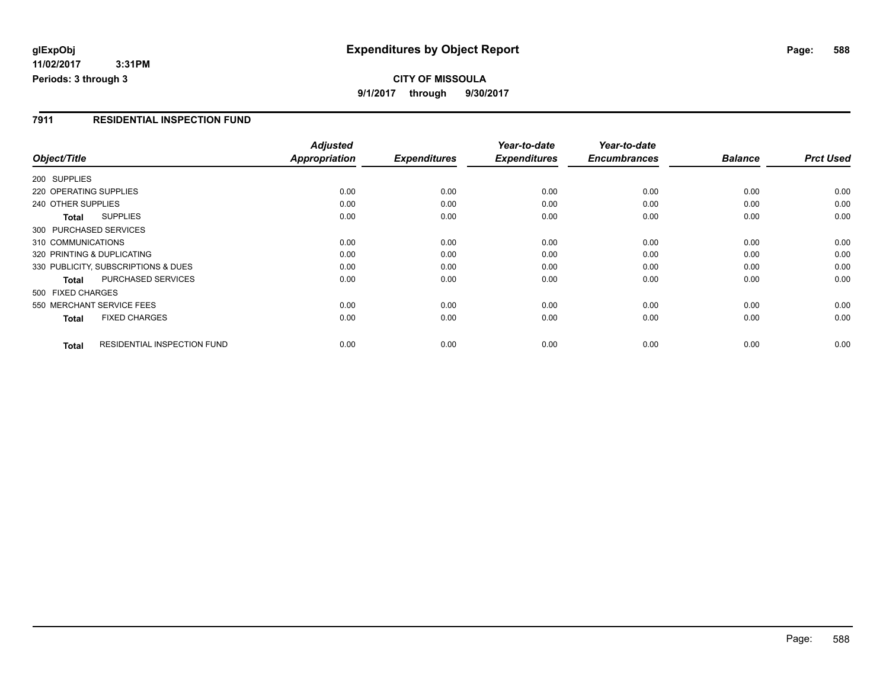# Expenditures by Object Report

glExpObj
11/02/2017 3:31PM
Periods: 3 through 3

**CITY OF MISSOULA**
**9/1/2017 through 9/30/2017**

## 7911 RESIDENTIAL INSPECTION FUND

| Object/Title | | Adjusted Appropriation | Expenditures | Year-to-date Expenditures | Year-to-date Encumbrances | Balance | Prct Used |
|---|---|---|---|---|---|---|---|
| 200 SUPPLIES | | | | | | | |
| 220 OPERATING SUPPLIES | | 0.00 | 0.00 | 0.00 | 0.00 | 0.00 | 0.00 |
| 240 OTHER SUPPLIES | | 0.00 | 0.00 | 0.00 | 0.00 | 0.00 | 0.00 |
| **Total** | SUPPLIES | 0.00 | 0.00 | 0.00 | 0.00 | 0.00 | 0.00 |
| 300 PURCHASED SERVICES | | | | | | | |
| 310 COMMUNICATIONS | | 0.00 | 0.00 | 0.00 | 0.00 | 0.00 | 0.00 |
| 320 PRINTING & DUPLICATING | | 0.00 | 0.00 | 0.00 | 0.00 | 0.00 | 0.00 |
| 330 PUBLICITY, SUBSCRIPTIONS & DUES | | 0.00 | 0.00 | 0.00 | 0.00 | 0.00 | 0.00 |
| **Total** | PURCHASED SERVICES | 0.00 | 0.00 | 0.00 | 0.00 | 0.00 | 0.00 |
| 500 FIXED CHARGES | | | | | | | |
| 550 MERCHANT SERVICE FEES | | 0.00 | 0.00 | 0.00 | 0.00 | 0.00 | 0.00 |
| **Total** | FIXED CHARGES | 0.00 | 0.00 | 0.00 | 0.00 | 0.00 | 0.00 |
| **Total** | RESIDENTIAL INSPECTION FUND | 0.00 | 0.00 | 0.00 | 0.00 | 0.00 | 0.00 |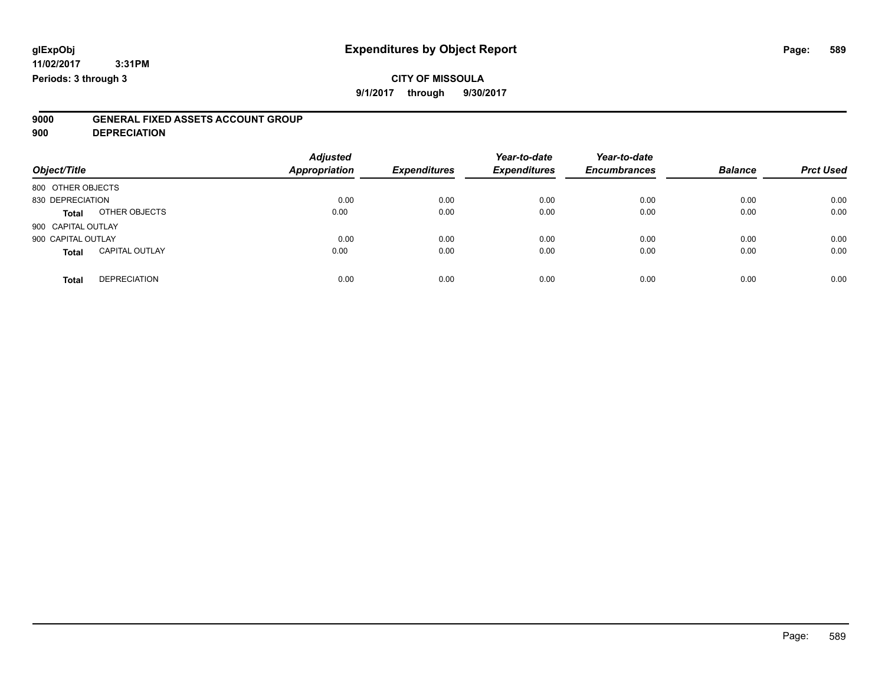**glExpObj**
**11/02/2017 3:31PM**
**Periods: 3 through 3**

# Expenditures by Object Report

**CITY OF MISSOULA**
**9/1/2017 through 9/30/2017**

**9000 GENERAL FIXED ASSETS ACCOUNT GROUP**
**900 DEPRECIATION**

| Object/Title | | Adjusted Appropriation | Expenditures | Year-to-date Expenditures | Year-to-date Encumbrances | Balance | Prct Used |
|---|---|---|---|---|---|---|---|
| 800 OTHER OBJECTS | | | | | | | |
| 830 DEPRECIATION | | 0.00 | 0.00 | 0.00 | 0.00 | 0.00 | 0.00 |
| **Total** | OTHER OBJECTS | 0.00 | 0.00 | 0.00 | 0.00 | 0.00 | 0.00 |
| 900 CAPITAL OUTLAY | | | | | | | |
| 900 CAPITAL OUTLAY | | 0.00 | 0.00 | 0.00 | 0.00 | 0.00 | 0.00 |
| **Total** | CAPITAL OUTLAY | 0.00 | 0.00 | 0.00 | 0.00 | 0.00 | 0.00 |
| **Total** | DEPRECIATION | 0.00 | 0.00 | 0.00 | 0.00 | 0.00 | 0.00 |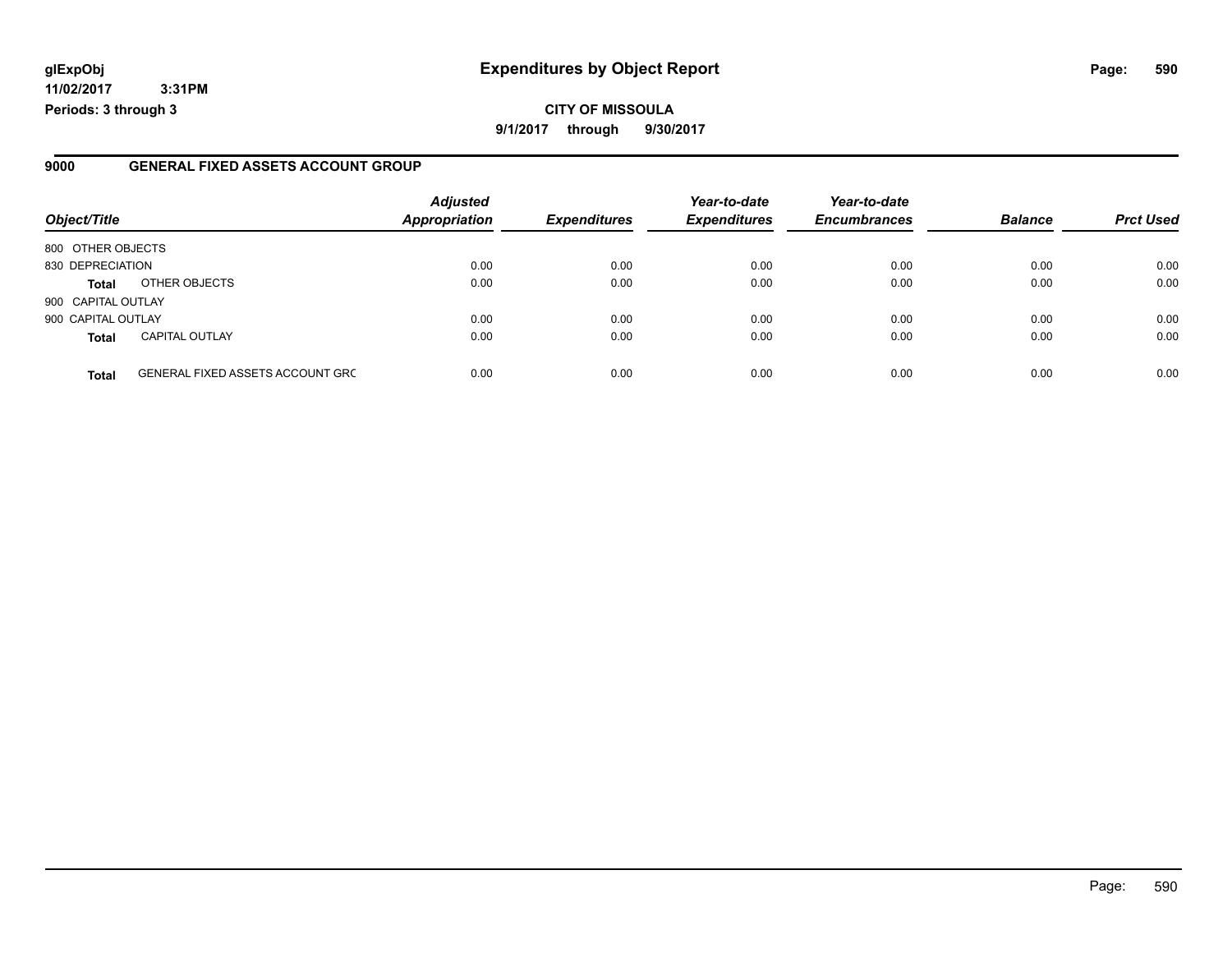glExpObj
11/02/2017 3:31PM
Periods: 3 through 3

# Expenditures by Object Report

**CITY OF MISSOULA**
**9/1/2017 through 9/30/2017**

## 9000 GENERAL FIXED ASSETS ACCOUNT GROUP

| Object/Title | | Adjusted Appropriation | Expenditures | Year-to-date Expenditures | Year-to-date Encumbrances | Balance | Prct Used |
|---|---|---|---|---|---|---|---|
| 800 OTHER OBJECTS | | | | | | | |
| 830 DEPRECIATION | | 0.00 | 0.00 | 0.00 | 0.00 | 0.00 | 0.00 |
| **Total** | OTHER OBJECTS | 0.00 | 0.00 | 0.00 | 0.00 | 0.00 | 0.00 |
| 900 CAPITAL OUTLAY | | | | | | | |
| 900 CAPITAL OUTLAY | | 0.00 | 0.00 | 0.00 | 0.00 | 0.00 | 0.00 |
| **Total** | CAPITAL OUTLAY | 0.00 | 0.00 | 0.00 | 0.00 | 0.00 | 0.00 |
| **Total** | GENERAL FIXED ASSETS ACCOUNT GRC | 0.00 | 0.00 | 0.00 | 0.00 | 0.00 | 0.00 |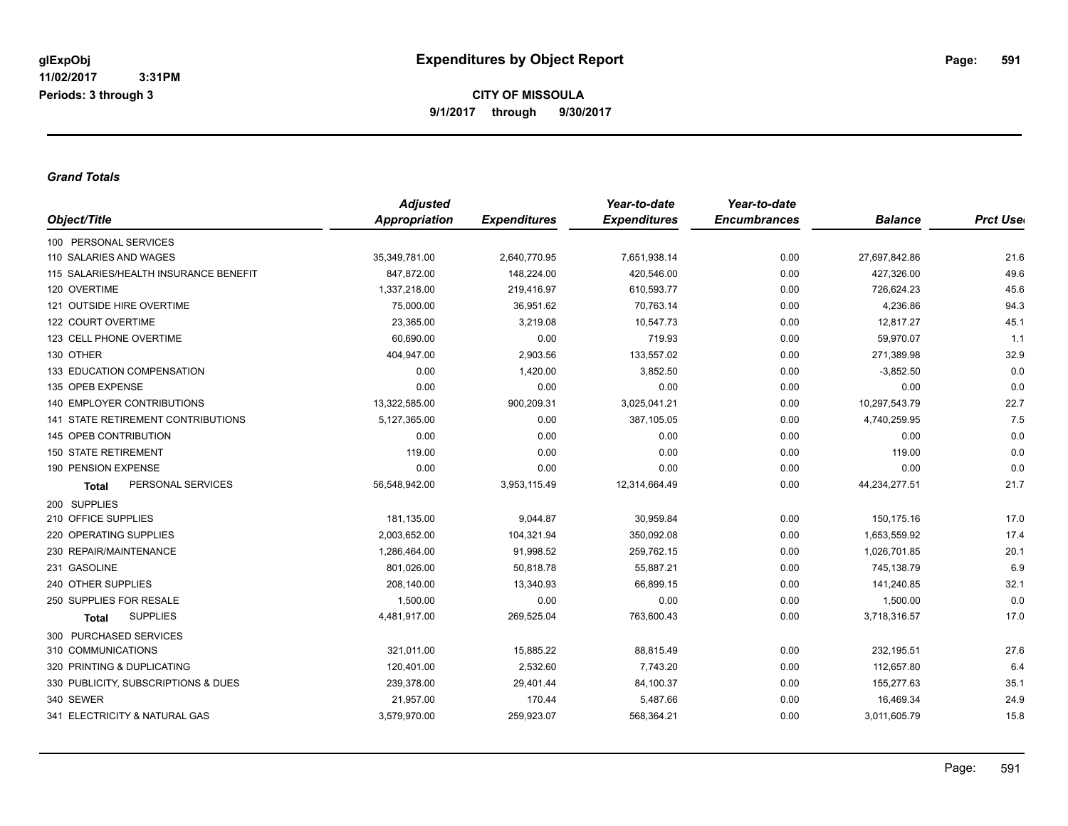**glExpObj**
**11/02/2017 3:31PM**
**Periods: 3 through 3**

# Expenditures by Object Report

**CITY OF MISSOULA**
**9/1/2017 through 9/30/2017**

***Grand Totals***

| Object/Title | Adjusted Appropriation | Expenditures | Year-to-date Expenditures | Year-to-date Encumbrances | Balance | Prct Used |
|---|---|---|---|---|---|---|
| 100 PERSONAL SERVICES | | | | | | |
| 110 SALARIES AND WAGES | 35,349,781.00 | 2,640,770.95 | 7,651,938.14 | 0.00 | 27,697,842.86 | 21.6 |
| 115 SALARIES/HEALTH INSURANCE BENEFIT | 847,872.00 | 148,224.00 | 420,546.00 | 0.00 | 427,326.00 | 49.6 |
| 120 OVERTIME | 1,337,218.00 | 219,416.97 | 610,593.77 | 0.00 | 726,624.23 | 45.6 |
| 121 OUTSIDE HIRE OVERTIME | 75,000.00 | 36,951.62 | 70,763.14 | 0.00 | 4,236.86 | 94.3 |
| 122 COURT OVERTIME | 23,365.00 | 3,219.08 | 10,547.73 | 0.00 | 12,817.27 | 45.1 |
| 123 CELL PHONE OVERTIME | 60,690.00 | 0.00 | 719.93 | 0.00 | 59,970.07 | 1.1 |
| 130 OTHER | 404,947.00 | 2,903.56 | 133,557.02 | 0.00 | 271,389.98 | 32.9 |
| 133 EDUCATION COMPENSATION | 0.00 | 1,420.00 | 3,852.50 | 0.00 | -3,852.50 | 0.0 |
| 135 OPEB EXPENSE | 0.00 | 0.00 | 0.00 | 0.00 | 0.00 | 0.0 |
| 140 EMPLOYER CONTRIBUTIONS | 13,322,585.00 | 900,209.31 | 3,025,041.21 | 0.00 | 10,297,543.79 | 22.7 |
| 141 STATE RETIREMENT CONTRIBUTIONS | 5,127,365.00 | 0.00 | 387,105.05 | 0.00 | 4,740,259.95 | 7.5 |
| 145 OPEB CONTRIBUTION | 0.00 | 0.00 | 0.00 | 0.00 | 0.00 | 0.0 |
| 150 STATE RETIREMENT | 119.00 | 0.00 | 0.00 | 0.00 | 119.00 | 0.0 |
| 190 PENSION EXPENSE | 0.00 | 0.00 | 0.00 | 0.00 | 0.00 | 0.0 |
| **Total** PERSONAL SERVICES | 56,548,942.00 | 3,953,115.49 | 12,314,664.49 | 0.00 | 44,234,277.51 | 21.7 |
| 200 SUPPLIES | | | | | | |
| 210 OFFICE SUPPLIES | 181,135.00 | 9,044.87 | 30,959.84 | 0.00 | 150,175.16 | 17.0 |
| 220 OPERATING SUPPLIES | 2,003,652.00 | 104,321.94 | 350,092.08 | 0.00 | 1,653,559.92 | 17.4 |
| 230 REPAIR/MAINTENANCE | 1,286,464.00 | 91,998.52 | 259,762.15 | 0.00 | 1,026,701.85 | 20.1 |
| 231 GASOLINE | 801,026.00 | 50,818.78 | 55,887.21 | 0.00 | 745,138.79 | 6.9 |
| 240 OTHER SUPPLIES | 208,140.00 | 13,340.93 | 66,899.15 | 0.00 | 141,240.85 | 32.1 |
| 250 SUPPLIES FOR RESALE | 1,500.00 | 0.00 | 0.00 | 0.00 | 1,500.00 | 0.0 |
| **Total** SUPPLIES | 4,481,917.00 | 269,525.04 | 763,600.43 | 0.00 | 3,718,316.57 | 17.0 |
| 300 PURCHASED SERVICES | | | | | | |
| 310 COMMUNICATIONS | 321,011.00 | 15,885.22 | 88,815.49 | 0.00 | 232,195.51 | 27.6 |
| 320 PRINTING & DUPLICATING | 120,401.00 | 2,532.60 | 7,743.20 | 0.00 | 112,657.80 | 6.4 |
| 330 PUBLICITY, SUBSCRIPTIONS & DUES | 239,378.00 | 29,401.44 | 84,100.37 | 0.00 | 155,277.63 | 35.1 |
| 340 SEWER | 21,957.00 | 170.44 | 5,487.66 | 0.00 | 16,469.34 | 24.9 |
| 341 ELECTRICITY & NATURAL GAS | 3,579,970.00 | 259,923.07 | 568,364.21 | 0.00 | 3,011,605.79 | 15.8 |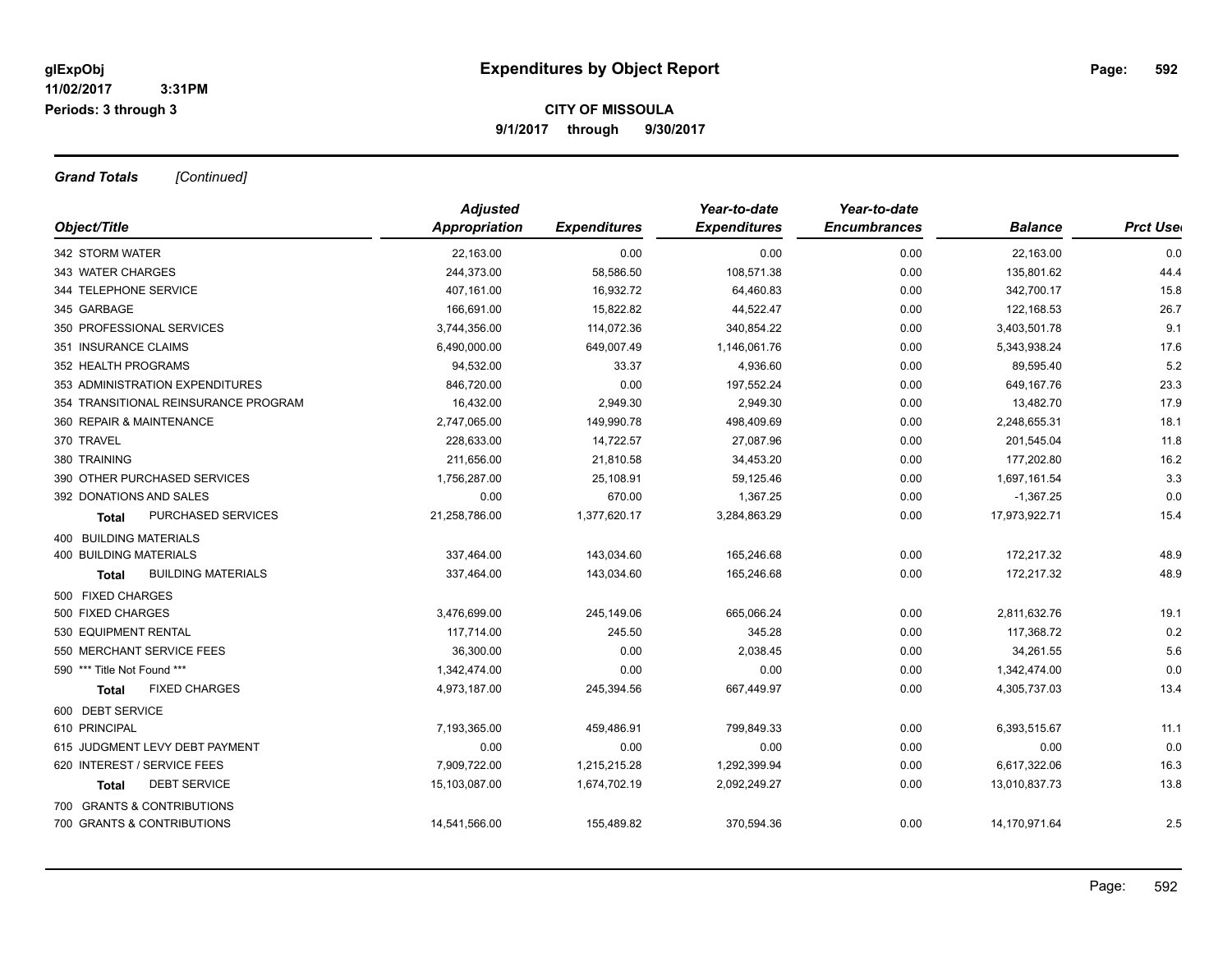**CITY OF MISSOULA**

**9/1/2017 through 9/30/2017**

***Grand Totals*** *[Continued]*

| Object/Title | Adjusted Appropriation | Expenditures | Year-to-date Expenditures | Year-to-date Encumbrances | Balance | Prct Used |
|---|---|---|---|---|---|---|
| 342 STORM WATER | 22,163.00 | 0.00 | 0.00 | 0.00 | 22,163.00 | 0.0 |
| 343 WATER CHARGES | 244,373.00 | 58,586.50 | 108,571.38 | 0.00 | 135,801.62 | 44.4 |
| 344 TELEPHONE SERVICE | 407,161.00 | 16,932.72 | 64,460.83 | 0.00 | 342,700.17 | 15.8 |
| 345 GARBAGE | 166,691.00 | 15,822.82 | 44,522.47 | 0.00 | 122,168.53 | 26.7 |
| 350 PROFESSIONAL SERVICES | 3,744,356.00 | 114,072.36 | 340,854.22 | 0.00 | 3,403,501.78 | 9.1 |
| 351 INSURANCE CLAIMS | 6,490,000.00 | 649,007.49 | 1,146,061.76 | 0.00 | 5,343,938.24 | 17.6 |
| 352 HEALTH PROGRAMS | 94,532.00 | 33.37 | 4,936.60 | 0.00 | 89,595.40 | 5.2 |
| 353 ADMINISTRATION EXPENDITURES | 846,720.00 | 0.00 | 197,552.24 | 0.00 | 649,167.76 | 23.3 |
| 354 TRANSITIONAL REINSURANCE PROGRAM | 16,432.00 | 2,949.30 | 2,949.30 | 0.00 | 13,482.70 | 17.9 |
| 360 REPAIR & MAINTENANCE | 2,747,065.00 | 149,990.78 | 498,409.69 | 0.00 | 2,248,655.31 | 18.1 |
| 370 TRAVEL | 228,633.00 | 14,722.57 | 27,087.96 | 0.00 | 201,545.04 | 11.8 |
| 380 TRAINING | 211,656.00 | 21,810.58 | 34,453.20 | 0.00 | 177,202.80 | 16.2 |
| 390 OTHER PURCHASED SERVICES | 1,756,287.00 | 25,108.91 | 59,125.46 | 0.00 | 1,697,161.54 | 3.3 |
| 392 DONATIONS AND SALES | 0.00 | 670.00 | 1,367.25 | 0.00 | -1,367.25 | 0.0 |
| **Total** PURCHASED SERVICES | 21,258,786.00 | 1,377,620.17 | 3,284,863.29 | 0.00 | 17,973,922.71 | 15.4 |
| 400 BUILDING MATERIALS | | | | | | |
| 400 BUILDING MATERIALS | 337,464.00 | 143,034.60 | 165,246.68 | 0.00 | 172,217.32 | 48.9 |
| **Total** BUILDING MATERIALS | 337,464.00 | 143,034.60 | 165,246.68 | 0.00 | 172,217.32 | 48.9 |
| 500 FIXED CHARGES | | | | | | |
| 500 FIXED CHARGES | 3,476,699.00 | 245,149.06 | 665,066.24 | 0.00 | 2,811,632.76 | 19.1 |
| 530 EQUIPMENT RENTAL | 117,714.00 | 245.50 | 345.28 | 0.00 | 117,368.72 | 0.2 |
| 550 MERCHANT SERVICE FEES | 36,300.00 | 0.00 | 2,038.45 | 0.00 | 34,261.55 | 5.6 |
| 590 *** Title Not Found *** | 1,342,474.00 | 0.00 | 0.00 | 0.00 | 1,342,474.00 | 0.0 |
| **Total** FIXED CHARGES | 4,973,187.00 | 245,394.56 | 667,449.97 | 0.00 | 4,305,737.03 | 13.4 |
| 600 DEBT SERVICE | | | | | | |
| 610 PRINCIPAL | 7,193,365.00 | 459,486.91 | 799,849.33 | 0.00 | 6,393,515.67 | 11.1 |
| 615 JUDGMENT LEVY DEBT PAYMENT | 0.00 | 0.00 | 0.00 | 0.00 | 0.00 | 0.0 |
| 620 INTEREST / SERVICE FEES | 7,909,722.00 | 1,215,215.28 | 1,292,399.94 | 0.00 | 6,617,322.06 | 16.3 |
| **Total** DEBT SERVICE | 15,103,087.00 | 1,674,702.19 | 2,092,249.27 | 0.00 | 13,010,837.73 | 13.8 |
| 700 GRANTS & CONTRIBUTIONS | | | | | | |
| 700 GRANTS & CONTRIBUTIONS | 14,541,566.00 | 155,489.82 | 370,594.36 | 0.00 | 14,170,971.64 | 2.5 |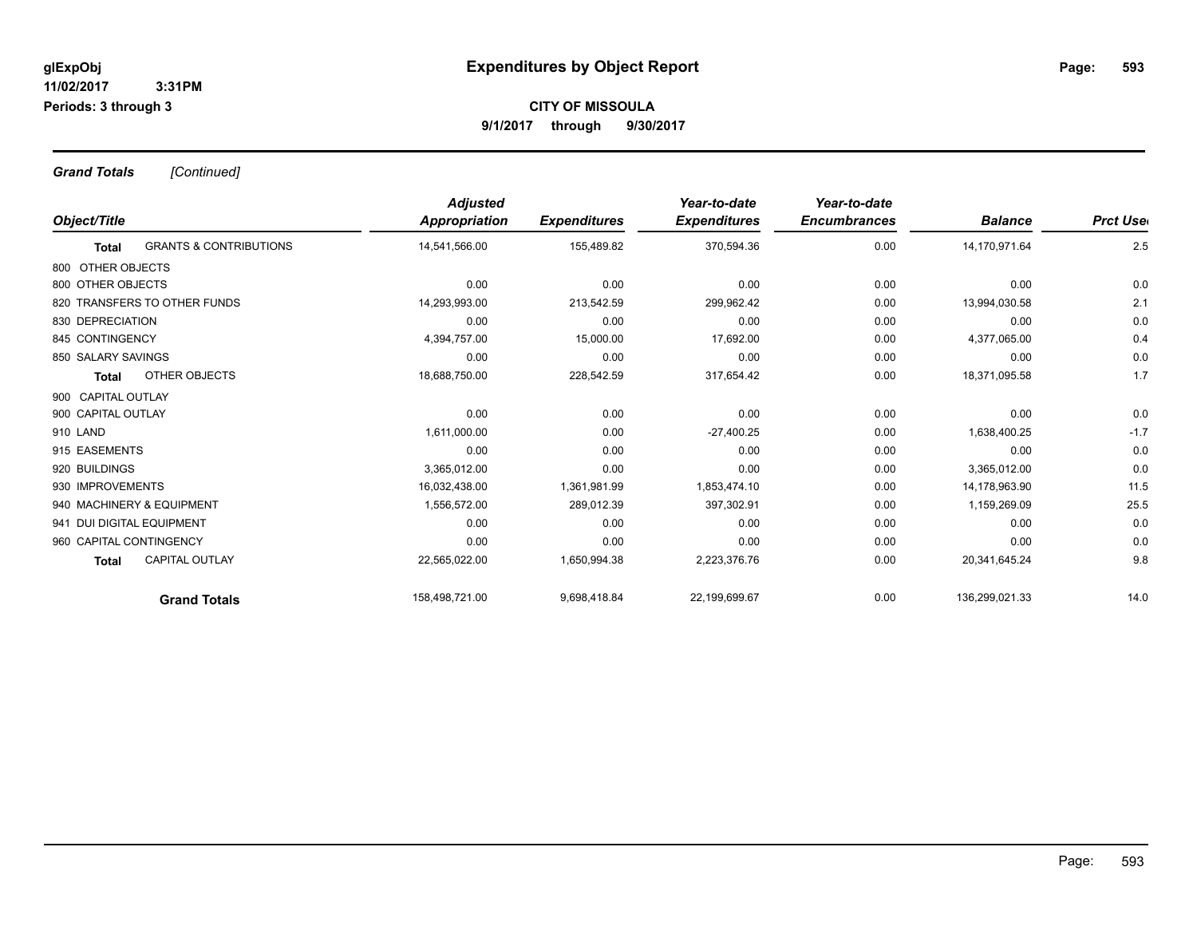**glExpObj** **Expenditures by Object Report**

**11/02/2017 3:31PM**

**Periods: 3 through 3**

**CITY OF MISSOULA**

**9/1/2017 through 9/30/2017**

***Grand Totals*** *[Continued]*

| *Object/Title* | *Adjusted Appropriation* | *Expenditures* | *Year-to-date Expenditures* | *Year-to-date Encumbrances* | *Balance* | *Prct Used* |
|---|---|---|---|---|---|---|
| **Total** GRANTS & CONTRIBUTIONS | 14,541,566.00 | 155,489.82 | 370,594.36 | 0.00 | 14,170,971.64 | 2.5 |
| 800 OTHER OBJECTS | | | | | | |
| 800 OTHER OBJECTS | 0.00 | 0.00 | 0.00 | 0.00 | 0.00 | 0.0 |
| 820 TRANSFERS TO OTHER FUNDS | 14,293,993.00 | 213,542.59 | 299,962.42 | 0.00 | 13,994,030.58 | 2.1 |
| 830 DEPRECIATION | 0.00 | 0.00 | 0.00 | 0.00 | 0.00 | 0.0 |
| 845 CONTINGENCY | 4,394,757.00 | 15,000.00 | 17,692.00 | 0.00 | 4,377,065.00 | 0.4 |
| 850 SALARY SAVINGS | 0.00 | 0.00 | 0.00 | 0.00 | 0.00 | 0.0 |
| **Total** OTHER OBJECTS | 18,688,750.00 | 228,542.59 | 317,654.42 | 0.00 | 18,371,095.58 | 1.7 |
| 900 CAPITAL OUTLAY | | | | | | |
| 900 CAPITAL OUTLAY | 0.00 | 0.00 | 0.00 | 0.00 | 0.00 | 0.0 |
| 910 LAND | 1,611,000.00 | 0.00 | -27,400.25 | 0.00 | 1,638,400.25 | -1.7 |
| 915 EASEMENTS | 0.00 | 0.00 | 0.00 | 0.00 | 0.00 | 0.0 |
| 920 BUILDINGS | 3,365,012.00 | 0.00 | 0.00 | 0.00 | 3,365,012.00 | 0.0 |
| 930 IMPROVEMENTS | 16,032,438.00 | 1,361,981.99 | 1,853,474.10 | 0.00 | 14,178,963.90 | 11.5 |
| 940 MACHINERY & EQUIPMENT | 1,556,572.00 | 289,012.39 | 397,302.91 | 0.00 | 1,159,269.09 | 25.5 |
| 941 DUI DIGITAL EQUIPMENT | 0.00 | 0.00 | 0.00 | 0.00 | 0.00 | 0.0 |
| 960 CAPITAL CONTINGENCY | 0.00 | 0.00 | 0.00 | 0.00 | 0.00 | 0.0 |
| **Total** CAPITAL OUTLAY | 22,565,022.00 | 1,650,994.38 | 2,223,376.76 | 0.00 | 20,341,645.24 | 9.8 |
| **Grand Totals** | 158,498,721.00 | 9,698,418.84 | 22,199,699.67 | 0.00 | 136,299,021.33 | 14.0 |